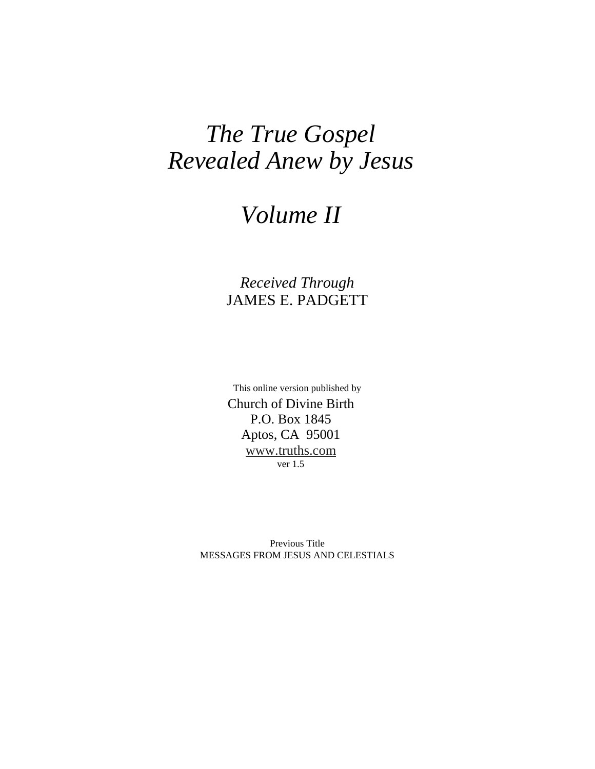# *The True Gospel Revealed Anew by Jesus*

# *Volume II*

*Received Through*
JAMES E. PADGETT

This online version published by
Church of Divine Birth
P.O. Box 1845
Aptos, CA 95001
www.truths.com
ver 1.5

Previous Title
MESSAGES FROM JESUS AND CELESTIALS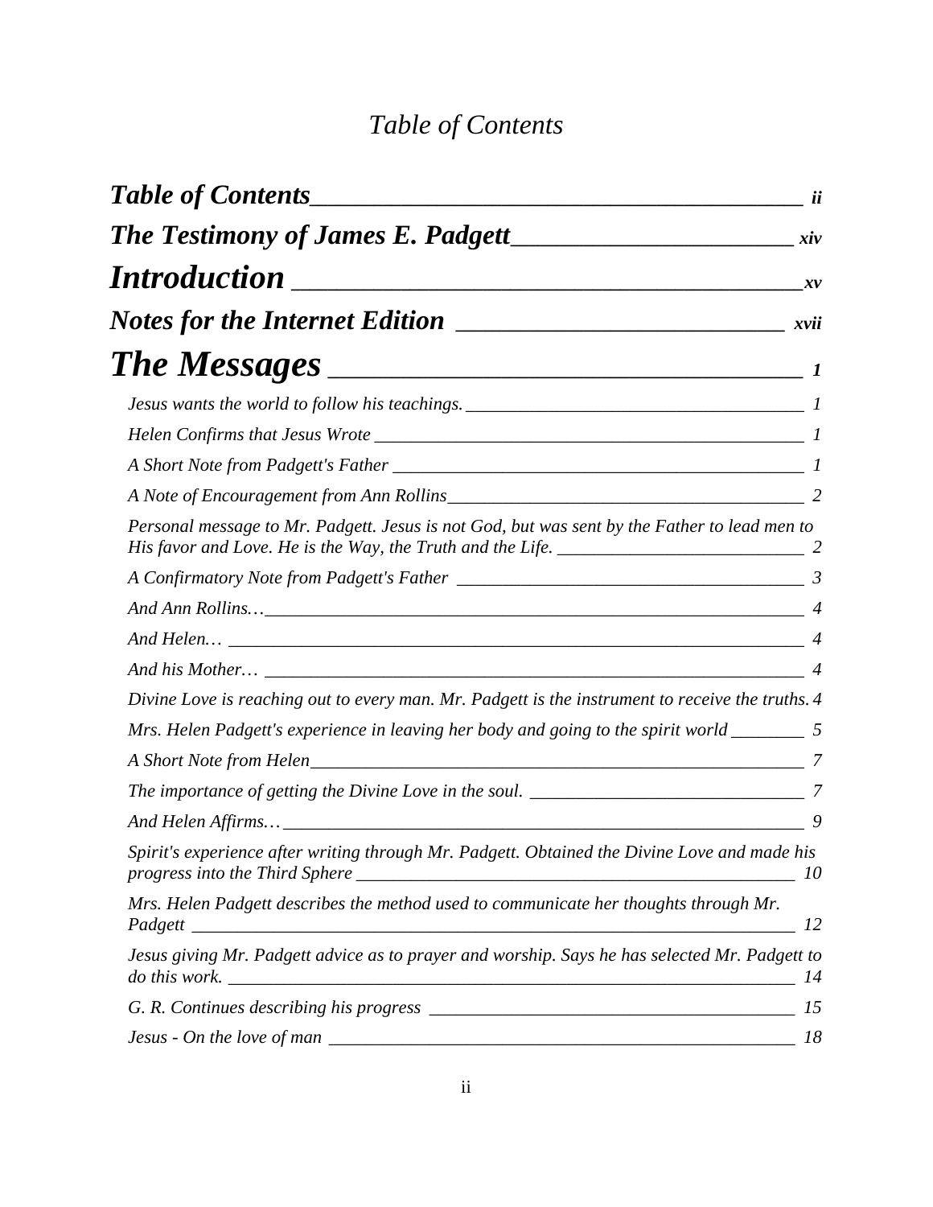# *Table of Contents*

***Table of Contents*** ________________________________________ ***ii***

***The Testimony of James E. Padgett*** ______________________ ***xiv***

***Introduction*** ________________________________________ ***xv***

***Notes for the Internet Edition*** __________________________ ***xvii***

***The Messages*** _________________________________ ***1***

*Jesus wants the world to follow his teachings.* ____________________________________ *1*

*Helen Confirms that Jesus Wrote* ______________________________________________ *1*

*A Short Note from Padgett's Father* ____________________________________________ *1*

*A Note of Encouragement from Ann Rollins* ______________________________________ *2*

*Personal message to Mr. Padgett. Jesus is not God, but was sent by the Father to lead men to His favor and Love. He is the Way, the Truth and the Life.* __________________________ *2*

*A Confirmatory Note from Padgett's Father* ______________________________________ *3*

*And Ann Rollins…* ________________________________________________________ *4*

*And Helen…* ____________________________________________________________ *4*

*And his Mother…* ________________________________________________________ *4*

*Divine Love is reaching out to every man. Mr. Padgett is the instrument to receive the truths.* *4*

*Mrs. Helen Padgett's experience in leaving her body and going to the spirit world* ________ *5*

*A Short Note from Helen* ____________________________________________________ *7*

*The importance of getting the Divine Love in the soul.* ______________________________ *7*

*And Helen Affirms…* ______________________________________________________ *9*

*Spirit's experience after writing through Mr. Padgett. Obtained the Divine Love and made his progress into the Third Sphere* ______________________________________________ *10*

*Mrs. Helen Padgett describes the method used to communicate her thoughts through Mr. Padgett* __________________________________________________________________ *12*

*Jesus giving Mr. Padgett advice as to prayer and worship. Says he has selected Mr. Padgett to do this work.* _____________________________________________________________ *14*

*G. R. Continues describing his progress* ________________________________________ *15*

*Jesus - On the love of man* __________________________________________________ *18*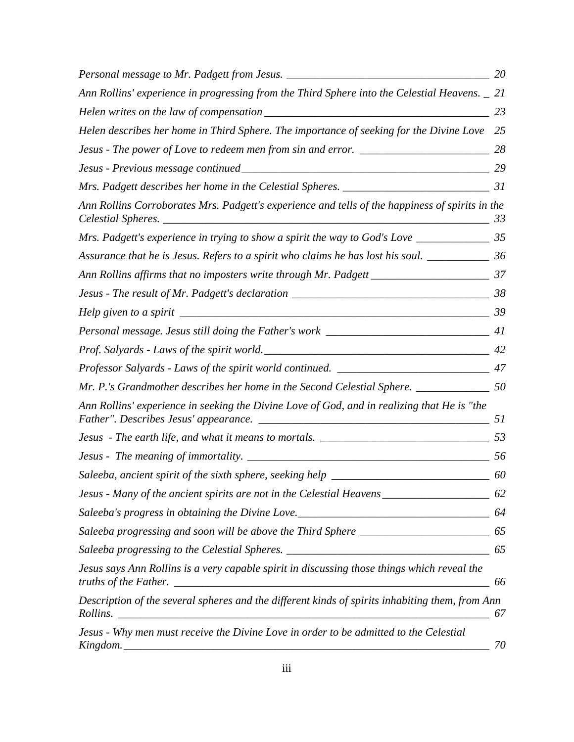*Personal message to Mr. Padgett from Jesus.* 20

*Ann Rollins' experience in progressing from the Third Sphere into the Celestial Heavens.* 21

*Helen writes on the law of compensation* 23

*Helen describes her home in Third Sphere. The importance of seeking for the Divine Love* 25

*Jesus - The power of Love to redeem men from sin and error.* 28

*Jesus - Previous message continued* 29

*Mrs. Padgett describes her home in the Celestial Spheres.* 31

*Ann Rollins Corroborates Mrs. Padgett's experience and tells of the happiness of spirits in the Celestial Spheres.* 33

*Mrs. Padgett's experience in trying to show a spirit the way to God's Love* 35

*Assurance that he is Jesus. Refers to a spirit who claims he has lost his soul.* 36

*Ann Rollins affirms that no imposters write through Mr. Padgett* 37

*Jesus - The result of Mr. Padgett's declaration* 38

*Help given to a spirit* 39

*Personal message. Jesus still doing the Father's work* 41

*Prof. Salyards - Laws of the spirit world.* 42

*Professor Salyards - Laws of the spirit world continued.* 47

*Mr. P.'s Grandmother describes her home in the Second Celestial Sphere.* 50

*Ann Rollins' experience in seeking the Divine Love of God, and in realizing that He is "the Father". Describes Jesus' appearance.* 51

*Jesus - The earth life, and what it means to mortals.* 53

*Jesus - The meaning of immortality.* 56

*Saleeba, ancient spirit of the sixth sphere, seeking help* 60

*Jesus - Many of the ancient spirits are not in the Celestial Heavens* 62

*Saleeba's progress in obtaining the Divine Love.* 64

*Saleeba progressing and soon will be above the Third Sphere* 65

*Saleeba progressing to the Celestial Spheres.* 65

*Jesus says Ann Rollins is a very capable spirit in discussing those things which reveal the truths of the Father.* 66

*Description of the several spheres and the different kinds of spirits inhabiting them, from Ann Rollins.* 67

*Jesus - Why men must receive the Divine Love in order to be admitted to the Celestial Kingdom.* 70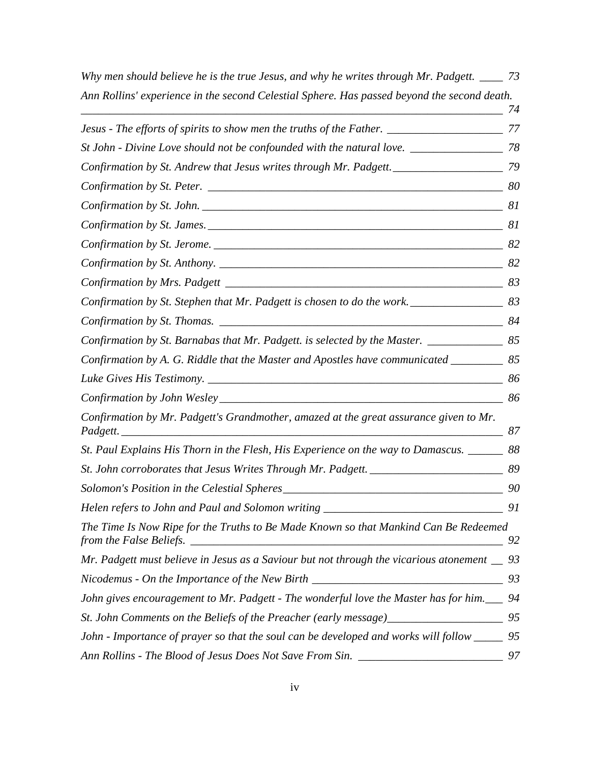*Why men should believe he is the true Jesus, and why he writes through Mr. Padgett.* ____ *73*

*Ann Rollins' experience in the second Celestial Sphere. Has passed beyond the second death.* ____ *74*

*Jesus - The efforts of spirits to show men the truths of the Father.* ____ *77*

*St John - Divine Love should not be confounded with the natural love.* ____ *78*

*Confirmation by St. Andrew that Jesus writes through Mr. Padgett.* ____ *79*

*Confirmation by St. Peter.* ____ *80*

*Confirmation by St. John.* ____ *81*

*Confirmation by St. James.* ____ *81*

*Confirmation by St. Jerome.* ____ *82*

*Confirmation by St. Anthony.* ____ *82*

*Confirmation by Mrs. Padgett* ____ *83*

*Confirmation by St. Stephen that Mr. Padgett is chosen to do the work.* ____ *83*

*Confirmation by St. Thomas.* ____ *84*

*Confirmation by St. Barnabas that Mr. Padgett. is selected by the Master.* ____ *85*

*Confirmation by A. G. Riddle that the Master and Apostles have communicated* ____ *85*

*Luke Gives His Testimony.* ____ *86*

*Confirmation by John Wesley* ____ *86*

*Confirmation by Mr. Padgett's Grandmother, amazed at the great assurance given to Mr. Padgett.* ____ *87*

*St. Paul Explains His Thorn in the Flesh, His Experience on the way to Damascus.* ____ *88*

*St. John corroborates that Jesus Writes Through Mr. Padgett.* ____ *89*

*Solomon's Position in the Celestial Spheres* ____ *90*

*Helen refers to John and Paul and Solomon writing* ____ *91*

*The Time Is Now Ripe for the Truths to Be Made Known so that Mankind Can Be Redeemed from the False Beliefs.* ____ *92*

*Mr. Padgett must believe in Jesus as a Saviour but not through the vicarious atonement* ____ *93*

*Nicodemus - On the Importance of the New Birth* ____ *93*

*John gives encouragement to Mr. Padgett - The wonderful love the Master has for him.* ____ *94*

*St. John Comments on the Beliefs of the Preacher (early message)* ____ *95*

*John - Importance of prayer so that the soul can be developed and works will follow* ____ *95*

*Ann Rollins - The Blood of Jesus Does Not Save From Sin.* ____ *97*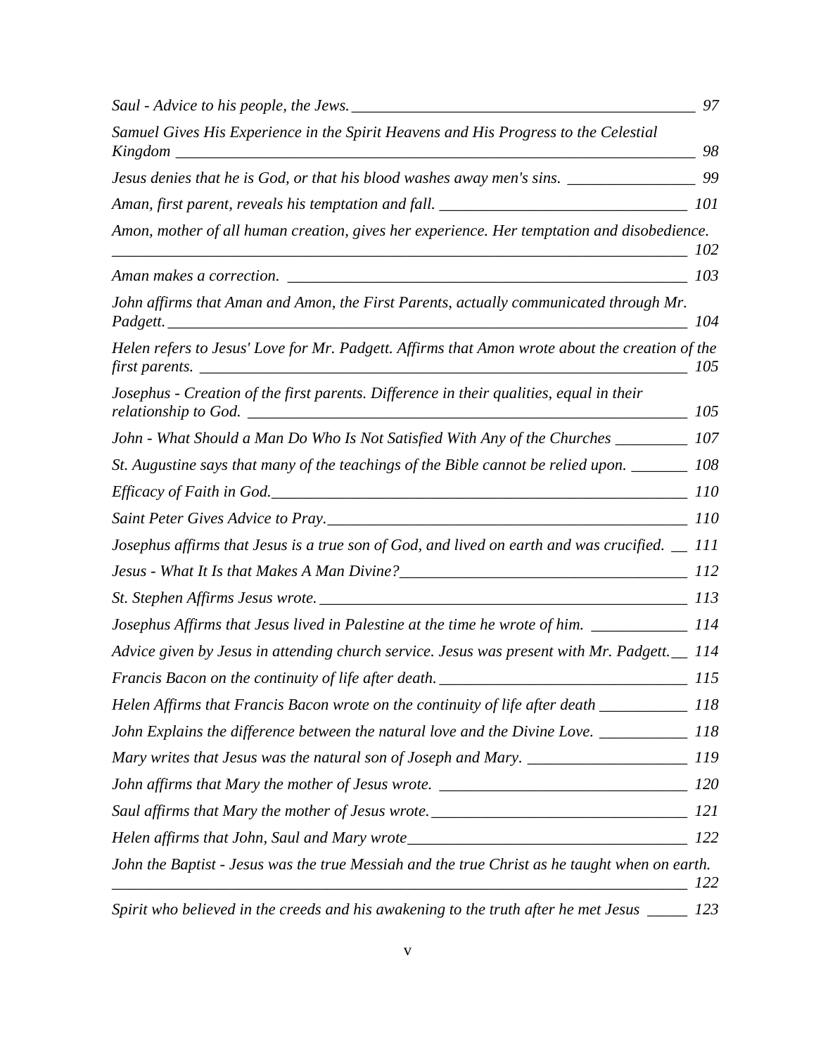*Saul - Advice to his people, the Jews.* 97

*Samuel Gives His Experience in the Spirit Heavens and His Progress to the Celestial Kingdom* 98

*Jesus denies that he is God, or that his blood washes away men's sins.* 99

*Aman, first parent, reveals his temptation and fall.* 101

*Amon, mother of all human creation, gives her experience. Her temptation and disobedience.* 102

*Aman makes a correction.* 103

*John affirms that Aman and Amon, the First Parents, actually communicated through Mr. Padgett.* 104

*Helen refers to Jesus' Love for Mr. Padgett. Affirms that Amon wrote about the creation of the first parents.* 105

*Josephus - Creation of the first parents. Difference in their qualities, equal in their relationship to God.* 105

*John - What Should a Man Do Who Is Not Satisfied With Any of the Churches* 107

*St. Augustine says that many of the teachings of the Bible cannot be relied upon.* 108

*Efficacy of Faith in God.* 110

*Saint Peter Gives Advice to Pray.* 110

*Josephus affirms that Jesus is a true son of God, and lived on earth and was crucified.* 111

*Jesus - What It Is that Makes A Man Divine?* 112

*St. Stephen Affirms Jesus wrote.* 113

*Josephus Affirms that Jesus lived in Palestine at the time he wrote of him.* 114

*Advice given by Jesus in attending church service. Jesus was present with Mr. Padgett.* 114

*Francis Bacon on the continuity of life after death.* 115

*Helen Affirms that Francis Bacon wrote on the continuity of life after death* 118

*John Explains the difference between the natural love and the Divine Love.* 118

*Mary writes that Jesus was the natural son of Joseph and Mary.* 119

*John affirms that Mary the mother of Jesus wrote.* 120

*Saul affirms that Mary the mother of Jesus wrote.* 121

*Helen affirms that John, Saul and Mary wrote* 122

*John the Baptist - Jesus was the true Messiah and the true Christ as he taught when on earth.* 122

*Spirit who believed in the creeds and his awakening to the truth after he met Jesus* 123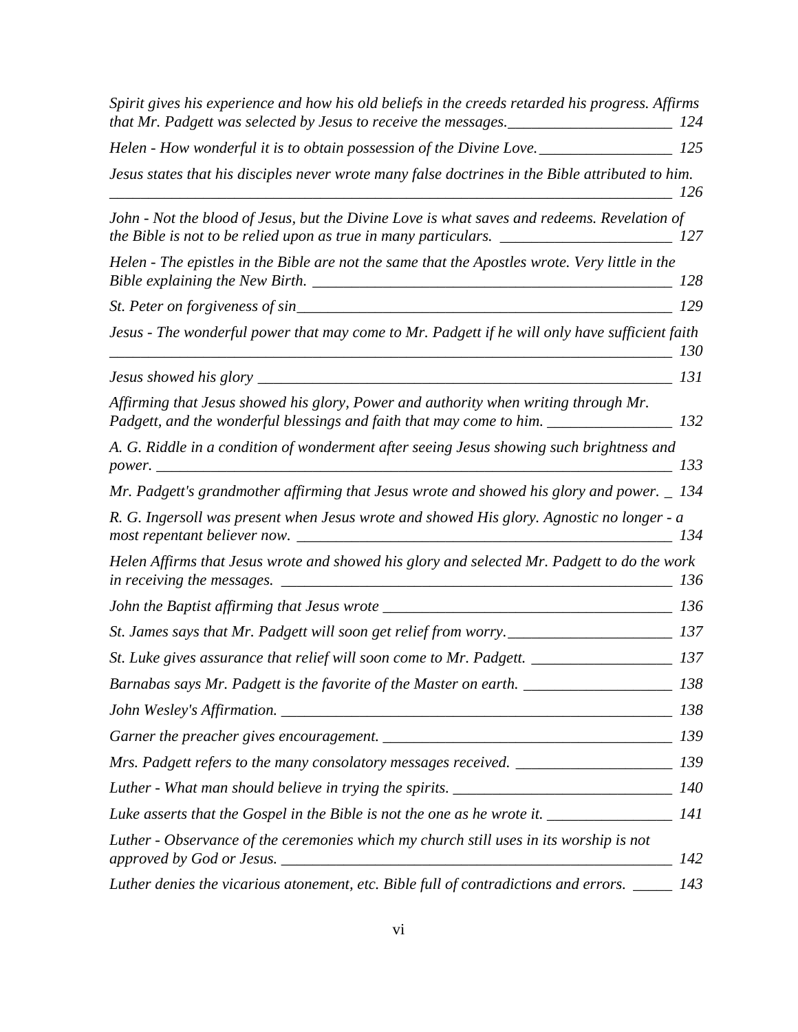*Spirit gives his experience and how his old beliefs in the creeds retarded his progress. Affirms that Mr. Padgett was selected by Jesus to receive the messages.* 124

*Helen - How wonderful it is to obtain possession of the Divine Love.* 125

*Jesus states that his disciples never wrote many false doctrines in the Bible attributed to him.* 126

*John - Not the blood of Jesus, but the Divine Love is what saves and redeems. Revelation of the Bible is not to be relied upon as true in many particulars.* 127

*Helen - The epistles in the Bible are not the same that the Apostles wrote. Very little in the Bible explaining the New Birth.* 128

*St. Peter on forgiveness of sin* 129

*Jesus - The wonderful power that may come to Mr. Padgett if he will only have sufficient faith* 130

*Jesus showed his glory* 131

*Affirming that Jesus showed his glory, Power and authority when writing through Mr. Padgett, and the wonderful blessings and faith that may come to him.* 132

*A. G. Riddle in a condition of wonderment after seeing Jesus showing such brightness and power.* 133

*Mr. Padgett's grandmother affirming that Jesus wrote and showed his glory and power.* 134

*R. G. Ingersoll was present when Jesus wrote and showed His glory. Agnostic no longer - a most repentant believer now.* 134

*Helen Affirms that Jesus wrote and showed his glory and selected Mr. Padgett to do the work in receiving the messages.* 136

*John the Baptist affirming that Jesus wrote* 136

*St. James says that Mr. Padgett will soon get relief from worry.* 137

*St. Luke gives assurance that relief will soon come to Mr. Padgett.* 137

*Barnabas says Mr. Padgett is the favorite of the Master on earth.* 138

*John Wesley's Affirmation.* 138

*Garner the preacher gives encouragement.* 139

*Mrs. Padgett refers to the many consolatory messages received.* 139

*Luther - What man should believe in trying the spirits.* 140

*Luke asserts that the Gospel in the Bible is not the one as he wrote it.* 141

*Luther - Observance of the ceremonies which my church still uses in its worship is not approved by God or Jesus.* 142

*Luther denies the vicarious atonement, etc. Bible full of contradictions and errors.* 143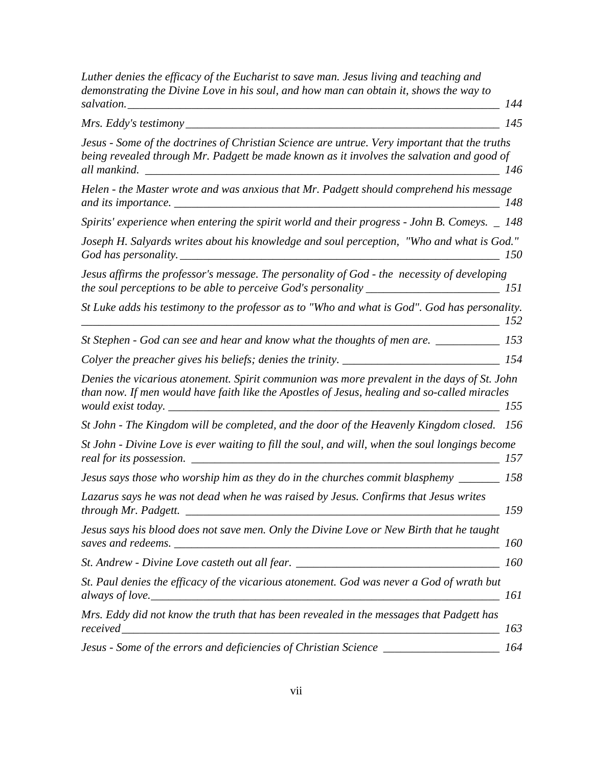*Luther denies the efficacy of the Eucharist to save man. Jesus living and teaching and demonstrating the Divine Love in his soul, and how man can obtain it, shows the way to salvation.* ____ *144*

*Mrs. Eddy's testimony* ____ *145*

*Jesus - Some of the doctrines of Christian Science are untrue. Very important that the truths being revealed through Mr. Padgett be made known as it involves the salvation and good of all mankind.* ____ *146*

*Helen - the Master wrote and was anxious that Mr. Padgett should comprehend his message and its importance.* ____ *148*

*Spirits' experience when entering the spirit world and their progress - John B. Comeys.* _ *148*

*Joseph H. Salyards writes about his knowledge and soul perception, "Who and what is God." God has personality.* ____ *150*

*Jesus affirms the professor's message. The personality of God - the necessity of developing the soul perceptions to be able to perceive God's personality* ____ *151*

*St Luke adds his testimony to the professor as to "Who and what is God". God has personality.* ____ *152*

*St Stephen - God can see and hear and know what the thoughts of men are.* ____ *153*

*Colyer the preacher gives his beliefs; denies the trinity.* ____ *154*

*Denies the vicarious atonement. Spirit communion was more prevalent in the days of St. John than now. If men would have faith like the Apostles of Jesus, healing and so-called miracles would exist today.* ____ *155*

*St John - The Kingdom will be completed, and the door of the Heavenly Kingdom closed.* *156*

*St John - Divine Love is ever waiting to fill the soul, and will, when the soul longings become real for its possession.* ____ *157*

*Jesus says those who worship him as they do in the churches commit blasphemy* ____ *158*

*Lazarus says he was not dead when he was raised by Jesus. Confirms that Jesus writes through Mr. Padgett.* ____ *159*

*Jesus says his blood does not save men. Only the Divine Love or New Birth that he taught saves and redeems.* ____ *160*

*St. Andrew - Divine Love casteth out all fear.* ____ *160*

*St. Paul denies the efficacy of the vicarious atonement. God was never a God of wrath but always of love.* ____ *161*

*Mrs. Eddy did not know the truth that has been revealed in the messages that Padgett has received* ____ *163*

*Jesus - Some of the errors and deficiencies of Christian Science* ____ *164*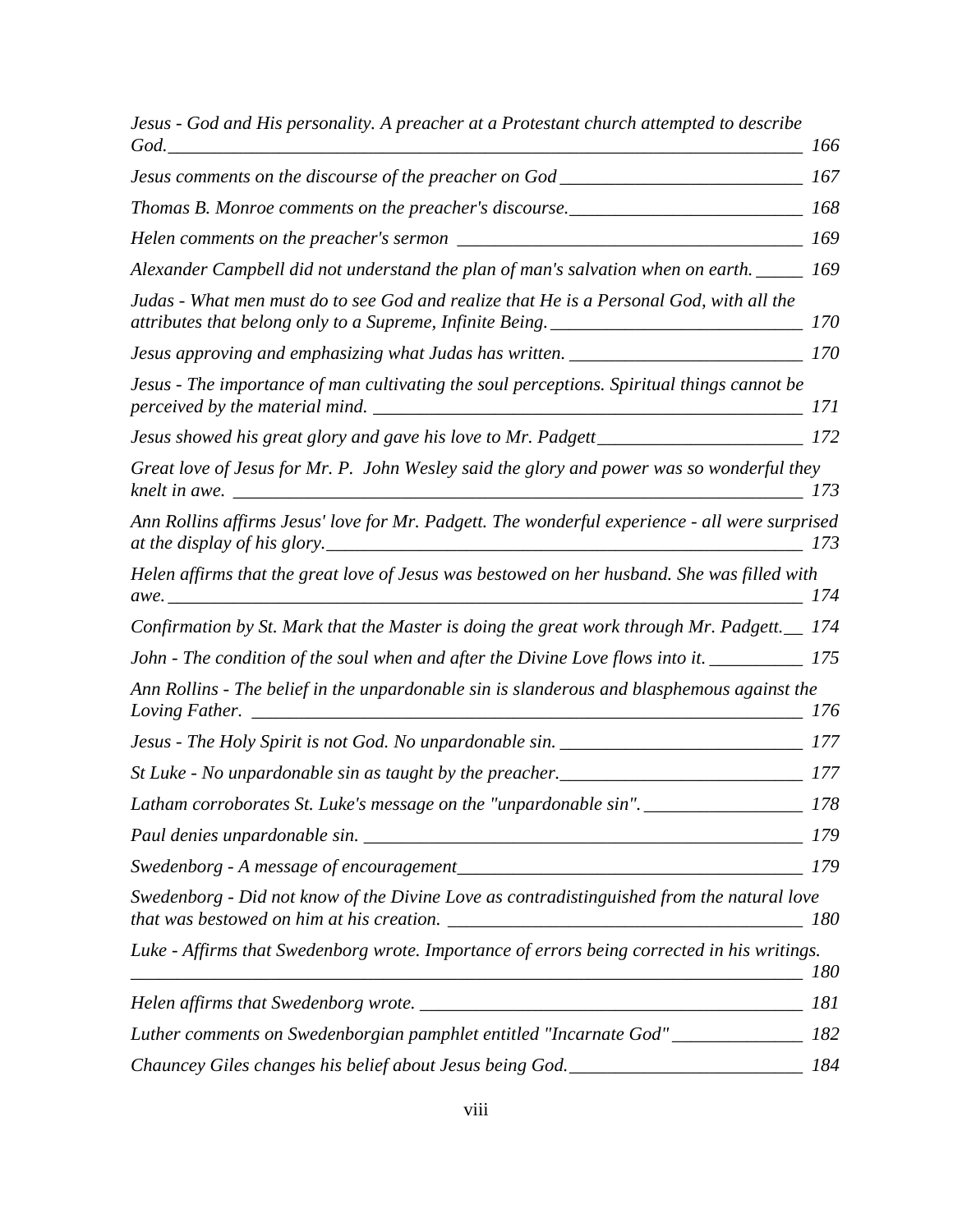*Jesus - God and His personality. A preacher at a Protestant church attempted to describe God.* 166

*Jesus comments on the discourse of the preacher on God* 167

*Thomas B. Monroe comments on the preacher's discourse.* 168

*Helen comments on the preacher's sermon* 169

*Alexander Campbell did not understand the plan of man's salvation when on earth.* 169

*Judas - What men must do to see God and realize that He is a Personal God, with all the attributes that belong only to a Supreme, Infinite Being.* 170

*Jesus approving and emphasizing what Judas has written.* 170

*Jesus - The importance of man cultivating the soul perceptions. Spiritual things cannot be perceived by the material mind.* 171

*Jesus showed his great glory and gave his love to Mr. Padgett* 172

*Great love of Jesus for Mr. P. John Wesley said the glory and power was so wonderful they knelt in awe.* 173

*Ann Rollins affirms Jesus' love for Mr. Padgett. The wonderful experience - all were surprised at the display of his glory.* 173

*Helen affirms that the great love of Jesus was bestowed on her husband. She was filled with awe.* 174

*Confirmation by St. Mark that the Master is doing the great work through Mr. Padgett.* 174

*John - The condition of the soul when and after the Divine Love flows into it.* 175

*Ann Rollins - The belief in the unpardonable sin is slanderous and blasphemous against the Loving Father.* 176

*Jesus - The Holy Spirit is not God. No unpardonable sin.* 177

*St Luke - No unpardonable sin as taught by the preacher.* 177

*Latham corroborates St. Luke's message on the "unpardonable sin".* 178

*Paul denies unpardonable sin.* 179

*Swedenborg - A message of encouragement* 179

*Swedenborg - Did not know of the Divine Love as contradistinguished from the natural love that was bestowed on him at his creation.* 180

*Luke - Affirms that Swedenborg wrote. Importance of errors being corrected in his writings.* 180

*Helen affirms that Swedenborg wrote.* 181

*Luther comments on Swedenborgian pamphlet entitled "Incarnate God"* 182

*Chauncey Giles changes his belief about Jesus being God.* 184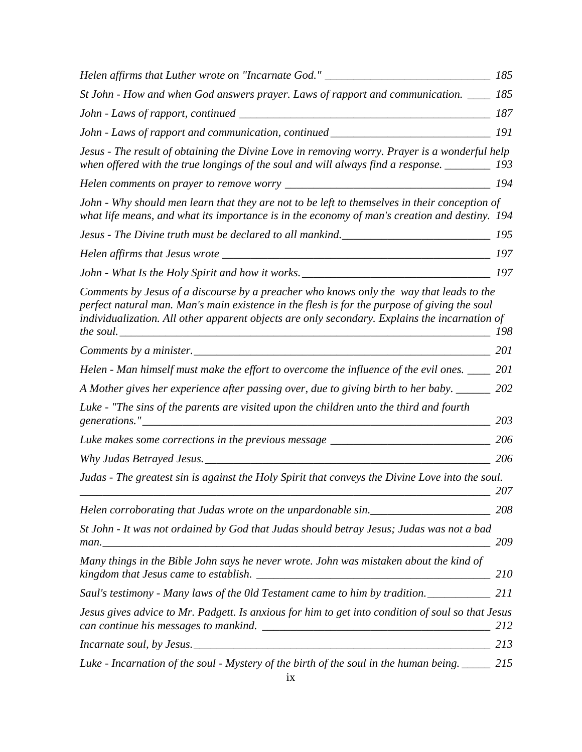*Helen affirms that Luther wrote on "Incarnate God."* ______ *185*

*St John - How and when God answers prayer. Laws of rapport and communication.* ______ *185*

*John - Laws of rapport, continued* ______ *187*

*John - Laws of rapport and communication, continued* ______ *191*

*Jesus - The result of obtaining the Divine Love in removing worry. Prayer is a wonderful help when offered with the true longings of the soul and will always find a response.* ______ *193*

*Helen comments on prayer to remove worry* ______ *194*

*John - Why should men learn that they are not to be left to themselves in their conception of what life means, and what its importance is in the economy of man's creation and destiny.* *194*

*Jesus - The Divine truth must be declared to all mankind.* ______ *195*

*Helen affirms that Jesus wrote* ______ *197*

*John - What Is the Holy Spirit and how it works.* ______ *197*

*Comments by Jesus of a discourse by a preacher who knows only the way that leads to the perfect natural man. Man's main existence in the flesh is for the purpose of giving the soul individualization. All other apparent objects are only secondary. Explains the incarnation of the soul.* ______ *198*

*Comments by a minister.* ______ *201*

*Helen - Man himself must make the effort to overcome the influence of the evil ones.* ______ *201*

*A Mother gives her experience after passing over, due to giving birth to her baby.* ______ *202*

*Luke - "The sins of the parents are visited upon the children unto the third and fourth generations."* ______ *203*

*Luke makes some corrections in the previous message* ______ *206*

*Why Judas Betrayed Jesus.* ______ *206*

*Judas - The greatest sin is against the Holy Spirit that conveys the Divine Love into the soul.* ______ *207*

*Helen corroborating that Judas wrote on the unpardonable sin.* ______ *208*

*St John - It was not ordained by God that Judas should betray Jesus; Judas was not a bad man.* ______ *209*

*Many things in the Bible John says he never wrote. John was mistaken about the kind of kingdom that Jesus came to establish.* ______ *210*

*Saul's testimony - Many laws of the 0ld Testament came to him by tradition.* ______ *211*

*Jesus gives advice to Mr. Padgett. Is anxious for him to get into condition of soul so that Jesus can continue his messages to mankind.* ______ *212*

*Incarnate soul, by Jesus.* ______ *213*

*Luke - Incarnation of the soul - Mystery of the birth of the soul in the human being.* ______ *215*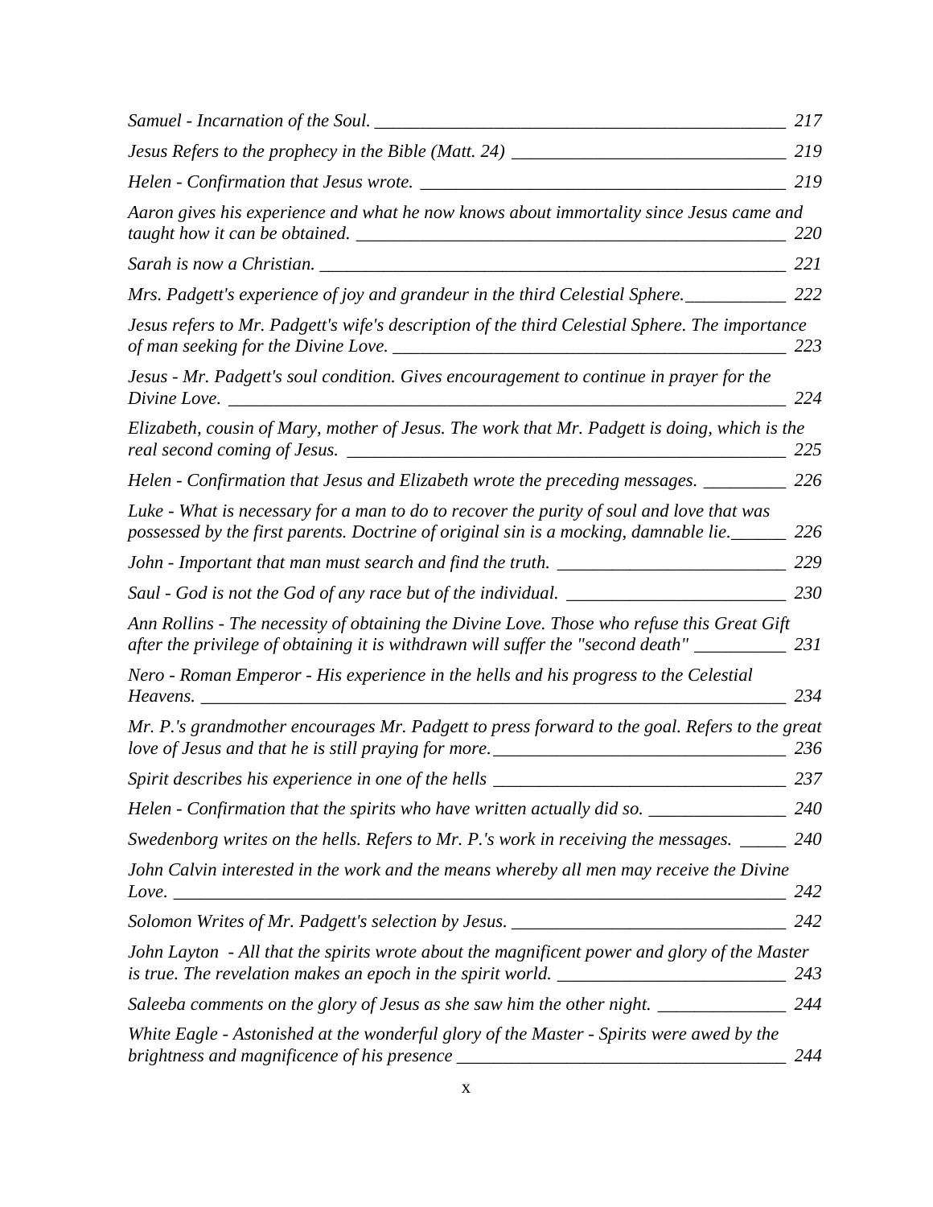*Samuel - Incarnation of the Soul.* ___ 217

*Jesus Refers to the prophecy in the Bible (Matt. 24)* ___ 219

*Helen - Confirmation that Jesus wrote.* ___ 219

*Aaron gives his experience and what he now knows about immortality since Jesus came and taught how it can be obtained.* ___ 220

*Sarah is now a Christian.* ___ 221

*Mrs. Padgett's experience of joy and grandeur in the third Celestial Sphere.* ___ 222

*Jesus refers to Mr. Padgett's wife's description of the third Celestial Sphere. The importance of man seeking for the Divine Love.* ___ 223

*Jesus - Mr. Padgett's soul condition. Gives encouragement to continue in prayer for the Divine Love.* ___ 224

*Elizabeth, cousin of Mary, mother of Jesus. The work that Mr. Padgett is doing, which is the real second coming of Jesus.* ___ 225

*Helen - Confirmation that Jesus and Elizabeth wrote the preceding messages.* ___ 226

*Luke - What is necessary for a man to do to recover the purity of soul and love that was possessed by the first parents. Doctrine of original sin is a mocking, damnable lie.* ___ 226

*John - Important that man must search and find the truth.* ___ 229

*Saul - God is not the God of any race but of the individual.* ___ 230

*Ann Rollins - The necessity of obtaining the Divine Love. Those who refuse this Great Gift after the privilege of obtaining it is withdrawn will suffer the "second death"* ___ 231

*Nero - Roman Emperor - His experience in the hells and his progress to the Celestial Heavens.* ___ 234

*Mr. P.'s grandmother encourages Mr. Padgett to press forward to the goal. Refers to the great love of Jesus and that he is still praying for more.* ___ 236

*Spirit describes his experience in one of the hells* ___ 237

*Helen - Confirmation that the spirits who have written actually did so.* ___ 240

*Swedenborg writes on the hells. Refers to Mr. P.'s work in receiving the messages.* ___ 240

*John Calvin interested in the work and the means whereby all men may receive the Divine Love.* ___ 242

*Solomon Writes of Mr. Padgett's selection by Jesus.* ___ 242

*John Layton - All that the spirits wrote about the magnificent power and glory of the Master is true. The revelation makes an epoch in the spirit world.* ___ 243

*Saleeba comments on the glory of Jesus as she saw him the other night.* ___ 244

*White Eagle - Astonished at the wonderful glory of the Master - Spirits were awed by the brightness and magnificence of his presence* ___ 244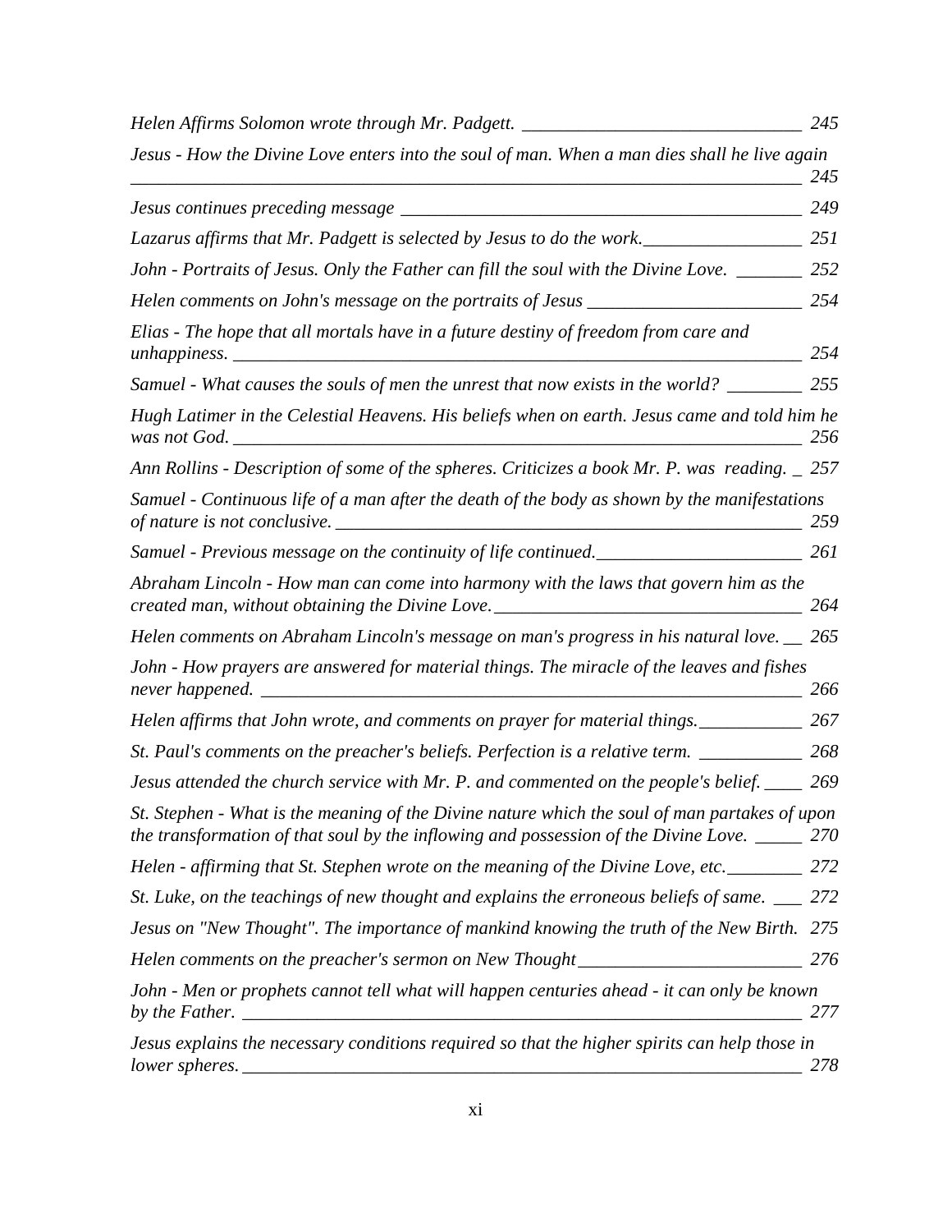*Helen Affirms Solomon wrote through Mr. Padgett.* ______________________________ *245*

*Jesus - How the Divine Love enters into the soul of man. When a man dies shall he live again* ______________________________ *245*

*Jesus continues preceding message* ______________________________ *249*

*Lazarus affirms that Mr. Padgett is selected by Jesus to do the work.* ______________________________ *251*

*John - Portraits of Jesus. Only the Father can fill the soul with the Divine Love.* _______ *252*

*Helen comments on John's message on the portraits of Jesus* ______________________________ *254*

*Elias - The hope that all mortals have in a future destiny of freedom from care and unhappiness.* ______________________________ *254*

*Samuel - What causes the souls of men the unrest that now exists in the world?* ________ *255*

*Hugh Latimer in the Celestial Heavens. His beliefs when on earth. Jesus came and told him he was not God.* ______________________________ *256*

*Ann Rollins - Description of some of the spheres. Criticizes a book Mr. P. was reading.* _ *257*

*Samuel - Continuous life of a man after the death of the body as shown by the manifestations of nature is not conclusive.* ______________________________ *259*

*Samuel - Previous message on the continuity of life continued.* ______________________________ *261*

*Abraham Lincoln - How man can come into harmony with the laws that govern him as the created man, without obtaining the Divine Love.* ______________________________ *264*

*Helen comments on Abraham Lincoln's message on man's progress in his natural love.* __ *265*

*John - How prayers are answered for material things. The miracle of the leaves and fishes never happened.* ______________________________ *266*

*Helen affirms that John wrote, and comments on prayer for material things.* ___________ *267*

*St. Paul's comments on the preacher's beliefs. Perfection is a relative term.* ___________ *268*

*Jesus attended the church service with Mr. P. and commented on the people's belief.* ____ *269*

*St. Stephen - What is the meaning of the Divine nature which the soul of man partakes of upon the transformation of that soul by the inflowing and possession of the Divine Love.* _____ *270*

*Helen - affirming that St. Stephen wrote on the meaning of the Divine Love, etc.* ________ *272*

*St. Luke, on the teachings of new thought and explains the erroneous beliefs of same.* ___ *272*

*Jesus on "New Thought". The importance of mankind knowing the truth of the New Birth.* *275*

*Helen comments on the preacher's sermon on New Thought* ______________________________ *276*

*John - Men or prophets cannot tell what will happen centuries ahead - it can only be known by the Father.* ______________________________ *277*

*Jesus explains the necessary conditions required so that the higher spirits can help those in lower spheres.* ______________________________ *278*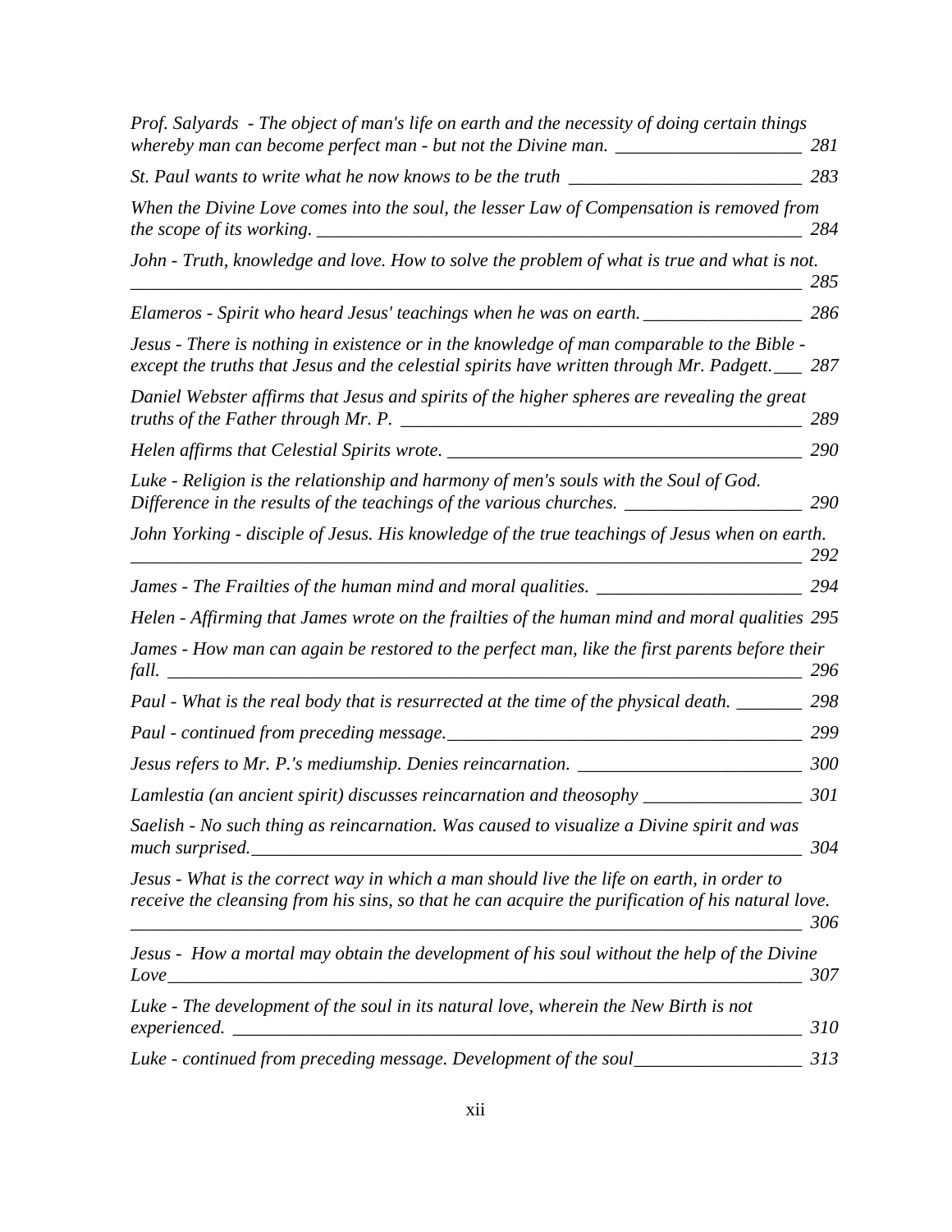*Prof. Salyards - The object of man's life on earth and the necessity of doing certain things whereby man can become perfect man - but not the Divine man.* ____________________ *281*

*St. Paul wants to write what he now knows to be the truth* ________________________ *283*

*When the Divine Love comes into the soul, the lesser Law of Compensation is removed from the scope of its working.* ________________________________________________ *284*

*John - Truth, knowledge and love. How to solve the problem of what is true and what is not.* ________________________________________________________________ *285*

*Elameros - Spirit who heard Jesus' teachings when he was on earth.* _________________ *286*

*Jesus - There is nothing in existence or in the knowledge of man comparable to the Bible - except the truths that Jesus and the celestial spirits have written through Mr. Padgett.* ___ *287*

*Daniel Webster affirms that Jesus and spirits of the higher spheres are revealing the great truths of the Father through Mr. P.* ________________________________________ *289*

*Helen affirms that Celestial Spirits wrote.* ______________________________________ *290*

*Luke - Religion is the relationship and harmony of men's souls with the Soul of God. Difference in the results of the teachings of the various churches.* ___________________ *290*

*John Yorking - disciple of Jesus. His knowledge of the true teachings of Jesus when on earth.* ________________________________________________________________ *292*

*James - The Frailties of the human mind and moral qualities.* ______________________ *294*

*Helen - Affirming that James wrote on the frailties of the human mind and moral qualities* *295*

*James - How man can again be restored to the perfect man, like the first parents before their fall.* ________________________________________________________________ *296*

*Paul - What is the real body that is resurrected at the time of the physical death.* _______ *298*

*Paul - continued from preceding message.* _____________________________________ *299*

*Jesus refers to Mr. P.'s mediumship. Denies reincarnation.* _______________________ *300*

*Lamlestia (an ancient spirit) discusses reincarnation and theosophy* _________________ *301*

*Saelish - No such thing as reincarnation. Was caused to visualize a Divine spirit and was much surprised.* ___________________________________________________________ *304*

*Jesus - What is the correct way in which a man should live the life on earth, in order to receive the cleansing from his sins, so that he can acquire the purification of his natural love.* ________________________________________________________________ *306*

*Jesus - How a mortal may obtain the development of his soul without the help of the Divine Love* ________________________________________________________________ *307*

*Luke - The development of the soul in its natural love, wherein the New Birth is not experienced.* ____________________________________________________________ *310*

*Luke - continued from preceding message. Development of the soul* _________________ *313*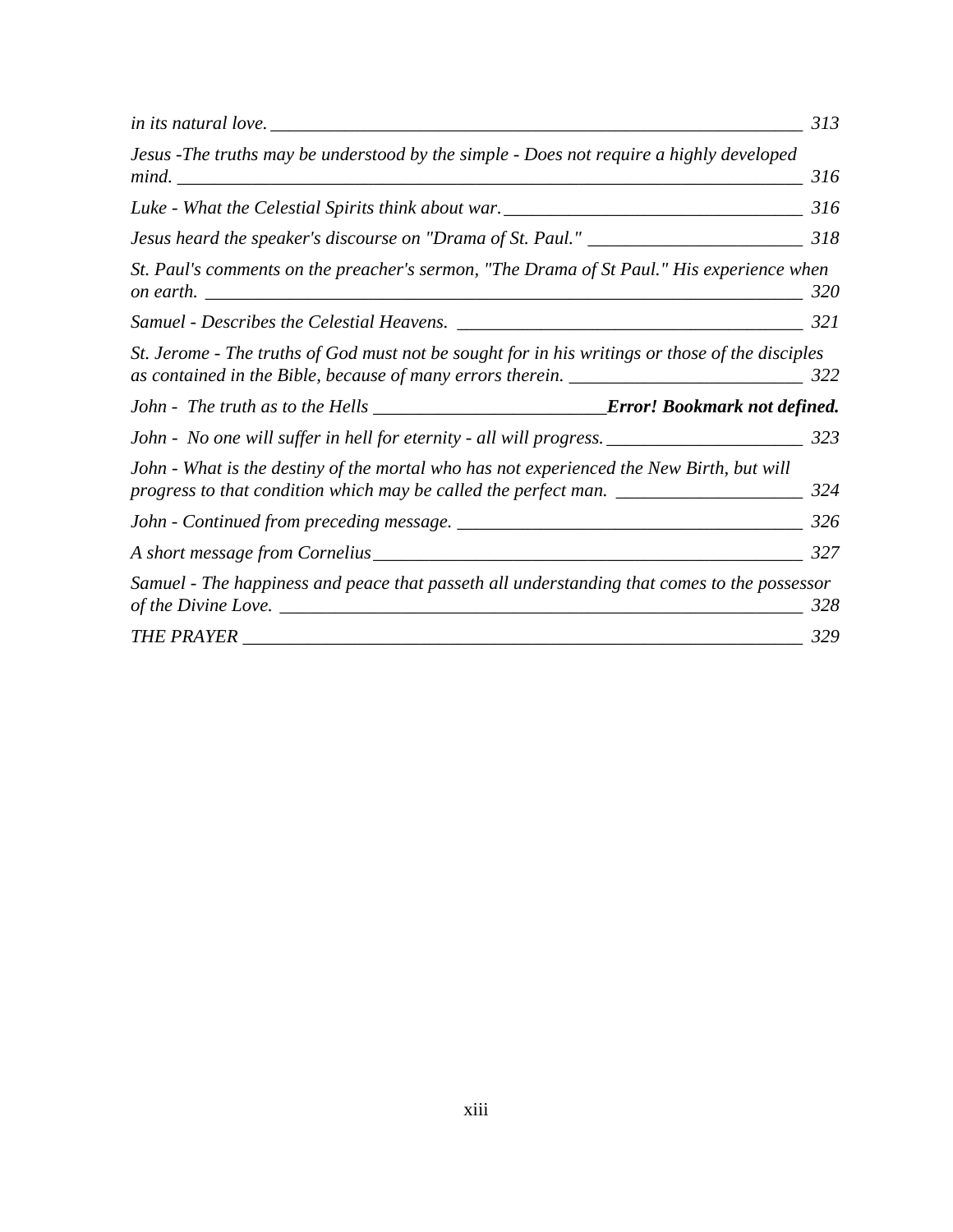*in its natural love.* _______________ *313*

*Jesus -The truths may be understood by the simple - Does not require a highly developed mind.* _______________ *316*

*Luke - What the Celestial Spirits think about war.* _______________ *316*

*Jesus heard the speaker's discourse on "Drama of St. Paul."* _______________ *318*

*St. Paul's comments on the preacher's sermon, "The Drama of St Paul." His experience when on earth.* _______________ *320*

*Samuel - Describes the Celestial Heavens.* _______________ *321*

*St. Jerome - The truths of God must not be sought for in his writings or those of the disciples as contained in the Bible, because of many errors therein.* _______________ *322*

*John - The truth as to the Hells* _______________ ***Error! Bookmark not defined.***

*John - No one will suffer in hell for eternity - all will progress.* _______________ *323*

*John - What is the destiny of the mortal who has not experienced the New Birth, but will progress to that condition which may be called the perfect man.* _______________ *324*

*John - Continued from preceding message.* _______________ *326*

*A short message from Cornelius* _______________ *327*

*Samuel - The happiness and peace that passeth all understanding that comes to the possessor of the Divine Love.* _______________ *328*

*THE PRAYER* _______________ *329*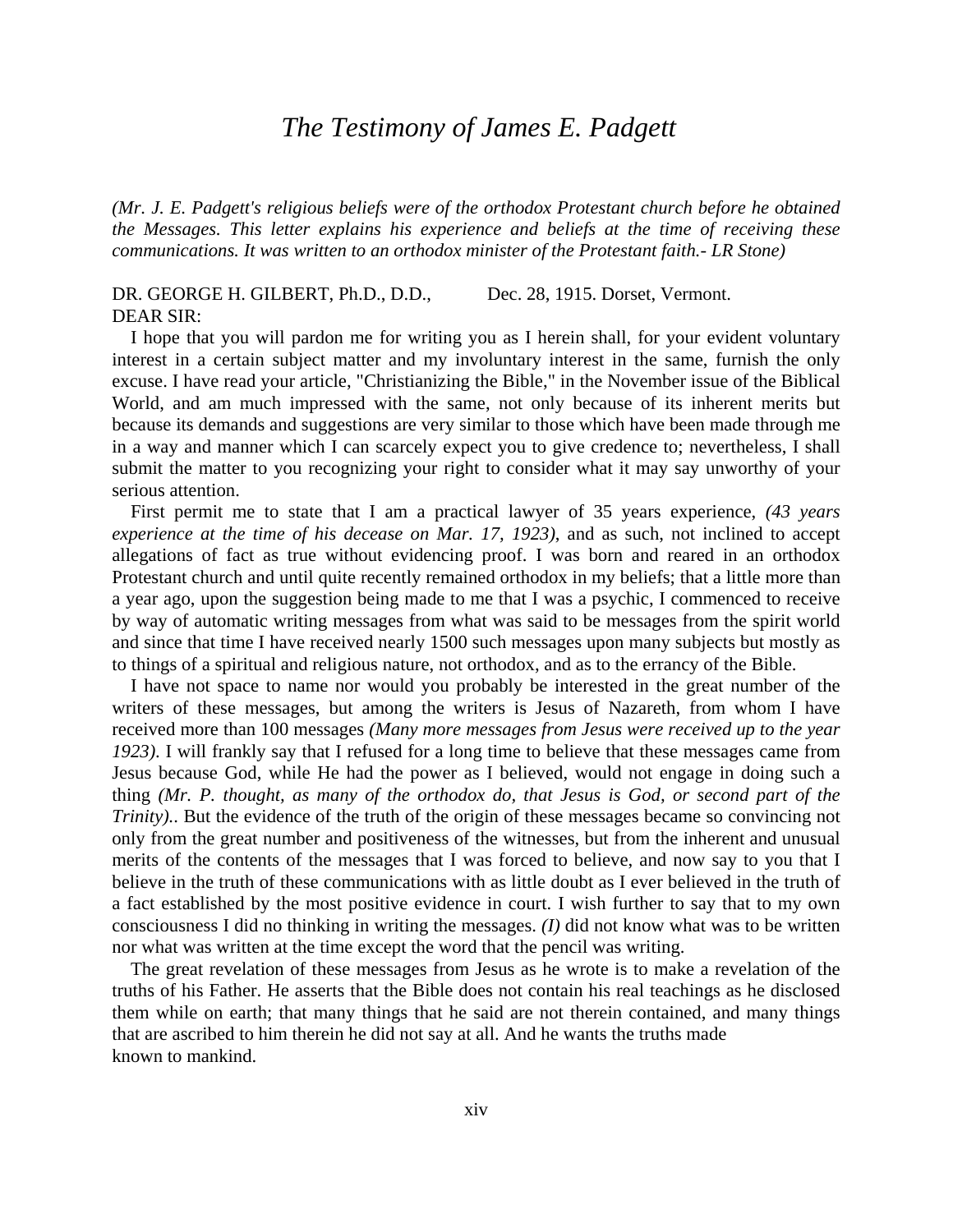# *The Testimony of James E. Padgett*

*(Mr. J. E. Padgett's religious beliefs were of the orthodox Protestant church before he obtained the Messages. This letter explains his experience and beliefs at the time of receiving these communications. It was written to an orthodox minister of the Protestant faith.- LR Stone)*

DR. GEORGE H. GILBERT, Ph.D., D.D., Dec. 28, 1915. Dorset, Vermont.
DEAR SIR:

I hope that you will pardon me for writing you as I herein shall, for your evident voluntary interest in a certain subject matter and my involuntary interest in the same, furnish the only excuse. I have read your article, "Christianizing the Bible," in the November issue of the Biblical World, and am much impressed with the same, not only because of its inherent merits but because its demands and suggestions are very similar to those which have been made through me in a way and manner which I can scarcely expect you to give credence to; nevertheless, I shall submit the matter to you recognizing your right to consider what it may say unworthy of your serious attention.

First permit me to state that I am a practical lawyer of 35 years experience, *(43 years experience at the time of his decease on Mar. 17, 1923),* and as such, not inclined to accept allegations of fact as true without evidencing proof. I was born and reared in an orthodox Protestant church and until quite recently remained orthodox in my beliefs; that a little more than a year ago, upon the suggestion being made to me that I was a psychic, I commenced to receive by way of automatic writing messages from what was said to be messages from the spirit world and since that time I have received nearly 1500 such messages upon many subjects but mostly as to things of a spiritual and religious nature, not orthodox, and as to the errancy of the Bible.

I have not space to name nor would you probably be interested in the great number of the writers of these messages, but among the writers is Jesus of Nazareth, from whom I have received more than 100 messages *(Many more messages from Jesus were received up to the year 1923)*. I will frankly say that I refused for a long time to believe that these messages came from Jesus because God, while He had the power as I believed, would not engage in doing such a thing *(Mr. P. thought, as many of the orthodox do, that Jesus is God, or second part of the Trinity).*. But the evidence of the truth of the origin of these messages became so convincing not only from the great number and positiveness of the witnesses, but from the inherent and unusual merits of the contents of the messages that I was forced to believe, and now say to you that I believe in the truth of these communications with as little doubt as I ever believed in the truth of a fact established by the most positive evidence in court. I wish further to say that to my own consciousness I did no thinking in writing the messages. *(I)* did not know what was to be written nor what was written at the time except the word that the pencil was writing.

The great revelation of these messages from Jesus as he wrote is to make a revelation of the truths of his Father. He asserts that the Bible does not contain his real teachings as he disclosed them while on earth; that many things that he said are not therein contained, and many things that are ascribed to him therein he did not say at all. And he wants the truths made known to mankind.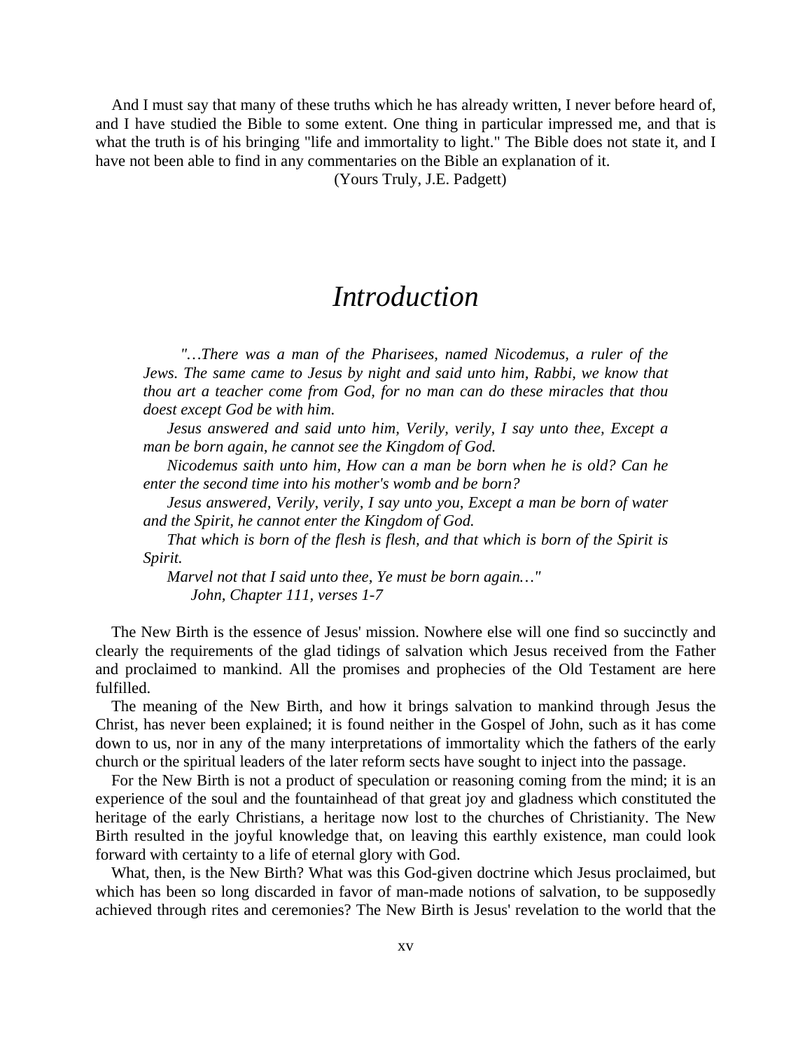And I must say that many of these truths which he has already written, I never before heard of, and I have studied the Bible to some extent. One thing in particular impressed me, and that is what the truth is of his bringing "life and immortality to light." The Bible does not state it, and I have not been able to find in any commentaries on the Bible an explanation of it.

(Yours Truly, J.E. Padgett)

# *Introduction*

> *"…There was a man of the Pharisees, named Nicodemus, a ruler of the Jews. The same came to Jesus by night and said unto him, Rabbi, we know that thou art a teacher come from God, for no man can do these miracles that thou doest except God be with him.*
>
> *Jesus answered and said unto him, Verily, verily, I say unto thee, Except a man be born again, he cannot see the Kingdom of God.*
>
> *Nicodemus saith unto him, How can a man be born when he is old? Can he enter the second time into his mother's womb and be born?*
>
> *Jesus answered, Verily, verily, I say unto you, Except a man be born of water and the Spirit, he cannot enter the Kingdom of God.*
>
> *That which is born of the flesh is flesh, and that which is born of the Spirit is Spirit.*
>
> *Marvel not that I said unto thee, Ye must be born again…"*
>
> *John, Chapter 111, verses 1-7*

The New Birth is the essence of Jesus' mission. Nowhere else will one find so succinctly and clearly the requirements of the glad tidings of salvation which Jesus received from the Father and proclaimed to mankind. All the promises and prophecies of the Old Testament are here fulfilled.

The meaning of the New Birth, and how it brings salvation to mankind through Jesus the Christ, has never been explained; it is found neither in the Gospel of John, such as it has come down to us, nor in any of the many interpretations of immortality which the fathers of the early church or the spiritual leaders of the later reform sects have sought to inject into the passage.

For the New Birth is not a product of speculation or reasoning coming from the mind; it is an experience of the soul and the fountainhead of that great joy and gladness which constituted the heritage of the early Christians, a heritage now lost to the churches of Christianity. The New Birth resulted in the joyful knowledge that, on leaving this earthly existence, man could look forward with certainty to a life of eternal glory with God.

What, then, is the New Birth? What was this God-given doctrine which Jesus proclaimed, but which has been so long discarded in favor of man-made notions of salvation, to be supposedly achieved through rites and ceremonies? The New Birth is Jesus' revelation to the world that the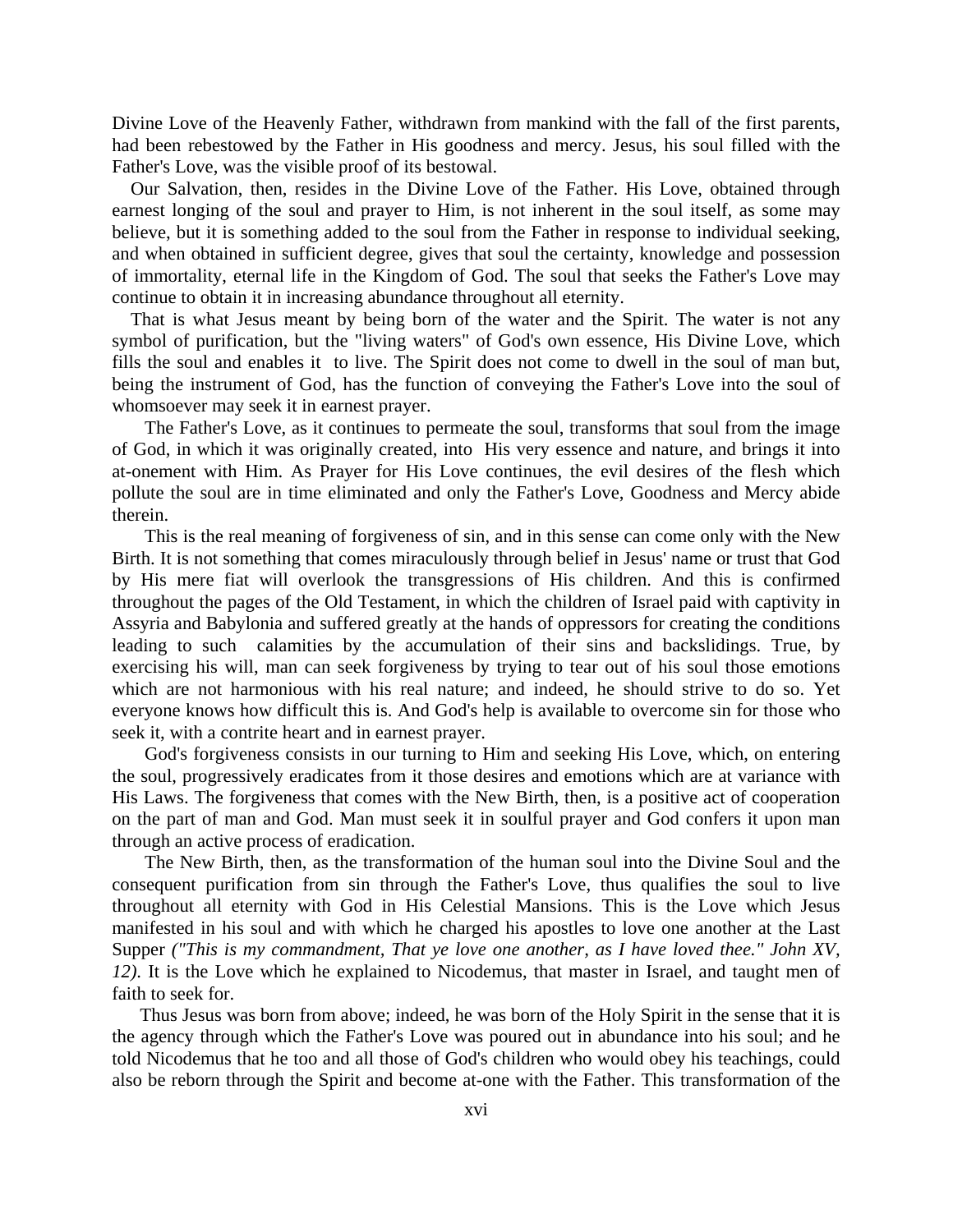Divine Love of the Heavenly Father, withdrawn from mankind with the fall of the first parents, had been rebestowed by the Father in His goodness and mercy. Jesus, his soul filled with the Father's Love, was the visible proof of its bestowal.

Our Salvation, then, resides in the Divine Love of the Father. His Love, obtained through earnest longing of the soul and prayer to Him, is not inherent in the soul itself, as some may believe, but it is something added to the soul from the Father in response to individual seeking, and when obtained in sufficient degree, gives that soul the certainty, knowledge and possession of immortality, eternal life in the Kingdom of God. The soul that seeks the Father's Love may continue to obtain it in increasing abundance throughout all eternity.

That is what Jesus meant by being born of the water and the Spirit. The water is not any symbol of purification, but the "living waters" of God's own essence, His Divine Love, which fills the soul and enables it to live. The Spirit does not come to dwell in the soul of man but, being the instrument of God, has the function of conveying the Father's Love into the soul of whomsoever may seek it in earnest prayer.

The Father's Love, as it continues to permeate the soul, transforms that soul from the image of God, in which it was originally created, into His very essence and nature, and brings it into at-onement with Him. As Prayer for His Love continues, the evil desires of the flesh which pollute the soul are in time eliminated and only the Father's Love, Goodness and Mercy abide therein.

This is the real meaning of forgiveness of sin, and in this sense can come only with the New Birth. It is not something that comes miraculously through belief in Jesus' name or trust that God by His mere fiat will overlook the transgressions of His children. And this is confirmed throughout the pages of the Old Testament, in which the children of Israel paid with captivity in Assyria and Babylonia and suffered greatly at the hands of oppressors for creating the conditions leading to such calamities by the accumulation of their sins and backslidings. True, by exercising his will, man can seek forgiveness by trying to tear out of his soul those emotions which are not harmonious with his real nature; and indeed, he should strive to do so. Yet everyone knows how difficult this is. And God's help is available to overcome sin for those who seek it, with a contrite heart and in earnest prayer.

God's forgiveness consists in our turning to Him and seeking His Love, which, on entering the soul, progressively eradicates from it those desires and emotions which are at variance with His Laws. The forgiveness that comes with the New Birth, then, is a positive act of cooperation on the part of man and God. Man must seek it in soulful prayer and God confers it upon man through an active process of eradication.

The New Birth, then, as the transformation of the human soul into the Divine Soul and the consequent purification from sin through the Father's Love, thus qualifies the soul to live throughout all eternity with God in His Celestial Mansions. This is the Love which Jesus manifested in his soul and with which he charged his apostles to love one another at the Last Supper *("This is my commandment, That ye love one another, as I have loved thee." John XV, 12)*. It is the Love which he explained to Nicodemus, that master in Israel, and taught men of faith to seek for.

Thus Jesus was born from above; indeed, he was born of the Holy Spirit in the sense that it is the agency through which the Father's Love was poured out in abundance into his soul; and he told Nicodemus that he too and all those of God's children who would obey his teachings, could also be reborn through the Spirit and become at-one with the Father. This transformation of the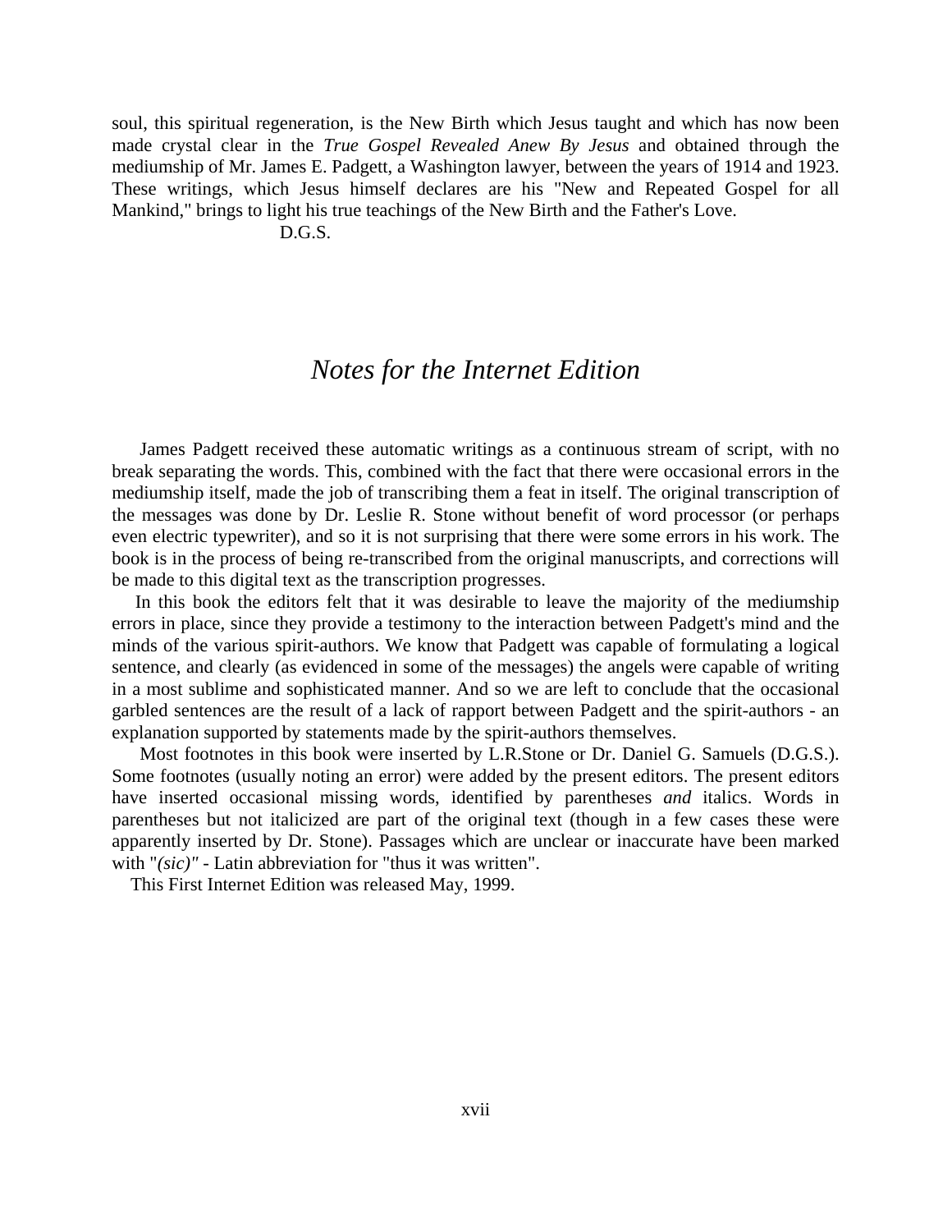soul, this spiritual regeneration, is the New Birth which Jesus taught and which has now been made crystal clear in the *True Gospel Revealed Anew By Jesus* and obtained through the mediumship of Mr. James E. Padgett, a Washington lawyer, between the years of 1914 and 1923. These writings, which Jesus himself declares are his "New and Repeated Gospel for all Mankind," brings to light his true teachings of the New Birth and the Father's Love.

D.G.S.

# *Notes for the Internet Edition*

James Padgett received these automatic writings as a continuous stream of script, with no break separating the words. This, combined with the fact that there were occasional errors in the mediumship itself, made the job of transcribing them a feat in itself. The original transcription of the messages was done by Dr. Leslie R. Stone without benefit of word processor (or perhaps even electric typewriter), and so it is not surprising that there were some errors in his work. The book is in the process of being re-transcribed from the original manuscripts, and corrections will be made to this digital text as the transcription progresses.

In this book the editors felt that it was desirable to leave the majority of the mediumship errors in place, since they provide a testimony to the interaction between Padgett's mind and the minds of the various spirit-authors. We know that Padgett was capable of formulating a logical sentence, and clearly (as evidenced in some of the messages) the angels were capable of writing in a most sublime and sophisticated manner. And so we are left to conclude that the occasional garbled sentences are the result of a lack of rapport between Padgett and the spirit-authors - an explanation supported by statements made by the spirit-authors themselves.

Most footnotes in this book were inserted by L.R.Stone or Dr. Daniel G. Samuels (D.G.S.). Some footnotes (usually noting an error) were added by the present editors. The present editors have inserted occasional missing words, identified by parentheses *and* italics. Words in parentheses but not italicized are part of the original text (though in a few cases these were apparently inserted by Dr. Stone). Passages which are unclear or inaccurate have been marked with "*(sic)"* - Latin abbreviation for "thus it was written".

This First Internet Edition was released May, 1999.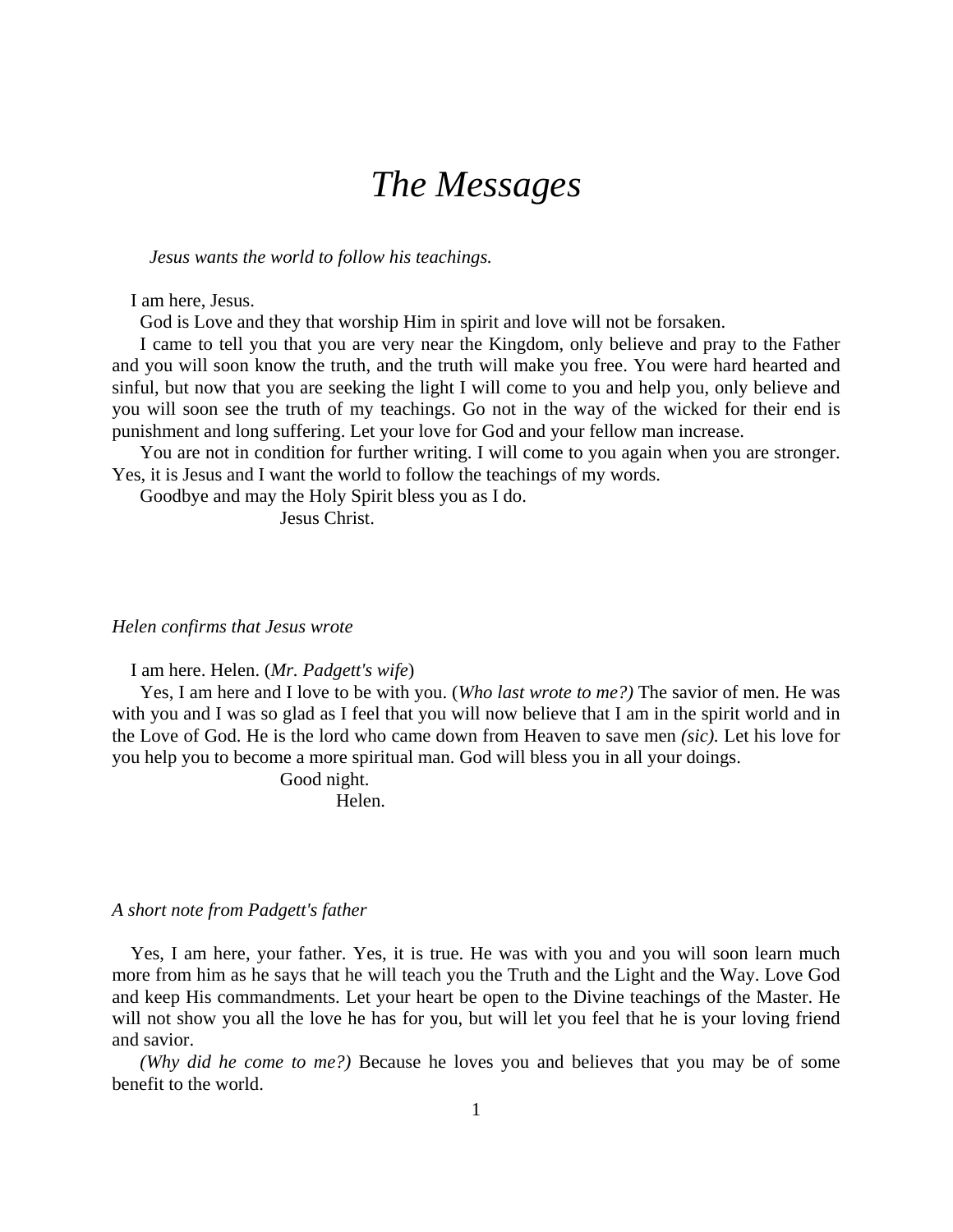# *The Messages*

*Jesus wants the world to follow his teachings.*

I am here, Jesus.

God is Love and they that worship Him in spirit and love will not be forsaken.

I came to tell you that you are very near the Kingdom, only believe and pray to the Father and you will soon know the truth, and the truth will make you free. You were hard hearted and sinful, but now that you are seeking the light I will come to you and help you, only believe and you will soon see the truth of my teachings. Go not in the way of the wicked for their end is punishment and long suffering. Let your love for God and your fellow man increase.

You are not in condition for further writing. I will come to you again when you are stronger. Yes, it is Jesus and I want the world to follow the teachings of my words.

Goodbye and may the Holy Spirit bless you as I do.

Jesus Christ.

*Helen confirms that Jesus wrote*

I am here. Helen. (*Mr. Padgett's wife*)

Yes, I am here and I love to be with you. (*Who last wrote to me?)* The savior of men. He was with you and I was so glad as I feel that you will now believe that I am in the spirit world and in the Love of God. He is the lord who came down from Heaven to save men *(sic).* Let his love for you help you to become a more spiritual man. God will bless you in all your doings.

Good night.

Helen.

*A short note from Padgett's father*

Yes, I am here, your father. Yes, it is true. He was with you and you will soon learn much more from him as he says that he will teach you the Truth and the Light and the Way. Love God and keep His commandments. Let your heart be open to the Divine teachings of the Master. He will not show you all the love he has for you, but will let you feel that he is your loving friend and savior.

*(Why did he come to me?)* Because he loves you and believes that you may be of some benefit to the world.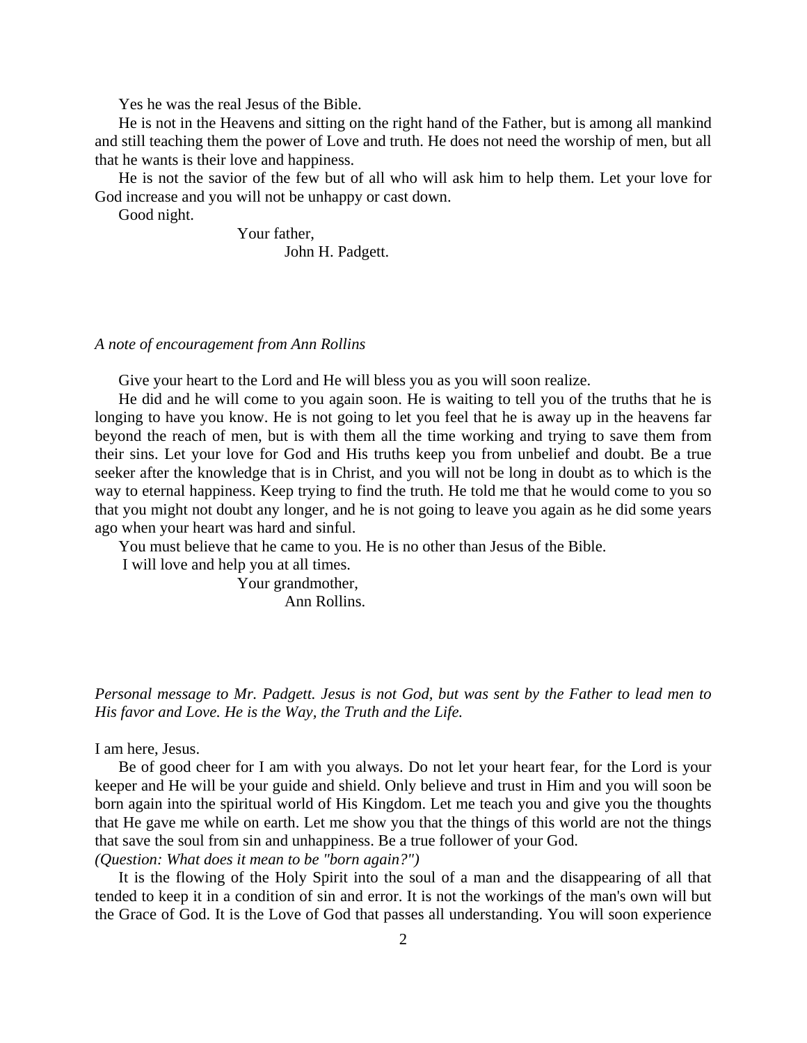Yes he was the real Jesus of the Bible.

He is not in the Heavens and sitting on the right hand of the Father, but is among all mankind and still teaching them the power of Love and truth. He does not need the worship of men, but all that he wants is their love and happiness.

He is not the savior of the few but of all who will ask him to help them. Let your love for God increase and you will not be unhappy or cast down.

Good night.

Your father,
John H. Padgett.

*A note of encouragement from Ann Rollins*

Give your heart to the Lord and He will bless you as you will soon realize.

He did and he will come to you again soon. He is waiting to tell you of the truths that he is longing to have you know. He is not going to let you feel that he is away up in the heavens far beyond the reach of men, but is with them all the time working and trying to save them from their sins. Let your love for God and His truths keep you from unbelief and doubt. Be a true seeker after the knowledge that is in Christ, and you will not be long in doubt as to which is the way to eternal happiness. Keep trying to find the truth. He told me that he would come to you so that you might not doubt any longer, and he is not going to leave you again as he did some years ago when your heart was hard and sinful.

You must believe that he came to you. He is no other than Jesus of the Bible.

I will love and help you at all times.

Your grandmother,
Ann Rollins.

*Personal message to Mr. Padgett. Jesus is not God, but was sent by the Father to lead men to His favor and Love. He is the Way, the Truth and the Life.*

I am here, Jesus.

Be of good cheer for I am with you always. Do not let your heart fear, for the Lord is your keeper and He will be your guide and shield. Only believe and trust in Him and you will soon be born again into the spiritual world of His Kingdom. Let me teach you and give you the thoughts that He gave me while on earth. Let me show you that the things of this world are not the things that save the soul from sin and unhappiness. Be a true follower of your God.

*(Question: What does it mean to be "born again?")*

It is the flowing of the Holy Spirit into the soul of a man and the disappearing of all that tended to keep it in a condition of sin and error. It is not the workings of the man's own will but the Grace of God. It is the Love of God that passes all understanding. You will soon experience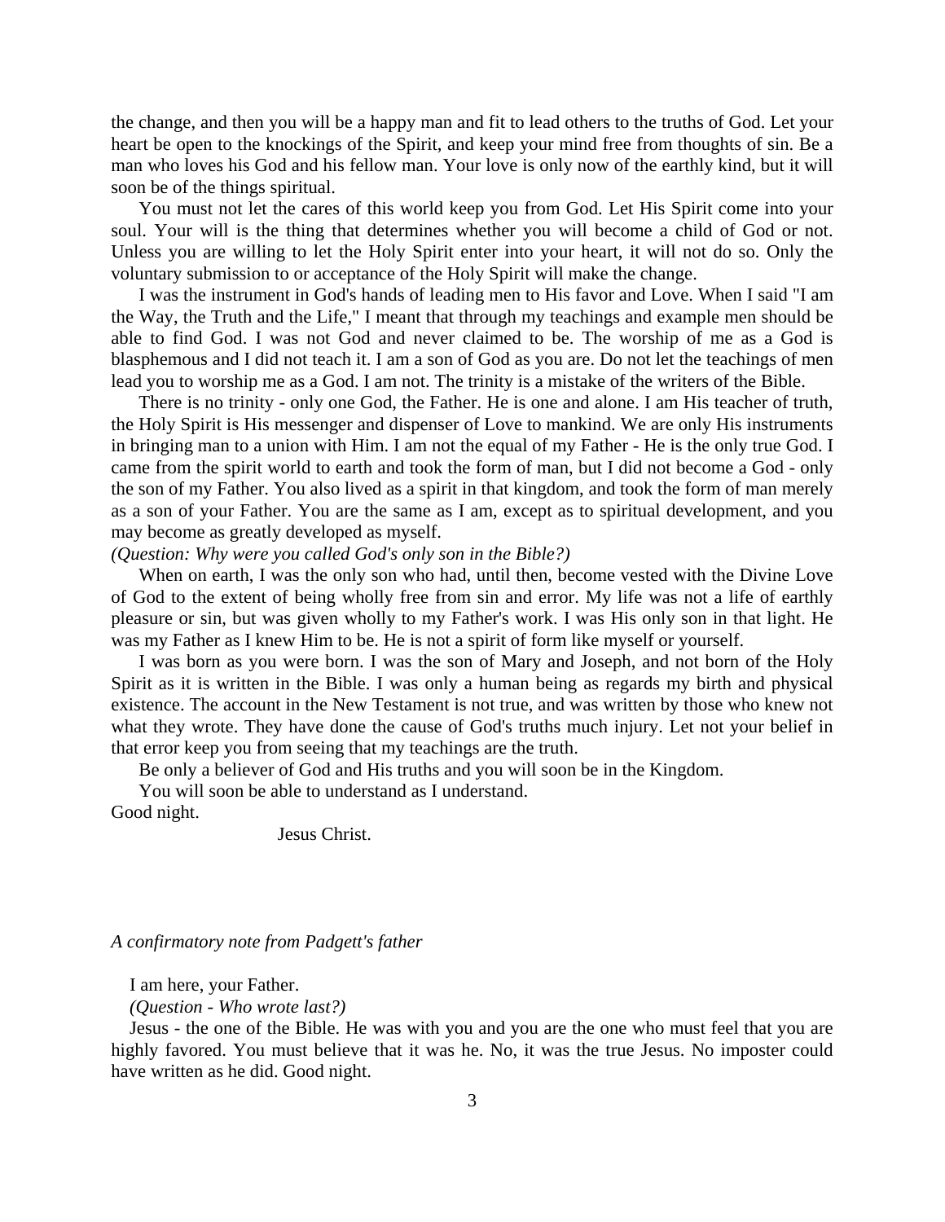the change, and then you will be a happy man and fit to lead others to the truths of God. Let your heart be open to the knockings of the Spirit, and keep your mind free from thoughts of sin. Be a man who loves his God and his fellow man. Your love is only now of the earthly kind, but it will soon be of the things spiritual.

You must not let the cares of this world keep you from God. Let His Spirit come into your soul. Your will is the thing that determines whether you will become a child of God or not. Unless you are willing to let the Holy Spirit enter into your heart, it will not do so. Only the voluntary submission to or acceptance of the Holy Spirit will make the change.

I was the instrument in God's hands of leading men to His favor and Love. When I said "I am the Way, the Truth and the Life," I meant that through my teachings and example men should be able to find God. I was not God and never claimed to be. The worship of me as a God is blasphemous and I did not teach it. I am a son of God as you are. Do not let the teachings of men lead you to worship me as a God. I am not. The trinity is a mistake of the writers of the Bible.

There is no trinity - only one God, the Father. He is one and alone. I am His teacher of truth, the Holy Spirit is His messenger and dispenser of Love to mankind. We are only His instruments in bringing man to a union with Him. I am not the equal of my Father - He is the only true God. I came from the spirit world to earth and took the form of man, but I did not become a God - only the son of my Father. You also lived as a spirit in that kingdom, and took the form of man merely as a son of your Father. You are the same as I am, except as to spiritual development, and you may become as greatly developed as myself.

*(Question: Why were you called God's only son in the Bible?)*

When on earth, I was the only son who had, until then, become vested with the Divine Love of God to the extent of being wholly free from sin and error. My life was not a life of earthly pleasure or sin, but was given wholly to my Father's work. I was His only son in that light. He was my Father as I knew Him to be. He is not a spirit of form like myself or yourself.

I was born as you were born. I was the son of Mary and Joseph, and not born of the Holy Spirit as it is written in the Bible. I was only a human being as regards my birth and physical existence. The account in the New Testament is not true, and was written by those who knew not what they wrote. They have done the cause of God's truths much injury. Let not your belief in that error keep you from seeing that my teachings are the truth.

Be only a believer of God and His truths and you will soon be in the Kingdom.

You will soon be able to understand as I understand.

Good night.

Jesus Christ.

*A confirmatory note from Padgett's father*

I am here, your Father.

*(Question - Who wrote last?)*

Jesus - the one of the Bible. He was with you and you are the one who must feel that you are highly favored. You must believe that it was he. No, it was the true Jesus. No imposter could have written as he did. Good night.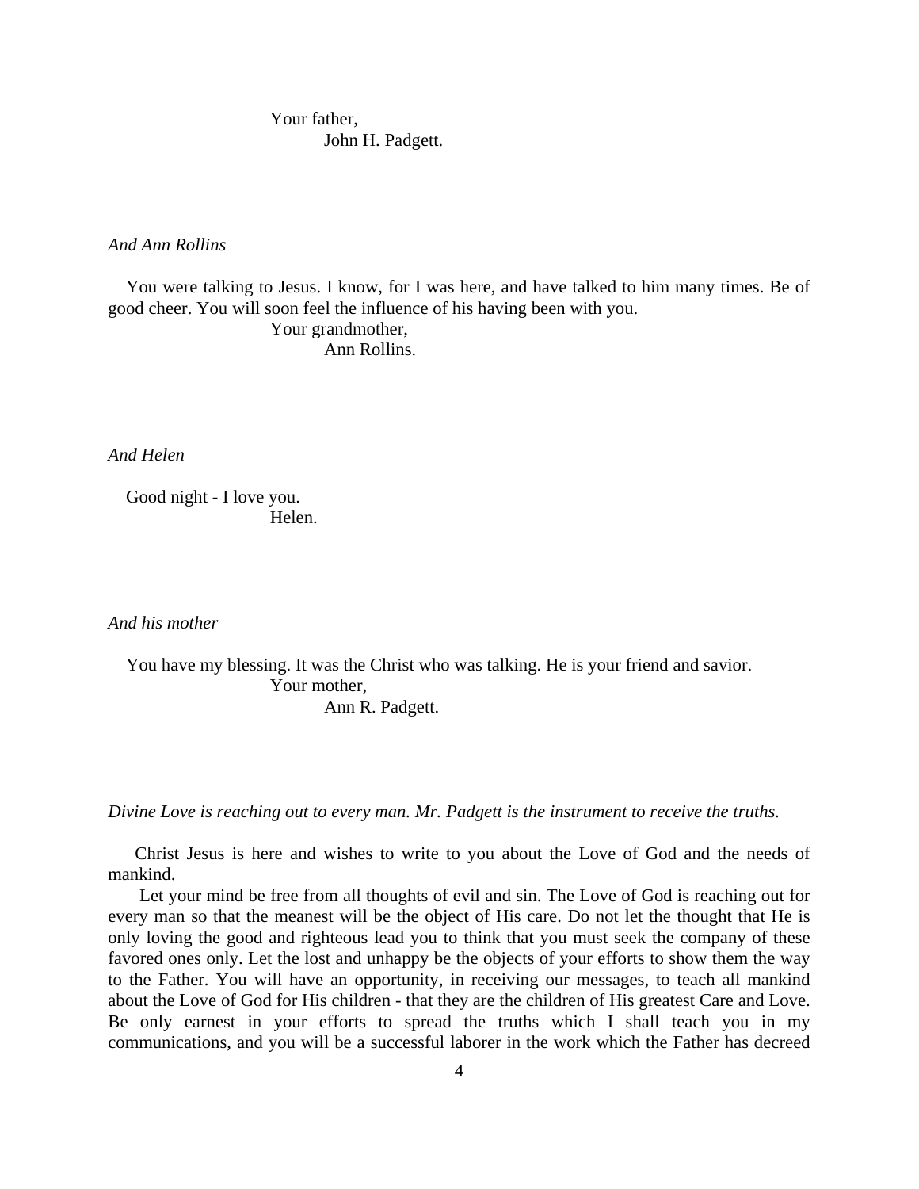Your father,
John H. Padgett.

*And Ann Rollins*

You were talking to Jesus. I know, for I was here, and have talked to him many times. Be of good cheer. You will soon feel the influence of his having been with you.

Your grandmother,
Ann Rollins.

*And Helen*

Good night - I love you.

Helen.

*And his mother*

You have my blessing. It was the Christ who was talking. He is your friend and savior.

Your mother,
Ann R. Padgett.

*Divine Love is reaching out to every man. Mr. Padgett is the instrument to receive the truths.*

Christ Jesus is here and wishes to write to you about the Love of God and the needs of mankind.

Let your mind be free from all thoughts of evil and sin. The Love of God is reaching out for every man so that the meanest will be the object of His care. Do not let the thought that He is only loving the good and righteous lead you to think that you must seek the company of these favored ones only. Let the lost and unhappy be the objects of your efforts to show them the way to the Father. You will have an opportunity, in receiving our messages, to teach all mankind about the Love of God for His children - that they are the children of His greatest Care and Love. Be only earnest in your efforts to spread the truths which I shall teach you in my communications, and you will be a successful laborer in the work which the Father has decreed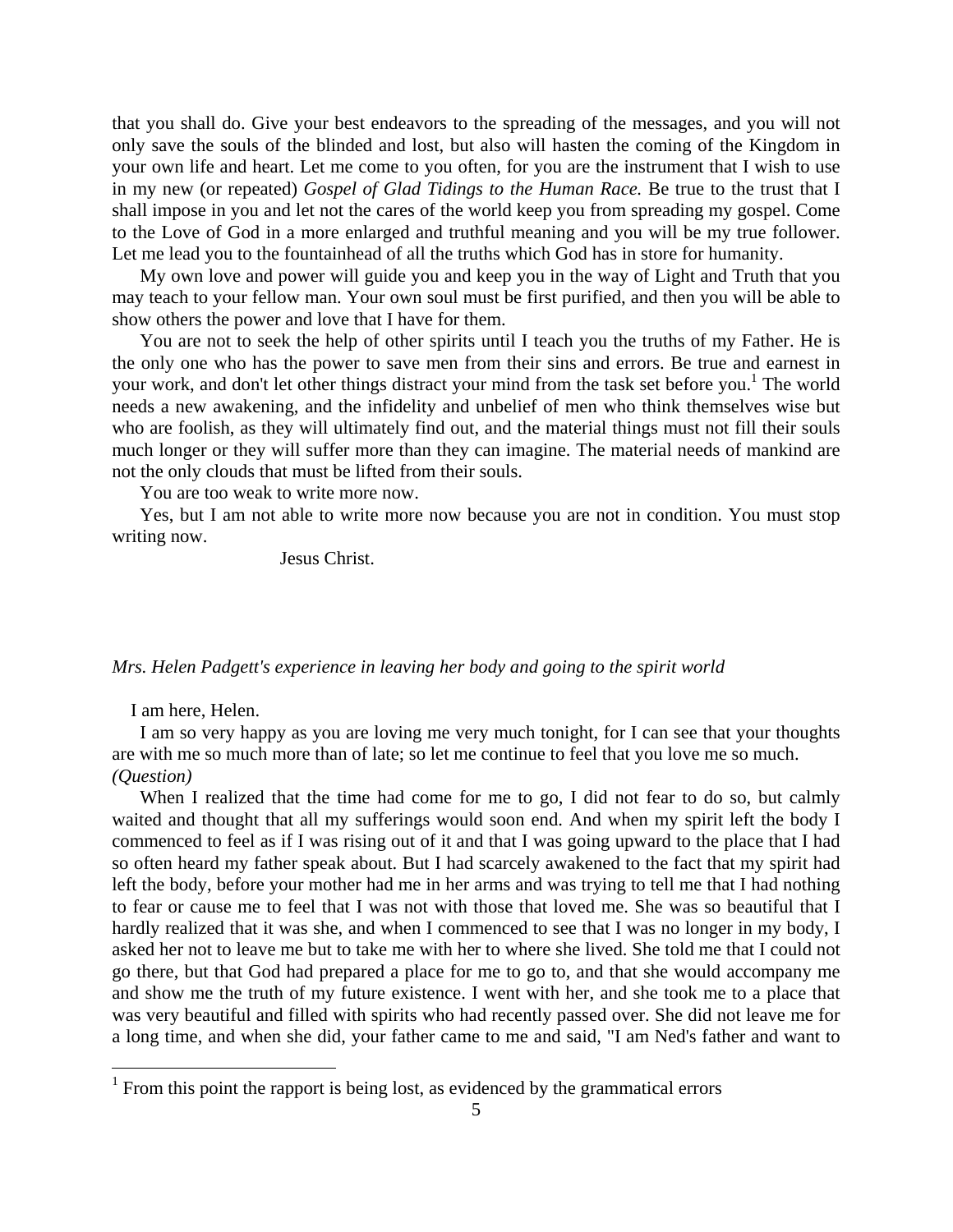that you shall do. Give your best endeavors to the spreading of the messages, and you will not only save the souls of the blinded and lost, but also will hasten the coming of the Kingdom in your own life and heart. Let me come to you often, for you are the instrument that I wish to use in my new (or repeated) *Gospel of Glad Tidings to the Human Race.* Be true to the trust that I shall impose in you and let not the cares of the world keep you from spreading my gospel. Come to the Love of God in a more enlarged and truthful meaning and you will be my true follower. Let me lead you to the fountainhead of all the truths which God has in store for humanity.

My own love and power will guide you and keep you in the way of Light and Truth that you may teach to your fellow man. Your own soul must be first purified, and then you will be able to show others the power and love that I have for them.

You are not to seek the help of other spirits until I teach you the truths of my Father. He is the only one who has the power to save men from their sins and errors. Be true and earnest in your work, and don't let other things distract your mind from the task set before you.[1] The world needs a new awakening, and the infidelity and unbelief of men who think themselves wise but who are foolish, as they will ultimately find out, and the material things must not fill their souls much longer or they will suffer more than they can imagine. The material needs of mankind are not the only clouds that must be lifted from their souls.

You are too weak to write more now.

Yes, but I am not able to write more now because you are not in condition. You must stop writing now.

Jesus Christ.

*Mrs. Helen Padgett's experience in leaving her body and going to the spirit world*

I am here, Helen.

I am so very happy as you are loving me very much tonight, for I can see that your thoughts are with me so much more than of late; so let me continue to feel that you love me so much.
*(Question)*

When I realized that the time had come for me to go, I did not fear to do so, but calmly waited and thought that all my sufferings would soon end. And when my spirit left the body I commenced to feel as if I was rising out of it and that I was going upward to the place that I had so often heard my father speak about. But I had scarcely awakened to the fact that my spirit had left the body, before your mother had me in her arms and was trying to tell me that I had nothing to fear or cause me to feel that I was not with those that loved me. She was so beautiful that I hardly realized that it was she, and when I commenced to see that I was no longer in my body, I asked her not to leave me but to take me with her to where she lived. She told me that I could not go there, but that God had prepared a place for me to go to, and that she would accompany me and show me the truth of my future existence. I went with her, and she took me to a place that was very beautiful and filled with spirits who had recently passed over. She did not leave me for a long time, and when she did, your father came to me and said, "I am Ned's father and want to

[1] From this point the rapport is being lost, as evidenced by the grammatical errors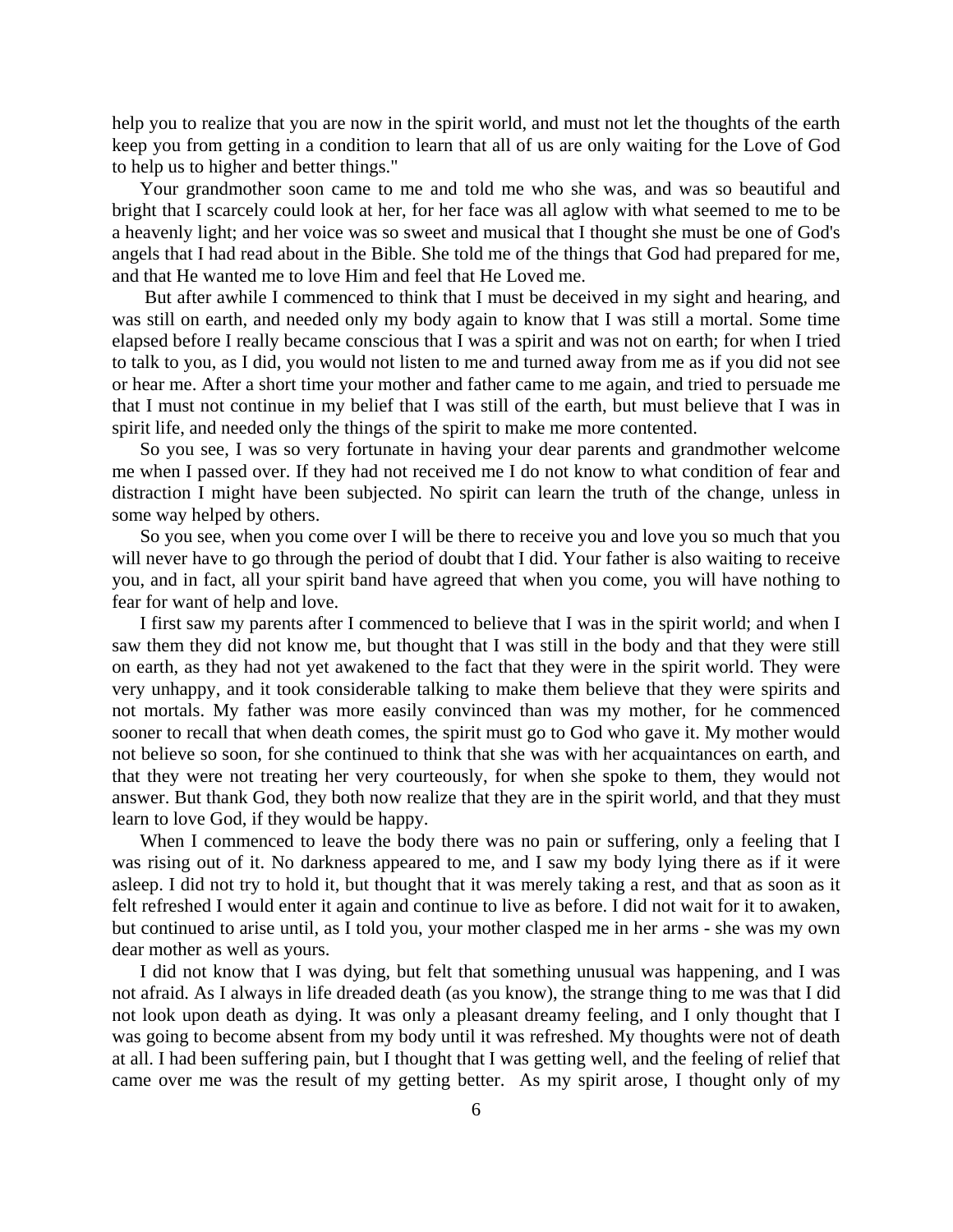help you to realize that you are now in the spirit world, and must not let the thoughts of the earth keep you from getting in a condition to learn that all of us are only waiting for the Love of God to help us to higher and better things."

Your grandmother soon came to me and told me who she was, and was so beautiful and bright that I scarcely could look at her, for her face was all aglow with what seemed to me to be a heavenly light; and her voice was so sweet and musical that I thought she must be one of God's angels that I had read about in the Bible. She told me of the things that God had prepared for me, and that He wanted me to love Him and feel that He Loved me.

But after awhile I commenced to think that I must be deceived in my sight and hearing, and was still on earth, and needed only my body again to know that I was still a mortal. Some time elapsed before I really became conscious that I was a spirit and was not on earth; for when I tried to talk to you, as I did, you would not listen to me and turned away from me as if you did not see or hear me. After a short time your mother and father came to me again, and tried to persuade me that I must not continue in my belief that I was still of the earth, but must believe that I was in spirit life, and needed only the things of the spirit to make me more contented.

So you see, I was so very fortunate in having your dear parents and grandmother welcome me when I passed over. If they had not received me I do not know to what condition of fear and distraction I might have been subjected. No spirit can learn the truth of the change, unless in some way helped by others.

So you see, when you come over I will be there to receive you and love you so much that you will never have to go through the period of doubt that I did. Your father is also waiting to receive you, and in fact, all your spirit band have agreed that when you come, you will have nothing to fear for want of help and love.

I first saw my parents after I commenced to believe that I was in the spirit world; and when I saw them they did not know me, but thought that I was still in the body and that they were still on earth, as they had not yet awakened to the fact that they were in the spirit world. They were very unhappy, and it took considerable talking to make them believe that they were spirits and not mortals. My father was more easily convinced than was my mother, for he commenced sooner to recall that when death comes, the spirit must go to God who gave it. My mother would not believe so soon, for she continued to think that she was with her acquaintances on earth, and that they were not treating her very courteously, for when she spoke to them, they would not answer. But thank God, they both now realize that they are in the spirit world, and that they must learn to love God, if they would be happy.

When I commenced to leave the body there was no pain or suffering, only a feeling that I was rising out of it. No darkness appeared to me, and I saw my body lying there as if it were asleep. I did not try to hold it, but thought that it was merely taking a rest, and that as soon as it felt refreshed I would enter it again and continue to live as before. I did not wait for it to awaken, but continued to arise until, as I told you, your mother clasped me in her arms - she was my own dear mother as well as yours.

I did not know that I was dying, but felt that something unusual was happening, and I was not afraid. As I always in life dreaded death (as you know), the strange thing to me was that I did not look upon death as dying. It was only a pleasant dreamy feeling, and I only thought that I was going to become absent from my body until it was refreshed. My thoughts were not of death at all. I had been suffering pain, but I thought that I was getting well, and the feeling of relief that came over me was the result of my getting better. As my spirit arose, I thought only of my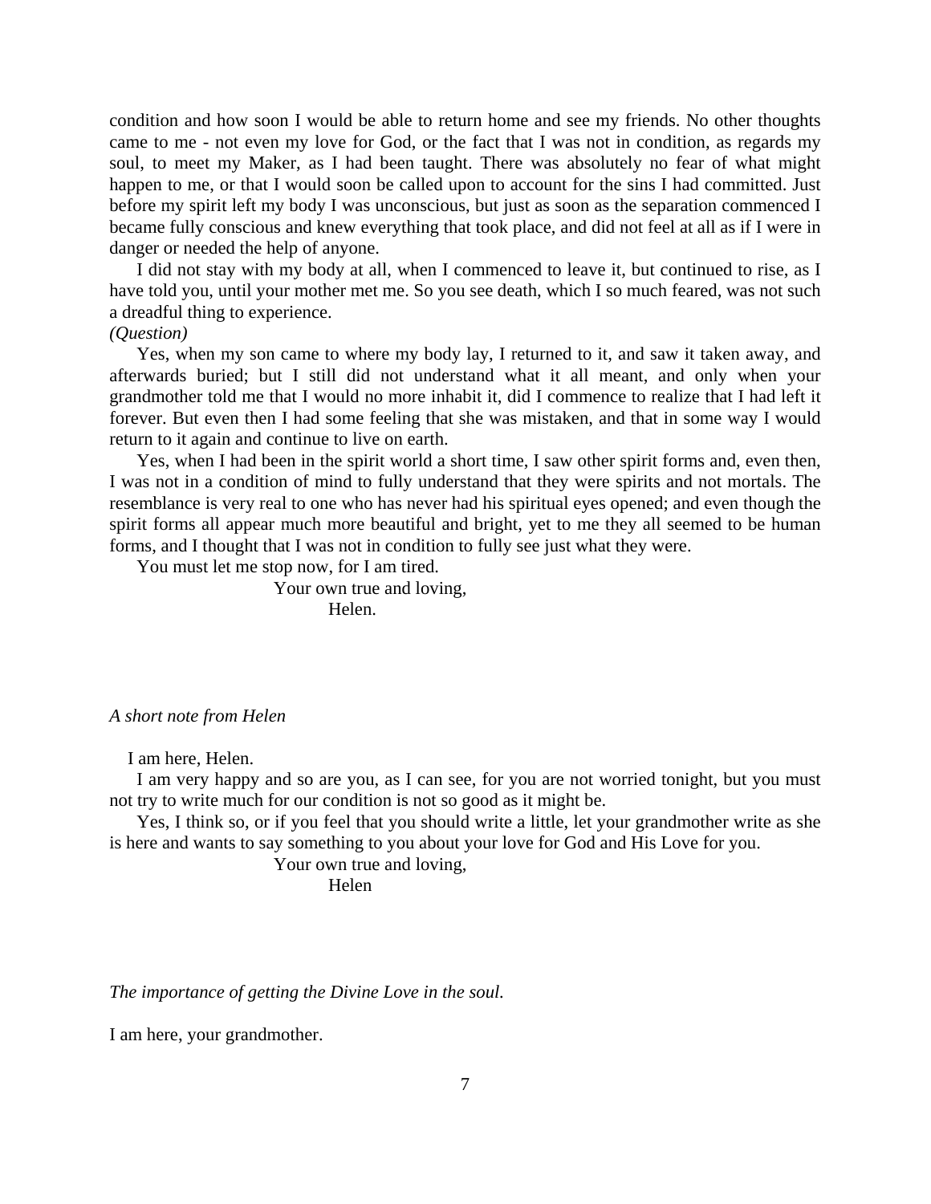condition and how soon I would be able to return home and see my friends. No other thoughts came to me - not even my love for God, or the fact that I was not in condition, as regards my soul, to meet my Maker, as I had been taught. There was absolutely no fear of what might happen to me, or that I would soon be called upon to account for the sins I had committed. Just before my spirit left my body I was unconscious, but just as soon as the separation commenced I became fully conscious and knew everything that took place, and did not feel at all as if I were in danger or needed the help of anyone.

I did not stay with my body at all, when I commenced to leave it, but continued to rise, as I have told you, until your mother met me. So you see death, which I so much feared, was not such a dreadful thing to experience.

*(Question)*

Yes, when my son came to where my body lay, I returned to it, and saw it taken away, and afterwards buried; but I still did not understand what it all meant, and only when your grandmother told me that I would no more inhabit it, did I commence to realize that I had left it forever. But even then I had some feeling that she was mistaken, and that in some way I would return to it again and continue to live on earth.

Yes, when I had been in the spirit world a short time, I saw other spirit forms and, even then, I was not in a condition of mind to fully understand that they were spirits and not mortals. The resemblance is very real to one who has never had his spiritual eyes opened; and even though the spirit forms all appear much more beautiful and bright, yet to me they all seemed to be human forms, and I thought that I was not in condition to fully see just what they were.

You must let me stop now, for I am tired.

Your own true and loving,
Helen.

*A short note from Helen*

I am here, Helen.

I am very happy and so are you, as I can see, for you are not worried tonight, but you must not try to write much for our condition is not so good as it might be.

Yes, I think so, or if you feel that you should write a little, let your grandmother write as she is here and wants to say something to you about your love for God and His Love for you.

Your own true and loving,
Helen

*The importance of getting the Divine Love in the soul.*

I am here, your grandmother.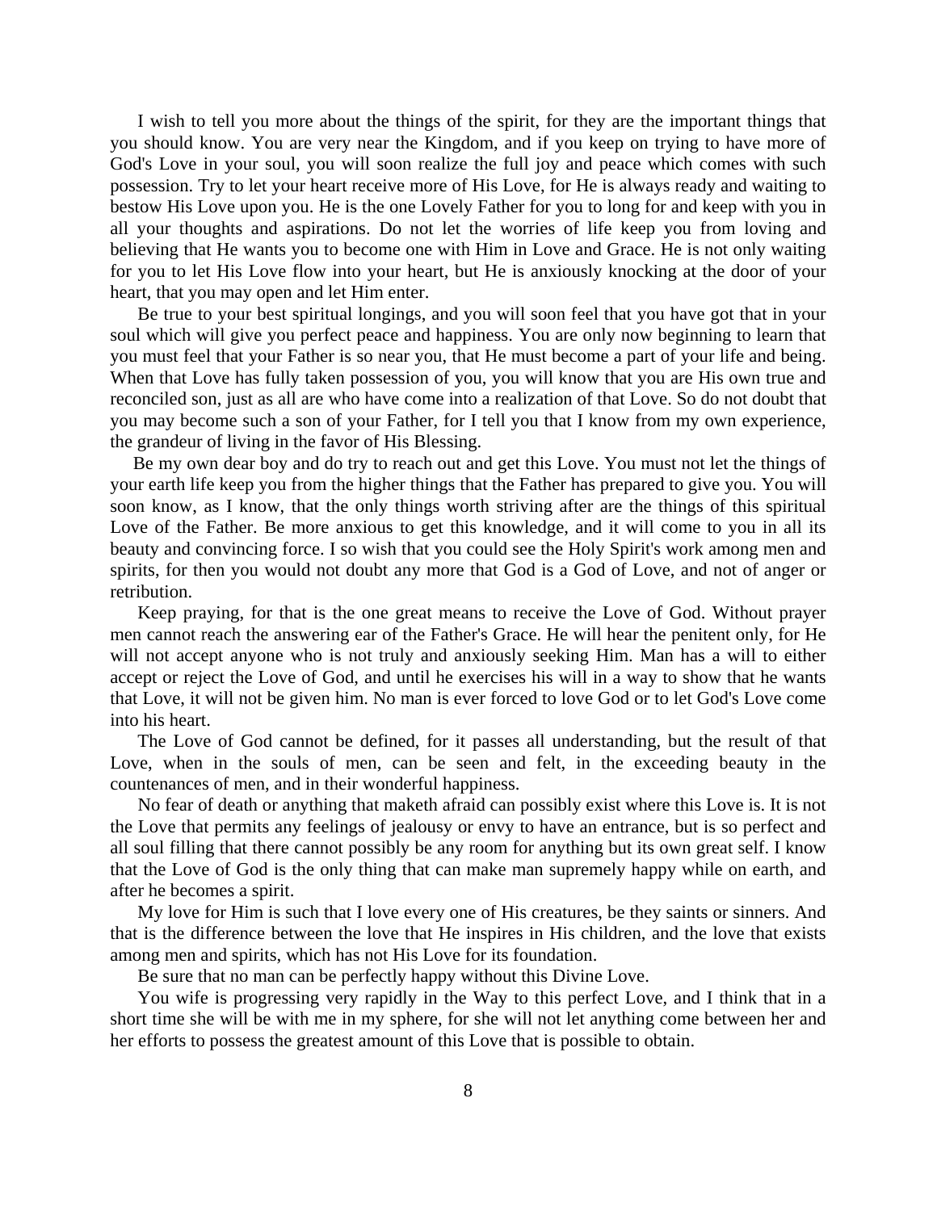I wish to tell you more about the things of the spirit, for they are the important things that you should know. You are very near the Kingdom, and if you keep on trying to have more of God's Love in your soul, you will soon realize the full joy and peace which comes with such possession. Try to let your heart receive more of His Love, for He is always ready and waiting to bestow His Love upon you. He is the one Lovely Father for you to long for and keep with you in all your thoughts and aspirations. Do not let the worries of life keep you from loving and believing that He wants you to become one with Him in Love and Grace. He is not only waiting for you to let His Love flow into your heart, but He is anxiously knocking at the door of your heart, that you may open and let Him enter.

Be true to your best spiritual longings, and you will soon feel that you have got that in your soul which will give you perfect peace and happiness. You are only now beginning to learn that you must feel that your Father is so near you, that He must become a part of your life and being. When that Love has fully taken possession of you, you will know that you are His own true and reconciled son, just as all are who have come into a realization of that Love. So do not doubt that you may become such a son of your Father, for I tell you that I know from my own experience, the grandeur of living in the favor of His Blessing.

Be my own dear boy and do try to reach out and get this Love. You must not let the things of your earth life keep you from the higher things that the Father has prepared to give you. You will soon know, as I know, that the only things worth striving after are the things of this spiritual Love of the Father. Be more anxious to get this knowledge, and it will come to you in all its beauty and convincing force. I so wish that you could see the Holy Spirit's work among men and spirits, for then you would not doubt any more that God is a God of Love, and not of anger or retribution.

Keep praying, for that is the one great means to receive the Love of God. Without prayer men cannot reach the answering ear of the Father's Grace. He will hear the penitent only, for He will not accept anyone who is not truly and anxiously seeking Him. Man has a will to either accept or reject the Love of God, and until he exercises his will in a way to show that he wants that Love, it will not be given him. No man is ever forced to love God or to let God's Love come into his heart.

The Love of God cannot be defined, for it passes all understanding, but the result of that Love, when in the souls of men, can be seen and felt, in the exceeding beauty in the countenances of men, and in their wonderful happiness.

No fear of death or anything that maketh afraid can possibly exist where this Love is. It is not the Love that permits any feelings of jealousy or envy to have an entrance, but is so perfect and all soul filling that there cannot possibly be any room for anything but its own great self. I know that the Love of God is the only thing that can make man supremely happy while on earth, and after he becomes a spirit.

My love for Him is such that I love every one of His creatures, be they saints or sinners. And that is the difference between the love that He inspires in His children, and the love that exists among men and spirits, which has not His Love for its foundation.

Be sure that no man can be perfectly happy without this Divine Love.

You wife is progressing very rapidly in the Way to this perfect Love, and I think that in a short time she will be with me in my sphere, for she will not let anything come between her and her efforts to possess the greatest amount of this Love that is possible to obtain.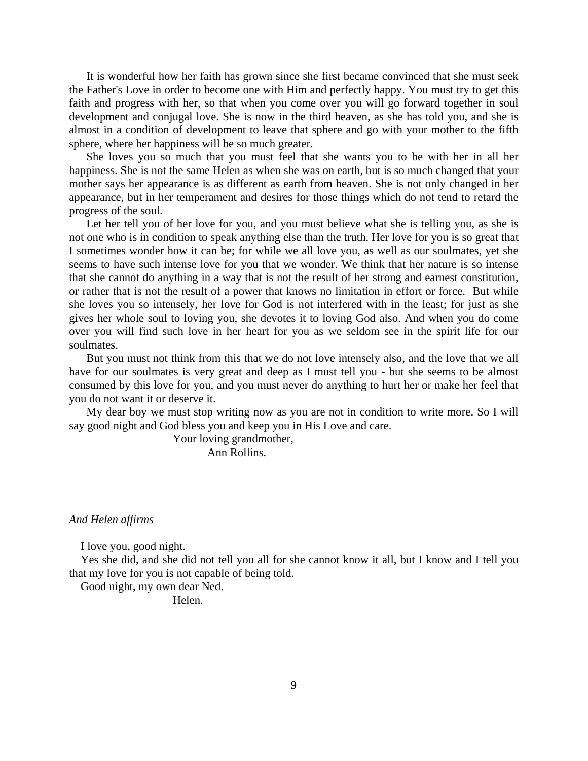It is wonderful how her faith has grown since she first became convinced that she must seek the Father's Love in order to become one with Him and perfectly happy. You must try to get this faith and progress with her, so that when you come over you will go forward together in soul development and conjugal love. She is now in the third heaven, as she has told you, and she is almost in a condition of development to leave that sphere and go with your mother to the fifth sphere, where her happiness will be so much greater.

She loves you so much that you must feel that she wants you to be with her in all her happiness. She is not the same Helen as when she was on earth, but is so much changed that your mother says her appearance is as different as earth from heaven. She is not only changed in her appearance, but in her temperament and desires for those things which do not tend to retard the progress of the soul.

Let her tell you of her love for you, and you must believe what she is telling you, as she is not one who is in condition to speak anything else than the truth. Her love for you is so great that I sometimes wonder how it can be; for while we all love you, as well as our soulmates, yet she seems to have such intense love for you that we wonder. We think that her nature is so intense that she cannot do anything in a way that is not the result of her strong and earnest constitution, or rather that is not the result of a power that knows no limitation in effort or force. But while she loves you so intensely, her love for God is not interfered with in the least; for just as she gives her whole soul to loving you, she devotes it to loving God also. And when you do come over you will find such love in her heart for you as we seldom see in the spirit life for our soulmates.

But you must not think from this that we do not love intensely also, and the love that we all have for our soulmates is very great and deep as I must tell you - but she seems to be almost consumed by this love for you, and you must never do anything to hurt her or make her feel that you do not want it or deserve it.

My dear boy we must stop writing now as you are not in condition to write more. So I will say good night and God bless you and keep you in His Love and care.

Your loving grandmother,
Ann Rollins.

*And Helen affirms*

I love you, good night.

Yes she did, and she did not tell you all for she cannot know it all, but I know and I tell you that my love for you is not capable of being told.

Good night, my own dear Ned.

Helen.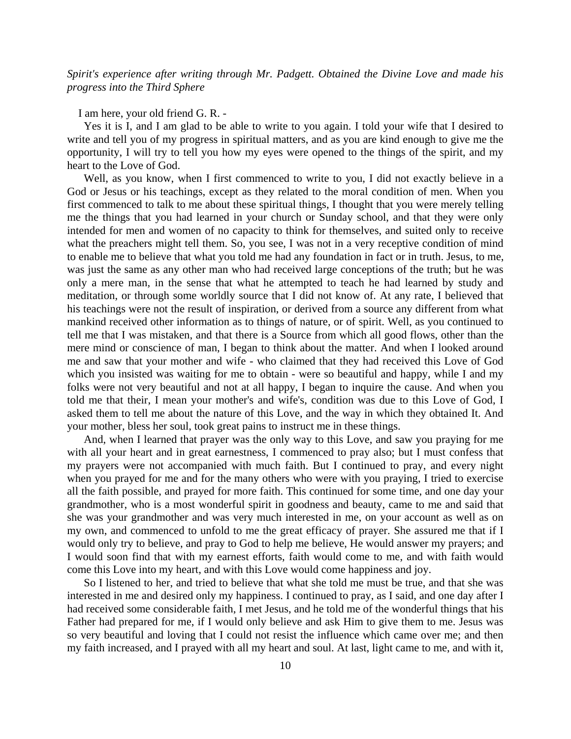*Spirit's experience after writing through Mr. Padgett. Obtained the Divine Love and made his progress into the Third Sphere*

I am here, your old friend G. R. -

Yes it is I, and I am glad to be able to write to you again. I told your wife that I desired to write and tell you of my progress in spiritual matters, and as you are kind enough to give me the opportunity, I will try to tell you how my eyes were opened to the things of the spirit, and my heart to the Love of God.

Well, as you know, when I first commenced to write to you, I did not exactly believe in a God or Jesus or his teachings, except as they related to the moral condition of men. When you first commenced to talk to me about these spiritual things, I thought that you were merely telling me the things that you had learned in your church or Sunday school, and that they were only intended for men and women of no capacity to think for themselves, and suited only to receive what the preachers might tell them. So, you see, I was not in a very receptive condition of mind to enable me to believe that what you told me had any foundation in fact or in truth. Jesus, to me, was just the same as any other man who had received large conceptions of the truth; but he was only a mere man, in the sense that what he attempted to teach he had learned by study and meditation, or through some worldly source that I did not know of. At any rate, I believed that his teachings were not the result of inspiration, or derived from a source any different from what mankind received other information as to things of nature, or of spirit. Well, as you continued to tell me that I was mistaken, and that there is a Source from which all good flows, other than the mere mind or conscience of man, I began to think about the matter. And when I looked around me and saw that your mother and wife - who claimed that they had received this Love of God which you insisted was waiting for me to obtain - were so beautiful and happy, while I and my folks were not very beautiful and not at all happy, I began to inquire the cause. And when you told me that their, I mean your mother's and wife's, condition was due to this Love of God, I asked them to tell me about the nature of this Love, and the way in which they obtained It. And your mother, bless her soul, took great pains to instruct me in these things.

And, when I learned that prayer was the only way to this Love, and saw you praying for me with all your heart and in great earnestness, I commenced to pray also; but I must confess that my prayers were not accompanied with much faith. But I continued to pray, and every night when you prayed for me and for the many others who were with you praying, I tried to exercise all the faith possible, and prayed for more faith. This continued for some time, and one day your grandmother, who is a most wonderful spirit in goodness and beauty, came to me and said that she was your grandmother and was very much interested in me, on your account as well as on my own, and commenced to unfold to me the great efficacy of prayer. She assured me that if I would only try to believe, and pray to God to help me believe, He would answer my prayers; and I would soon find that with my earnest efforts, faith would come to me, and with faith would come this Love into my heart, and with this Love would come happiness and joy.

So I listened to her, and tried to believe that what she told me must be true, and that she was interested in me and desired only my happiness. I continued to pray, as I said, and one day after I had received some considerable faith, I met Jesus, and he told me of the wonderful things that his Father had prepared for me, if I would only believe and ask Him to give them to me. Jesus was so very beautiful and loving that I could not resist the influence which came over me; and then my faith increased, and I prayed with all my heart and soul. At last, light came to me, and with it,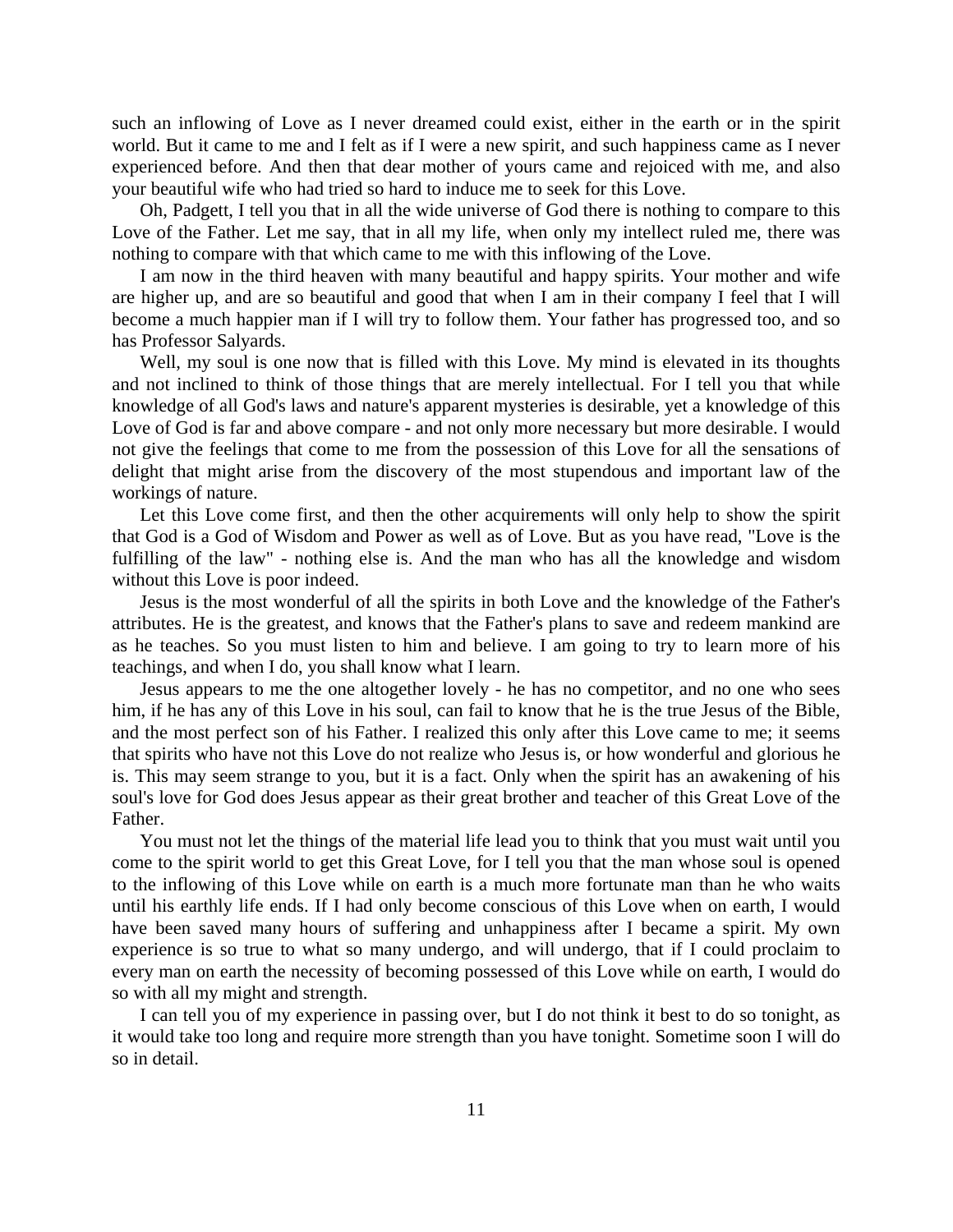such an inflowing of Love as I never dreamed could exist, either in the earth or in the spirit world. But it came to me and I felt as if I were a new spirit, and such happiness came as I never experienced before. And then that dear mother of yours came and rejoiced with me, and also your beautiful wife who had tried so hard to induce me to seek for this Love.

Oh, Padgett, I tell you that in all the wide universe of God there is nothing to compare to this Love of the Father. Let me say, that in all my life, when only my intellect ruled me, there was nothing to compare with that which came to me with this inflowing of the Love.

I am now in the third heaven with many beautiful and happy spirits. Your mother and wife are higher up, and are so beautiful and good that when I am in their company I feel that I will become a much happier man if I will try to follow them. Your father has progressed too, and so has Professor Salyards.

Well, my soul is one now that is filled with this Love. My mind is elevated in its thoughts and not inclined to think of those things that are merely intellectual. For I tell you that while knowledge of all God's laws and nature's apparent mysteries is desirable, yet a knowledge of this Love of God is far and above compare - and not only more necessary but more desirable. I would not give the feelings that come to me from the possession of this Love for all the sensations of delight that might arise from the discovery of the most stupendous and important law of the workings of nature.

Let this Love come first, and then the other acquirements will only help to show the spirit that God is a God of Wisdom and Power as well as of Love. But as you have read, "Love is the fulfilling of the law" - nothing else is. And the man who has all the knowledge and wisdom without this Love is poor indeed.

Jesus is the most wonderful of all the spirits in both Love and the knowledge of the Father's attributes. He is the greatest, and knows that the Father's plans to save and redeem mankind are as he teaches. So you must listen to him and believe. I am going to try to learn more of his teachings, and when I do, you shall know what I learn.

Jesus appears to me the one altogether lovely - he has no competitor, and no one who sees him, if he has any of this Love in his soul, can fail to know that he is the true Jesus of the Bible, and the most perfect son of his Father. I realized this only after this Love came to me; it seems that spirits who have not this Love do not realize who Jesus is, or how wonderful and glorious he is. This may seem strange to you, but it is a fact. Only when the spirit has an awakening of his soul's love for God does Jesus appear as their great brother and teacher of this Great Love of the Father.

You must not let the things of the material life lead you to think that you must wait until you come to the spirit world to get this Great Love, for I tell you that the man whose soul is opened to the inflowing of this Love while on earth is a much more fortunate man than he who waits until his earthly life ends. If I had only become conscious of this Love when on earth, I would have been saved many hours of suffering and unhappiness after I became a spirit. My own experience is so true to what so many undergo, and will undergo, that if I could proclaim to every man on earth the necessity of becoming possessed of this Love while on earth, I would do so with all my might and strength.

I can tell you of my experience in passing over, but I do not think it best to do so tonight, as it would take too long and require more strength than you have tonight. Sometime soon I will do so in detail.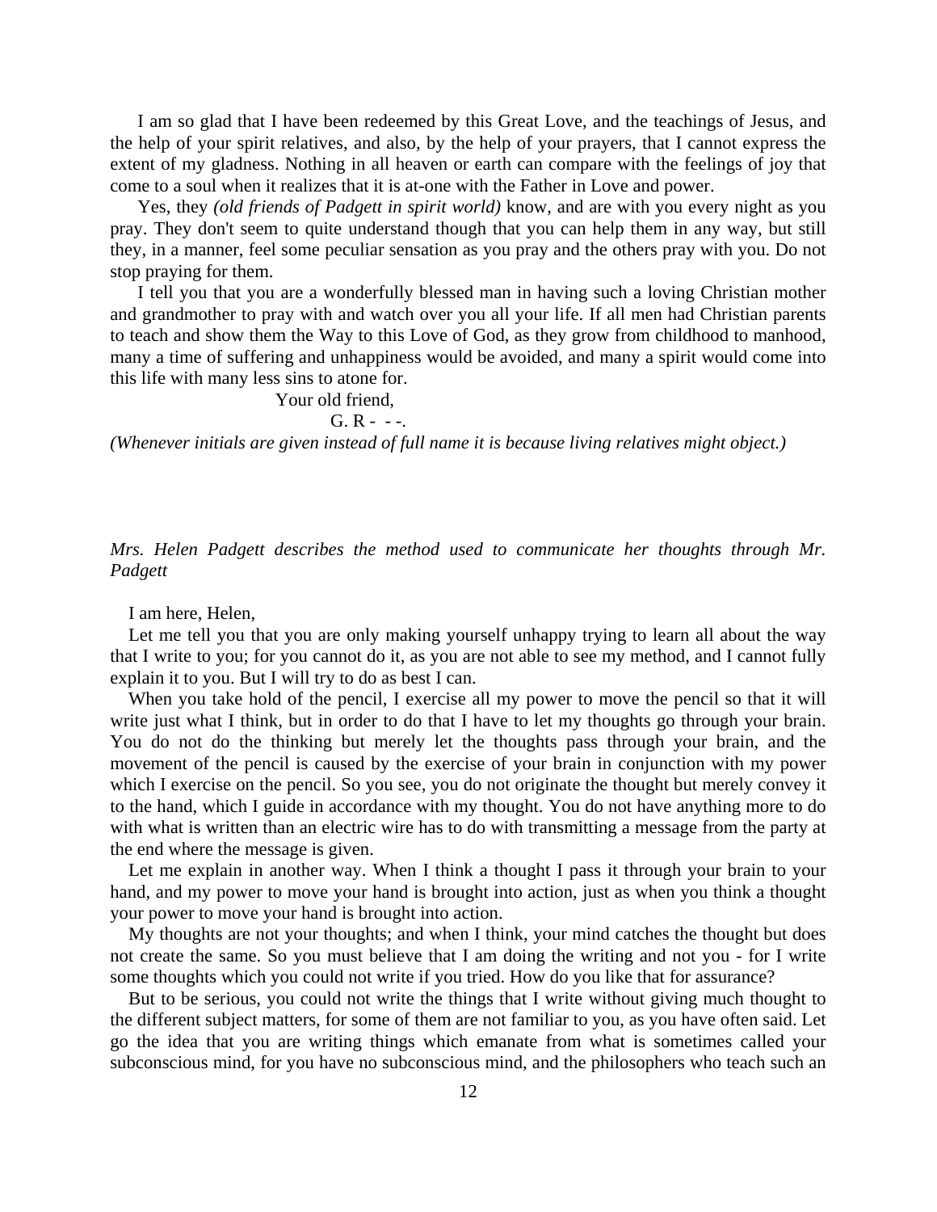I am so glad that I have been redeemed by this Great Love, and the teachings of Jesus, and the help of your spirit relatives, and also, by the help of your prayers, that I cannot express the extent of my gladness. Nothing in all heaven or earth can compare with the feelings of joy that come to a soul when it realizes that it is at-one with the Father in Love and power.

Yes, they *(old friends of Padgett in spirit world)* know, and are with you every night as you pray. They don't seem to quite understand though that you can help them in any way, but still they, in a manner, feel some peculiar sensation as you pray and the others pray with you. Do not stop praying for them.

I tell you that you are a wonderfully blessed man in having such a loving Christian mother and grandmother to pray with and watch over you all your life. If all men had Christian parents to teach and show them the Way to this Love of God, as they grow from childhood to manhood, many a time of suffering and unhappiness would be avoided, and many a spirit would come into this life with many less sins to atone for.

Your old friend,

G. R - - -.

*(Whenever initials are given instead of full name it is because living relatives might object.)*

*Mrs. Helen Padgett describes the method used to communicate her thoughts through Mr. Padgett*

I am here, Helen,

Let me tell you that you are only making yourself unhappy trying to learn all about the way that I write to you; for you cannot do it, as you are not able to see my method, and I cannot fully explain it to you. But I will try to do as best I can.

When you take hold of the pencil, I exercise all my power to move the pencil so that it will write just what I think, but in order to do that I have to let my thoughts go through your brain. You do not do the thinking but merely let the thoughts pass through your brain, and the movement of the pencil is caused by the exercise of your brain in conjunction with my power which I exercise on the pencil. So you see, you do not originate the thought but merely convey it to the hand, which I guide in accordance with my thought. You do not have anything more to do with what is written than an electric wire has to do with transmitting a message from the party at the end where the message is given.

Let me explain in another way. When I think a thought I pass it through your brain to your hand, and my power to move your hand is brought into action, just as when you think a thought your power to move your hand is brought into action.

My thoughts are not your thoughts; and when I think, your mind catches the thought but does not create the same. So you must believe that I am doing the writing and not you - for I write some thoughts which you could not write if you tried. How do you like that for assurance?

But to be serious, you could not write the things that I write without giving much thought to the different subject matters, for some of them are not familiar to you, as you have often said. Let go the idea that you are writing things which emanate from what is sometimes called your subconscious mind, for you have no subconscious mind, and the philosophers who teach such an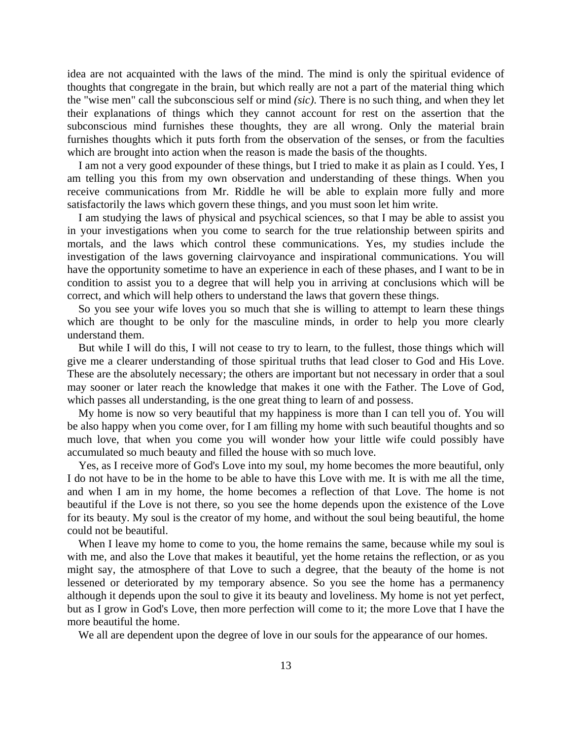idea are not acquainted with the laws of the mind. The mind is only the spiritual evidence of thoughts that congregate in the brain, but which really are not a part of the material thing which the "wise men" call the subconscious self or mind *(sic)*. There is no such thing, and when they let their explanations of things which they cannot account for rest on the assertion that the subconscious mind furnishes these thoughts, they are all wrong. Only the material brain furnishes thoughts which it puts forth from the observation of the senses, or from the faculties which are brought into action when the reason is made the basis of the thoughts.

I am not a very good expounder of these things, but I tried to make it as plain as I could. Yes, I am telling you this from my own observation and understanding of these things. When you receive communications from Mr. Riddle he will be able to explain more fully and more satisfactorily the laws which govern these things, and you must soon let him write.

I am studying the laws of physical and psychical sciences, so that I may be able to assist you in your investigations when you come to search for the true relationship between spirits and mortals, and the laws which control these communications. Yes, my studies include the investigation of the laws governing clairvoyance and inspirational communications. You will have the opportunity sometime to have an experience in each of these phases, and I want to be in condition to assist you to a degree that will help you in arriving at conclusions which will be correct, and which will help others to understand the laws that govern these things.

So you see your wife loves you so much that she is willing to attempt to learn these things which are thought to be only for the masculine minds, in order to help you more clearly understand them.

But while I will do this, I will not cease to try to learn, to the fullest, those things which will give me a clearer understanding of those spiritual truths that lead closer to God and His Love. These are the absolutely necessary; the others are important but not necessary in order that a soul may sooner or later reach the knowledge that makes it one with the Father. The Love of God, which passes all understanding, is the one great thing to learn of and possess.

My home is now so very beautiful that my happiness is more than I can tell you of. You will be also happy when you come over, for I am filling my home with such beautiful thoughts and so much love, that when you come you will wonder how your little wife could possibly have accumulated so much beauty and filled the house with so much love.

Yes, as I receive more of God's Love into my soul, my home becomes the more beautiful, only I do not have to be in the home to be able to have this Love with me. It is with me all the time, and when I am in my home, the home becomes a reflection of that Love. The home is not beautiful if the Love is not there, so you see the home depends upon the existence of the Love for its beauty. My soul is the creator of my home, and without the soul being beautiful, the home could not be beautiful.

When I leave my home to come to you, the home remains the same, because while my soul is with me, and also the Love that makes it beautiful, yet the home retains the reflection, or as you might say, the atmosphere of that Love to such a degree, that the beauty of the home is not lessened or deteriorated by my temporary absence. So you see the home has a permanency although it depends upon the soul to give it its beauty and loveliness. My home is not yet perfect, but as I grow in God's Love, then more perfection will come to it; the more Love that I have the more beautiful the home.

We all are dependent upon the degree of love in our souls for the appearance of our homes.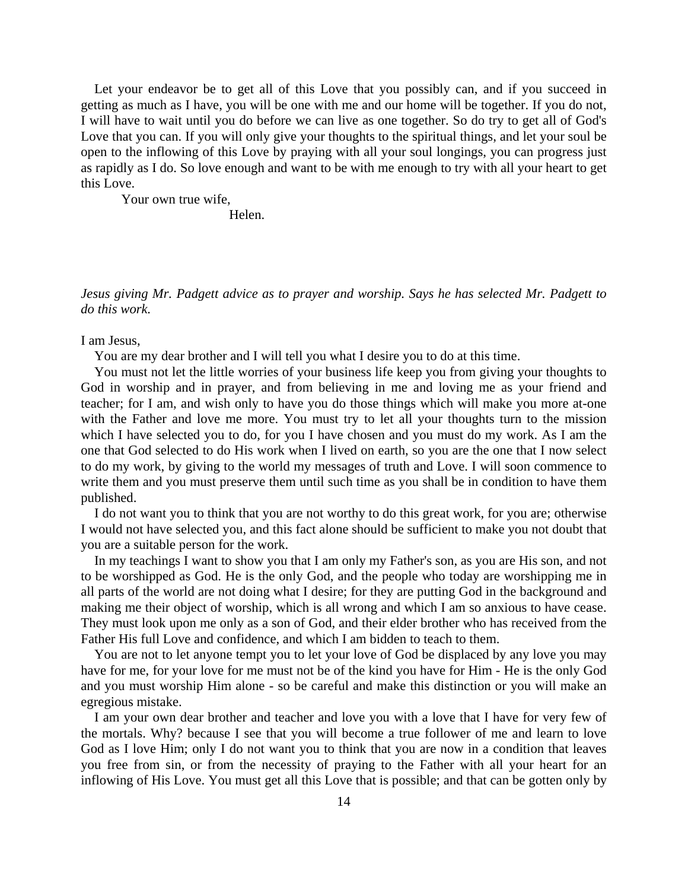Let your endeavor be to get all of this Love that you possibly can, and if you succeed in getting as much as I have, you will be one with me and our home will be together. If you do not, I will have to wait until you do before we can live as one together. So do try to get all of God's Love that you can. If you will only give your thoughts to the spiritual things, and let your soul be open to the inflowing of this Love by praying with all your soul longings, you can progress just as rapidly as I do. So love enough and want to be with me enough to try with all your heart to get this Love.

Your own true wife,

Helen.

*Jesus giving Mr. Padgett advice as to prayer and worship. Says he has selected Mr. Padgett to do this work.*

I am Jesus,

You are my dear brother and I will tell you what I desire you to do at this time.

You must not let the little worries of your business life keep you from giving your thoughts to God in worship and in prayer, and from believing in me and loving me as your friend and teacher; for I am, and wish only to have you do those things which will make you more at-one with the Father and love me more. You must try to let all your thoughts turn to the mission which I have selected you to do, for you I have chosen and you must do my work. As I am the one that God selected to do His work when I lived on earth, so you are the one that I now select to do my work, by giving to the world my messages of truth and Love. I will soon commence to write them and you must preserve them until such time as you shall be in condition to have them published.

I do not want you to think that you are not worthy to do this great work, for you are; otherwise I would not have selected you, and this fact alone should be sufficient to make you not doubt that you are a suitable person for the work.

In my teachings I want to show you that I am only my Father's son, as you are His son, and not to be worshipped as God. He is the only God, and the people who today are worshipping me in all parts of the world are not doing what I desire; for they are putting God in the background and making me their object of worship, which is all wrong and which I am so anxious to have cease. They must look upon me only as a son of God, and their elder brother who has received from the Father His full Love and confidence, and which I am bidden to teach to them.

You are not to let anyone tempt you to let your love of God be displaced by any love you may have for me, for your love for me must not be of the kind you have for Him - He is the only God and you must worship Him alone - so be careful and make this distinction or you will make an egregious mistake.

I am your own dear brother and teacher and love you with a love that I have for very few of the mortals. Why? because I see that you will become a true follower of me and learn to love God as I love Him; only I do not want you to think that you are now in a condition that leaves you free from sin, or from the necessity of praying to the Father with all your heart for an inflowing of His Love. You must get all this Love that is possible; and that can be gotten only by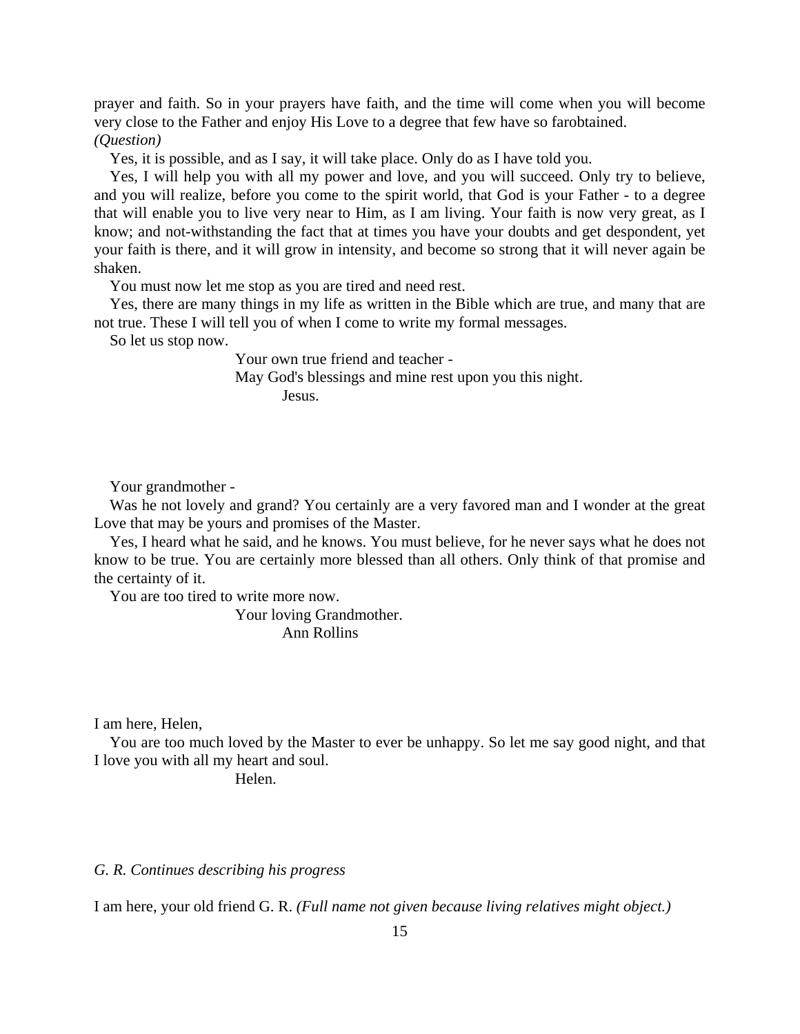prayer and faith. So in your prayers have faith, and the time will come when you will become very close to the Father and enjoy His Love to a degree that few have so farobtained.
*(Question)*

Yes, it is possible, and as I say, it will take place. Only do as I have told you.

Yes, I will help you with all my power and love, and you will succeed. Only try to believe, and you will realize, before you come to the spirit world, that God is your Father - to a degree that will enable you to live very near to Him, as I am living. Your faith is now very great, as I know; and not-withstanding the fact that at times you have your doubts and get despondent, yet your faith is there, and it will grow in intensity, and become so strong that it will never again be shaken.

You must now let me stop as you are tired and need rest.

Yes, there are many things in my life as written in the Bible which are true, and many that are not true. These I will tell you of when I come to write my formal messages.

So let us stop now.

Your own true friend and teacher -
May God's blessings and mine rest upon you this night.
Jesus.

Your grandmother -

Was he not lovely and grand? You certainly are a very favored man and I wonder at the great Love that may be yours and promises of the Master.

Yes, I heard what he said, and he knows. You must believe, for he never says what he does not know to be true. You are certainly more blessed than all others. Only think of that promise and the certainty of it.

You are too tired to write more now.

Your loving Grandmother.
Ann Rollins

I am here, Helen,

You are too much loved by the Master to ever be unhappy. So let me say good night, and that I love you with all my heart and soul.

Helen.

*G. R. Continues describing his progress*

I am here, your old friend G. R. *(Full name not given because living relatives might object.)*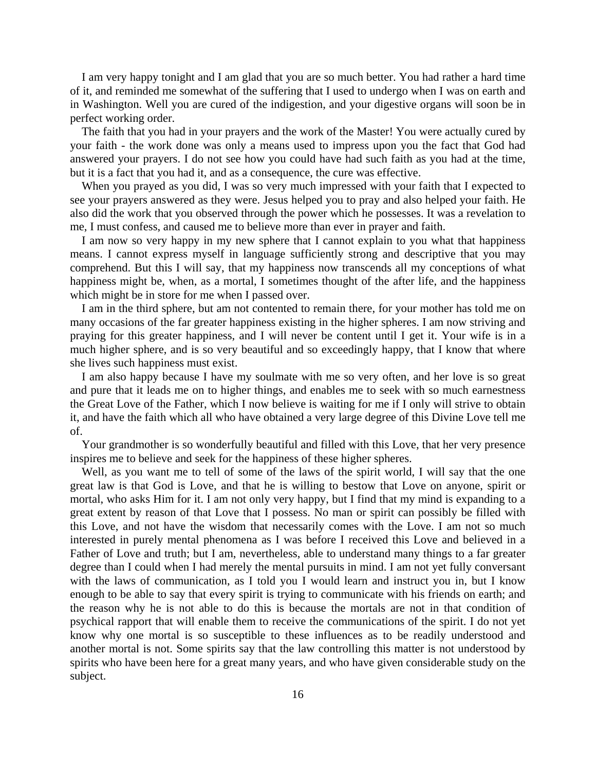I am very happy tonight and I am glad that you are so much better. You had rather a hard time of it, and reminded me somewhat of the suffering that I used to undergo when I was on earth and in Washington. Well you are cured of the indigestion, and your digestive organs will soon be in perfect working order.

The faith that you had in your prayers and the work of the Master! You were actually cured by your faith - the work done was only a means used to impress upon you the fact that God had answered your prayers. I do not see how you could have had such faith as you had at the time, but it is a fact that you had it, and as a consequence, the cure was effective.

When you prayed as you did, I was so very much impressed with your faith that I expected to see your prayers answered as they were. Jesus helped you to pray and also helped your faith. He also did the work that you observed through the power which he possesses. It was a revelation to me, I must confess, and caused me to believe more than ever in prayer and faith.

I am now so very happy in my new sphere that I cannot explain to you what that happiness means. I cannot express myself in language sufficiently strong and descriptive that you may comprehend. But this I will say, that my happiness now transcends all my conceptions of what happiness might be, when, as a mortal, I sometimes thought of the after life, and the happiness which might be in store for me when I passed over.

I am in the third sphere, but am not contented to remain there, for your mother has told me on many occasions of the far greater happiness existing in the higher spheres. I am now striving and praying for this greater happiness, and I will never be content until I get it. Your wife is in a much higher sphere, and is so very beautiful and so exceedingly happy, that I know that where she lives such happiness must exist.

I am also happy because I have my soulmate with me so very often, and her love is so great and pure that it leads me on to higher things, and enables me to seek with so much earnestness the Great Love of the Father, which I now believe is waiting for me if I only will strive to obtain it, and have the faith which all who have obtained a very large degree of this Divine Love tell me of.

Your grandmother is so wonderfully beautiful and filled with this Love, that her very presence inspires me to believe and seek for the happiness of these higher spheres.

Well, as you want me to tell of some of the laws of the spirit world, I will say that the one great law is that God is Love, and that he is willing to bestow that Love on anyone, spirit or mortal, who asks Him for it. I am not only very happy, but I find that my mind is expanding to a great extent by reason of that Love that I possess. No man or spirit can possibly be filled with this Love, and not have the wisdom that necessarily comes with the Love. I am not so much interested in purely mental phenomena as I was before I received this Love and believed in a Father of Love and truth; but I am, nevertheless, able to understand many things to a far greater degree than I could when I had merely the mental pursuits in mind. I am not yet fully conversant with the laws of communication, as I told you I would learn and instruct you in, but I know enough to be able to say that every spirit is trying to communicate with his friends on earth; and the reason why he is not able to do this is because the mortals are not in that condition of psychical rapport that will enable them to receive the communications of the spirit. I do not yet know why one mortal is so susceptible to these influences as to be readily understood and another mortal is not. Some spirits say that the law controlling this matter is not understood by spirits who have been here for a great many years, and who have given considerable study on the subject.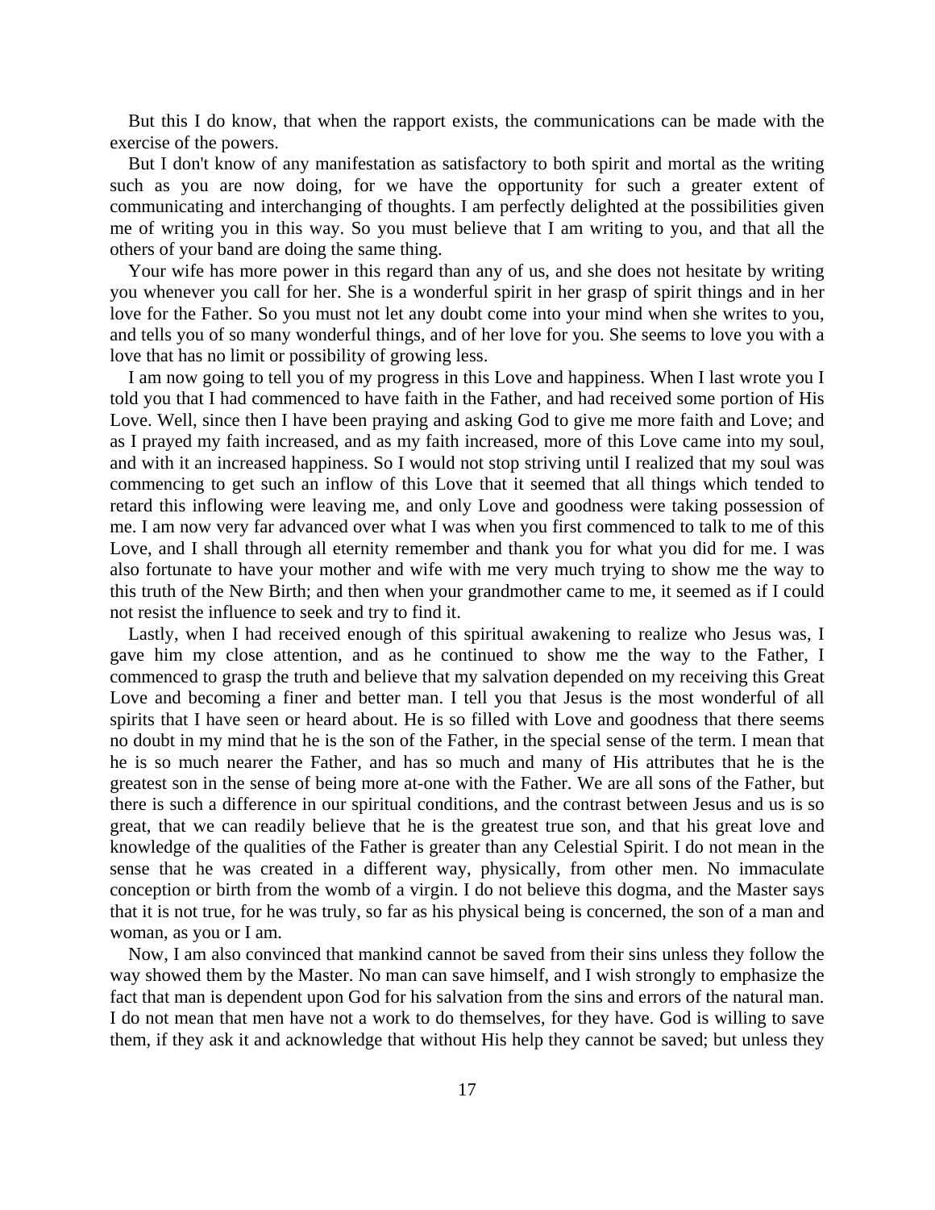But this I do know, that when the rapport exists, the communications can be made with the exercise of the powers.

But I don't know of any manifestation as satisfactory to both spirit and mortal as the writing such as you are now doing, for we have the opportunity for such a greater extent of communicating and interchanging of thoughts. I am perfectly delighted at the possibilities given me of writing you in this way. So you must believe that I am writing to you, and that all the others of your band are doing the same thing.

Your wife has more power in this regard than any of us, and she does not hesitate by writing you whenever you call for her. She is a wonderful spirit in her grasp of spirit things and in her love for the Father. So you must not let any doubt come into your mind when she writes to you, and tells you of so many wonderful things, and of her love for you. She seems to love you with a love that has no limit or possibility of growing less.

I am now going to tell you of my progress in this Love and happiness. When I last wrote you I told you that I had commenced to have faith in the Father, and had received some portion of His Love. Well, since then I have been praying and asking God to give me more faith and Love; and as I prayed my faith increased, and as my faith increased, more of this Love came into my soul, and with it an increased happiness. So I would not stop striving until I realized that my soul was commencing to get such an inflow of this Love that it seemed that all things which tended to retard this inflowing were leaving me, and only Love and goodness were taking possession of me. I am now very far advanced over what I was when you first commenced to talk to me of this Love, and I shall through all eternity remember and thank you for what you did for me. I was also fortunate to have your mother and wife with me very much trying to show me the way to this truth of the New Birth; and then when your grandmother came to me, it seemed as if I could not resist the influence to seek and try to find it.

Lastly, when I had received enough of this spiritual awakening to realize who Jesus was, I gave him my close attention, and as he continued to show me the way to the Father, I commenced to grasp the truth and believe that my salvation depended on my receiving this Great Love and becoming a finer and better man. I tell you that Jesus is the most wonderful of all spirits that I have seen or heard about. He is so filled with Love and goodness that there seems no doubt in my mind that he is the son of the Father, in the special sense of the term. I mean that he is so much nearer the Father, and has so much and many of His attributes that he is the greatest son in the sense of being more at-one with the Father. We are all sons of the Father, but there is such a difference in our spiritual conditions, and the contrast between Jesus and us is so great, that we can readily believe that he is the greatest true son, and that his great love and knowledge of the qualities of the Father is greater than any Celestial Spirit. I do not mean in the sense that he was created in a different way, physically, from other men. No immaculate conception or birth from the womb of a virgin. I do not believe this dogma, and the Master says that it is not true, for he was truly, so far as his physical being is concerned, the son of a man and woman, as you or I am.

Now, I am also convinced that mankind cannot be saved from their sins unless they follow the way showed them by the Master. No man can save himself, and I wish strongly to emphasize the fact that man is dependent upon God for his salvation from the sins and errors of the natural man. I do not mean that men have not a work to do themselves, for they have. God is willing to save them, if they ask it and acknowledge that without His help they cannot be saved; but unless they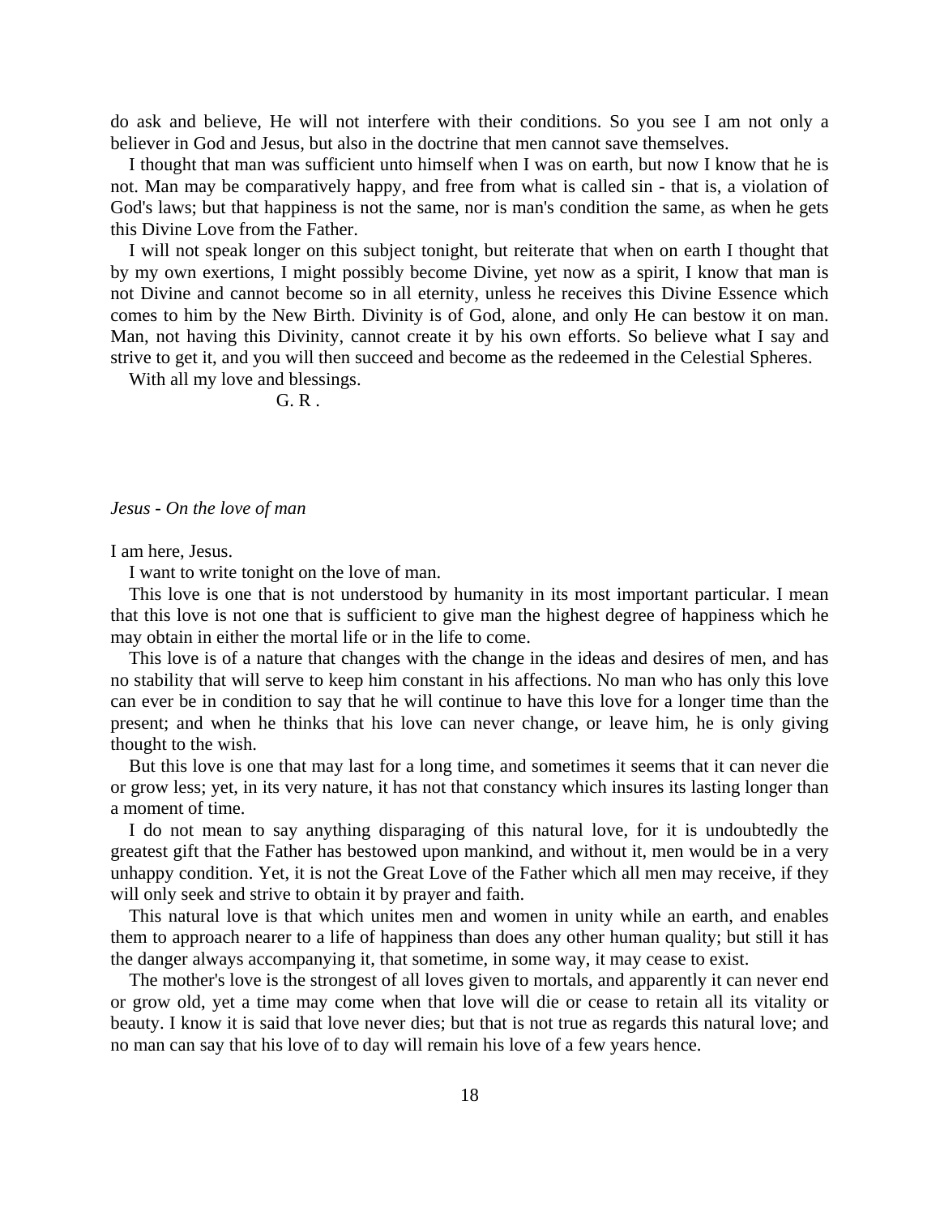do ask and believe, He will not interfere with their conditions. So you see I am not only a believer in God and Jesus, but also in the doctrine that men cannot save themselves.

I thought that man was sufficient unto himself when I was on earth, but now I know that he is not. Man may be comparatively happy, and free from what is called sin - that is, a violation of God's laws; but that happiness is not the same, nor is man's condition the same, as when he gets this Divine Love from the Father.

I will not speak longer on this subject tonight, but reiterate that when on earth I thought that by my own exertions, I might possibly become Divine, yet now as a spirit, I know that man is not Divine and cannot become so in all eternity, unless he receives this Divine Essence which comes to him by the New Birth. Divinity is of God, alone, and only He can bestow it on man. Man, not having this Divinity, cannot create it by his own efforts. So believe what I say and strive to get it, and you will then succeed and become as the redeemed in the Celestial Spheres.

With all my love and blessings.

G. R .

*Jesus - On the love of man*

I am here, Jesus.

I want to write tonight on the love of man.

This love is one that is not understood by humanity in its most important particular. I mean that this love is not one that is sufficient to give man the highest degree of happiness which he may obtain in either the mortal life or in the life to come.

This love is of a nature that changes with the change in the ideas and desires of men, and has no stability that will serve to keep him constant in his affections. No man who has only this love can ever be in condition to say that he will continue to have this love for a longer time than the present; and when he thinks that his love can never change, or leave him, he is only giving thought to the wish.

But this love is one that may last for a long time, and sometimes it seems that it can never die or grow less; yet, in its very nature, it has not that constancy which insures its lasting longer than a moment of time.

I do not mean to say anything disparaging of this natural love, for it is undoubtedly the greatest gift that the Father has bestowed upon mankind, and without it, men would be in a very unhappy condition. Yet, it is not the Great Love of the Father which all men may receive, if they will only seek and strive to obtain it by prayer and faith.

This natural love is that which unites men and women in unity while an earth, and enables them to approach nearer to a life of happiness than does any other human quality; but still it has the danger always accompanying it, that sometime, in some way, it may cease to exist.

The mother's love is the strongest of all loves given to mortals, and apparently it can never end or grow old, yet a time may come when that love will die or cease to retain all its vitality or beauty. I know it is said that love never dies; but that is not true as regards this natural love; and no man can say that his love of to day will remain his love of a few years hence.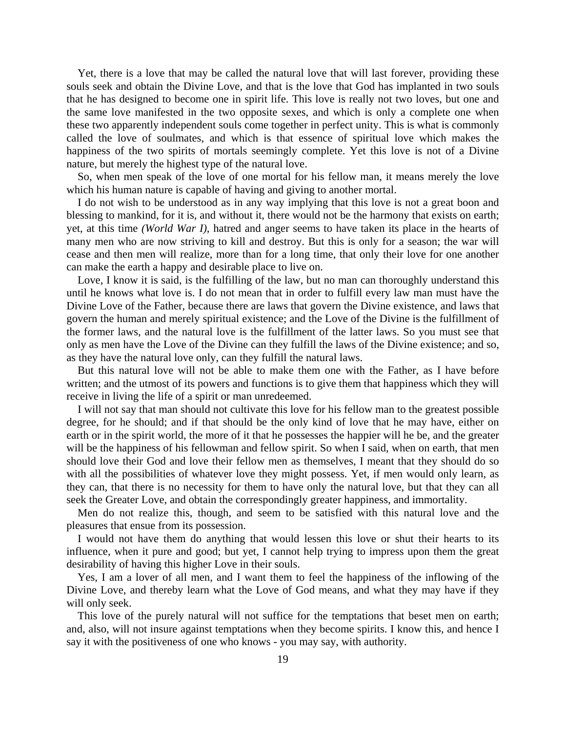Yet, there is a love that may be called the natural love that will last forever, providing these souls seek and obtain the Divine Love, and that is the love that God has implanted in two souls that he has designed to become one in spirit life. This love is really not two loves, but one and the same love manifested in the two opposite sexes, and which is only a complete one when these two apparently independent souls come together in perfect unity. This is what is commonly called the love of soulmates, and which is that essence of spiritual love which makes the happiness of the two spirits of mortals seemingly complete. Yet this love is not of a Divine nature, but merely the highest type of the natural love.

So, when men speak of the love of one mortal for his fellow man, it means merely the love which his human nature is capable of having and giving to another mortal.

I do not wish to be understood as in any way implying that this love is not a great boon and blessing to mankind, for it is, and without it, there would not be the harmony that exists on earth; yet, at this time *(World War I)*, hatred and anger seems to have taken its place in the hearts of many men who are now striving to kill and destroy. But this is only for a season; the war will cease and then men will realize, more than for a long time, that only their love for one another can make the earth a happy and desirable place to live on.

Love, I know it is said, is the fulfilling of the law, but no man can thoroughly understand this until he knows what love is. I do not mean that in order to fulfill every law man must have the Divine Love of the Father, because there are laws that govern the Divine existence, and laws that govern the human and merely spiritual existence; and the Love of the Divine is the fulfillment of the former laws, and the natural love is the fulfillment of the latter laws. So you must see that only as men have the Love of the Divine can they fulfill the laws of the Divine existence; and so, as they have the natural love only, can they fulfill the natural laws.

But this natural love will not be able to make them one with the Father, as I have before written; and the utmost of its powers and functions is to give them that happiness which they will receive in living the life of a spirit or man unredeemed.

I will not say that man should not cultivate this love for his fellow man to the greatest possible degree, for he should; and if that should be the only kind of love that he may have, either on earth or in the spirit world, the more of it that he possesses the happier will he be, and the greater will be the happiness of his fellowman and fellow spirit. So when I said, when on earth, that men should love their God and love their fellow men as themselves, I meant that they should do so with all the possibilities of whatever love they might possess. Yet, if men would only learn, as they can, that there is no necessity for them to have only the natural love, but that they can all seek the Greater Love, and obtain the correspondingly greater happiness, and immortality.

Men do not realize this, though, and seem to be satisfied with this natural love and the pleasures that ensue from its possession.

I would not have them do anything that would lessen this love or shut their hearts to its influence, when it pure and good; but yet, I cannot help trying to impress upon them the great desirability of having this higher Love in their souls.

Yes, I am a lover of all men, and I want them to feel the happiness of the inflowing of the Divine Love, and thereby learn what the Love of God means, and what they may have if they will only seek.

This love of the purely natural will not suffice for the temptations that beset men on earth; and, also, will not insure against temptations when they become spirits. I know this, and hence I say it with the positiveness of one who knows - you may say, with authority.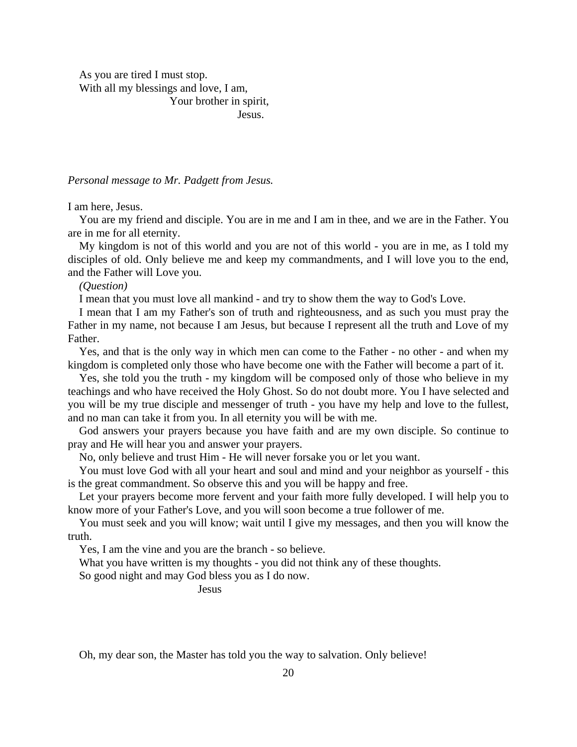As you are tired I must stop.
With all my blessings and love, I am,

Your brother in spirit,

Jesus.

*Personal message to Mr. Padgett from Jesus.*

I am here, Jesus.

You are my friend and disciple. You are in me and I am in thee, and we are in the Father. You are in me for all eternity.

My kingdom is not of this world and you are not of this world - you are in me, as I told my disciples of old. Only believe me and keep my commandments, and I will love you to the end, and the Father will Love you.

*(Question)*

I mean that you must love all mankind - and try to show them the way to God's Love.

I mean that I am my Father's son of truth and righteousness, and as such you must pray the Father in my name, not because I am Jesus, but because I represent all the truth and Love of my Father.

Yes, and that is the only way in which men can come to the Father - no other - and when my kingdom is completed only those who have become one with the Father will become a part of it.

Yes, she told you the truth - my kingdom will be composed only of those who believe in my teachings and who have received the Holy Ghost. So do not doubt more. You I have selected and you will be my true disciple and messenger of truth - you have my help and love to the fullest, and no man can take it from you. In all eternity you will be with me.

God answers your prayers because you have faith and are my own disciple. So continue to pray and He will hear you and answer your prayers.

No, only believe and trust Him - He will never forsake you or let you want.

You must love God with all your heart and soul and mind and your neighbor as yourself - this is the great commandment. So observe this and you will be happy and free.

Let your prayers become more fervent and your faith more fully developed. I will help you to know more of your Father's Love, and you will soon become a true follower of me.

You must seek and you will know; wait until I give my messages, and then you will know the truth.

Yes, I am the vine and you are the branch - so believe.

What you have written is my thoughts - you did not think any of these thoughts.

So good night and may God bless you as I do now.

Jesus

Oh, my dear son, the Master has told you the way to salvation. Only believe!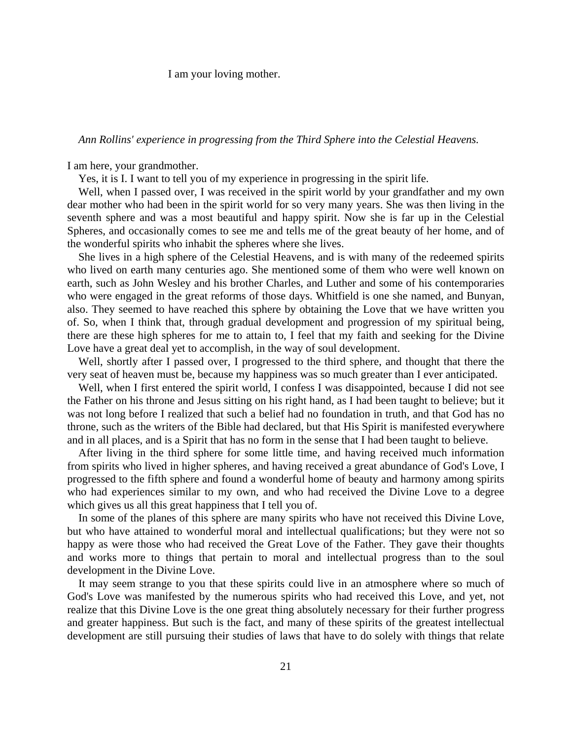I am your loving mother.

*Ann Rollins' experience in progressing from the Third Sphere into the Celestial Heavens.*

I am here, your grandmother.

Yes, it is I. I want to tell you of my experience in progressing in the spirit life.

Well, when I passed over, I was received in the spirit world by your grandfather and my own dear mother who had been in the spirit world for so very many years. She was then living in the seventh sphere and was a most beautiful and happy spirit. Now she is far up in the Celestial Spheres, and occasionally comes to see me and tells me of the great beauty of her home, and of the wonderful spirits who inhabit the spheres where she lives.

She lives in a high sphere of the Celestial Heavens, and is with many of the redeemed spirits who lived on earth many centuries ago. She mentioned some of them who were well known on earth, such as John Wesley and his brother Charles, and Luther and some of his contemporaries who were engaged in the great reforms of those days. Whitfield is one she named, and Bunyan, also. They seemed to have reached this sphere by obtaining the Love that we have written you of. So, when I think that, through gradual development and progression of my spiritual being, there are these high spheres for me to attain to, I feel that my faith and seeking for the Divine Love have a great deal yet to accomplish, in the way of soul development.

Well, shortly after I passed over, I progressed to the third sphere, and thought that there the very seat of heaven must be, because my happiness was so much greater than I ever anticipated.

Well, when I first entered the spirit world, I confess I was disappointed, because I did not see the Father on his throne and Jesus sitting on his right hand, as I had been taught to believe; but it was not long before I realized that such a belief had no foundation in truth, and that God has no throne, such as the writers of the Bible had declared, but that His Spirit is manifested everywhere and in all places, and is a Spirit that has no form in the sense that I had been taught to believe.

After living in the third sphere for some little time, and having received much information from spirits who lived in higher spheres, and having received a great abundance of God's Love, I progressed to the fifth sphere and found a wonderful home of beauty and harmony among spirits who had experiences similar to my own, and who had received the Divine Love to a degree which gives us all this great happiness that I tell you of.

In some of the planes of this sphere are many spirits who have not received this Divine Love, but who have attained to wonderful moral and intellectual qualifications; but they were not so happy as were those who had received the Great Love of the Father. They gave their thoughts and works more to things that pertain to moral and intellectual progress than to the soul development in the Divine Love.

It may seem strange to you that these spirits could live in an atmosphere where so much of God's Love was manifested by the numerous spirits who had received this Love, and yet, not realize that this Divine Love is the one great thing absolutely necessary for their further progress and greater happiness. But such is the fact, and many of these spirits of the greatest intellectual development are still pursuing their studies of laws that have to do solely with things that relate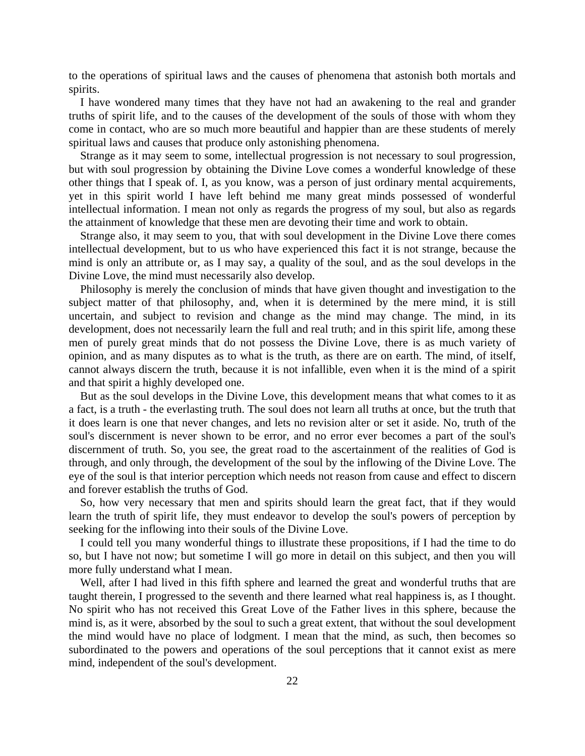to the operations of spiritual laws and the causes of phenomena that astonish both mortals and spirits.

I have wondered many times that they have not had an awakening to the real and grander truths of spirit life, and to the causes of the development of the souls of those with whom they come in contact, who are so much more beautiful and happier than are these students of merely spiritual laws and causes that produce only astonishing phenomena.

Strange as it may seem to some, intellectual progression is not necessary to soul progression, but with soul progression by obtaining the Divine Love comes a wonderful knowledge of these other things that I speak of. I, as you know, was a person of just ordinary mental acquirements, yet in this spirit world I have left behind me many great minds possessed of wonderful intellectual information. I mean not only as regards the progress of my soul, but also as regards the attainment of knowledge that these men are devoting their time and work to obtain.

Strange also, it may seem to you, that with soul development in the Divine Love there comes intellectual development, but to us who have experienced this fact it is not strange, because the mind is only an attribute or, as I may say, a quality of the soul, and as the soul develops in the Divine Love, the mind must necessarily also develop.

Philosophy is merely the conclusion of minds that have given thought and investigation to the subject matter of that philosophy, and, when it is determined by the mere mind, it is still uncertain, and subject to revision and change as the mind may change. The mind, in its development, does not necessarily learn the full and real truth; and in this spirit life, among these men of purely great minds that do not possess the Divine Love, there is as much variety of opinion, and as many disputes as to what is the truth, as there are on earth. The mind, of itself, cannot always discern the truth, because it is not infallible, even when it is the mind of a spirit and that spirit a highly developed one.

But as the soul develops in the Divine Love, this development means that what comes to it as a fact, is a truth - the everlasting truth. The soul does not learn all truths at once, but the truth that it does learn is one that never changes, and lets no revision alter or set it aside. No, truth of the soul's discernment is never shown to be error, and no error ever becomes a part of the soul's discernment of truth. So, you see, the great road to the ascertainment of the realities of God is through, and only through, the development of the soul by the inflowing of the Divine Love. The eye of the soul is that interior perception which needs not reason from cause and effect to discern and forever establish the truths of God.

So, how very necessary that men and spirits should learn the great fact, that if they would learn the truth of spirit life, they must endeavor to develop the soul's powers of perception by seeking for the inflowing into their souls of the Divine Love.

I could tell you many wonderful things to illustrate these propositions, if I had the time to do so, but I have not now; but sometime I will go more in detail on this subject, and then you will more fully understand what I mean.

Well, after I had lived in this fifth sphere and learned the great and wonderful truths that are taught therein, I progressed to the seventh and there learned what real happiness is, as I thought. No spirit who has not received this Great Love of the Father lives in this sphere, because the mind is, as it were, absorbed by the soul to such a great extent, that without the soul development the mind would have no place of lodgment. I mean that the mind, as such, then becomes so subordinated to the powers and operations of the soul perceptions that it cannot exist as mere mind, independent of the soul's development.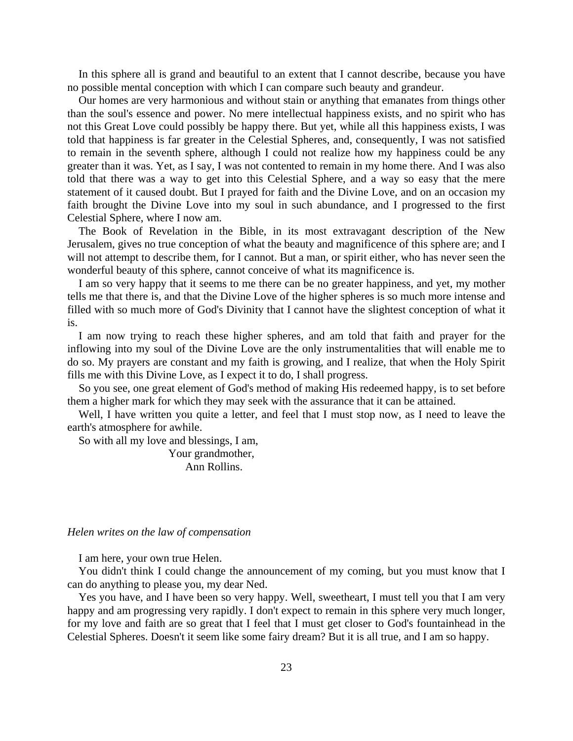In this sphere all is grand and beautiful to an extent that I cannot describe, because you have no possible mental conception with which I can compare such beauty and grandeur.

Our homes are very harmonious and without stain or anything that emanates from things other than the soul's essence and power. No mere intellectual happiness exists, and no spirit who has not this Great Love could possibly be happy there. But yet, while all this happiness exists, I was told that happiness is far greater in the Celestial Spheres, and, consequently, I was not satisfied to remain in the seventh sphere, although I could not realize how my happiness could be any greater than it was. Yet, as I say, I was not contented to remain in my home there. And I was also told that there was a way to get into this Celestial Sphere, and a way so easy that the mere statement of it caused doubt. But I prayed for faith and the Divine Love, and on an occasion my faith brought the Divine Love into my soul in such abundance, and I progressed to the first Celestial Sphere, where I now am.

The Book of Revelation in the Bible, in its most extravagant description of the New Jerusalem, gives no true conception of what the beauty and magnificence of this sphere are; and I will not attempt to describe them, for I cannot. But a man, or spirit either, who has never seen the wonderful beauty of this sphere, cannot conceive of what its magnificence is.

I am so very happy that it seems to me there can be no greater happiness, and yet, my mother tells me that there is, and that the Divine Love of the higher spheres is so much more intense and filled with so much more of God's Divinity that I cannot have the slightest conception of what it is.

I am now trying to reach these higher spheres, and am told that faith and prayer for the inflowing into my soul of the Divine Love are the only instrumentalities that will enable me to do so. My prayers are constant and my faith is growing, and I realize, that when the Holy Spirit fills me with this Divine Love, as I expect it to do, I shall progress.

So you see, one great element of God's method of making His redeemed happy, is to set before them a higher mark for which they may seek with the assurance that it can be attained.

Well, I have written you quite a letter, and feel that I must stop now, as I need to leave the earth's atmosphere for awhile.

So with all my love and blessings, I am,

Your grandmother,
Ann Rollins.

*Helen writes on the law of compensation*

I am here, your own true Helen.

You didn't think I could change the announcement of my coming, but you must know that I can do anything to please you, my dear Ned.

Yes you have, and I have been so very happy. Well, sweetheart, I must tell you that I am very happy and am progressing very rapidly. I don't expect to remain in this sphere very much longer, for my love and faith are so great that I feel that I must get closer to God's fountainhead in the Celestial Spheres. Doesn't it seem like some fairy dream? But it is all true, and I am so happy.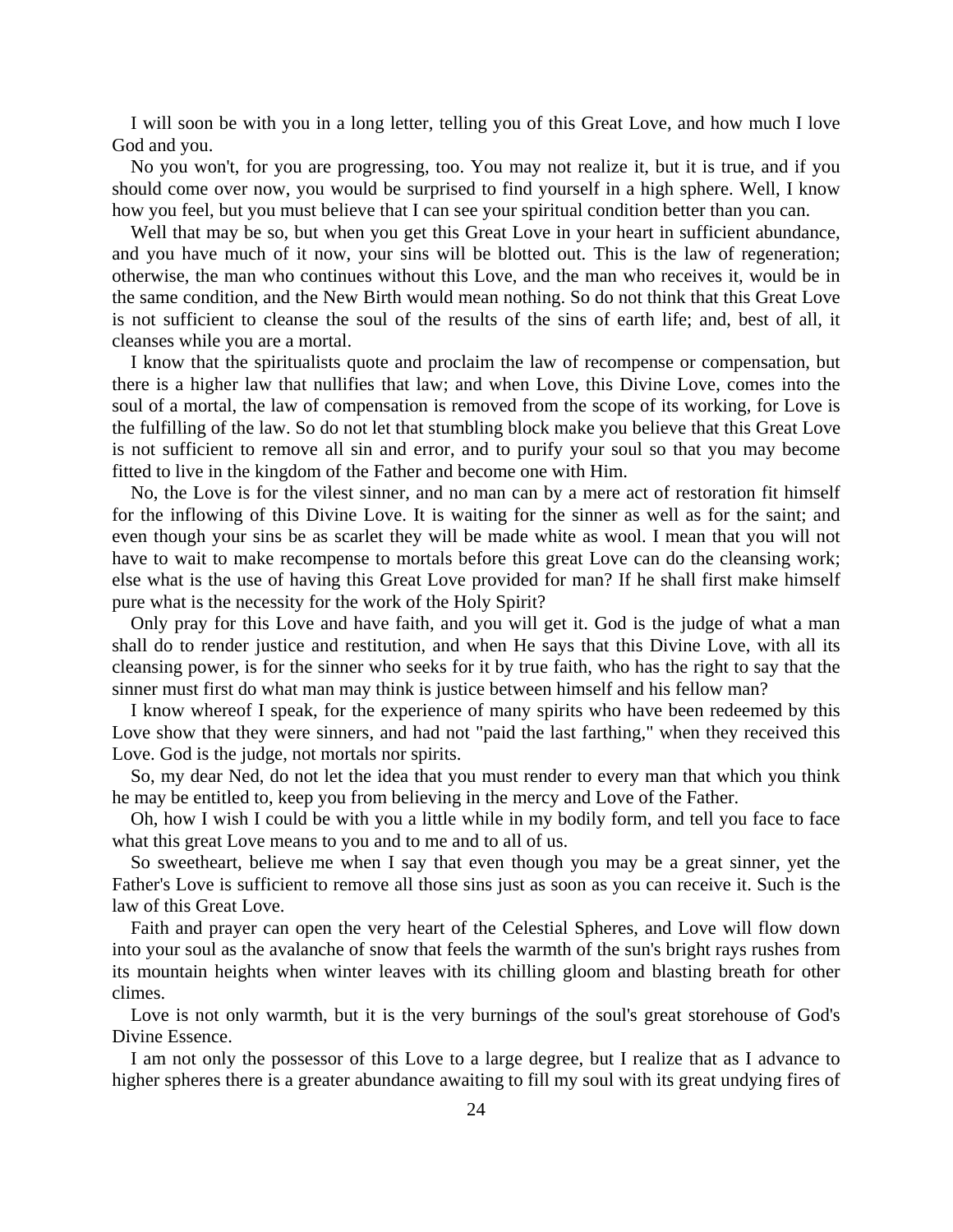I will soon be with you in a long letter, telling you of this Great Love, and how much I love God and you.

No you won't, for you are progressing, too. You may not realize it, but it is true, and if you should come over now, you would be surprised to find yourself in a high sphere. Well, I know how you feel, but you must believe that I can see your spiritual condition better than you can.

Well that may be so, but when you get this Great Love in your heart in sufficient abundance, and you have much of it now, your sins will be blotted out. This is the law of regeneration; otherwise, the man who continues without this Love, and the man who receives it, would be in the same condition, and the New Birth would mean nothing. So do not think that this Great Love is not sufficient to cleanse the soul of the results of the sins of earth life; and, best of all, it cleanses while you are a mortal.

I know that the spiritualists quote and proclaim the law of recompense or compensation, but there is a higher law that nullifies that law; and when Love, this Divine Love, comes into the soul of a mortal, the law of compensation is removed from the scope of its working, for Love is the fulfilling of the law. So do not let that stumbling block make you believe that this Great Love is not sufficient to remove all sin and error, and to purify your soul so that you may become fitted to live in the kingdom of the Father and become one with Him.

No, the Love is for the vilest sinner, and no man can by a mere act of restoration fit himself for the inflowing of this Divine Love. It is waiting for the sinner as well as for the saint; and even though your sins be as scarlet they will be made white as wool. I mean that you will not have to wait to make recompense to mortals before this great Love can do the cleansing work; else what is the use of having this Great Love provided for man? If he shall first make himself pure what is the necessity for the work of the Holy Spirit?

Only pray for this Love and have faith, and you will get it. God is the judge of what a man shall do to render justice and restitution, and when He says that this Divine Love, with all its cleansing power, is for the sinner who seeks for it by true faith, who has the right to say that the sinner must first do what man may think is justice between himself and his fellow man?

I know whereof I speak, for the experience of many spirits who have been redeemed by this Love show that they were sinners, and had not "paid the last farthing," when they received this Love. God is the judge, not mortals nor spirits.

So, my dear Ned, do not let the idea that you must render to every man that which you think he may be entitled to, keep you from believing in the mercy and Love of the Father.

Oh, how I wish I could be with you a little while in my bodily form, and tell you face to face what this great Love means to you and to me and to all of us.

So sweetheart, believe me when I say that even though you may be a great sinner, yet the Father's Love is sufficient to remove all those sins just as soon as you can receive it. Such is the law of this Great Love.

Faith and prayer can open the very heart of the Celestial Spheres, and Love will flow down into your soul as the avalanche of snow that feels the warmth of the sun's bright rays rushes from its mountain heights when winter leaves with its chilling gloom and blasting breath for other climes.

Love is not only warmth, but it is the very burnings of the soul's great storehouse of God's Divine Essence.

I am not only the possessor of this Love to a large degree, but I realize that as I advance to higher spheres there is a greater abundance awaiting to fill my soul with its great undying fires of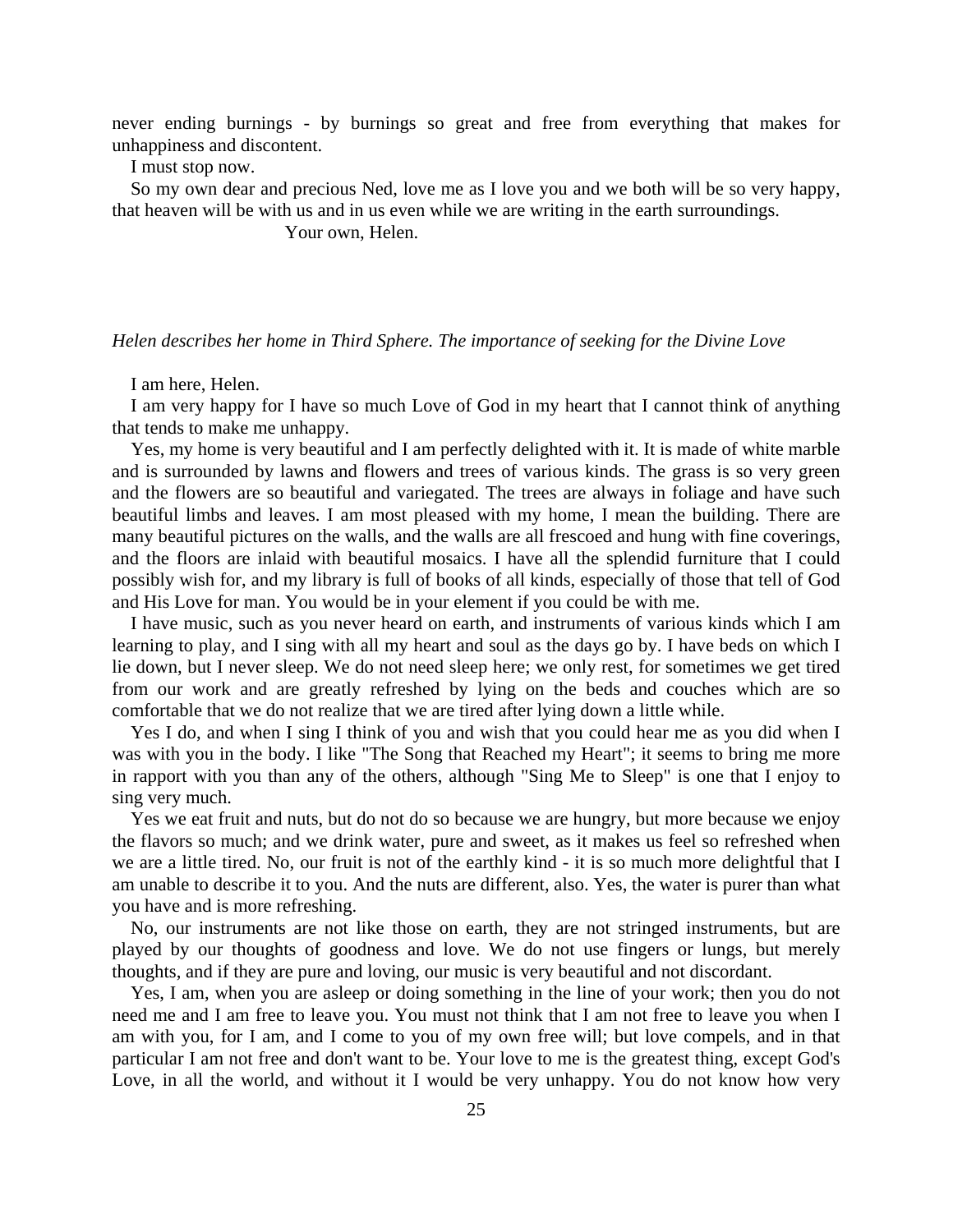never ending burnings - by burnings so great and free from everything that makes for unhappiness and discontent.

I must stop now.

So my own dear and precious Ned, love me as I love you and we both will be so very happy, that heaven will be with us and in us even while we are writing in the earth surroundings.

Your own, Helen.

*Helen describes her home in Third Sphere. The importance of seeking for the Divine Love*

I am here, Helen.

I am very happy for I have so much Love of God in my heart that I cannot think of anything that tends to make me unhappy.

Yes, my home is very beautiful and I am perfectly delighted with it. It is made of white marble and is surrounded by lawns and flowers and trees of various kinds. The grass is so very green and the flowers are so beautiful and variegated. The trees are always in foliage and have such beautiful limbs and leaves. I am most pleased with my home, I mean the building. There are many beautiful pictures on the walls, and the walls are all frescoed and hung with fine coverings, and the floors are inlaid with beautiful mosaics. I have all the splendid furniture that I could possibly wish for, and my library is full of books of all kinds, especially of those that tell of God and His Love for man. You would be in your element if you could be with me.

I have music, such as you never heard on earth, and instruments of various kinds which I am learning to play, and I sing with all my heart and soul as the days go by. I have beds on which I lie down, but I never sleep. We do not need sleep here; we only rest, for sometimes we get tired from our work and are greatly refreshed by lying on the beds and couches which are so comfortable that we do not realize that we are tired after lying down a little while.

Yes I do, and when I sing I think of you and wish that you could hear me as you did when I was with you in the body. I like "The Song that Reached my Heart"; it seems to bring me more in rapport with you than any of the others, although "Sing Me to Sleep" is one that I enjoy to sing very much.

Yes we eat fruit and nuts, but do not do so because we are hungry, but more because we enjoy the flavors so much; and we drink water, pure and sweet, as it makes us feel so refreshed when we are a little tired. No, our fruit is not of the earthly kind - it is so much more delightful that I am unable to describe it to you. And the nuts are different, also. Yes, the water is purer than what you have and is more refreshing.

No, our instruments are not like those on earth, they are not stringed instruments, but are played by our thoughts of goodness and love. We do not use fingers or lungs, but merely thoughts, and if they are pure and loving, our music is very beautiful and not discordant.

Yes, I am, when you are asleep or doing something in the line of your work; then you do not need me and I am free to leave you. You must not think that I am not free to leave you when I am with you, for I am, and I come to you of my own free will; but love compels, and in that particular I am not free and don't want to be. Your love to me is the greatest thing, except God's Love, in all the world, and without it I would be very unhappy. You do not know how very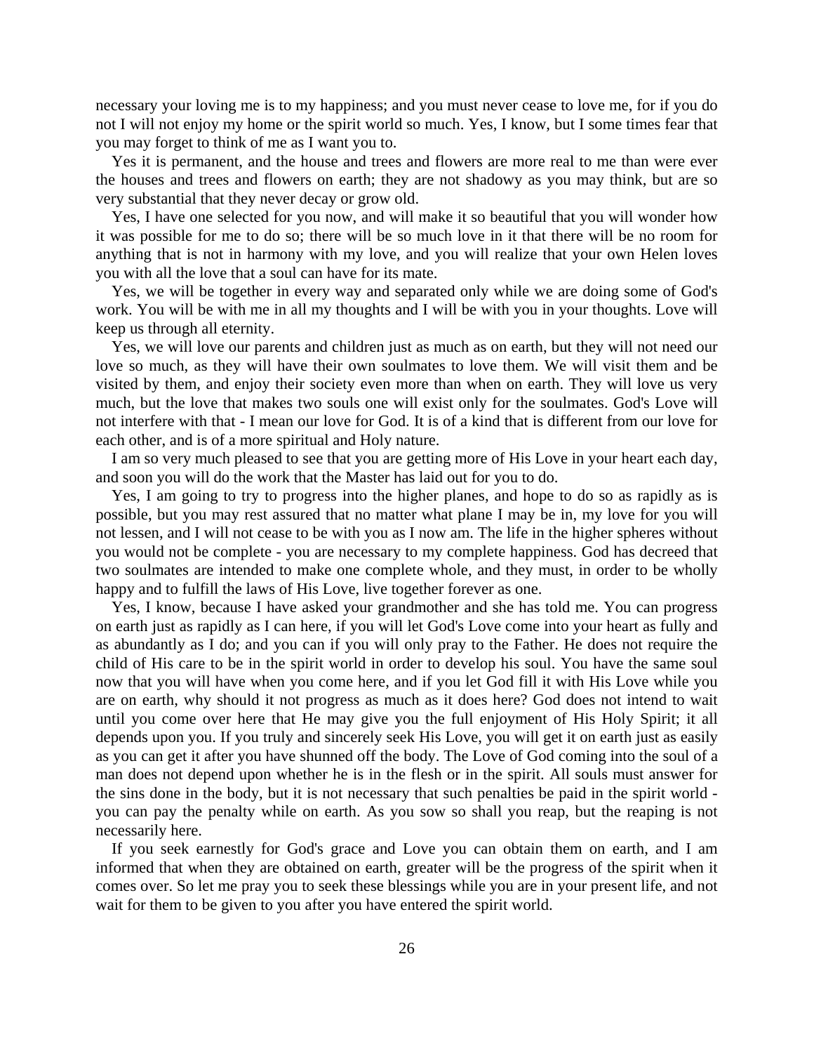necessary your loving me is to my happiness; and you must never cease to love me, for if you do not I will not enjoy my home or the spirit world so much. Yes, I know, but I some times fear that you may forget to think of me as I want you to.

Yes it is permanent, and the house and trees and flowers are more real to me than were ever the houses and trees and flowers on earth; they are not shadowy as you may think, but are so very substantial that they never decay or grow old.

Yes, I have one selected for you now, and will make it so beautiful that you will wonder how it was possible for me to do so; there will be so much love in it that there will be no room for anything that is not in harmony with my love, and you will realize that your own Helen loves you with all the love that a soul can have for its mate.

Yes, we will be together in every way and separated only while we are doing some of God's work. You will be with me in all my thoughts and I will be with you in your thoughts. Love will keep us through all eternity.

Yes, we will love our parents and children just as much as on earth, but they will not need our love so much, as they will have their own soulmates to love them. We will visit them and be visited by them, and enjoy their society even more than when on earth. They will love us very much, but the love that makes two souls one will exist only for the soulmates. God's Love will not interfere with that - I mean our love for God. It is of a kind that is different from our love for each other, and is of a more spiritual and Holy nature.

I am so very much pleased to see that you are getting more of His Love in your heart each day, and soon you will do the work that the Master has laid out for you to do.

Yes, I am going to try to progress into the higher planes, and hope to do so as rapidly as is possible, but you may rest assured that no matter what plane I may be in, my love for you will not lessen, and I will not cease to be with you as I now am. The life in the higher spheres without you would not be complete - you are necessary to my complete happiness. God has decreed that two soulmates are intended to make one complete whole, and they must, in order to be wholly happy and to fulfill the laws of His Love, live together forever as one.

Yes, I know, because I have asked your grandmother and she has told me. You can progress on earth just as rapidly as I can here, if you will let God's Love come into your heart as fully and as abundantly as I do; and you can if you will only pray to the Father. He does not require the child of His care to be in the spirit world in order to develop his soul. You have the same soul now that you will have when you come here, and if you let God fill it with His Love while you are on earth, why should it not progress as much as it does here? God does not intend to wait until you come over here that He may give you the full enjoyment of His Holy Spirit; it all depends upon you. If you truly and sincerely seek His Love, you will get it on earth just as easily as you can get it after you have shunned off the body. The Love of God coming into the soul of a man does not depend upon whether he is in the flesh or in the spirit. All souls must answer for the sins done in the body, but it is not necessary that such penalties be paid in the spirit world - you can pay the penalty while on earth. As you sow so shall you reap, but the reaping is not necessarily here.

If you seek earnestly for God's grace and Love you can obtain them on earth, and I am informed that when they are obtained on earth, greater will be the progress of the spirit when it comes over. So let me pray you to seek these blessings while you are in your present life, and not wait for them to be given to you after you have entered the spirit world.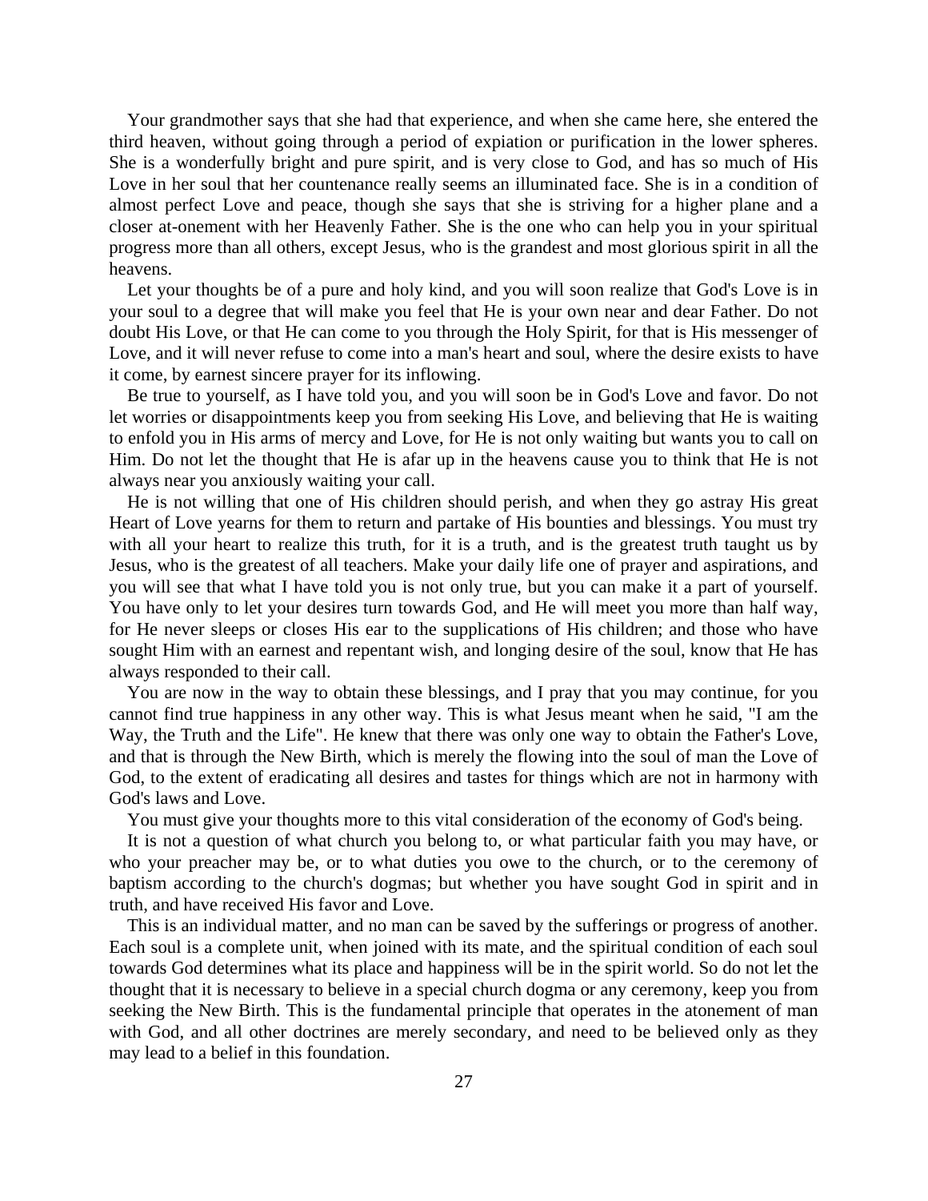Your grandmother says that she had that experience, and when she came here, she entered the third heaven, without going through a period of expiation or purification in the lower spheres. She is a wonderfully bright and pure spirit, and is very close to God, and has so much of His Love in her soul that her countenance really seems an illuminated face. She is in a condition of almost perfect Love and peace, though she says that she is striving for a higher plane and a closer at-onement with her Heavenly Father. She is the one who can help you in your spiritual progress more than all others, except Jesus, who is the grandest and most glorious spirit in all the heavens.

Let your thoughts be of a pure and holy kind, and you will soon realize that God's Love is in your soul to a degree that will make you feel that He is your own near and dear Father. Do not doubt His Love, or that He can come to you through the Holy Spirit, for that is His messenger of Love, and it will never refuse to come into a man's heart and soul, where the desire exists to have it come, by earnest sincere prayer for its inflowing.

Be true to yourself, as I have told you, and you will soon be in God's Love and favor. Do not let worries or disappointments keep you from seeking His Love, and believing that He is waiting to enfold you in His arms of mercy and Love, for He is not only waiting but wants you to call on Him. Do not let the thought that He is afar up in the heavens cause you to think that He is not always near you anxiously waiting your call.

He is not willing that one of His children should perish, and when they go astray His great Heart of Love yearns for them to return and partake of His bounties and blessings. You must try with all your heart to realize this truth, for it is a truth, and is the greatest truth taught us by Jesus, who is the greatest of all teachers. Make your daily life one of prayer and aspirations, and you will see that what I have told you is not only true, but you can make it a part of yourself. You have only to let your desires turn towards God, and He will meet you more than half way, for He never sleeps or closes His ear to the supplications of His children; and those who have sought Him with an earnest and repentant wish, and longing desire of the soul, know that He has always responded to their call.

You are now in the way to obtain these blessings, and I pray that you may continue, for you cannot find true happiness in any other way. This is what Jesus meant when he said, "I am the Way, the Truth and the Life". He knew that there was only one way to obtain the Father's Love, and that is through the New Birth, which is merely the flowing into the soul of man the Love of God, to the extent of eradicating all desires and tastes for things which are not in harmony with God's laws and Love.

You must give your thoughts more to this vital consideration of the economy of God's being.

It is not a question of what church you belong to, or what particular faith you may have, or who your preacher may be, or to what duties you owe to the church, or to the ceremony of baptism according to the church's dogmas; but whether you have sought God in spirit and in truth, and have received His favor and Love.

This is an individual matter, and no man can be saved by the sufferings or progress of another. Each soul is a complete unit, when joined with its mate, and the spiritual condition of each soul towards God determines what its place and happiness will be in the spirit world. So do not let the thought that it is necessary to believe in a special church dogma or any ceremony, keep you from seeking the New Birth. This is the fundamental principle that operates in the atonement of man with God, and all other doctrines are merely secondary, and need to be believed only as they may lead to a belief in this foundation.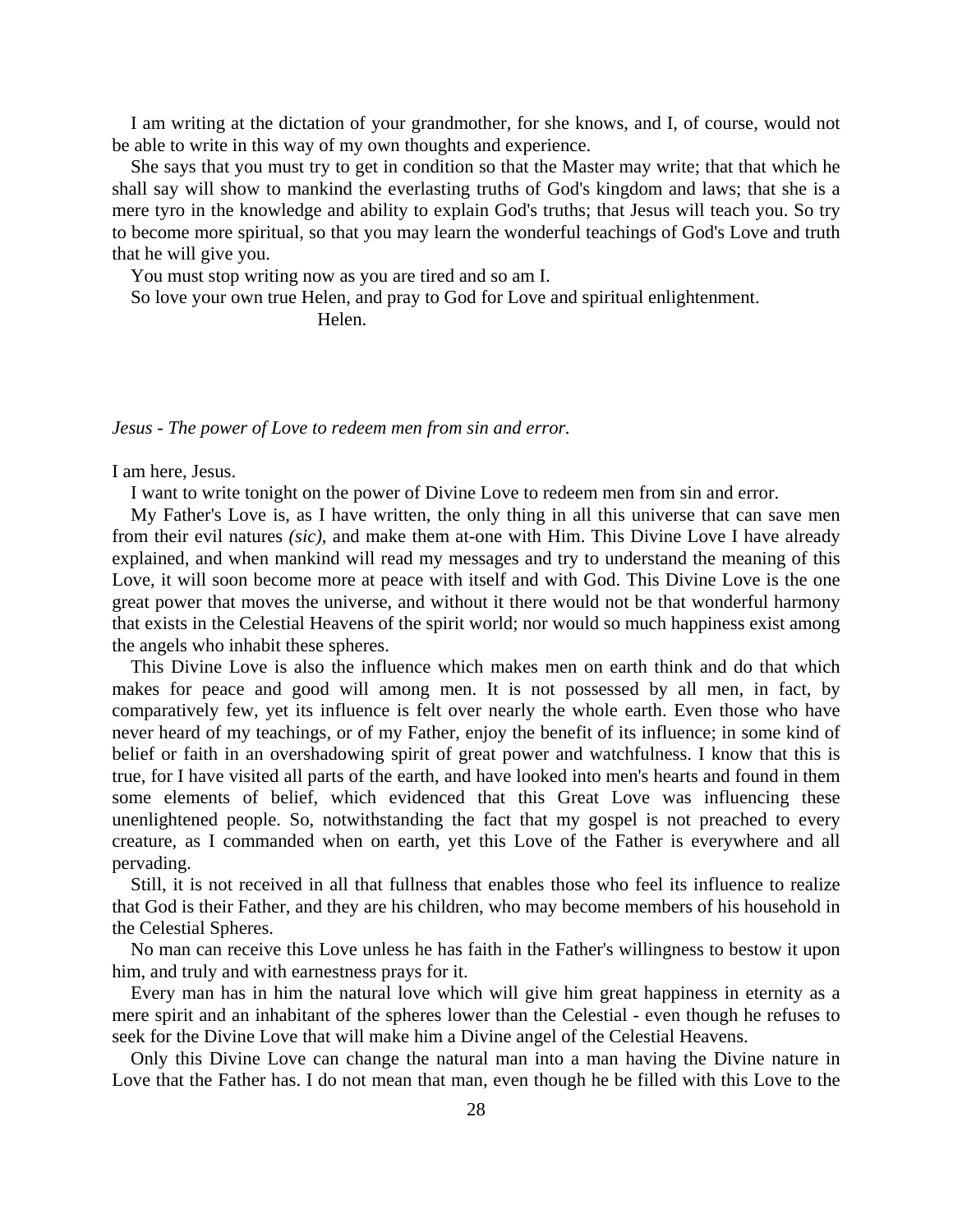I am writing at the dictation of your grandmother, for she knows, and I, of course, would not be able to write in this way of my own thoughts and experience.

She says that you must try to get in condition so that the Master may write; that that which he shall say will show to mankind the everlasting truths of God's kingdom and laws; that she is a mere tyro in the knowledge and ability to explain God's truths; that Jesus will teach you. So try to become more spiritual, so that you may learn the wonderful teachings of God's Love and truth that he will give you.

You must stop writing now as you are tired and so am I.

So love your own true Helen, and pray to God for Love and spiritual enlightenment.

Helen.

*Jesus - The power of Love to redeem men from sin and error.*

I am here, Jesus.

I want to write tonight on the power of Divine Love to redeem men from sin and error.

My Father's Love is, as I have written, the only thing in all this universe that can save men from their evil natures *(sic)*, and make them at-one with Him. This Divine Love I have already explained, and when mankind will read my messages and try to understand the meaning of this Love, it will soon become more at peace with itself and with God. This Divine Love is the one great power that moves the universe, and without it there would not be that wonderful harmony that exists in the Celestial Heavens of the spirit world; nor would so much happiness exist among the angels who inhabit these spheres.

This Divine Love is also the influence which makes men on earth think and do that which makes for peace and good will among men. It is not possessed by all men, in fact, by comparatively few, yet its influence is felt over nearly the whole earth. Even those who have never heard of my teachings, or of my Father, enjoy the benefit of its influence; in some kind of belief or faith in an overshadowing spirit of great power and watchfulness. I know that this is true, for I have visited all parts of the earth, and have looked into men's hearts and found in them some elements of belief, which evidenced that this Great Love was influencing these unenlightened people. So, notwithstanding the fact that my gospel is not preached to every creature, as I commanded when on earth, yet this Love of the Father is everywhere and all pervading.

Still, it is not received in all that fullness that enables those who feel its influence to realize that God is their Father, and they are his children, who may become members of his household in the Celestial Spheres.

No man can receive this Love unless he has faith in the Father's willingness to bestow it upon him, and truly and with earnestness prays for it.

Every man has in him the natural love which will give him great happiness in eternity as a mere spirit and an inhabitant of the spheres lower than the Celestial - even though he refuses to seek for the Divine Love that will make him a Divine angel of the Celestial Heavens.

Only this Divine Love can change the natural man into a man having the Divine nature in Love that the Father has. I do not mean that man, even though he be filled with this Love to the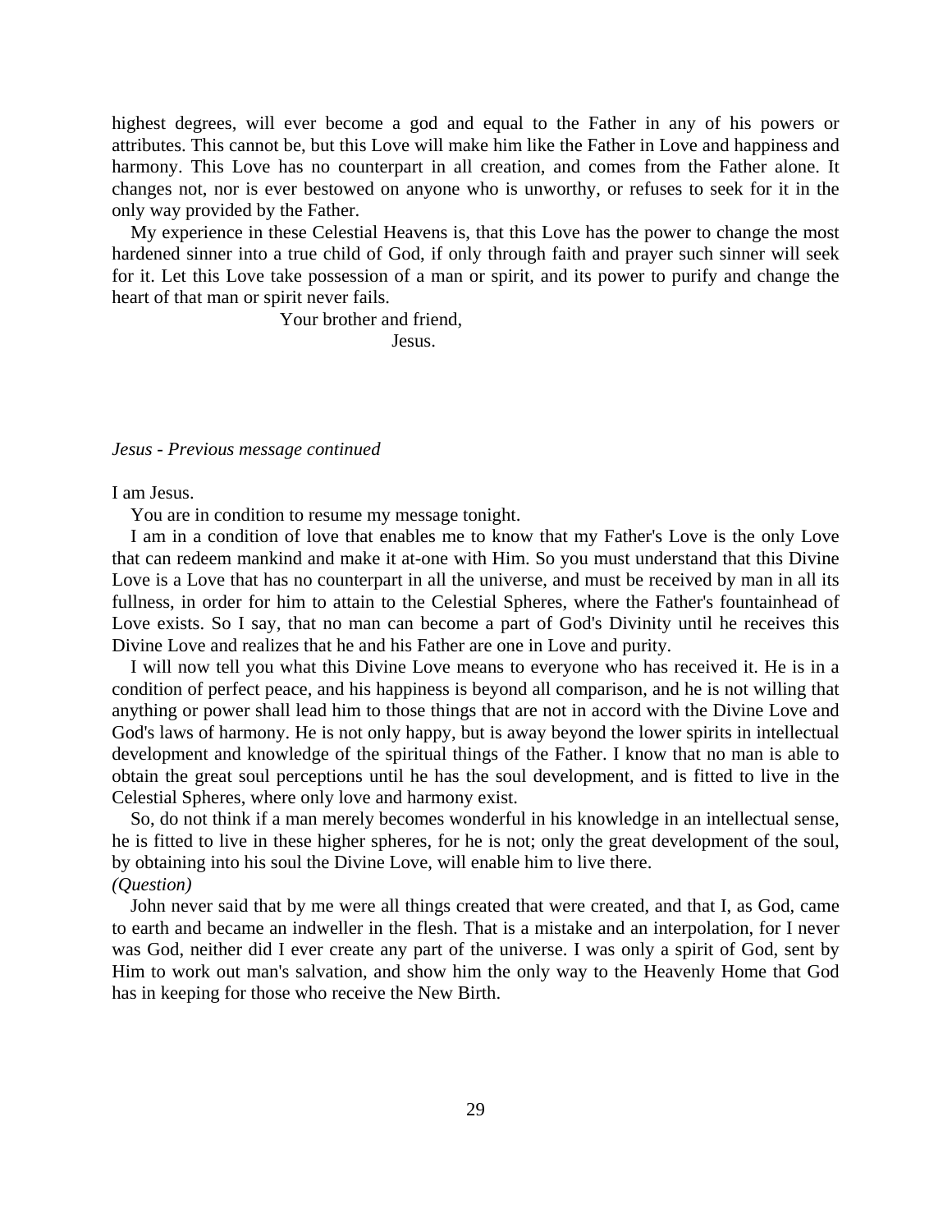highest degrees, will ever become a god and equal to the Father in any of his powers or attributes. This cannot be, but this Love will make him like the Father in Love and happiness and harmony. This Love has no counterpart in all creation, and comes from the Father alone. It changes not, nor is ever bestowed on anyone who is unworthy, or refuses to seek for it in the only way provided by the Father.

My experience in these Celestial Heavens is, that this Love has the power to change the most hardened sinner into a true child of God, if only through faith and prayer such sinner will seek for it. Let this Love take possession of a man or spirit, and its power to purify and change the heart of that man or spirit never fails.

Your brother and friend,
Jesus.

*Jesus - Previous message continued*

I am Jesus.

You are in condition to resume my message tonight.

I am in a condition of love that enables me to know that my Father's Love is the only Love that can redeem mankind and make it at-one with Him. So you must understand that this Divine Love is a Love that has no counterpart in all the universe, and must be received by man in all its fullness, in order for him to attain to the Celestial Spheres, where the Father's fountainhead of Love exists. So I say, that no man can become a part of God's Divinity until he receives this Divine Love and realizes that he and his Father are one in Love and purity.

I will now tell you what this Divine Love means to everyone who has received it. He is in a condition of perfect peace, and his happiness is beyond all comparison, and he is not willing that anything or power shall lead him to those things that are not in accord with the Divine Love and God's laws of harmony. He is not only happy, but is away beyond the lower spirits in intellectual development and knowledge of the spiritual things of the Father. I know that no man is able to obtain the great soul perceptions until he has the soul development, and is fitted to live in the Celestial Spheres, where only love and harmony exist.

So, do not think if a man merely becomes wonderful in his knowledge in an intellectual sense, he is fitted to live in these higher spheres, for he is not; only the great development of the soul, by obtaining into his soul the Divine Love, will enable him to live there.

*(Question)*

John never said that by me were all things created that were created, and that I, as God, came to earth and became an indweller in the flesh. That is a mistake and an interpolation, for I never was God, neither did I ever create any part of the universe. I was only a spirit of God, sent by Him to work out man's salvation, and show him the only way to the Heavenly Home that God has in keeping for those who receive the New Birth.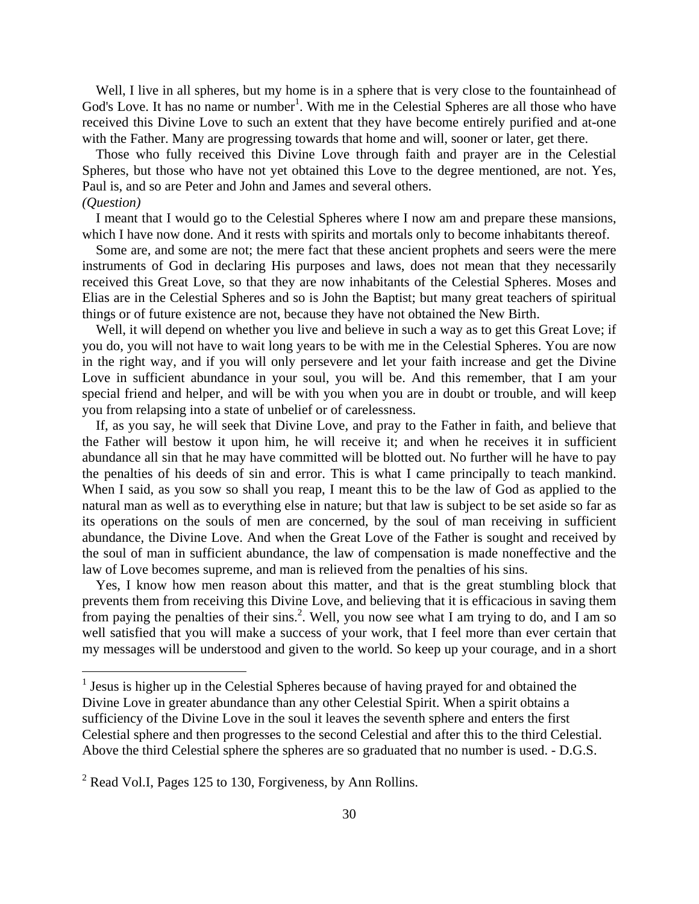Well, I live in all spheres, but my home is in a sphere that is very close to the fountainhead of God's Love. It has no name or number[1]. With me in the Celestial Spheres are all those who have received this Divine Love to such an extent that they have become entirely purified and at-one with the Father. Many are progressing towards that home and will, sooner or later, get there.

Those who fully received this Divine Love through faith and prayer are in the Celestial Spheres, but those who have not yet obtained this Love to the degree mentioned, are not. Yes, Paul is, and so are Peter and John and James and several others.

*(Question)*

I meant that I would go to the Celestial Spheres where I now am and prepare these mansions, which I have now done. And it rests with spirits and mortals only to become inhabitants thereof.

Some are, and some are not; the mere fact that these ancient prophets and seers were the mere instruments of God in declaring His purposes and laws, does not mean that they necessarily received this Great Love, so that they are now inhabitants of the Celestial Spheres. Moses and Elias are in the Celestial Spheres and so is John the Baptist; but many great teachers of spiritual things or of future existence are not, because they have not obtained the New Birth.

Well, it will depend on whether you live and believe in such a way as to get this Great Love; if you do, you will not have to wait long years to be with me in the Celestial Spheres. You are now in the right way, and if you will only persevere and let your faith increase and get the Divine Love in sufficient abundance in your soul, you will be. And this remember, that I am your special friend and helper, and will be with you when you are in doubt or trouble, and will keep you from relapsing into a state of unbelief or of carelessness.

If, as you say, he will seek that Divine Love, and pray to the Father in faith, and believe that the Father will bestow it upon him, he will receive it; and when he receives it in sufficient abundance all sin that he may have committed will be blotted out. No further will he have to pay the penalties of his deeds of sin and error. This is what I came principally to teach mankind. When I said, as you sow so shall you reap, I meant this to be the law of God as applied to the natural man as well as to everything else in nature; but that law is subject to be set aside so far as its operations on the souls of men are concerned, by the soul of man receiving in sufficient abundance, the Divine Love. And when the Great Love of the Father is sought and received by the soul of man in sufficient abundance, the law of compensation is made noneffective and the law of Love becomes supreme, and man is relieved from the penalties of his sins.

Yes, I know how men reason about this matter, and that is the great stumbling block that prevents them from receiving this Divine Love, and believing that it is efficacious in saving them from paying the penalties of their sins.[2]. Well, you now see what I am trying to do, and I am so well satisfied that you will make a success of your work, that I feel more than ever certain that my messages will be understood and given to the world. So keep up your courage, and in a short

---

[1] Jesus is higher up in the Celestial Spheres because of having prayed for and obtained the Divine Love in greater abundance than any other Celestial Spirit. When a spirit obtains a sufficiency of the Divine Love in the soul it leaves the seventh sphere and enters the first Celestial sphere and then progresses to the second Celestial and after this to the third Celestial. Above the third Celestial sphere the spheres are so graduated that no number is used. - D.G.S.

[2] Read Vol.I, Pages 125 to 130, Forgiveness, by Ann Rollins.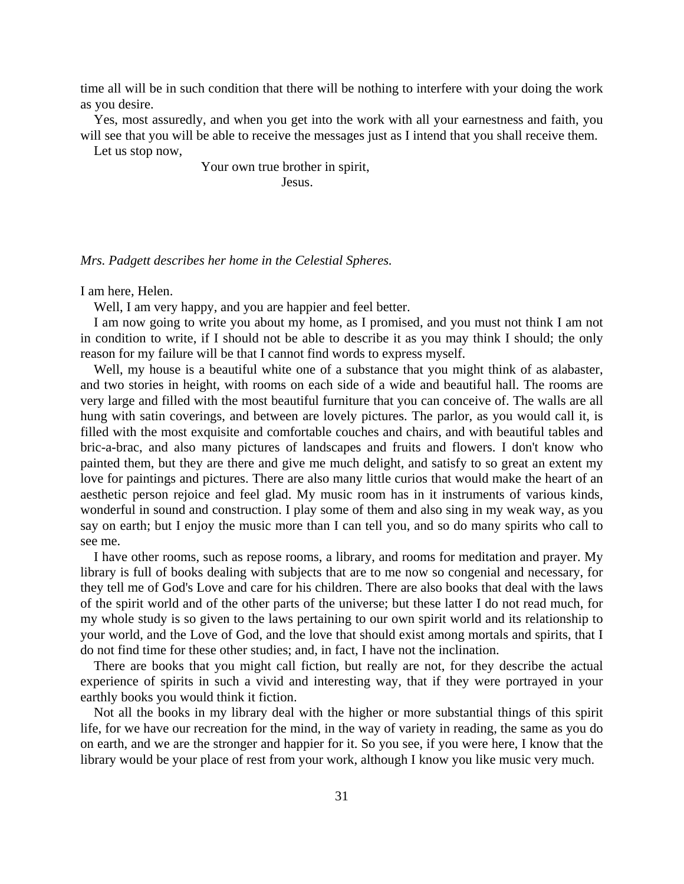time all will be in such condition that there will be nothing to interfere with your doing the work as you desire.

Yes, most assuredly, and when you get into the work with all your earnestness and faith, you will see that you will be able to receive the messages just as I intend that you shall receive them.

Let us stop now,

Your own true brother in spirit,
Jesus.

*Mrs. Padgett describes her home in the Celestial Spheres.*

I am here, Helen.

Well, I am very happy, and you are happier and feel better.

I am now going to write you about my home, as I promised, and you must not think I am not in condition to write, if I should not be able to describe it as you may think I should; the only reason for my failure will be that I cannot find words to express myself.

Well, my house is a beautiful white one of a substance that you might think of as alabaster, and two stories in height, with rooms on each side of a wide and beautiful hall. The rooms are very large and filled with the most beautiful furniture that you can conceive of. The walls are all hung with satin coverings, and between are lovely pictures. The parlor, as you would call it, is filled with the most exquisite and comfortable couches and chairs, and with beautiful tables and bric-a-brac, and also many pictures of landscapes and fruits and flowers. I don't know who painted them, but they are there and give me much delight, and satisfy to so great an extent my love for paintings and pictures. There are also many little curios that would make the heart of an aesthetic person rejoice and feel glad. My music room has in it instruments of various kinds, wonderful in sound and construction. I play some of them and also sing in my weak way, as you say on earth; but I enjoy the music more than I can tell you, and so do many spirits who call to see me.

I have other rooms, such as repose rooms, a library, and rooms for meditation and prayer. My library is full of books dealing with subjects that are to me now so congenial and necessary, for they tell me of God's Love and care for his children. There are also books that deal with the laws of the spirit world and of the other parts of the universe; but these latter I do not read much, for my whole study is so given to the laws pertaining to our own spirit world and its relationship to your world, and the Love of God, and the love that should exist among mortals and spirits, that I do not find time for these other studies; and, in fact, I have not the inclination.

There are books that you might call fiction, but really are not, for they describe the actual experience of spirits in such a vivid and interesting way, that if they were portrayed in your earthly books you would think it fiction.

Not all the books in my library deal with the higher or more substantial things of this spirit life, for we have our recreation for the mind, in the way of variety in reading, the same as you do on earth, and we are the stronger and happier for it. So you see, if you were here, I know that the library would be your place of rest from your work, although I know you like music very much.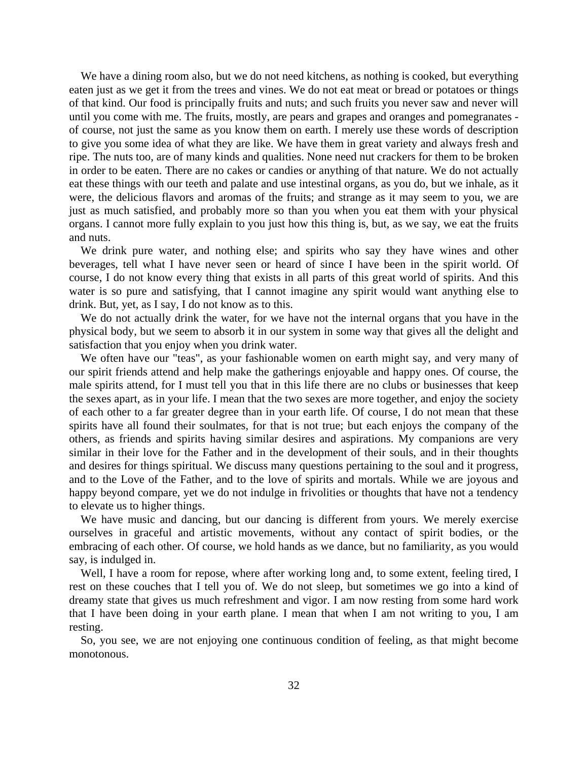We have a dining room also, but we do not need kitchens, as nothing is cooked, but everything eaten just as we get it from the trees and vines. We do not eat meat or bread or potatoes or things of that kind. Our food is principally fruits and nuts; and such fruits you never saw and never will until you come with me. The fruits, mostly, are pears and grapes and oranges and pomegranates - of course, not just the same as you know them on earth. I merely use these words of description to give you some idea of what they are like. We have them in great variety and always fresh and ripe. The nuts too, are of many kinds and qualities. None need nut crackers for them to be broken in order to be eaten. There are no cakes or candies or anything of that nature. We do not actually eat these things with our teeth and palate and use intestinal organs, as you do, but we inhale, as it were, the delicious flavors and aromas of the fruits; and strange as it may seem to you, we are just as much satisfied, and probably more so than you when you eat them with your physical organs. I cannot more fully explain to you just how this thing is, but, as we say, we eat the fruits and nuts.

We drink pure water, and nothing else; and spirits who say they have wines and other beverages, tell what I have never seen or heard of since I have been in the spirit world. Of course, I do not know every thing that exists in all parts of this great world of spirits. And this water is so pure and satisfying, that I cannot imagine any spirit would want anything else to drink. But, yet, as I say, I do not know as to this.

We do not actually drink the water, for we have not the internal organs that you have in the physical body, but we seem to absorb it in our system in some way that gives all the delight and satisfaction that you enjoy when you drink water.

We often have our "teas", as your fashionable women on earth might say, and very many of our spirit friends attend and help make the gatherings enjoyable and happy ones. Of course, the male spirits attend, for I must tell you that in this life there are no clubs or businesses that keep the sexes apart, as in your life. I mean that the two sexes are more together, and enjoy the society of each other to a far greater degree than in your earth life. Of course, I do not mean that these spirits have all found their soulmates, for that is not true; but each enjoys the company of the others, as friends and spirits having similar desires and aspirations. My companions are very similar in their love for the Father and in the development of their souls, and in their thoughts and desires for things spiritual. We discuss many questions pertaining to the soul and it progress, and to the Love of the Father, and to the love of spirits and mortals. While we are joyous and happy beyond compare, yet we do not indulge in frivolities or thoughts that have not a tendency to elevate us to higher things.

We have music and dancing, but our dancing is different from yours. We merely exercise ourselves in graceful and artistic movements, without any contact of spirit bodies, or the embracing of each other. Of course, we hold hands as we dance, but no familiarity, as you would say, is indulged in.

Well, I have a room for repose, where after working long and, to some extent, feeling tired, I rest on these couches that I tell you of. We do not sleep, but sometimes we go into a kind of dreamy state that gives us much refreshment and vigor. I am now resting from some hard work that I have been doing in your earth plane. I mean that when I am not writing to you, I am resting.

So, you see, we are not enjoying one continuous condition of feeling, as that might become monotonous.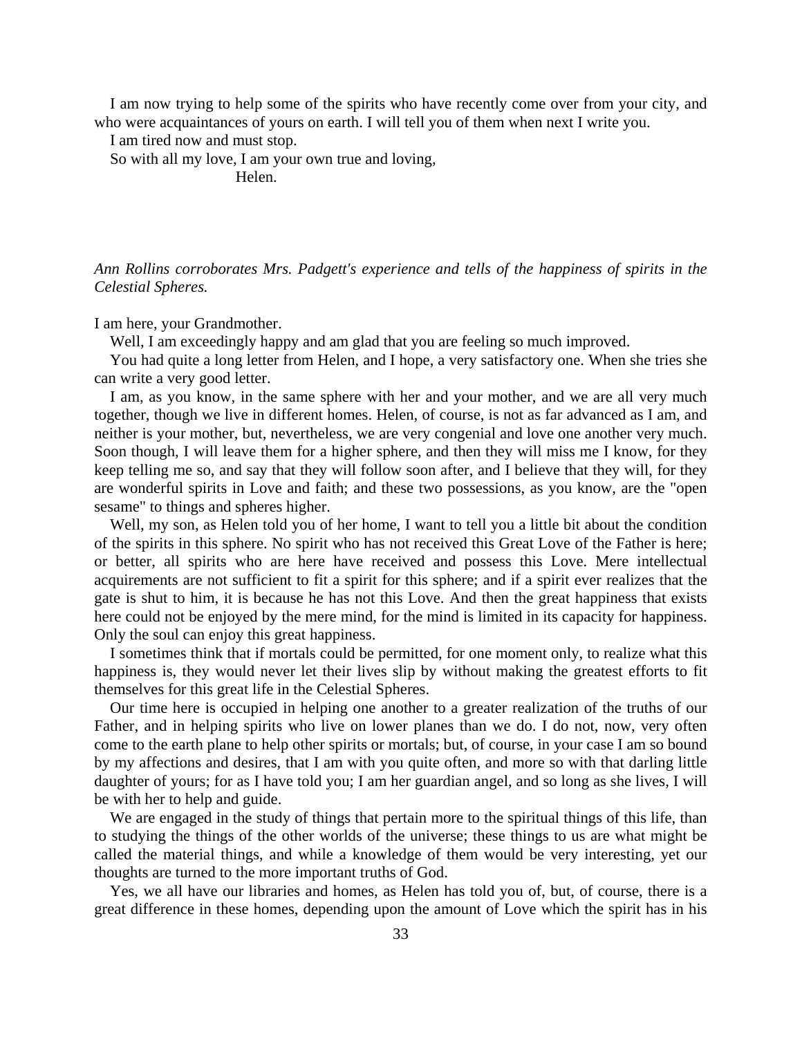I am now trying to help some of the spirits who have recently come over from your city, and who were acquaintances of yours on earth. I will tell you of them when next I write you.

I am tired now and must stop.

So with all my love, I am your own true and loving,

Helen.

*Ann Rollins corroborates Mrs. Padgett's experience and tells of the happiness of spirits in the Celestial Spheres.*

I am here, your Grandmother.

Well, I am exceedingly happy and am glad that you are feeling so much improved.

You had quite a long letter from Helen, and I hope, a very satisfactory one. When she tries she can write a very good letter.

I am, as you know, in the same sphere with her and your mother, and we are all very much together, though we live in different homes. Helen, of course, is not as far advanced as I am, and neither is your mother, but, nevertheless, we are very congenial and love one another very much. Soon though, I will leave them for a higher sphere, and then they will miss me I know, for they keep telling me so, and say that they will follow soon after, and I believe that they will, for they are wonderful spirits in Love and faith; and these two possessions, as you know, are the "open sesame" to things and spheres higher.

Well, my son, as Helen told you of her home, I want to tell you a little bit about the condition of the spirits in this sphere. No spirit who has not received this Great Love of the Father is here; or better, all spirits who are here have received and possess this Love. Mere intellectual acquirements are not sufficient to fit a spirit for this sphere; and if a spirit ever realizes that the gate is shut to him, it is because he has not this Love. And then the great happiness that exists here could not be enjoyed by the mere mind, for the mind is limited in its capacity for happiness. Only the soul can enjoy this great happiness.

I sometimes think that if mortals could be permitted, for one moment only, to realize what this happiness is, they would never let their lives slip by without making the greatest efforts to fit themselves for this great life in the Celestial Spheres.

Our time here is occupied in helping one another to a greater realization of the truths of our Father, and in helping spirits who live on lower planes than we do. I do not, now, very often come to the earth plane to help other spirits or mortals; but, of course, in your case I am so bound by my affections and desires, that I am with you quite often, and more so with that darling little daughter of yours; for as I have told you; I am her guardian angel, and so long as she lives, I will be with her to help and guide.

We are engaged in the study of things that pertain more to the spiritual things of this life, than to studying the things of the other worlds of the universe; these things to us are what might be called the material things, and while a knowledge of them would be very interesting, yet our thoughts are turned to the more important truths of God.

Yes, we all have our libraries and homes, as Helen has told you of, but, of course, there is a great difference in these homes, depending upon the amount of Love which the spirit has in his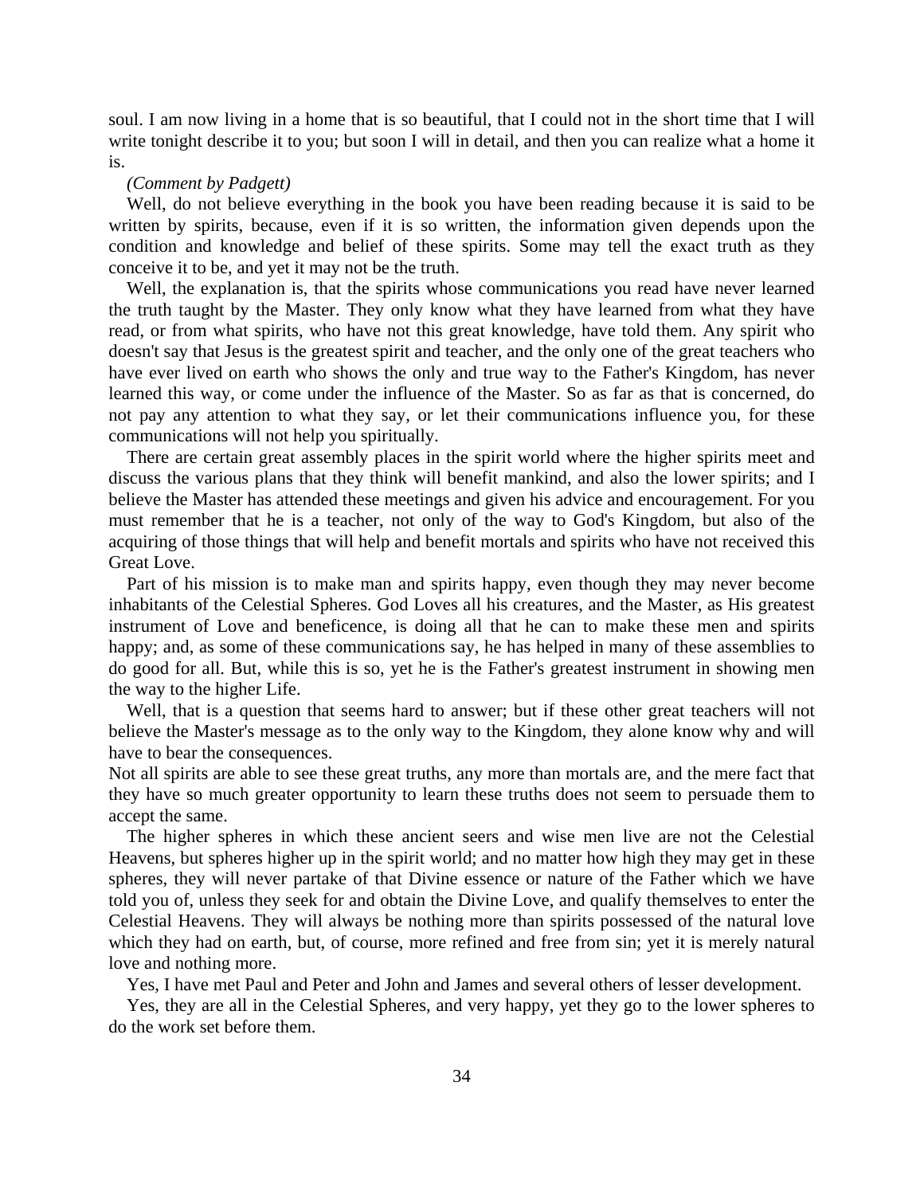soul. I am now living in a home that is so beautiful, that I could not in the short time that I will write tonight describe it to you; but soon I will in detail, and then you can realize what a home it is.

*(Comment by Padgett)*

Well, do not believe everything in the book you have been reading because it is said to be written by spirits, because, even if it is so written, the information given depends upon the condition and knowledge and belief of these spirits. Some may tell the exact truth as they conceive it to be, and yet it may not be the truth.

Well, the explanation is, that the spirits whose communications you read have never learned the truth taught by the Master. They only know what they have learned from what they have read, or from what spirits, who have not this great knowledge, have told them. Any spirit who doesn't say that Jesus is the greatest spirit and teacher, and the only one of the great teachers who have ever lived on earth who shows the only and true way to the Father's Kingdom, has never learned this way, or come under the influence of the Master. So as far as that is concerned, do not pay any attention to what they say, or let their communications influence you, for these communications will not help you spiritually.

There are certain great assembly places in the spirit world where the higher spirits meet and discuss the various plans that they think will benefit mankind, and also the lower spirits; and I believe the Master has attended these meetings and given his advice and encouragement. For you must remember that he is a teacher, not only of the way to God's Kingdom, but also of the acquiring of those things that will help and benefit mortals and spirits who have not received this Great Love.

Part of his mission is to make man and spirits happy, even though they may never become inhabitants of the Celestial Spheres. God Loves all his creatures, and the Master, as His greatest instrument of Love and beneficence, is doing all that he can to make these men and spirits happy; and, as some of these communications say, he has helped in many of these assemblies to do good for all. But, while this is so, yet he is the Father's greatest instrument in showing men the way to the higher Life.

Well, that is a question that seems hard to answer; but if these other great teachers will not believe the Master's message as to the only way to the Kingdom, they alone know why and will have to bear the consequences.

Not all spirits are able to see these great truths, any more than mortals are, and the mere fact that they have so much greater opportunity to learn these truths does not seem to persuade them to accept the same.

The higher spheres in which these ancient seers and wise men live are not the Celestial Heavens, but spheres higher up in the spirit world; and no matter how high they may get in these spheres, they will never partake of that Divine essence or nature of the Father which we have told you of, unless they seek for and obtain the Divine Love, and qualify themselves to enter the Celestial Heavens. They will always be nothing more than spirits possessed of the natural love which they had on earth, but, of course, more refined and free from sin; yet it is merely natural love and nothing more.

Yes, I have met Paul and Peter and John and James and several others of lesser development.

Yes, they are all in the Celestial Spheres, and very happy, yet they go to the lower spheres to do the work set before them.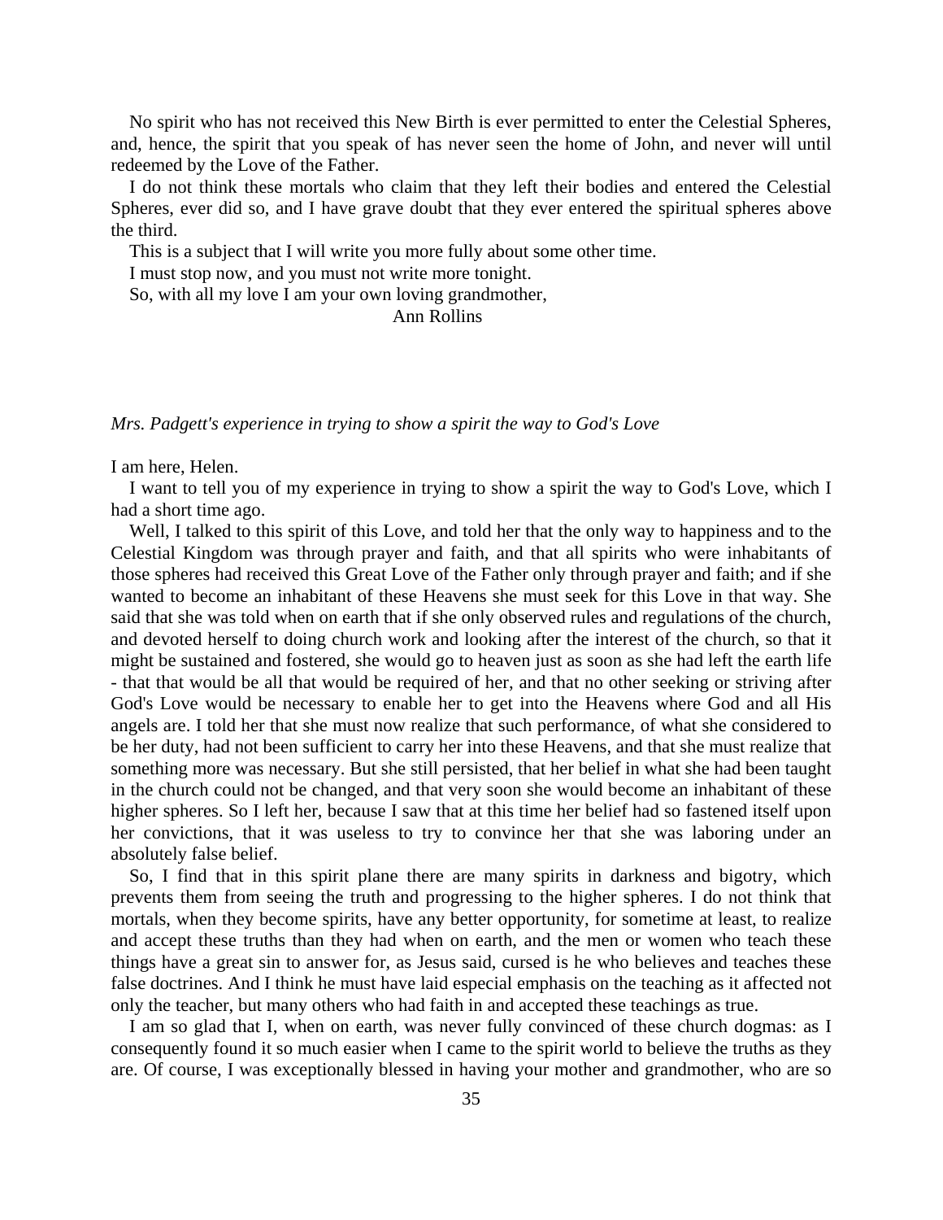No spirit who has not received this New Birth is ever permitted to enter the Celestial Spheres, and, hence, the spirit that you speak of has never seen the home of John, and never will until redeemed by the Love of the Father.

I do not think these mortals who claim that they left their bodies and entered the Celestial Spheres, ever did so, and I have grave doubt that they ever entered the spiritual spheres above the third.

This is a subject that I will write you more fully about some other time.

I must stop now, and you must not write more tonight.

So, with all my love I am your own loving grandmother,

Ann Rollins

*Mrs. Padgett's experience in trying to show a spirit the way to God's Love*

I am here, Helen.

I want to tell you of my experience in trying to show a spirit the way to God's Love, which I had a short time ago.

Well, I talked to this spirit of this Love, and told her that the only way to happiness and to the Celestial Kingdom was through prayer and faith, and that all spirits who were inhabitants of those spheres had received this Great Love of the Father only through prayer and faith; and if she wanted to become an inhabitant of these Heavens she must seek for this Love in that way. She said that she was told when on earth that if she only observed rules and regulations of the church, and devoted herself to doing church work and looking after the interest of the church, so that it might be sustained and fostered, she would go to heaven just as soon as she had left the earth life - that that would be all that would be required of her, and that no other seeking or striving after God's Love would be necessary to enable her to get into the Heavens where God and all His angels are. I told her that she must now realize that such performance, of what she considered to be her duty, had not been sufficient to carry her into these Heavens, and that she must realize that something more was necessary. But she still persisted, that her belief in what she had been taught in the church could not be changed, and that very soon she would become an inhabitant of these higher spheres. So I left her, because I saw that at this time her belief had so fastened itself upon her convictions, that it was useless to try to convince her that she was laboring under an absolutely false belief.

So, I find that in this spirit plane there are many spirits in darkness and bigotry, which prevents them from seeing the truth and progressing to the higher spheres. I do not think that mortals, when they become spirits, have any better opportunity, for sometime at least, to realize and accept these truths than they had when on earth, and the men or women who teach these things have a great sin to answer for, as Jesus said, cursed is he who believes and teaches these false doctrines. And I think he must have laid especial emphasis on the teaching as it affected not only the teacher, but many others who had faith in and accepted these teachings as true.

I am so glad that I, when on earth, was never fully convinced of these church dogmas: as I consequently found it so much easier when I came to the spirit world to believe the truths as they are. Of course, I was exceptionally blessed in having your mother and grandmother, who are so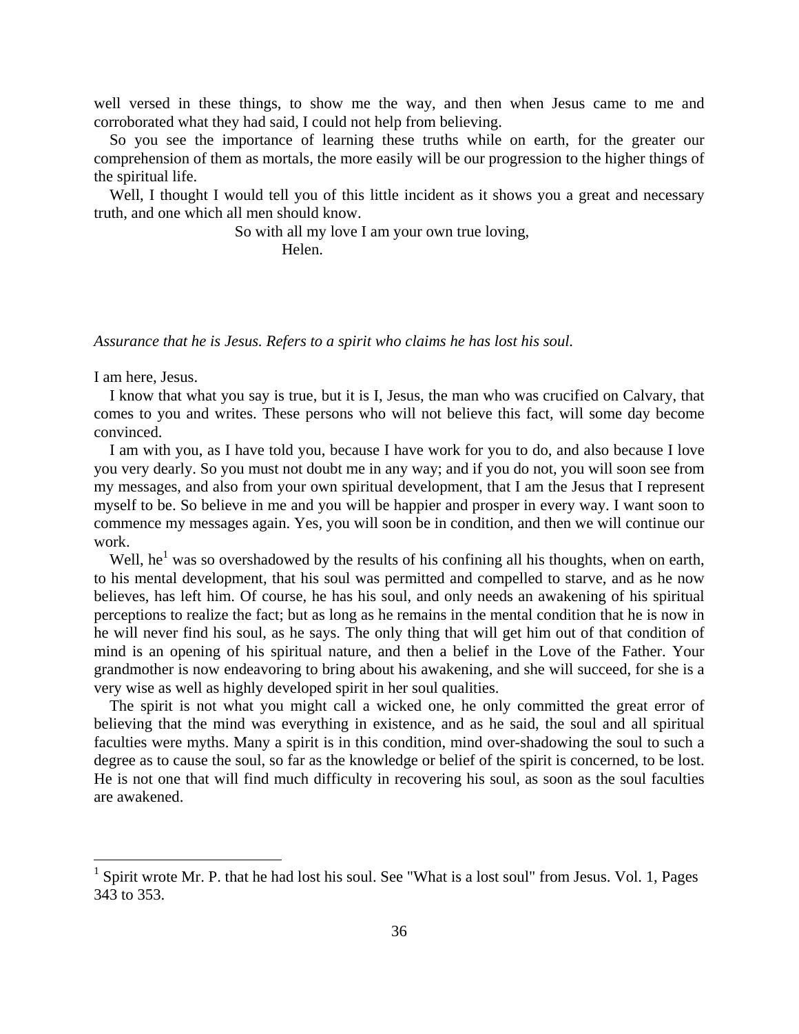well versed in these things, to show me the way, and then when Jesus came to me and corroborated what they had said, I could not help from believing.

So you see the importance of learning these truths while on earth, for the greater our comprehension of them as mortals, the more easily will be our progression to the higher things of the spiritual life.

Well, I thought I would tell you of this little incident as it shows you a great and necessary truth, and one which all men should know.

So with all my love I am your own true loving,
Helen.

*Assurance that he is Jesus. Refers to a spirit who claims he has lost his soul.*

I am here, Jesus.

I know that what you say is true, but it is I, Jesus, the man who was crucified on Calvary, that comes to you and writes. These persons who will not believe this fact, will some day become convinced.

I am with you, as I have told you, because I have work for you to do, and also because I love you very dearly. So you must not doubt me in any way; and if you do not, you will soon see from my messages, and also from your own spiritual development, that I am the Jesus that I represent myself to be. So believe in me and you will be happier and prosper in every way. I want soon to commence my messages again. Yes, you will soon be in condition, and then we will continue our work.

Well, he[1] was so overshadowed by the results of his confining all his thoughts, when on earth, to his mental development, that his soul was permitted and compelled to starve, and as he now believes, has left him. Of course, he has his soul, and only needs an awakening of his spiritual perceptions to realize the fact; but as long as he remains in the mental condition that he is now in he will never find his soul, as he says. The only thing that will get him out of that condition of mind is an opening of his spiritual nature, and then a belief in the Love of the Father. Your grandmother is now endeavoring to bring about his awakening, and she will succeed, for she is a very wise as well as highly developed spirit in her soul qualities.

The spirit is not what you might call a wicked one, he only committed the great error of believing that the mind was everything in existence, and as he said, the soul and all spiritual faculties were myths. Many a spirit is in this condition, mind over-shadowing the soul to such a degree as to cause the soul, so far as the knowledge or belief of the spirit is concerned, to be lost. He is not one that will find much difficulty in recovering his soul, as soon as the soul faculties are awakened.

---

[1] Spirit wrote Mr. P. that he had lost his soul. See "What is a lost soul" from Jesus. Vol. 1, Pages 343 to 353.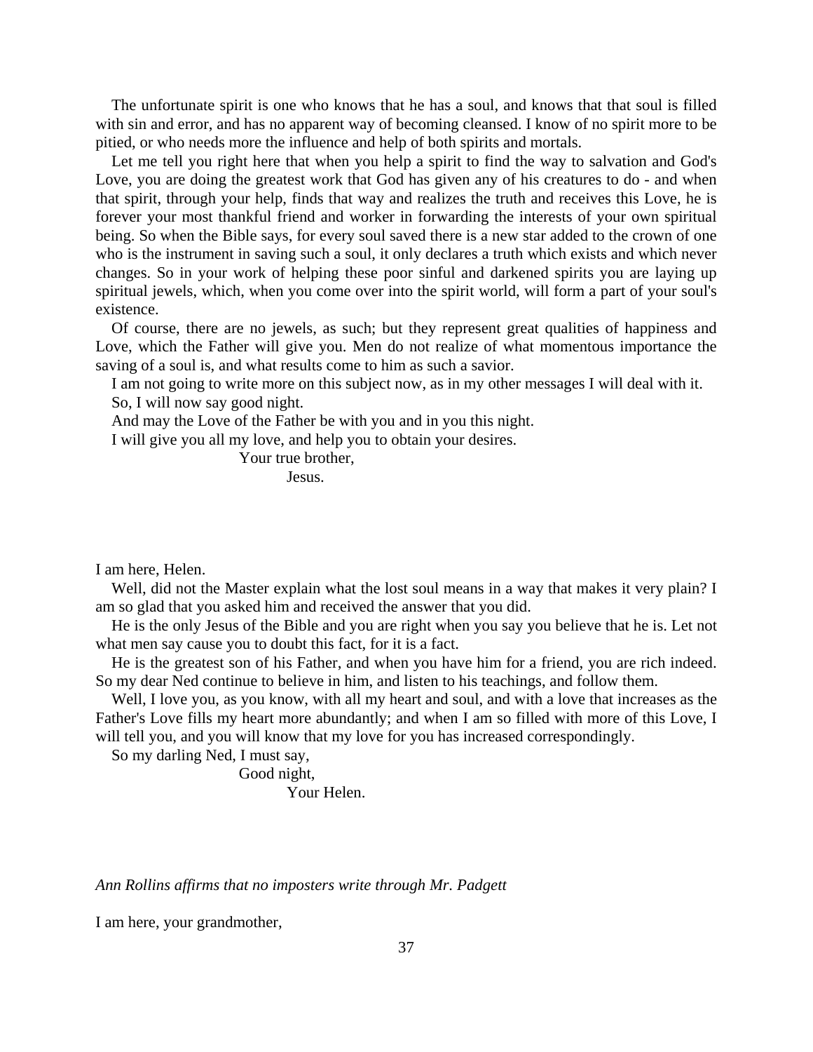The unfortunate spirit is one who knows that he has a soul, and knows that that soul is filled with sin and error, and has no apparent way of becoming cleansed. I know of no spirit more to be pitied, or who needs more the influence and help of both spirits and mortals.

Let me tell you right here that when you help a spirit to find the way to salvation and God's Love, you are doing the greatest work that God has given any of his creatures to do - and when that spirit, through your help, finds that way and realizes the truth and receives this Love, he is forever your most thankful friend and worker in forwarding the interests of your own spiritual being. So when the Bible says, for every soul saved there is a new star added to the crown of one who is the instrument in saving such a soul, it only declares a truth which exists and which never changes. So in your work of helping these poor sinful and darkened spirits you are laying up spiritual jewels, which, when you come over into the spirit world, will form a part of your soul's existence.

Of course, there are no jewels, as such; but they represent great qualities of happiness and Love, which the Father will give you. Men do not realize of what momentous importance the saving of a soul is, and what results come to him as such a savior.

I am not going to write more on this subject now, as in my other messages I will deal with it.

So, I will now say good night.

And may the Love of the Father be with you and in you this night.

I will give you all my love, and help you to obtain your desires.

Your true brother,

Jesus.

I am here, Helen.

Well, did not the Master explain what the lost soul means in a way that makes it very plain? I am so glad that you asked him and received the answer that you did.

He is the only Jesus of the Bible and you are right when you say you believe that he is. Let not what men say cause you to doubt this fact, for it is a fact.

He is the greatest son of his Father, and when you have him for a friend, you are rich indeed. So my dear Ned continue to believe in him, and listen to his teachings, and follow them.

Well, I love you, as you know, with all my heart and soul, and with a love that increases as the Father's Love fills my heart more abundantly; and when I am so filled with more of this Love, I will tell you, and you will know that my love for you has increased correspondingly.

So my darling Ned, I must say,

Good night,

Your Helen.

*Ann Rollins affirms that no imposters write through Mr. Padgett*

I am here, your grandmother,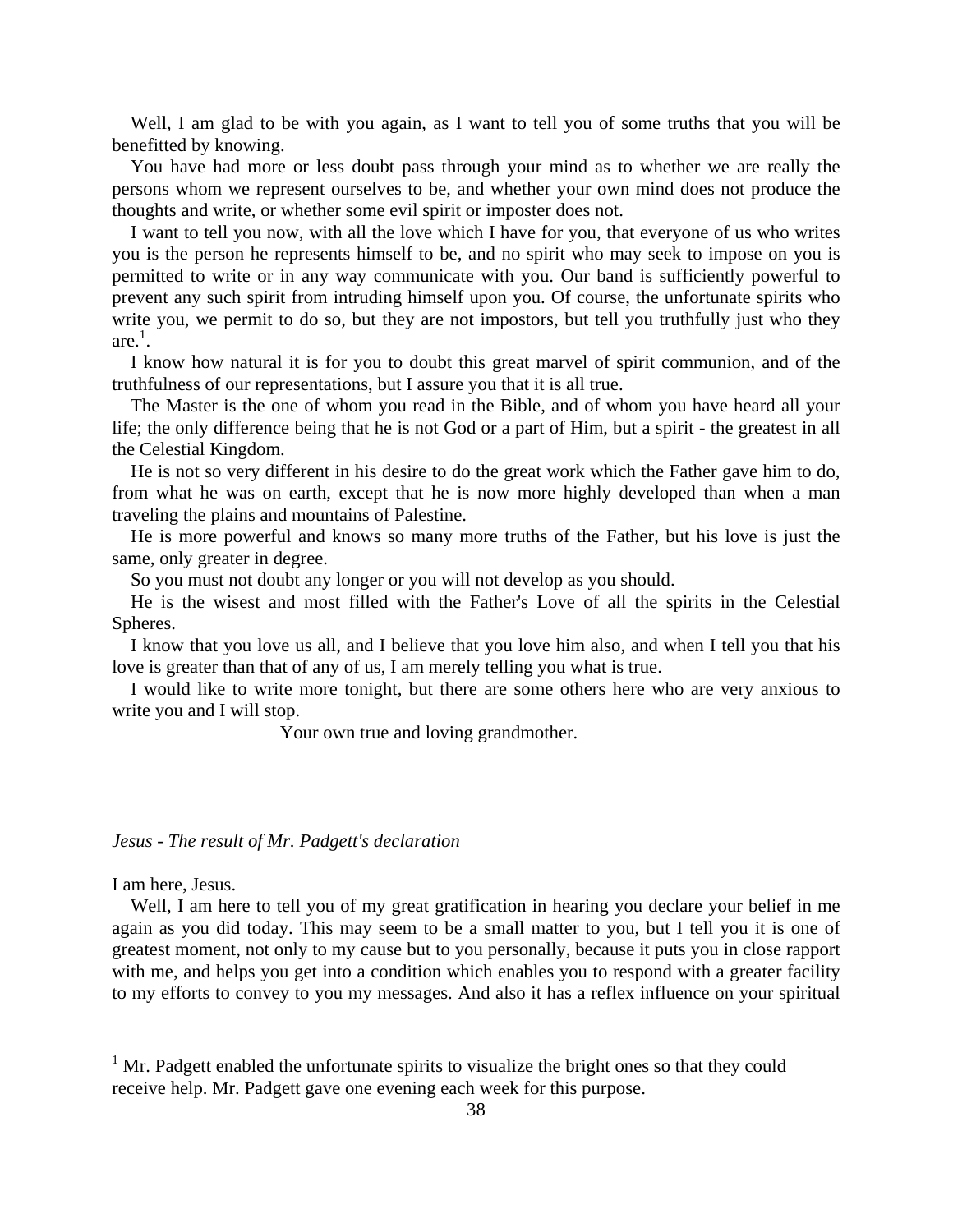Well, I am glad to be with you again, as I want to tell you of some truths that you will be benefitted by knowing.

You have had more or less doubt pass through your mind as to whether we are really the persons whom we represent ourselves to be, and whether your own mind does not produce the thoughts and write, or whether some evil spirit or imposter does not.

I want to tell you now, with all the love which I have for you, that everyone of us who writes you is the person he represents himself to be, and no spirit who may seek to impose on you is permitted to write or in any way communicate with you. Our band is sufficiently powerful to prevent any such spirit from intruding himself upon you. Of course, the unfortunate spirits who write you, we permit to do so, but they are not impostors, but tell you truthfully just who they are.[1].

I know how natural it is for you to doubt this great marvel of spirit communion, and of the truthfulness of our representations, but I assure you that it is all true.

The Master is the one of whom you read in the Bible, and of whom you have heard all your life; the only difference being that he is not God or a part of Him, but a spirit - the greatest in all the Celestial Kingdom.

He is not so very different in his desire to do the great work which the Father gave him to do, from what he was on earth, except that he is now more highly developed than when a man traveling the plains and mountains of Palestine.

He is more powerful and knows so many more truths of the Father, but his love is just the same, only greater in degree.

So you must not doubt any longer or you will not develop as you should.

He is the wisest and most filled with the Father's Love of all the spirits in the Celestial Spheres.

I know that you love us all, and I believe that you love him also, and when I tell you that his love is greater than that of any of us, I am merely telling you what is true.

I would like to write more tonight, but there are some others here who are very anxious to write you and I will stop.

Your own true and loving grandmother.

*Jesus - The result of Mr. Padgett's declaration*

I am here, Jesus.

Well, I am here to tell you of my great gratification in hearing you declare your belief in me again as you did today. This may seem to be a small matter to you, but I tell you it is one of greatest moment, not only to my cause but to you personally, because it puts you in close rapport with me, and helps you get into a condition which enables you to respond with a greater facility to my efforts to convey to you my messages. And also it has a reflex influence on your spiritual

[1] Mr. Padgett enabled the unfortunate spirits to visualize the bright ones so that they could receive help. Mr. Padgett gave one evening each week for this purpose.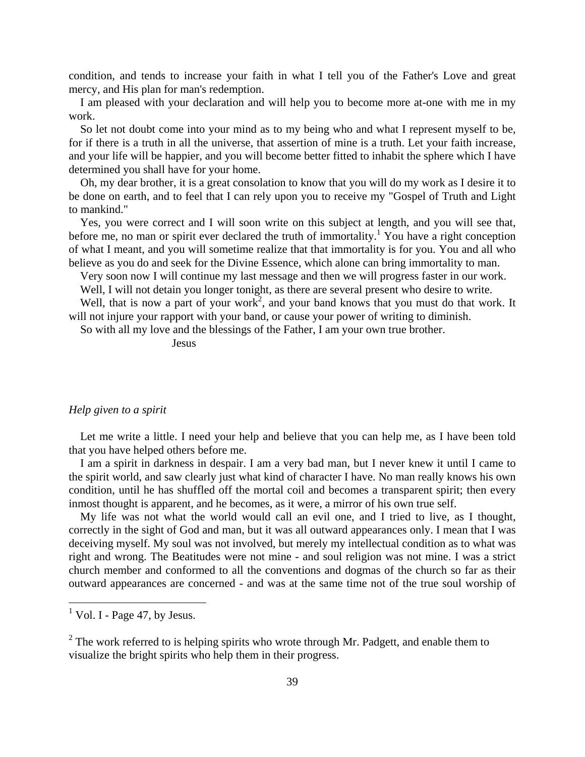condition, and tends to increase your faith in what I tell you of the Father's Love and great mercy, and His plan for man's redemption.

I am pleased with your declaration and will help you to become more at-one with me in my work.

So let not doubt come into your mind as to my being who and what I represent myself to be, for if there is a truth in all the universe, that assertion of mine is a truth. Let your faith increase, and your life will be happier, and you will become better fitted to inhabit the sphere which I have determined you shall have for your home.

Oh, my dear brother, it is a great consolation to know that you will do my work as I desire it to be done on earth, and to feel that I can rely upon you to receive my "Gospel of Truth and Light to mankind."

Yes, you were correct and I will soon write on this subject at length, and you will see that, before me, no man or spirit ever declared the truth of immortality.[1] You have a right conception of what I meant, and you will sometime realize that that immortality is for you. You and all who believe as you do and seek for the Divine Essence, which alone can bring immortality to man.

Very soon now I will continue my last message and then we will progress faster in our work.

Well, I will not detain you longer tonight, as there are several present who desire to write.

Well, that is now a part of your work[2], and your band knows that you must do that work. It will not injure your rapport with your band, or cause your power of writing to diminish.

So with all my love and the blessings of the Father, I am your own true brother.

Jesus

*Help given to a spirit*

Let me write a little. I need your help and believe that you can help me, as I have been told that you have helped others before me.

I am a spirit in darkness in despair. I am a very bad man, but I never knew it until I came to the spirit world, and saw clearly just what kind of character I have. No man really knows his own condition, until he has shuffled off the mortal coil and becomes a transparent spirit; then every inmost thought is apparent, and he becomes, as it were, a mirror of his own true self.

My life was not what the world would call an evil one, and I tried to live, as I thought, correctly in the sight of God and man, but it was all outward appearances only. I mean that I was deceiving myself. My soul was not involved, but merely my intellectual condition as to what was right and wrong. The Beatitudes were not mine - and soul religion was not mine. I was a strict church member and conformed to all the conventions and dogmas of the church so far as their outward appearances are concerned - and was at the same time not of the true soul worship of

---

[1] Vol. I - Page 47, by Jesus.

[2] The work referred to is helping spirits who wrote through Mr. Padgett, and enable them to visualize the bright spirits who help them in their progress.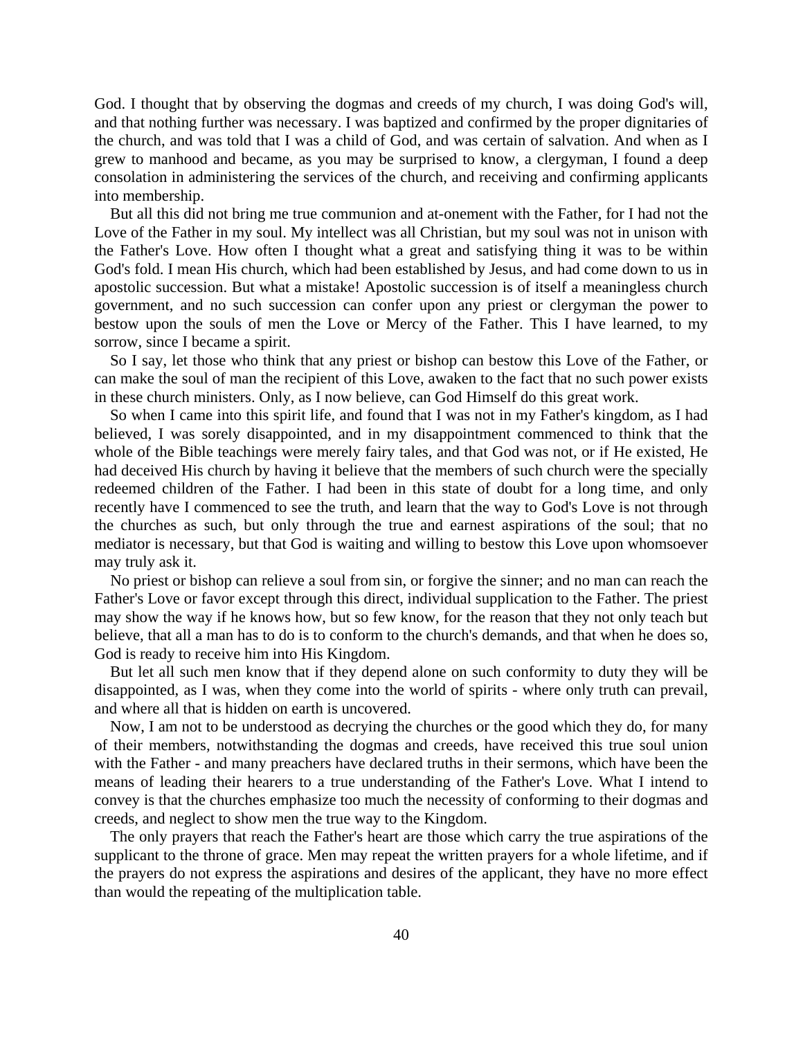God. I thought that by observing the dogmas and creeds of my church, I was doing God's will, and that nothing further was necessary. I was baptized and confirmed by the proper dignitaries of the church, and was told that I was a child of God, and was certain of salvation. And when as I grew to manhood and became, as you may be surprised to know, a clergyman, I found a deep consolation in administering the services of the church, and receiving and confirming applicants into membership.

But all this did not bring me true communion and at-onement with the Father, for I had not the Love of the Father in my soul. My intellect was all Christian, but my soul was not in unison with the Father's Love. How often I thought what a great and satisfying thing it was to be within God's fold. I mean His church, which had been established by Jesus, and had come down to us in apostolic succession. But what a mistake! Apostolic succession is of itself a meaningless church government, and no such succession can confer upon any priest or clergyman the power to bestow upon the souls of men the Love or Mercy of the Father. This I have learned, to my sorrow, since I became a spirit.

So I say, let those who think that any priest or bishop can bestow this Love of the Father, or can make the soul of man the recipient of this Love, awaken to the fact that no such power exists in these church ministers. Only, as I now believe, can God Himself do this great work.

So when I came into this spirit life, and found that I was not in my Father's kingdom, as I had believed, I was sorely disappointed, and in my disappointment commenced to think that the whole of the Bible teachings were merely fairy tales, and that God was not, or if He existed, He had deceived His church by having it believe that the members of such church were the specially redeemed children of the Father. I had been in this state of doubt for a long time, and only recently have I commenced to see the truth, and learn that the way to God's Love is not through the churches as such, but only through the true and earnest aspirations of the soul; that no mediator is necessary, but that God is waiting and willing to bestow this Love upon whomsoever may truly ask it.

No priest or bishop can relieve a soul from sin, or forgive the sinner; and no man can reach the Father's Love or favor except through this direct, individual supplication to the Father. The priest may show the way if he knows how, but so few know, for the reason that they not only teach but believe, that all a man has to do is to conform to the church's demands, and that when he does so, God is ready to receive him into His Kingdom.

But let all such men know that if they depend alone on such conformity to duty they will be disappointed, as I was, when they come into the world of spirits - where only truth can prevail, and where all that is hidden on earth is uncovered.

Now, I am not to be understood as decrying the churches or the good which they do, for many of their members, notwithstanding the dogmas and creeds, have received this true soul union with the Father - and many preachers have declared truths in their sermons, which have been the means of leading their hearers to a true understanding of the Father's Love. What I intend to convey is that the churches emphasize too much the necessity of conforming to their dogmas and creeds, and neglect to show men the true way to the Kingdom.

The only prayers that reach the Father's heart are those which carry the true aspirations of the supplicant to the throne of grace. Men may repeat the written prayers for a whole lifetime, and if the prayers do not express the aspirations and desires of the applicant, they have no more effect than would the repeating of the multiplication table.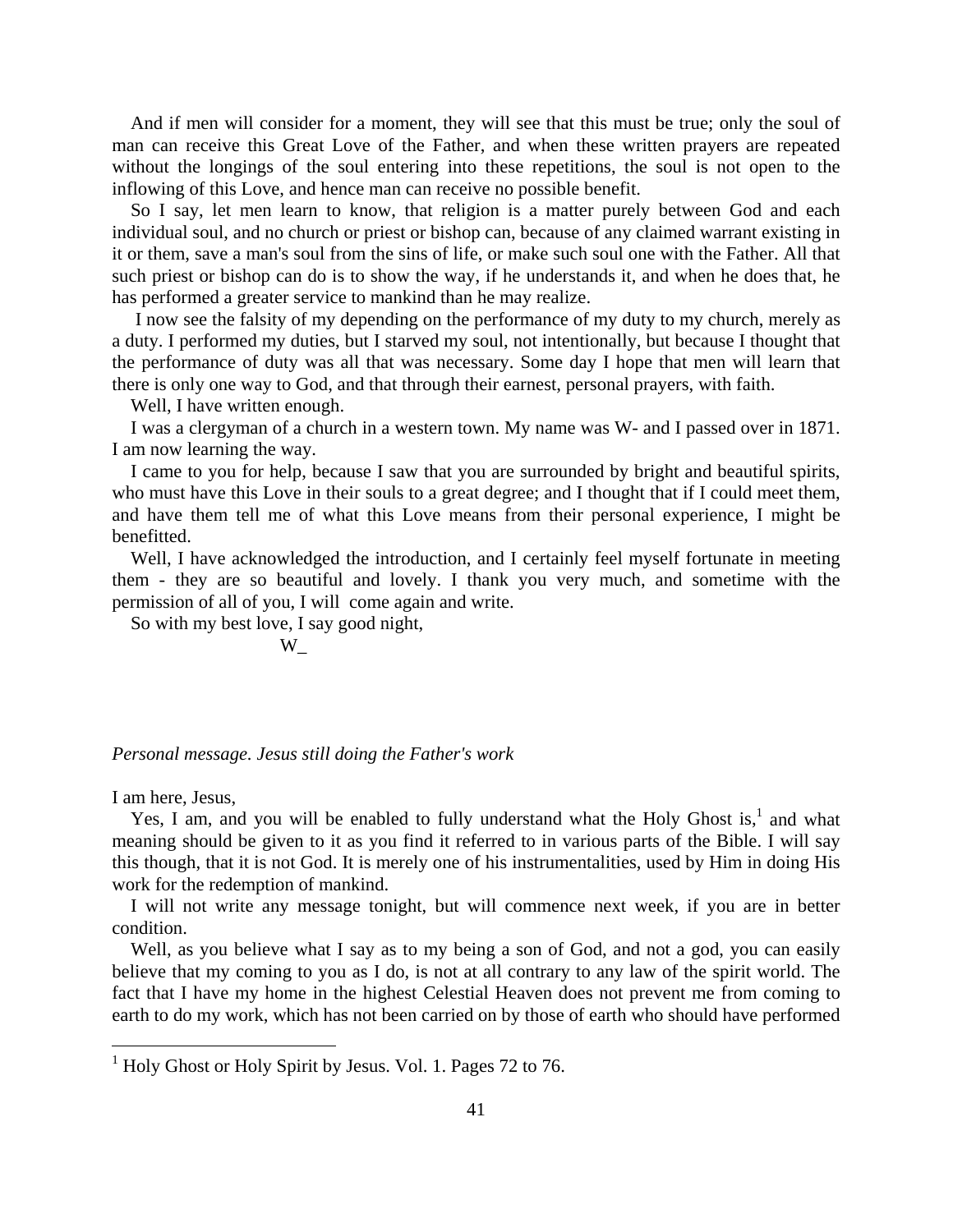And if men will consider for a moment, they will see that this must be true; only the soul of man can receive this Great Love of the Father, and when these written prayers are repeated without the longings of the soul entering into these repetitions, the soul is not open to the inflowing of this Love, and hence man can receive no possible benefit.

So I say, let men learn to know, that religion is a matter purely between God and each individual soul, and no church or priest or bishop can, because of any claimed warrant existing in it or them, save a man's soul from the sins of life, or make such soul one with the Father. All that such priest or bishop can do is to show the way, if he understands it, and when he does that, he has performed a greater service to mankind than he may realize.

I now see the falsity of my depending on the performance of my duty to my church, merely as a duty. I performed my duties, but I starved my soul, not intentionally, but because I thought that the performance of duty was all that was necessary. Some day I hope that men will learn that there is only one way to God, and that through their earnest, personal prayers, with faith.

Well, I have written enough.

I was a clergyman of a church in a western town. My name was W- and I passed over in 1871. I am now learning the way.

I came to you for help, because I saw that you are surrounded by bright and beautiful spirits, who must have this Love in their souls to a great degree; and I thought that if I could meet them, and have them tell me of what this Love means from their personal experience, I might be benefitted.

Well, I have acknowledged the introduction, and I certainly feel myself fortunate in meeting them - they are so beautiful and lovely. I thank you very much, and sometime with the permission of all of you, I will come again and write.

So with my best love, I say good night,

W_

*Personal message. Jesus still doing the Father's work*

I am here, Jesus,

Yes, I am, and you will be enabled to fully understand what the Holy Ghost is,[1] and what meaning should be given to it as you find it referred to in various parts of the Bible. I will say this though, that it is not God. It is merely one of his instrumentalities, used by Him in doing His work for the redemption of mankind.

I will not write any message tonight, but will commence next week, if you are in better condition.

Well, as you believe what I say as to my being a son of God, and not a god, you can easily believe that my coming to you as I do, is not at all contrary to any law of the spirit world. The fact that I have my home in the highest Celestial Heaven does not prevent me from coming to earth to do my work, which has not been carried on by those of earth who should have performed

[1] Holy Ghost or Holy Spirit by Jesus. Vol. 1. Pages 72 to 76.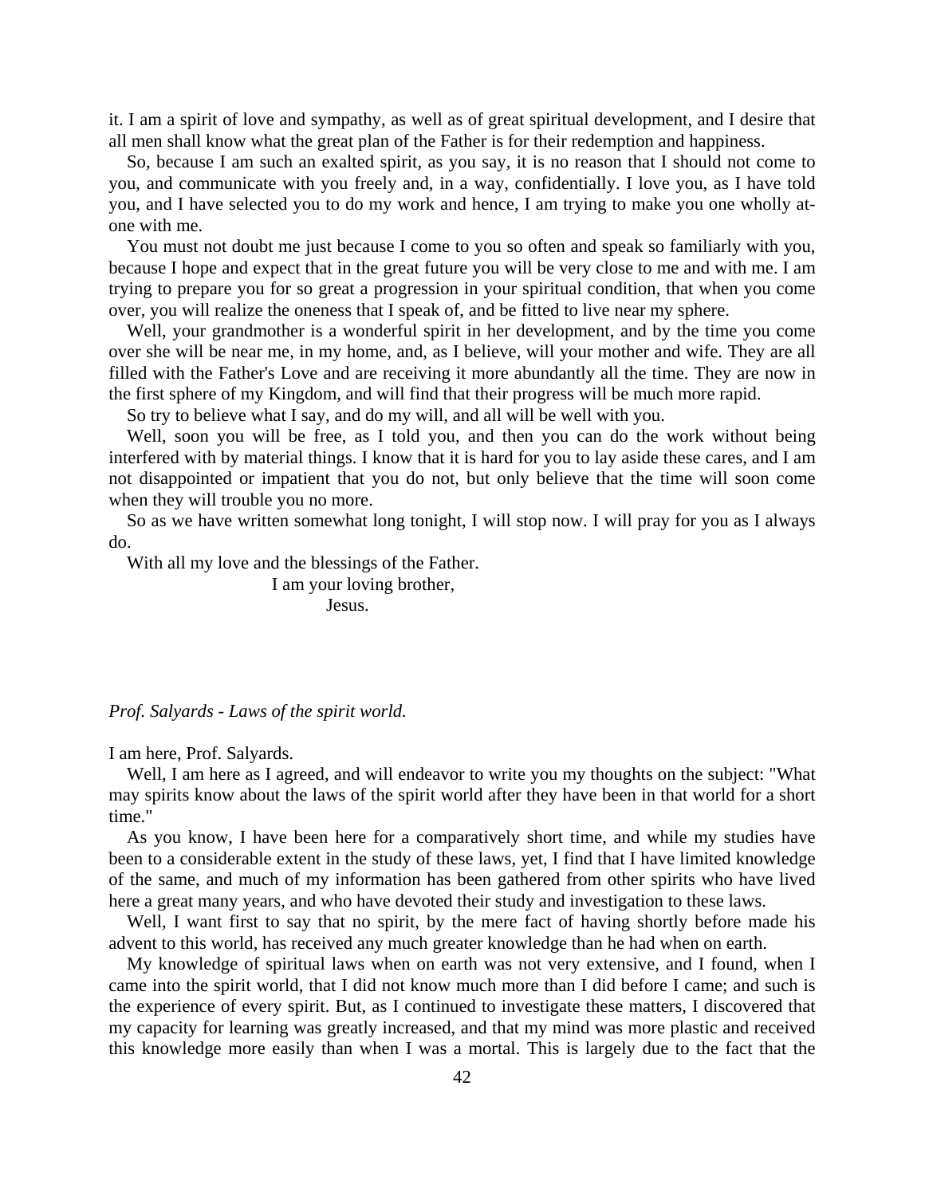it. I am a spirit of love and sympathy, as well as of great spiritual development, and I desire that all men shall know what the great plan of the Father is for their redemption and happiness.

So, because I am such an exalted spirit, as you say, it is no reason that I should not come to you, and communicate with you freely and, in a way, confidentially. I love you, as I have told you, and I have selected you to do my work and hence, I am trying to make you one wholly at-one with me.

You must not doubt me just because I come to you so often and speak so familiarly with you, because I hope and expect that in the great future you will be very close to me and with me. I am trying to prepare you for so great a progression in your spiritual condition, that when you come over, you will realize the oneness that I speak of, and be fitted to live near my sphere.

Well, your grandmother is a wonderful spirit in her development, and by the time you come over she will be near me, in my home, and, as I believe, will your mother and wife. They are all filled with the Father's Love and are receiving it more abundantly all the time. They are now in the first sphere of my Kingdom, and will find that their progress will be much more rapid.

So try to believe what I say, and do my will, and all will be well with you.

Well, soon you will be free, as I told you, and then you can do the work without being interfered with by material things. I know that it is hard for you to lay aside these cares, and I am not disappointed or impatient that you do not, but only believe that the time will soon come when they will trouble you no more.

So as we have written somewhat long tonight, I will stop now. I will pray for you as I always do.

With all my love and the blessings of the Father.

I am your loving brother,

Jesus.

*Prof. Salyards - Laws of the spirit world.*

I am here, Prof. Salyards.

Well, I am here as I agreed, and will endeavor to write you my thoughts on the subject: "What may spirits know about the laws of the spirit world after they have been in that world for a short time."

As you know, I have been here for a comparatively short time, and while my studies have been to a considerable extent in the study of these laws, yet, I find that I have limited knowledge of the same, and much of my information has been gathered from other spirits who have lived here a great many years, and who have devoted their study and investigation to these laws.

Well, I want first to say that no spirit, by the mere fact of having shortly before made his advent to this world, has received any much greater knowledge than he had when on earth.

My knowledge of spiritual laws when on earth was not very extensive, and I found, when I came into the spirit world, that I did not know much more than I did before I came; and such is the experience of every spirit. But, as I continued to investigate these matters, I discovered that my capacity for learning was greatly increased, and that my mind was more plastic and received this knowledge more easily than when I was a mortal. This is largely due to the fact that the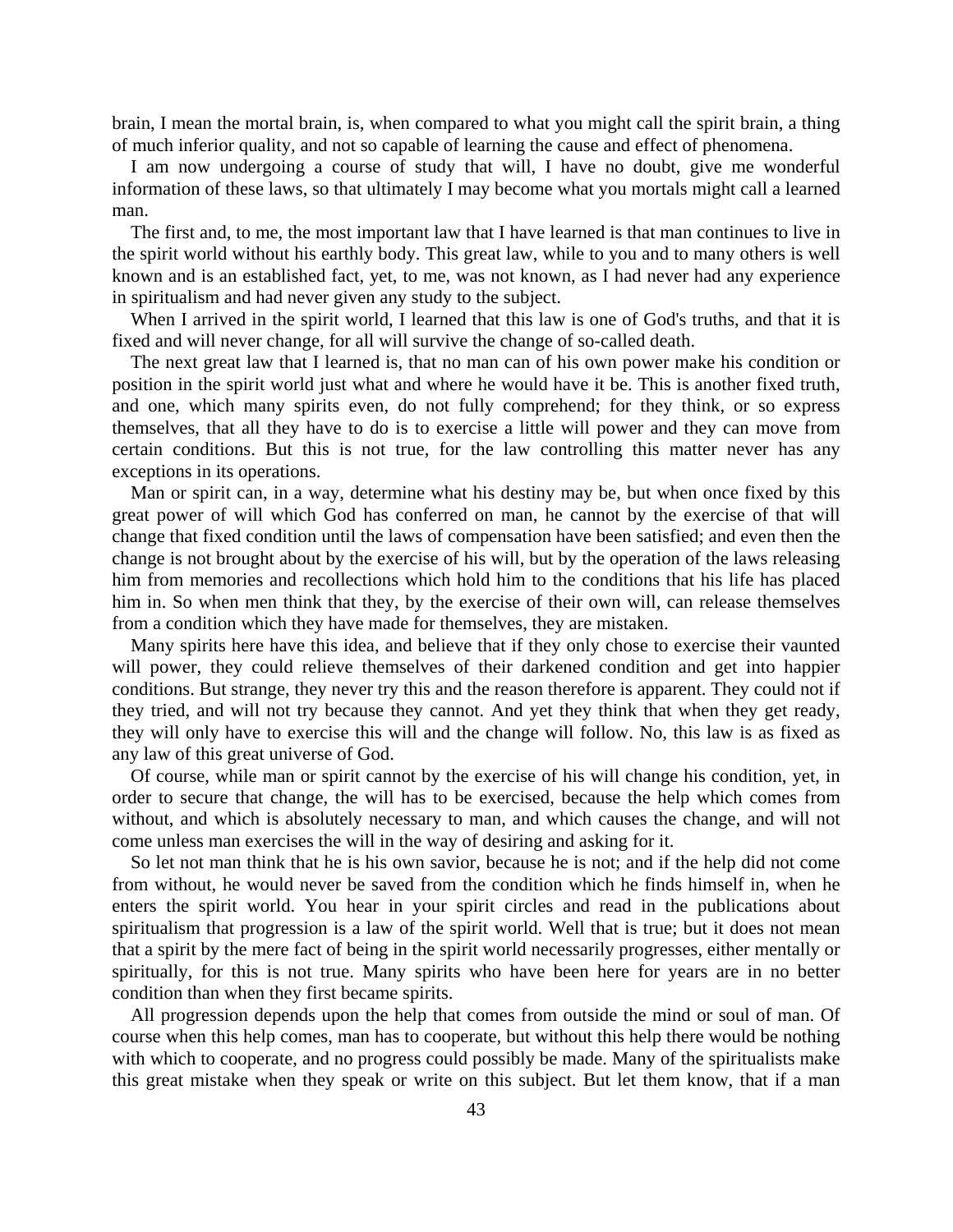brain, I mean the mortal brain, is, when compared to what you might call the spirit brain, a thing of much inferior quality, and not so capable of learning the cause and effect of phenomena.

I am now undergoing a course of study that will, I have no doubt, give me wonderful information of these laws, so that ultimately I may become what you mortals might call a learned man.

The first and, to me, the most important law that I have learned is that man continues to live in the spirit world without his earthly body. This great law, while to you and to many others is well known and is an established fact, yet, to me, was not known, as I had never had any experience in spiritualism and had never given any study to the subject.

When I arrived in the spirit world, I learned that this law is one of God's truths, and that it is fixed and will never change, for all will survive the change of so-called death.

The next great law that I learned is, that no man can of his own power make his condition or position in the spirit world just what and where he would have it be. This is another fixed truth, and one, which many spirits even, do not fully comprehend; for they think, or so express themselves, that all they have to do is to exercise a little will power and they can move from certain conditions. But this is not true, for the law controlling this matter never has any exceptions in its operations.

Man or spirit can, in a way, determine what his destiny may be, but when once fixed by this great power of will which God has conferred on man, he cannot by the exercise of that will change that fixed condition until the laws of compensation have been satisfied; and even then the change is not brought about by the exercise of his will, but by the operation of the laws releasing him from memories and recollections which hold him to the conditions that his life has placed him in. So when men think that they, by the exercise of their own will, can release themselves from a condition which they have made for themselves, they are mistaken.

Many spirits here have this idea, and believe that if they only chose to exercise their vaunted will power, they could relieve themselves of their darkened condition and get into happier conditions. But strange, they never try this and the reason therefore is apparent. They could not if they tried, and will not try because they cannot. And yet they think that when they get ready, they will only have to exercise this will and the change will follow. No, this law is as fixed as any law of this great universe of God.

Of course, while man or spirit cannot by the exercise of his will change his condition, yet, in order to secure that change, the will has to be exercised, because the help which comes from without, and which is absolutely necessary to man, and which causes the change, and will not come unless man exercises the will in the way of desiring and asking for it.

So let not man think that he is his own savior, because he is not; and if the help did not come from without, he would never be saved from the condition which he finds himself in, when he enters the spirit world. You hear in your spirit circles and read in the publications about spiritualism that progression is a law of the spirit world. Well that is true; but it does not mean that a spirit by the mere fact of being in the spirit world necessarily progresses, either mentally or spiritually, for this is not true. Many spirits who have been here for years are in no better condition than when they first became spirits.

All progression depends upon the help that comes from outside the mind or soul of man. Of course when this help comes, man has to cooperate, but without this help there would be nothing with which to cooperate, and no progress could possibly be made. Many of the spiritualists make this great mistake when they speak or write on this subject. But let them know, that if a man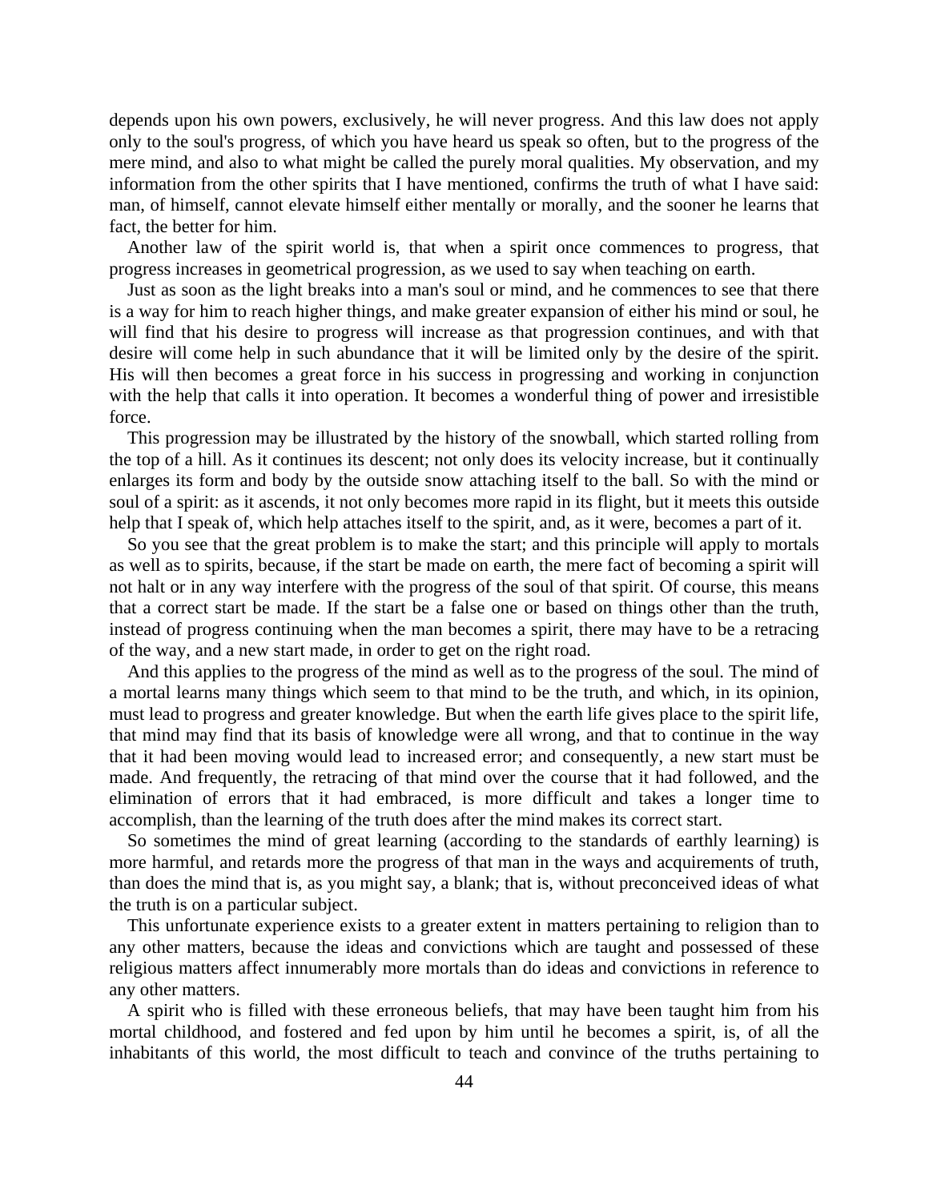depends upon his own powers, exclusively, he will never progress. And this law does not apply only to the soul's progress, of which you have heard us speak so often, but to the progress of the mere mind, and also to what might be called the purely moral qualities. My observation, and my information from the other spirits that I have mentioned, confirms the truth of what I have said: man, of himself, cannot elevate himself either mentally or morally, and the sooner he learns that fact, the better for him.

Another law of the spirit world is, that when a spirit once commences to progress, that progress increases in geometrical progression, as we used to say when teaching on earth.

Just as soon as the light breaks into a man's soul or mind, and he commences to see that there is a way for him to reach higher things, and make greater expansion of either his mind or soul, he will find that his desire to progress will increase as that progression continues, and with that desire will come help in such abundance that it will be limited only by the desire of the spirit. His will then becomes a great force in his success in progressing and working in conjunction with the help that calls it into operation. It becomes a wonderful thing of power and irresistible force.

This progression may be illustrated by the history of the snowball, which started rolling from the top of a hill. As it continues its descent; not only does its velocity increase, but it continually enlarges its form and body by the outside snow attaching itself to the ball. So with the mind or soul of a spirit: as it ascends, it not only becomes more rapid in its flight, but it meets this outside help that I speak of, which help attaches itself to the spirit, and, as it were, becomes a part of it.

So you see that the great problem is to make the start; and this principle will apply to mortals as well as to spirits, because, if the start be made on earth, the mere fact of becoming a spirit will not halt or in any way interfere with the progress of the soul of that spirit. Of course, this means that a correct start be made. If the start be a false one or based on things other than the truth, instead of progress continuing when the man becomes a spirit, there may have to be a retracing of the way, and a new start made, in order to get on the right road.

And this applies to the progress of the mind as well as to the progress of the soul. The mind of a mortal learns many things which seem to that mind to be the truth, and which, in its opinion, must lead to progress and greater knowledge. But when the earth life gives place to the spirit life, that mind may find that its basis of knowledge were all wrong, and that to continue in the way that it had been moving would lead to increased error; and consequently, a new start must be made. And frequently, the retracing of that mind over the course that it had followed, and the elimination of errors that it had embraced, is more difficult and takes a longer time to accomplish, than the learning of the truth does after the mind makes its correct start.

So sometimes the mind of great learning (according to the standards of earthly learning) is more harmful, and retards more the progress of that man in the ways and acquirements of truth, than does the mind that is, as you might say, a blank; that is, without preconceived ideas of what the truth is on a particular subject.

This unfortunate experience exists to a greater extent in matters pertaining to religion than to any other matters, because the ideas and convictions which are taught and possessed of these religious matters affect innumerably more mortals than do ideas and convictions in reference to any other matters.

A spirit who is filled with these erroneous beliefs, that may have been taught him from his mortal childhood, and fostered and fed upon by him until he becomes a spirit, is, of all the inhabitants of this world, the most difficult to teach and convince of the truths pertaining to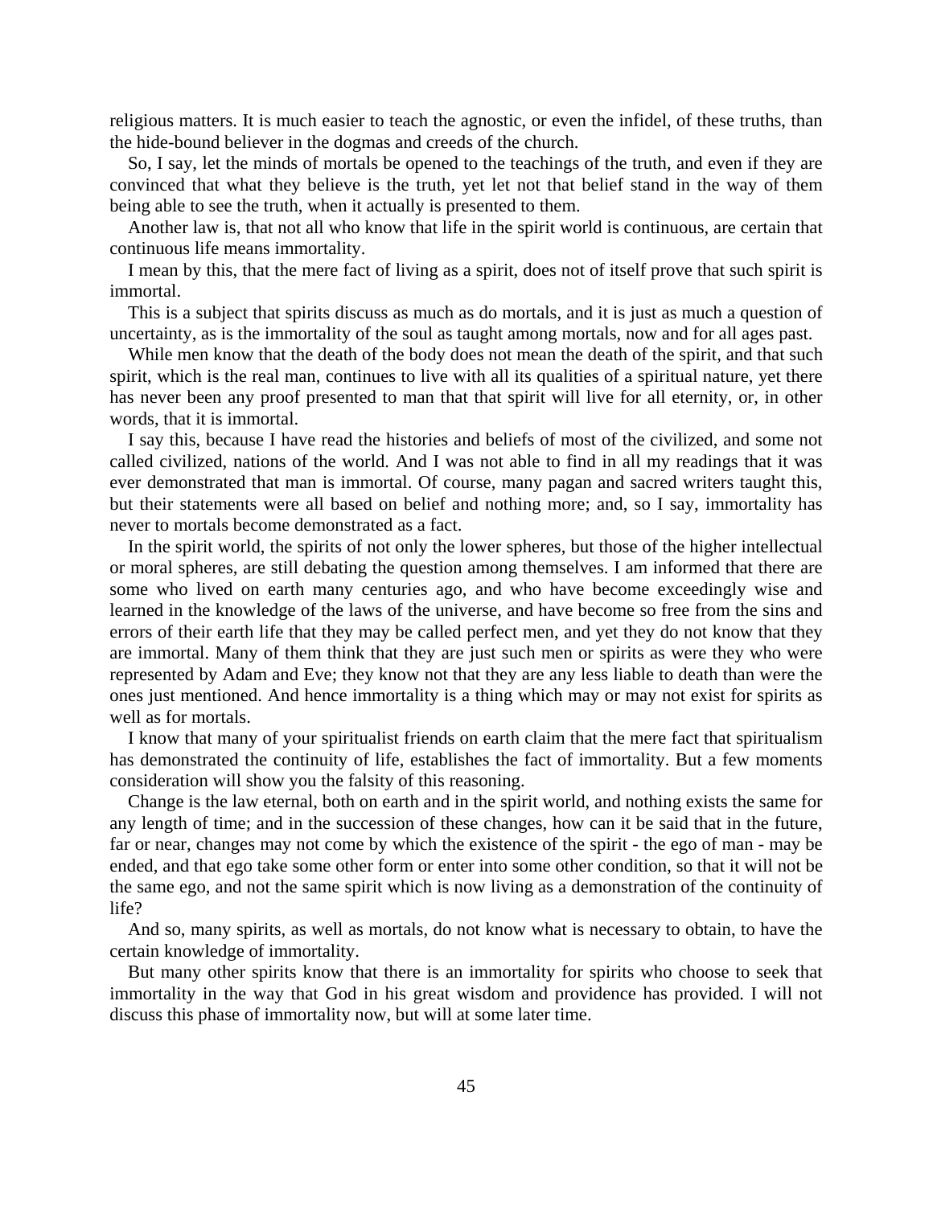religious matters. It is much easier to teach the agnostic, or even the infidel, of these truths, than the hide-bound believer in the dogmas and creeds of the church.

So, I say, let the minds of mortals be opened to the teachings of the truth, and even if they are convinced that what they believe is the truth, yet let not that belief stand in the way of them being able to see the truth, when it actually is presented to them.

Another law is, that not all who know that life in the spirit world is continuous, are certain that continuous life means immortality.

I mean by this, that the mere fact of living as a spirit, does not of itself prove that such spirit is immortal.

This is a subject that spirits discuss as much as do mortals, and it is just as much a question of uncertainty, as is the immortality of the soul as taught among mortals, now and for all ages past.

While men know that the death of the body does not mean the death of the spirit, and that such spirit, which is the real man, continues to live with all its qualities of a spiritual nature, yet there has never been any proof presented to man that that spirit will live for all eternity, or, in other words, that it is immortal.

I say this, because I have read the histories and beliefs of most of the civilized, and some not called civilized, nations of the world. And I was not able to find in all my readings that it was ever demonstrated that man is immortal. Of course, many pagan and sacred writers taught this, but their statements were all based on belief and nothing more; and, so I say, immortality has never to mortals become demonstrated as a fact.

In the spirit world, the spirits of not only the lower spheres, but those of the higher intellectual or moral spheres, are still debating the question among themselves. I am informed that there are some who lived on earth many centuries ago, and who have become exceedingly wise and learned in the knowledge of the laws of the universe, and have become so free from the sins and errors of their earth life that they may be called perfect men, and yet they do not know that they are immortal. Many of them think that they are just such men or spirits as were they who were represented by Adam and Eve; they know not that they are any less liable to death than were the ones just mentioned. And hence immortality is a thing which may or may not exist for spirits as well as for mortals.

I know that many of your spiritualist friends on earth claim that the mere fact that spiritualism has demonstrated the continuity of life, establishes the fact of immortality. But a few moments consideration will show you the falsity of this reasoning.

Change is the law eternal, both on earth and in the spirit world, and nothing exists the same for any length of time; and in the succession of these changes, how can it be said that in the future, far or near, changes may not come by which the existence of the spirit - the ego of man - may be ended, and that ego take some other form or enter into some other condition, so that it will not be the same ego, and not the same spirit which is now living as a demonstration of the continuity of life?

And so, many spirits, as well as mortals, do not know what is necessary to obtain, to have the certain knowledge of immortality.

But many other spirits know that there is an immortality for spirits who choose to seek that immortality in the way that God in his great wisdom and providence has provided. I will not discuss this phase of immortality now, but will at some later time.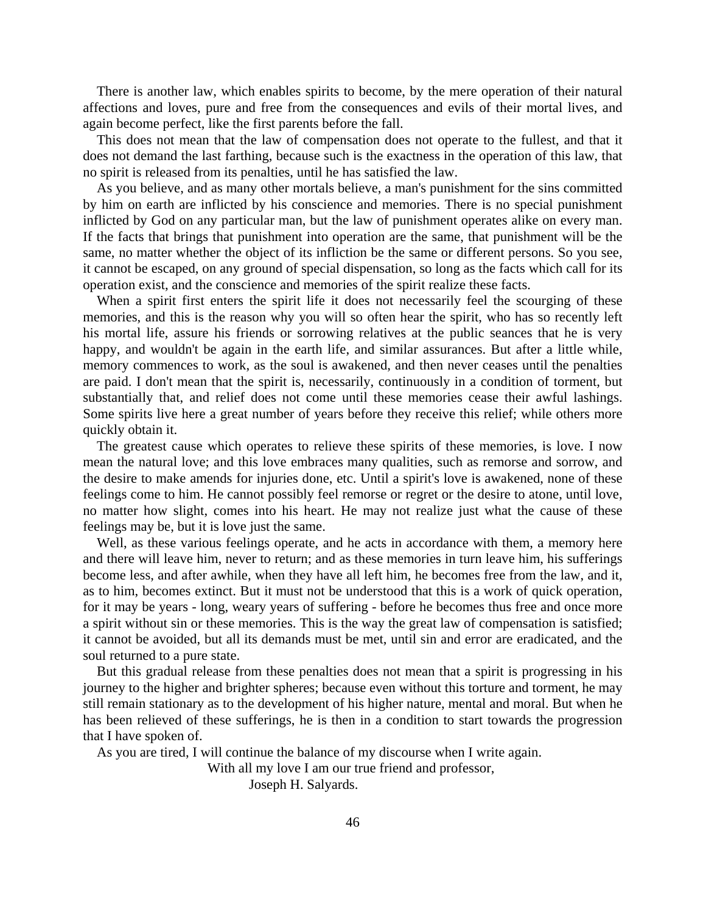There is another law, which enables spirits to become, by the mere operation of their natural affections and loves, pure and free from the consequences and evils of their mortal lives, and again become perfect, like the first parents before the fall.

This does not mean that the law of compensation does not operate to the fullest, and that it does not demand the last farthing, because such is the exactness in the operation of this law, that no spirit is released from its penalties, until he has satisfied the law.

As you believe, and as many other mortals believe, a man's punishment for the sins committed by him on earth are inflicted by his conscience and memories. There is no special punishment inflicted by God on any particular man, but the law of punishment operates alike on every man. If the facts that brings that punishment into operation are the same, that punishment will be the same, no matter whether the object of its infliction be the same or different persons. So you see, it cannot be escaped, on any ground of special dispensation, so long as the facts which call for its operation exist, and the conscience and memories of the spirit realize these facts.

When a spirit first enters the spirit life it does not necessarily feel the scourging of these memories, and this is the reason why you will so often hear the spirit, who has so recently left his mortal life, assure his friends or sorrowing relatives at the public seances that he is very happy, and wouldn't be again in the earth life, and similar assurances. But after a little while, memory commences to work, as the soul is awakened, and then never ceases until the penalties are paid. I don't mean that the spirit is, necessarily, continuously in a condition of torment, but substantially that, and relief does not come until these memories cease their awful lashings. Some spirits live here a great number of years before they receive this relief; while others more quickly obtain it.

The greatest cause which operates to relieve these spirits of these memories, is love. I now mean the natural love; and this love embraces many qualities, such as remorse and sorrow, and the desire to make amends for injuries done, etc. Until a spirit's love is awakened, none of these feelings come to him. He cannot possibly feel remorse or regret or the desire to atone, until love, no matter how slight, comes into his heart. He may not realize just what the cause of these feelings may be, but it is love just the same.

Well, as these various feelings operate, and he acts in accordance with them, a memory here and there will leave him, never to return; and as these memories in turn leave him, his sufferings become less, and after awhile, when they have all left him, he becomes free from the law, and it, as to him, becomes extinct. But it must not be understood that this is a work of quick operation, for it may be years - long, weary years of suffering - before he becomes thus free and once more a spirit without sin or these memories. This is the way the great law of compensation is satisfied; it cannot be avoided, but all its demands must be met, until sin and error are eradicated, and the soul returned to a pure state.

But this gradual release from these penalties does not mean that a spirit is progressing in his journey to the higher and brighter spheres; because even without this torture and torment, he may still remain stationary as to the development of his higher nature, mental and moral. But when he has been relieved of these sufferings, he is then in a condition to start towards the progression that I have spoken of.

As you are tired, I will continue the balance of my discourse when I write again.

With all my love I am our true friend and professor,

Joseph H. Salyards.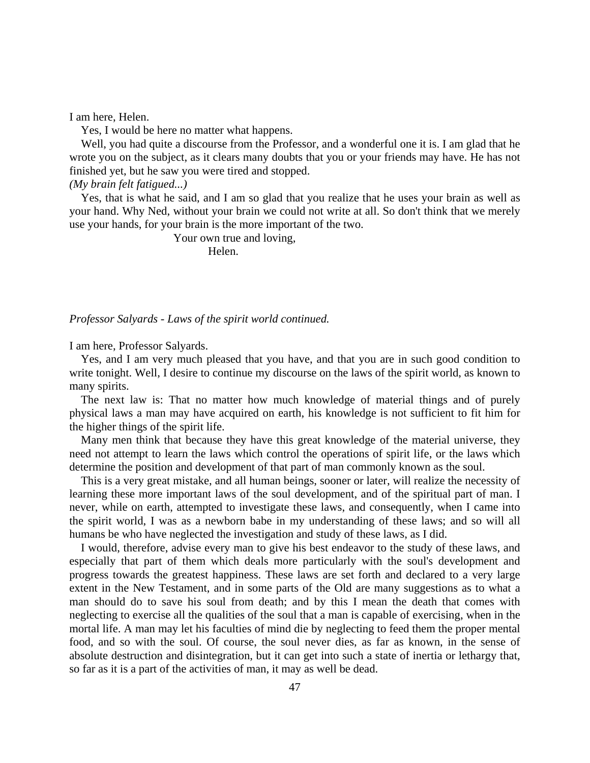I am here, Helen.

Yes, I would be here no matter what happens.

Well, you had quite a discourse from the Professor, and a wonderful one it is. I am glad that he wrote you on the subject, as it clears many doubts that you or your friends may have. He has not finished yet, but he saw you were tired and stopped.

*(My brain felt fatigued...)*

Yes, that is what he said, and I am so glad that you realize that he uses your brain as well as your hand. Why Ned, without your brain we could not write at all. So don't think that we merely use your hands, for your brain is the more important of the two.

Your own true and loving,

Helen.

*Professor Salyards - Laws of the spirit world continued.*

I am here, Professor Salyards.

Yes, and I am very much pleased that you have, and that you are in such good condition to write tonight. Well, I desire to continue my discourse on the laws of the spirit world, as known to many spirits.

The next law is: That no matter how much knowledge of material things and of purely physical laws a man may have acquired on earth, his knowledge is not sufficient to fit him for the higher things of the spirit life.

Many men think that because they have this great knowledge of the material universe, they need not attempt to learn the laws which control the operations of spirit life, or the laws which determine the position and development of that part of man commonly known as the soul.

This is a very great mistake, and all human beings, sooner or later, will realize the necessity of learning these more important laws of the soul development, and of the spiritual part of man. I never, while on earth, attempted to investigate these laws, and consequently, when I came into the spirit world, I was as a newborn babe in my understanding of these laws; and so will all humans be who have neglected the investigation and study of these laws, as I did.

I would, therefore, advise every man to give his best endeavor to the study of these laws, and especially that part of them which deals more particularly with the soul's development and progress towards the greatest happiness. These laws are set forth and declared to a very large extent in the New Testament, and in some parts of the Old are many suggestions as to what a man should do to save his soul from death; and by this I mean the death that comes with neglecting to exercise all the qualities of the soul that a man is capable of exercising, when in the mortal life. A man may let his faculties of mind die by neglecting to feed them the proper mental food, and so with the soul. Of course, the soul never dies, as far as known, in the sense of absolute destruction and disintegration, but it can get into such a state of inertia or lethargy that, so far as it is a part of the activities of man, it may as well be dead.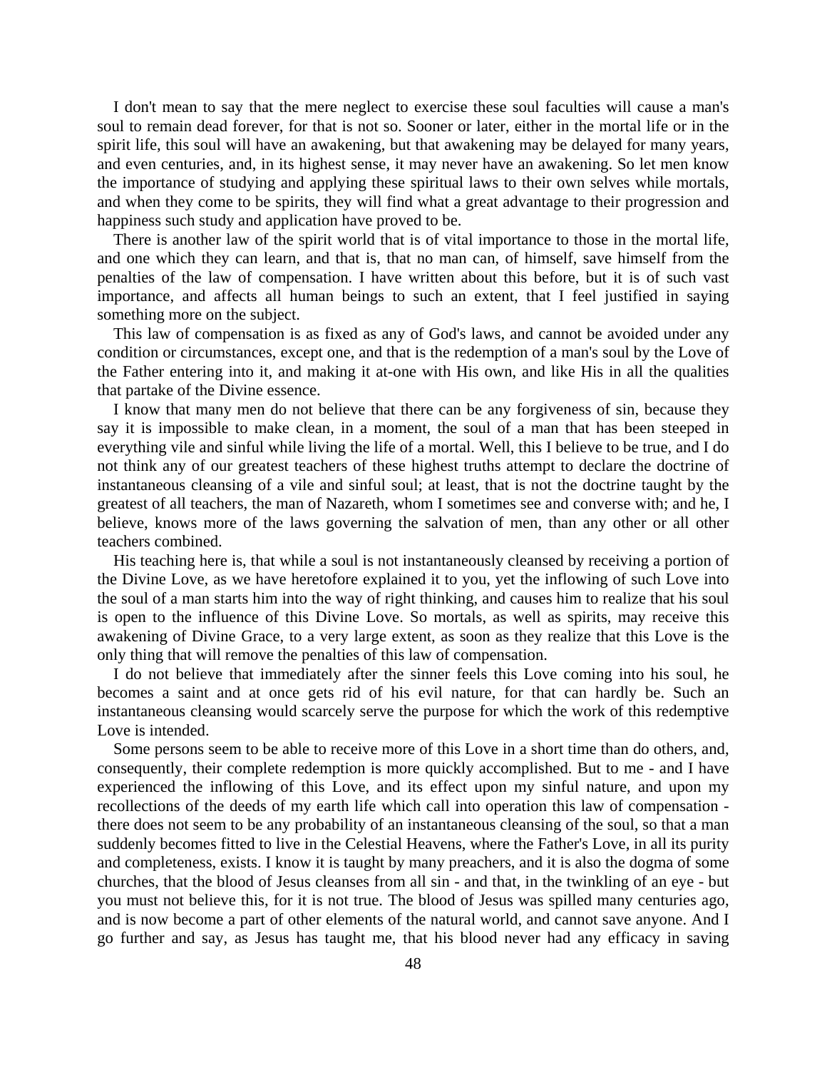I don't mean to say that the mere neglect to exercise these soul faculties will cause a man's soul to remain dead forever, for that is not so. Sooner or later, either in the mortal life or in the spirit life, this soul will have an awakening, but that awakening may be delayed for many years, and even centuries, and, in its highest sense, it may never have an awakening. So let men know the importance of studying and applying these spiritual laws to their own selves while mortals, and when they come to be spirits, they will find what a great advantage to their progression and happiness such study and application have proved to be.

There is another law of the spirit world that is of vital importance to those in the mortal life, and one which they can learn, and that is, that no man can, of himself, save himself from the penalties of the law of compensation. I have written about this before, but it is of such vast importance, and affects all human beings to such an extent, that I feel justified in saying something more on the subject.

This law of compensation is as fixed as any of God's laws, and cannot be avoided under any condition or circumstances, except one, and that is the redemption of a man's soul by the Love of the Father entering into it, and making it at-one with His own, and like His in all the qualities that partake of the Divine essence.

I know that many men do not believe that there can be any forgiveness of sin, because they say it is impossible to make clean, in a moment, the soul of a man that has been steeped in everything vile and sinful while living the life of a mortal. Well, this I believe to be true, and I do not think any of our greatest teachers of these highest truths attempt to declare the doctrine of instantaneous cleansing of a vile and sinful soul; at least, that is not the doctrine taught by the greatest of all teachers, the man of Nazareth, whom I sometimes see and converse with; and he, I believe, knows more of the laws governing the salvation of men, than any other or all other teachers combined.

His teaching here is, that while a soul is not instantaneously cleansed by receiving a portion of the Divine Love, as we have heretofore explained it to you, yet the inflowing of such Love into the soul of a man starts him into the way of right thinking, and causes him to realize that his soul is open to the influence of this Divine Love. So mortals, as well as spirits, may receive this awakening of Divine Grace, to a very large extent, as soon as they realize that this Love is the only thing that will remove the penalties of this law of compensation.

I do not believe that immediately after the sinner feels this Love coming into his soul, he becomes a saint and at once gets rid of his evil nature, for that can hardly be. Such an instantaneous cleansing would scarcely serve the purpose for which the work of this redemptive Love is intended.

Some persons seem to be able to receive more of this Love in a short time than do others, and, consequently, their complete redemption is more quickly accomplished. But to me - and I have experienced the inflowing of this Love, and its effect upon my sinful nature, and upon my recollections of the deeds of my earth life which call into operation this law of compensation - there does not seem to be any probability of an instantaneous cleansing of the soul, so that a man suddenly becomes fitted to live in the Celestial Heavens, where the Father's Love, in all its purity and completeness, exists. I know it is taught by many preachers, and it is also the dogma of some churches, that the blood of Jesus cleanses from all sin - and that, in the twinkling of an eye - but you must not believe this, for it is not true. The blood of Jesus was spilled many centuries ago, and is now become a part of other elements of the natural world, and cannot save anyone. And I go further and say, as Jesus has taught me, that his blood never had any efficacy in saving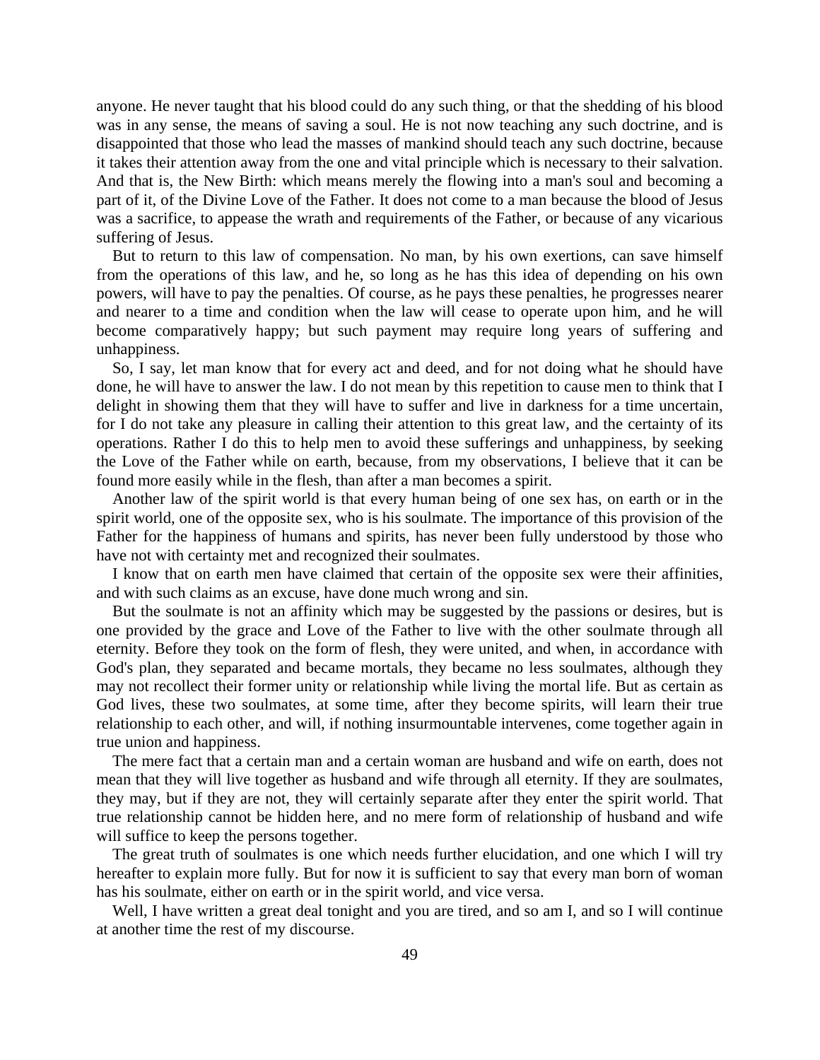anyone. He never taught that his blood could do any such thing, or that the shedding of his blood was in any sense, the means of saving a soul. He is not now teaching any such doctrine, and is disappointed that those who lead the masses of mankind should teach any such doctrine, because it takes their attention away from the one and vital principle which is necessary to their salvation. And that is, the New Birth: which means merely the flowing into a man's soul and becoming a part of it, of the Divine Love of the Father. It does not come to a man because the blood of Jesus was a sacrifice, to appease the wrath and requirements of the Father, or because of any vicarious suffering of Jesus.

But to return to this law of compensation. No man, by his own exertions, can save himself from the operations of this law, and he, so long as he has this idea of depending on his own powers, will have to pay the penalties. Of course, as he pays these penalties, he progresses nearer and nearer to a time and condition when the law will cease to operate upon him, and he will become comparatively happy; but such payment may require long years of suffering and unhappiness.

So, I say, let man know that for every act and deed, and for not doing what he should have done, he will have to answer the law. I do not mean by this repetition to cause men to think that I delight in showing them that they will have to suffer and live in darkness for a time uncertain, for I do not take any pleasure in calling their attention to this great law, and the certainty of its operations. Rather I do this to help men to avoid these sufferings and unhappiness, by seeking the Love of the Father while on earth, because, from my observations, I believe that it can be found more easily while in the flesh, than after a man becomes a spirit.

Another law of the spirit world is that every human being of one sex has, on earth or in the spirit world, one of the opposite sex, who is his soulmate. The importance of this provision of the Father for the happiness of humans and spirits, has never been fully understood by those who have not with certainty met and recognized their soulmates.

I know that on earth men have claimed that certain of the opposite sex were their affinities, and with such claims as an excuse, have done much wrong and sin.

But the soulmate is not an affinity which may be suggested by the passions or desires, but is one provided by the grace and Love of the Father to live with the other soulmate through all eternity. Before they took on the form of flesh, they were united, and when, in accordance with God's plan, they separated and became mortals, they became no less soulmates, although they may not recollect their former unity or relationship while living the mortal life. But as certain as God lives, these two soulmates, at some time, after they become spirits, will learn their true relationship to each other, and will, if nothing insurmountable intervenes, come together again in true union and happiness.

The mere fact that a certain man and a certain woman are husband and wife on earth, does not mean that they will live together as husband and wife through all eternity. If they are soulmates, they may, but if they are not, they will certainly separate after they enter the spirit world. That true relationship cannot be hidden here, and no mere form of relationship of husband and wife will suffice to keep the persons together.

The great truth of soulmates is one which needs further elucidation, and one which I will try hereafter to explain more fully. But for now it is sufficient to say that every man born of woman has his soulmate, either on earth or in the spirit world, and vice versa.

Well, I have written a great deal tonight and you are tired, and so am I, and so I will continue at another time the rest of my discourse.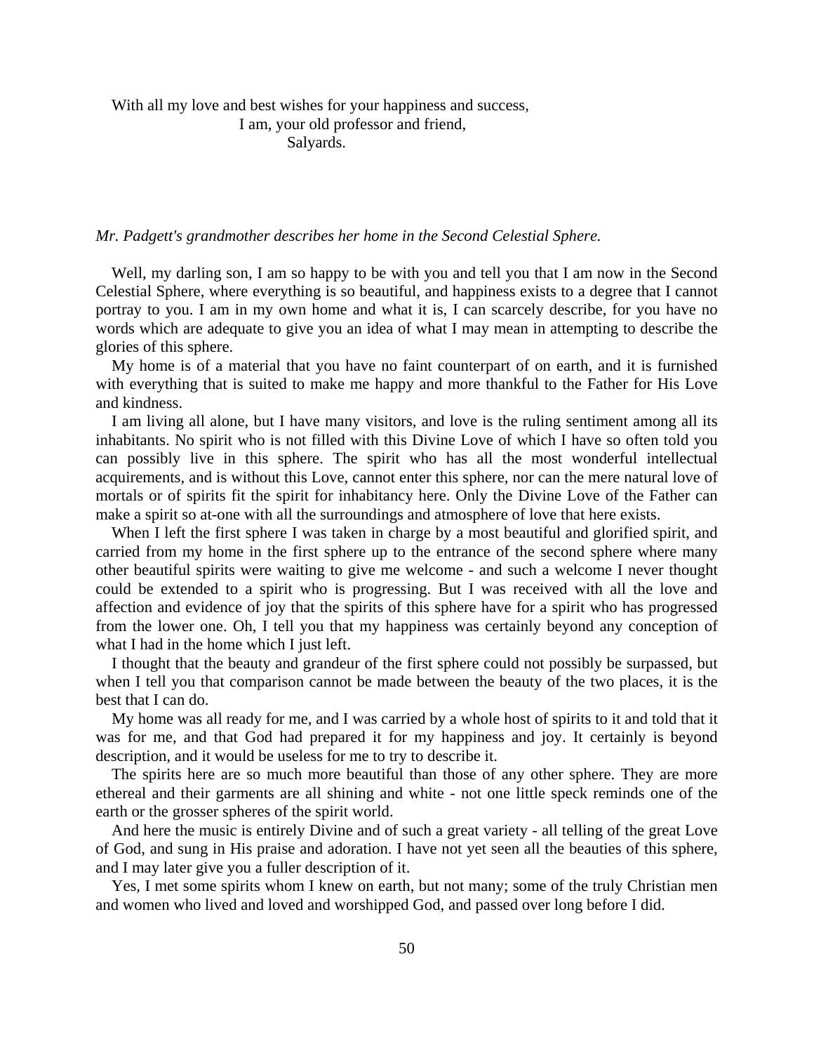With all my love and best wishes for your happiness and success,
I am, your old professor and friend,
Salyards.

*Mr. Padgett's grandmother describes her home in the Second Celestial Sphere.*

Well, my darling son, I am so happy to be with you and tell you that I am now in the Second Celestial Sphere, where everything is so beautiful, and happiness exists to a degree that I cannot portray to you. I am in my own home and what it is, I can scarcely describe, for you have no words which are adequate to give you an idea of what I may mean in attempting to describe the glories of this sphere.

My home is of a material that you have no faint counterpart of on earth, and it is furnished with everything that is suited to make me happy and more thankful to the Father for His Love and kindness.

I am living all alone, but I have many visitors, and love is the ruling sentiment among all its inhabitants. No spirit who is not filled with this Divine Love of which I have so often told you can possibly live in this sphere. The spirit who has all the most wonderful intellectual acquirements, and is without this Love, cannot enter this sphere, nor can the mere natural love of mortals or of spirits fit the spirit for inhabitancy here. Only the Divine Love of the Father can make a spirit so at-one with all the surroundings and atmosphere of love that here exists.

When I left the first sphere I was taken in charge by a most beautiful and glorified spirit, and carried from my home in the first sphere up to the entrance of the second sphere where many other beautiful spirits were waiting to give me welcome - and such a welcome I never thought could be extended to a spirit who is progressing. But I was received with all the love and affection and evidence of joy that the spirits of this sphere have for a spirit who has progressed from the lower one. Oh, I tell you that my happiness was certainly beyond any conception of what I had in the home which I just left.

I thought that the beauty and grandeur of the first sphere could not possibly be surpassed, but when I tell you that comparison cannot be made between the beauty of the two places, it is the best that I can do.

My home was all ready for me, and I was carried by a whole host of spirits to it and told that it was for me, and that God had prepared it for my happiness and joy. It certainly is beyond description, and it would be useless for me to try to describe it.

The spirits here are so much more beautiful than those of any other sphere. They are more ethereal and their garments are all shining and white - not one little speck reminds one of the earth or the grosser spheres of the spirit world.

And here the music is entirely Divine and of such a great variety - all telling of the great Love of God, and sung in His praise and adoration. I have not yet seen all the beauties of this sphere, and I may later give you a fuller description of it.

Yes, I met some spirits whom I knew on earth, but not many; some of the truly Christian men and women who lived and loved and worshipped God, and passed over long before I did.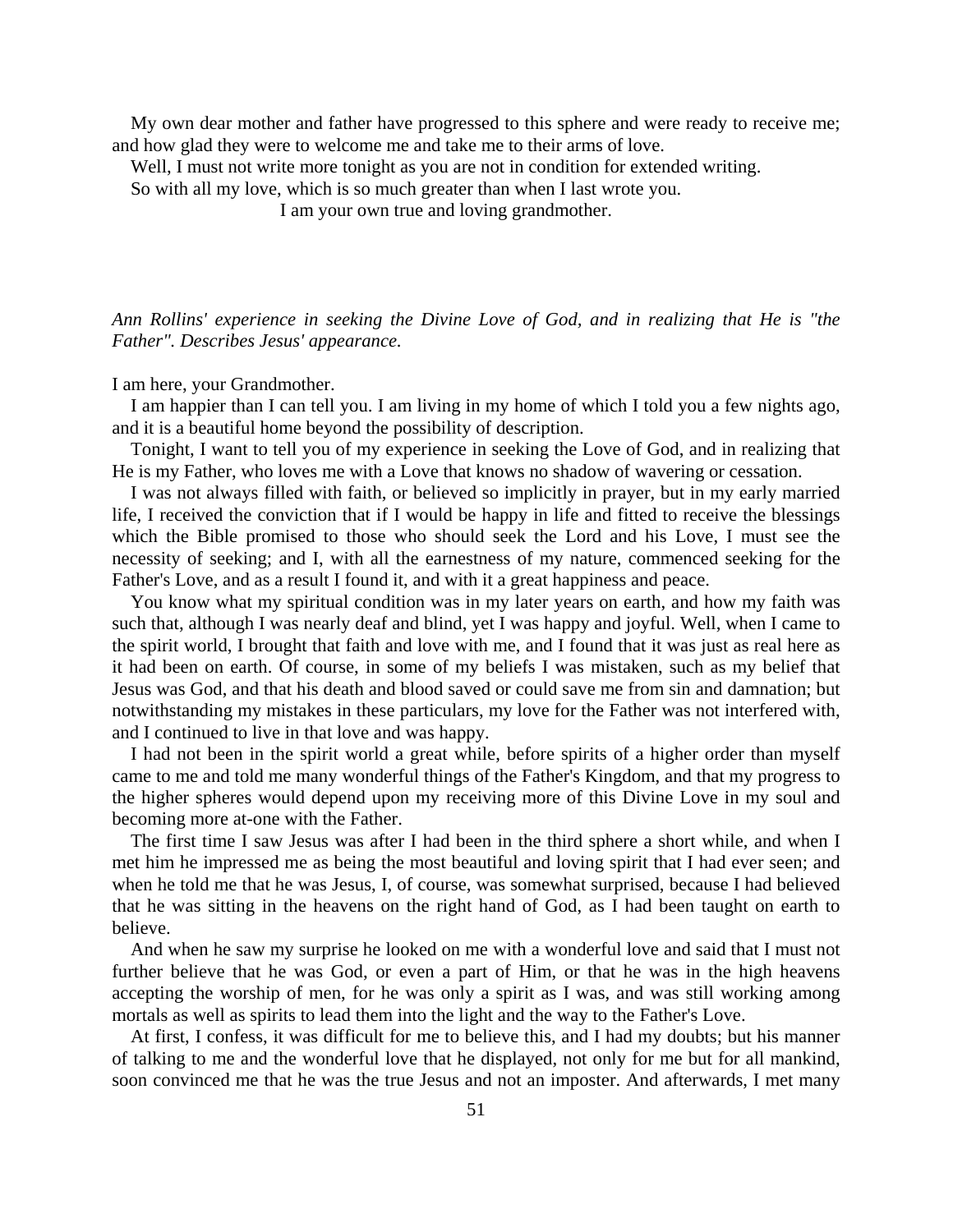My own dear mother and father have progressed to this sphere and were ready to receive me; and how glad they were to welcome me and take me to their arms of love.

Well, I must not write more tonight as you are not in condition for extended writing.

So with all my love, which is so much greater than when I last wrote you.

I am your own true and loving grandmother.

*Ann Rollins' experience in seeking the Divine Love of God, and in realizing that He is "the Father". Describes Jesus' appearance.*

I am here, your Grandmother.

I am happier than I can tell you. I am living in my home of which I told you a few nights ago, and it is a beautiful home beyond the possibility of description.

Tonight, I want to tell you of my experience in seeking the Love of God, and in realizing that He is my Father, who loves me with a Love that knows no shadow of wavering or cessation.

I was not always filled with faith, or believed so implicitly in prayer, but in my early married life, I received the conviction that if I would be happy in life and fitted to receive the blessings which the Bible promised to those who should seek the Lord and his Love, I must see the necessity of seeking; and I, with all the earnestness of my nature, commenced seeking for the Father's Love, and as a result I found it, and with it a great happiness and peace.

You know what my spiritual condition was in my later years on earth, and how my faith was such that, although I was nearly deaf and blind, yet I was happy and joyful. Well, when I came to the spirit world, I brought that faith and love with me, and I found that it was just as real here as it had been on earth. Of course, in some of my beliefs I was mistaken, such as my belief that Jesus was God, and that his death and blood saved or could save me from sin and damnation; but notwithstanding my mistakes in these particulars, my love for the Father was not interfered with, and I continued to live in that love and was happy.

I had not been in the spirit world a great while, before spirits of a higher order than myself came to me and told me many wonderful things of the Father's Kingdom, and that my progress to the higher spheres would depend upon my receiving more of this Divine Love in my soul and becoming more at-one with the Father.

The first time I saw Jesus was after I had been in the third sphere a short while, and when I met him he impressed me as being the most beautiful and loving spirit that I had ever seen; and when he told me that he was Jesus, I, of course, was somewhat surprised, because I had believed that he was sitting in the heavens on the right hand of God, as I had been taught on earth to believe.

And when he saw my surprise he looked on me with a wonderful love and said that I must not further believe that he was God, or even a part of Him, or that he was in the high heavens accepting the worship of men, for he was only a spirit as I was, and was still working among mortals as well as spirits to lead them into the light and the way to the Father's Love.

At first, I confess, it was difficult for me to believe this, and I had my doubts; but his manner of talking to me and the wonderful love that he displayed, not only for me but for all mankind, soon convinced me that he was the true Jesus and not an imposter. And afterwards, I met many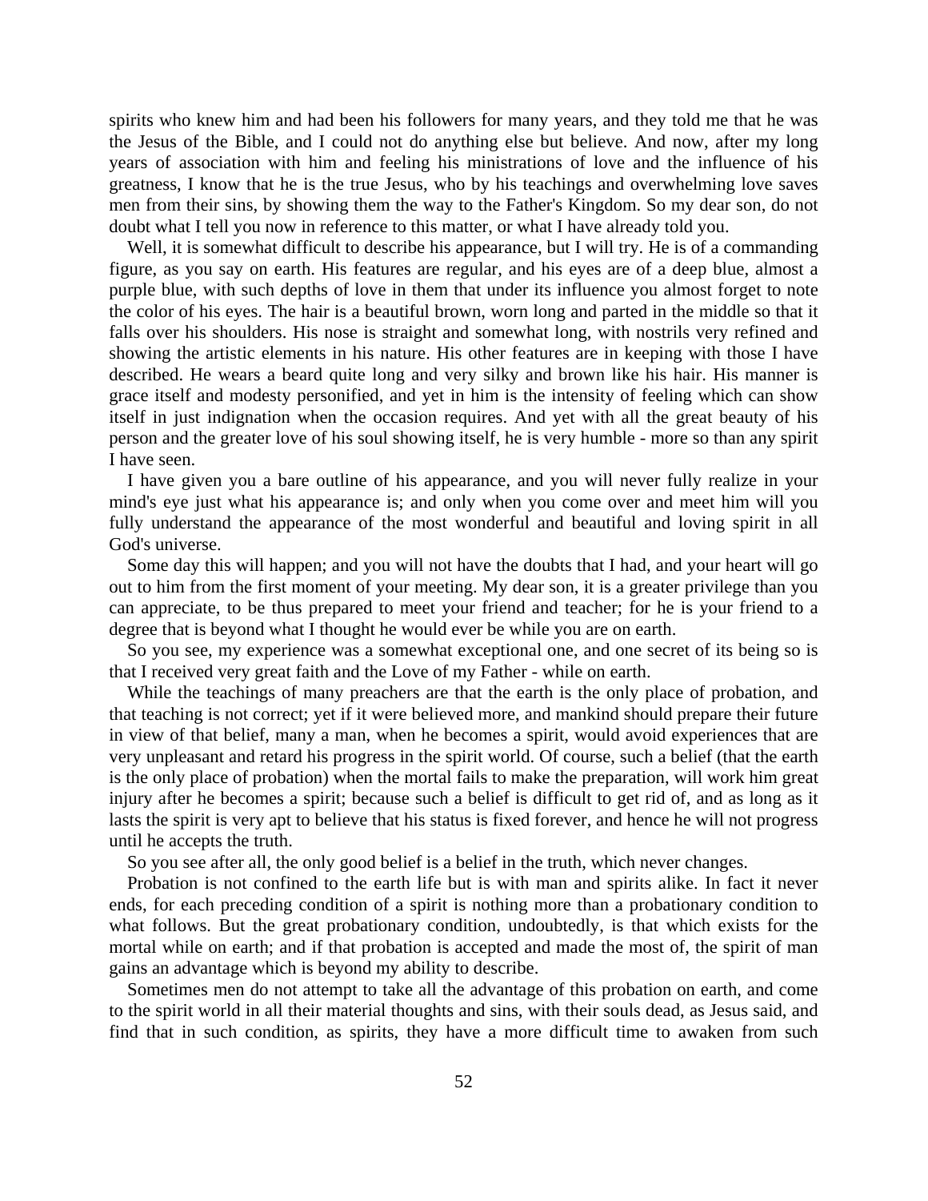spirits who knew him and had been his followers for many years, and they told me that he was the Jesus of the Bible, and I could not do anything else but believe. And now, after my long years of association with him and feeling his ministrations of love and the influence of his greatness, I know that he is the true Jesus, who by his teachings and overwhelming love saves men from their sins, by showing them the way to the Father's Kingdom. So my dear son, do not doubt what I tell you now in reference to this matter, or what I have already told you.

Well, it is somewhat difficult to describe his appearance, but I will try. He is of a commanding figure, as you say on earth. His features are regular, and his eyes are of a deep blue, almost a purple blue, with such depths of love in them that under its influence you almost forget to note the color of his eyes. The hair is a beautiful brown, worn long and parted in the middle so that it falls over his shoulders. His nose is straight and somewhat long, with nostrils very refined and showing the artistic elements in his nature. His other features are in keeping with those I have described. He wears a beard quite long and very silky and brown like his hair. His manner is grace itself and modesty personified, and yet in him is the intensity of feeling which can show itself in just indignation when the occasion requires. And yet with all the great beauty of his person and the greater love of his soul showing itself, he is very humble - more so than any spirit I have seen.

I have given you a bare outline of his appearance, and you will never fully realize in your mind's eye just what his appearance is; and only when you come over and meet him will you fully understand the appearance of the most wonderful and beautiful and loving spirit in all God's universe.

Some day this will happen; and you will not have the doubts that I had, and your heart will go out to him from the first moment of your meeting. My dear son, it is a greater privilege than you can appreciate, to be thus prepared to meet your friend and teacher; for he is your friend to a degree that is beyond what I thought he would ever be while you are on earth.

So you see, my experience was a somewhat exceptional one, and one secret of its being so is that I received very great faith and the Love of my Father - while on earth.

While the teachings of many preachers are that the earth is the only place of probation, and that teaching is not correct; yet if it were believed more, and mankind should prepare their future in view of that belief, many a man, when he becomes a spirit, would avoid experiences that are very unpleasant and retard his progress in the spirit world. Of course, such a belief (that the earth is the only place of probation) when the mortal fails to make the preparation, will work him great injury after he becomes a spirit; because such a belief is difficult to get rid of, and as long as it lasts the spirit is very apt to believe that his status is fixed forever, and hence he will not progress until he accepts the truth.

So you see after all, the only good belief is a belief in the truth, which never changes.

Probation is not confined to the earth life but is with man and spirits alike. In fact it never ends, for each preceding condition of a spirit is nothing more than a probationary condition to what follows. But the great probationary condition, undoubtedly, is that which exists for the mortal while on earth; and if that probation is accepted and made the most of, the spirit of man gains an advantage which is beyond my ability to describe.

Sometimes men do not attempt to take all the advantage of this probation on earth, and come to the spirit world in all their material thoughts and sins, with their souls dead, as Jesus said, and find that in such condition, as spirits, they have a more difficult time to awaken from such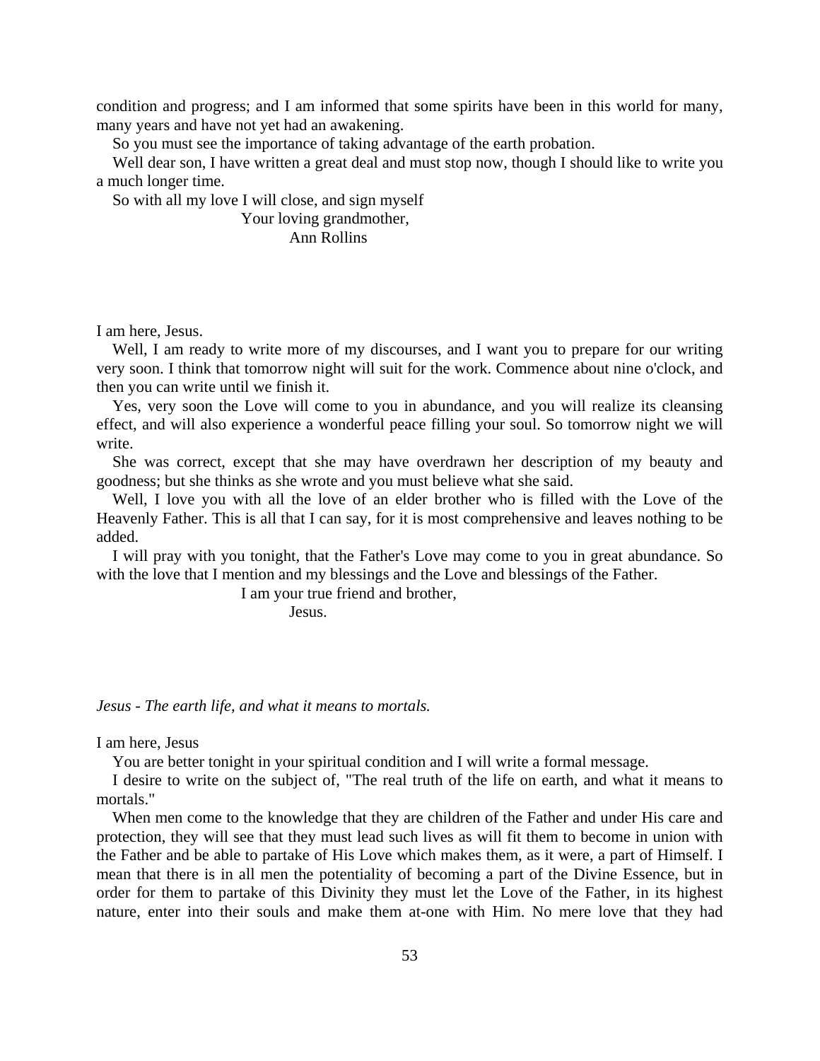condition and progress; and I am informed that some spirits have been in this world for many, many years and have not yet had an awakening.

So you must see the importance of taking advantage of the earth probation.

Well dear son, I have written a great deal and must stop now, though I should like to write you a much longer time.

So with all my love I will close, and sign myself

Your loving grandmother,
Ann Rollins

I am here, Jesus.

Well, I am ready to write more of my discourses, and I want you to prepare for our writing very soon. I think that tomorrow night will suit for the work. Commence about nine o'clock, and then you can write until we finish it.

Yes, very soon the Love will come to you in abundance, and you will realize its cleansing effect, and will also experience a wonderful peace filling your soul. So tomorrow night we will write.

She was correct, except that she may have overdrawn her description of my beauty and goodness; but she thinks as she wrote and you must believe what she said.

Well, I love you with all the love of an elder brother who is filled with the Love of the Heavenly Father. This is all that I can say, for it is most comprehensive and leaves nothing to be added.

I will pray with you tonight, that the Father's Love may come to you in great abundance. So with the love that I mention and my blessings and the Love and blessings of the Father.

I am your true friend and brother,
Jesus.

*Jesus - The earth life, and what it means to mortals.*

I am here, Jesus

You are better tonight in your spiritual condition and I will write a formal message.

I desire to write on the subject of, "The real truth of the life on earth, and what it means to mortals."

When men come to the knowledge that they are children of the Father and under His care and protection, they will see that they must lead such lives as will fit them to become in union with the Father and be able to partake of His Love which makes them, as it were, a part of Himself. I mean that there is in all men the potentiality of becoming a part of the Divine Essence, but in order for them to partake of this Divinity they must let the Love of the Father, in its highest nature, enter into their souls and make them at-one with Him. No mere love that they had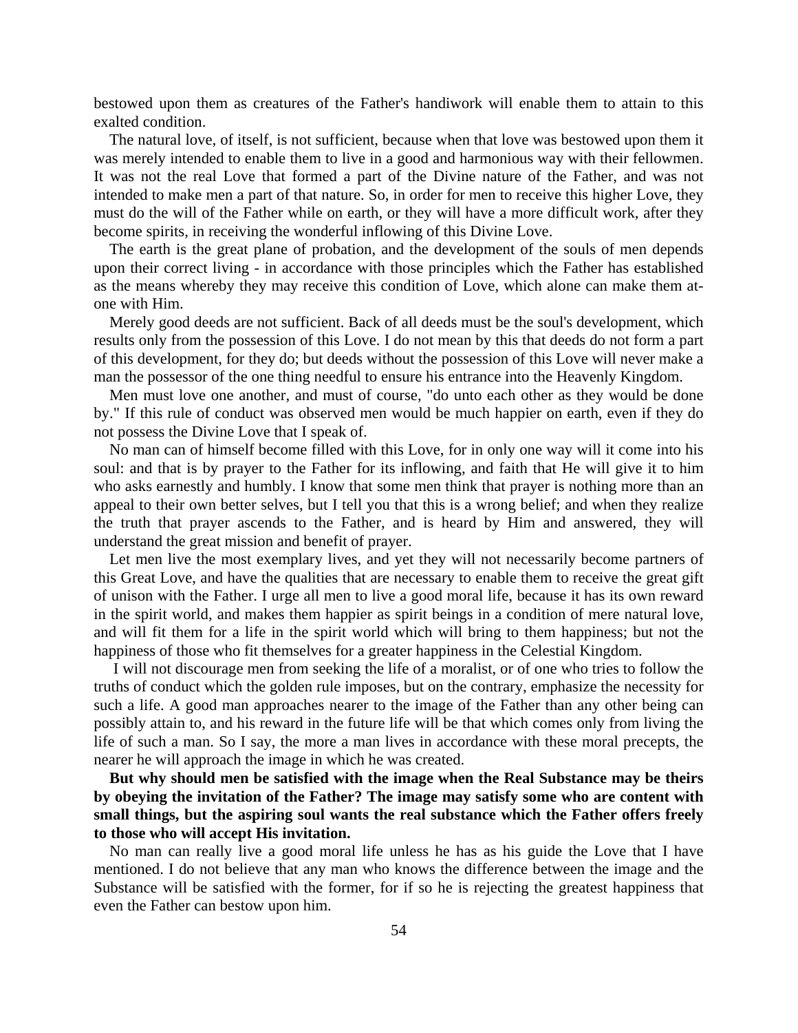bestowed upon them as creatures of the Father's handiwork will enable them to attain to this exalted condition.

The natural love, of itself, is not sufficient, because when that love was bestowed upon them it was merely intended to enable them to live in a good and harmonious way with their fellowmen. It was not the real Love that formed a part of the Divine nature of the Father, and was not intended to make men a part of that nature. So, in order for men to receive this higher Love, they must do the will of the Father while on earth, or they will have a more difficult work, after they become spirits, in receiving the wonderful inflowing of this Divine Love.

The earth is the great plane of probation, and the development of the souls of men depends upon their correct living - in accordance with those principles which the Father has established as the means whereby they may receive this condition of Love, which alone can make them at-one with Him.

Merely good deeds are not sufficient. Back of all deeds must be the soul's development, which results only from the possession of this Love. I do not mean by this that deeds do not form a part of this development, for they do; but deeds without the possession of this Love will never make a man the possessor of the one thing needful to ensure his entrance into the Heavenly Kingdom.

Men must love one another, and must of course, "do unto each other as they would be done by." If this rule of conduct was observed men would be much happier on earth, even if they do not possess the Divine Love that I speak of.

No man can of himself become filled with this Love, for in only one way will it come into his soul: and that is by prayer to the Father for its inflowing, and faith that He will give it to him who asks earnestly and humbly. I know that some men think that prayer is nothing more than an appeal to their own better selves, but I tell you that this is a wrong belief; and when they realize the truth that prayer ascends to the Father, and is heard by Him and answered, they will understand the great mission and benefit of prayer.

Let men live the most exemplary lives, and yet they will not necessarily become partners of this Great Love, and have the qualities that are necessary to enable them to receive the great gift of unison with the Father. I urge all men to live a good moral life, because it has its own reward in the spirit world, and makes them happier as spirit beings in a condition of mere natural love, and will fit them for a life in the spirit world which will bring to them happiness; but not the happiness of those who fit themselves for a greater happiness in the Celestial Kingdom.

I will not discourage men from seeking the life of a moralist, or of one who tries to follow the truths of conduct which the golden rule imposes, but on the contrary, emphasize the necessity for such a life. A good man approaches nearer to the image of the Father than any other being can possibly attain to, and his reward in the future life will be that which comes only from living the life of such a man. So I say, the more a man lives in accordance with these moral precepts, the nearer he will approach the image in which he was created.

**But why should men be satisfied with the image when the Real Substance may be theirs by obeying the invitation of the Father? The image may satisfy some who are content with small things, but the aspiring soul wants the real substance which the Father offers freely to those who will accept His invitation.**

No man can really live a good moral life unless he has as his guide the Love that I have mentioned. I do not believe that any man who knows the difference between the image and the Substance will be satisfied with the former, for if so he is rejecting the greatest happiness that even the Father can bestow upon him.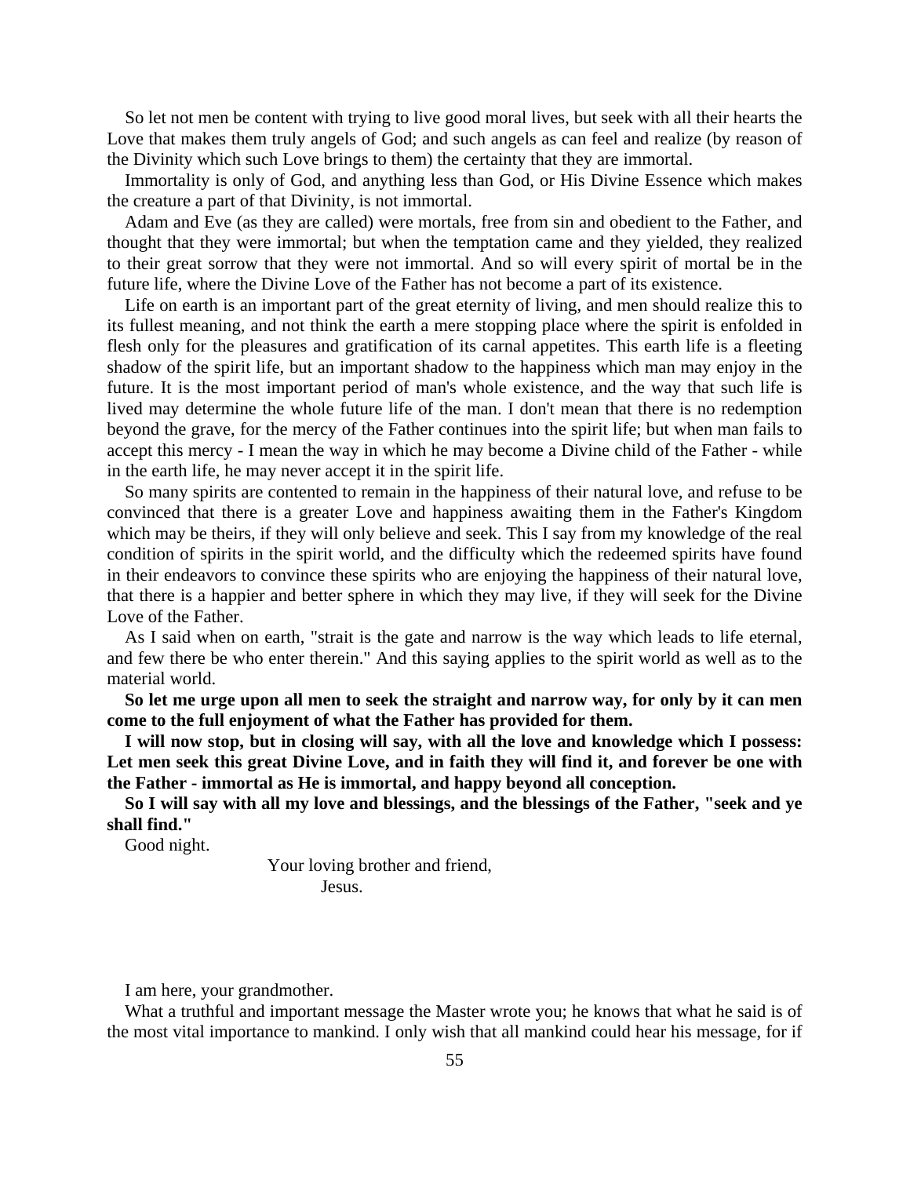So let not men be content with trying to live good moral lives, but seek with all their hearts the Love that makes them truly angels of God; and such angels as can feel and realize (by reason of the Divinity which such Love brings to them) the certainty that they are immortal.

Immortality is only of God, and anything less than God, or His Divine Essence which makes the creature a part of that Divinity, is not immortal.

Adam and Eve (as they are called) were mortals, free from sin and obedient to the Father, and thought that they were immortal; but when the temptation came and they yielded, they realized to their great sorrow that they were not immortal. And so will every spirit of mortal be in the future life, where the Divine Love of the Father has not become a part of its existence.

Life on earth is an important part of the great eternity of living, and men should realize this to its fullest meaning, and not think the earth a mere stopping place where the spirit is enfolded in flesh only for the pleasures and gratification of its carnal appetites. This earth life is a fleeting shadow of the spirit life, but an important shadow to the happiness which man may enjoy in the future. It is the most important period of man's whole existence, and the way that such life is lived may determine the whole future life of the man. I don't mean that there is no redemption beyond the grave, for the mercy of the Father continues into the spirit life; but when man fails to accept this mercy - I mean the way in which he may become a Divine child of the Father - while in the earth life, he may never accept it in the spirit life.

So many spirits are contented to remain in the happiness of their natural love, and refuse to be convinced that there is a greater Love and happiness awaiting them in the Father's Kingdom which may be theirs, if they will only believe and seek. This I say from my knowledge of the real condition of spirits in the spirit world, and the difficulty which the redeemed spirits have found in their endeavors to convince these spirits who are enjoying the happiness of their natural love, that there is a happier and better sphere in which they may live, if they will seek for the Divine Love of the Father.

As I said when on earth, "strait is the gate and narrow is the way which leads to life eternal, and few there be who enter therein." And this saying applies to the spirit world as well as to the material world.

**So let me urge upon all men to seek the straight and narrow way, for only by it can men come to the full enjoyment of what the Father has provided for them.**

**I will now stop, but in closing will say, with all the love and knowledge which I possess: Let men seek this great Divine Love, and in faith they will find it, and forever be one with the Father - immortal as He is immortal, and happy beyond all conception.**

**So I will say with all my love and blessings, and the blessings of the Father, "seek and ye shall find."**

Good night.

Your loving brother and friend,
Jesus.

I am here, your grandmother.

What a truthful and important message the Master wrote you; he knows that what he said is of the most vital importance to mankind. I only wish that all mankind could hear his message, for if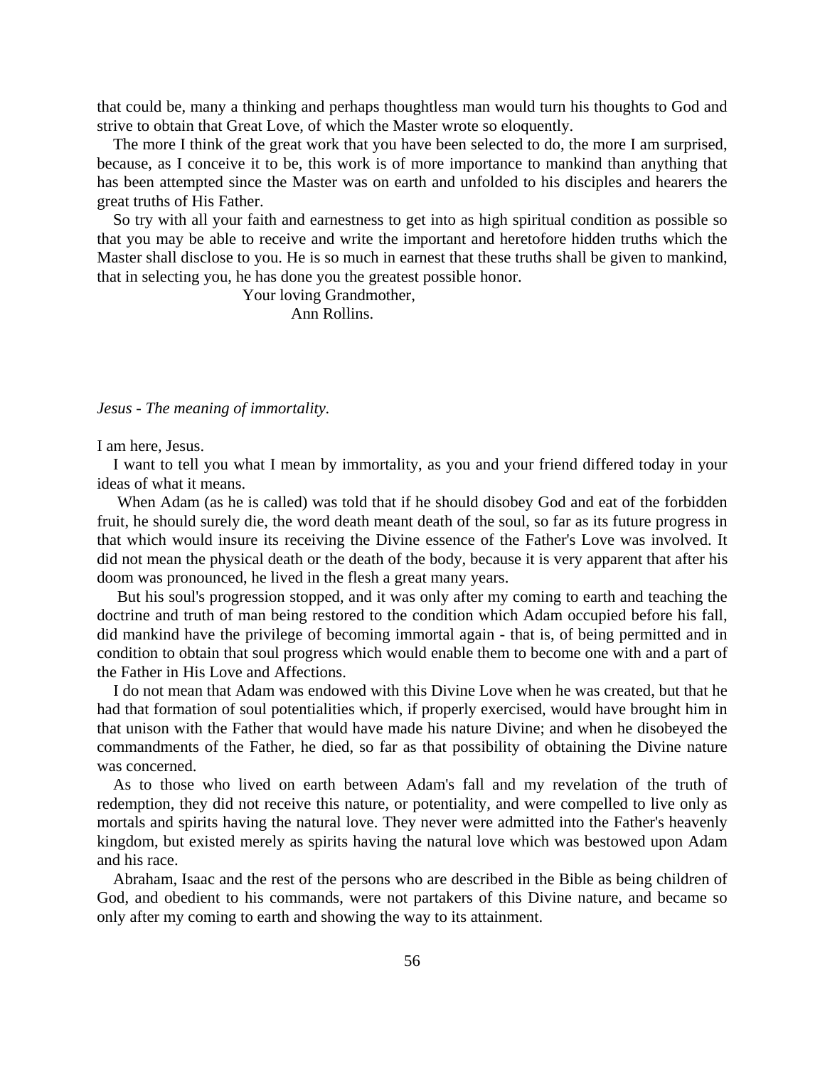that could be, many a thinking and perhaps thoughtless man would turn his thoughts to God and strive to obtain that Great Love, of which the Master wrote so eloquently.

The more I think of the great work that you have been selected to do, the more I am surprised, because, as I conceive it to be, this work is of more importance to mankind than anything that has been attempted since the Master was on earth and unfolded to his disciples and hearers the great truths of His Father.

So try with all your faith and earnestness to get into as high spiritual condition as possible so that you may be able to receive and write the important and heretofore hidden truths which the Master shall disclose to you. He is so much in earnest that these truths shall be given to mankind, that in selecting you, he has done you the greatest possible honor.

Your loving Grandmother,
Ann Rollins.

*Jesus - The meaning of immortality.*

I am here, Jesus.

I want to tell you what I mean by immortality, as you and your friend differed today in your ideas of what it means.

When Adam (as he is called) was told that if he should disobey God and eat of the forbidden fruit, he should surely die, the word death meant death of the soul, so far as its future progress in that which would insure its receiving the Divine essence of the Father's Love was involved. It did not mean the physical death or the death of the body, because it is very apparent that after his doom was pronounced, he lived in the flesh a great many years.

But his soul's progression stopped, and it was only after my coming to earth and teaching the doctrine and truth of man being restored to the condition which Adam occupied before his fall, did mankind have the privilege of becoming immortal again - that is, of being permitted and in condition to obtain that soul progress which would enable them to become one with and a part of the Father in His Love and Affections.

I do not mean that Adam was endowed with this Divine Love when he was created, but that he had that formation of soul potentialities which, if properly exercised, would have brought him in that unison with the Father that would have made his nature Divine; and when he disobeyed the commandments of the Father, he died, so far as that possibility of obtaining the Divine nature was concerned.

As to those who lived on earth between Adam's fall and my revelation of the truth of redemption, they did not receive this nature, or potentiality, and were compelled to live only as mortals and spirits having the natural love. They never were admitted into the Father's heavenly kingdom, but existed merely as spirits having the natural love which was bestowed upon Adam and his race.

Abraham, Isaac and the rest of the persons who are described in the Bible as being children of God, and obedient to his commands, were not partakers of this Divine nature, and became so only after my coming to earth and showing the way to its attainment.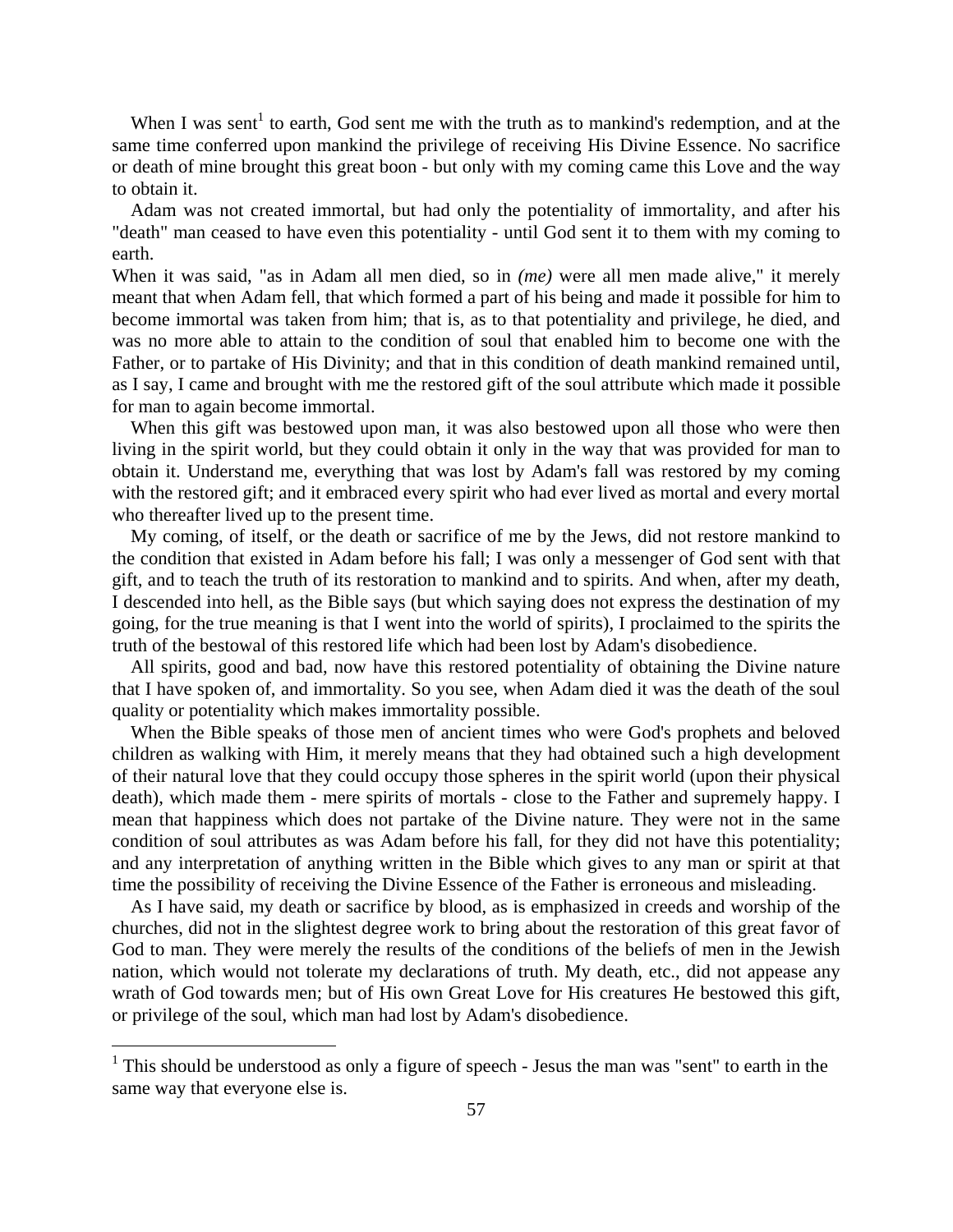When I was sent[1] to earth, God sent me with the truth as to mankind's redemption, and at the same time conferred upon mankind the privilege of receiving His Divine Essence. No sacrifice or death of mine brought this great boon - but only with my coming came this Love and the way to obtain it.

Adam was not created immortal, but had only the potentiality of immortality, and after his "death" man ceased to have even this potentiality - until God sent it to them with my coming to earth.

When it was said, "as in Adam all men died, so in *(me)* were all men made alive," it merely meant that when Adam fell, that which formed a part of his being and made it possible for him to become immortal was taken from him; that is, as to that potentiality and privilege, he died, and was no more able to attain to the condition of soul that enabled him to become one with the Father, or to partake of His Divinity; and that in this condition of death mankind remained until, as I say, I came and brought with me the restored gift of the soul attribute which made it possible for man to again become immortal.

When this gift was bestowed upon man, it was also bestowed upon all those who were then living in the spirit world, but they could obtain it only in the way that was provided for man to obtain it. Understand me, everything that was lost by Adam's fall was restored by my coming with the restored gift; and it embraced every spirit who had ever lived as mortal and every mortal who thereafter lived up to the present time.

My coming, of itself, or the death or sacrifice of me by the Jews, did not restore mankind to the condition that existed in Adam before his fall; I was only a messenger of God sent with that gift, and to teach the truth of its restoration to mankind and to spirits. And when, after my death, I descended into hell, as the Bible says (but which saying does not express the destination of my going, for the true meaning is that I went into the world of spirits), I proclaimed to the spirits the truth of the bestowal of this restored life which had been lost by Adam's disobedience.

All spirits, good and bad, now have this restored potentiality of obtaining the Divine nature that I have spoken of, and immortality. So you see, when Adam died it was the death of the soul quality or potentiality which makes immortality possible.

When the Bible speaks of those men of ancient times who were God's prophets and beloved children as walking with Him, it merely means that they had obtained such a high development of their natural love that they could occupy those spheres in the spirit world (upon their physical death), which made them - mere spirits of mortals - close to the Father and supremely happy. I mean that happiness which does not partake of the Divine nature. They were not in the same condition of soul attributes as was Adam before his fall, for they did not have this potentiality; and any interpretation of anything written in the Bible which gives to any man or spirit at that time the possibility of receiving the Divine Essence of the Father is erroneous and misleading.

As I have said, my death or sacrifice by blood, as is emphasized in creeds and worship of the churches, did not in the slightest degree work to bring about the restoration of this great favor of God to man. They were merely the results of the conditions of the beliefs of men in the Jewish nation, which would not tolerate my declarations of truth. My death, etc., did not appease any wrath of God towards men; but of His own Great Love for His creatures He bestowed this gift, or privilege of the soul, which man had lost by Adam's disobedience.

---

[1] This should be understood as only a figure of speech - Jesus the man was "sent" to earth in the same way that everyone else is.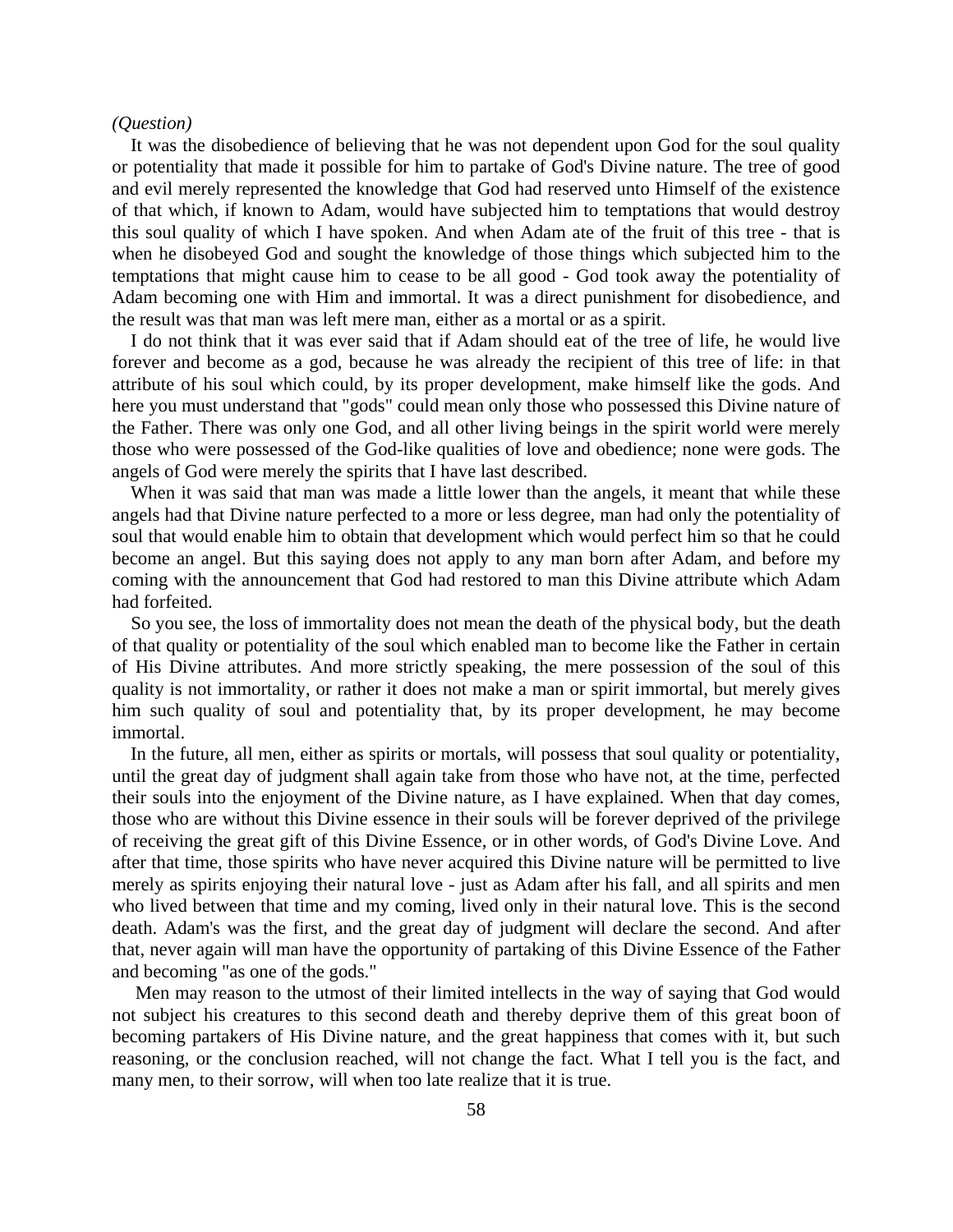*(Question)*

It was the disobedience of believing that he was not dependent upon God for the soul quality or potentiality that made it possible for him to partake of God's Divine nature. The tree of good and evil merely represented the knowledge that God had reserved unto Himself of the existence of that which, if known to Adam, would have subjected him to temptations that would destroy this soul quality of which I have spoken. And when Adam ate of the fruit of this tree - that is when he disobeyed God and sought the knowledge of those things which subjected him to the temptations that might cause him to cease to be all good - God took away the potentiality of Adam becoming one with Him and immortal. It was a direct punishment for disobedience, and the result was that man was left mere man, either as a mortal or as a spirit.

I do not think that it was ever said that if Adam should eat of the tree of life, he would live forever and become as a god, because he was already the recipient of this tree of life: in that attribute of his soul which could, by its proper development, make himself like the gods. And here you must understand that "gods" could mean only those who possessed this Divine nature of the Father. There was only one God, and all other living beings in the spirit world were merely those who were possessed of the God-like qualities of love and obedience; none were gods. The angels of God were merely the spirits that I have last described.

When it was said that man was made a little lower than the angels, it meant that while these angels had that Divine nature perfected to a more or less degree, man had only the potentiality of soul that would enable him to obtain that development which would perfect him so that he could become an angel. But this saying does not apply to any man born after Adam, and before my coming with the announcement that God had restored to man this Divine attribute which Adam had forfeited.

So you see, the loss of immortality does not mean the death of the physical body, but the death of that quality or potentiality of the soul which enabled man to become like the Father in certain of His Divine attributes. And more strictly speaking, the mere possession of the soul of this quality is not immortality, or rather it does not make a man or spirit immortal, but merely gives him such quality of soul and potentiality that, by its proper development, he may become immortal.

In the future, all men, either as spirits or mortals, will possess that soul quality or potentiality, until the great day of judgment shall again take from those who have not, at the time, perfected their souls into the enjoyment of the Divine nature, as I have explained. When that day comes, those who are without this Divine essence in their souls will be forever deprived of the privilege of receiving the great gift of this Divine Essence, or in other words, of God's Divine Love. And after that time, those spirits who have never acquired this Divine nature will be permitted to live merely as spirits enjoying their natural love - just as Adam after his fall, and all spirits and men who lived between that time and my coming, lived only in their natural love. This is the second death. Adam's was the first, and the great day of judgment will declare the second. And after that, never again will man have the opportunity of partaking of this Divine Essence of the Father and becoming "as one of the gods."

Men may reason to the utmost of their limited intellects in the way of saying that God would not subject his creatures to this second death and thereby deprive them of this great boon of becoming partakers of His Divine nature, and the great happiness that comes with it, but such reasoning, or the conclusion reached, will not change the fact. What I tell you is the fact, and many men, to their sorrow, will when too late realize that it is true.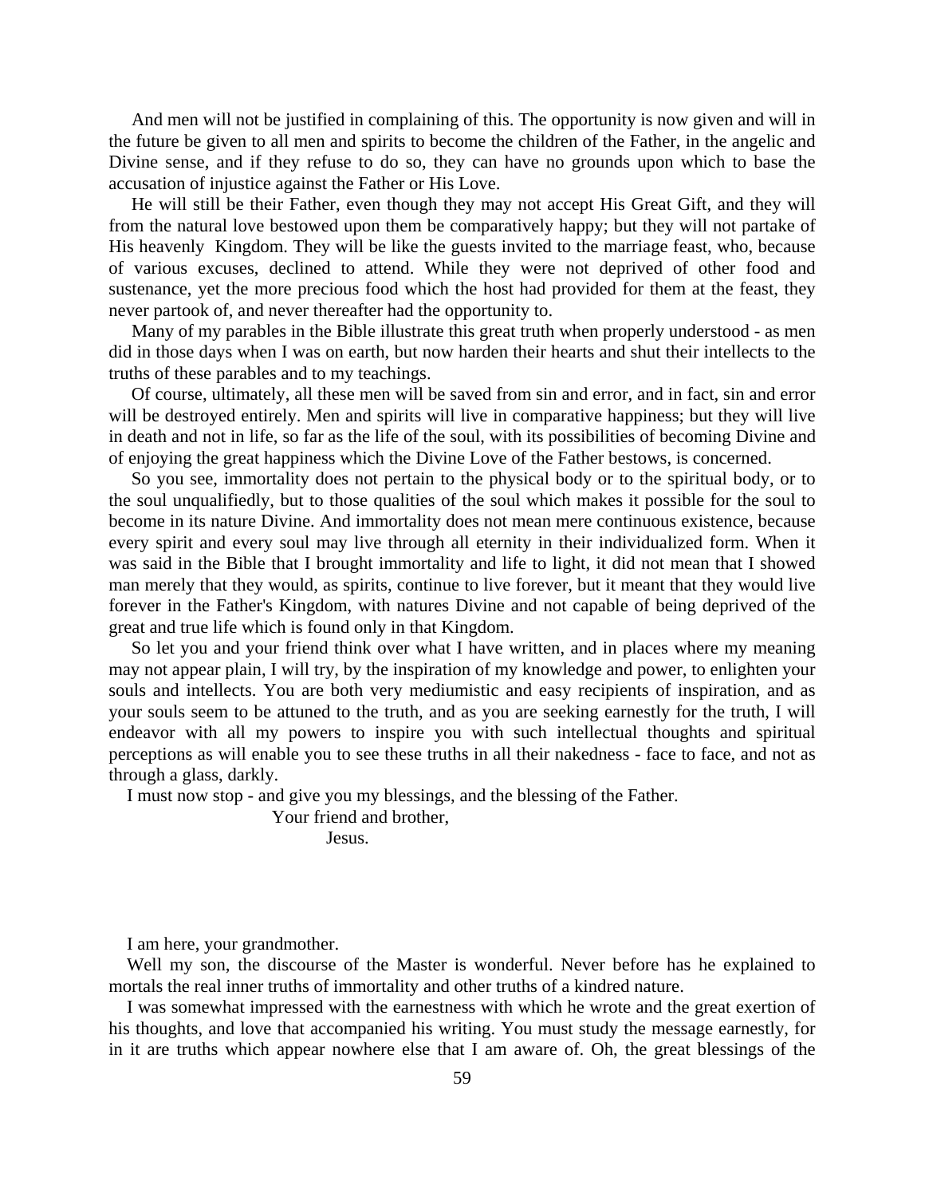And men will not be justified in complaining of this. The opportunity is now given and will in the future be given to all men and spirits to become the children of the Father, in the angelic and Divine sense, and if they refuse to do so, they can have no grounds upon which to base the accusation of injustice against the Father or His Love.

He will still be their Father, even though they may not accept His Great Gift, and they will from the natural love bestowed upon them be comparatively happy; but they will not partake of His heavenly Kingdom. They will be like the guests invited to the marriage feast, who, because of various excuses, declined to attend. While they were not deprived of other food and sustenance, yet the more precious food which the host had provided for them at the feast, they never partook of, and never thereafter had the opportunity to.

Many of my parables in the Bible illustrate this great truth when properly understood - as men did in those days when I was on earth, but now harden their hearts and shut their intellects to the truths of these parables and to my teachings.

Of course, ultimately, all these men will be saved from sin and error, and in fact, sin and error will be destroyed entirely. Men and spirits will live in comparative happiness; but they will live in death and not in life, so far as the life of the soul, with its possibilities of becoming Divine and of enjoying the great happiness which the Divine Love of the Father bestows, is concerned.

So you see, immortality does not pertain to the physical body or to the spiritual body, or to the soul unqualifiedly, but to those qualities of the soul which makes it possible for the soul to become in its nature Divine. And immortality does not mean mere continuous existence, because every spirit and every soul may live through all eternity in their individualized form. When it was said in the Bible that I brought immortality and life to light, it did not mean that I showed man merely that they would, as spirits, continue to live forever, but it meant that they would live forever in the Father's Kingdom, with natures Divine and not capable of being deprived of the great and true life which is found only in that Kingdom.

So let you and your friend think over what I have written, and in places where my meaning may not appear plain, I will try, by the inspiration of my knowledge and power, to enlighten your souls and intellects. You are both very mediumistic and easy recipients of inspiration, and as your souls seem to be attuned to the truth, and as you are seeking earnestly for the truth, I will endeavor with all my powers to inspire you with such intellectual thoughts and spiritual perceptions as will enable you to see these truths in all their nakedness - face to face, and not as through a glass, darkly.

I must now stop - and give you my blessings, and the blessing of the Father.

Your friend and brother,

Jesus.

I am here, your grandmother.

Well my son, the discourse of the Master is wonderful. Never before has he explained to mortals the real inner truths of immortality and other truths of a kindred nature.

I was somewhat impressed with the earnestness with which he wrote and the great exertion of his thoughts, and love that accompanied his writing. You must study the message earnestly, for in it are truths which appear nowhere else that I am aware of. Oh, the great blessings of the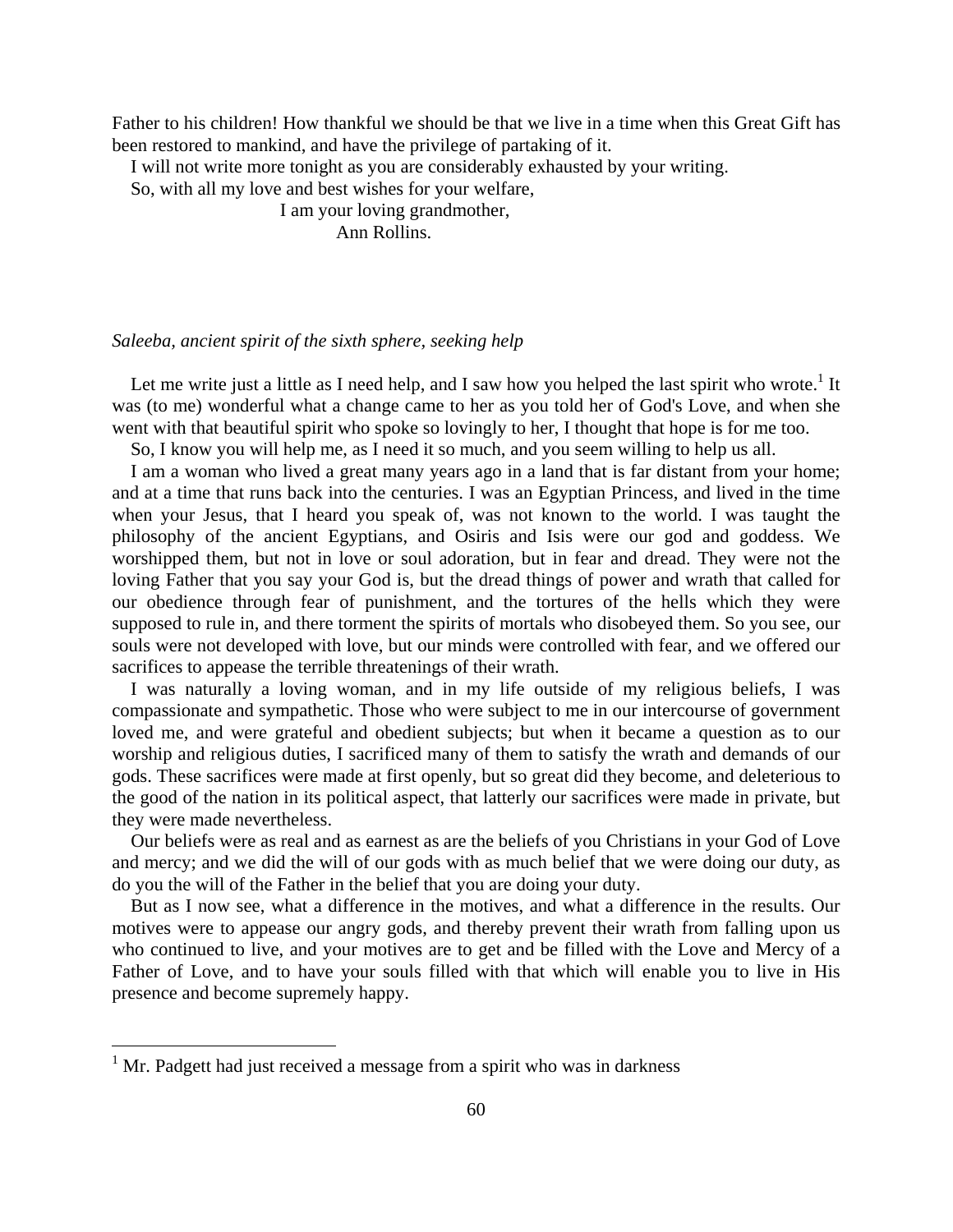Father to his children! How thankful we should be that we live in a time when this Great Gift has been restored to mankind, and have the privilege of partaking of it.

I will not write more tonight as you are considerably exhausted by your writing.

So, with all my love and best wishes for your welfare,

I am your loving grandmother,
Ann Rollins.

*Saleeba, ancient spirit of the sixth sphere, seeking help*

Let me write just a little as I need help, and I saw how you helped the last spirit who wrote.[1] It was (to me) wonderful what a change came to her as you told her of God's Love, and when she went with that beautiful spirit who spoke so lovingly to her, I thought that hope is for me too.

So, I know you will help me, as I need it so much, and you seem willing to help us all.

I am a woman who lived a great many years ago in a land that is far distant from your home; and at a time that runs back into the centuries. I was an Egyptian Princess, and lived in the time when your Jesus, that I heard you speak of, was not known to the world. I was taught the philosophy of the ancient Egyptians, and Osiris and Isis were our god and goddess. We worshipped them, but not in love or soul adoration, but in fear and dread. They were not the loving Father that you say your God is, but the dread things of power and wrath that called for our obedience through fear of punishment, and the tortures of the hells which they were supposed to rule in, and there torment the spirits of mortals who disobeyed them. So you see, our souls were not developed with love, but our minds were controlled with fear, and we offered our sacrifices to appease the terrible threatenings of their wrath.

I was naturally a loving woman, and in my life outside of my religious beliefs, I was compassionate and sympathetic. Those who were subject to me in our intercourse of government loved me, and were grateful and obedient subjects; but when it became a question as to our worship and religious duties, I sacrificed many of them to satisfy the wrath and demands of our gods. These sacrifices were made at first openly, but so great did they become, and deleterious to the good of the nation in its political aspect, that latterly our sacrifices were made in private, but they were made nevertheless.

Our beliefs were as real and as earnest as are the beliefs of you Christians in your God of Love and mercy; and we did the will of our gods with as much belief that we were doing our duty, as do you the will of the Father in the belief that you are doing your duty.

But as I now see, what a difference in the motives, and what a difference in the results. Our motives were to appease our angry gods, and thereby prevent their wrath from falling upon us who continued to live, and your motives are to get and be filled with the Love and Mercy of a Father of Love, and to have your souls filled with that which will enable you to live in His presence and become supremely happy.

[1] Mr. Padgett had just received a message from a spirit who was in darkness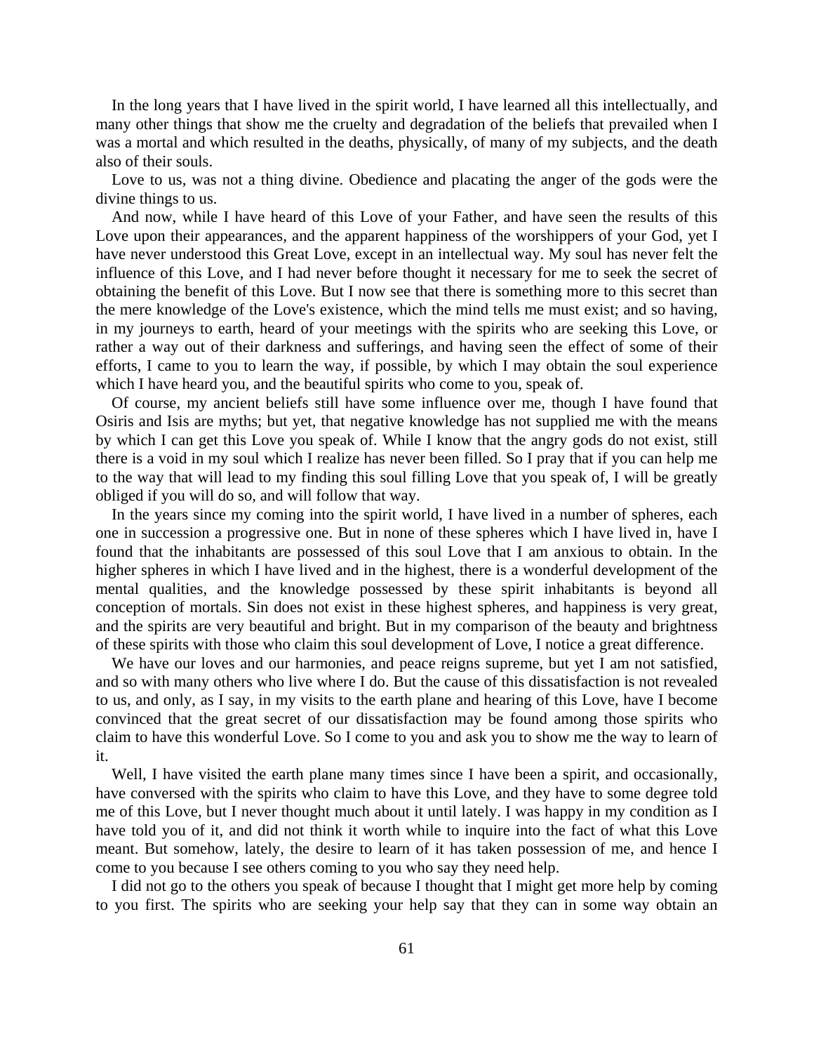In the long years that I have lived in the spirit world, I have learned all this intellectually, and many other things that show me the cruelty and degradation of the beliefs that prevailed when I was a mortal and which resulted in the deaths, physically, of many of my subjects, and the death also of their souls.

Love to us, was not a thing divine. Obedience and placating the anger of the gods were the divine things to us.

And now, while I have heard of this Love of your Father, and have seen the results of this Love upon their appearances, and the apparent happiness of the worshippers of your God, yet I have never understood this Great Love, except in an intellectual way. My soul has never felt the influence of this Love, and I had never before thought it necessary for me to seek the secret of obtaining the benefit of this Love. But I now see that there is something more to this secret than the mere knowledge of the Love's existence, which the mind tells me must exist; and so having, in my journeys to earth, heard of your meetings with the spirits who are seeking this Love, or rather a way out of their darkness and sufferings, and having seen the effect of some of their efforts, I came to you to learn the way, if possible, by which I may obtain the soul experience which I have heard you, and the beautiful spirits who come to you, speak of.

Of course, my ancient beliefs still have some influence over me, though I have found that Osiris and Isis are myths; but yet, that negative knowledge has not supplied me with the means by which I can get this Love you speak of. While I know that the angry gods do not exist, still there is a void in my soul which I realize has never been filled. So I pray that if you can help me to the way that will lead to my finding this soul filling Love that you speak of, I will be greatly obliged if you will do so, and will follow that way.

In the years since my coming into the spirit world, I have lived in a number of spheres, each one in succession a progressive one. But in none of these spheres which I have lived in, have I found that the inhabitants are possessed of this soul Love that I am anxious to obtain. In the higher spheres in which I have lived and in the highest, there is a wonderful development of the mental qualities, and the knowledge possessed by these spirit inhabitants is beyond all conception of mortals. Sin does not exist in these highest spheres, and happiness is very great, and the spirits are very beautiful and bright. But in my comparison of the beauty and brightness of these spirits with those who claim this soul development of Love, I notice a great difference.

We have our loves and our harmonies, and peace reigns supreme, but yet I am not satisfied, and so with many others who live where I do. But the cause of this dissatisfaction is not revealed to us, and only, as I say, in my visits to the earth plane and hearing of this Love, have I become convinced that the great secret of our dissatisfaction may be found among those spirits who claim to have this wonderful Love. So I come to you and ask you to show me the way to learn of it.

Well, I have visited the earth plane many times since I have been a spirit, and occasionally, have conversed with the spirits who claim to have this Love, and they have to some degree told me of this Love, but I never thought much about it until lately. I was happy in my condition as I have told you of it, and did not think it worth while to inquire into the fact of what this Love meant. But somehow, lately, the desire to learn of it has taken possession of me, and hence I come to you because I see others coming to you who say they need help.

I did not go to the others you speak of because I thought that I might get more help by coming to you first. The spirits who are seeking your help say that they can in some way obtain an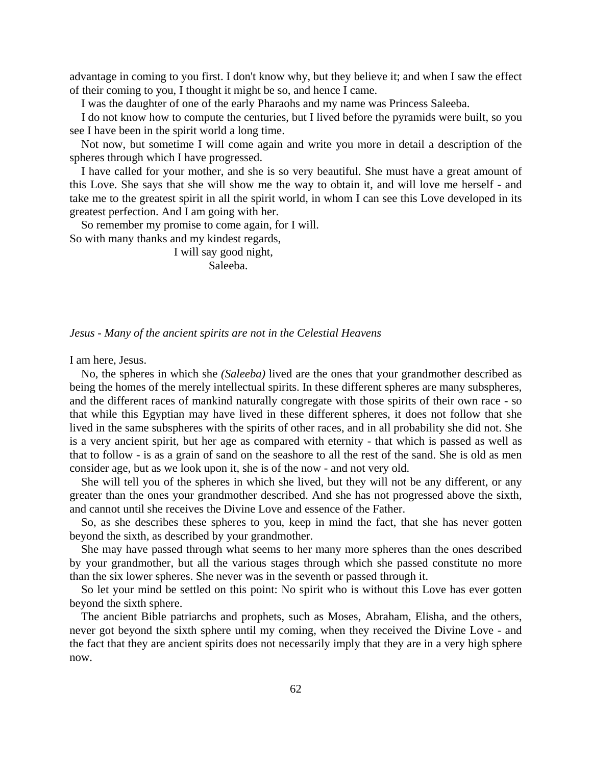advantage in coming to you first. I don't know why, but they believe it; and when I saw the effect of their coming to you, I thought it might be so, and hence I came.

I was the daughter of one of the early Pharaohs and my name was Princess Saleeba.

I do not know how to compute the centuries, but I lived before the pyramids were built, so you see I have been in the spirit world a long time.

Not now, but sometime I will come again and write you more in detail a description of the spheres through which I have progressed.

I have called for your mother, and she is so very beautiful. She must have a great amount of this Love. She says that she will show me the way to obtain it, and will love me herself - and take me to the greatest spirit in all the spirit world, in whom I can see this Love developed in its greatest perfection. And I am going with her.

So remember my promise to come again, for I will.

So with many thanks and my kindest regards,

I will say good night,

Saleeba.

*Jesus - Many of the ancient spirits are not in the Celestial Heavens*

I am here, Jesus.

No, the spheres in which she *(Saleeba)* lived are the ones that your grandmother described as being the homes of the merely intellectual spirits. In these different spheres are many subspheres, and the different races of mankind naturally congregate with those spirits of their own race - so that while this Egyptian may have lived in these different spheres, it does not follow that she lived in the same subspheres with the spirits of other races, and in all probability she did not. She is a very ancient spirit, but her age as compared with eternity - that which is passed as well as that to follow - is as a grain of sand on the seashore to all the rest of the sand. She is old as men consider age, but as we look upon it, she is of the now - and not very old.

She will tell you of the spheres in which she lived, but they will not be any different, or any greater than the ones your grandmother described. And she has not progressed above the sixth, and cannot until she receives the Divine Love and essence of the Father.

So, as she describes these spheres to you, keep in mind the fact, that she has never gotten beyond the sixth, as described by your grandmother.

She may have passed through what seems to her many more spheres than the ones described by your grandmother, but all the various stages through which she passed constitute no more than the six lower spheres. She never was in the seventh or passed through it.

So let your mind be settled on this point: No spirit who is without this Love has ever gotten beyond the sixth sphere.

The ancient Bible patriarchs and prophets, such as Moses, Abraham, Elisha, and the others, never got beyond the sixth sphere until my coming, when they received the Divine Love - and the fact that they are ancient spirits does not necessarily imply that they are in a very high sphere now.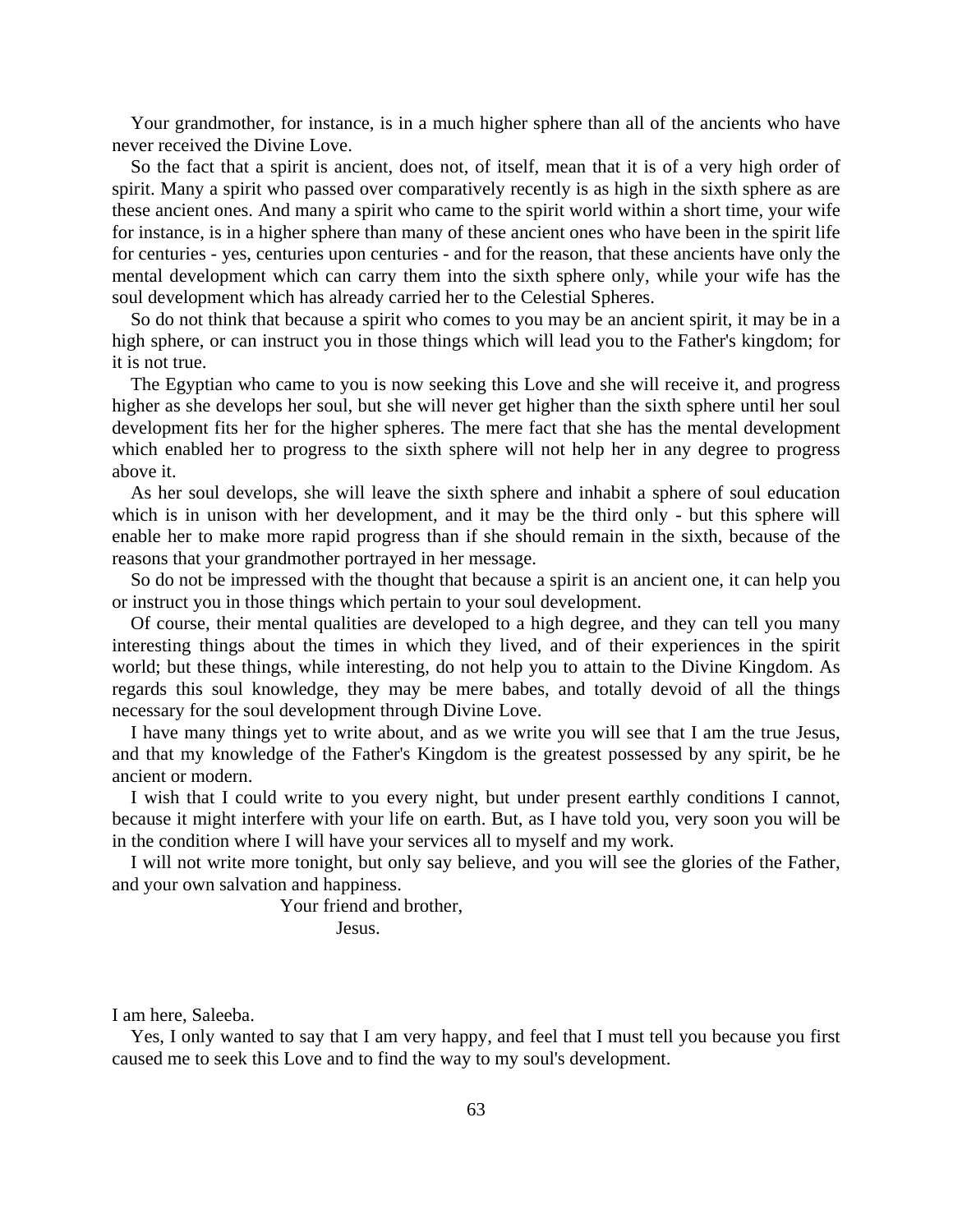Your grandmother, for instance, is in a much higher sphere than all of the ancients who have never received the Divine Love.

So the fact that a spirit is ancient, does not, of itself, mean that it is of a very high order of spirit. Many a spirit who passed over comparatively recently is as high in the sixth sphere as are these ancient ones. And many a spirit who came to the spirit world within a short time, your wife for instance, is in a higher sphere than many of these ancient ones who have been in the spirit life for centuries - yes, centuries upon centuries - and for the reason, that these ancients have only the mental development which can carry them into the sixth sphere only, while your wife has the soul development which has already carried her to the Celestial Spheres.

So do not think that because a spirit who comes to you may be an ancient spirit, it may be in a high sphere, or can instruct you in those things which will lead you to the Father's kingdom; for it is not true.

The Egyptian who came to you is now seeking this Love and she will receive it, and progress higher as she develops her soul, but she will never get higher than the sixth sphere until her soul development fits her for the higher spheres. The mere fact that she has the mental development which enabled her to progress to the sixth sphere will not help her in any degree to progress above it.

As her soul develops, she will leave the sixth sphere and inhabit a sphere of soul education which is in unison with her development, and it may be the third only - but this sphere will enable her to make more rapid progress than if she should remain in the sixth, because of the reasons that your grandmother portrayed in her message.

So do not be impressed with the thought that because a spirit is an ancient one, it can help you or instruct you in those things which pertain to your soul development.

Of course, their mental qualities are developed to a high degree, and they can tell you many interesting things about the times in which they lived, and of their experiences in the spirit world; but these things, while interesting, do not help you to attain to the Divine Kingdom. As regards this soul knowledge, they may be mere babes, and totally devoid of all the things necessary for the soul development through Divine Love.

I have many things yet to write about, and as we write you will see that I am the true Jesus, and that my knowledge of the Father's Kingdom is the greatest possessed by any spirit, be he ancient or modern.

I wish that I could write to you every night, but under present earthly conditions I cannot, because it might interfere with your life on earth. But, as I have told you, very soon you will be in the condition where I will have your services all to myself and my work.

I will not write more tonight, but only say believe, and you will see the glories of the Father, and your own salvation and happiness.

Your friend and brother,
Jesus.

I am here, Saleeba.

Yes, I only wanted to say that I am very happy, and feel that I must tell you because you first caused me to seek this Love and to find the way to my soul's development.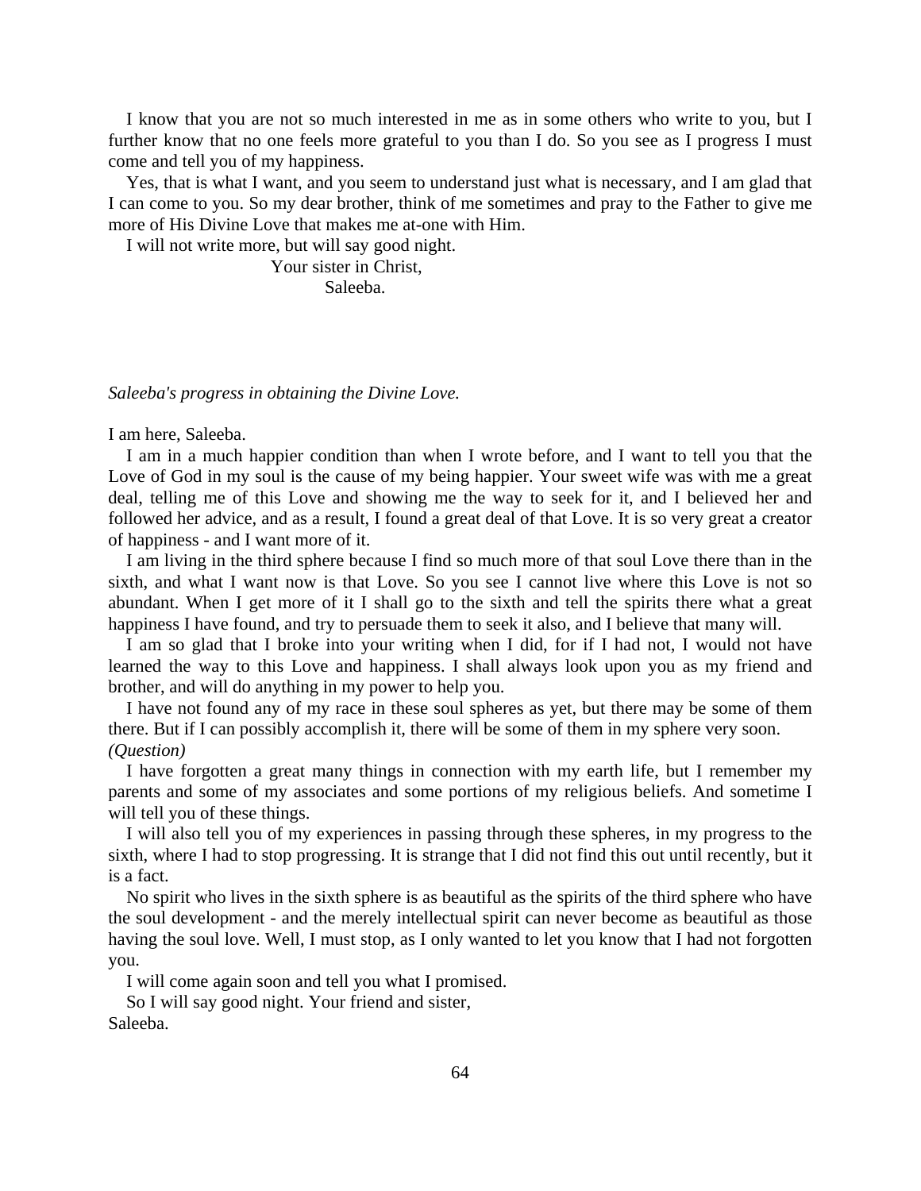I know that you are not so much interested in me as in some others who write to you, but I further know that no one feels more grateful to you than I do. So you see as I progress I must come and tell you of my happiness.

Yes, that is what I want, and you seem to understand just what is necessary, and I am glad that I can come to you. So my dear brother, think of me sometimes and pray to the Father to give me more of His Divine Love that makes me at-one with Him.

I will not write more, but will say good night.

Your sister in Christ,
Saleeba.

*Saleeba's progress in obtaining the Divine Love.*

I am here, Saleeba.

I am in a much happier condition than when I wrote before, and I want to tell you that the Love of God in my soul is the cause of my being happier. Your sweet wife was with me a great deal, telling me of this Love and showing me the way to seek for it, and I believed her and followed her advice, and as a result, I found a great deal of that Love. It is so very great a creator of happiness - and I want more of it.

I am living in the third sphere because I find so much more of that soul Love there than in the sixth, and what I want now is that Love. So you see I cannot live where this Love is not so abundant. When I get more of it I shall go to the sixth and tell the spirits there what a great happiness I have found, and try to persuade them to seek it also, and I believe that many will.

I am so glad that I broke into your writing when I did, for if I had not, I would not have learned the way to this Love and happiness. I shall always look upon you as my friend and brother, and will do anything in my power to help you.

I have not found any of my race in these soul spheres as yet, but there may be some of them there. But if I can possibly accomplish it, there will be some of them in my sphere very soon.
*(Question)*

I have forgotten a great many things in connection with my earth life, but I remember my parents and some of my associates and some portions of my religious beliefs. And sometime I will tell you of these things.

I will also tell you of my experiences in passing through these spheres, in my progress to the sixth, where I had to stop progressing. It is strange that I did not find this out until recently, but it is a fact.

No spirit who lives in the sixth sphere is as beautiful as the spirits of the third sphere who have the soul development - and the merely intellectual spirit can never become as beautiful as those having the soul love. Well, I must stop, as I only wanted to let you know that I had not forgotten you.

I will come again soon and tell you what I promised.

So I will say good night. Your friend and sister,
Saleeba.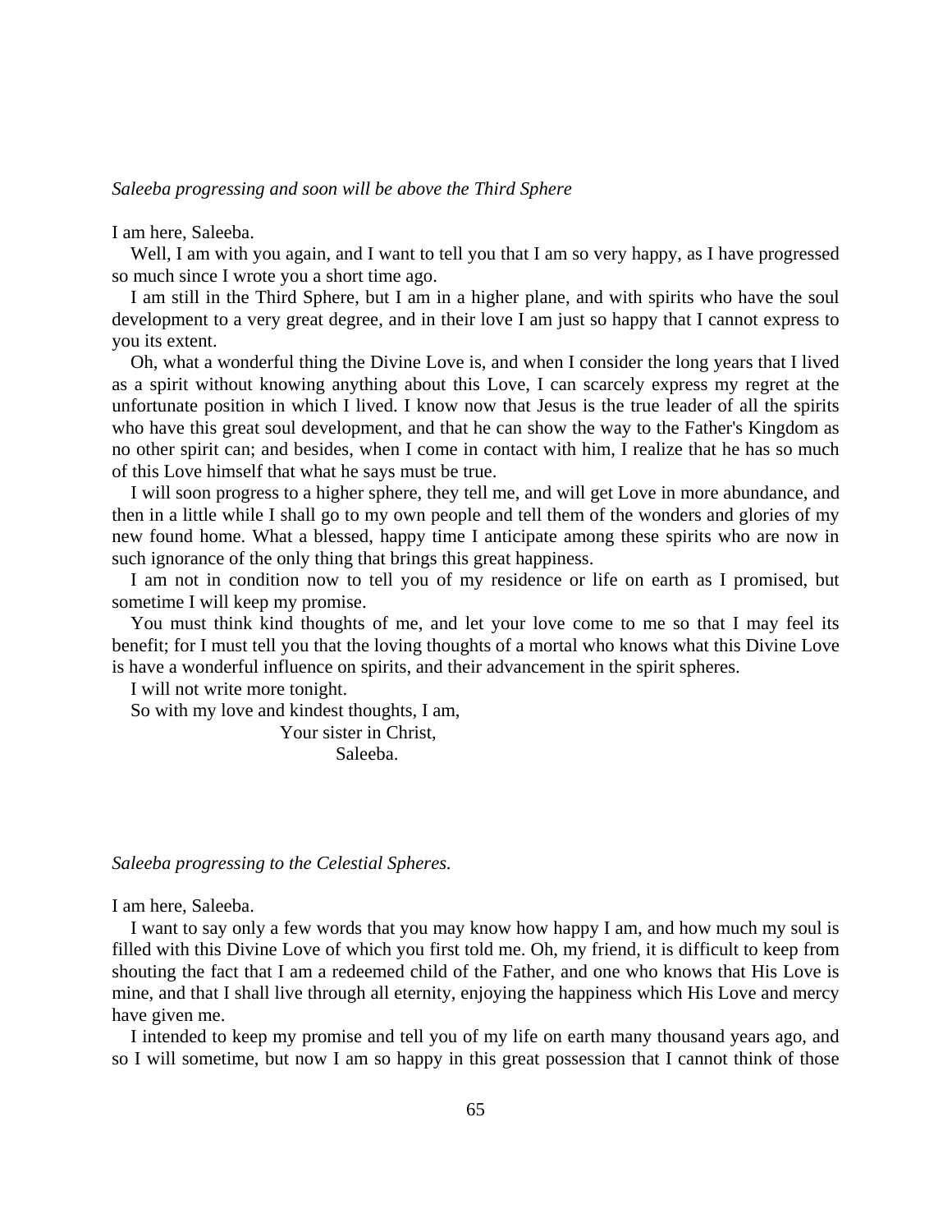*Saleeba progressing and soon will be above the Third Sphere*

I am here, Saleeba.

Well, I am with you again, and I want to tell you that I am so very happy, as I have progressed so much since I wrote you a short time ago.

I am still in the Third Sphere, but I am in a higher plane, and with spirits who have the soul development to a very great degree, and in their love I am just so happy that I cannot express to you its extent.

Oh, what a wonderful thing the Divine Love is, and when I consider the long years that I lived as a spirit without knowing anything about this Love, I can scarcely express my regret at the unfortunate position in which I lived. I know now that Jesus is the true leader of all the spirits who have this great soul development, and that he can show the way to the Father's Kingdom as no other spirit can; and besides, when I come in contact with him, I realize that he has so much of this Love himself that what he says must be true.

I will soon progress to a higher sphere, they tell me, and will get Love in more abundance, and then in a little while I shall go to my own people and tell them of the wonders and glories of my new found home. What a blessed, happy time I anticipate among these spirits who are now in such ignorance of the only thing that brings this great happiness.

I am not in condition now to tell you of my residence or life on earth as I promised, but sometime I will keep my promise.

You must think kind thoughts of me, and let your love come to me so that I may feel its benefit; for I must tell you that the loving thoughts of a mortal who knows what this Divine Love is have a wonderful influence on spirits, and their advancement in the spirit spheres.

I will not write more tonight.

So with my love and kindest thoughts, I am,

Your sister in Christ,

Saleeba.

*Saleeba progressing to the Celestial Spheres.*

I am here, Saleeba.

I want to say only a few words that you may know how happy I am, and how much my soul is filled with this Divine Love of which you first told me. Oh, my friend, it is difficult to keep from shouting the fact that I am a redeemed child of the Father, and one who knows that His Love is mine, and that I shall live through all eternity, enjoying the happiness which His Love and mercy have given me.

I intended to keep my promise and tell you of my life on earth many thousand years ago, and so I will sometime, but now I am so happy in this great possession that I cannot think of those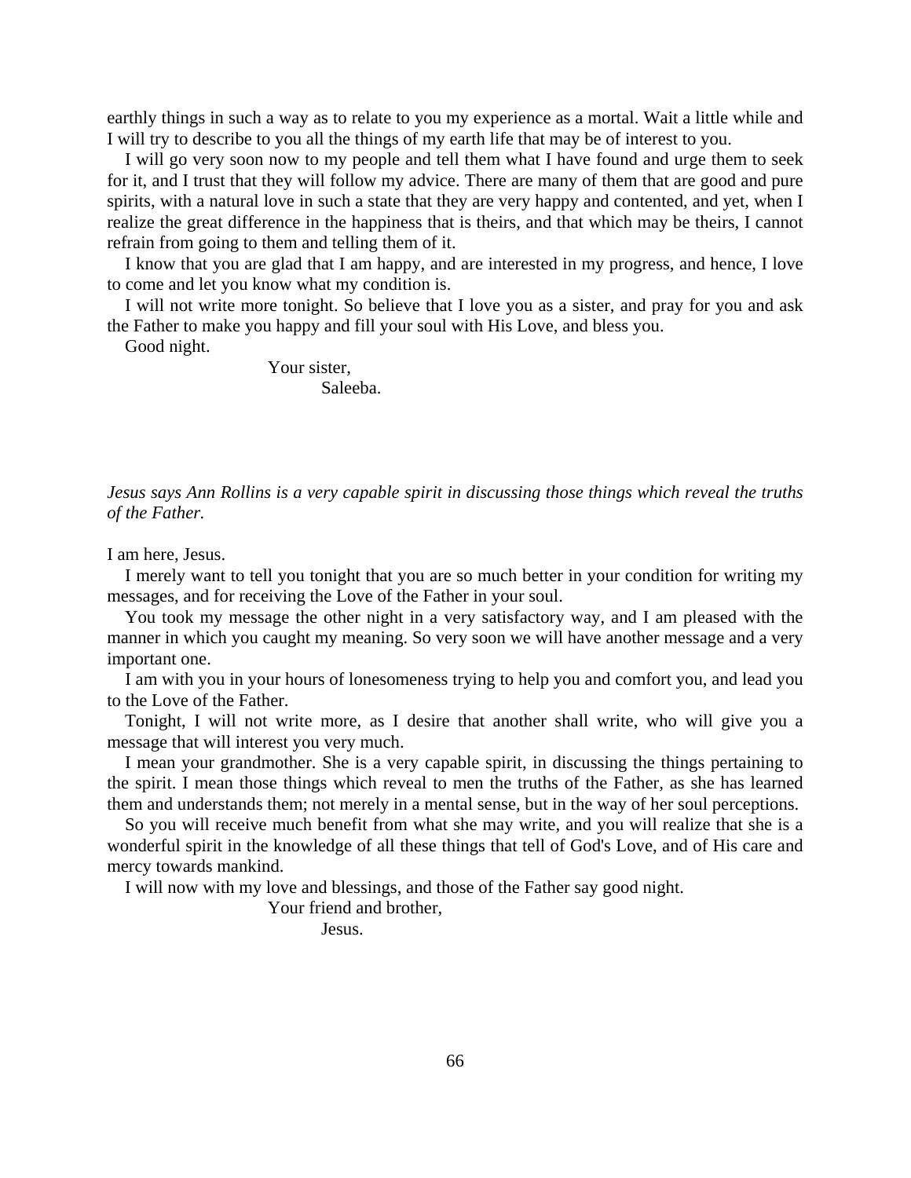earthly things in such a way as to relate to you my experience as a mortal. Wait a little while and I will try to describe to you all the things of my earth life that may be of interest to you.

I will go very soon now to my people and tell them what I have found and urge them to seek for it, and I trust that they will follow my advice. There are many of them that are good and pure spirits, with a natural love in such a state that they are very happy and contented, and yet, when I realize the great difference in the happiness that is theirs, and that which may be theirs, I cannot refrain from going to them and telling them of it.

I know that you are glad that I am happy, and are interested in my progress, and hence, I love to come and let you know what my condition is.

I will not write more tonight. So believe that I love you as a sister, and pray for you and ask the Father to make you happy and fill your soul with His Love, and bless you.

Good night.

Your sister,
Saleeba.

*Jesus says Ann Rollins is a very capable spirit in discussing those things which reveal the truths of the Father.*

I am here, Jesus.

I merely want to tell you tonight that you are so much better in your condition for writing my messages, and for receiving the Love of the Father in your soul.

You took my message the other night in a very satisfactory way, and I am pleased with the manner in which you caught my meaning. So very soon we will have another message and a very important one.

I am with you in your hours of lonesomeness trying to help you and comfort you, and lead you to the Love of the Father.

Tonight, I will not write more, as I desire that another shall write, who will give you a message that will interest you very much.

I mean your grandmother. She is a very capable spirit, in discussing the things pertaining to the spirit. I mean those things which reveal to men the truths of the Father, as she has learned them and understands them; not merely in a mental sense, but in the way of her soul perceptions.

So you will receive much benefit from what she may write, and you will realize that she is a wonderful spirit in the knowledge of all these things that tell of God's Love, and of His care and mercy towards mankind.

I will now with my love and blessings, and those of the Father say good night.

Your friend and brother,
Jesus.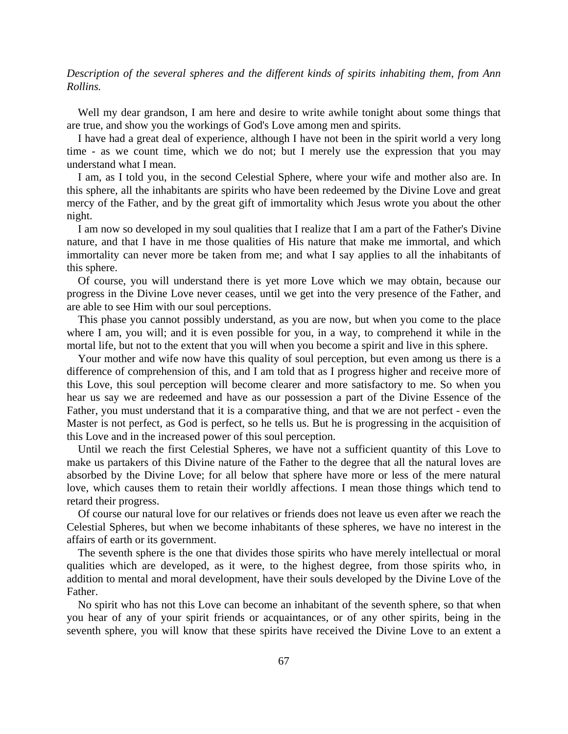*Description of the several spheres and the different kinds of spirits inhabiting them, from Ann Rollins.*

Well my dear grandson, I am here and desire to write awhile tonight about some things that are true, and show you the workings of God's Love among men and spirits.

I have had a great deal of experience, although I have not been in the spirit world a very long time - as we count time, which we do not; but I merely use the expression that you may understand what I mean.

I am, as I told you, in the second Celestial Sphere, where your wife and mother also are. In this sphere, all the inhabitants are spirits who have been redeemed by the Divine Love and great mercy of the Father, and by the great gift of immortality which Jesus wrote you about the other night.

I am now so developed in my soul qualities that I realize that I am a part of the Father's Divine nature, and that I have in me those qualities of His nature that make me immortal, and which immortality can never more be taken from me; and what I say applies to all the inhabitants of this sphere.

Of course, you will understand there is yet more Love which we may obtain, because our progress in the Divine Love never ceases, until we get into the very presence of the Father, and are able to see Him with our soul perceptions.

This phase you cannot possibly understand, as you are now, but when you come to the place where I am, you will; and it is even possible for you, in a way, to comprehend it while in the mortal life, but not to the extent that you will when you become a spirit and live in this sphere.

Your mother and wife now have this quality of soul perception, but even among us there is a difference of comprehension of this, and I am told that as I progress higher and receive more of this Love, this soul perception will become clearer and more satisfactory to me. So when you hear us say we are redeemed and have as our possession a part of the Divine Essence of the Father, you must understand that it is a comparative thing, and that we are not perfect - even the Master is not perfect, as God is perfect, so he tells us. But he is progressing in the acquisition of this Love and in the increased power of this soul perception.

Until we reach the first Celestial Spheres, we have not a sufficient quantity of this Love to make us partakers of this Divine nature of the Father to the degree that all the natural loves are absorbed by the Divine Love; for all below that sphere have more or less of the mere natural love, which causes them to retain their worldly affections. I mean those things which tend to retard their progress.

Of course our natural love for our relatives or friends does not leave us even after we reach the Celestial Spheres, but when we become inhabitants of these spheres, we have no interest in the affairs of earth or its government.

The seventh sphere is the one that divides those spirits who have merely intellectual or moral qualities which are developed, as it were, to the highest degree, from those spirits who, in addition to mental and moral development, have their souls developed by the Divine Love of the Father.

No spirit who has not this Love can become an inhabitant of the seventh sphere, so that when you hear of any of your spirit friends or acquaintances, or of any other spirits, being in the seventh sphere, you will know that these spirits have received the Divine Love to an extent a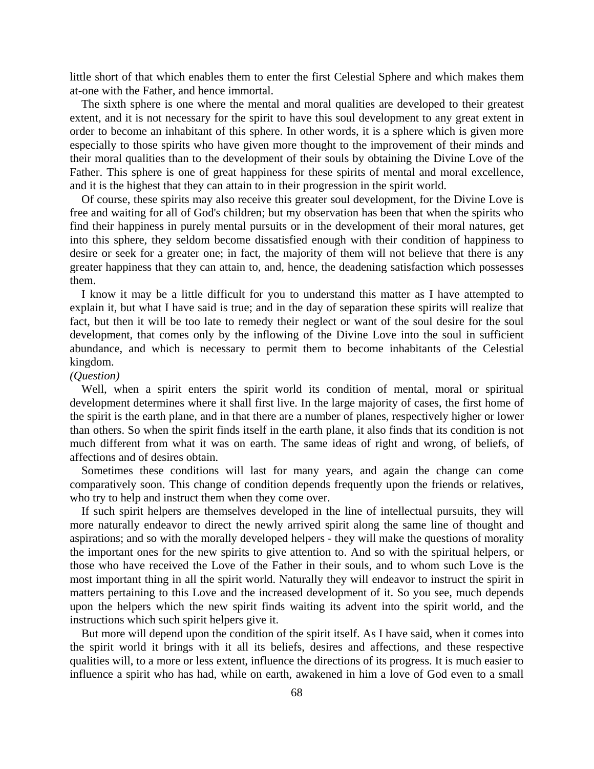little short of that which enables them to enter the first Celestial Sphere and which makes them at-one with the Father, and hence immortal.

The sixth sphere is one where the mental and moral qualities are developed to their greatest extent, and it is not necessary for the spirit to have this soul development to any great extent in order to become an inhabitant of this sphere. In other words, it is a sphere which is given more especially to those spirits who have given more thought to the improvement of their minds and their moral qualities than to the development of their souls by obtaining the Divine Love of the Father. This sphere is one of great happiness for these spirits of mental and moral excellence, and it is the highest that they can attain to in their progression in the spirit world.

Of course, these spirits may also receive this greater soul development, for the Divine Love is free and waiting for all of God's children; but my observation has been that when the spirits who find their happiness in purely mental pursuits or in the development of their moral natures, get into this sphere, they seldom become dissatisfied enough with their condition of happiness to desire or seek for a greater one; in fact, the majority of them will not believe that there is any greater happiness that they can attain to, and, hence, the deadening satisfaction which possesses them.

I know it may be a little difficult for you to understand this matter as I have attempted to explain it, but what I have said is true; and in the day of separation these spirits will realize that fact, but then it will be too late to remedy their neglect or want of the soul desire for the soul development, that comes only by the inflowing of the Divine Love into the soul in sufficient abundance, and which is necessary to permit them to become inhabitants of the Celestial kingdom.

*(Question)*

Well, when a spirit enters the spirit world its condition of mental, moral or spiritual development determines where it shall first live. In the large majority of cases, the first home of the spirit is the earth plane, and in that there are a number of planes, respectively higher or lower than others. So when the spirit finds itself in the earth plane, it also finds that its condition is not much different from what it was on earth. The same ideas of right and wrong, of beliefs, of affections and of desires obtain.

Sometimes these conditions will last for many years, and again the change can come comparatively soon. This change of condition depends frequently upon the friends or relatives, who try to help and instruct them when they come over.

If such spirit helpers are themselves developed in the line of intellectual pursuits, they will more naturally endeavor to direct the newly arrived spirit along the same line of thought and aspirations; and so with the morally developed helpers - they will make the questions of morality the important ones for the new spirits to give attention to. And so with the spiritual helpers, or those who have received the Love of the Father in their souls, and to whom such Love is the most important thing in all the spirit world. Naturally they will endeavor to instruct the spirit in matters pertaining to this Love and the increased development of it. So you see, much depends upon the helpers which the new spirit finds waiting its advent into the spirit world, and the instructions which such spirit helpers give it.

But more will depend upon the condition of the spirit itself. As I have said, when it comes into the spirit world it brings with it all its beliefs, desires and affections, and these respective qualities will, to a more or less extent, influence the directions of its progress. It is much easier to influence a spirit who has had, while on earth, awakened in him a love of God even to a small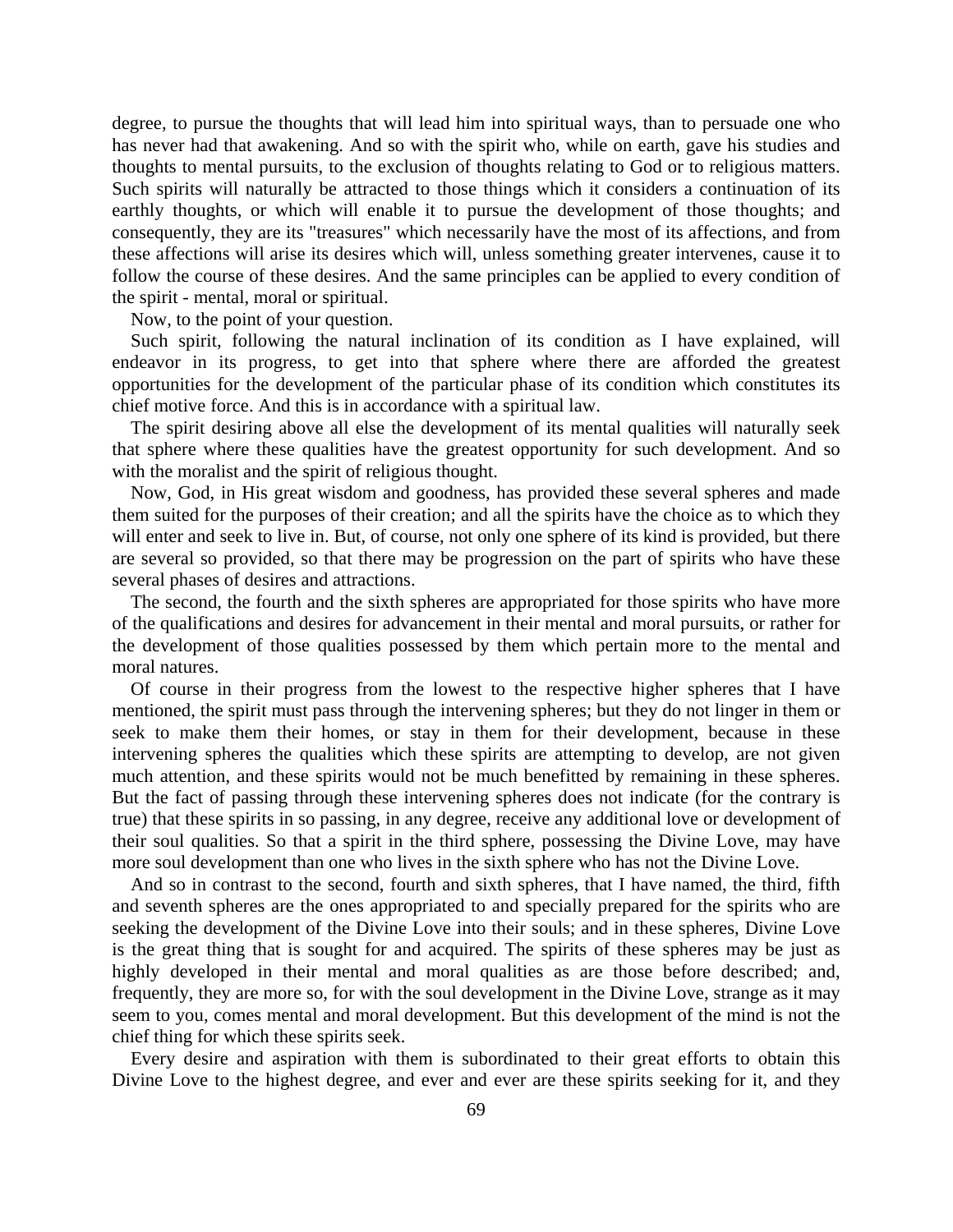degree, to pursue the thoughts that will lead him into spiritual ways, than to persuade one who has never had that awakening. And so with the spirit who, while on earth, gave his studies and thoughts to mental pursuits, to the exclusion of thoughts relating to God or to religious matters. Such spirits will naturally be attracted to those things which it considers a continuation of its earthly thoughts, or which will enable it to pursue the development of those thoughts; and consequently, they are its "treasures" which necessarily have the most of its affections, and from these affections will arise its desires which will, unless something greater intervenes, cause it to follow the course of these desires. And the same principles can be applied to every condition of the spirit - mental, moral or spiritual.

Now, to the point of your question.

Such spirit, following the natural inclination of its condition as I have explained, will endeavor in its progress, to get into that sphere where there are afforded the greatest opportunities for the development of the particular phase of its condition which constitutes its chief motive force. And this is in accordance with a spiritual law.

The spirit desiring above all else the development of its mental qualities will naturally seek that sphere where these qualities have the greatest opportunity for such development. And so with the moralist and the spirit of religious thought.

Now, God, in His great wisdom and goodness, has provided these several spheres and made them suited for the purposes of their creation; and all the spirits have the choice as to which they will enter and seek to live in. But, of course, not only one sphere of its kind is provided, but there are several so provided, so that there may be progression on the part of spirits who have these several phases of desires and attractions.

The second, the fourth and the sixth spheres are appropriated for those spirits who have more of the qualifications and desires for advancement in their mental and moral pursuits, or rather for the development of those qualities possessed by them which pertain more to the mental and moral natures.

Of course in their progress from the lowest to the respective higher spheres that I have mentioned, the spirit must pass through the intervening spheres; but they do not linger in them or seek to make them their homes, or stay in them for their development, because in these intervening spheres the qualities which these spirits are attempting to develop, are not given much attention, and these spirits would not be much benefitted by remaining in these spheres. But the fact of passing through these intervening spheres does not indicate (for the contrary is true) that these spirits in so passing, in any degree, receive any additional love or development of their soul qualities. So that a spirit in the third sphere, possessing the Divine Love, may have more soul development than one who lives in the sixth sphere who has not the Divine Love.

And so in contrast to the second, fourth and sixth spheres, that I have named, the third, fifth and seventh spheres are the ones appropriated to and specially prepared for the spirits who are seeking the development of the Divine Love into their souls; and in these spheres, Divine Love is the great thing that is sought for and acquired. The spirits of these spheres may be just as highly developed in their mental and moral qualities as are those before described; and, frequently, they are more so, for with the soul development in the Divine Love, strange as it may seem to you, comes mental and moral development. But this development of the mind is not the chief thing for which these spirits seek.

Every desire and aspiration with them is subordinated to their great efforts to obtain this Divine Love to the highest degree, and ever and ever are these spirits seeking for it, and they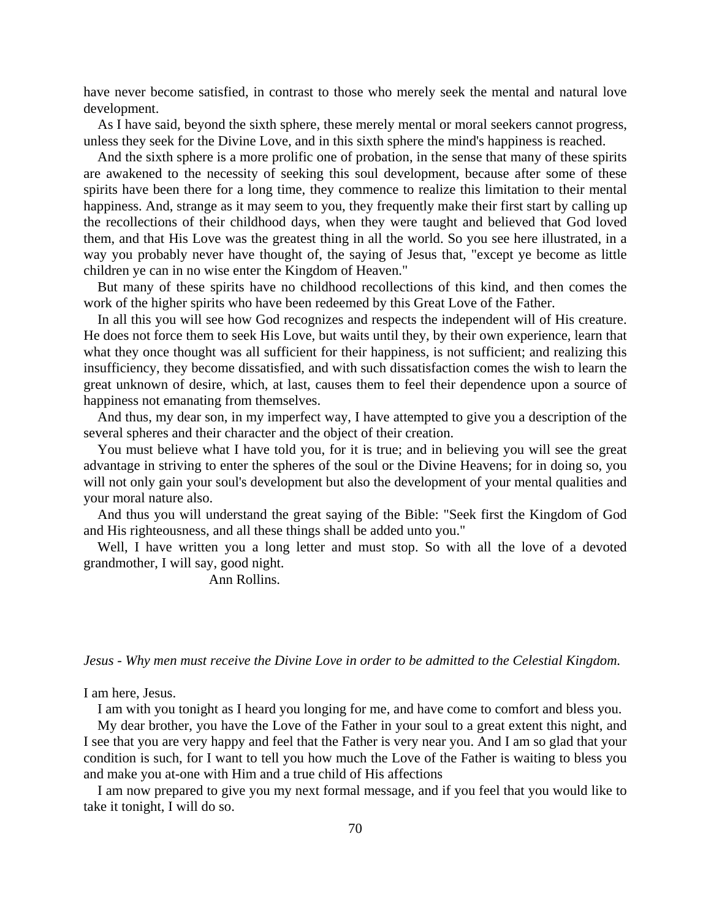have never become satisfied, in contrast to those who merely seek the mental and natural love development.

As I have said, beyond the sixth sphere, these merely mental or moral seekers cannot progress, unless they seek for the Divine Love, and in this sixth sphere the mind's happiness is reached.

And the sixth sphere is a more prolific one of probation, in the sense that many of these spirits are awakened to the necessity of seeking this soul development, because after some of these spirits have been there for a long time, they commence to realize this limitation to their mental happiness. And, strange as it may seem to you, they frequently make their first start by calling up the recollections of their childhood days, when they were taught and believed that God loved them, and that His Love was the greatest thing in all the world. So you see here illustrated, in a way you probably never have thought of, the saying of Jesus that, "except ye become as little children ye can in no wise enter the Kingdom of Heaven."

But many of these spirits have no childhood recollections of this kind, and then comes the work of the higher spirits who have been redeemed by this Great Love of the Father.

In all this you will see how God recognizes and respects the independent will of His creature. He does not force them to seek His Love, but waits until they, by their own experience, learn that what they once thought was all sufficient for their happiness, is not sufficient; and realizing this insufficiency, they become dissatisfied, and with such dissatisfaction comes the wish to learn the great unknown of desire, which, at last, causes them to feel their dependence upon a source of happiness not emanating from themselves.

And thus, my dear son, in my imperfect way, I have attempted to give you a description of the several spheres and their character and the object of their creation.

You must believe what I have told you, for it is true; and in believing you will see the great advantage in striving to enter the spheres of the soul or the Divine Heavens; for in doing so, you will not only gain your soul's development but also the development of your mental qualities and your moral nature also.

And thus you will understand the great saying of the Bible: "Seek first the Kingdom of God and His righteousness, and all these things shall be added unto you."

Well, I have written you a long letter and must stop. So with all the love of a devoted grandmother, I will say, good night.

Ann Rollins.

*Jesus - Why men must receive the Divine Love in order to be admitted to the Celestial Kingdom.*

I am here, Jesus.

I am with you tonight as I heard you longing for me, and have come to comfort and bless you.

My dear brother, you have the Love of the Father in your soul to a great extent this night, and I see that you are very happy and feel that the Father is very near you. And I am so glad that your condition is such, for I want to tell you how much the Love of the Father is waiting to bless you and make you at-one with Him and a true child of His affections

I am now prepared to give you my next formal message, and if you feel that you would like to take it tonight, I will do so.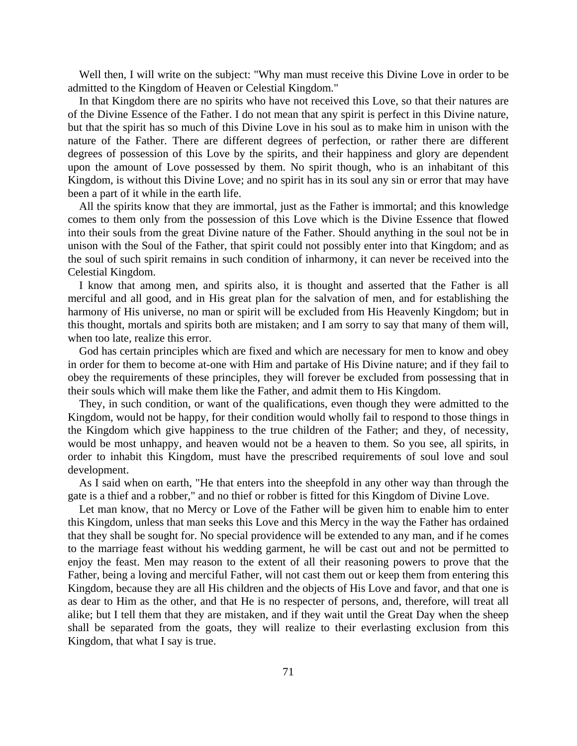Well then, I will write on the subject: "Why man must receive this Divine Love in order to be admitted to the Kingdom of Heaven or Celestial Kingdom."

In that Kingdom there are no spirits who have not received this Love, so that their natures are of the Divine Essence of the Father. I do not mean that any spirit is perfect in this Divine nature, but that the spirit has so much of this Divine Love in his soul as to make him in unison with the nature of the Father. There are different degrees of perfection, or rather there are different degrees of possession of this Love by the spirits, and their happiness and glory are dependent upon the amount of Love possessed by them. No spirit though, who is an inhabitant of this Kingdom, is without this Divine Love; and no spirit has in its soul any sin or error that may have been a part of it while in the earth life.

All the spirits know that they are immortal, just as the Father is immortal; and this knowledge comes to them only from the possession of this Love which is the Divine Essence that flowed into their souls from the great Divine nature of the Father. Should anything in the soul not be in unison with the Soul of the Father, that spirit could not possibly enter into that Kingdom; and as the soul of such spirit remains in such condition of inharmony, it can never be received into the Celestial Kingdom.

I know that among men, and spirits also, it is thought and asserted that the Father is all merciful and all good, and in His great plan for the salvation of men, and for establishing the harmony of His universe, no man or spirit will be excluded from His Heavenly Kingdom; but in this thought, mortals and spirits both are mistaken; and I am sorry to say that many of them will, when too late, realize this error.

God has certain principles which are fixed and which are necessary for men to know and obey in order for them to become at-one with Him and partake of His Divine nature; and if they fail to obey the requirements of these principles, they will forever be excluded from possessing that in their souls which will make them like the Father, and admit them to His Kingdom.

They, in such condition, or want of the qualifications, even though they were admitted to the Kingdom, would not be happy, for their condition would wholly fail to respond to those things in the Kingdom which give happiness to the true children of the Father; and they, of necessity, would be most unhappy, and heaven would not be a heaven to them. So you see, all spirits, in order to inhabit this Kingdom, must have the prescribed requirements of soul love and soul development.

As I said when on earth, "He that enters into the sheepfold in any other way than through the gate is a thief and a robber," and no thief or robber is fitted for this Kingdom of Divine Love.

Let man know, that no Mercy or Love of the Father will be given him to enable him to enter this Kingdom, unless that man seeks this Love and this Mercy in the way the Father has ordained that they shall be sought for. No special providence will be extended to any man, and if he comes to the marriage feast without his wedding garment, he will be cast out and not be permitted to enjoy the feast. Men may reason to the extent of all their reasoning powers to prove that the Father, being a loving and merciful Father, will not cast them out or keep them from entering this Kingdom, because they are all His children and the objects of His Love and favor, and that one is as dear to Him as the other, and that He is no respecter of persons, and, therefore, will treat all alike; but I tell them that they are mistaken, and if they wait until the Great Day when the sheep shall be separated from the goats, they will realize to their everlasting exclusion from this Kingdom, that what I say is true.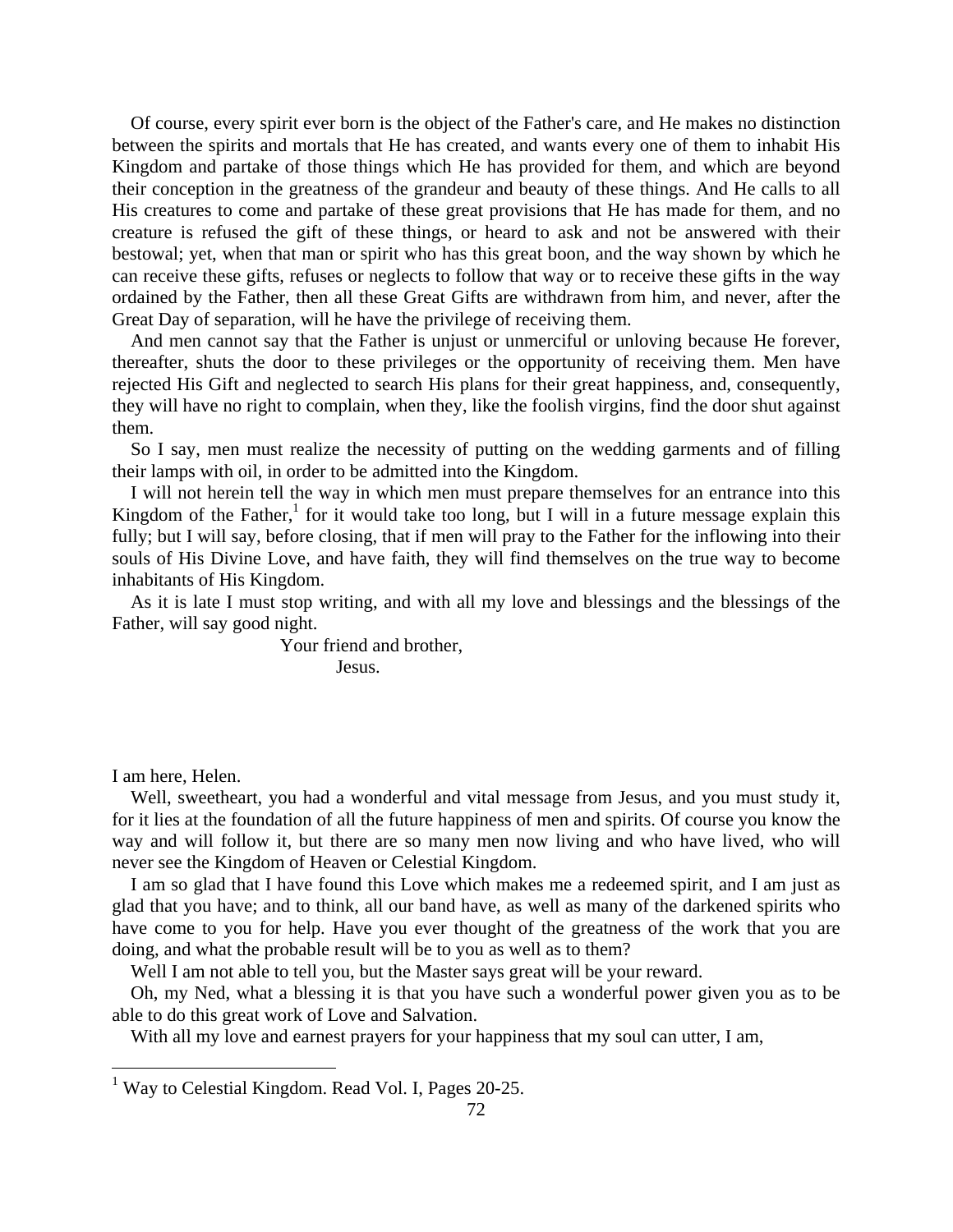Of course, every spirit ever born is the object of the Father's care, and He makes no distinction between the spirits and mortals that He has created, and wants every one of them to inhabit His Kingdom and partake of those things which He has provided for them, and which are beyond their conception in the greatness of the grandeur and beauty of these things. And He calls to all His creatures to come and partake of these great provisions that He has made for them, and no creature is refused the gift of these things, or heard to ask and not be answered with their bestowal; yet, when that man or spirit who has this great boon, and the way shown by which he can receive these gifts, refuses or neglects to follow that way or to receive these gifts in the way ordained by the Father, then all these Great Gifts are withdrawn from him, and never, after the Great Day of separation, will he have the privilege of receiving them.

And men cannot say that the Father is unjust or unmerciful or unloving because He forever, thereafter, shuts the door to these privileges or the opportunity of receiving them. Men have rejected His Gift and neglected to search His plans for their great happiness, and, consequently, they will have no right to complain, when they, like the foolish virgins, find the door shut against them.

So I say, men must realize the necessity of putting on the wedding garments and of filling their lamps with oil, in order to be admitted into the Kingdom.

I will not herein tell the way in which men must prepare themselves for an entrance into this Kingdom of the Father,[1] for it would take too long, but I will in a future message explain this fully; but I will say, before closing, that if men will pray to the Father for the inflowing into their souls of His Divine Love, and have faith, they will find themselves on the true way to become inhabitants of His Kingdom.

As it is late I must stop writing, and with all my love and blessings and the blessings of the Father, will say good night.

Your friend and brother,
Jesus.

I am here, Helen.

Well, sweetheart, you had a wonderful and vital message from Jesus, and you must study it, for it lies at the foundation of all the future happiness of men and spirits. Of course you know the way and will follow it, but there are so many men now living and who have lived, who will never see the Kingdom of Heaven or Celestial Kingdom.

I am so glad that I have found this Love which makes me a redeemed spirit, and I am just as glad that you have; and to think, all our band have, as well as many of the darkened spirits who have come to you for help. Have you ever thought of the greatness of the work that you are doing, and what the probable result will be to you as well as to them?

Well I am not able to tell you, but the Master says great will be your reward.

Oh, my Ned, what a blessing it is that you have such a wonderful power given you as to be able to do this great work of Love and Salvation.

With all my love and earnest prayers for your happiness that my soul can utter, I am,

[1] Way to Celestial Kingdom. Read Vol. I, Pages 20-25.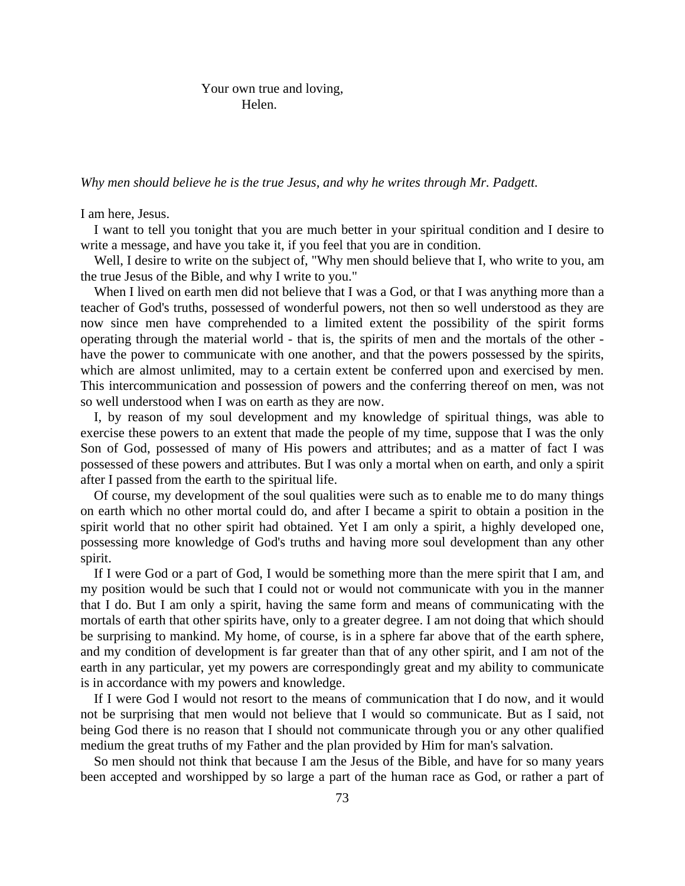Your own true and loving,
Helen.

*Why men should believe he is the true Jesus, and why he writes through Mr. Padgett.*

I am here, Jesus.

I want to tell you tonight that you are much better in your spiritual condition and I desire to write a message, and have you take it, if you feel that you are in condition.

Well, I desire to write on the subject of, "Why men should believe that I, who write to you, am the true Jesus of the Bible, and why I write to you."

When I lived on earth men did not believe that I was a God, or that I was anything more than a teacher of God's truths, possessed of wonderful powers, not then so well understood as they are now since men have comprehended to a limited extent the possibility of the spirit forms operating through the material world - that is, the spirits of men and the mortals of the other - have the power to communicate with one another, and that the powers possessed by the spirits, which are almost unlimited, may to a certain extent be conferred upon and exercised by men. This intercommunication and possession of powers and the conferring thereof on men, was not so well understood when I was on earth as they are now.

I, by reason of my soul development and my knowledge of spiritual things, was able to exercise these powers to an extent that made the people of my time, suppose that I was the only Son of God, possessed of many of His powers and attributes; and as a matter of fact I was possessed of these powers and attributes. But I was only a mortal when on earth, and only a spirit after I passed from the earth to the spiritual life.

Of course, my development of the soul qualities were such as to enable me to do many things on earth which no other mortal could do, and after I became a spirit to obtain a position in the spirit world that no other spirit had obtained. Yet I am only a spirit, a highly developed one, possessing more knowledge of God's truths and having more soul development than any other spirit.

If I were God or a part of God, I would be something more than the mere spirit that I am, and my position would be such that I could not or would not communicate with you in the manner that I do. But I am only a spirit, having the same form and means of communicating with the mortals of earth that other spirits have, only to a greater degree. I am not doing that which should be surprising to mankind. My home, of course, is in a sphere far above that of the earth sphere, and my condition of development is far greater than that of any other spirit, and I am not of the earth in any particular, yet my powers are correspondingly great and my ability to communicate is in accordance with my powers and knowledge.

If I were God I would not resort to the means of communication that I do now, and it would not be surprising that men would not believe that I would so communicate. But as I said, not being God there is no reason that I should not communicate through you or any other qualified medium the great truths of my Father and the plan provided by Him for man's salvation.

So men should not think that because I am the Jesus of the Bible, and have for so many years been accepted and worshipped by so large a part of the human race as God, or rather a part of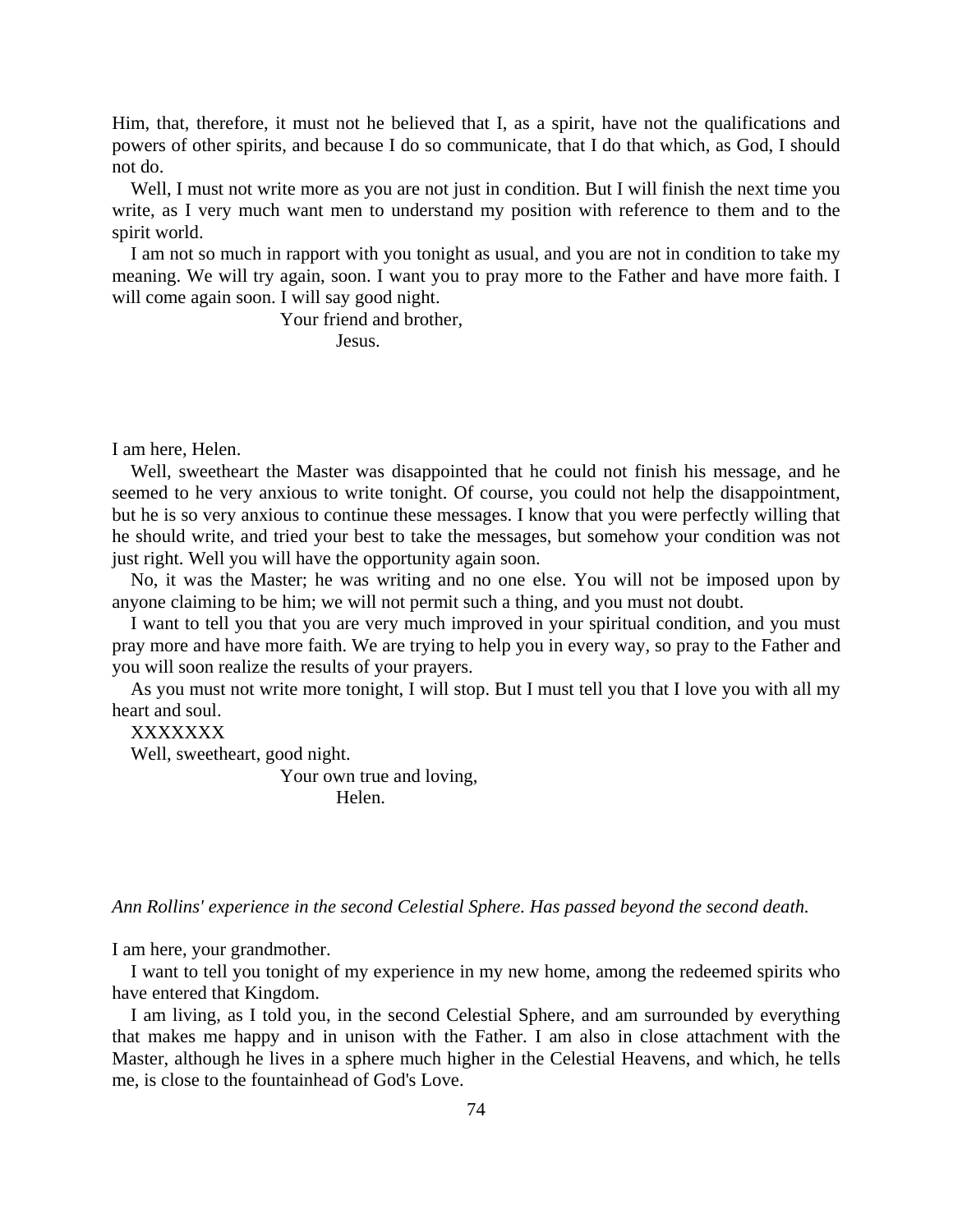Him, that, therefore, it must not he believed that I, as a spirit, have not the qualifications and powers of other spirits, and because I do so communicate, that I do that which, as God, I should not do.

Well, I must not write more as you are not just in condition. But I will finish the next time you write, as I very much want men to understand my position with reference to them and to the spirit world.

I am not so much in rapport with you tonight as usual, and you are not in condition to take my meaning. We will try again, soon. I want you to pray more to the Father and have more faith. I will come again soon. I will say good night.

Your friend and brother,
Jesus.

I am here, Helen.

Well, sweetheart the Master was disappointed that he could not finish his message, and he seemed to he very anxious to write tonight. Of course, you could not help the disappointment, but he is so very anxious to continue these messages. I know that you were perfectly willing that he should write, and tried your best to take the messages, but somehow your condition was not just right. Well you will have the opportunity again soon.

No, it was the Master; he was writing and no one else. You will not be imposed upon by anyone claiming to be him; we will not permit such a thing, and you must not doubt.

I want to tell you that you are very much improved in your spiritual condition, and you must pray more and have more faith. We are trying to help you in every way, so pray to the Father and you will soon realize the results of your prayers.

As you must not write more tonight, I will stop. But I must tell you that I love you with all my heart and soul.

XXXXXXX

Well, sweetheart, good night.

Your own true and loving,
Helen.

*Ann Rollins' experience in the second Celestial Sphere. Has passed beyond the second death.*

I am here, your grandmother.

I want to tell you tonight of my experience in my new home, among the redeemed spirits who have entered that Kingdom.

I am living, as I told you, in the second Celestial Sphere, and am surrounded by everything that makes me happy and in unison with the Father. I am also in close attachment with the Master, although he lives in a sphere much higher in the Celestial Heavens, and which, he tells me, is close to the fountainhead of God's Love.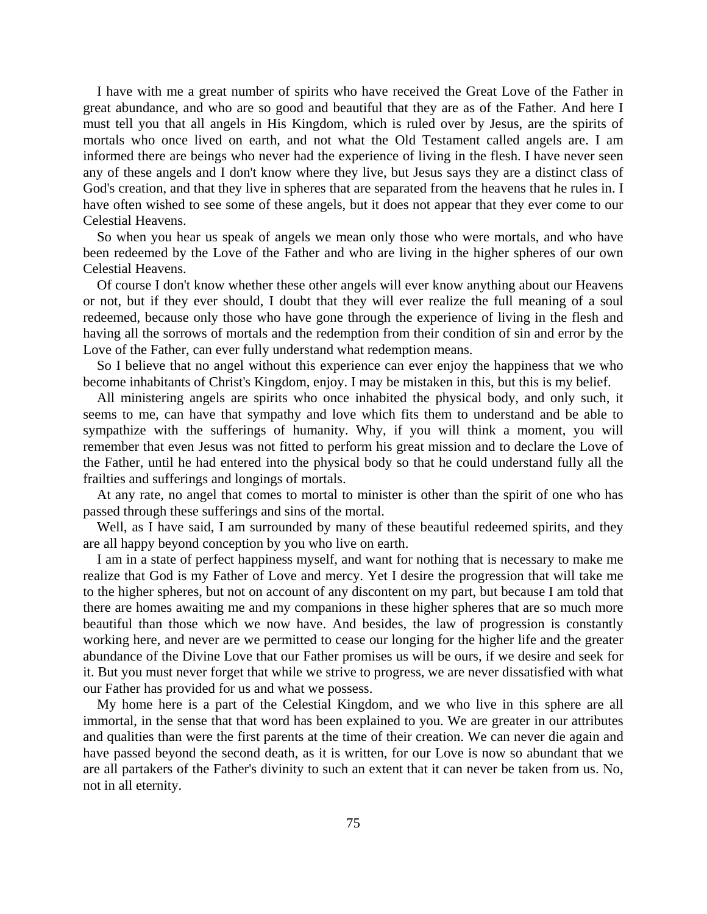I have with me a great number of spirits who have received the Great Love of the Father in great abundance, and who are so good and beautiful that they are as of the Father. And here I must tell you that all angels in His Kingdom, which is ruled over by Jesus, are the spirits of mortals who once lived on earth, and not what the Old Testament called angels are. I am informed there are beings who never had the experience of living in the flesh. I have never seen any of these angels and I don't know where they live, but Jesus says they are a distinct class of God's creation, and that they live in spheres that are separated from the heavens that he rules in. I have often wished to see some of these angels, but it does not appear that they ever come to our Celestial Heavens.

So when you hear us speak of angels we mean only those who were mortals, and who have been redeemed by the Love of the Father and who are living in the higher spheres of our own Celestial Heavens.

Of course I don't know whether these other angels will ever know anything about our Heavens or not, but if they ever should, I doubt that they will ever realize the full meaning of a soul redeemed, because only those who have gone through the experience of living in the flesh and having all the sorrows of mortals and the redemption from their condition of sin and error by the Love of the Father, can ever fully understand what redemption means.

So I believe that no angel without this experience can ever enjoy the happiness that we who become inhabitants of Christ's Kingdom, enjoy. I may be mistaken in this, but this is my belief.

All ministering angels are spirits who once inhabited the physical body, and only such, it seems to me, can have that sympathy and love which fits them to understand and be able to sympathize with the sufferings of humanity. Why, if you will think a moment, you will remember that even Jesus was not fitted to perform his great mission and to declare the Love of the Father, until he had entered into the physical body so that he could understand fully all the frailties and sufferings and longings of mortals.

At any rate, no angel that comes to mortal to minister is other than the spirit of one who has passed through these sufferings and sins of the mortal.

Well, as I have said, I am surrounded by many of these beautiful redeemed spirits, and they are all happy beyond conception by you who live on earth.

I am in a state of perfect happiness myself, and want for nothing that is necessary to make me realize that God is my Father of Love and mercy. Yet I desire the progression that will take me to the higher spheres, but not on account of any discontent on my part, but because I am told that there are homes awaiting me and my companions in these higher spheres that are so much more beautiful than those which we now have. And besides, the law of progression is constantly working here, and never are we permitted to cease our longing for the higher life and the greater abundance of the Divine Love that our Father promises us will be ours, if we desire and seek for it. But you must never forget that while we strive to progress, we are never dissatisfied with what our Father has provided for us and what we possess.

My home here is a part of the Celestial Kingdom, and we who live in this sphere are all immortal, in the sense that that word has been explained to you. We are greater in our attributes and qualities than were the first parents at the time of their creation. We can never die again and have passed beyond the second death, as it is written, for our Love is now so abundant that we are all partakers of the Father's divinity to such an extent that it can never be taken from us. No, not in all eternity.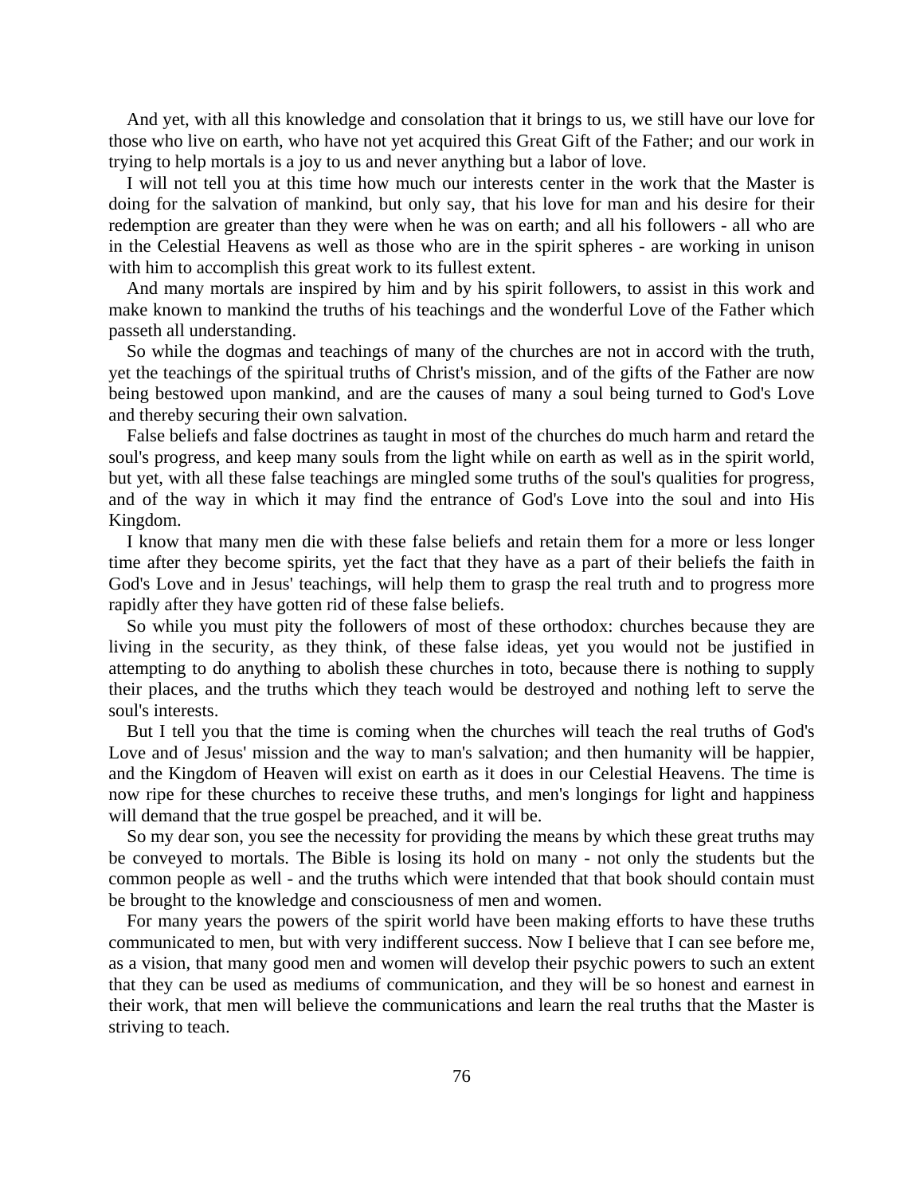And yet, with all this knowledge and consolation that it brings to us, we still have our love for those who live on earth, who have not yet acquired this Great Gift of the Father; and our work in trying to help mortals is a joy to us and never anything but a labor of love.

I will not tell you at this time how much our interests center in the work that the Master is doing for the salvation of mankind, but only say, that his love for man and his desire for their redemption are greater than they were when he was on earth; and all his followers - all who are in the Celestial Heavens as well as those who are in the spirit spheres - are working in unison with him to accomplish this great work to its fullest extent.

And many mortals are inspired by him and by his spirit followers, to assist in this work and make known to mankind the truths of his teachings and the wonderful Love of the Father which passeth all understanding.

So while the dogmas and teachings of many of the churches are not in accord with the truth, yet the teachings of the spiritual truths of Christ's mission, and of the gifts of the Father are now being bestowed upon mankind, and are the causes of many a soul being turned to God's Love and thereby securing their own salvation.

False beliefs and false doctrines as taught in most of the churches do much harm and retard the soul's progress, and keep many souls from the light while on earth as well as in the spirit world, but yet, with all these false teachings are mingled some truths of the soul's qualities for progress, and of the way in which it may find the entrance of God's Love into the soul and into His Kingdom.

I know that many men die with these false beliefs and retain them for a more or less longer time after they become spirits, yet the fact that they have as a part of their beliefs the faith in God's Love and in Jesus' teachings, will help them to grasp the real truth and to progress more rapidly after they have gotten rid of these false beliefs.

So while you must pity the followers of most of these orthodox: churches because they are living in the security, as they think, of these false ideas, yet you would not be justified in attempting to do anything to abolish these churches in toto, because there is nothing to supply their places, and the truths which they teach would be destroyed and nothing left to serve the soul's interests.

But I tell you that the time is coming when the churches will teach the real truths of God's Love and of Jesus' mission and the way to man's salvation; and then humanity will be happier, and the Kingdom of Heaven will exist on earth as it does in our Celestial Heavens. The time is now ripe for these churches to receive these truths, and men's longings for light and happiness will demand that the true gospel be preached, and it will be.

So my dear son, you see the necessity for providing the means by which these great truths may be conveyed to mortals. The Bible is losing its hold on many - not only the students but the common people as well - and the truths which were intended that that book should contain must be brought to the knowledge and consciousness of men and women.

For many years the powers of the spirit world have been making efforts to have these truths communicated to men, but with very indifferent success. Now I believe that I can see before me, as a vision, that many good men and women will develop their psychic powers to such an extent that they can be used as mediums of communication, and they will be so honest and earnest in their work, that men will believe the communications and learn the real truths that the Master is striving to teach.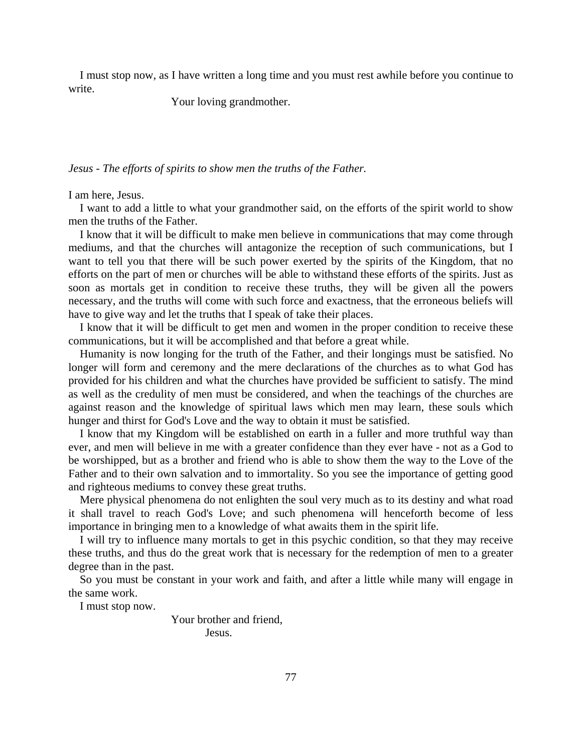I must stop now, as I have written a long time and you must rest awhile before you continue to write.

Your loving grandmother.

*Jesus - The efforts of spirits to show men the truths of the Father.*

I am here, Jesus.

I want to add a little to what your grandmother said, on the efforts of the spirit world to show men the truths of the Father.

I know that it will be difficult to make men believe in communications that may come through mediums, and that the churches will antagonize the reception of such communications, but I want to tell you that there will be such power exerted by the spirits of the Kingdom, that no efforts on the part of men or churches will be able to withstand these efforts of the spirits. Just as soon as mortals get in condition to receive these truths, they will be given all the powers necessary, and the truths will come with such force and exactness, that the erroneous beliefs will have to give way and let the truths that I speak of take their places.

I know that it will be difficult to get men and women in the proper condition to receive these communications, but it will be accomplished and that before a great while.

Humanity is now longing for the truth of the Father, and their longings must be satisfied. No longer will form and ceremony and the mere declarations of the churches as to what God has provided for his children and what the churches have provided be sufficient to satisfy. The mind as well as the credulity of men must be considered, and when the teachings of the churches are against reason and the knowledge of spiritual laws which men may learn, these souls which hunger and thirst for God's Love and the way to obtain it must be satisfied.

I know that my Kingdom will be established on earth in a fuller and more truthful way than ever, and men will believe in me with a greater confidence than they ever have - not as a God to be worshipped, but as a brother and friend who is able to show them the way to the Love of the Father and to their own salvation and to immortality. So you see the importance of getting good and righteous mediums to convey these great truths.

Mere physical phenomena do not enlighten the soul very much as to its destiny and what road it shall travel to reach God's Love; and such phenomena will henceforth become of less importance in bringing men to a knowledge of what awaits them in the spirit life.

I will try to influence many mortals to get in this psychic condition, so that they may receive these truths, and thus do the great work that is necessary for the redemption of men to a greater degree than in the past.

So you must be constant in your work and faith, and after a little while many will engage in the same work.

I must stop now.

Your brother and friend,  
Jesus.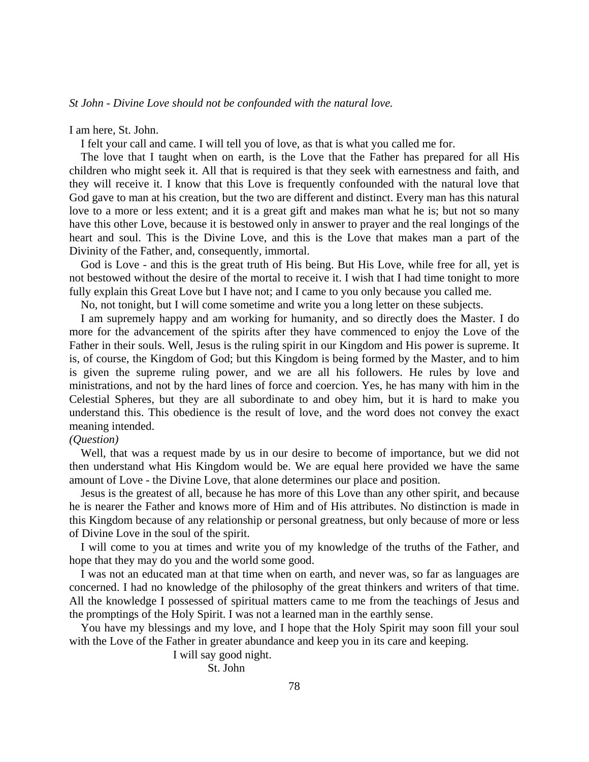*St John - Divine Love should not be confounded with the natural love.*

I am here, St. John.

I felt your call and came. I will tell you of love, as that is what you called me for.

The love that I taught when on earth, is the Love that the Father has prepared for all His children who might seek it. All that is required is that they seek with earnestness and faith, and they will receive it. I know that this Love is frequently confounded with the natural love that God gave to man at his creation, but the two are different and distinct. Every man has this natural love to a more or less extent; and it is a great gift and makes man what he is; but not so many have this other Love, because it is bestowed only in answer to prayer and the real longings of the heart and soul. This is the Divine Love, and this is the Love that makes man a part of the Divinity of the Father, and, consequently, immortal.

God is Love - and this is the great truth of His being. But His Love, while free for all, yet is not bestowed without the desire of the mortal to receive it. I wish that I had time tonight to more fully explain this Great Love but I have not; and I came to you only because you called me.

No, not tonight, but I will come sometime and write you a long letter on these subjects.

I am supremely happy and am working for humanity, and so directly does the Master. I do more for the advancement of the spirits after they have commenced to enjoy the Love of the Father in their souls. Well, Jesus is the ruling spirit in our Kingdom and His power is supreme. It is, of course, the Kingdom of God; but this Kingdom is being formed by the Master, and to him is given the supreme ruling power, and we are all his followers. He rules by love and ministrations, and not by the hard lines of force and coercion. Yes, he has many with him in the Celestial Spheres, but they are all subordinate to and obey him, but it is hard to make you understand this. This obedience is the result of love, and the word does not convey the exact meaning intended.

*(Question)*

Well, that was a request made by us in our desire to become of importance, but we did not then understand what His Kingdom would be. We are equal here provided we have the same amount of Love - the Divine Love, that alone determines our place and position.

Jesus is the greatest of all, because he has more of this Love than any other spirit, and because he is nearer the Father and knows more of Him and of His attributes. No distinction is made in this Kingdom because of any relationship or personal greatness, but only because of more or less of Divine Love in the soul of the spirit.

I will come to you at times and write you of my knowledge of the truths of the Father, and hope that they may do you and the world some good.

I was not an educated man at that time when on earth, and never was, so far as languages are concerned. I had no knowledge of the philosophy of the great thinkers and writers of that time. All the knowledge I possessed of spiritual matters came to me from the teachings of Jesus and the promptings of the Holy Spirit. I was not a learned man in the earthly sense.

You have my blessings and my love, and I hope that the Holy Spirit may soon fill your soul with the Love of the Father in greater abundance and keep you in its care and keeping.

I will say good night.

St. John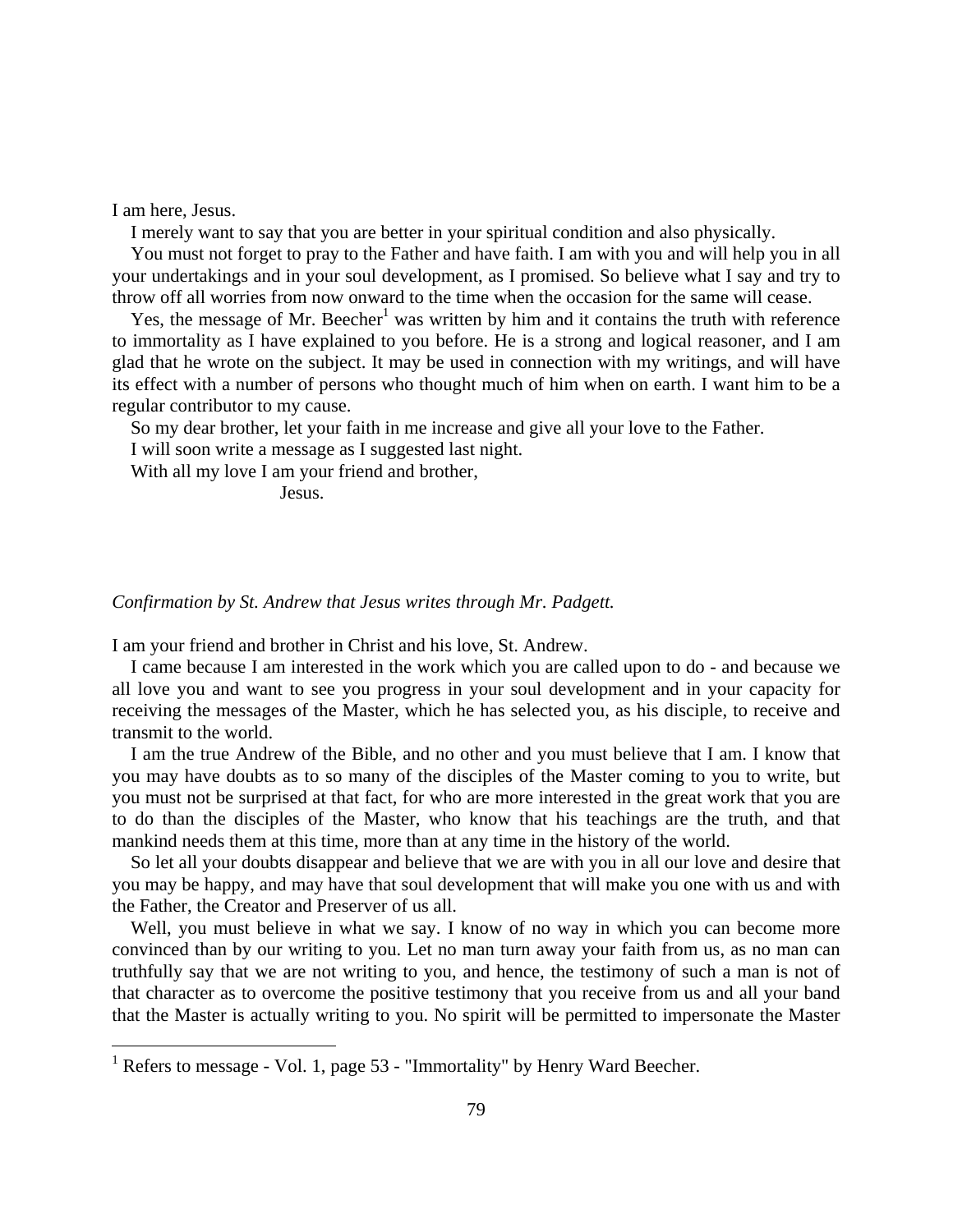I am here, Jesus.

I merely want to say that you are better in your spiritual condition and also physically.

You must not forget to pray to the Father and have faith. I am with you and will help you in all your undertakings and in your soul development, as I promised. So believe what I say and try to throw off all worries from now onward to the time when the occasion for the same will cease.

Yes, the message of Mr. Beecher[1] was written by him and it contains the truth with reference to immortality as I have explained to you before. He is a strong and logical reasoner, and I am glad that he wrote on the subject. It may be used in connection with my writings, and will have its effect with a number of persons who thought much of him when on earth. I want him to be a regular contributor to my cause.

So my dear brother, let your faith in me increase and give all your love to the Father.

I will soon write a message as I suggested last night.

With all my love I am your friend and brother,

Jesus.

*Confirmation by St. Andrew that Jesus writes through Mr. Padgett.*

I am your friend and brother in Christ and his love, St. Andrew.

I came because I am interested in the work which you are called upon to do - and because we all love you and want to see you progress in your soul development and in your capacity for receiving the messages of the Master, which he has selected you, as his disciple, to receive and transmit to the world.

I am the true Andrew of the Bible, and no other and you must believe that I am. I know that you may have doubts as to so many of the disciples of the Master coming to you to write, but you must not be surprised at that fact, for who are more interested in the great work that you are to do than the disciples of the Master, who know that his teachings are the truth, and that mankind needs them at this time, more than at any time in the history of the world.

So let all your doubts disappear and believe that we are with you in all our love and desire that you may be happy, and may have that soul development that will make you one with us and with the Father, the Creator and Preserver of us all.

Well, you must believe in what we say. I know of no way in which you can become more convinced than by our writing to you. Let no man turn away your faith from us, as no man can truthfully say that we are not writing to you, and hence, the testimony of such a man is not of that character as to overcome the positive testimony that you receive from us and all your band that the Master is actually writing to you. No spirit will be permitted to impersonate the Master

[1] Refers to message - Vol. 1, page 53 - "Immortality" by Henry Ward Beecher.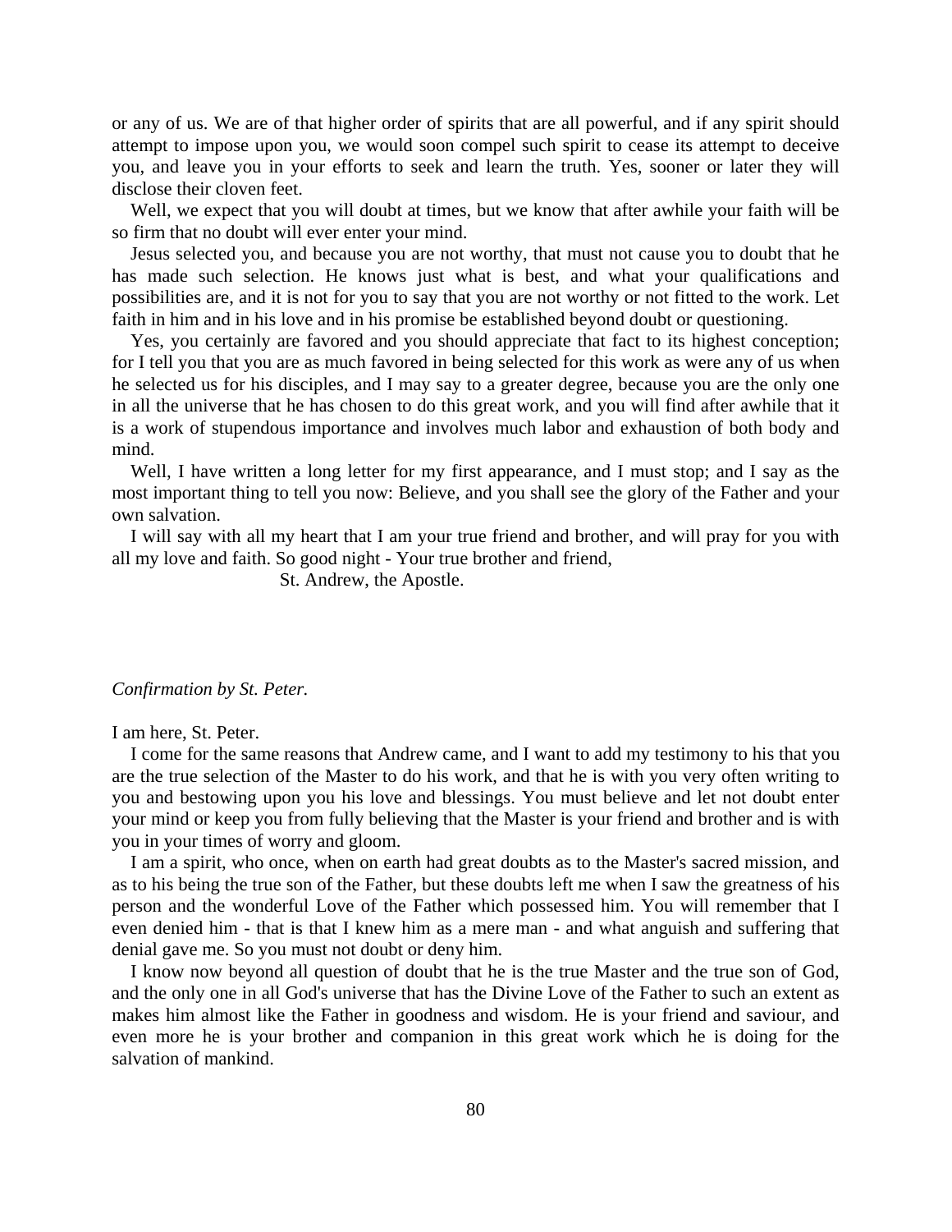or any of us. We are of that higher order of spirits that are all powerful, and if any spirit should attempt to impose upon you, we would soon compel such spirit to cease its attempt to deceive you, and leave you in your efforts to seek and learn the truth. Yes, sooner or later they will disclose their cloven feet.

Well, we expect that you will doubt at times, but we know that after awhile your faith will be so firm that no doubt will ever enter your mind.

Jesus selected you, and because you are not worthy, that must not cause you to doubt that he has made such selection. He knows just what is best, and what your qualifications and possibilities are, and it is not for you to say that you are not worthy or not fitted to the work. Let faith in him and in his love and in his promise be established beyond doubt or questioning.

Yes, you certainly are favored and you should appreciate that fact to its highest conception; for I tell you that you are as much favored in being selected for this work as were any of us when he selected us for his disciples, and I may say to a greater degree, because you are the only one in all the universe that he has chosen to do this great work, and you will find after awhile that it is a work of stupendous importance and involves much labor and exhaustion of both body and mind.

Well, I have written a long letter for my first appearance, and I must stop; and I say as the most important thing to tell you now: Believe, and you shall see the glory of the Father and your own salvation.

I will say with all my heart that I am your true friend and brother, and will pray for you with all my love and faith. So good night - Your true brother and friend,

St. Andrew, the Apostle.

*Confirmation by St. Peter.*

I am here, St. Peter.

I come for the same reasons that Andrew came, and I want to add my testimony to his that you are the true selection of the Master to do his work, and that he is with you very often writing to you and bestowing upon you his love and blessings. You must believe and let not doubt enter your mind or keep you from fully believing that the Master is your friend and brother and is with you in your times of worry and gloom.

I am a spirit, who once, when on earth had great doubts as to the Master's sacred mission, and as to his being the true son of the Father, but these doubts left me when I saw the greatness of his person and the wonderful Love of the Father which possessed him. You will remember that I even denied him - that is that I knew him as a mere man - and what anguish and suffering that denial gave me. So you must not doubt or deny him.

I know now beyond all question of doubt that he is the true Master and the true son of God, and the only one in all God's universe that has the Divine Love of the Father to such an extent as makes him almost like the Father in goodness and wisdom. He is your friend and saviour, and even more he is your brother and companion in this great work which he is doing for the salvation of mankind.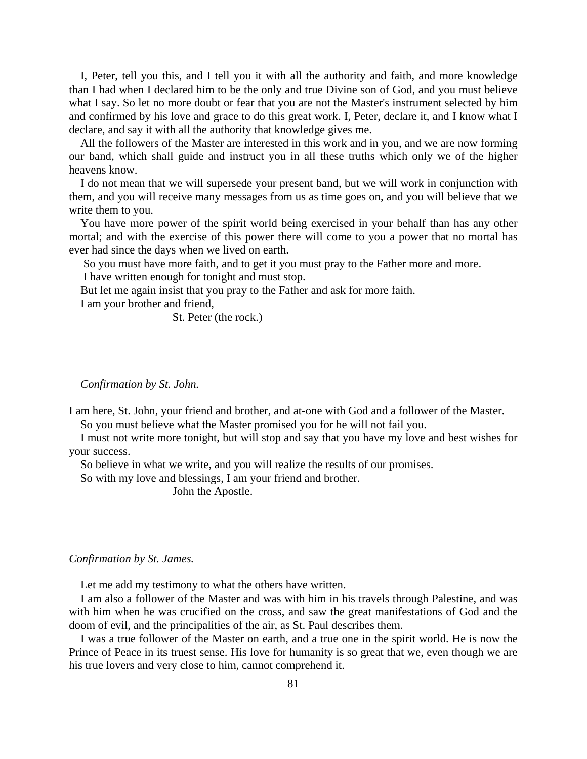I, Peter, tell you this, and I tell you it with all the authority and faith, and more knowledge than I had when I declared him to be the only and true Divine son of God, and you must believe what I say. So let no more doubt or fear that you are not the Master's instrument selected by him and confirmed by his love and grace to do this great work. I, Peter, declare it, and I know what I declare, and say it with all the authority that knowledge gives me.

All the followers of the Master are interested in this work and in you, and we are now forming our band, which shall guide and instruct you in all these truths which only we of the higher heavens know.

I do not mean that we will supersede your present band, but we will work in conjunction with them, and you will receive many messages from us as time goes on, and you will believe that we write them to you.

You have more power of the spirit world being exercised in your behalf than has any other mortal; and with the exercise of this power there will come to you a power that no mortal has ever had since the days when we lived on earth.

So you must have more faith, and to get it you must pray to the Father more and more.

I have written enough for tonight and must stop.

But let me again insist that you pray to the Father and ask for more faith.

I am your brother and friend,

St. Peter (the rock.)

*Confirmation by St. John.*

I am here, St. John, your friend and brother, and at-one with God and a follower of the Master.

So you must believe what the Master promised you for he will not fail you.

I must not write more tonight, but will stop and say that you have my love and best wishes for your success.

So believe in what we write, and you will realize the results of our promises.

So with my love and blessings, I am your friend and brother.

John the Apostle.

*Confirmation by St. James.*

Let me add my testimony to what the others have written.

I am also a follower of the Master and was with him in his travels through Palestine, and was with him when he was crucified on the cross, and saw the great manifestations of God and the doom of evil, and the principalities of the air, as St. Paul describes them.

I was a true follower of the Master on earth, and a true one in the spirit world. He is now the Prince of Peace in its truest sense. His love for humanity is so great that we, even though we are his true lovers and very close to him, cannot comprehend it.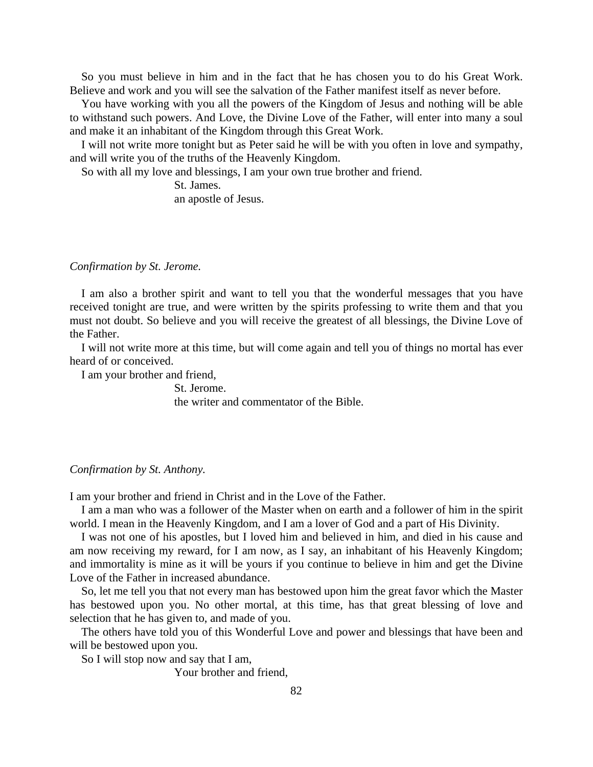So you must believe in him and in the fact that he has chosen you to do his Great Work. Believe and work and you will see the salvation of the Father manifest itself as never before.

You have working with you all the powers of the Kingdom of Jesus and nothing will be able to withstand such powers. And Love, the Divine Love of the Father, will enter into many a soul and make it an inhabitant of the Kingdom through this Great Work.

I will not write more tonight but as Peter said he will be with you often in love and sympathy, and will write you of the truths of the Heavenly Kingdom.

So with all my love and blessings, I am your own true brother and friend.

St. James.
an apostle of Jesus.

*Confirmation by St. Jerome.*

I am also a brother spirit and want to tell you that the wonderful messages that you have received tonight are true, and were written by the spirits professing to write them and that you must not doubt. So believe and you will receive the greatest of all blessings, the Divine Love of the Father.

I will not write more at this time, but will come again and tell you of things no mortal has ever heard of or conceived.

I am your brother and friend,

St. Jerome.
the writer and commentator of the Bible.

*Confirmation by St. Anthony.*

I am your brother and friend in Christ and in the Love of the Father.

I am a man who was a follower of the Master when on earth and a follower of him in the spirit world. I mean in the Heavenly Kingdom, and I am a lover of God and a part of His Divinity.

I was not one of his apostles, but I loved him and believed in him, and died in his cause and am now receiving my reward, for I am now, as I say, an inhabitant of his Heavenly Kingdom; and immortality is mine as it will be yours if you continue to believe in him and get the Divine Love of the Father in increased abundance.

So, let me tell you that not every man has bestowed upon him the great favor which the Master has bestowed upon you. No other mortal, at this time, has that great blessing of love and selection that he has given to, and made of you.

The others have told you of this Wonderful Love and power and blessings that have been and will be bestowed upon you.

So I will stop now and say that I am,

Your brother and friend,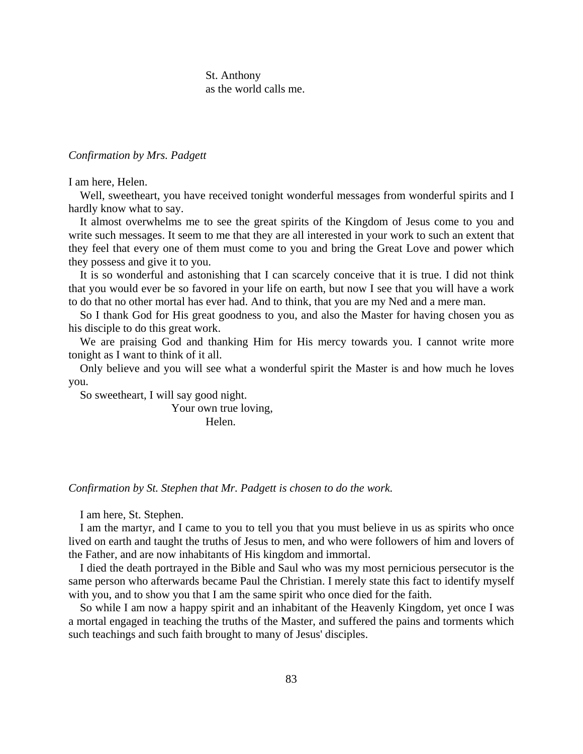St. Anthony
as the world calls me.

*Confirmation by Mrs. Padgett*

I am here, Helen.

Well, sweetheart, you have received tonight wonderful messages from wonderful spirits and I hardly know what to say.

It almost overwhelms me to see the great spirits of the Kingdom of Jesus come to you and write such messages. It seem to me that they are all interested in your work to such an extent that they feel that every one of them must come to you and bring the Great Love and power which they possess and give it to you.

It is so wonderful and astonishing that I can scarcely conceive that it is true. I did not think that you would ever be so favored in your life on earth, but now I see that you will have a work to do that no other mortal has ever had. And to think, that you are my Ned and a mere man.

So I thank God for His great goodness to you, and also the Master for having chosen you as his disciple to do this great work.

We are praising God and thanking Him for His mercy towards you. I cannot write more tonight as I want to think of it all.

Only believe and you will see what a wonderful spirit the Master is and how much he loves you.

So sweetheart, I will say good night.

Your own true loving,
Helen.

*Confirmation by St. Stephen that Mr. Padgett is chosen to do the work.*

I am here, St. Stephen.

I am the martyr, and I came to you to tell you that you must believe in us as spirits who once lived on earth and taught the truths of Jesus to men, and who were followers of him and lovers of the Father, and are now inhabitants of His kingdom and immortal.

I died the death portrayed in the Bible and Saul who was my most pernicious persecutor is the same person who afterwards became Paul the Christian. I merely state this fact to identify myself with you, and to show you that I am the same spirit who once died for the faith.

So while I am now a happy spirit and an inhabitant of the Heavenly Kingdom, yet once I was a mortal engaged in teaching the truths of the Master, and suffered the pains and torments which such teachings and such faith brought to many of Jesus' disciples.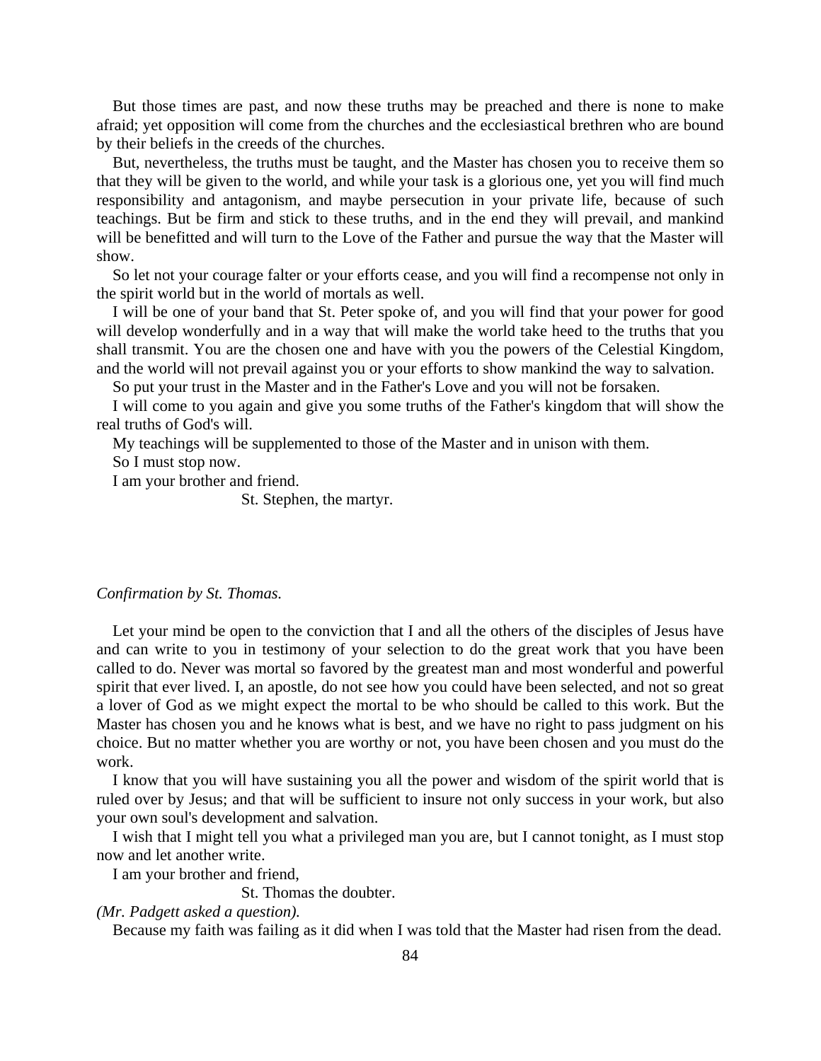But those times are past, and now these truths may be preached and there is none to make afraid; yet opposition will come from the churches and the ecclesiastical brethren who are bound by their beliefs in the creeds of the churches.

But, nevertheless, the truths must be taught, and the Master has chosen you to receive them so that they will be given to the world, and while your task is a glorious one, yet you will find much responsibility and antagonism, and maybe persecution in your private life, because of such teachings. But be firm and stick to these truths, and in the end they will prevail, and mankind will be benefitted and will turn to the Love of the Father and pursue the way that the Master will show.

So let not your courage falter or your efforts cease, and you will find a recompense not only in the spirit world but in the world of mortals as well.

I will be one of your band that St. Peter spoke of, and you will find that your power for good will develop wonderfully and in a way that will make the world take heed to the truths that you shall transmit. You are the chosen one and have with you the powers of the Celestial Kingdom, and the world will not prevail against you or your efforts to show mankind the way to salvation.

So put your trust in the Master and in the Father's Love and you will not be forsaken.

I will come to you again and give you some truths of the Father's kingdom that will show the real truths of God's will.

My teachings will be supplemented to those of the Master and in unison with them.

So I must stop now.

I am your brother and friend.

St. Stephen, the martyr.

*Confirmation by St. Thomas.*

Let your mind be open to the conviction that I and all the others of the disciples of Jesus have and can write to you in testimony of your selection to do the great work that you have been called to do. Never was mortal so favored by the greatest man and most wonderful and powerful spirit that ever lived. I, an apostle, do not see how you could have been selected, and not so great a lover of God as we might expect the mortal to be who should be called to this work. But the Master has chosen you and he knows what is best, and we have no right to pass judgment on his choice. But no matter whether you are worthy or not, you have been chosen and you must do the work.

I know that you will have sustaining you all the power and wisdom of the spirit world that is ruled over by Jesus; and that will be sufficient to insure not only success in your work, but also your own soul's development and salvation.

I wish that I might tell you what a privileged man you are, but I cannot tonight, as I must stop now and let another write.

I am your brother and friend,

St. Thomas the doubter.

*(Mr. Padgett asked a question).*

Because my faith was failing as it did when I was told that the Master had risen from the dead.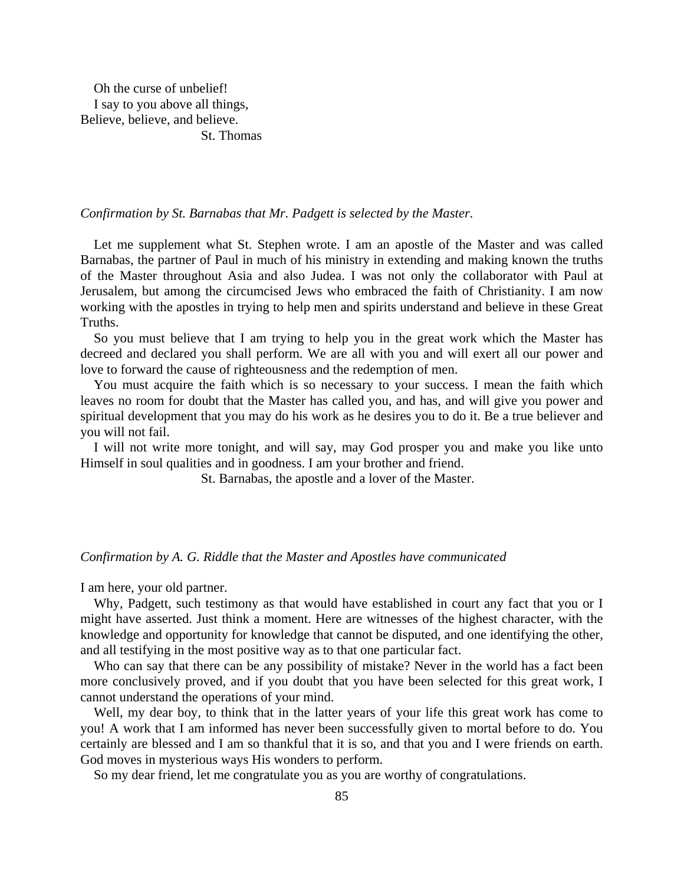Oh the curse of unbelief!
I say to you above all things,
Believe, believe, and believe.
St. Thomas

*Confirmation by St. Barnabas that Mr. Padgett is selected by the Master.*

Let me supplement what St. Stephen wrote. I am an apostle of the Master and was called Barnabas, the partner of Paul in much of his ministry in extending and making known the truths of the Master throughout Asia and also Judea. I was not only the collaborator with Paul at Jerusalem, but among the circumcised Jews who embraced the faith of Christianity. I am now working with the apostles in trying to help men and spirits understand and believe in these Great Truths.

So you must believe that I am trying to help you in the great work which the Master has decreed and declared you shall perform. We are all with you and will exert all our power and love to forward the cause of righteousness and the redemption of men.

You must acquire the faith which is so necessary to your success. I mean the faith which leaves no room for doubt that the Master has called you, and has, and will give you power and spiritual development that you may do his work as he desires you to do it. Be a true believer and you will not fail.

I will not write more tonight, and will say, may God prosper you and make you like unto Himself in soul qualities and in goodness. I am your brother and friend.

St. Barnabas, the apostle and a lover of the Master.

*Confirmation by A. G. Riddle that the Master and Apostles have communicated*

I am here, your old partner.

Why, Padgett, such testimony as that would have established in court any fact that you or I might have asserted. Just think a moment. Here are witnesses of the highest character, with the knowledge and opportunity for knowledge that cannot be disputed, and one identifying the other, and all testifying in the most positive way as to that one particular fact.

Who can say that there can be any possibility of mistake? Never in the world has a fact been more conclusively proved, and if you doubt that you have been selected for this great work, I cannot understand the operations of your mind.

Well, my dear boy, to think that in the latter years of your life this great work has come to you! A work that I am informed has never been successfully given to mortal before to do. You certainly are blessed and I am so thankful that it is so, and that you and I were friends on earth. God moves in mysterious ways His wonders to perform.

So my dear friend, let me congratulate you as you are worthy of congratulations.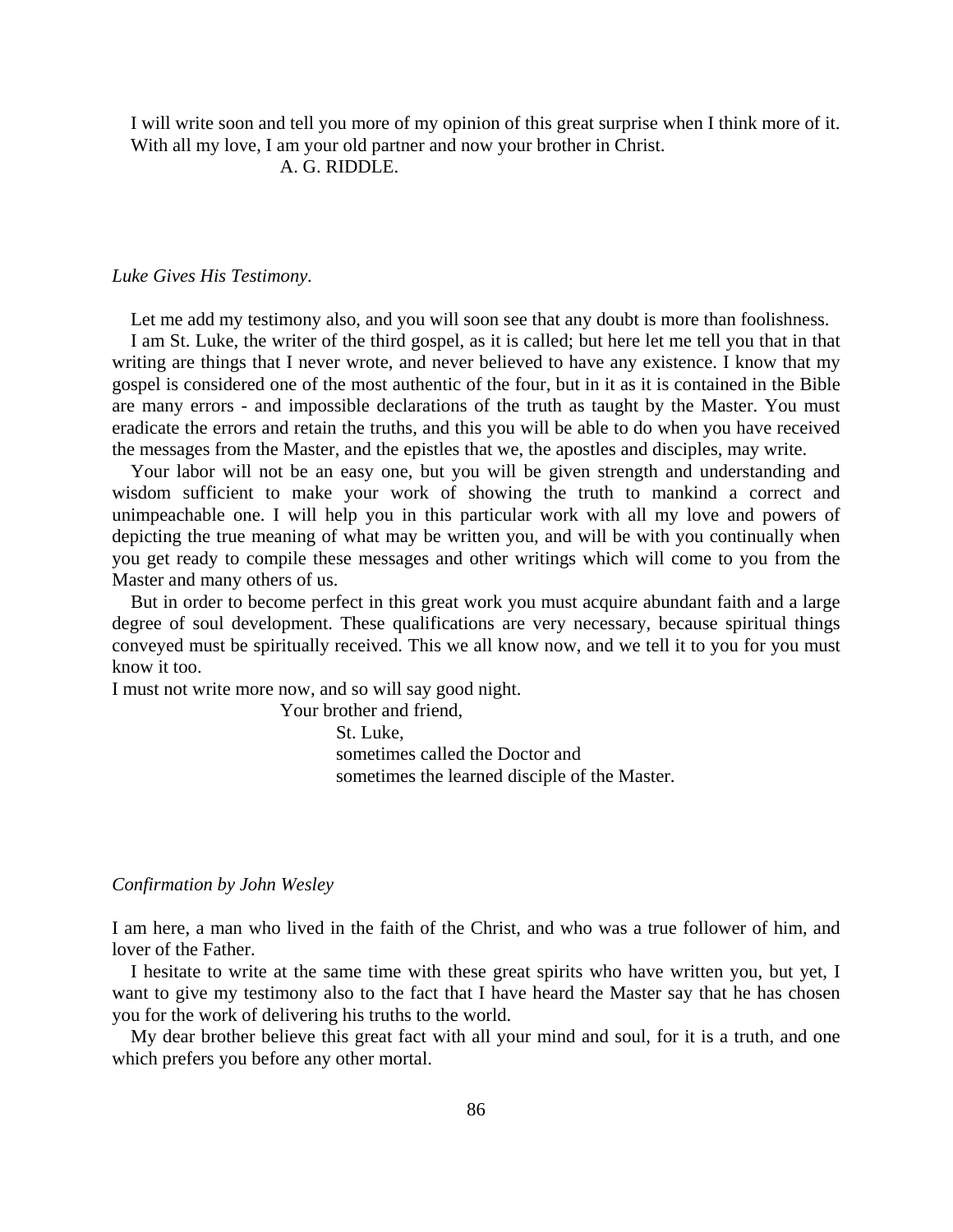I will write soon and tell you more of my opinion of this great surprise when I think more of it. With all my love, I am your old partner and now your brother in Christ.

A. G. RIDDLE.

*Luke Gives His Testimony.*

Let me add my testimony also, and you will soon see that any doubt is more than foolishness.

I am St. Luke, the writer of the third gospel, as it is called; but here let me tell you that in that writing are things that I never wrote, and never believed to have any existence. I know that my gospel is considered one of the most authentic of the four, but in it as it is contained in the Bible are many errors - and impossible declarations of the truth as taught by the Master. You must eradicate the errors and retain the truths, and this you will be able to do when you have received the messages from the Master, and the epistles that we, the apostles and disciples, may write.

Your labor will not be an easy one, but you will be given strength and understanding and wisdom sufficient to make your work of showing the truth to mankind a correct and unimpeachable one. I will help you in this particular work with all my love and powers of depicting the true meaning of what may be written you, and will be with you continually when you get ready to compile these messages and other writings which will come to you from the Master and many others of us.

But in order to become perfect in this great work you must acquire abundant faith and a large degree of soul development. These qualifications are very necessary, because spiritual things conveyed must be spiritually received. This we all know now, and we tell it to you for you must know it too.

I must not write more now, and so will say good night.

Your brother and friend,

St. Luke,
sometimes called the Doctor and
sometimes the learned disciple of the Master.

*Confirmation by John Wesley*

I am here, a man who lived in the faith of the Christ, and who was a true follower of him, and lover of the Father.

I hesitate to write at the same time with these great spirits who have written you, but yet, I want to give my testimony also to the fact that I have heard the Master say that he has chosen you for the work of delivering his truths to the world.

My dear brother believe this great fact with all your mind and soul, for it is a truth, and one which prefers you before any other mortal.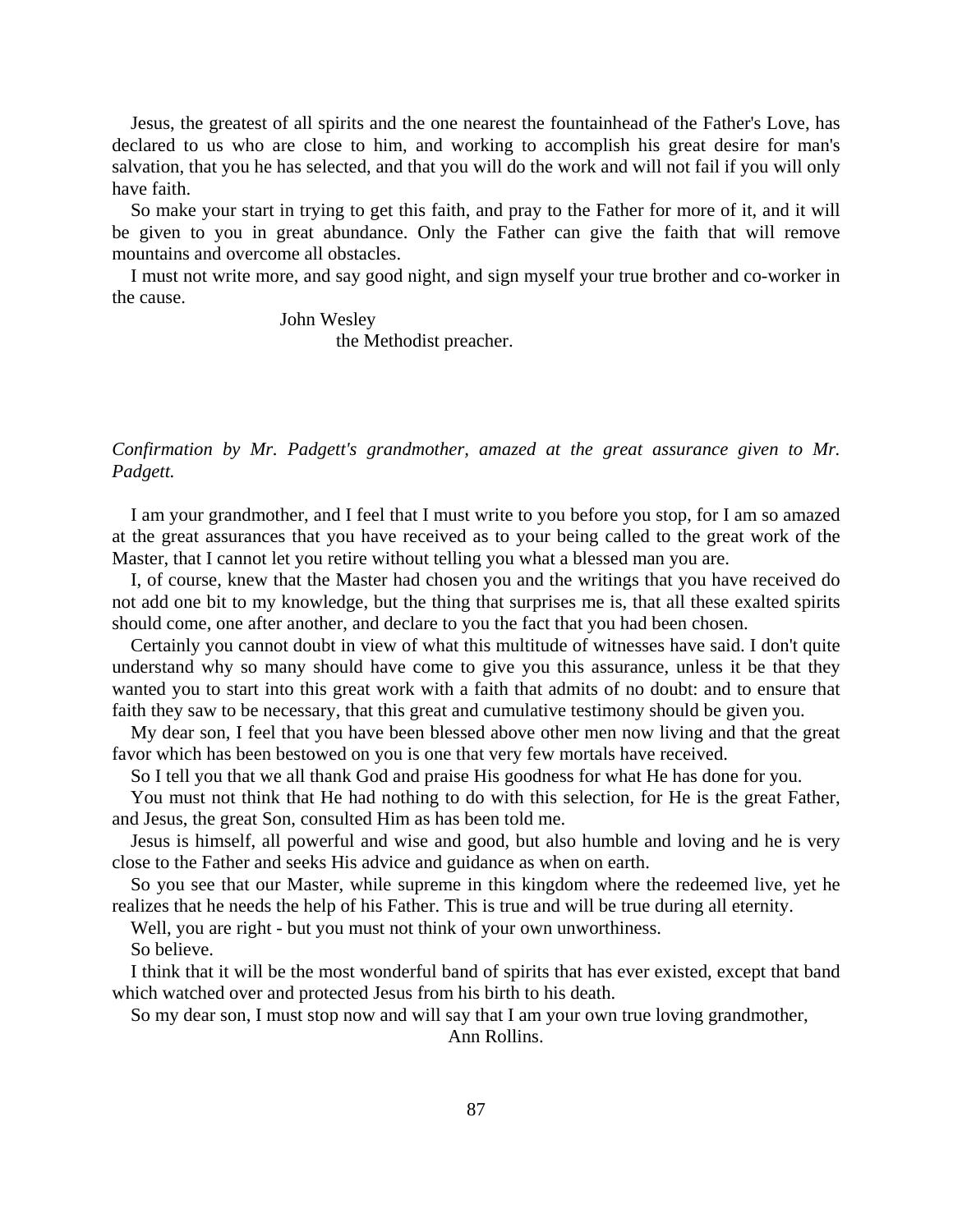Jesus, the greatest of all spirits and the one nearest the fountainhead of the Father's Love, has declared to us who are close to him, and working to accomplish his great desire for man's salvation, that you he has selected, and that you will do the work and will not fail if you will only have faith.

So make your start in trying to get this faith, and pray to the Father for more of it, and it will be given to you in great abundance. Only the Father can give the faith that will remove mountains and overcome all obstacles.

I must not write more, and say good night, and sign myself your true brother and co-worker in the cause.

John Wesley
the Methodist preacher.

*Confirmation by Mr. Padgett's grandmother, amazed at the great assurance given to Mr. Padgett.*

I am your grandmother, and I feel that I must write to you before you stop, for I am so amazed at the great assurances that you have received as to your being called to the great work of the Master, that I cannot let you retire without telling you what a blessed man you are.

I, of course, knew that the Master had chosen you and the writings that you have received do not add one bit to my knowledge, but the thing that surprises me is, that all these exalted spirits should come, one after another, and declare to you the fact that you had been chosen.

Certainly you cannot doubt in view of what this multitude of witnesses have said. I don't quite understand why so many should have come to give you this assurance, unless it be that they wanted you to start into this great work with a faith that admits of no doubt: and to ensure that faith they saw to be necessary, that this great and cumulative testimony should be given you.

My dear son, I feel that you have been blessed above other men now living and that the great favor which has been bestowed on you is one that very few mortals have received.

So I tell you that we all thank God and praise His goodness for what He has done for you.

You must not think that He had nothing to do with this selection, for He is the great Father, and Jesus, the great Son, consulted Him as has been told me.

Jesus is himself, all powerful and wise and good, but also humble and loving and he is very close to the Father and seeks His advice and guidance as when on earth.

So you see that our Master, while supreme in this kingdom where the redeemed live, yet he realizes that he needs the help of his Father. This is true and will be true during all eternity.

Well, you are right - but you must not think of your own unworthiness.

So believe.

I think that it will be the most wonderful band of spirits that has ever existed, except that band which watched over and protected Jesus from his birth to his death.

So my dear son, I must stop now and will say that I am your own true loving grandmother,

Ann Rollins.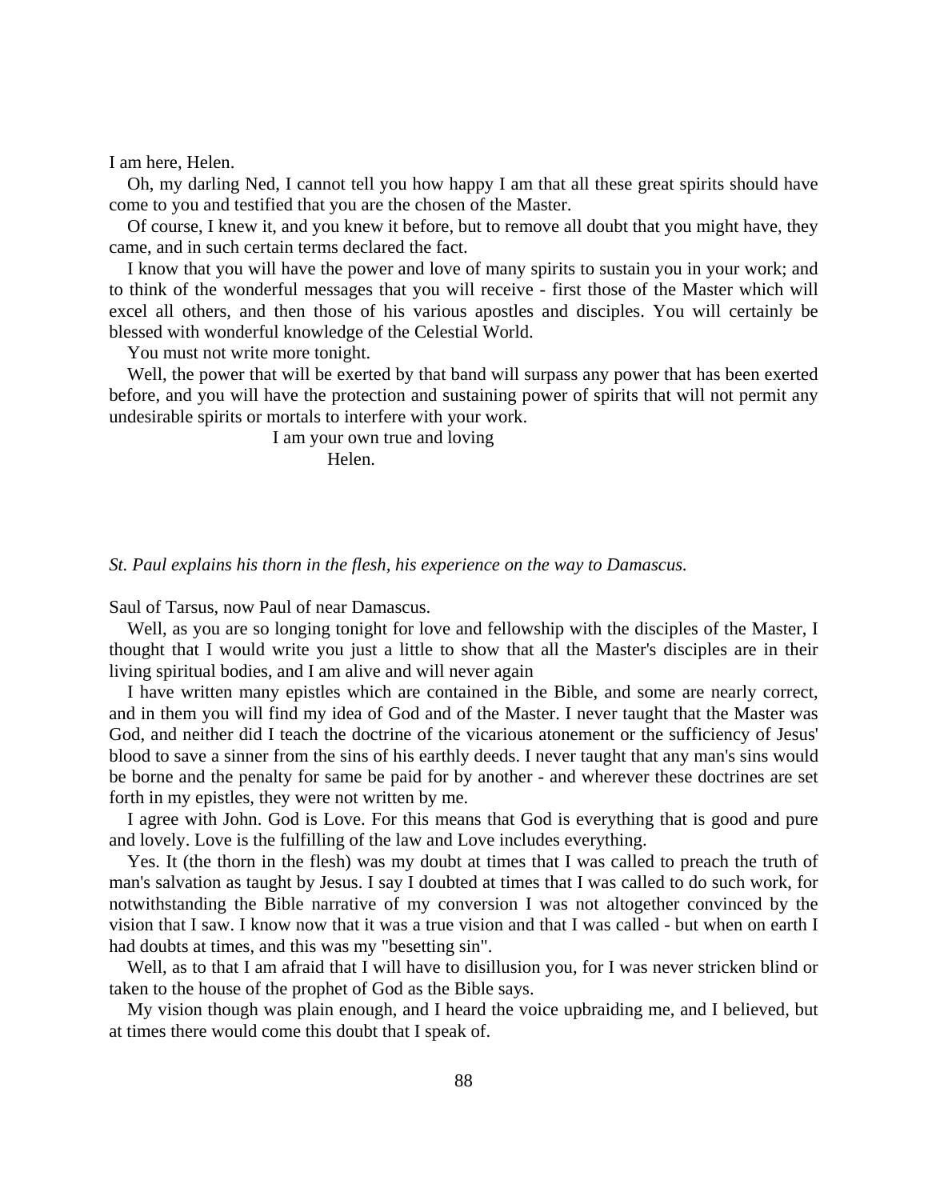I am here, Helen.

Oh, my darling Ned, I cannot tell you how happy I am that all these great spirits should have come to you and testified that you are the chosen of the Master.

Of course, I knew it, and you knew it before, but to remove all doubt that you might have, they came, and in such certain terms declared the fact.

I know that you will have the power and love of many spirits to sustain you in your work; and to think of the wonderful messages that you will receive - first those of the Master which will excel all others, and then those of his various apostles and disciples. You will certainly be blessed with wonderful knowledge of the Celestial World.

You must not write more tonight.

Well, the power that will be exerted by that band will surpass any power that has been exerted before, and you will have the protection and sustaining power of spirits that will not permit any undesirable spirits or mortals to interfere with your work.

I am your own true and loving
Helen.

*St. Paul explains his thorn in the flesh, his experience on the way to Damascus.*

Saul of Tarsus, now Paul of near Damascus.

Well, as you are so longing tonight for love and fellowship with the disciples of the Master, I thought that I would write you just a little to show that all the Master's disciples are in their living spiritual bodies, and I am alive and will never again

I have written many epistles which are contained in the Bible, and some are nearly correct, and in them you will find my idea of God and of the Master. I never taught that the Master was God, and neither did I teach the doctrine of the vicarious atonement or the sufficiency of Jesus' blood to save a sinner from the sins of his earthly deeds. I never taught that any man's sins would be borne and the penalty for same be paid for by another - and wherever these doctrines are set forth in my epistles, they were not written by me.

I agree with John. God is Love. For this means that God is everything that is good and pure and lovely. Love is the fulfilling of the law and Love includes everything.

Yes. It (the thorn in the flesh) was my doubt at times that I was called to preach the truth of man's salvation as taught by Jesus. I say I doubted at times that I was called to do such work, for notwithstanding the Bible narrative of my conversion I was not altogether convinced by the vision that I saw. I know now that it was a true vision and that I was called - but when on earth I had doubts at times, and this was my "besetting sin".

Well, as to that I am afraid that I will have to disillusion you, for I was never stricken blind or taken to the house of the prophet of God as the Bible says.

My vision though was plain enough, and I heard the voice upbraiding me, and I believed, but at times there would come this doubt that I speak of.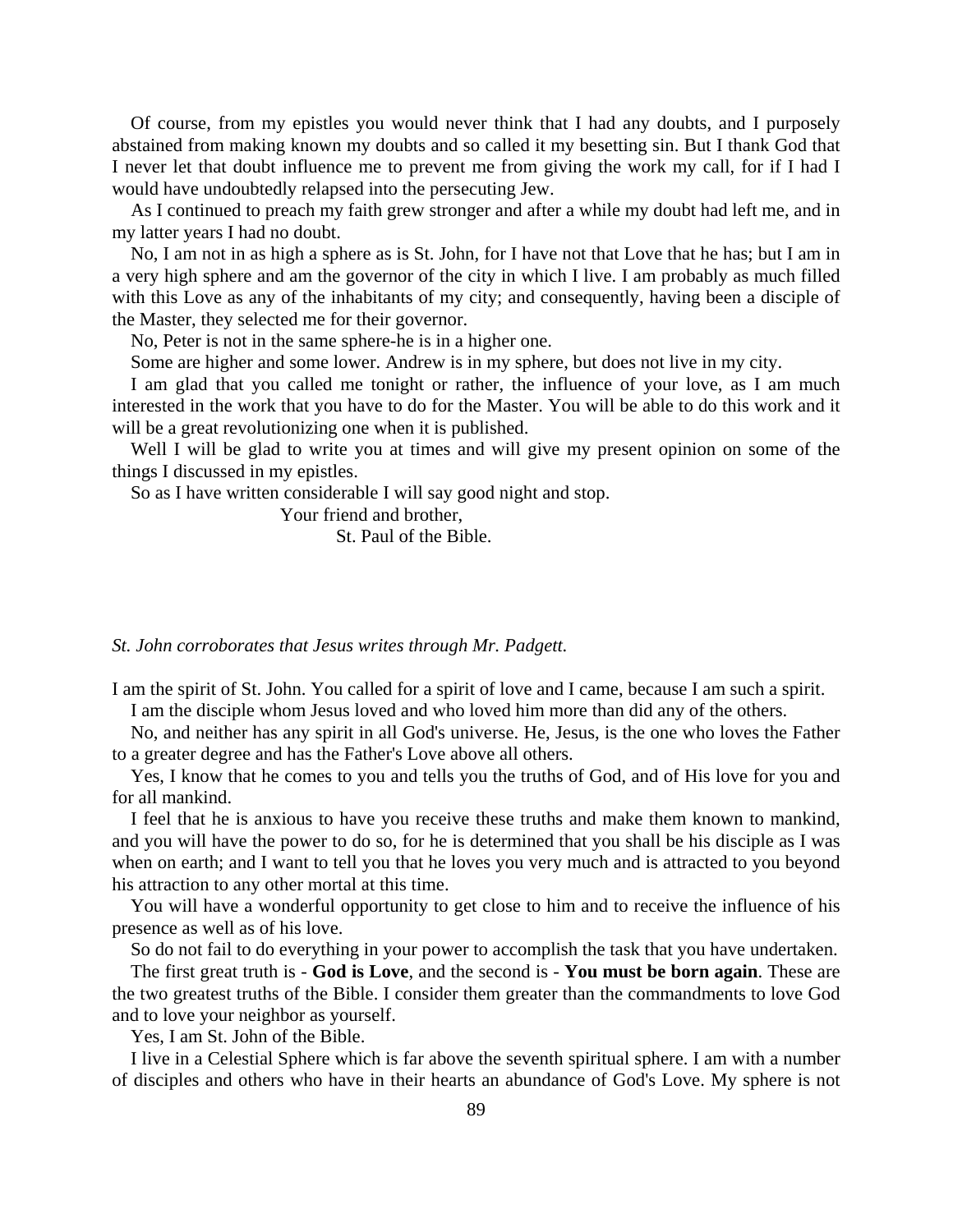Of course, from my epistles you would never think that I had any doubts, and I purposely abstained from making known my doubts and so called it my besetting sin. But I thank God that I never let that doubt influence me to prevent me from giving the work my call, for if I had I would have undoubtedly relapsed into the persecuting Jew.

As I continued to preach my faith grew stronger and after a while my doubt had left me, and in my latter years I had no doubt.

No, I am not in as high a sphere as is St. John, for I have not that Love that he has; but I am in a very high sphere and am the governor of the city in which I live. I am probably as much filled with this Love as any of the inhabitants of my city; and consequently, having been a disciple of the Master, they selected me for their governor.

No, Peter is not in the same sphere-he is in a higher one.

Some are higher and some lower. Andrew is in my sphere, but does not live in my city.

I am glad that you called me tonight or rather, the influence of your love, as I am much interested in the work that you have to do for the Master. You will be able to do this work and it will be a great revolutionizing one when it is published.

Well I will be glad to write you at times and will give my present opinion on some of the things I discussed in my epistles.

So as I have written considerable I will say good night and stop.

Your friend and brother,

St. Paul of the Bible.

*St. John corroborates that Jesus writes through Mr. Padgett.*

I am the spirit of St. John. You called for a spirit of love and I came, because I am such a spirit.

I am the disciple whom Jesus loved and who loved him more than did any of the others.

No, and neither has any spirit in all God's universe. He, Jesus, is the one who loves the Father to a greater degree and has the Father's Love above all others.

Yes, I know that he comes to you and tells you the truths of God, and of His love for you and for all mankind.

I feel that he is anxious to have you receive these truths and make them known to mankind, and you will have the power to do so, for he is determined that you shall be his disciple as I was when on earth; and I want to tell you that he loves you very much and is attracted to you beyond his attraction to any other mortal at this time.

You will have a wonderful opportunity to get close to him and to receive the influence of his presence as well as of his love.

So do not fail to do everything in your power to accomplish the task that you have undertaken.

The first great truth is - **God is Love**, and the second is - **You must be born again**. These are the two greatest truths of the Bible. I consider them greater than the commandments to love God and to love your neighbor as yourself.

Yes, I am St. John of the Bible.

I live in a Celestial Sphere which is far above the seventh spiritual sphere. I am with a number of disciples and others who have in their hearts an abundance of God's Love. My sphere is not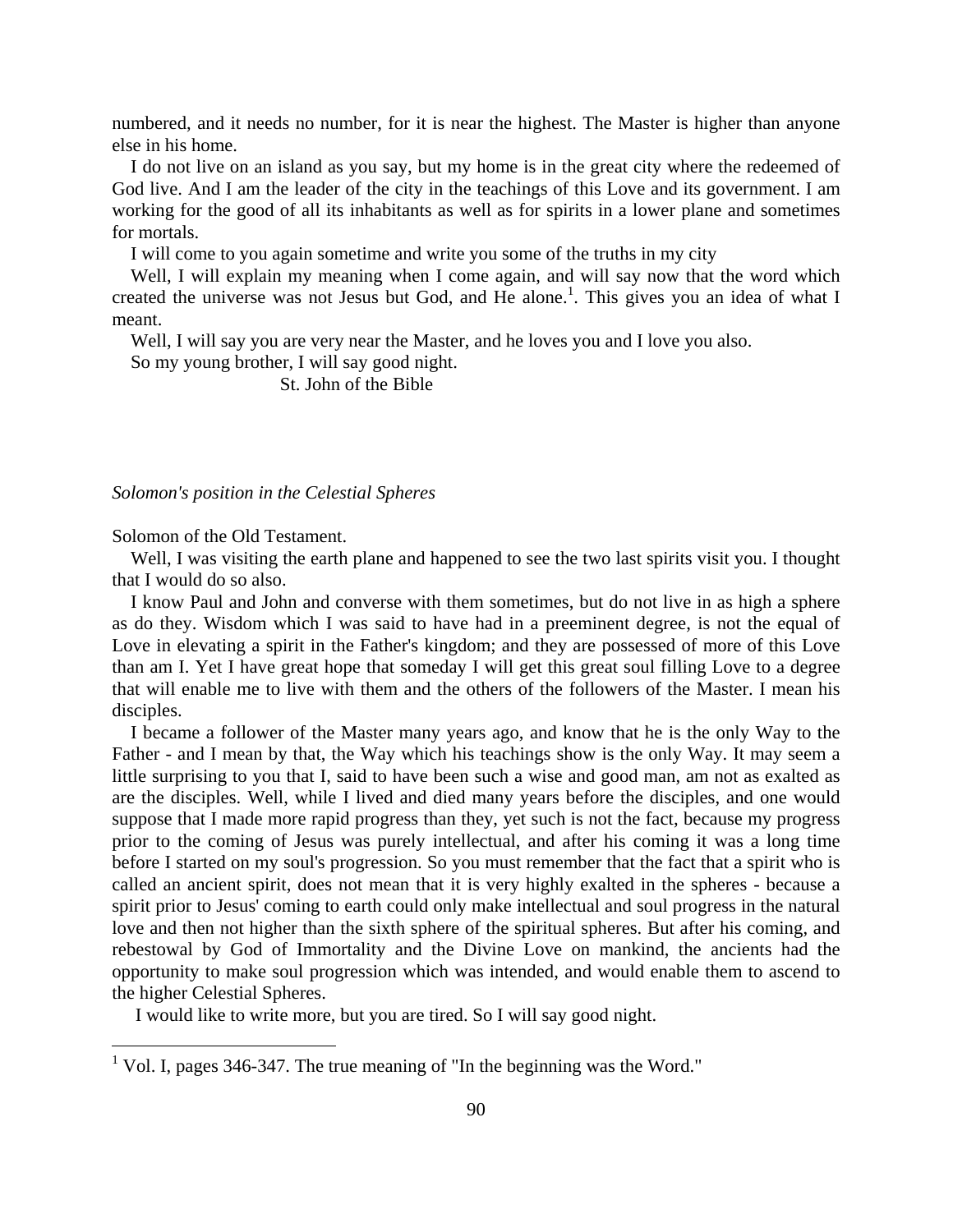numbered, and it needs no number, for it is near the highest. The Master is higher than anyone else in his home.

I do not live on an island as you say, but my home is in the great city where the redeemed of God live. And I am the leader of the city in the teachings of this Love and its government. I am working for the good of all its inhabitants as well as for spirits in a lower plane and sometimes for mortals.

I will come to you again sometime and write you some of the truths in my city

Well, I will explain my meaning when I come again, and will say now that the word which created the universe was not Jesus but God, and He alone.[1]. This gives you an idea of what I meant.

Well, I will say you are very near the Master, and he loves you and I love you also.

So my young brother, I will say good night.

St. John of the Bible

*Solomon's position in the Celestial Spheres*

Solomon of the Old Testament.

Well, I was visiting the earth plane and happened to see the two last spirits visit you. I thought that I would do so also.

I know Paul and John and converse with them sometimes, but do not live in as high a sphere as do they. Wisdom which I was said to have had in a preeminent degree, is not the equal of Love in elevating a spirit in the Father's kingdom; and they are possessed of more of this Love than am I. Yet I have great hope that someday I will get this great soul filling Love to a degree that will enable me to live with them and the others of the followers of the Master. I mean his disciples.

I became a follower of the Master many years ago, and know that he is the only Way to the Father - and I mean by that, the Way which his teachings show is the only Way. It may seem a little surprising to you that I, said to have been such a wise and good man, am not as exalted as are the disciples. Well, while I lived and died many years before the disciples, and one would suppose that I made more rapid progress than they, yet such is not the fact, because my progress prior to the coming of Jesus was purely intellectual, and after his coming it was a long time before I started on my soul's progression. So you must remember that the fact that a spirit who is called an ancient spirit, does not mean that it is very highly exalted in the spheres - because a spirit prior to Jesus' coming to earth could only make intellectual and soul progress in the natural love and then not higher than the sixth sphere of the spiritual spheres. But after his coming, and rebestowal by God of Immortality and the Divine Love on mankind, the ancients had the opportunity to make soul progression which was intended, and would enable them to ascend to the higher Celestial Spheres.

I would like to write more, but you are tired. So I will say good night.

[1] Vol. I, pages 346-347. The true meaning of "In the beginning was the Word."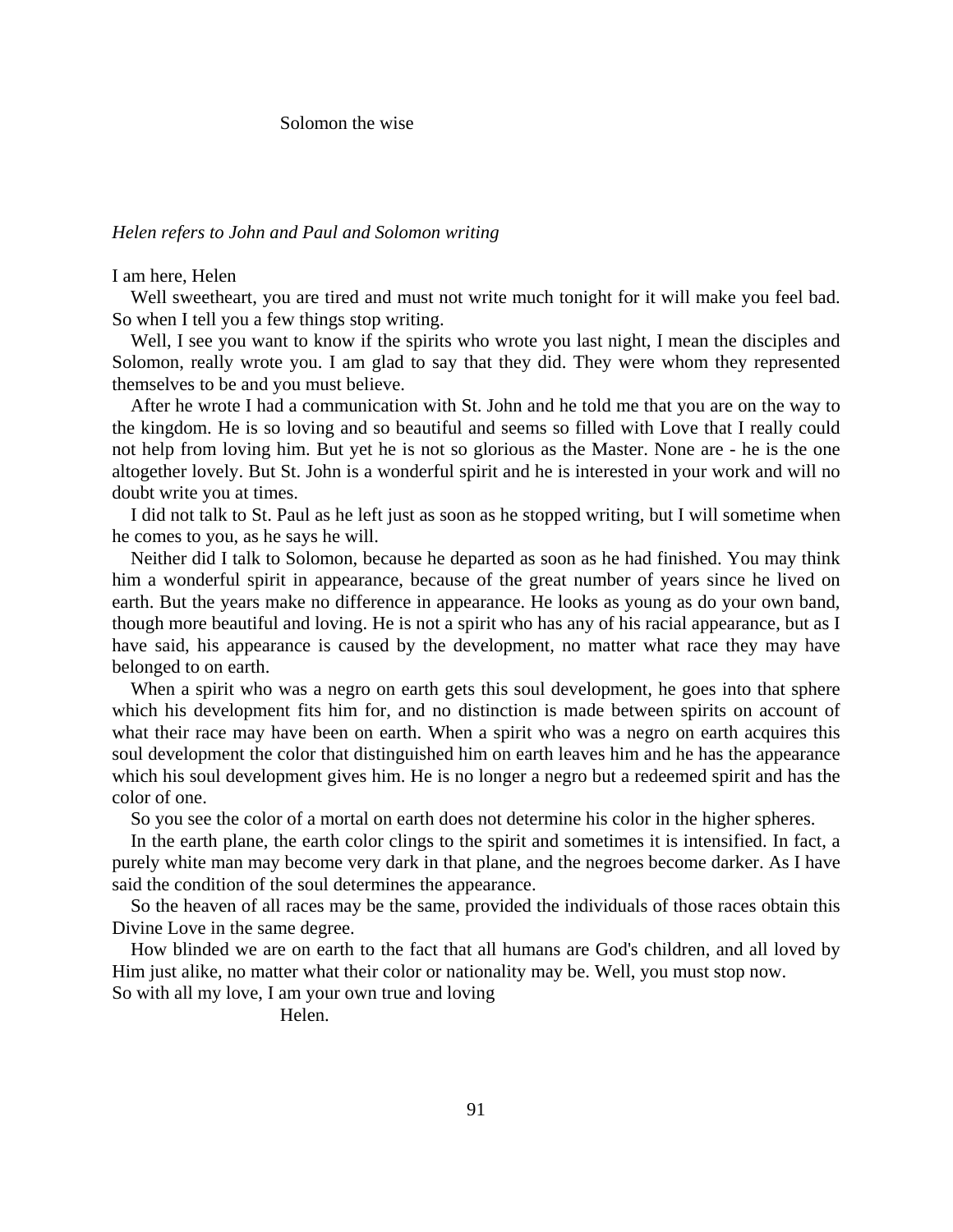Solomon the wise

*Helen refers to John and Paul and Solomon writing*

I am here, Helen

Well sweetheart, you are tired and must not write much tonight for it will make you feel bad. So when I tell you a few things stop writing.

Well, I see you want to know if the spirits who wrote you last night, I mean the disciples and Solomon, really wrote you. I am glad to say that they did. They were whom they represented themselves to be and you must believe.

After he wrote I had a communication with St. John and he told me that you are on the way to the kingdom. He is so loving and so beautiful and seems so filled with Love that I really could not help from loving him. But yet he is not so glorious as the Master. None are - he is the one altogether lovely. But St. John is a wonderful spirit and he is interested in your work and will no doubt write you at times.

I did not talk to St. Paul as he left just as soon as he stopped writing, but I will sometime when he comes to you, as he says he will.

Neither did I talk to Solomon, because he departed as soon as he had finished. You may think him a wonderful spirit in appearance, because of the great number of years since he lived on earth. But the years make no difference in appearance. He looks as young as do your own band, though more beautiful and loving. He is not a spirit who has any of his racial appearance, but as I have said, his appearance is caused by the development, no matter what race they may have belonged to on earth.

When a spirit who was a negro on earth gets this soul development, he goes into that sphere which his development fits him for, and no distinction is made between spirits on account of what their race may have been on earth. When a spirit who was a negro on earth acquires this soul development the color that distinguished him on earth leaves him and he has the appearance which his soul development gives him. He is no longer a negro but a redeemed spirit and has the color of one.

So you see the color of a mortal on earth does not determine his color in the higher spheres.

In the earth plane, the earth color clings to the spirit and sometimes it is intensified. In fact, a purely white man may become very dark in that plane, and the negroes become darker. As I have said the condition of the soul determines the appearance.

So the heaven of all races may be the same, provided the individuals of those races obtain this Divine Love in the same degree.

How blinded we are on earth to the fact that all humans are God's children, and all loved by Him just alike, no matter what their color or nationality may be. Well, you must stop now.

So with all my love, I am your own true and loving

Helen.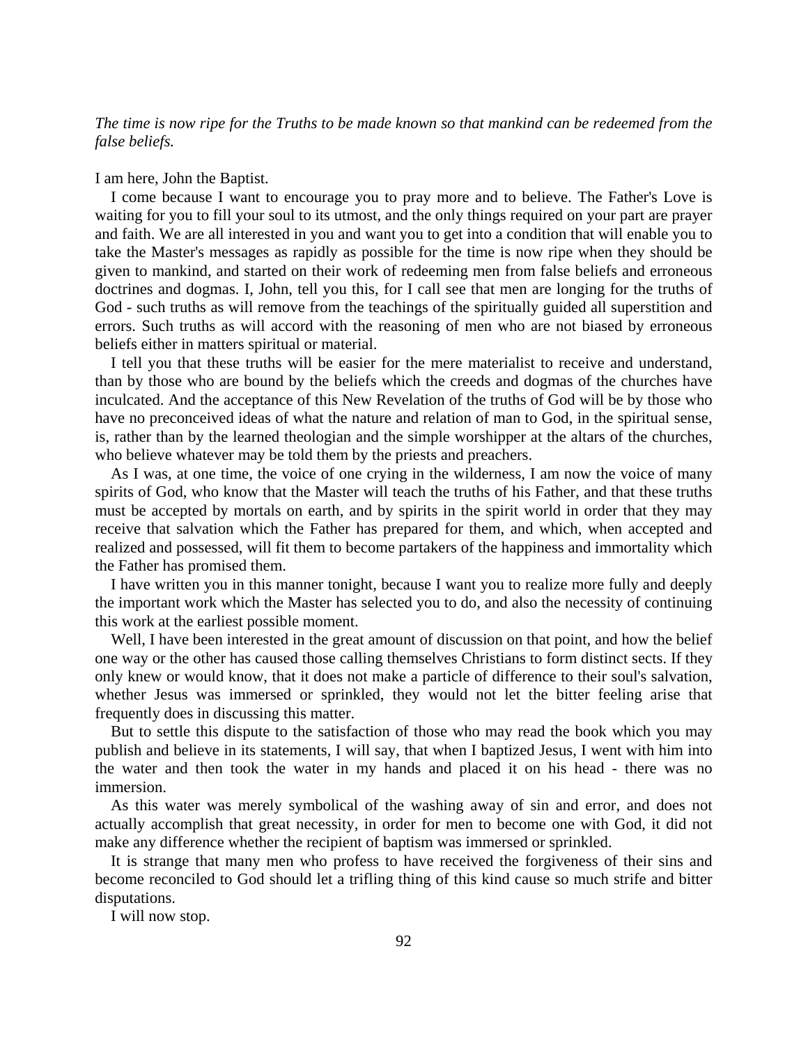*The time is now ripe for the Truths to be made known so that mankind can be redeemed from the false beliefs.*

I am here, John the Baptist.

I come because I want to encourage you to pray more and to believe. The Father's Love is waiting for you to fill your soul to its utmost, and the only things required on your part are prayer and faith. We are all interested in you and want you to get into a condition that will enable you to take the Master's messages as rapidly as possible for the time is now ripe when they should be given to mankind, and started on their work of redeeming men from false beliefs and erroneous doctrines and dogmas. I, John, tell you this, for I call see that men are longing for the truths of God - such truths as will remove from the teachings of the spiritually guided all superstition and errors. Such truths as will accord with the reasoning of men who are not biased by erroneous beliefs either in matters spiritual or material.

I tell you that these truths will be easier for the mere materialist to receive and understand, than by those who are bound by the beliefs which the creeds and dogmas of the churches have inculcated. And the acceptance of this New Revelation of the truths of God will be by those who have no preconceived ideas of what the nature and relation of man to God, in the spiritual sense, is, rather than by the learned theologian and the simple worshipper at the altars of the churches, who believe whatever may be told them by the priests and preachers.

As I was, at one time, the voice of one crying in the wilderness, I am now the voice of many spirits of God, who know that the Master will teach the truths of his Father, and that these truths must be accepted by mortals on earth, and by spirits in the spirit world in order that they may receive that salvation which the Father has prepared for them, and which, when accepted and realized and possessed, will fit them to become partakers of the happiness and immortality which the Father has promised them.

I have written you in this manner tonight, because I want you to realize more fully and deeply the important work which the Master has selected you to do, and also the necessity of continuing this work at the earliest possible moment.

Well, I have been interested in the great amount of discussion on that point, and how the belief one way or the other has caused those calling themselves Christians to form distinct sects. If they only knew or would know, that it does not make a particle of difference to their soul's salvation, whether Jesus was immersed or sprinkled, they would not let the bitter feeling arise that frequently does in discussing this matter.

But to settle this dispute to the satisfaction of those who may read the book which you may publish and believe in its statements, I will say, that when I baptized Jesus, I went with him into the water and then took the water in my hands and placed it on his head - there was no immersion.

As this water was merely symbolical of the washing away of sin and error, and does not actually accomplish that great necessity, in order for men to become one with God, it did not make any difference whether the recipient of baptism was immersed or sprinkled.

It is strange that many men who profess to have received the forgiveness of their sins and become reconciled to God should let a trifling thing of this kind cause so much strife and bitter disputations.

I will now stop.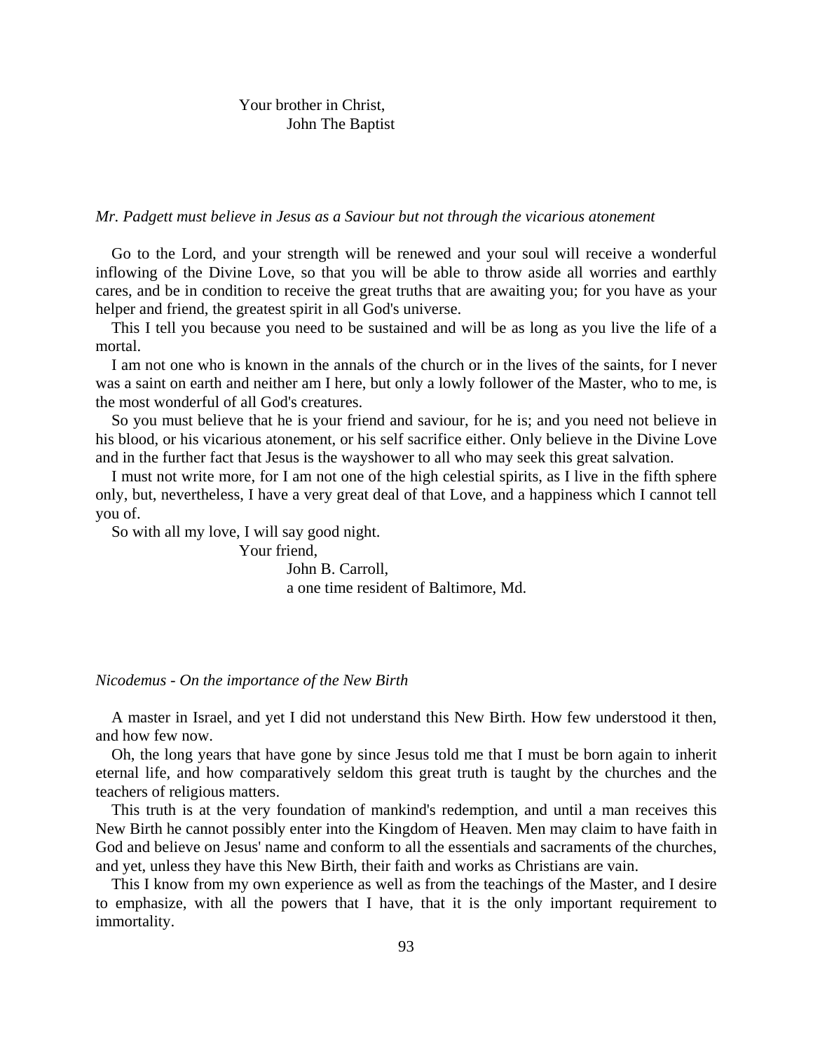Your brother in Christ,
John The Baptist

*Mr. Padgett must believe in Jesus as a Saviour but not through the vicarious atonement*

Go to the Lord, and your strength will be renewed and your soul will receive a wonderful inflowing of the Divine Love, so that you will be able to throw aside all worries and earthly cares, and be in condition to receive the great truths that are awaiting you; for you have as your helper and friend, the greatest spirit in all God's universe.

This I tell you because you need to be sustained and will be as long as you live the life of a mortal.

I am not one who is known in the annals of the church or in the lives of the saints, for I never was a saint on earth and neither am I here, but only a lowly follower of the Master, who to me, is the most wonderful of all God's creatures.

So you must believe that he is your friend and saviour, for he is; and you need not believe in his blood, or his vicarious atonement, or his self sacrifice either. Only believe in the Divine Love and in the further fact that Jesus is the wayshower to all who may seek this great salvation.

I must not write more, for I am not one of the high celestial spirits, as I live in the fifth sphere only, but, nevertheless, I have a very great deal of that Love, and a happiness which I cannot tell you of.

So with all my love, I will say good night.

Your friend,
John B. Carroll,
a one time resident of Baltimore, Md.

*Nicodemus - On the importance of the New Birth*

A master in Israel, and yet I did not understand this New Birth. How few understood it then, and how few now.

Oh, the long years that have gone by since Jesus told me that I must be born again to inherit eternal life, and how comparatively seldom this great truth is taught by the churches and the teachers of religious matters.

This truth is at the very foundation of mankind's redemption, and until a man receives this New Birth he cannot possibly enter into the Kingdom of Heaven. Men may claim to have faith in God and believe on Jesus' name and conform to all the essentials and sacraments of the churches, and yet, unless they have this New Birth, their faith and works as Christians are vain.

This I know from my own experience as well as from the teachings of the Master, and I desire to emphasize, with all the powers that I have, that it is the only important requirement to immortality.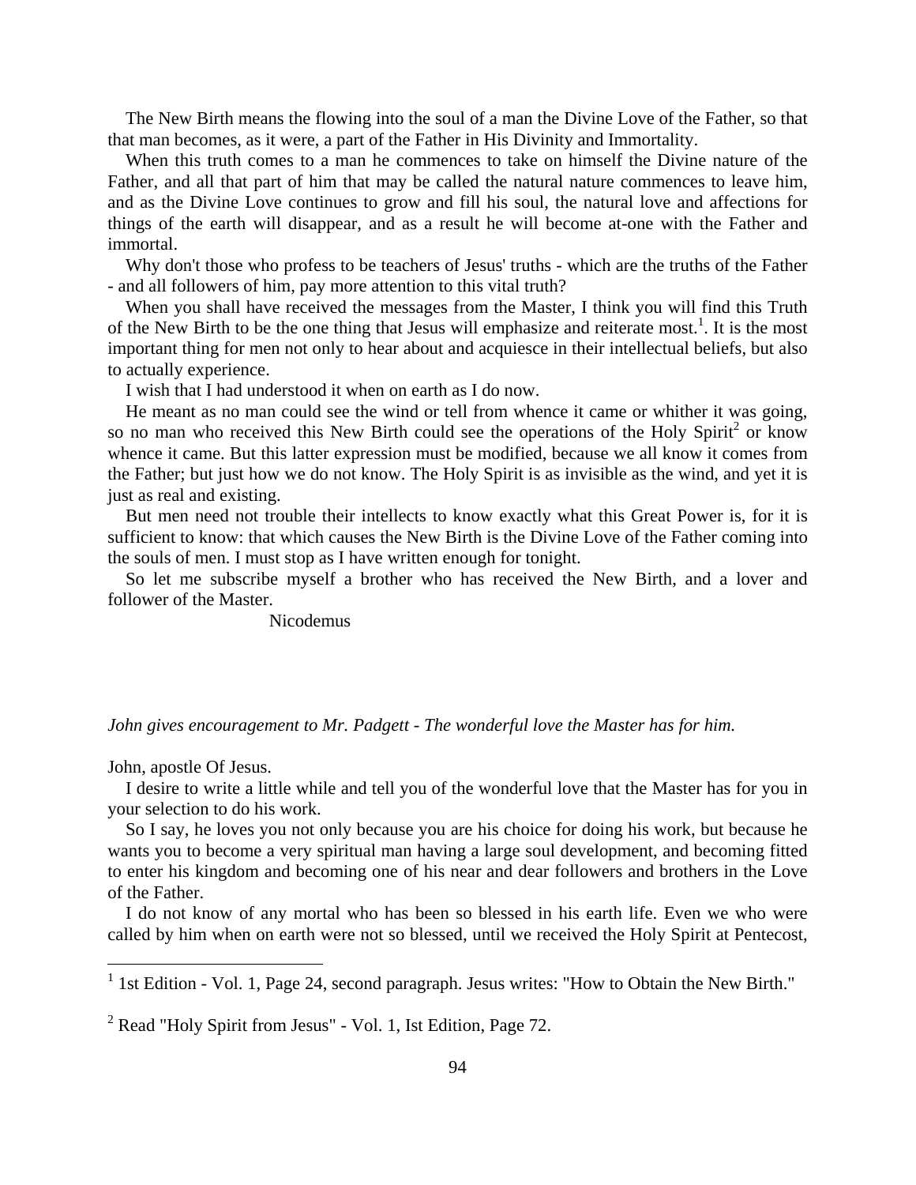The New Birth means the flowing into the soul of a man the Divine Love of the Father, so that that man becomes, as it were, a part of the Father in His Divinity and Immortality.

When this truth comes to a man he commences to take on himself the Divine nature of the Father, and all that part of him that may be called the natural nature commences to leave him, and as the Divine Love continues to grow and fill his soul, the natural love and affections for things of the earth will disappear, and as a result he will become at-one with the Father and immortal.

Why don't those who profess to be teachers of Jesus' truths - which are the truths of the Father - and all followers of him, pay more attention to this vital truth?

When you shall have received the messages from the Master, I think you will find this Truth of the New Birth to be the one thing that Jesus will emphasize and reiterate most.[1]. It is the most important thing for men not only to hear about and acquiesce in their intellectual beliefs, but also to actually experience.

I wish that I had understood it when on earth as I do now.

He meant as no man could see the wind or tell from whence it came or whither it was going, so no man who received this New Birth could see the operations of the Holy Spirit[2] or know whence it came. But this latter expression must be modified, because we all know it comes from the Father; but just how we do not know. The Holy Spirit is as invisible as the wind, and yet it is just as real and existing.

But men need not trouble their intellects to know exactly what this Great Power is, for it is sufficient to know: that which causes the New Birth is the Divine Love of the Father coming into the souls of men. I must stop as I have written enough for tonight.

So let me subscribe myself a brother who has received the New Birth, and a lover and follower of the Master.

Nicodemus

*John gives encouragement to Mr. Padgett - The wonderful love the Master has for him.*

John, apostle Of Jesus.

I desire to write a little while and tell you of the wonderful love that the Master has for you in your selection to do his work.

So I say, he loves you not only because you are his choice for doing his work, but because he wants you to become a very spiritual man having a large soul development, and becoming fitted to enter his kingdom and becoming one of his near and dear followers and brothers in the Love of the Father.

I do not know of any mortal who has been so blessed in his earth life. Even we who were called by him when on earth were not so blessed, until we received the Holy Spirit at Pentecost,

---

[1] 1st Edition - Vol. 1, Page 24, second paragraph. Jesus writes: "How to Obtain the New Birth."

[2] Read "Holy Spirit from Jesus" - Vol. 1, Ist Edition, Page 72.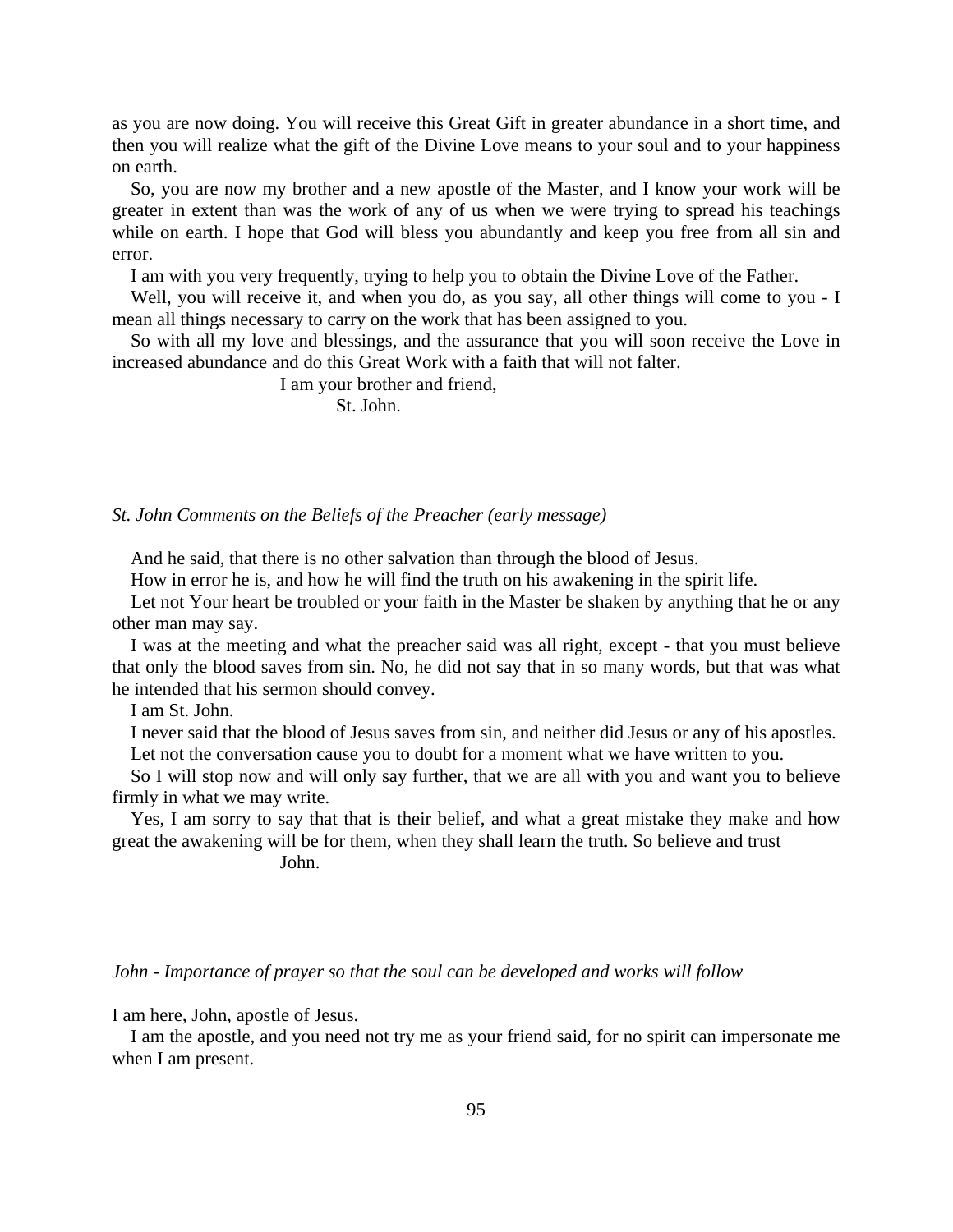as you are now doing. You will receive this Great Gift in greater abundance in a short time, and then you will realize what the gift of the Divine Love means to your soul and to your happiness on earth.

So, you are now my brother and a new apostle of the Master, and I know your work will be greater in extent than was the work of any of us when we were trying to spread his teachings while on earth. I hope that God will bless you abundantly and keep you free from all sin and error.

I am with you very frequently, trying to help you to obtain the Divine Love of the Father.

Well, you will receive it, and when you do, as you say, all other things will come to you - I mean all things necessary to carry on the work that has been assigned to you.

So with all my love and blessings, and the assurance that you will soon receive the Love in increased abundance and do this Great Work with a faith that will not falter.

I am your brother and friend,
St. John.

*St. John Comments on the Beliefs of the Preacher (early message)*

And he said, that there is no other salvation than through the blood of Jesus.

How in error he is, and how he will find the truth on his awakening in the spirit life.

Let not Your heart be troubled or your faith in the Master be shaken by anything that he or any other man may say.

I was at the meeting and what the preacher said was all right, except - that you must believe that only the blood saves from sin. No, he did not say that in so many words, but that was what he intended that his sermon should convey.

I am St. John.

I never said that the blood of Jesus saves from sin, and neither did Jesus or any of his apostles.

Let not the conversation cause you to doubt for a moment what we have written to you.

So I will stop now and will only say further, that we are all with you and want you to believe firmly in what we may write.

Yes, I am sorry to say that that is their belief, and what a great mistake they make and how great the awakening will be for them, when they shall learn the truth. So believe and trust
John.

*John - Importance of prayer so that the soul can be developed and works will follow*

I am here, John, apostle of Jesus.

I am the apostle, and you need not try me as your friend said, for no spirit can impersonate me when I am present.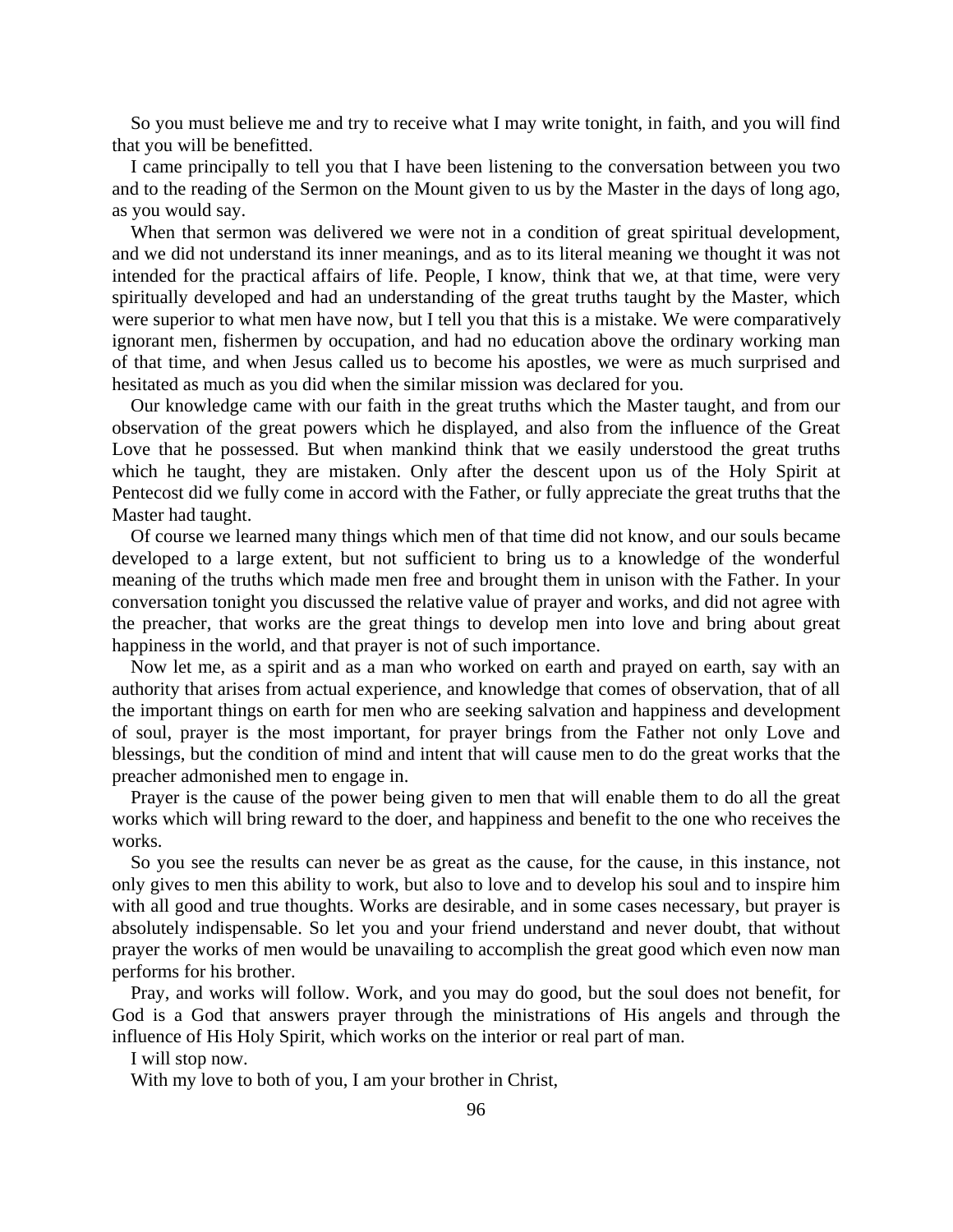So you must believe me and try to receive what I may write tonight, in faith, and you will find that you will be benefitted.

I came principally to tell you that I have been listening to the conversation between you two and to the reading of the Sermon on the Mount given to us by the Master in the days of long ago, as you would say.

When that sermon was delivered we were not in a condition of great spiritual development, and we did not understand its inner meanings, and as to its literal meaning we thought it was not intended for the practical affairs of life. People, I know, think that we, at that time, were very spiritually developed and had an understanding of the great truths taught by the Master, which were superior to what men have now, but I tell you that this is a mistake. We were comparatively ignorant men, fishermen by occupation, and had no education above the ordinary working man of that time, and when Jesus called us to become his apostles, we were as much surprised and hesitated as much as you did when the similar mission was declared for you.

Our knowledge came with our faith in the great truths which the Master taught, and from our observation of the great powers which he displayed, and also from the influence of the Great Love that he possessed. But when mankind think that we easily understood the great truths which he taught, they are mistaken. Only after the descent upon us of the Holy Spirit at Pentecost did we fully come in accord with the Father, or fully appreciate the great truths that the Master had taught.

Of course we learned many things which men of that time did not know, and our souls became developed to a large extent, but not sufficient to bring us to a knowledge of the wonderful meaning of the truths which made men free and brought them in unison with the Father. In your conversation tonight you discussed the relative value of prayer and works, and did not agree with the preacher, that works are the great things to develop men into love and bring about great happiness in the world, and that prayer is not of such importance.

Now let me, as a spirit and as a man who worked on earth and prayed on earth, say with an authority that arises from actual experience, and knowledge that comes of observation, that of all the important things on earth for men who are seeking salvation and happiness and development of soul, prayer is the most important, for prayer brings from the Father not only Love and blessings, but the condition of mind and intent that will cause men to do the great works that the preacher admonished men to engage in.

Prayer is the cause of the power being given to men that will enable them to do all the great works which will bring reward to the doer, and happiness and benefit to the one who receives the works.

So you see the results can never be as great as the cause, for the cause, in this instance, not only gives to men this ability to work, but also to love and to develop his soul and to inspire him with all good and true thoughts. Works are desirable, and in some cases necessary, but prayer is absolutely indispensable. So let you and your friend understand and never doubt, that without prayer the works of men would be unavailing to accomplish the great good which even now man performs for his brother.

Pray, and works will follow. Work, and you may do good, but the soul does not benefit, for God is a God that answers prayer through the ministrations of His angels and through the influence of His Holy Spirit, which works on the interior or real part of man.

I will stop now.

With my love to both of you, I am your brother in Christ,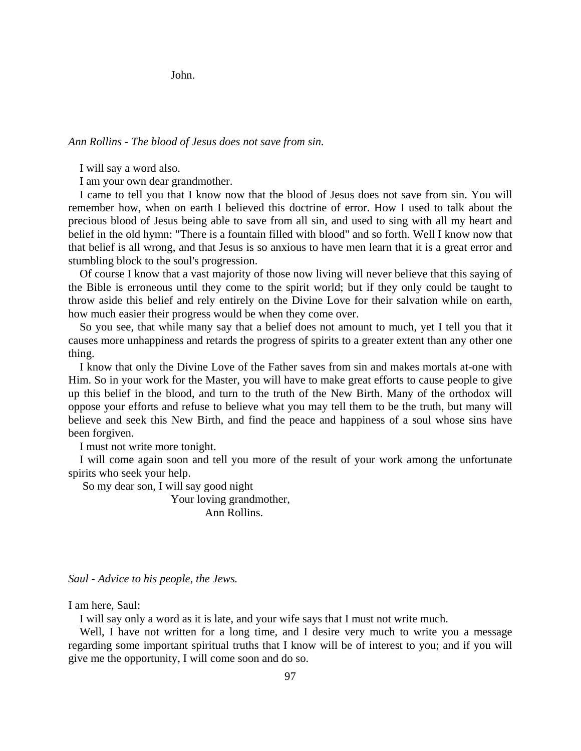John.

*Ann Rollins - The blood of Jesus does not save from sin.*

I will say a word also.

I am your own dear grandmother.

I came to tell you that I know now that the blood of Jesus does not save from sin. You will remember how, when on earth I believed this doctrine of error. How I used to talk about the precious blood of Jesus being able to save from all sin, and used to sing with all my heart and belief in the old hymn: "There is a fountain filled with blood" and so forth. Well I know now that that belief is all wrong, and that Jesus is so anxious to have men learn that it is a great error and stumbling block to the soul's progression.

Of course I know that a vast majority of those now living will never believe that this saying of the Bible is erroneous until they come to the spirit world; but if they only could be taught to throw aside this belief and rely entirely on the Divine Love for their salvation while on earth, how much easier their progress would be when they come over.

So you see, that while many say that a belief does not amount to much, yet I tell you that it causes more unhappiness and retards the progress of spirits to a greater extent than any other one thing.

I know that only the Divine Love of the Father saves from sin and makes mortals at-one with Him. So in your work for the Master, you will have to make great efforts to cause people to give up this belief in the blood, and turn to the truth of the New Birth. Many of the orthodox will oppose your efforts and refuse to believe what you may tell them to be the truth, but many will believe and seek this New Birth, and find the peace and happiness of a soul whose sins have been forgiven.

I must not write more tonight.

I will come again soon and tell you more of the result of your work among the unfortunate spirits who seek your help.

So my dear son, I will say good night

Your loving grandmother,
Ann Rollins.

*Saul - Advice to his people, the Jews.*

I am here, Saul:

I will say only a word as it is late, and your wife says that I must not write much.

Well, I have not written for a long time, and I desire very much to write you a message regarding some important spiritual truths that I know will be of interest to you; and if you will give me the opportunity, I will come soon and do so.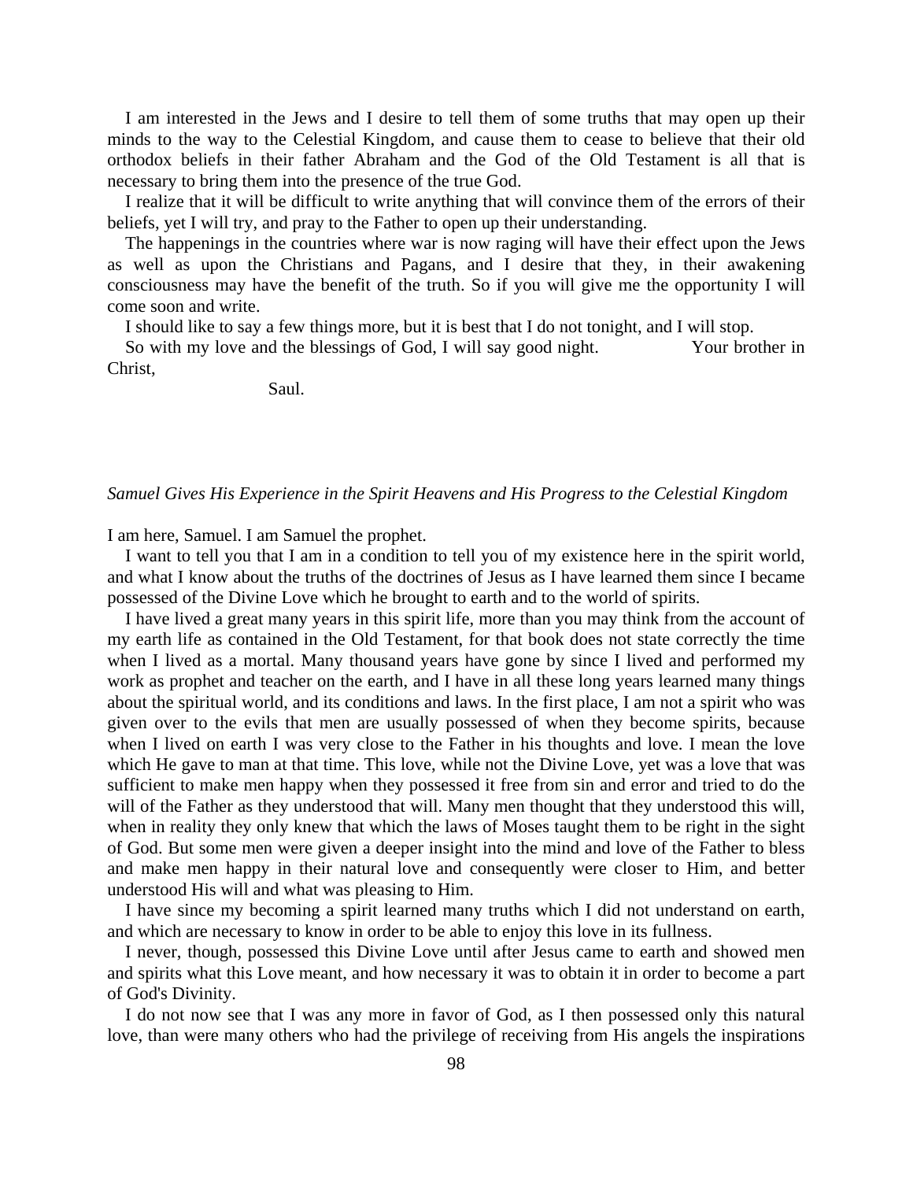I am interested in the Jews and I desire to tell them of some truths that may open up their minds to the way to the Celestial Kingdom, and cause them to cease to believe that their old orthodox beliefs in their father Abraham and the God of the Old Testament is all that is necessary to bring them into the presence of the true God.

I realize that it will be difficult to write anything that will convince them of the errors of their beliefs, yet I will try, and pray to the Father to open up their understanding.

The happenings in the countries where war is now raging will have their effect upon the Jews as well as upon the Christians and Pagans, and I desire that they, in their awakening consciousness may have the benefit of the truth. So if you will give me the opportunity I will come soon and write.

I should like to say a few things more, but it is best that I do not tonight, and I will stop.

So with my love and the blessings of God, I will say good night. Your brother in Christ,

Saul.

*Samuel Gives His Experience in the Spirit Heavens and His Progress to the Celestial Kingdom*

I am here, Samuel. I am Samuel the prophet.

I want to tell you that I am in a condition to tell you of my existence here in the spirit world, and what I know about the truths of the doctrines of Jesus as I have learned them since I became possessed of the Divine Love which he brought to earth and to the world of spirits.

I have lived a great many years in this spirit life, more than you may think from the account of my earth life as contained in the Old Testament, for that book does not state correctly the time when I lived as a mortal. Many thousand years have gone by since I lived and performed my work as prophet and teacher on the earth, and I have in all these long years learned many things about the spiritual world, and its conditions and laws. In the first place, I am not a spirit who was given over to the evils that men are usually possessed of when they become spirits, because when I lived on earth I was very close to the Father in his thoughts and love. I mean the love which He gave to man at that time. This love, while not the Divine Love, yet was a love that was sufficient to make men happy when they possessed it free from sin and error and tried to do the will of the Father as they understood that will. Many men thought that they understood this will, when in reality they only knew that which the laws of Moses taught them to be right in the sight of God. But some men were given a deeper insight into the mind and love of the Father to bless and make men happy in their natural love and consequently were closer to Him, and better understood His will and what was pleasing to Him.

I have since my becoming a spirit learned many truths which I did not understand on earth, and which are necessary to know in order to be able to enjoy this love in its fullness.

I never, though, possessed this Divine Love until after Jesus came to earth and showed men and spirits what this Love meant, and how necessary it was to obtain it in order to become a part of God's Divinity.

I do not now see that I was any more in favor of God, as I then possessed only this natural love, than were many others who had the privilege of receiving from His angels the inspirations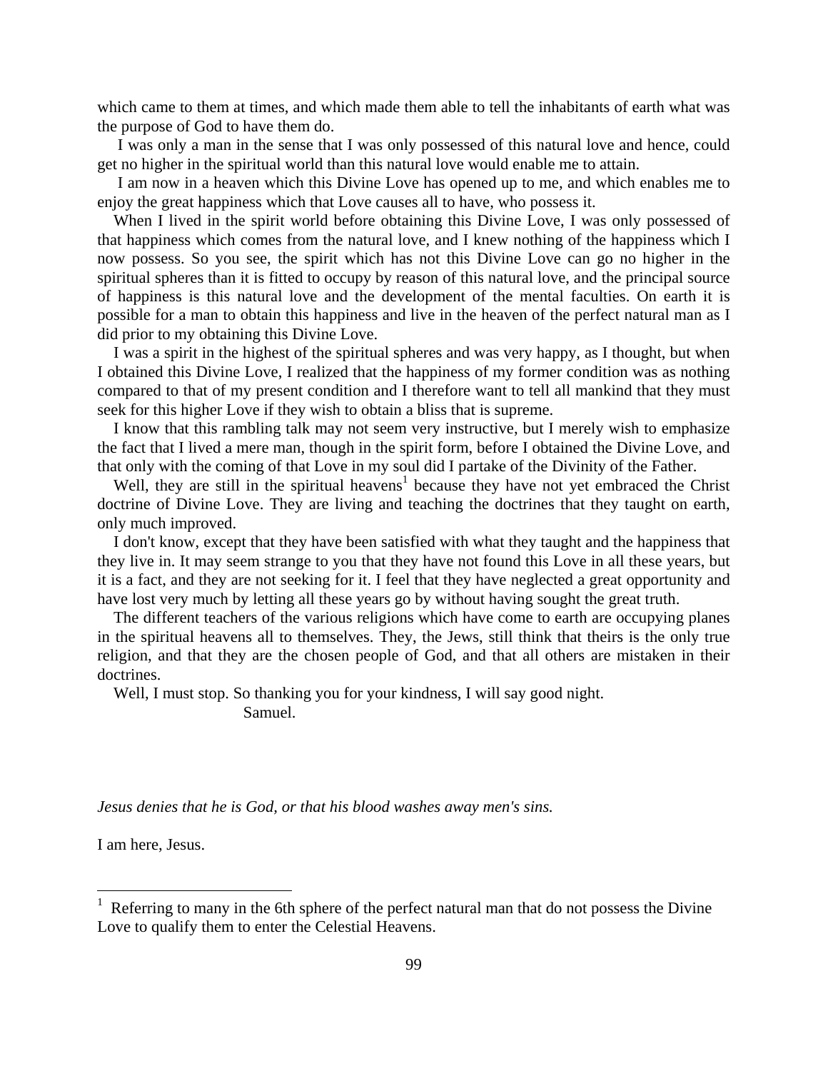which came to them at times, and which made them able to tell the inhabitants of earth what was the purpose of God to have them do.

I was only a man in the sense that I was only possessed of this natural love and hence, could get no higher in the spiritual world than this natural love would enable me to attain.

I am now in a heaven which this Divine Love has opened up to me, and which enables me to enjoy the great happiness which that Love causes all to have, who possess it.

When I lived in the spirit world before obtaining this Divine Love, I was only possessed of that happiness which comes from the natural love, and I knew nothing of the happiness which I now possess. So you see, the spirit which has not this Divine Love can go no higher in the spiritual spheres than it is fitted to occupy by reason of this natural love, and the principal source of happiness is this natural love and the development of the mental faculties. On earth it is possible for a man to obtain this happiness and live in the heaven of the perfect natural man as I did prior to my obtaining this Divine Love.

I was a spirit in the highest of the spiritual spheres and was very happy, as I thought, but when I obtained this Divine Love, I realized that the happiness of my former condition was as nothing compared to that of my present condition and I therefore want to tell all mankind that they must seek for this higher Love if they wish to obtain a bliss that is supreme.

I know that this rambling talk may not seem very instructive, but I merely wish to emphasize the fact that I lived a mere man, though in the spirit form, before I obtained the Divine Love, and that only with the coming of that Love in my soul did I partake of the Divinity of the Father.

Well, they are still in the spiritual heavens[1] because they have not yet embraced the Christ doctrine of Divine Love. They are living and teaching the doctrines that they taught on earth, only much improved.

I don't know, except that they have been satisfied with what they taught and the happiness that they live in. It may seem strange to you that they have not found this Love in all these years, but it is a fact, and they are not seeking for it. I feel that they have neglected a great opportunity and have lost very much by letting all these years go by without having sought the great truth.

The different teachers of the various religions which have come to earth are occupying planes in the spiritual heavens all to themselves. They, the Jews, still think that theirs is the only true religion, and that they are the chosen people of God, and that all others are mistaken in their doctrines.

Well, I must stop. So thanking you for your kindness, I will say good night.

Samuel.

*Jesus denies that he is God, or that his blood washes away men's sins.*

I am here, Jesus.

---

[1] Referring to many in the 6th sphere of the perfect natural man that do not possess the Divine Love to qualify them to enter the Celestial Heavens.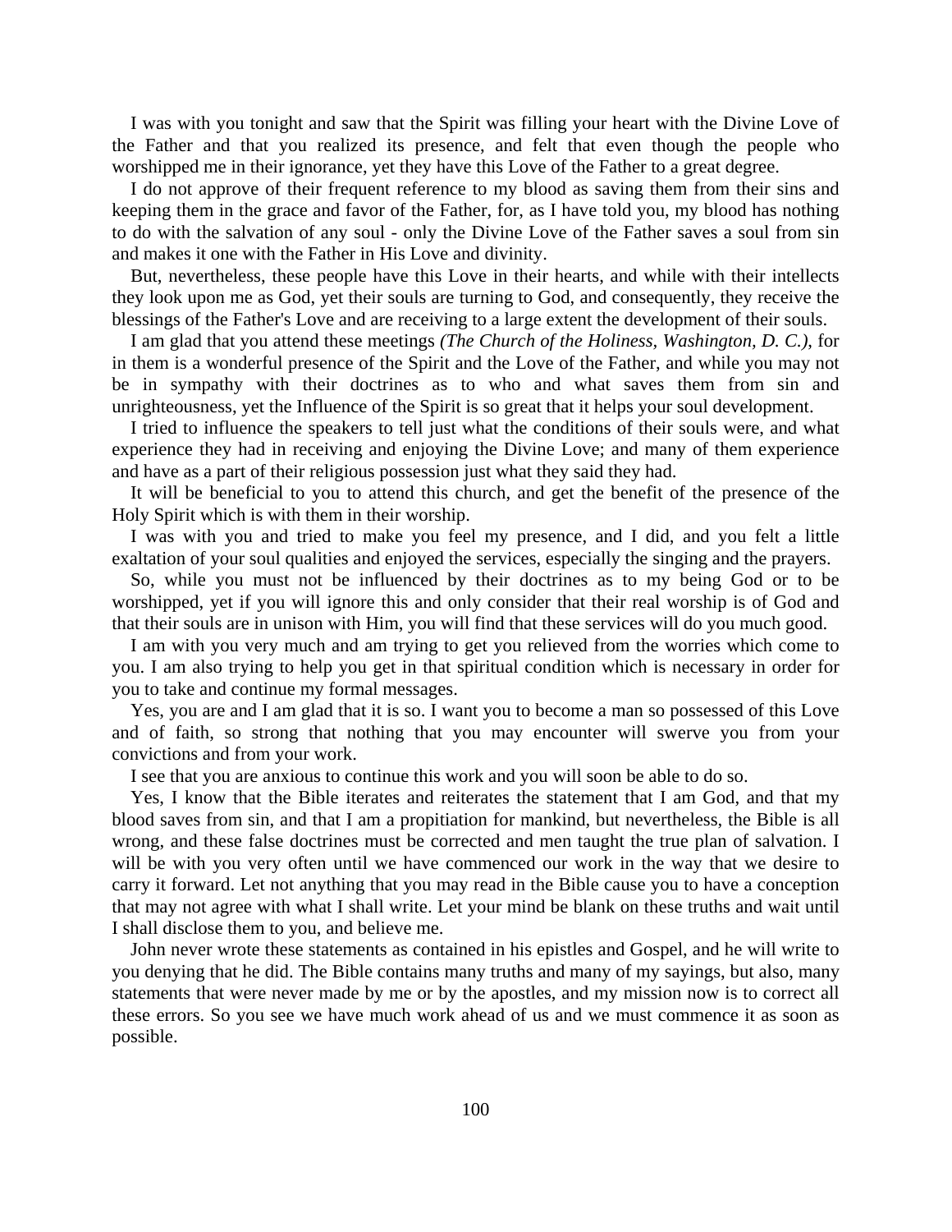I was with you tonight and saw that the Spirit was filling your heart with the Divine Love of the Father and that you realized its presence, and felt that even though the people who worshipped me in their ignorance, yet they have this Love of the Father to a great degree.

I do not approve of their frequent reference to my blood as saving them from their sins and keeping them in the grace and favor of the Father, for, as I have told you, my blood has nothing to do with the salvation of any soul - only the Divine Love of the Father saves a soul from sin and makes it one with the Father in His Love and divinity.

But, nevertheless, these people have this Love in their hearts, and while with their intellects they look upon me as God, yet their souls are turning to God, and consequently, they receive the blessings of the Father's Love and are receiving to a large extent the development of their souls.

I am glad that you attend these meetings *(The Church of the Holiness, Washington, D. C.)*, for in them is a wonderful presence of the Spirit and the Love of the Father, and while you may not be in sympathy with their doctrines as to who and what saves them from sin and unrighteousness, yet the Influence of the Spirit is so great that it helps your soul development.

I tried to influence the speakers to tell just what the conditions of their souls were, and what experience they had in receiving and enjoying the Divine Love; and many of them experience and have as a part of their religious possession just what they said they had.

It will be beneficial to you to attend this church, and get the benefit of the presence of the Holy Spirit which is with them in their worship.

I was with you and tried to make you feel my presence, and I did, and you felt a little exaltation of your soul qualities and enjoyed the services, especially the singing and the prayers.

So, while you must not be influenced by their doctrines as to my being God or to be worshipped, yet if you will ignore this and only consider that their real worship is of God and that their souls are in unison with Him, you will find that these services will do you much good.

I am with you very much and am trying to get you relieved from the worries which come to you. I am also trying to help you get in that spiritual condition which is necessary in order for you to take and continue my formal messages.

Yes, you are and I am glad that it is so. I want you to become a man so possessed of this Love and of faith, so strong that nothing that you may encounter will swerve you from your convictions and from your work.

I see that you are anxious to continue this work and you will soon be able to do so.

Yes, I know that the Bible iterates and reiterates the statement that I am God, and that my blood saves from sin, and that I am a propitiation for mankind, but nevertheless, the Bible is all wrong, and these false doctrines must be corrected and men taught the true plan of salvation. I will be with you very often until we have commenced our work in the way that we desire to carry it forward. Let not anything that you may read in the Bible cause you to have a conception that may not agree with what I shall write. Let your mind be blank on these truths and wait until I shall disclose them to you, and believe me.

John never wrote these statements as contained in his epistles and Gospel, and he will write to you denying that he did. The Bible contains many truths and many of my sayings, but also, many statements that were never made by me or by the apostles, and my mission now is to correct all these errors. So you see we have much work ahead of us and we must commence it as soon as possible.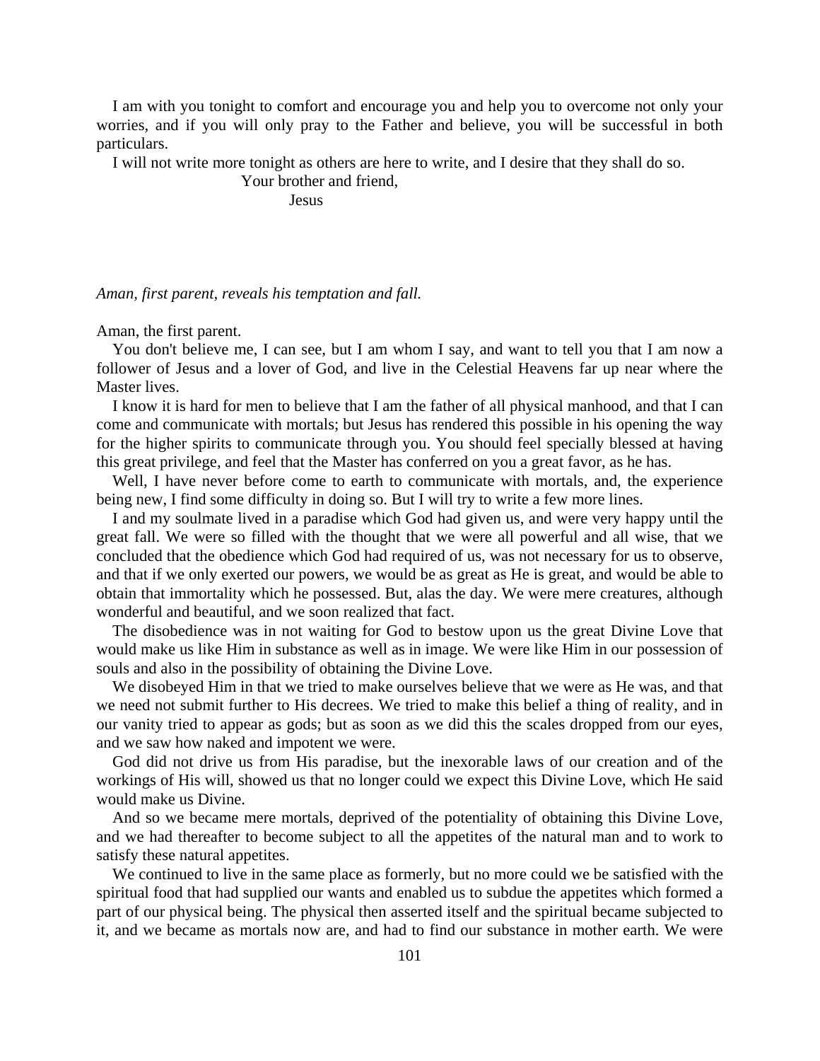I am with you tonight to comfort and encourage you and help you to overcome not only your worries, and if you will only pray to the Father and believe, you will be successful in both particulars.

I will not write more tonight as others are here to write, and I desire that they shall do so.

Your brother and friend,

Jesus

*Aman, first parent, reveals his temptation and fall.*

Aman, the first parent.

You don't believe me, I can see, but I am whom I say, and want to tell you that I am now a follower of Jesus and a lover of God, and live in the Celestial Heavens far up near where the Master lives.

I know it is hard for men to believe that I am the father of all physical manhood, and that I can come and communicate with mortals; but Jesus has rendered this possible in his opening the way for the higher spirits to communicate through you. You should feel specially blessed at having this great privilege, and feel that the Master has conferred on you a great favor, as he has.

Well, I have never before come to earth to communicate with mortals, and, the experience being new, I find some difficulty in doing so. But I will try to write a few more lines.

I and my soulmate lived in a paradise which God had given us, and were very happy until the great fall. We were so filled with the thought that we were all powerful and all wise, that we concluded that the obedience which God had required of us, was not necessary for us to observe, and that if we only exerted our powers, we would be as great as He is great, and would be able to obtain that immortality which he possessed. But, alas the day. We were mere creatures, although wonderful and beautiful, and we soon realized that fact.

The disobedience was in not waiting for God to bestow upon us the great Divine Love that would make us like Him in substance as well as in image. We were like Him in our possession of souls and also in the possibility of obtaining the Divine Love.

We disobeyed Him in that we tried to make ourselves believe that we were as He was, and that we need not submit further to His decrees. We tried to make this belief a thing of reality, and in our vanity tried to appear as gods; but as soon as we did this the scales dropped from our eyes, and we saw how naked and impotent we were.

God did not drive us from His paradise, but the inexorable laws of our creation and of the workings of His will, showed us that no longer could we expect this Divine Love, which He said would make us Divine.

And so we became mere mortals, deprived of the potentiality of obtaining this Divine Love, and we had thereafter to become subject to all the appetites of the natural man and to work to satisfy these natural appetites.

We continued to live in the same place as formerly, but no more could we be satisfied with the spiritual food that had supplied our wants and enabled us to subdue the appetites which formed a part of our physical being. The physical then asserted itself and the spiritual became subjected to it, and we became as mortals now are, and had to find our substance in mother earth. We were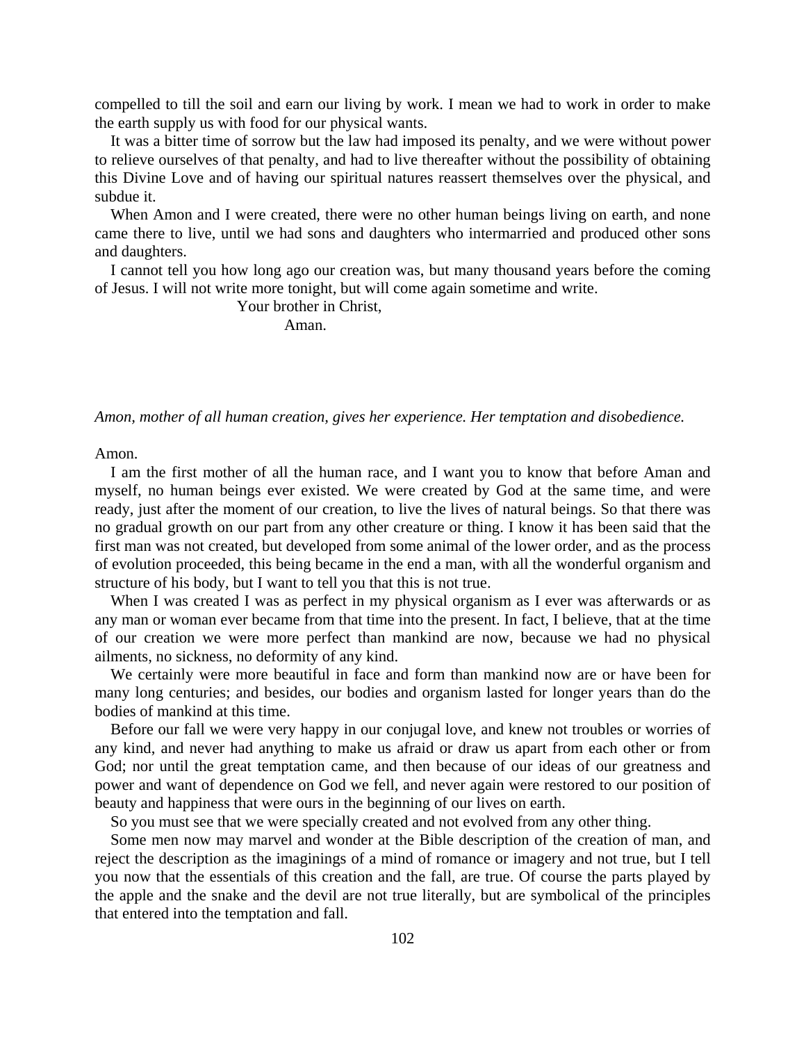compelled to till the soil and earn our living by work. I mean we had to work in order to make the earth supply us with food for our physical wants.

It was a bitter time of sorrow but the law had imposed its penalty, and we were without power to relieve ourselves of that penalty, and had to live thereafter without the possibility of obtaining this Divine Love and of having our spiritual natures reassert themselves over the physical, and subdue it.

When Amon and I were created, there were no other human beings living on earth, and none came there to live, until we had sons and daughters who intermarried and produced other sons and daughters.

I cannot tell you how long ago our creation was, but many thousand years before the coming of Jesus. I will not write more tonight, but will come again sometime and write.

Your brother in Christ,
Aman.

*Amon, mother of all human creation, gives her experience. Her temptation and disobedience.*

Amon.

I am the first mother of all the human race, and I want you to know that before Aman and myself, no human beings ever existed. We were created by God at the same time, and were ready, just after the moment of our creation, to live the lives of natural beings. So that there was no gradual growth on our part from any other creature or thing. I know it has been said that the first man was not created, but developed from some animal of the lower order, and as the process of evolution proceeded, this being became in the end a man, with all the wonderful organism and structure of his body, but I want to tell you that this is not true.

When I was created I was as perfect in my physical organism as I ever was afterwards or as any man or woman ever became from that time into the present. In fact, I believe, that at the time of our creation we were more perfect than mankind are now, because we had no physical ailments, no sickness, no deformity of any kind.

We certainly were more beautiful in face and form than mankind now are or have been for many long centuries; and besides, our bodies and organism lasted for longer years than do the bodies of mankind at this time.

Before our fall we were very happy in our conjugal love, and knew not troubles or worries of any kind, and never had anything to make us afraid or draw us apart from each other or from God; nor until the great temptation came, and then because of our ideas of our greatness and power and want of dependence on God we fell, and never again were restored to our position of beauty and happiness that were ours in the beginning of our lives on earth.

So you must see that we were specially created and not evolved from any other thing.

Some men now may marvel and wonder at the Bible description of the creation of man, and reject the description as the imaginings of a mind of romance or imagery and not true, but I tell you now that the essentials of this creation and the fall, are true. Of course the parts played by the apple and the snake and the devil are not true literally, but are symbolical of the principles that entered into the temptation and fall.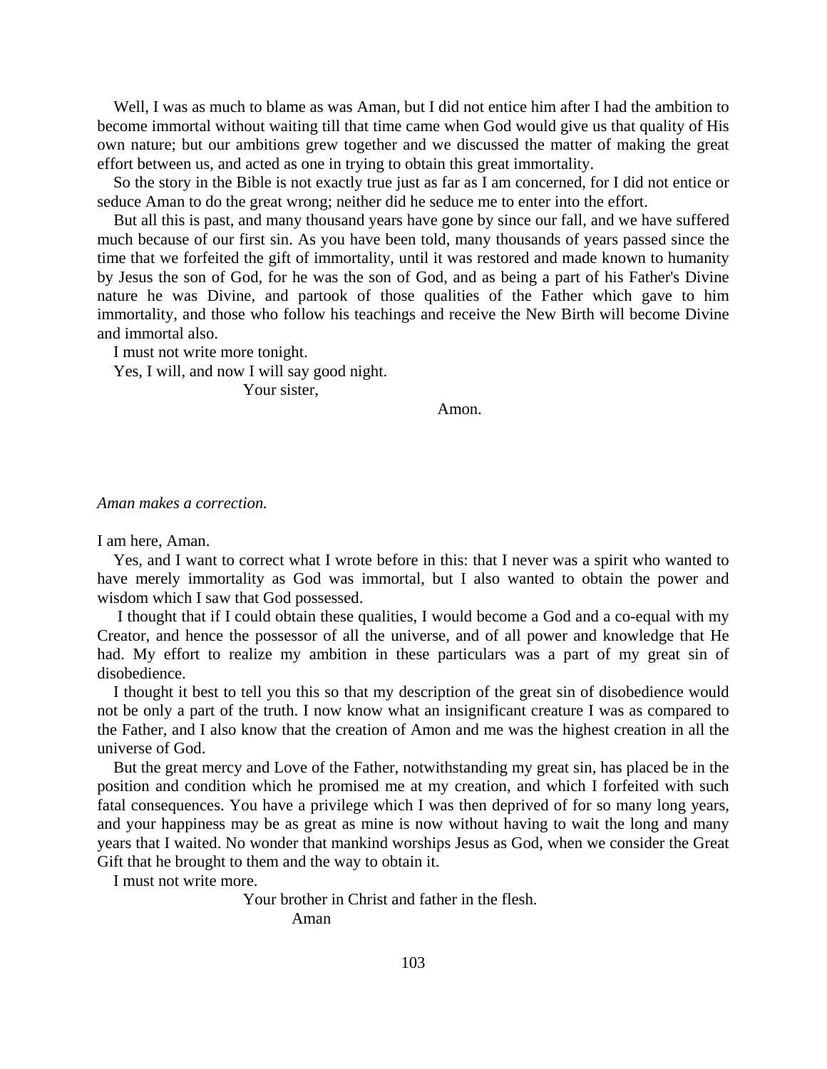Well, I was as much to blame as was Aman, but I did not entice him after I had the ambition to become immortal without waiting till that time came when God would give us that quality of His own nature; but our ambitions grew together and we discussed the matter of making the great effort between us, and acted as one in trying to obtain this great immortality.

So the story in the Bible is not exactly true just as far as I am concerned, for I did not entice or seduce Aman to do the great wrong; neither did he seduce me to enter into the effort.

But all this is past, and many thousand years have gone by since our fall, and we have suffered much because of our first sin. As you have been told, many thousands of years passed since the time that we forfeited the gift of immortality, until it was restored and made known to humanity by Jesus the son of God, for he was the son of God, and as being a part of his Father's Divine nature he was Divine, and partook of those qualities of the Father which gave to him immortality, and those who follow his teachings and receive the New Birth will become Divine and immortal also.

I must not write more tonight.

Yes, I will, and now I will say good night.

Your sister,

Amon.

*Aman makes a correction.*

I am here, Aman.

Yes, and I want to correct what I wrote before in this: that I never was a spirit who wanted to have merely immortality as God was immortal, but I also wanted to obtain the power and wisdom which I saw that God possessed.

I thought that if I could obtain these qualities, I would become a God and a co-equal with my Creator, and hence the possessor of all the universe, and of all power and knowledge that He had. My effort to realize my ambition in these particulars was a part of my great sin of disobedience.

I thought it best to tell you this so that my description of the great sin of disobedience would not be only a part of the truth. I now know what an insignificant creature I was as compared to the Father, and I also know that the creation of Amon and me was the highest creation in all the universe of God.

But the great mercy and Love of the Father, notwithstanding my great sin, has placed be in the position and condition which he promised me at my creation, and which I forfeited with such fatal consequences. You have a privilege which I was then deprived of for so many long years, and your happiness may be as great as mine is now without having to wait the long and many years that I waited. No wonder that mankind worships Jesus as God, when we consider the Great Gift that he brought to them and the way to obtain it.

I must not write more.

Your brother in Christ and father in the flesh.

Aman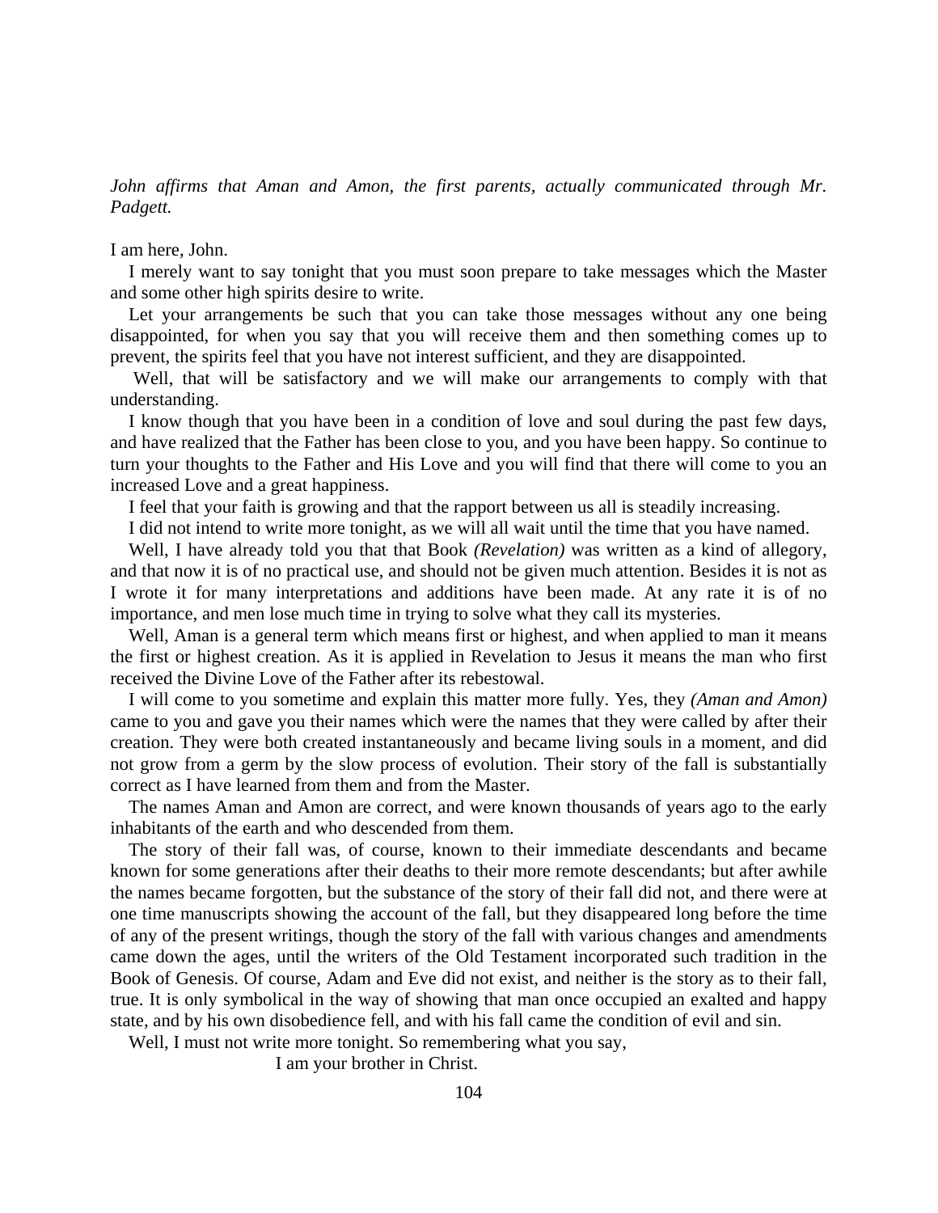*John affirms that Aman and Amon, the first parents, actually communicated through Mr. Padgett.*

I am here, John.

I merely want to say tonight that you must soon prepare to take messages which the Master and some other high spirits desire to write.

Let your arrangements be such that you can take those messages without any one being disappointed, for when you say that you will receive them and then something comes up to prevent, the spirits feel that you have not interest sufficient, and they are disappointed.

Well, that will be satisfactory and we will make our arrangements to comply with that understanding.

I know though that you have been in a condition of love and soul during the past few days, and have realized that the Father has been close to you, and you have been happy. So continue to turn your thoughts to the Father and His Love and you will find that there will come to you an increased Love and a great happiness.

I feel that your faith is growing and that the rapport between us all is steadily increasing.

I did not intend to write more tonight, as we will all wait until the time that you have named.

Well, I have already told you that that Book *(Revelation)* was written as a kind of allegory, and that now it is of no practical use, and should not be given much attention. Besides it is not as I wrote it for many interpretations and additions have been made. At any rate it is of no importance, and men lose much time in trying to solve what they call its mysteries.

Well, Aman is a general term which means first or highest, and when applied to man it means the first or highest creation. As it is applied in Revelation to Jesus it means the man who first received the Divine Love of the Father after its rebestowal.

I will come to you sometime and explain this matter more fully. Yes, they *(Aman and Amon)* came to you and gave you their names which were the names that they were called by after their creation. They were both created instantaneously and became living souls in a moment, and did not grow from a germ by the slow process of evolution. Their story of the fall is substantially correct as I have learned from them and from the Master.

The names Aman and Amon are correct, and were known thousands of years ago to the early inhabitants of the earth and who descended from them.

The story of their fall was, of course, known to their immediate descendants and became known for some generations after their deaths to their more remote descendants; but after awhile the names became forgotten, but the substance of the story of their fall did not, and there were at one time manuscripts showing the account of the fall, but they disappeared long before the time of any of the present writings, though the story of the fall with various changes and amendments came down the ages, until the writers of the Old Testament incorporated such tradition in the Book of Genesis. Of course, Adam and Eve did not exist, and neither is the story as to their fall, true. It is only symbolical in the way of showing that man once occupied an exalted and happy state, and by his own disobedience fell, and with his fall came the condition of evil and sin.

Well, I must not write more tonight. So remembering what you say,

I am your brother in Christ.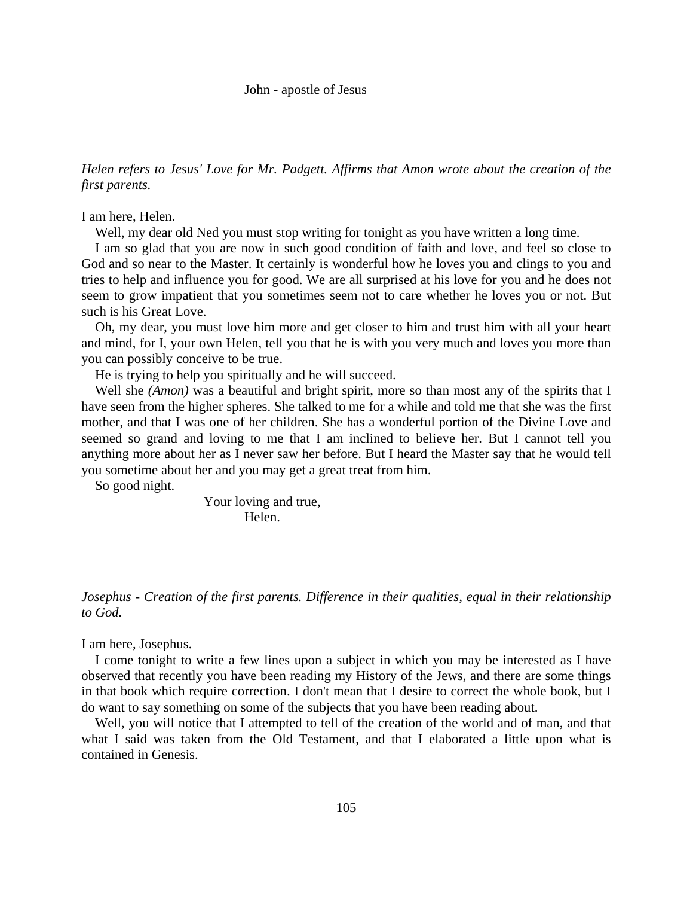John - apostle of Jesus

*Helen refers to Jesus' Love for Mr. Padgett. Affirms that Amon wrote about the creation of the first parents.*

I am here, Helen.

Well, my dear old Ned you must stop writing for tonight as you have written a long time.

I am so glad that you are now in such good condition of faith and love, and feel so close to God and so near to the Master. It certainly is wonderful how he loves you and clings to you and tries to help and influence you for good. We are all surprised at his love for you and he does not seem to grow impatient that you sometimes seem not to care whether he loves you or not. But such is his Great Love.

Oh, my dear, you must love him more and get closer to him and trust him with all your heart and mind, for I, your own Helen, tell you that he is with you very much and loves you more than you can possibly conceive to be true.

He is trying to help you spiritually and he will succeed.

Well she *(Amon)* was a beautiful and bright spirit, more so than most any of the spirits that I have seen from the higher spheres. She talked to me for a while and told me that she was the first mother, and that I was one of her children. She has a wonderful portion of the Divine Love and seemed so grand and loving to me that I am inclined to believe her. But I cannot tell you anything more about her as I never saw her before. But I heard the Master say that he would tell you sometime about her and you may get a great treat from him.

So good night.

Your loving and true,
Helen.

*Josephus - Creation of the first parents. Difference in their qualities, equal in their relationship to God.*

I am here, Josephus.

I come tonight to write a few lines upon a subject in which you may be interested as I have observed that recently you have been reading my History of the Jews, and there are some things in that book which require correction. I don't mean that I desire to correct the whole book, but I do want to say something on some of the subjects that you have been reading about.

Well, you will notice that I attempted to tell of the creation of the world and of man, and that what I said was taken from the Old Testament, and that I elaborated a little upon what is contained in Genesis.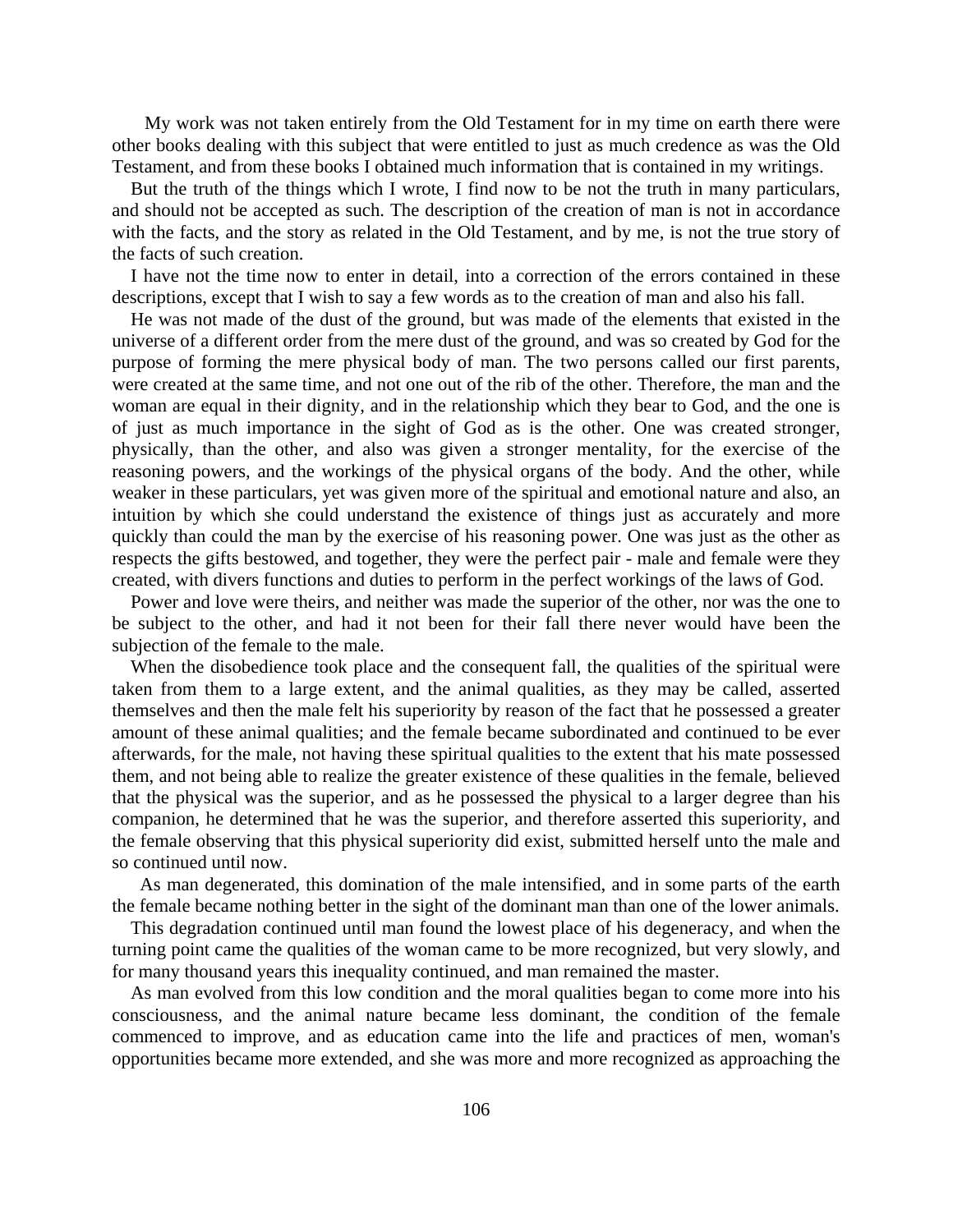My work was not taken entirely from the Old Testament for in my time on earth there were other books dealing with this subject that were entitled to just as much credence as was the Old Testament, and from these books I obtained much information that is contained in my writings.

But the truth of the things which I wrote, I find now to be not the truth in many particulars, and should not be accepted as such. The description of the creation of man is not in accordance with the facts, and the story as related in the Old Testament, and by me, is not the true story of the facts of such creation.

I have not the time now to enter in detail, into a correction of the errors contained in these descriptions, except that I wish to say a few words as to the creation of man and also his fall.

He was not made of the dust of the ground, but was made of the elements that existed in the universe of a different order from the mere dust of the ground, and was so created by God for the purpose of forming the mere physical body of man. The two persons called our first parents, were created at the same time, and not one out of the rib of the other. Therefore, the man and the woman are equal in their dignity, and in the relationship which they bear to God, and the one is of just as much importance in the sight of God as is the other. One was created stronger, physically, than the other, and also was given a stronger mentality, for the exercise of the reasoning powers, and the workings of the physical organs of the body. And the other, while weaker in these particulars, yet was given more of the spiritual and emotional nature and also, an intuition by which she could understand the existence of things just as accurately and more quickly than could the man by the exercise of his reasoning power. One was just as the other as respects the gifts bestowed, and together, they were the perfect pair - male and female were they created, with divers functions and duties to perform in the perfect workings of the laws of God.

Power and love were theirs, and neither was made the superior of the other, nor was the one to be subject to the other, and had it not been for their fall there never would have been the subjection of the female to the male.

When the disobedience took place and the consequent fall, the qualities of the spiritual were taken from them to a large extent, and the animal qualities, as they may be called, asserted themselves and then the male felt his superiority by reason of the fact that he possessed a greater amount of these animal qualities; and the female became subordinated and continued to be ever afterwards, for the male, not having these spiritual qualities to the extent that his mate possessed them, and not being able to realize the greater existence of these qualities in the female, believed that the physical was the superior, and as he possessed the physical to a larger degree than his companion, he determined that he was the superior, and therefore asserted this superiority, and the female observing that this physical superiority did exist, submitted herself unto the male and so continued until now.

As man degenerated, this domination of the male intensified, and in some parts of the earth the female became nothing better in the sight of the dominant man than one of the lower animals.

This degradation continued until man found the lowest place of his degeneracy, and when the turning point came the qualities of the woman came to be more recognized, but very slowly, and for many thousand years this inequality continued, and man remained the master.

As man evolved from this low condition and the moral qualities began to come more into his consciousness, and the animal nature became less dominant, the condition of the female commenced to improve, and as education came into the life and practices of men, woman's opportunities became more extended, and she was more and more recognized as approaching the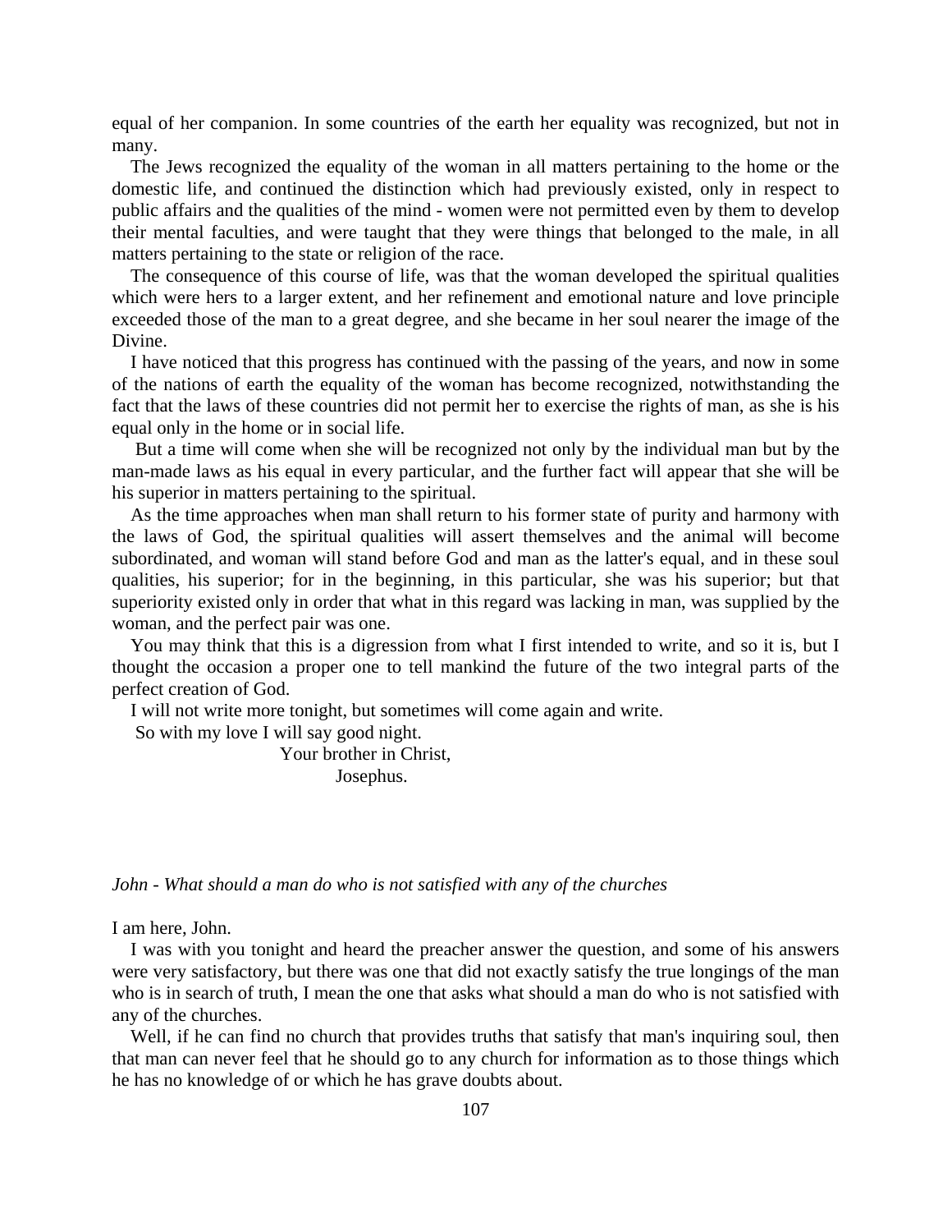equal of her companion. In some countries of the earth her equality was recognized, but not in many.

The Jews recognized the equality of the woman in all matters pertaining to the home or the domestic life, and continued the distinction which had previously existed, only in respect to public affairs and the qualities of the mind - women were not permitted even by them to develop their mental faculties, and were taught that they were things that belonged to the male, in all matters pertaining to the state or religion of the race.

The consequence of this course of life, was that the woman developed the spiritual qualities which were hers to a larger extent, and her refinement and emotional nature and love principle exceeded those of the man to a great degree, and she became in her soul nearer the image of the Divine.

I have noticed that this progress has continued with the passing of the years, and now in some of the nations of earth the equality of the woman has become recognized, notwithstanding the fact that the laws of these countries did not permit her to exercise the rights of man, as she is his equal only in the home or in social life.

But a time will come when she will be recognized not only by the individual man but by the man-made laws as his equal in every particular, and the further fact will appear that she will be his superior in matters pertaining to the spiritual.

As the time approaches when man shall return to his former state of purity and harmony with the laws of God, the spiritual qualities will assert themselves and the animal will become subordinated, and woman will stand before God and man as the latter's equal, and in these soul qualities, his superior; for in the beginning, in this particular, she was his superior; but that superiority existed only in order that what in this regard was lacking in man, was supplied by the woman, and the perfect pair was one.

You may think that this is a digression from what I first intended to write, and so it is, but I thought the occasion a proper one to tell mankind the future of the two integral parts of the perfect creation of God.

I will not write more tonight, but sometimes will come again and write.

So with my love I will say good night.

Your brother in Christ,
Josephus.

*John - What should a man do who is not satisfied with any of the churches*

I am here, John.

I was with you tonight and heard the preacher answer the question, and some of his answers were very satisfactory, but there was one that did not exactly satisfy the true longings of the man who is in search of truth, I mean the one that asks what should a man do who is not satisfied with any of the churches.

Well, if he can find no church that provides truths that satisfy that man's inquiring soul, then that man can never feel that he should go to any church for information as to those things which he has no knowledge of or which he has grave doubts about.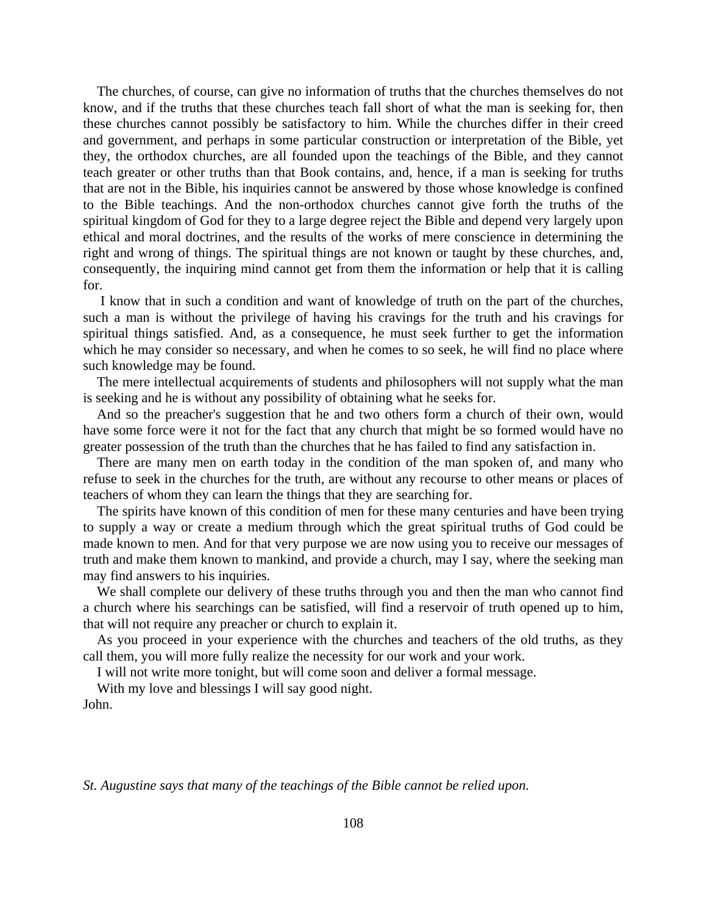The churches, of course, can give no information of truths that the churches themselves do not know, and if the truths that these churches teach fall short of what the man is seeking for, then these churches cannot possibly be satisfactory to him. While the churches differ in their creed and government, and perhaps in some particular construction or interpretation of the Bible, yet they, the orthodox churches, are all founded upon the teachings of the Bible, and they cannot teach greater or other truths than that Book contains, and, hence, if a man is seeking for truths that are not in the Bible, his inquiries cannot be answered by those whose knowledge is confined to the Bible teachings. And the non-orthodox churches cannot give forth the truths of the spiritual kingdom of God for they to a large degree reject the Bible and depend very largely upon ethical and moral doctrines, and the results of the works of mere conscience in determining the right and wrong of things. The spiritual things are not known or taught by these churches, and, consequently, the inquiring mind cannot get from them the information or help that it is calling for.

I know that in such a condition and want of knowledge of truth on the part of the churches, such a man is without the privilege of having his cravings for the truth and his cravings for spiritual things satisfied. And, as a consequence, he must seek further to get the information which he may consider so necessary, and when he comes to so seek, he will find no place where such knowledge may be found.

The mere intellectual acquirements of students and philosophers will not supply what the man is seeking and he is without any possibility of obtaining what he seeks for.

And so the preacher's suggestion that he and two others form a church of their own, would have some force were it not for the fact that any church that might be so formed would have no greater possession of the truth than the churches that he has failed to find any satisfaction in.

There are many men on earth today in the condition of the man spoken of, and many who refuse to seek in the churches for the truth, are without any recourse to other means or places of teachers of whom they can learn the things that they are searching for.

The spirits have known of this condition of men for these many centuries and have been trying to supply a way or create a medium through which the great spiritual truths of God could be made known to men. And for that very purpose we are now using you to receive our messages of truth and make them known to mankind, and provide a church, may I say, where the seeking man may find answers to his inquiries.

We shall complete our delivery of these truths through you and then the man who cannot find a church where his searchings can be satisfied, will find a reservoir of truth opened up to him, that will not require any preacher or church to explain it.

As you proceed in your experience with the churches and teachers of the old truths, as they call them, you will more fully realize the necessity for our work and your work.

I will not write more tonight, but will come soon and deliver a formal message.

With my love and blessings I will say good night.

John.

*St. Augustine says that many of the teachings of the Bible cannot be relied upon.*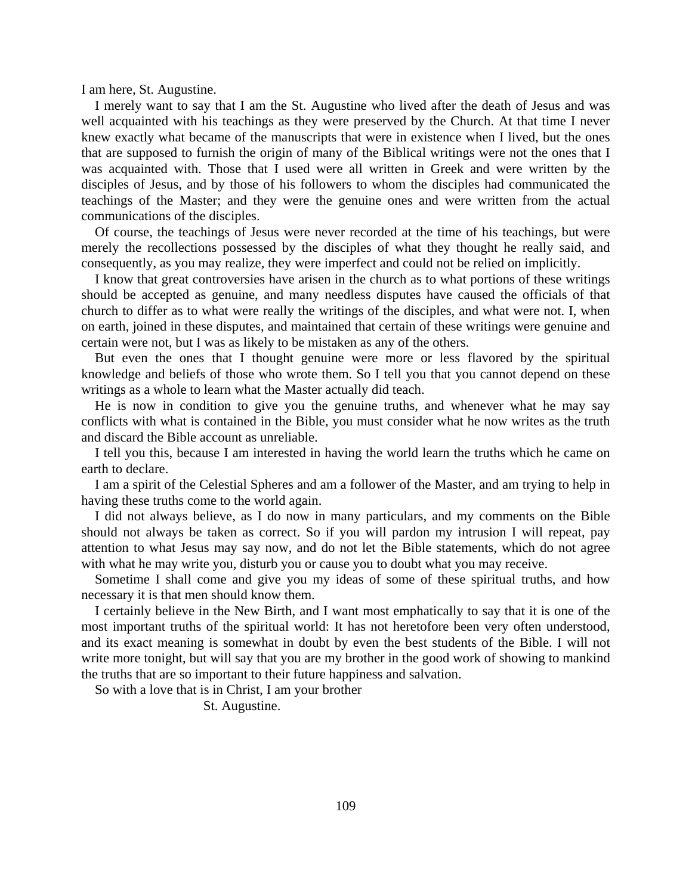I am here, St. Augustine.

I merely want to say that I am the St. Augustine who lived after the death of Jesus and was well acquainted with his teachings as they were preserved by the Church. At that time I never knew exactly what became of the manuscripts that were in existence when I lived, but the ones that are supposed to furnish the origin of many of the Biblical writings were not the ones that I was acquainted with. Those that I used were all written in Greek and were written by the disciples of Jesus, and by those of his followers to whom the disciples had communicated the teachings of the Master; and they were the genuine ones and were written from the actual communications of the disciples.

Of course, the teachings of Jesus were never recorded at the time of his teachings, but were merely the recollections possessed by the disciples of what they thought he really said, and consequently, as you may realize, they were imperfect and could not be relied on implicitly.

I know that great controversies have arisen in the church as to what portions of these writings should be accepted as genuine, and many needless disputes have caused the officials of that church to differ as to what were really the writings of the disciples, and what were not. I, when on earth, joined in these disputes, and maintained that certain of these writings were genuine and certain were not, but I was as likely to be mistaken as any of the others.

But even the ones that I thought genuine were more or less flavored by the spiritual knowledge and beliefs of those who wrote them. So I tell you that you cannot depend on these writings as a whole to learn what the Master actually did teach.

He is now in condition to give you the genuine truths, and whenever what he may say conflicts with what is contained in the Bible, you must consider what he now writes as the truth and discard the Bible account as unreliable.

I tell you this, because I am interested in having the world learn the truths which he came on earth to declare.

I am a spirit of the Celestial Spheres and am a follower of the Master, and am trying to help in having these truths come to the world again.

I did not always believe, as I do now in many particulars, and my comments on the Bible should not always be taken as correct. So if you will pardon my intrusion I will repeat, pay attention to what Jesus may say now, and do not let the Bible statements, which do not agree with what he may write you, disturb you or cause you to doubt what you may receive.

Sometime I shall come and give you my ideas of some of these spiritual truths, and how necessary it is that men should know them.

I certainly believe in the New Birth, and I want most emphatically to say that it is one of the most important truths of the spiritual world: It has not heretofore been very often understood, and its exact meaning is somewhat in doubt by even the best students of the Bible. I will not write more tonight, but will say that you are my brother in the good work of showing to mankind the truths that are so important to their future happiness and salvation.

So with a love that is in Christ, I am your brother

St. Augustine.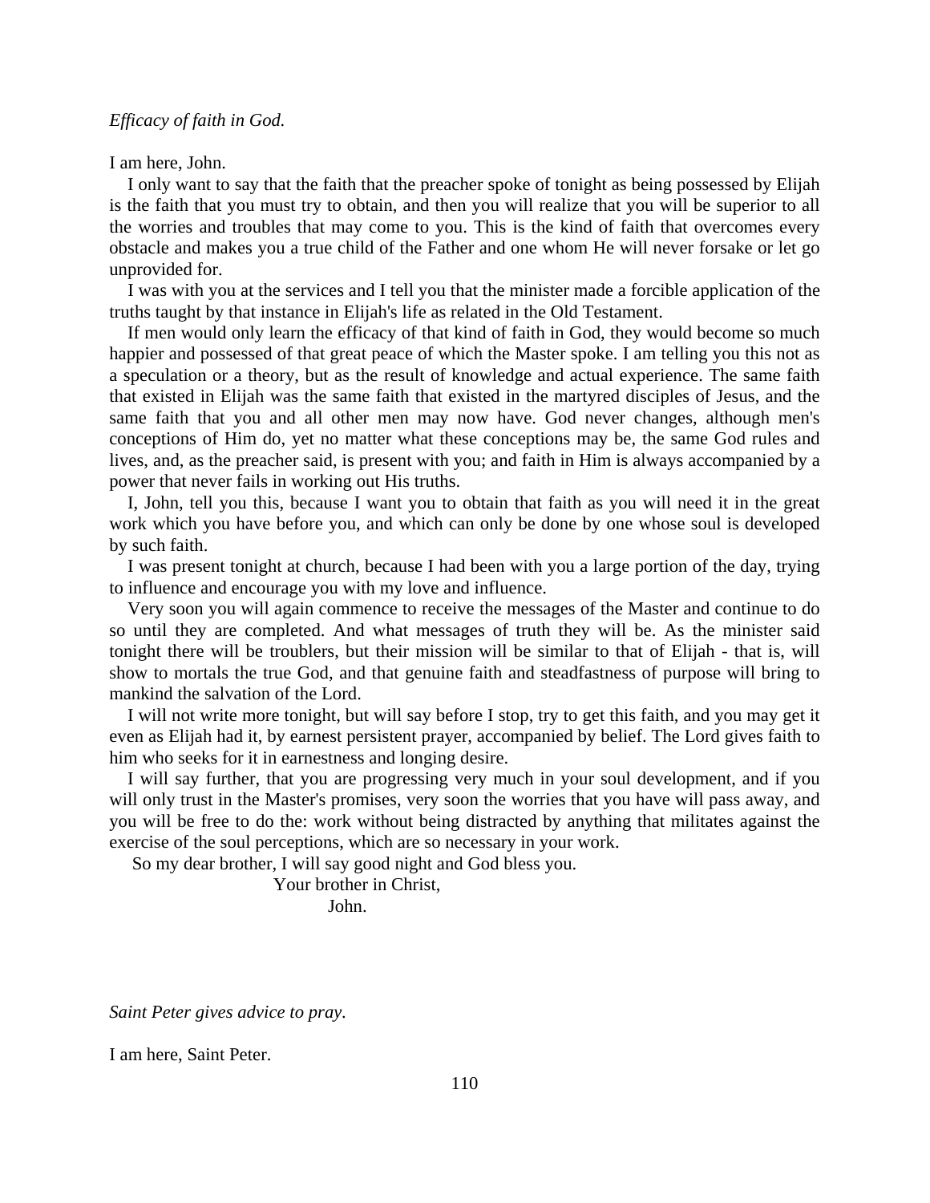*Efficacy of faith in God.*

I am here, John.

I only want to say that the faith that the preacher spoke of tonight as being possessed by Elijah is the faith that you must try to obtain, and then you will realize that you will be superior to all the worries and troubles that may come to you. This is the kind of faith that overcomes every obstacle and makes you a true child of the Father and one whom He will never forsake or let go unprovided for.

I was with you at the services and I tell you that the minister made a forcible application of the truths taught by that instance in Elijah's life as related in the Old Testament.

If men would only learn the efficacy of that kind of faith in God, they would become so much happier and possessed of that great peace of which the Master spoke. I am telling you this not as a speculation or a theory, but as the result of knowledge and actual experience. The same faith that existed in Elijah was the same faith that existed in the martyred disciples of Jesus, and the same faith that you and all other men may now have. God never changes, although men's conceptions of Him do, yet no matter what these conceptions may be, the same God rules and lives, and, as the preacher said, is present with you; and faith in Him is always accompanied by a power that never fails in working out His truths.

I, John, tell you this, because I want you to obtain that faith as you will need it in the great work which you have before you, and which can only be done by one whose soul is developed by such faith.

I was present tonight at church, because I had been with you a large portion of the day, trying to influence and encourage you with my love and influence.

Very soon you will again commence to receive the messages of the Master and continue to do so until they are completed. And what messages of truth they will be. As the minister said tonight there will be troublers, but their mission will be similar to that of Elijah - that is, will show to mortals the true God, and that genuine faith and steadfastness of purpose will bring to mankind the salvation of the Lord.

I will not write more tonight, but will say before I stop, try to get this faith, and you may get it even as Elijah had it, by earnest persistent prayer, accompanied by belief. The Lord gives faith to him who seeks for it in earnestness and longing desire.

I will say further, that you are progressing very much in your soul development, and if you will only trust in the Master's promises, very soon the worries that you have will pass away, and you will be free to do the: work without being distracted by anything that militates against the exercise of the soul perceptions, which are so necessary in your work.

So my dear brother, I will say good night and God bless you.

Your brother in Christ,

John.

*Saint Peter gives advice to pray.*

I am here, Saint Peter.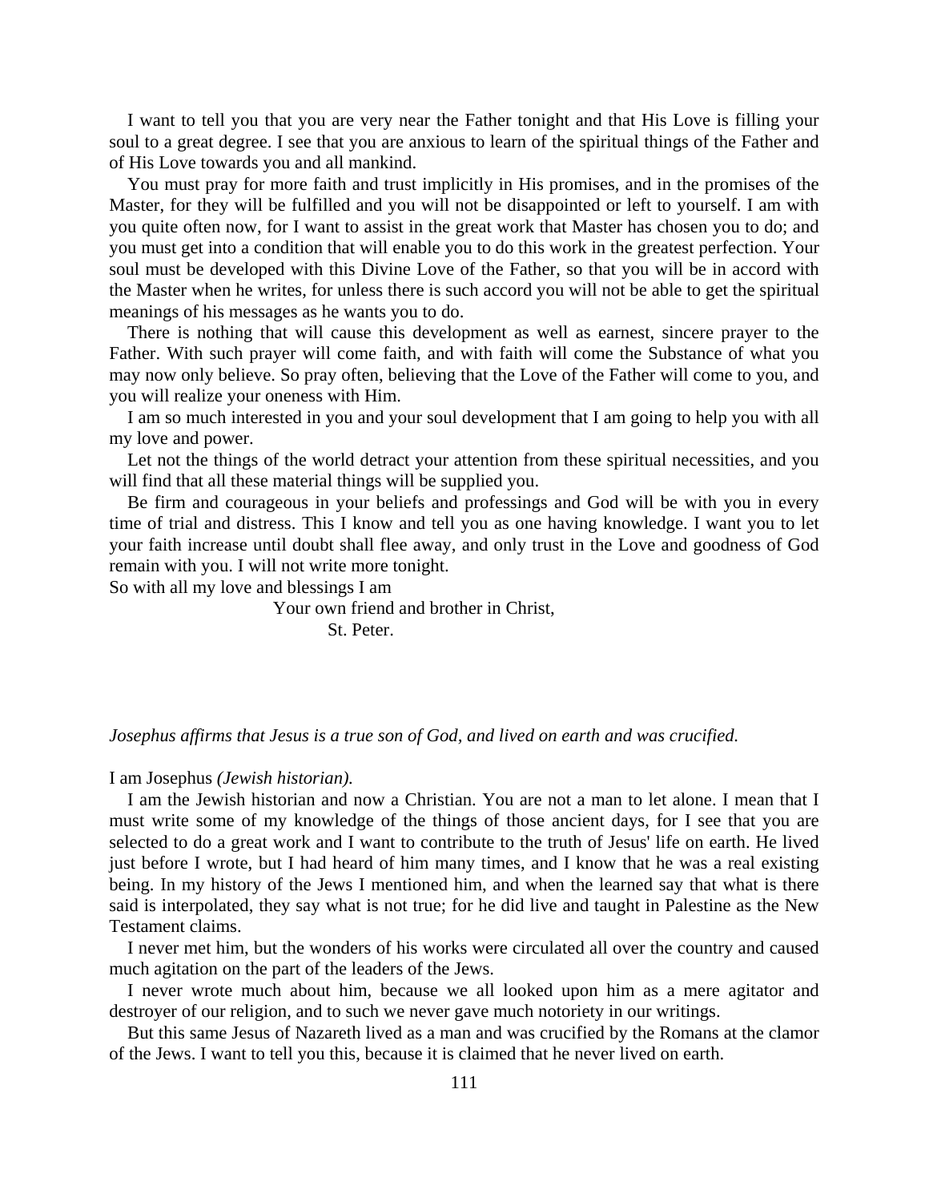I want to tell you that you are very near the Father tonight and that His Love is filling your soul to a great degree. I see that you are anxious to learn of the spiritual things of the Father and of His Love towards you and all mankind.

You must pray for more faith and trust implicitly in His promises, and in the promises of the Master, for they will be fulfilled and you will not be disappointed or left to yourself. I am with you quite often now, for I want to assist in the great work that Master has chosen you to do; and you must get into a condition that will enable you to do this work in the greatest perfection. Your soul must be developed with this Divine Love of the Father, so that you will be in accord with the Master when he writes, for unless there is such accord you will not be able to get the spiritual meanings of his messages as he wants you to do.

There is nothing that will cause this development as well as earnest, sincere prayer to the Father. With such prayer will come faith, and with faith will come the Substance of what you may now only believe. So pray often, believing that the Love of the Father will come to you, and you will realize your oneness with Him.

I am so much interested in you and your soul development that I am going to help you with all my love and power.

Let not the things of the world detract your attention from these spiritual necessities, and you will find that all these material things will be supplied you.

Be firm and courageous in your beliefs and professings and God will be with you in every time of trial and distress. This I know and tell you as one having knowledge. I want you to let your faith increase until doubt shall flee away, and only trust in the Love and goodness of God remain with you. I will not write more tonight.

So with all my love and blessings I am

Your own friend and brother in Christ,

St. Peter.

*Josephus affirms that Jesus is a true son of God, and lived on earth and was crucified.*

I am Josephus *(Jewish historian).*

I am the Jewish historian and now a Christian. You are not a man to let alone. I mean that I must write some of my knowledge of the things of those ancient days, for I see that you are selected to do a great work and I want to contribute to the truth of Jesus' life on earth. He lived just before I wrote, but I had heard of him many times, and I know that he was a real existing being. In my history of the Jews I mentioned him, and when the learned say that what is there said is interpolated, they say what is not true; for he did live and taught in Palestine as the New Testament claims.

I never met him, but the wonders of his works were circulated all over the country and caused much agitation on the part of the leaders of the Jews.

I never wrote much about him, because we all looked upon him as a mere agitator and destroyer of our religion, and to such we never gave much notoriety in our writings.

But this same Jesus of Nazareth lived as a man and was crucified by the Romans at the clamor of the Jews. I want to tell you this, because it is claimed that he never lived on earth.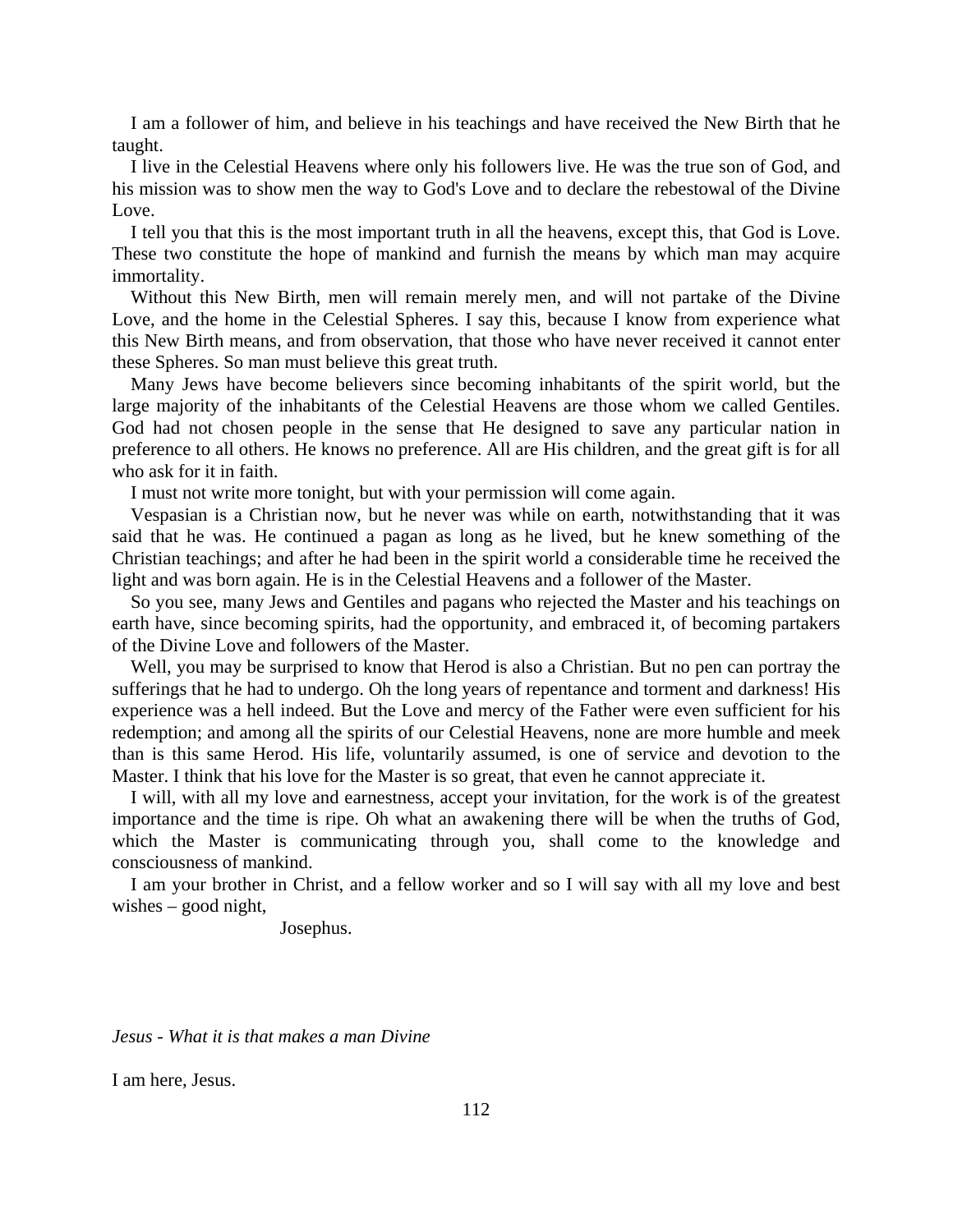I am a follower of him, and believe in his teachings and have received the New Birth that he taught.

I live in the Celestial Heavens where only his followers live. He was the true son of God, and his mission was to show men the way to God's Love and to declare the rebestowal of the Divine Love.

I tell you that this is the most important truth in all the heavens, except this, that God is Love. These two constitute the hope of mankind and furnish the means by which man may acquire immortality.

Without this New Birth, men will remain merely men, and will not partake of the Divine Love, and the home in the Celestial Spheres. I say this, because I know from experience what this New Birth means, and from observation, that those who have never received it cannot enter these Spheres. So man must believe this great truth.

Many Jews have become believers since becoming inhabitants of the spirit world, but the large majority of the inhabitants of the Celestial Heavens are those whom we called Gentiles. God had not chosen people in the sense that He designed to save any particular nation in preference to all others. He knows no preference. All are His children, and the great gift is for all who ask for it in faith.

I must not write more tonight, but with your permission will come again.

Vespasian is a Christian now, but he never was while on earth, notwithstanding that it was said that he was. He continued a pagan as long as he lived, but he knew something of the Christian teachings; and after he had been in the spirit world a considerable time he received the light and was born again. He is in the Celestial Heavens and a follower of the Master.

So you see, many Jews and Gentiles and pagans who rejected the Master and his teachings on earth have, since becoming spirits, had the opportunity, and embraced it, of becoming partakers of the Divine Love and followers of the Master.

Well, you may be surprised to know that Herod is also a Christian. But no pen can portray the sufferings that he had to undergo. Oh the long years of repentance and torment and darkness! His experience was a hell indeed. But the Love and mercy of the Father were even sufficient for his redemption; and among all the spirits of our Celestial Heavens, none are more humble and meek than is this same Herod. His life, voluntarily assumed, is one of service and devotion to the Master. I think that his love for the Master is so great, that even he cannot appreciate it.

I will, with all my love and earnestness, accept your invitation, for the work is of the greatest importance and the time is ripe. Oh what an awakening there will be when the truths of God, which the Master is communicating through you, shall come to the knowledge and consciousness of mankind.

I am your brother in Christ, and a fellow worker and so I will say with all my love and best wishes – good night,

Josephus.

*Jesus - What it is that makes a man Divine*

I am here, Jesus.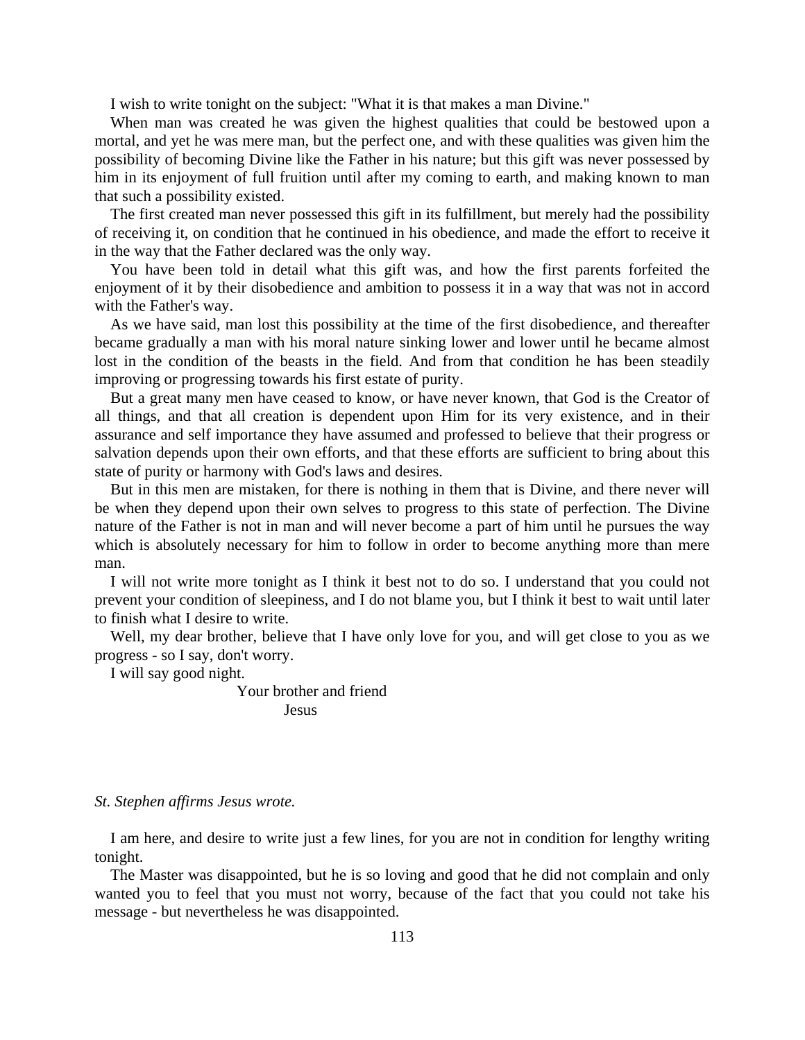I wish to write tonight on the subject: "What it is that makes a man Divine."

When man was created he was given the highest qualities that could be bestowed upon a mortal, and yet he was mere man, but the perfect one, and with these qualities was given him the possibility of becoming Divine like the Father in his nature; but this gift was never possessed by him in its enjoyment of full fruition until after my coming to earth, and making known to man that such a possibility existed.

The first created man never possessed this gift in its fulfillment, but merely had the possibility of receiving it, on condition that he continued in his obedience, and made the effort to receive it in the way that the Father declared was the only way.

You have been told in detail what this gift was, and how the first parents forfeited the enjoyment of it by their disobedience and ambition to possess it in a way that was not in accord with the Father's way.

As we have said, man lost this possibility at the time of the first disobedience, and thereafter became gradually a man with his moral nature sinking lower and lower until he became almost lost in the condition of the beasts in the field. And from that condition he has been steadily improving or progressing towards his first estate of purity.

But a great many men have ceased to know, or have never known, that God is the Creator of all things, and that all creation is dependent upon Him for its very existence, and in their assurance and self importance they have assumed and professed to believe that their progress or salvation depends upon their own efforts, and that these efforts are sufficient to bring about this state of purity or harmony with God's laws and desires.

But in this men are mistaken, for there is nothing in them that is Divine, and there never will be when they depend upon their own selves to progress to this state of perfection. The Divine nature of the Father is not in man and will never become a part of him until he pursues the way which is absolutely necessary for him to follow in order to become anything more than mere man.

I will not write more tonight as I think it best not to do so. I understand that you could not prevent your condition of sleepiness, and I do not blame you, but I think it best to wait until later to finish what I desire to write.

Well, my dear brother, believe that I have only love for you, and will get close to you as we progress - so I say, don't worry.

I will say good night.

Your brother and friend
Jesus

*St. Stephen affirms Jesus wrote.*

I am here, and desire to write just a few lines, for you are not in condition for lengthy writing tonight.

The Master was disappointed, but he is so loving and good that he did not complain and only wanted you to feel that you must not worry, because of the fact that you could not take his message - but nevertheless he was disappointed.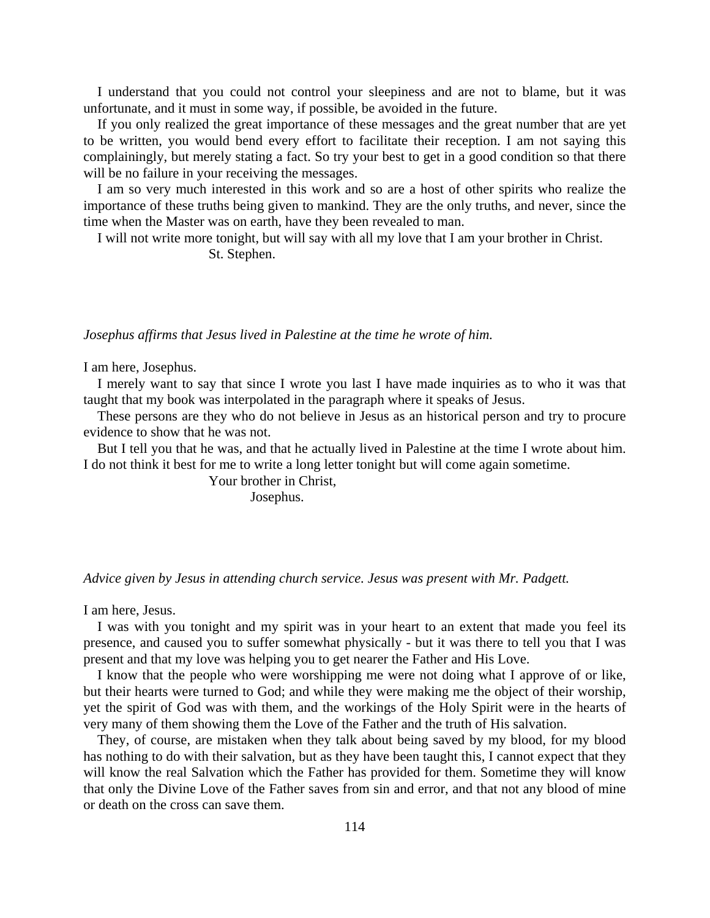I understand that you could not control your sleepiness and are not to blame, but it was unfortunate, and it must in some way, if possible, be avoided in the future.

If you only realized the great importance of these messages and the great number that are yet to be written, you would bend every effort to facilitate their reception. I am not saying this complainingly, but merely stating a fact. So try your best to get in a good condition so that there will be no failure in your receiving the messages.

I am so very much interested in this work and so are a host of other spirits who realize the importance of these truths being given to mankind. They are the only truths, and never, since the time when the Master was on earth, have they been revealed to man.

I will not write more tonight, but will say with all my love that I am your brother in Christ.

St. Stephen.

*Josephus affirms that Jesus lived in Palestine at the time he wrote of him.*

I am here, Josephus.

I merely want to say that since I wrote you last I have made inquiries as to who it was that taught that my book was interpolated in the paragraph where it speaks of Jesus.

These persons are they who do not believe in Jesus as an historical person and try to procure evidence to show that he was not.

But I tell you that he was, and that he actually lived in Palestine at the time I wrote about him. I do not think it best for me to write a long letter tonight but will come again sometime.

Your brother in Christ,

Josephus.

*Advice given by Jesus in attending church service. Jesus was present with Mr. Padgett.*

I am here, Jesus.

I was with you tonight and my spirit was in your heart to an extent that made you feel its presence, and caused you to suffer somewhat physically - but it was there to tell you that I was present and that my love was helping you to get nearer the Father and His Love.

I know that the people who were worshipping me were not doing what I approve of or like, but their hearts were turned to God; and while they were making me the object of their worship, yet the spirit of God was with them, and the workings of the Holy Spirit were in the hearts of very many of them showing them the Love of the Father and the truth of His salvation.

They, of course, are mistaken when they talk about being saved by my blood, for my blood has nothing to do with their salvation, but as they have been taught this, I cannot expect that they will know the real Salvation which the Father has provided for them. Sometime they will know that only the Divine Love of the Father saves from sin and error, and that not any blood of mine or death on the cross can save them.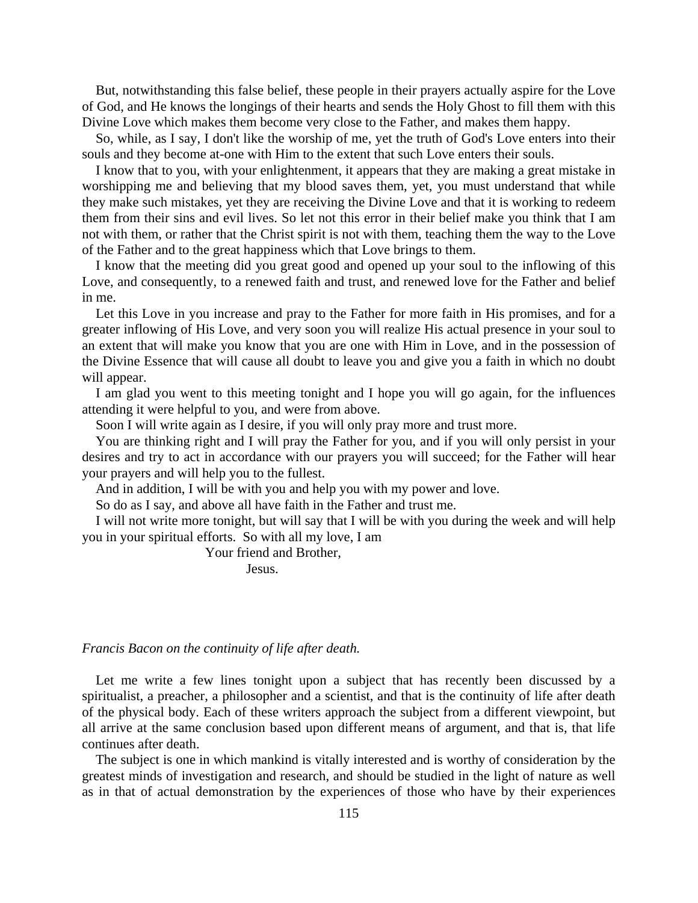But, notwithstanding this false belief, these people in their prayers actually aspire for the Love of God, and He knows the longings of their hearts and sends the Holy Ghost to fill them with this Divine Love which makes them become very close to the Father, and makes them happy.

So, while, as I say, I don't like the worship of me, yet the truth of God's Love enters into their souls and they become at-one with Him to the extent that such Love enters their souls.

I know that to you, with your enlightenment, it appears that they are making a great mistake in worshipping me and believing that my blood saves them, yet, you must understand that while they make such mistakes, yet they are receiving the Divine Love and that it is working to redeem them from their sins and evil lives. So let not this error in their belief make you think that I am not with them, or rather that the Christ spirit is not with them, teaching them the way to the Love of the Father and to the great happiness which that Love brings to them.

I know that the meeting did you great good and opened up your soul to the inflowing of this Love, and consequently, to a renewed faith and trust, and renewed love for the Father and belief in me.

Let this Love in you increase and pray to the Father for more faith in His promises, and for a greater inflowing of His Love, and very soon you will realize His actual presence in your soul to an extent that will make you know that you are one with Him in Love, and in the possession of the Divine Essence that will cause all doubt to leave you and give you a faith in which no doubt will appear.

I am glad you went to this meeting tonight and I hope you will go again, for the influences attending it were helpful to you, and were from above.

Soon I will write again as I desire, if you will only pray more and trust more.

You are thinking right and I will pray the Father for you, and if you will only persist in your desires and try to act in accordance with our prayers you will succeed; for the Father will hear your prayers and will help you to the fullest.

And in addition, I will be with you and help you with my power and love.

So do as I say, and above all have faith in the Father and trust me.

I will not write more tonight, but will say that I will be with you during the week and will help you in your spiritual efforts. So with all my love, I am

Your friend and Brother,

Jesus.

*Francis Bacon on the continuity of life after death.*

Let me write a few lines tonight upon a subject that has recently been discussed by a spiritualist, a preacher, a philosopher and a scientist, and that is the continuity of life after death of the physical body. Each of these writers approach the subject from a different viewpoint, but all arrive at the same conclusion based upon different means of argument, and that is, that life continues after death.

The subject is one in which mankind is vitally interested and is worthy of consideration by the greatest minds of investigation and research, and should be studied in the light of nature as well as in that of actual demonstration by the experiences of those who have by their experiences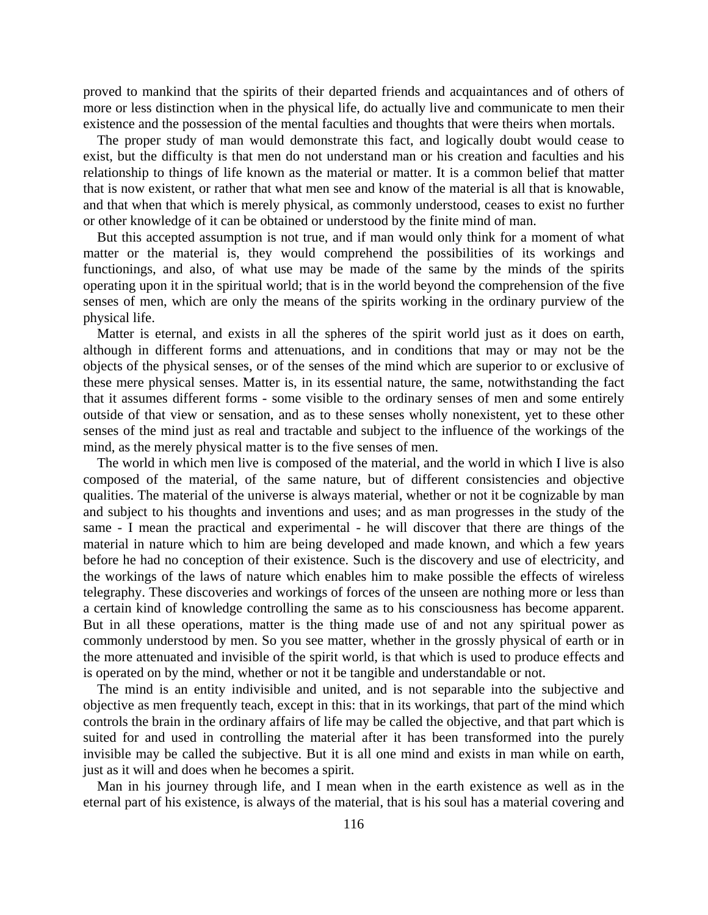proved to mankind that the spirits of their departed friends and acquaintances and of others of more or less distinction when in the physical life, do actually live and communicate to men their existence and the possession of the mental faculties and thoughts that were theirs when mortals.

The proper study of man would demonstrate this fact, and logically doubt would cease to exist, but the difficulty is that men do not understand man or his creation and faculties and his relationship to things of life known as the material or matter. It is a common belief that matter that is now existent, or rather that what men see and know of the material is all that is knowable, and that when that which is merely physical, as commonly understood, ceases to exist no further or other knowledge of it can be obtained or understood by the finite mind of man.

But this accepted assumption is not true, and if man would only think for a moment of what matter or the material is, they would comprehend the possibilities of its workings and functionings, and also, of what use may be made of the same by the minds of the spirits operating upon it in the spiritual world; that is in the world beyond the comprehension of the five senses of men, which are only the means of the spirits working in the ordinary purview of the physical life.

Matter is eternal, and exists in all the spheres of the spirit world just as it does on earth, although in different forms and attenuations, and in conditions that may or may not be the objects of the physical senses, or of the senses of the mind which are superior to or exclusive of these mere physical senses. Matter is, in its essential nature, the same, notwithstanding the fact that it assumes different forms - some visible to the ordinary senses of men and some entirely outside of that view or sensation, and as to these senses wholly nonexistent, yet to these other senses of the mind just as real and tractable and subject to the influence of the workings of the mind, as the merely physical matter is to the five senses of men.

The world in which men live is composed of the material, and the world in which I live is also composed of the material, of the same nature, but of different consistencies and objective qualities. The material of the universe is always material, whether or not it be cognizable by man and subject to his thoughts and inventions and uses; and as man progresses in the study of the same - I mean the practical and experimental - he will discover that there are things of the material in nature which to him are being developed and made known, and which a few years before he had no conception of their existence. Such is the discovery and use of electricity, and the workings of the laws of nature which enables him to make possible the effects of wireless telegraphy. These discoveries and workings of forces of the unseen are nothing more or less than a certain kind of knowledge controlling the same as to his consciousness has become apparent. But in all these operations, matter is the thing made use of and not any spiritual power as commonly understood by men. So you see matter, whether in the grossly physical of earth or in the more attenuated and invisible of the spirit world, is that which is used to produce effects and is operated on by the mind, whether or not it be tangible and understandable or not.

The mind is an entity indivisible and united, and is not separable into the subjective and objective as men frequently teach, except in this: that in its workings, that part of the mind which controls the brain in the ordinary affairs of life may be called the objective, and that part which is suited for and used in controlling the material after it has been transformed into the purely invisible may be called the subjective. But it is all one mind and exists in man while on earth, just as it will and does when he becomes a spirit.

Man in his journey through life, and I mean when in the earth existence as well as in the eternal part of his existence, is always of the material, that is his soul has a material covering and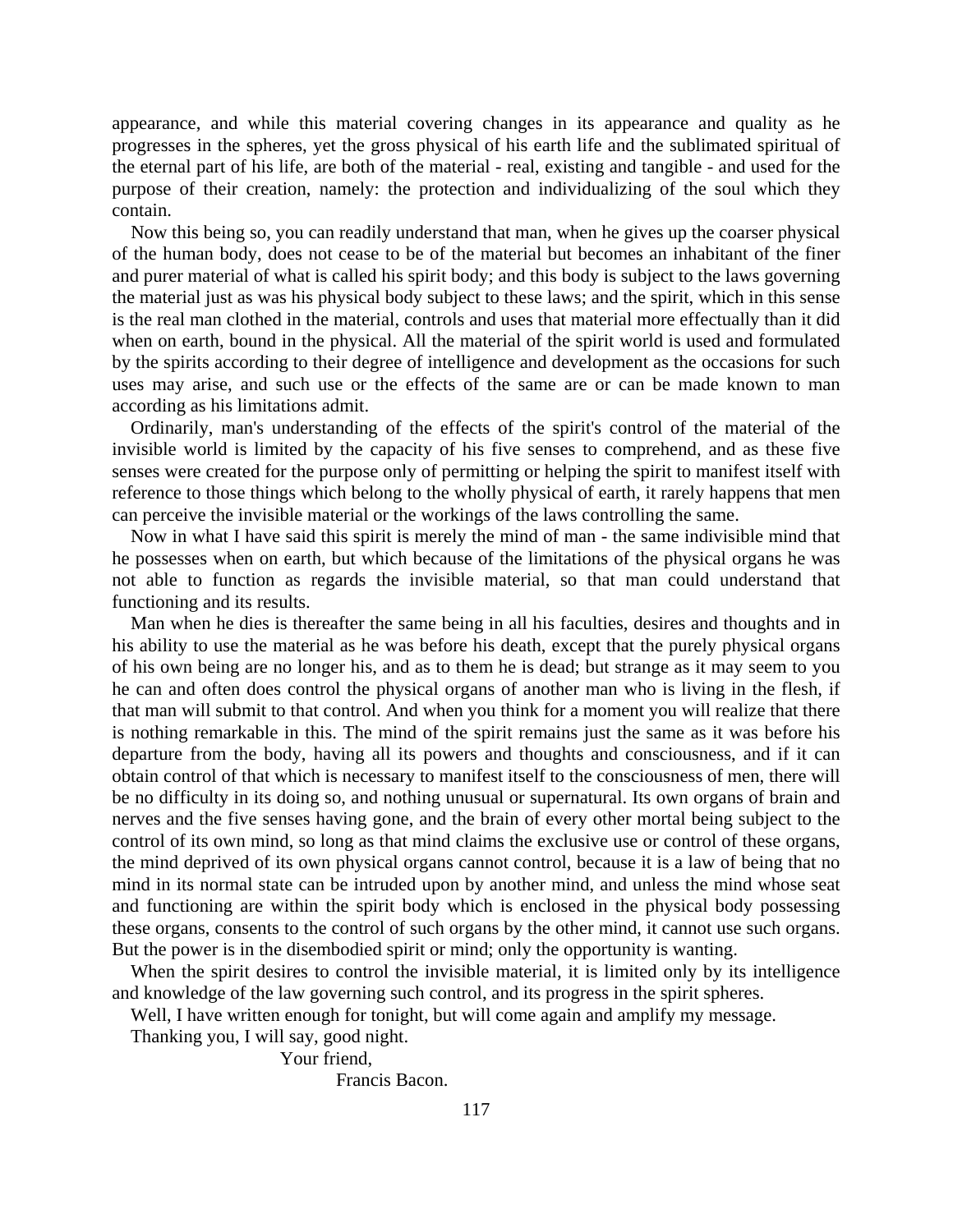appearance, and while this material covering changes in its appearance and quality as he progresses in the spheres, yet the gross physical of his earth life and the sublimated spiritual of the eternal part of his life, are both of the material - real, existing and tangible - and used for the purpose of their creation, namely: the protection and individualizing of the soul which they contain.

Now this being so, you can readily understand that man, when he gives up the coarser physical of the human body, does not cease to be of the material but becomes an inhabitant of the finer and purer material of what is called his spirit body; and this body is subject to the laws governing the material just as was his physical body subject to these laws; and the spirit, which in this sense is the real man clothed in the material, controls and uses that material more effectually than it did when on earth, bound in the physical. All the material of the spirit world is used and formulated by the spirits according to their degree of intelligence and development as the occasions for such uses may arise, and such use or the effects of the same are or can be made known to man according as his limitations admit.

Ordinarily, man's understanding of the effects of the spirit's control of the material of the invisible world is limited by the capacity of his five senses to comprehend, and as these five senses were created for the purpose only of permitting or helping the spirit to manifest itself with reference to those things which belong to the wholly physical of earth, it rarely happens that men can perceive the invisible material or the workings of the laws controlling the same.

Now in what I have said this spirit is merely the mind of man - the same indivisible mind that he possesses when on earth, but which because of the limitations of the physical organs he was not able to function as regards the invisible material, so that man could understand that functioning and its results.

Man when he dies is thereafter the same being in all his faculties, desires and thoughts and in his ability to use the material as he was before his death, except that the purely physical organs of his own being are no longer his, and as to them he is dead; but strange as it may seem to you he can and often does control the physical organs of another man who is living in the flesh, if that man will submit to that control. And when you think for a moment you will realize that there is nothing remarkable in this. The mind of the spirit remains just the same as it was before his departure from the body, having all its powers and thoughts and consciousness, and if it can obtain control of that which is necessary to manifest itself to the consciousness of men, there will be no difficulty in its doing so, and nothing unusual or supernatural. Its own organs of brain and nerves and the five senses having gone, and the brain of every other mortal being subject to the control of its own mind, so long as that mind claims the exclusive use or control of these organs, the mind deprived of its own physical organs cannot control, because it is a law of being that no mind in its normal state can be intruded upon by another mind, and unless the mind whose seat and functioning are within the spirit body which is enclosed in the physical body possessing these organs, consents to the control of such organs by the other mind, it cannot use such organs. But the power is in the disembodied spirit or mind; only the opportunity is wanting.

When the spirit desires to control the invisible material, it is limited only by its intelligence and knowledge of the law governing such control, and its progress in the spirit spheres.

Well, I have written enough for tonight, but will come again and amplify my message.

Thanking you, I will say, good night.

Your friend,

Francis Bacon.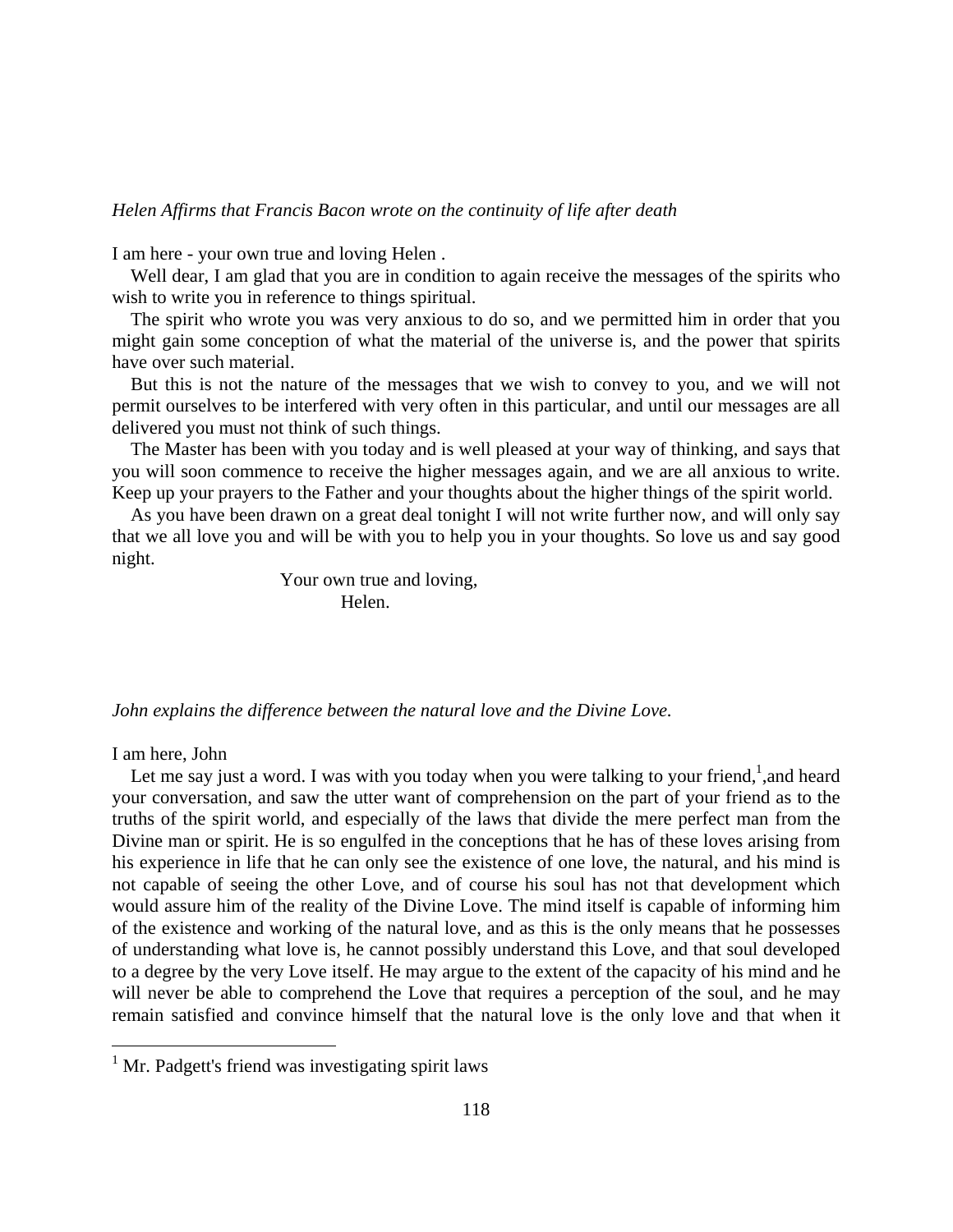*Helen Affirms that Francis Bacon wrote on the continuity of life after death*

I am here - your own true and loving Helen .

Well dear, I am glad that you are in condition to again receive the messages of the spirits who wish to write you in reference to things spiritual.

The spirit who wrote you was very anxious to do so, and we permitted him in order that you might gain some conception of what the material of the universe is, and the power that spirits have over such material.

But this is not the nature of the messages that we wish to convey to you, and we will not permit ourselves to be interfered with very often in this particular, and until our messages are all delivered you must not think of such things.

The Master has been with you today and is well pleased at your way of thinking, and says that you will soon commence to receive the higher messages again, and we are all anxious to write. Keep up your prayers to the Father and your thoughts about the higher things of the spirit world.

As you have been drawn on a great deal tonight I will not write further now, and will only say that we all love you and will be with you to help you in your thoughts. So love us and say good night.

Your own true and loving,
Helen.

*John explains the difference between the natural love and the Divine Love.*

I am here, John

Let me say just a word. I was with you today when you were talking to your friend,[1],and heard your conversation, and saw the utter want of comprehension on the part of your friend as to the truths of the spirit world, and especially of the laws that divide the mere perfect man from the Divine man or spirit. He is so engulfed in the conceptions that he has of these loves arising from his experience in life that he can only see the existence of one love, the natural, and his mind is not capable of seeing the other Love, and of course his soul has not that development which would assure him of the reality of the Divine Love. The mind itself is capable of informing him of the existence and working of the natural love, and as this is the only means that he possesses of understanding what love is, he cannot possibly understand this Love, and that soul developed to a degree by the very Love itself. He may argue to the extent of the capacity of his mind and he will never be able to comprehend the Love that requires a perception of the soul, and he may remain satisfied and convince himself that the natural love is the only love and that when it

[1] Mr. Padgett's friend was investigating spirit laws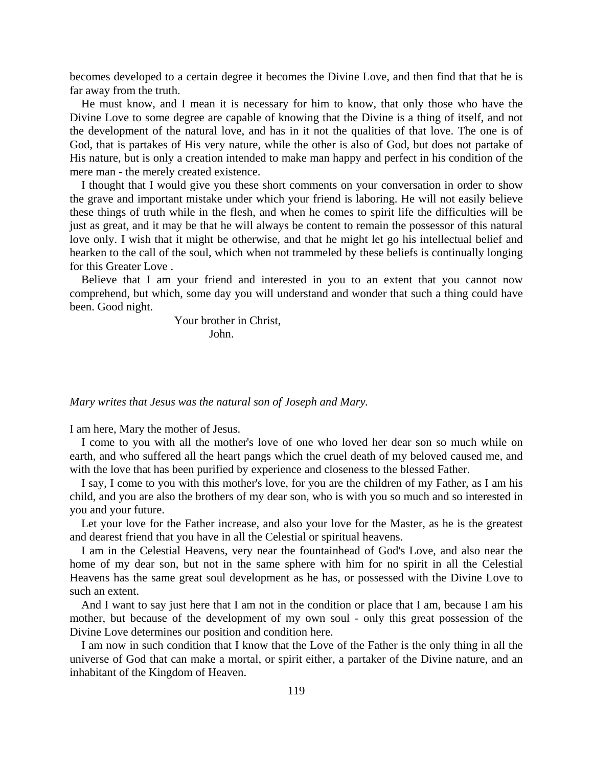becomes developed to a certain degree it becomes the Divine Love, and then find that that he is far away from the truth.

He must know, and I mean it is necessary for him to know, that only those who have the Divine Love to some degree are capable of knowing that the Divine is a thing of itself, and not the development of the natural love, and has in it not the qualities of that love. The one is of God, that is partakes of His very nature, while the other is also of God, but does not partake of His nature, but is only a creation intended to make man happy and perfect in his condition of the mere man - the merely created existence.

I thought that I would give you these short comments on your conversation in order to show the grave and important mistake under which your friend is laboring. He will not easily believe these things of truth while in the flesh, and when he comes to spirit life the difficulties will be just as great, and it may be that he will always be content to remain the possessor of this natural love only. I wish that it might be otherwise, and that he might let go his intellectual belief and hearken to the call of the soul, which when not trammeled by these beliefs is continually longing for this Greater Love .

Believe that I am your friend and interested in you to an extent that you cannot now comprehend, but which, some day you will understand and wonder that such a thing could have been. Good night.

Your brother in Christ,
John.

*Mary writes that Jesus was the natural son of Joseph and Mary.*

I am here, Mary the mother of Jesus.

I come to you with all the mother's love of one who loved her dear son so much while on earth, and who suffered all the heart pangs which the cruel death of my beloved caused me, and with the love that has been purified by experience and closeness to the blessed Father.

I say, I come to you with this mother's love, for you are the children of my Father, as I am his child, and you are also the brothers of my dear son, who is with you so much and so interested in you and your future.

Let your love for the Father increase, and also your love for the Master, as he is the greatest and dearest friend that you have in all the Celestial or spiritual heavens.

I am in the Celestial Heavens, very near the fountainhead of God's Love, and also near the home of my dear son, but not in the same sphere with him for no spirit in all the Celestial Heavens has the same great soul development as he has, or possessed with the Divine Love to such an extent.

And I want to say just here that I am not in the condition or place that I am, because I am his mother, but because of the development of my own soul - only this great possession of the Divine Love determines our position and condition here.

I am now in such condition that I know that the Love of the Father is the only thing in all the universe of God that can make a mortal, or spirit either, a partaker of the Divine nature, and an inhabitant of the Kingdom of Heaven.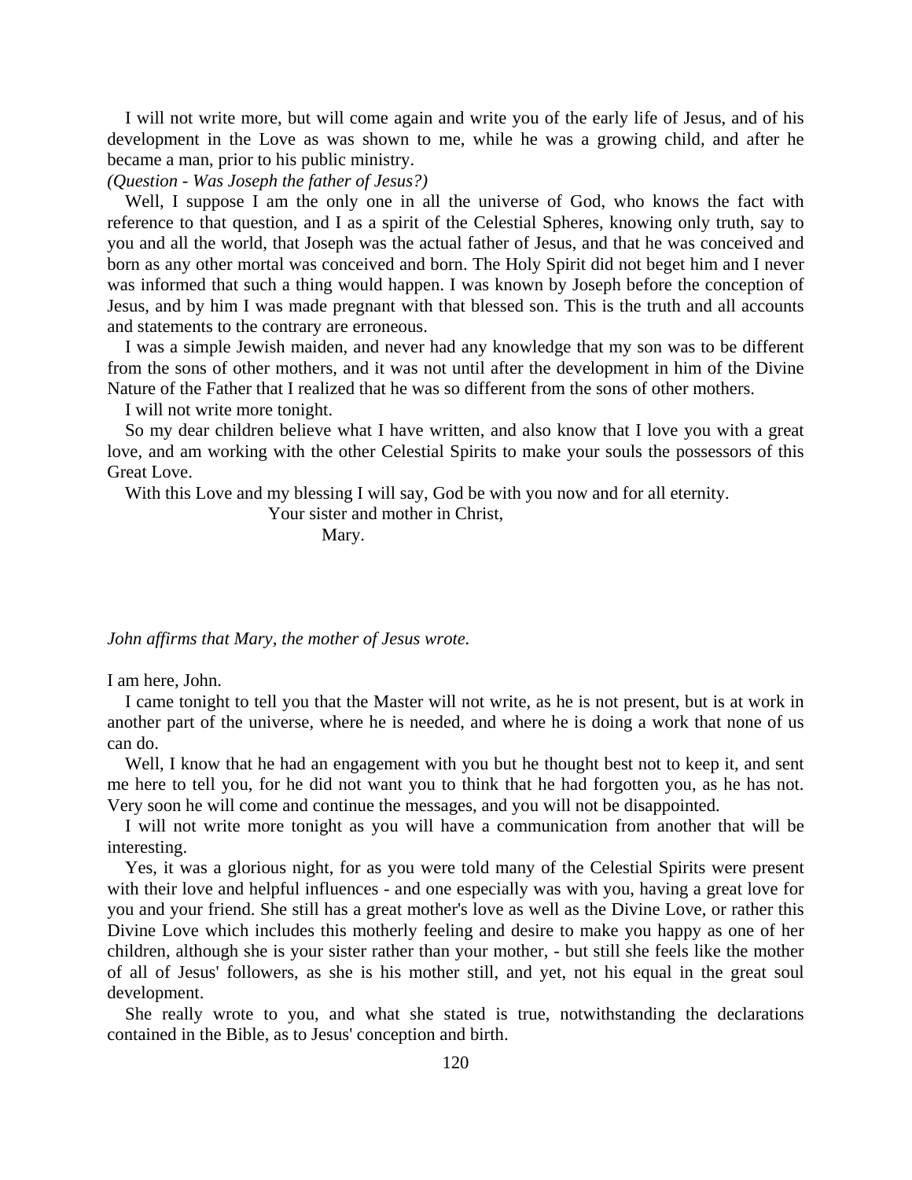I will not write more, but will come again and write you of the early life of Jesus, and of his development in the Love as was shown to me, while he was a growing child, and after he became a man, prior to his public ministry.

*(Question - Was Joseph the father of Jesus?)*

Well, I suppose I am the only one in all the universe of God, who knows the fact with reference to that question, and I as a spirit of the Celestial Spheres, knowing only truth, say to you and all the world, that Joseph was the actual father of Jesus, and that he was conceived and born as any other mortal was conceived and born. The Holy Spirit did not beget him and I never was informed that such a thing would happen. I was known by Joseph before the conception of Jesus, and by him I was made pregnant with that blessed son. This is the truth and all accounts and statements to the contrary are erroneous.

I was a simple Jewish maiden, and never had any knowledge that my son was to be different from the sons of other mothers, and it was not until after the development in him of the Divine Nature of the Father that I realized that he was so different from the sons of other mothers.

I will not write more tonight.

So my dear children believe what I have written, and also know that I love you with a great love, and am working with the other Celestial Spirits to make your souls the possessors of this Great Love.

With this Love and my blessing I will say, God be with you now and for all eternity.

Your sister and mother in Christ,

Mary.

*John affirms that Mary, the mother of Jesus wrote.*

I am here, John.

I came tonight to tell you that the Master will not write, as he is not present, but is at work in another part of the universe, where he is needed, and where he is doing a work that none of us can do.

Well, I know that he had an engagement with you but he thought best not to keep it, and sent me here to tell you, for he did not want you to think that he had forgotten you, as he has not. Very soon he will come and continue the messages, and you will not be disappointed.

I will not write more tonight as you will have a communication from another that will be interesting.

Yes, it was a glorious night, for as you were told many of the Celestial Spirits were present with their love and helpful influences - and one especially was with you, having a great love for you and your friend. She still has a great mother's love as well as the Divine Love, or rather this Divine Love which includes this motherly feeling and desire to make you happy as one of her children, although she is your sister rather than your mother, - but still she feels like the mother of all of Jesus' followers, as she is his mother still, and yet, not his equal in the great soul development.

She really wrote to you, and what she stated is true, notwithstanding the declarations contained in the Bible, as to Jesus' conception and birth.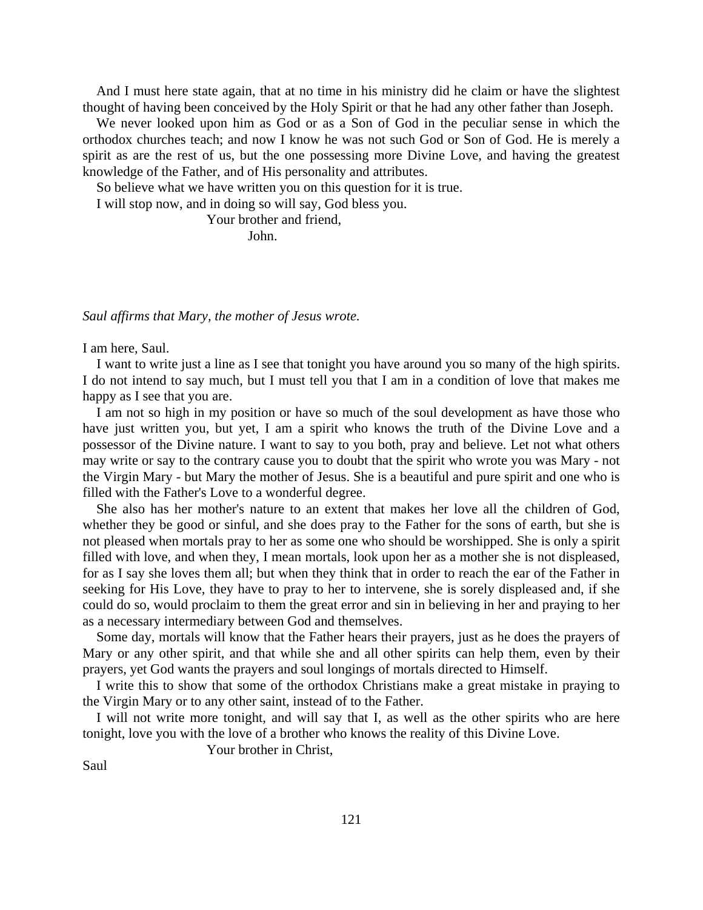And I must here state again, that at no time in his ministry did he claim or have the slightest thought of having been conceived by the Holy Spirit or that he had any other father than Joseph.

We never looked upon him as God or as a Son of God in the peculiar sense in which the orthodox churches teach; and now I know he was not such God or Son of God. He is merely a spirit as are the rest of us, but the one possessing more Divine Love, and having the greatest knowledge of the Father, and of His personality and attributes.

So believe what we have written you on this question for it is true.

I will stop now, and in doing so will say, God bless you.

Your brother and friend,

John.

*Saul affirms that Mary, the mother of Jesus wrote.*

I am here, Saul.

I want to write just a line as I see that tonight you have around you so many of the high spirits. I do not intend to say much, but I must tell you that I am in a condition of love that makes me happy as I see that you are.

I am not so high in my position or have so much of the soul development as have those who have just written you, but yet, I am a spirit who knows the truth of the Divine Love and a possessor of the Divine nature. I want to say to you both, pray and believe. Let not what others may write or say to the contrary cause you to doubt that the spirit who wrote you was Mary - not the Virgin Mary - but Mary the mother of Jesus. She is a beautiful and pure spirit and one who is filled with the Father's Love to a wonderful degree.

She also has her mother's nature to an extent that makes her love all the children of God, whether they be good or sinful, and she does pray to the Father for the sons of earth, but she is not pleased when mortals pray to her as some one who should be worshipped. She is only a spirit filled with love, and when they, I mean mortals, look upon her as a mother she is not displeased, for as I say she loves them all; but when they think that in order to reach the ear of the Father in seeking for His Love, they have to pray to her to intervene, she is sorely displeased and, if she could do so, would proclaim to them the great error and sin in believing in her and praying to her as a necessary intermediary between God and themselves.

Some day, mortals will know that the Father hears their prayers, just as he does the prayers of Mary or any other spirit, and that while she and all other spirits can help them, even by their prayers, yet God wants the prayers and soul longings of mortals directed to Himself.

I write this to show that some of the orthodox Christians make a great mistake in praying to the Virgin Mary or to any other saint, instead of to the Father.

I will not write more tonight, and will say that I, as well as the other spirits who are here tonight, love you with the love of a brother who knows the reality of this Divine Love.

Your brother in Christ,

Saul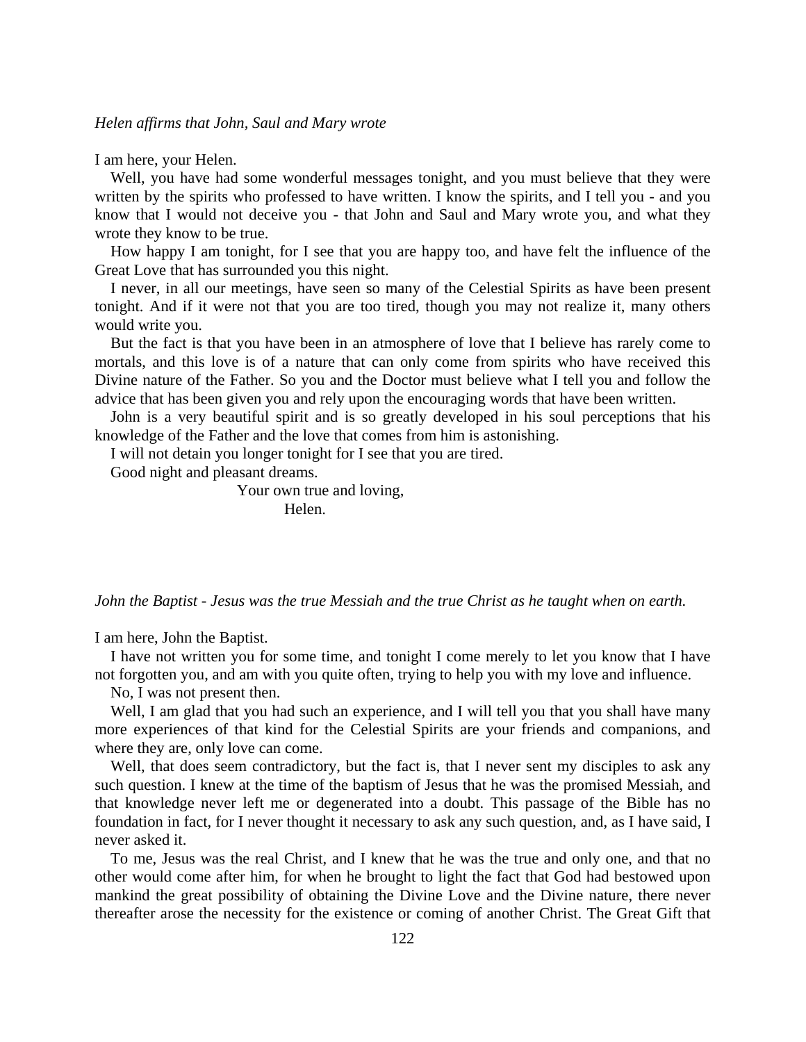*Helen affirms that John, Saul and Mary wrote*

I am here, your Helen.

Well, you have had some wonderful messages tonight, and you must believe that they were written by the spirits who professed to have written. I know the spirits, and I tell you - and you know that I would not deceive you - that John and Saul and Mary wrote you, and what they wrote they know to be true.

How happy I am tonight, for I see that you are happy too, and have felt the influence of the Great Love that has surrounded you this night.

I never, in all our meetings, have seen so many of the Celestial Spirits as have been present tonight. And if it were not that you are too tired, though you may not realize it, many others would write you.

But the fact is that you have been in an atmosphere of love that I believe has rarely come to mortals, and this love is of a nature that can only come from spirits who have received this Divine nature of the Father. So you and the Doctor must believe what I tell you and follow the advice that has been given you and rely upon the encouraging words that have been written.

John is a very beautiful spirit and is so greatly developed in his soul perceptions that his knowledge of the Father and the love that comes from him is astonishing.

I will not detain you longer tonight for I see that you are tired.

Good night and pleasant dreams.

Your own true and loving,
Helen.

*John the Baptist - Jesus was the true Messiah and the true Christ as he taught when on earth.*

I am here, John the Baptist.

I have not written you for some time, and tonight I come merely to let you know that I have not forgotten you, and am with you quite often, trying to help you with my love and influence.

No, I was not present then.

Well, I am glad that you had such an experience, and I will tell you that you shall have many more experiences of that kind for the Celestial Spirits are your friends and companions, and where they are, only love can come.

Well, that does seem contradictory, but the fact is, that I never sent my disciples to ask any such question. I knew at the time of the baptism of Jesus that he was the promised Messiah, and that knowledge never left me or degenerated into a doubt. This passage of the Bible has no foundation in fact, for I never thought it necessary to ask any such question, and, as I have said, I never asked it.

To me, Jesus was the real Christ, and I knew that he was the true and only one, and that no other would come after him, for when he brought to light the fact that God had bestowed upon mankind the great possibility of obtaining the Divine Love and the Divine nature, there never thereafter arose the necessity for the existence or coming of another Christ. The Great Gift that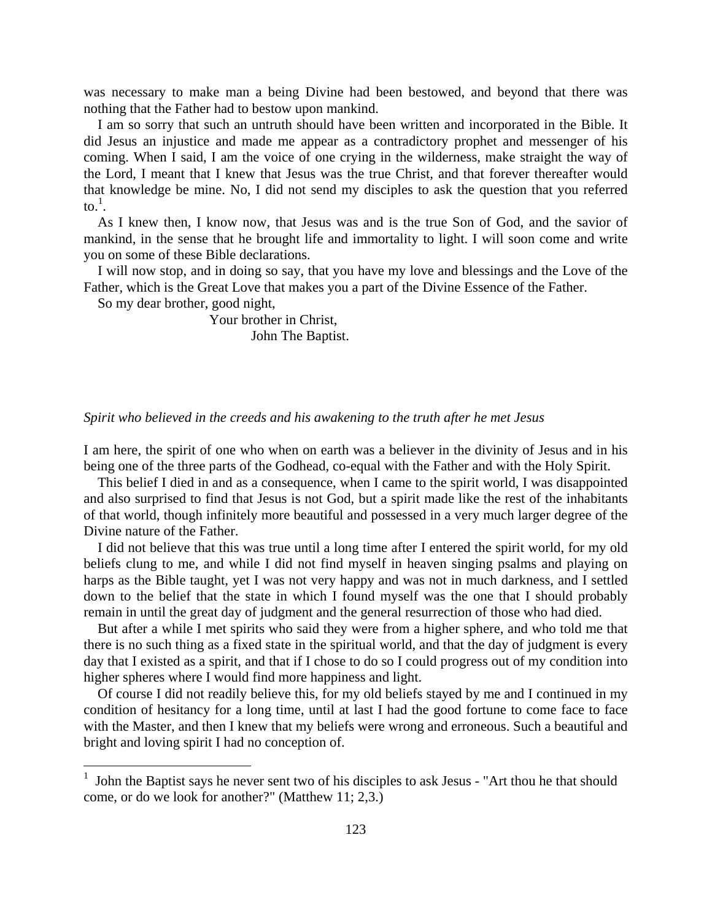was necessary to make man a being Divine had been bestowed, and beyond that there was nothing that the Father had to bestow upon mankind.

I am so sorry that such an untruth should have been written and incorporated in the Bible. It did Jesus an injustice and made me appear as a contradictory prophet and messenger of his coming. When I said, I am the voice of one crying in the wilderness, make straight the way of the Lord, I meant that I knew that Jesus was the true Christ, and that forever thereafter would that knowledge be mine. No, I did not send my disciples to ask the question that you referred to.[1].

As I knew then, I know now, that Jesus was and is the true Son of God, and the savior of mankind, in the sense that he brought life and immortality to light. I will soon come and write you on some of these Bible declarations.

I will now stop, and in doing so say, that you have my love and blessings and the Love of the Father, which is the Great Love that makes you a part of the Divine Essence of the Father.

So my dear brother, good night,

Your brother in Christ,
John The Baptist.

*Spirit who believed in the creeds and his awakening to the truth after he met Jesus*

I am here, the spirit of one who when on earth was a believer in the divinity of Jesus and in his being one of the three parts of the Godhead, co-equal with the Father and with the Holy Spirit.

This belief I died in and as a consequence, when I came to the spirit world, I was disappointed and also surprised to find that Jesus is not God, but a spirit made like the rest of the inhabitants of that world, though infinitely more beautiful and possessed in a very much larger degree of the Divine nature of the Father.

I did not believe that this was true until a long time after I entered the spirit world, for my old beliefs clung to me, and while I did not find myself in heaven singing psalms and playing on harps as the Bible taught, yet I was not very happy and was not in much darkness, and I settled down to the belief that the state in which I found myself was the one that I should probably remain in until the great day of judgment and the general resurrection of those who had died.

But after a while I met spirits who said they were from a higher sphere, and who told me that there is no such thing as a fixed state in the spiritual world, and that the day of judgment is every day that I existed as a spirit, and that if I chose to do so I could progress out of my condition into higher spheres where I would find more happiness and light.

Of course I did not readily believe this, for my old beliefs stayed by me and I continued in my condition of hesitancy for a long time, until at last I had the good fortune to come face to face with the Master, and then I knew that my beliefs were wrong and erroneous. Such a beautiful and bright and loving spirit I had no conception of.

---

[1] John the Baptist says he never sent two of his disciples to ask Jesus - "Art thou he that should come, or do we look for another?" (Matthew 11; 2,3.)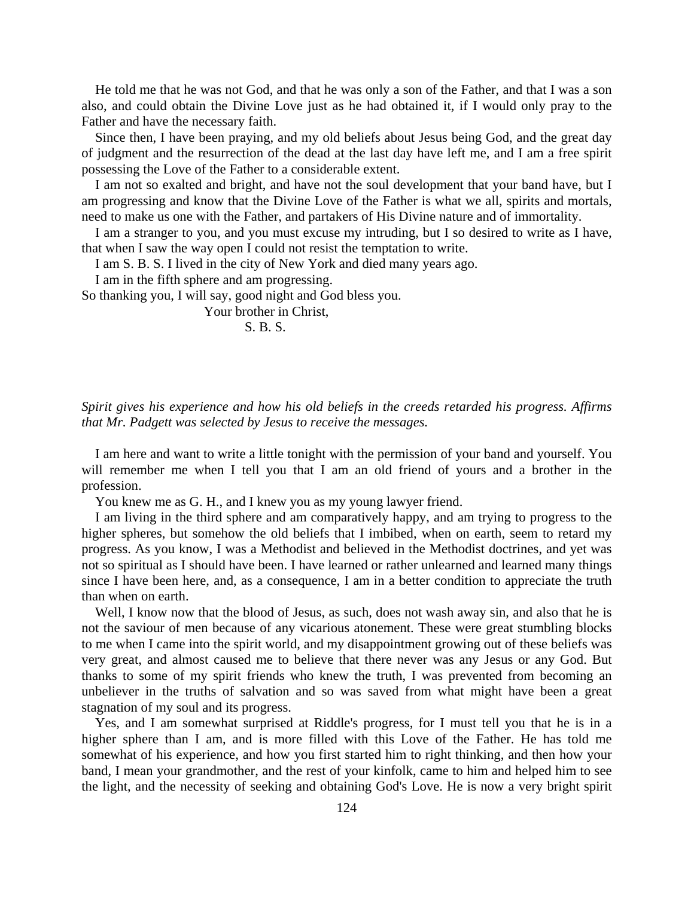He told me that he was not God, and that he was only a son of the Father, and that I was a son also, and could obtain the Divine Love just as he had obtained it, if I would only pray to the Father and have the necessary faith.

Since then, I have been praying, and my old beliefs about Jesus being God, and the great day of judgment and the resurrection of the dead at the last day have left me, and I am a free spirit possessing the Love of the Father to a considerable extent.

I am not so exalted and bright, and have not the soul development that your band have, but I am progressing and know that the Divine Love of the Father is what we all, spirits and mortals, need to make us one with the Father, and partakers of His Divine nature and of immortality.

I am a stranger to you, and you must excuse my intruding, but I so desired to write as I have, that when I saw the way open I could not resist the temptation to write.

I am S. B. S. I lived in the city of New York and died many years ago.

I am in the fifth sphere and am progressing.

So thanking you, I will say, good night and God bless you.

Your brother in Christ,
S. B. S.

*Spirit gives his experience and how his old beliefs in the creeds retarded his progress. Affirms that Mr. Padgett was selected by Jesus to receive the messages.*

I am here and want to write a little tonight with the permission of your band and yourself. You will remember me when I tell you that I am an old friend of yours and a brother in the profession.

You knew me as G. H., and I knew you as my young lawyer friend.

I am living in the third sphere and am comparatively happy, and am trying to progress to the higher spheres, but somehow the old beliefs that I imbibed, when on earth, seem to retard my progress. As you know, I was a Methodist and believed in the Methodist doctrines, and yet was not so spiritual as I should have been. I have learned or rather unlearned and learned many things since I have been here, and, as a consequence, I am in a better condition to appreciate the truth than when on earth.

Well, I know now that the blood of Jesus, as such, does not wash away sin, and also that he is not the saviour of men because of any vicarious atonement. These were great stumbling blocks to me when I came into the spirit world, and my disappointment growing out of these beliefs was very great, and almost caused me to believe that there never was any Jesus or any God. But thanks to some of my spirit friends who knew the truth, I was prevented from becoming an unbeliever in the truths of salvation and so was saved from what might have been a great stagnation of my soul and its progress.

Yes, and I am somewhat surprised at Riddle's progress, for I must tell you that he is in a higher sphere than I am, and is more filled with this Love of the Father. He has told me somewhat of his experience, and how you first started him to right thinking, and then how your band, I mean your grandmother, and the rest of your kinfolk, came to him and helped him to see the light, and the necessity of seeking and obtaining God's Love. He is now a very bright spirit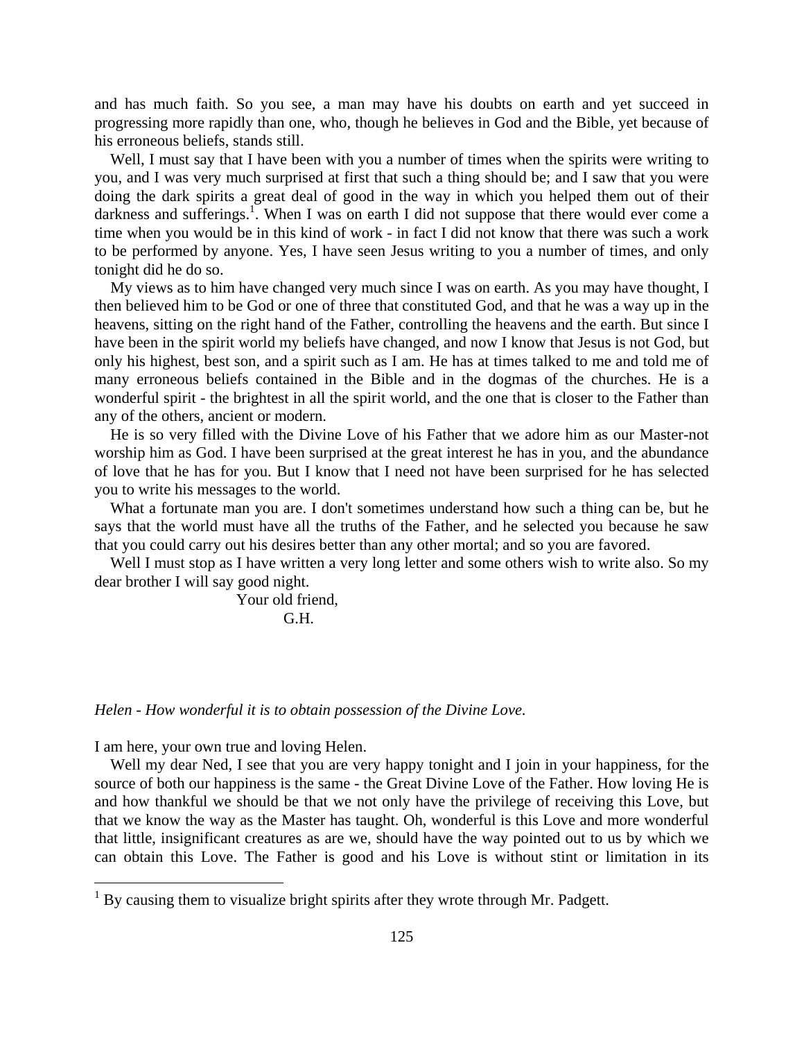and has much faith. So you see, a man may have his doubts on earth and yet succeed in progressing more rapidly than one, who, though he believes in God and the Bible, yet because of his erroneous beliefs, stands still.

Well, I must say that I have been with you a number of times when the spirits were writing to you, and I was very much surprised at first that such a thing should be; and I saw that you were doing the dark spirits a great deal of good in the way in which you helped them out of their darkness and sufferings.[1]. When I was on earth I did not suppose that there would ever come a time when you would be in this kind of work - in fact I did not know that there was such a work to be performed by anyone. Yes, I have seen Jesus writing to you a number of times, and only tonight did he do so.

My views as to him have changed very much since I was on earth. As you may have thought, I then believed him to be God or one of three that constituted God, and that he was a way up in the heavens, sitting on the right hand of the Father, controlling the heavens and the earth. But since I have been in the spirit world my beliefs have changed, and now I know that Jesus is not God, but only his highest, best son, and a spirit such as I am. He has at times talked to me and told me of many erroneous beliefs contained in the Bible and in the dogmas of the churches. He is a wonderful spirit - the brightest in all the spirit world, and the one that is closer to the Father than any of the others, ancient or modern.

He is so very filled with the Divine Love of his Father that we adore him as our Master-not worship him as God. I have been surprised at the great interest he has in you, and the abundance of love that he has for you. But I know that I need not have been surprised for he has selected you to write his messages to the world.

What a fortunate man you are. I don't sometimes understand how such a thing can be, but he says that the world must have all the truths of the Father, and he selected you because he saw that you could carry out his desires better than any other mortal; and so you are favored.

Well I must stop as I have written a very long letter and some others wish to write also. So my dear brother I will say good night.

Your old friend,
G.H.

*Helen - How wonderful it is to obtain possession of the Divine Love.*

I am here, your own true and loving Helen.

Well my dear Ned, I see that you are very happy tonight and I join in your happiness, for the source of both our happiness is the same - the Great Divine Love of the Father. How loving He is and how thankful we should be that we not only have the privilege of receiving this Love, but that we know the way as the Master has taught. Oh, wonderful is this Love and more wonderful that little, insignificant creatures as are we, should have the way pointed out to us by which we can obtain this Love. The Father is good and his Love is without stint or limitation in its

---

[1] By causing them to visualize bright spirits after they wrote through Mr. Padgett.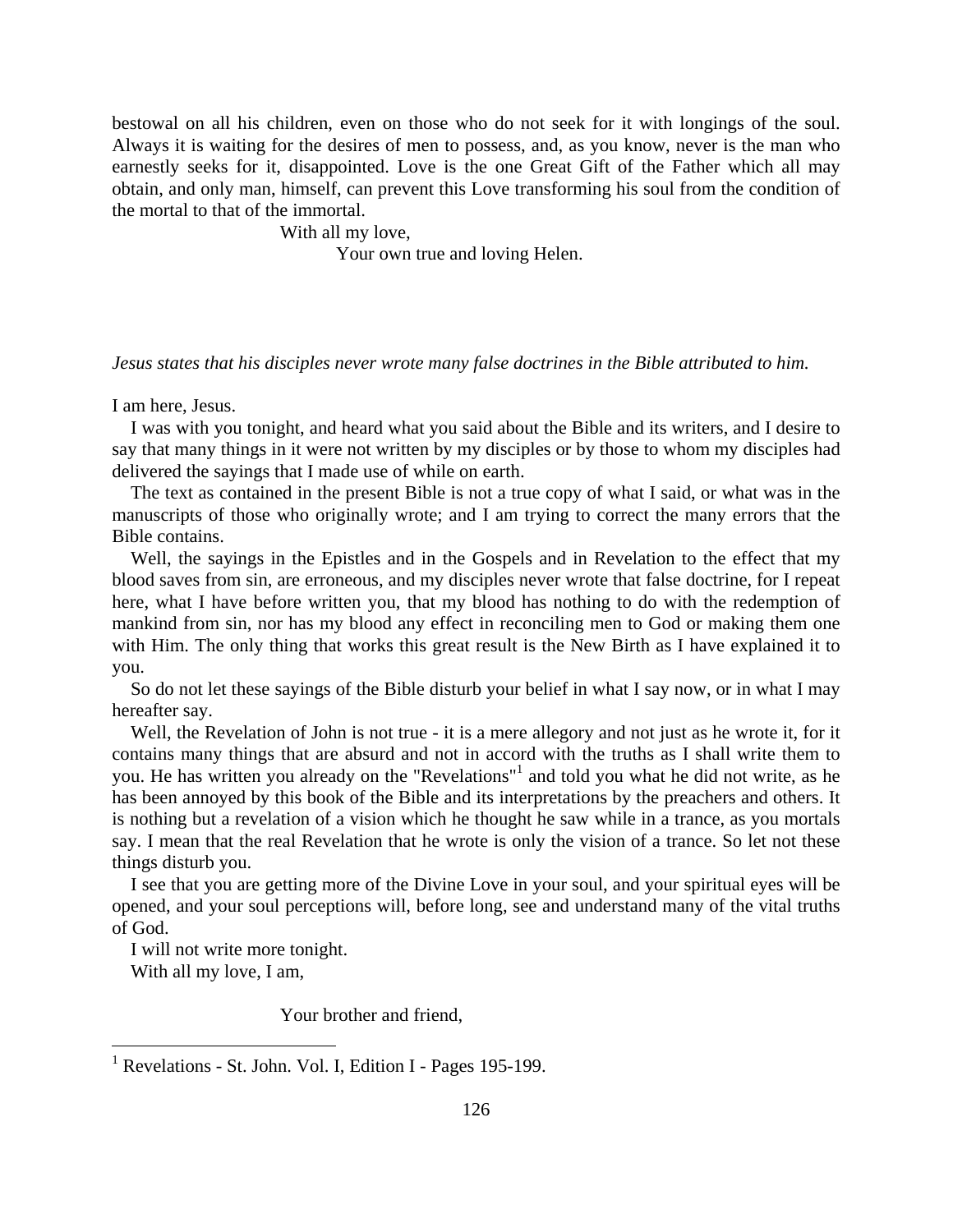bestowal on all his children, even on those who do not seek for it with longings of the soul. Always it is waiting for the desires of men to possess, and, as you know, never is the man who earnestly seeks for it, disappointed. Love is the one Great Gift of the Father which all may obtain, and only man, himself, can prevent this Love transforming his soul from the condition of the mortal to that of the immortal.

With all my love,

Your own true and loving Helen.

*Jesus states that his disciples never wrote many false doctrines in the Bible attributed to him.*

I am here, Jesus.

I was with you tonight, and heard what you said about the Bible and its writers, and I desire to say that many things in it were not written by my disciples or by those to whom my disciples had delivered the sayings that I made use of while on earth.

The text as contained in the present Bible is not a true copy of what I said, or what was in the manuscripts of those who originally wrote; and I am trying to correct the many errors that the Bible contains.

Well, the sayings in the Epistles and in the Gospels and in Revelation to the effect that my blood saves from sin, are erroneous, and my disciples never wrote that false doctrine, for I repeat here, what I have before written you, that my blood has nothing to do with the redemption of mankind from sin, nor has my blood any effect in reconciling men to God or making them one with Him. The only thing that works this great result is the New Birth as I have explained it to you.

So do not let these sayings of the Bible disturb your belief in what I say now, or in what I may hereafter say.

Well, the Revelation of John is not true - it is a mere allegory and not just as he wrote it, for it contains many things that are absurd and not in accord with the truths as I shall write them to you. He has written you already on the "Revelations"[1] and told you what he did not write, as he has been annoyed by this book of the Bible and its interpretations by the preachers and others. It is nothing but a revelation of a vision which he thought he saw while in a trance, as you mortals say. I mean that the real Revelation that he wrote is only the vision of a trance. So let not these things disturb you.

I see that you are getting more of the Divine Love in your soul, and your spiritual eyes will be opened, and your soul perceptions will, before long, see and understand many of the vital truths of God.

I will not write more tonight.

With all my love, I am,

Your brother and friend,

[1] Revelations - St. John. Vol. I, Edition I - Pages 195-199.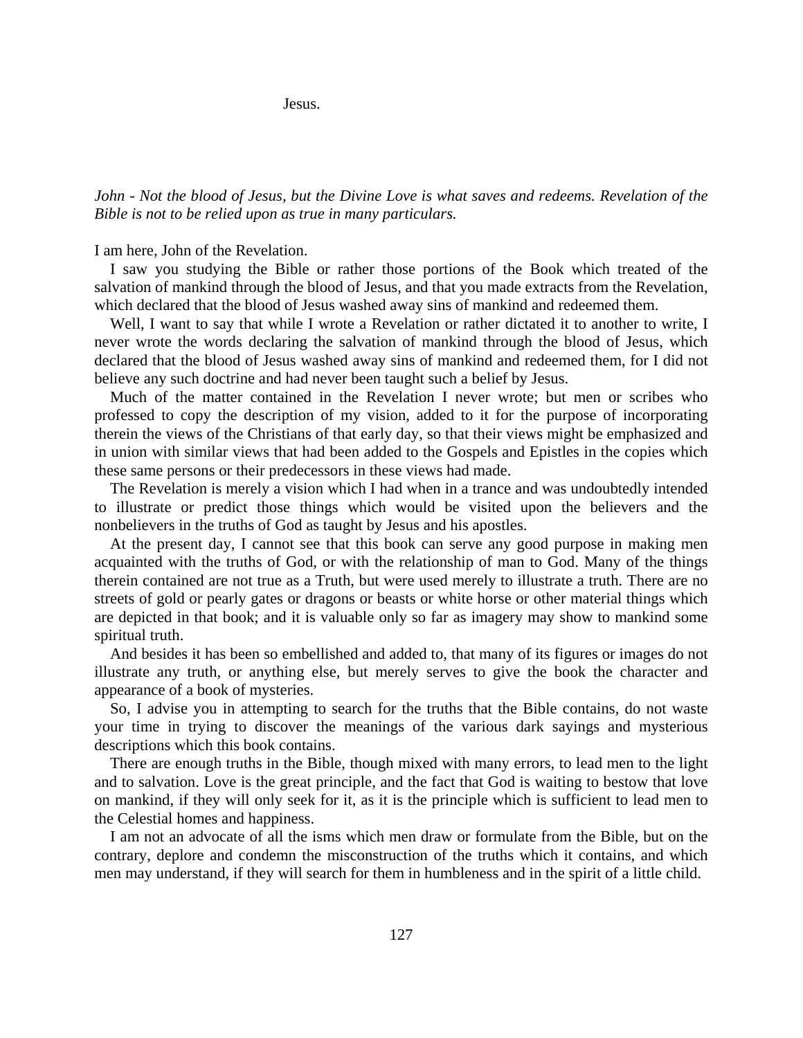Jesus.

*John - Not the blood of Jesus, but the Divine Love is what saves and redeems. Revelation of the Bible is not to be relied upon as true in many particulars.*

I am here, John of the Revelation.

I saw you studying the Bible or rather those portions of the Book which treated of the salvation of mankind through the blood of Jesus, and that you made extracts from the Revelation, which declared that the blood of Jesus washed away sins of mankind and redeemed them.

Well, I want to say that while I wrote a Revelation or rather dictated it to another to write, I never wrote the words declaring the salvation of mankind through the blood of Jesus, which declared that the blood of Jesus washed away sins of mankind and redeemed them, for I did not believe any such doctrine and had never been taught such a belief by Jesus.

Much of the matter contained in the Revelation I never wrote; but men or scribes who professed to copy the description of my vision, added to it for the purpose of incorporating therein the views of the Christians of that early day, so that their views might be emphasized and in union with similar views that had been added to the Gospels and Epistles in the copies which these same persons or their predecessors in these views had made.

The Revelation is merely a vision which I had when in a trance and was undoubtedly intended to illustrate or predict those things which would be visited upon the believers and the nonbelievers in the truths of God as taught by Jesus and his apostles.

At the present day, I cannot see that this book can serve any good purpose in making men acquainted with the truths of God, or with the relationship of man to God. Many of the things therein contained are not true as a Truth, but were used merely to illustrate a truth. There are no streets of gold or pearly gates or dragons or beasts or white horse or other material things which are depicted in that book; and it is valuable only so far as imagery may show to mankind some spiritual truth.

And besides it has been so embellished and added to, that many of its figures or images do not illustrate any truth, or anything else, but merely serves to give the book the character and appearance of a book of mysteries.

So, I advise you in attempting to search for the truths that the Bible contains, do not waste your time in trying to discover the meanings of the various dark sayings and mysterious descriptions which this book contains.

There are enough truths in the Bible, though mixed with many errors, to lead men to the light and to salvation. Love is the great principle, and the fact that God is waiting to bestow that love on mankind, if they will only seek for it, as it is the principle which is sufficient to lead men to the Celestial homes and happiness.

I am not an advocate of all the isms which men draw or formulate from the Bible, but on the contrary, deplore and condemn the misconstruction of the truths which it contains, and which men may understand, if they will search for them in humbleness and in the spirit of a little child.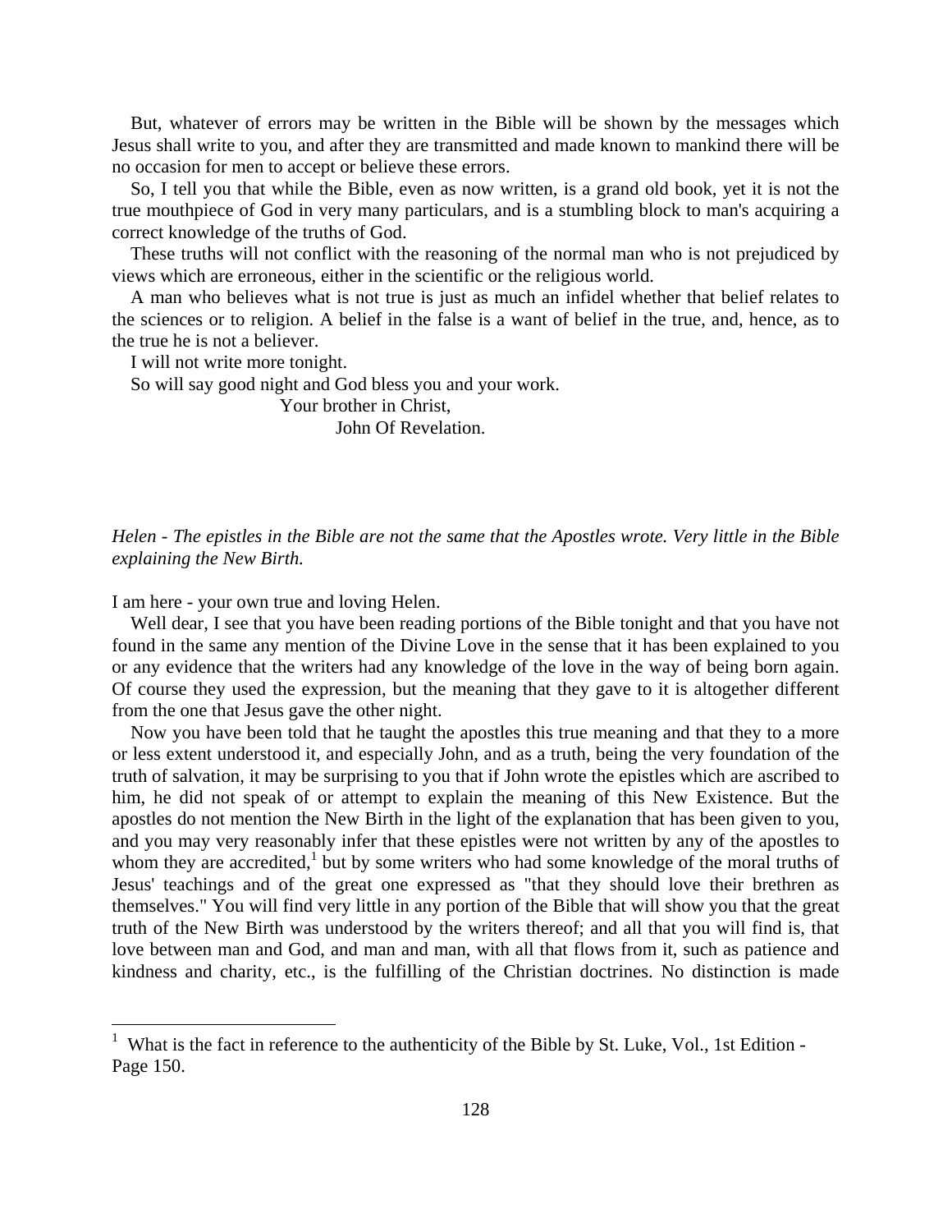But, whatever of errors may be written in the Bible will be shown by the messages which Jesus shall write to you, and after they are transmitted and made known to mankind there will be no occasion for men to accept or believe these errors.

So, I tell you that while the Bible, even as now written, is a grand old book, yet it is not the true mouthpiece of God in very many particulars, and is a stumbling block to man's acquiring a correct knowledge of the truths of God.

These truths will not conflict with the reasoning of the normal man who is not prejudiced by views which are erroneous, either in the scientific or the religious world.

A man who believes what is not true is just as much an infidel whether that belief relates to the sciences or to religion. A belief in the false is a want of belief in the true, and, hence, as to the true he is not a believer.

I will not write more tonight.

So will say good night and God bless you and your work.

Your brother in Christ,
John Of Revelation.

*Helen - The epistles in the Bible are not the same that the Apostles wrote. Very little in the Bible explaining the New Birth.*

I am here - your own true and loving Helen.

Well dear, I see that you have been reading portions of the Bible tonight and that you have not found in the same any mention of the Divine Love in the sense that it has been explained to you or any evidence that the writers had any knowledge of the love in the way of being born again. Of course they used the expression, but the meaning that they gave to it is altogether different from the one that Jesus gave the other night.

Now you have been told that he taught the apostles this true meaning and that they to a more or less extent understood it, and especially John, and as a truth, being the very foundation of the truth of salvation, it may be surprising to you that if John wrote the epistles which are ascribed to him, he did not speak of or attempt to explain the meaning of this New Existence. But the apostles do not mention the New Birth in the light of the explanation that has been given to you, and you may very reasonably infer that these epistles were not written by any of the apostles to whom they are accredited,[1] but by some writers who had some knowledge of the moral truths of Jesus' teachings and of the great one expressed as "that they should love their brethren as themselves." You will find very little in any portion of the Bible that will show you that the great truth of the New Birth was understood by the writers thereof; and all that you will find is, that love between man and God, and man and man, with all that flows from it, such as patience and kindness and charity, etc., is the fulfilling of the Christian doctrines. No distinction is made

[1] What is the fact in reference to the authenticity of the Bible by St. Luke, Vol., 1st Edition - Page 150.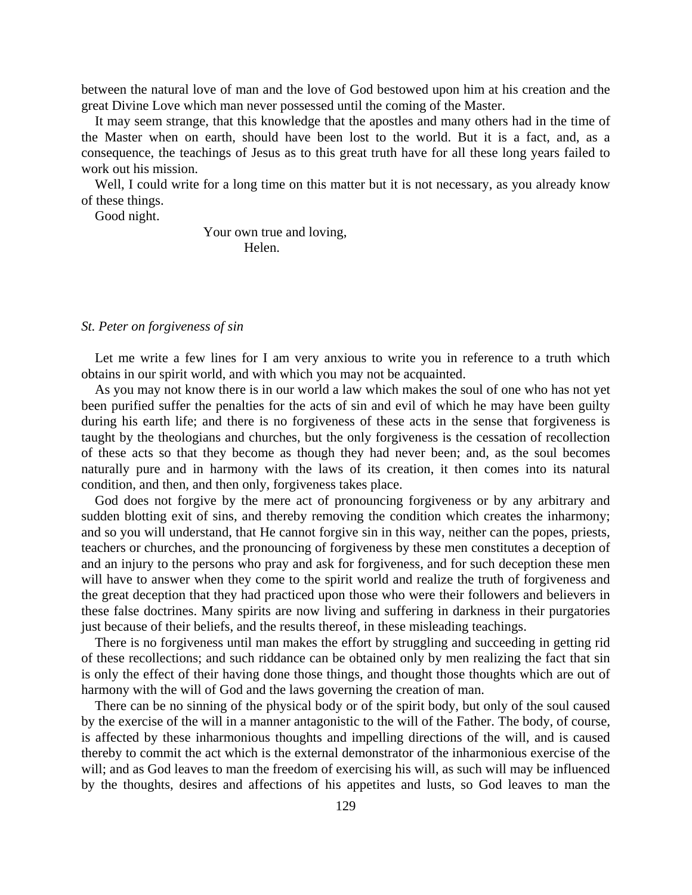between the natural love of man and the love of God bestowed upon him at his creation and the great Divine Love which man never possessed until the coming of the Master.

It may seem strange, that this knowledge that the apostles and many others had in the time of the Master when on earth, should have been lost to the world. But it is a fact, and, as a consequence, the teachings of Jesus as to this great truth have for all these long years failed to work out his mission.

Well, I could write for a long time on this matter but it is not necessary, as you already know of these things.

Good night.

Your own true and loving,
Helen.

*St. Peter on forgiveness of sin*

Let me write a few lines for I am very anxious to write you in reference to a truth which obtains in our spirit world, and with which you may not be acquainted.

As you may not know there is in our world a law which makes the soul of one who has not yet been purified suffer the penalties for the acts of sin and evil of which he may have been guilty during his earth life; and there is no forgiveness of these acts in the sense that forgiveness is taught by the theologians and churches, but the only forgiveness is the cessation of recollection of these acts so that they become as though they had never been; and, as the soul becomes naturally pure and in harmony with the laws of its creation, it then comes into its natural condition, and then, and then only, forgiveness takes place.

God does not forgive by the mere act of pronouncing forgiveness or by any arbitrary and sudden blotting exit of sins, and thereby removing the condition which creates the inharmony; and so you will understand, that He cannot forgive sin in this way, neither can the popes, priests, teachers or churches, and the pronouncing of forgiveness by these men constitutes a deception of and an injury to the persons who pray and ask for forgiveness, and for such deception these men will have to answer when they come to the spirit world and realize the truth of forgiveness and the great deception that they had practiced upon those who were their followers and believers in these false doctrines. Many spirits are now living and suffering in darkness in their purgatories just because of their beliefs, and the results thereof, in these misleading teachings.

There is no forgiveness until man makes the effort by struggling and succeeding in getting rid of these recollections; and such riddance can be obtained only by men realizing the fact that sin is only the effect of their having done those things, and thought those thoughts which are out of harmony with the will of God and the laws governing the creation of man.

There can be no sinning of the physical body or of the spirit body, but only of the soul caused by the exercise of the will in a manner antagonistic to the will of the Father. The body, of course, is affected by these inharmonious thoughts and impelling directions of the will, and is caused thereby to commit the act which is the external demonstrator of the inharmonious exercise of the will; and as God leaves to man the freedom of exercising his will, as such will may be influenced by the thoughts, desires and affections of his appetites and lusts, so God leaves to man the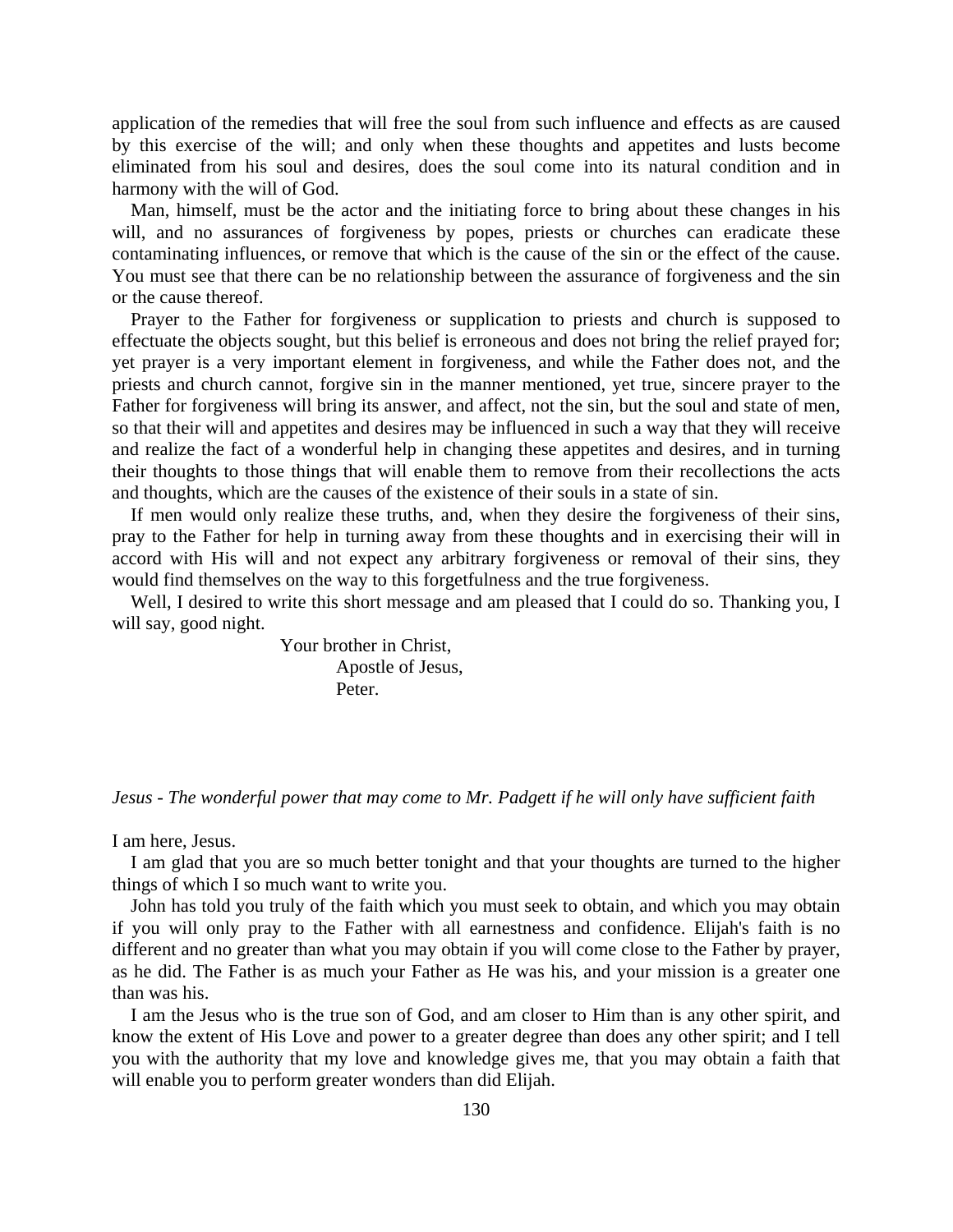application of the remedies that will free the soul from such influence and effects as are caused by this exercise of the will; and only when these thoughts and appetites and lusts become eliminated from his soul and desires, does the soul come into its natural condition and in harmony with the will of God.

Man, himself, must be the actor and the initiating force to bring about these changes in his will, and no assurances of forgiveness by popes, priests or churches can eradicate these contaminating influences, or remove that which is the cause of the sin or the effect of the cause. You must see that there can be no relationship between the assurance of forgiveness and the sin or the cause thereof.

Prayer to the Father for forgiveness or supplication to priests and church is supposed to effectuate the objects sought, but this belief is erroneous and does not bring the relief prayed for; yet prayer is a very important element in forgiveness, and while the Father does not, and the priests and church cannot, forgive sin in the manner mentioned, yet true, sincere prayer to the Father for forgiveness will bring its answer, and affect, not the sin, but the soul and state of men, so that their will and appetites and desires may be influenced in such a way that they will receive and realize the fact of a wonderful help in changing these appetites and desires, and in turning their thoughts to those things that will enable them to remove from their recollections the acts and thoughts, which are the causes of the existence of their souls in a state of sin.

If men would only realize these truths, and, when they desire the forgiveness of their sins, pray to the Father for help in turning away from these thoughts and in exercising their will in accord with His will and not expect any arbitrary forgiveness or removal of their sins, they would find themselves on the way to this forgetfulness and the true forgiveness.

Well, I desired to write this short message and am pleased that I could do so. Thanking you, I will say, good night.

Your brother in Christ,
Apostle of Jesus,
Peter.

*Jesus - The wonderful power that may come to Mr. Padgett if he will only have sufficient faith*

I am here, Jesus.

I am glad that you are so much better tonight and that your thoughts are turned to the higher things of which I so much want to write you.

John has told you truly of the faith which you must seek to obtain, and which you may obtain if you will only pray to the Father with all earnestness and confidence. Elijah's faith is no different and no greater than what you may obtain if you will come close to the Father by prayer, as he did. The Father is as much your Father as He was his, and your mission is a greater one than was his.

I am the Jesus who is the true son of God, and am closer to Him than is any other spirit, and know the extent of His Love and power to a greater degree than does any other spirit; and I tell you with the authority that my love and knowledge gives me, that you may obtain a faith that will enable you to perform greater wonders than did Elijah.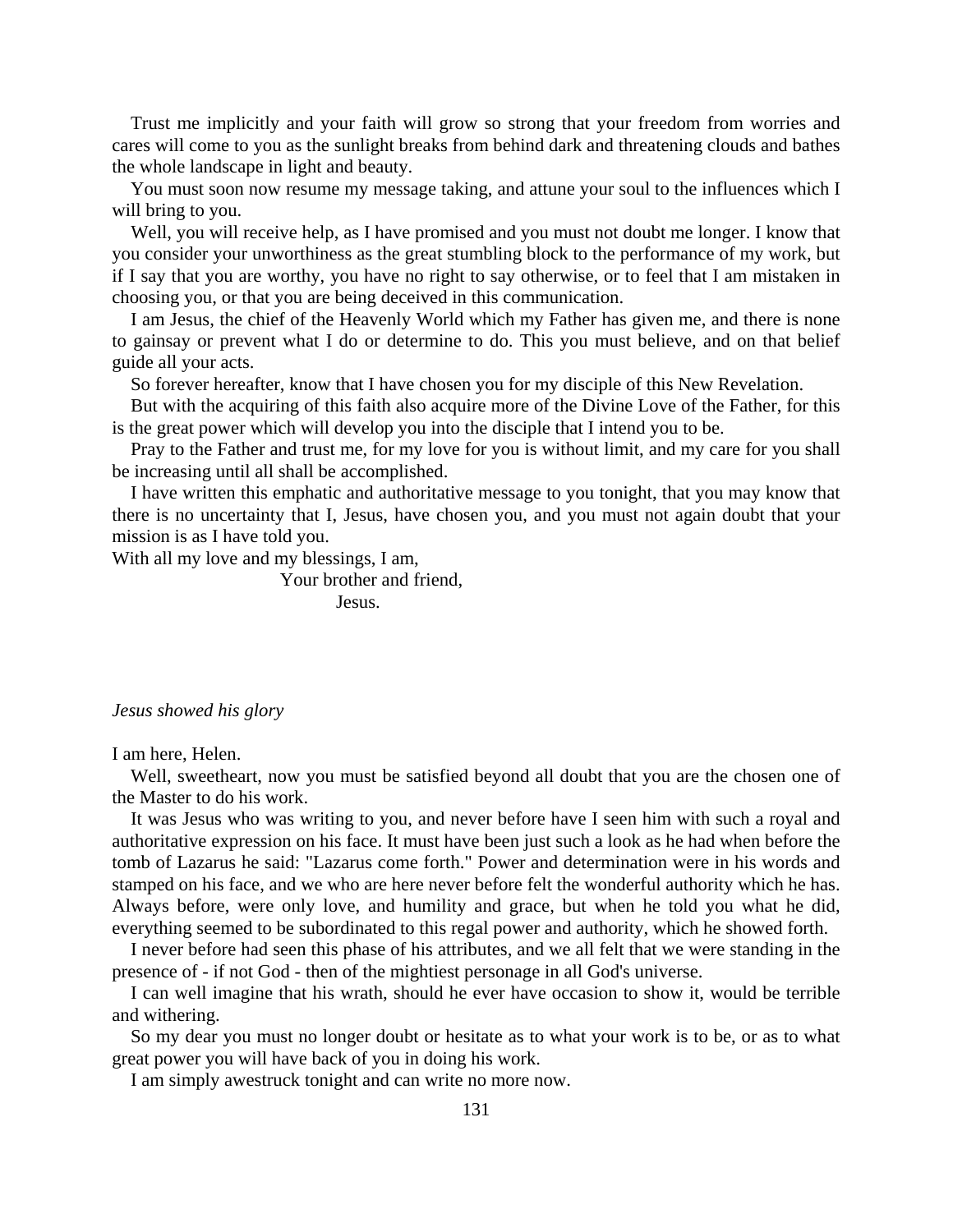Trust me implicitly and your faith will grow so strong that your freedom from worries and cares will come to you as the sunlight breaks from behind dark and threatening clouds and bathes the whole landscape in light and beauty.

You must soon now resume my message taking, and attune your soul to the influences which I will bring to you.

Well, you will receive help, as I have promised and you must not doubt me longer. I know that you consider your unworthiness as the great stumbling block to the performance of my work, but if I say that you are worthy, you have no right to say otherwise, or to feel that I am mistaken in choosing you, or that you are being deceived in this communication.

I am Jesus, the chief of the Heavenly World which my Father has given me, and there is none to gainsay or prevent what I do or determine to do. This you must believe, and on that belief guide all your acts.

So forever hereafter, know that I have chosen you for my disciple of this New Revelation.

But with the acquiring of this faith also acquire more of the Divine Love of the Father, for this is the great power which will develop you into the disciple that I intend you to be.

Pray to the Father and trust me, for my love for you is without limit, and my care for you shall be increasing until all shall be accomplished.

I have written this emphatic and authoritative message to you tonight, that you may know that there is no uncertainty that I, Jesus, have chosen you, and you must not again doubt that your mission is as I have told you.

With all my love and my blessings, I am,

Your brother and friend,

Jesus.

*Jesus showed his glory*

I am here, Helen.

Well, sweetheart, now you must be satisfied beyond all doubt that you are the chosen one of the Master to do his work.

It was Jesus who was writing to you, and never before have I seen him with such a royal and authoritative expression on his face. It must have been just such a look as he had when before the tomb of Lazarus he said: "Lazarus come forth." Power and determination were in his words and stamped on his face, and we who are here never before felt the wonderful authority which he has. Always before, were only love, and humility and grace, but when he told you what he did, everything seemed to be subordinated to this regal power and authority, which he showed forth.

I never before had seen this phase of his attributes, and we all felt that we were standing in the presence of - if not God - then of the mightiest personage in all God's universe.

I can well imagine that his wrath, should he ever have occasion to show it, would be terrible and withering.

So my dear you must no longer doubt or hesitate as to what your work is to be, or as to what great power you will have back of you in doing his work.

I am simply awestruck tonight and can write no more now.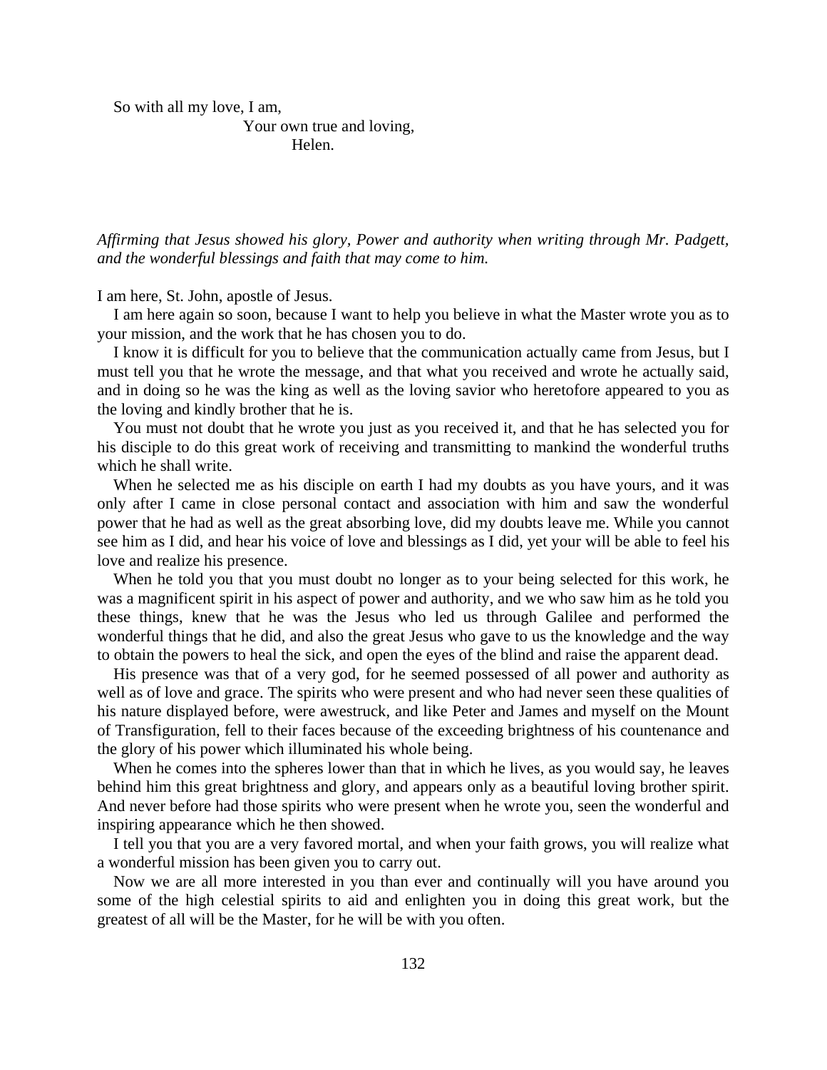So with all my love, I am,

Your own true and loving,

Helen.

*Affirming that Jesus showed his glory, Power and authority when writing through Mr. Padgett, and the wonderful blessings and faith that may come to him.*

I am here, St. John, apostle of Jesus.

I am here again so soon, because I want to help you believe in what the Master wrote you as to your mission, and the work that he has chosen you to do.

I know it is difficult for you to believe that the communication actually came from Jesus, but I must tell you that he wrote the message, and that what you received and wrote he actually said, and in doing so he was the king as well as the loving savior who heretofore appeared to you as the loving and kindly brother that he is.

You must not doubt that he wrote you just as you received it, and that he has selected you for his disciple to do this great work of receiving and transmitting to mankind the wonderful truths which he shall write.

When he selected me as his disciple on earth I had my doubts as you have yours, and it was only after I came in close personal contact and association with him and saw the wonderful power that he had as well as the great absorbing love, did my doubts leave me. While you cannot see him as I did, and hear his voice of love and blessings as I did, yet your will be able to feel his love and realize his presence.

When he told you that you must doubt no longer as to your being selected for this work, he was a magnificent spirit in his aspect of power and authority, and we who saw him as he told you these things, knew that he was the Jesus who led us through Galilee and performed the wonderful things that he did, and also the great Jesus who gave to us the knowledge and the way to obtain the powers to heal the sick, and open the eyes of the blind and raise the apparent dead.

His presence was that of a very god, for he seemed possessed of all power and authority as well as of love and grace. The spirits who were present and who had never seen these qualities of his nature displayed before, were awestruck, and like Peter and James and myself on the Mount of Transfiguration, fell to their faces because of the exceeding brightness of his countenance and the glory of his power which illuminated his whole being.

When he comes into the spheres lower than that in which he lives, as you would say, he leaves behind him this great brightness and glory, and appears only as a beautiful loving brother spirit. And never before had those spirits who were present when he wrote you, seen the wonderful and inspiring appearance which he then showed.

I tell you that you are a very favored mortal, and when your faith grows, you will realize what a wonderful mission has been given you to carry out.

Now we are all more interested in you than ever and continually will you have around you some of the high celestial spirits to aid and enlighten you in doing this great work, but the greatest of all will be the Master, for he will be with you often.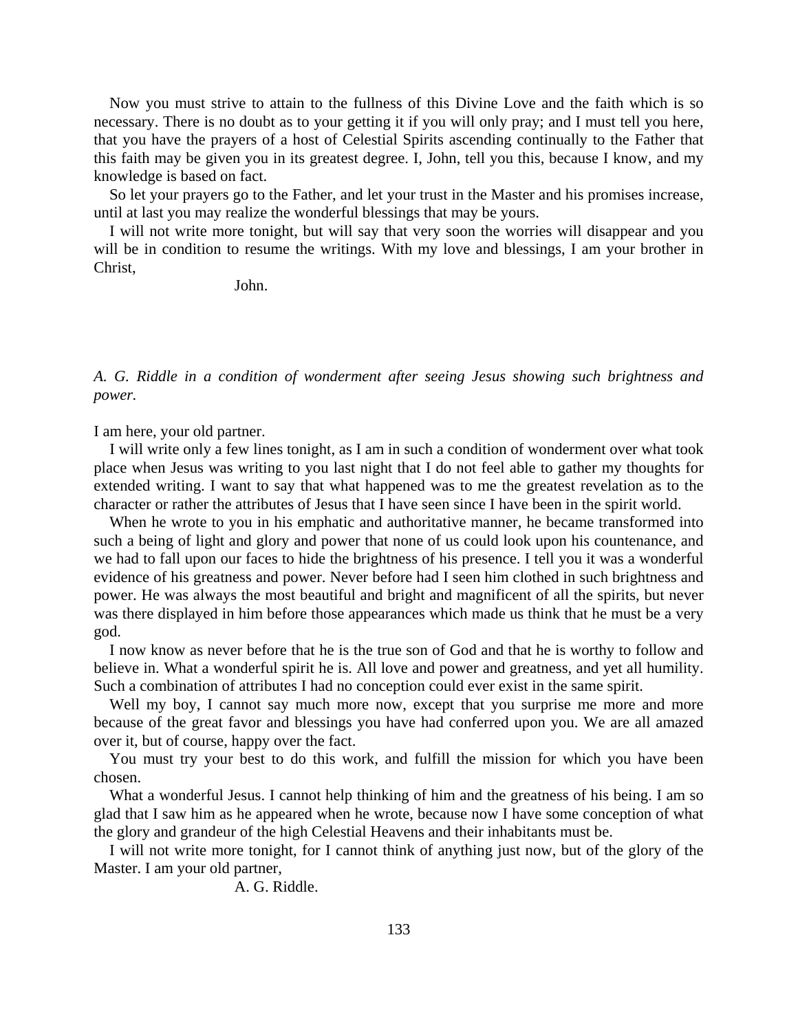Now you must strive to attain to the fullness of this Divine Love and the faith which is so necessary. There is no doubt as to your getting it if you will only pray; and I must tell you here, that you have the prayers of a host of Celestial Spirits ascending continually to the Father that this faith may be given you in its greatest degree. I, John, tell you this, because I know, and my knowledge is based on fact.

So let your prayers go to the Father, and let your trust in the Master and his promises increase, until at last you may realize the wonderful blessings that may be yours.

I will not write more tonight, but will say that very soon the worries will disappear and you will be in condition to resume the writings. With my love and blessings, I am your brother in Christ,

John.

*A. G. Riddle in a condition of wonderment after seeing Jesus showing such brightness and power.*

I am here, your old partner.

I will write only a few lines tonight, as I am in such a condition of wonderment over what took place when Jesus was writing to you last night that I do not feel able to gather my thoughts for extended writing. I want to say that what happened was to me the greatest revelation as to the character or rather the attributes of Jesus that I have seen since I have been in the spirit world.

When he wrote to you in his emphatic and authoritative manner, he became transformed into such a being of light and glory and power that none of us could look upon his countenance, and we had to fall upon our faces to hide the brightness of his presence. I tell you it was a wonderful evidence of his greatness and power. Never before had I seen him clothed in such brightness and power. He was always the most beautiful and bright and magnificent of all the spirits, but never was there displayed in him before those appearances which made us think that he must be a very god.

I now know as never before that he is the true son of God and that he is worthy to follow and believe in. What a wonderful spirit he is. All love and power and greatness, and yet all humility. Such a combination of attributes I had no conception could ever exist in the same spirit.

Well my boy, I cannot say much more now, except that you surprise me more and more because of the great favor and blessings you have had conferred upon you. We are all amazed over it, but of course, happy over the fact.

You must try your best to do this work, and fulfill the mission for which you have been chosen.

What a wonderful Jesus. I cannot help thinking of him and the greatness of his being. I am so glad that I saw him as he appeared when he wrote, because now I have some conception of what the glory and grandeur of the high Celestial Heavens and their inhabitants must be.

I will not write more tonight, for I cannot think of anything just now, but of the glory of the Master. I am your old partner,

A. G. Riddle.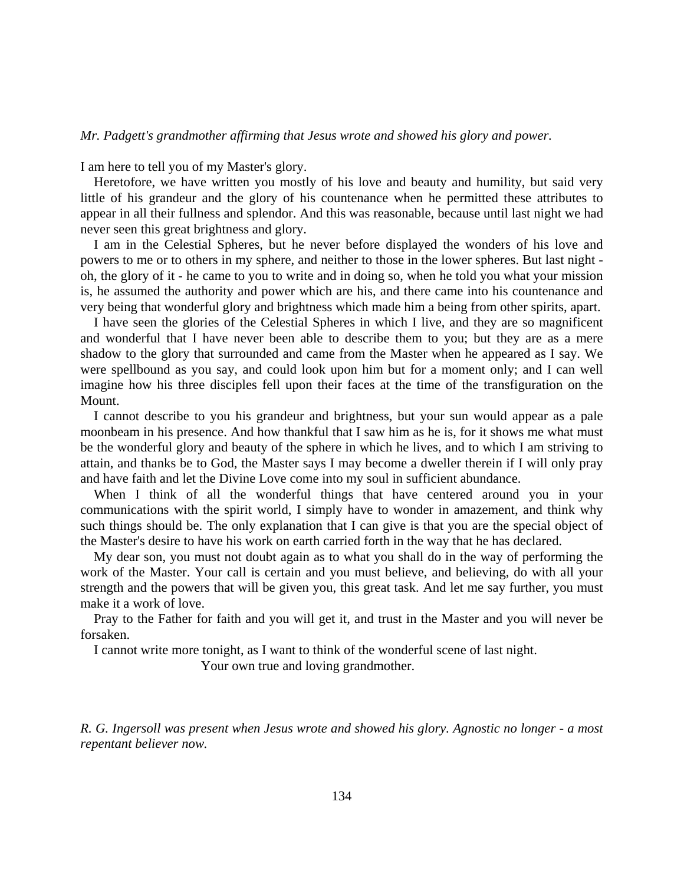*Mr. Padgett's grandmother affirming that Jesus wrote and showed his glory and power.*

I am here to tell you of my Master's glory.

Heretofore, we have written you mostly of his love and beauty and humility, but said very little of his grandeur and the glory of his countenance when he permitted these attributes to appear in all their fullness and splendor. And this was reasonable, because until last night we had never seen this great brightness and glory.

I am in the Celestial Spheres, but he never before displayed the wonders of his love and powers to me or to others in my sphere, and neither to those in the lower spheres. But last night - oh, the glory of it - he came to you to write and in doing so, when he told you what your mission is, he assumed the authority and power which are his, and there came into his countenance and very being that wonderful glory and brightness which made him a being from other spirits, apart.

I have seen the glories of the Celestial Spheres in which I live, and they are so magnificent and wonderful that I have never been able to describe them to you; but they are as a mere shadow to the glory that surrounded and came from the Master when he appeared as I say. We were spellbound as you say, and could look upon him but for a moment only; and I can well imagine how his three disciples fell upon their faces at the time of the transfiguration on the Mount.

I cannot describe to you his grandeur and brightness, but your sun would appear as a pale moonbeam in his presence. And how thankful that I saw him as he is, for it shows me what must be the wonderful glory and beauty of the sphere in which he lives, and to which I am striving to attain, and thanks be to God, the Master says I may become a dweller therein if I will only pray and have faith and let the Divine Love come into my soul in sufficient abundance.

When I think of all the wonderful things that have centered around you in your communications with the spirit world, I simply have to wonder in amazement, and think why such things should be. The only explanation that I can give is that you are the special object of the Master's desire to have his work on earth carried forth in the way that he has declared.

My dear son, you must not doubt again as to what you shall do in the way of performing the work of the Master. Your call is certain and you must believe, and believing, do with all your strength and the powers that will be given you, this great task. And let me say further, you must make it a work of love.

Pray to the Father for faith and you will get it, and trust in the Master and you will never be forsaken.

I cannot write more tonight, as I want to think of the wonderful scene of last night.

Your own true and loving grandmother.

*R. G. Ingersoll was present when Jesus wrote and showed his glory. Agnostic no longer - a most repentant believer now.*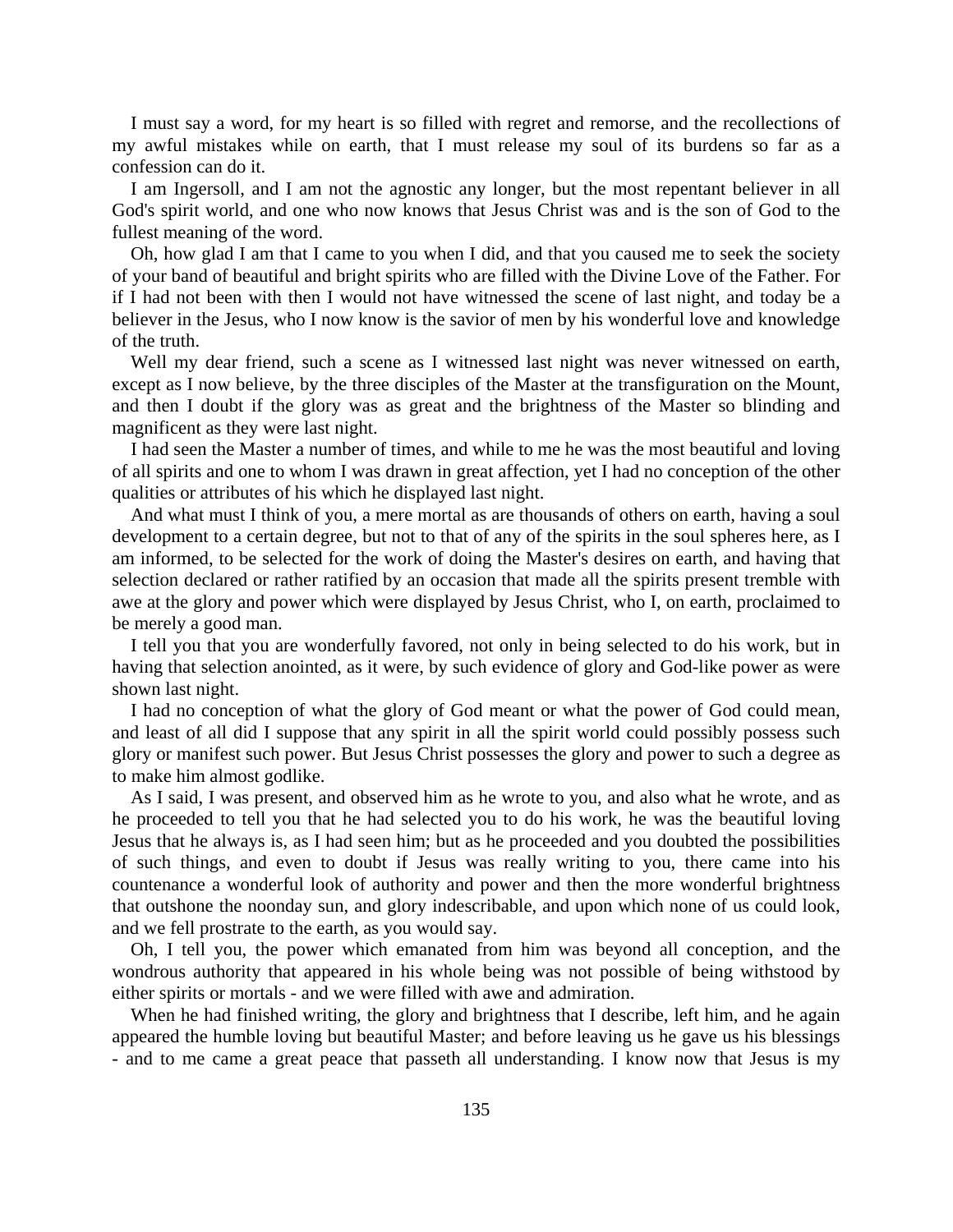I must say a word, for my heart is so filled with regret and remorse, and the recollections of my awful mistakes while on earth, that I must release my soul of its burdens so far as a confession can do it.

I am Ingersoll, and I am not the agnostic any longer, but the most repentant believer in all God's spirit world, and one who now knows that Jesus Christ was and is the son of God to the fullest meaning of the word.

Oh, how glad I am that I came to you when I did, and that you caused me to seek the society of your band of beautiful and bright spirits who are filled with the Divine Love of the Father. For if I had not been with then I would not have witnessed the scene of last night, and today be a believer in the Jesus, who I now know is the savior of men by his wonderful love and knowledge of the truth.

Well my dear friend, such a scene as I witnessed last night was never witnessed on earth, except as I now believe, by the three disciples of the Master at the transfiguration on the Mount, and then I doubt if the glory was as great and the brightness of the Master so blinding and magnificent as they were last night.

I had seen the Master a number of times, and while to me he was the most beautiful and loving of all spirits and one to whom I was drawn in great affection, yet I had no conception of the other qualities or attributes of his which he displayed last night.

And what must I think of you, a mere mortal as are thousands of others on earth, having a soul development to a certain degree, but not to that of any of the spirits in the soul spheres here, as I am informed, to be selected for the work of doing the Master's desires on earth, and having that selection declared or rather ratified by an occasion that made all the spirits present tremble with awe at the glory and power which were displayed by Jesus Christ, who I, on earth, proclaimed to be merely a good man.

I tell you that you are wonderfully favored, not only in being selected to do his work, but in having that selection anointed, as it were, by such evidence of glory and God-like power as were shown last night.

I had no conception of what the glory of God meant or what the power of God could mean, and least of all did I suppose that any spirit in all the spirit world could possibly possess such glory or manifest such power. But Jesus Christ possesses the glory and power to such a degree as to make him almost godlike.

As I said, I was present, and observed him as he wrote to you, and also what he wrote, and as he proceeded to tell you that he had selected you to do his work, he was the beautiful loving Jesus that he always is, as I had seen him; but as he proceeded and you doubted the possibilities of such things, and even to doubt if Jesus was really writing to you, there came into his countenance a wonderful look of authority and power and then the more wonderful brightness that outshone the noonday sun, and glory indescribable, and upon which none of us could look, and we fell prostrate to the earth, as you would say.

Oh, I tell you, the power which emanated from him was beyond all conception, and the wondrous authority that appeared in his whole being was not possible of being withstood by either spirits or mortals - and we were filled with awe and admiration.

When he had finished writing, the glory and brightness that I describe, left him, and he again appeared the humble loving but beautiful Master; and before leaving us he gave us his blessings - and to me came a great peace that passeth all understanding. I know now that Jesus is my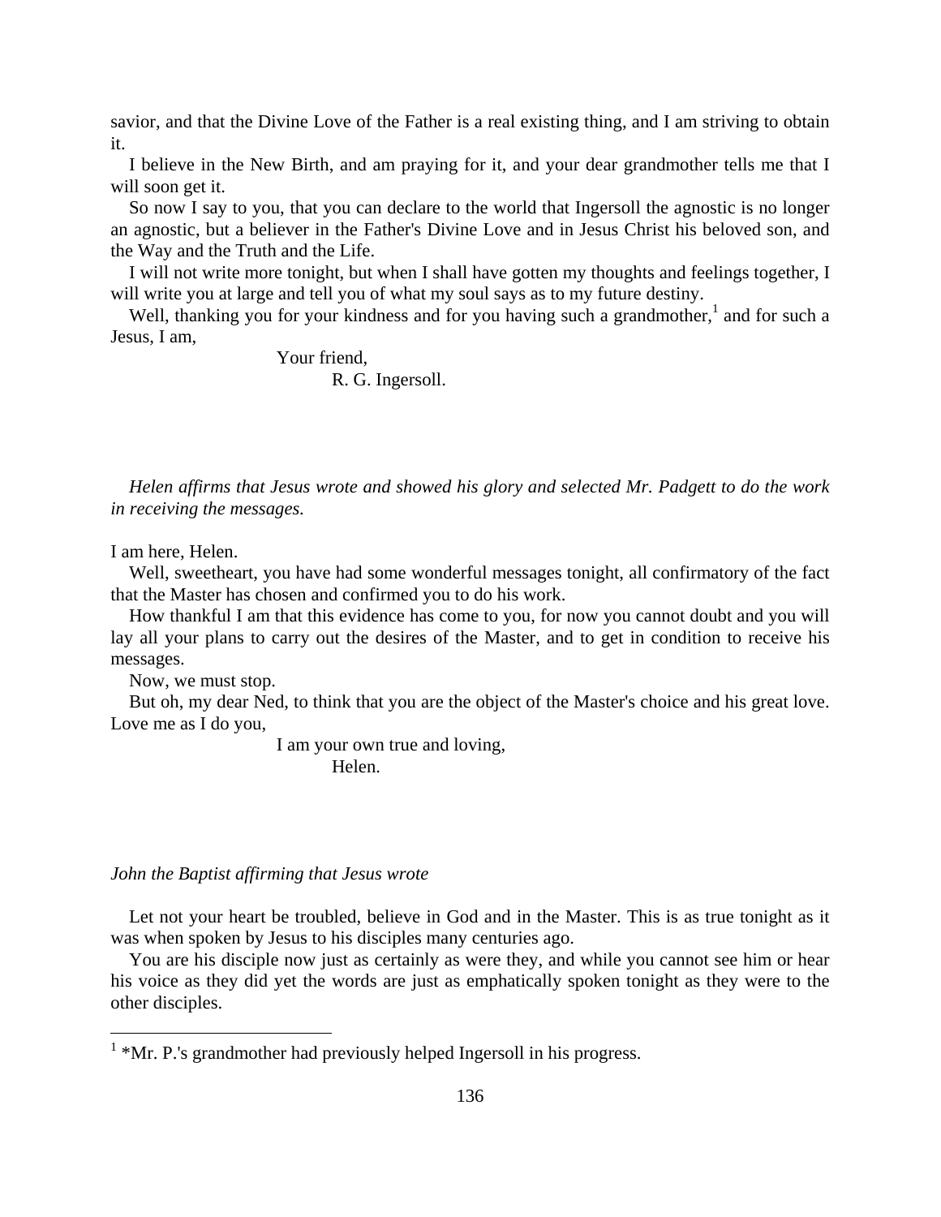savior, and that the Divine Love of the Father is a real existing thing, and I am striving to obtain it.

I believe in the New Birth, and am praying for it, and your dear grandmother tells me that I will soon get it.

So now I say to you, that you can declare to the world that Ingersoll the agnostic is no longer an agnostic, but a believer in the Father's Divine Love and in Jesus Christ his beloved son, and the Way and the Truth and the Life.

I will not write more tonight, but when I shall have gotten my thoughts and feelings together, I will write you at large and tell you of what my soul says as to my future destiny.

Well, thanking you for your kindness and for you having such a grandmother,[1] and for such a Jesus, I am,

Your friend,
R. G. Ingersoll.

*Helen affirms that Jesus wrote and showed his glory and selected Mr. Padgett to do the work in receiving the messages.*

I am here, Helen.

Well, sweetheart, you have had some wonderful messages tonight, all confirmatory of the fact that the Master has chosen and confirmed you to do his work.

How thankful I am that this evidence has come to you, for now you cannot doubt and you will lay all your plans to carry out the desires of the Master, and to get in condition to receive his messages.

Now, we must stop.

But oh, my dear Ned, to think that you are the object of the Master's choice and his great love. Love me as I do you,

I am your own true and loving,
Helen.

*John the Baptist affirming that Jesus wrote*

Let not your heart be troubled, believe in God and in the Master. This is as true tonight as it was when spoken by Jesus to his disciples many centuries ago.

You are his disciple now just as certainly as were they, and while you cannot see him or hear his voice as they did yet the words are just as emphatically spoken tonight as they were to the other disciples.

---

[1] *Mr. P.'s grandmother had previously helped Ingersoll in his progress.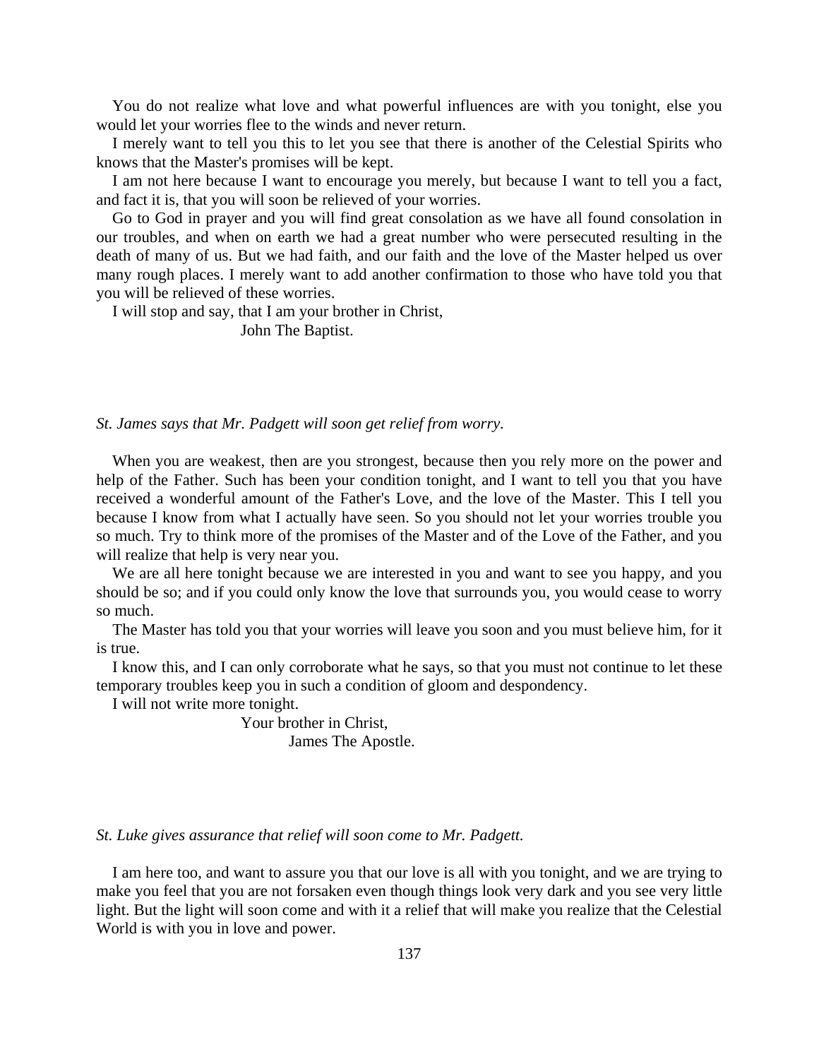You do not realize what love and what powerful influences are with you tonight, else you would let your worries flee to the winds and never return.

I merely want to tell you this to let you see that there is another of the Celestial Spirits who knows that the Master's promises will be kept.

I am not here because I want to encourage you merely, but because I want to tell you a fact, and fact it is, that you will soon be relieved of your worries.

Go to God in prayer and you will find great consolation as we have all found consolation in our troubles, and when on earth we had a great number who were persecuted resulting in the death of many of us. But we had faith, and our faith and the love of the Master helped us over many rough places. I merely want to add another confirmation to those who have told you that you will be relieved of these worries.

I will stop and say, that I am your brother in Christ,

John The Baptist.

*St. James says that Mr. Padgett will soon get relief from worry.*

When you are weakest, then are you strongest, because then you rely more on the power and help of the Father. Such has been your condition tonight, and I want to tell you that you have received a wonderful amount of the Father's Love, and the love of the Master. This I tell you because I know from what I actually have seen. So you should not let your worries trouble you so much. Try to think more of the promises of the Master and of the Love of the Father, and you will realize that help is very near you.

We are all here tonight because we are interested in you and want to see you happy, and you should be so; and if you could only know the love that surrounds you, you would cease to worry so much.

The Master has told you that your worries will leave you soon and you must believe him, for it is true.

I know this, and I can only corroborate what he says, so that you must not continue to let these temporary troubles keep you in such a condition of gloom and despondency.

I will not write more tonight.

Your brother in Christ,

James The Apostle.

*St. Luke gives assurance that relief will soon come to Mr. Padgett.*

I am here too, and want to assure you that our love is all with you tonight, and we are trying to make you feel that you are not forsaken even though things look very dark and you see very little light. But the light will soon come and with it a relief that will make you realize that the Celestial World is with you in love and power.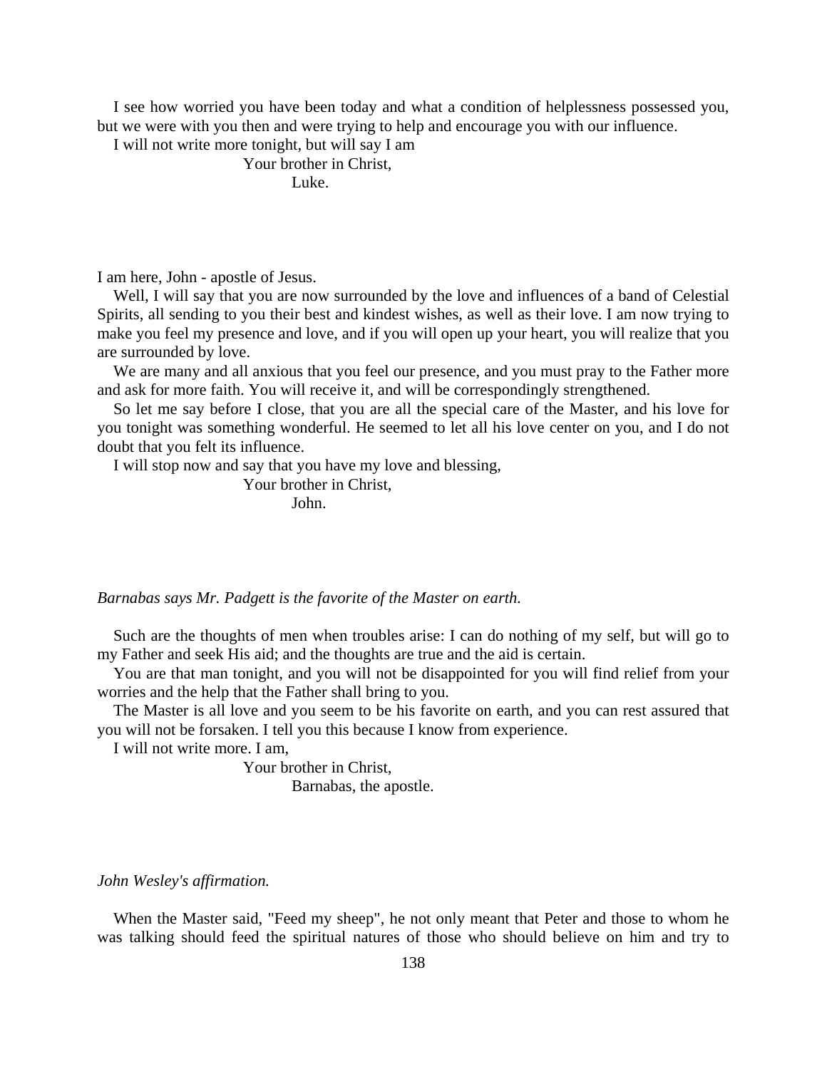I see how worried you have been today and what a condition of helplessness possessed you, but we were with you then and were trying to help and encourage you with our influence.

I will not write more tonight, but will say I am

Your brother in Christ,

Luke.

I am here, John - apostle of Jesus.

Well, I will say that you are now surrounded by the love and influences of a band of Celestial Spirits, all sending to you their best and kindest wishes, as well as their love. I am now trying to make you feel my presence and love, and if you will open up your heart, you will realize that you are surrounded by love.

We are many and all anxious that you feel our presence, and you must pray to the Father more and ask for more faith. You will receive it, and will be correspondingly strengthened.

So let me say before I close, that you are all the special care of the Master, and his love for you tonight was something wonderful. He seemed to let all his love center on you, and I do not doubt that you felt its influence.

I will stop now and say that you have my love and blessing,

Your brother in Christ,

John.

*Barnabas says Mr. Padgett is the favorite of the Master on earth.*

Such are the thoughts of men when troubles arise: I can do nothing of my self, but will go to my Father and seek His aid; and the thoughts are true and the aid is certain.

You are that man tonight, and you will not be disappointed for you will find relief from your worries and the help that the Father shall bring to you.

The Master is all love and you seem to be his favorite on earth, and you can rest assured that you will not be forsaken. I tell you this because I know from experience.

I will not write more. I am,

Your brother in Christ,

Barnabas, the apostle.

*John Wesley's affirmation.*

When the Master said, "Feed my sheep", he not only meant that Peter and those to whom he was talking should feed the spiritual natures of those who should believe on him and try to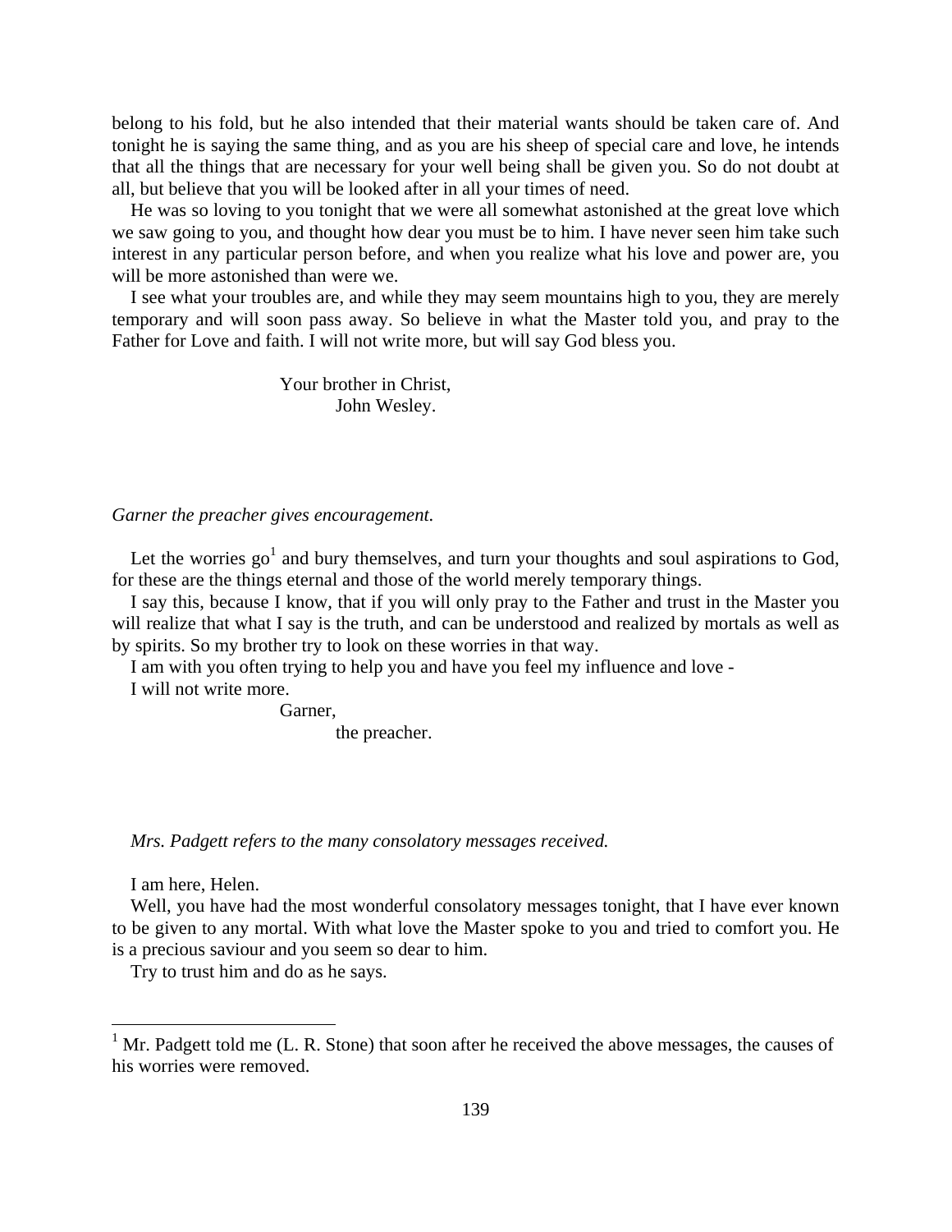belong to his fold, but he also intended that their material wants should be taken care of. And tonight he is saying the same thing, and as you are his sheep of special care and love, he intends that all the things that are necessary for your well being shall be given you. So do not doubt at all, but believe that you will be looked after in all your times of need.

He was so loving to you tonight that we were all somewhat astonished at the great love which we saw going to you, and thought how dear you must be to him. I have never seen him take such interest in any particular person before, and when you realize what his love and power are, you will be more astonished than were we.

I see what your troubles are, and while they may seem mountains high to you, they are merely temporary and will soon pass away. So believe in what the Master told you, and pray to the Father for Love and faith. I will not write more, but will say God bless you.

Your brother in Christ,
John Wesley.

*Garner the preacher gives encouragement.*

Let the worries go[1] and bury themselves, and turn your thoughts and soul aspirations to God, for these are the things eternal and those of the world merely temporary things.

I say this, because I know, that if you will only pray to the Father and trust in the Master you will realize that what I say is the truth, and can be understood and realized by mortals as well as by spirits. So my brother try to look on these worries in that way.

I am with you often trying to help you and have you feel my influence and love -

I will not write more.

Garner,
the preacher.

*Mrs. Padgett refers to the many consolatory messages received.*

I am here, Helen.

Well, you have had the most wonderful consolatory messages tonight, that I have ever known to be given to any mortal. With what love the Master spoke to you and tried to comfort you. He is a precious saviour and you seem so dear to him.

Try to trust him and do as he says.

---

[1] Mr. Padgett told me (L. R. Stone) that soon after he received the above messages, the causes of his worries were removed.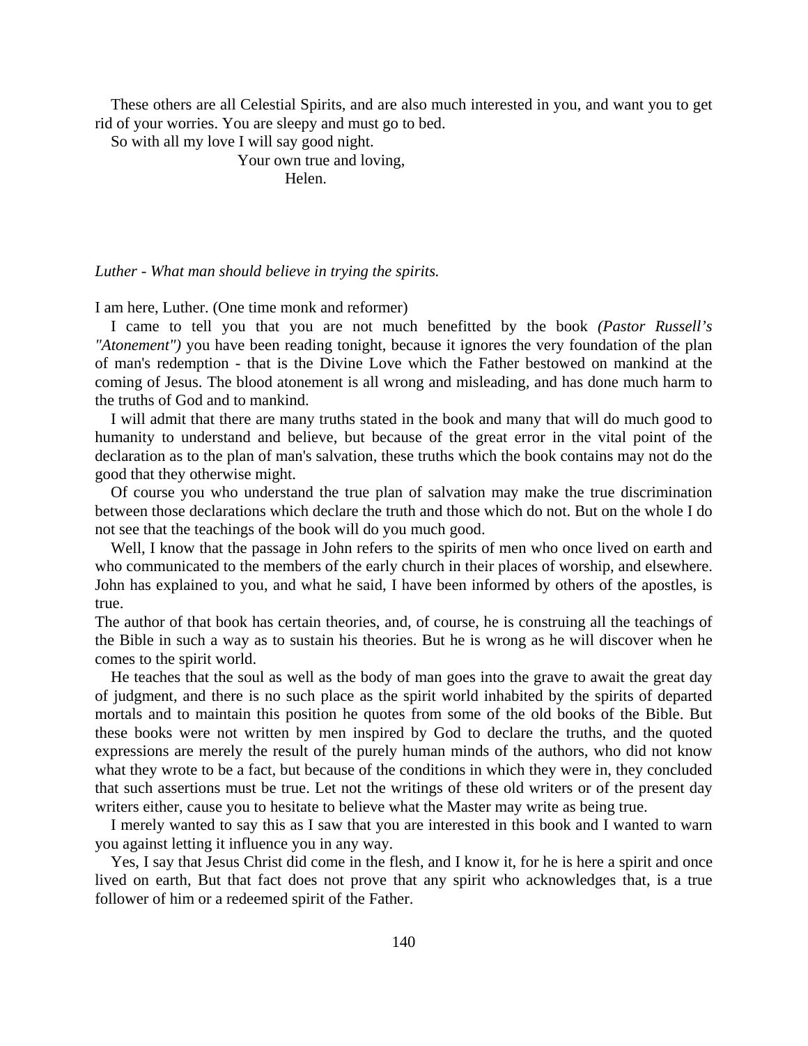These others are all Celestial Spirits, and are also much interested in you, and want you to get rid of your worries. You are sleepy and must go to bed.

So with all my love I will say good night.

Your own true and loving,

Helen.

*Luther - What man should believe in trying the spirits.*

I am here, Luther. (One time monk and reformer)

I came to tell you that you are not much benefitted by the book *(Pastor Russell's "Atonement")* you have been reading tonight, because it ignores the very foundation of the plan of man's redemption - that is the Divine Love which the Father bestowed on mankind at the coming of Jesus. The blood atonement is all wrong and misleading, and has done much harm to the truths of God and to mankind.

I will admit that there are many truths stated in the book and many that will do much good to humanity to understand and believe, but because of the great error in the vital point of the declaration as to the plan of man's salvation, these truths which the book contains may not do the good that they otherwise might.

Of course you who understand the true plan of salvation may make the true discrimination between those declarations which declare the truth and those which do not. But on the whole I do not see that the teachings of the book will do you much good.

Well, I know that the passage in John refers to the spirits of men who once lived on earth and who communicated to the members of the early church in their places of worship, and elsewhere. John has explained to you, and what he said, I have been informed by others of the apostles, is true.

The author of that book has certain theories, and, of course, he is construing all the teachings of the Bible in such a way as to sustain his theories. But he is wrong as he will discover when he comes to the spirit world.

He teaches that the soul as well as the body of man goes into the grave to await the great day of judgment, and there is no such place as the spirit world inhabited by the spirits of departed mortals and to maintain this position he quotes from some of the old books of the Bible. But these books were not written by men inspired by God to declare the truths, and the quoted expressions are merely the result of the purely human minds of the authors, who did not know what they wrote to be a fact, but because of the conditions in which they were in, they concluded that such assertions must be true. Let not the writings of these old writers or of the present day writers either, cause you to hesitate to believe what the Master may write as being true.

I merely wanted to say this as I saw that you are interested in this book and I wanted to warn you against letting it influence you in any way.

Yes, I say that Jesus Christ did come in the flesh, and I know it, for he is here a spirit and once lived on earth, But that fact does not prove that any spirit who acknowledges that, is a true follower of him or a redeemed spirit of the Father.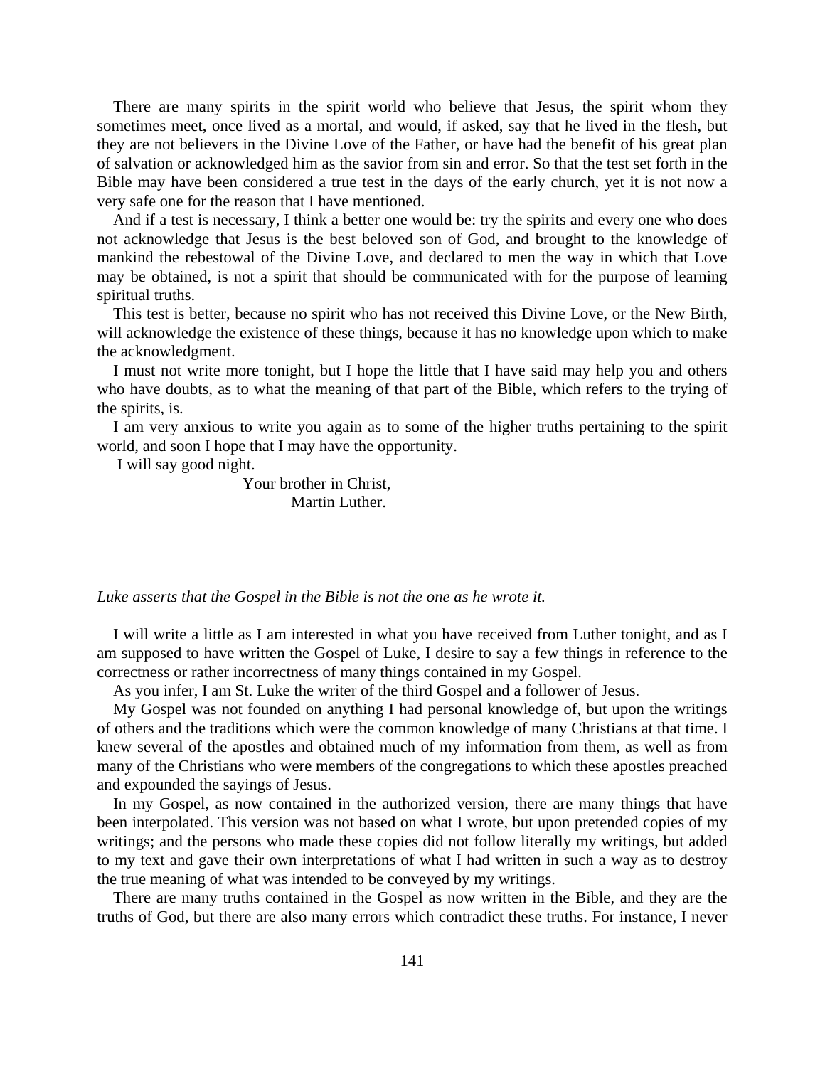There are many spirits in the spirit world who believe that Jesus, the spirit whom they sometimes meet, once lived as a mortal, and would, if asked, say that he lived in the flesh, but they are not believers in the Divine Love of the Father, or have had the benefit of his great plan of salvation or acknowledged him as the savior from sin and error. So that the test set forth in the Bible may have been considered a true test in the days of the early church, yet it is not now a very safe one for the reason that I have mentioned.

And if a test is necessary, I think a better one would be: try the spirits and every one who does not acknowledge that Jesus is the best beloved son of God, and brought to the knowledge of mankind the rebestowal of the Divine Love, and declared to men the way in which that Love may be obtained, is not a spirit that should be communicated with for the purpose of learning spiritual truths.

This test is better, because no spirit who has not received this Divine Love, or the New Birth, will acknowledge the existence of these things, because it has no knowledge upon which to make the acknowledgment.

I must not write more tonight, but I hope the little that I have said may help you and others who have doubts, as to what the meaning of that part of the Bible, which refers to the trying of the spirits, is.

I am very anxious to write you again as to some of the higher truths pertaining to the spirit world, and soon I hope that I may have the opportunity.

I will say good night.

Your brother in Christ,
Martin Luther.

*Luke asserts that the Gospel in the Bible is not the one as he wrote it.*

I will write a little as I am interested in what you have received from Luther tonight, and as I am supposed to have written the Gospel of Luke, I desire to say a few things in reference to the correctness or rather incorrectness of many things contained in my Gospel.

As you infer, I am St. Luke the writer of the third Gospel and a follower of Jesus.

My Gospel was not founded on anything I had personal knowledge of, but upon the writings of others and the traditions which were the common knowledge of many Christians at that time. I knew several of the apostles and obtained much of my information from them, as well as from many of the Christians who were members of the congregations to which these apostles preached and expounded the sayings of Jesus.

In my Gospel, as now contained in the authorized version, there are many things that have been interpolated. This version was not based on what I wrote, but upon pretended copies of my writings; and the persons who made these copies did not follow literally my writings, but added to my text and gave their own interpretations of what I had written in such a way as to destroy the true meaning of what was intended to be conveyed by my writings.

There are many truths contained in the Gospel as now written in the Bible, and they are the truths of God, but there are also many errors which contradict these truths. For instance, I never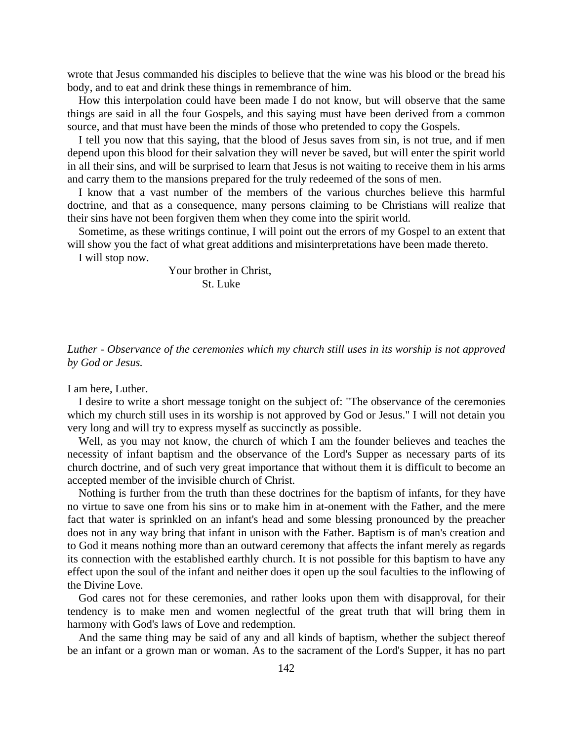wrote that Jesus commanded his disciples to believe that the wine was his blood or the bread his body, and to eat and drink these things in remembrance of him.

How this interpolation could have been made I do not know, but will observe that the same things are said in all the four Gospels, and this saying must have been derived from a common source, and that must have been the minds of those who pretended to copy the Gospels.

I tell you now that this saying, that the blood of Jesus saves from sin, is not true, and if men depend upon this blood for their salvation they will never be saved, but will enter the spirit world in all their sins, and will be surprised to learn that Jesus is not waiting to receive them in his arms and carry them to the mansions prepared for the truly redeemed of the sons of men.

I know that a vast number of the members of the various churches believe this harmful doctrine, and that as a consequence, many persons claiming to be Christians will realize that their sins have not been forgiven them when they come into the spirit world.

Sometime, as these writings continue, I will point out the errors of my Gospel to an extent that will show you the fact of what great additions and misinterpretations have been made thereto.

I will stop now.

Your brother in Christ,
St. Luke

*Luther - Observance of the ceremonies which my church still uses in its worship is not approved by God or Jesus.*

I am here, Luther.

I desire to write a short message tonight on the subject of: "The observance of the ceremonies which my church still uses in its worship is not approved by God or Jesus." I will not detain you very long and will try to express myself as succinctly as possible.

Well, as you may not know, the church of which I am the founder believes and teaches the necessity of infant baptism and the observance of the Lord's Supper as necessary parts of its church doctrine, and of such very great importance that without them it is difficult to become an accepted member of the invisible church of Christ.

Nothing is further from the truth than these doctrines for the baptism of infants, for they have no virtue to save one from his sins or to make him in at-onement with the Father, and the mere fact that water is sprinkled on an infant's head and some blessing pronounced by the preacher does not in any way bring that infant in unison with the Father. Baptism is of man's creation and to God it means nothing more than an outward ceremony that affects the infant merely as regards its connection with the established earthly church. It is not possible for this baptism to have any effect upon the soul of the infant and neither does it open up the soul faculties to the inflowing of the Divine Love.

God cares not for these ceremonies, and rather looks upon them with disapproval, for their tendency is to make men and women neglectful of the great truth that will bring them in harmony with God's laws of Love and redemption.

And the same thing may be said of any and all kinds of baptism, whether the subject thereof be an infant or a grown man or woman. As to the sacrament of the Lord's Supper, it has no part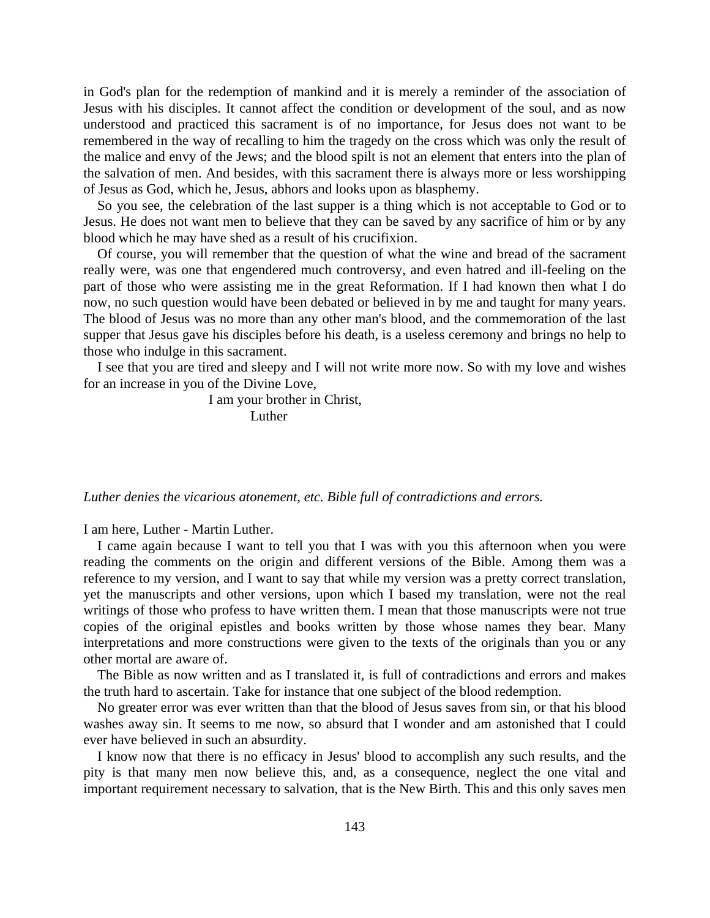in God's plan for the redemption of mankind and it is merely a reminder of the association of Jesus with his disciples. It cannot affect the condition or development of the soul, and as now understood and practiced this sacrament is of no importance, for Jesus does not want to be remembered in the way of recalling to him the tragedy on the cross which was only the result of the malice and envy of the Jews; and the blood spilt is not an element that enters into the plan of the salvation of men. And besides, with this sacrament there is always more or less worshipping of Jesus as God, which he, Jesus, abhors and looks upon as blasphemy.

So you see, the celebration of the last supper is a thing which is not acceptable to God or to Jesus. He does not want men to believe that they can be saved by any sacrifice of him or by any blood which he may have shed as a result of his crucifixion.

Of course, you will remember that the question of what the wine and bread of the sacrament really were, was one that engendered much controversy, and even hatred and ill-feeling on the part of those who were assisting me in the great Reformation. If I had known then what I do now, no such question would have been debated or believed in by me and taught for many years. The blood of Jesus was no more than any other man's blood, and the commemoration of the last supper that Jesus gave his disciples before his death, is a useless ceremony and brings no help to those who indulge in this sacrament.

I see that you are tired and sleepy and I will not write more now. So with my love and wishes for an increase in you of the Divine Love,

I am your brother in Christ,
Luther

*Luther denies the vicarious atonement, etc. Bible full of contradictions and errors.*

I am here, Luther - Martin Luther.

I came again because I want to tell you that I was with you this afternoon when you were reading the comments on the origin and different versions of the Bible. Among them was a reference to my version, and I want to say that while my version was a pretty correct translation, yet the manuscripts and other versions, upon which I based my translation, were not the real writings of those who profess to have written them. I mean that those manuscripts were not true copies of the original epistles and books written by those whose names they bear. Many interpretations and more constructions were given to the texts of the originals than you or any other mortal are aware of.

The Bible as now written and as I translated it, is full of contradictions and errors and makes the truth hard to ascertain. Take for instance that one subject of the blood redemption.

No greater error was ever written than that the blood of Jesus saves from sin, or that his blood washes away sin. It seems to me now, so absurd that I wonder and am astonished that I could ever have believed in such an absurdity.

I know now that there is no efficacy in Jesus' blood to accomplish any such results, and the pity is that many men now believe this, and, as a consequence, neglect the one vital and important requirement necessary to salvation, that is the New Birth. This and this only saves men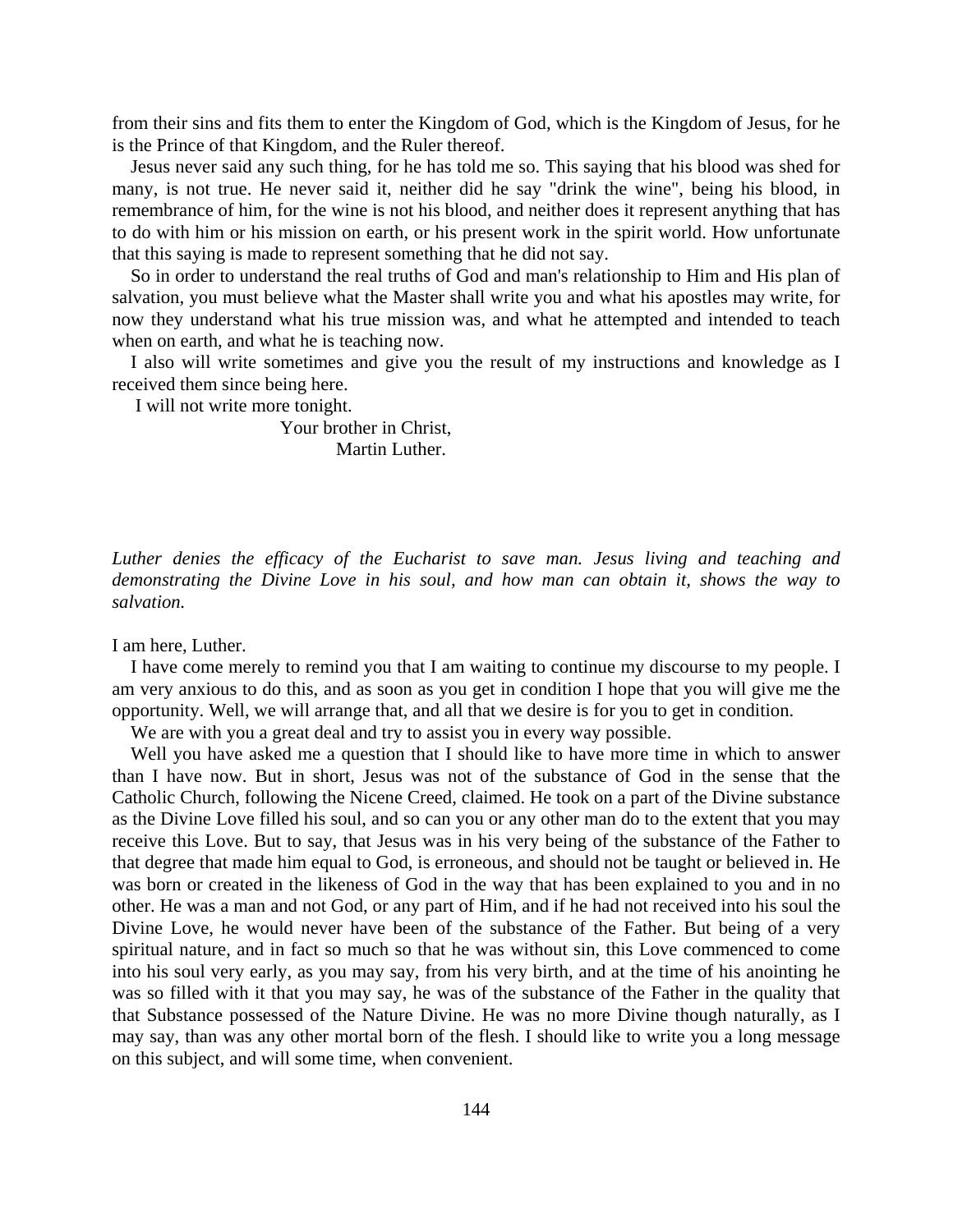from their sins and fits them to enter the Kingdom of God, which is the Kingdom of Jesus, for he is the Prince of that Kingdom, and the Ruler thereof.

Jesus never said any such thing, for he has told me so. This saying that his blood was shed for many, is not true. He never said it, neither did he say "drink the wine", being his blood, in remembrance of him, for the wine is not his blood, and neither does it represent anything that has to do with him or his mission on earth, or his present work in the spirit world. How unfortunate that this saying is made to represent something that he did not say.

So in order to understand the real truths of God and man's relationship to Him and His plan of salvation, you must believe what the Master shall write you and what his apostles may write, for now they understand what his true mission was, and what he attempted and intended to teach when on earth, and what he is teaching now.

I also will write sometimes and give you the result of my instructions and knowledge as I received them since being here.

I will not write more tonight.

Your brother in Christ,
Martin Luther.

*Luther denies the efficacy of the Eucharist to save man. Jesus living and teaching and demonstrating the Divine Love in his soul, and how man can obtain it, shows the way to salvation.*

I am here, Luther.

I have come merely to remind you that I am waiting to continue my discourse to my people. I am very anxious to do this, and as soon as you get in condition I hope that you will give me the opportunity. Well, we will arrange that, and all that we desire is for you to get in condition.

We are with you a great deal and try to assist you in every way possible.

Well you have asked me a question that I should like to have more time in which to answer than I have now. But in short, Jesus was not of the substance of God in the sense that the Catholic Church, following the Nicene Creed, claimed. He took on a part of the Divine substance as the Divine Love filled his soul, and so can you or any other man do to the extent that you may receive this Love. But to say, that Jesus was in his very being of the substance of the Father to that degree that made him equal to God, is erroneous, and should not be taught or believed in. He was born or created in the likeness of God in the way that has been explained to you and in no other. He was a man and not God, or any part of Him, and if he had not received into his soul the Divine Love, he would never have been of the substance of the Father. But being of a very spiritual nature, and in fact so much so that he was without sin, this Love commenced to come into his soul very early, as you may say, from his very birth, and at the time of his anointing he was so filled with it that you may say, he was of the substance of the Father in the quality that that Substance possessed of the Nature Divine. He was no more Divine though naturally, as I may say, than was any other mortal born of the flesh. I should like to write you a long message on this subject, and will some time, when convenient.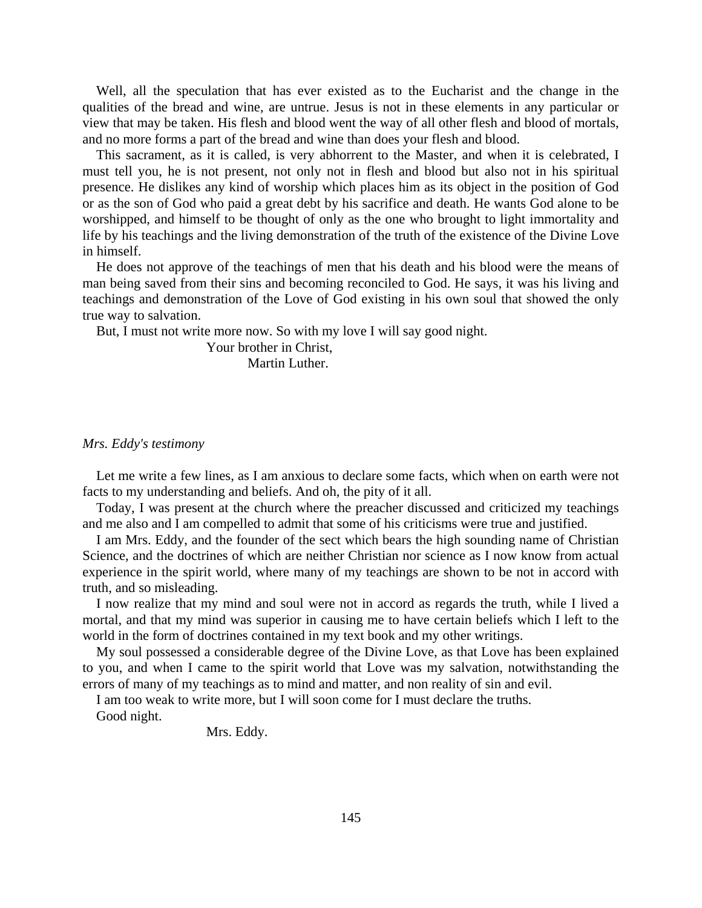Well, all the speculation that has ever existed as to the Eucharist and the change in the qualities of the bread and wine, are untrue. Jesus is not in these elements in any particular or view that may be taken. His flesh and blood went the way of all other flesh and blood of mortals, and no more forms a part of the bread and wine than does your flesh and blood.

This sacrament, as it is called, is very abhorrent to the Master, and when it is celebrated, I must tell you, he is not present, not only not in flesh and blood but also not in his spiritual presence. He dislikes any kind of worship which places him as its object in the position of God or as the son of God who paid a great debt by his sacrifice and death. He wants God alone to be worshipped, and himself to be thought of only as the one who brought to light immortality and life by his teachings and the living demonstration of the truth of the existence of the Divine Love in himself.

He does not approve of the teachings of men that his death and his blood were the means of man being saved from their sins and becoming reconciled to God. He says, it was his living and teachings and demonstration of the Love of God existing in his own soul that showed the only true way to salvation.

But, I must not write more now. So with my love I will say good night.

Your brother in Christ,
Martin Luther.

*Mrs. Eddy's testimony*

Let me write a few lines, as I am anxious to declare some facts, which when on earth were not facts to my understanding and beliefs. And oh, the pity of it all.

Today, I was present at the church where the preacher discussed and criticized my teachings and me also and I am compelled to admit that some of his criticisms were true and justified.

I am Mrs. Eddy, and the founder of the sect which bears the high sounding name of Christian Science, and the doctrines of which are neither Christian nor science as I now know from actual experience in the spirit world, where many of my teachings are shown to be not in accord with truth, and so misleading.

I now realize that my mind and soul were not in accord as regards the truth, while I lived a mortal, and that my mind was superior in causing me to have certain beliefs which I left to the world in the form of doctrines contained in my text book and my other writings.

My soul possessed a considerable degree of the Divine Love, as that Love has been explained to you, and when I came to the spirit world that Love was my salvation, notwithstanding the errors of many of my teachings as to mind and matter, and non reality of sin and evil.

I am too weak to write more, but I will soon come for I must declare the truths.

Good night.

Mrs. Eddy.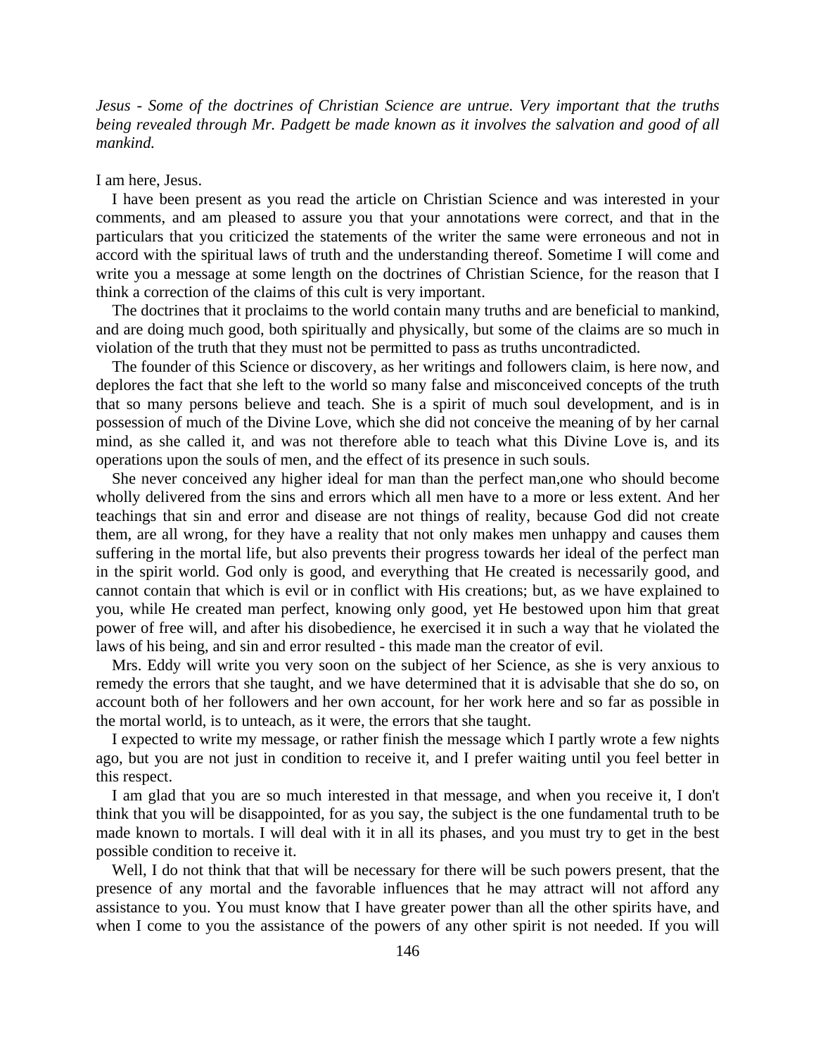*Jesus - Some of the doctrines of Christian Science are untrue. Very important that the truths being revealed through Mr. Padgett be made known as it involves the salvation and good of all mankind.*

I am here, Jesus.

I have been present as you read the article on Christian Science and was interested in your comments, and am pleased to assure you that your annotations were correct, and that in the particulars that you criticized the statements of the writer the same were erroneous and not in accord with the spiritual laws of truth and the understanding thereof. Sometime I will come and write you a message at some length on the doctrines of Christian Science, for the reason that I think a correction of the claims of this cult is very important.

The doctrines that it proclaims to the world contain many truths and are beneficial to mankind, and are doing much good, both spiritually and physically, but some of the claims are so much in violation of the truth that they must not be permitted to pass as truths uncontradicted.

The founder of this Science or discovery, as her writings and followers claim, is here now, and deplores the fact that she left to the world so many false and misconceived concepts of the truth that so many persons believe and teach. She is a spirit of much soul development, and is in possession of much of the Divine Love, which she did not conceive the meaning of by her carnal mind, as she called it, and was not therefore able to teach what this Divine Love is, and its operations upon the souls of men, and the effect of its presence in such souls.

She never conceived any higher ideal for man than the perfect man,one who should become wholly delivered from the sins and errors which all men have to a more or less extent. And her teachings that sin and error and disease are not things of reality, because God did not create them, are all wrong, for they have a reality that not only makes men unhappy and causes them suffering in the mortal life, but also prevents their progress towards her ideal of the perfect man in the spirit world. God only is good, and everything that He created is necessarily good, and cannot contain that which is evil or in conflict with His creations; but, as we have explained to you, while He created man perfect, knowing only good, yet He bestowed upon him that great power of free will, and after his disobedience, he exercised it in such a way that he violated the laws of his being, and sin and error resulted - this made man the creator of evil.

Mrs. Eddy will write you very soon on the subject of her Science, as she is very anxious to remedy the errors that she taught, and we have determined that it is advisable that she do so, on account both of her followers and her own account, for her work here and so far as possible in the mortal world, is to unteach, as it were, the errors that she taught.

I expected to write my message, or rather finish the message which I partly wrote a few nights ago, but you are not just in condition to receive it, and I prefer waiting until you feel better in this respect.

I am glad that you are so much interested in that message, and when you receive it, I don't think that you will be disappointed, for as you say, the subject is the one fundamental truth to be made known to mortals. I will deal with it in all its phases, and you must try to get in the best possible condition to receive it.

Well, I do not think that that will be necessary for there will be such powers present, that the presence of any mortal and the favorable influences that he may attract will not afford any assistance to you. You must know that I have greater power than all the other spirits have, and when I come to you the assistance of the powers of any other spirit is not needed. If you will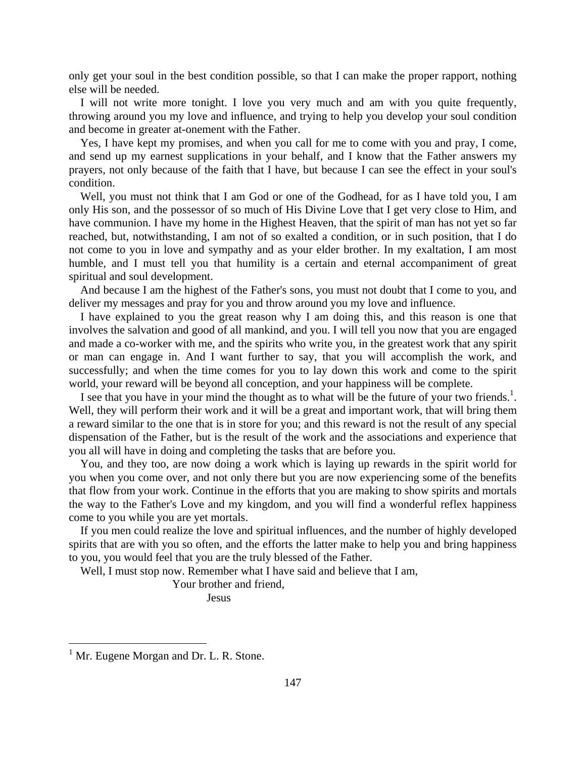only get your soul in the best condition possible, so that I can make the proper rapport, nothing else will be needed.

I will not write more tonight. I love you very much and am with you quite frequently, throwing around you my love and influence, and trying to help you develop your soul condition and become in greater at-onement with the Father.

Yes, I have kept my promises, and when you call for me to come with you and pray, I come, and send up my earnest supplications in your behalf, and I know that the Father answers my prayers, not only because of the faith that I have, but because I can see the effect in your soul's condition.

Well, you must not think that I am God or one of the Godhead, for as I have told you, I am only His son, and the possessor of so much of His Divine Love that I get very close to Him, and have communion. I have my home in the Highest Heaven, that the spirit of man has not yet so far reached, but, notwithstanding, I am not of so exalted a condition, or in such position, that I do not come to you in love and sympathy and as your elder brother. In my exaltation, I am most humble, and I must tell you that humility is a certain and eternal accompaniment of great spiritual and soul development.

And because I am the highest of the Father's sons, you must not doubt that I come to you, and deliver my messages and pray for you and throw around you my love and influence.

I have explained to you the great reason why I am doing this, and this reason is one that involves the salvation and good of all mankind, and you. I will tell you now that you are engaged and made a co-worker with me, and the spirits who write you, in the greatest work that any spirit or man can engage in. And I want further to say, that you will accomplish the work, and successfully; and when the time comes for you to lay down this work and come to the spirit world, your reward will be beyond all conception, and your happiness will be complete.

I see that you have in your mind the thought as to what will be the future of your two friends.[1]. Well, they will perform their work and it will be a great and important work, that will bring them a reward similar to the one that is in store for you; and this reward is not the result of any special dispensation of the Father, but is the result of the work and the associations and experience that you all will have in doing and completing the tasks that are before you.

You, and they too, are now doing a work which is laying up rewards in the spirit world for you when you come over, and not only there but you are now experiencing some of the benefits that flow from your work. Continue in the efforts that you are making to show spirits and mortals the way to the Father's Love and my kingdom, and you will find a wonderful reflex happiness come to you while you are yet mortals.

If you men could realize the love and spiritual influences, and the number of highly developed spirits that are with you so often, and the efforts the latter make to help you and bring happiness to you, you would feel that you are the truly blessed of the Father.

Well, I must stop now. Remember what I have said and believe that I am,

Your brother and friend,

Jesus

---

[1] Mr. Eugene Morgan and Dr. L. R. Stone.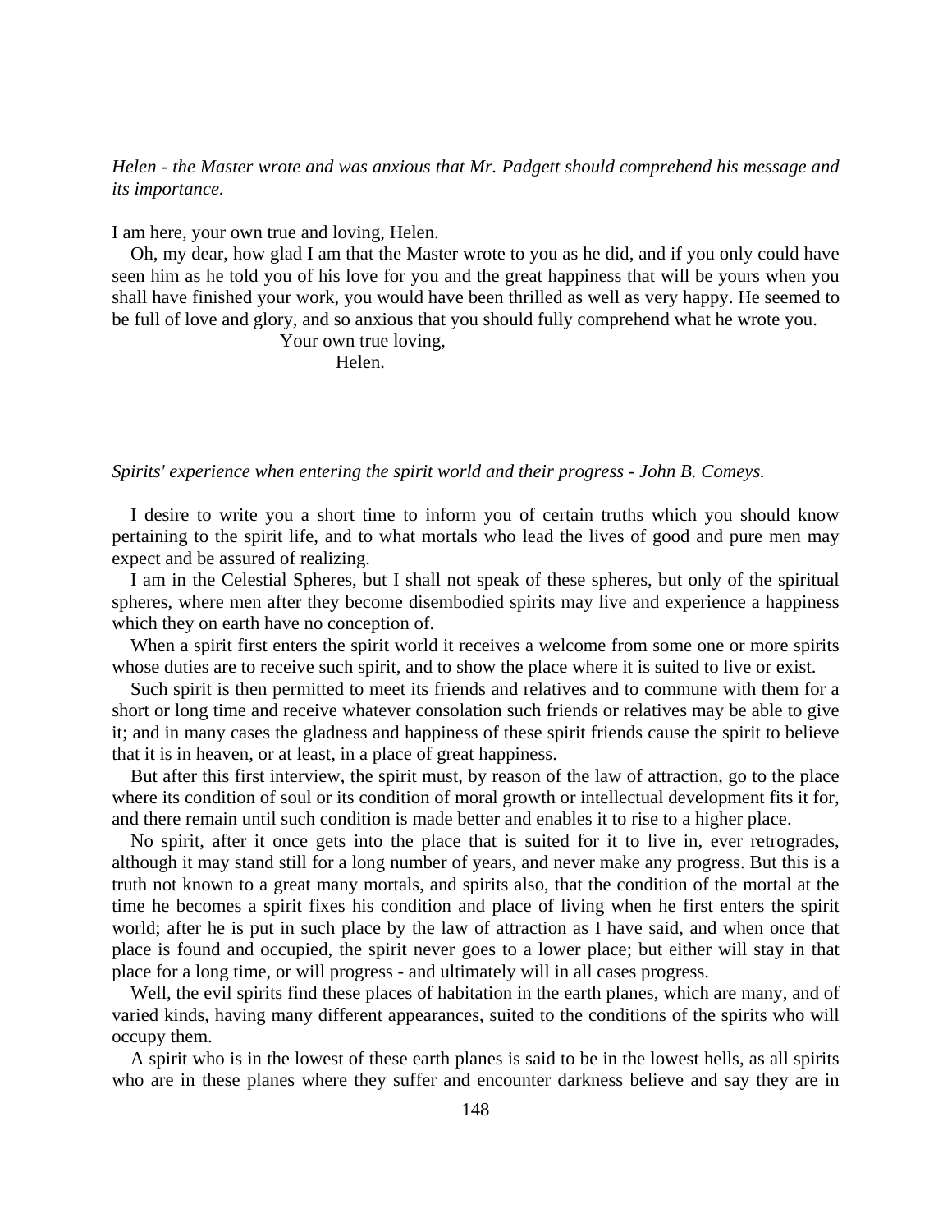*Helen - the Master wrote and was anxious that Mr. Padgett should comprehend his message and its importance.*

I am here, your own true and loving, Helen.

Oh, my dear, how glad I am that the Master wrote to you as he did, and if you only could have seen him as he told you of his love for you and the great happiness that will be yours when you shall have finished your work, you would have been thrilled as well as very happy. He seemed to be full of love and glory, and so anxious that you should fully comprehend what he wrote you.

Your own true loving,
Helen.

*Spirits' experience when entering the spirit world and their progress - John B. Comeys.*

I desire to write you a short time to inform you of certain truths which you should know pertaining to the spirit life, and to what mortals who lead the lives of good and pure men may expect and be assured of realizing.

I am in the Celestial Spheres, but I shall not speak of these spheres, but only of the spiritual spheres, where men after they become disembodied spirits may live and experience a happiness which they on earth have no conception of.

When a spirit first enters the spirit world it receives a welcome from some one or more spirits whose duties are to receive such spirit, and to show the place where it is suited to live or exist.

Such spirit is then permitted to meet its friends and relatives and to commune with them for a short or long time and receive whatever consolation such friends or relatives may be able to give it; and in many cases the gladness and happiness of these spirit friends cause the spirit to believe that it is in heaven, or at least, in a place of great happiness.

But after this first interview, the spirit must, by reason of the law of attraction, go to the place where its condition of soul or its condition of moral growth or intellectual development fits it for, and there remain until such condition is made better and enables it to rise to a higher place.

No spirit, after it once gets into the place that is suited for it to live in, ever retrogrades, although it may stand still for a long number of years, and never make any progress. But this is a truth not known to a great many mortals, and spirits also, that the condition of the mortal at the time he becomes a spirit fixes his condition and place of living when he first enters the spirit world; after he is put in such place by the law of attraction as I have said, and when once that place is found and occupied, the spirit never goes to a lower place; but either will stay in that place for a long time, or will progress - and ultimately will in all cases progress.

Well, the evil spirits find these places of habitation in the earth planes, which are many, and of varied kinds, having many different appearances, suited to the conditions of the spirits who will occupy them.

A spirit who is in the lowest of these earth planes is said to be in the lowest hells, as all spirits who are in these planes where they suffer and encounter darkness believe and say they are in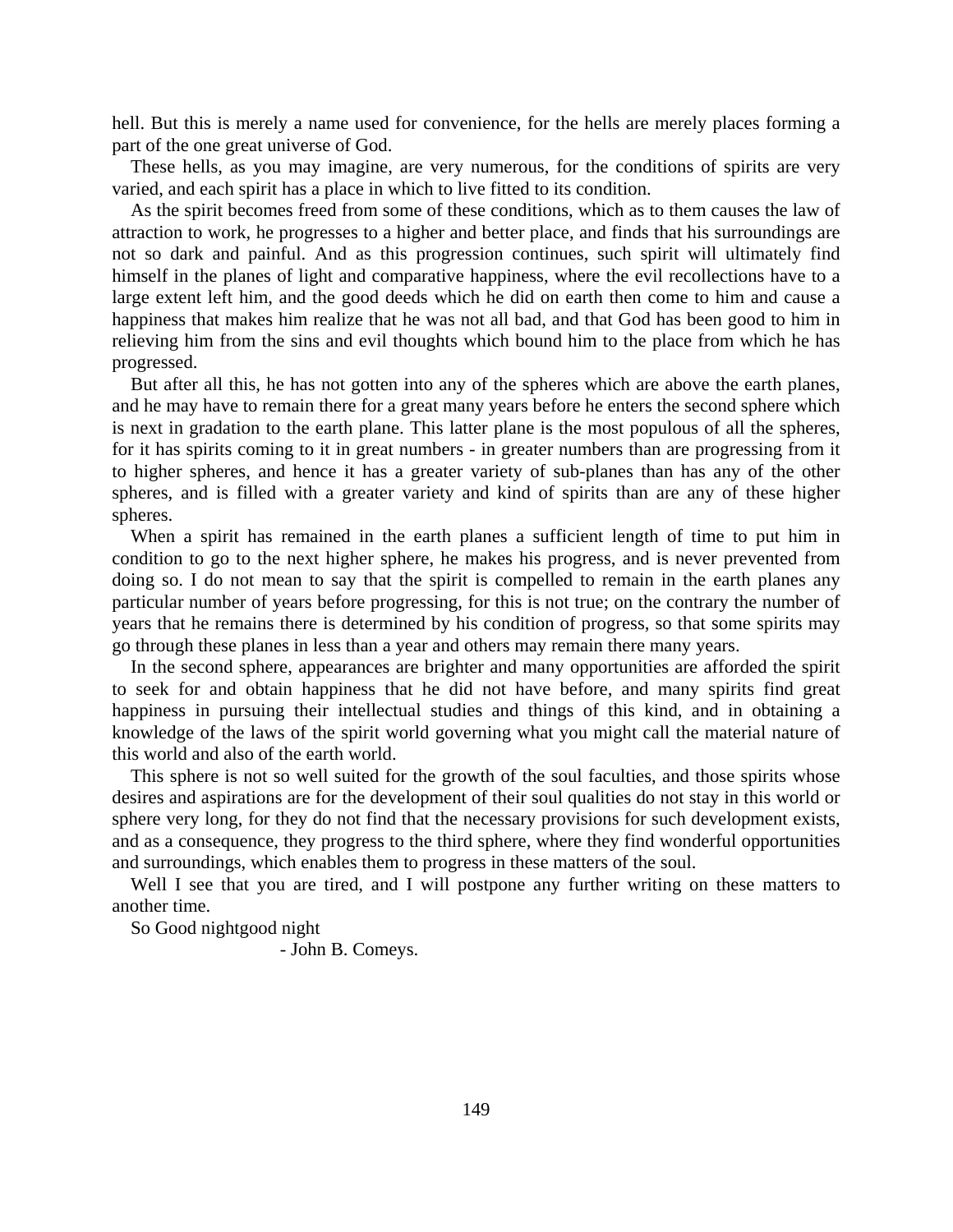hell. But this is merely a name used for convenience, for the hells are merely places forming a part of the one great universe of God.

These hells, as you may imagine, are very numerous, for the conditions of spirits are very varied, and each spirit has a place in which to live fitted to its condition.

As the spirit becomes freed from some of these conditions, which as to them causes the law of attraction to work, he progresses to a higher and better place, and finds that his surroundings are not so dark and painful. And as this progression continues, such spirit will ultimately find himself in the planes of light and comparative happiness, where the evil recollections have to a large extent left him, and the good deeds which he did on earth then come to him and cause a happiness that makes him realize that he was not all bad, and that God has been good to him in relieving him from the sins and evil thoughts which bound him to the place from which he has progressed.

But after all this, he has not gotten into any of the spheres which are above the earth planes, and he may have to remain there for a great many years before he enters the second sphere which is next in gradation to the earth plane. This latter plane is the most populous of all the spheres, for it has spirits coming to it in great numbers - in greater numbers than are progressing from it to higher spheres, and hence it has a greater variety of sub-planes than has any of the other spheres, and is filled with a greater variety and kind of spirits than are any of these higher spheres.

When a spirit has remained in the earth planes a sufficient length of time to put him in condition to go to the next higher sphere, he makes his progress, and is never prevented from doing so. I do not mean to say that the spirit is compelled to remain in the earth planes any particular number of years before progressing, for this is not true; on the contrary the number of years that he remains there is determined by his condition of progress, so that some spirits may go through these planes in less than a year and others may remain there many years.

In the second sphere, appearances are brighter and many opportunities are afforded the spirit to seek for and obtain happiness that he did not have before, and many spirits find great happiness in pursuing their intellectual studies and things of this kind, and in obtaining a knowledge of the laws of the spirit world governing what you might call the material nature of this world and also of the earth world.

This sphere is not so well suited for the growth of the soul faculties, and those spirits whose desires and aspirations are for the development of their soul qualities do not stay in this world or sphere very long, for they do not find that the necessary provisions for such development exists, and as a consequence, they progress to the third sphere, where they find wonderful opportunities and surroundings, which enables them to progress in these matters of the soul.

Well I see that you are tired, and I will postpone any further writing on these matters to another time.

So Good nightgood night

- John B. Comeys.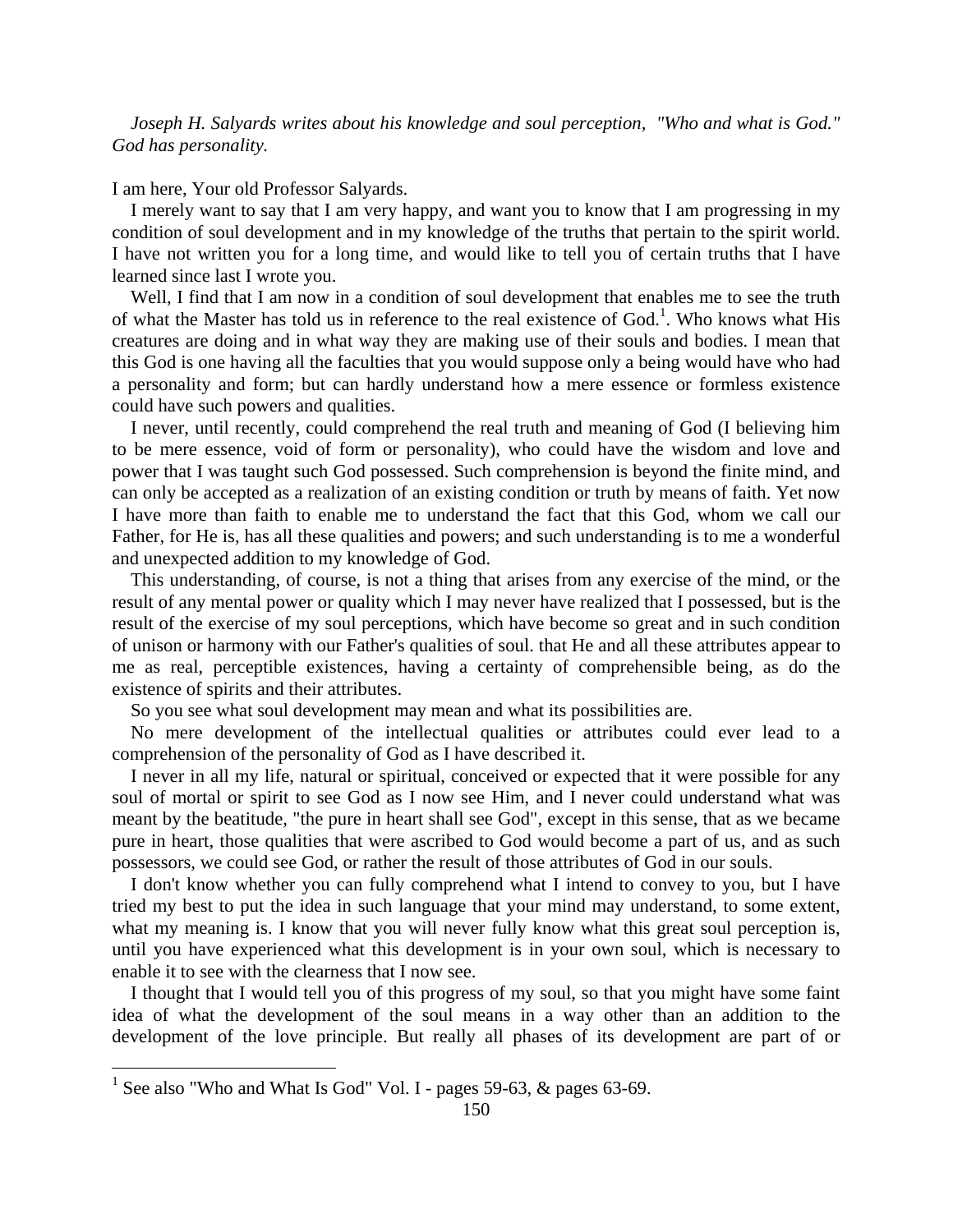*Joseph H. Salyards writes about his knowledge and soul perception, "Who and what is God." God has personality.*

I am here, Your old Professor Salyards.

I merely want to say that I am very happy, and want you to know that I am progressing in my condition of soul development and in my knowledge of the truths that pertain to the spirit world. I have not written you for a long time, and would like to tell you of certain truths that I have learned since last I wrote you.

Well, I find that I am now in a condition of soul development that enables me to see the truth of what the Master has told us in reference to the real existence of God.[1]. Who knows what His creatures are doing and in what way they are making use of their souls and bodies. I mean that this God is one having all the faculties that you would suppose only a being would have who had a personality and form; but can hardly understand how a mere essence or formless existence could have such powers and qualities.

I never, until recently, could comprehend the real truth and meaning of God (I believing him to be mere essence, void of form or personality), who could have the wisdom and love and power that I was taught such God possessed. Such comprehension is beyond the finite mind, and can only be accepted as a realization of an existing condition or truth by means of faith. Yet now I have more than faith to enable me to understand the fact that this God, whom we call our Father, for He is, has all these qualities and powers; and such understanding is to me a wonderful and unexpected addition to my knowledge of God.

This understanding, of course, is not a thing that arises from any exercise of the mind, or the result of any mental power or quality which I may never have realized that I possessed, but is the result of the exercise of my soul perceptions, which have become so great and in such condition of unison or harmony with our Father's qualities of soul. that He and all these attributes appear to me as real, perceptible existences, having a certainty of comprehensible being, as do the existence of spirits and their attributes.

So you see what soul development may mean and what its possibilities are.

No mere development of the intellectual qualities or attributes could ever lead to a comprehension of the personality of God as I have described it.

I never in all my life, natural or spiritual, conceived or expected that it were possible for any soul of mortal or spirit to see God as I now see Him, and I never could understand what was meant by the beatitude, "the pure in heart shall see God", except in this sense, that as we became pure in heart, those qualities that were ascribed to God would become a part of us, and as such possessors, we could see God, or rather the result of those attributes of God in our souls.

I don't know whether you can fully comprehend what I intend to convey to you, but I have tried my best to put the idea in such language that your mind may understand, to some extent, what my meaning is. I know that you will never fully know what this great soul perception is, until you have experienced what this development is in your own soul, which is necessary to enable it to see with the clearness that I now see.

I thought that I would tell you of this progress of my soul, so that you might have some faint idea of what the development of the soul means in a way other than an addition to the development of the love principle. But really all phases of its development are part of or

[1] See also "Who and What Is God" Vol. I - pages 59-63, & pages 63-69.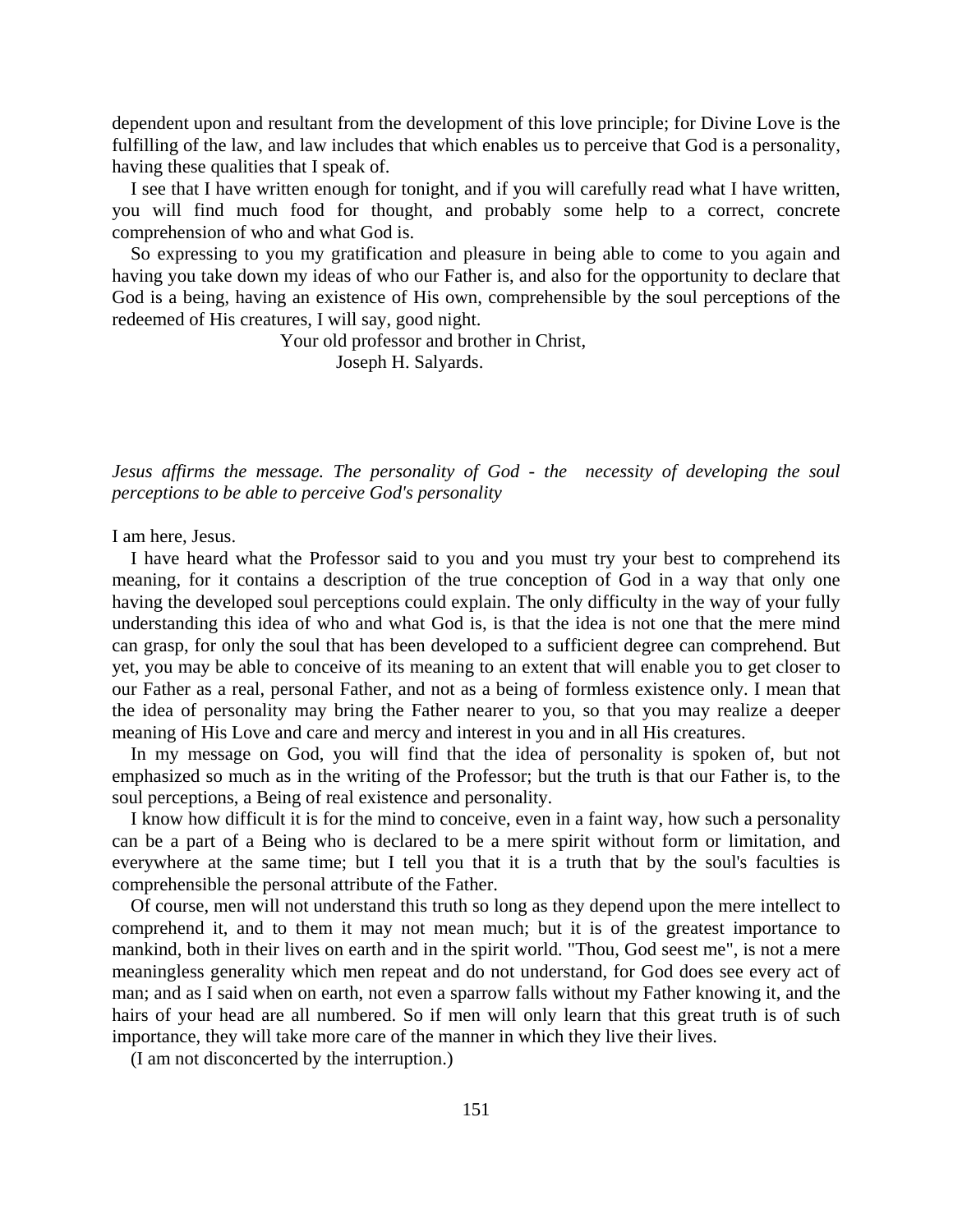dependent upon and resultant from the development of this love principle; for Divine Love is the fulfilling of the law, and law includes that which enables us to perceive that God is a personality, having these qualities that I speak of.

I see that I have written enough for tonight, and if you will carefully read what I have written, you will find much food for thought, and probably some help to a correct, concrete comprehension of who and what God is.

So expressing to you my gratification and pleasure in being able to come to you again and having you take down my ideas of who our Father is, and also for the opportunity to declare that God is a being, having an existence of His own, comprehensible by the soul perceptions of the redeemed of His creatures, I will say, good night.

Your old professor and brother in Christ,
Joseph H. Salyards.

*Jesus affirms the message. The personality of God - the necessity of developing the soul perceptions to be able to perceive God's personality*

I am here, Jesus.

I have heard what the Professor said to you and you must try your best to comprehend its meaning, for it contains a description of the true conception of God in a way that only one having the developed soul perceptions could explain. The only difficulty in the way of your fully understanding this idea of who and what God is, is that the idea is not one that the mere mind can grasp, for only the soul that has been developed to a sufficient degree can comprehend. But yet, you may be able to conceive of its meaning to an extent that will enable you to get closer to our Father as a real, personal Father, and not as a being of formless existence only. I mean that the idea of personality may bring the Father nearer to you, so that you may realize a deeper meaning of His Love and care and mercy and interest in you and in all His creatures.

In my message on God, you will find that the idea of personality is spoken of, but not emphasized so much as in the writing of the Professor; but the truth is that our Father is, to the soul perceptions, a Being of real existence and personality.

I know how difficult it is for the mind to conceive, even in a faint way, how such a personality can be a part of a Being who is declared to be a mere spirit without form or limitation, and everywhere at the same time; but I tell you that it is a truth that by the soul's faculties is comprehensible the personal attribute of the Father.

Of course, men will not understand this truth so long as they depend upon the mere intellect to comprehend it, and to them it may not mean much; but it is of the greatest importance to mankind, both in their lives on earth and in the spirit world. "Thou, God seest me", is not a mere meaningless generality which men repeat and do not understand, for God does see every act of man; and as I said when on earth, not even a sparrow falls without my Father knowing it, and the hairs of your head are all numbered. So if men will only learn that this great truth is of such importance, they will take more care of the manner in which they live their lives.

(I am not disconcerted by the interruption.)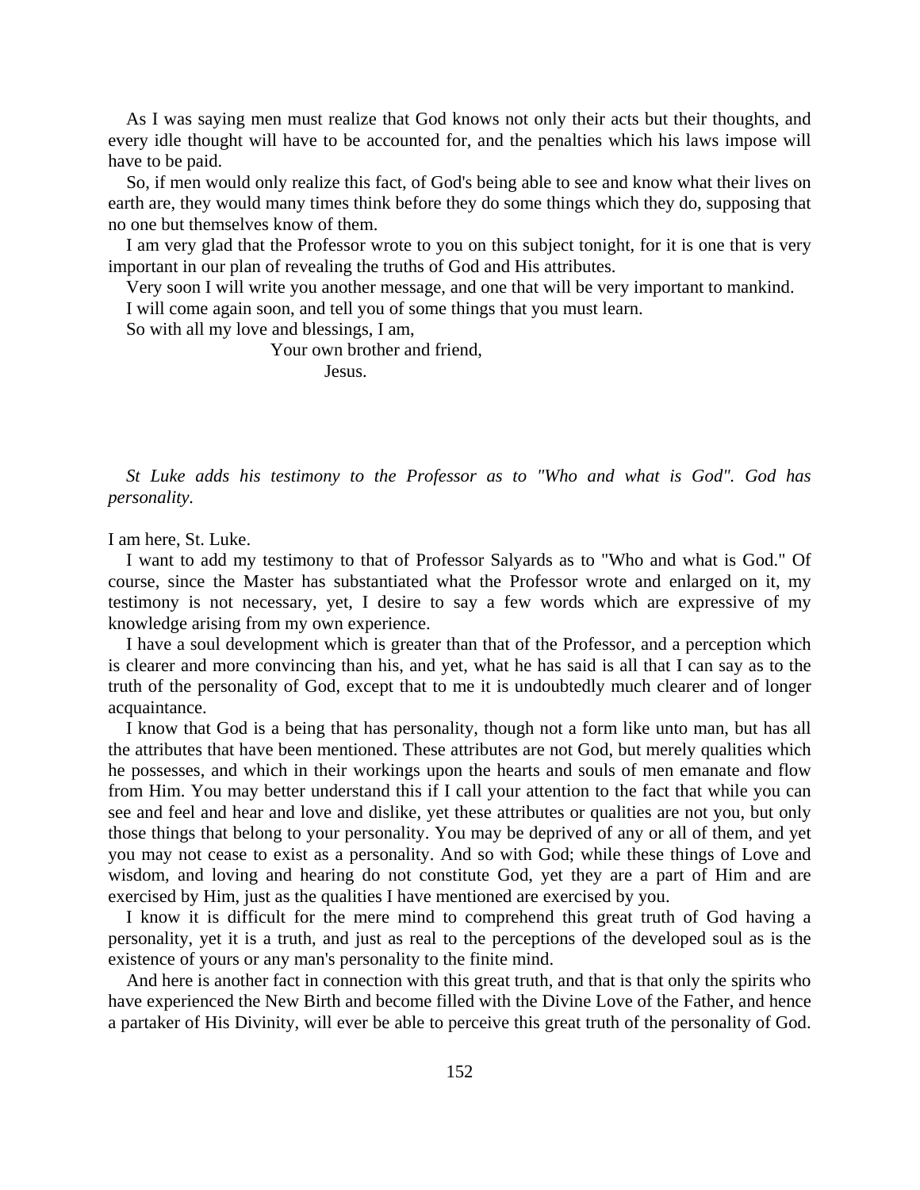As I was saying men must realize that God knows not only their acts but their thoughts, and every idle thought will have to be accounted for, and the penalties which his laws impose will have to be paid.

So, if men would only realize this fact, of God's being able to see and know what their lives on earth are, they would many times think before they do some things which they do, supposing that no one but themselves know of them.

I am very glad that the Professor wrote to you on this subject tonight, for it is one that is very important in our plan of revealing the truths of God and His attributes.

Very soon I will write you another message, and one that will be very important to mankind.

I will come again soon, and tell you of some things that you must learn.

So with all my love and blessings, I am,

Your own brother and friend,

Jesus.

*St Luke adds his testimony to the Professor as to "Who and what is God". God has personality.*

I am here, St. Luke.

I want to add my testimony to that of Professor Salyards as to "Who and what is God." Of course, since the Master has substantiated what the Professor wrote and enlarged on it, my testimony is not necessary, yet, I desire to say a few words which are expressive of my knowledge arising from my own experience.

I have a soul development which is greater than that of the Professor, and a perception which is clearer and more convincing than his, and yet, what he has said is all that I can say as to the truth of the personality of God, except that to me it is undoubtedly much clearer and of longer acquaintance.

I know that God is a being that has personality, though not a form like unto man, but has all the attributes that have been mentioned. These attributes are not God, but merely qualities which he possesses, and which in their workings upon the hearts and souls of men emanate and flow from Him. You may better understand this if I call your attention to the fact that while you can see and feel and hear and love and dislike, yet these attributes or qualities are not you, but only those things that belong to your personality. You may be deprived of any or all of them, and yet you may not cease to exist as a personality. And so with God; while these things of Love and wisdom, and loving and hearing do not constitute God, yet they are a part of Him and are exercised by Him, just as the qualities I have mentioned are exercised by you.

I know it is difficult for the mere mind to comprehend this great truth of God having a personality, yet it is a truth, and just as real to the perceptions of the developed soul as is the existence of yours or any man's personality to the finite mind.

And here is another fact in connection with this great truth, and that is that only the spirits who have experienced the New Birth and become filled with the Divine Love of the Father, and hence a partaker of His Divinity, will ever be able to perceive this great truth of the personality of God.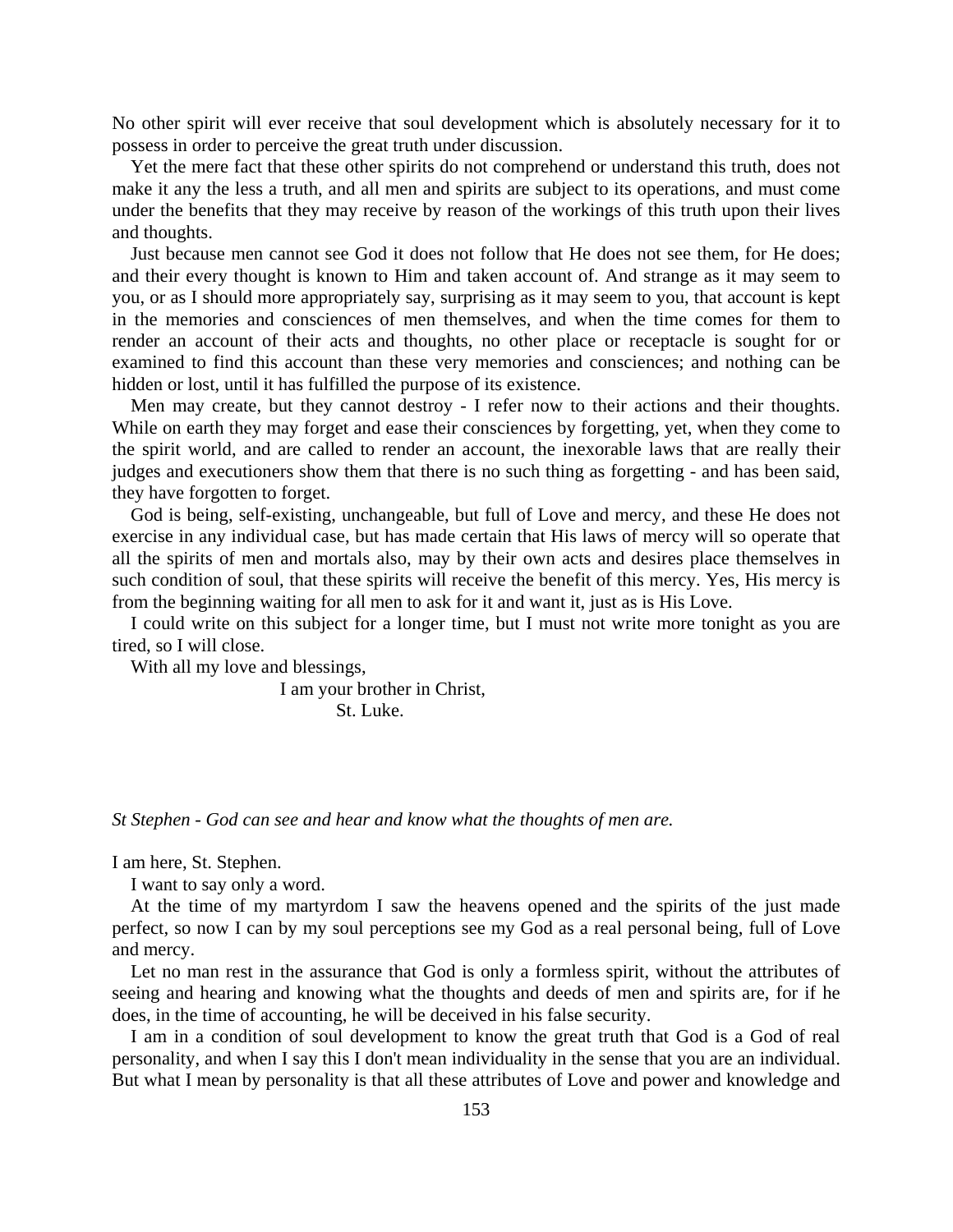No other spirit will ever receive that soul development which is absolutely necessary for it to possess in order to perceive the great truth under discussion.

Yet the mere fact that these other spirits do not comprehend or understand this truth, does not make it any the less a truth, and all men and spirits are subject to its operations, and must come under the benefits that they may receive by reason of the workings of this truth upon their lives and thoughts.

Just because men cannot see God it does not follow that He does not see them, for He does; and their every thought is known to Him and taken account of. And strange as it may seem to you, or as I should more appropriately say, surprising as it may seem to you, that account is kept in the memories and consciences of men themselves, and when the time comes for them to render an account of their acts and thoughts, no other place or receptacle is sought for or examined to find this account than these very memories and consciences; and nothing can be hidden or lost, until it has fulfilled the purpose of its existence.

Men may create, but they cannot destroy - I refer now to their actions and their thoughts. While on earth they may forget and ease their consciences by forgetting, yet, when they come to the spirit world, and are called to render an account, the inexorable laws that are really their judges and executioners show them that there is no such thing as forgetting - and has been said, they have forgotten to forget.

God is being, self-existing, unchangeable, but full of Love and mercy, and these He does not exercise in any individual case, but has made certain that His laws of mercy will so operate that all the spirits of men and mortals also, may by their own acts and desires place themselves in such condition of soul, that these spirits will receive the benefit of this mercy. Yes, His mercy is from the beginning waiting for all men to ask for it and want it, just as is His Love.

I could write on this subject for a longer time, but I must not write more tonight as you are tired, so I will close.

With all my love and blessings,

I am your brother in Christ,
St. Luke.

*St Stephen - God can see and hear and know what the thoughts of men are.*

I am here, St. Stephen.

I want to say only a word.

At the time of my martyrdom I saw the heavens opened and the spirits of the just made perfect, so now I can by my soul perceptions see my God as a real personal being, full of Love and mercy.

Let no man rest in the assurance that God is only a formless spirit, without the attributes of seeing and hearing and knowing what the thoughts and deeds of men and spirits are, for if he does, in the time of accounting, he will be deceived in his false security.

I am in a condition of soul development to know the great truth that God is a God of real personality, and when I say this I don't mean individuality in the sense that you are an individual. But what I mean by personality is that all these attributes of Love and power and knowledge and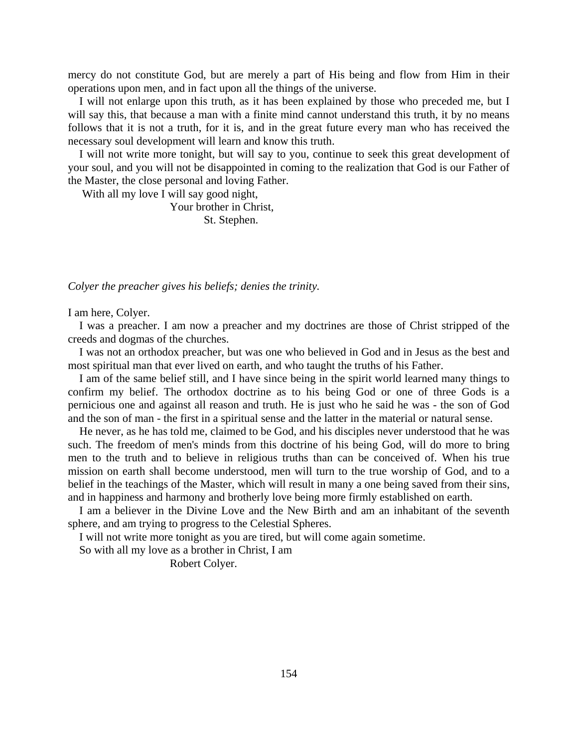mercy do not constitute God, but are merely a part of His being and flow from Him in their operations upon men, and in fact upon all the things of the universe.

I will not enlarge upon this truth, as it has been explained by those who preceded me, but I will say this, that because a man with a finite mind cannot understand this truth, it by no means follows that it is not a truth, for it is, and in the great future every man who has received the necessary soul development will learn and know this truth.

I will not write more tonight, but will say to you, continue to seek this great development of your soul, and you will not be disappointed in coming to the realization that God is our Father of the Master, the close personal and loving Father.

With all my love I will say good night,

Your brother in Christ,

St. Stephen.

*Colyer the preacher gives his beliefs; denies the trinity.*

I am here, Colyer.

I was a preacher. I am now a preacher and my doctrines are those of Christ stripped of the creeds and dogmas of the churches.

I was not an orthodox preacher, but was one who believed in God and in Jesus as the best and most spiritual man that ever lived on earth, and who taught the truths of his Father.

I am of the same belief still, and I have since being in the spirit world learned many things to confirm my belief. The orthodox doctrine as to his being God or one of three Gods is a pernicious one and against all reason and truth. He is just who he said he was - the son of God and the son of man - the first in a spiritual sense and the latter in the material or natural sense.

He never, as he has told me, claimed to be God, and his disciples never understood that he was such. The freedom of men's minds from this doctrine of his being God, will do more to bring men to the truth and to believe in religious truths than can be conceived of. When his true mission on earth shall become understood, men will turn to the true worship of God, and to a belief in the teachings of the Master, which will result in many a one being saved from their sins, and in happiness and harmony and brotherly love being more firmly established on earth.

I am a believer in the Divine Love and the New Birth and am an inhabitant of the seventh sphere, and am trying to progress to the Celestial Spheres.

I will not write more tonight as you are tired, but will come again sometime.

So with all my love as a brother in Christ, I am

Robert Colyer.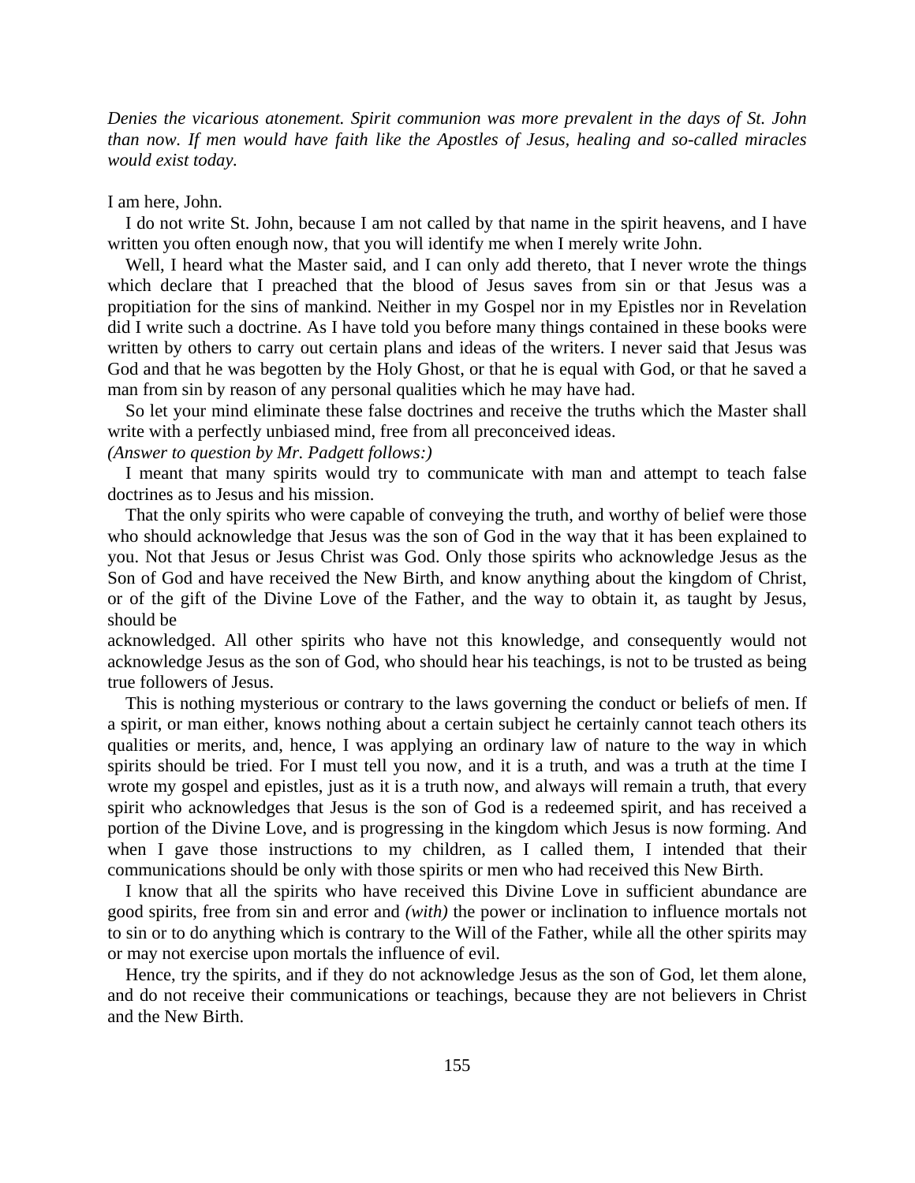*Denies the vicarious atonement. Spirit communion was more prevalent in the days of St. John than now. If men would have faith like the Apostles of Jesus, healing and so-called miracles would exist today.*

I am here, John.

I do not write St. John, because I am not called by that name in the spirit heavens, and I have written you often enough now, that you will identify me when I merely write John.

Well, I heard what the Master said, and I can only add thereto, that I never wrote the things which declare that I preached that the blood of Jesus saves from sin or that Jesus was a propitiation for the sins of mankind. Neither in my Gospel nor in my Epistles nor in Revelation did I write such a doctrine. As I have told you before many things contained in these books were written by others to carry out certain plans and ideas of the writers. I never said that Jesus was God and that he was begotten by the Holy Ghost, or that he is equal with God, or that he saved a man from sin by reason of any personal qualities which he may have had.

So let your mind eliminate these false doctrines and receive the truths which the Master shall write with a perfectly unbiased mind, free from all preconceived ideas.

*(Answer to question by Mr. Padgett follows:)*

I meant that many spirits would try to communicate with man and attempt to teach false doctrines as to Jesus and his mission.

That the only spirits who were capable of conveying the truth, and worthy of belief were those who should acknowledge that Jesus was the son of God in the way that it has been explained to you. Not that Jesus or Jesus Christ was God. Only those spirits who acknowledge Jesus as the Son of God and have received the New Birth, and know anything about the kingdom of Christ, or of the gift of the Divine Love of the Father, and the way to obtain it, as taught by Jesus, should be acknowledged. All other spirits who have not this knowledge, and consequently would not acknowledge Jesus as the son of God, who should hear his teachings, is not to be trusted as being true followers of Jesus.

This is nothing mysterious or contrary to the laws governing the conduct or beliefs of men. If a spirit, or man either, knows nothing about a certain subject he certainly cannot teach others its qualities or merits, and, hence, I was applying an ordinary law of nature to the way in which spirits should be tried. For I must tell you now, and it is a truth, and was a truth at the time I wrote my gospel and epistles, just as it is a truth now, and always will remain a truth, that every spirit who acknowledges that Jesus is the son of God is a redeemed spirit, and has received a portion of the Divine Love, and is progressing in the kingdom which Jesus is now forming. And when I gave those instructions to my children, as I called them, I intended that their communications should be only with those spirits or men who had received this New Birth.

I know that all the spirits who have received this Divine Love in sufficient abundance are good spirits, free from sin and error and *(with)* the power or inclination to influence mortals not to sin or to do anything which is contrary to the Will of the Father, while all the other spirits may or may not exercise upon mortals the influence of evil.

Hence, try the spirits, and if they do not acknowledge Jesus as the son of God, let them alone, and do not receive their communications or teachings, because they are not believers in Christ and the New Birth.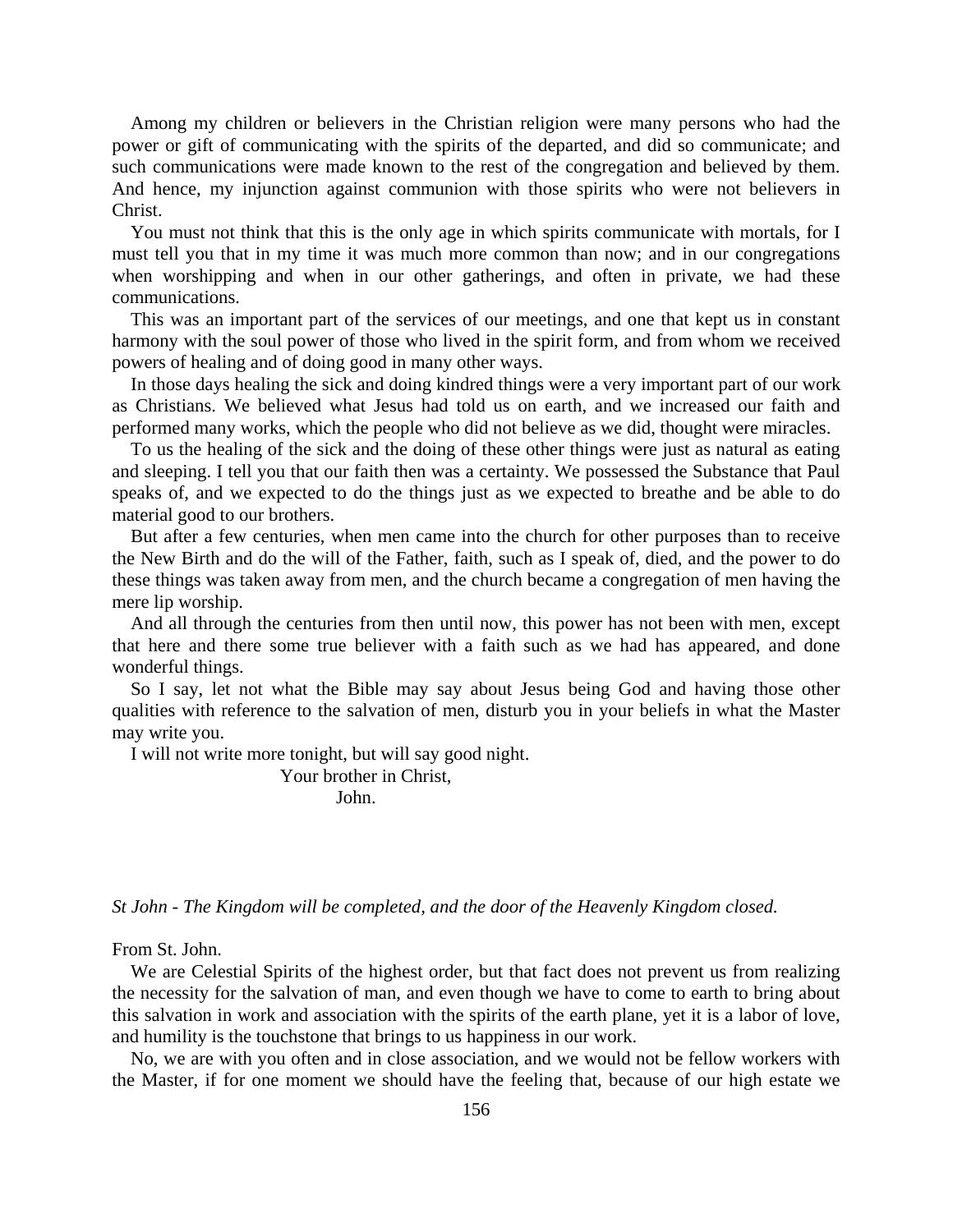Among my children or believers in the Christian religion were many persons who had the power or gift of communicating with the spirits of the departed, and did so communicate; and such communications were made known to the rest of the congregation and believed by them. And hence, my injunction against communion with those spirits who were not believers in Christ.

You must not think that this is the only age in which spirits communicate with mortals, for I must tell you that in my time it was much more common than now; and in our congregations when worshipping and when in our other gatherings, and often in private, we had these communications.

This was an important part of the services of our meetings, and one that kept us in constant harmony with the soul power of those who lived in the spirit form, and from whom we received powers of healing and of doing good in many other ways.

In those days healing the sick and doing kindred things were a very important part of our work as Christians. We believed what Jesus had told us on earth, and we increased our faith and performed many works, which the people who did not believe as we did, thought were miracles.

To us the healing of the sick and the doing of these other things were just as natural as eating and sleeping. I tell you that our faith then was a certainty. We possessed the Substance that Paul speaks of, and we expected to do the things just as we expected to breathe and be able to do material good to our brothers.

But after a few centuries, when men came into the church for other purposes than to receive the New Birth and do the will of the Father, faith, such as I speak of, died, and the power to do these things was taken away from men, and the church became a congregation of men having the mere lip worship.

And all through the centuries from then until now, this power has not been with men, except that here and there some true believer with a faith such as we had has appeared, and done wonderful things.

So I say, let not what the Bible may say about Jesus being God and having those other qualities with reference to the salvation of men, disturb you in your beliefs in what the Master may write you.

I will not write more tonight, but will say good night.

Your brother in Christ,
John.

*St John - The Kingdom will be completed, and the door of the Heavenly Kingdom closed.*

From St. John.

We are Celestial Spirits of the highest order, but that fact does not prevent us from realizing the necessity for the salvation of man, and even though we have to come to earth to bring about this salvation in work and association with the spirits of the earth plane, yet it is a labor of love, and humility is the touchstone that brings to us happiness in our work.

No, we are with you often and in close association, and we would not be fellow workers with the Master, if for one moment we should have the feeling that, because of our high estate we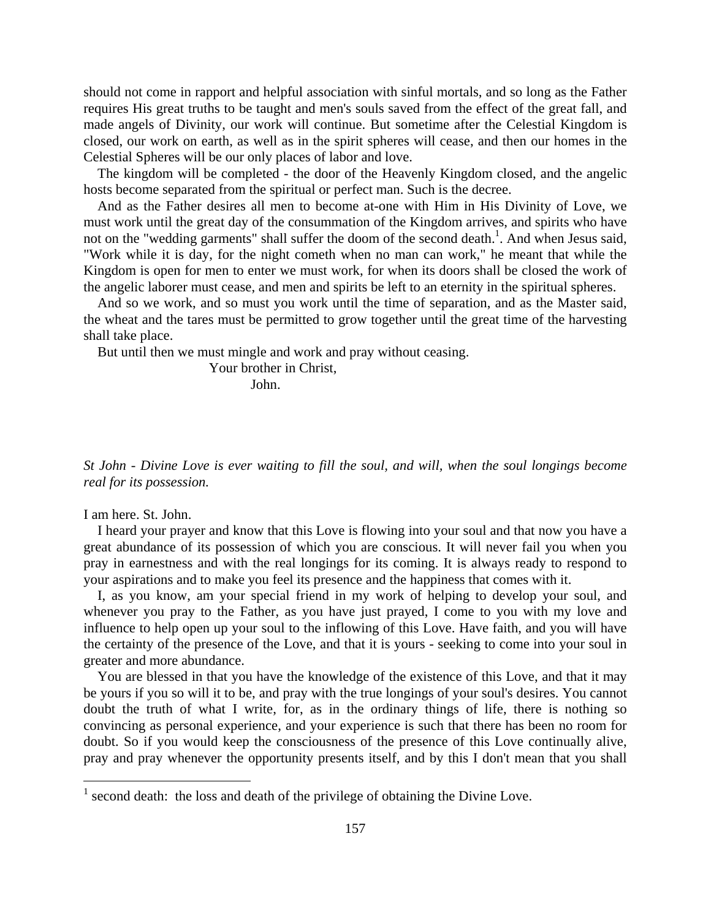should not come in rapport and helpful association with sinful mortals, and so long as the Father requires His great truths to be taught and men's souls saved from the effect of the great fall, and made angels of Divinity, our work will continue. But sometime after the Celestial Kingdom is closed, our work on earth, as well as in the spirit spheres will cease, and then our homes in the Celestial Spheres will be our only places of labor and love.

The kingdom will be completed - the door of the Heavenly Kingdom closed, and the angelic hosts become separated from the spiritual or perfect man. Such is the decree.

And as the Father desires all men to become at-one with Him in His Divinity of Love, we must work until the great day of the consummation of the Kingdom arrives, and spirits who have not on the "wedding garments" shall suffer the doom of the second death.[1]. And when Jesus said, "Work while it is day, for the night cometh when no man can work," he meant that while the Kingdom is open for men to enter we must work, for when its doors shall be closed the work of the angelic laborer must cease, and men and spirits be left to an eternity in the spiritual spheres.

And so we work, and so must you work until the time of separation, and as the Master said, the wheat and the tares must be permitted to grow together until the great time of the harvesting shall take place.

But until then we must mingle and work and pray without ceasing.

Your brother in Christ,
John.

*St John - Divine Love is ever waiting to fill the soul, and will, when the soul longings become real for its possession.*

I am here. St. John.

I heard your prayer and know that this Love is flowing into your soul and that now you have a great abundance of its possession of which you are conscious. It will never fail you when you pray in earnestness and with the real longings for its coming. It is always ready to respond to your aspirations and to make you feel its presence and the happiness that comes with it.

I, as you know, am your special friend in my work of helping to develop your soul, and whenever you pray to the Father, as you have just prayed, I come to you with my love and influence to help open up your soul to the inflowing of this Love. Have faith, and you will have the certainty of the presence of the Love, and that it is yours - seeking to come into your soul in greater and more abundance.

You are blessed in that you have the knowledge of the existence of this Love, and that it may be yours if you so will it to be, and pray with the true longings of your soul's desires. You cannot doubt the truth of what I write, for, as in the ordinary things of life, there is nothing so convincing as personal experience, and your experience is such that there has been no room for doubt. So if you would keep the consciousness of the presence of this Love continually alive, pray and pray whenever the opportunity presents itself, and by this I don't mean that you shall

[1] second death: the loss and death of the privilege of obtaining the Divine Love.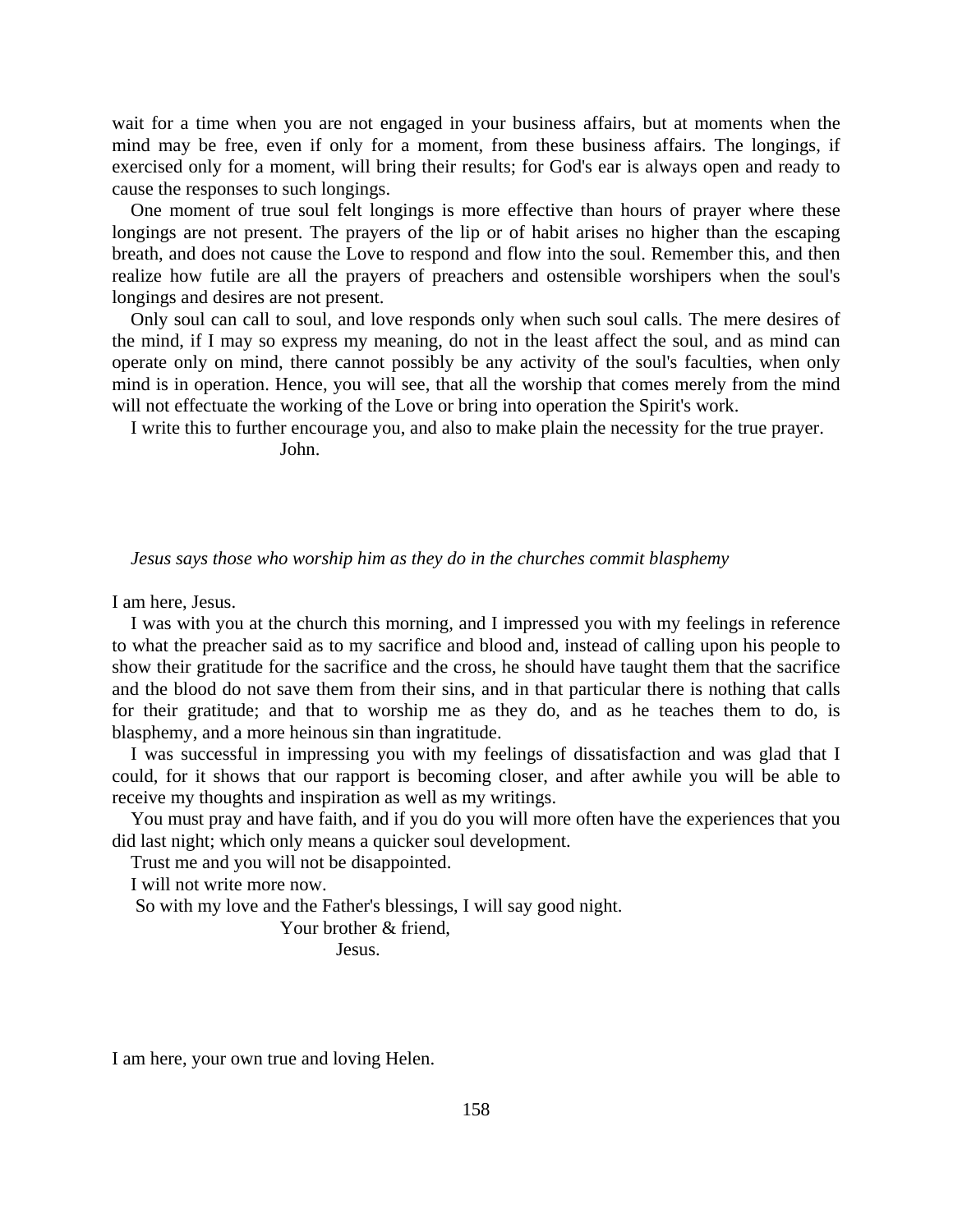wait for a time when you are not engaged in your business affairs, but at moments when the mind may be free, even if only for a moment, from these business affairs. The longings, if exercised only for a moment, will bring their results; for God's ear is always open and ready to cause the responses to such longings.

One moment of true soul felt longings is more effective than hours of prayer where these longings are not present. The prayers of the lip or of habit arises no higher than the escaping breath, and does not cause the Love to respond and flow into the soul. Remember this, and then realize how futile are all the prayers of preachers and ostensible worshipers when the soul's longings and desires are not present.

Only soul can call to soul, and love responds only when such soul calls. The mere desires of the mind, if I may so express my meaning, do not in the least affect the soul, and as mind can operate only on mind, there cannot possibly be any activity of the soul's faculties, when only mind is in operation. Hence, you will see, that all the worship that comes merely from the mind will not effectuate the working of the Love or bring into operation the Spirit's work.

I write this to further encourage you, and also to make plain the necessity for the true prayer.

John.

*Jesus says those who worship him as they do in the churches commit blasphemy*

I am here, Jesus.

I was with you at the church this morning, and I impressed you with my feelings in reference to what the preacher said as to my sacrifice and blood and, instead of calling upon his people to show their gratitude for the sacrifice and the cross, he should have taught them that the sacrifice and the blood do not save them from their sins, and in that particular there is nothing that calls for their gratitude; and that to worship me as they do, and as he teaches them to do, is blasphemy, and a more heinous sin than ingratitude.

I was successful in impressing you with my feelings of dissatisfaction and was glad that I could, for it shows that our rapport is becoming closer, and after awhile you will be able to receive my thoughts and inspiration as well as my writings.

You must pray and have faith, and if you do you will more often have the experiences that you did last night; which only means a quicker soul development.

Trust me and you will not be disappointed.

I will not write more now.

So with my love and the Father's blessings, I will say good night.

Your brother & friend,

Jesus.

I am here, your own true and loving Helen.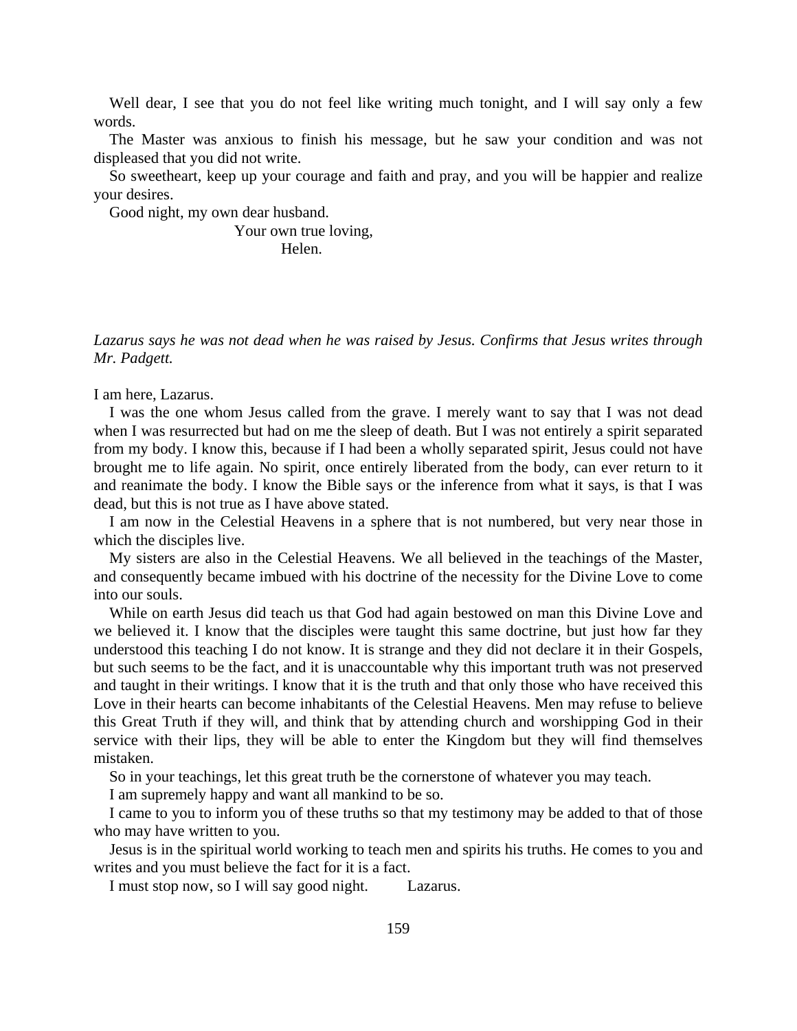Well dear, I see that you do not feel like writing much tonight, and I will say only a few words.

The Master was anxious to finish his message, but he saw your condition and was not displeased that you did not write.

So sweetheart, keep up your courage and faith and pray, and you will be happier and realize your desires.

Good night, my own dear husband.

Your own true loving,
Helen.

*Lazarus says he was not dead when he was raised by Jesus. Confirms that Jesus writes through Mr. Padgett.*

I am here, Lazarus.

I was the one whom Jesus called from the grave. I merely want to say that I was not dead when I was resurrected but had on me the sleep of death. But I was not entirely a spirit separated from my body. I know this, because if I had been a wholly separated spirit, Jesus could not have brought me to life again. No spirit, once entirely liberated from the body, can ever return to it and reanimate the body. I know the Bible says or the inference from what it says, is that I was dead, but this is not true as I have above stated.

I am now in the Celestial Heavens in a sphere that is not numbered, but very near those in which the disciples live.

My sisters are also in the Celestial Heavens. We all believed in the teachings of the Master, and consequently became imbued with his doctrine of the necessity for the Divine Love to come into our souls.

While on earth Jesus did teach us that God had again bestowed on man this Divine Love and we believed it. I know that the disciples were taught this same doctrine, but just how far they understood this teaching I do not know. It is strange and they did not declare it in their Gospels, but such seems to be the fact, and it is unaccountable why this important truth was not preserved and taught in their writings. I know that it is the truth and that only those who have received this Love in their hearts can become inhabitants of the Celestial Heavens. Men may refuse to believe this Great Truth if they will, and think that by attending church and worshipping God in their service with their lips, they will be able to enter the Kingdom but they will find themselves mistaken.

So in your teachings, let this great truth be the cornerstone of whatever you may teach.

I am supremely happy and want all mankind to be so.

I came to you to inform you of these truths so that my testimony may be added to that of those who may have written to you.

Jesus is in the spiritual world working to teach men and spirits his truths. He comes to you and writes and you must believe the fact for it is a fact.

I must stop now, so I will say good night. Lazarus.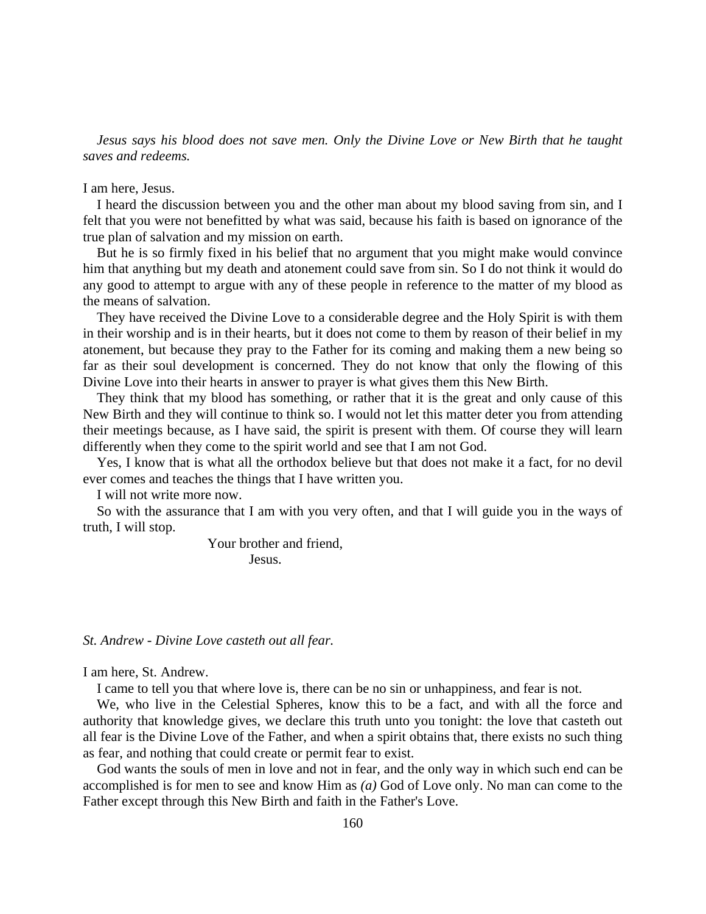*Jesus says his blood does not save men. Only the Divine Love or New Birth that he taught saves and redeems.*

I am here, Jesus.

I heard the discussion between you and the other man about my blood saving from sin, and I felt that you were not benefitted by what was said, because his faith is based on ignorance of the true plan of salvation and my mission on earth.

But he is so firmly fixed in his belief that no argument that you might make would convince him that anything but my death and atonement could save from sin. So I do not think it would do any good to attempt to argue with any of these people in reference to the matter of my blood as the means of salvation.

They have received the Divine Love to a considerable degree and the Holy Spirit is with them in their worship and is in their hearts, but it does not come to them by reason of their belief in my atonement, but because they pray to the Father for its coming and making them a new being so far as their soul development is concerned. They do not know that only the flowing of this Divine Love into their hearts in answer to prayer is what gives them this New Birth.

They think that my blood has something, or rather that it is the great and only cause of this New Birth and they will continue to think so. I would not let this matter deter you from attending their meetings because, as I have said, the spirit is present with them. Of course they will learn differently when they come to the spirit world and see that I am not God.

Yes, I know that is what all the orthodox believe but that does not make it a fact, for no devil ever comes and teaches the things that I have written you.

I will not write more now.

So with the assurance that I am with you very often, and that I will guide you in the ways of truth, I will stop.

Your brother and friend,
Jesus.

*St. Andrew - Divine Love casteth out all fear.*

I am here, St. Andrew.

I came to tell you that where love is, there can be no sin or unhappiness, and fear is not.

We, who live in the Celestial Spheres, know this to be a fact, and with all the force and authority that knowledge gives, we declare this truth unto you tonight: the love that casteth out all fear is the Divine Love of the Father, and when a spirit obtains that, there exists no such thing as fear, and nothing that could create or permit fear to exist.

God wants the souls of men in love and not in fear, and the only way in which such end can be accomplished is for men to see and know Him as *(a)* God of Love only. No man can come to the Father except through this New Birth and faith in the Father's Love.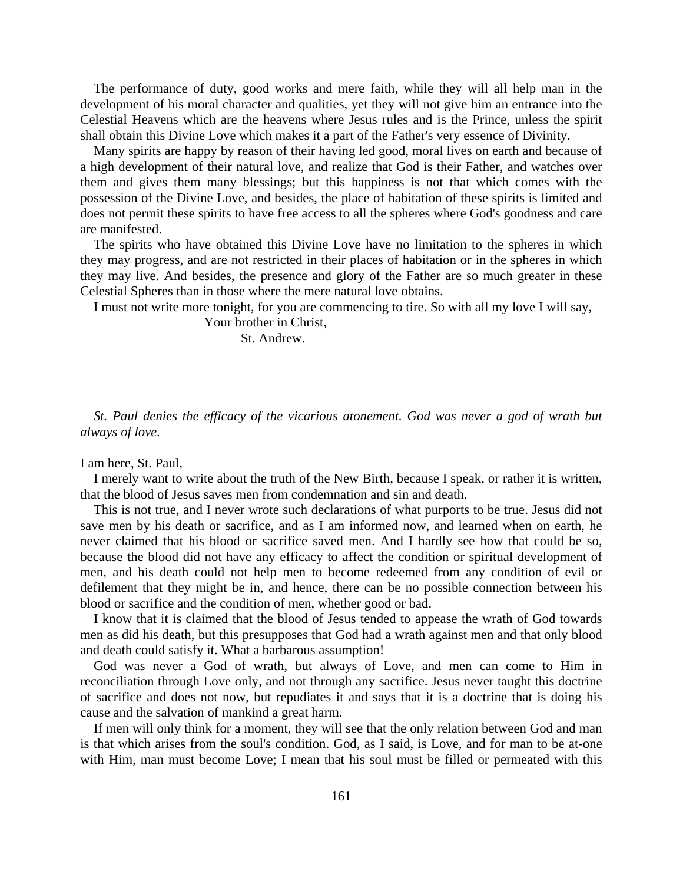The performance of duty, good works and mere faith, while they will all help man in the development of his moral character and qualities, yet they will not give him an entrance into the Celestial Heavens which are the heavens where Jesus rules and is the Prince, unless the spirit shall obtain this Divine Love which makes it a part of the Father's very essence of Divinity.

Many spirits are happy by reason of their having led good, moral lives on earth and because of a high development of their natural love, and realize that God is their Father, and watches over them and gives them many blessings; but this happiness is not that which comes with the possession of the Divine Love, and besides, the place of habitation of these spirits is limited and does not permit these spirits to have free access to all the spheres where God's goodness and care are manifested.

The spirits who have obtained this Divine Love have no limitation to the spheres in which they may progress, and are not restricted in their places of habitation or in the spheres in which they may live. And besides, the presence and glory of the Father are so much greater in these Celestial Spheres than in those where the mere natural love obtains.

I must not write more tonight, for you are commencing to tire. So with all my love I will say,

Your brother in Christ,

St. Andrew.

*St. Paul denies the efficacy of the vicarious atonement. God was never a god of wrath but always of love.*

I am here, St. Paul,

I merely want to write about the truth of the New Birth, because I speak, or rather it is written, that the blood of Jesus saves men from condemnation and sin and death.

This is not true, and I never wrote such declarations of what purports to be true. Jesus did not save men by his death or sacrifice, and as I am informed now, and learned when on earth, he never claimed that his blood or sacrifice saved men. And I hardly see how that could be so, because the blood did not have any efficacy to affect the condition or spiritual development of men, and his death could not help men to become redeemed from any condition of evil or defilement that they might be in, and hence, there can be no possible connection between his blood or sacrifice and the condition of men, whether good or bad.

I know that it is claimed that the blood of Jesus tended to appease the wrath of God towards men as did his death, but this presupposes that God had a wrath against men and that only blood and death could satisfy it. What a barbarous assumption!

God was never a God of wrath, but always of Love, and men can come to Him in reconciliation through Love only, and not through any sacrifice. Jesus never taught this doctrine of sacrifice and does not now, but repudiates it and says that it is a doctrine that is doing his cause and the salvation of mankind a great harm.

If men will only think for a moment, they will see that the only relation between God and man is that which arises from the soul's condition. God, as I said, is Love, and for man to be at-one with Him, man must become Love; I mean that his soul must be filled or permeated with this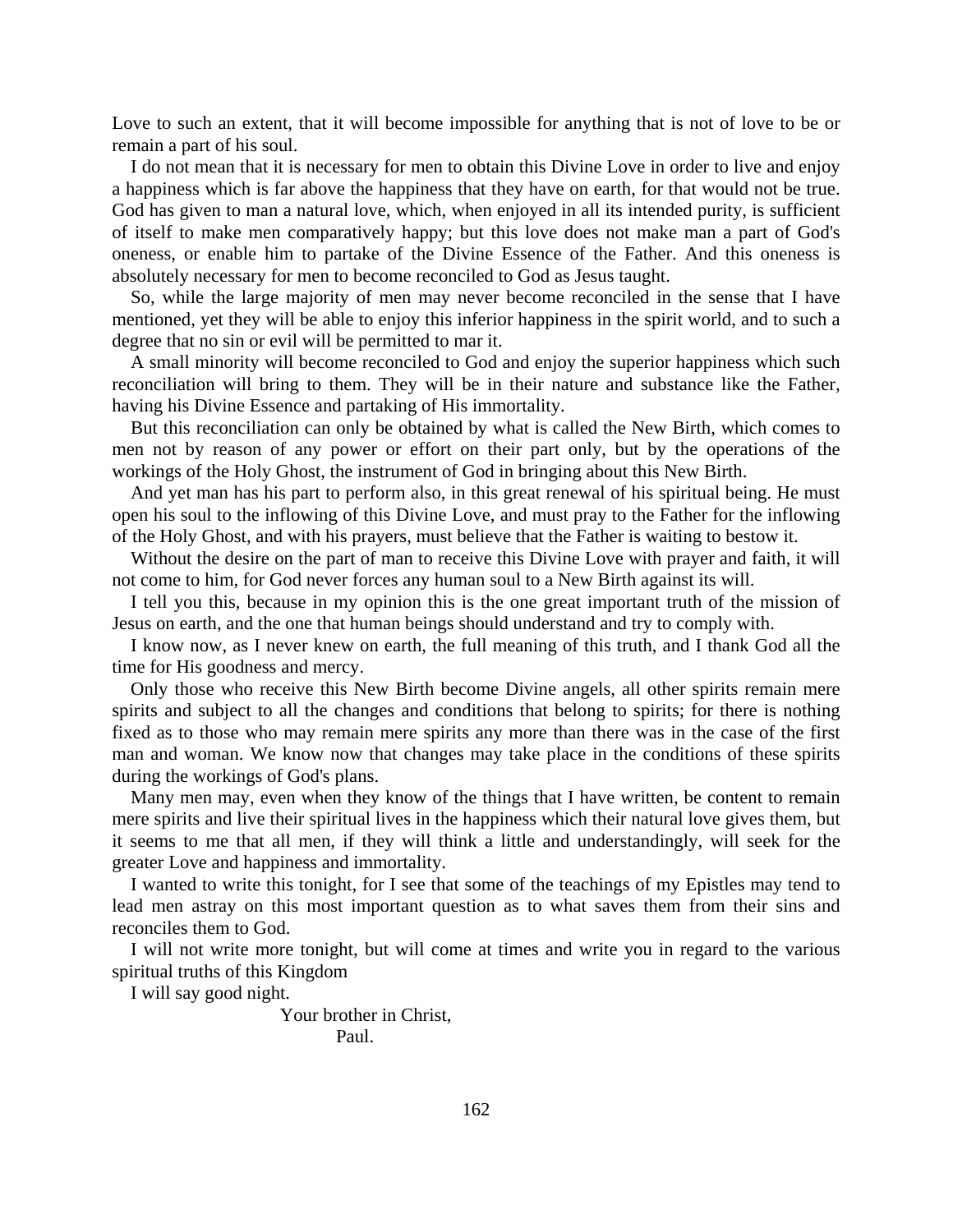Love to such an extent, that it will become impossible for anything that is not of love to be or remain a part of his soul.

I do not mean that it is necessary for men to obtain this Divine Love in order to live and enjoy a happiness which is far above the happiness that they have on earth, for that would not be true. God has given to man a natural love, which, when enjoyed in all its intended purity, is sufficient of itself to make men comparatively happy; but this love does not make man a part of God's oneness, or enable him to partake of the Divine Essence of the Father. And this oneness is absolutely necessary for men to become reconciled to God as Jesus taught.

So, while the large majority of men may never become reconciled in the sense that I have mentioned, yet they will be able to enjoy this inferior happiness in the spirit world, and to such a degree that no sin or evil will be permitted to mar it.

A small minority will become reconciled to God and enjoy the superior happiness which such reconciliation will bring to them. They will be in their nature and substance like the Father, having his Divine Essence and partaking of His immortality.

But this reconciliation can only be obtained by what is called the New Birth, which comes to men not by reason of any power or effort on their part only, but by the operations of the workings of the Holy Ghost, the instrument of God in bringing about this New Birth.

And yet man has his part to perform also, in this great renewal of his spiritual being. He must open his soul to the inflowing of this Divine Love, and must pray to the Father for the inflowing of the Holy Ghost, and with his prayers, must believe that the Father is waiting to bestow it.

Without the desire on the part of man to receive this Divine Love with prayer and faith, it will not come to him, for God never forces any human soul to a New Birth against its will.

I tell you this, because in my opinion this is the one great important truth of the mission of Jesus on earth, and the one that human beings should understand and try to comply with.

I know now, as I never knew on earth, the full meaning of this truth, and I thank God all the time for His goodness and mercy.

Only those who receive this New Birth become Divine angels, all other spirits remain mere spirits and subject to all the changes and conditions that belong to spirits; for there is nothing fixed as to those who may remain mere spirits any more than there was in the case of the first man and woman. We know now that changes may take place in the conditions of these spirits during the workings of God's plans.

Many men may, even when they know of the things that I have written, be content to remain mere spirits and live their spiritual lives in the happiness which their natural love gives them, but it seems to me that all men, if they will think a little and understandingly, will seek for the greater Love and happiness and immortality.

I wanted to write this tonight, for I see that some of the teachings of my Epistles may tend to lead men astray on this most important question as to what saves them from their sins and reconciles them to God.

I will not write more tonight, but will come at times and write you in regard to the various spiritual truths of this Kingdom

I will say good night.

Your brother in Christ,
Paul.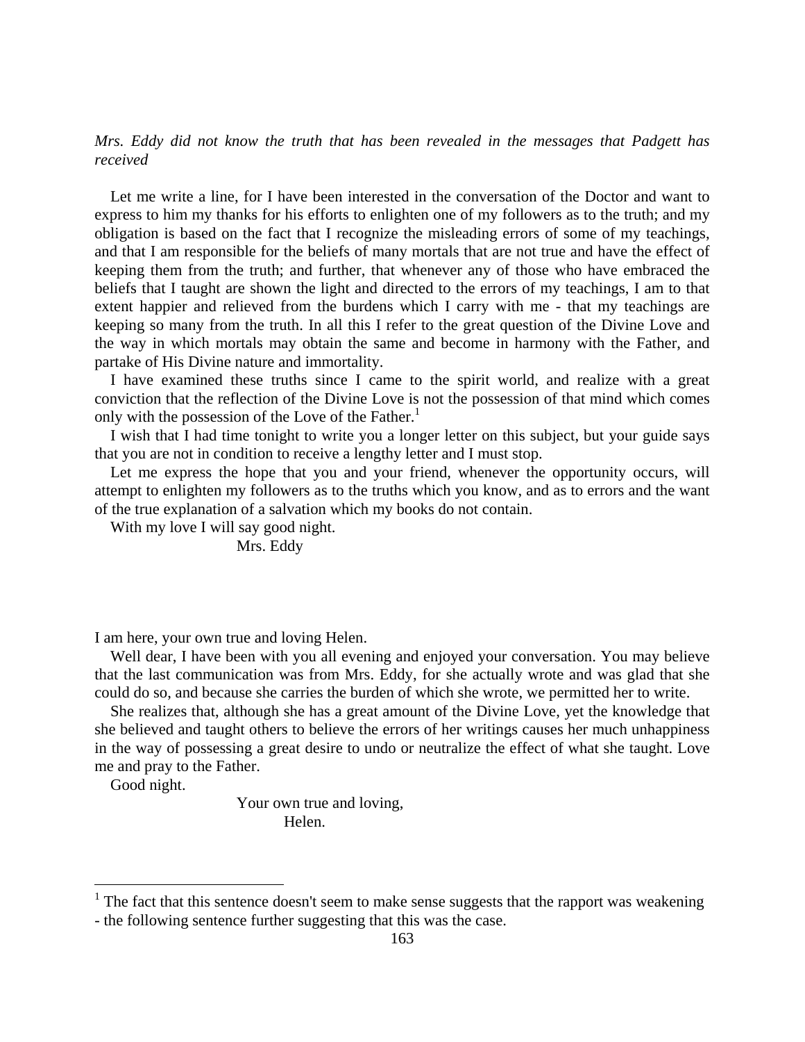*Mrs. Eddy did not know the truth that has been revealed in the messages that Padgett has received*

Let me write a line, for I have been interested in the conversation of the Doctor and want to express to him my thanks for his efforts to enlighten one of my followers as to the truth; and my obligation is based on the fact that I recognize the misleading errors of some of my teachings, and that I am responsible for the beliefs of many mortals that are not true and have the effect of keeping them from the truth; and further, that whenever any of those who have embraced the beliefs that I taught are shown the light and directed to the errors of my teachings, I am to that extent happier and relieved from the burdens which I carry with me - that my teachings are keeping so many from the truth. In all this I refer to the great question of the Divine Love and the way in which mortals may obtain the same and become in harmony with the Father, and partake of His Divine nature and immortality.

I have examined these truths since I came to the spirit world, and realize with a great conviction that the reflection of the Divine Love is not the possession of that mind which comes only with the possession of the Love of the Father.[1]

I wish that I had time tonight to write you a longer letter on this subject, but your guide says that you are not in condition to receive a lengthy letter and I must stop.

Let me express the hope that you and your friend, whenever the opportunity occurs, will attempt to enlighten my followers as to the truths which you know, and as to errors and the want of the true explanation of a salvation which my books do not contain.

With my love I will say good night.

Mrs. Eddy

I am here, your own true and loving Helen.

Well dear, I have been with you all evening and enjoyed your conversation. You may believe that the last communication was from Mrs. Eddy, for she actually wrote and was glad that she could do so, and because she carries the burden of which she wrote, we permitted her to write.

She realizes that, although she has a great amount of the Divine Love, yet the knowledge that she believed and taught others to believe the errors of her writings causes her much unhappiness in the way of possessing a great desire to undo or neutralize the effect of what she taught. Love me and pray to the Father.

Good night.

Your own true and loving,
Helen.

---

[1] The fact that this sentence doesn't seem to make sense suggests that the rapport was weakening - the following sentence further suggesting that this was the case.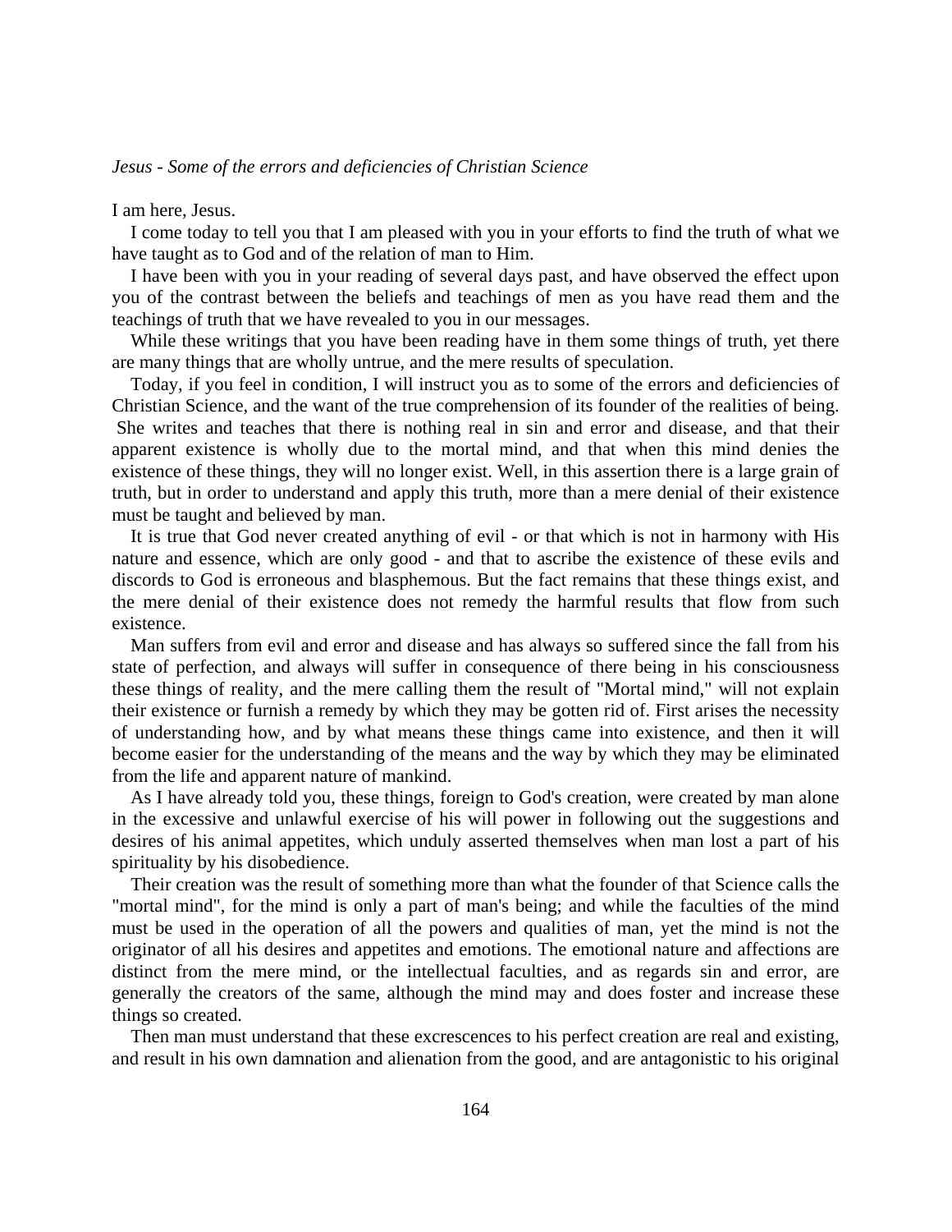*Jesus - Some of the errors and deficiencies of Christian Science*

I am here, Jesus.

I come today to tell you that I am pleased with you in your efforts to find the truth of what we have taught as to God and of the relation of man to Him.

I have been with you in your reading of several days past, and have observed the effect upon you of the contrast between the beliefs and teachings of men as you have read them and the teachings of truth that we have revealed to you in our messages.

While these writings that you have been reading have in them some things of truth, yet there are many things that are wholly untrue, and the mere results of speculation.

Today, if you feel in condition, I will instruct you as to some of the errors and deficiencies of Christian Science, and the want of the true comprehension of its founder of the realities of being. She writes and teaches that there is nothing real in sin and error and disease, and that their apparent existence is wholly due to the mortal mind, and that when this mind denies the existence of these things, they will no longer exist. Well, in this assertion there is a large grain of truth, but in order to understand and apply this truth, more than a mere denial of their existence must be taught and believed by man.

It is true that God never created anything of evil - or that which is not in harmony with His nature and essence, which are only good - and that to ascribe the existence of these evils and discords to God is erroneous and blasphemous. But the fact remains that these things exist, and the mere denial of their existence does not remedy the harmful results that flow from such existence.

Man suffers from evil and error and disease and has always so suffered since the fall from his state of perfection, and always will suffer in consequence of there being in his consciousness these things of reality, and the mere calling them the result of "Mortal mind," will not explain their existence or furnish a remedy by which they may be gotten rid of. First arises the necessity of understanding how, and by what means these things came into existence, and then it will become easier for the understanding of the means and the way by which they may be eliminated from the life and apparent nature of mankind.

As I have already told you, these things, foreign to God's creation, were created by man alone in the excessive and unlawful exercise of his will power in following out the suggestions and desires of his animal appetites, which unduly asserted themselves when man lost a part of his spirituality by his disobedience.

Their creation was the result of something more than what the founder of that Science calls the "mortal mind", for the mind is only a part of man's being; and while the faculties of the mind must be used in the operation of all the powers and qualities of man, yet the mind is not the originator of all his desires and appetites and emotions. The emotional nature and affections are distinct from the mere mind, or the intellectual faculties, and as regards sin and error, are generally the creators of the same, although the mind may and does foster and increase these things so created.

Then man must understand that these excrescences to his perfect creation are real and existing, and result in his own damnation and alienation from the good, and are antagonistic to his original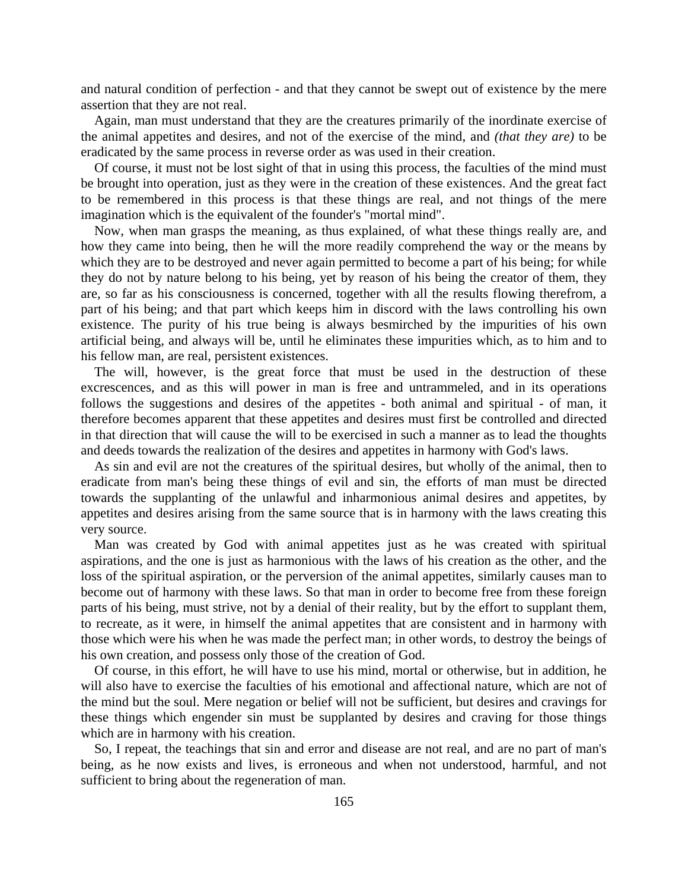and natural condition of perfection - and that they cannot be swept out of existence by the mere assertion that they are not real.

Again, man must understand that they are the creatures primarily of the inordinate exercise of the animal appetites and desires, and not of the exercise of the mind, and *(that they are)* to be eradicated by the same process in reverse order as was used in their creation.

Of course, it must not be lost sight of that in using this process, the faculties of the mind must be brought into operation, just as they were in the creation of these existences. And the great fact to be remembered in this process is that these things are real, and not things of the mere imagination which is the equivalent of the founder's "mortal mind".

Now, when man grasps the meaning, as thus explained, of what these things really are, and how they came into being, then he will the more readily comprehend the way or the means by which they are to be destroyed and never again permitted to become a part of his being; for while they do not by nature belong to his being, yet by reason of his being the creator of them, they are, so far as his consciousness is concerned, together with all the results flowing therefrom, a part of his being; and that part which keeps him in discord with the laws controlling his own existence. The purity of his true being is always besmirched by the impurities of his own artificial being, and always will be, until he eliminates these impurities which, as to him and to his fellow man, are real, persistent existences.

The will, however, is the great force that must be used in the destruction of these excrescences, and as this will power in man is free and untrammeled, and in its operations follows the suggestions and desires of the appetites - both animal and spiritual - of man, it therefore becomes apparent that these appetites and desires must first be controlled and directed in that direction that will cause the will to be exercised in such a manner as to lead the thoughts and deeds towards the realization of the desires and appetites in harmony with God's laws.

As sin and evil are not the creatures of the spiritual desires, but wholly of the animal, then to eradicate from man's being these things of evil and sin, the efforts of man must be directed towards the supplanting of the unlawful and inharmonious animal desires and appetites, by appetites and desires arising from the same source that is in harmony with the laws creating this very source.

Man was created by God with animal appetites just as he was created with spiritual aspirations, and the one is just as harmonious with the laws of his creation as the other, and the loss of the spiritual aspiration, or the perversion of the animal appetites, similarly causes man to become out of harmony with these laws. So that man in order to become free from these foreign parts of his being, must strive, not by a denial of their reality, but by the effort to supplant them, to recreate, as it were, in himself the animal appetites that are consistent and in harmony with those which were his when he was made the perfect man; in other words, to destroy the beings of his own creation, and possess only those of the creation of God.

Of course, in this effort, he will have to use his mind, mortal or otherwise, but in addition, he will also have to exercise the faculties of his emotional and affectional nature, which are not of the mind but the soul. Mere negation or belief will not be sufficient, but desires and cravings for these things which engender sin must be supplanted by desires and craving for those things which are in harmony with his creation.

So, I repeat, the teachings that sin and error and disease are not real, and are no part of man's being, as he now exists and lives, is erroneous and when not understood, harmful, and not sufficient to bring about the regeneration of man.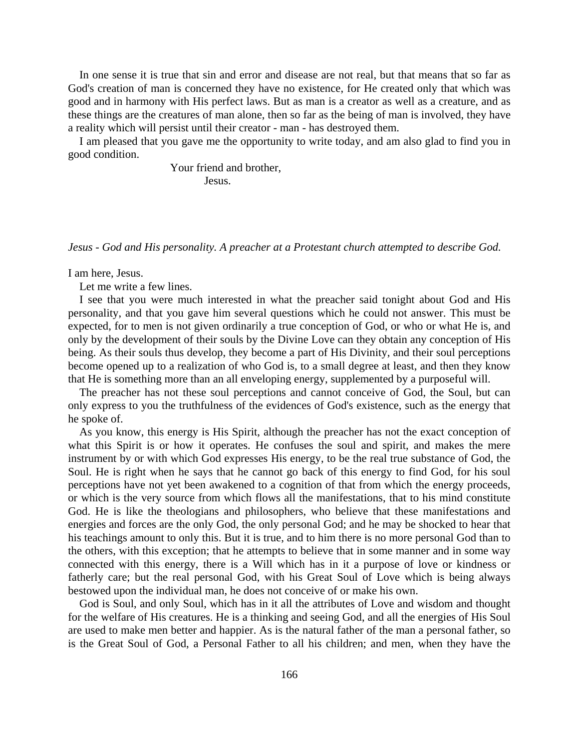In one sense it is true that sin and error and disease are not real, but that means that so far as God's creation of man is concerned they have no existence, for He created only that which was good and in harmony with His perfect laws. But as man is a creator as well as a creature, and as these things are the creatures of man alone, then so far as the being of man is involved, they have a reality which will persist until their creator - man - has destroyed them.

I am pleased that you gave me the opportunity to write today, and am also glad to find you in good condition.

Your friend and brother,
Jesus.

*Jesus - God and His personality. A preacher at a Protestant church attempted to describe God.*

I am here, Jesus.

Let me write a few lines.

I see that you were much interested in what the preacher said tonight about God and His personality, and that you gave him several questions which he could not answer. This must be expected, for to men is not given ordinarily a true conception of God, or who or what He is, and only by the development of their souls by the Divine Love can they obtain any conception of His being. As their souls thus develop, they become a part of His Divinity, and their soul perceptions become opened up to a realization of who God is, to a small degree at least, and then they know that He is something more than an all enveloping energy, supplemented by a purposeful will.

The preacher has not these soul perceptions and cannot conceive of God, the Soul, but can only express to you the truthfulness of the evidences of God's existence, such as the energy that he spoke of.

As you know, this energy is His Spirit, although the preacher has not the exact conception of what this Spirit is or how it operates. He confuses the soul and spirit, and makes the mere instrument by or with which God expresses His energy, to be the real true substance of God, the Soul. He is right when he says that he cannot go back of this energy to find God, for his soul perceptions have not yet been awakened to a cognition of that from which the energy proceeds, or which is the very source from which flows all the manifestations, that to his mind constitute God. He is like the theologians and philosophers, who believe that these manifestations and energies and forces are the only God, the only personal God; and he may be shocked to hear that his teachings amount to only this. But it is true, and to him there is no more personal God than to the others, with this exception; that he attempts to believe that in some manner and in some way connected with this energy, there is a Will which has in it a purpose of love or kindness or fatherly care; but the real personal God, with his Great Soul of Love which is being always bestowed upon the individual man, he does not conceive of or make his own.

God is Soul, and only Soul, which has in it all the attributes of Love and wisdom and thought for the welfare of His creatures. He is a thinking and seeing God, and all the energies of His Soul are used to make men better and happier. As is the natural father of the man a personal father, so is the Great Soul of God, a Personal Father to all his children; and men, when they have the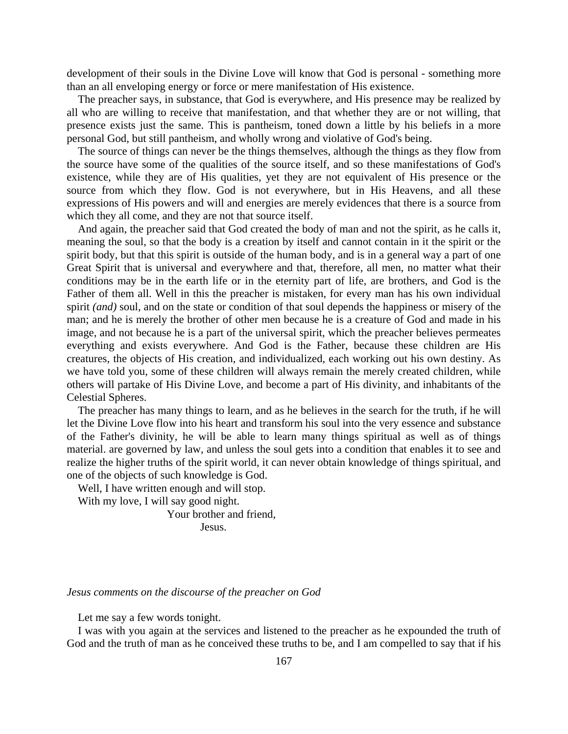development of their souls in the Divine Love will know that God is personal - something more than an all enveloping energy or force or mere manifestation of His existence.

The preacher says, in substance, that God is everywhere, and His presence may be realized by all who are willing to receive that manifestation, and that whether they are or not willing, that presence exists just the same. This is pantheism, toned down a little by his beliefs in a more personal God, but still pantheism, and wholly wrong and violative of God's being.

The source of things can never be the things themselves, although the things as they flow from the source have some of the qualities of the source itself, and so these manifestations of God's existence, while they are of His qualities, yet they are not equivalent of His presence or the source from which they flow. God is not everywhere, but in His Heavens, and all these expressions of His powers and will and energies are merely evidences that there is a source from which they all come, and they are not that source itself.

And again, the preacher said that God created the body of man and not the spirit, as he calls it, meaning the soul, so that the body is a creation by itself and cannot contain in it the spirit or the spirit body, but that this spirit is outside of the human body, and is in a general way a part of one Great Spirit that is universal and everywhere and that, therefore, all men, no matter what their conditions may be in the earth life or in the eternity part of life, are brothers, and God is the Father of them all. Well in this the preacher is mistaken, for every man has his own individual spirit *(and)* soul, and on the state or condition of that soul depends the happiness or misery of the man; and he is merely the brother of other men because he is a creature of God and made in his image, and not because he is a part of the universal spirit, which the preacher believes permeates everything and exists everywhere. And God is the Father, because these children are His creatures, the objects of His creation, and individualized, each working out his own destiny. As we have told you, some of these children will always remain the merely created children, while others will partake of His Divine Love, and become a part of His divinity, and inhabitants of the Celestial Spheres.

The preacher has many things to learn, and as he believes in the search for the truth, if he will let the Divine Love flow into his heart and transform his soul into the very essence and substance of the Father's divinity, he will be able to learn many things spiritual as well as of things material. are governed by law, and unless the soul gets into a condition that enables it to see and realize the higher truths of the spirit world, it can never obtain knowledge of things spiritual, and one of the objects of such knowledge is God.

Well, I have written enough and will stop.

With my love, I will say good night.

Your brother and friend,

Jesus.

*Jesus comments on the discourse of the preacher on God*

Let me say a few words tonight.

I was with you again at the services and listened to the preacher as he expounded the truth of God and the truth of man as he conceived these truths to be, and I am compelled to say that if his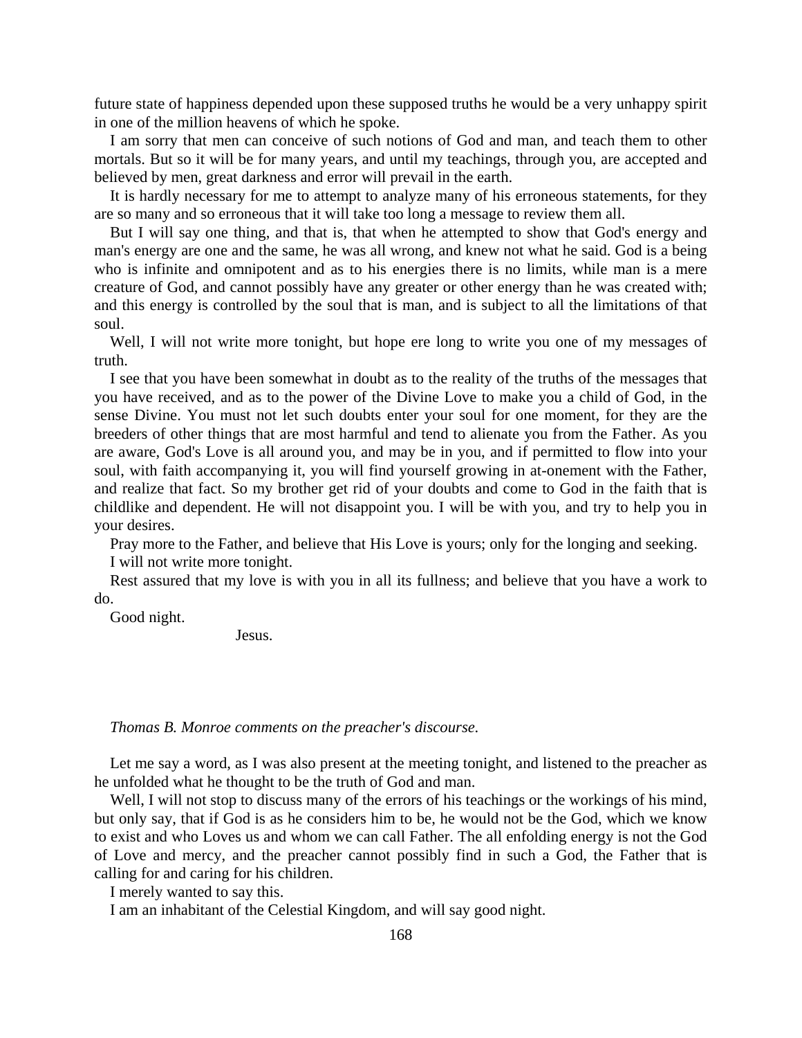future state of happiness depended upon these supposed truths he would be a very unhappy spirit in one of the million heavens of which he spoke.

I am sorry that men can conceive of such notions of God and man, and teach them to other mortals. But so it will be for many years, and until my teachings, through you, are accepted and believed by men, great darkness and error will prevail in the earth.

It is hardly necessary for me to attempt to analyze many of his erroneous statements, for they are so many and so erroneous that it will take too long a message to review them all.

But I will say one thing, and that is, that when he attempted to show that God's energy and man's energy are one and the same, he was all wrong, and knew not what he said. God is a being who is infinite and omnipotent and as to his energies there is no limits, while man is a mere creature of God, and cannot possibly have any greater or other energy than he was created with; and this energy is controlled by the soul that is man, and is subject to all the limitations of that soul.

Well, I will not write more tonight, but hope ere long to write you one of my messages of truth.

I see that you have been somewhat in doubt as to the reality of the truths of the messages that you have received, and as to the power of the Divine Love to make you a child of God, in the sense Divine. You must not let such doubts enter your soul for one moment, for they are the breeders of other things that are most harmful and tend to alienate you from the Father. As you are aware, God's Love is all around you, and may be in you, and if permitted to flow into your soul, with faith accompanying it, you will find yourself growing in at-onement with the Father, and realize that fact. So my brother get rid of your doubts and come to God in the faith that is childlike and dependent. He will not disappoint you. I will be with you, and try to help you in your desires.

Pray more to the Father, and believe that His Love is yours; only for the longing and seeking.

I will not write more tonight.

Rest assured that my love is with you in all its fullness; and believe that you have a work to do.

Good night.

Jesus.

*Thomas B. Monroe comments on the preacher's discourse.*

Let me say a word, as I was also present at the meeting tonight, and listened to the preacher as he unfolded what he thought to be the truth of God and man.

Well, I will not stop to discuss many of the errors of his teachings or the workings of his mind, but only say, that if God is as he considers him to be, he would not be the God, which we know to exist and who Loves us and whom we can call Father. The all enfolding energy is not the God of Love and mercy, and the preacher cannot possibly find in such a God, the Father that is calling for and caring for his children.

I merely wanted to say this.

I am an inhabitant of the Celestial Kingdom, and will say good night.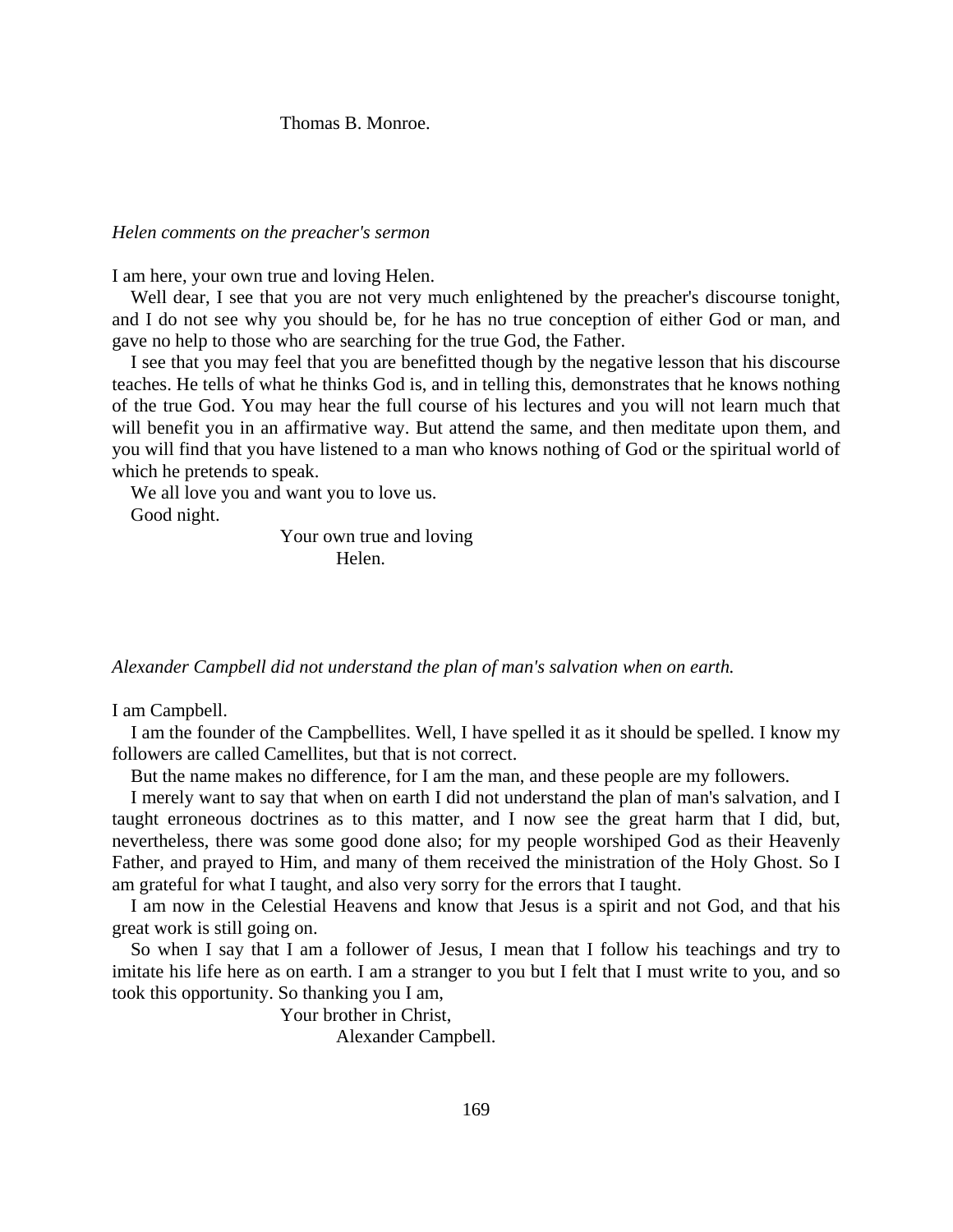Thomas B. Monroe.

*Helen comments on the preacher's sermon*

I am here, your own true and loving Helen.

Well dear, I see that you are not very much enlightened by the preacher's discourse tonight, and I do not see why you should be, for he has no true conception of either God or man, and gave no help to those who are searching for the true God, the Father.

I see that you may feel that you are benefitted though by the negative lesson that his discourse teaches. He tells of what he thinks God is, and in telling this, demonstrates that he knows nothing of the true God. You may hear the full course of his lectures and you will not learn much that will benefit you in an affirmative way. But attend the same, and then meditate upon them, and you will find that you have listened to a man who knows nothing of God or the spiritual world of which he pretends to speak.

We all love you and want you to love us.

Good night.

Your own true and loving
Helen.

*Alexander Campbell did not understand the plan of man's salvation when on earth.*

I am Campbell.

I am the founder of the Campbellites. Well, I have spelled it as it should be spelled. I know my followers are called Camellites, but that is not correct.

But the name makes no difference, for I am the man, and these people are my followers.

I merely want to say that when on earth I did not understand the plan of man's salvation, and I taught erroneous doctrines as to this matter, and I now see the great harm that I did, but, nevertheless, there was some good done also; for my people worshiped God as their Heavenly Father, and prayed to Him, and many of them received the ministration of the Holy Ghost. So I am grateful for what I taught, and also very sorry for the errors that I taught.

I am now in the Celestial Heavens and know that Jesus is a spirit and not God, and that his great work is still going on.

So when I say that I am a follower of Jesus, I mean that I follow his teachings and try to imitate his life here as on earth. I am a stranger to you but I felt that I must write to you, and so took this opportunity. So thanking you I am,

Your brother in Christ,
Alexander Campbell.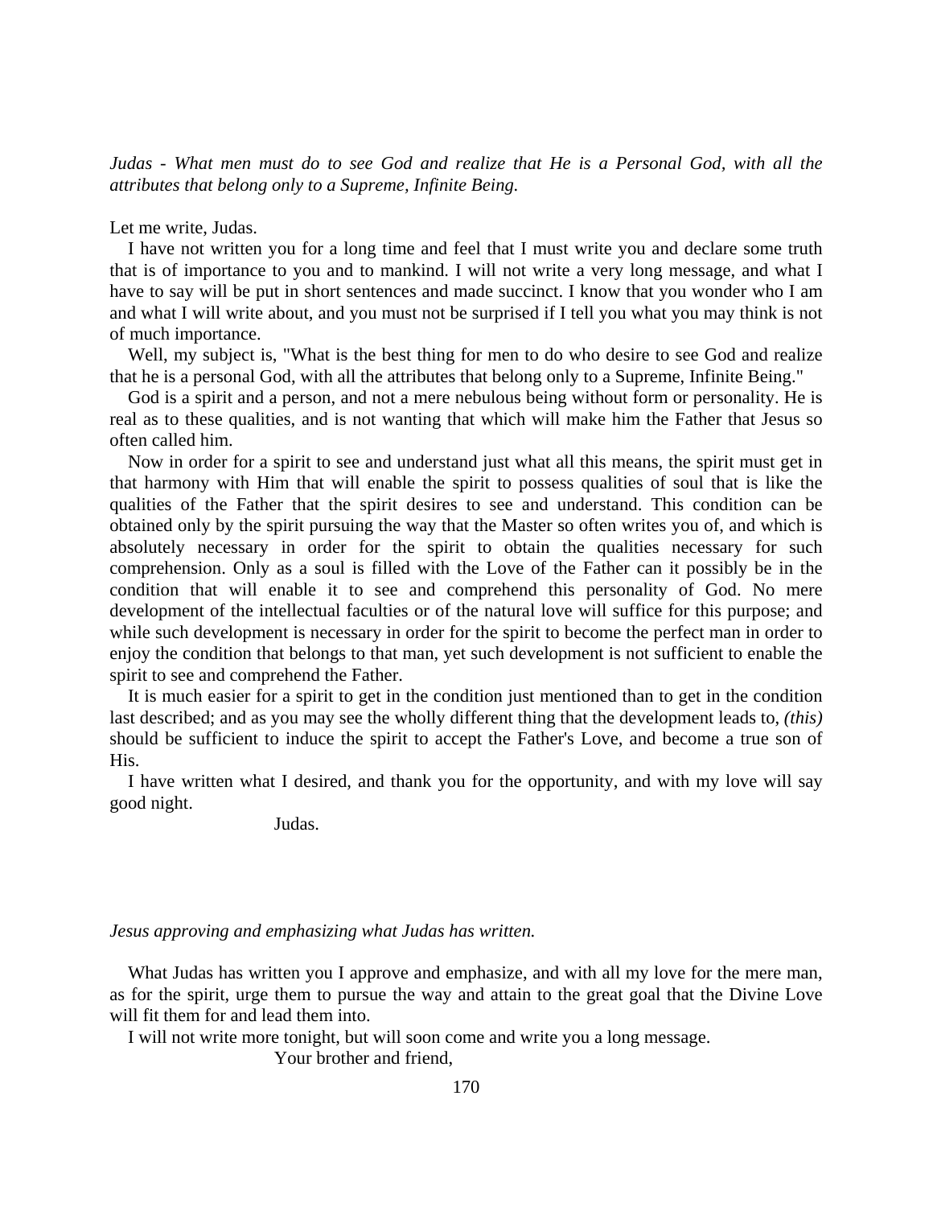*Judas - What men must do to see God and realize that He is a Personal God, with all the attributes that belong only to a Supreme, Infinite Being.*

Let me write, Judas.

I have not written you for a long time and feel that I must write you and declare some truth that is of importance to you and to mankind. I will not write a very long message, and what I have to say will be put in short sentences and made succinct. I know that you wonder who I am and what I will write about, and you must not be surprised if I tell you what you may think is not of much importance.

Well, my subject is, "What is the best thing for men to do who desire to see God and realize that he is a personal God, with all the attributes that belong only to a Supreme, Infinite Being."

God is a spirit and a person, and not a mere nebulous being without form or personality. He is real as to these qualities, and is not wanting that which will make him the Father that Jesus so often called him.

Now in order for a spirit to see and understand just what all this means, the spirit must get in that harmony with Him that will enable the spirit to possess qualities of soul that is like the qualities of the Father that the spirit desires to see and understand. This condition can be obtained only by the spirit pursuing the way that the Master so often writes you of, and which is absolutely necessary in order for the spirit to obtain the qualities necessary for such comprehension. Only as a soul is filled with the Love of the Father can it possibly be in the condition that will enable it to see and comprehend this personality of God. No mere development of the intellectual faculties or of the natural love will suffice for this purpose; and while such development is necessary in order for the spirit to become the perfect man in order to enjoy the condition that belongs to that man, yet such development is not sufficient to enable the spirit to see and comprehend the Father.

It is much easier for a spirit to get in the condition just mentioned than to get in the condition last described; and as you may see the wholly different thing that the development leads to, *(this)* should be sufficient to induce the spirit to accept the Father's Love, and become a true son of His.

I have written what I desired, and thank you for the opportunity, and with my love will say good night.

Judas.

*Jesus approving and emphasizing what Judas has written.*

What Judas has written you I approve and emphasize, and with all my love for the mere man, as for the spirit, urge them to pursue the way and attain to the great goal that the Divine Love will fit them for and lead them into.

I will not write more tonight, but will soon come and write you a long message.

Your brother and friend,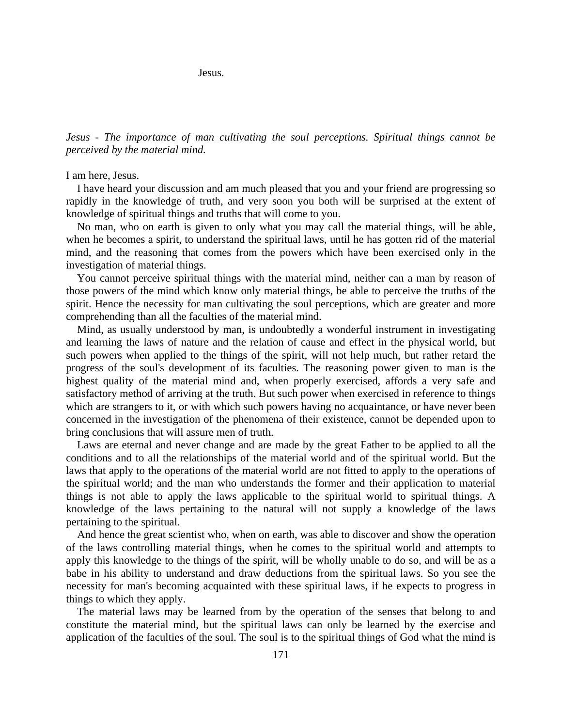Jesus.

*Jesus - The importance of man cultivating the soul perceptions. Spiritual things cannot be perceived by the material mind.*

I am here, Jesus.

I have heard your discussion and am much pleased that you and your friend are progressing so rapidly in the knowledge of truth, and very soon you both will be surprised at the extent of knowledge of spiritual things and truths that will come to you.

No man, who on earth is given to only what you may call the material things, will be able, when he becomes a spirit, to understand the spiritual laws, until he has gotten rid of the material mind, and the reasoning that comes from the powers which have been exercised only in the investigation of material things.

You cannot perceive spiritual things with the material mind, neither can a man by reason of those powers of the mind which know only material things, be able to perceive the truths of the spirit. Hence the necessity for man cultivating the soul perceptions, which are greater and more comprehending than all the faculties of the material mind.

Mind, as usually understood by man, is undoubtedly a wonderful instrument in investigating and learning the laws of nature and the relation of cause and effect in the physical world, but such powers when applied to the things of the spirit, will not help much, but rather retard the progress of the soul's development of its faculties. The reasoning power given to man is the highest quality of the material mind and, when properly exercised, affords a very safe and satisfactory method of arriving at the truth. But such power when exercised in reference to things which are strangers to it, or with which such powers having no acquaintance, or have never been concerned in the investigation of the phenomena of their existence, cannot be depended upon to bring conclusions that will assure men of truth.

Laws are eternal and never change and are made by the great Father to be applied to all the conditions and to all the relationships of the material world and of the spiritual world. But the laws that apply to the operations of the material world are not fitted to apply to the operations of the spiritual world; and the man who understands the former and their application to material things is not able to apply the laws applicable to the spiritual world to spiritual things. A knowledge of the laws pertaining to the natural will not supply a knowledge of the laws pertaining to the spiritual.

And hence the great scientist who, when on earth, was able to discover and show the operation of the laws controlling material things, when he comes to the spiritual world and attempts to apply this knowledge to the things of the spirit, will be wholly unable to do so, and will be as a babe in his ability to understand and draw deductions from the spiritual laws. So you see the necessity for man's becoming acquainted with these spiritual laws, if he expects to progress in things to which they apply.

The material laws may be learned from by the operation of the senses that belong to and constitute the material mind, but the spiritual laws can only be learned by the exercise and application of the faculties of the soul. The soul is to the spiritual things of God what the mind is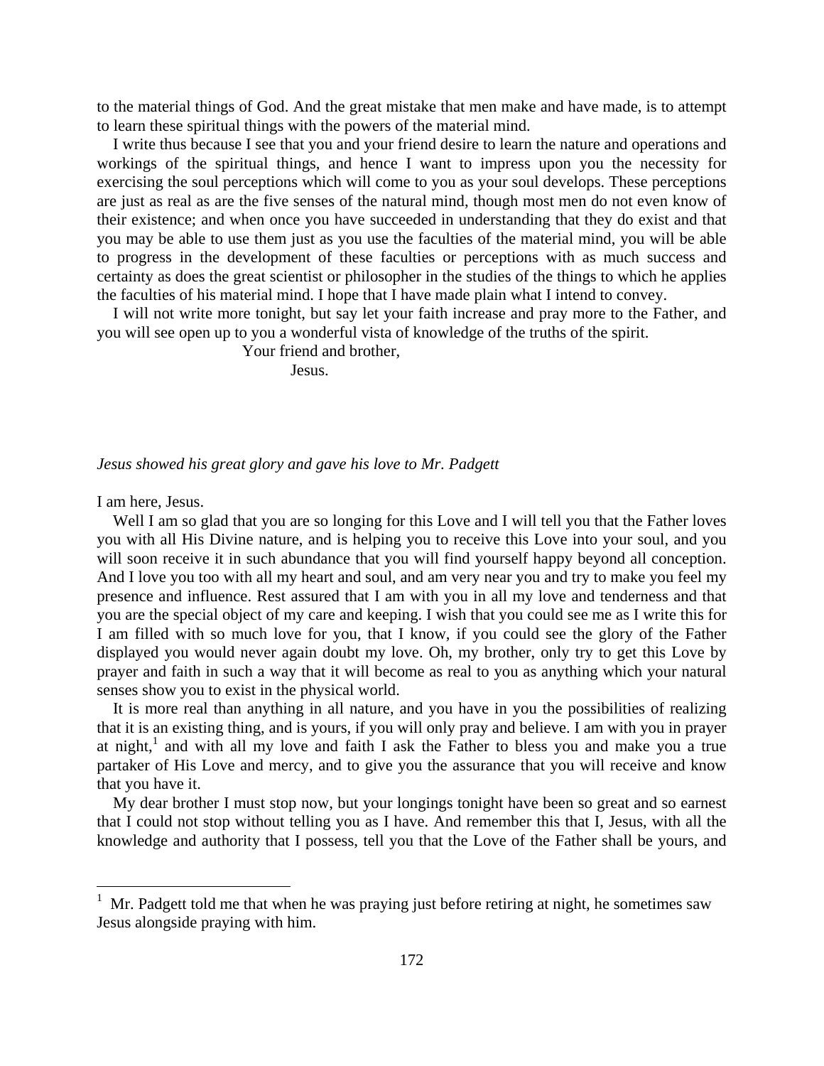to the material things of God. And the great mistake that men make and have made, is to attempt to learn these spiritual things with the powers of the material mind.

I write thus because I see that you and your friend desire to learn the nature and operations and workings of the spiritual things, and hence I want to impress upon you the necessity for exercising the soul perceptions which will come to you as your soul develops. These perceptions are just as real as are the five senses of the natural mind, though most men do not even know of their existence; and when once you have succeeded in understanding that they do exist and that you may be able to use them just as you use the faculties of the material mind, you will be able to progress in the development of these faculties or perceptions with as much success and certainty as does the great scientist or philosopher in the studies of the things to which he applies the faculties of his material mind. I hope that I have made plain what I intend to convey.

I will not write more tonight, but say let your faith increase and pray more to the Father, and you will see open up to you a wonderful vista of knowledge of the truths of the spirit.

Your friend and brother,

Jesus.

*Jesus showed his great glory and gave his love to Mr. Padgett*

I am here, Jesus.

Well I am so glad that you are so longing for this Love and I will tell you that the Father loves you with all His Divine nature, and is helping you to receive this Love into your soul, and you will soon receive it in such abundance that you will find yourself happy beyond all conception. And I love you too with all my heart and soul, and am very near you and try to make you feel my presence and influence. Rest assured that I am with you in all my love and tenderness and that you are the special object of my care and keeping. I wish that you could see me as I write this for I am filled with so much love for you, that I know, if you could see the glory of the Father displayed you would never again doubt my love. Oh, my brother, only try to get this Love by prayer and faith in such a way that it will become as real to you as anything which your natural senses show you to exist in the physical world.

It is more real than anything in all nature, and you have in you the possibilities of realizing that it is an existing thing, and is yours, if you will only pray and believe. I am with you in prayer at night,[1] and with all my love and faith I ask the Father to bless you and make you a true partaker of His Love and mercy, and to give you the assurance that you will receive and know that you have it.

My dear brother I must stop now, but your longings tonight have been so great and so earnest that I could not stop without telling you as I have. And remember this that I, Jesus, with all the knowledge and authority that I possess, tell you that the Love of the Father shall be yours, and

[1] Mr. Padgett told me that when he was praying just before retiring at night, he sometimes saw Jesus alongside praying with him.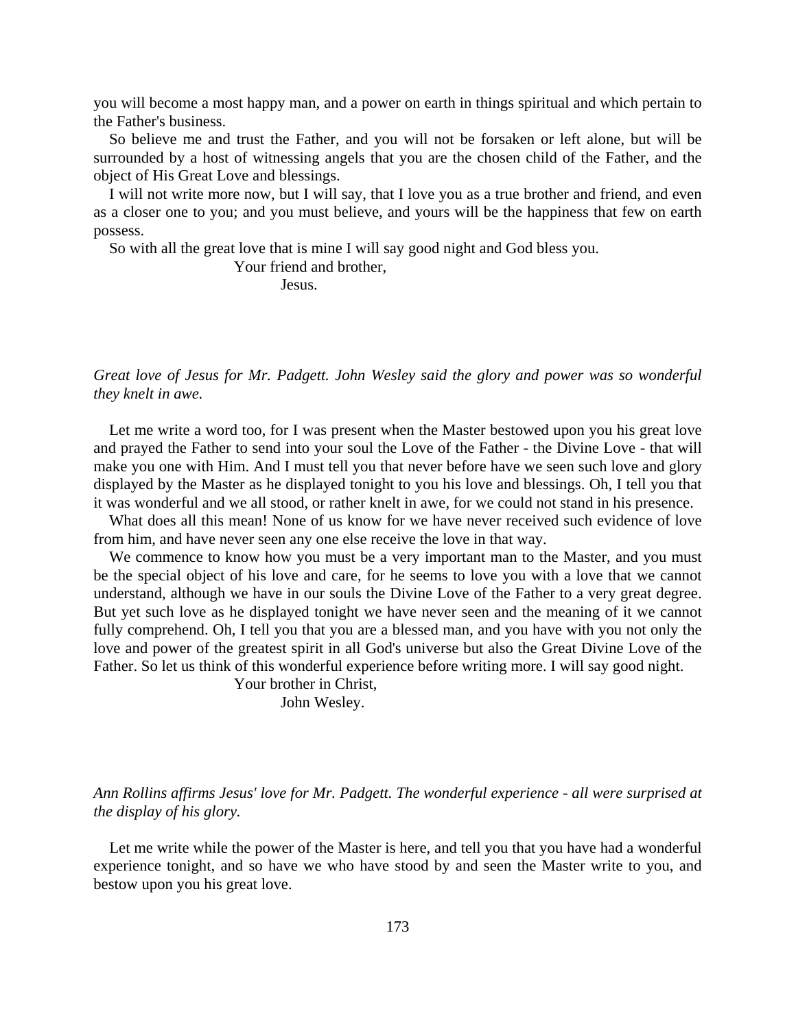you will become a most happy man, and a power on earth in things spiritual and which pertain to the Father's business.

So believe me and trust the Father, and you will not be forsaken or left alone, but will be surrounded by a host of witnessing angels that you are the chosen child of the Father, and the object of His Great Love and blessings.

I will not write more now, but I will say, that I love you as a true brother and friend, and even as a closer one to you; and you must believe, and yours will be the happiness that few on earth possess.

So with all the great love that is mine I will say good night and God bless you.

Your friend and brother,

Jesus.

*Great love of Jesus for Mr. Padgett. John Wesley said the glory and power was so wonderful they knelt in awe.*

Let me write a word too, for I was present when the Master bestowed upon you his great love and prayed the Father to send into your soul the Love of the Father - the Divine Love - that will make you one with Him. And I must tell you that never before have we seen such love and glory displayed by the Master as he displayed tonight to you his love and blessings. Oh, I tell you that it was wonderful and we all stood, or rather knelt in awe, for we could not stand in his presence.

What does all this mean! None of us know for we have never received such evidence of love from him, and have never seen any one else receive the love in that way.

We commence to know how you must be a very important man to the Master, and you must be the special object of his love and care, for he seems to love you with a love that we cannot understand, although we have in our souls the Divine Love of the Father to a very great degree. But yet such love as he displayed tonight we have never seen and the meaning of it we cannot fully comprehend. Oh, I tell you that you are a blessed man, and you have with you not only the love and power of the greatest spirit in all God's universe but also the Great Divine Love of the Father. So let us think of this wonderful experience before writing more. I will say good night.

Your brother in Christ,

John Wesley.

*Ann Rollins affirms Jesus' love for Mr. Padgett. The wonderful experience - all were surprised at the display of his glory.*

Let me write while the power of the Master is here, and tell you that you have had a wonderful experience tonight, and so have we who have stood by and seen the Master write to you, and bestow upon you his great love.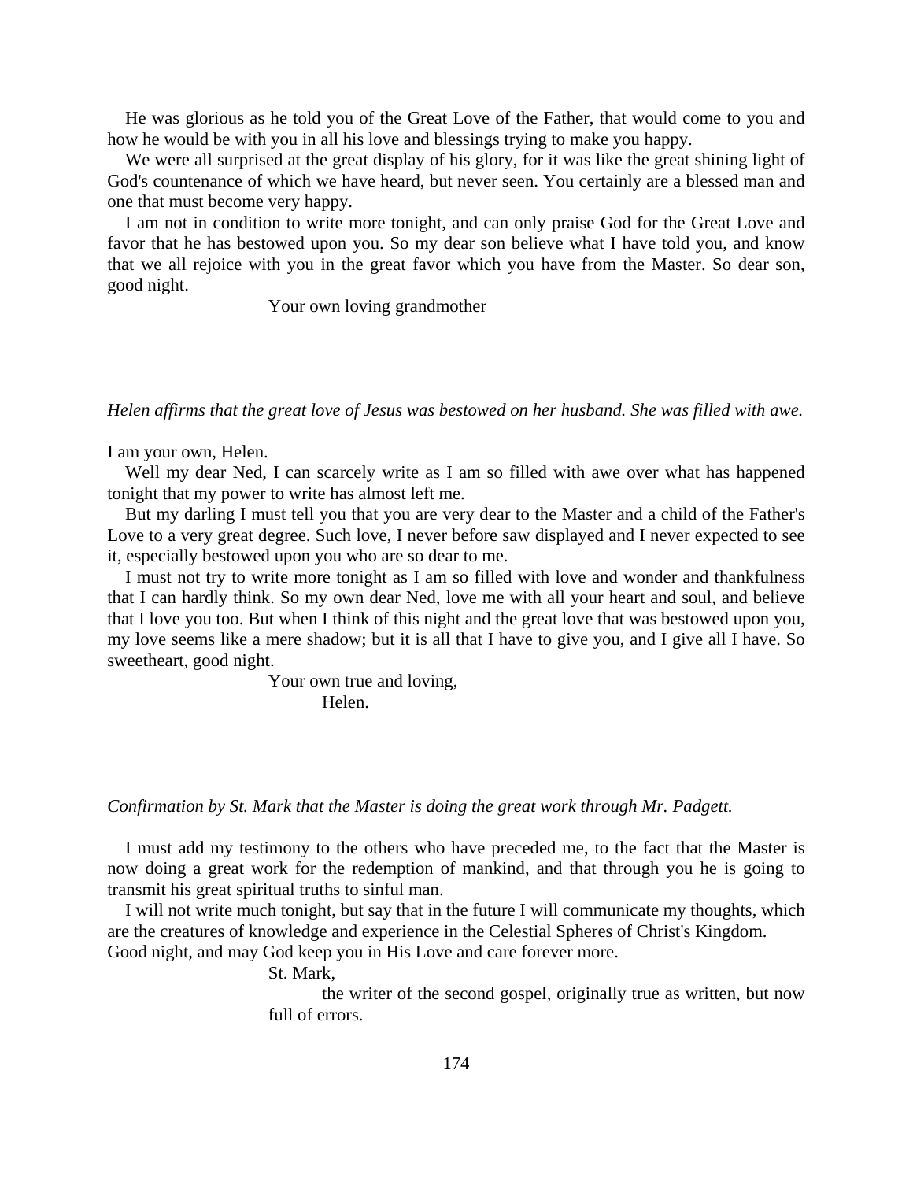He was glorious as he told you of the Great Love of the Father, that would come to you and how he would be with you in all his love and blessings trying to make you happy.

We were all surprised at the great display of his glory, for it was like the great shining light of God's countenance of which we have heard, but never seen. You certainly are a blessed man and one that must become very happy.

I am not in condition to write more tonight, and can only praise God for the Great Love and favor that he has bestowed upon you. So my dear son believe what I have told you, and know that we all rejoice with you in the great favor which you have from the Master. So dear son, good night.

Your own loving grandmother

*Helen affirms that the great love of Jesus was bestowed on her husband. She was filled with awe.*

I am your own, Helen.

Well my dear Ned, I can scarcely write as I am so filled with awe over what has happened tonight that my power to write has almost left me.

But my darling I must tell you that you are very dear to the Master and a child of the Father's Love to a very great degree. Such love, I never before saw displayed and I never expected to see it, especially bestowed upon you who are so dear to me.

I must not try to write more tonight as I am so filled with love and wonder and thankfulness that I can hardly think. So my own dear Ned, love me with all your heart and soul, and believe that I love you too. But when I think of this night and the great love that was bestowed upon you, my love seems like a mere shadow; but it is all that I have to give you, and I give all I have. So sweetheart, good night.

Your own true and loving,
Helen.

*Confirmation by St. Mark that the Master is doing the great work through Mr. Padgett.*

I must add my testimony to the others who have preceded me, to the fact that the Master is now doing a great work for the redemption of mankind, and that through you he is going to transmit his great spiritual truths to sinful man.

I will not write much tonight, but say that in the future I will communicate my thoughts, which are the creatures of knowledge and experience in the Celestial Spheres of Christ's Kingdom. Good night, and may God keep you in His Love and care forever more.

St. Mark,
the writer of the second gospel, originally true as written, but now full of errors.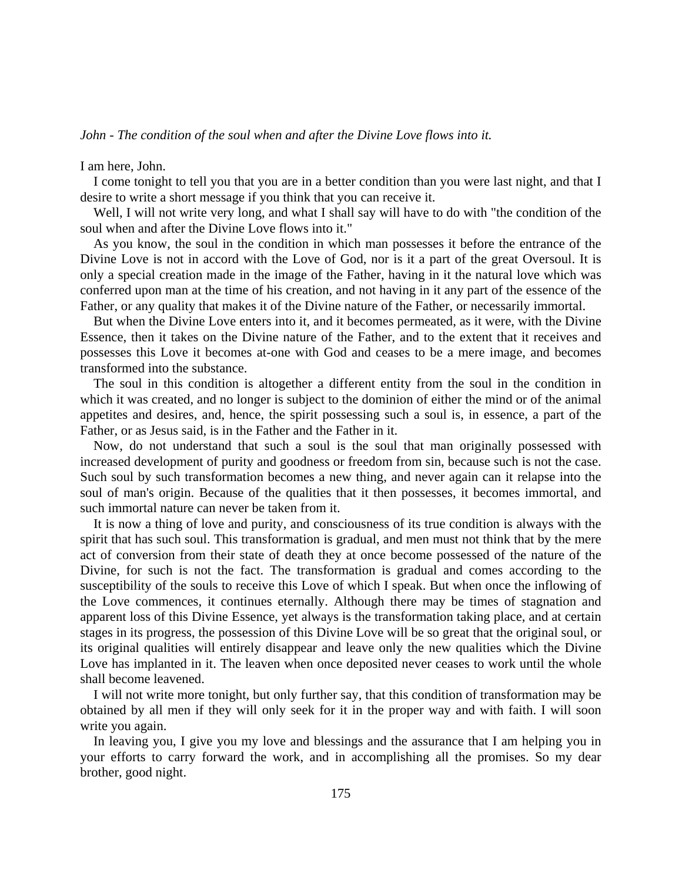*John - The condition of the soul when and after the Divine Love flows into it.*

I am here, John.

I come tonight to tell you that you are in a better condition than you were last night, and that I desire to write a short message if you think that you can receive it.

Well, I will not write very long, and what I shall say will have to do with "the condition of the soul when and after the Divine Love flows into it."

As you know, the soul in the condition in which man possesses it before the entrance of the Divine Love is not in accord with the Love of God, nor is it a part of the great Oversoul. It is only a special creation made in the image of the Father, having in it the natural love which was conferred upon man at the time of his creation, and not having in it any part of the essence of the Father, or any quality that makes it of the Divine nature of the Father, or necessarily immortal.

But when the Divine Love enters into it, and it becomes permeated, as it were, with the Divine Essence, then it takes on the Divine nature of the Father, and to the extent that it receives and possesses this Love it becomes at-one with God and ceases to be a mere image, and becomes transformed into the substance.

The soul in this condition is altogether a different entity from the soul in the condition in which it was created, and no longer is subject to the dominion of either the mind or of the animal appetites and desires, and, hence, the spirit possessing such a soul is, in essence, a part of the Father, or as Jesus said, is in the Father and the Father in it.

Now, do not understand that such a soul is the soul that man originally possessed with increased development of purity and goodness or freedom from sin, because such is not the case. Such soul by such transformation becomes a new thing, and never again can it relapse into the soul of man's origin. Because of the qualities that it then possesses, it becomes immortal, and such immortal nature can never be taken from it.

It is now a thing of love and purity, and consciousness of its true condition is always with the spirit that has such soul. This transformation is gradual, and men must not think that by the mere act of conversion from their state of death they at once become possessed of the nature of the Divine, for such is not the fact. The transformation is gradual and comes according to the susceptibility of the souls to receive this Love of which I speak. But when once the inflowing of the Love commences, it continues eternally. Although there may be times of stagnation and apparent loss of this Divine Essence, yet always is the transformation taking place, and at certain stages in its progress, the possession of this Divine Love will be so great that the original soul, or its original qualities will entirely disappear and leave only the new qualities which the Divine Love has implanted in it. The leaven when once deposited never ceases to work until the whole shall become leavened.

I will not write more tonight, but only further say, that this condition of transformation may be obtained by all men if they will only seek for it in the proper way and with faith. I will soon write you again.

In leaving you, I give you my love and blessings and the assurance that I am helping you in your efforts to carry forward the work, and in accomplishing all the promises. So my dear brother, good night.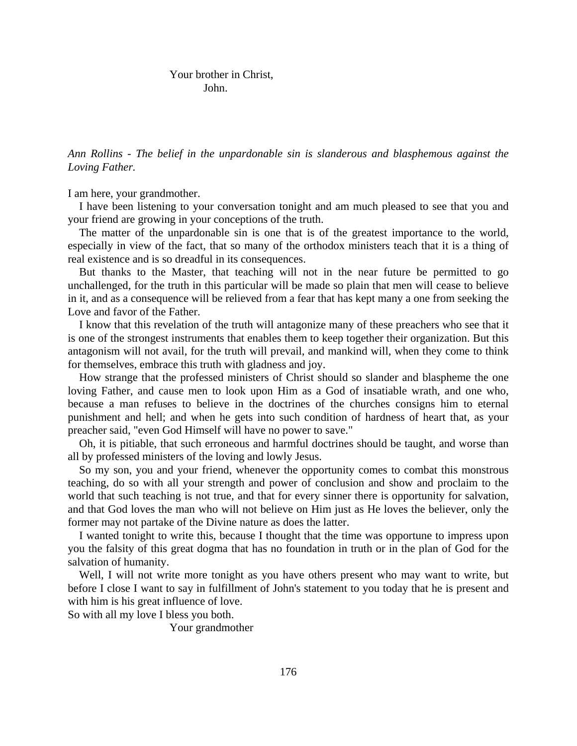Your brother in Christ,
John.

*Ann Rollins - The belief in the unpardonable sin is slanderous and blasphemous against the Loving Father.*

I am here, your grandmother.

I have been listening to your conversation tonight and am much pleased to see that you and your friend are growing in your conceptions of the truth.

The matter of the unpardonable sin is one that is of the greatest importance to the world, especially in view of the fact, that so many of the orthodox ministers teach that it is a thing of real existence and is so dreadful in its consequences.

But thanks to the Master, that teaching will not in the near future be permitted to go unchallenged, for the truth in this particular will be made so plain that men will cease to believe in it, and as a consequence will be relieved from a fear that has kept many a one from seeking the Love and favor of the Father.

I know that this revelation of the truth will antagonize many of these preachers who see that it is one of the strongest instruments that enables them to keep together their organization. But this antagonism will not avail, for the truth will prevail, and mankind will, when they come to think for themselves, embrace this truth with gladness and joy.

How strange that the professed ministers of Christ should so slander and blaspheme the one loving Father, and cause men to look upon Him as a God of insatiable wrath, and one who, because a man refuses to believe in the doctrines of the churches consigns him to eternal punishment and hell; and when he gets into such condition of hardness of heart that, as your preacher said, "even God Himself will have no power to save."

Oh, it is pitiable, that such erroneous and harmful doctrines should be taught, and worse than all by professed ministers of the loving and lowly Jesus.

So my son, you and your friend, whenever the opportunity comes to combat this monstrous teaching, do so with all your strength and power of conclusion and show and proclaim to the world that such teaching is not true, and that for every sinner there is opportunity for salvation, and that God loves the man who will not believe on Him just as He loves the believer, only the former may not partake of the Divine nature as does the latter.

I wanted tonight to write this, because I thought that the time was opportune to impress upon you the falsity of this great dogma that has no foundation in truth or in the plan of God for the salvation of humanity.

Well, I will not write more tonight as you have others present who may want to write, but before I close I want to say in fulfillment of John's statement to you today that he is present and with him is his great influence of love.

So with all my love I bless you both.

Your grandmother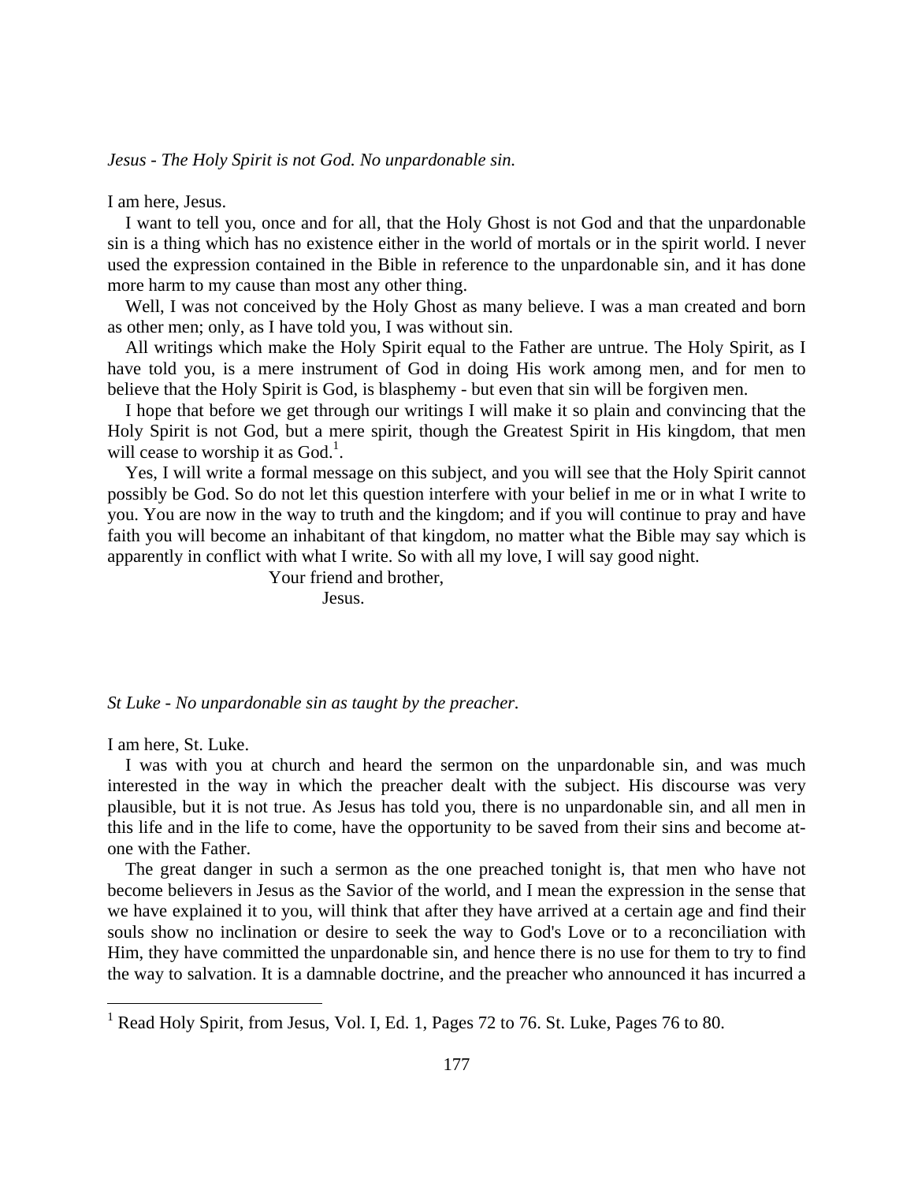*Jesus - The Holy Spirit is not God. No unpardonable sin.*

I am here, Jesus.

I want to tell you, once and for all, that the Holy Ghost is not God and that the unpardonable sin is a thing which has no existence either in the world of mortals or in the spirit world. I never used the expression contained in the Bible in reference to the unpardonable sin, and it has done more harm to my cause than most any other thing.

Well, I was not conceived by the Holy Ghost as many believe. I was a man created and born as other men; only, as I have told you, I was without sin.

All writings which make the Holy Spirit equal to the Father are untrue. The Holy Spirit, as I have told you, is a mere instrument of God in doing His work among men, and for men to believe that the Holy Spirit is God, is blasphemy - but even that sin will be forgiven men.

I hope that before we get through our writings I will make it so plain and convincing that the Holy Spirit is not God, but a mere spirit, though the Greatest Spirit in His kingdom, that men will cease to worship it as God.[1].

Yes, I will write a formal message on this subject, and you will see that the Holy Spirit cannot possibly be God. So do not let this question interfere with your belief in me or in what I write to you. You are now in the way to truth and the kingdom; and if you will continue to pray and have faith you will become an inhabitant of that kingdom, no matter what the Bible may say which is apparently in conflict with what I write. So with all my love, I will say good night.

Your friend and brother,

Jesus.

*St Luke - No unpardonable sin as taught by the preacher.*

I am here, St. Luke.

I was with you at church and heard the sermon on the unpardonable sin, and was much interested in the way in which the preacher dealt with the subject. His discourse was very plausible, but it is not true. As Jesus has told you, there is no unpardonable sin, and all men in this life and in the life to come, have the opportunity to be saved from their sins and become at-one with the Father.

The great danger in such a sermon as the one preached tonight is, that men who have not become believers in Jesus as the Savior of the world, and I mean the expression in the sense that we have explained it to you, will think that after they have arrived at a certain age and find their souls show no inclination or desire to seek the way to God's Love or to a reconciliation with Him, they have committed the unpardonable sin, and hence there is no use for them to try to find the way to salvation. It is a damnable doctrine, and the preacher who announced it has incurred a

---

[1] Read Holy Spirit, from Jesus, Vol. I, Ed. 1, Pages 72 to 76. St. Luke, Pages 76 to 80.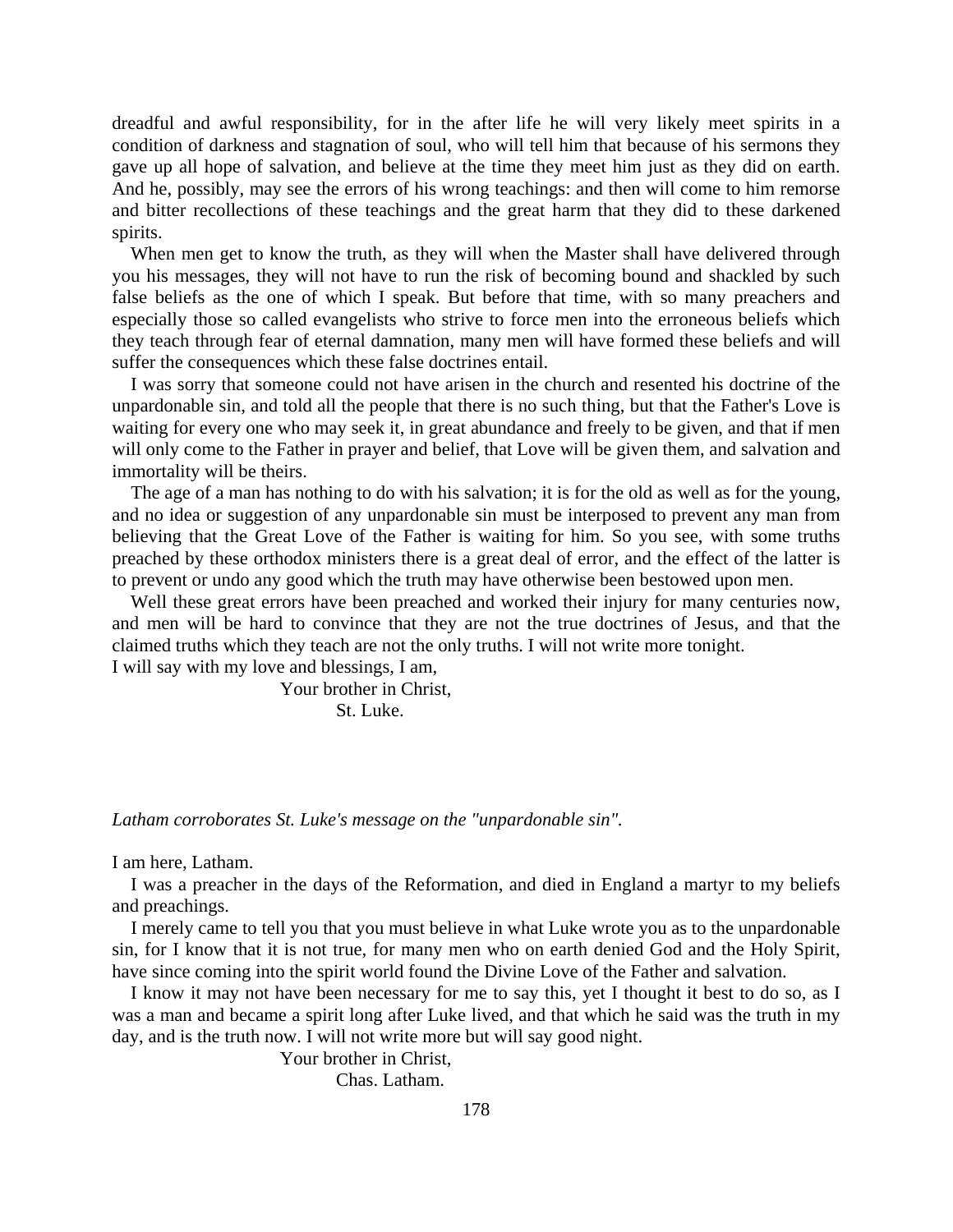dreadful and awful responsibility, for in the after life he will very likely meet spirits in a condition of darkness and stagnation of soul, who will tell him that because of his sermons they gave up all hope of salvation, and believe at the time they meet him just as they did on earth. And he, possibly, may see the errors of his wrong teachings: and then will come to him remorse and bitter recollections of these teachings and the great harm that they did to these darkened spirits.

When men get to know the truth, as they will when the Master shall have delivered through you his messages, they will not have to run the risk of becoming bound and shackled by such false beliefs as the one of which I speak. But before that time, with so many preachers and especially those so called evangelists who strive to force men into the erroneous beliefs which they teach through fear of eternal damnation, many men will have formed these beliefs and will suffer the consequences which these false doctrines entail.

I was sorry that someone could not have arisen in the church and resented his doctrine of the unpardonable sin, and told all the people that there is no such thing, but that the Father's Love is waiting for every one who may seek it, in great abundance and freely to be given, and that if men will only come to the Father in prayer and belief, that Love will be given them, and salvation and immortality will be theirs.

The age of a man has nothing to do with his salvation; it is for the old as well as for the young, and no idea or suggestion of any unpardonable sin must be interposed to prevent any man from believing that the Great Love of the Father is waiting for him. So you see, with some truths preached by these orthodox ministers there is a great deal of error, and the effect of the latter is to prevent or undo any good which the truth may have otherwise been bestowed upon men.

Well these great errors have been preached and worked their injury for many centuries now, and men will be hard to convince that they are not the true doctrines of Jesus, and that the claimed truths which they teach are not the only truths. I will not write more tonight.
I will say with my love and blessings, I am,

Your brother in Christ,
St. Luke.

*Latham corroborates St. Luke's message on the "unpardonable sin".*

I am here, Latham.

I was a preacher in the days of the Reformation, and died in England a martyr to my beliefs and preachings.

I merely came to tell you that you must believe in what Luke wrote you as to the unpardonable sin, for I know that it is not true, for many men who on earth denied God and the Holy Spirit, have since coming into the spirit world found the Divine Love of the Father and salvation.

I know it may not have been necessary for me to say this, yet I thought it best to do so, as I was a man and became a spirit long after Luke lived, and that which he said was the truth in my day, and is the truth now. I will not write more but will say good night.

Your brother in Christ,
Chas. Latham.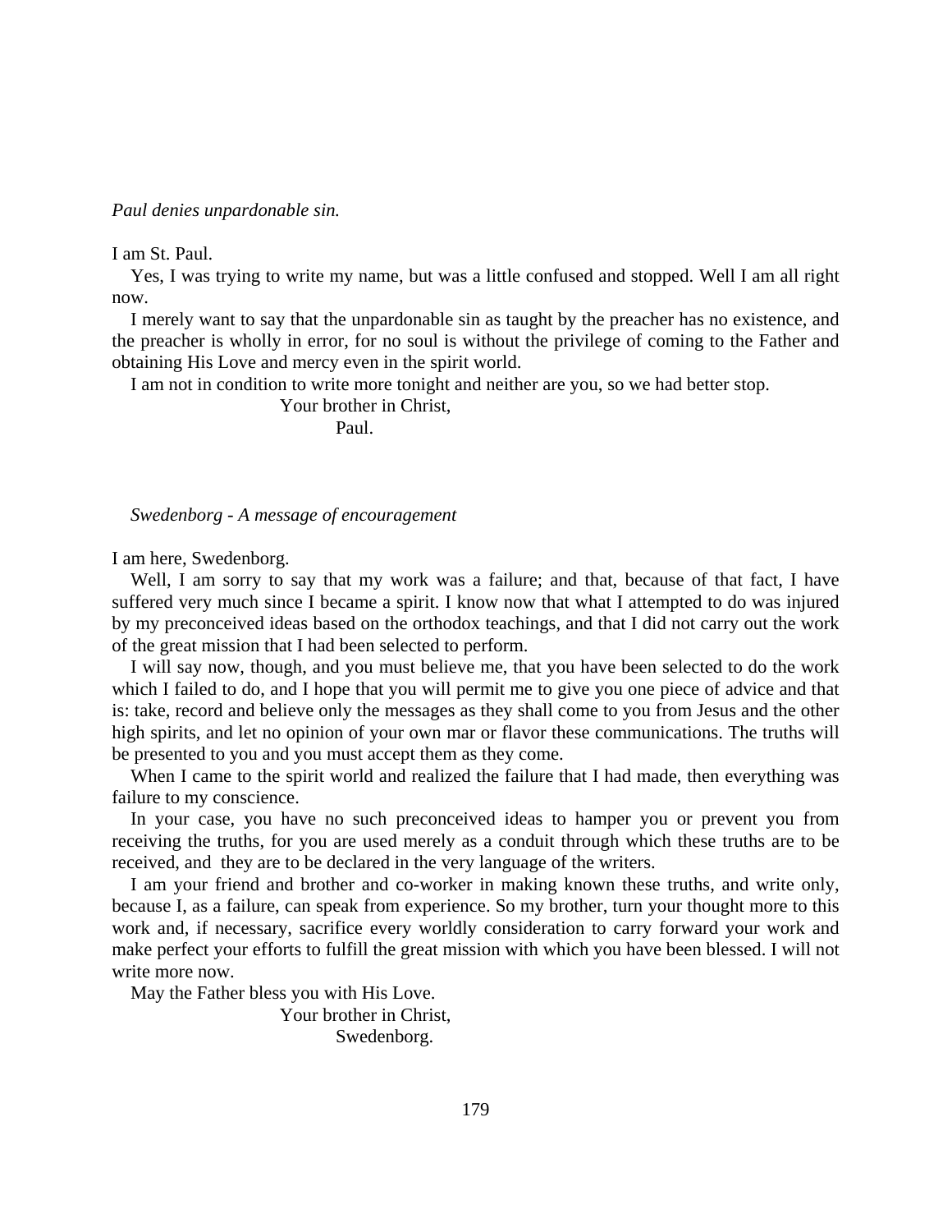*Paul denies unpardonable sin.*

I am St. Paul.

Yes, I was trying to write my name, but was a little confused and stopped. Well I am all right now.

I merely want to say that the unpardonable sin as taught by the preacher has no existence, and the preacher is wholly in error, for no soul is without the privilege of coming to the Father and obtaining His Love and mercy even in the spirit world.

I am not in condition to write more tonight and neither are you, so we had better stop.

Your brother in Christ,
Paul.

*Swedenborg - A message of encouragement*

I am here, Swedenborg.

Well, I am sorry to say that my work was a failure; and that, because of that fact, I have suffered very much since I became a spirit. I know now that what I attempted to do was injured by my preconceived ideas based on the orthodox teachings, and that I did not carry out the work of the great mission that I had been selected to perform.

I will say now, though, and you must believe me, that you have been selected to do the work which I failed to do, and I hope that you will permit me to give you one piece of advice and that is: take, record and believe only the messages as they shall come to you from Jesus and the other high spirits, and let no opinion of your own mar or flavor these communications. The truths will be presented to you and you must accept them as they come.

When I came to the spirit world and realized the failure that I had made, then everything was failure to my conscience.

In your case, you have no such preconceived ideas to hamper you or prevent you from receiving the truths, for you are used merely as a conduit through which these truths are to be received, and they are to be declared in the very language of the writers.

I am your friend and brother and co-worker in making known these truths, and write only, because I, as a failure, can speak from experience. So my brother, turn your thought more to this work and, if necessary, sacrifice every worldly consideration to carry forward your work and make perfect your efforts to fulfill the great mission with which you have been blessed. I will not write more now.

May the Father bless you with His Love.

Your brother in Christ,
Swedenborg.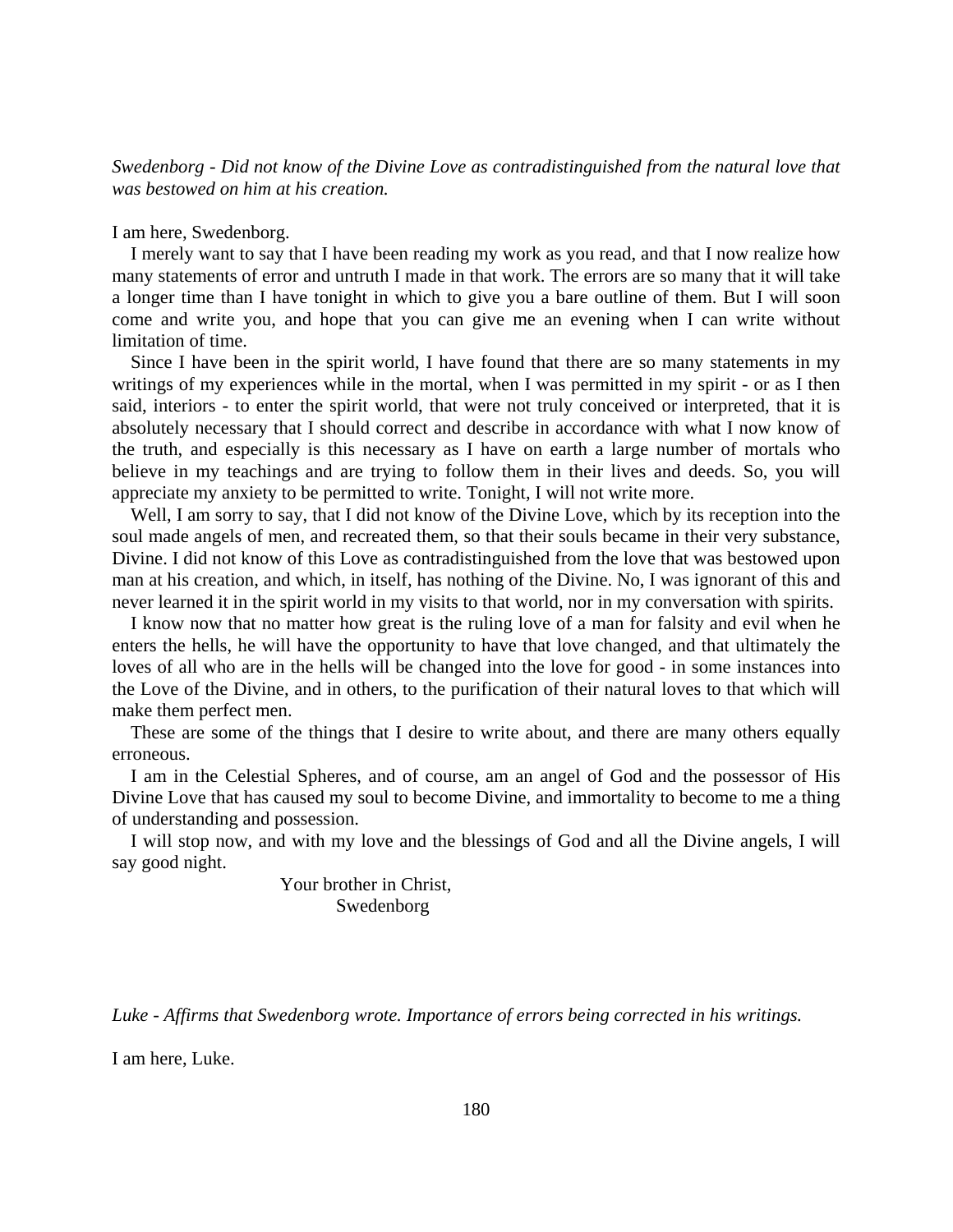*Swedenborg - Did not know of the Divine Love as contradistinguished from the natural love that was bestowed on him at his creation.*

I am here, Swedenborg.

I merely want to say that I have been reading my work as you read, and that I now realize how many statements of error and untruth I made in that work. The errors are so many that it will take a longer time than I have tonight in which to give you a bare outline of them. But I will soon come and write you, and hope that you can give me an evening when I can write without limitation of time.

Since I have been in the spirit world, I have found that there are so many statements in my writings of my experiences while in the mortal, when I was permitted in my spirit - or as I then said, interiors - to enter the spirit world, that were not truly conceived or interpreted, that it is absolutely necessary that I should correct and describe in accordance with what I now know of the truth, and especially is this necessary as I have on earth a large number of mortals who believe in my teachings and are trying to follow them in their lives and deeds. So, you will appreciate my anxiety to be permitted to write. Tonight, I will not write more.

Well, I am sorry to say, that I did not know of the Divine Love, which by its reception into the soul made angels of men, and recreated them, so that their souls became in their very substance, Divine. I did not know of this Love as contradistinguished from the love that was bestowed upon man at his creation, and which, in itself, has nothing of the Divine. No, I was ignorant of this and never learned it in the spirit world in my visits to that world, nor in my conversation with spirits.

I know now that no matter how great is the ruling love of a man for falsity and evil when he enters the hells, he will have the opportunity to have that love changed, and that ultimately the loves of all who are in the hells will be changed into the love for good - in some instances into the Love of the Divine, and in others, to the purification of their natural loves to that which will make them perfect men.

These are some of the things that I desire to write about, and there are many others equally erroneous.

I am in the Celestial Spheres, and of course, am an angel of God and the possessor of His Divine Love that has caused my soul to become Divine, and immortality to become to me a thing of understanding and possession.

I will stop now, and with my love and the blessings of God and all the Divine angels, I will say good night.

Your brother in Christ,
Swedenborg

*Luke - Affirms that Swedenborg wrote. Importance of errors being corrected in his writings.*

I am here, Luke.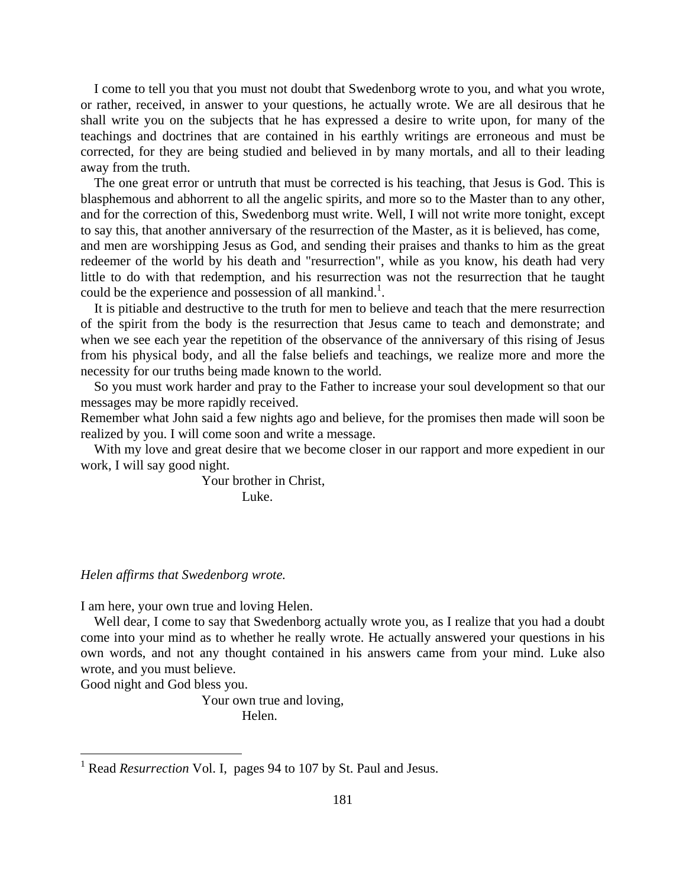I come to tell you that you must not doubt that Swedenborg wrote to you, and what you wrote, or rather, received, in answer to your questions, he actually wrote. We are all desirous that he shall write you on the subjects that he has expressed a desire to write upon, for many of the teachings and doctrines that are contained in his earthly writings are erroneous and must be corrected, for they are being studied and believed in by many mortals, and all to their leading away from the truth.

The one great error or untruth that must be corrected is his teaching, that Jesus is God. This is blasphemous and abhorrent to all the angelic spirits, and more so to the Master than to any other, and for the correction of this, Swedenborg must write. Well, I will not write more tonight, except to say this, that another anniversary of the resurrection of the Master, as it is believed, has come, and men are worshipping Jesus as God, and sending their praises and thanks to him as the great redeemer of the world by his death and "resurrection", while as you know, his death had very little to do with that redemption, and his resurrection was not the resurrection that he taught could be the experience and possession of all mankind.[1].

It is pitiable and destructive to the truth for men to believe and teach that the mere resurrection of the spirit from the body is the resurrection that Jesus came to teach and demonstrate; and when we see each year the repetition of the observance of the anniversary of this rising of Jesus from his physical body, and all the false beliefs and teachings, we realize more and more the necessity for our truths being made known to the world.

So you must work harder and pray to the Father to increase your soul development so that our messages may be more rapidly received.

Remember what John said a few nights ago and believe, for the promises then made will soon be realized by you. I will come soon and write a message.

With my love and great desire that we become closer in our rapport and more expedient in our work, I will say good night.

Your brother in Christ,
Luke.

*Helen affirms that Swedenborg wrote.*

I am here, your own true and loving Helen.

Well dear, I come to say that Swedenborg actually wrote you, as I realize that you had a doubt come into your mind as to whether he really wrote. He actually answered your questions in his own words, and not any thought contained in his answers came from your mind. Luke also wrote, and you must believe.

Good night and God bless you.

Your own true and loving,
Helen.

---

[1] Read *Resurrection* Vol. I, pages 94 to 107 by St. Paul and Jesus.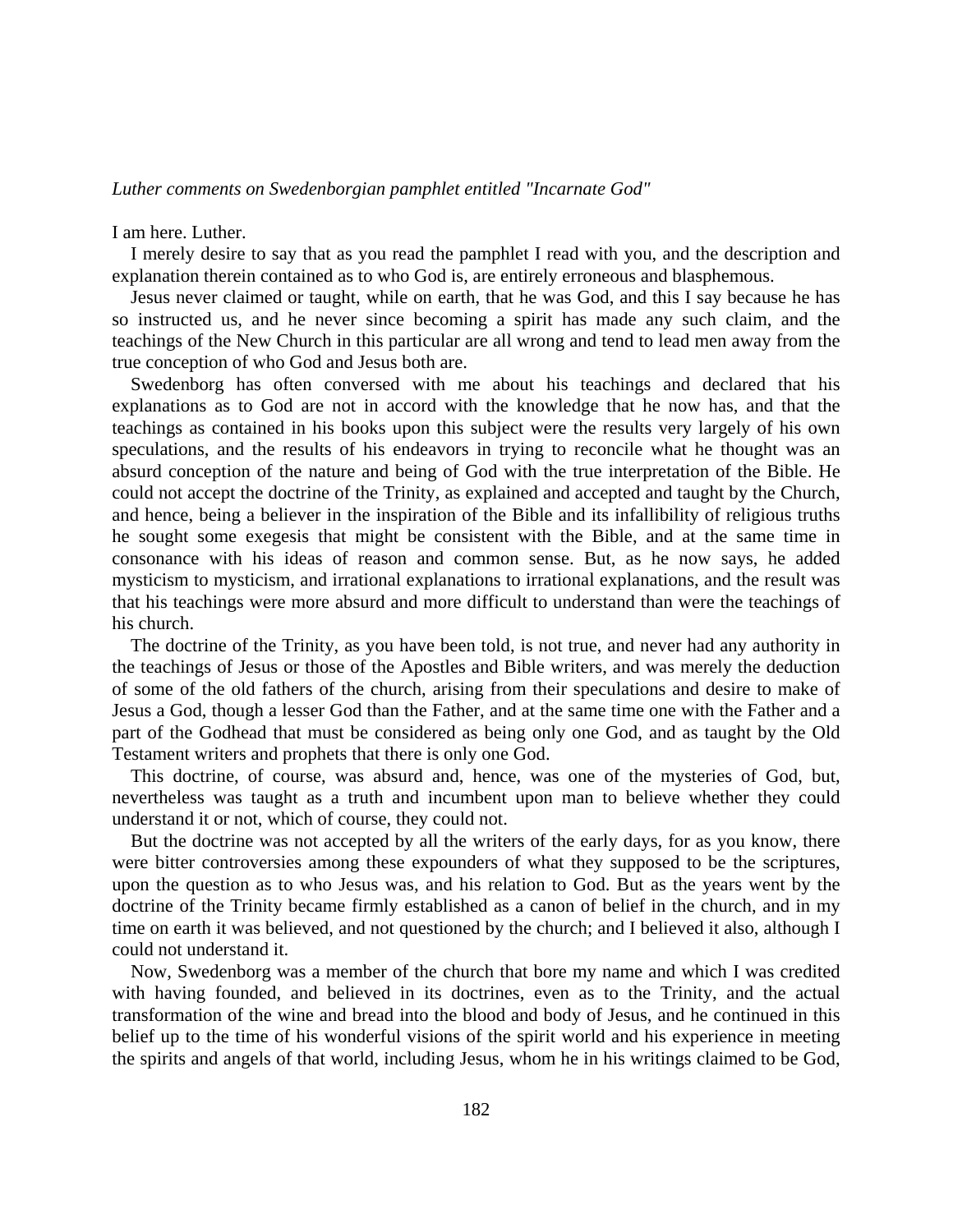*Luther comments on Swedenborgian pamphlet entitled "Incarnate God"*

I am here. Luther.

I merely desire to say that as you read the pamphlet I read with you, and the description and explanation therein contained as to who God is, are entirely erroneous and blasphemous.

Jesus never claimed or taught, while on earth, that he was God, and this I say because he has so instructed us, and he never since becoming a spirit has made any such claim, and the teachings of the New Church in this particular are all wrong and tend to lead men away from the true conception of who God and Jesus both are.

Swedenborg has often conversed with me about his teachings and declared that his explanations as to God are not in accord with the knowledge that he now has, and that the teachings as contained in his books upon this subject were the results very largely of his own speculations, and the results of his endeavors in trying to reconcile what he thought was an absurd conception of the nature and being of God with the true interpretation of the Bible. He could not accept the doctrine of the Trinity, as explained and accepted and taught by the Church, and hence, being a believer in the inspiration of the Bible and its infallibility of religious truths he sought some exegesis that might be consistent with the Bible, and at the same time in consonance with his ideas of reason and common sense. But, as he now says, he added mysticism to mysticism, and irrational explanations to irrational explanations, and the result was that his teachings were more absurd and more difficult to understand than were the teachings of his church.

The doctrine of the Trinity, as you have been told, is not true, and never had any authority in the teachings of Jesus or those of the Apostles and Bible writers, and was merely the deduction of some of the old fathers of the church, arising from their speculations and desire to make of Jesus a God, though a lesser God than the Father, and at the same time one with the Father and a part of the Godhead that must be considered as being only one God, and as taught by the Old Testament writers and prophets that there is only one God.

This doctrine, of course, was absurd and, hence, was one of the mysteries of God, but, nevertheless was taught as a truth and incumbent upon man to believe whether they could understand it or not, which of course, they could not.

But the doctrine was not accepted by all the writers of the early days, for as you know, there were bitter controversies among these expounders of what they supposed to be the scriptures, upon the question as to who Jesus was, and his relation to God. But as the years went by the doctrine of the Trinity became firmly established as a canon of belief in the church, and in my time on earth it was believed, and not questioned by the church; and I believed it also, although I could not understand it.

Now, Swedenborg was a member of the church that bore my name and which I was credited with having founded, and believed in its doctrines, even as to the Trinity, and the actual transformation of the wine and bread into the blood and body of Jesus, and he continued in this belief up to the time of his wonderful visions of the spirit world and his experience in meeting the spirits and angels of that world, including Jesus, whom he in his writings claimed to be God,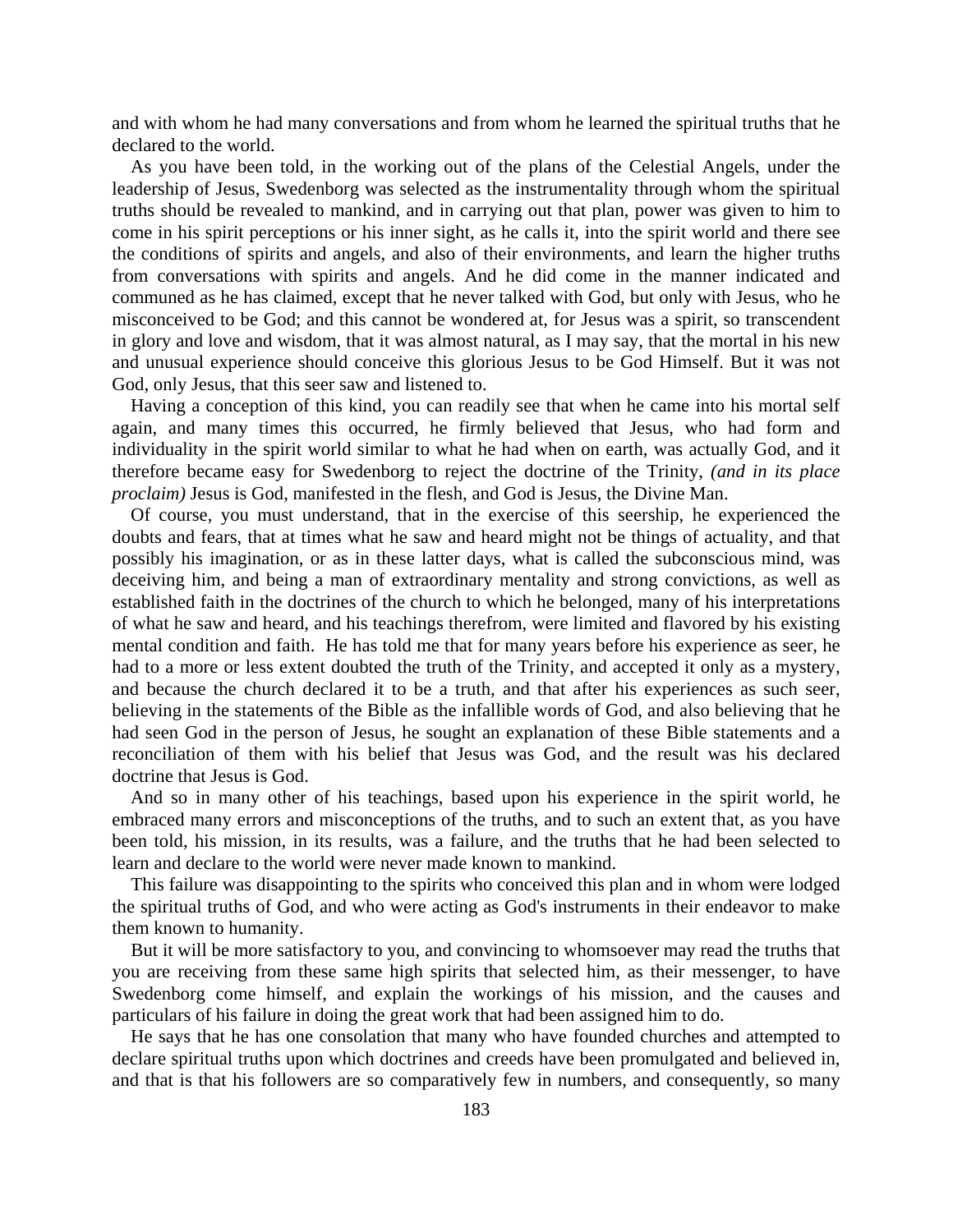and with whom he had many conversations and from whom he learned the spiritual truths that he declared to the world.

As you have been told, in the working out of the plans of the Celestial Angels, under the leadership of Jesus, Swedenborg was selected as the instrumentality through whom the spiritual truths should be revealed to mankind, and in carrying out that plan, power was given to him to come in his spirit perceptions or his inner sight, as he calls it, into the spirit world and there see the conditions of spirits and angels, and also of their environments, and learn the higher truths from conversations with spirits and angels. And he did come in the manner indicated and communed as he has claimed, except that he never talked with God, but only with Jesus, who he misconceived to be God; and this cannot be wondered at, for Jesus was a spirit, so transcendent in glory and love and wisdom, that it was almost natural, as I may say, that the mortal in his new and unusual experience should conceive this glorious Jesus to be God Himself. But it was not God, only Jesus, that this seer saw and listened to.

Having a conception of this kind, you can readily see that when he came into his mortal self again, and many times this occurred, he firmly believed that Jesus, who had form and individuality in the spirit world similar to what he had when on earth, was actually God, and it therefore became easy for Swedenborg to reject the doctrine of the Trinity, *(and in its place proclaim)* Jesus is God, manifested in the flesh, and God is Jesus, the Divine Man.

Of course, you must understand, that in the exercise of this seership, he experienced the doubts and fears, that at times what he saw and heard might not be things of actuality, and that possibly his imagination, or as in these latter days, what is called the subconscious mind, was deceiving him, and being a man of extraordinary mentality and strong convictions, as well as established faith in the doctrines of the church to which he belonged, many of his interpretations of what he saw and heard, and his teachings therefrom, were limited and flavored by his existing mental condition and faith. He has told me that for many years before his experience as seer, he had to a more or less extent doubted the truth of the Trinity, and accepted it only as a mystery, and because the church declared it to be a truth, and that after his experiences as such seer, believing in the statements of the Bible as the infallible words of God, and also believing that he had seen God in the person of Jesus, he sought an explanation of these Bible statements and a reconciliation of them with his belief that Jesus was God, and the result was his declared doctrine that Jesus is God.

And so in many other of his teachings, based upon his experience in the spirit world, he embraced many errors and misconceptions of the truths, and to such an extent that, as you have been told, his mission, in its results, was a failure, and the truths that he had been selected to learn and declare to the world were never made known to mankind.

This failure was disappointing to the spirits who conceived this plan and in whom were lodged the spiritual truths of God, and who were acting as God's instruments in their endeavor to make them known to humanity.

But it will be more satisfactory to you, and convincing to whomsoever may read the truths that you are receiving from these same high spirits that selected him, as their messenger, to have Swedenborg come himself, and explain the workings of his mission, and the causes and particulars of his failure in doing the great work that had been assigned him to do.

He says that he has one consolation that many who have founded churches and attempted to declare spiritual truths upon which doctrines and creeds have been promulgated and believed in, and that is that his followers are so comparatively few in numbers, and consequently, so many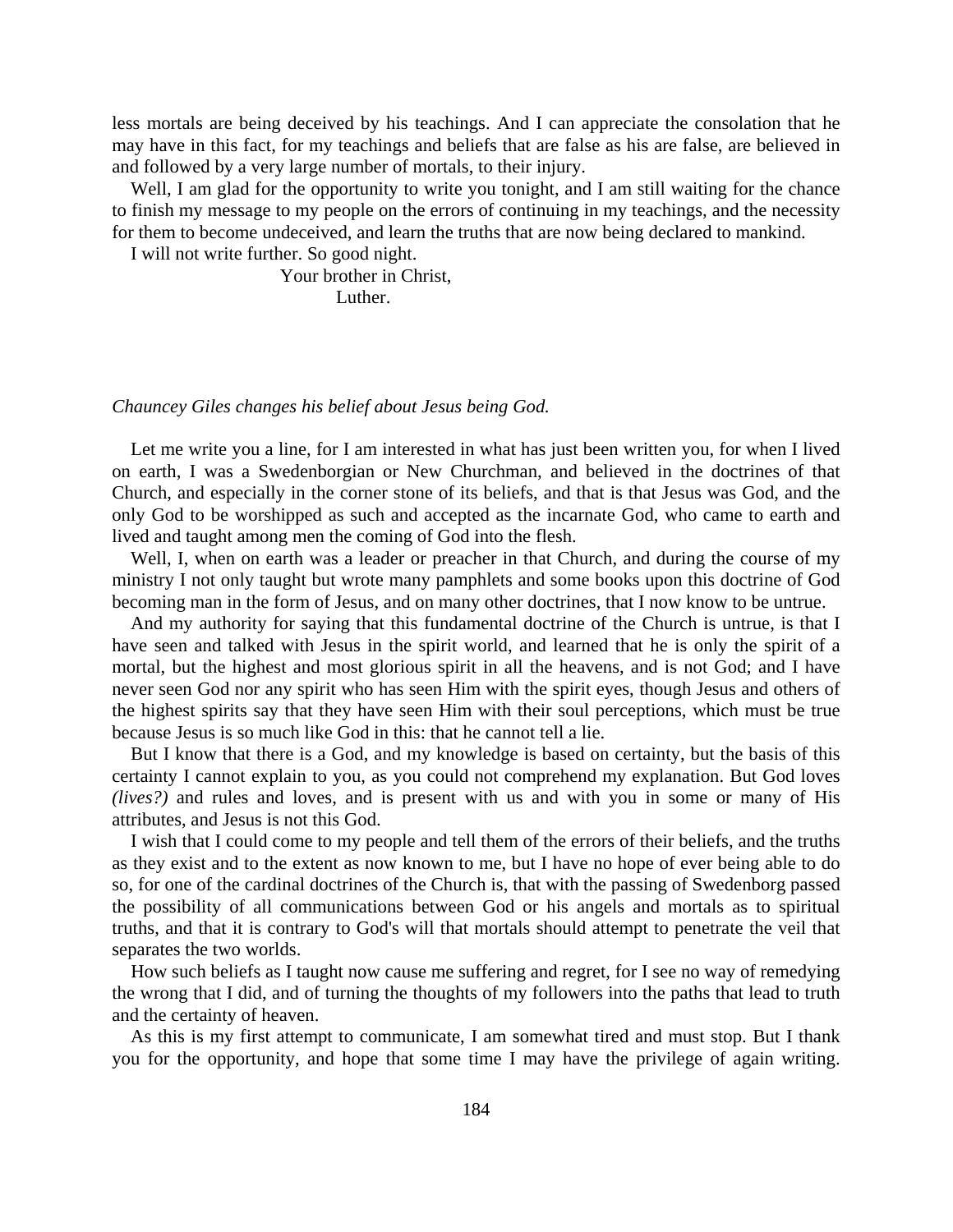less mortals are being deceived by his teachings. And I can appreciate the consolation that he may have in this fact, for my teachings and beliefs that are false as his are false, are believed in and followed by a very large number of mortals, to their injury.

Well, I am glad for the opportunity to write you tonight, and I am still waiting for the chance to finish my message to my people on the errors of continuing in my teachings, and the necessity for them to become undeceived, and learn the truths that are now being declared to mankind.

I will not write further. So good night.

Your brother in Christ,
Luther.

*Chauncey Giles changes his belief about Jesus being God.*

Let me write you a line, for I am interested in what has just been written you, for when I lived on earth, I was a Swedenborgian or New Churchman, and believed in the doctrines of that Church, and especially in the corner stone of its beliefs, and that is that Jesus was God, and the only God to be worshipped as such and accepted as the incarnate God, who came to earth and lived and taught among men the coming of God into the flesh.

Well, I, when on earth was a leader or preacher in that Church, and during the course of my ministry I not only taught but wrote many pamphlets and some books upon this doctrine of God becoming man in the form of Jesus, and on many other doctrines, that I now know to be untrue.

And my authority for saying that this fundamental doctrine of the Church is untrue, is that I have seen and talked with Jesus in the spirit world, and learned that he is only the spirit of a mortal, but the highest and most glorious spirit in all the heavens, and is not God; and I have never seen God nor any spirit who has seen Him with the spirit eyes, though Jesus and others of the highest spirits say that they have seen Him with their soul perceptions, which must be true because Jesus is so much like God in this: that he cannot tell a lie.

But I know that there is a God, and my knowledge is based on certainty, but the basis of this certainty I cannot explain to you, as you could not comprehend my explanation. But God loves *(lives?)* and rules and loves, and is present with us and with you in some or many of His attributes, and Jesus is not this God.

I wish that I could come to my people and tell them of the errors of their beliefs, and the truths as they exist and to the extent as now known to me, but I have no hope of ever being able to do so, for one of the cardinal doctrines of the Church is, that with the passing of Swedenborg passed the possibility of all communications between God or his angels and mortals as to spiritual truths, and that it is contrary to God's will that mortals should attempt to penetrate the veil that separates the two worlds.

How such beliefs as I taught now cause me suffering and regret, for I see no way of remedying the wrong that I did, and of turning the thoughts of my followers into the paths that lead to truth and the certainty of heaven.

As this is my first attempt to communicate, I am somewhat tired and must stop. But I thank you for the opportunity, and hope that some time I may have the privilege of again writing.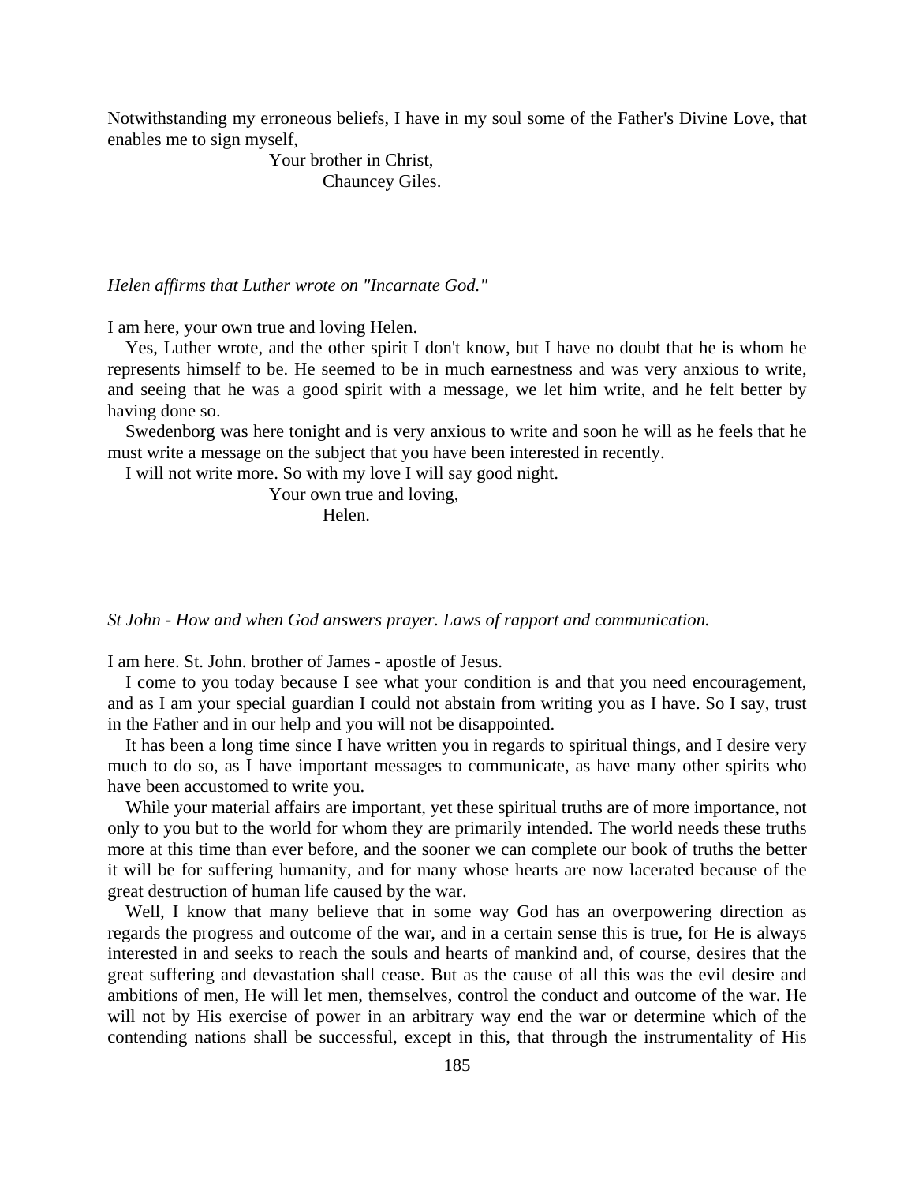Notwithstanding my erroneous beliefs, I have in my soul some of the Father's Divine Love, that enables me to sign myself,

Your brother in Christ,
Chauncey Giles.

*Helen affirms that Luther wrote on "Incarnate God."*

I am here, your own true and loving Helen.

Yes, Luther wrote, and the other spirit I don't know, but I have no doubt that he is whom he represents himself to be. He seemed to be in much earnestness and was very anxious to write, and seeing that he was a good spirit with a message, we let him write, and he felt better by having done so.

Swedenborg was here tonight and is very anxious to write and soon he will as he feels that he must write a message on the subject that you have been interested in recently.

I will not write more. So with my love I will say good night.

Your own true and loving,
Helen.

*St John - How and when God answers prayer. Laws of rapport and communication.*

I am here. St. John. brother of James - apostle of Jesus.

I come to you today because I see what your condition is and that you need encouragement, and as I am your special guardian I could not abstain from writing you as I have. So I say, trust in the Father and in our help and you will not be disappointed.

It has been a long time since I have written you in regards to spiritual things, and I desire very much to do so, as I have important messages to communicate, as have many other spirits who have been accustomed to write you.

While your material affairs are important, yet these spiritual truths are of more importance, not only to you but to the world for whom they are primarily intended. The world needs these truths more at this time than ever before, and the sooner we can complete our book of truths the better it will be for suffering humanity, and for many whose hearts are now lacerated because of the great destruction of human life caused by the war.

Well, I know that many believe that in some way God has an overpowering direction as regards the progress and outcome of the war, and in a certain sense this is true, for He is always interested in and seeks to reach the souls and hearts of mankind and, of course, desires that the great suffering and devastation shall cease. But as the cause of all this was the evil desire and ambitions of men, He will let men, themselves, control the conduct and outcome of the war. He will not by His exercise of power in an arbitrary way end the war or determine which of the contending nations shall be successful, except in this, that through the instrumentality of His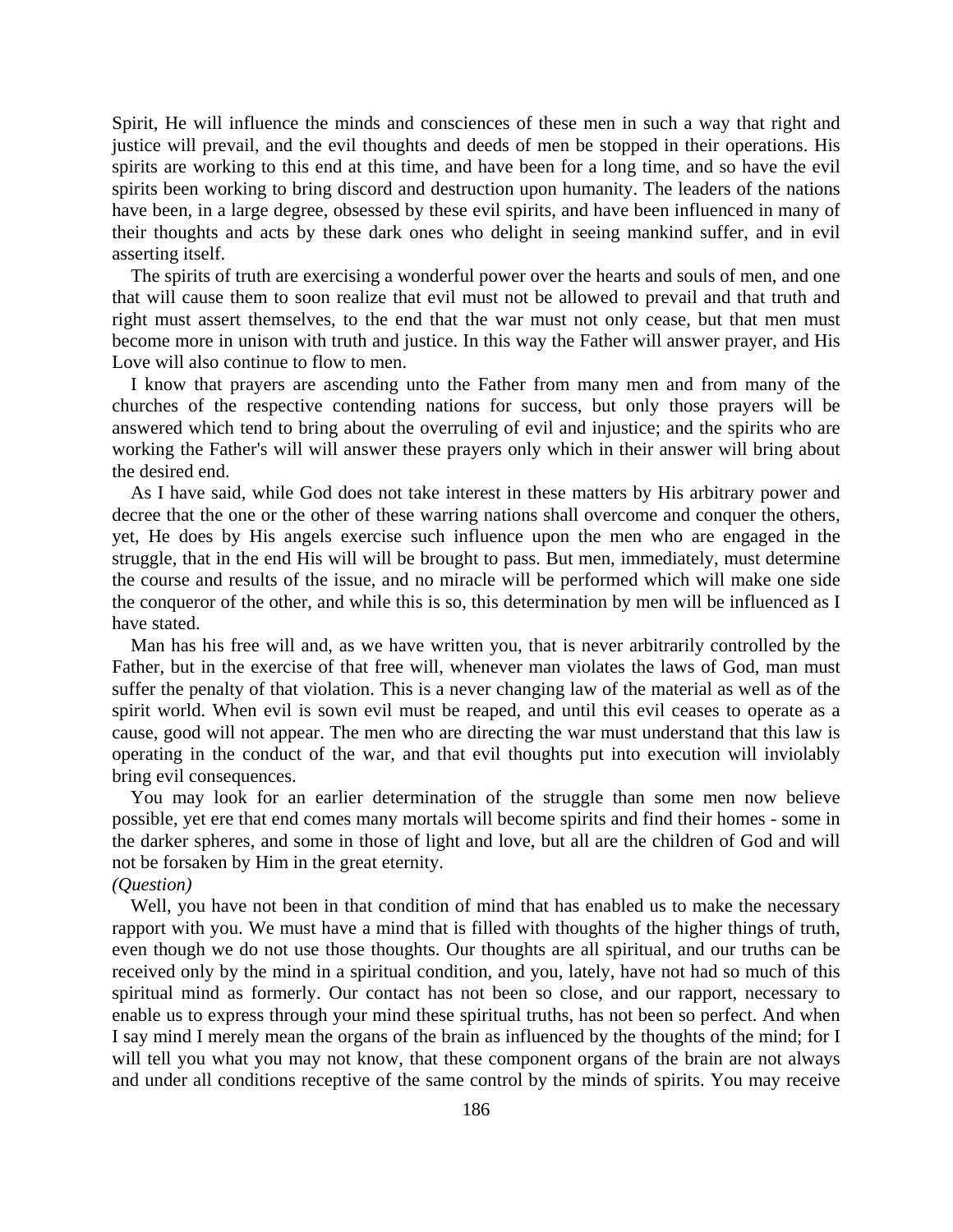Spirit, He will influence the minds and consciences of these men in such a way that right and justice will prevail, and the evil thoughts and deeds of men be stopped in their operations. His spirits are working to this end at this time, and have been for a long time, and so have the evil spirits been working to bring discord and destruction upon humanity. The leaders of the nations have been, in a large degree, obsessed by these evil spirits, and have been influenced in many of their thoughts and acts by these dark ones who delight in seeing mankind suffer, and in evil asserting itself.

The spirits of truth are exercising a wonderful power over the hearts and souls of men, and one that will cause them to soon realize that evil must not be allowed to prevail and that truth and right must assert themselves, to the end that the war must not only cease, but that men must become more in unison with truth and justice. In this way the Father will answer prayer, and His Love will also continue to flow to men.

I know that prayers are ascending unto the Father from many men and from many of the churches of the respective contending nations for success, but only those prayers will be answered which tend to bring about the overruling of evil and injustice; and the spirits who are working the Father's will will answer these prayers only which in their answer will bring about the desired end.

As I have said, while God does not take interest in these matters by His arbitrary power and decree that the one or the other of these warring nations shall overcome and conquer the others, yet, He does by His angels exercise such influence upon the men who are engaged in the struggle, that in the end His will will be brought to pass. But men, immediately, must determine the course and results of the issue, and no miracle will be performed which will make one side the conqueror of the other, and while this is so, this determination by men will be influenced as I have stated.

Man has his free will and, as we have written you, that is never arbitrarily controlled by the Father, but in the exercise of that free will, whenever man violates the laws of God, man must suffer the penalty of that violation. This is a never changing law of the material as well as of the spirit world. When evil is sown evil must be reaped, and until this evil ceases to operate as a cause, good will not appear. The men who are directing the war must understand that this law is operating in the conduct of the war, and that evil thoughts put into execution will inviolably bring evil consequences.

You may look for an earlier determination of the struggle than some men now believe possible, yet ere that end comes many mortals will become spirits and find their homes - some in the darker spheres, and some in those of light and love, but all are the children of God and will not be forsaken by Him in the great eternity.

*(Question)*

Well, you have not been in that condition of mind that has enabled us to make the necessary rapport with you. We must have a mind that is filled with thoughts of the higher things of truth, even though we do not use those thoughts. Our thoughts are all spiritual, and our truths can be received only by the mind in a spiritual condition, and you, lately, have not had so much of this spiritual mind as formerly. Our contact has not been so close, and our rapport, necessary to enable us to express through your mind these spiritual truths, has not been so perfect. And when I say mind I merely mean the organs of the brain as influenced by the thoughts of the mind; for I will tell you what you may not know, that these component organs of the brain are not always and under all conditions receptive of the same control by the minds of spirits. You may receive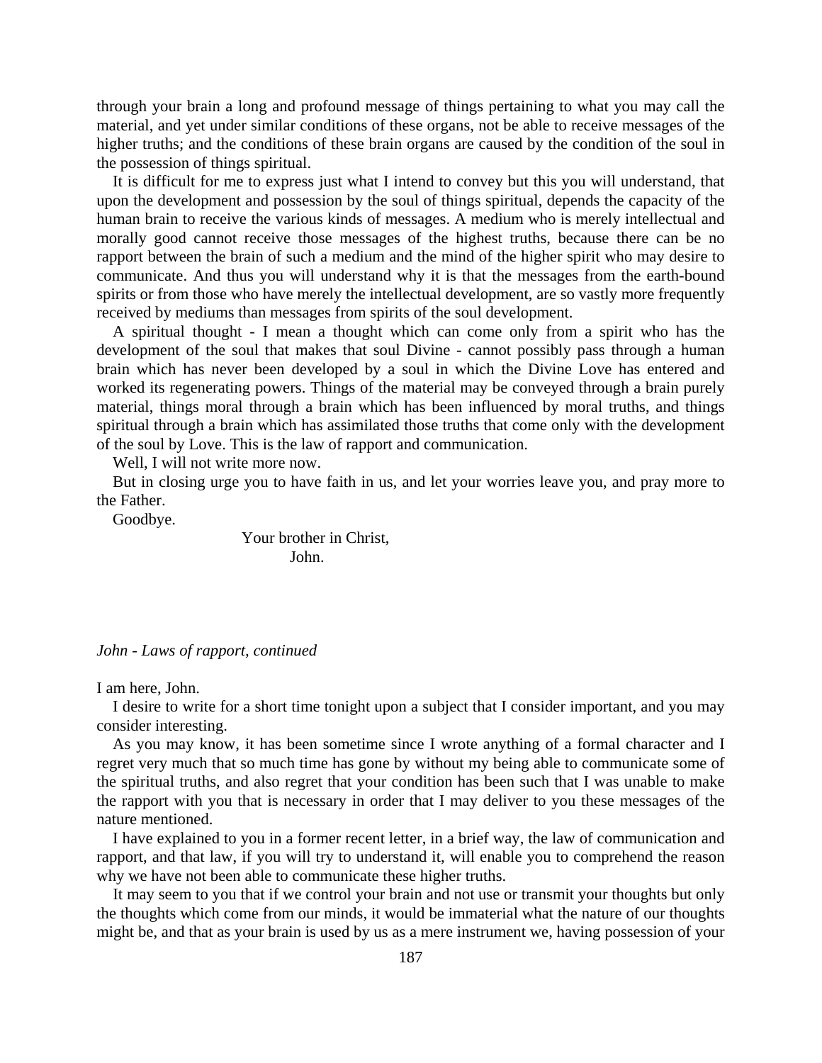through your brain a long and profound message of things pertaining to what you may call the material, and yet under similar conditions of these organs, not be able to receive messages of the higher truths; and the conditions of these brain organs are caused by the condition of the soul in the possession of things spiritual.

It is difficult for me to express just what I intend to convey but this you will understand, that upon the development and possession by the soul of things spiritual, depends the capacity of the human brain to receive the various kinds of messages. A medium who is merely intellectual and morally good cannot receive those messages of the highest truths, because there can be no rapport between the brain of such a medium and the mind of the higher spirit who may desire to communicate. And thus you will understand why it is that the messages from the earth-bound spirits or from those who have merely the intellectual development, are so vastly more frequently received by mediums than messages from spirits of the soul development.

A spiritual thought - I mean a thought which can come only from a spirit who has the development of the soul that makes that soul Divine - cannot possibly pass through a human brain which has never been developed by a soul in which the Divine Love has entered and worked its regenerating powers. Things of the material may be conveyed through a brain purely material, things moral through a brain which has been influenced by moral truths, and things spiritual through a brain which has assimilated those truths that come only with the development of the soul by Love. This is the law of rapport and communication.

Well, I will not write more now.

But in closing urge you to have faith in us, and let your worries leave you, and pray more to the Father.

Goodbye.

Your brother in Christ,
John.

*John - Laws of rapport, continued*

I am here, John.

I desire to write for a short time tonight upon a subject that I consider important, and you may consider interesting.

As you may know, it has been sometime since I wrote anything of a formal character and I regret very much that so much time has gone by without my being able to communicate some of the spiritual truths, and also regret that your condition has been such that I was unable to make the rapport with you that is necessary in order that I may deliver to you these messages of the nature mentioned.

I have explained to you in a former recent letter, in a brief way, the law of communication and rapport, and that law, if you will try to understand it, will enable you to comprehend the reason why we have not been able to communicate these higher truths.

It may seem to you that if we control your brain and not use or transmit your thoughts but only the thoughts which come from our minds, it would be immaterial what the nature of our thoughts might be, and that as your brain is used by us as a mere instrument we, having possession of your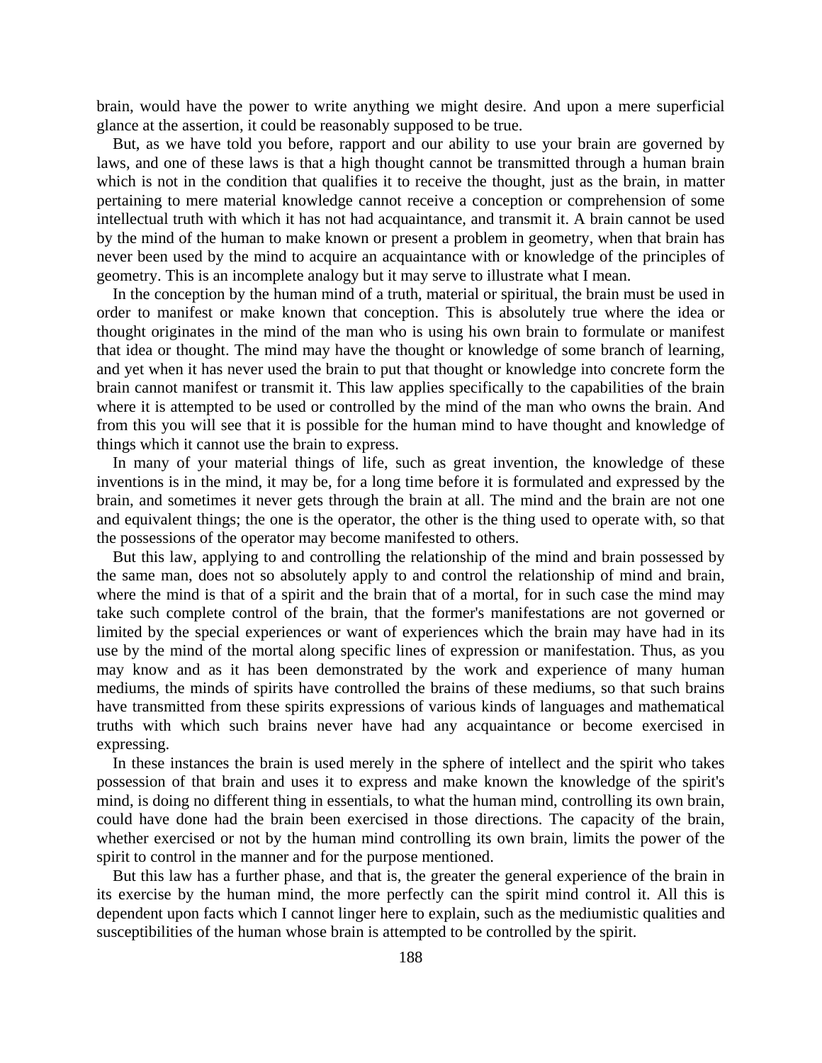brain, would have the power to write anything we might desire. And upon a mere superficial glance at the assertion, it could be reasonably supposed to be true.

But, as we have told you before, rapport and our ability to use your brain are governed by laws, and one of these laws is that a high thought cannot be transmitted through a human brain which is not in the condition that qualifies it to receive the thought, just as the brain, in matter pertaining to mere material knowledge cannot receive a conception or comprehension of some intellectual truth with which it has not had acquaintance, and transmit it. A brain cannot be used by the mind of the human to make known or present a problem in geometry, when that brain has never been used by the mind to acquire an acquaintance with or knowledge of the principles of geometry. This is an incomplete analogy but it may serve to illustrate what I mean.

In the conception by the human mind of a truth, material or spiritual, the brain must be used in order to manifest or make known that conception. This is absolutely true where the idea or thought originates in the mind of the man who is using his own brain to formulate or manifest that idea or thought. The mind may have the thought or knowledge of some branch of learning, and yet when it has never used the brain to put that thought or knowledge into concrete form the brain cannot manifest or transmit it. This law applies specifically to the capabilities of the brain where it is attempted to be used or controlled by the mind of the man who owns the brain. And from this you will see that it is possible for the human mind to have thought and knowledge of things which it cannot use the brain to express.

In many of your material things of life, such as great invention, the knowledge of these inventions is in the mind, it may be, for a long time before it is formulated and expressed by the brain, and sometimes it never gets through the brain at all. The mind and the brain are not one and equivalent things; the one is the operator, the other is the thing used to operate with, so that the possessions of the operator may become manifested to others.

But this law, applying to and controlling the relationship of the mind and brain possessed by the same man, does not so absolutely apply to and control the relationship of mind and brain, where the mind is that of a spirit and the brain that of a mortal, for in such case the mind may take such complete control of the brain, that the former's manifestations are not governed or limited by the special experiences or want of experiences which the brain may have had in its use by the mind of the mortal along specific lines of expression or manifestation. Thus, as you may know and as it has been demonstrated by the work and experience of many human mediums, the minds of spirits have controlled the brains of these mediums, so that such brains have transmitted from these spirits expressions of various kinds of languages and mathematical truths with which such brains never have had any acquaintance or become exercised in expressing.

In these instances the brain is used merely in the sphere of intellect and the spirit who takes possession of that brain and uses it to express and make known the knowledge of the spirit's mind, is doing no different thing in essentials, to what the human mind, controlling its own brain, could have done had the brain been exercised in those directions. The capacity of the brain, whether exercised or not by the human mind controlling its own brain, limits the power of the spirit to control in the manner and for the purpose mentioned.

But this law has a further phase, and that is, the greater the general experience of the brain in its exercise by the human mind, the more perfectly can the spirit mind control it. All this is dependent upon facts which I cannot linger here to explain, such as the mediumistic qualities and susceptibilities of the human whose brain is attempted to be controlled by the spirit.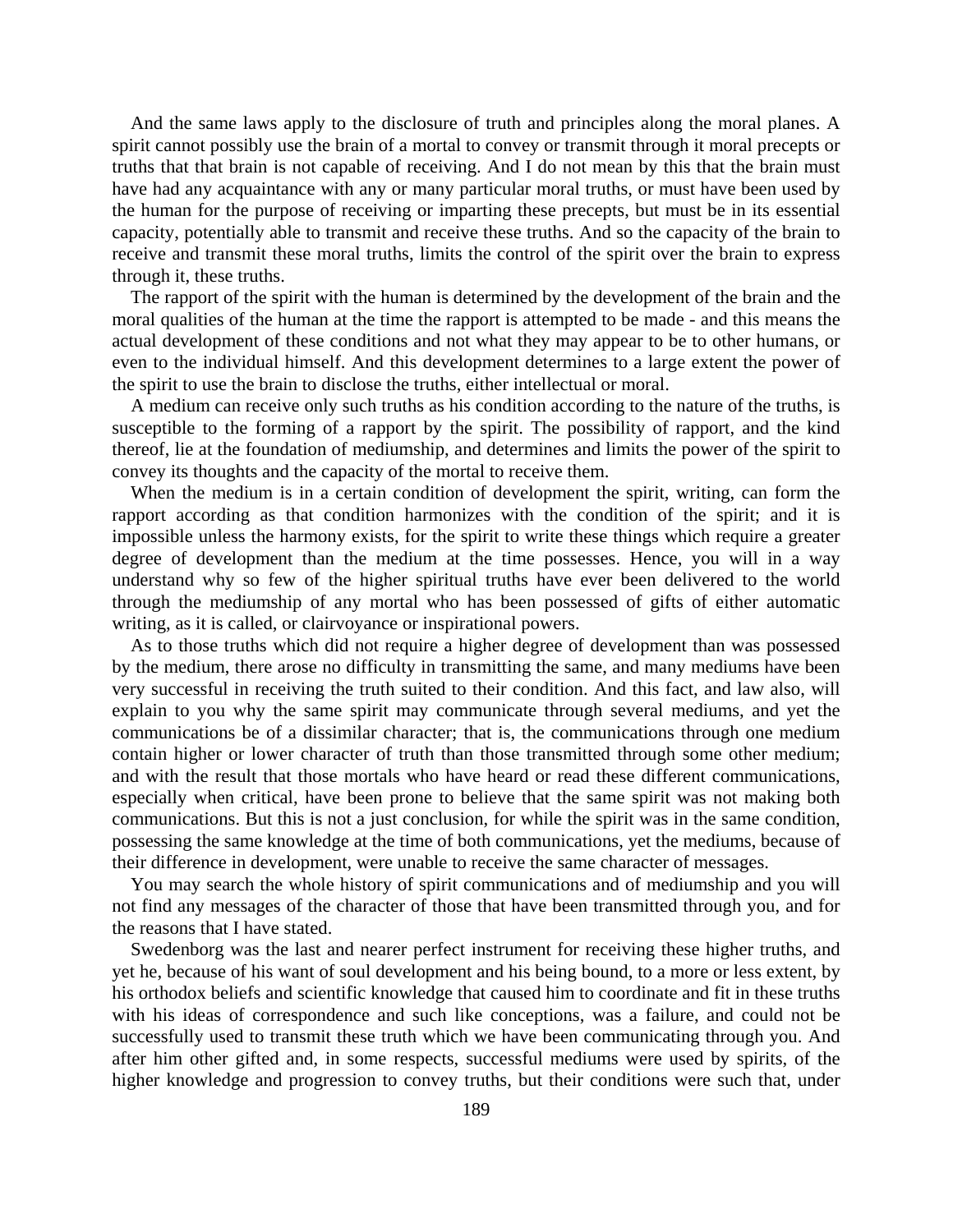And the same laws apply to the disclosure of truth and principles along the moral planes. A spirit cannot possibly use the brain of a mortal to convey or transmit through it moral precepts or truths that that brain is not capable of receiving. And I do not mean by this that the brain must have had any acquaintance with any or many particular moral truths, or must have been used by the human for the purpose of receiving or imparting these precepts, but must be in its essential capacity, potentially able to transmit and receive these truths. And so the capacity of the brain to receive and transmit these moral truths, limits the control of the spirit over the brain to express through it, these truths.

The rapport of the spirit with the human is determined by the development of the brain and the moral qualities of the human at the time the rapport is attempted to be made - and this means the actual development of these conditions and not what they may appear to be to other humans, or even to the individual himself. And this development determines to a large extent the power of the spirit to use the brain to disclose the truths, either intellectual or moral.

A medium can receive only such truths as his condition according to the nature of the truths, is susceptible to the forming of a rapport by the spirit. The possibility of rapport, and the kind thereof, lie at the foundation of mediumship, and determines and limits the power of the spirit to convey its thoughts and the capacity of the mortal to receive them.

When the medium is in a certain condition of development the spirit, writing, can form the rapport according as that condition harmonizes with the condition of the spirit; and it is impossible unless the harmony exists, for the spirit to write these things which require a greater degree of development than the medium at the time possesses. Hence, you will in a way understand why so few of the higher spiritual truths have ever been delivered to the world through the mediumship of any mortal who has been possessed of gifts of either automatic writing, as it is called, or clairvoyance or inspirational powers.

As to those truths which did not require a higher degree of development than was possessed by the medium, there arose no difficulty in transmitting the same, and many mediums have been very successful in receiving the truth suited to their condition. And this fact, and law also, will explain to you why the same spirit may communicate through several mediums, and yet the communications be of a dissimilar character; that is, the communications through one medium contain higher or lower character of truth than those transmitted through some other medium; and with the result that those mortals who have heard or read these different communications, especially when critical, have been prone to believe that the same spirit was not making both communications. But this is not a just conclusion, for while the spirit was in the same condition, possessing the same knowledge at the time of both communications, yet the mediums, because of their difference in development, were unable to receive the same character of messages.

You may search the whole history of spirit communications and of mediumship and you will not find any messages of the character of those that have been transmitted through you, and for the reasons that I have stated.

Swedenborg was the last and nearer perfect instrument for receiving these higher truths, and yet he, because of his want of soul development and his being bound, to a more or less extent, by his orthodox beliefs and scientific knowledge that caused him to coordinate and fit in these truths with his ideas of correspondence and such like conceptions, was a failure, and could not be successfully used to transmit these truth which we have been communicating through you. And after him other gifted and, in some respects, successful mediums were used by spirits, of the higher knowledge and progression to convey truths, but their conditions were such that, under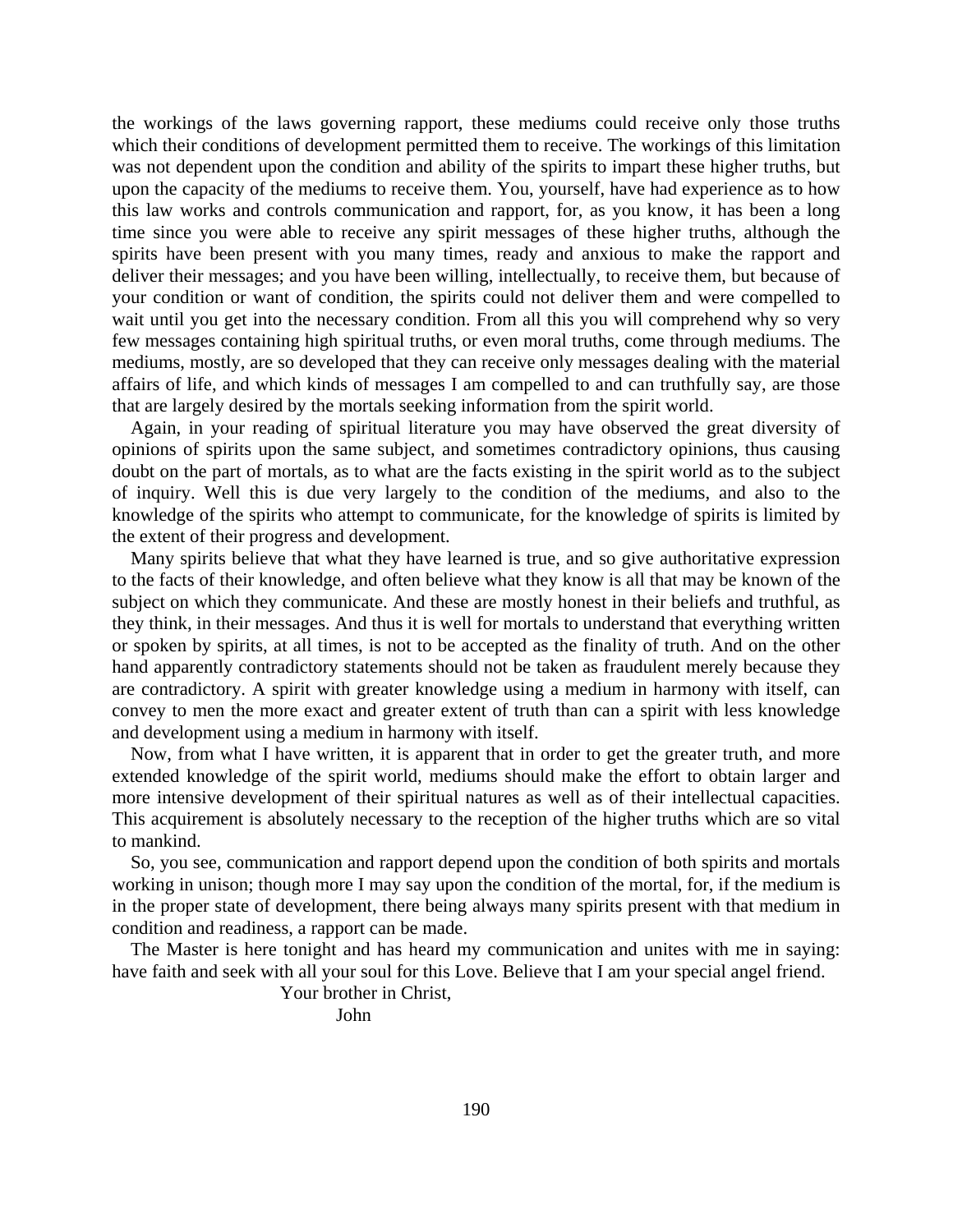the workings of the laws governing rapport, these mediums could receive only those truths which their conditions of development permitted them to receive. The workings of this limitation was not dependent upon the condition and ability of the spirits to impart these higher truths, but upon the capacity of the mediums to receive them. You, yourself, have had experience as to how this law works and controls communication and rapport, for, as you know, it has been a long time since you were able to receive any spirit messages of these higher truths, although the spirits have been present with you many times, ready and anxious to make the rapport and deliver their messages; and you have been willing, intellectually, to receive them, but because of your condition or want of condition, the spirits could not deliver them and were compelled to wait until you get into the necessary condition. From all this you will comprehend why so very few messages containing high spiritual truths, or even moral truths, come through mediums. The mediums, mostly, are so developed that they can receive only messages dealing with the material affairs of life, and which kinds of messages I am compelled to and can truthfully say, are those that are largely desired by the mortals seeking information from the spirit world.

Again, in your reading of spiritual literature you may have observed the great diversity of opinions of spirits upon the same subject, and sometimes contradictory opinions, thus causing doubt on the part of mortals, as to what are the facts existing in the spirit world as to the subject of inquiry. Well this is due very largely to the condition of the mediums, and also to the knowledge of the spirits who attempt to communicate, for the knowledge of spirits is limited by the extent of their progress and development.

Many spirits believe that what they have learned is true, and so give authoritative expression to the facts of their knowledge, and often believe what they know is all that may be known of the subject on which they communicate. And these are mostly honest in their beliefs and truthful, as they think, in their messages. And thus it is well for mortals to understand that everything written or spoken by spirits, at all times, is not to be accepted as the finality of truth. And on the other hand apparently contradictory statements should not be taken as fraudulent merely because they are contradictory. A spirit with greater knowledge using a medium in harmony with itself, can convey to men the more exact and greater extent of truth than can a spirit with less knowledge and development using a medium in harmony with itself.

Now, from what I have written, it is apparent that in order to get the greater truth, and more extended knowledge of the spirit world, mediums should make the effort to obtain larger and more intensive development of their spiritual natures as well as of their intellectual capacities. This acquirement is absolutely necessary to the reception of the higher truths which are so vital to mankind.

So, you see, communication and rapport depend upon the condition of both spirits and mortals working in unison; though more I may say upon the condition of the mortal, for, if the medium is in the proper state of development, there being always many spirits present with that medium in condition and readiness, a rapport can be made.

The Master is here tonight and has heard my communication and unites with me in saying: have faith and seek with all your soul for this Love. Believe that I am your special angel friend.

Your brother in Christ,

John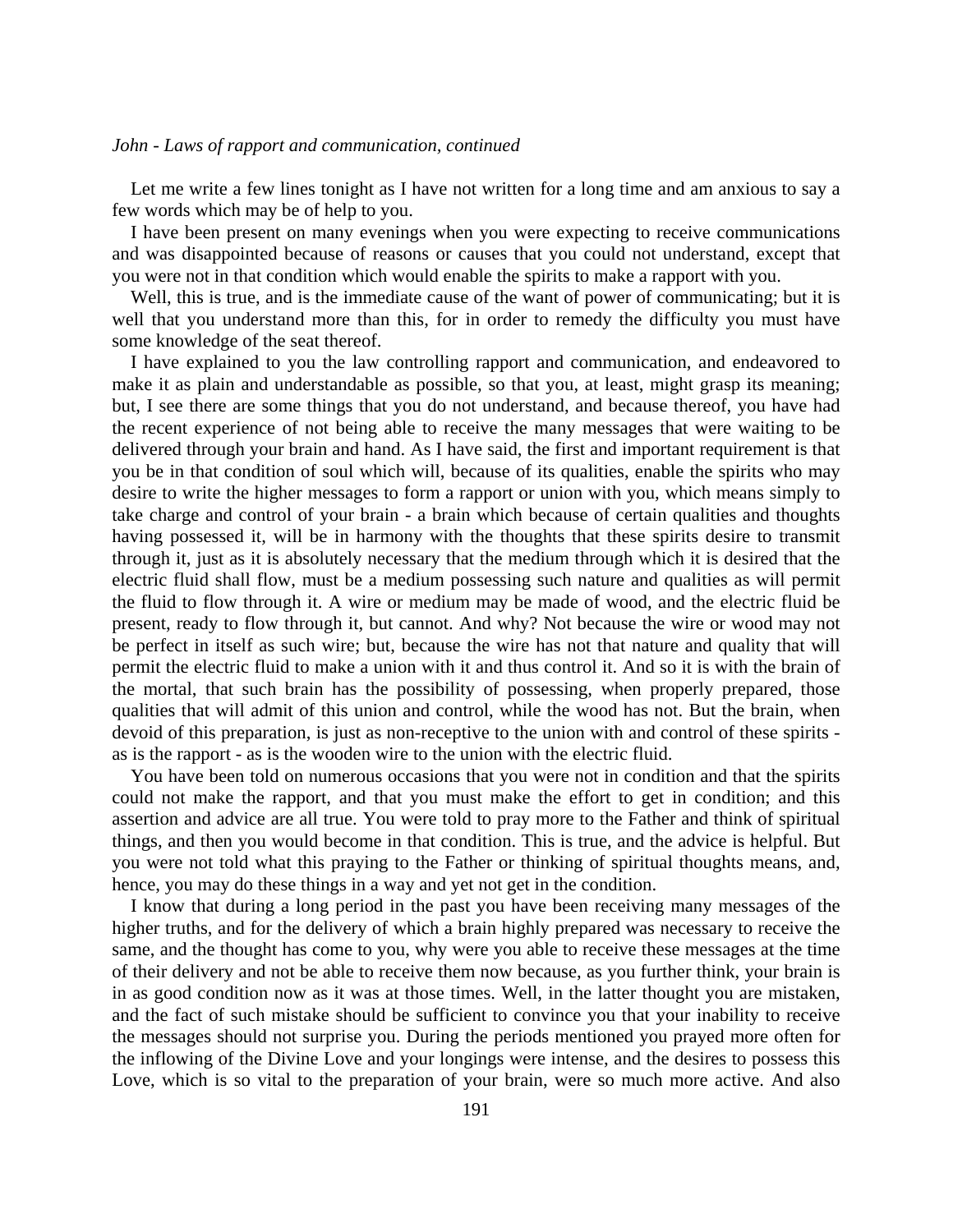*John - Laws of rapport and communication, continued*

Let me write a few lines tonight as I have not written for a long time and am anxious to say a few words which may be of help to you.

I have been present on many evenings when you were expecting to receive communications and was disappointed because of reasons or causes that you could not understand, except that you were not in that condition which would enable the spirits to make a rapport with you.

Well, this is true, and is the immediate cause of the want of power of communicating; but it is well that you understand more than this, for in order to remedy the difficulty you must have some knowledge of the seat thereof.

I have explained to you the law controlling rapport and communication, and endeavored to make it as plain and understandable as possible, so that you, at least, might grasp its meaning; but, I see there are some things that you do not understand, and because thereof, you have had the recent experience of not being able to receive the many messages that were waiting to be delivered through your brain and hand. As I have said, the first and important requirement is that you be in that condition of soul which will, because of its qualities, enable the spirits who may desire to write the higher messages to form a rapport or union with you, which means simply to take charge and control of your brain - a brain which because of certain qualities and thoughts having possessed it, will be in harmony with the thoughts that these spirits desire to transmit through it, just as it is absolutely necessary that the medium through which it is desired that the electric fluid shall flow, must be a medium possessing such nature and qualities as will permit the fluid to flow through it. A wire or medium may be made of wood, and the electric fluid be present, ready to flow through it, but cannot. And why? Not because the wire or wood may not be perfect in itself as such wire; but, because the wire has not that nature and quality that will permit the electric fluid to make a union with it and thus control it. And so it is with the brain of the mortal, that such brain has the possibility of possessing, when properly prepared, those qualities that will admit of this union and control, while the wood has not. But the brain, when devoid of this preparation, is just as non-receptive to the union with and control of these spirits - as is the rapport - as is the wooden wire to the union with the electric fluid.

You have been told on numerous occasions that you were not in condition and that the spirits could not make the rapport, and that you must make the effort to get in condition; and this assertion and advice are all true. You were told to pray more to the Father and think of spiritual things, and then you would become in that condition. This is true, and the advice is helpful. But you were not told what this praying to the Father or thinking of spiritual thoughts means, and, hence, you may do these things in a way and yet not get in the condition.

I know that during a long period in the past you have been receiving many messages of the higher truths, and for the delivery of which a brain highly prepared was necessary to receive the same, and the thought has come to you, why were you able to receive these messages at the time of their delivery and not be able to receive them now because, as you further think, your brain is in as good condition now as it was at those times. Well, in the latter thought you are mistaken, and the fact of such mistake should be sufficient to convince you that your inability to receive the messages should not surprise you. During the periods mentioned you prayed more often for the inflowing of the Divine Love and your longings were intense, and the desires to possess this Love, which is so vital to the preparation of your brain, were so much more active. And also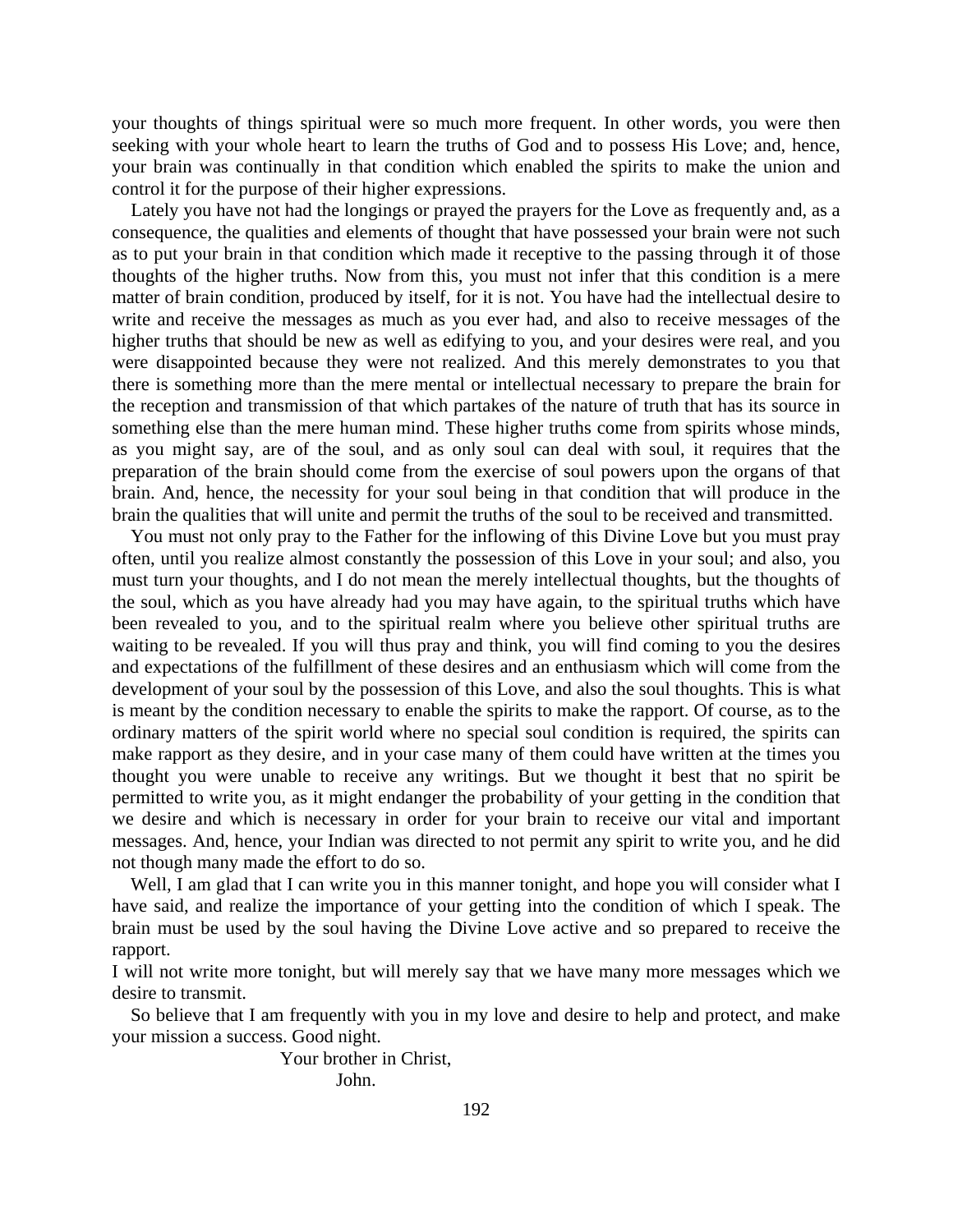your thoughts of things spiritual were so much more frequent. In other words, you were then seeking with your whole heart to learn the truths of God and to possess His Love; and, hence, your brain was continually in that condition which enabled the spirits to make the union and control it for the purpose of their higher expressions.

Lately you have not had the longings or prayed the prayers for the Love as frequently and, as a consequence, the qualities and elements of thought that have possessed your brain were not such as to put your brain in that condition which made it receptive to the passing through it of those thoughts of the higher truths. Now from this, you must not infer that this condition is a mere matter of brain condition, produced by itself, for it is not. You have had the intellectual desire to write and receive the messages as much as you ever had, and also to receive messages of the higher truths that should be new as well as edifying to you, and your desires were real, and you were disappointed because they were not realized. And this merely demonstrates to you that there is something more than the mere mental or intellectual necessary to prepare the brain for the reception and transmission of that which partakes of the nature of truth that has its source in something else than the mere human mind. These higher truths come from spirits whose minds, as you might say, are of the soul, and as only soul can deal with soul, it requires that the preparation of the brain should come from the exercise of soul powers upon the organs of that brain. And, hence, the necessity for your soul being in that condition that will produce in the brain the qualities that will unite and permit the truths of the soul to be received and transmitted.

You must not only pray to the Father for the inflowing of this Divine Love but you must pray often, until you realize almost constantly the possession of this Love in your soul; and also, you must turn your thoughts, and I do not mean the merely intellectual thoughts, but the thoughts of the soul, which as you have already had you may have again, to the spiritual truths which have been revealed to you, and to the spiritual realm where you believe other spiritual truths are waiting to be revealed. If you will thus pray and think, you will find coming to you the desires and expectations of the fulfillment of these desires and an enthusiasm which will come from the development of your soul by the possession of this Love, and also the soul thoughts. This is what is meant by the condition necessary to enable the spirits to make the rapport. Of course, as to the ordinary matters of the spirit world where no special soul condition is required, the spirits can make rapport as they desire, and in your case many of them could have written at the times you thought you were unable to receive any writings. But we thought it best that no spirit be permitted to write you, as it might endanger the probability of your getting in the condition that we desire and which is necessary in order for your brain to receive our vital and important messages. And, hence, your Indian was directed to not permit any spirit to write you, and he did not though many made the effort to do so.

Well, I am glad that I can write you in this manner tonight, and hope you will consider what I have said, and realize the importance of your getting into the condition of which I speak. The brain must be used by the soul having the Divine Love active and so prepared to receive the rapport.

I will not write more tonight, but will merely say that we have many more messages which we desire to transmit.

So believe that I am frequently with you in my love and desire to help and protect, and make your mission a success. Good night.

Your brother in Christ,
John.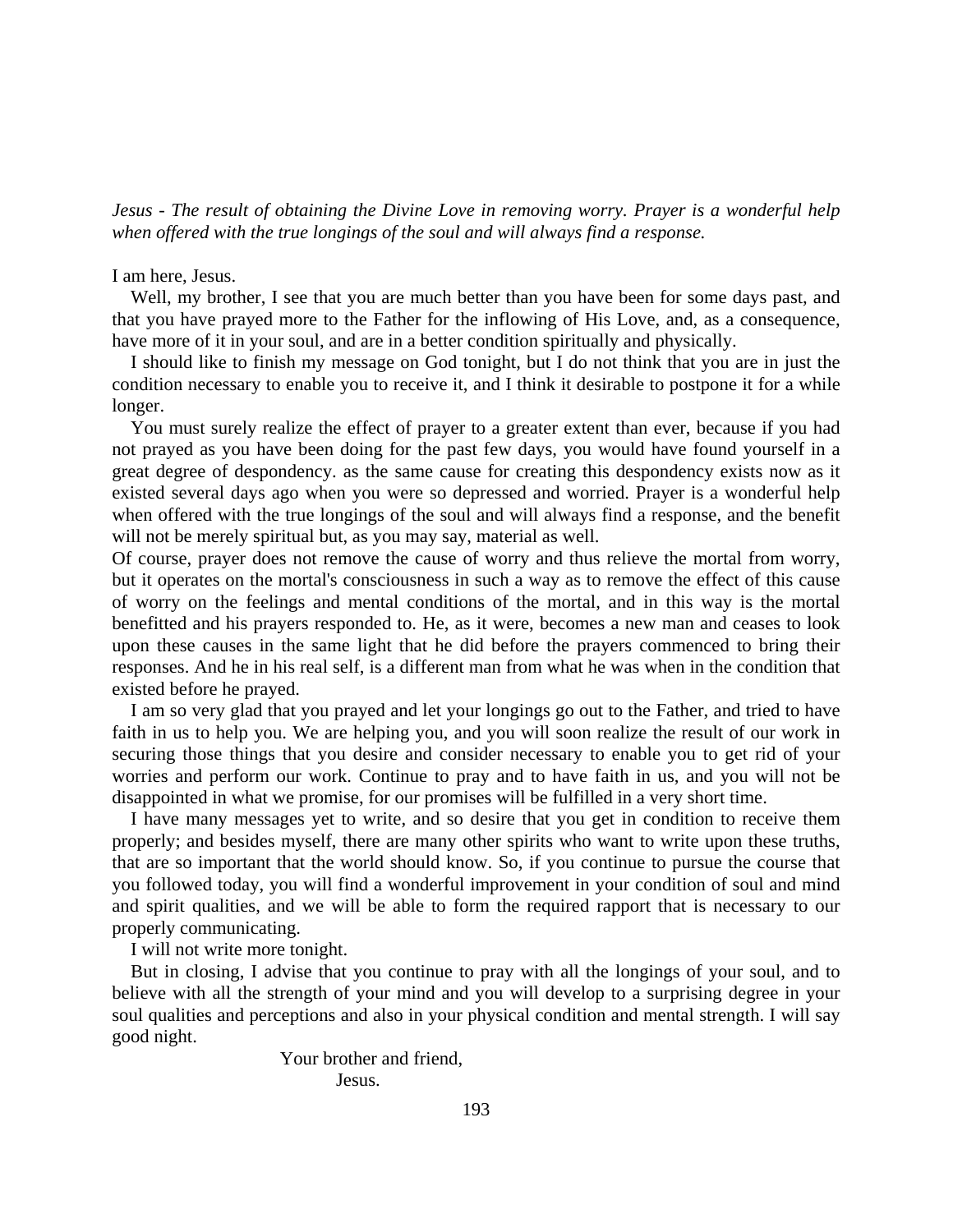*Jesus - The result of obtaining the Divine Love in removing worry. Prayer is a wonderful help when offered with the true longings of the soul and will always find a response.*

I am here, Jesus.

Well, my brother, I see that you are much better than you have been for some days past, and that you have prayed more to the Father for the inflowing of His Love, and, as a consequence, have more of it in your soul, and are in a better condition spiritually and physically.

I should like to finish my message on God tonight, but I do not think that you are in just the condition necessary to enable you to receive it, and I think it desirable to postpone it for a while longer.

You must surely realize the effect of prayer to a greater extent than ever, because if you had not prayed as you have been doing for the past few days, you would have found yourself in a great degree of despondency. as the same cause for creating this despondency exists now as it existed several days ago when you were so depressed and worried. Prayer is a wonderful help when offered with the true longings of the soul and will always find a response, and the benefit will not be merely spiritual but, as you may say, material as well.

Of course, prayer does not remove the cause of worry and thus relieve the mortal from worry, but it operates on the mortal's consciousness in such a way as to remove the effect of this cause of worry on the feelings and mental conditions of the mortal, and in this way is the mortal benefitted and his prayers responded to. He, as it were, becomes a new man and ceases to look upon these causes in the same light that he did before the prayers commenced to bring their responses. And he in his real self, is a different man from what he was when in the condition that existed before he prayed.

I am so very glad that you prayed and let your longings go out to the Father, and tried to have faith in us to help you. We are helping you, and you will soon realize the result of our work in securing those things that you desire and consider necessary to enable you to get rid of your worries and perform our work. Continue to pray and to have faith in us, and you will not be disappointed in what we promise, for our promises will be fulfilled in a very short time.

I have many messages yet to write, and so desire that you get in condition to receive them properly; and besides myself, there are many other spirits who want to write upon these truths, that are so important that the world should know. So, if you continue to pursue the course that you followed today, you will find a wonderful improvement in your condition of soul and mind and spirit qualities, and we will be able to form the required rapport that is necessary to our properly communicating.

I will not write more tonight.

But in closing, I advise that you continue to pray with all the longings of your soul, and to believe with all the strength of your mind and you will develop to a surprising degree in your soul qualities and perceptions and also in your physical condition and mental strength. I will say good night.

Your brother and friend,
Jesus.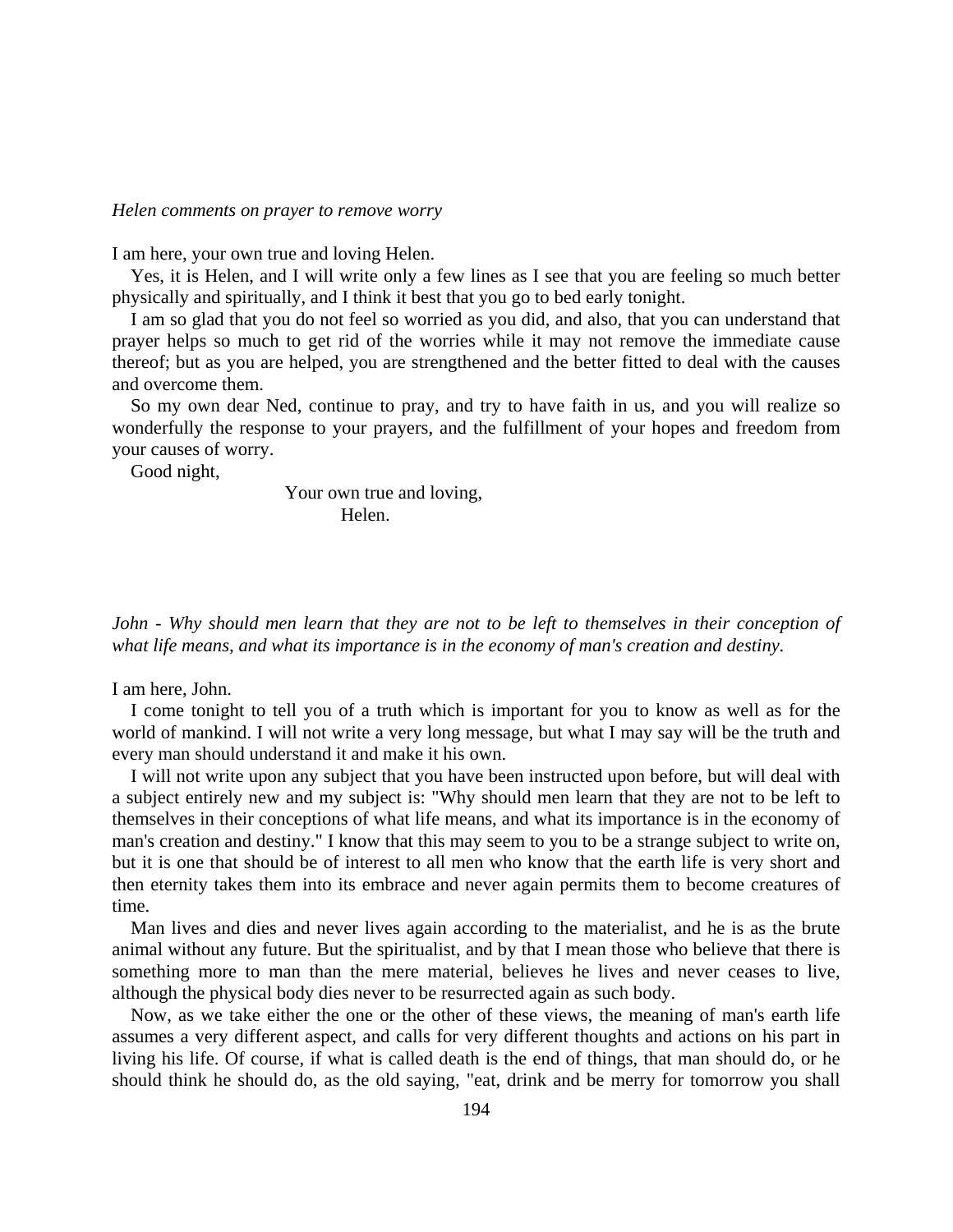*Helen comments on prayer to remove worry*

I am here, your own true and loving Helen.

Yes, it is Helen, and I will write only a few lines as I see that you are feeling so much better physically and spiritually, and I think it best that you go to bed early tonight.

I am so glad that you do not feel so worried as you did, and also, that you can understand that prayer helps so much to get rid of the worries while it may not remove the immediate cause thereof; but as you are helped, you are strengthened and the better fitted to deal with the causes and overcome them.

So my own dear Ned, continue to pray, and try to have faith in us, and you will realize so wonderfully the response to your prayers, and the fulfillment of your hopes and freedom from your causes of worry.

Good night,

Your own true and loving,
Helen.

*John - Why should men learn that they are not to be left to themselves in their conception of what life means, and what its importance is in the economy of man's creation and destiny.*

I am here, John.

I come tonight to tell you of a truth which is important for you to know as well as for the world of mankind. I will not write a very long message, but what I may say will be the truth and every man should understand it and make it his own.

I will not write upon any subject that you have been instructed upon before, but will deal with a subject entirely new and my subject is: "Why should men learn that they are not to be left to themselves in their conceptions of what life means, and what its importance is in the economy of man's creation and destiny." I know that this may seem to you to be a strange subject to write on, but it is one that should be of interest to all men who know that the earth life is very short and then eternity takes them into its embrace and never again permits them to become creatures of time.

Man lives and dies and never lives again according to the materialist, and he is as the brute animal without any future. But the spiritualist, and by that I mean those who believe that there is something more to man than the mere material, believes he lives and never ceases to live, although the physical body dies never to be resurrected again as such body.

Now, as we take either the one or the other of these views, the meaning of man's earth life assumes a very different aspect, and calls for very different thoughts and actions on his part in living his life. Of course, if what is called death is the end of things, that man should do, or he should think he should do, as the old saying, "eat, drink and be merry for tomorrow you shall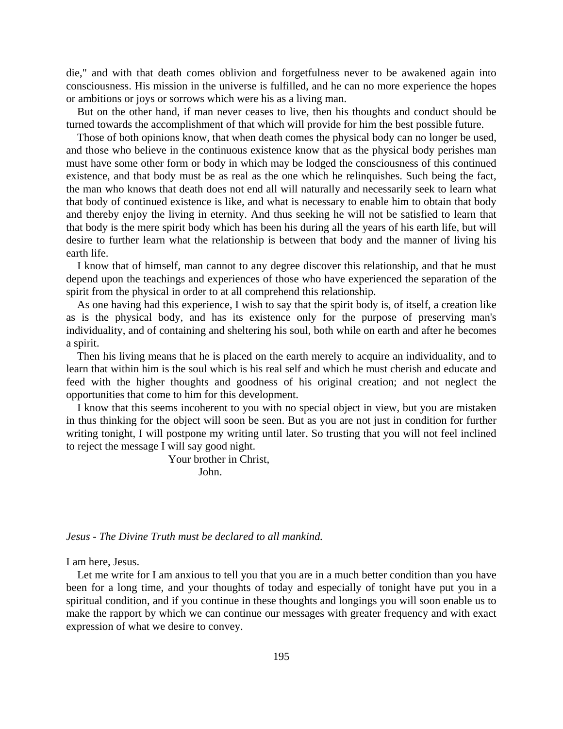die," and with that death comes oblivion and forgetfulness never to be awakened again into consciousness. His mission in the universe is fulfilled, and he can no more experience the hopes or ambitions or joys or sorrows which were his as a living man.

But on the other hand, if man never ceases to live, then his thoughts and conduct should be turned towards the accomplishment of that which will provide for him the best possible future.

Those of both opinions know, that when death comes the physical body can no longer be used, and those who believe in the continuous existence know that as the physical body perishes man must have some other form or body in which may be lodged the consciousness of this continued existence, and that body must be as real as the one which he relinquishes. Such being the fact, the man who knows that death does not end all will naturally and necessarily seek to learn what that body of continued existence is like, and what is necessary to enable him to obtain that body and thereby enjoy the living in eternity. And thus seeking he will not be satisfied to learn that that body is the mere spirit body which has been his during all the years of his earth life, but will desire to further learn what the relationship is between that body and the manner of living his earth life.

I know that of himself, man cannot to any degree discover this relationship, and that he must depend upon the teachings and experiences of those who have experienced the separation of the spirit from the physical in order to at all comprehend this relationship.

As one having had this experience, I wish to say that the spirit body is, of itself, a creation like as is the physical body, and has its existence only for the purpose of preserving man's individuality, and of containing and sheltering his soul, both while on earth and after he becomes a spirit.

Then his living means that he is placed on the earth merely to acquire an individuality, and to learn that within him is the soul which is his real self and which he must cherish and educate and feed with the higher thoughts and goodness of his original creation; and not neglect the opportunities that come to him for this development.

I know that this seems incoherent to you with no special object in view, but you are mistaken in thus thinking for the object will soon be seen. But as you are not just in condition for further writing tonight, I will postpone my writing until later. So trusting that you will not feel inclined to reject the message I will say good night.

Your brother in Christ,
John.

*Jesus - The Divine Truth must be declared to all mankind.*

I am here, Jesus.

Let me write for I am anxious to tell you that you are in a much better condition than you have been for a long time, and your thoughts of today and especially of tonight have put you in a spiritual condition, and if you continue in these thoughts and longings you will soon enable us to make the rapport by which we can continue our messages with greater frequency and with exact expression of what we desire to convey.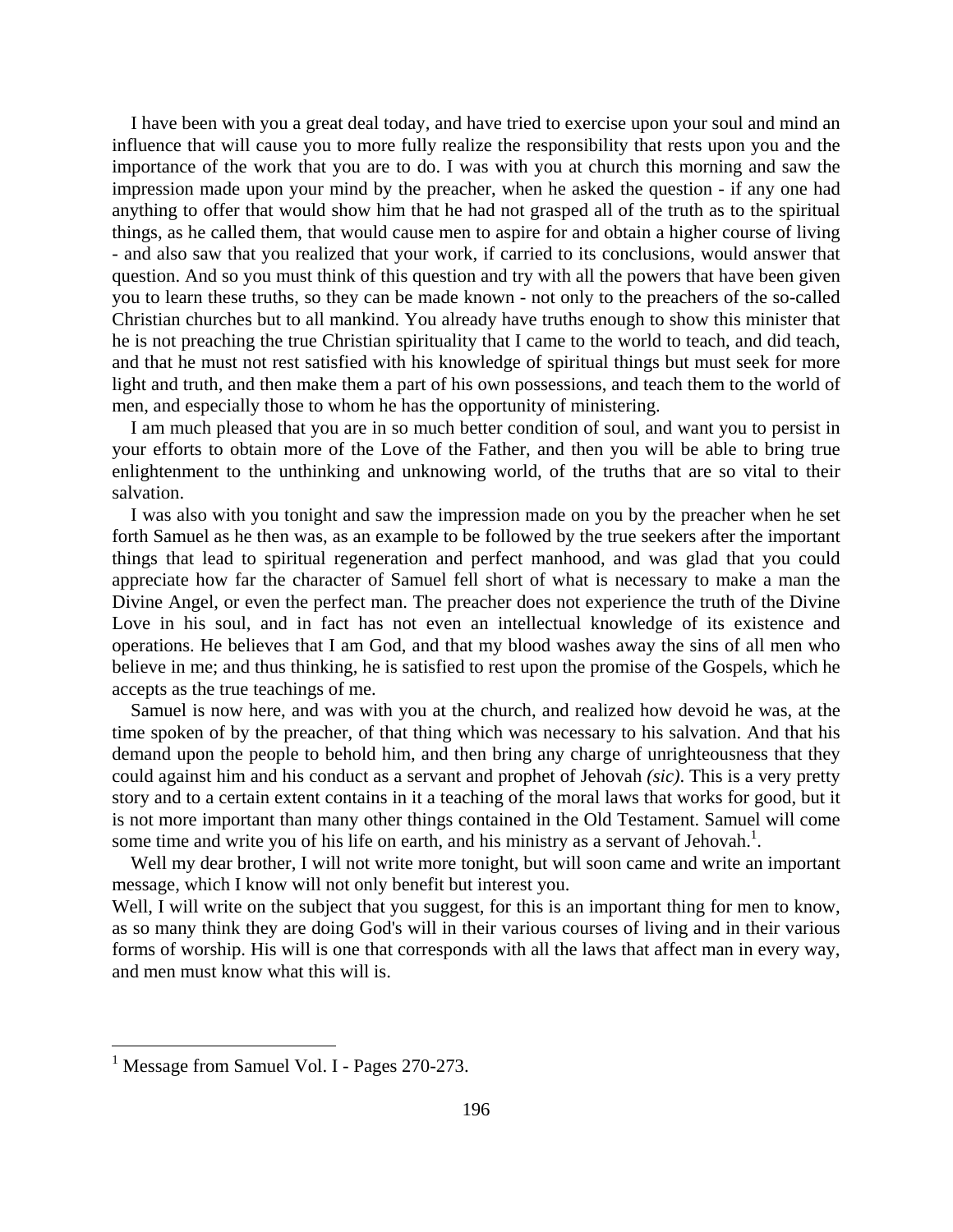I have been with you a great deal today, and have tried to exercise upon your soul and mind an influence that will cause you to more fully realize the responsibility that rests upon you and the importance of the work that you are to do. I was with you at church this morning and saw the impression made upon your mind by the preacher, when he asked the question - if any one had anything to offer that would show him that he had not grasped all of the truth as to the spiritual things, as he called them, that would cause men to aspire for and obtain a higher course of living - and also saw that you realized that your work, if carried to its conclusions, would answer that question. And so you must think of this question and try with all the powers that have been given you to learn these truths, so they can be made known - not only to the preachers of the so-called Christian churches but to all mankind. You already have truths enough to show this minister that he is not preaching the true Christian spirituality that I came to the world to teach, and did teach, and that he must not rest satisfied with his knowledge of spiritual things but must seek for more light and truth, and then make them a part of his own possessions, and teach them to the world of men, and especially those to whom he has the opportunity of ministering.

I am much pleased that you are in so much better condition of soul, and want you to persist in your efforts to obtain more of the Love of the Father, and then you will be able to bring true enlightenment to the unthinking and unknowing world, of the truths that are so vital to their salvation.

I was also with you tonight and saw the impression made on you by the preacher when he set forth Samuel as he then was, as an example to be followed by the true seekers after the important things that lead to spiritual regeneration and perfect manhood, and was glad that you could appreciate how far the character of Samuel fell short of what is necessary to make a man the Divine Angel, or even the perfect man. The preacher does not experience the truth of the Divine Love in his soul, and in fact has not even an intellectual knowledge of its existence and operations. He believes that I am God, and that my blood washes away the sins of all men who believe in me; and thus thinking, he is satisfied to rest upon the promise of the Gospels, which he accepts as the true teachings of me.

Samuel is now here, and was with you at the church, and realized how devoid he was, at the time spoken of by the preacher, of that thing which was necessary to his salvation. And that his demand upon the people to behold him, and then bring any charge of unrighteousness that they could against him and his conduct as a servant and prophet of Jehovah *(sic)*. This is a very pretty story and to a certain extent contains in it a teaching of the moral laws that works for good, but it is not more important than many other things contained in the Old Testament. Samuel will come some time and write you of his life on earth, and his ministry as a servant of Jehovah.[1].

Well my dear brother, I will not write more tonight, but will soon came and write an important message, which I know will not only benefit but interest you.

Well, I will write on the subject that you suggest, for this is an important thing for men to know, as so many think they are doing God's will in their various courses of living and in their various forms of worship. His will is one that corresponds with all the laws that affect man in every way, and men must know what this will is.

---

[1] Message from Samuel Vol. I - Pages 270-273.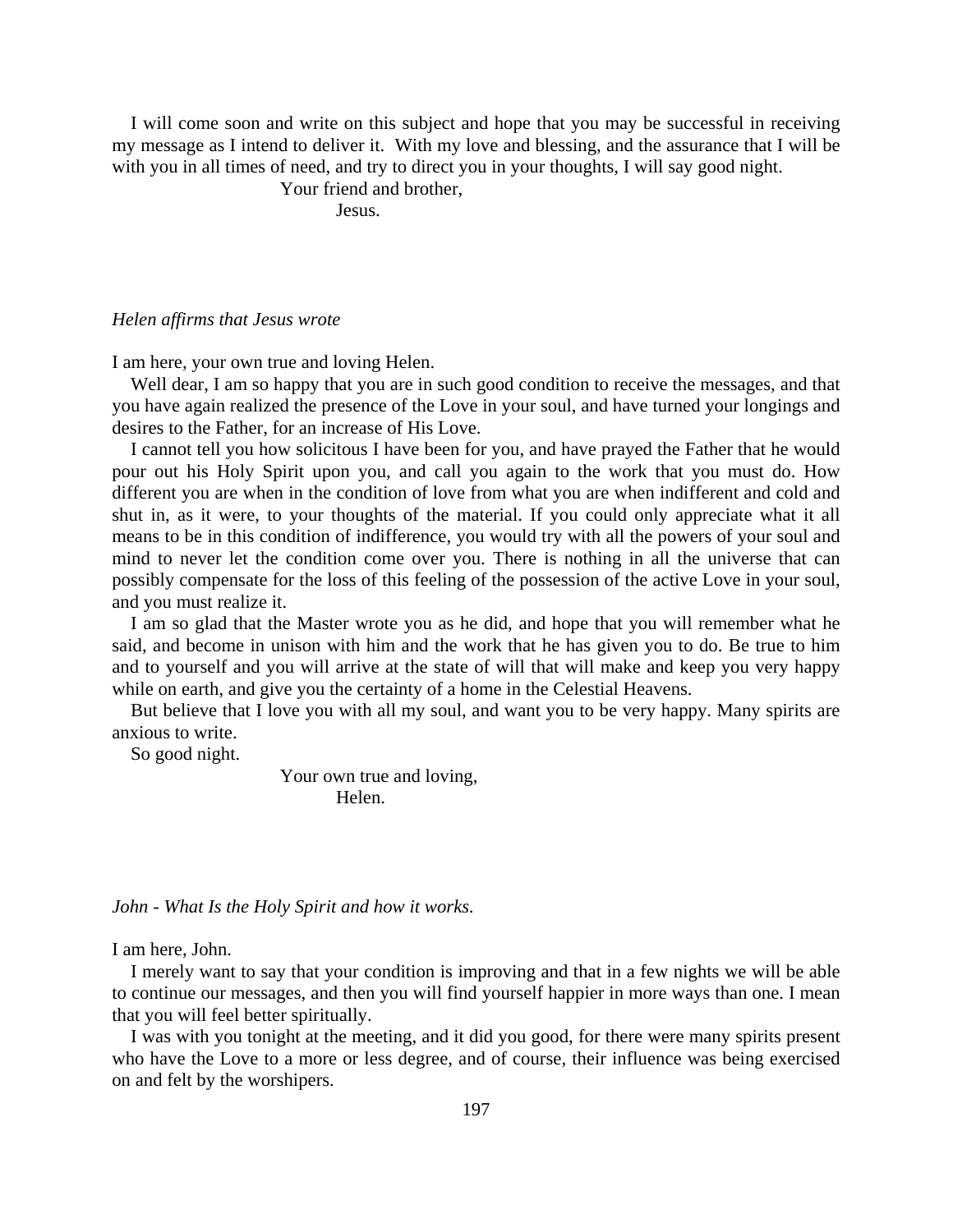I will come soon and write on this subject and hope that you may be successful in receiving my message as I intend to deliver it. With my love and blessing, and the assurance that I will be with you in all times of need, and try to direct you in your thoughts, I will say good night.

Your friend and brother,
Jesus.

*Helen affirms that Jesus wrote*

I am here, your own true and loving Helen.

Well dear, I am so happy that you are in such good condition to receive the messages, and that you have again realized the presence of the Love in your soul, and have turned your longings and desires to the Father, for an increase of His Love.

I cannot tell you how solicitous I have been for you, and have prayed the Father that he would pour out his Holy Spirit upon you, and call you again to the work that you must do. How different you are when in the condition of love from what you are when indifferent and cold and shut in, as it were, to your thoughts of the material. If you could only appreciate what it all means to be in this condition of indifference, you would try with all the powers of your soul and mind to never let the condition come over you. There is nothing in all the universe that can possibly compensate for the loss of this feeling of the possession of the active Love in your soul, and you must realize it.

I am so glad that the Master wrote you as he did, and hope that you will remember what he said, and become in unison with him and the work that he has given you to do. Be true to him and to yourself and you will arrive at the state of will that will make and keep you very happy while on earth, and give you the certainty of a home in the Celestial Heavens.

But believe that I love you with all my soul, and want you to be very happy. Many spirits are anxious to write.

So good night.

Your own true and loving,
Helen.

*John - What Is the Holy Spirit and how it works.*

I am here, John.

I merely want to say that your condition is improving and that in a few nights we will be able to continue our messages, and then you will find yourself happier in more ways than one. I mean that you will feel better spiritually.

I was with you tonight at the meeting, and it did you good, for there were many spirits present who have the Love to a more or less degree, and of course, their influence was being exercised on and felt by the worshipers.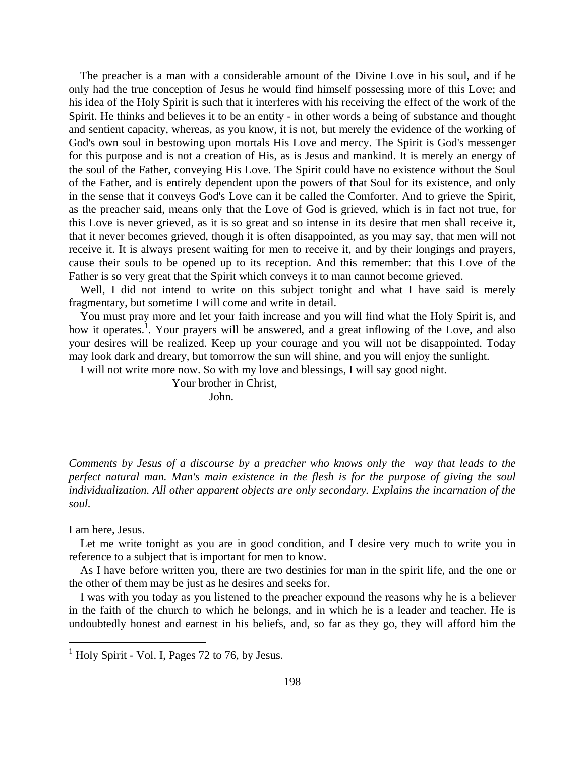The preacher is a man with a considerable amount of the Divine Love in his soul, and if he only had the true conception of Jesus he would find himself possessing more of this Love; and his idea of the Holy Spirit is such that it interferes with his receiving the effect of the work of the Spirit. He thinks and believes it to be an entity - in other words a being of substance and thought and sentient capacity, whereas, as you know, it is not, but merely the evidence of the working of God's own soul in bestowing upon mortals His Love and mercy. The Spirit is God's messenger for this purpose and is not a creation of His, as is Jesus and mankind. It is merely an energy of the soul of the Father, conveying His Love. The Spirit could have no existence without the Soul of the Father, and is entirely dependent upon the powers of that Soul for its existence, and only in the sense that it conveys God's Love can it be called the Comforter. And to grieve the Spirit, as the preacher said, means only that the Love of God is grieved, which is in fact not true, for this Love is never grieved, as it is so great and so intense in its desire that men shall receive it, that it never becomes grieved, though it is often disappointed, as you may say, that men will not receive it. It is always present waiting for men to receive it, and by their longings and prayers, cause their souls to be opened up to its reception. And this remember: that this Love of the Father is so very great that the Spirit which conveys it to man cannot become grieved.

Well, I did not intend to write on this subject tonight and what I have said is merely fragmentary, but sometime I will come and write in detail.

You must pray more and let your faith increase and you will find what the Holy Spirit is, and how it operates.[1]. Your prayers will be answered, and a great inflowing of the Love, and also your desires will be realized. Keep up your courage and you will not be disappointed. Today may look dark and dreary, but tomorrow the sun will shine, and you will enjoy the sunlight.

I will not write more now. So with my love and blessings, I will say good night.

Your brother in Christ,

John.

*Comments by Jesus of a discourse by a preacher who knows only the way that leads to the perfect natural man. Man's main existence in the flesh is for the purpose of giving the soul individualization. All other apparent objects are only secondary. Explains the incarnation of the soul.*

I am here, Jesus.

Let me write tonight as you are in good condition, and I desire very much to write you in reference to a subject that is important for men to know.

As I have before written you, there are two destinies for man in the spirit life, and the one or the other of them may be just as he desires and seeks for.

I was with you today as you listened to the preacher expound the reasons why he is a believer in the faith of the church to which he belongs, and in which he is a leader and teacher. He is undoubtedly honest and earnest in his beliefs, and, so far as they go, they will afford him the

---

[1] Holy Spirit - Vol. I, Pages 72 to 76, by Jesus.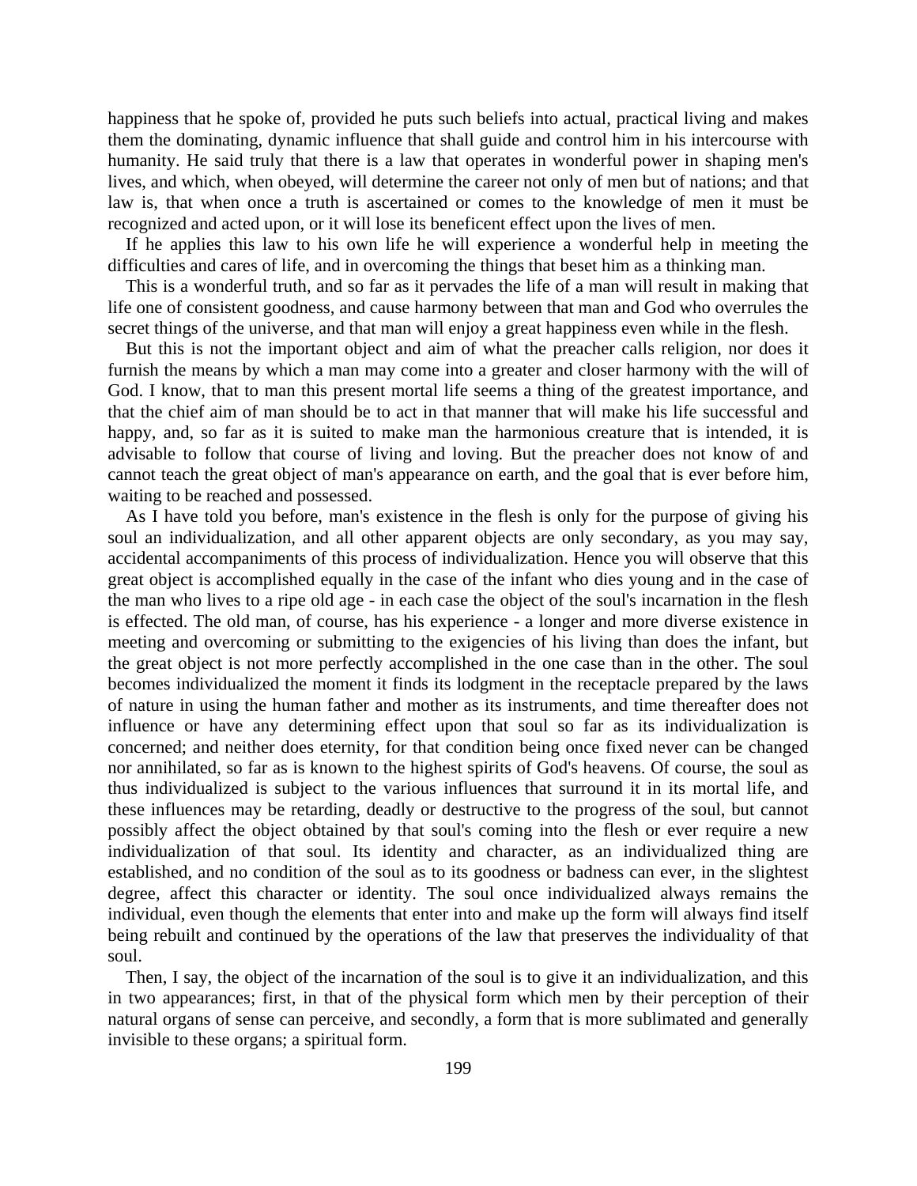happiness that he spoke of, provided he puts such beliefs into actual, practical living and makes them the dominating, dynamic influence that shall guide and control him in his intercourse with humanity. He said truly that there is a law that operates in wonderful power in shaping men's lives, and which, when obeyed, will determine the career not only of men but of nations; and that law is, that when once a truth is ascertained or comes to the knowledge of men it must be recognized and acted upon, or it will lose its beneficent effect upon the lives of men.

If he applies this law to his own life he will experience a wonderful help in meeting the difficulties and cares of life, and in overcoming the things that beset him as a thinking man.

This is a wonderful truth, and so far as it pervades the life of a man will result in making that life one of consistent goodness, and cause harmony between that man and God who overrules the secret things of the universe, and that man will enjoy a great happiness even while in the flesh.

But this is not the important object and aim of what the preacher calls religion, nor does it furnish the means by which a man may come into a greater and closer harmony with the will of God. I know, that to man this present mortal life seems a thing of the greatest importance, and that the chief aim of man should be to act in that manner that will make his life successful and happy, and, so far as it is suited to make man the harmonious creature that is intended, it is advisable to follow that course of living and loving. But the preacher does not know of and cannot teach the great object of man's appearance on earth, and the goal that is ever before him, waiting to be reached and possessed.

As I have told you before, man's existence in the flesh is only for the purpose of giving his soul an individualization, and all other apparent objects are only secondary, as you may say, accidental accompaniments of this process of individualization. Hence you will observe that this great object is accomplished equally in the case of the infant who dies young and in the case of the man who lives to a ripe old age - in each case the object of the soul's incarnation in the flesh is effected. The old man, of course, has his experience - a longer and more diverse existence in meeting and overcoming or submitting to the exigencies of his living than does the infant, but the great object is not more perfectly accomplished in the one case than in the other. The soul becomes individualized the moment it finds its lodgment in the receptacle prepared by the laws of nature in using the human father and mother as its instruments, and time thereafter does not influence or have any determining effect upon that soul so far as its individualization is concerned; and neither does eternity, for that condition being once fixed never can be changed nor annihilated, so far as is known to the highest spirits of God's heavens. Of course, the soul as thus individualized is subject to the various influences that surround it in its mortal life, and these influences may be retarding, deadly or destructive to the progress of the soul, but cannot possibly affect the object obtained by that soul's coming into the flesh or ever require a new individualization of that soul. Its identity and character, as an individualized thing are established, and no condition of the soul as to its goodness or badness can ever, in the slightest degree, affect this character or identity. The soul once individualized always remains the individual, even though the elements that enter into and make up the form will always find itself being rebuilt and continued by the operations of the law that preserves the individuality of that soul.

Then, I say, the object of the incarnation of the soul is to give it an individualization, and this in two appearances; first, in that of the physical form which men by their perception of their natural organs of sense can perceive, and secondly, a form that is more sublimated and generally invisible to these organs; a spiritual form.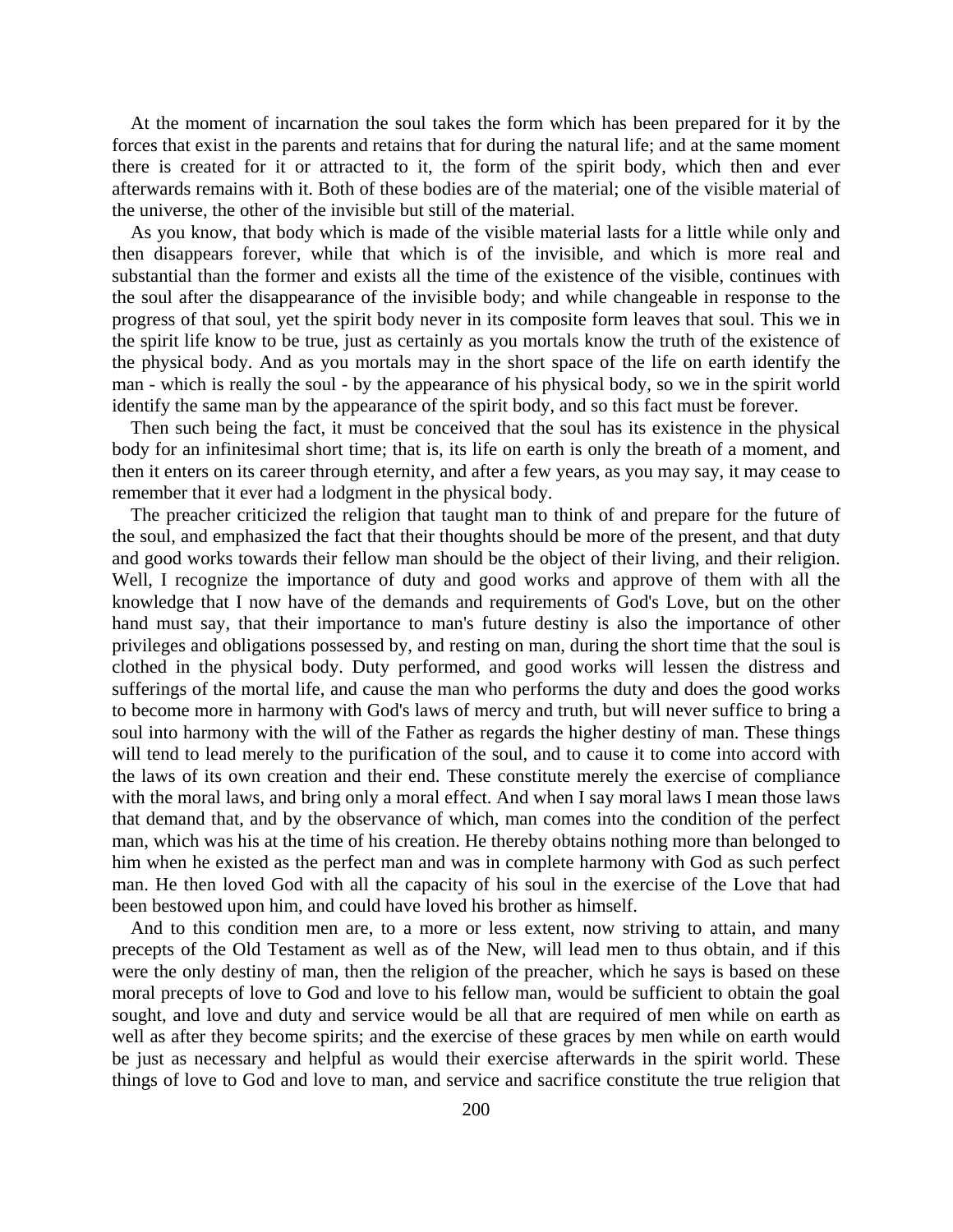At the moment of incarnation the soul takes the form which has been prepared for it by the forces that exist in the parents and retains that for during the natural life; and at the same moment there is created for it or attracted to it, the form of the spirit body, which then and ever afterwards remains with it. Both of these bodies are of the material; one of the visible material of the universe, the other of the invisible but still of the material.

As you know, that body which is made of the visible material lasts for a little while only and then disappears forever, while that which is of the invisible, and which is more real and substantial than the former and exists all the time of the existence of the visible, continues with the soul after the disappearance of the invisible body; and while changeable in response to the progress of that soul, yet the spirit body never in its composite form leaves that soul. This we in the spirit life know to be true, just as certainly as you mortals know the truth of the existence of the physical body. And as you mortals may in the short space of the life on earth identify the man - which is really the soul - by the appearance of his physical body, so we in the spirit world identify the same man by the appearance of the spirit body, and so this fact must be forever.

Then such being the fact, it must be conceived that the soul has its existence in the physical body for an infinitesimal short time; that is, its life on earth is only the breath of a moment, and then it enters on its career through eternity, and after a few years, as you may say, it may cease to remember that it ever had a lodgment in the physical body.

The preacher criticized the religion that taught man to think of and prepare for the future of the soul, and emphasized the fact that their thoughts should be more of the present, and that duty and good works towards their fellow man should be the object of their living, and their religion. Well, I recognize the importance of duty and good works and approve of them with all the knowledge that I now have of the demands and requirements of God's Love, but on the other hand must say, that their importance to man's future destiny is also the importance of other privileges and obligations possessed by, and resting on man, during the short time that the soul is clothed in the physical body. Duty performed, and good works will lessen the distress and sufferings of the mortal life, and cause the man who performs the duty and does the good works to become more in harmony with God's laws of mercy and truth, but will never suffice to bring a soul into harmony with the will of the Father as regards the higher destiny of man. These things will tend to lead merely to the purification of the soul, and to cause it to come into accord with the laws of its own creation and their end. These constitute merely the exercise of compliance with the moral laws, and bring only a moral effect. And when I say moral laws I mean those laws that demand that, and by the observance of which, man comes into the condition of the perfect man, which was his at the time of his creation. He thereby obtains nothing more than belonged to him when he existed as the perfect man and was in complete harmony with God as such perfect man. He then loved God with all the capacity of his soul in the exercise of the Love that had been bestowed upon him, and could have loved his brother as himself.

And to this condition men are, to a more or less extent, now striving to attain, and many precepts of the Old Testament as well as of the New, will lead men to thus obtain, and if this were the only destiny of man, then the religion of the preacher, which he says is based on these moral precepts of love to God and love to his fellow man, would be sufficient to obtain the goal sought, and love and duty and service would be all that are required of men while on earth as well as after they become spirits; and the exercise of these graces by men while on earth would be just as necessary and helpful as would their exercise afterwards in the spirit world. These things of love to God and love to man, and service and sacrifice constitute the true religion that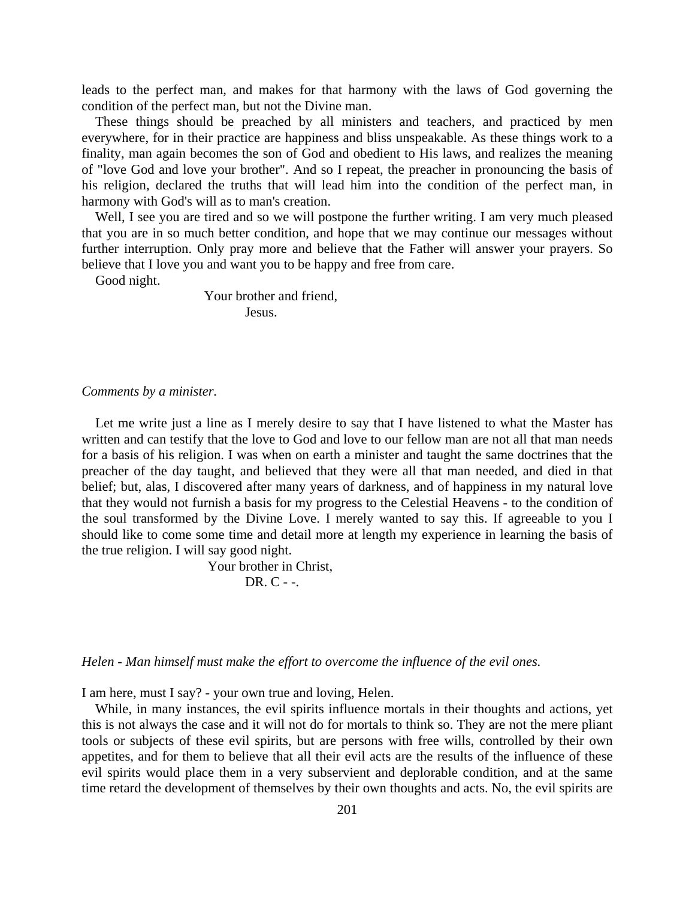leads to the perfect man, and makes for that harmony with the laws of God governing the condition of the perfect man, but not the Divine man.

These things should be preached by all ministers and teachers, and practiced by men everywhere, for in their practice are happiness and bliss unspeakable. As these things work to a finality, man again becomes the son of God and obedient to His laws, and realizes the meaning of "love God and love your brother". And so I repeat, the preacher in pronouncing the basis of his religion, declared the truths that will lead him into the condition of the perfect man, in harmony with God's will as to man's creation.

Well, I see you are tired and so we will postpone the further writing. I am very much pleased that you are in so much better condition, and hope that we may continue our messages without further interruption. Only pray more and believe that the Father will answer your prayers. So believe that I love you and want you to be happy and free from care.

Good night.

Your brother and friend,
Jesus.

*Comments by a minister.*

Let me write just a line as I merely desire to say that I have listened to what the Master has written and can testify that the love to God and love to our fellow man are not all that man needs for a basis of his religion. I was when on earth a minister and taught the same doctrines that the preacher of the day taught, and believed that they were all that man needed, and died in that belief; but, alas, I discovered after many years of darkness, and of happiness in my natural love that they would not furnish a basis for my progress to the Celestial Heavens - to the condition of the soul transformed by the Divine Love. I merely wanted to say this. If agreeable to you I should like to come some time and detail more at length my experience in learning the basis of the true religion. I will say good night.

Your brother in Christ,
DR. C - -.

*Helen - Man himself must make the effort to overcome the influence of the evil ones.*

I am here, must I say? - your own true and loving, Helen.

While, in many instances, the evil spirits influence mortals in their thoughts and actions, yet this is not always the case and it will not do for mortals to think so. They are not the mere pliant tools or subjects of these evil spirits, but are persons with free wills, controlled by their own appetites, and for them to believe that all their evil acts are the results of the influence of these evil spirits would place them in a very subservient and deplorable condition, and at the same time retard the development of themselves by their own thoughts and acts. No, the evil spirits are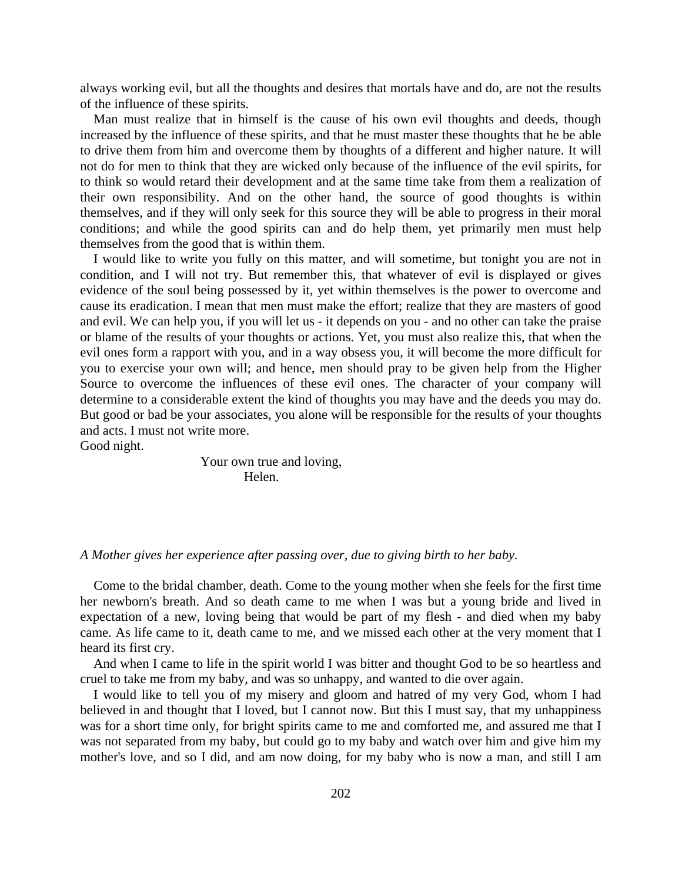always working evil, but all the thoughts and desires that mortals have and do, are not the results of the influence of these spirits.

Man must realize that in himself is the cause of his own evil thoughts and deeds, though increased by the influence of these spirits, and that he must master these thoughts that he be able to drive them from him and overcome them by thoughts of a different and higher nature. It will not do for men to think that they are wicked only because of the influence of the evil spirits, for to think so would retard their development and at the same time take from them a realization of their own responsibility. And on the other hand, the source of good thoughts is within themselves, and if they will only seek for this source they will be able to progress in their moral conditions; and while the good spirits can and do help them, yet primarily men must help themselves from the good that is within them.

I would like to write you fully on this matter, and will sometime, but tonight you are not in condition, and I will not try. But remember this, that whatever of evil is displayed or gives evidence of the soul being possessed by it, yet within themselves is the power to overcome and cause its eradication. I mean that men must make the effort; realize that they are masters of good and evil. We can help you, if you will let us - it depends on you - and no other can take the praise or blame of the results of your thoughts or actions. Yet, you must also realize this, that when the evil ones form a rapport with you, and in a way obsess you, it will become the more difficult for you to exercise your own will; and hence, men should pray to be given help from the Higher Source to overcome the influences of these evil ones. The character of your company will determine to a considerable extent the kind of thoughts you may have and the deeds you may do. But good or bad be your associates, you alone will be responsible for the results of your thoughts and acts. I must not write more.

Good night.

Your own true and loving,
Helen.

*A Mother gives her experience after passing over, due to giving birth to her baby.*

Come to the bridal chamber, death. Come to the young mother when she feels for the first time her newborn's breath. And so death came to me when I was but a young bride and lived in expectation of a new, loving being that would be part of my flesh - and died when my baby came. As life came to it, death came to me, and we missed each other at the very moment that I heard its first cry.

And when I came to life in the spirit world I was bitter and thought God to be so heartless and cruel to take me from my baby, and was so unhappy, and wanted to die over again.

I would like to tell you of my misery and gloom and hatred of my very God, whom I had believed in and thought that I loved, but I cannot now. But this I must say, that my unhappiness was for a short time only, for bright spirits came to me and comforted me, and assured me that I was not separated from my baby, but could go to my baby and watch over him and give him my mother's love, and so I did, and am now doing, for my baby who is now a man, and still I am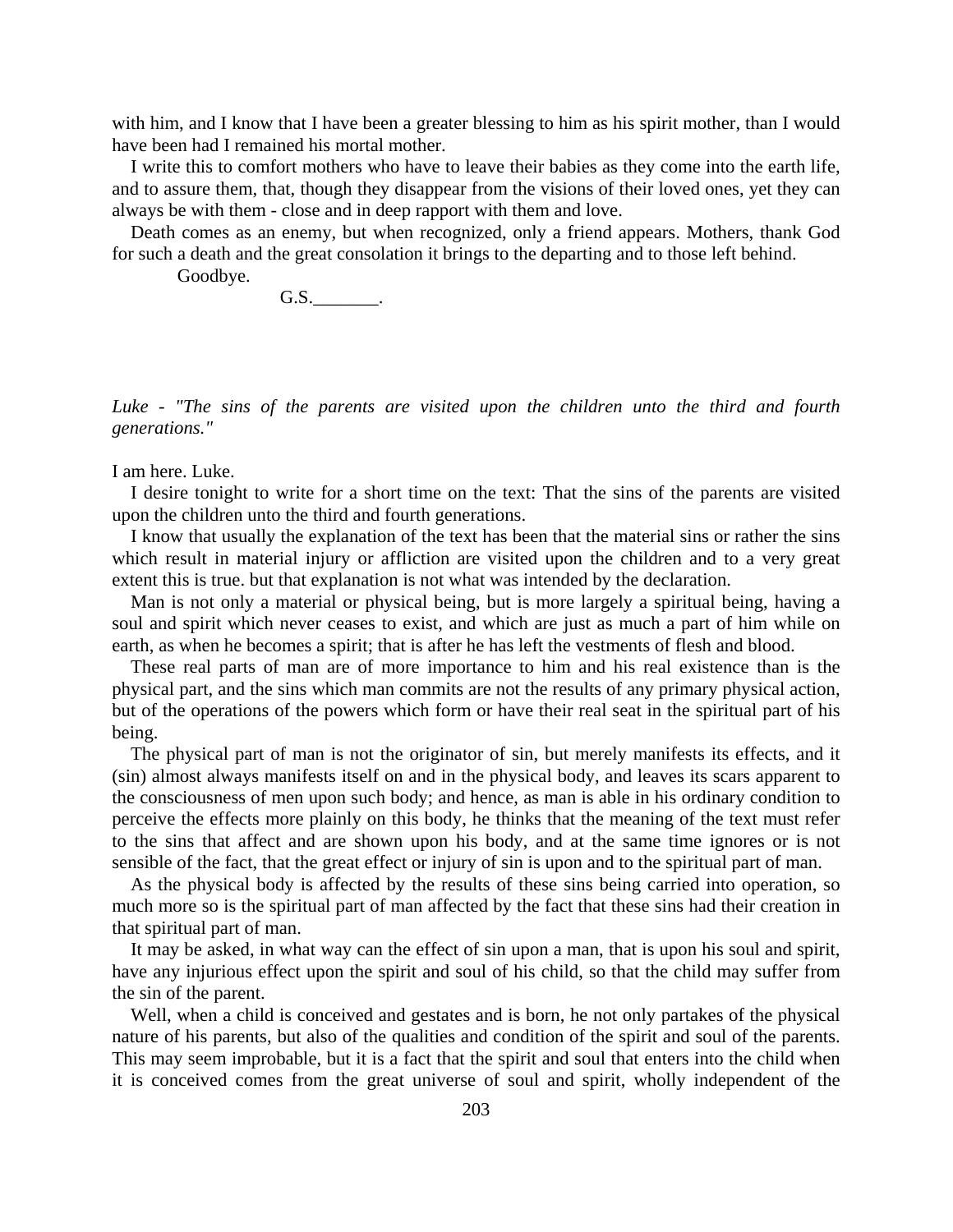with him, and I know that I have been a greater blessing to him as his spirit mother, than I would have been had I remained his mortal mother.

I write this to comfort mothers who have to leave their babies as they come into the earth life, and to assure them, that, though they disappear from the visions of their loved ones, yet they can always be with them - close and in deep rapport with them and love.

Death comes as an enemy, but when recognized, only a friend appears. Mothers, thank God for such a death and the great consolation it brings to the departing and to those left behind.

Goodbye.

G.S._______.

*Luke - "The sins of the parents are visited upon the children unto the third and fourth generations."*

I am here. Luke.

I desire tonight to write for a short time on the text: That the sins of the parents are visited upon the children unto the third and fourth generations.

I know that usually the explanation of the text has been that the material sins or rather the sins which result in material injury or affliction are visited upon the children and to a very great extent this is true. but that explanation is not what was intended by the declaration.

Man is not only a material or physical being, but is more largely a spiritual being, having a soul and spirit which never ceases to exist, and which are just as much a part of him while on earth, as when he becomes a spirit; that is after he has left the vestments of flesh and blood.

These real parts of man are of more importance to him and his real existence than is the physical part, and the sins which man commits are not the results of any primary physical action, but of the operations of the powers which form or have their real seat in the spiritual part of his being.

The physical part of man is not the originator of sin, but merely manifests its effects, and it (sin) almost always manifests itself on and in the physical body, and leaves its scars apparent to the consciousness of men upon such body; and hence, as man is able in his ordinary condition to perceive the effects more plainly on this body, he thinks that the meaning of the text must refer to the sins that affect and are shown upon his body, and at the same time ignores or is not sensible of the fact, that the great effect or injury of sin is upon and to the spiritual part of man.

As the physical body is affected by the results of these sins being carried into operation, so much more so is the spiritual part of man affected by the fact that these sins had their creation in that spiritual part of man.

It may be asked, in what way can the effect of sin upon a man, that is upon his soul and spirit, have any injurious effect upon the spirit and soul of his child, so that the child may suffer from the sin of the parent.

Well, when a child is conceived and gestates and is born, he not only partakes of the physical nature of his parents, but also of the qualities and condition of the spirit and soul of the parents. This may seem improbable, but it is a fact that the spirit and soul that enters into the child when it is conceived comes from the great universe of soul and spirit, wholly independent of the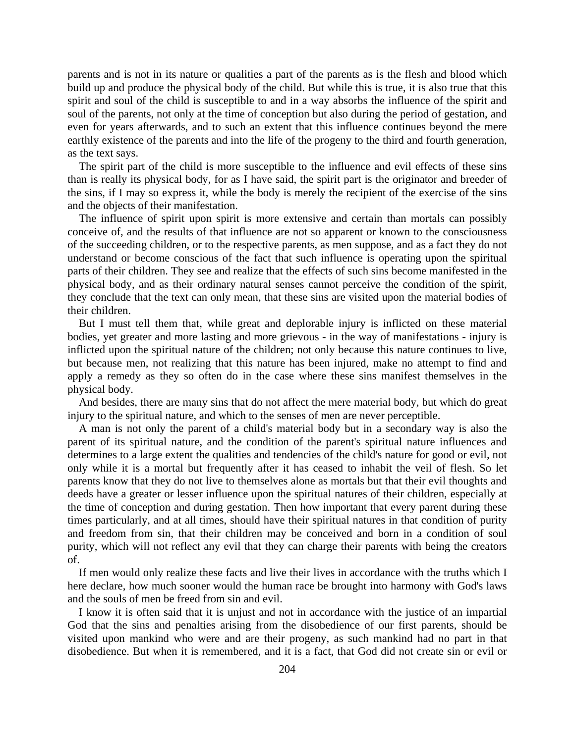parents and is not in its nature or qualities a part of the parents as is the flesh and blood which build up and produce the physical body of the child. But while this is true, it is also true that this spirit and soul of the child is susceptible to and in a way absorbs the influence of the spirit and soul of the parents, not only at the time of conception but also during the period of gestation, and even for years afterwards, and to such an extent that this influence continues beyond the mere earthly existence of the parents and into the life of the progeny to the third and fourth generation, as the text says.

The spirit part of the child is more susceptible to the influence and evil effects of these sins than is really its physical body, for as I have said, the spirit part is the originator and breeder of the sins, if I may so express it, while the body is merely the recipient of the exercise of the sins and the objects of their manifestation.

The influence of spirit upon spirit is more extensive and certain than mortals can possibly conceive of, and the results of that influence are not so apparent or known to the consciousness of the succeeding children, or to the respective parents, as men suppose, and as a fact they do not understand or become conscious of the fact that such influence is operating upon the spiritual parts of their children. They see and realize that the effects of such sins become manifested in the physical body, and as their ordinary natural senses cannot perceive the condition of the spirit, they conclude that the text can only mean, that these sins are visited upon the material bodies of their children.

But I must tell them that, while great and deplorable injury is inflicted on these material bodies, yet greater and more lasting and more grievous - in the way of manifestations - injury is inflicted upon the spiritual nature of the children; not only because this nature continues to live, but because men, not realizing that this nature has been injured, make no attempt to find and apply a remedy as they so often do in the case where these sins manifest themselves in the physical body.

And besides, there are many sins that do not affect the mere material body, but which do great injury to the spiritual nature, and which to the senses of men are never perceptible.

A man is not only the parent of a child's material body but in a secondary way is also the parent of its spiritual nature, and the condition of the parent's spiritual nature influences and determines to a large extent the qualities and tendencies of the child's nature for good or evil, not only while it is a mortal but frequently after it has ceased to inhabit the veil of flesh. So let parents know that they do not live to themselves alone as mortals but that their evil thoughts and deeds have a greater or lesser influence upon the spiritual natures of their children, especially at the time of conception and during gestation. Then how important that every parent during these times particularly, and at all times, should have their spiritual natures in that condition of purity and freedom from sin, that their children may be conceived and born in a condition of soul purity, which will not reflect any evil that they can charge their parents with being the creators of.

If men would only realize these facts and live their lives in accordance with the truths which I here declare, how much sooner would the human race be brought into harmony with God's laws and the souls of men be freed from sin and evil.

I know it is often said that it is unjust and not in accordance with the justice of an impartial God that the sins and penalties arising from the disobedience of our first parents, should be visited upon mankind who were and are their progeny, as such mankind had no part in that disobedience. But when it is remembered, and it is a fact, that God did not create sin or evil or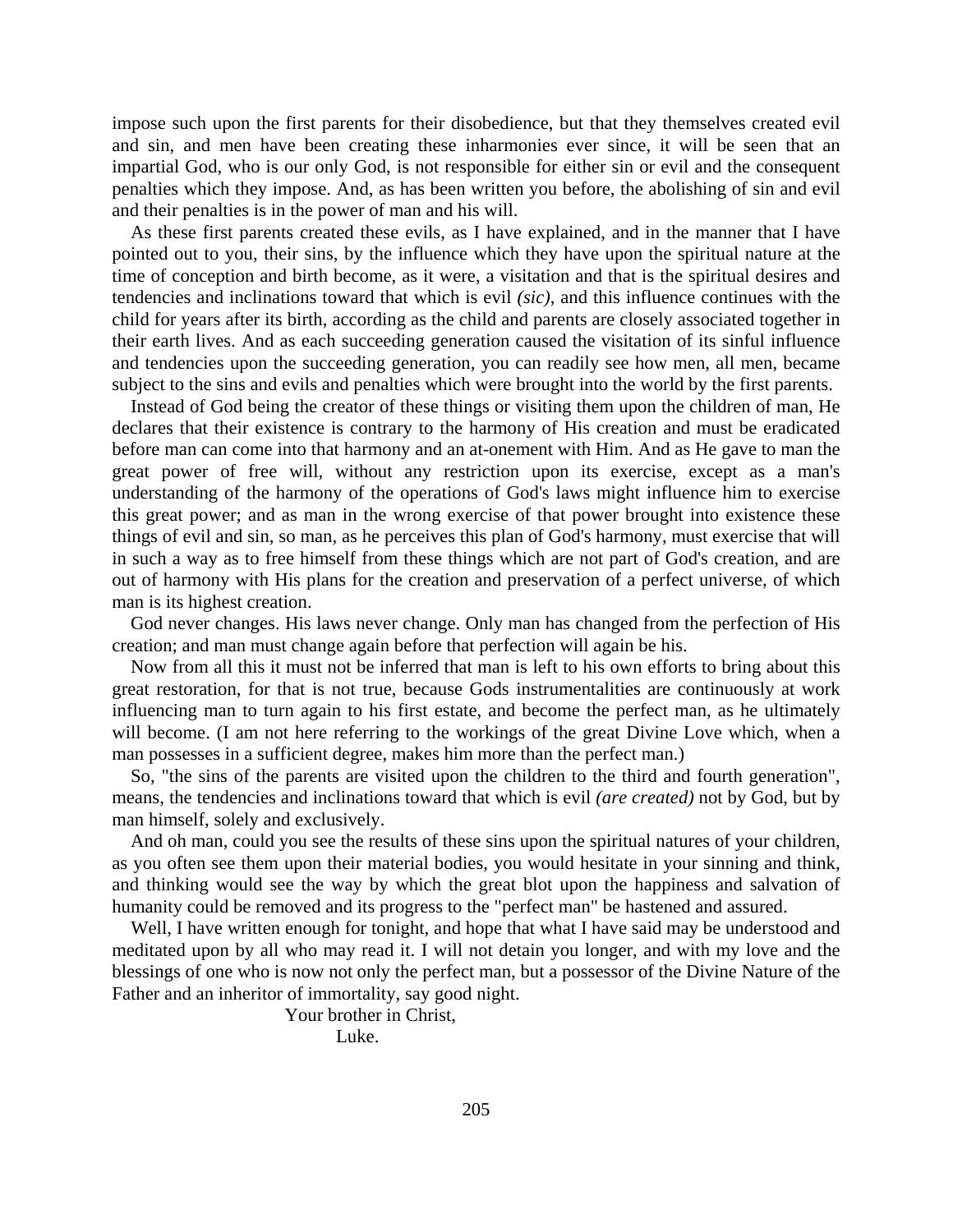impose such upon the first parents for their disobedience, but that they themselves created evil and sin, and men have been creating these inharmonies ever since, it will be seen that an impartial God, who is our only God, is not responsible for either sin or evil and the consequent penalties which they impose. And, as has been written you before, the abolishing of sin and evil and their penalties is in the power of man and his will.

As these first parents created these evils, as I have explained, and in the manner that I have pointed out to you, their sins, by the influence which they have upon the spiritual nature at the time of conception and birth become, as it were, a visitation and that is the spiritual desires and tendencies and inclinations toward that which is evil *(sic),* and this influence continues with the child for years after its birth, according as the child and parents are closely associated together in their earth lives. And as each succeeding generation caused the visitation of its sinful influence and tendencies upon the succeeding generation, you can readily see how men, all men, became subject to the sins and evils and penalties which were brought into the world by the first parents.

Instead of God being the creator of these things or visiting them upon the children of man, He declares that their existence is contrary to the harmony of His creation and must be eradicated before man can come into that harmony and an at-onement with Him. And as He gave to man the great power of free will, without any restriction upon its exercise, except as a man's understanding of the harmony of the operations of God's laws might influence him to exercise this great power; and as man in the wrong exercise of that power brought into existence these things of evil and sin, so man, as he perceives this plan of God's harmony, must exercise that will in such a way as to free himself from these things which are not part of God's creation, and are out of harmony with His plans for the creation and preservation of a perfect universe, of which man is its highest creation.

God never changes. His laws never change. Only man has changed from the perfection of His creation; and man must change again before that perfection will again be his.

Now from all this it must not be inferred that man is left to his own efforts to bring about this great restoration, for that is not true, because Gods instrumentalities are continuously at work influencing man to turn again to his first estate, and become the perfect man, as he ultimately will become. (I am not here referring to the workings of the great Divine Love which, when a man possesses in a sufficient degree, makes him more than the perfect man.)

So, "the sins of the parents are visited upon the children to the third and fourth generation", means, the tendencies and inclinations toward that which is evil *(are created)* not by God, but by man himself, solely and exclusively.

And oh man, could you see the results of these sins upon the spiritual natures of your children, as you often see them upon their material bodies, you would hesitate in your sinning and think, and thinking would see the way by which the great blot upon the happiness and salvation of humanity could be removed and its progress to the "perfect man" be hastened and assured.

Well, I have written enough for tonight, and hope that what I have said may be understood and meditated upon by all who may read it. I will not detain you longer, and with my love and the blessings of one who is now not only the perfect man, but a possessor of the Divine Nature of the Father and an inheritor of immortality, say good night.

Your brother in Christ,

Luke.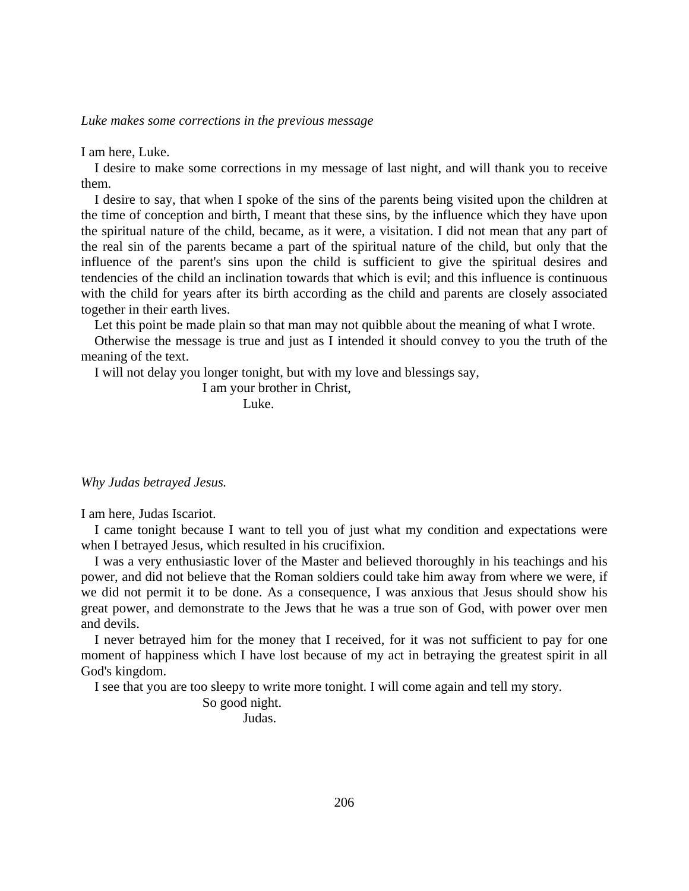*Luke makes some corrections in the previous message*

I am here, Luke.

I desire to make some corrections in my message of last night, and will thank you to receive them.

I desire to say, that when I spoke of the sins of the parents being visited upon the children at the time of conception and birth, I meant that these sins, by the influence which they have upon the spiritual nature of the child, became, as it were, a visitation. I did not mean that any part of the real sin of the parents became a part of the spiritual nature of the child, but only that the influence of the parent's sins upon the child is sufficient to give the spiritual desires and tendencies of the child an inclination towards that which is evil; and this influence is continuous with the child for years after its birth according as the child and parents are closely associated together in their earth lives.

Let this point be made plain so that man may not quibble about the meaning of what I wrote.

Otherwise the message is true and just as I intended it should convey to you the truth of the meaning of the text.

I will not delay you longer tonight, but with my love and blessings say,

I am your brother in Christ,

Luke.

*Why Judas betrayed Jesus.*

I am here, Judas Iscariot.

I came tonight because I want to tell you of just what my condition and expectations were when I betrayed Jesus, which resulted in his crucifixion.

I was a very enthusiastic lover of the Master and believed thoroughly in his teachings and his power, and did not believe that the Roman soldiers could take him away from where we were, if we did not permit it to be done. As a consequence, I was anxious that Jesus should show his great power, and demonstrate to the Jews that he was a true son of God, with power over men and devils.

I never betrayed him for the money that I received, for it was not sufficient to pay for one moment of happiness which I have lost because of my act in betraying the greatest spirit in all God's kingdom.

I see that you are too sleepy to write more tonight. I will come again and tell my story.

So good night.

Judas.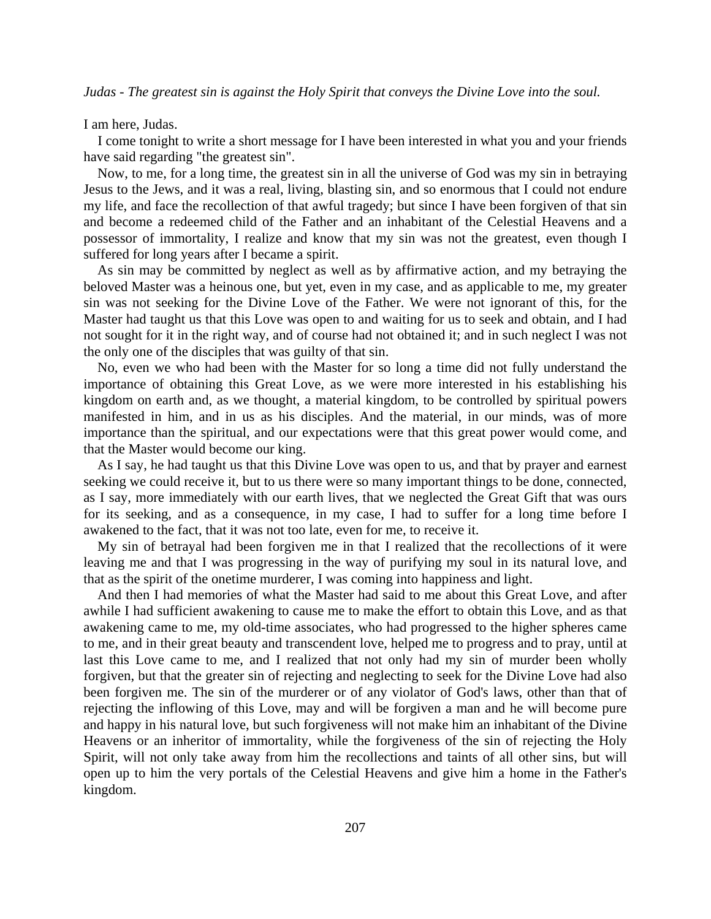*Judas - The greatest sin is against the Holy Spirit that conveys the Divine Love into the soul.*

I am here, Judas.

I come tonight to write a short message for I have been interested in what you and your friends have said regarding "the greatest sin".

Now, to me, for a long time, the greatest sin in all the universe of God was my sin in betraying Jesus to the Jews, and it was a real, living, blasting sin, and so enormous that I could not endure my life, and face the recollection of that awful tragedy; but since I have been forgiven of that sin and become a redeemed child of the Father and an inhabitant of the Celestial Heavens and a possessor of immortality, I realize and know that my sin was not the greatest, even though I suffered for long years after I became a spirit.

As sin may be committed by neglect as well as by affirmative action, and my betraying the beloved Master was a heinous one, but yet, even in my case, and as applicable to me, my greater sin was not seeking for the Divine Love of the Father. We were not ignorant of this, for the Master had taught us that this Love was open to and waiting for us to seek and obtain, and I had not sought for it in the right way, and of course had not obtained it; and in such neglect I was not the only one of the disciples that was guilty of that sin.

No, even we who had been with the Master for so long a time did not fully understand the importance of obtaining this Great Love, as we were more interested in his establishing his kingdom on earth and, as we thought, a material kingdom, to be controlled by spiritual powers manifested in him, and in us as his disciples. And the material, in our minds, was of more importance than the spiritual, and our expectations were that this great power would come, and that the Master would become our king.

As I say, he had taught us that this Divine Love was open to us, and that by prayer and earnest seeking we could receive it, but to us there were so many important things to be done, connected, as I say, more immediately with our earth lives, that we neglected the Great Gift that was ours for its seeking, and as a consequence, in my case, I had to suffer for a long time before I awakened to the fact, that it was not too late, even for me, to receive it.

My sin of betrayal had been forgiven me in that I realized that the recollections of it were leaving me and that I was progressing in the way of purifying my soul in its natural love, and that as the spirit of the onetime murderer, I was coming into happiness and light.

And then I had memories of what the Master had said to me about this Great Love, and after awhile I had sufficient awakening to cause me to make the effort to obtain this Love, and as that awakening came to me, my old-time associates, who had progressed to the higher spheres came to me, and in their great beauty and transcendent love, helped me to progress and to pray, until at last this Love came to me, and I realized that not only had my sin of murder been wholly forgiven, but that the greater sin of rejecting and neglecting to seek for the Divine Love had also been forgiven me. The sin of the murderer or of any violator of God's laws, other than that of rejecting the inflowing of this Love, may and will be forgiven a man and he will become pure and happy in his natural love, but such forgiveness will not make him an inhabitant of the Divine Heavens or an inheritor of immortality, while the forgiveness of the sin of rejecting the Holy Spirit, will not only take away from him the recollections and taints of all other sins, but will open up to him the very portals of the Celestial Heavens and give him a home in the Father's kingdom.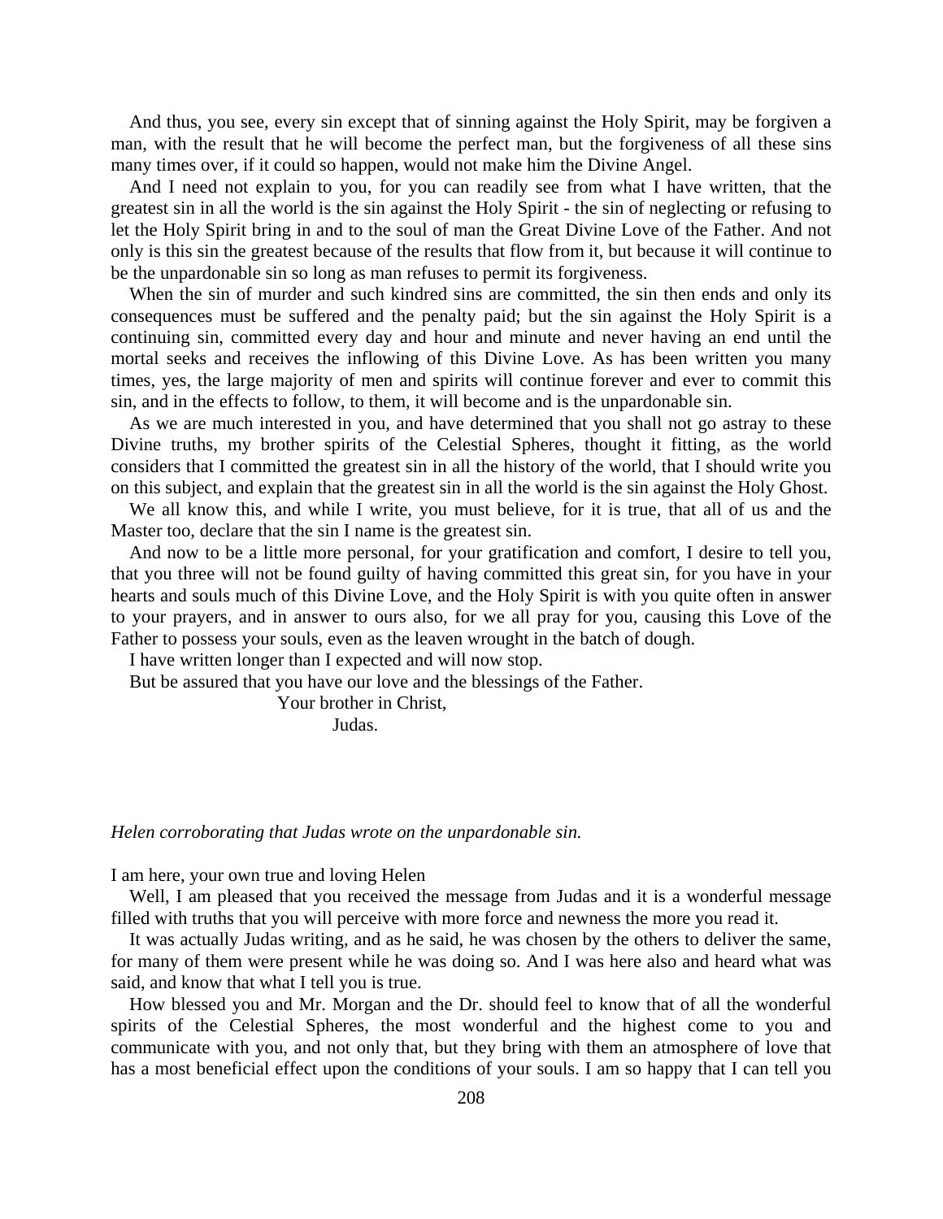And thus, you see, every sin except that of sinning against the Holy Spirit, may be forgiven a man, with the result that he will become the perfect man, but the forgiveness of all these sins many times over, if it could so happen, would not make him the Divine Angel.

And I need not explain to you, for you can readily see from what I have written, that the greatest sin in all the world is the sin against the Holy Spirit - the sin of neglecting or refusing to let the Holy Spirit bring in and to the soul of man the Great Divine Love of the Father. And not only is this sin the greatest because of the results that flow from it, but because it will continue to be the unpardonable sin so long as man refuses to permit its forgiveness.

When the sin of murder and such kindred sins are committed, the sin then ends and only its consequences must be suffered and the penalty paid; but the sin against the Holy Spirit is a continuing sin, committed every day and hour and minute and never having an end until the mortal seeks and receives the inflowing of this Divine Love. As has been written you many times, yes, the large majority of men and spirits will continue forever and ever to commit this sin, and in the effects to follow, to them, it will become and is the unpardonable sin.

As we are much interested in you, and have determined that you shall not go astray to these Divine truths, my brother spirits of the Celestial Spheres, thought it fitting, as the world considers that I committed the greatest sin in all the history of the world, that I should write you on this subject, and explain that the greatest sin in all the world is the sin against the Holy Ghost.

We all know this, and while I write, you must believe, for it is true, that all of us and the Master too, declare that the sin I name is the greatest sin.

And now to be a little more personal, for your gratification and comfort, I desire to tell you, that you three will not be found guilty of having committed this great sin, for you have in your hearts and souls much of this Divine Love, and the Holy Spirit is with you quite often in answer to your prayers, and in answer to ours also, for we all pray for you, causing this Love of the Father to possess your souls, even as the leaven wrought in the batch of dough.

I have written longer than I expected and will now stop.

But be assured that you have our love and the blessings of the Father.

Your brother in Christ,

Judas.

*Helen corroborating that Judas wrote on the unpardonable sin.*

I am here, your own true and loving Helen

Well, I am pleased that you received the message from Judas and it is a wonderful message filled with truths that you will perceive with more force and newness the more you read it.

It was actually Judas writing, and as he said, he was chosen by the others to deliver the same, for many of them were present while he was doing so. And I was here also and heard what was said, and know that what I tell you is true.

How blessed you and Mr. Morgan and the Dr. should feel to know that of all the wonderful spirits of the Celestial Spheres, the most wonderful and the highest come to you and communicate with you, and not only that, but they bring with them an atmosphere of love that has a most beneficial effect upon the conditions of your souls. I am so happy that I can tell you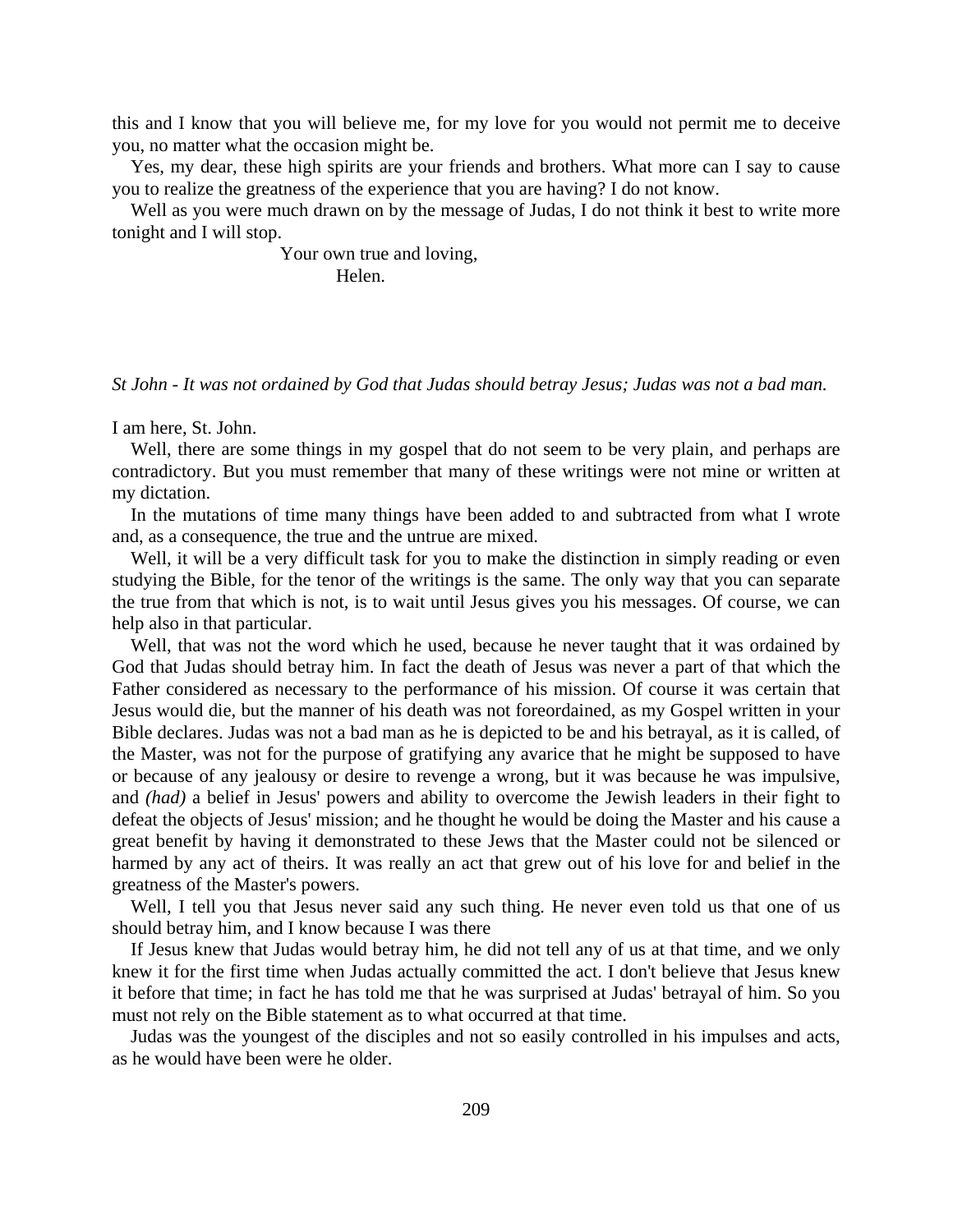this and I know that you will believe me, for my love for you would not permit me to deceive you, no matter what the occasion might be.

Yes, my dear, these high spirits are your friends and brothers. What more can I say to cause you to realize the greatness of the experience that you are having? I do not know.

Well as you were much drawn on by the message of Judas, I do not think it best to write more tonight and I will stop.

Your own true and loving,
Helen.

*St John - It was not ordained by God that Judas should betray Jesus; Judas was not a bad man.*

I am here, St. John.

Well, there are some things in my gospel that do not seem to be very plain, and perhaps are contradictory. But you must remember that many of these writings were not mine or written at my dictation.

In the mutations of time many things have been added to and subtracted from what I wrote and, as a consequence, the true and the untrue are mixed.

Well, it will be a very difficult task for you to make the distinction in simply reading or even studying the Bible, for the tenor of the writings is the same. The only way that you can separate the true from that which is not, is to wait until Jesus gives you his messages. Of course, we can help also in that particular.

Well, that was not the word which he used, because he never taught that it was ordained by God that Judas should betray him. In fact the death of Jesus was never a part of that which the Father considered as necessary to the performance of his mission. Of course it was certain that Jesus would die, but the manner of his death was not foreordained, as my Gospel written in your Bible declares. Judas was not a bad man as he is depicted to be and his betrayal, as it is called, of the Master, was not for the purpose of gratifying any avarice that he might be supposed to have or because of any jealousy or desire to revenge a wrong, but it was because he was impulsive, and *(had)* a belief in Jesus' powers and ability to overcome the Jewish leaders in their fight to defeat the objects of Jesus' mission; and he thought he would be doing the Master and his cause a great benefit by having it demonstrated to these Jews that the Master could not be silenced or harmed by any act of theirs. It was really an act that grew out of his love for and belief in the greatness of the Master's powers.

Well, I tell you that Jesus never said any such thing. He never even told us that one of us should betray him, and I know because I was there

If Jesus knew that Judas would betray him, he did not tell any of us at that time, and we only knew it for the first time when Judas actually committed the act. I don't believe that Jesus knew it before that time; in fact he has told me that he was surprised at Judas' betrayal of him. So you must not rely on the Bible statement as to what occurred at that time.

Judas was the youngest of the disciples and not so easily controlled in his impulses and acts, as he would have been were he older.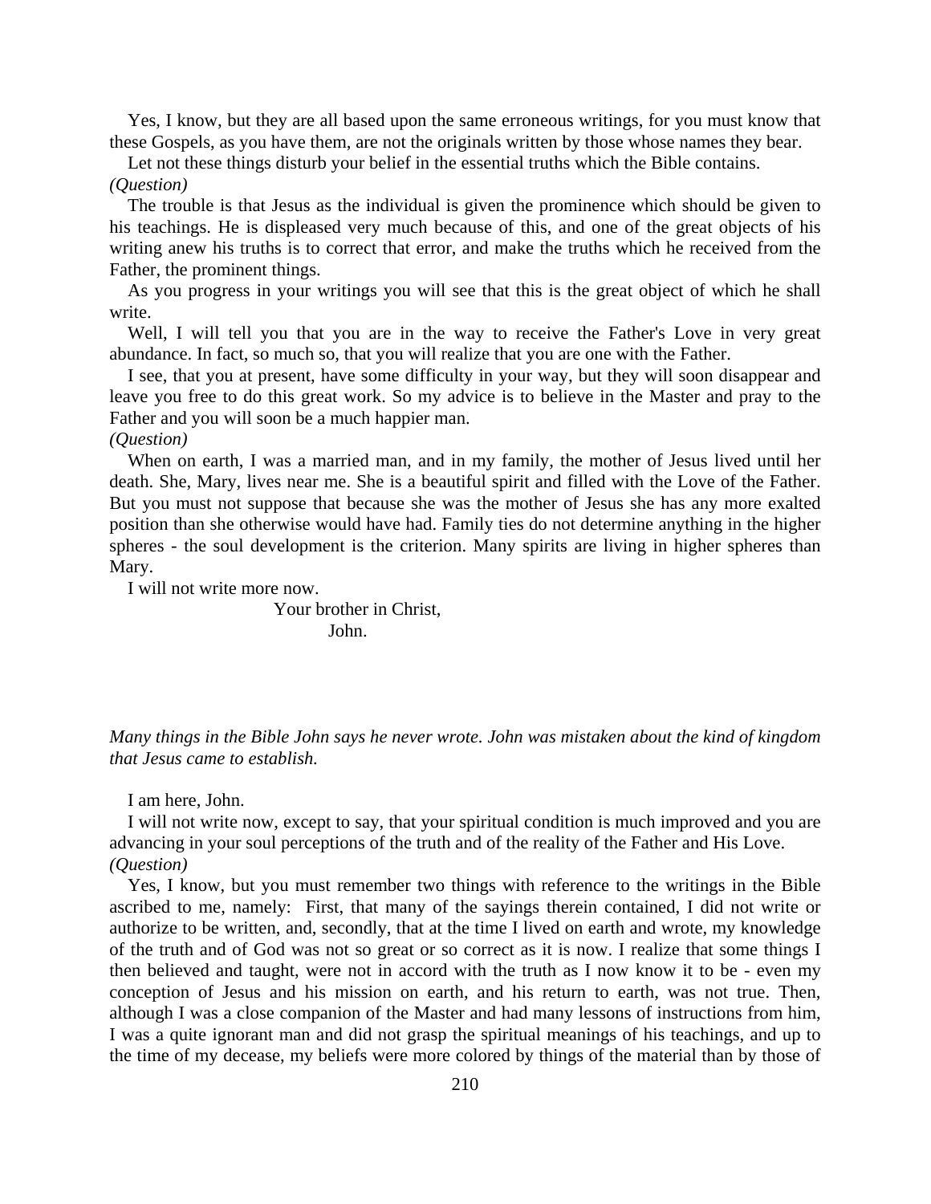Yes, I know, but they are all based upon the same erroneous writings, for you must know that these Gospels, as you have them, are not the originals written by those whose names they bear.

Let not these things disturb your belief in the essential truths which the Bible contains.

*(Question)*

The trouble is that Jesus as the individual is given the prominence which should be given to his teachings. He is displeased very much because of this, and one of the great objects of his writing anew his truths is to correct that error, and make the truths which he received from the Father, the prominent things.

As you progress in your writings you will see that this is the great object of which he shall write.

Well, I will tell you that you are in the way to receive the Father's Love in very great abundance. In fact, so much so, that you will realize that you are one with the Father.

I see, that you at present, have some difficulty in your way, but they will soon disappear and leave you free to do this great work. So my advice is to believe in the Master and pray to the Father and you will soon be a much happier man.

*(Question)*

When on earth, I was a married man, and in my family, the mother of Jesus lived until her death. She, Mary, lives near me. She is a beautiful spirit and filled with the Love of the Father. But you must not suppose that because she was the mother of Jesus she has any more exalted position than she otherwise would have had. Family ties do not determine anything in the higher spheres - the soul development is the criterion. Many spirits are living in higher spheres than Mary.

I will not write more now.

Your brother in Christ,
John.

*Many things in the Bible John says he never wrote. John was mistaken about the kind of kingdom that Jesus came to establish.*

I am here, John.

I will not write now, except to say, that your spiritual condition is much improved and you are advancing in your soul perceptions of the truth and of the reality of the Father and His Love.

*(Question)*

Yes, I know, but you must remember two things with reference to the writings in the Bible ascribed to me, namely: First, that many of the sayings therein contained, I did not write or authorize to be written, and, secondly, that at the time I lived on earth and wrote, my knowledge of the truth and of God was not so great or so correct as it is now. I realize that some things I then believed and taught, were not in accord with the truth as I now know it to be - even my conception of Jesus and his mission on earth, and his return to earth, was not true. Then, although I was a close companion of the Master and had many lessons of instructions from him, I was a quite ignorant man and did not grasp the spiritual meanings of his teachings, and up to the time of my decease, my beliefs were more colored by things of the material than by those of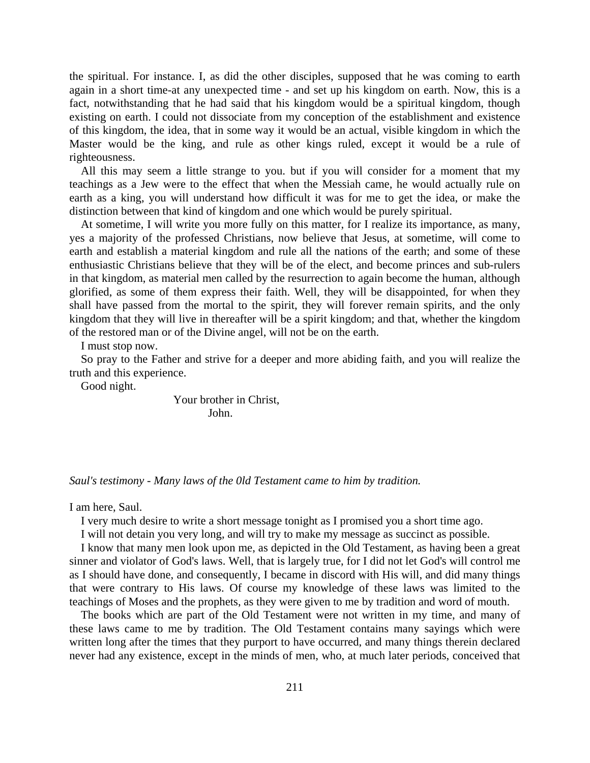the spiritual. For instance. I, as did the other disciples, supposed that he was coming to earth again in a short time-at any unexpected time - and set up his kingdom on earth. Now, this is a fact, notwithstanding that he had said that his kingdom would be a spiritual kingdom, though existing on earth. I could not dissociate from my conception of the establishment and existence of this kingdom, the idea, that in some way it would be an actual, visible kingdom in which the Master would be the king, and rule as other kings ruled, except it would be a rule of righteousness.

All this may seem a little strange to you. but if you will consider for a moment that my teachings as a Jew were to the effect that when the Messiah came, he would actually rule on earth as a king, you will understand how difficult it was for me to get the idea, or make the distinction between that kind of kingdom and one which would be purely spiritual.

At sometime, I will write you more fully on this matter, for I realize its importance, as many, yes a majority of the professed Christians, now believe that Jesus, at sometime, will come to earth and establish a material kingdom and rule all the nations of the earth; and some of these enthusiastic Christians believe that they will be of the elect, and become princes and sub-rulers in that kingdom, as material men called by the resurrection to again become the human, although glorified, as some of them express their faith. Well, they will be disappointed, for when they shall have passed from the mortal to the spirit, they will forever remain spirits, and the only kingdom that they will live in thereafter will be a spirit kingdom; and that, whether the kingdom of the restored man or of the Divine angel, will not be on the earth.

I must stop now.

So pray to the Father and strive for a deeper and more abiding faith, and you will realize the truth and this experience.

Good night.

Your brother in Christ,
John.

*Saul's testimony - Many laws of the 0ld Testament came to him by tradition.*

I am here, Saul.

I very much desire to write a short message tonight as I promised you a short time ago.

I will not detain you very long, and will try to make my message as succinct as possible.

I know that many men look upon me, as depicted in the Old Testament, as having been a great sinner and violator of God's laws. Well, that is largely true, for I did not let God's will control me as I should have done, and consequently, I became in discord with His will, and did many things that were contrary to His laws. Of course my knowledge of these laws was limited to the teachings of Moses and the prophets, as they were given to me by tradition and word of mouth.

The books which are part of the Old Testament were not written in my time, and many of these laws came to me by tradition. The Old Testament contains many sayings which were written long after the times that they purport to have occurred, and many things therein declared never had any existence, except in the minds of men, who, at much later periods, conceived that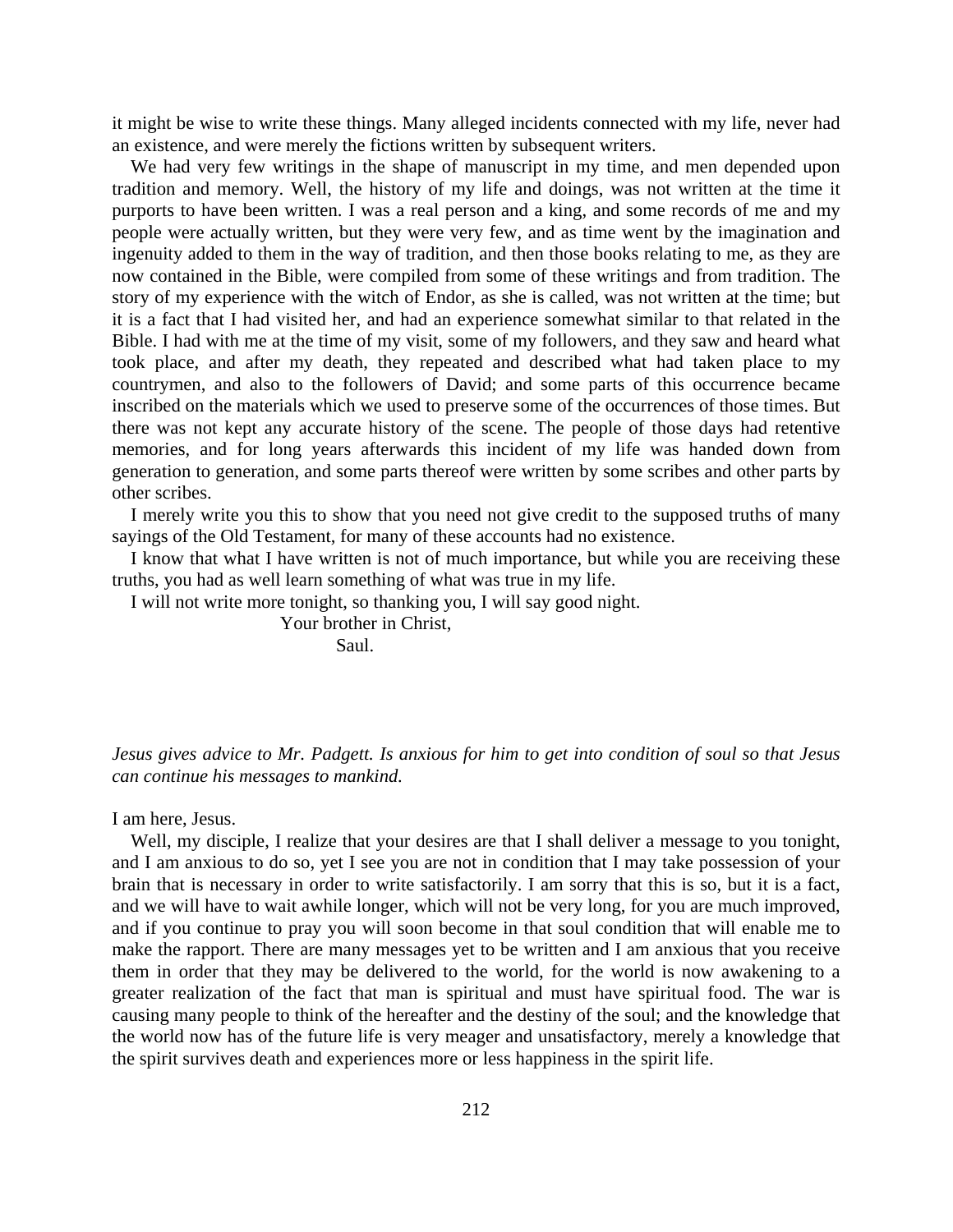it might be wise to write these things. Many alleged incidents connected with my life, never had an existence, and were merely the fictions written by subsequent writers.

We had very few writings in the shape of manuscript in my time, and men depended upon tradition and memory. Well, the history of my life and doings, was not written at the time it purports to have been written. I was a real person and a king, and some records of me and my people were actually written, but they were very few, and as time went by the imagination and ingenuity added to them in the way of tradition, and then those books relating to me, as they are now contained in the Bible, were compiled from some of these writings and from tradition. The story of my experience with the witch of Endor, as she is called, was not written at the time; but it is a fact that I had visited her, and had an experience somewhat similar to that related in the Bible. I had with me at the time of my visit, some of my followers, and they saw and heard what took place, and after my death, they repeated and described what had taken place to my countrymen, and also to the followers of David; and some parts of this occurrence became inscribed on the materials which we used to preserve some of the occurrences of those times. But there was not kept any accurate history of the scene. The people of those days had retentive memories, and for long years afterwards this incident of my life was handed down from generation to generation, and some parts thereof were written by some scribes and other parts by other scribes.

I merely write you this to show that you need not give credit to the supposed truths of many sayings of the Old Testament, for many of these accounts had no existence.

I know that what I have written is not of much importance, but while you are receiving these truths, you had as well learn something of what was true in my life.

I will not write more tonight, so thanking you, I will say good night.

Your brother in Christ,

Saul.

*Jesus gives advice to Mr. Padgett. Is anxious for him to get into condition of soul so that Jesus can continue his messages to mankind.*

I am here, Jesus.

Well, my disciple, I realize that your desires are that I shall deliver a message to you tonight, and I am anxious to do so, yet I see you are not in condition that I may take possession of your brain that is necessary in order to write satisfactorily. I am sorry that this is so, but it is a fact, and we will have to wait awhile longer, which will not be very long, for you are much improved, and if you continue to pray you will soon become in that soul condition that will enable me to make the rapport. There are many messages yet to be written and I am anxious that you receive them in order that they may be delivered to the world, for the world is now awakening to a greater realization of the fact that man is spiritual and must have spiritual food. The war is causing many people to think of the hereafter and the destiny of the soul; and the knowledge that the world now has of the future life is very meager and unsatisfactory, merely a knowledge that the spirit survives death and experiences more or less happiness in the spirit life.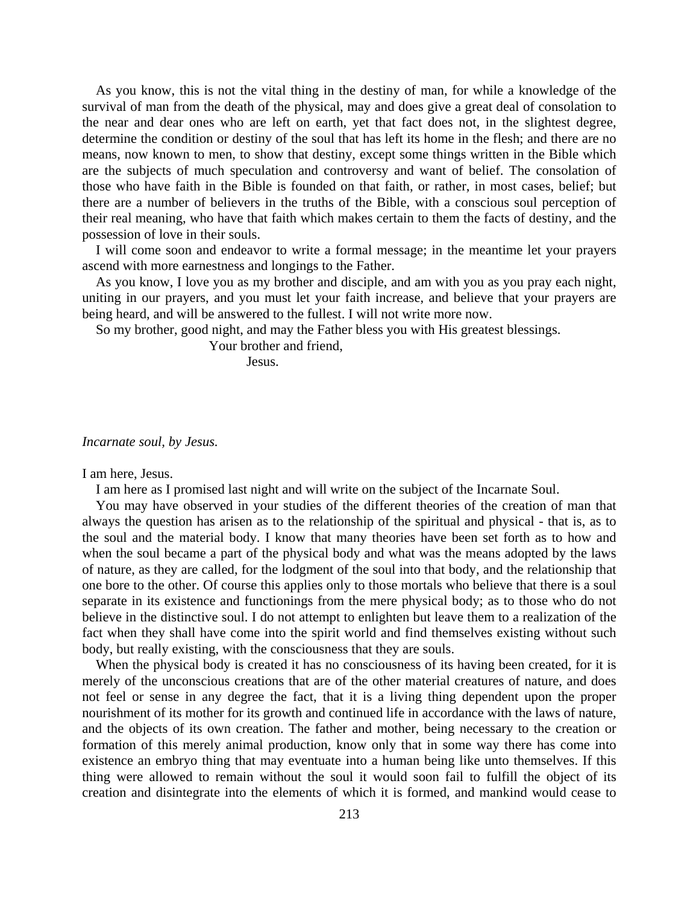As you know, this is not the vital thing in the destiny of man, for while a knowledge of the survival of man from the death of the physical, may and does give a great deal of consolation to the near and dear ones who are left on earth, yet that fact does not, in the slightest degree, determine the condition or destiny of the soul that has left its home in the flesh; and there are no means, now known to men, to show that destiny, except some things written in the Bible which are the subjects of much speculation and controversy and want of belief. The consolation of those who have faith in the Bible is founded on that faith, or rather, in most cases, belief; but there are a number of believers in the truths of the Bible, with a conscious soul perception of their real meaning, who have that faith which makes certain to them the facts of destiny, and the possession of love in their souls.

I will come soon and endeavor to write a formal message; in the meantime let your prayers ascend with more earnestness and longings to the Father.

As you know, I love you as my brother and disciple, and am with you as you pray each night, uniting in our prayers, and you must let your faith increase, and believe that your prayers are being heard, and will be answered to the fullest. I will not write more now.

So my brother, good night, and may the Father bless you with His greatest blessings.

Your brother and friend,

Jesus.

*Incarnate soul, by Jesus.*

I am here, Jesus.

I am here as I promised last night and will write on the subject of the Incarnate Soul.

You may have observed in your studies of the different theories of the creation of man that always the question has arisen as to the relationship of the spiritual and physical - that is, as to the soul and the material body. I know that many theories have been set forth as to how and when the soul became a part of the physical body and what was the means adopted by the laws of nature, as they are called, for the lodgment of the soul into that body, and the relationship that one bore to the other. Of course this applies only to those mortals who believe that there is a soul separate in its existence and functionings from the mere physical body; as to those who do not believe in the distinctive soul. I do not attempt to enlighten but leave them to a realization of the fact when they shall have come into the spirit world and find themselves existing without such body, but really existing, with the consciousness that they are souls.

When the physical body is created it has no consciousness of its having been created, for it is merely of the unconscious creations that are of the other material creatures of nature, and does not feel or sense in any degree the fact, that it is a living thing dependent upon the proper nourishment of its mother for its growth and continued life in accordance with the laws of nature, and the objects of its own creation. The father and mother, being necessary to the creation or formation of this merely animal production, know only that in some way there has come into existence an embryo thing that may eventuate into a human being like unto themselves. If this thing were allowed to remain without the soul it would soon fail to fulfill the object of its creation and disintegrate into the elements of which it is formed, and mankind would cease to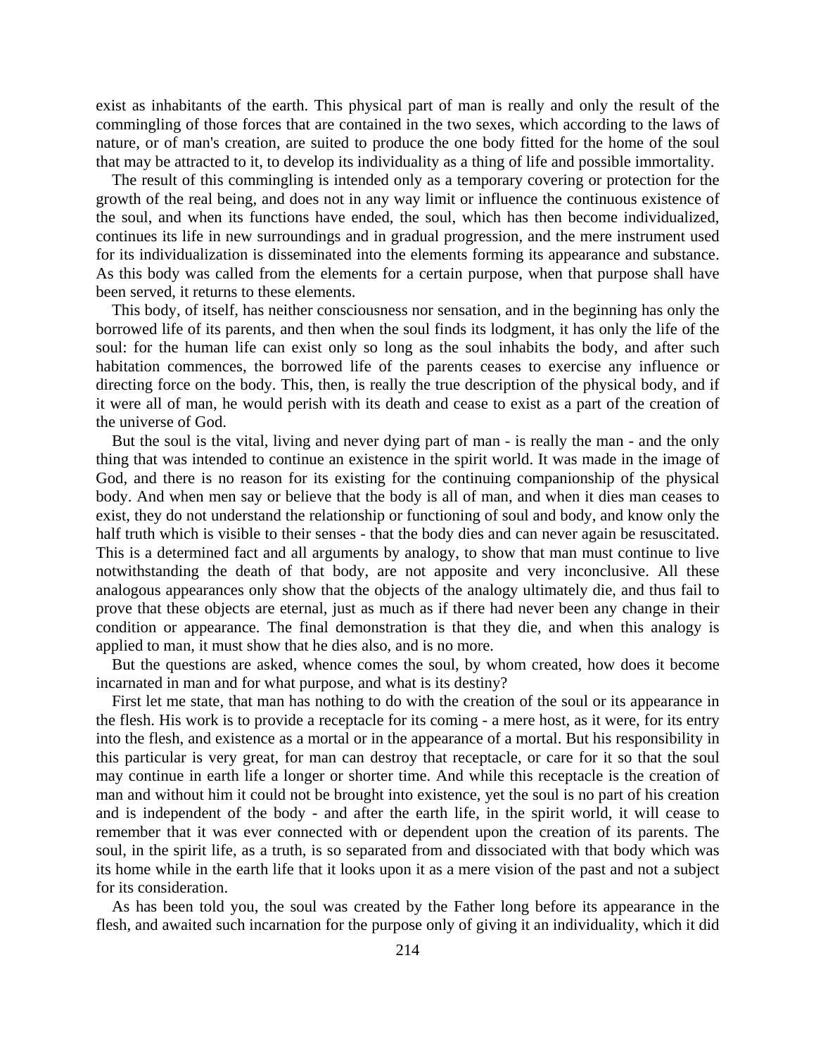exist as inhabitants of the earth. This physical part of man is really and only the result of the commingling of those forces that are contained in the two sexes, which according to the laws of nature, or of man's creation, are suited to produce the one body fitted for the home of the soul that may be attracted to it, to develop its individuality as a thing of life and possible immortality.

The result of this commingling is intended only as a temporary covering or protection for the growth of the real being, and does not in any way limit or influence the continuous existence of the soul, and when its functions have ended, the soul, which has then become individualized, continues its life in new surroundings and in gradual progression, and the mere instrument used for its individualization is disseminated into the elements forming its appearance and substance. As this body was called from the elements for a certain purpose, when that purpose shall have been served, it returns to these elements.

This body, of itself, has neither consciousness nor sensation, and in the beginning has only the borrowed life of its parents, and then when the soul finds its lodgment, it has only the life of the soul: for the human life can exist only so long as the soul inhabits the body, and after such habitation commences, the borrowed life of the parents ceases to exercise any influence or directing force on the body. This, then, is really the true description of the physical body, and if it were all of man, he would perish with its death and cease to exist as a part of the creation of the universe of God.

But the soul is the vital, living and never dying part of man - is really the man - and the only thing that was intended to continue an existence in the spirit world. It was made in the image of God, and there is no reason for its existing for the continuing companionship of the physical body. And when men say or believe that the body is all of man, and when it dies man ceases to exist, they do not understand the relationship or functioning of soul and body, and know only the half truth which is visible to their senses - that the body dies and can never again be resuscitated. This is a determined fact and all arguments by analogy, to show that man must continue to live notwithstanding the death of that body, are not apposite and very inconclusive. All these analogous appearances only show that the objects of the analogy ultimately die, and thus fail to prove that these objects are eternal, just as much as if there had never been any change in their condition or appearance. The final demonstration is that they die, and when this analogy is applied to man, it must show that he dies also, and is no more.

But the questions are asked, whence comes the soul, by whom created, how does it become incarnated in man and for what purpose, and what is its destiny?

First let me state, that man has nothing to do with the creation of the soul or its appearance in the flesh. His work is to provide a receptacle for its coming - a mere host, as it were, for its entry into the flesh, and existence as a mortal or in the appearance of a mortal. But his responsibility in this particular is very great, for man can destroy that receptacle, or care for it so that the soul may continue in earth life a longer or shorter time. And while this receptacle is the creation of man and without him it could not be brought into existence, yet the soul is no part of his creation and is independent of the body - and after the earth life, in the spirit world, it will cease to remember that it was ever connected with or dependent upon the creation of its parents. The soul, in the spirit life, as a truth, is so separated from and dissociated with that body which was its home while in the earth life that it looks upon it as a mere vision of the past and not a subject for its consideration.

As has been told you, the soul was created by the Father long before its appearance in the flesh, and awaited such incarnation for the purpose only of giving it an individuality, which it did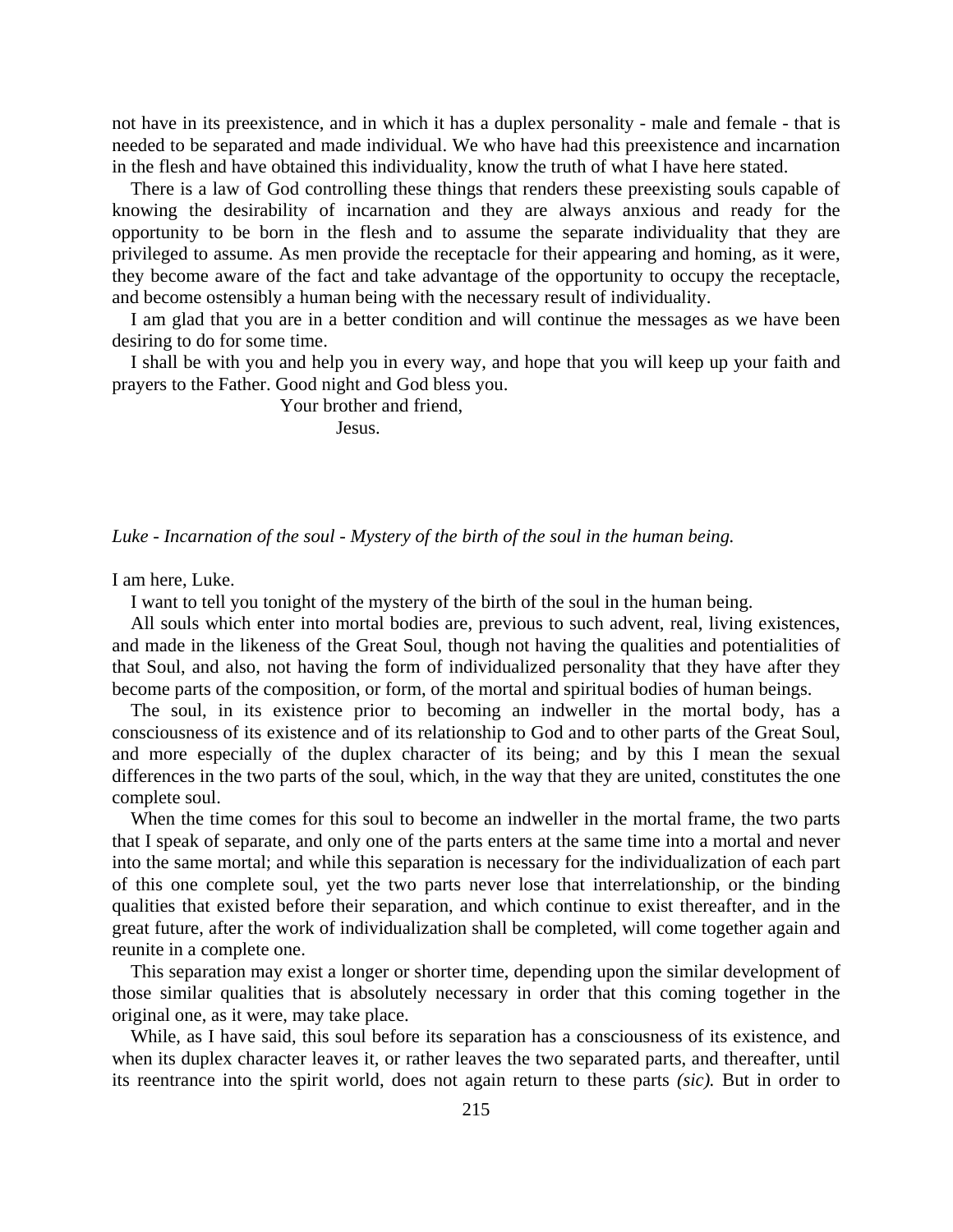not have in its preexistence, and in which it has a duplex personality - male and female - that is needed to be separated and made individual. We who have had this preexistence and incarnation in the flesh and have obtained this individuality, know the truth of what I have here stated.

There is a law of God controlling these things that renders these preexisting souls capable of knowing the desirability of incarnation and they are always anxious and ready for the opportunity to be born in the flesh and to assume the separate individuality that they are privileged to assume. As men provide the receptacle for their appearing and homing, as it were, they become aware of the fact and take advantage of the opportunity to occupy the receptacle, and become ostensibly a human being with the necessary result of individuality.

I am glad that you are in a better condition and will continue the messages as we have been desiring to do for some time.

I shall be with you and help you in every way, and hope that you will keep up your faith and prayers to the Father. Good night and God bless you.

Your brother and friend,

Jesus.

*Luke - Incarnation of the soul - Mystery of the birth of the soul in the human being.*

I am here, Luke.

I want to tell you tonight of the mystery of the birth of the soul in the human being.

All souls which enter into mortal bodies are, previous to such advent, real, living existences, and made in the likeness of the Great Soul, though not having the qualities and potentialities of that Soul, and also, not having the form of individualized personality that they have after they become parts of the composition, or form, of the mortal and spiritual bodies of human beings.

The soul, in its existence prior to becoming an indweller in the mortal body, has a consciousness of its existence and of its relationship to God and to other parts of the Great Soul, and more especially of the duplex character of its being; and by this I mean the sexual differences in the two parts of the soul, which, in the way that they are united, constitutes the one complete soul.

When the time comes for this soul to become an indweller in the mortal frame, the two parts that I speak of separate, and only one of the parts enters at the same time into a mortal and never into the same mortal; and while this separation is necessary for the individualization of each part of this one complete soul, yet the two parts never lose that interrelationship, or the binding qualities that existed before their separation, and which continue to exist thereafter, and in the great future, after the work of individualization shall be completed, will come together again and reunite in a complete one.

This separation may exist a longer or shorter time, depending upon the similar development of those similar qualities that is absolutely necessary in order that this coming together in the original one, as it were, may take place.

While, as I have said, this soul before its separation has a consciousness of its existence, and when its duplex character leaves it, or rather leaves the two separated parts, and thereafter, until its reentrance into the spirit world, does not again return to these parts *(sic).* But in order to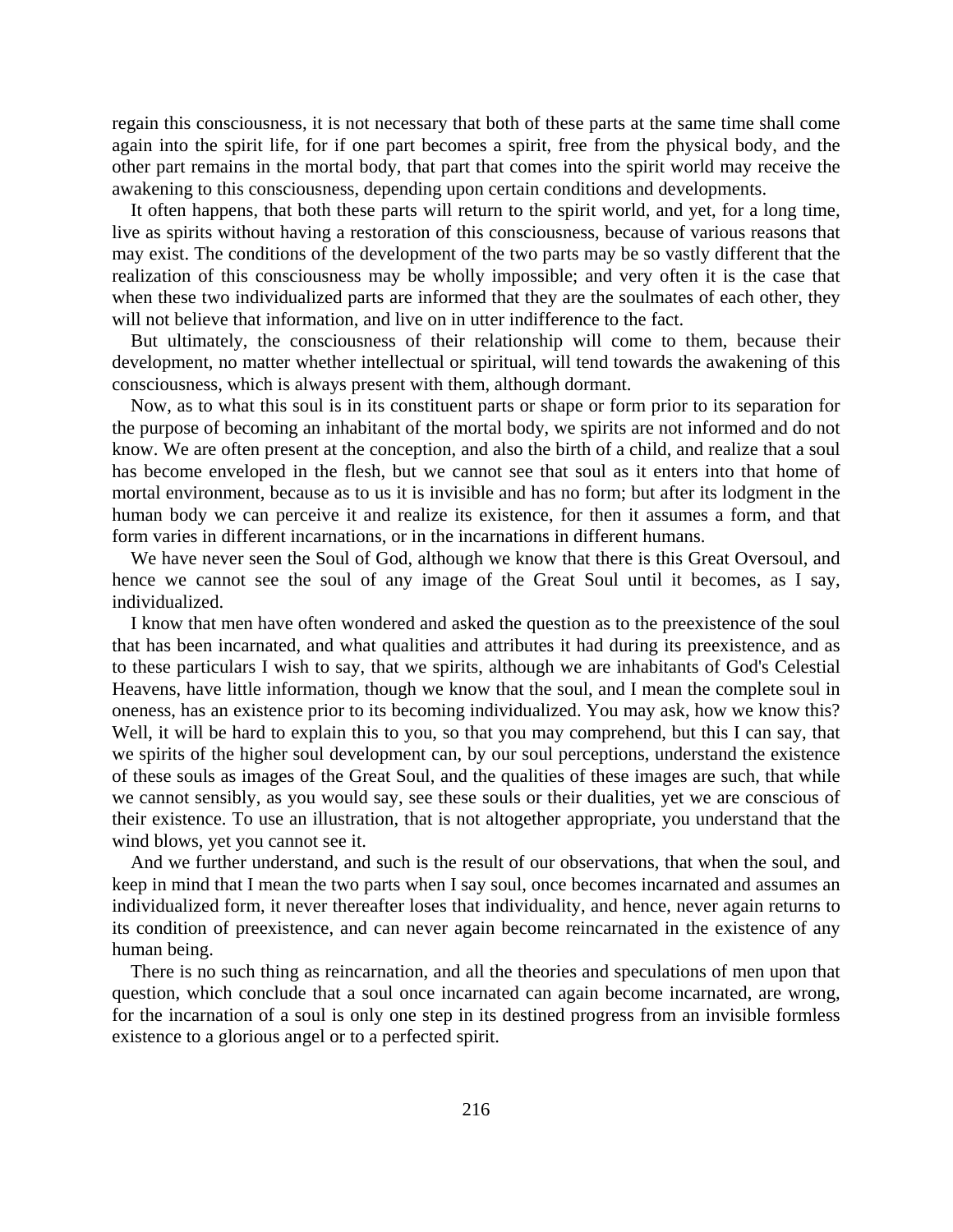regain this consciousness, it is not necessary that both of these parts at the same time shall come again into the spirit life, for if one part becomes a spirit, free from the physical body, and the other part remains in the mortal body, that part that comes into the spirit world may receive the awakening to this consciousness, depending upon certain conditions and developments.

It often happens, that both these parts will return to the spirit world, and yet, for a long time, live as spirits without having a restoration of this consciousness, because of various reasons that may exist. The conditions of the development of the two parts may be so vastly different that the realization of this consciousness may be wholly impossible; and very often it is the case that when these two individualized parts are informed that they are the soulmates of each other, they will not believe that information, and live on in utter indifference to the fact.

But ultimately, the consciousness of their relationship will come to them, because their development, no matter whether intellectual or spiritual, will tend towards the awakening of this consciousness, which is always present with them, although dormant.

Now, as to what this soul is in its constituent parts or shape or form prior to its separation for the purpose of becoming an inhabitant of the mortal body, we spirits are not informed and do not know. We are often present at the conception, and also the birth of a child, and realize that a soul has become enveloped in the flesh, but we cannot see that soul as it enters into that home of mortal environment, because as to us it is invisible and has no form; but after its lodgment in the human body we can perceive it and realize its existence, for then it assumes a form, and that form varies in different incarnations, or in the incarnations in different humans.

We have never seen the Soul of God, although we know that there is this Great Oversoul, and hence we cannot see the soul of any image of the Great Soul until it becomes, as I say, individualized.

I know that men have often wondered and asked the question as to the preexistence of the soul that has been incarnated, and what qualities and attributes it had during its preexistence, and as to these particulars I wish to say, that we spirits, although we are inhabitants of God's Celestial Heavens, have little information, though we know that the soul, and I mean the complete soul in oneness, has an existence prior to its becoming individualized. You may ask, how we know this? Well, it will be hard to explain this to you, so that you may comprehend, but this I can say, that we spirits of the higher soul development can, by our soul perceptions, understand the existence of these souls as images of the Great Soul, and the qualities of these images are such, that while we cannot sensibly, as you would say, see these souls or their dualities, yet we are conscious of their existence. To use an illustration, that is not altogether appropriate, you understand that the wind blows, yet you cannot see it.

And we further understand, and such is the result of our observations, that when the soul, and keep in mind that I mean the two parts when I say soul, once becomes incarnated and assumes an individualized form, it never thereafter loses that individuality, and hence, never again returns to its condition of preexistence, and can never again become reincarnated in the existence of any human being.

There is no such thing as reincarnation, and all the theories and speculations of men upon that question, which conclude that a soul once incarnated can again become incarnated, are wrong, for the incarnation of a soul is only one step in its destined progress from an invisible formless existence to a glorious angel or to a perfected spirit.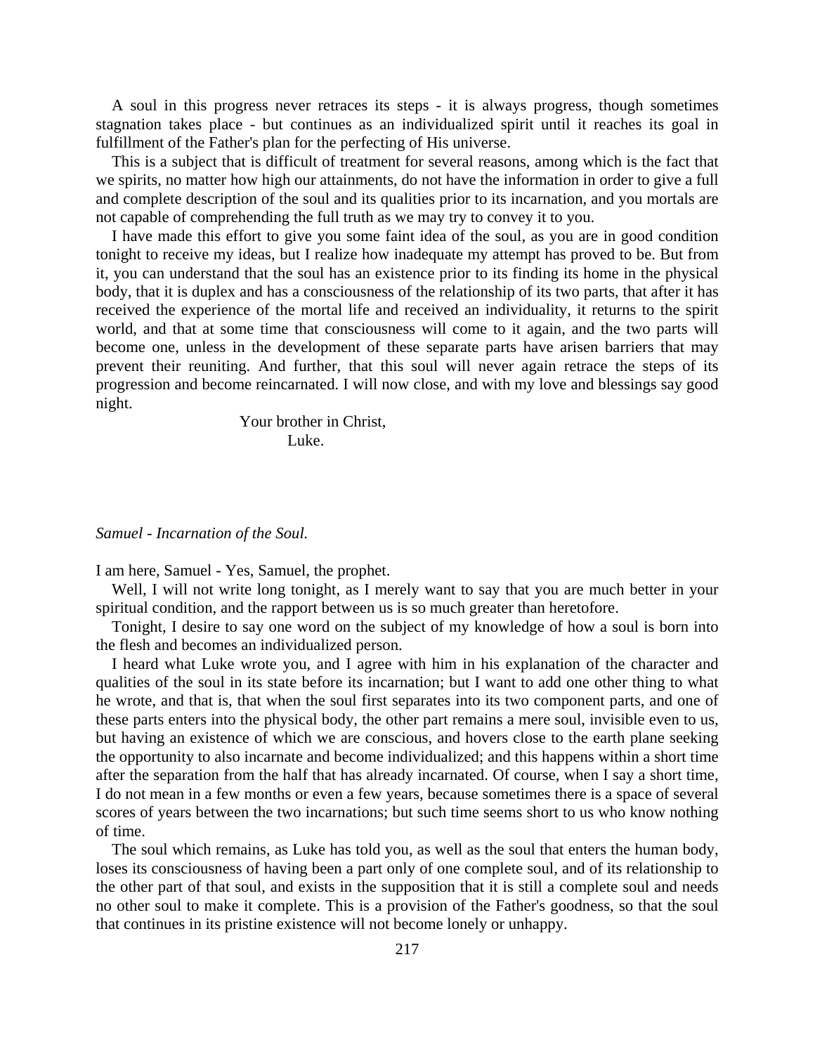A soul in this progress never retraces its steps - it is always progress, though sometimes stagnation takes place - but continues as an individualized spirit until it reaches its goal in fulfillment of the Father's plan for the perfecting of His universe.

This is a subject that is difficult of treatment for several reasons, among which is the fact that we spirits, no matter how high our attainments, do not have the information in order to give a full and complete description of the soul and its qualities prior to its incarnation, and you mortals are not capable of comprehending the full truth as we may try to convey it to you.

I have made this effort to give you some faint idea of the soul, as you are in good condition tonight to receive my ideas, but I realize how inadequate my attempt has proved to be. But from it, you can understand that the soul has an existence prior to its finding its home in the physical body, that it is duplex and has a consciousness of the relationship of its two parts, that after it has received the experience of the mortal life and received an individuality, it returns to the spirit world, and that at some time that consciousness will come to it again, and the two parts will become one, unless in the development of these separate parts have arisen barriers that may prevent their reuniting. And further, that this soul will never again retrace the steps of its progression and become reincarnated. I will now close, and with my love and blessings say good night.

Your brother in Christ,
Luke.

*Samuel - Incarnation of the Soul.*

I am here, Samuel - Yes, Samuel, the prophet.

Well, I will not write long tonight, as I merely want to say that you are much better in your spiritual condition, and the rapport between us is so much greater than heretofore.

Tonight, I desire to say one word on the subject of my knowledge of how a soul is born into the flesh and becomes an individualized person.

I heard what Luke wrote you, and I agree with him in his explanation of the character and qualities of the soul in its state before its incarnation; but I want to add one other thing to what he wrote, and that is, that when the soul first separates into its two component parts, and one of these parts enters into the physical body, the other part remains a mere soul, invisible even to us, but having an existence of which we are conscious, and hovers close to the earth plane seeking the opportunity to also incarnate and become individualized; and this happens within a short time after the separation from the half that has already incarnated. Of course, when I say a short time, I do not mean in a few months or even a few years, because sometimes there is a space of several scores of years between the two incarnations; but such time seems short to us who know nothing of time.

The soul which remains, as Luke has told you, as well as the soul that enters the human body, loses its consciousness of having been a part only of one complete soul, and of its relationship to the other part of that soul, and exists in the supposition that it is still a complete soul and needs no other soul to make it complete. This is a provision of the Father's goodness, so that the soul that continues in its pristine existence will not become lonely or unhappy.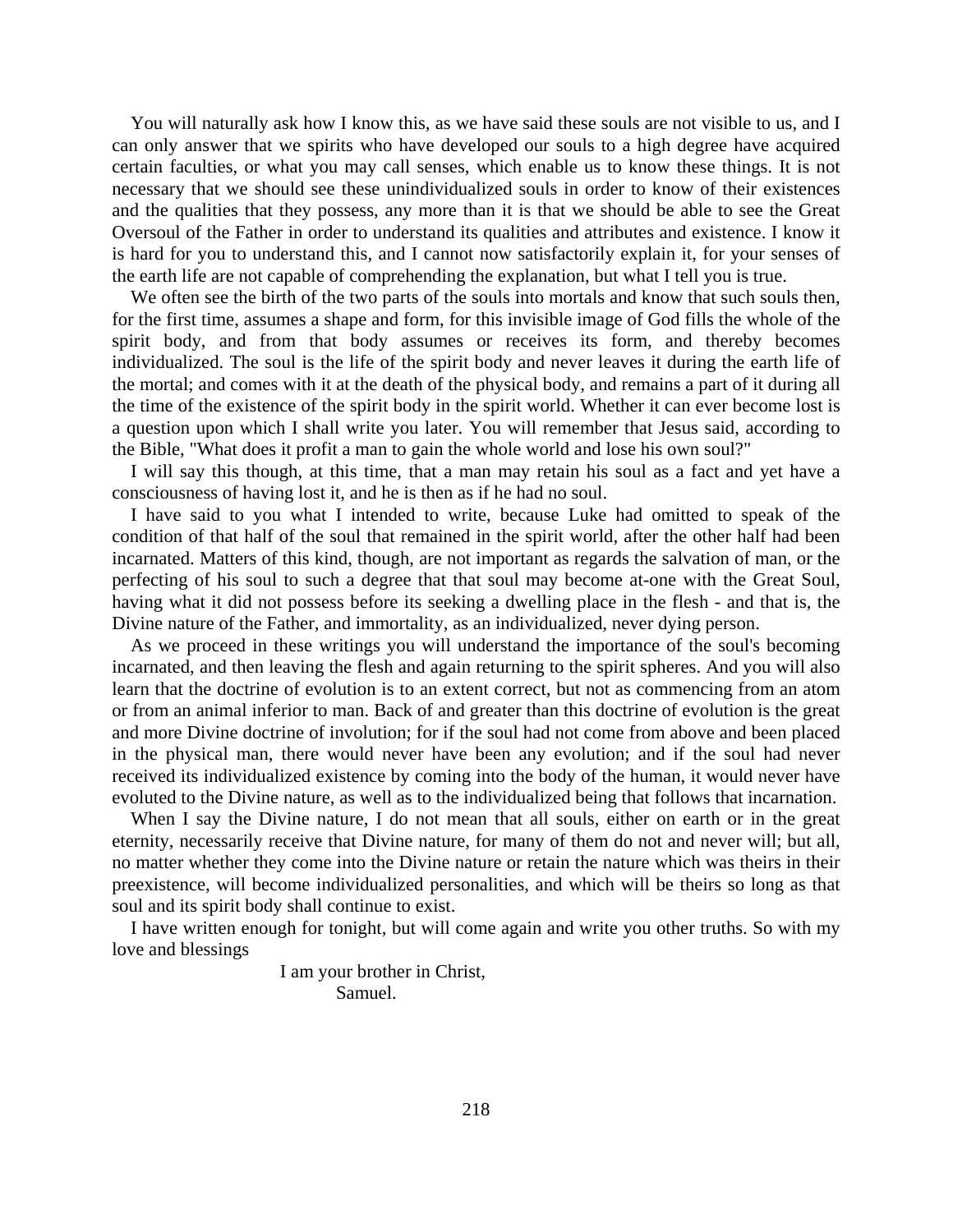You will naturally ask how I know this, as we have said these souls are not visible to us, and I can only answer that we spirits who have developed our souls to a high degree have acquired certain faculties, or what you may call senses, which enable us to know these things. It is not necessary that we should see these unindividualized souls in order to know of their existences and the qualities that they possess, any more than it is that we should be able to see the Great Oversoul of the Father in order to understand its qualities and attributes and existence. I know it is hard for you to understand this, and I cannot now satisfactorily explain it, for your senses of the earth life are not capable of comprehending the explanation, but what I tell you is true.

We often see the birth of the two parts of the souls into mortals and know that such souls then, for the first time, assumes a shape and form, for this invisible image of God fills the whole of the spirit body, and from that body assumes or receives its form, and thereby becomes individualized. The soul is the life of the spirit body and never leaves it during the earth life of the mortal; and comes with it at the death of the physical body, and remains a part of it during all the time of the existence of the spirit body in the spirit world. Whether it can ever become lost is a question upon which I shall write you later. You will remember that Jesus said, according to the Bible, "What does it profit a man to gain the whole world and lose his own soul?"

I will say this though, at this time, that a man may retain his soul as a fact and yet have a consciousness of having lost it, and he is then as if he had no soul.

I have said to you what I intended to write, because Luke had omitted to speak of the condition of that half of the soul that remained in the spirit world, after the other half had been incarnated. Matters of this kind, though, are not important as regards the salvation of man, or the perfecting of his soul to such a degree that that soul may become at-one with the Great Soul, having what it did not possess before its seeking a dwelling place in the flesh - and that is, the Divine nature of the Father, and immortality, as an individualized, never dying person.

As we proceed in these writings you will understand the importance of the soul's becoming incarnated, and then leaving the flesh and again returning to the spirit spheres. And you will also learn that the doctrine of evolution is to an extent correct, but not as commencing from an atom or from an animal inferior to man. Back of and greater than this doctrine of evolution is the great and more Divine doctrine of involution; for if the soul had not come from above and been placed in the physical man, there would never have been any evolution; and if the soul had never received its individualized existence by coming into the body of the human, it would never have evoluted to the Divine nature, as well as to the individualized being that follows that incarnation.

When I say the Divine nature, I do not mean that all souls, either on earth or in the great eternity, necessarily receive that Divine nature, for many of them do not and never will; but all, no matter whether they come into the Divine nature or retain the nature which was theirs in their preexistence, will become individualized personalities, and which will be theirs so long as that soul and its spirit body shall continue to exist.

I have written enough for tonight, but will come again and write you other truths. So with my love and blessings

I am your brother in Christ,  
Samuel.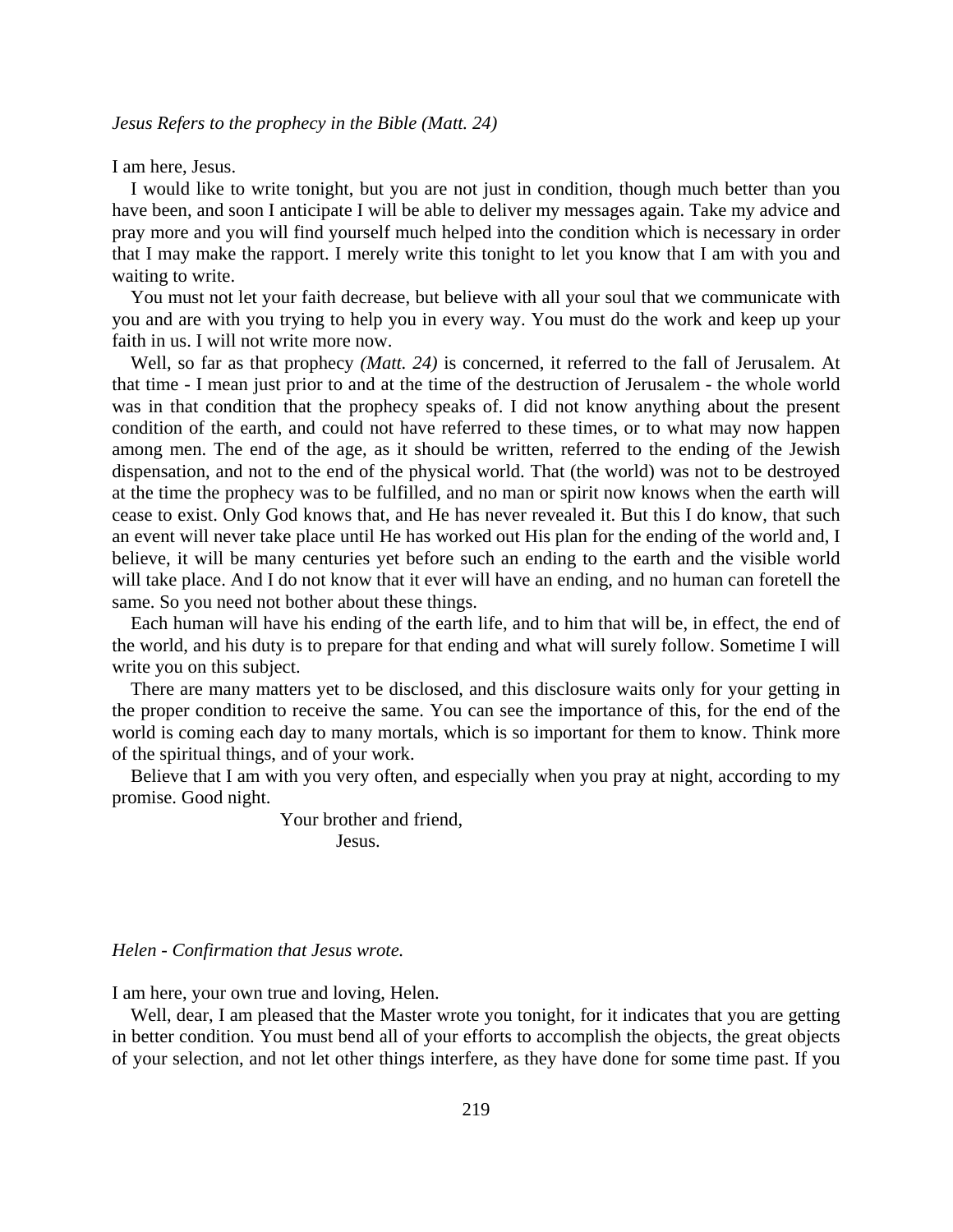*Jesus Refers to the prophecy in the Bible (Matt. 24)*

I am here, Jesus.

I would like to write tonight, but you are not just in condition, though much better than you have been, and soon I anticipate I will be able to deliver my messages again. Take my advice and pray more and you will find yourself much helped into the condition which is necessary in order that I may make the rapport. I merely write this tonight to let you know that I am with you and waiting to write.

You must not let your faith decrease, but believe with all your soul that we communicate with you and are with you trying to help you in every way. You must do the work and keep up your faith in us. I will not write more now.

Well, so far as that prophecy *(Matt. 24)* is concerned, it referred to the fall of Jerusalem. At that time - I mean just prior to and at the time of the destruction of Jerusalem - the whole world was in that condition that the prophecy speaks of. I did not know anything about the present condition of the earth, and could not have referred to these times, or to what may now happen among men. The end of the age, as it should be written, referred to the ending of the Jewish dispensation, and not to the end of the physical world. That (the world) was not to be destroyed at the time the prophecy was to be fulfilled, and no man or spirit now knows when the earth will cease to exist. Only God knows that, and He has never revealed it. But this I do know, that such an event will never take place until He has worked out His plan for the ending of the world and, I believe, it will be many centuries yet before such an ending to the earth and the visible world will take place. And I do not know that it ever will have an ending, and no human can foretell the same. So you need not bother about these things.

Each human will have his ending of the earth life, and to him that will be, in effect, the end of the world, and his duty is to prepare for that ending and what will surely follow. Sometime I will write you on this subject.

There are many matters yet to be disclosed, and this disclosure waits only for your getting in the proper condition to receive the same. You can see the importance of this, for the end of the world is coming each day to many mortals, which is so important for them to know. Think more of the spiritual things, and of your work.

Believe that I am with you very often, and especially when you pray at night, according to my promise. Good night.

Your brother and friend,
Jesus.

*Helen - Confirmation that Jesus wrote.*

I am here, your own true and loving, Helen.

Well, dear, I am pleased that the Master wrote you tonight, for it indicates that you are getting in better condition. You must bend all of your efforts to accomplish the objects, the great objects of your selection, and not let other things interfere, as they have done for some time past. If you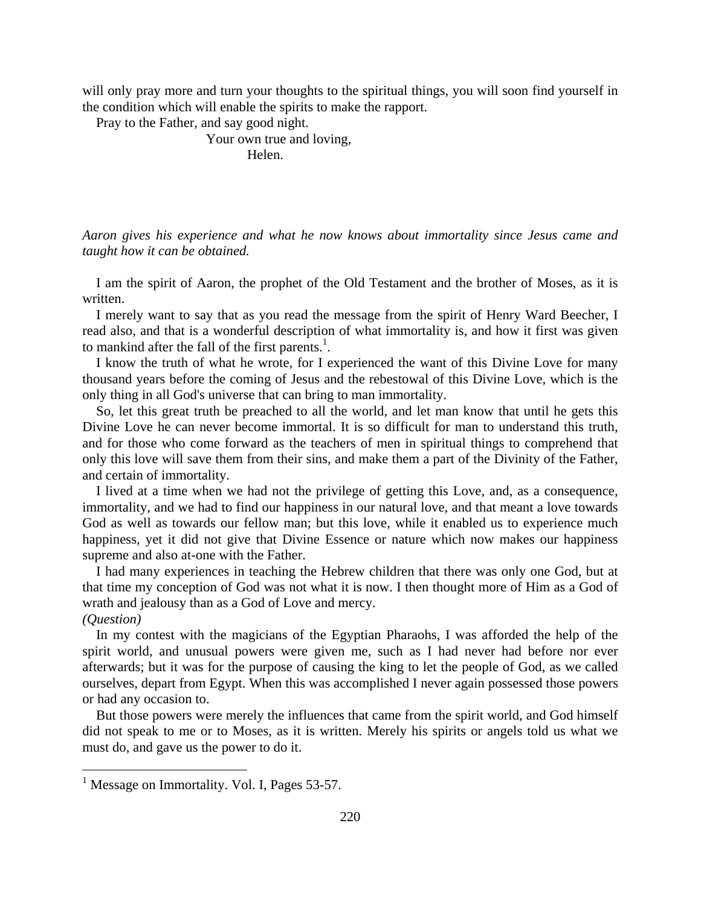will only pray more and turn your thoughts to the spiritual things, you will soon find yourself in the condition which will enable the spirits to make the rapport.

Pray to the Father, and say good night.

Your own true and loving,
Helen.

*Aaron gives his experience and what he now knows about immortality since Jesus came and taught how it can be obtained.*

I am the spirit of Aaron, the prophet of the Old Testament and the brother of Moses, as it is written.

I merely want to say that as you read the message from the spirit of Henry Ward Beecher, I read also, and that is a wonderful description of what immortality is, and how it first was given to mankind after the fall of the first parents.[1].

I know the truth of what he wrote, for I experienced the want of this Divine Love for many thousand years before the coming of Jesus and the rebestowal of this Divine Love, which is the only thing in all God's universe that can bring to man immortality.

So, let this great truth be preached to all the world, and let man know that until he gets this Divine Love he can never become immortal. It is so difficult for man to understand this truth, and for those who come forward as the teachers of men in spiritual things to comprehend that only this love will save them from their sins, and make them a part of the Divinity of the Father, and certain of immortality.

I lived at a time when we had not the privilege of getting this Love, and, as a consequence, immortality, and we had to find our happiness in our natural love, and that meant a love towards God as well as towards our fellow man; but this love, while it enabled us to experience much happiness, yet it did not give that Divine Essence or nature which now makes our happiness supreme and also at-one with the Father.

I had many experiences in teaching the Hebrew children that there was only one God, but at that time my conception of God was not what it is now. I then thought more of Him as a God of wrath and jealousy than as a God of Love and mercy.

*(Question)*

In my contest with the magicians of the Egyptian Pharaohs, I was afforded the help of the spirit world, and unusual powers were given me, such as I had never had before nor ever afterwards; but it was for the purpose of causing the king to let the people of God, as we called ourselves, depart from Egypt. When this was accomplished I never again possessed those powers or had any occasion to.

But those powers were merely the influences that came from the spirit world, and God himself did not speak to me or to Moses, as it is written. Merely his spirits or angels told us what we must do, and gave us the power to do it.

[1] Message on Immortality. Vol. I, Pages 53-57.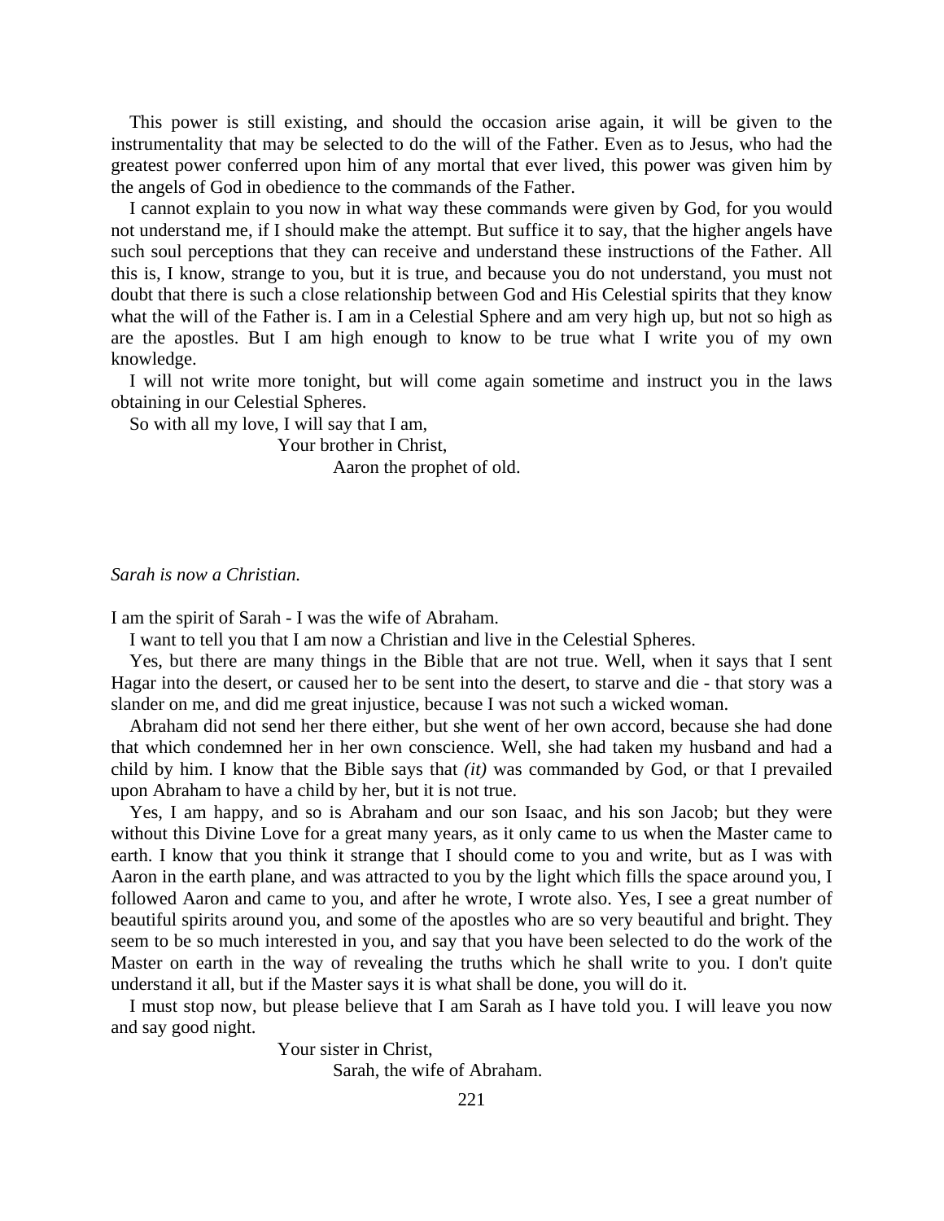This power is still existing, and should the occasion arise again, it will be given to the instrumentality that may be selected to do the will of the Father. Even as to Jesus, who had the greatest power conferred upon him of any mortal that ever lived, this power was given him by the angels of God in obedience to the commands of the Father.

I cannot explain to you now in what way these commands were given by God, for you would not understand me, if I should make the attempt. But suffice it to say, that the higher angels have such soul perceptions that they can receive and understand these instructions of the Father. All this is, I know, strange to you, but it is true, and because you do not understand, you must not doubt that there is such a close relationship between God and His Celestial spirits that they know what the will of the Father is. I am in a Celestial Sphere and am very high up, but not so high as are the apostles. But I am high enough to know to be true what I write you of my own knowledge.

I will not write more tonight, but will come again sometime and instruct you in the laws obtaining in our Celestial Spheres.

So with all my love, I will say that I am,

Your brother in Christ,

Aaron the prophet of old.

*Sarah is now a Christian.*

I am the spirit of Sarah - I was the wife of Abraham.

I want to tell you that I am now a Christian and live in the Celestial Spheres.

Yes, but there are many things in the Bible that are not true. Well, when it says that I sent Hagar into the desert, or caused her to be sent into the desert, to starve and die - that story was a slander on me, and did me great injustice, because I was not such a wicked woman.

Abraham did not send her there either, but she went of her own accord, because she had done that which condemned her in her own conscience. Well, she had taken my husband and had a child by him. I know that the Bible says that *(it)* was commanded by God, or that I prevailed upon Abraham to have a child by her, but it is not true.

Yes, I am happy, and so is Abraham and our son Isaac, and his son Jacob; but they were without this Divine Love for a great many years, as it only came to us when the Master came to earth. I know that you think it strange that I should come to you and write, but as I was with Aaron in the earth plane, and was attracted to you by the light which fills the space around you, I followed Aaron and came to you, and after he wrote, I wrote also. Yes, I see a great number of beautiful spirits around you, and some of the apostles who are so very beautiful and bright. They seem to be so much interested in you, and say that you have been selected to do the work of the Master on earth in the way of revealing the truths which he shall write to you. I don't quite understand it all, but if the Master says it is what shall be done, you will do it.

I must stop now, but please believe that I am Sarah as I have told you. I will leave you now and say good night.

Your sister in Christ,

Sarah, the wife of Abraham.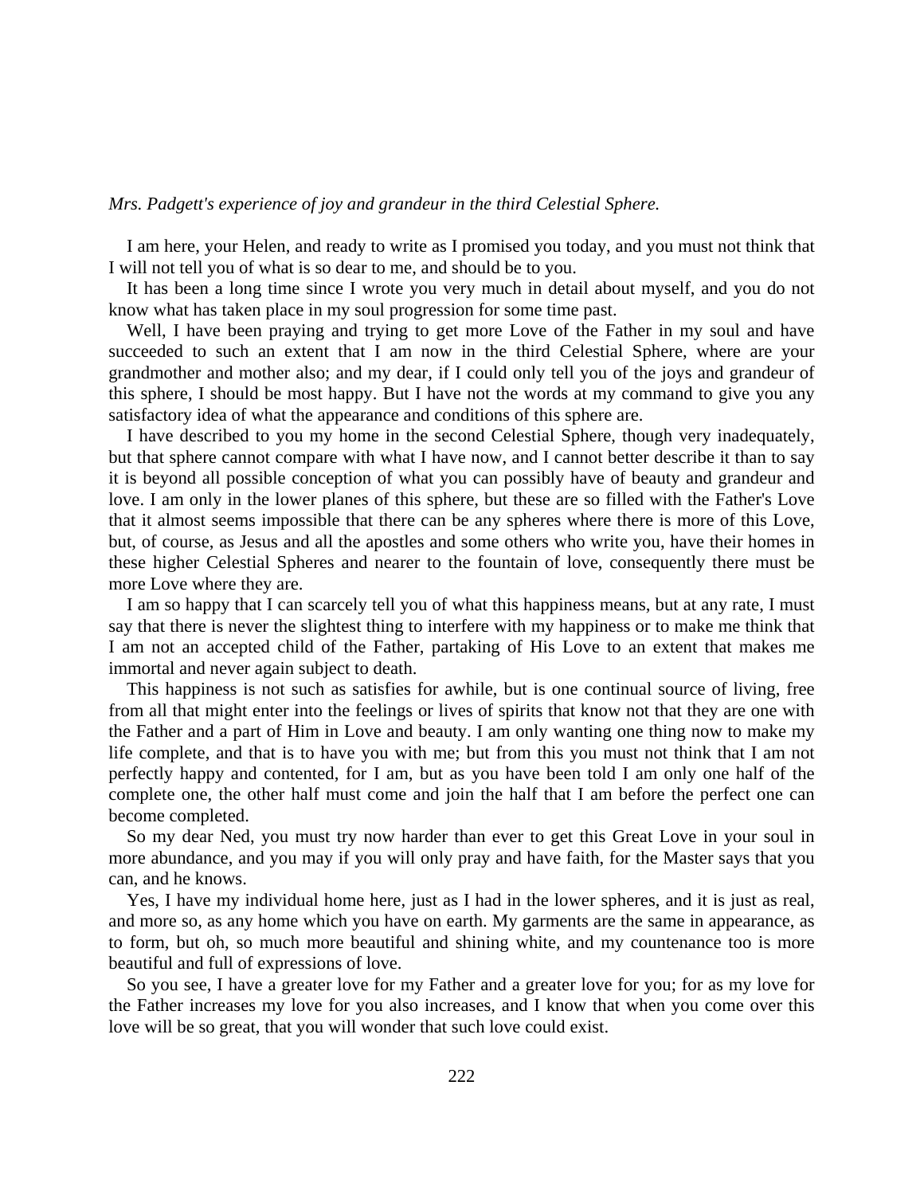*Mrs. Padgett's experience of joy and grandeur in the third Celestial Sphere.*

I am here, your Helen, and ready to write as I promised you today, and you must not think that I will not tell you of what is so dear to me, and should be to you.

It has been a long time since I wrote you very much in detail about myself, and you do not know what has taken place in my soul progression for some time past.

Well, I have been praying and trying to get more Love of the Father in my soul and have succeeded to such an extent that I am now in the third Celestial Sphere, where are your grandmother and mother also; and my dear, if I could only tell you of the joys and grandeur of this sphere, I should be most happy. But I have not the words at my command to give you any satisfactory idea of what the appearance and conditions of this sphere are.

I have described to you my home in the second Celestial Sphere, though very inadequately, but that sphere cannot compare with what I have now, and I cannot better describe it than to say it is beyond all possible conception of what you can possibly have of beauty and grandeur and love. I am only in the lower planes of this sphere, but these are so filled with the Father's Love that it almost seems impossible that there can be any spheres where there is more of this Love, but, of course, as Jesus and all the apostles and some others who write you, have their homes in these higher Celestial Spheres and nearer to the fountain of love, consequently there must be more Love where they are.

I am so happy that I can scarcely tell you of what this happiness means, but at any rate, I must say that there is never the slightest thing to interfere with my happiness or to make me think that I am not an accepted child of the Father, partaking of His Love to an extent that makes me immortal and never again subject to death.

This happiness is not such as satisfies for awhile, but is one continual source of living, free from all that might enter into the feelings or lives of spirits that know not that they are one with the Father and a part of Him in Love and beauty. I am only wanting one thing now to make my life complete, and that is to have you with me; but from this you must not think that I am not perfectly happy and contented, for I am, but as you have been told I am only one half of the complete one, the other half must come and join the half that I am before the perfect one can become completed.

So my dear Ned, you must try now harder than ever to get this Great Love in your soul in more abundance, and you may if you will only pray and have faith, for the Master says that you can, and he knows.

Yes, I have my individual home here, just as I had in the lower spheres, and it is just as real, and more so, as any home which you have on earth. My garments are the same in appearance, as to form, but oh, so much more beautiful and shining white, and my countenance too is more beautiful and full of expressions of love.

So you see, I have a greater love for my Father and a greater love for you; for as my love for the Father increases my love for you also increases, and I know that when you come over this love will be so great, that you will wonder that such love could exist.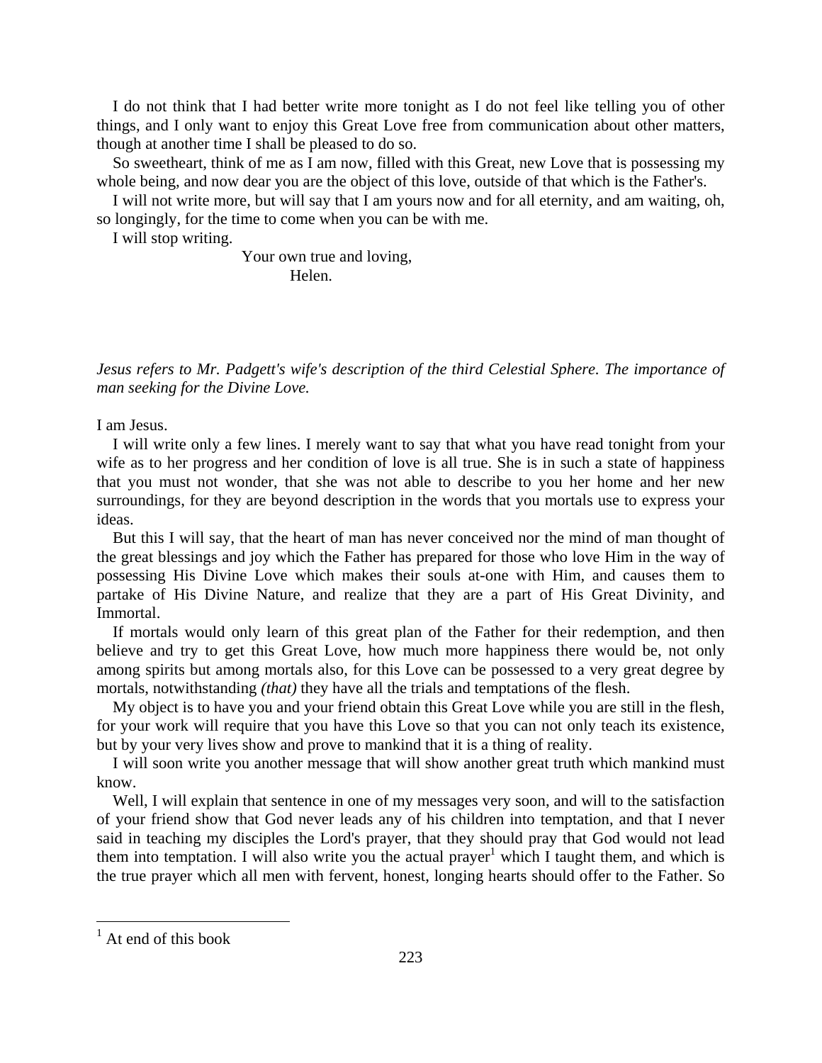I do not think that I had better write more tonight as I do not feel like telling you of other things, and I only want to enjoy this Great Love free from communication about other matters, though at another time I shall be pleased to do so.

So sweetheart, think of me as I am now, filled with this Great, new Love that is possessing my whole being, and now dear you are the object of this love, outside of that which is the Father's.

I will not write more, but will say that I am yours now and for all eternity, and am waiting, oh, so longingly, for the time to come when you can be with me.

I will stop writing.

Your own true and loving,
Helen.

*Jesus refers to Mr. Padgett's wife's description of the third Celestial Sphere. The importance of man seeking for the Divine Love.*

I am Jesus.

I will write only a few lines. I merely want to say that what you have read tonight from your wife as to her progress and her condition of love is all true. She is in such a state of happiness that you must not wonder, that she was not able to describe to you her home and her new surroundings, for they are beyond description in the words that you mortals use to express your ideas.

But this I will say, that the heart of man has never conceived nor the mind of man thought of the great blessings and joy which the Father has prepared for those who love Him in the way of possessing His Divine Love which makes their souls at-one with Him, and causes them to partake of His Divine Nature, and realize that they are a part of His Great Divinity, and Immortal.

If mortals would only learn of this great plan of the Father for their redemption, and then believe and try to get this Great Love, how much more happiness there would be, not only among spirits but among mortals also, for this Love can be possessed to a very great degree by mortals, notwithstanding *(that)* they have all the trials and temptations of the flesh.

My object is to have you and your friend obtain this Great Love while you are still in the flesh, for your work will require that you have this Love so that you can not only teach its existence, but by your very lives show and prove to mankind that it is a thing of reality.

I will soon write you another message that will show another great truth which mankind must know.

Well, I will explain that sentence in one of my messages very soon, and will to the satisfaction of your friend show that God never leads any of his children into temptation, and that I never said in teaching my disciples the Lord's prayer, that they should pray that God would not lead them into temptation. I will also write you the actual prayer[1] which I taught them, and which is the true prayer which all men with fervent, honest, longing hearts should offer to the Father. So

[1] At end of this book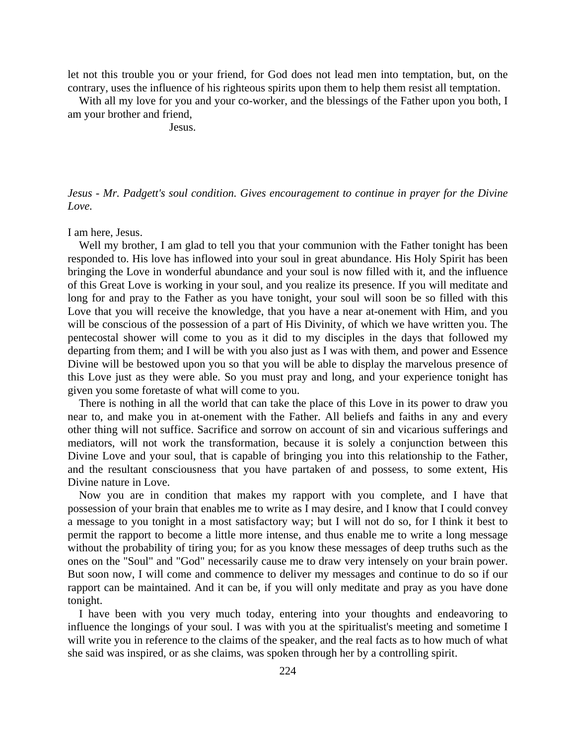let not this trouble you or your friend, for God does not lead men into temptation, but, on the contrary, uses the influence of his righteous spirits upon them to help them resist all temptation.

With all my love for you and your co-worker, and the blessings of the Father upon you both, I am your brother and friend,

Jesus.

*Jesus - Mr. Padgett's soul condition. Gives encouragement to continue in prayer for the Divine Love.*

I am here, Jesus.

Well my brother, I am glad to tell you that your communion with the Father tonight has been responded to. His love has inflowed into your soul in great abundance. His Holy Spirit has been bringing the Love in wonderful abundance and your soul is now filled with it, and the influence of this Great Love is working in your soul, and you realize its presence. If you will meditate and long for and pray to the Father as you have tonight, your soul will soon be so filled with this Love that you will receive the knowledge, that you have a near at-onement with Him, and you will be conscious of the possession of a part of His Divinity, of which we have written you. The pentecostal shower will come to you as it did to my disciples in the days that followed my departing from them; and I will be with you also just as I was with them, and power and Essence Divine will be bestowed upon you so that you will be able to display the marvelous presence of this Love just as they were able. So you must pray and long, and your experience tonight has given you some foretaste of what will come to you.

There is nothing in all the world that can take the place of this Love in its power to draw you near to, and make you in at-onement with the Father. All beliefs and faiths in any and every other thing will not suffice. Sacrifice and sorrow on account of sin and vicarious sufferings and mediators, will not work the transformation, because it is solely a conjunction between this Divine Love and your soul, that is capable of bringing you into this relationship to the Father, and the resultant consciousness that you have partaken of and possess, to some extent, His Divine nature in Love.

Now you are in condition that makes my rapport with you complete, and I have that possession of your brain that enables me to write as I may desire, and I know that I could convey a message to you tonight in a most satisfactory way; but I will not do so, for I think it best to permit the rapport to become a little more intense, and thus enable me to write a long message without the probability of tiring you; for as you know these messages of deep truths such as the ones on the "Soul" and "God" necessarily cause me to draw very intensely on your brain power. But soon now, I will come and commence to deliver my messages and continue to do so if our rapport can be maintained. And it can be, if you will only meditate and pray as you have done tonight.

I have been with you very much today, entering into your thoughts and endeavoring to influence the longings of your soul. I was with you at the spiritualist's meeting and sometime I will write you in reference to the claims of the speaker, and the real facts as to how much of what she said was inspired, or as she claims, was spoken through her by a controlling spirit.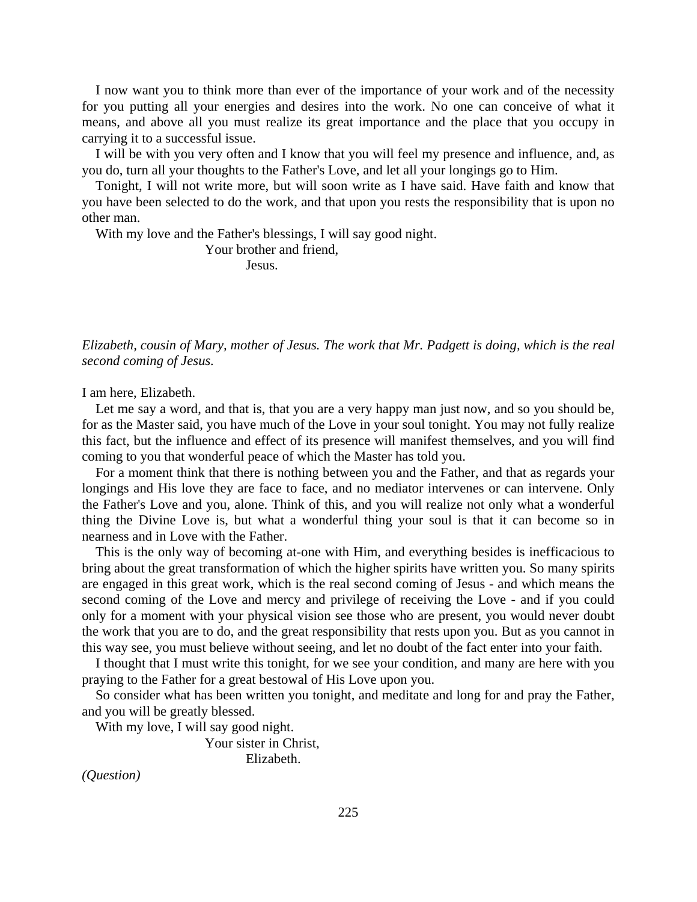I now want you to think more than ever of the importance of your work and of the necessity for you putting all your energies and desires into the work. No one can conceive of what it means, and above all you must realize its great importance and the place that you occupy in carrying it to a successful issue.

I will be with you very often and I know that you will feel my presence and influence, and, as you do, turn all your thoughts to the Father's Love, and let all your longings go to Him.

Tonight, I will not write more, but will soon write as I have said. Have faith and know that you have been selected to do the work, and that upon you rests the responsibility that is upon no other man.

With my love and the Father's blessings, I will say good night.

Your brother and friend,
Jesus.

*Elizabeth, cousin of Mary, mother of Jesus. The work that Mr. Padgett is doing, which is the real second coming of Jesus.*

I am here, Elizabeth.

Let me say a word, and that is, that you are a very happy man just now, and so you should be, for as the Master said, you have much of the Love in your soul tonight. You may not fully realize this fact, but the influence and effect of its presence will manifest themselves, and you will find coming to you that wonderful peace of which the Master has told you.

For a moment think that there is nothing between you and the Father, and that as regards your longings and His love they are face to face, and no mediator intervenes or can intervene. Only the Father's Love and you, alone. Think of this, and you will realize not only what a wonderful thing the Divine Love is, but what a wonderful thing your soul is that it can become so in nearness and in Love with the Father.

This is the only way of becoming at-one with Him, and everything besides is inefficacious to bring about the great transformation of which the higher spirits have written you. So many spirits are engaged in this great work, which is the real second coming of Jesus - and which means the second coming of the Love and mercy and privilege of receiving the Love - and if you could only for a moment with your physical vision see those who are present, you would never doubt the work that you are to do, and the great responsibility that rests upon you. But as you cannot in this way see, you must believe without seeing, and let no doubt of the fact enter into your faith.

I thought that I must write this tonight, for we see your condition, and many are here with you praying to the Father for a great bestowal of His Love upon you.

So consider what has been written you tonight, and meditate and long for and pray the Father, and you will be greatly blessed.

With my love, I will say good night.

Your sister in Christ,
Elizabeth.

*(Question)*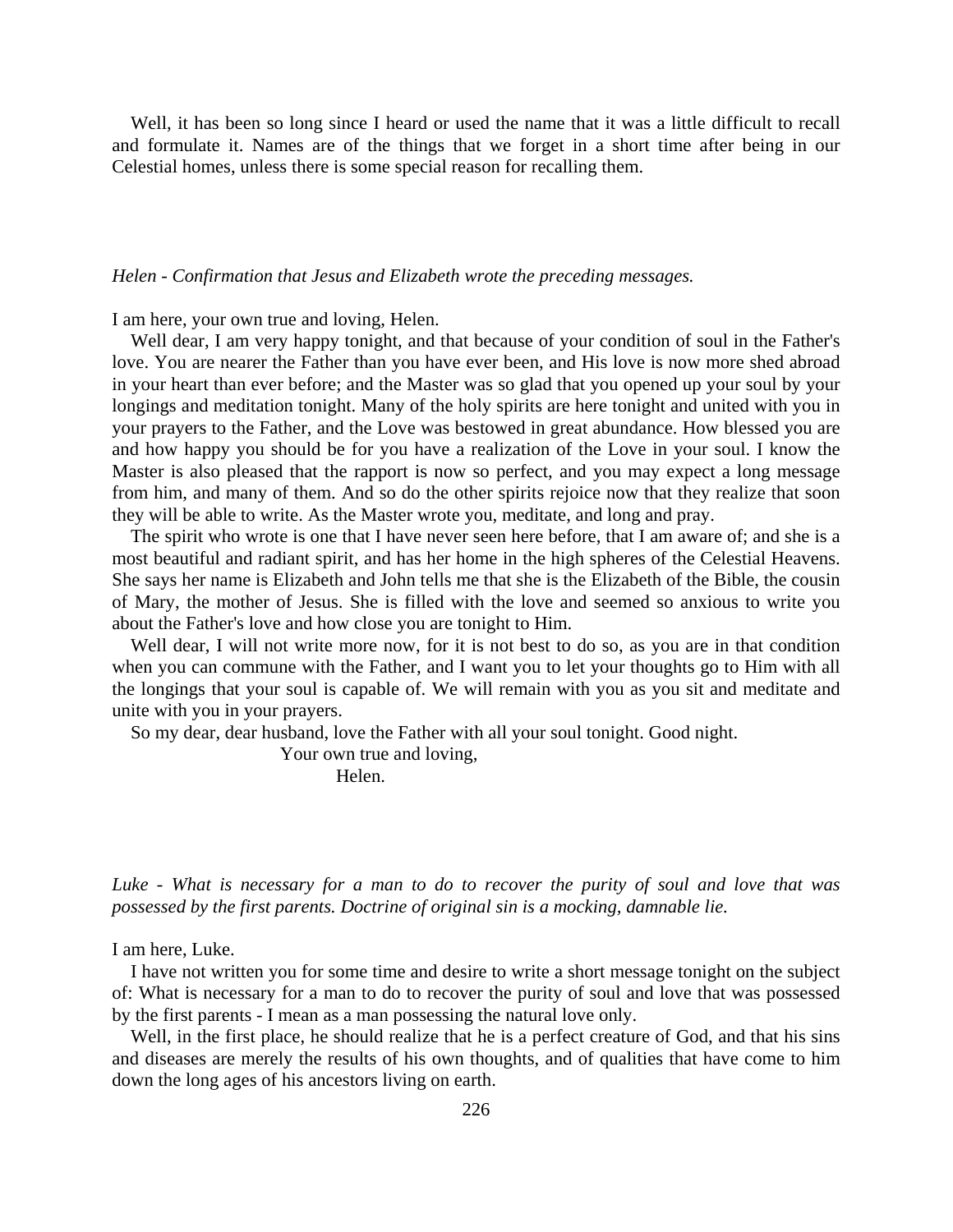Well, it has been so long since I heard or used the name that it was a little difficult to recall and formulate it. Names are of the things that we forget in a short time after being in our Celestial homes, unless there is some special reason for recalling them.

*Helen - Confirmation that Jesus and Elizabeth wrote the preceding messages.*

I am here, your own true and loving, Helen.

Well dear, I am very happy tonight, and that because of your condition of soul in the Father's love. You are nearer the Father than you have ever been, and His love is now more shed abroad in your heart than ever before; and the Master was so glad that you opened up your soul by your longings and meditation tonight. Many of the holy spirits are here tonight and united with you in your prayers to the Father, and the Love was bestowed in great abundance. How blessed you are and how happy you should be for you have a realization of the Love in your soul. I know the Master is also pleased that the rapport is now so perfect, and you may expect a long message from him, and many of them. And so do the other spirits rejoice now that they realize that soon they will be able to write. As the Master wrote you, meditate, and long and pray.

The spirit who wrote is one that I have never seen here before, that I am aware of; and she is a most beautiful and radiant spirit, and has her home in the high spheres of the Celestial Heavens. She says her name is Elizabeth and John tells me that she is the Elizabeth of the Bible, the cousin of Mary, the mother of Jesus. She is filled with the love and seemed so anxious to write you about the Father's love and how close you are tonight to Him.

Well dear, I will not write more now, for it is not best to do so, as you are in that condition when you can commune with the Father, and I want you to let your thoughts go to Him with all the longings that your soul is capable of. We will remain with you as you sit and meditate and unite with you in your prayers.

So my dear, dear husband, love the Father with all your soul tonight. Good night.

Your own true and loving,
Helen.

*Luke - What is necessary for a man to do to recover the purity of soul and love that was possessed by the first parents. Doctrine of original sin is a mocking, damnable lie.*

I am here, Luke.

I have not written you for some time and desire to write a short message tonight on the subject of: What is necessary for a man to do to recover the purity of soul and love that was possessed by the first parents - I mean as a man possessing the natural love only.

Well, in the first place, he should realize that he is a perfect creature of God, and that his sins and diseases are merely the results of his own thoughts, and of qualities that have come to him down the long ages of his ancestors living on earth.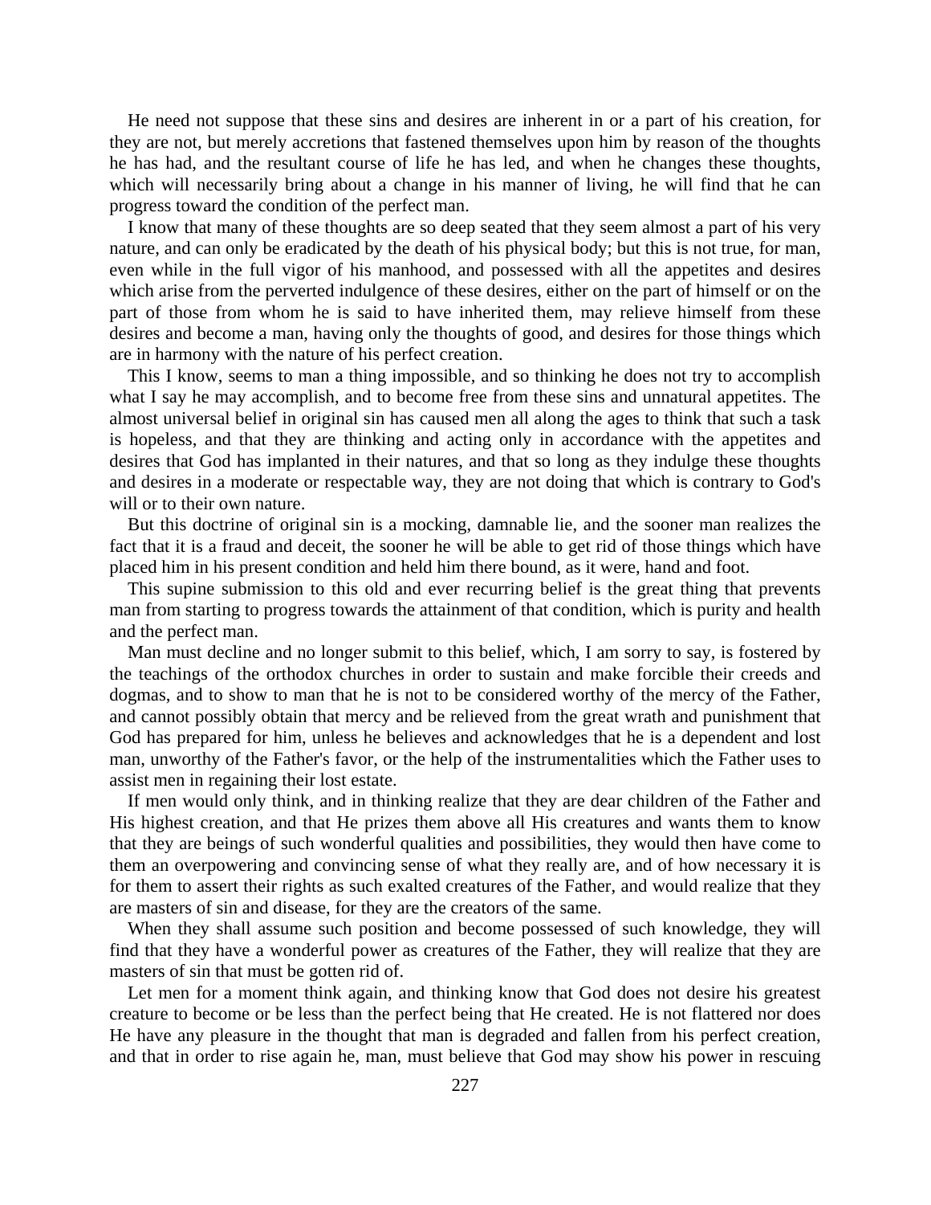He need not suppose that these sins and desires are inherent in or a part of his creation, for they are not, but merely accretions that fastened themselves upon him by reason of the thoughts he has had, and the resultant course of life he has led, and when he changes these thoughts, which will necessarily bring about a change in his manner of living, he will find that he can progress toward the condition of the perfect man.

I know that many of these thoughts are so deep seated that they seem almost a part of his very nature, and can only be eradicated by the death of his physical body; but this is not true, for man, even while in the full vigor of his manhood, and possessed with all the appetites and desires which arise from the perverted indulgence of these desires, either on the part of himself or on the part of those from whom he is said to have inherited them, may relieve himself from these desires and become a man, having only the thoughts of good, and desires for those things which are in harmony with the nature of his perfect creation.

This I know, seems to man a thing impossible, and so thinking he does not try to accomplish what I say he may accomplish, and to become free from these sins and unnatural appetites. The almost universal belief in original sin has caused men all along the ages to think that such a task is hopeless, and that they are thinking and acting only in accordance with the appetites and desires that God has implanted in their natures, and that so long as they indulge these thoughts and desires in a moderate or respectable way, they are not doing that which is contrary to God's will or to their own nature.

But this doctrine of original sin is a mocking, damnable lie, and the sooner man realizes the fact that it is a fraud and deceit, the sooner he will be able to get rid of those things which have placed him in his present condition and held him there bound, as it were, hand and foot.

This supine submission to this old and ever recurring belief is the great thing that prevents man from starting to progress towards the attainment of that condition, which is purity and health and the perfect man.

Man must decline and no longer submit to this belief, which, I am sorry to say, is fostered by the teachings of the orthodox churches in order to sustain and make forcible their creeds and dogmas, and to show to man that he is not to be considered worthy of the mercy of the Father, and cannot possibly obtain that mercy and be relieved from the great wrath and punishment that God has prepared for him, unless he believes and acknowledges that he is a dependent and lost man, unworthy of the Father's favor, or the help of the instrumentalities which the Father uses to assist men in regaining their lost estate.

If men would only think, and in thinking realize that they are dear children of the Father and His highest creation, and that He prizes them above all His creatures and wants them to know that they are beings of such wonderful qualities and possibilities, they would then have come to them an overpowering and convincing sense of what they really are, and of how necessary it is for them to assert their rights as such exalted creatures of the Father, and would realize that they are masters of sin and disease, for they are the creators of the same.

When they shall assume such position and become possessed of such knowledge, they will find that they have a wonderful power as creatures of the Father, they will realize that they are masters of sin that must be gotten rid of.

Let men for a moment think again, and thinking know that God does not desire his greatest creature to become or be less than the perfect being that He created. He is not flattered nor does He have any pleasure in the thought that man is degraded and fallen from his perfect creation, and that in order to rise again he, man, must believe that God may show his power in rescuing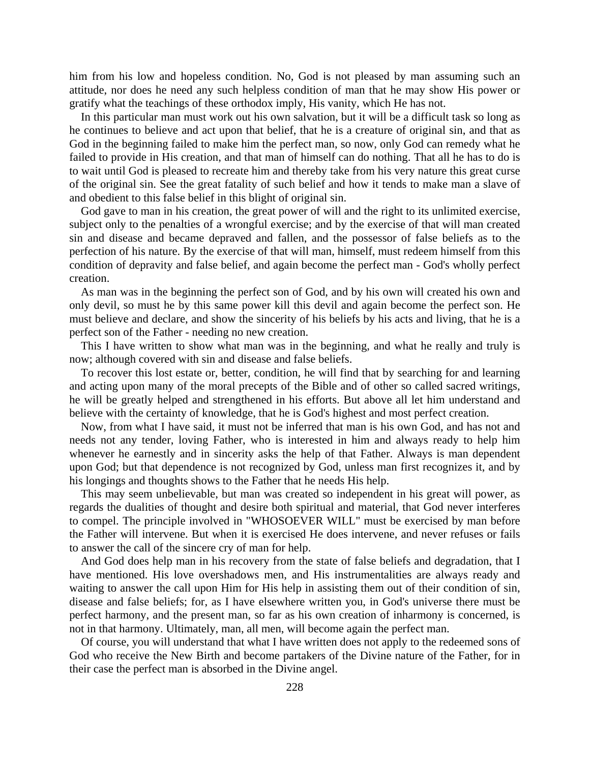him from his low and hopeless condition. No, God is not pleased by man assuming such an attitude, nor does he need any such helpless condition of man that he may show His power or gratify what the teachings of these orthodox imply, His vanity, which He has not.

In this particular man must work out his own salvation, but it will be a difficult task so long as he continues to believe and act upon that belief, that he is a creature of original sin, and that as God in the beginning failed to make him the perfect man, so now, only God can remedy what he failed to provide in His creation, and that man of himself can do nothing. That all he has to do is to wait until God is pleased to recreate him and thereby take from his very nature this great curse of the original sin. See the great fatality of such belief and how it tends to make man a slave of and obedient to this false belief in this blight of original sin.

God gave to man in his creation, the great power of will and the right to its unlimited exercise, subject only to the penalties of a wrongful exercise; and by the exercise of that will man created sin and disease and became depraved and fallen, and the possessor of false beliefs as to the perfection of his nature. By the exercise of that will man, himself, must redeem himself from this condition of depravity and false belief, and again become the perfect man - God's wholly perfect creation.

As man was in the beginning the perfect son of God, and by his own will created his own and only devil, so must he by this same power kill this devil and again become the perfect son. He must believe and declare, and show the sincerity of his beliefs by his acts and living, that he is a perfect son of the Father - needing no new creation.

This I have written to show what man was in the beginning, and what he really and truly is now; although covered with sin and disease and false beliefs.

To recover this lost estate or, better, condition, he will find that by searching for and learning and acting upon many of the moral precepts of the Bible and of other so called sacred writings, he will be greatly helped and strengthened in his efforts. But above all let him understand and believe with the certainty of knowledge, that he is God's highest and most perfect creation.

Now, from what I have said, it must not be inferred that man is his own God, and has not and needs not any tender, loving Father, who is interested in him and always ready to help him whenever he earnestly and in sincerity asks the help of that Father. Always is man dependent upon God; but that dependence is not recognized by God, unless man first recognizes it, and by his longings and thoughts shows to the Father that he needs His help.

This may seem unbelievable, but man was created so independent in his great will power, as regards the dualities of thought and desire both spiritual and material, that God never interferes to compel. The principle involved in "WHOSOEVER WILL" must be exercised by man before the Father will intervene. But when it is exercised He does intervene, and never refuses or fails to answer the call of the sincere cry of man for help.

And God does help man in his recovery from the state of false beliefs and degradation, that I have mentioned. His love overshadows men, and His instrumentalities are always ready and waiting to answer the call upon Him for His help in assisting them out of their condition of sin, disease and false beliefs; for, as I have elsewhere written you, in God's universe there must be perfect harmony, and the present man, so far as his own creation of inharmony is concerned, is not in that harmony. Ultimately, man, all men, will become again the perfect man.

Of course, you will understand that what I have written does not apply to the redeemed sons of God who receive the New Birth and become partakers of the Divine nature of the Father, for in their case the perfect man is absorbed in the Divine angel.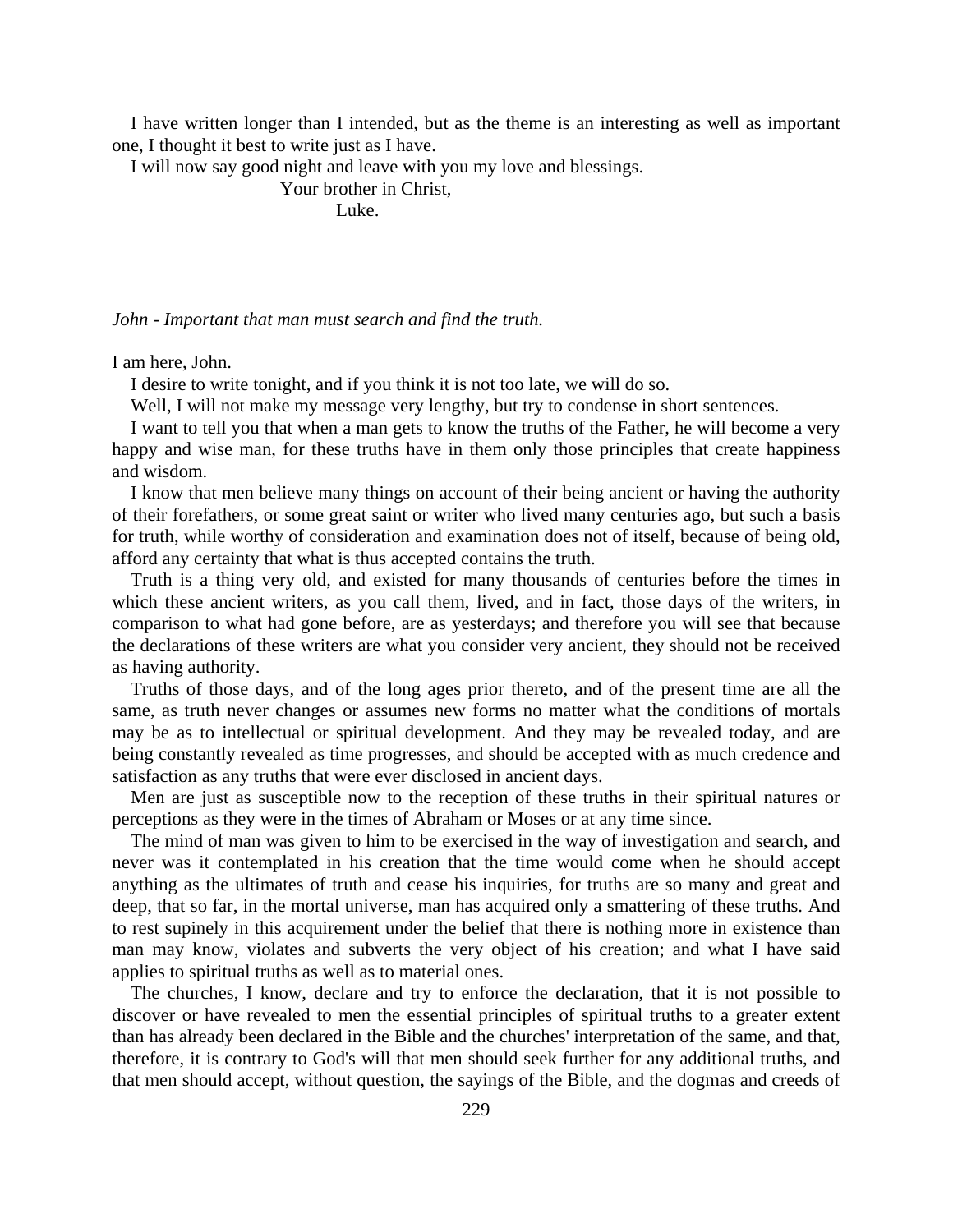I have written longer than I intended, but as the theme is an interesting as well as important one, I thought it best to write just as I have.

I will now say good night and leave with you my love and blessings.

Your brother in Christ,

Luke.

*John - Important that man must search and find the truth.*

I am here, John.

I desire to write tonight, and if you think it is not too late, we will do so.

Well, I will not make my message very lengthy, but try to condense in short sentences.

I want to tell you that when a man gets to know the truths of the Father, he will become a very happy and wise man, for these truths have in them only those principles that create happiness and wisdom.

I know that men believe many things on account of their being ancient or having the authority of their forefathers, or some great saint or writer who lived many centuries ago, but such a basis for truth, while worthy of consideration and examination does not of itself, because of being old, afford any certainty that what is thus accepted contains the truth.

Truth is a thing very old, and existed for many thousands of centuries before the times in which these ancient writers, as you call them, lived, and in fact, those days of the writers, in comparison to what had gone before, are as yesterdays; and therefore you will see that because the declarations of these writers are what you consider very ancient, they should not be received as having authority.

Truths of those days, and of the long ages prior thereto, and of the present time are all the same, as truth never changes or assumes new forms no matter what the conditions of mortals may be as to intellectual or spiritual development. And they may be revealed today, and are being constantly revealed as time progresses, and should be accepted with as much credence and satisfaction as any truths that were ever disclosed in ancient days.

Men are just as susceptible now to the reception of these truths in their spiritual natures or perceptions as they were in the times of Abraham or Moses or at any time since.

The mind of man was given to him to be exercised in the way of investigation and search, and never was it contemplated in his creation that the time would come when he should accept anything as the ultimates of truth and cease his inquiries, for truths are so many and great and deep, that so far, in the mortal universe, man has acquired only a smattering of these truths. And to rest supinely in this acquirement under the belief that there is nothing more in existence than man may know, violates and subverts the very object of his creation; and what I have said applies to spiritual truths as well as to material ones.

The churches, I know, declare and try to enforce the declaration, that it is not possible to discover or have revealed to men the essential principles of spiritual truths to a greater extent than has already been declared in the Bible and the churches' interpretation of the same, and that, therefore, it is contrary to God's will that men should seek further for any additional truths, and that men should accept, without question, the sayings of the Bible, and the dogmas and creeds of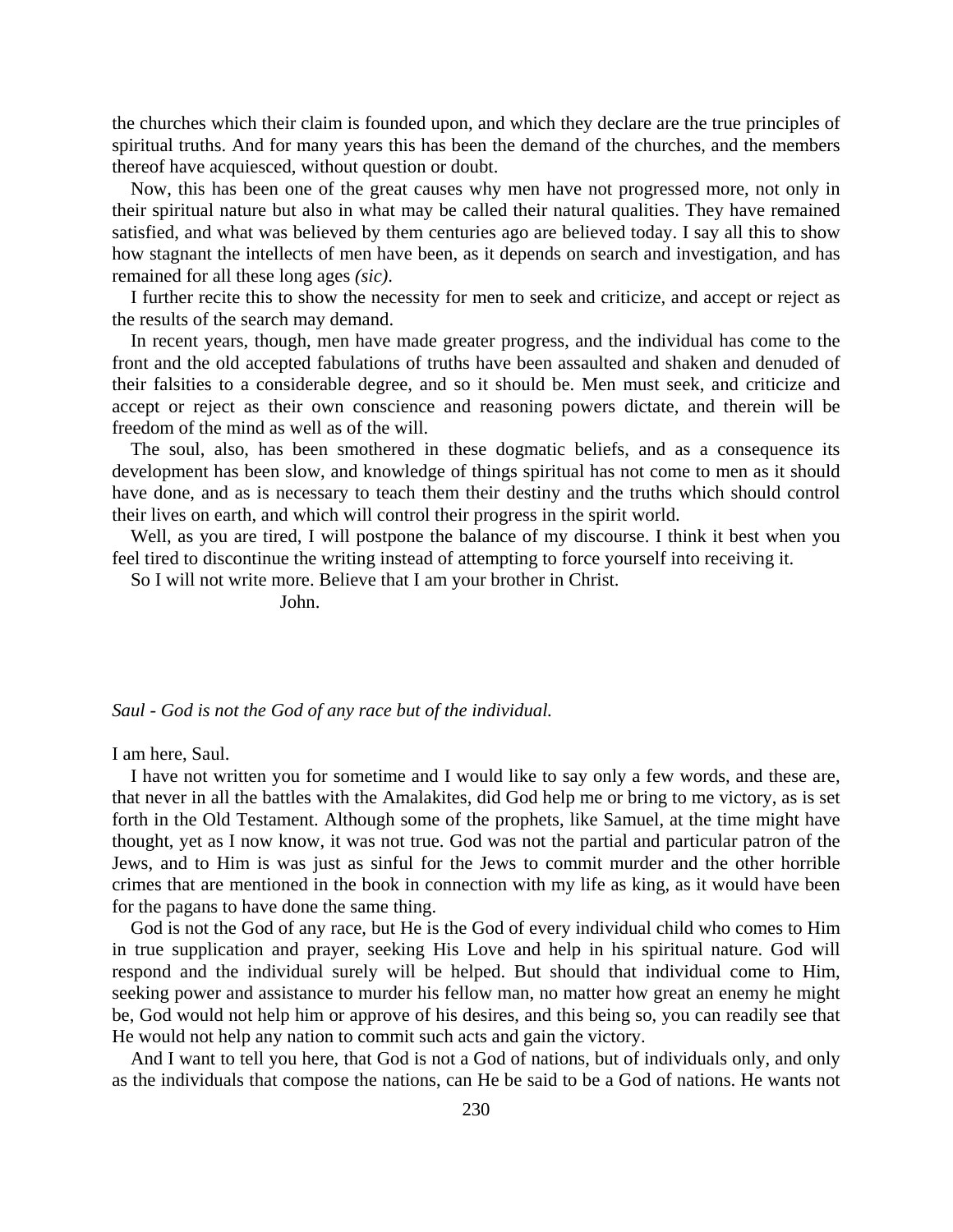the churches which their claim is founded upon, and which they declare are the true principles of spiritual truths. And for many years this has been the demand of the churches, and the members thereof have acquiesced, without question or doubt.

Now, this has been one of the great causes why men have not progressed more, not only in their spiritual nature but also in what may be called their natural qualities. They have remained satisfied, and what was believed by them centuries ago are believed today. I say all this to show how stagnant the intellects of men have been, as it depends on search and investigation, and has remained for all these long ages *(sic)*.

I further recite this to show the necessity for men to seek and criticize, and accept or reject as the results of the search may demand.

In recent years, though, men have made greater progress, and the individual has come to the front and the old accepted fabulations of truths have been assaulted and shaken and denuded of their falsities to a considerable degree, and so it should be. Men must seek, and criticize and accept or reject as their own conscience and reasoning powers dictate, and therein will be freedom of the mind as well as of the will.

The soul, also, has been smothered in these dogmatic beliefs, and as a consequence its development has been slow, and knowledge of things spiritual has not come to men as it should have done, and as is necessary to teach them their destiny and the truths which should control their lives on earth, and which will control their progress in the spirit world.

Well, as you are tired, I will postpone the balance of my discourse. I think it best when you feel tired to discontinue the writing instead of attempting to force yourself into receiving it.

So I will not write more. Believe that I am your brother in Christ.

John.

*Saul - God is not the God of any race but of the individual.*

I am here, Saul.

I have not written you for sometime and I would like to say only a few words, and these are, that never in all the battles with the Amalakites, did God help me or bring to me victory, as is set forth in the Old Testament. Although some of the prophets, like Samuel, at the time might have thought, yet as I now know, it was not true. God was not the partial and particular patron of the Jews, and to Him is was just as sinful for the Jews to commit murder and the other horrible crimes that are mentioned in the book in connection with my life as king, as it would have been for the pagans to have done the same thing.

God is not the God of any race, but He is the God of every individual child who comes to Him in true supplication and prayer, seeking His Love and help in his spiritual nature. God will respond and the individual surely will be helped. But should that individual come to Him, seeking power and assistance to murder his fellow man, no matter how great an enemy he might be, God would not help him or approve of his desires, and this being so, you can readily see that He would not help any nation to commit such acts and gain the victory.

And I want to tell you here, that God is not a God of nations, but of individuals only, and only as the individuals that compose the nations, can He be said to be a God of nations. He wants not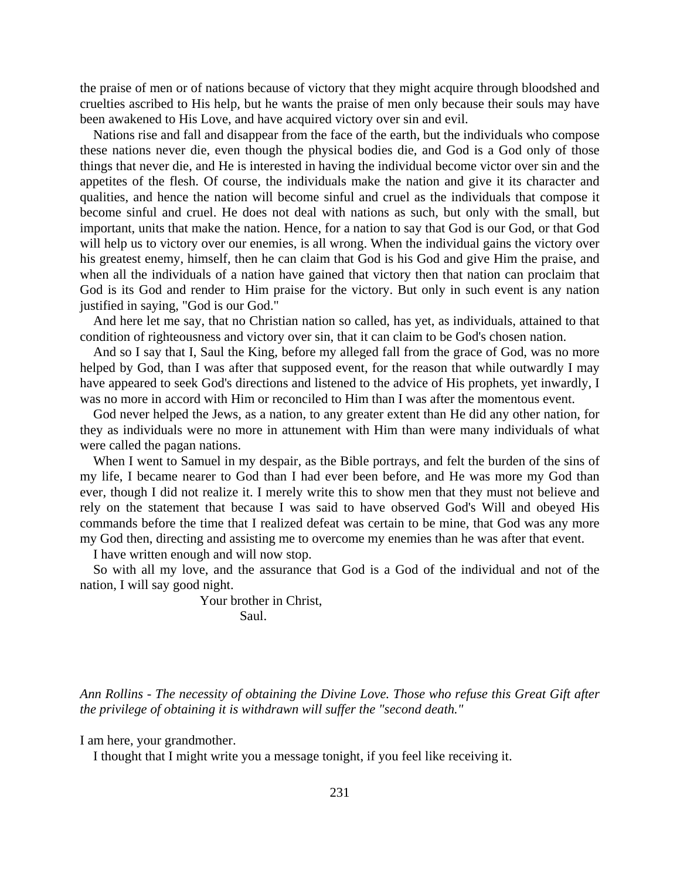the praise of men or of nations because of victory that they might acquire through bloodshed and cruelties ascribed to His help, but he wants the praise of men only because their souls may have been awakened to His Love, and have acquired victory over sin and evil.

Nations rise and fall and disappear from the face of the earth, but the individuals who compose these nations never die, even though the physical bodies die, and God is a God only of those things that never die, and He is interested in having the individual become victor over sin and the appetites of the flesh. Of course, the individuals make the nation and give it its character and qualities, and hence the nation will become sinful and cruel as the individuals that compose it become sinful and cruel. He does not deal with nations as such, but only with the small, but important, units that make the nation. Hence, for a nation to say that God is our God, or that God will help us to victory over our enemies, is all wrong. When the individual gains the victory over his greatest enemy, himself, then he can claim that God is his God and give Him the praise, and when all the individuals of a nation have gained that victory then that nation can proclaim that God is its God and render to Him praise for the victory. But only in such event is any nation justified in saying, "God is our God."

And here let me say, that no Christian nation so called, has yet, as individuals, attained to that condition of righteousness and victory over sin, that it can claim to be God's chosen nation.

And so I say that I, Saul the King, before my alleged fall from the grace of God, was no more helped by God, than I was after that supposed event, for the reason that while outwardly I may have appeared to seek God's directions and listened to the advice of His prophets, yet inwardly, I was no more in accord with Him or reconciled to Him than I was after the momentous event.

God never helped the Jews, as a nation, to any greater extent than He did any other nation, for they as individuals were no more in attunement with Him than were many individuals of what were called the pagan nations.

When I went to Samuel in my despair, as the Bible portrays, and felt the burden of the sins of my life, I became nearer to God than I had ever been before, and He was more my God than ever, though I did not realize it. I merely write this to show men that they must not believe and rely on the statement that because I was said to have observed God's Will and obeyed His commands before the time that I realized defeat was certain to be mine, that God was any more my God then, directing and assisting me to overcome my enemies than he was after that event.

I have written enough and will now stop.

So with all my love, and the assurance that God is a God of the individual and not of the nation, I will say good night.

Your brother in Christ,
Saul.

*Ann Rollins - The necessity of obtaining the Divine Love. Those who refuse this Great Gift after the privilege of obtaining it is withdrawn will suffer the "second death."*

I am here, your grandmother.

I thought that I might write you a message tonight, if you feel like receiving it.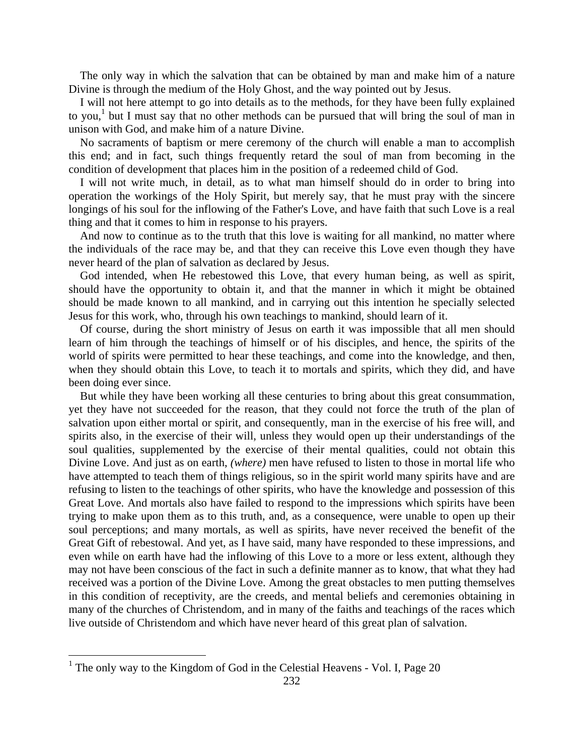The only way in which the salvation that can be obtained by man and make him of a nature Divine is through the medium of the Holy Ghost, and the way pointed out by Jesus.

I will not here attempt to go into details as to the methods, for they have been fully explained to you,[1] but I must say that no other methods can be pursued that will bring the soul of man in unison with God, and make him of a nature Divine.

No sacraments of baptism or mere ceremony of the church will enable a man to accomplish this end; and in fact, such things frequently retard the soul of man from becoming in the condition of development that places him in the position of a redeemed child of God.

I will not write much, in detail, as to what man himself should do in order to bring into operation the workings of the Holy Spirit, but merely say, that he must pray with the sincere longings of his soul for the inflowing of the Father's Love, and have faith that such Love is a real thing and that it comes to him in response to his prayers.

And now to continue as to the truth that this love is waiting for all mankind, no matter where the individuals of the race may be, and that they can receive this Love even though they have never heard of the plan of salvation as declared by Jesus.

God intended, when He rebestowed this Love, that every human being, as well as spirit, should have the opportunity to obtain it, and that the manner in which it might be obtained should be made known to all mankind, and in carrying out this intention he specially selected Jesus for this work, who, through his own teachings to mankind, should learn of it.

Of course, during the short ministry of Jesus on earth it was impossible that all men should learn of him through the teachings of himself or of his disciples, and hence, the spirits of the world of spirits were permitted to hear these teachings, and come into the knowledge, and then, when they should obtain this Love, to teach it to mortals and spirits, which they did, and have been doing ever since.

But while they have been working all these centuries to bring about this great consummation, yet they have not succeeded for the reason, that they could not force the truth of the plan of salvation upon either mortal or spirit, and consequently, man in the exercise of his free will, and spirits also, in the exercise of their will, unless they would open up their understandings of the soul qualities, supplemented by the exercise of their mental qualities, could not obtain this Divine Love. And just as on earth, *(where)* men have refused to listen to those in mortal life who have attempted to teach them of things religious, so in the spirit world many spirits have and are refusing to listen to the teachings of other spirits, who have the knowledge and possession of this Great Love. And mortals also have failed to respond to the impressions which spirits have been trying to make upon them as to this truth, and, as a consequence, were unable to open up their soul perceptions; and many mortals, as well as spirits, have never received the benefit of the Great Gift of rebestowal. And yet, as I have said, many have responded to these impressions, and even while on earth have had the inflowing of this Love to a more or less extent, although they may not have been conscious of the fact in such a definite manner as to know, that what they had received was a portion of the Divine Love. Among the great obstacles to men putting themselves in this condition of receptivity, are the creeds, and mental beliefs and ceremonies obtaining in many of the churches of Christendom, and in many of the faiths and teachings of the races which live outside of Christendom and which have never heard of this great plan of salvation.

[1] The only way to the Kingdom of God in the Celestial Heavens - Vol. I, Page 20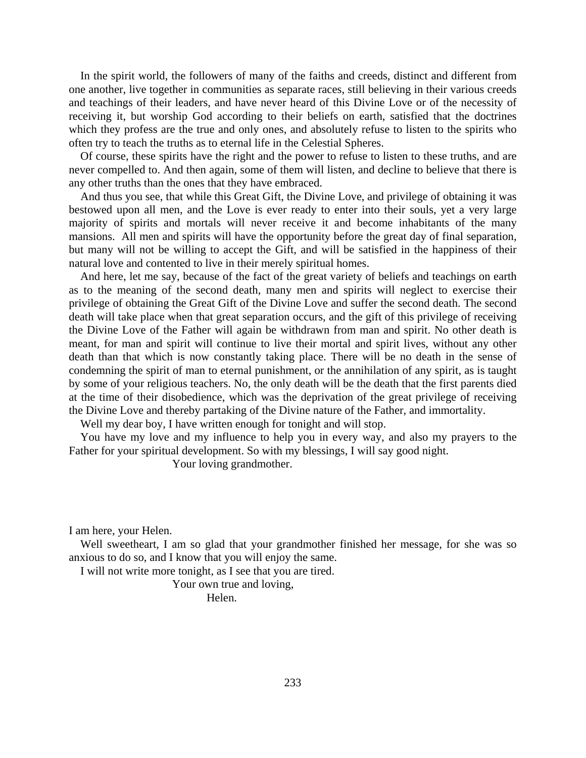In the spirit world, the followers of many of the faiths and creeds, distinct and different from one another, live together in communities as separate races, still believing in their various creeds and teachings of their leaders, and have never heard of this Divine Love or of the necessity of receiving it, but worship God according to their beliefs on earth, satisfied that the doctrines which they profess are the true and only ones, and absolutely refuse to listen to the spirits who often try to teach the truths as to eternal life in the Celestial Spheres.

Of course, these spirits have the right and the power to refuse to listen to these truths, and are never compelled to. And then again, some of them will listen, and decline to believe that there is any other truths than the ones that they have embraced.

And thus you see, that while this Great Gift, the Divine Love, and privilege of obtaining it was bestowed upon all men, and the Love is ever ready to enter into their souls, yet a very large majority of spirits and mortals will never receive it and become inhabitants of the many mansions.  All men and spirits will have the opportunity before the great day of final separation, but many will not be willing to accept the Gift, and will be satisfied in the happiness of their natural love and contented to live in their merely spiritual homes.

And here, let me say, because of the fact of the great variety of beliefs and teachings on earth as to the meaning of the second death, many men and spirits will neglect to exercise their privilege of obtaining the Great Gift of the Divine Love and suffer the second death. The second death will take place when that great separation occurs, and the gift of this privilege of receiving the Divine Love of the Father will again be withdrawn from man and spirit. No other death is meant, for man and spirit will continue to live their mortal and spirit lives, without any other death than that which is now constantly taking place. There will be no death in the sense of condemning the spirit of man to eternal punishment, or the annihilation of any spirit, as is taught by some of your religious teachers. No, the only death will be the death that the first parents died at the time of their disobedience, which was the deprivation of the great privilege of receiving the Divine Love and thereby partaking of the Divine nature of the Father, and immortality.

Well my dear boy, I have written enough for tonight and will stop.

You have my love and my influence to help you in every way, and also my prayers to the Father for your spiritual development. So with my blessings, I will say good night.

Your loving grandmother.

I am here, your Helen.

Well sweetheart, I am so glad that your grandmother finished her message, for she was so anxious to do so, and I know that you will enjoy the same.

I will not write more tonight, as I see that you are tired.

Your own true and loving,

Helen.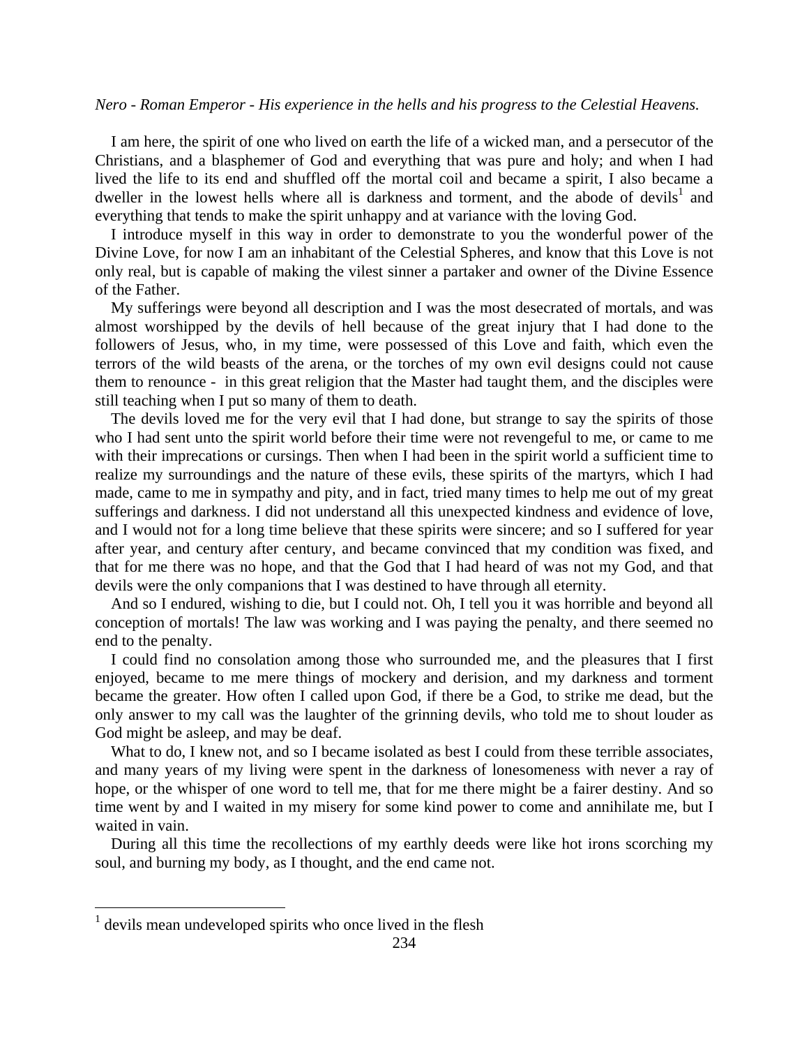*Nero - Roman Emperor - His experience in the hells and his progress to the Celestial Heavens.*

I am here, the spirit of one who lived on earth the life of a wicked man, and a persecutor of the Christians, and a blasphemer of God and everything that was pure and holy; and when I had lived the life to its end and shuffled off the mortal coil and became a spirit, I also became a dweller in the lowest hells where all is darkness and torment, and the abode of devils[1] and everything that tends to make the spirit unhappy and at variance with the loving God.

I introduce myself in this way in order to demonstrate to you the wonderful power of the Divine Love, for now I am an inhabitant of the Celestial Spheres, and know that this Love is not only real, but is capable of making the vilest sinner a partaker and owner of the Divine Essence of the Father.

My sufferings were beyond all description and I was the most desecrated of mortals, and was almost worshipped by the devils of hell because of the great injury that I had done to the followers of Jesus, who, in my time, were possessed of this Love and faith, which even the terrors of the wild beasts of the arena, or the torches of my own evil designs could not cause them to renounce - in this great religion that the Master had taught them, and the disciples were still teaching when I put so many of them to death.

The devils loved me for the very evil that I had done, but strange to say the spirits of those who I had sent unto the spirit world before their time were not revengeful to me, or came to me with their imprecations or cursings. Then when I had been in the spirit world a sufficient time to realize my surroundings and the nature of these evils, these spirits of the martyrs, which I had made, came to me in sympathy and pity, and in fact, tried many times to help me out of my great sufferings and darkness. I did not understand all this unexpected kindness and evidence of love, and I would not for a long time believe that these spirits were sincere; and so I suffered for year after year, and century after century, and became convinced that my condition was fixed, and that for me there was no hope, and that the God that I had heard of was not my God, and that devils were the only companions that I was destined to have through all eternity.

And so I endured, wishing to die, but I could not. Oh, I tell you it was horrible and beyond all conception of mortals! The law was working and I was paying the penalty, and there seemed no end to the penalty.

I could find no consolation among those who surrounded me, and the pleasures that I first enjoyed, became to me mere things of mockery and derision, and my darkness and torment became the greater. How often I called upon God, if there be a God, to strike me dead, but the only answer to my call was the laughter of the grinning devils, who told me to shout louder as God might be asleep, and may be deaf.

What to do, I knew not, and so I became isolated as best I could from these terrible associates, and many years of my living were spent in the darkness of lonesomeness with never a ray of hope, or the whisper of one word to tell me, that for me there might be a fairer destiny. And so time went by and I waited in my misery for some kind power to come and annihilate me, but I waited in vain.

During all this time the recollections of my earthly deeds were like hot irons scorching my soul, and burning my body, as I thought, and the end came not.

[1] devils mean undeveloped spirits who once lived in the flesh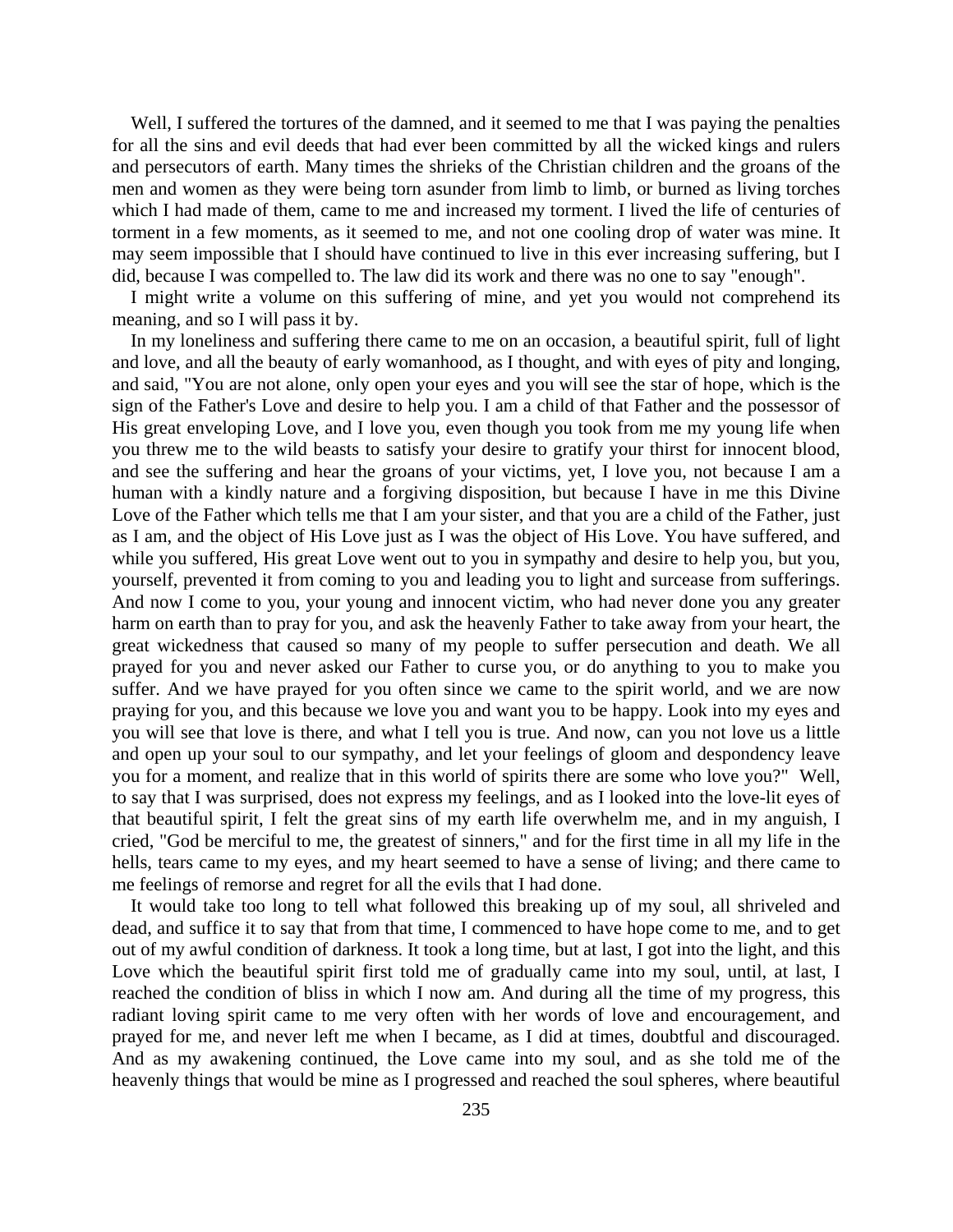Well, I suffered the tortures of the damned, and it seemed to me that I was paying the penalties for all the sins and evil deeds that had ever been committed by all the wicked kings and rulers and persecutors of earth. Many times the shrieks of the Christian children and the groans of the men and women as they were being torn asunder from limb to limb, or burned as living torches which I had made of them, came to me and increased my torment. I lived the life of centuries of torment in a few moments, as it seemed to me, and not one cooling drop of water was mine. It may seem impossible that I should have continued to live in this ever increasing suffering, but I did, because I was compelled to. The law did its work and there was no one to say "enough".

I might write a volume on this suffering of mine, and yet you would not comprehend its meaning, and so I will pass it by.

In my loneliness and suffering there came to me on an occasion, a beautiful spirit, full of light and love, and all the beauty of early womanhood, as I thought, and with eyes of pity and longing, and said, "You are not alone, only open your eyes and you will see the star of hope, which is the sign of the Father's Love and desire to help you. I am a child of that Father and the possessor of His great enveloping Love, and I love you, even though you took from me my young life when you threw me to the wild beasts to satisfy your desire to gratify your thirst for innocent blood, and see the suffering and hear the groans of your victims, yet, I love you, not because I am a human with a kindly nature and a forgiving disposition, but because I have in me this Divine Love of the Father which tells me that I am your sister, and that you are a child of the Father, just as I am, and the object of His Love just as I was the object of His Love. You have suffered, and while you suffered, His great Love went out to you in sympathy and desire to help you, but you, yourself, prevented it from coming to you and leading you to light and surcease from sufferings. And now I come to you, your young and innocent victim, who had never done you any greater harm on earth than to pray for you, and ask the heavenly Father to take away from your heart, the great wickedness that caused so many of my people to suffer persecution and death. We all prayed for you and never asked our Father to curse you, or do anything to you to make you suffer. And we have prayed for you often since we came to the spirit world, and we are now praying for you, and this because we love you and want you to be happy. Look into my eyes and you will see that love is there, and what I tell you is true. And now, can you not love us a little and open up your soul to our sympathy, and let your feelings of gloom and despondency leave you for a moment, and realize that in this world of spirits there are some who love you?" Well, to say that I was surprised, does not express my feelings, and as I looked into the love-lit eyes of that beautiful spirit, I felt the great sins of my earth life overwhelm me, and in my anguish, I cried, "God be merciful to me, the greatest of sinners," and for the first time in all my life in the hells, tears came to my eyes, and my heart seemed to have a sense of living; and there came to me feelings of remorse and regret for all the evils that I had done.

It would take too long to tell what followed this breaking up of my soul, all shriveled and dead, and suffice it to say that from that time, I commenced to have hope come to me, and to get out of my awful condition of darkness. It took a long time, but at last, I got into the light, and this Love which the beautiful spirit first told me of gradually came into my soul, until, at last, I reached the condition of bliss in which I now am. And during all the time of my progress, this radiant loving spirit came to me very often with her words of love and encouragement, and prayed for me, and never left me when I became, as I did at times, doubtful and discouraged. And as my awakening continued, the Love came into my soul, and as she told me of the heavenly things that would be mine as I progressed and reached the soul spheres, where beautiful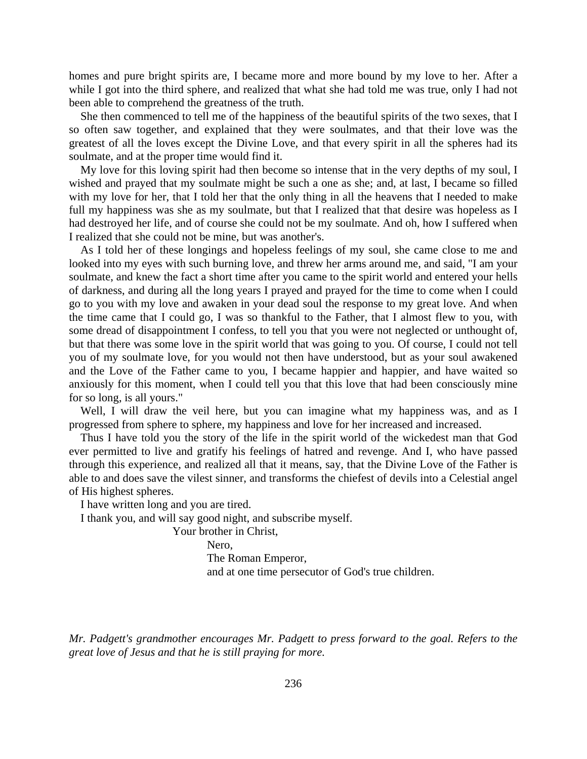homes and pure bright spirits are, I became more and more bound by my love to her. After a while I got into the third sphere, and realized that what she had told me was true, only I had not been able to comprehend the greatness of the truth.

She then commenced to tell me of the happiness of the beautiful spirits of the two sexes, that I so often saw together, and explained that they were soulmates, and that their love was the greatest of all the loves except the Divine Love, and that every spirit in all the spheres had its soulmate, and at the proper time would find it.

My love for this loving spirit had then become so intense that in the very depths of my soul, I wished and prayed that my soulmate might be such a one as she; and, at last, I became so filled with my love for her, that I told her that the only thing in all the heavens that I needed to make full my happiness was she as my soulmate, but that I realized that that desire was hopeless as I had destroyed her life, and of course she could not be my soulmate. And oh, how I suffered when I realized that she could not be mine, but was another's.

As I told her of these longings and hopeless feelings of my soul, she came close to me and looked into my eyes with such burning love, and threw her arms around me, and said, "I am your soulmate, and knew the fact a short time after you came to the spirit world and entered your hells of darkness, and during all the long years I prayed and prayed for the time to come when I could go to you with my love and awaken in your dead soul the response to my great love. And when the time came that I could go, I was so thankful to the Father, that I almost flew to you, with some dread of disappointment I confess, to tell you that you were not neglected or unthought of, but that there was some love in the spirit world that was going to you. Of course, I could not tell you of my soulmate love, for you would not then have understood, but as your soul awakened and the Love of the Father came to you, I became happier and happier, and have waited so anxiously for this moment, when I could tell you that this love that had been consciously mine for so long, is all yours."

Well, I will draw the veil here, but you can imagine what my happiness was, and as I progressed from sphere to sphere, my happiness and love for her increased and increased.

Thus I have told you the story of the life in the spirit world of the wickedest man that God ever permitted to live and gratify his feelings of hatred and revenge. And I, who have passed through this experience, and realized all that it means, say, that the Divine Love of the Father is able to and does save the vilest sinner, and transforms the chiefest of devils into a Celestial angel of His highest spheres.

I have written long and you are tired.

I thank you, and will say good night, and subscribe myself.

Your brother in Christ,

Nero,
The Roman Emperor,
and at one time persecutor of God's true children.

*Mr. Padgett's grandmother encourages Mr. Padgett to press forward to the goal. Refers to the great love of Jesus and that he is still praying for more.*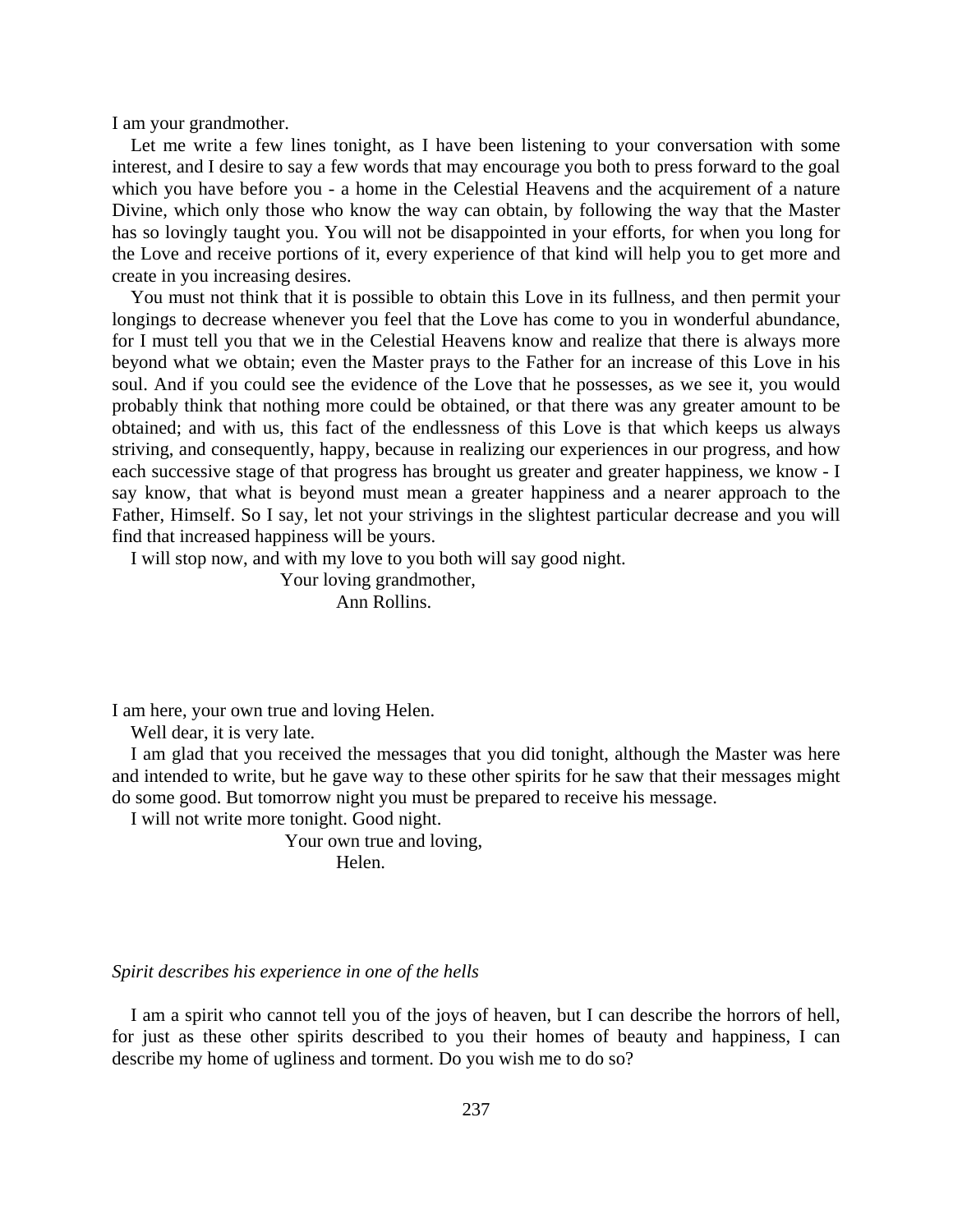I am your grandmother.

Let me write a few lines tonight, as I have been listening to your conversation with some interest, and I desire to say a few words that may encourage you both to press forward to the goal which you have before you - a home in the Celestial Heavens and the acquirement of a nature Divine, which only those who know the way can obtain, by following the way that the Master has so lovingly taught you. You will not be disappointed in your efforts, for when you long for the Love and receive portions of it, every experience of that kind will help you to get more and create in you increasing desires.

You must not think that it is possible to obtain this Love in its fullness, and then permit your longings to decrease whenever you feel that the Love has come to you in wonderful abundance, for I must tell you that we in the Celestial Heavens know and realize that there is always more beyond what we obtain; even the Master prays to the Father for an increase of this Love in his soul. And if you could see the evidence of the Love that he possesses, as we see it, you would probably think that nothing more could be obtained, or that there was any greater amount to be obtained; and with us, this fact of the endlessness of this Love is that which keeps us always striving, and consequently, happy, because in realizing our experiences in our progress, and how each successive stage of that progress has brought us greater and greater happiness, we know - I say know, that what is beyond must mean a greater happiness and a nearer approach to the Father, Himself. So I say, let not your strivings in the slightest particular decrease and you will find that increased happiness will be yours.

I will stop now, and with my love to you both will say good night.

Your loving grandmother,
Ann Rollins.

I am here, your own true and loving Helen.

Well dear, it is very late.

I am glad that you received the messages that you did tonight, although the Master was here and intended to write, but he gave way to these other spirits for he saw that their messages might do some good. But tomorrow night you must be prepared to receive his message.

I will not write more tonight. Good night.

Your own true and loving,
Helen.

*Spirit describes his experience in one of the hells*

I am a spirit who cannot tell you of the joys of heaven, but I can describe the horrors of hell, for just as these other spirits described to you their homes of beauty and happiness, I can describe my home of ugliness and torment. Do you wish me to do so?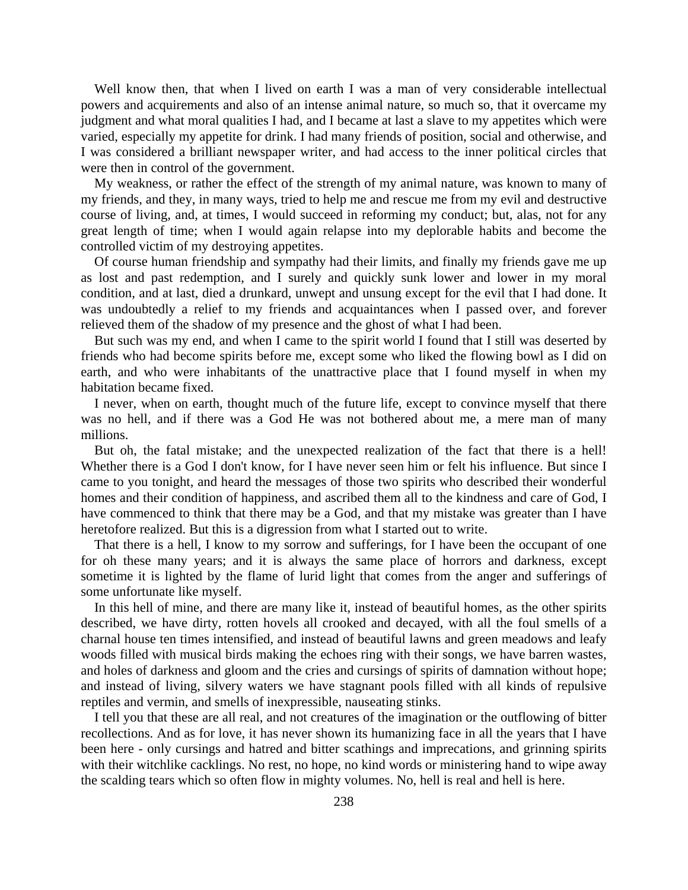Well know then, that when I lived on earth I was a man of very considerable intellectual powers and acquirements and also of an intense animal nature, so much so, that it overcame my judgment and what moral qualities I had, and I became at last a slave to my appetites which were varied, especially my appetite for drink. I had many friends of position, social and otherwise, and I was considered a brilliant newspaper writer, and had access to the inner political circles that were then in control of the government.

My weakness, or rather the effect of the strength of my animal nature, was known to many of my friends, and they, in many ways, tried to help me and rescue me from my evil and destructive course of living, and, at times, I would succeed in reforming my conduct; but, alas, not for any great length of time; when I would again relapse into my deplorable habits and become the controlled victim of my destroying appetites.

Of course human friendship and sympathy had their limits, and finally my friends gave me up as lost and past redemption, and I surely and quickly sunk lower and lower in my moral condition, and at last, died a drunkard, unwept and unsung except for the evil that I had done. It was undoubtedly a relief to my friends and acquaintances when I passed over, and forever relieved them of the shadow of my presence and the ghost of what I had been.

But such was my end, and when I came to the spirit world I found that I still was deserted by friends who had become spirits before me, except some who liked the flowing bowl as I did on earth, and who were inhabitants of the unattractive place that I found myself in when my habitation became fixed.

I never, when on earth, thought much of the future life, except to convince myself that there was no hell, and if there was a God He was not bothered about me, a mere man of many millions.

But oh, the fatal mistake; and the unexpected realization of the fact that there is a hell! Whether there is a God I don't know, for I have never seen him or felt his influence. But since I came to you tonight, and heard the messages of those two spirits who described their wonderful homes and their condition of happiness, and ascribed them all to the kindness and care of God, I have commenced to think that there may be a God, and that my mistake was greater than I have heretofore realized. But this is a digression from what I started out to write.

That there is a hell, I know to my sorrow and sufferings, for I have been the occupant of one for oh these many years; and it is always the same place of horrors and darkness, except sometime it is lighted by the flame of lurid light that comes from the anger and sufferings of some unfortunate like myself.

In this hell of mine, and there are many like it, instead of beautiful homes, as the other spirits described, we have dirty, rotten hovels all crooked and decayed, with all the foul smells of a charnal house ten times intensified, and instead of beautiful lawns and green meadows and leafy woods filled with musical birds making the echoes ring with their songs, we have barren wastes, and holes of darkness and gloom and the cries and cursings of spirits of damnation without hope; and instead of living, silvery waters we have stagnant pools filled with all kinds of repulsive reptiles and vermin, and smells of inexpressible, nauseating stinks.

I tell you that these are all real, and not creatures of the imagination or the outflowing of bitter recollections. And as for love, it has never shown its humanizing face in all the years that I have been here - only cursings and hatred and bitter scathings and imprecations, and grinning spirits with their witchlike cacklings. No rest, no hope, no kind words or ministering hand to wipe away the scalding tears which so often flow in mighty volumes. No, hell is real and hell is here.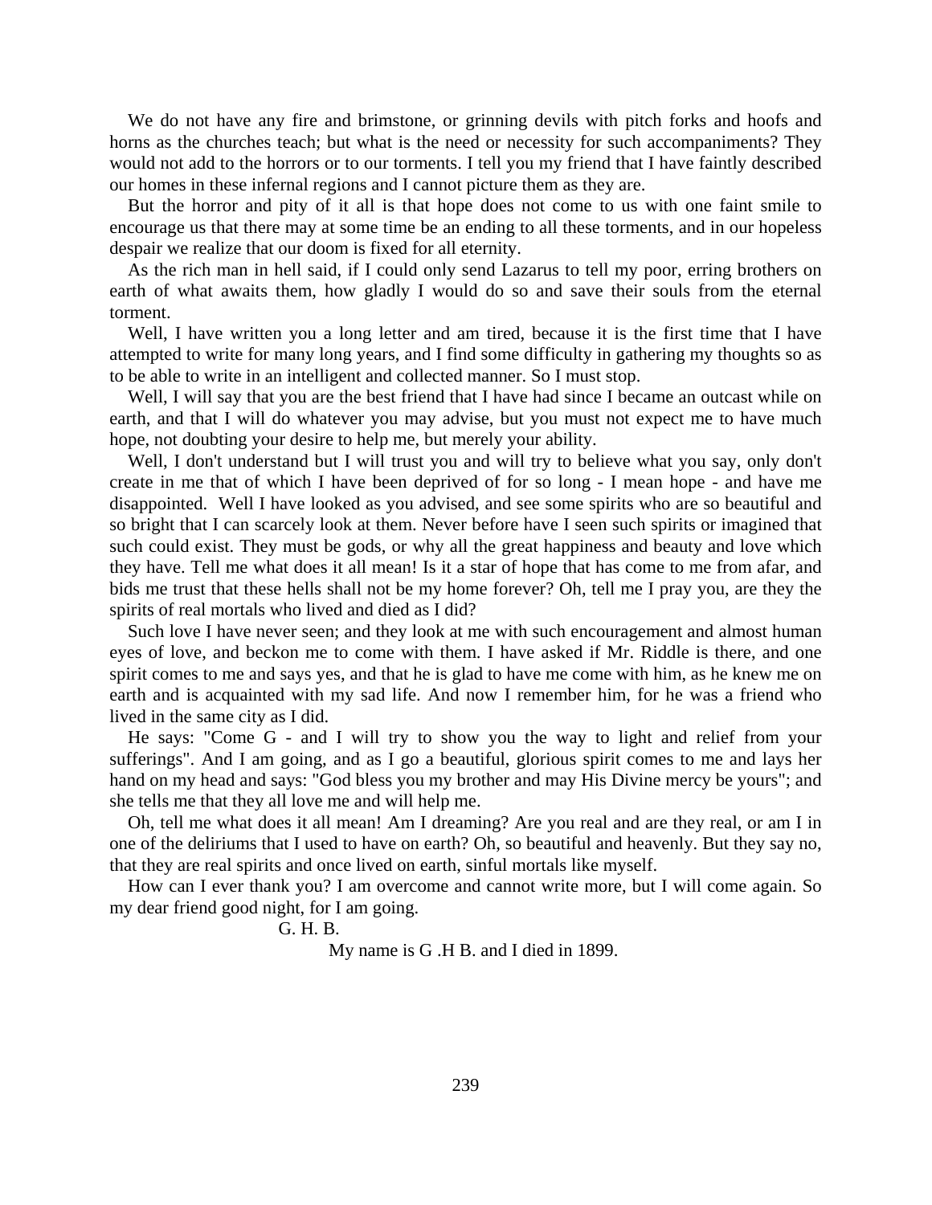We do not have any fire and brimstone, or grinning devils with pitch forks and hoofs and horns as the churches teach; but what is the need or necessity for such accompaniments? They would not add to the horrors or to our torments. I tell you my friend that I have faintly described our homes in these infernal regions and I cannot picture them as they are.

But the horror and pity of it all is that hope does not come to us with one faint smile to encourage us that there may at some time be an ending to all these torments, and in our hopeless despair we realize that our doom is fixed for all eternity.

As the rich man in hell said, if I could only send Lazarus to tell my poor, erring brothers on earth of what awaits them, how gladly I would do so and save their souls from the eternal torment.

Well, I have written you a long letter and am tired, because it is the first time that I have attempted to write for many long years, and I find some difficulty in gathering my thoughts so as to be able to write in an intelligent and collected manner. So I must stop.

Well, I will say that you are the best friend that I have had since I became an outcast while on earth, and that I will do whatever you may advise, but you must not expect me to have much hope, not doubting your desire to help me, but merely your ability.

Well, I don't understand but I will trust you and will try to believe what you say, only don't create in me that of which I have been deprived of for so long - I mean hope - and have me disappointed. Well I have looked as you advised, and see some spirits who are so beautiful and so bright that I can scarcely look at them. Never before have I seen such spirits or imagined that such could exist. They must be gods, or why all the great happiness and beauty and love which they have. Tell me what does it all mean! Is it a star of hope that has come to me from afar, and bids me trust that these hells shall not be my home forever? Oh, tell me I pray you, are they the spirits of real mortals who lived and died as I did?

Such love I have never seen; and they look at me with such encouragement and almost human eyes of love, and beckon me to come with them. I have asked if Mr. Riddle is there, and one spirit comes to me and says yes, and that he is glad to have me come with him, as he knew me on earth and is acquainted with my sad life. And now I remember him, for he was a friend who lived in the same city as I did.

He says: "Come G - and I will try to show you the way to light and relief from your sufferings". And I am going, and as I go a beautiful, glorious spirit comes to me and lays her hand on my head and says: "God bless you my brother and may His Divine mercy be yours"; and she tells me that they all love me and will help me.

Oh, tell me what does it all mean! Am I dreaming? Are you real and are they real, or am I in one of the deliriums that I used to have on earth? Oh, so beautiful and heavenly. But they say no, that they are real spirits and once lived on earth, sinful mortals like myself.

How can I ever thank you? I am overcome and cannot write more, but I will come again. So my dear friend good night, for I am going.

G. H. B.

My name is G .H B. and I died in 1899.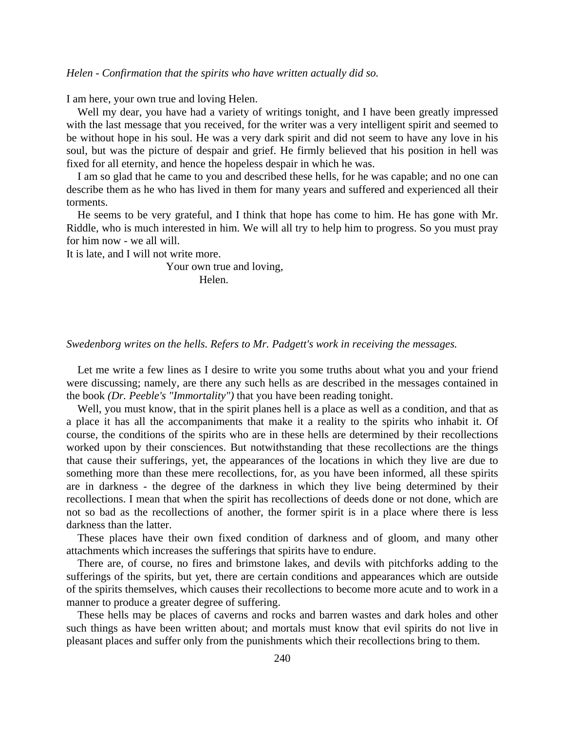*Helen - Confirmation that the spirits who have written actually did so.*

I am here, your own true and loving Helen.

Well my dear, you have had a variety of writings tonight, and I have been greatly impressed with the last message that you received, for the writer was a very intelligent spirit and seemed to be without hope in his soul. He was a very dark spirit and did not seem to have any love in his soul, but was the picture of despair and grief. He firmly believed that his position in hell was fixed for all eternity, and hence the hopeless despair in which he was.

I am so glad that he came to you and described these hells, for he was capable; and no one can describe them as he who has lived in them for many years and suffered and experienced all their torments.

He seems to be very grateful, and I think that hope has come to him. He has gone with Mr. Riddle, who is much interested in him. We will all try to help him to progress. So you must pray for him now - we all will.

It is late, and I will not write more.

Your own true and loving,
Helen.

*Swedenborg writes on the hells. Refers to Mr. Padgett's work in receiving the messages.*

Let me write a few lines as I desire to write you some truths about what you and your friend were discussing; namely, are there any such hells as are described in the messages contained in the book *(Dr. Peeble's "Immortality")* that you have been reading tonight.

Well, you must know, that in the spirit planes hell is a place as well as a condition, and that as a place it has all the accompaniments that make it a reality to the spirits who inhabit it. Of course, the conditions of the spirits who are in these hells are determined by their recollections worked upon by their consciences. But notwithstanding that these recollections are the things that cause their sufferings, yet, the appearances of the locations in which they live are due to something more than these mere recollections, for, as you have been informed, all these spirits are in darkness - the degree of the darkness in which they live being determined by their recollections. I mean that when the spirit has recollections of deeds done or not done, which are not so bad as the recollections of another, the former spirit is in a place where there is less darkness than the latter.

These places have their own fixed condition of darkness and of gloom, and many other attachments which increases the sufferings that spirits have to endure.

There are, of course, no fires and brimstone lakes, and devils with pitchforks adding to the sufferings of the spirits, but yet, there are certain conditions and appearances which are outside of the spirits themselves, which causes their recollections to become more acute and to work in a manner to produce a greater degree of suffering.

These hells may be places of caverns and rocks and barren wastes and dark holes and other such things as have been written about; and mortals must know that evil spirits do not live in pleasant places and suffer only from the punishments which their recollections bring to them.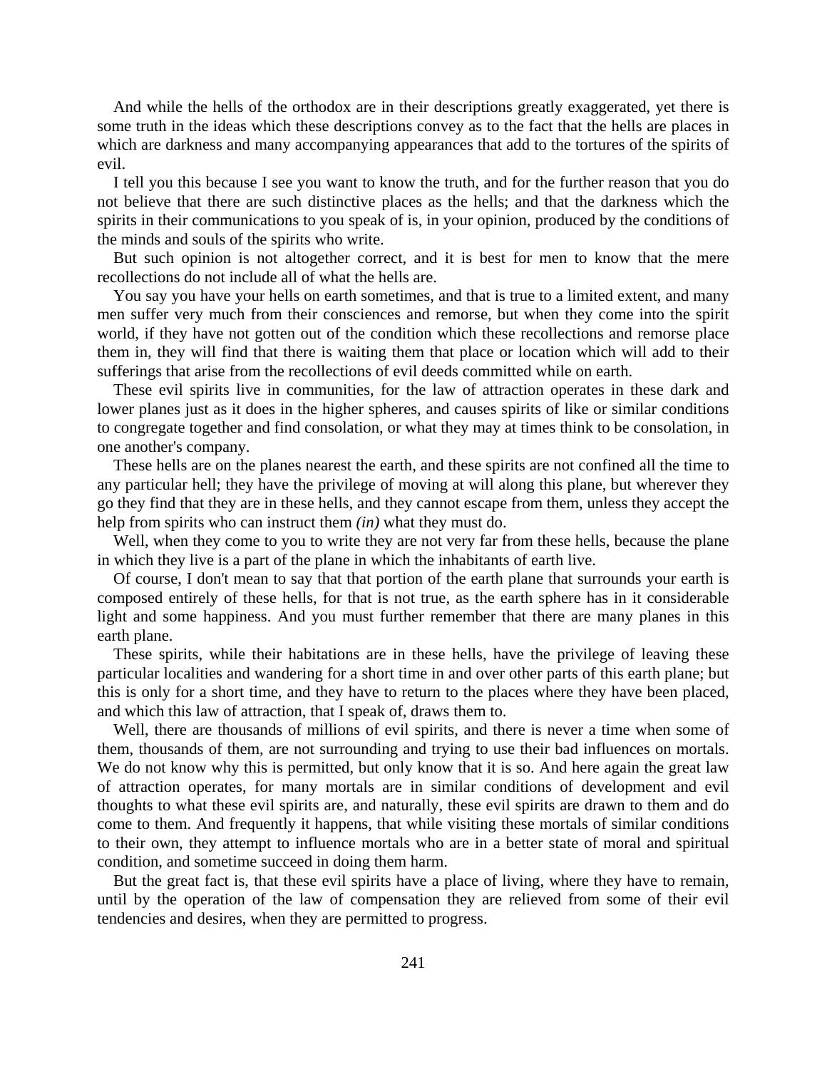And while the hells of the orthodox are in their descriptions greatly exaggerated, yet there is some truth in the ideas which these descriptions convey as to the fact that the hells are places in which are darkness and many accompanying appearances that add to the tortures of the spirits of evil.

I tell you this because I see you want to know the truth, and for the further reason that you do not believe that there are such distinctive places as the hells; and that the darkness which the spirits in their communications to you speak of is, in your opinion, produced by the conditions of the minds and souls of the spirits who write.

But such opinion is not altogether correct, and it is best for men to know that the mere recollections do not include all of what the hells are.

You say you have your hells on earth sometimes, and that is true to a limited extent, and many men suffer very much from their consciences and remorse, but when they come into the spirit world, if they have not gotten out of the condition which these recollections and remorse place them in, they will find that there is waiting them that place or location which will add to their sufferings that arise from the recollections of evil deeds committed while on earth.

These evil spirits live in communities, for the law of attraction operates in these dark and lower planes just as it does in the higher spheres, and causes spirits of like or similar conditions to congregate together and find consolation, or what they may at times think to be consolation, in one another's company.

These hells are on the planes nearest the earth, and these spirits are not confined all the time to any particular hell; they have the privilege of moving at will along this plane, but wherever they go they find that they are in these hells, and they cannot escape from them, unless they accept the help from spirits who can instruct them *(in)* what they must do.

Well, when they come to you to write they are not very far from these hells, because the plane in which they live is a part of the plane in which the inhabitants of earth live.

Of course, I don't mean to say that that portion of the earth plane that surrounds your earth is composed entirely of these hells, for that is not true, as the earth sphere has in it considerable light and some happiness. And you must further remember that there are many planes in this earth plane.

These spirits, while their habitations are in these hells, have the privilege of leaving these particular localities and wandering for a short time in and over other parts of this earth plane; but this is only for a short time, and they have to return to the places where they have been placed, and which this law of attraction, that I speak of, draws them to.

Well, there are thousands of millions of evil spirits, and there is never a time when some of them, thousands of them, are not surrounding and trying to use their bad influences on mortals. We do not know why this is permitted, but only know that it is so. And here again the great law of attraction operates, for many mortals are in similar conditions of development and evil thoughts to what these evil spirits are, and naturally, these evil spirits are drawn to them and do come to them. And frequently it happens, that while visiting these mortals of similar conditions to their own, they attempt to influence mortals who are in a better state of moral and spiritual condition, and sometime succeed in doing them harm.

But the great fact is, that these evil spirits have a place of living, where they have to remain, until by the operation of the law of compensation they are relieved from some of their evil tendencies and desires, when they are permitted to progress.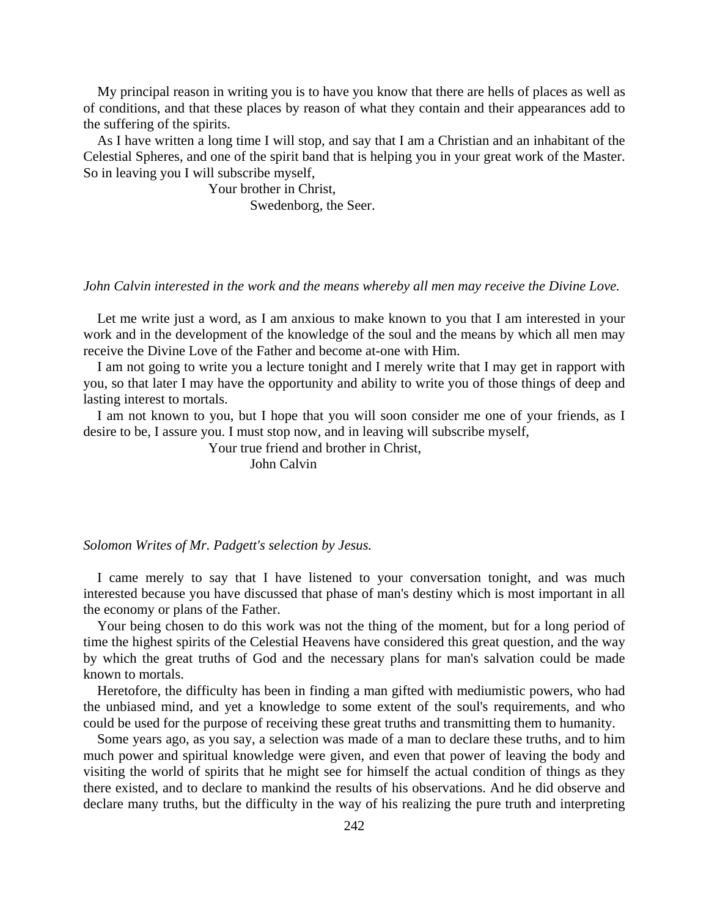My principal reason in writing you is to have you know that there are hells of places as well as of conditions, and that these places by reason of what they contain and their appearances add to the suffering of the spirits.

As I have written a long time I will stop, and say that I am a Christian and an inhabitant of the Celestial Spheres, and one of the spirit band that is helping you in your great work of the Master. So in leaving you I will subscribe myself,

Your brother in Christ,
Swedenborg, the Seer.

*John Calvin interested in the work and the means whereby all men may receive the Divine Love.*

Let me write just a word, as I am anxious to make known to you that I am interested in your work and in the development of the knowledge of the soul and the means by which all men may receive the Divine Love of the Father and become at-one with Him.

I am not going to write you a lecture tonight and I merely write that I may get in rapport with you, so that later I may have the opportunity and ability to write you of those things of deep and lasting interest to mortals.

I am not known to you, but I hope that you will soon consider me one of your friends, as I desire to be, I assure you. I must stop now, and in leaving will subscribe myself,

Your true friend and brother in Christ,
John Calvin

*Solomon Writes of Mr. Padgett's selection by Jesus.*

I came merely to say that I have listened to your conversation tonight, and was much interested because you have discussed that phase of man's destiny which is most important in all the economy or plans of the Father.

Your being chosen to do this work was not the thing of the moment, but for a long period of time the highest spirits of the Celestial Heavens have considered this great question, and the way by which the great truths of God and the necessary plans for man's salvation could be made known to mortals.

Heretofore, the difficulty has been in finding a man gifted with mediumistic powers, who had the unbiased mind, and yet a knowledge to some extent of the soul's requirements, and who could be used for the purpose of receiving these great truths and transmitting them to humanity.

Some years ago, as you say, a selection was made of a man to declare these truths, and to him much power and spiritual knowledge were given, and even that power of leaving the body and visiting the world of spirits that he might see for himself the actual condition of things as they there existed, and to declare to mankind the results of his observations. And he did observe and declare many truths, but the difficulty in the way of his realizing the pure truth and interpreting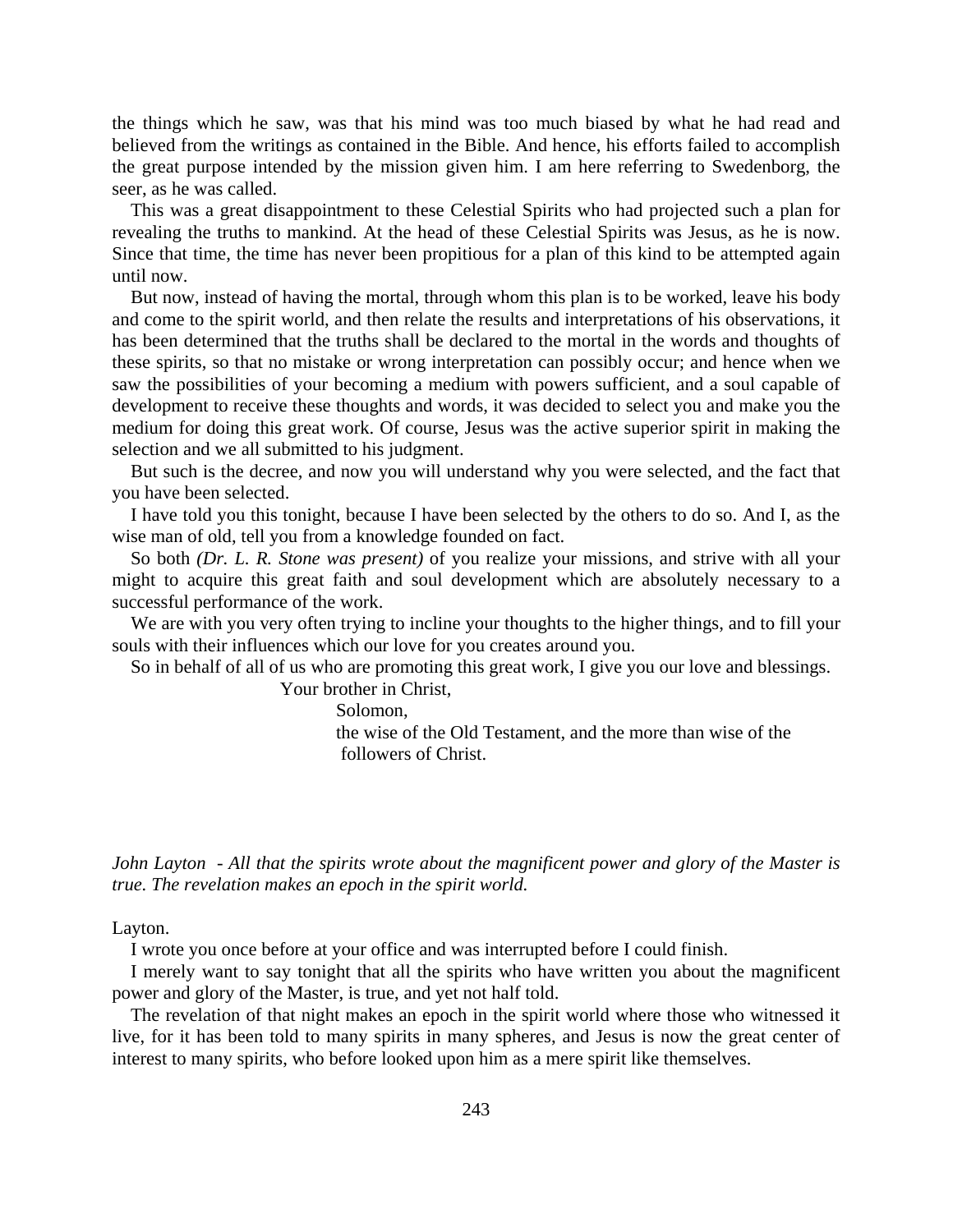the things which he saw, was that his mind was too much biased by what he had read and believed from the writings as contained in the Bible. And hence, his efforts failed to accomplish the great purpose intended by the mission given him. I am here referring to Swedenborg, the seer, as he was called.

This was a great disappointment to these Celestial Spirits who had projected such a plan for revealing the truths to mankind. At the head of these Celestial Spirits was Jesus, as he is now. Since that time, the time has never been propitious for a plan of this kind to be attempted again until now.

But now, instead of having the mortal, through whom this plan is to be worked, leave his body and come to the spirit world, and then relate the results and interpretations of his observations, it has been determined that the truths shall be declared to the mortal in the words and thoughts of these spirits, so that no mistake or wrong interpretation can possibly occur; and hence when we saw the possibilities of your becoming a medium with powers sufficient, and a soul capable of development to receive these thoughts and words, it was decided to select you and make you the medium for doing this great work. Of course, Jesus was the active superior spirit in making the selection and we all submitted to his judgment.

But such is the decree, and now you will understand why you were selected, and the fact that you have been selected.

I have told you this tonight, because I have been selected by the others to do so. And I, as the wise man of old, tell you from a knowledge founded on fact.

So both *(Dr. L. R. Stone was present)* of you realize your missions, and strive with all your might to acquire this great faith and soul development which are absolutely necessary to a successful performance of the work.

We are with you very often trying to incline your thoughts to the higher things, and to fill your souls with their influences which our love for you creates around you.

So in behalf of all of us who are promoting this great work, I give you our love and blessings.

Your brother in Christ,

Solomon,

the wise of the Old Testament, and the more than wise of the followers of Christ.

*John Layton - All that the spirits wrote about the magnificent power and glory of the Master is true. The revelation makes an epoch in the spirit world.*

Layton.

I wrote you once before at your office and was interrupted before I could finish.

I merely want to say tonight that all the spirits who have written you about the magnificent power and glory of the Master, is true, and yet not half told.

The revelation of that night makes an epoch in the spirit world where those who witnessed it live, for it has been told to many spirits in many spheres, and Jesus is now the great center of interest to many spirits, who before looked upon him as a mere spirit like themselves.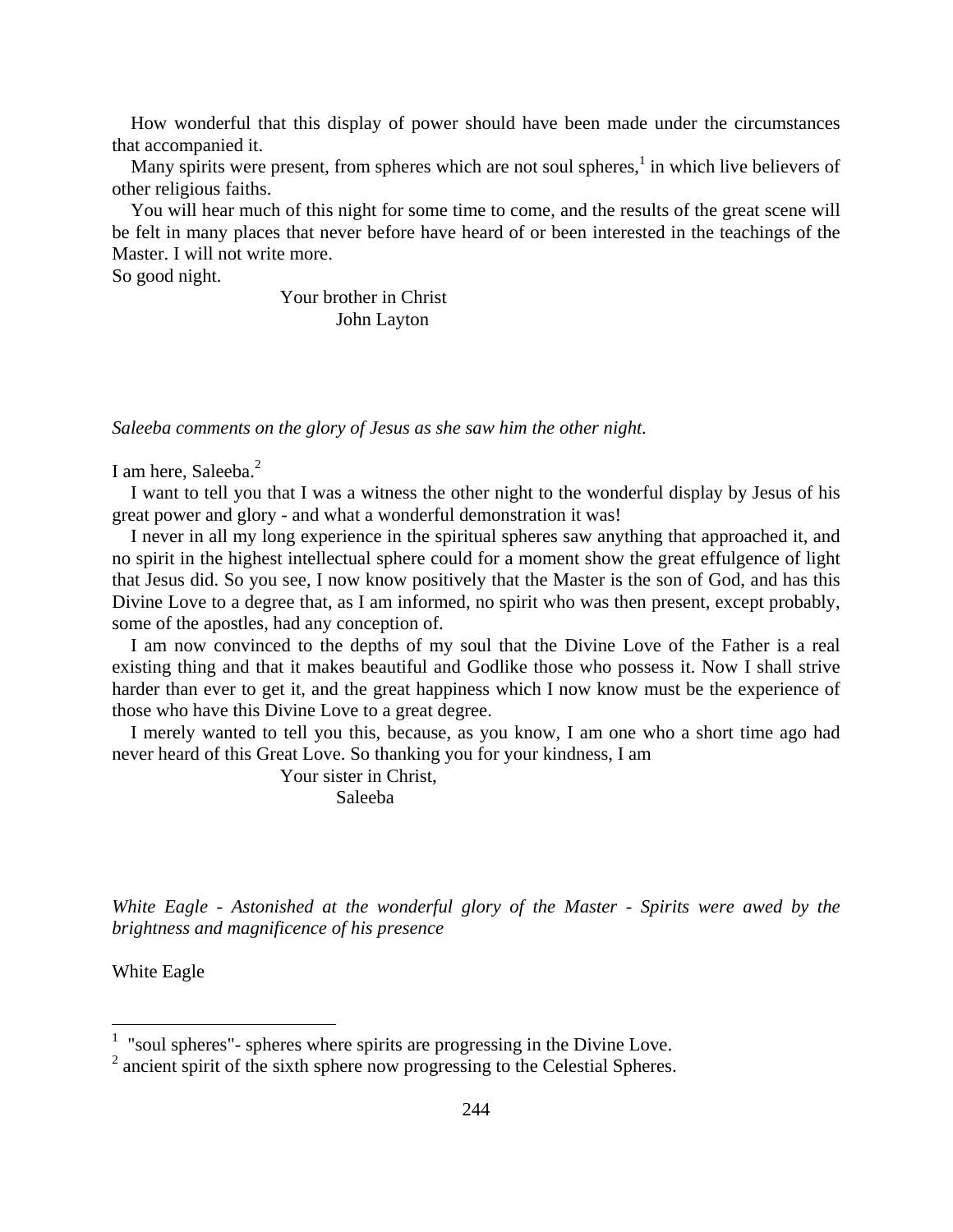How wonderful that this display of power should have been made under the circumstances that accompanied it.

Many spirits were present, from spheres which are not soul spheres,[1] in which live believers of other religious faiths.

You will hear much of this night for some time to come, and the results of the great scene will be felt in many places that never before have heard of or been interested in the teachings of the Master. I will not write more.

So good night.

Your brother in Christ
John Layton

*Saleeba comments on the glory of Jesus as she saw him the other night.*

I am here, Saleeba.[2]

I want to tell you that I was a witness the other night to the wonderful display by Jesus of his great power and glory - and what a wonderful demonstration it was!

I never in all my long experience in the spiritual spheres saw anything that approached it, and no spirit in the highest intellectual sphere could for a moment show the great effulgence of light that Jesus did. So you see, I now know positively that the Master is the son of God, and has this Divine Love to a degree that, as I am informed, no spirit who was then present, except probably, some of the apostles, had any conception of.

I am now convinced to the depths of my soul that the Divine Love of the Father is a real existing thing and that it makes beautiful and Godlike those who possess it. Now I shall strive harder than ever to get it, and the great happiness which I now know must be the experience of those who have this Divine Love to a great degree.

I merely wanted to tell you this, because, as you know, I am one who a short time ago had never heard of this Great Love. So thanking you for your kindness, I am

Your sister in Christ,
Saleeba

*White Eagle - Astonished at the wonderful glory of the Master - Spirits were awed by the brightness and magnificence of his presence*

White Eagle

---

[1] "soul spheres"- spheres where spirits are progressing in the Divine Love.

[2] ancient spirit of the sixth sphere now progressing to the Celestial Spheres.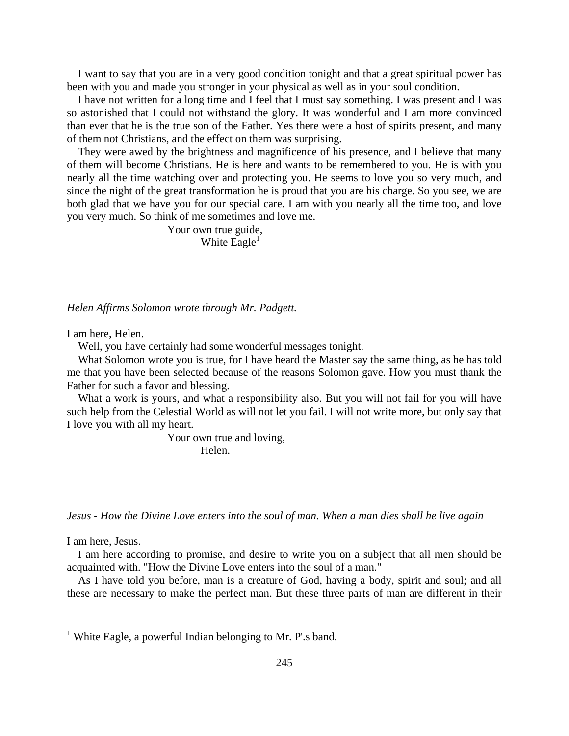I want to say that you are in a very good condition tonight and that a great spiritual power has been with you and made you stronger in your physical as well as in your soul condition.

I have not written for a long time and I feel that I must say something. I was present and I was so astonished that I could not withstand the glory. It was wonderful and I am more convinced than ever that he is the true son of the Father. Yes there were a host of spirits present, and many of them not Christians, and the effect on them was surprising.

They were awed by the brightness and magnificence of his presence, and I believe that many of them will become Christians. He is here and wants to be remembered to you. He is with you nearly all the time watching over and protecting you. He seems to love you so very much, and since the night of the great transformation he is proud that you are his charge. So you see, we are both glad that we have you for our special care. I am with you nearly all the time too, and love you very much. So think of me sometimes and love me.

Your own true guide,
White Eagle[1]

*Helen Affirms Solomon wrote through Mr. Padgett.*

I am here, Helen.

Well, you have certainly had some wonderful messages tonight.

What Solomon wrote you is true, for I have heard the Master say the same thing, as he has told me that you have been selected because of the reasons Solomon gave. How you must thank the Father for such a favor and blessing.

What a work is yours, and what a responsibility also. But you will not fail for you will have such help from the Celestial World as will not let you fail. I will not write more, but only say that I love you with all my heart.

Your own true and loving,
Helen.

*Jesus - How the Divine Love enters into the soul of man. When a man dies shall he live again*

I am here, Jesus.

I am here according to promise, and desire to write you on a subject that all men should be acquainted with. "How the Divine Love enters into the soul of a man."

As I have told you before, man is a creature of God, having a body, spirit and soul; and all these are necessary to make the perfect man. But these three parts of man are different in their

[1] White Eagle, a powerful Indian belonging to Mr. P'.s band.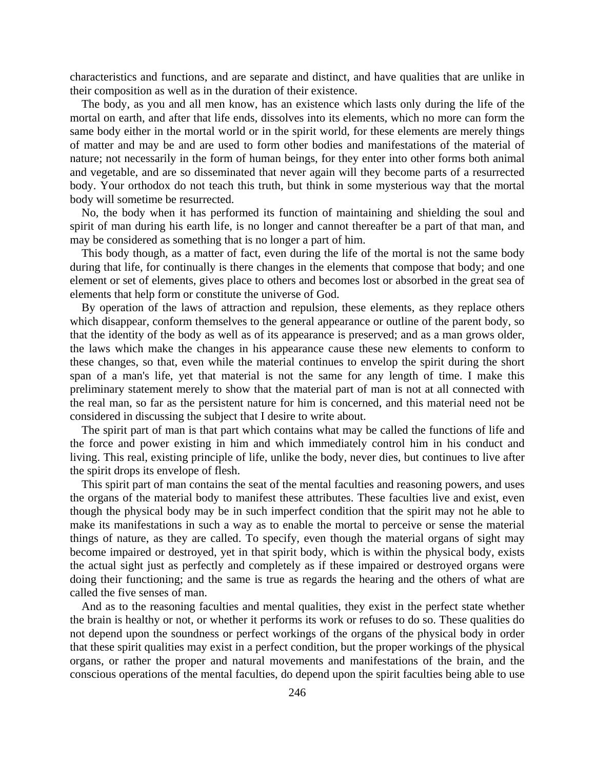characteristics and functions, and are separate and distinct, and have qualities that are unlike in their composition as well as in the duration of their existence.

The body, as you and all men know, has an existence which lasts only during the life of the mortal on earth, and after that life ends, dissolves into its elements, which no more can form the same body either in the mortal world or in the spirit world, for these elements are merely things of matter and may be and are used to form other bodies and manifestations of the material of nature; not necessarily in the form of human beings, for they enter into other forms both animal and vegetable, and are so disseminated that never again will they become parts of a resurrected body. Your orthodox do not teach this truth, but think in some mysterious way that the mortal body will sometime be resurrected.

No, the body when it has performed its function of maintaining and shielding the soul and spirit of man during his earth life, is no longer and cannot thereafter be a part of that man, and may be considered as something that is no longer a part of him.

This body though, as a matter of fact, even during the life of the mortal is not the same body during that life, for continually is there changes in the elements that compose that body; and one element or set of elements, gives place to others and becomes lost or absorbed in the great sea of elements that help form or constitute the universe of God.

By operation of the laws of attraction and repulsion, these elements, as they replace others which disappear, conform themselves to the general appearance or outline of the parent body, so that the identity of the body as well as of its appearance is preserved; and as a man grows older, the laws which make the changes in his appearance cause these new elements to conform to these changes, so that, even while the material continues to envelop the spirit during the short span of a man's life, yet that material is not the same for any length of time. I make this preliminary statement merely to show that the material part of man is not at all connected with the real man, so far as the persistent nature for him is concerned, and this material need not be considered in discussing the subject that I desire to write about.

The spirit part of man is that part which contains what may be called the functions of life and the force and power existing in him and which immediately control him in his conduct and living. This real, existing principle of life, unlike the body, never dies, but continues to live after the spirit drops its envelope of flesh.

This spirit part of man contains the seat of the mental faculties and reasoning powers, and uses the organs of the material body to manifest these attributes. These faculties live and exist, even though the physical body may be in such imperfect condition that the spirit may not he able to make its manifestations in such a way as to enable the mortal to perceive or sense the material things of nature, as they are called. To specify, even though the material organs of sight may become impaired or destroyed, yet in that spirit body, which is within the physical body, exists the actual sight just as perfectly and completely as if these impaired or destroyed organs were doing their functioning; and the same is true as regards the hearing and the others of what are called the five senses of man.

And as to the reasoning faculties and mental qualities, they exist in the perfect state whether the brain is healthy or not, or whether it performs its work or refuses to do so. These qualities do not depend upon the soundness or perfect workings of the organs of the physical body in order that these spirit qualities may exist in a perfect condition, but the proper workings of the physical organs, or rather the proper and natural movements and manifestations of the brain, and the conscious operations of the mental faculties, do depend upon the spirit faculties being able to use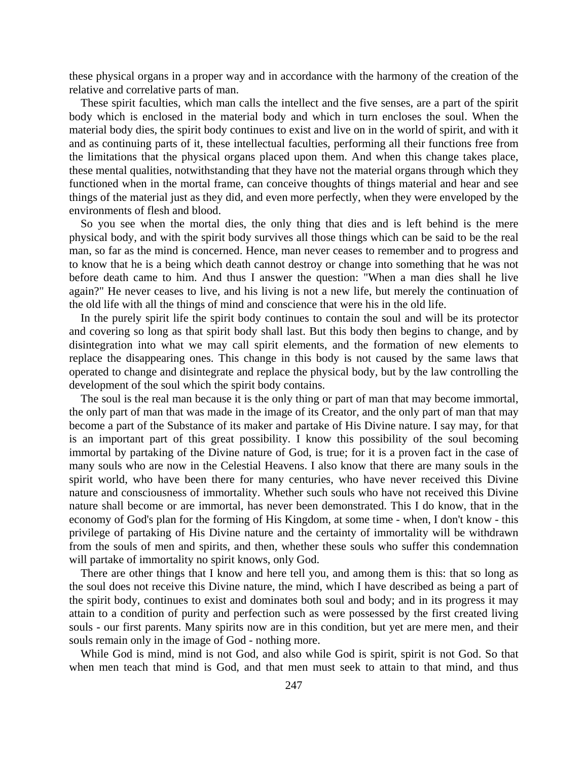these physical organs in a proper way and in accordance with the harmony of the creation of the relative and correlative parts of man.

These spirit faculties, which man calls the intellect and the five senses, are a part of the spirit body which is enclosed in the material body and which in turn encloses the soul. When the material body dies, the spirit body continues to exist and live on in the world of spirit, and with it and as continuing parts of it, these intellectual faculties, performing all their functions free from the limitations that the physical organs placed upon them. And when this change takes place, these mental qualities, notwithstanding that they have not the material organs through which they functioned when in the mortal frame, can conceive thoughts of things material and hear and see things of the material just as they did, and even more perfectly, when they were enveloped by the environments of flesh and blood.

So you see when the mortal dies, the only thing that dies and is left behind is the mere physical body, and with the spirit body survives all those things which can be said to be the real man, so far as the mind is concerned. Hence, man never ceases to remember and to progress and to know that he is a being which death cannot destroy or change into something that he was not before death came to him. And thus I answer the question: "When a man dies shall he live again?" He never ceases to live, and his living is not a new life, but merely the continuation of the old life with all the things of mind and conscience that were his in the old life.

In the purely spirit life the spirit body continues to contain the soul and will be its protector and covering so long as that spirit body shall last. But this body then begins to change, and by disintegration into what we may call spirit elements, and the formation of new elements to replace the disappearing ones. This change in this body is not caused by the same laws that operated to change and disintegrate and replace the physical body, but by the law controlling the development of the soul which the spirit body contains.

The soul is the real man because it is the only thing or part of man that may become immortal, the only part of man that was made in the image of its Creator, and the only part of man that may become a part of the Substance of its maker and partake of His Divine nature. I say may, for that is an important part of this great possibility. I know this possibility of the soul becoming immortal by partaking of the Divine nature of God, is true; for it is a proven fact in the case of many souls who are now in the Celestial Heavens. I also know that there are many souls in the spirit world, who have been there for many centuries, who have never received this Divine nature and consciousness of immortality. Whether such souls who have not received this Divine nature shall become or are immortal, has never been demonstrated. This I do know, that in the economy of God's plan for the forming of His Kingdom, at some time - when, I don't know - this privilege of partaking of His Divine nature and the certainty of immortality will be withdrawn from the souls of men and spirits, and then, whether these souls who suffer this condemnation will partake of immortality no spirit knows, only God.

There are other things that I know and here tell you, and among them is this: that so long as the soul does not receive this Divine nature, the mind, which I have described as being a part of the spirit body, continues to exist and dominates both soul and body; and in its progress it may attain to a condition of purity and perfection such as were possessed by the first created living souls - our first parents. Many spirits now are in this condition, but yet are mere men, and their souls remain only in the image of God - nothing more.

While God is mind, mind is not God, and also while God is spirit, spirit is not God. So that when men teach that mind is God, and that men must seek to attain to that mind, and thus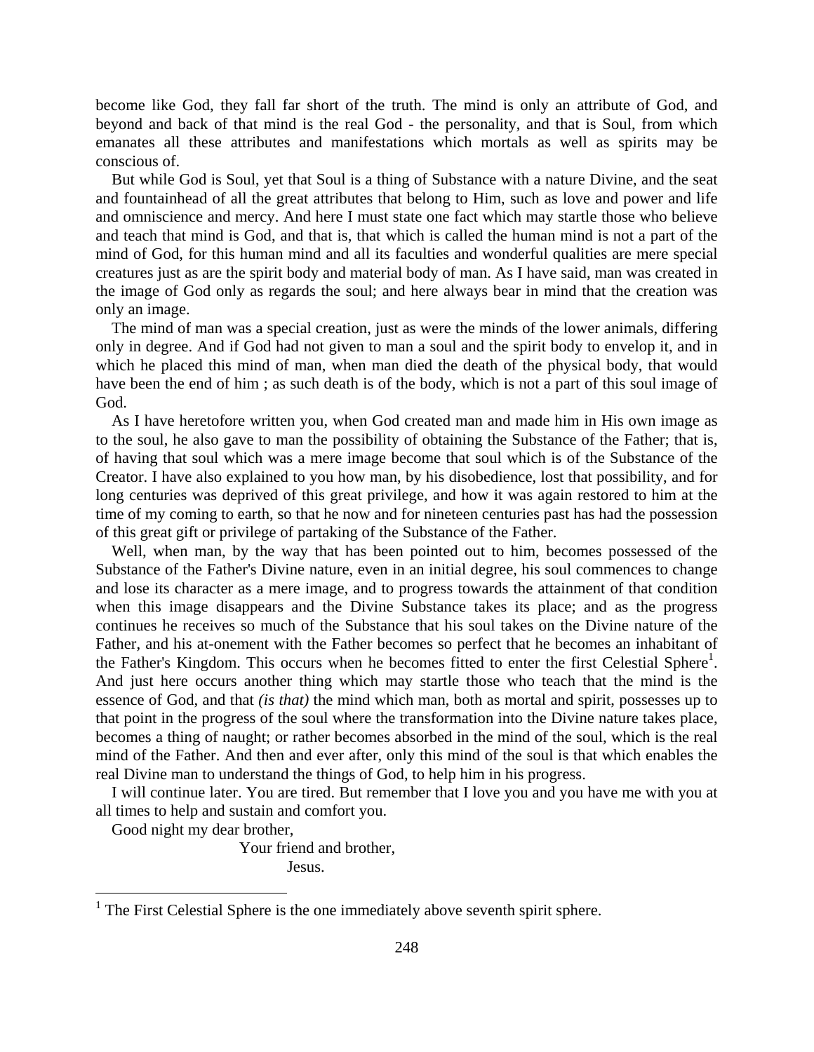become like God, they fall far short of the truth. The mind is only an attribute of God, and beyond and back of that mind is the real God - the personality, and that is Soul, from which emanates all these attributes and manifestations which mortals as well as spirits may be conscious of.

But while God is Soul, yet that Soul is a thing of Substance with a nature Divine, and the seat and fountainhead of all the great attributes that belong to Him, such as love and power and life and omniscience and mercy. And here I must state one fact which may startle those who believe and teach that mind is God, and that is, that which is called the human mind is not a part of the mind of God, for this human mind and all its faculties and wonderful qualities are mere special creatures just as are the spirit body and material body of man. As I have said, man was created in the image of God only as regards the soul; and here always bear in mind that the creation was only an image.

The mind of man was a special creation, just as were the minds of the lower animals, differing only in degree. And if God had not given to man a soul and the spirit body to envelop it, and in which he placed this mind of man, when man died the death of the physical body, that would have been the end of him ; as such death is of the body, which is not a part of this soul image of God.

As I have heretofore written you, when God created man and made him in His own image as to the soul, he also gave to man the possibility of obtaining the Substance of the Father; that is, of having that soul which was a mere image become that soul which is of the Substance of the Creator. I have also explained to you how man, by his disobedience, lost that possibility, and for long centuries was deprived of this great privilege, and how it was again restored to him at the time of my coming to earth, so that he now and for nineteen centuries past has had the possession of this great gift or privilege of partaking of the Substance of the Father.

Well, when man, by the way that has been pointed out to him, becomes possessed of the Substance of the Father's Divine nature, even in an initial degree, his soul commences to change and lose its character as a mere image, and to progress towards the attainment of that condition when this image disappears and the Divine Substance takes its place; and as the progress continues he receives so much of the Substance that his soul takes on the Divine nature of the Father, and his at-onement with the Father becomes so perfect that he becomes an inhabitant of the Father's Kingdom. This occurs when he becomes fitted to enter the first Celestial Sphere[1]. And just here occurs another thing which may startle those who teach that the mind is the essence of God, and that *(is that)* the mind which man, both as mortal and spirit, possesses up to that point in the progress of the soul where the transformation into the Divine nature takes place, becomes a thing of naught; or rather becomes absorbed in the mind of the soul, which is the real mind of the Father. And then and ever after, only this mind of the soul is that which enables the real Divine man to understand the things of God, to help him in his progress.

I will continue later. You are tired. But remember that I love you and you have me with you at all times to help and sustain and comfort you.

Good night my dear brother,

Your friend and brother,

Jesus.

---

[1] The First Celestial Sphere is the one immediately above seventh spirit sphere.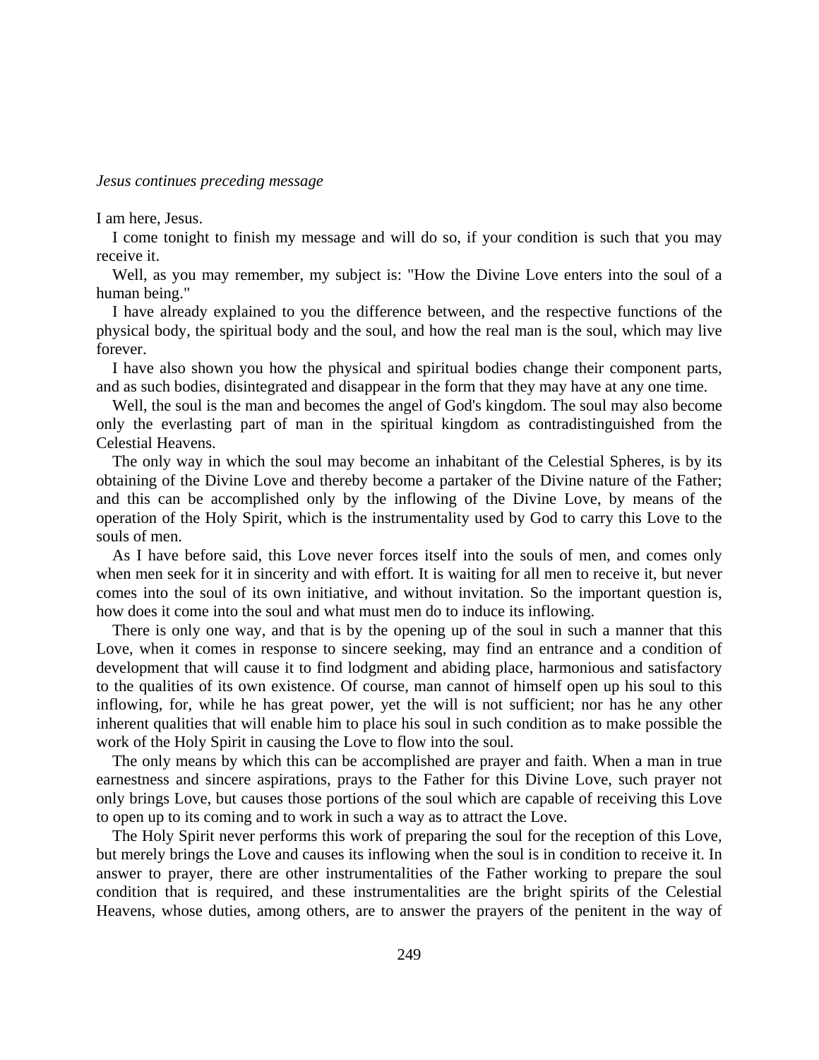*Jesus continues preceding message*

I am here, Jesus.

I come tonight to finish my message and will do so, if your condition is such that you may receive it.

Well, as you may remember, my subject is: "How the Divine Love enters into the soul of a human being."

I have already explained to you the difference between, and the respective functions of the physical body, the spiritual body and the soul, and how the real man is the soul, which may live forever.

I have also shown you how the physical and spiritual bodies change their component parts, and as such bodies, disintegrated and disappear in the form that they may have at any one time.

Well, the soul is the man and becomes the angel of God's kingdom. The soul may also become only the everlasting part of man in the spiritual kingdom as contradistinguished from the Celestial Heavens.

The only way in which the soul may become an inhabitant of the Celestial Spheres, is by its obtaining of the Divine Love and thereby become a partaker of the Divine nature of the Father; and this can be accomplished only by the inflowing of the Divine Love, by means of the operation of the Holy Spirit, which is the instrumentality used by God to carry this Love to the souls of men.

As I have before said, this Love never forces itself into the souls of men, and comes only when men seek for it in sincerity and with effort. It is waiting for all men to receive it, but never comes into the soul of its own initiative, and without invitation. So the important question is, how does it come into the soul and what must men do to induce its inflowing.

There is only one way, and that is by the opening up of the soul in such a manner that this Love, when it comes in response to sincere seeking, may find an entrance and a condition of development that will cause it to find lodgment and abiding place, harmonious and satisfactory to the qualities of its own existence. Of course, man cannot of himself open up his soul to this inflowing, for, while he has great power, yet the will is not sufficient; nor has he any other inherent qualities that will enable him to place his soul in such condition as to make possible the work of the Holy Spirit in causing the Love to flow into the soul.

The only means by which this can be accomplished are prayer and faith. When a man in true earnestness and sincere aspirations, prays to the Father for this Divine Love, such prayer not only brings Love, but causes those portions of the soul which are capable of receiving this Love to open up to its coming and to work in such a way as to attract the Love.

The Holy Spirit never performs this work of preparing the soul for the reception of this Love, but merely brings the Love and causes its inflowing when the soul is in condition to receive it. In answer to prayer, there are other instrumentalities of the Father working to prepare the soul condition that is required, and these instrumentalities are the bright spirits of the Celestial Heavens, whose duties, among others, are to answer the prayers of the penitent in the way of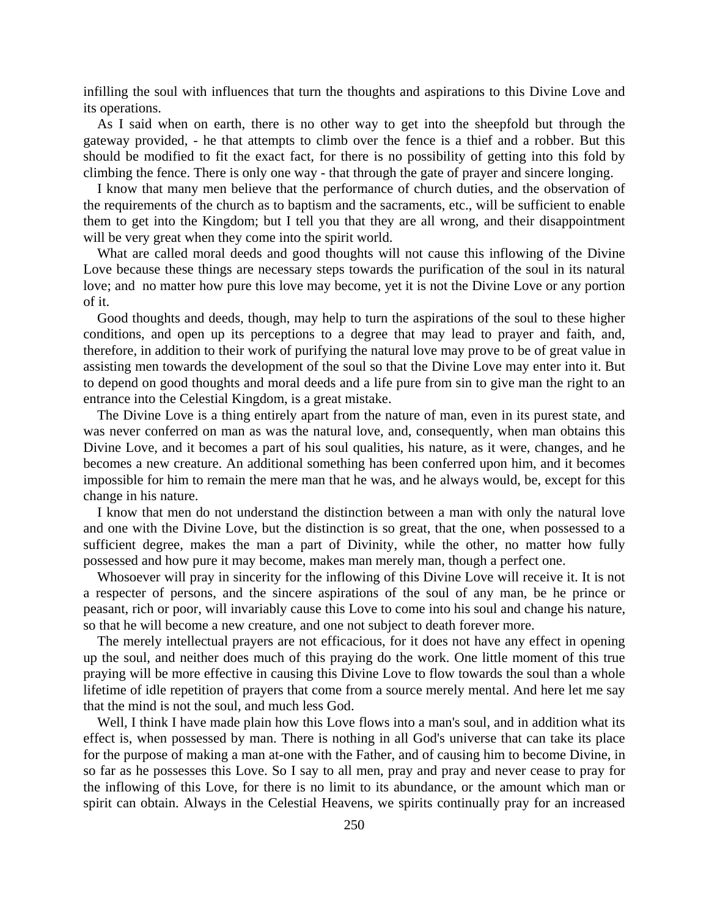infilling the soul with influences that turn the thoughts and aspirations to this Divine Love and its operations.

As I said when on earth, there is no other way to get into the sheepfold but through the gateway provided, - he that attempts to climb over the fence is a thief and a robber. But this should be modified to fit the exact fact, for there is no possibility of getting into this fold by climbing the fence. There is only one way - that through the gate of prayer and sincere longing.

I know that many men believe that the performance of church duties, and the observation of the requirements of the church as to baptism and the sacraments, etc., will be sufficient to enable them to get into the Kingdom; but I tell you that they are all wrong, and their disappointment will be very great when they come into the spirit world.

What are called moral deeds and good thoughts will not cause this inflowing of the Divine Love because these things are necessary steps towards the purification of the soul in its natural love; and no matter how pure this love may become, yet it is not the Divine Love or any portion of it.

Good thoughts and deeds, though, may help to turn the aspirations of the soul to these higher conditions, and open up its perceptions to a degree that may lead to prayer and faith, and, therefore, in addition to their work of purifying the natural love may prove to be of great value in assisting men towards the development of the soul so that the Divine Love may enter into it. But to depend on good thoughts and moral deeds and a life pure from sin to give man the right to an entrance into the Celestial Kingdom, is a great mistake.

The Divine Love is a thing entirely apart from the nature of man, even in its purest state, and was never conferred on man as was the natural love, and, consequently, when man obtains this Divine Love, and it becomes a part of his soul qualities, his nature, as it were, changes, and he becomes a new creature. An additional something has been conferred upon him, and it becomes impossible for him to remain the mere man that he was, and he always would, be, except for this change in his nature.

I know that men do not understand the distinction between a man with only the natural love and one with the Divine Love, but the distinction is so great, that the one, when possessed to a sufficient degree, makes the man a part of Divinity, while the other, no matter how fully possessed and how pure it may become, makes man merely man, though a perfect one.

Whosoever will pray in sincerity for the inflowing of this Divine Love will receive it. It is not a respecter of persons, and the sincere aspirations of the soul of any man, be he prince or peasant, rich or poor, will invariably cause this Love to come into his soul and change his nature, so that he will become a new creature, and one not subject to death forever more.

The merely intellectual prayers are not efficacious, for it does not have any effect in opening up the soul, and neither does much of this praying do the work. One little moment of this true praying will be more effective in causing this Divine Love to flow towards the soul than a whole lifetime of idle repetition of prayers that come from a source merely mental. And here let me say that the mind is not the soul, and much less God.

Well, I think I have made plain how this Love flows into a man's soul, and in addition what its effect is, when possessed by man. There is nothing in all God's universe that can take its place for the purpose of making a man at-one with the Father, and of causing him to become Divine, in so far as he possesses this Love. So I say to all men, pray and pray and never cease to pray for the inflowing of this Love, for there is no limit to its abundance, or the amount which man or spirit can obtain. Always in the Celestial Heavens, we spirits continually pray for an increased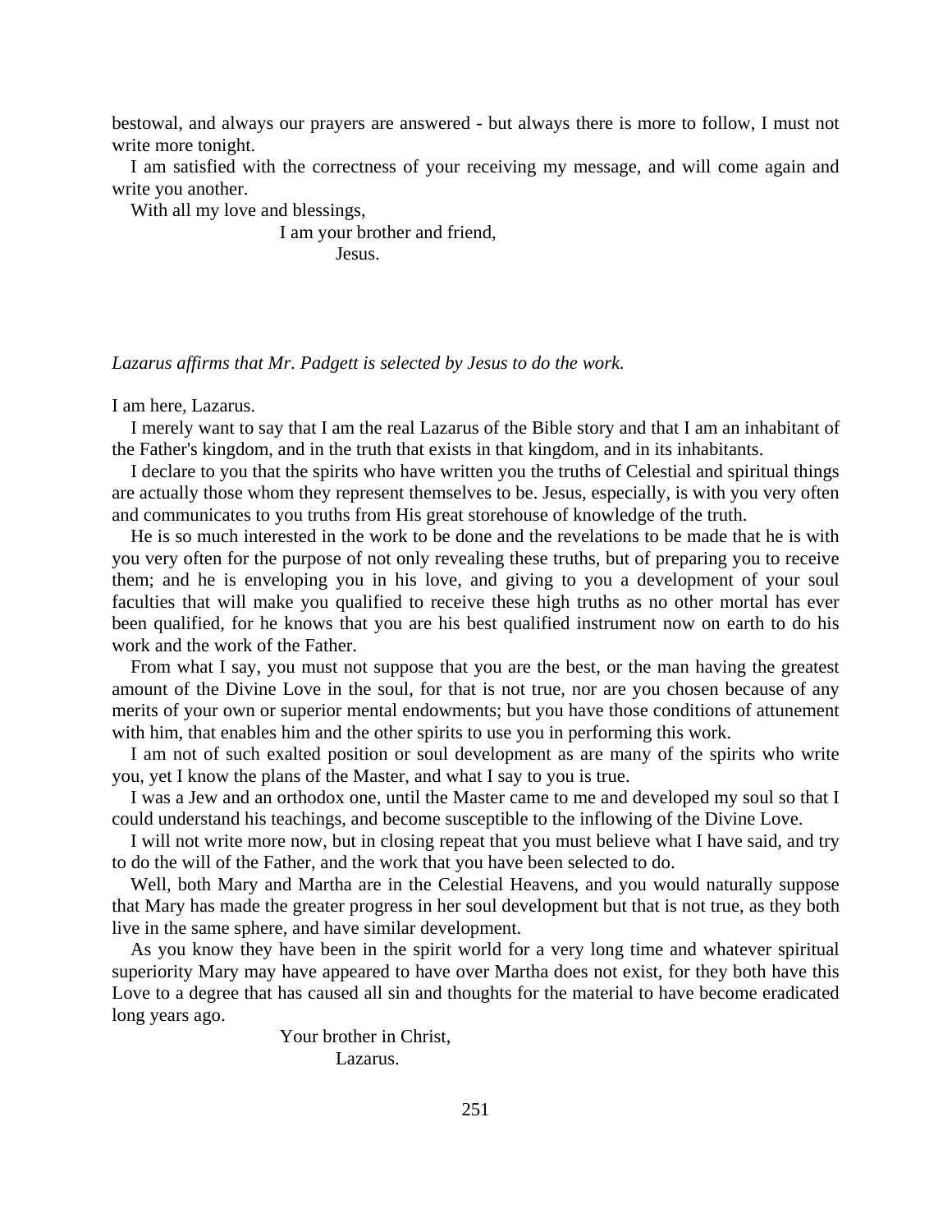bestowal, and always our prayers are answered - but always there is more to follow, I must not write more tonight.

I am satisfied with the correctness of your receiving my message, and will come again and write you another.

With all my love and blessings,

I am your brother and friend,

Jesus.

*Lazarus affirms that Mr. Padgett is selected by Jesus to do the work.*

I am here, Lazarus.

I merely want to say that I am the real Lazarus of the Bible story and that I am an inhabitant of the Father's kingdom, and in the truth that exists in that kingdom, and in its inhabitants.

I declare to you that the spirits who have written you the truths of Celestial and spiritual things are actually those whom they represent themselves to be. Jesus, especially, is with you very often and communicates to you truths from His great storehouse of knowledge of the truth.

He is so much interested in the work to be done and the revelations to be made that he is with you very often for the purpose of not only revealing these truths, but of preparing you to receive them; and he is enveloping you in his love, and giving to you a development of your soul faculties that will make you qualified to receive these high truths as no other mortal has ever been qualified, for he knows that you are his best qualified instrument now on earth to do his work and the work of the Father.

From what I say, you must not suppose that you are the best, or the man having the greatest amount of the Divine Love in the soul, for that is not true, nor are you chosen because of any merits of your own or superior mental endowments; but you have those conditions of attunement with him, that enables him and the other spirits to use you in performing this work.

I am not of such exalted position or soul development as are many of the spirits who write you, yet I know the plans of the Master, and what I say to you is true.

I was a Jew and an orthodox one, until the Master came to me and developed my soul so that I could understand his teachings, and become susceptible to the inflowing of the Divine Love.

I will not write more now, but in closing repeat that you must believe what I have said, and try to do the will of the Father, and the work that you have been selected to do.

Well, both Mary and Martha are in the Celestial Heavens, and you would naturally suppose that Mary has made the greater progress in her soul development but that is not true, as they both live in the same sphere, and have similar development.

As you know they have been in the spirit world for a very long time and whatever spiritual superiority Mary may have appeared to have over Martha does not exist, for they both have this Love to a degree that has caused all sin and thoughts for the material to have become eradicated long years ago.

Your brother in Christ,

Lazarus.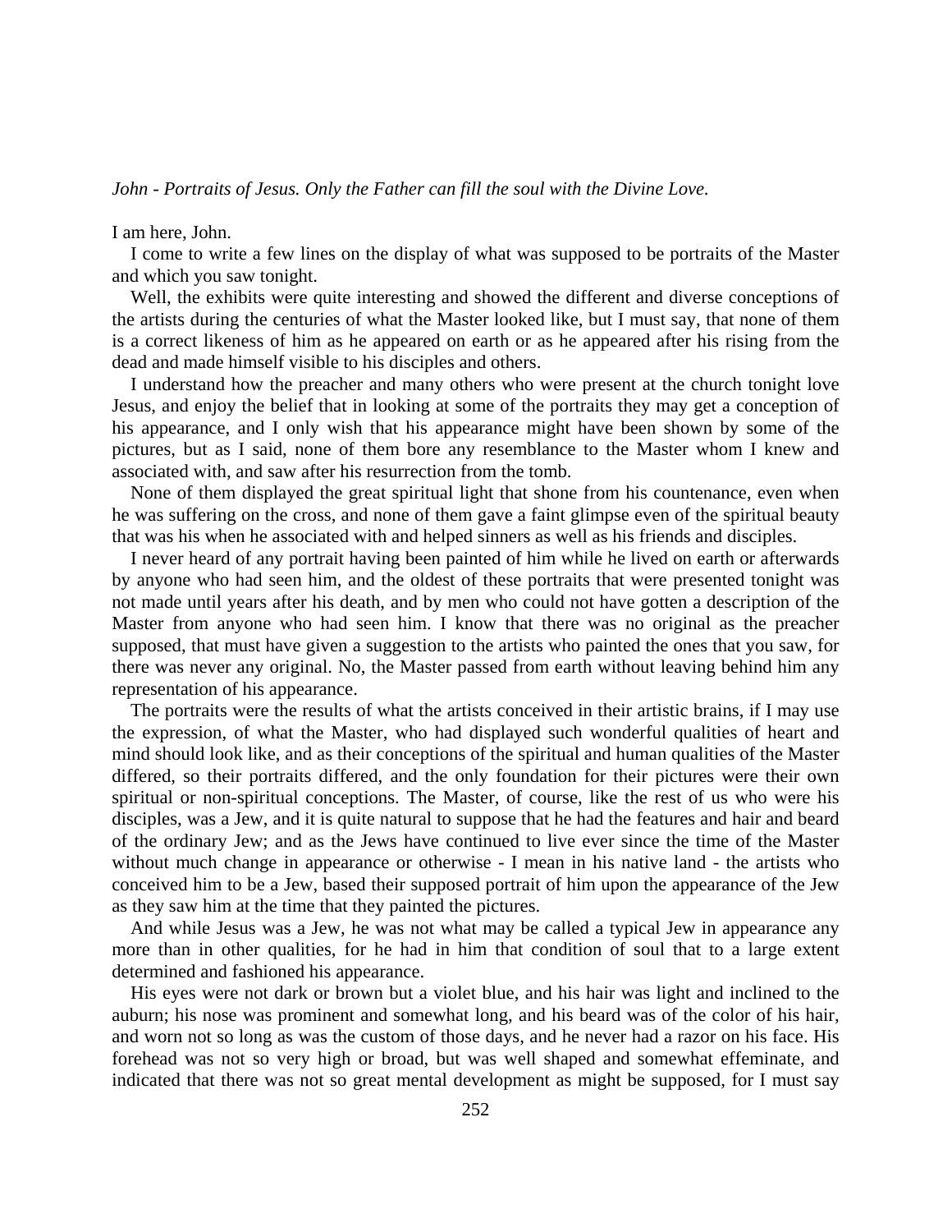*John - Portraits of Jesus. Only the Father can fill the soul with the Divine Love.*

I am here, John.

I come to write a few lines on the display of what was supposed to be portraits of the Master and which you saw tonight.

Well, the exhibits were quite interesting and showed the different and diverse conceptions of the artists during the centuries of what the Master looked like, but I must say, that none of them is a correct likeness of him as he appeared on earth or as he appeared after his rising from the dead and made himself visible to his disciples and others.

I understand how the preacher and many others who were present at the church tonight love Jesus, and enjoy the belief that in looking at some of the portraits they may get a conception of his appearance, and I only wish that his appearance might have been shown by some of the pictures, but as I said, none of them bore any resemblance to the Master whom I knew and associated with, and saw after his resurrection from the tomb.

None of them displayed the great spiritual light that shone from his countenance, even when he was suffering on the cross, and none of them gave a faint glimpse even of the spiritual beauty that was his when he associated with and helped sinners as well as his friends and disciples.

I never heard of any portrait having been painted of him while he lived on earth or afterwards by anyone who had seen him, and the oldest of these portraits that were presented tonight was not made until years after his death, and by men who could not have gotten a description of the Master from anyone who had seen him. I know that there was no original as the preacher supposed, that must have given a suggestion to the artists who painted the ones that you saw, for there was never any original. No, the Master passed from earth without leaving behind him any representation of his appearance.

The portraits were the results of what the artists conceived in their artistic brains, if I may use the expression, of what the Master, who had displayed such wonderful qualities of heart and mind should look like, and as their conceptions of the spiritual and human qualities of the Master differed, so their portraits differed, and the only foundation for their pictures were their own spiritual or non-spiritual conceptions. The Master, of course, like the rest of us who were his disciples, was a Jew, and it is quite natural to suppose that he had the features and hair and beard of the ordinary Jew; and as the Jews have continued to live ever since the time of the Master without much change in appearance or otherwise - I mean in his native land - the artists who conceived him to be a Jew, based their supposed portrait of him upon the appearance of the Jew as they saw him at the time that they painted the pictures.

And while Jesus was a Jew, he was not what may be called a typical Jew in appearance any more than in other qualities, for he had in him that condition of soul that to a large extent determined and fashioned his appearance.

His eyes were not dark or brown but a violet blue, and his hair was light and inclined to the auburn; his nose was prominent and somewhat long, and his beard was of the color of his hair, and worn not so long as was the custom of those days, and he never had a razor on his face. His forehead was not so very high or broad, but was well shaped and somewhat effeminate, and indicated that there was not so great mental development as might be supposed, for I must say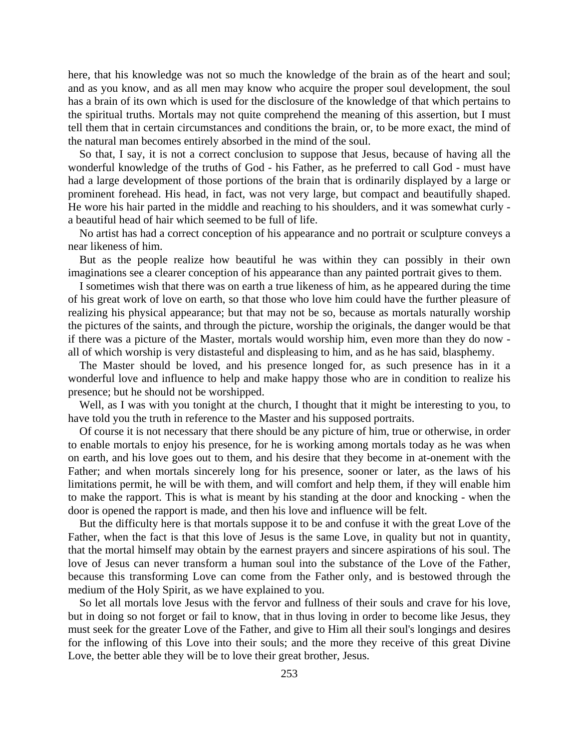here, that his knowledge was not so much the knowledge of the brain as of the heart and soul; and as you know, and as all men may know who acquire the proper soul development, the soul has a brain of its own which is used for the disclosure of the knowledge of that which pertains to the spiritual truths. Mortals may not quite comprehend the meaning of this assertion, but I must tell them that in certain circumstances and conditions the brain, or, to be more exact, the mind of the natural man becomes entirely absorbed in the mind of the soul.

So that, I say, it is not a correct conclusion to suppose that Jesus, because of having all the wonderful knowledge of the truths of God - his Father, as he preferred to call God - must have had a large development of those portions of the brain that is ordinarily displayed by a large or prominent forehead. His head, in fact, was not very large, but compact and beautifully shaped. He wore his hair parted in the middle and reaching to his shoulders, and it was somewhat curly - a beautiful head of hair which seemed to be full of life.

No artist has had a correct conception of his appearance and no portrait or sculpture conveys a near likeness of him.

But as the people realize how beautiful he was within they can possibly in their own imaginations see a clearer conception of his appearance than any painted portrait gives to them.

I sometimes wish that there was on earth a true likeness of him, as he appeared during the time of his great work of love on earth, so that those who love him could have the further pleasure of realizing his physical appearance; but that may not be so, because as mortals naturally worship the pictures of the saints, and through the picture, worship the originals, the danger would be that if there was a picture of the Master, mortals would worship him, even more than they do now - all of which worship is very distasteful and displeasing to him, and as he has said, blasphemy.

The Master should be loved, and his presence longed for, as such presence has in it a wonderful love and influence to help and make happy those who are in condition to realize his presence; but he should not be worshipped.

Well, as I was with you tonight at the church, I thought that it might be interesting to you, to have told you the truth in reference to the Master and his supposed portraits.

Of course it is not necessary that there should be any picture of him, true or otherwise, in order to enable mortals to enjoy his presence, for he is working among mortals today as he was when on earth, and his love goes out to them, and his desire that they become in at-onement with the Father; and when mortals sincerely long for his presence, sooner or later, as the laws of his limitations permit, he will be with them, and will comfort and help them, if they will enable him to make the rapport. This is what is meant by his standing at the door and knocking - when the door is opened the rapport is made, and then his love and influence will be felt.

But the difficulty here is that mortals suppose it to be and confuse it with the great Love of the Father, when the fact is that this love of Jesus is the same Love, in quality but not in quantity, that the mortal himself may obtain by the earnest prayers and sincere aspirations of his soul. The love of Jesus can never transform a human soul into the substance of the Love of the Father, because this transforming Love can come from the Father only, and is bestowed through the medium of the Holy Spirit, as we have explained to you.

So let all mortals love Jesus with the fervor and fullness of their souls and crave for his love, but in doing so not forget or fail to know, that in thus loving in order to become like Jesus, they must seek for the greater Love of the Father, and give to Him all their soul's longings and desires for the inflowing of this Love into their souls; and the more they receive of this great Divine Love, the better able they will be to love their great brother, Jesus.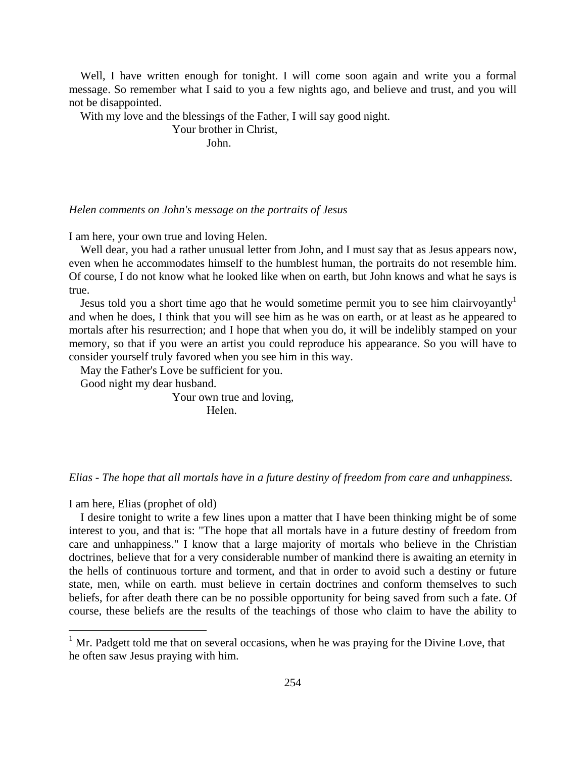Well, I have written enough for tonight. I will come soon again and write you a formal message. So remember what I said to you a few nights ago, and believe and trust, and you will not be disappointed.

With my love and the blessings of the Father, I will say good night.

Your brother in Christ,
John.

*Helen comments on John's message on the portraits of Jesus*

I am here, your own true and loving Helen.

Well dear, you had a rather unusual letter from John, and I must say that as Jesus appears now, even when he accommodates himself to the humblest human, the portraits do not resemble him. Of course, I do not know what he looked like when on earth, but John knows and what he says is true.

Jesus told you a short time ago that he would sometime permit you to see him clairvoyantly[1] and when he does, I think that you will see him as he was on earth, or at least as he appeared to mortals after his resurrection; and I hope that when you do, it will be indelibly stamped on your memory, so that if you were an artist you could reproduce his appearance. So you will have to consider yourself truly favored when you see him in this way.

May the Father's Love be sufficient for you.

Good night my dear husband.

Your own true and loving,
Helen.

*Elias - The hope that all mortals have in a future destiny of freedom from care and unhappiness.*

I am here, Elias (prophet of old)

I desire tonight to write a few lines upon a matter that I have been thinking might be of some interest to you, and that is: "The hope that all mortals have in a future destiny of freedom from care and unhappiness." I know that a large majority of mortals who believe in the Christian doctrines, believe that for a very considerable number of mankind there is awaiting an eternity in the hells of continuous torture and torment, and that in order to avoid such a destiny or future state, men, while on earth. must believe in certain doctrines and conform themselves to such beliefs, for after death there can be no possible opportunity for being saved from such a fate. Of course, these beliefs are the results of the teachings of those who claim to have the ability to

---

[1] Mr. Padgett told me that on several occasions, when he was praying for the Divine Love, that he often saw Jesus praying with him.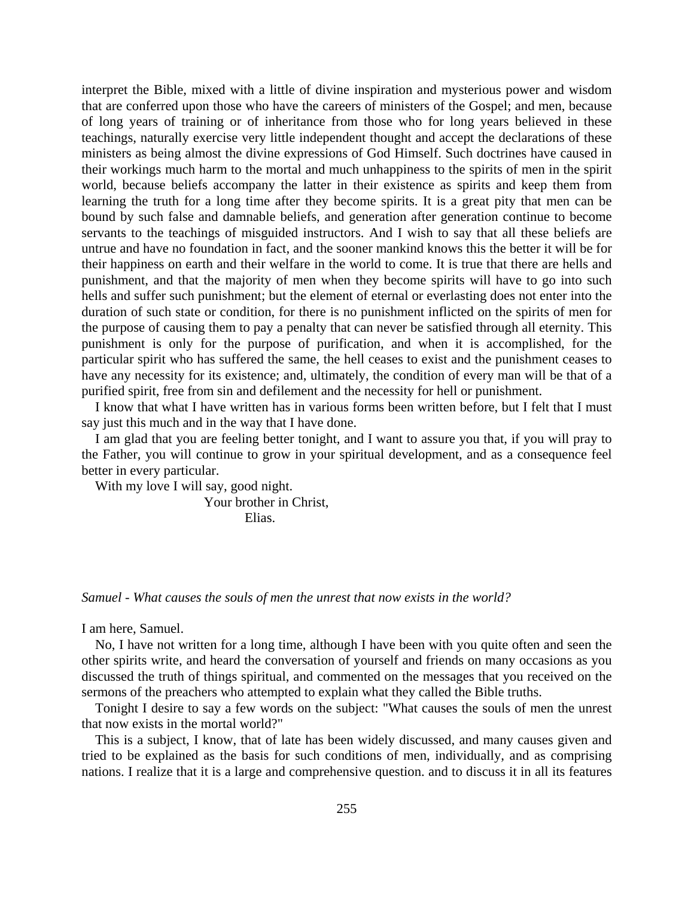interpret the Bible, mixed with a little of divine inspiration and mysterious power and wisdom that are conferred upon those who have the careers of ministers of the Gospel; and men, because of long years of training or of inheritance from those who for long years believed in these teachings, naturally exercise very little independent thought and accept the declarations of these ministers as being almost the divine expressions of God Himself. Such doctrines have caused in their workings much harm to the mortal and much unhappiness to the spirits of men in the spirit world, because beliefs accompany the latter in their existence as spirits and keep them from learning the truth for a long time after they become spirits. It is a great pity that men can be bound by such false and damnable beliefs, and generation after generation continue to become servants to the teachings of misguided instructors. And I wish to say that all these beliefs are untrue and have no foundation in fact, and the sooner mankind knows this the better it will be for their happiness on earth and their welfare in the world to come. It is true that there are hells and punishment, and that the majority of men when they become spirits will have to go into such hells and suffer such punishment; but the element of eternal or everlasting does not enter into the duration of such state or condition, for there is no punishment inflicted on the spirits of men for the purpose of causing them to pay a penalty that can never be satisfied through all eternity. This punishment is only for the purpose of purification, and when it is accomplished, for the particular spirit who has suffered the same, the hell ceases to exist and the punishment ceases to have any necessity for its existence; and, ultimately, the condition of every man will be that of a purified spirit, free from sin and defilement and the necessity for hell or punishment.

I know that what I have written has in various forms been written before, but I felt that I must say just this much and in the way that I have done.

I am glad that you are feeling better tonight, and I want to assure you that, if you will pray to the Father, you will continue to grow in your spiritual development, and as a consequence feel better in every particular.

With my love I will say, good night.

Your brother in Christ,
Elias.

*Samuel - What causes the souls of men the unrest that now exists in the world?*

I am here, Samuel.

No, I have not written for a long time, although I have been with you quite often and seen the other spirits write, and heard the conversation of yourself and friends on many occasions as you discussed the truth of things spiritual, and commented on the messages that you received on the sermons of the preachers who attempted to explain what they called the Bible truths.

Tonight I desire to say a few words on the subject: "What causes the souls of men the unrest that now exists in the mortal world?"

This is a subject, I know, that of late has been widely discussed, and many causes given and tried to be explained as the basis for such conditions of men, individually, and as comprising nations. I realize that it is a large and comprehensive question. and to discuss it in all its features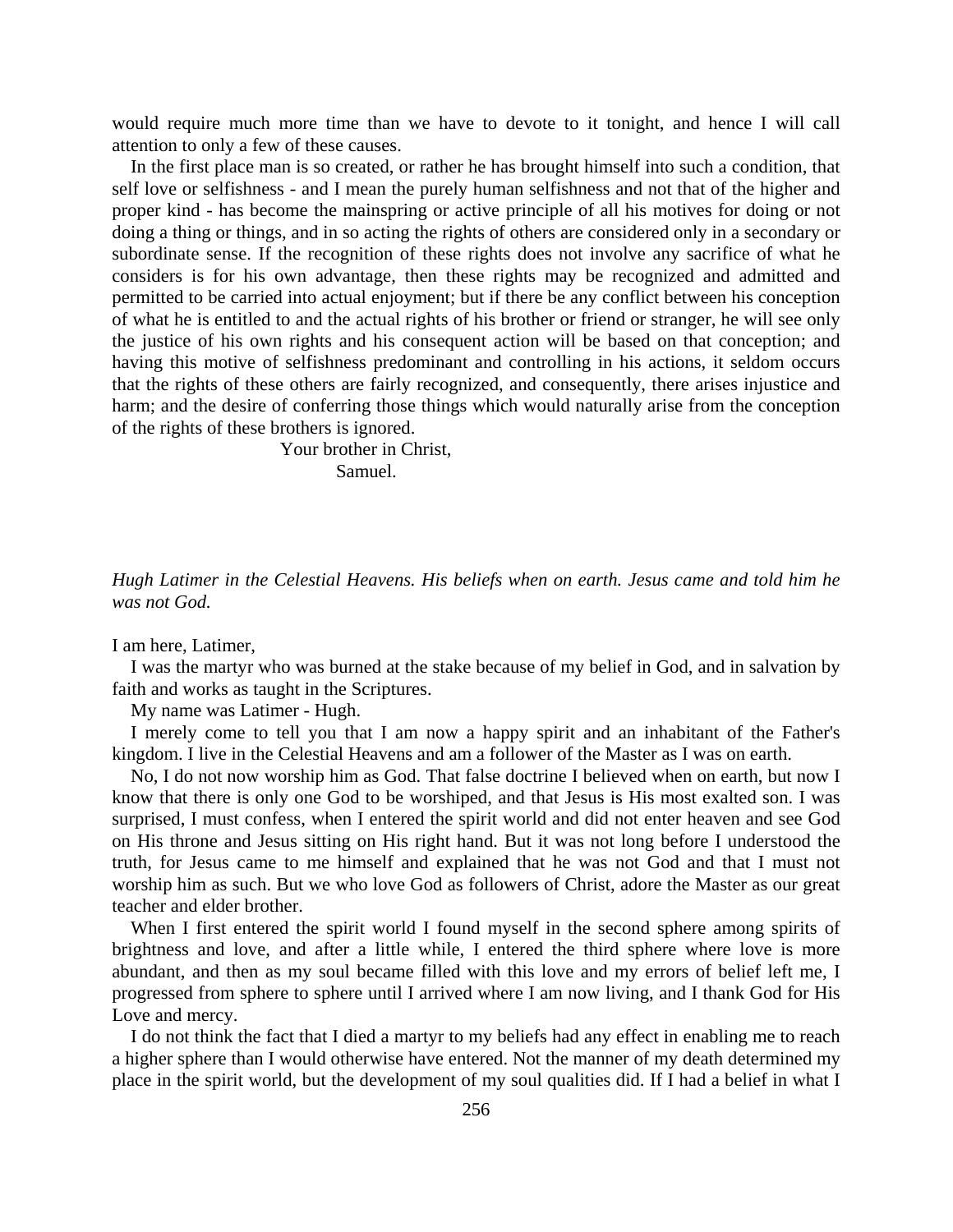would require much more time than we have to devote to it tonight, and hence I will call attention to only a few of these causes.

In the first place man is so created, or rather he has brought himself into such a condition, that self love or selfishness - and I mean the purely human selfishness and not that of the higher and proper kind - has become the mainspring or active principle of all his motives for doing or not doing a thing or things, and in so acting the rights of others are considered only in a secondary or subordinate sense. If the recognition of these rights does not involve any sacrifice of what he considers is for his own advantage, then these rights may be recognized and admitted and permitted to be carried into actual enjoyment; but if there be any conflict between his conception of what he is entitled to and the actual rights of his brother or friend or stranger, he will see only the justice of his own rights and his consequent action will be based on that conception; and having this motive of selfishness predominant and controlling in his actions, it seldom occurs that the rights of these others are fairly recognized, and consequently, there arises injustice and harm; and the desire of conferring those things which would naturally arise from the conception of the rights of these brothers is ignored.

Your brother in Christ,
Samuel.

*Hugh Latimer in the Celestial Heavens. His beliefs when on earth. Jesus came and told him he was not God.*

I am here, Latimer,

I was the martyr who was burned at the stake because of my belief in God, and in salvation by faith and works as taught in the Scriptures.

My name was Latimer - Hugh.

I merely come to tell you that I am now a happy spirit and an inhabitant of the Father's kingdom. I live in the Celestial Heavens and am a follower of the Master as I was on earth.

No, I do not now worship him as God. That false doctrine I believed when on earth, but now I know that there is only one God to be worshiped, and that Jesus is His most exalted son. I was surprised, I must confess, when I entered the spirit world and did not enter heaven and see God on His throne and Jesus sitting on His right hand. But it was not long before I understood the truth, for Jesus came to me himself and explained that he was not God and that I must not worship him as such. But we who love God as followers of Christ, adore the Master as our great teacher and elder brother.

When I first entered the spirit world I found myself in the second sphere among spirits of brightness and love, and after a little while, I entered the third sphere where love is more abundant, and then as my soul became filled with this love and my errors of belief left me, I progressed from sphere to sphere until I arrived where I am now living, and I thank God for His Love and mercy.

I do not think the fact that I died a martyr to my beliefs had any effect in enabling me to reach a higher sphere than I would otherwise have entered. Not the manner of my death determined my place in the spirit world, but the development of my soul qualities did. If I had a belief in what I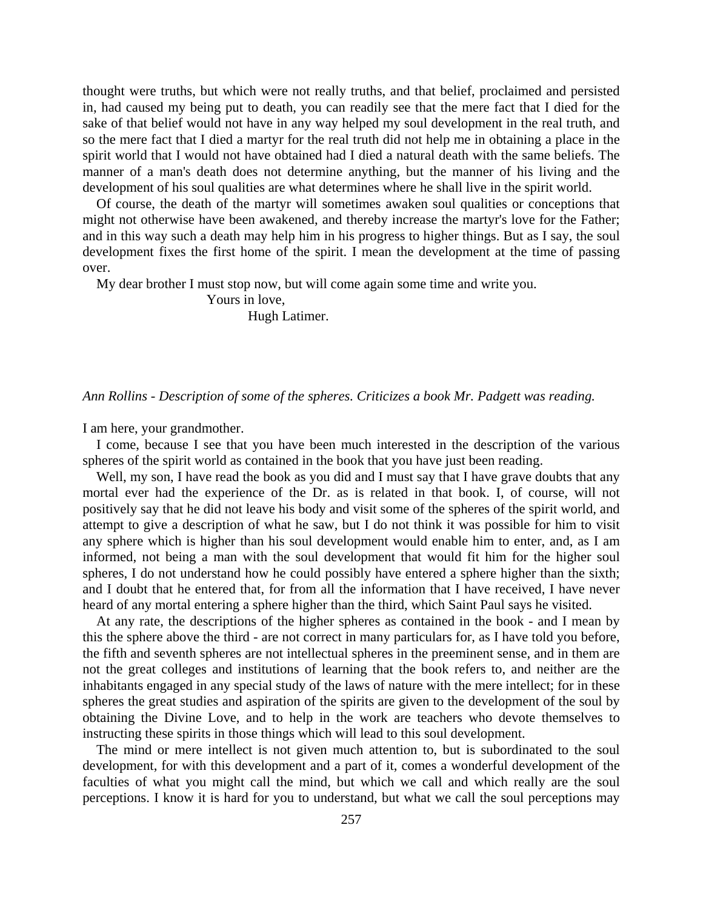thought were truths, but which were not really truths, and that belief, proclaimed and persisted in, had caused my being put to death, you can readily see that the mere fact that I died for the sake of that belief would not have in any way helped my soul development in the real truth, and so the mere fact that I died a martyr for the real truth did not help me in obtaining a place in the spirit world that I would not have obtained had I died a natural death with the same beliefs. The manner of a man's death does not determine anything, but the manner of his living and the development of his soul qualities are what determines where he shall live in the spirit world.

Of course, the death of the martyr will sometimes awaken soul qualities or conceptions that might not otherwise have been awakened, and thereby increase the martyr's love for the Father; and in this way such a death may help him in his progress to higher things. But as I say, the soul development fixes the first home of the spirit. I mean the development at the time of passing over.

My dear brother I must stop now, but will come again some time and write you.

Yours in love,

Hugh Latimer.

*Ann Rollins - Description of some of the spheres. Criticizes a book Mr. Padgett was reading.*

I am here, your grandmother.

I come, because I see that you have been much interested in the description of the various spheres of the spirit world as contained in the book that you have just been reading.

Well, my son, I have read the book as you did and I must say that I have grave doubts that any mortal ever had the experience of the Dr. as is related in that book. I, of course, will not positively say that he did not leave his body and visit some of the spheres of the spirit world, and attempt to give a description of what he saw, but I do not think it was possible for him to visit any sphere which is higher than his soul development would enable him to enter, and, as I am informed, not being a man with the soul development that would fit him for the higher soul spheres, I do not understand how he could possibly have entered a sphere higher than the sixth; and I doubt that he entered that, for from all the information that I have received, I have never heard of any mortal entering a sphere higher than the third, which Saint Paul says he visited.

At any rate, the descriptions of the higher spheres as contained in the book - and I mean by this the sphere above the third - are not correct in many particulars for, as I have told you before, the fifth and seventh spheres are not intellectual spheres in the preeminent sense, and in them are not the great colleges and institutions of learning that the book refers to, and neither are the inhabitants engaged in any special study of the laws of nature with the mere intellect; for in these spheres the great studies and aspiration of the spirits are given to the development of the soul by obtaining the Divine Love, and to help in the work are teachers who devote themselves to instructing these spirits in those things which will lead to this soul development.

The mind or mere intellect is not given much attention to, but is subordinated to the soul development, for with this development and a part of it, comes a wonderful development of the faculties of what you might call the mind, but which we call and which really are the soul perceptions. I know it is hard for you to understand, but what we call the soul perceptions may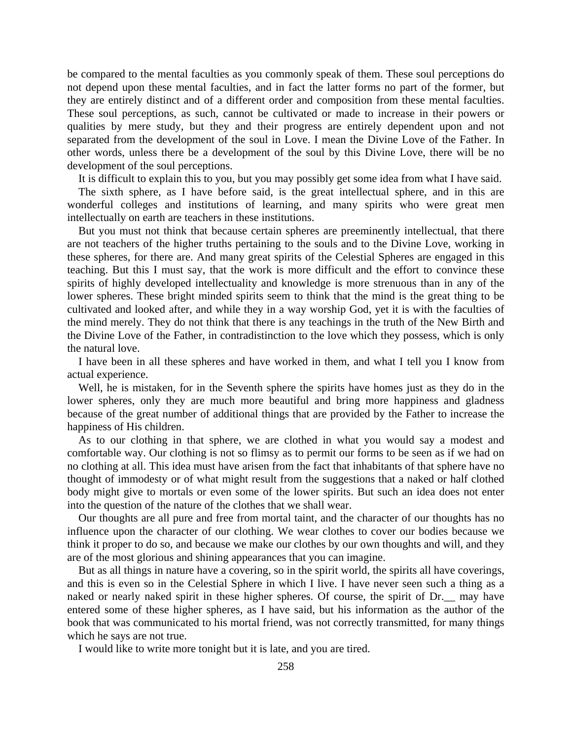be compared to the mental faculties as you commonly speak of them. These soul perceptions do not depend upon these mental faculties, and in fact the latter forms no part of the former, but they are entirely distinct and of a different order and composition from these mental faculties. These soul perceptions, as such, cannot be cultivated or made to increase in their powers or qualities by mere study, but they and their progress are entirely dependent upon and not separated from the development of the soul in Love. I mean the Divine Love of the Father. In other words, unless there be a development of the soul by this Divine Love, there will be no development of the soul perceptions.

It is difficult to explain this to you, but you may possibly get some idea from what I have said.

The sixth sphere, as I have before said, is the great intellectual sphere, and in this are wonderful colleges and institutions of learning, and many spirits who were great men intellectually on earth are teachers in these institutions.

But you must not think that because certain spheres are preeminently intellectual, that there are not teachers of the higher truths pertaining to the souls and to the Divine Love, working in these spheres, for there are. And many great spirits of the Celestial Spheres are engaged in this teaching. But this I must say, that the work is more difficult and the effort to convince these spirits of highly developed intellectuality and knowledge is more strenuous than in any of the lower spheres. These bright minded spirits seem to think that the mind is the great thing to be cultivated and looked after, and while they in a way worship God, yet it is with the faculties of the mind merely. They do not think that there is any teachings in the truth of the New Birth and the Divine Love of the Father, in contradistinction to the love which they possess, which is only the natural love.

I have been in all these spheres and have worked in them, and what I tell you I know from actual experience.

Well, he is mistaken, for in the Seventh sphere the spirits have homes just as they do in the lower spheres, only they are much more beautiful and bring more happiness and gladness because of the great number of additional things that are provided by the Father to increase the happiness of His children.

As to our clothing in that sphere, we are clothed in what you would say a modest and comfortable way. Our clothing is not so flimsy as to permit our forms to be seen as if we had on no clothing at all. This idea must have arisen from the fact that inhabitants of that sphere have no thought of immodesty or of what might result from the suggestions that a naked or half clothed body might give to mortals or even some of the lower spirits. But such an idea does not enter into the question of the nature of the clothes that we shall wear.

Our thoughts are all pure and free from mortal taint, and the character of our thoughts has no influence upon the character of our clothing. We wear clothes to cover our bodies because we think it proper to do so, and because we make our clothes by our own thoughts and will, and they are of the most glorious and shining appearances that you can imagine.

But as all things in nature have a covering, so in the spirit world, the spirits all have coverings, and this is even so in the Celestial Sphere in which I live. I have never seen such a thing as a naked or nearly naked spirit in these higher spheres. Of course, the spirit of Dr.__ may have entered some of these higher spheres, as I have said, but his information as the author of the book that was communicated to his mortal friend, was not correctly transmitted, for many things which he says are not true.

I would like to write more tonight but it is late, and you are tired.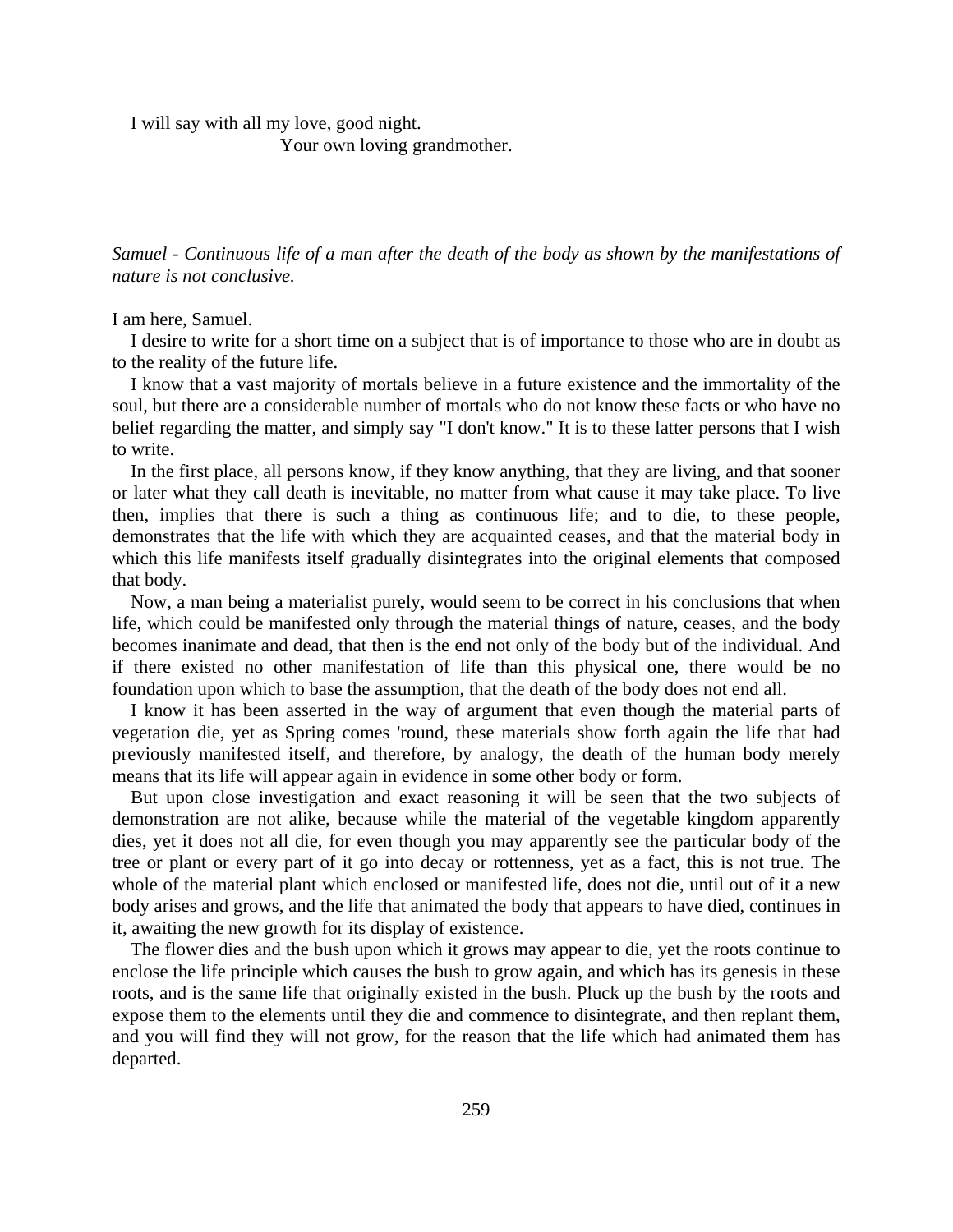I will say with all my love, good night.

Your own loving grandmother.

*Samuel - Continuous life of a man after the death of the body as shown by the manifestations of nature is not conclusive.*

I am here, Samuel.

I desire to write for a short time on a subject that is of importance to those who are in doubt as to the reality of the future life.

I know that a vast majority of mortals believe in a future existence and the immortality of the soul, but there are a considerable number of mortals who do not know these facts or who have no belief regarding the matter, and simply say "I don't know." It is to these latter persons that I wish to write.

In the first place, all persons know, if they know anything, that they are living, and that sooner or later what they call death is inevitable, no matter from what cause it may take place. To live then, implies that there is such a thing as continuous life; and to die, to these people, demonstrates that the life with which they are acquainted ceases, and that the material body in which this life manifests itself gradually disintegrates into the original elements that composed that body.

Now, a man being a materialist purely, would seem to be correct in his conclusions that when life, which could be manifested only through the material things of nature, ceases, and the body becomes inanimate and dead, that then is the end not only of the body but of the individual. And if there existed no other manifestation of life than this physical one, there would be no foundation upon which to base the assumption, that the death of the body does not end all.

I know it has been asserted in the way of argument that even though the material parts of vegetation die, yet as Spring comes 'round, these materials show forth again the life that had previously manifested itself, and therefore, by analogy, the death of the human body merely means that its life will appear again in evidence in some other body or form.

But upon close investigation and exact reasoning it will be seen that the two subjects of demonstration are not alike, because while the material of the vegetable kingdom apparently dies, yet it does not all die, for even though you may apparently see the particular body of the tree or plant or every part of it go into decay or rottenness, yet as a fact, this is not true. The whole of the material plant which enclosed or manifested life, does not die, until out of it a new body arises and grows, and the life that animated the body that appears to have died, continues in it, awaiting the new growth for its display of existence.

The flower dies and the bush upon which it grows may appear to die, yet the roots continue to enclose the life principle which causes the bush to grow again, and which has its genesis in these roots, and is the same life that originally existed in the bush. Pluck up the bush by the roots and expose them to the elements until they die and commence to disintegrate, and then replant them, and you will find they will not grow, for the reason that the life which had animated them has departed.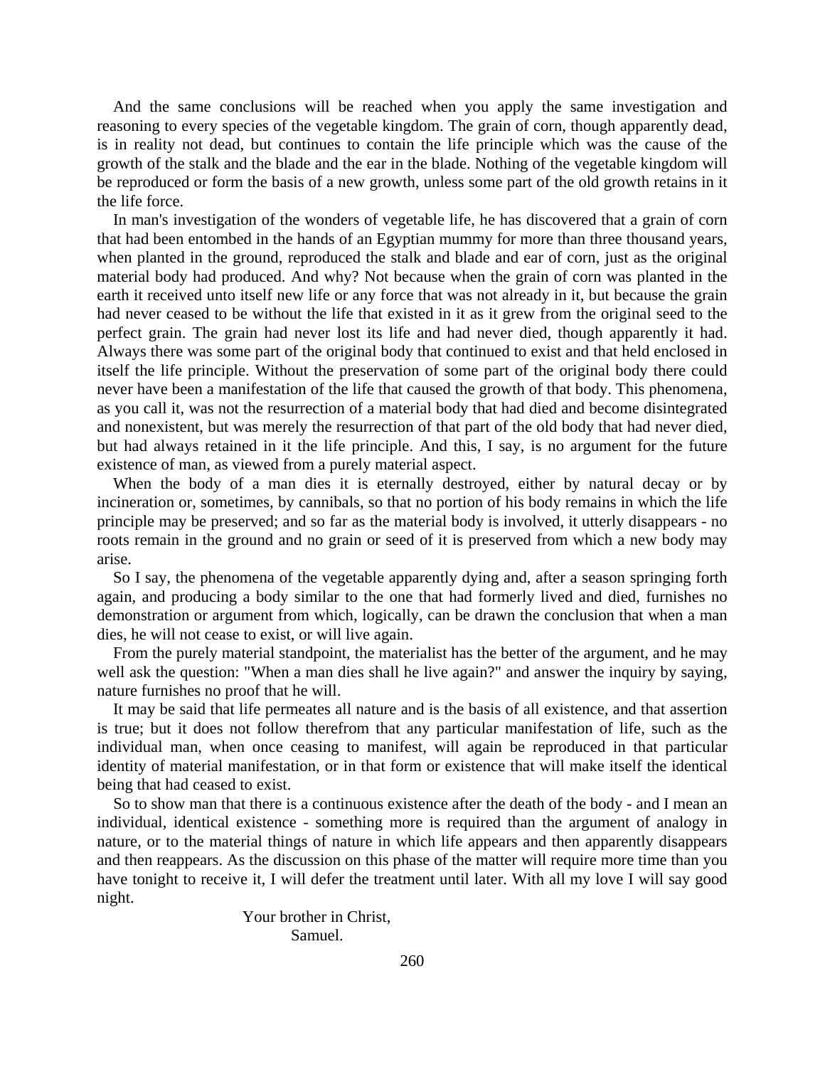And the same conclusions will be reached when you apply the same investigation and reasoning to every species of the vegetable kingdom. The grain of corn, though apparently dead, is in reality not dead, but continues to contain the life principle which was the cause of the growth of the stalk and the blade and the ear in the blade. Nothing of the vegetable kingdom will be reproduced or form the basis of a new growth, unless some part of the old growth retains in it the life force.

In man's investigation of the wonders of vegetable life, he has discovered that a grain of corn that had been entombed in the hands of an Egyptian mummy for more than three thousand years, when planted in the ground, reproduced the stalk and blade and ear of corn, just as the original material body had produced. And why? Not because when the grain of corn was planted in the earth it received unto itself new life or any force that was not already in it, but because the grain had never ceased to be without the life that existed in it as it grew from the original seed to the perfect grain. The grain had never lost its life and had never died, though apparently it had. Always there was some part of the original body that continued to exist and that held enclosed in itself the life principle. Without the preservation of some part of the original body there could never have been a manifestation of the life that caused the growth of that body. This phenomena, as you call it, was not the resurrection of a material body that had died and become disintegrated and nonexistent, but was merely the resurrection of that part of the old body that had never died, but had always retained in it the life principle. And this, I say, is no argument for the future existence of man, as viewed from a purely material aspect.

When the body of a man dies it is eternally destroyed, either by natural decay or by incineration or, sometimes, by cannibals, so that no portion of his body remains in which the life principle may be preserved; and so far as the material body is involved, it utterly disappears - no roots remain in the ground and no grain or seed of it is preserved from which a new body may arise.

So I say, the phenomena of the vegetable apparently dying and, after a season springing forth again, and producing a body similar to the one that had formerly lived and died, furnishes no demonstration or argument from which, logically, can be drawn the conclusion that when a man dies, he will not cease to exist, or will live again.

From the purely material standpoint, the materialist has the better of the argument, and he may well ask the question: "When a man dies shall he live again?" and answer the inquiry by saying, nature furnishes no proof that he will.

It may be said that life permeates all nature and is the basis of all existence, and that assertion is true; but it does not follow therefrom that any particular manifestation of life, such as the individual man, when once ceasing to manifest, will again be reproduced in that particular identity of material manifestation, or in that form or existence that will make itself the identical being that had ceased to exist.

So to show man that there is a continuous existence after the death of the body - and I mean an individual, identical existence - something more is required than the argument of analogy in nature, or to the material things of nature in which life appears and then apparently disappears and then reappears. As the discussion on this phase of the matter will require more time than you have tonight to receive it, I will defer the treatment until later. With all my love I will say good night.

Your brother in Christ,
Samuel.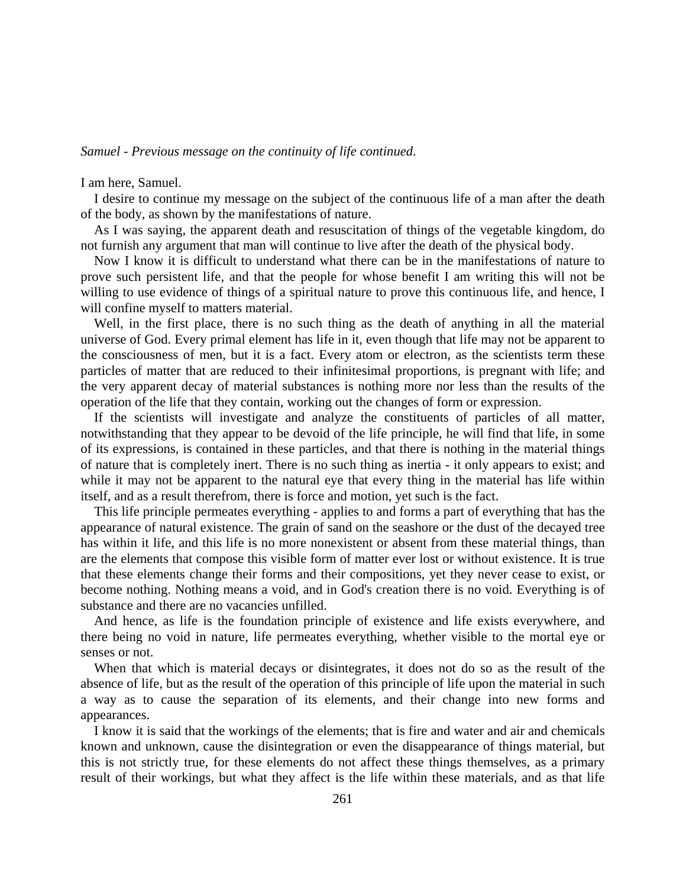*Samuel - Previous message on the continuity of life continued.*

I am here, Samuel.

I desire to continue my message on the subject of the continuous life of a man after the death of the body, as shown by the manifestations of nature.

As I was saying, the apparent death and resuscitation of things of the vegetable kingdom, do not furnish any argument that man will continue to live after the death of the physical body.

Now I know it is difficult to understand what there can be in the manifestations of nature to prove such persistent life, and that the people for whose benefit I am writing this will not be willing to use evidence of things of a spiritual nature to prove this continuous life, and hence, I will confine myself to matters material.

Well, in the first place, there is no such thing as the death of anything in all the material universe of God. Every primal element has life in it, even though that life may not be apparent to the consciousness of men, but it is a fact. Every atom or electron, as the scientists term these particles of matter that are reduced to their infinitesimal proportions, is pregnant with life; and the very apparent decay of material substances is nothing more nor less than the results of the operation of the life that they contain, working out the changes of form or expression.

If the scientists will investigate and analyze the constituents of particles of all matter, notwithstanding that they appear to be devoid of the life principle, he will find that life, in some of its expressions, is contained in these particles, and that there is nothing in the material things of nature that is completely inert. There is no such thing as inertia - it only appears to exist; and while it may not be apparent to the natural eye that every thing in the material has life within itself, and as a result therefrom, there is force and motion, yet such is the fact.

This life principle permeates everything - applies to and forms a part of everything that has the appearance of natural existence. The grain of sand on the seashore or the dust of the decayed tree has within it life, and this life is no more nonexistent or absent from these material things, than are the elements that compose this visible form of matter ever lost or without existence. It is true that these elements change their forms and their compositions, yet they never cease to exist, or become nothing. Nothing means a void, and in God's creation there is no void. Everything is of substance and there are no vacancies unfilled.

And hence, as life is the foundation principle of existence and life exists everywhere, and there being no void in nature, life permeates everything, whether visible to the mortal eye or senses or not.

When that which is material decays or disintegrates, it does not do so as the result of the absence of life, but as the result of the operation of this principle of life upon the material in such a way as to cause the separation of its elements, and their change into new forms and appearances.

I know it is said that the workings of the elements; that is fire and water and air and chemicals known and unknown, cause the disintegration or even the disappearance of things material, but this is not strictly true, for these elements do not affect these things themselves, as a primary result of their workings, but what they affect is the life within these materials, and as that life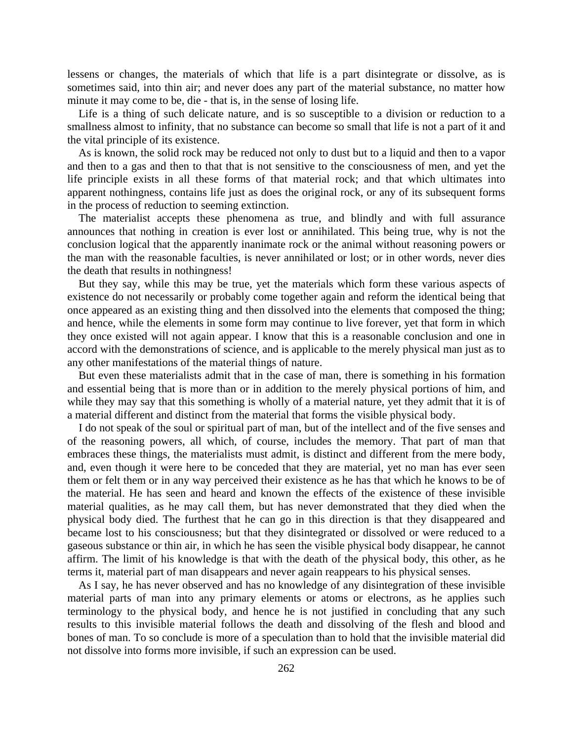lessens or changes, the materials of which that life is a part disintegrate or dissolve, as is sometimes said, into thin air; and never does any part of the material substance, no matter how minute it may come to be, die - that is, in the sense of losing life.

Life is a thing of such delicate nature, and is so susceptible to a division or reduction to a smallness almost to infinity, that no substance can become so small that life is not a part of it and the vital principle of its existence.

As is known, the solid rock may be reduced not only to dust but to a liquid and then to a vapor and then to a gas and then to that that is not sensitive to the consciousness of men, and yet the life principle exists in all these forms of that material rock; and that which ultimates into apparent nothingness, contains life just as does the original rock, or any of its subsequent forms in the process of reduction to seeming extinction.

The materialist accepts these phenomena as true, and blindly and with full assurance announces that nothing in creation is ever lost or annihilated. This being true, why is not the conclusion logical that the apparently inanimate rock or the animal without reasoning powers or the man with the reasonable faculties, is never annihilated or lost; or in other words, never dies the death that results in nothingness!

But they say, while this may be true, yet the materials which form these various aspects of existence do not necessarily or probably come together again and reform the identical being that once appeared as an existing thing and then dissolved into the elements that composed the thing; and hence, while the elements in some form may continue to live forever, yet that form in which they once existed will not again appear. I know that this is a reasonable conclusion and one in accord with the demonstrations of science, and is applicable to the merely physical man just as to any other manifestations of the material things of nature.

But even these materialists admit that in the case of man, there is something in his formation and essential being that is more than or in addition to the merely physical portions of him, and while they may say that this something is wholly of a material nature, yet they admit that it is of a material different and distinct from the material that forms the visible physical body.

I do not speak of the soul or spiritual part of man, but of the intellect and of the five senses and of the reasoning powers, all which, of course, includes the memory. That part of man that embraces these things, the materialists must admit, is distinct and different from the mere body, and, even though it were here to be conceded that they are material, yet no man has ever seen them or felt them or in any way perceived their existence as he has that which he knows to be of the material. He has seen and heard and known the effects of the existence of these invisible material qualities, as he may call them, but has never demonstrated that they died when the physical body died. The furthest that he can go in this direction is that they disappeared and became lost to his consciousness; but that they disintegrated or dissolved or were reduced to a gaseous substance or thin air, in which he has seen the visible physical body disappear, he cannot affirm. The limit of his knowledge is that with the death of the physical body, this other, as he terms it, material part of man disappears and never again reappears to his physical senses.

As I say, he has never observed and has no knowledge of any disintegration of these invisible material parts of man into any primary elements or atoms or electrons, as he applies such terminology to the physical body, and hence he is not justified in concluding that any such results to this invisible material follows the death and dissolving of the flesh and blood and bones of man. To so conclude is more of a speculation than to hold that the invisible material did not dissolve into forms more invisible, if such an expression can be used.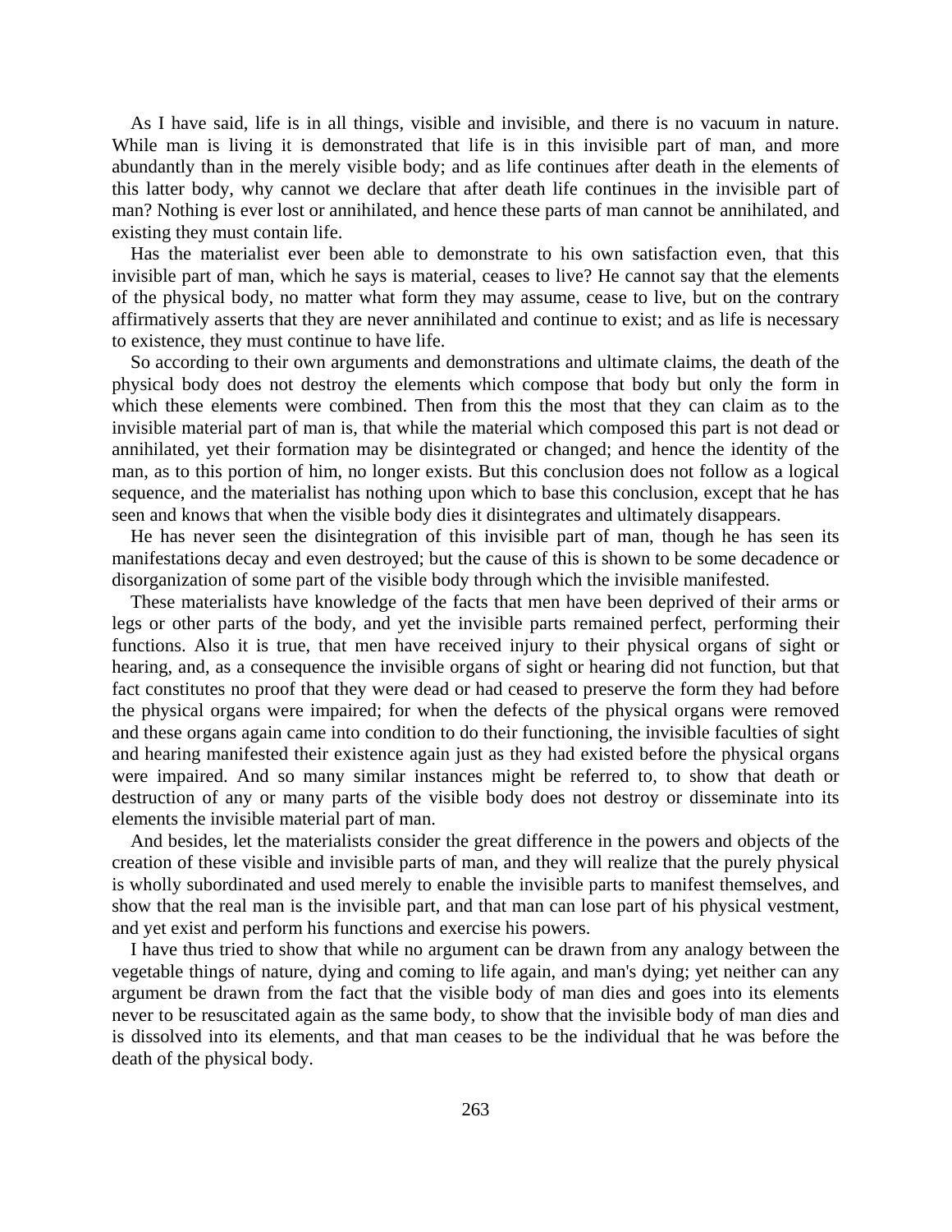As I have said, life is in all things, visible and invisible, and there is no vacuum in nature. While man is living it is demonstrated that life is in this invisible part of man, and more abundantly than in the merely visible body; and as life continues after death in the elements of this latter body, why cannot we declare that after death life continues in the invisible part of man? Nothing is ever lost or annihilated, and hence these parts of man cannot be annihilated, and existing they must contain life.

Has the materialist ever been able to demonstrate to his own satisfaction even, that this invisible part of man, which he says is material, ceases to live? He cannot say that the elements of the physical body, no matter what form they may assume, cease to live, but on the contrary affirmatively asserts that they are never annihilated and continue to exist; and as life is necessary to existence, they must continue to have life.

So according to their own arguments and demonstrations and ultimate claims, the death of the physical body does not destroy the elements which compose that body but only the form in which these elements were combined. Then from this the most that they can claim as to the invisible material part of man is, that while the material which composed this part is not dead or annihilated, yet their formation may be disintegrated or changed; and hence the identity of the man, as to this portion of him, no longer exists. But this conclusion does not follow as a logical sequence, and the materialist has nothing upon which to base this conclusion, except that he has seen and knows that when the visible body dies it disintegrates and ultimately disappears.

He has never seen the disintegration of this invisible part of man, though he has seen its manifestations decay and even destroyed; but the cause of this is shown to be some decadence or disorganization of some part of the visible body through which the invisible manifested.

These materialists have knowledge of the facts that men have been deprived of their arms or legs or other parts of the body, and yet the invisible parts remained perfect, performing their functions. Also it is true, that men have received injury to their physical organs of sight or hearing, and, as a consequence the invisible organs of sight or hearing did not function, but that fact constitutes no proof that they were dead or had ceased to preserve the form they had before the physical organs were impaired; for when the defects of the physical organs were removed and these organs again came into condition to do their functioning, the invisible faculties of sight and hearing manifested their existence again just as they had existed before the physical organs were impaired. And so many similar instances might be referred to, to show that death or destruction of any or many parts of the visible body does not destroy or disseminate into its elements the invisible material part of man.

And besides, let the materialists consider the great difference in the powers and objects of the creation of these visible and invisible parts of man, and they will realize that the purely physical is wholly subordinated and used merely to enable the invisible parts to manifest themselves, and show that the real man is the invisible part, and that man can lose part of his physical vestment, and yet exist and perform his functions and exercise his powers.

I have thus tried to show that while no argument can be drawn from any analogy between the vegetable things of nature, dying and coming to life again, and man's dying; yet neither can any argument be drawn from the fact that the visible body of man dies and goes into its elements never to be resuscitated again as the same body, to show that the invisible body of man dies and is dissolved into its elements, and that man ceases to be the individual that he was before the death of the physical body.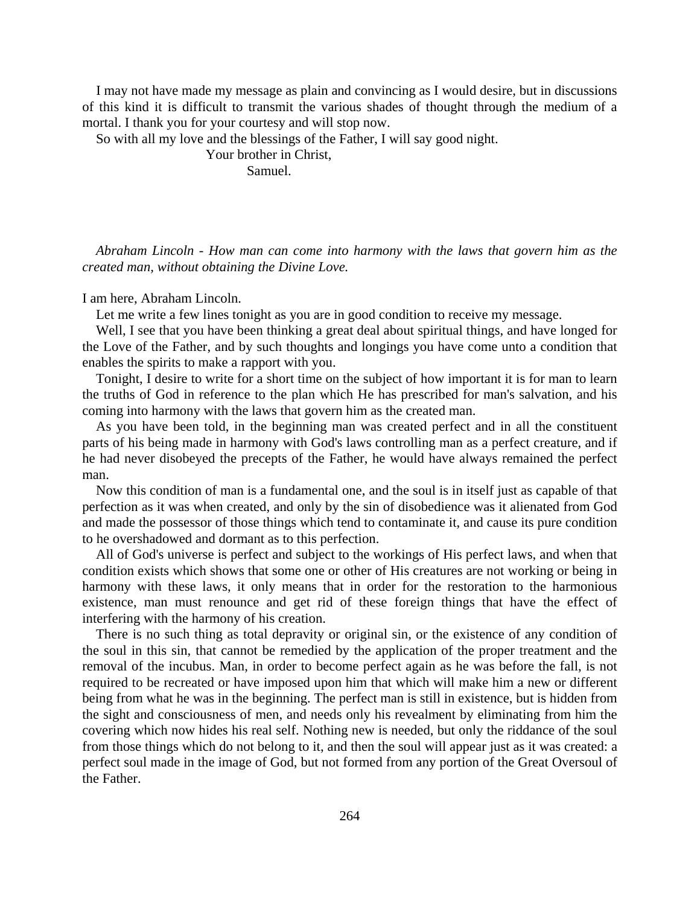I may not have made my message as plain and convincing as I would desire, but in discussions of this kind it is difficult to transmit the various shades of thought through the medium of a mortal. I thank you for your courtesy and will stop now.

So with all my love and the blessings of the Father, I will say good night.

Your brother in Christ,
Samuel.

*Abraham Lincoln - How man can come into harmony with the laws that govern him as the created man, without obtaining the Divine Love.*

I am here, Abraham Lincoln.

Let me write a few lines tonight as you are in good condition to receive my message.

Well, I see that you have been thinking a great deal about spiritual things, and have longed for the Love of the Father, and by such thoughts and longings you have come unto a condition that enables the spirits to make a rapport with you.

Tonight, I desire to write for a short time on the subject of how important it is for man to learn the truths of God in reference to the plan which He has prescribed for man's salvation, and his coming into harmony with the laws that govern him as the created man.

As you have been told, in the beginning man was created perfect and in all the constituent parts of his being made in harmony with God's laws controlling man as a perfect creature, and if he had never disobeyed the precepts of the Father, he would have always remained the perfect man.

Now this condition of man is a fundamental one, and the soul is in itself just as capable of that perfection as it was when created, and only by the sin of disobedience was it alienated from God and made the possessor of those things which tend to contaminate it, and cause its pure condition to he overshadowed and dormant as to this perfection.

All of God's universe is perfect and subject to the workings of His perfect laws, and when that condition exists which shows that some one or other of His creatures are not working or being in harmony with these laws, it only means that in order for the restoration to the harmonious existence, man must renounce and get rid of these foreign things that have the effect of interfering with the harmony of his creation.

There is no such thing as total depravity or original sin, or the existence of any condition of the soul in this sin, that cannot be remedied by the application of the proper treatment and the removal of the incubus. Man, in order to become perfect again as he was before the fall, is not required to be recreated or have imposed upon him that which will make him a new or different being from what he was in the beginning. The perfect man is still in existence, but is hidden from the sight and consciousness of men, and needs only his revealment by eliminating from him the covering which now hides his real self. Nothing new is needed, but only the riddance of the soul from those things which do not belong to it, and then the soul will appear just as it was created: a perfect soul made in the image of God, but not formed from any portion of the Great Oversoul of the Father.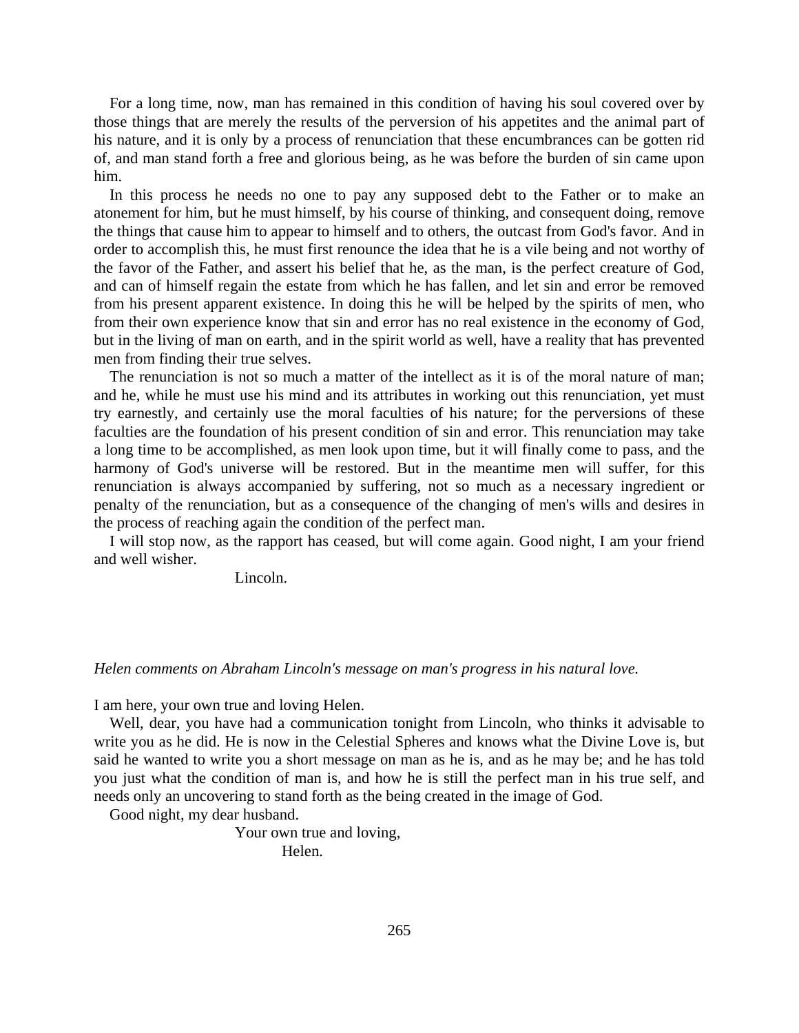For a long time, now, man has remained in this condition of having his soul covered over by those things that are merely the results of the perversion of his appetites and the animal part of his nature, and it is only by a process of renunciation that these encumbrances can be gotten rid of, and man stand forth a free and glorious being, as he was before the burden of sin came upon him.

In this process he needs no one to pay any supposed debt to the Father or to make an atonement for him, but he must himself, by his course of thinking, and consequent doing, remove the things that cause him to appear to himself and to others, the outcast from God's favor. And in order to accomplish this, he must first renounce the idea that he is a vile being and not worthy of the favor of the Father, and assert his belief that he, as the man, is the perfect creature of God, and can of himself regain the estate from which he has fallen, and let sin and error be removed from his present apparent existence. In doing this he will be helped by the spirits of men, who from their own experience know that sin and error has no real existence in the economy of God, but in the living of man on earth, and in the spirit world as well, have a reality that has prevented men from finding their true selves.

The renunciation is not so much a matter of the intellect as it is of the moral nature of man; and he, while he must use his mind and its attributes in working out this renunciation, yet must try earnestly, and certainly use the moral faculties of his nature; for the perversions of these faculties are the foundation of his present condition of sin and error. This renunciation may take a long time to be accomplished, as men look upon time, but it will finally come to pass, and the harmony of God's universe will be restored. But in the meantime men will suffer, for this renunciation is always accompanied by suffering, not so much as a necessary ingredient or penalty of the renunciation, but as a consequence of the changing of men's wills and desires in the process of reaching again the condition of the perfect man.

I will stop now, as the rapport has ceased, but will come again. Good night, I am your friend and well wisher.

Lincoln.

*Helen comments on Abraham Lincoln's message on man's progress in his natural love.*

I am here, your own true and loving Helen.

Well, dear, you have had a communication tonight from Lincoln, who thinks it advisable to write you as he did. He is now in the Celestial Spheres and knows what the Divine Love is, but said he wanted to write you a short message on man as he is, and as he may be; and he has told you just what the condition of man is, and how he is still the perfect man in his true self, and needs only an uncovering to stand forth as the being created in the image of God.

Good night, my dear husband.

Your own true and loving,
Helen.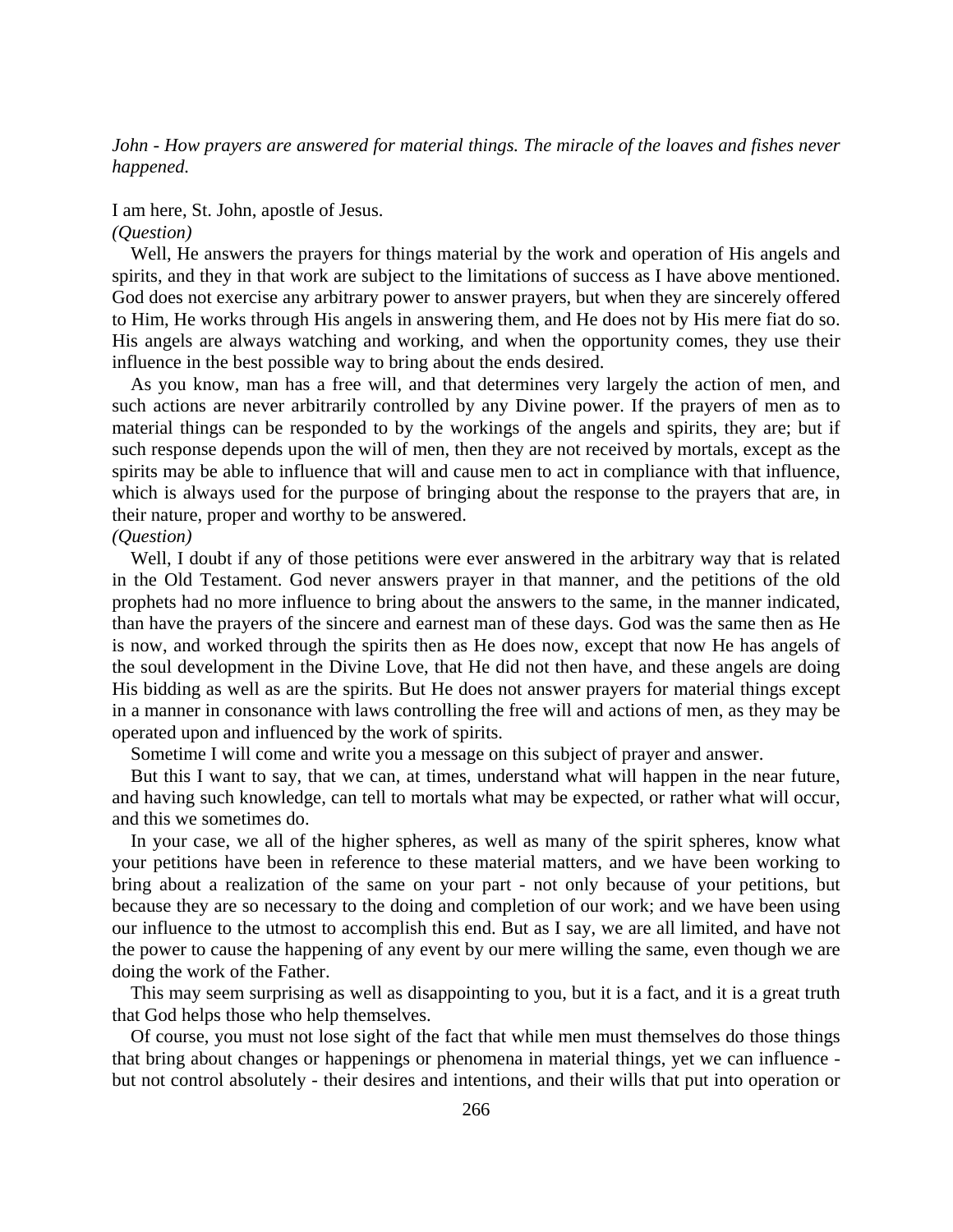*John - How prayers are answered for material things. The miracle of the loaves and fishes never happened.*

I am here, St. John, apostle of Jesus.
*(Question)*

Well, He answers the prayers for things material by the work and operation of His angels and spirits, and they in that work are subject to the limitations of success as I have above mentioned. God does not exercise any arbitrary power to answer prayers, but when they are sincerely offered to Him, He works through His angels in answering them, and He does not by His mere fiat do so. His angels are always watching and working, and when the opportunity comes, they use their influence in the best possible way to bring about the ends desired.

As you know, man has a free will, and that determines very largely the action of men, and such actions are never arbitrarily controlled by any Divine power. If the prayers of men as to material things can be responded to by the workings of the angels and spirits, they are; but if such response depends upon the will of men, then they are not received by mortals, except as the spirits may be able to influence that will and cause men to act in compliance with that influence, which is always used for the purpose of bringing about the response to the prayers that are, in their nature, proper and worthy to be answered.
*(Question)*

Well, I doubt if any of those petitions were ever answered in the arbitrary way that is related in the Old Testament. God never answers prayer in that manner, and the petitions of the old prophets had no more influence to bring about the answers to the same, in the manner indicated, than have the prayers of the sincere and earnest man of these days. God was the same then as He is now, and worked through the spirits then as He does now, except that now He has angels of the soul development in the Divine Love, that He did not then have, and these angels are doing His bidding as well as are the spirits. But He does not answer prayers for material things except in a manner in consonance with laws controlling the free will and actions of men, as they may be operated upon and influenced by the work of spirits.

Sometime I will come and write you a message on this subject of prayer and answer.

But this I want to say, that we can, at times, understand what will happen in the near future, and having such knowledge, can tell to mortals what may be expected, or rather what will occur, and this we sometimes do.

In your case, we all of the higher spheres, as well as many of the spirit spheres, know what your petitions have been in reference to these material matters, and we have been working to bring about a realization of the same on your part - not only because of your petitions, but because they are so necessary to the doing and completion of our work; and we have been using our influence to the utmost to accomplish this end. But as I say, we are all limited, and have not the power to cause the happening of any event by our mere willing the same, even though we are doing the work of the Father.

This may seem surprising as well as disappointing to you, but it is a fact, and it is a great truth that God helps those who help themselves.

Of course, you must not lose sight of the fact that while men must themselves do those things that bring about changes or happenings or phenomena in material things, yet we can influence - but not control absolutely - their desires and intentions, and their wills that put into operation or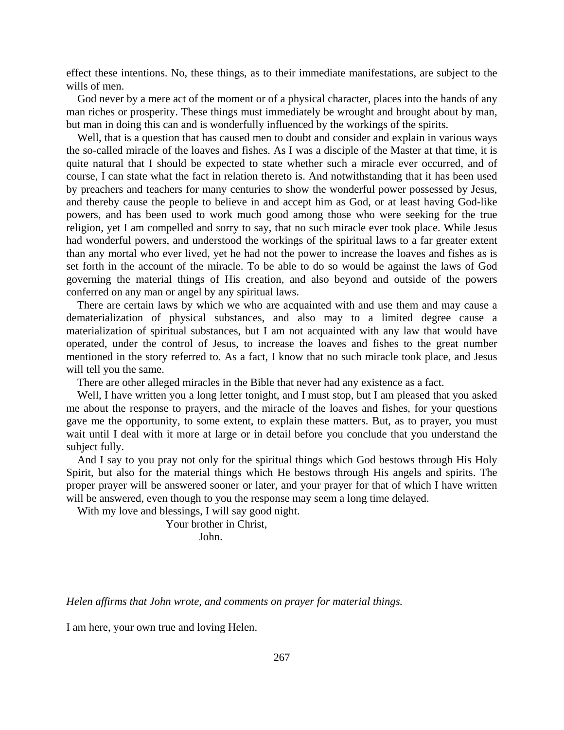effect these intentions. No, these things, as to their immediate manifestations, are subject to the wills of men.

God never by a mere act of the moment or of a physical character, places into the hands of any man riches or prosperity. These things must immediately be wrought and brought about by man, but man in doing this can and is wonderfully influenced by the workings of the spirits.

Well, that is a question that has caused men to doubt and consider and explain in various ways the so-called miracle of the loaves and fishes. As I was a disciple of the Master at that time, it is quite natural that I should be expected to state whether such a miracle ever occurred, and of course, I can state what the fact in relation thereto is. And notwithstanding that it has been used by preachers and teachers for many centuries to show the wonderful power possessed by Jesus, and thereby cause the people to believe in and accept him as God, or at least having God-like powers, and has been used to work much good among those who were seeking for the true religion, yet I am compelled and sorry to say, that no such miracle ever took place. While Jesus had wonderful powers, and understood the workings of the spiritual laws to a far greater extent than any mortal who ever lived, yet he had not the power to increase the loaves and fishes as is set forth in the account of the miracle. To be able to do so would be against the laws of God governing the material things of His creation, and also beyond and outside of the powers conferred on any man or angel by any spiritual laws.

There are certain laws by which we who are acquainted with and use them and may cause a dematerialization of physical substances, and also may to a limited degree cause a materialization of spiritual substances, but I am not acquainted with any law that would have operated, under the control of Jesus, to increase the loaves and fishes to the great number mentioned in the story referred to. As a fact, I know that no such miracle took place, and Jesus will tell you the same.

There are other alleged miracles in the Bible that never had any existence as a fact.

Well, I have written you a long letter tonight, and I must stop, but I am pleased that you asked me about the response to prayers, and the miracle of the loaves and fishes, for your questions gave me the opportunity, to some extent, to explain these matters. But, as to prayer, you must wait until I deal with it more at large or in detail before you conclude that you understand the subject fully.

And I say to you pray not only for the spiritual things which God bestows through His Holy Spirit, but also for the material things which He bestows through His angels and spirits. The proper prayer will be answered sooner or later, and your prayer for that of which I have written will be answered, even though to you the response may seem a long time delayed.

With my love and blessings, I will say good night.

Your brother in Christ,
John.

*Helen affirms that John wrote, and comments on prayer for material things.*

I am here, your own true and loving Helen.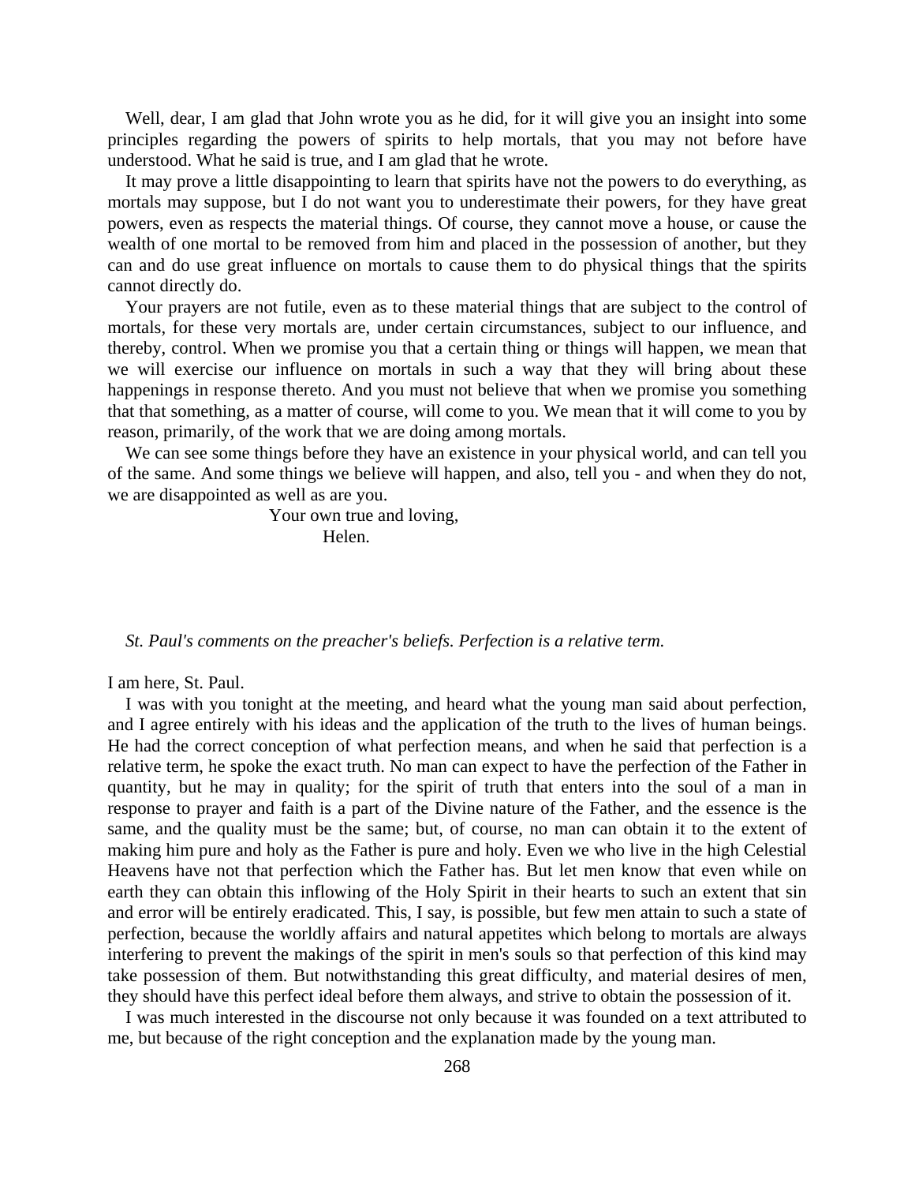Well, dear, I am glad that John wrote you as he did, for it will give you an insight into some principles regarding the powers of spirits to help mortals, that you may not before have understood. What he said is true, and I am glad that he wrote.

It may prove a little disappointing to learn that spirits have not the powers to do everything, as mortals may suppose, but I do not want you to underestimate their powers, for they have great powers, even as respects the material things. Of course, they cannot move a house, or cause the wealth of one mortal to be removed from him and placed in the possession of another, but they can and do use great influence on mortals to cause them to do physical things that the spirits cannot directly do.

Your prayers are not futile, even as to these material things that are subject to the control of mortals, for these very mortals are, under certain circumstances, subject to our influence, and thereby, control. When we promise you that a certain thing or things will happen, we mean that we will exercise our influence on mortals in such a way that they will bring about these happenings in response thereto. And you must not believe that when we promise you something that that something, as a matter of course, will come to you. We mean that it will come to you by reason, primarily, of the work that we are doing among mortals.

We can see some things before they have an existence in your physical world, and can tell you of the same. And some things we believe will happen, and also, tell you - and when they do not, we are disappointed as well as are you.

Your own true and loving,
Helen.

*St. Paul's comments on the preacher's beliefs. Perfection is a relative term.*

I am here, St. Paul.

I was with you tonight at the meeting, and heard what the young man said about perfection, and I agree entirely with his ideas and the application of the truth to the lives of human beings. He had the correct conception of what perfection means, and when he said that perfection is a relative term, he spoke the exact truth. No man can expect to have the perfection of the Father in quantity, but he may in quality; for the spirit of truth that enters into the soul of a man in response to prayer and faith is a part of the Divine nature of the Father, and the essence is the same, and the quality must be the same; but, of course, no man can obtain it to the extent of making him pure and holy as the Father is pure and holy. Even we who live in the high Celestial Heavens have not that perfection which the Father has. But let men know that even while on earth they can obtain this inflowing of the Holy Spirit in their hearts to such an extent that sin and error will be entirely eradicated. This, I say, is possible, but few men attain to such a state of perfection, because the worldly affairs and natural appetites which belong to mortals are always interfering to prevent the makings of the spirit in men's souls so that perfection of this kind may take possession of them. But notwithstanding this great difficulty, and material desires of men, they should have this perfect ideal before them always, and strive to obtain the possession of it.

I was much interested in the discourse not only because it was founded on a text attributed to me, but because of the right conception and the explanation made by the young man.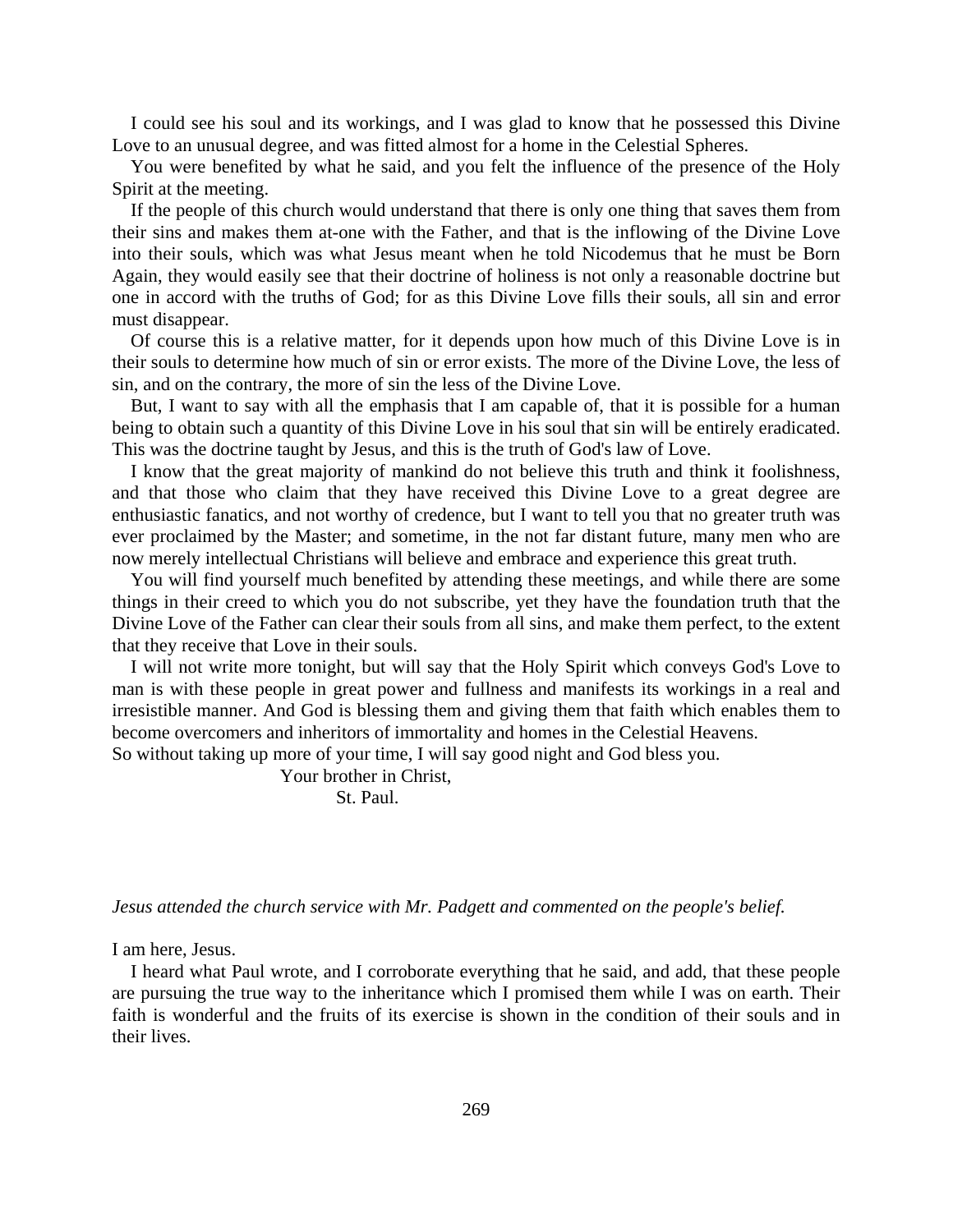I could see his soul and its workings, and I was glad to know that he possessed this Divine Love to an unusual degree, and was fitted almost for a home in the Celestial Spheres.

You were benefited by what he said, and you felt the influence of the presence of the Holy Spirit at the meeting.

If the people of this church would understand that there is only one thing that saves them from their sins and makes them at-one with the Father, and that is the inflowing of the Divine Love into their souls, which was what Jesus meant when he told Nicodemus that he must be Born Again, they would easily see that their doctrine of holiness is not only a reasonable doctrine but one in accord with the truths of God; for as this Divine Love fills their souls, all sin and error must disappear.

Of course this is a relative matter, for it depends upon how much of this Divine Love is in their souls to determine how much of sin or error exists. The more of the Divine Love, the less of sin, and on the contrary, the more of sin the less of the Divine Love.

But, I want to say with all the emphasis that I am capable of, that it is possible for a human being to obtain such a quantity of this Divine Love in his soul that sin will be entirely eradicated. This was the doctrine taught by Jesus, and this is the truth of God's law of Love.

I know that the great majority of mankind do not believe this truth and think it foolishness, and that those who claim that they have received this Divine Love to a great degree are enthusiastic fanatics, and not worthy of credence, but I want to tell you that no greater truth was ever proclaimed by the Master; and sometime, in the not far distant future, many men who are now merely intellectual Christians will believe and embrace and experience this great truth.

You will find yourself much benefited by attending these meetings, and while there are some things in their creed to which you do not subscribe, yet they have the foundation truth that the Divine Love of the Father can clear their souls from all sins, and make them perfect, to the extent that they receive that Love in their souls.

I will not write more tonight, but will say that the Holy Spirit which conveys God's Love to man is with these people in great power and fullness and manifests its workings in a real and irresistible manner. And God is blessing them and giving them that faith which enables them to become overcomers and inheritors of immortality and homes in the Celestial Heavens.

So without taking up more of your time, I will say good night and God bless you.

Your brother in Christ,

St. Paul.

*Jesus attended the church service with Mr. Padgett and commented on the people's belief.*

I am here, Jesus.

I heard what Paul wrote, and I corroborate everything that he said, and add, that these people are pursuing the true way to the inheritance which I promised them while I was on earth. Their faith is wonderful and the fruits of its exercise is shown in the condition of their souls and in their lives.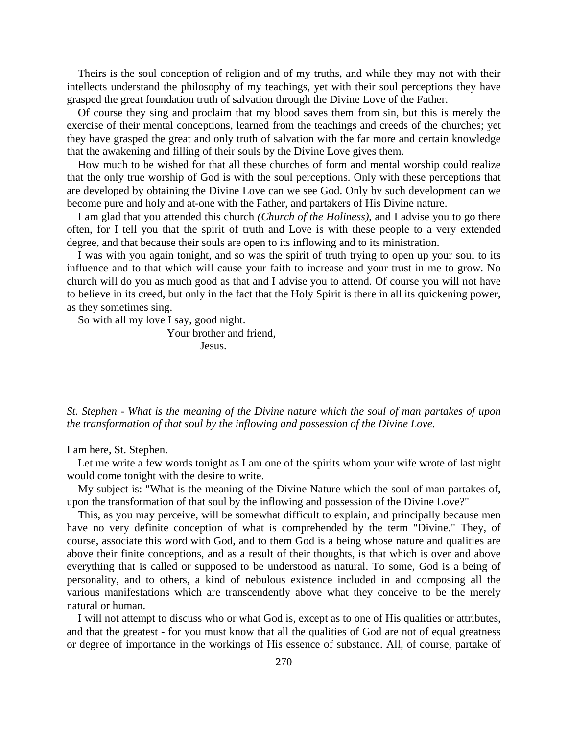Theirs is the soul conception of religion and of my truths, and while they may not with their intellects understand the philosophy of my teachings, yet with their soul perceptions they have grasped the great foundation truth of salvation through the Divine Love of the Father.

Of course they sing and proclaim that my blood saves them from sin, but this is merely the exercise of their mental conceptions, learned from the teachings and creeds of the churches; yet they have grasped the great and only truth of salvation with the far more and certain knowledge that the awakening and filling of their souls by the Divine Love gives them.

How much to be wished for that all these churches of form and mental worship could realize that the only true worship of God is with the soul perceptions. Only with these perceptions that are developed by obtaining the Divine Love can we see God. Only by such development can we become pure and holy and at-one with the Father, and partakers of His Divine nature.

I am glad that you attended this church *(Church of the Holiness)*, and I advise you to go there often, for I tell you that the spirit of truth and Love is with these people to a very extended degree, and that because their souls are open to its inflowing and to its ministration.

I was with you again tonight, and so was the spirit of truth trying to open up your soul to its influence and to that which will cause your faith to increase and your trust in me to grow. No church will do you as much good as that and I advise you to attend. Of course you will not have to believe in its creed, but only in the fact that the Holy Spirit is there in all its quickening power, as they sometimes sing.

So with all my love I say, good night.

Your brother and friend,
Jesus.

*St. Stephen - What is the meaning of the Divine nature which the soul of man partakes of upon the transformation of that soul by the inflowing and possession of the Divine Love.*

I am here, St. Stephen.

Let me write a few words tonight as I am one of the spirits whom your wife wrote of last night would come tonight with the desire to write.

My subject is: "What is the meaning of the Divine Nature which the soul of man partakes of, upon the transformation of that soul by the inflowing and possession of the Divine Love?"

This, as you may perceive, will be somewhat difficult to explain, and principally because men have no very definite conception of what is comprehended by the term "Divine." They, of course, associate this word with God, and to them God is a being whose nature and qualities are above their finite conceptions, and as a result of their thoughts, is that which is over and above everything that is called or supposed to be understood as natural. To some, God is a being of personality, and to others, a kind of nebulous existence included in and composing all the various manifestations which are transcendently above what they conceive to be the merely natural or human.

I will not attempt to discuss who or what God is, except as to one of His qualities or attributes, and that the greatest - for you must know that all the qualities of God are not of equal greatness or degree of importance in the workings of His essence of substance. All, of course, partake of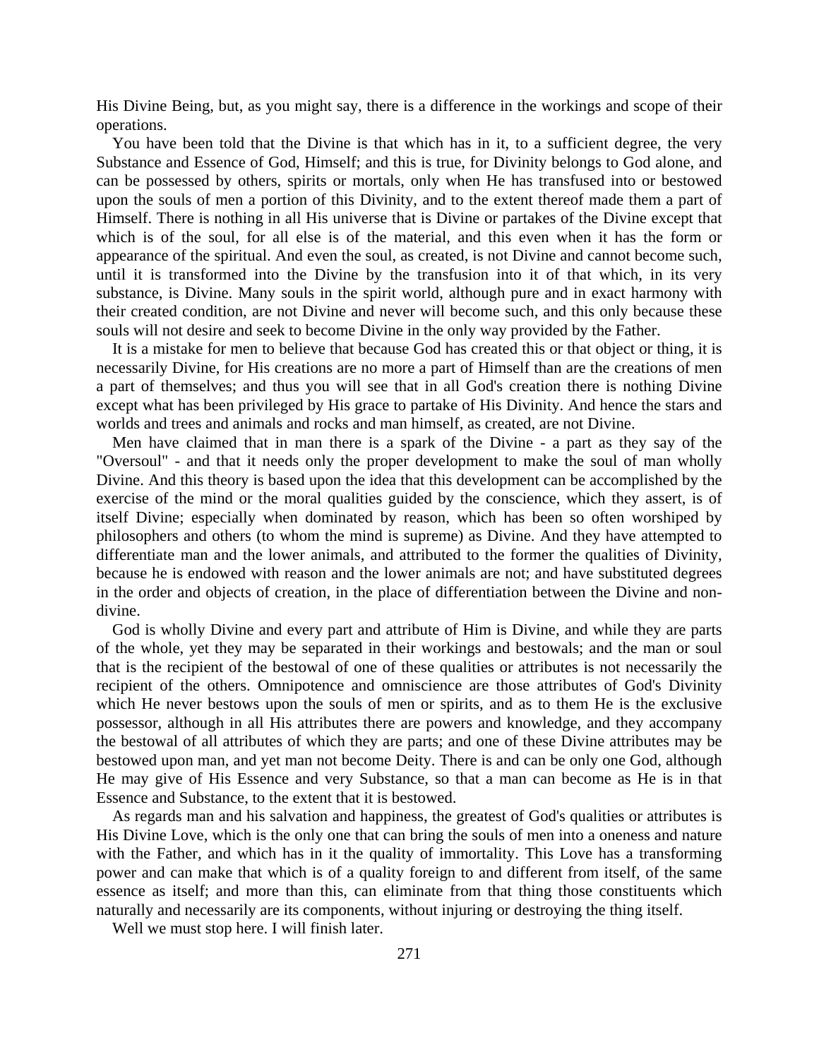His Divine Being, but, as you might say, there is a difference in the workings and scope of their operations.

You have been told that the Divine is that which has in it, to a sufficient degree, the very Substance and Essence of God, Himself; and this is true, for Divinity belongs to God alone, and can be possessed by others, spirits or mortals, only when He has transfused into or bestowed upon the souls of men a portion of this Divinity, and to the extent thereof made them a part of Himself. There is nothing in all His universe that is Divine or partakes of the Divine except that which is of the soul, for all else is of the material, and this even when it has the form or appearance of the spiritual. And even the soul, as created, is not Divine and cannot become such, until it is transformed into the Divine by the transfusion into it of that which, in its very substance, is Divine. Many souls in the spirit world, although pure and in exact harmony with their created condition, are not Divine and never will become such, and this only because these souls will not desire and seek to become Divine in the only way provided by the Father.

It is a mistake for men to believe that because God has created this or that object or thing, it is necessarily Divine, for His creations are no more a part of Himself than are the creations of men a part of themselves; and thus you will see that in all God's creation there is nothing Divine except what has been privileged by His grace to partake of His Divinity. And hence the stars and worlds and trees and animals and rocks and man himself, as created, are not Divine.

Men have claimed that in man there is a spark of the Divine - a part as they say of the "Oversoul" - and that it needs only the proper development to make the soul of man wholly Divine. And this theory is based upon the idea that this development can be accomplished by the exercise of the mind or the moral qualities guided by the conscience, which they assert, is of itself Divine; especially when dominated by reason, which has been so often worshiped by philosophers and others (to whom the mind is supreme) as Divine. And they have attempted to differentiate man and the lower animals, and attributed to the former the qualities of Divinity, because he is endowed with reason and the lower animals are not; and have substituted degrees in the order and objects of creation, in the place of differentiation between the Divine and non-divine.

God is wholly Divine and every part and attribute of Him is Divine, and while they are parts of the whole, yet they may be separated in their workings and bestowals; and the man or soul that is the recipient of the bestowal of one of these qualities or attributes is not necessarily the recipient of the others. Omnipotence and omniscience are those attributes of God's Divinity which He never bestows upon the souls of men or spirits, and as to them He is the exclusive possessor, although in all His attributes there are powers and knowledge, and they accompany the bestowal of all attributes of which they are parts; and one of these Divine attributes may be bestowed upon man, and yet man not become Deity. There is and can be only one God, although He may give of His Essence and very Substance, so that a man can become as He is in that Essence and Substance, to the extent that it is bestowed.

As regards man and his salvation and happiness, the greatest of God's qualities or attributes is His Divine Love, which is the only one that can bring the souls of men into a oneness and nature with the Father, and which has in it the quality of immortality. This Love has a transforming power and can make that which is of a quality foreign to and different from itself, of the same essence as itself; and more than this, can eliminate from that thing those constituents which naturally and necessarily are its components, without injuring or destroying the thing itself.

Well we must stop here. I will finish later.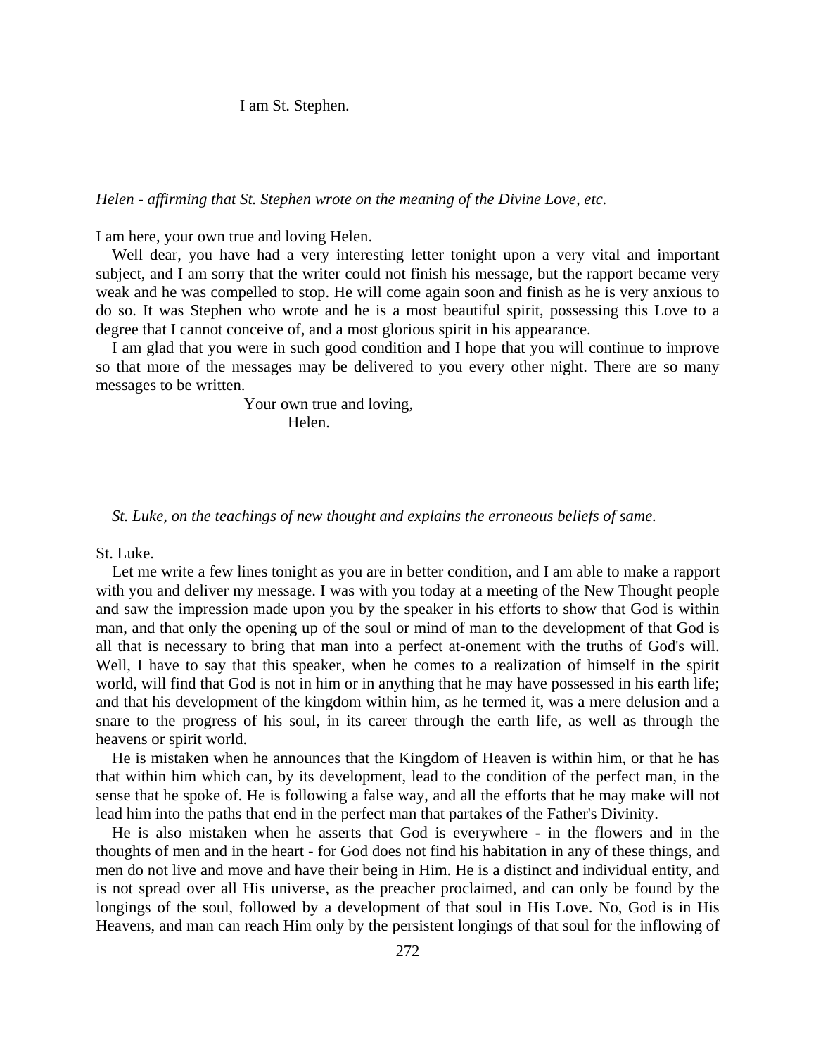I am St. Stephen.

*Helen - affirming that St. Stephen wrote on the meaning of the Divine Love, etc.*

I am here, your own true and loving Helen.

Well dear, you have had a very interesting letter tonight upon a very vital and important subject, and I am sorry that the writer could not finish his message, but the rapport became very weak and he was compelled to stop. He will come again soon and finish as he is very anxious to do so. It was Stephen who wrote and he is a most beautiful spirit, possessing this Love to a degree that I cannot conceive of, and a most glorious spirit in his appearance.

I am glad that you were in such good condition and I hope that you will continue to improve so that more of the messages may be delivered to you every other night. There are so many messages to be written.

Your own true and loving,
Helen.

*St. Luke, on the teachings of new thought and explains the erroneous beliefs of same.*

St. Luke.

Let me write a few lines tonight as you are in better condition, and I am able to make a rapport with you and deliver my message. I was with you today at a meeting of the New Thought people and saw the impression made upon you by the speaker in his efforts to show that God is within man, and that only the opening up of the soul or mind of man to the development of that God is all that is necessary to bring that man into a perfect at-onement with the truths of God's will. Well, I have to say that this speaker, when he comes to a realization of himself in the spirit world, will find that God is not in him or in anything that he may have possessed in his earth life; and that his development of the kingdom within him, as he termed it, was a mere delusion and a snare to the progress of his soul, in its career through the earth life, as well as through the heavens or spirit world.

He is mistaken when he announces that the Kingdom of Heaven is within him, or that he has that within him which can, by its development, lead to the condition of the perfect man, in the sense that he spoke of. He is following a false way, and all the efforts that he may make will not lead him into the paths that end in the perfect man that partakes of the Father's Divinity.

He is also mistaken when he asserts that God is everywhere - in the flowers and in the thoughts of men and in the heart - for God does not find his habitation in any of these things, and men do not live and move and have their being in Him. He is a distinct and individual entity, and is not spread over all His universe, as the preacher proclaimed, and can only be found by the longings of the soul, followed by a development of that soul in His Love. No, God is in His Heavens, and man can reach Him only by the persistent longings of that soul for the inflowing of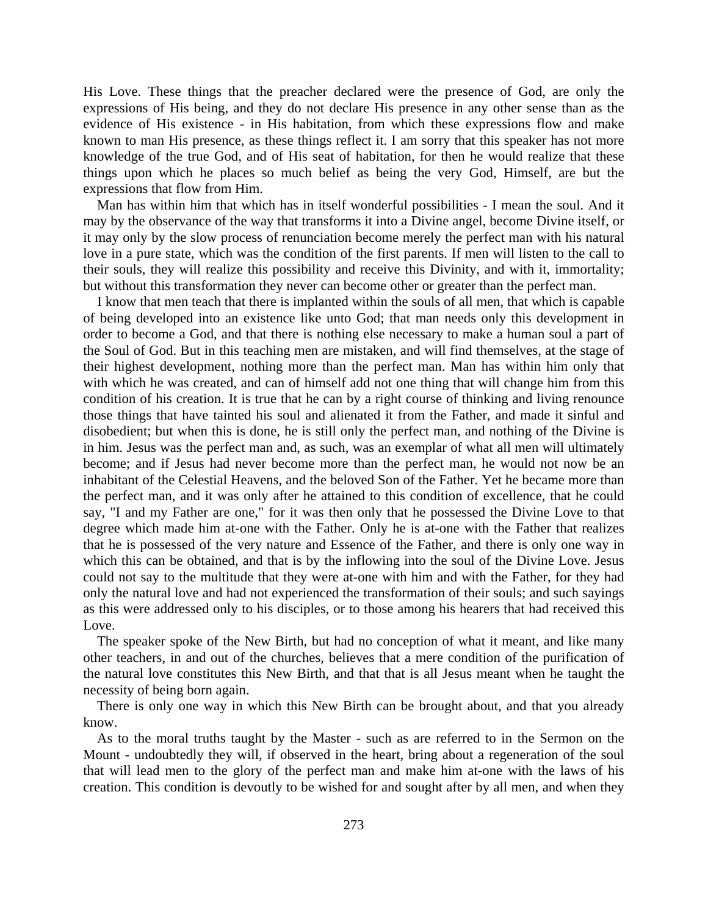His Love. These things that the preacher declared were the presence of God, are only the expressions of His being, and they do not declare His presence in any other sense than as the evidence of His existence - in His habitation, from which these expressions flow and make known to man His presence, as these things reflect it. I am sorry that this speaker has not more knowledge of the true God, and of His seat of habitation, for then he would realize that these things upon which he places so much belief as being the very God, Himself, are but the expressions that flow from Him.

Man has within him that which has in itself wonderful possibilities - I mean the soul. And it may by the observance of the way that transforms it into a Divine angel, become Divine itself, or it may only by the slow process of renunciation become merely the perfect man with his natural love in a pure state, which was the condition of the first parents. If men will listen to the call to their souls, they will realize this possibility and receive this Divinity, and with it, immortality; but without this transformation they never can become other or greater than the perfect man.

I know that men teach that there is implanted within the souls of all men, that which is capable of being developed into an existence like unto God; that man needs only this development in order to become a God, and that there is nothing else necessary to make a human soul a part of the Soul of God. But in this teaching men are mistaken, and will find themselves, at the stage of their highest development, nothing more than the perfect man. Man has within him only that with which he was created, and can of himself add not one thing that will change him from this condition of his creation. It is true that he can by a right course of thinking and living renounce those things that have tainted his soul and alienated it from the Father, and made it sinful and disobedient; but when this is done, he is still only the perfect man, and nothing of the Divine is in him. Jesus was the perfect man and, as such, was an exemplar of what all men will ultimately become; and if Jesus had never become more than the perfect man, he would not now be an inhabitant of the Celestial Heavens, and the beloved Son of the Father. Yet he became more than the perfect man, and it was only after he attained to this condition of excellence, that he could say, "I and my Father are one," for it was then only that he possessed the Divine Love to that degree which made him at-one with the Father. Only he is at-one with the Father that realizes that he is possessed of the very nature and Essence of the Father, and there is only one way in which this can be obtained, and that is by the inflowing into the soul of the Divine Love. Jesus could not say to the multitude that they were at-one with him and with the Father, for they had only the natural love and had not experienced the transformation of their souls; and such sayings as this were addressed only to his disciples, or to those among his hearers that had received this Love.

The speaker spoke of the New Birth, but had no conception of what it meant, and like many other teachers, in and out of the churches, believes that a mere condition of the purification of the natural love constitutes this New Birth, and that that is all Jesus meant when he taught the necessity of being born again.

There is only one way in which this New Birth can be brought about, and that you already know.

As to the moral truths taught by the Master - such as are referred to in the Sermon on the Mount - undoubtedly they will, if observed in the heart, bring about a regeneration of the soul that will lead men to the glory of the perfect man and make him at-one with the laws of his creation. This condition is devoutly to be wished for and sought after by all men, and when they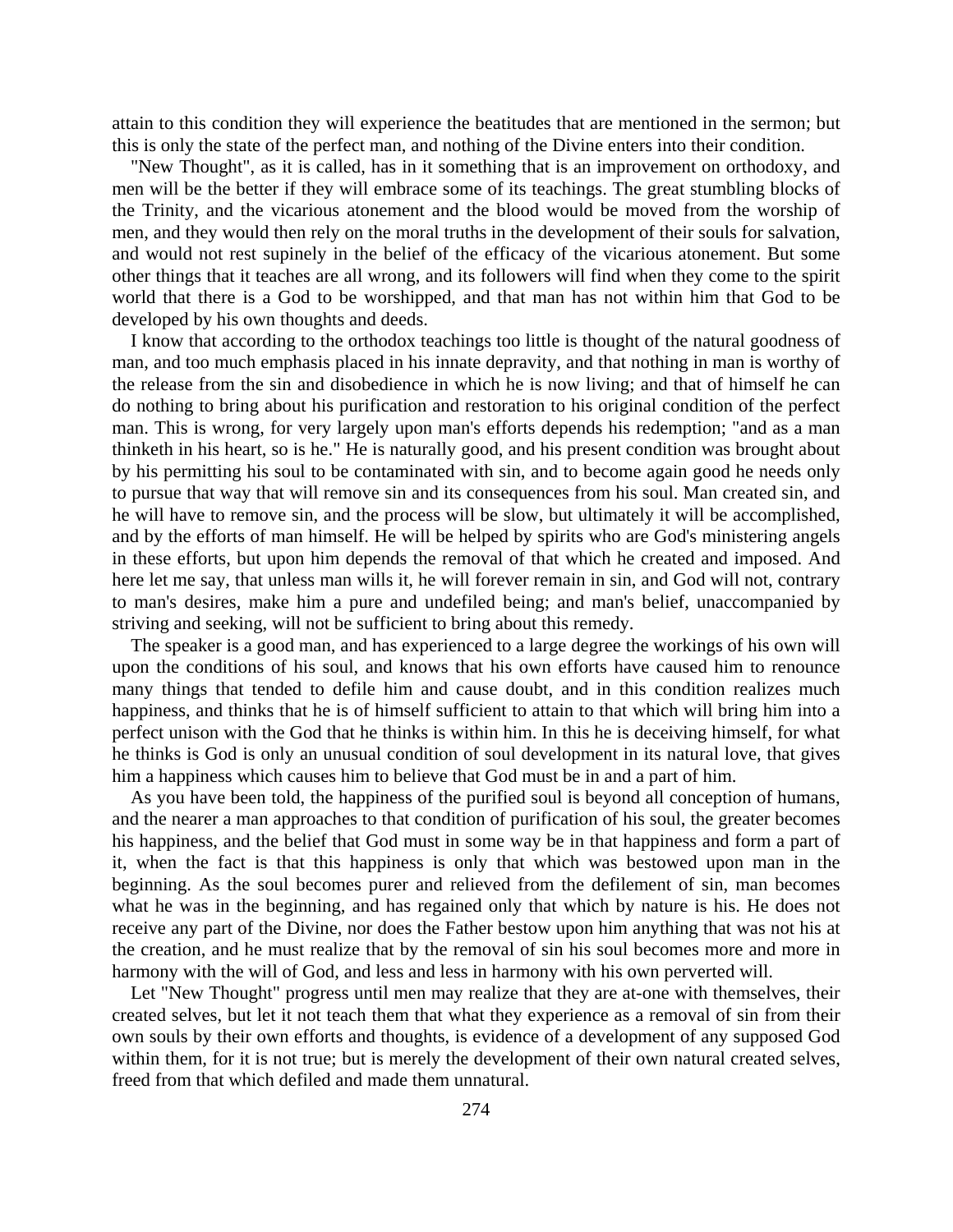attain to this condition they will experience the beatitudes that are mentioned in the sermon; but this is only the state of the perfect man, and nothing of the Divine enters into their condition.

"New Thought", as it is called, has in it something that is an improvement on orthodoxy, and men will be the better if they will embrace some of its teachings. The great stumbling blocks of the Trinity, and the vicarious atonement and the blood would be moved from the worship of men, and they would then rely on the moral truths in the development of their souls for salvation, and would not rest supinely in the belief of the efficacy of the vicarious atonement. But some other things that it teaches are all wrong, and its followers will find when they come to the spirit world that there is a God to be worshipped, and that man has not within him that God to be developed by his own thoughts and deeds.

I know that according to the orthodox teachings too little is thought of the natural goodness of man, and too much emphasis placed in his innate depravity, and that nothing in man is worthy of the release from the sin and disobedience in which he is now living; and that of himself he can do nothing to bring about his purification and restoration to his original condition of the perfect man. This is wrong, for very largely upon man's efforts depends his redemption; "and as a man thinketh in his heart, so is he." He is naturally good, and his present condition was brought about by his permitting his soul to be contaminated with sin, and to become again good he needs only to pursue that way that will remove sin and its consequences from his soul. Man created sin, and he will have to remove sin, and the process will be slow, but ultimately it will be accomplished, and by the efforts of man himself. He will be helped by spirits who are God's ministering angels in these efforts, but upon him depends the removal of that which he created and imposed. And here let me say, that unless man wills it, he will forever remain in sin, and God will not, contrary to man's desires, make him a pure and undefiled being; and man's belief, unaccompanied by striving and seeking, will not be sufficient to bring about this remedy.

The speaker is a good man, and has experienced to a large degree the workings of his own will upon the conditions of his soul, and knows that his own efforts have caused him to renounce many things that tended to defile him and cause doubt, and in this condition realizes much happiness, and thinks that he is of himself sufficient to attain to that which will bring him into a perfect unison with the God that he thinks is within him. In this he is deceiving himself, for what he thinks is God is only an unusual condition of soul development in its natural love, that gives him a happiness which causes him to believe that God must be in and a part of him.

As you have been told, the happiness of the purified soul is beyond all conception of humans, and the nearer a man approaches to that condition of purification of his soul, the greater becomes his happiness, and the belief that God must in some way be in that happiness and form a part of it, when the fact is that this happiness is only that which was bestowed upon man in the beginning. As the soul becomes purer and relieved from the defilement of sin, man becomes what he was in the beginning, and has regained only that which by nature is his. He does not receive any part of the Divine, nor does the Father bestow upon him anything that was not his at the creation, and he must realize that by the removal of sin his soul becomes more and more in harmony with the will of God, and less and less in harmony with his own perverted will.

Let "New Thought" progress until men may realize that they are at-one with themselves, their created selves, but let it not teach them that what they experience as a removal of sin from their own souls by their own efforts and thoughts, is evidence of a development of any supposed God within them, for it is not true; but is merely the development of their own natural created selves, freed from that which defiled and made them unnatural.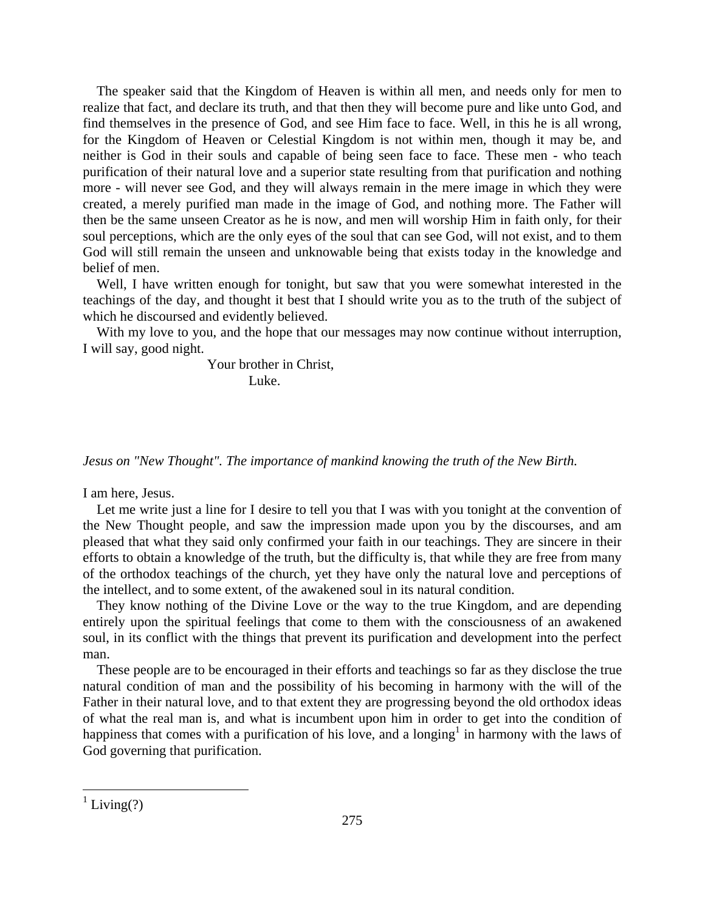The speaker said that the Kingdom of Heaven is within all men, and needs only for men to realize that fact, and declare its truth, and that then they will become pure and like unto God, and find themselves in the presence of God, and see Him face to face. Well, in this he is all wrong, for the Kingdom of Heaven or Celestial Kingdom is not within men, though it may be, and neither is God in their souls and capable of being seen face to face. These men - who teach purification of their natural love and a superior state resulting from that purification and nothing more - will never see God, and they will always remain in the mere image in which they were created, a merely purified man made in the image of God, and nothing more. The Father will then be the same unseen Creator as he is now, and men will worship Him in faith only, for their soul perceptions, which are the only eyes of the soul that can see God, will not exist, and to them God will still remain the unseen and unknowable being that exists today in the knowledge and belief of men.

Well, I have written enough for tonight, but saw that you were somewhat interested in the teachings of the day, and thought it best that I should write you as to the truth of the subject of which he discoursed and evidently believed.

With my love to you, and the hope that our messages may now continue without interruption, I will say, good night.

Your brother in Christ,
Luke.

*Jesus on "New Thought". The importance of mankind knowing the truth of the New Birth.*

I am here, Jesus.

Let me write just a line for I desire to tell you that I was with you tonight at the convention of the New Thought people, and saw the impression made upon you by the discourses, and am pleased that what they said only confirmed your faith in our teachings. They are sincere in their efforts to obtain a knowledge of the truth, but the difficulty is, that while they are free from many of the orthodox teachings of the church, yet they have only the natural love and perceptions of the intellect, and to some extent, of the awakened soul in its natural condition.

They know nothing of the Divine Love or the way to the true Kingdom, and are depending entirely upon the spiritual feelings that come to them with the consciousness of an awakened soul, in its conflict with the things that prevent its purification and development into the perfect man.

These people are to be encouraged in their efforts and teachings so far as they disclose the true natural condition of man and the possibility of his becoming in harmony with the will of the Father in their natural love, and to that extent they are progressing beyond the old orthodox ideas of what the real man is, and what is incumbent upon him in order to get into the condition of happiness that comes with a purification of his love, and a longing[1] in harmony with the laws of God governing that purification.

[1] Living(?)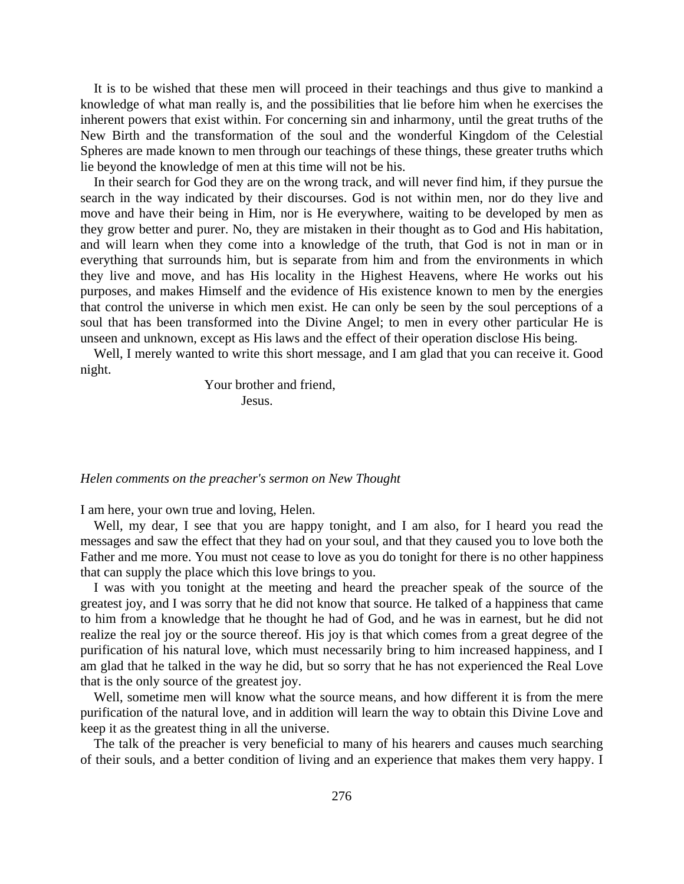It is to be wished that these men will proceed in their teachings and thus give to mankind a knowledge of what man really is, and the possibilities that lie before him when he exercises the inherent powers that exist within. For concerning sin and inharmony, until the great truths of the New Birth and the transformation of the soul and the wonderful Kingdom of the Celestial Spheres are made known to men through our teachings of these things, these greater truths which lie beyond the knowledge of men at this time will not be his.

In their search for God they are on the wrong track, and will never find him, if they pursue the search in the way indicated by their discourses. God is not within men, nor do they live and move and have their being in Him, nor is He everywhere, waiting to be developed by men as they grow better and purer. No, they are mistaken in their thought as to God and His habitation, and will learn when they come into a knowledge of the truth, that God is not in man or in everything that surrounds him, but is separate from him and from the environments in which they live and move, and has His locality in the Highest Heavens, where He works out his purposes, and makes Himself and the evidence of His existence known to men by the energies that control the universe in which men exist. He can only be seen by the soul perceptions of a soul that has been transformed into the Divine Angel; to men in every other particular He is unseen and unknown, except as His laws and the effect of their operation disclose His being.

Well, I merely wanted to write this short message, and I am glad that you can receive it. Good night.

Your brother and friend,
Jesus.

*Helen comments on the preacher's sermon on New Thought*

I am here, your own true and loving, Helen.

Well, my dear, I see that you are happy tonight, and I am also, for I heard you read the messages and saw the effect that they had on your soul, and that they caused you to love both the Father and me more. You must not cease to love as you do tonight for there is no other happiness that can supply the place which this love brings to you.

I was with you tonight at the meeting and heard the preacher speak of the source of the greatest joy, and I was sorry that he did not know that source. He talked of a happiness that came to him from a knowledge that he thought he had of God, and he was in earnest, but he did not realize the real joy or the source thereof. His joy is that which comes from a great degree of the purification of his natural love, which must necessarily bring to him increased happiness, and I am glad that he talked in the way he did, but so sorry that he has not experienced the Real Love that is the only source of the greatest joy.

Well, sometime men will know what the source means, and how different it is from the mere purification of the natural love, and in addition will learn the way to obtain this Divine Love and keep it as the greatest thing in all the universe.

The talk of the preacher is very beneficial to many of his hearers and causes much searching of their souls, and a better condition of living and an experience that makes them very happy. I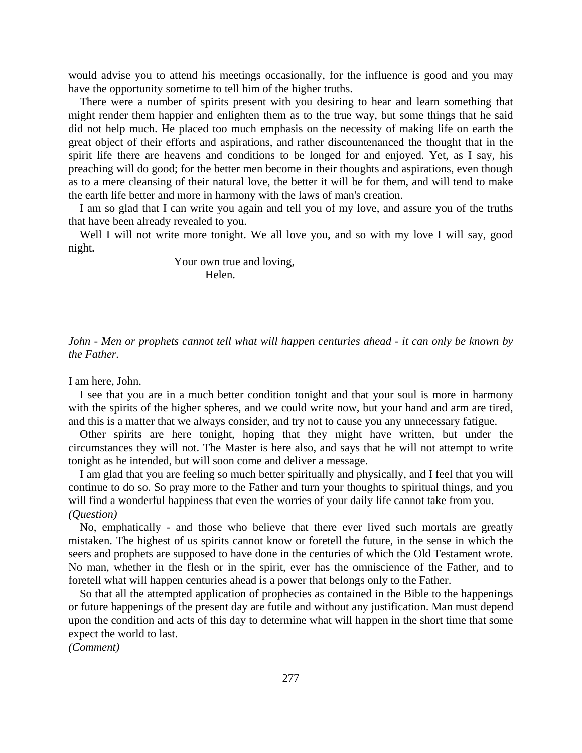would advise you to attend his meetings occasionally, for the influence is good and you may have the opportunity sometime to tell him of the higher truths.

There were a number of spirits present with you desiring to hear and learn something that might render them happier and enlighten them as to the true way, but some things that he said did not help much. He placed too much emphasis on the necessity of making life on earth the great object of their efforts and aspirations, and rather discountenanced the thought that in the spirit life there are heavens and conditions to be longed for and enjoyed. Yet, as I say, his preaching will do good; for the better men become in their thoughts and aspirations, even though as to a mere cleansing of their natural love, the better it will be for them, and will tend to make the earth life better and more in harmony with the laws of man's creation.

I am so glad that I can write you again and tell you of my love, and assure you of the truths that have been already revealed to you.

Well I will not write more tonight. We all love you, and so with my love I will say, good night.

Your own true and loving,
Helen.

*John - Men or prophets cannot tell what will happen centuries ahead - it can only be known by the Father.*

I am here, John.

I see that you are in a much better condition tonight and that your soul is more in harmony with the spirits of the higher spheres, and we could write now, but your hand and arm are tired, and this is a matter that we always consider, and try not to cause you any unnecessary fatigue.

Other spirits are here tonight, hoping that they might have written, but under the circumstances they will not. The Master is here also, and says that he will not attempt to write tonight as he intended, but will soon come and deliver a message.

I am glad that you are feeling so much better spiritually and physically, and I feel that you will continue to do so. So pray more to the Father and turn your thoughts to spiritual things, and you will find a wonderful happiness that even the worries of your daily life cannot take from you.

*(Question)*

No, emphatically - and those who believe that there ever lived such mortals are greatly mistaken. The highest of us spirits cannot know or foretell the future, in the sense in which the seers and prophets are supposed to have done in the centuries of which the Old Testament wrote. No man, whether in the flesh or in the spirit, ever has the omniscience of the Father, and to foretell what will happen centuries ahead is a power that belongs only to the Father.

So that all the attempted application of prophecies as contained in the Bible to the happenings or future happenings of the present day are futile and without any justification. Man must depend upon the condition and acts of this day to determine what will happen in the short time that some expect the world to last.

*(Comment)*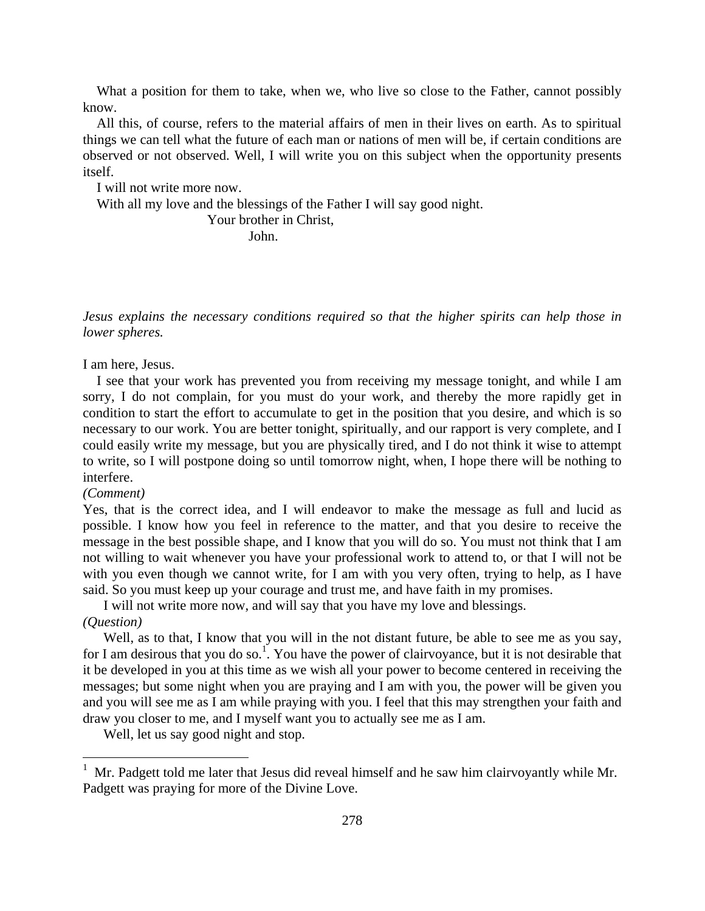What a position for them to take, when we, who live so close to the Father, cannot possibly know.

All this, of course, refers to the material affairs of men in their lives on earth. As to spiritual things we can tell what the future of each man or nations of men will be, if certain conditions are observed or not observed. Well, I will write you on this subject when the opportunity presents itself.

I will not write more now.

With all my love and the blessings of the Father I will say good night.

Your brother in Christ,

John.

*Jesus explains the necessary conditions required so that the higher spirits can help those in lower spheres.*

I am here, Jesus.

I see that your work has prevented you from receiving my message tonight, and while I am sorry, I do not complain, for you must do your work, and thereby the more rapidly get in condition to start the effort to accumulate to get in the position that you desire, and which is so necessary to our work. You are better tonight, spiritually, and our rapport is very complete, and I could easily write my message, but you are physically tired, and I do not think it wise to attempt to write, so I will postpone doing so until tomorrow night, when, I hope there will be nothing to interfere.

*(Comment)*

Yes, that is the correct idea, and I will endeavor to make the message as full and lucid as possible. I know how you feel in reference to the matter, and that you desire to receive the message in the best possible shape, and I know that you will do so. You must not think that I am not willing to wait whenever you have your professional work to attend to, or that I will not be with you even though we cannot write, for I am with you very often, trying to help, as I have said. So you must keep up your courage and trust me, and have faith in my promises.

I will not write more now, and will say that you have my love and blessings.

*(Question)*

Well, as to that, I know that you will in the not distant future, be able to see me as you say, for I am desirous that you do so.[1]. You have the power of clairvoyance, but it is not desirable that it be developed in you at this time as we wish all your power to become centered in receiving the messages; but some night when you are praying and I am with you, the power will be given you and you will see me as I am while praying with you. I feel that this may strengthen your faith and draw you closer to me, and I myself want you to actually see me as I am.

Well, let us say good night and stop.

---

[1] Mr. Padgett told me later that Jesus did reveal himself and he saw him clairvoyantly while Mr. Padgett was praying for more of the Divine Love.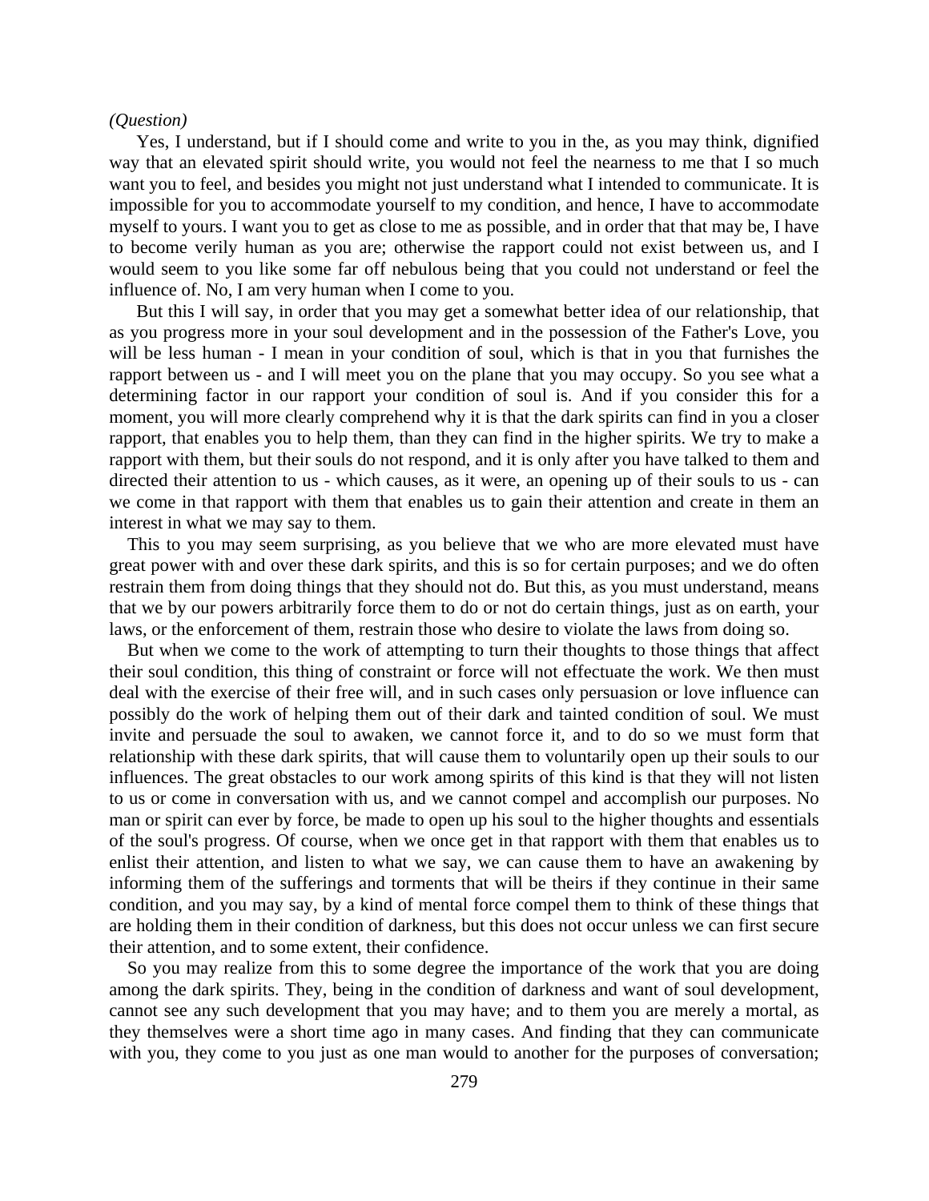*(Question)*

Yes, I understand, but if I should come and write to you in the, as you may think, dignified way that an elevated spirit should write, you would not feel the nearness to me that I so much want you to feel, and besides you might not just understand what I intended to communicate. It is impossible for you to accommodate yourself to my condition, and hence, I have to accommodate myself to yours. I want you to get as close to me as possible, and in order that that may be, I have to become verily human as you are; otherwise the rapport could not exist between us, and I would seem to you like some far off nebulous being that you could not understand or feel the influence of. No, I am very human when I come to you.

But this I will say, in order that you may get a somewhat better idea of our relationship, that as you progress more in your soul development and in the possession of the Father's Love, you will be less human - I mean in your condition of soul, which is that in you that furnishes the rapport between us - and I will meet you on the plane that you may occupy. So you see what a determining factor in our rapport your condition of soul is. And if you consider this for a moment, you will more clearly comprehend why it is that the dark spirits can find in you a closer rapport, that enables you to help them, than they can find in the higher spirits. We try to make a rapport with them, but their souls do not respond, and it is only after you have talked to them and directed their attention to us - which causes, as it were, an opening up of their souls to us - can we come in that rapport with them that enables us to gain their attention and create in them an interest in what we may say to them.

This to you may seem surprising, as you believe that we who are more elevated must have great power with and over these dark spirits, and this is so for certain purposes; and we do often restrain them from doing things that they should not do. But this, as you must understand, means that we by our powers arbitrarily force them to do or not do certain things, just as on earth, your laws, or the enforcement of them, restrain those who desire to violate the laws from doing so.

But when we come to the work of attempting to turn their thoughts to those things that affect their soul condition, this thing of constraint or force will not effectuate the work. We then must deal with the exercise of their free will, and in such cases only persuasion or love influence can possibly do the work of helping them out of their dark and tainted condition of soul. We must invite and persuade the soul to awaken, we cannot force it, and to do so we must form that relationship with these dark spirits, that will cause them to voluntarily open up their souls to our influences. The great obstacles to our work among spirits of this kind is that they will not listen to us or come in conversation with us, and we cannot compel and accomplish our purposes. No man or spirit can ever by force, be made to open up his soul to the higher thoughts and essentials of the soul's progress. Of course, when we once get in that rapport with them that enables us to enlist their attention, and listen to what we say, we can cause them to have an awakening by informing them of the sufferings and torments that will be theirs if they continue in their same condition, and you may say, by a kind of mental force compel them to think of these things that are holding them in their condition of darkness, but this does not occur unless we can first secure their attention, and to some extent, their confidence.

So you may realize from this to some degree the importance of the work that you are doing among the dark spirits. They, being in the condition of darkness and want of soul development, cannot see any such development that you may have; and to them you are merely a mortal, as they themselves were a short time ago in many cases. And finding that they can communicate with you, they come to you just as one man would to another for the purposes of conversation;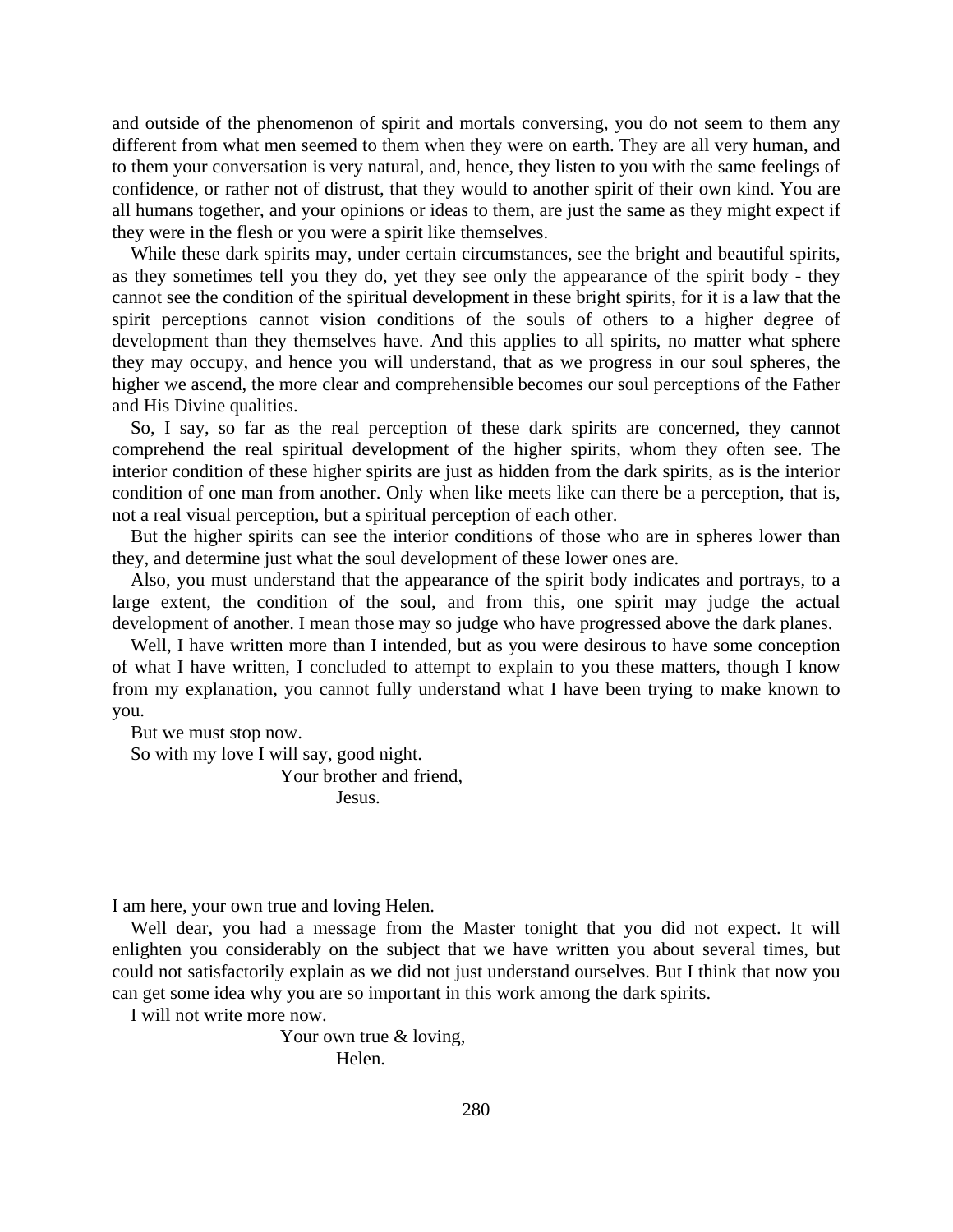and outside of the phenomenon of spirit and mortals conversing, you do not seem to them any different from what men seemed to them when they were on earth. They are all very human, and to them your conversation is very natural, and, hence, they listen to you with the same feelings of confidence, or rather not of distrust, that they would to another spirit of their own kind. You are all humans together, and your opinions or ideas to them, are just the same as they might expect if they were in the flesh or you were a spirit like themselves.

While these dark spirits may, under certain circumstances, see the bright and beautiful spirits, as they sometimes tell you they do, yet they see only the appearance of the spirit body - they cannot see the condition of the spiritual development in these bright spirits, for it is a law that the spirit perceptions cannot vision conditions of the souls of others to a higher degree of development than they themselves have. And this applies to all spirits, no matter what sphere they may occupy, and hence you will understand, that as we progress in our soul spheres, the higher we ascend, the more clear and comprehensible becomes our soul perceptions of the Father and His Divine qualities.

So, I say, so far as the real perception of these dark spirits are concerned, they cannot comprehend the real spiritual development of the higher spirits, whom they often see. The interior condition of these higher spirits are just as hidden from the dark spirits, as is the interior condition of one man from another. Only when like meets like can there be a perception, that is, not a real visual perception, but a spiritual perception of each other.

But the higher spirits can see the interior conditions of those who are in spheres lower than they, and determine just what the soul development of these lower ones are.

Also, you must understand that the appearance of the spirit body indicates and portrays, to a large extent, the condition of the soul, and from this, one spirit may judge the actual development of another. I mean those may so judge who have progressed above the dark planes.

Well, I have written more than I intended, but as you were desirous to have some conception of what I have written, I concluded to attempt to explain to you these matters, though I know from my explanation, you cannot fully understand what I have been trying to make known to you.

But we must stop now.

So with my love I will say, good night.

Your brother and friend,
Jesus.

I am here, your own true and loving Helen.

Well dear, you had a message from the Master tonight that you did not expect. It will enlighten you considerably on the subject that we have written you about several times, but could not satisfactorily explain as we did not just understand ourselves. But I think that now you can get some idea why you are so important in this work among the dark spirits.

I will not write more now.

Your own true & loving,
Helen.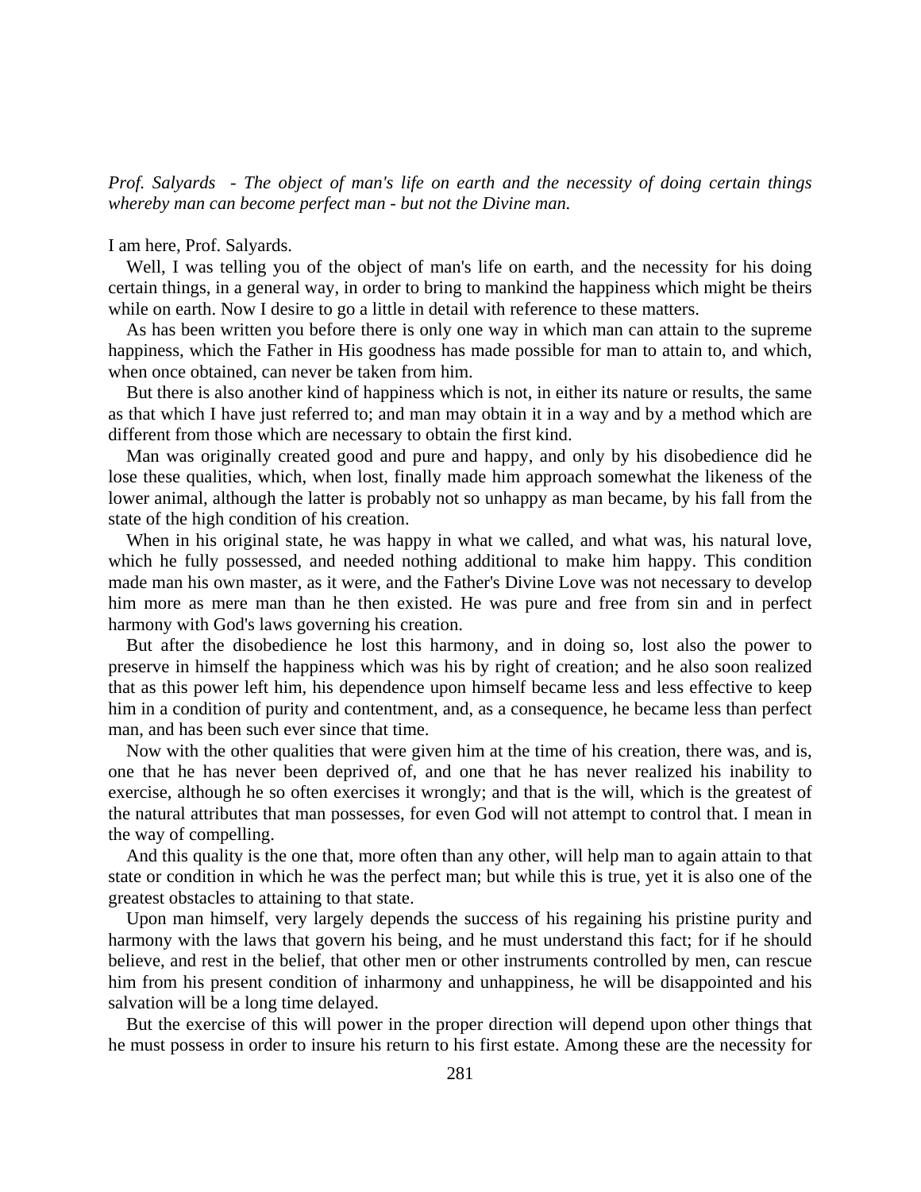*Prof. Salyards - The object of man's life on earth and the necessity of doing certain things whereby man can become perfect man - but not the Divine man.*

I am here, Prof. Salyards.

Well, I was telling you of the object of man's life on earth, and the necessity for his doing certain things, in a general way, in order to bring to mankind the happiness which might be theirs while on earth. Now I desire to go a little in detail with reference to these matters.

As has been written you before there is only one way in which man can attain to the supreme happiness, which the Father in His goodness has made possible for man to attain to, and which, when once obtained, can never be taken from him.

But there is also another kind of happiness which is not, in either its nature or results, the same as that which I have just referred to; and man may obtain it in a way and by a method which are different from those which are necessary to obtain the first kind.

Man was originally created good and pure and happy, and only by his disobedience did he lose these qualities, which, when lost, finally made him approach somewhat the likeness of the lower animal, although the latter is probably not so unhappy as man became, by his fall from the state of the high condition of his creation.

When in his original state, he was happy in what we called, and what was, his natural love, which he fully possessed, and needed nothing additional to make him happy. This condition made man his own master, as it were, and the Father's Divine Love was not necessary to develop him more as mere man than he then existed. He was pure and free from sin and in perfect harmony with God's laws governing his creation.

But after the disobedience he lost this harmony, and in doing so, lost also the power to preserve in himself the happiness which was his by right of creation; and he also soon realized that as this power left him, his dependence upon himself became less and less effective to keep him in a condition of purity and contentment, and, as a consequence, he became less than perfect man, and has been such ever since that time.

Now with the other qualities that were given him at the time of his creation, there was, and is, one that he has never been deprived of, and one that he has never realized his inability to exercise, although he so often exercises it wrongly; and that is the will, which is the greatest of the natural attributes that man possesses, for even God will not attempt to control that. I mean in the way of compelling.

And this quality is the one that, more often than any other, will help man to again attain to that state or condition in which he was the perfect man; but while this is true, yet it is also one of the greatest obstacles to attaining to that state.

Upon man himself, very largely depends the success of his regaining his pristine purity and harmony with the laws that govern his being, and he must understand this fact; for if he should believe, and rest in the belief, that other men or other instruments controlled by men, can rescue him from his present condition of inharmony and unhappiness, he will be disappointed and his salvation will be a long time delayed.

But the exercise of this will power in the proper direction will depend upon other things that he must possess in order to insure his return to his first estate. Among these are the necessity for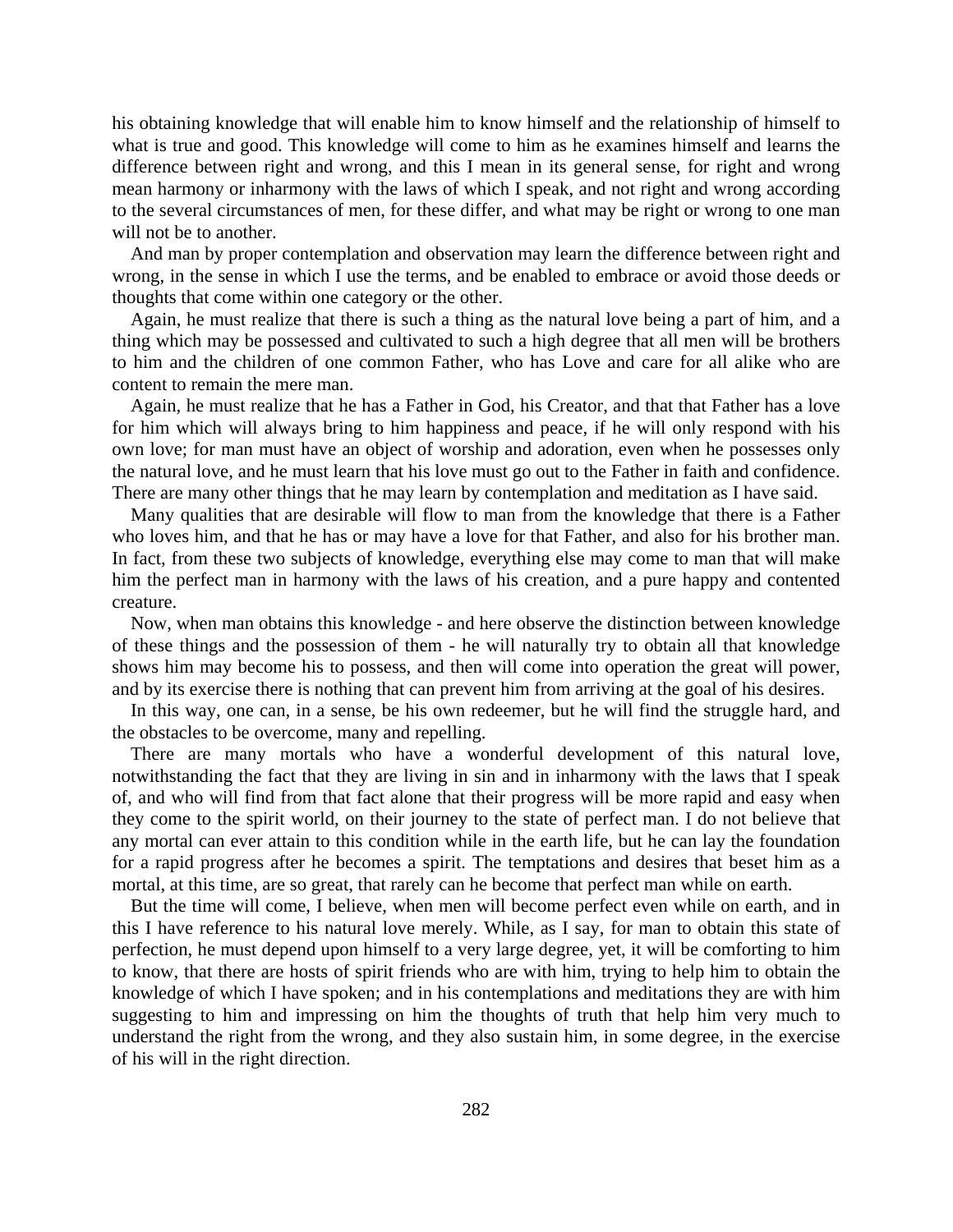his obtaining knowledge that will enable him to know himself and the relationship of himself to what is true and good. This knowledge will come to him as he examines himself and learns the difference between right and wrong, and this I mean in its general sense, for right and wrong mean harmony or inharmony with the laws of which I speak, and not right and wrong according to the several circumstances of men, for these differ, and what may be right or wrong to one man will not be to another.

And man by proper contemplation and observation may learn the difference between right and wrong, in the sense in which I use the terms, and be enabled to embrace or avoid those deeds or thoughts that come within one category or the other.

Again, he must realize that there is such a thing as the natural love being a part of him, and a thing which may be possessed and cultivated to such a high degree that all men will be brothers to him and the children of one common Father, who has Love and care for all alike who are content to remain the mere man.

Again, he must realize that he has a Father in God, his Creator, and that that Father has a love for him which will always bring to him happiness and peace, if he will only respond with his own love; for man must have an object of worship and adoration, even when he possesses only the natural love, and he must learn that his love must go out to the Father in faith and confidence. There are many other things that he may learn by contemplation and meditation as I have said.

Many qualities that are desirable will flow to man from the knowledge that there is a Father who loves him, and that he has or may have a love for that Father, and also for his brother man. In fact, from these two subjects of knowledge, everything else may come to man that will make him the perfect man in harmony with the laws of his creation, and a pure happy and contented creature.

Now, when man obtains this knowledge - and here observe the distinction between knowledge of these things and the possession of them - he will naturally try to obtain all that knowledge shows him may become his to possess, and then will come into operation the great will power, and by its exercise there is nothing that can prevent him from arriving at the goal of his desires.

In this way, one can, in a sense, be his own redeemer, but he will find the struggle hard, and the obstacles to be overcome, many and repelling.

There are many mortals who have a wonderful development of this natural love, notwithstanding the fact that they are living in sin and in inharmony with the laws that I speak of, and who will find from that fact alone that their progress will be more rapid and easy when they come to the spirit world, on their journey to the state of perfect man. I do not believe that any mortal can ever attain to this condition while in the earth life, but he can lay the foundation for a rapid progress after he becomes a spirit. The temptations and desires that beset him as a mortal, at this time, are so great, that rarely can he become that perfect man while on earth.

But the time will come, I believe, when men will become perfect even while on earth, and in this I have reference to his natural love merely. While, as I say, for man to obtain this state of perfection, he must depend upon himself to a very large degree, yet, it will be comforting to him to know, that there are hosts of spirit friends who are with him, trying to help him to obtain the knowledge of which I have spoken; and in his contemplations and meditations they are with him suggesting to him and impressing on him the thoughts of truth that help him very much to understand the right from the wrong, and they also sustain him, in some degree, in the exercise of his will in the right direction.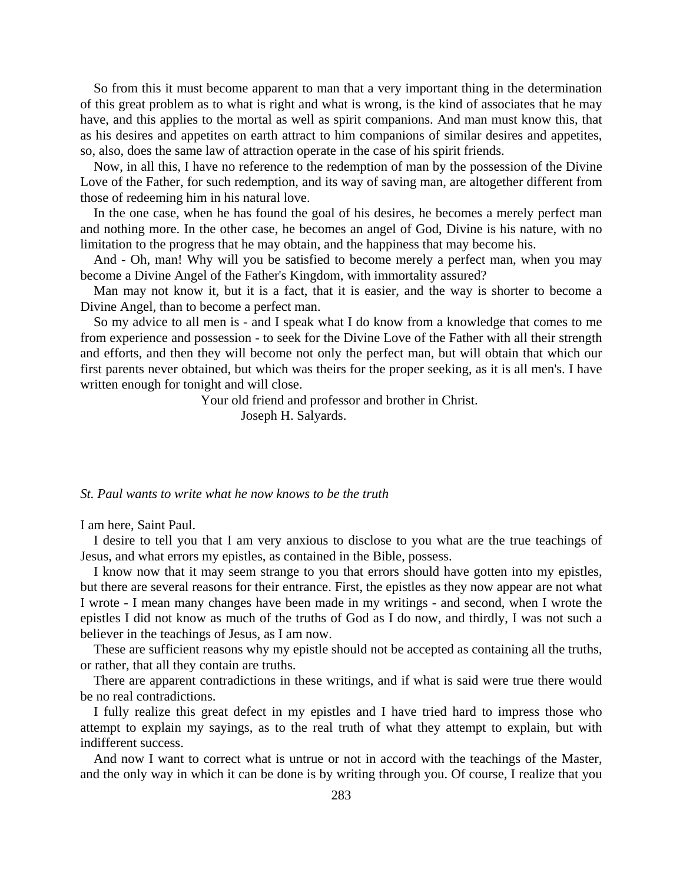So from this it must become apparent to man that a very important thing in the determination of this great problem as to what is right and what is wrong, is the kind of associates that he may have, and this applies to the mortal as well as spirit companions. And man must know this, that as his desires and appetites on earth attract to him companions of similar desires and appetites, so, also, does the same law of attraction operate in the case of his spirit friends.

Now, in all this, I have no reference to the redemption of man by the possession of the Divine Love of the Father, for such redemption, and its way of saving man, are altogether different from those of redeeming him in his natural love.

In the one case, when he has found the goal of his desires, he becomes a merely perfect man and nothing more. In the other case, he becomes an angel of God, Divine is his nature, with no limitation to the progress that he may obtain, and the happiness that may become his.

And - Oh, man! Why will you be satisfied to become merely a perfect man, when you may become a Divine Angel of the Father's Kingdom, with immortality assured?

Man may not know it, but it is a fact, that it is easier, and the way is shorter to become a Divine Angel, than to become a perfect man.

So my advice to all men is - and I speak what I do know from a knowledge that comes to me from experience and possession - to seek for the Divine Love of the Father with all their strength and efforts, and then they will become not only the perfect man, but will obtain that which our first parents never obtained, but which was theirs for the proper seeking, as it is all men's. I have written enough for tonight and will close.

Your old friend and professor and brother in Christ.
Joseph H. Salyards.

*St. Paul wants to write what he now knows to be the truth*

I am here, Saint Paul.

I desire to tell you that I am very anxious to disclose to you what are the true teachings of Jesus, and what errors my epistles, as contained in the Bible, possess.

I know now that it may seem strange to you that errors should have gotten into my epistles, but there are several reasons for their entrance. First, the epistles as they now appear are not what I wrote - I mean many changes have been made in my writings - and second, when I wrote the epistles I did not know as much of the truths of God as I do now, and thirdly, I was not such a believer in the teachings of Jesus, as I am now.

These are sufficient reasons why my epistle should not be accepted as containing all the truths, or rather, that all they contain are truths.

There are apparent contradictions in these writings, and if what is said were true there would be no real contradictions.

I fully realize this great defect in my epistles and I have tried hard to impress those who attempt to explain my sayings, as to the real truth of what they attempt to explain, but with indifferent success.

And now I want to correct what is untrue or not in accord with the teachings of the Master, and the only way in which it can be done is by writing through you. Of course, I realize that you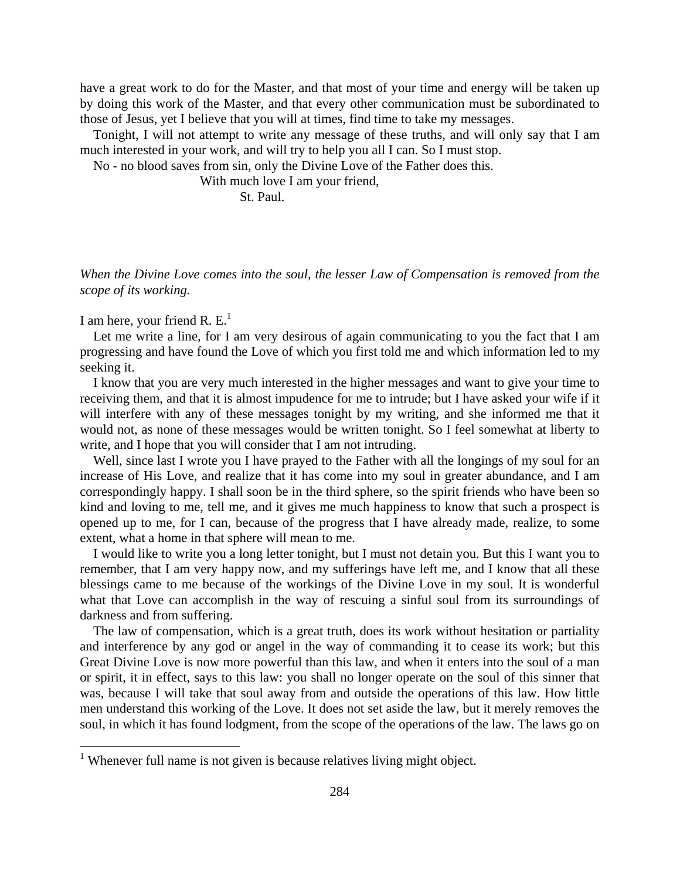have a great work to do for the Master, and that most of your time and energy will be taken up by doing this work of the Master, and that every other communication must be subordinated to those of Jesus, yet I believe that you will at times, find time to take my messages.

Tonight, I will not attempt to write any message of these truths, and will only say that I am much interested in your work, and will try to help you all I can. So I must stop.

No - no blood saves from sin, only the Divine Love of the Father does this.

With much love I am your friend,

St. Paul.

*When the Divine Love comes into the soul, the lesser Law of Compensation is removed from the scope of its working.*

I am here, your friend R. E.[1]

Let me write a line, for I am very desirous of again communicating to you the fact that I am progressing and have found the Love of which you first told me and which information led to my seeking it.

I know that you are very much interested in the higher messages and want to give your time to receiving them, and that it is almost impudence for me to intrude; but I have asked your wife if it will interfere with any of these messages tonight by my writing, and she informed me that it would not, as none of these messages would be written tonight. So I feel somewhat at liberty to write, and I hope that you will consider that I am not intruding.

Well, since last I wrote you I have prayed to the Father with all the longings of my soul for an increase of His Love, and realize that it has come into my soul in greater abundance, and I am correspondingly happy. I shall soon be in the third sphere, so the spirit friends who have been so kind and loving to me, tell me, and it gives me much happiness to know that such a prospect is opened up to me, for I can, because of the progress that I have already made, realize, to some extent, what a home in that sphere will mean to me.

I would like to write you a long letter tonight, but I must not detain you. But this I want you to remember, that I am very happy now, and my sufferings have left me, and I know that all these blessings came to me because of the workings of the Divine Love in my soul. It is wonderful what that Love can accomplish in the way of rescuing a sinful soul from its surroundings of darkness and from suffering.

The law of compensation, which is a great truth, does its work without hesitation or partiality and interference by any god or angel in the way of commanding it to cease its work; but this Great Divine Love is now more powerful than this law, and when it enters into the soul of a man or spirit, it in effect, says to this law: you shall no longer operate on the soul of this sinner that was, because I will take that soul away from and outside the operations of this law. How little men understand this working of the Love. It does not set aside the law, but it merely removes the soul, in which it has found lodgment, from the scope of the operations of the law. The laws go on

[1] Whenever full name is not given is because relatives living might object.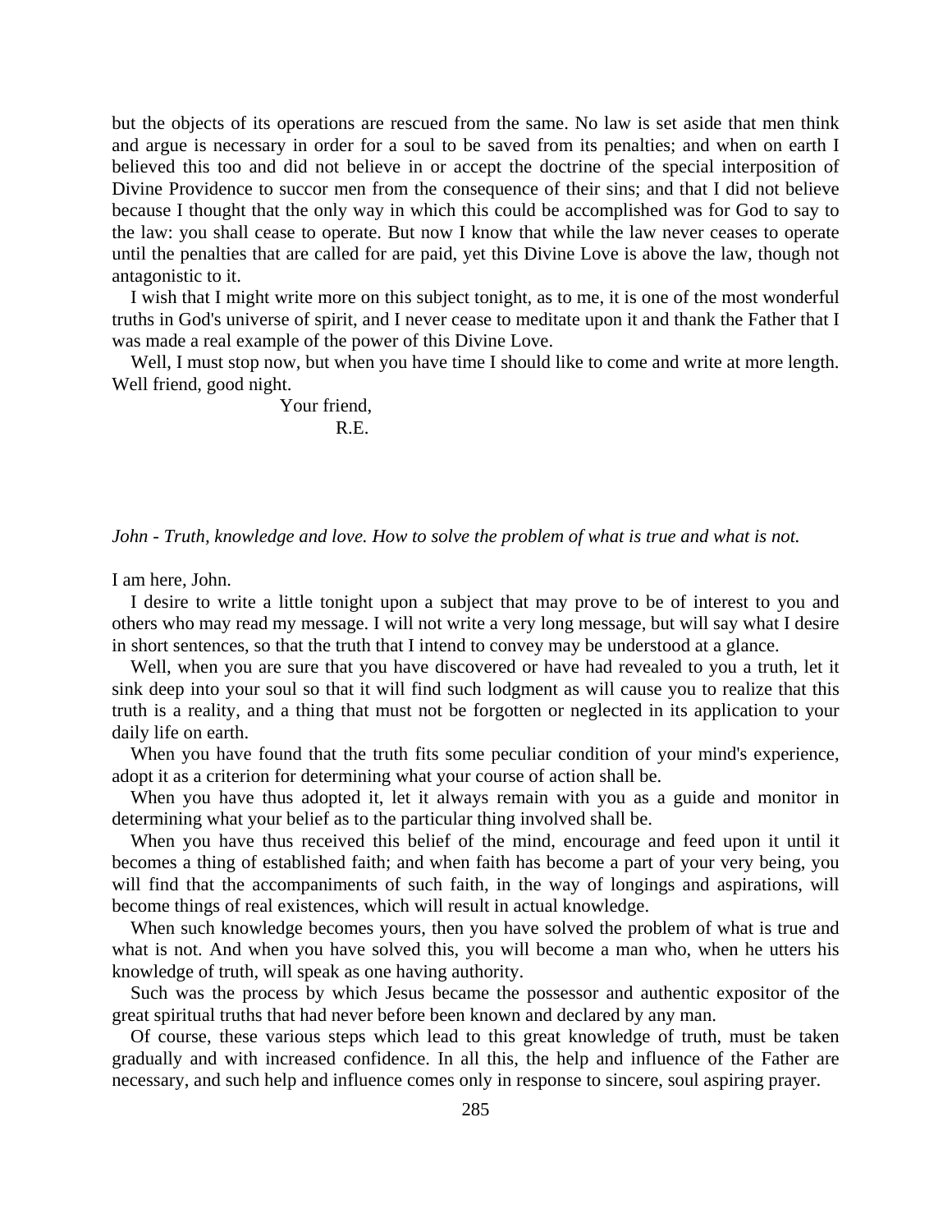but the objects of its operations are rescued from the same. No law is set aside that men think and argue is necessary in order for a soul to be saved from its penalties; and when on earth I believed this too and did not believe in or accept the doctrine of the special interposition of Divine Providence to succor men from the consequence of their sins; and that I did not believe because I thought that the only way in which this could be accomplished was for God to say to the law: you shall cease to operate. But now I know that while the law never ceases to operate until the penalties that are called for are paid, yet this Divine Love is above the law, though not antagonistic to it.

I wish that I might write more on this subject tonight, as to me, it is one of the most wonderful truths in God's universe of spirit, and I never cease to meditate upon it and thank the Father that I was made a real example of the power of this Divine Love.

Well, I must stop now, but when you have time I should like to come and write at more length. Well friend, good night.

Your friend,
R.E.

*John - Truth, knowledge and love. How to solve the problem of what is true and what is not.*

I am here, John.

I desire to write a little tonight upon a subject that may prove to be of interest to you and others who may read my message. I will not write a very long message, but will say what I desire in short sentences, so that the truth that I intend to convey may be understood at a glance.

Well, when you are sure that you have discovered or have had revealed to you a truth, let it sink deep into your soul so that it will find such lodgment as will cause you to realize that this truth is a reality, and a thing that must not be forgotten or neglected in its application to your daily life on earth.

When you have found that the truth fits some peculiar condition of your mind's experience, adopt it as a criterion for determining what your course of action shall be.

When you have thus adopted it, let it always remain with you as a guide and monitor in determining what your belief as to the particular thing involved shall be.

When you have thus received this belief of the mind, encourage and feed upon it until it becomes a thing of established faith; and when faith has become a part of your very being, you will find that the accompaniments of such faith, in the way of longings and aspirations, will become things of real existences, which will result in actual knowledge.

When such knowledge becomes yours, then you have solved the problem of what is true and what is not. And when you have solved this, you will become a man who, when he utters his knowledge of truth, will speak as one having authority.

Such was the process by which Jesus became the possessor and authentic expositor of the great spiritual truths that had never before been known and declared by any man.

Of course, these various steps which lead to this great knowledge of truth, must be taken gradually and with increased confidence. In all this, the help and influence of the Father are necessary, and such help and influence comes only in response to sincere, soul aspiring prayer.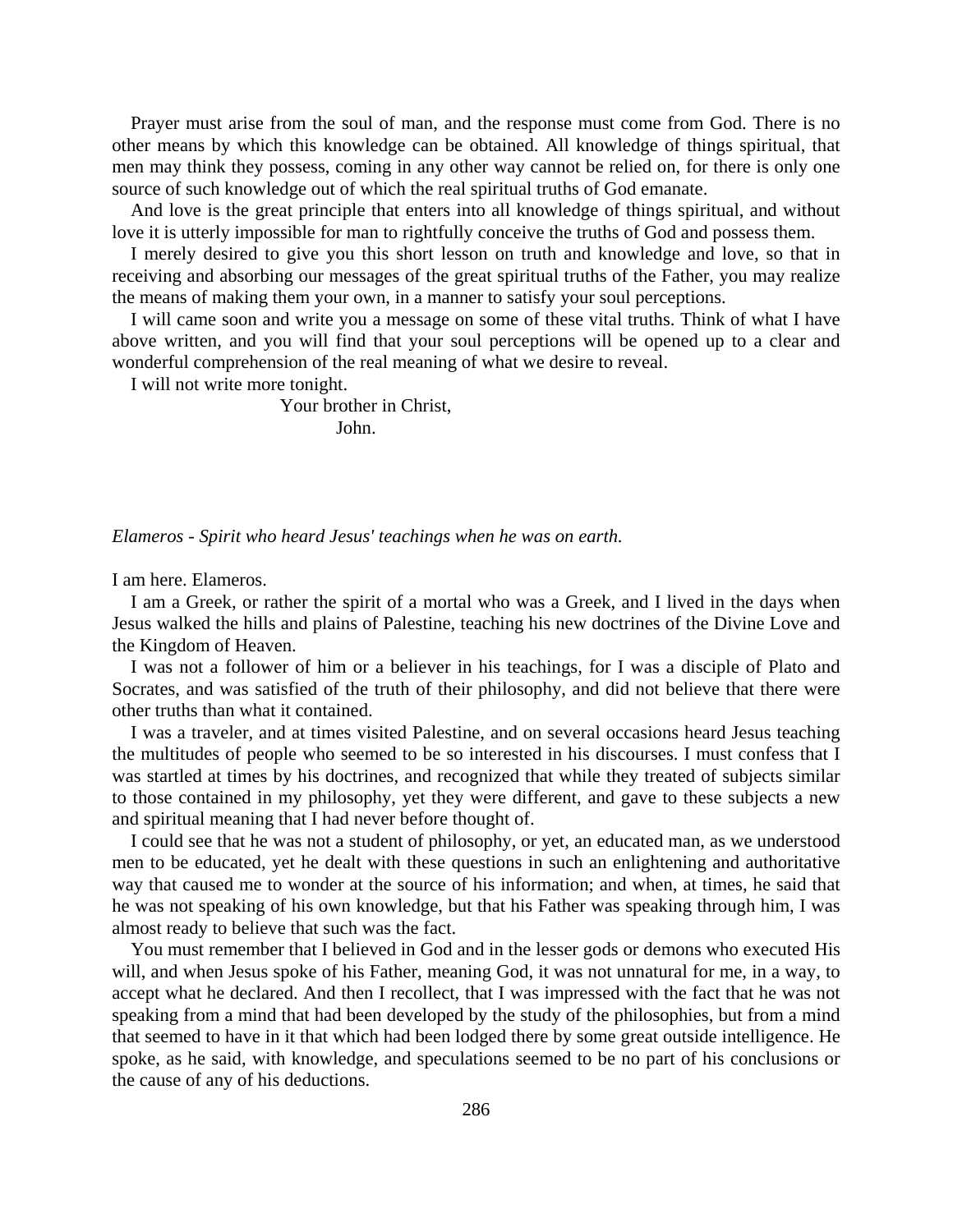Prayer must arise from the soul of man, and the response must come from God. There is no other means by which this knowledge can be obtained. All knowledge of things spiritual, that men may think they possess, coming in any other way cannot be relied on, for there is only one source of such knowledge out of which the real spiritual truths of God emanate.

And love is the great principle that enters into all knowledge of things spiritual, and without love it is utterly impossible for man to rightfully conceive the truths of God and possess them.

I merely desired to give you this short lesson on truth and knowledge and love, so that in receiving and absorbing our messages of the great spiritual truths of the Father, you may realize the means of making them your own, in a manner to satisfy your soul perceptions.

I will came soon and write you a message on some of these vital truths. Think of what I have above written, and you will find that your soul perceptions will be opened up to a clear and wonderful comprehension of the real meaning of what we desire to reveal.

I will not write more tonight.

Your brother in Christ,
John.

*Elameros - Spirit who heard Jesus' teachings when he was on earth.*

I am here. Elameros.

I am a Greek, or rather the spirit of a mortal who was a Greek, and I lived in the days when Jesus walked the hills and plains of Palestine, teaching his new doctrines of the Divine Love and the Kingdom of Heaven.

I was not a follower of him or a believer in his teachings, for I was a disciple of Plato and Socrates, and was satisfied of the truth of their philosophy, and did not believe that there were other truths than what it contained.

I was a traveler, and at times visited Palestine, and on several occasions heard Jesus teaching the multitudes of people who seemed to be so interested in his discourses. I must confess that I was startled at times by his doctrines, and recognized that while they treated of subjects similar to those contained in my philosophy, yet they were different, and gave to these subjects a new and spiritual meaning that I had never before thought of.

I could see that he was not a student of philosophy, or yet, an educated man, as we understood men to be educated, yet he dealt with these questions in such an enlightening and authoritative way that caused me to wonder at the source of his information; and when, at times, he said that he was not speaking of his own knowledge, but that his Father was speaking through him, I was almost ready to believe that such was the fact.

You must remember that I believed in God and in the lesser gods or demons who executed His will, and when Jesus spoke of his Father, meaning God, it was not unnatural for me, in a way, to accept what he declared. And then I recollect, that I was impressed with the fact that he was not speaking from a mind that had been developed by the study of the philosophies, but from a mind that seemed to have in it that which had been lodged there by some great outside intelligence. He spoke, as he said, with knowledge, and speculations seemed to be no part of his conclusions or the cause of any of his deductions.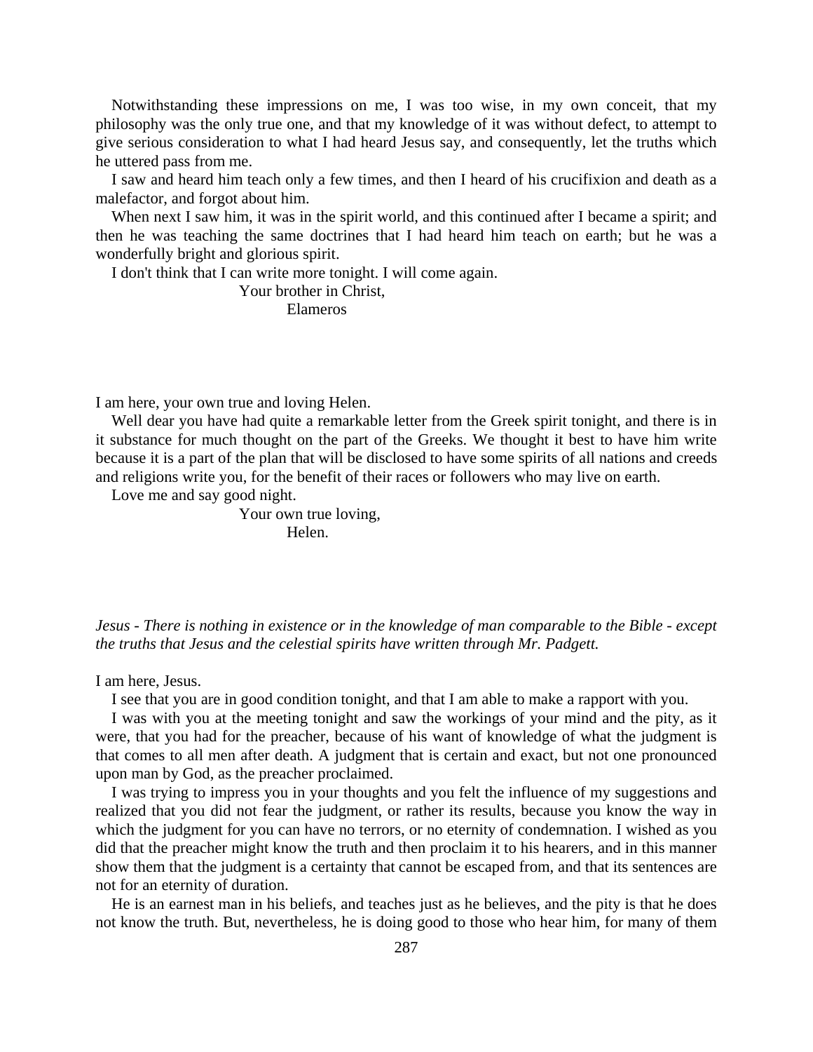Notwithstanding these impressions on me, I was too wise, in my own conceit, that my philosophy was the only true one, and that my knowledge of it was without defect, to attempt to give serious consideration to what I had heard Jesus say, and consequently, let the truths which he uttered pass from me.

I saw and heard him teach only a few times, and then I heard of his crucifixion and death as a malefactor, and forgot about him.

When next I saw him, it was in the spirit world, and this continued after I became a spirit; and then he was teaching the same doctrines that I had heard him teach on earth; but he was a wonderfully bright and glorious spirit.

I don't think that I can write more tonight. I will come again.

Your brother in Christ,
Elameros

I am here, your own true and loving Helen.

Well dear you have had quite a remarkable letter from the Greek spirit tonight, and there is in it substance for much thought on the part of the Greeks. We thought it best to have him write because it is a part of the plan that will be disclosed to have some spirits of all nations and creeds and religions write you, for the benefit of their races or followers who may live on earth.

Love me and say good night.

Your own true loving,
Helen.

*Jesus - There is nothing in existence or in the knowledge of man comparable to the Bible - except the truths that Jesus and the celestial spirits have written through Mr. Padgett.*

I am here, Jesus.

I see that you are in good condition tonight, and that I am able to make a rapport with you.

I was with you at the meeting tonight and saw the workings of your mind and the pity, as it were, that you had for the preacher, because of his want of knowledge of what the judgment is that comes to all men after death. A judgment that is certain and exact, but not one pronounced upon man by God, as the preacher proclaimed.

I was trying to impress you in your thoughts and you felt the influence of my suggestions and realized that you did not fear the judgment, or rather its results, because you know the way in which the judgment for you can have no terrors, or no eternity of condemnation. I wished as you did that the preacher might know the truth and then proclaim it to his hearers, and in this manner show them that the judgment is a certainty that cannot be escaped from, and that its sentences are not for an eternity of duration.

He is an earnest man in his beliefs, and teaches just as he believes, and the pity is that he does not know the truth. But, nevertheless, he is doing good to those who hear him, for many of them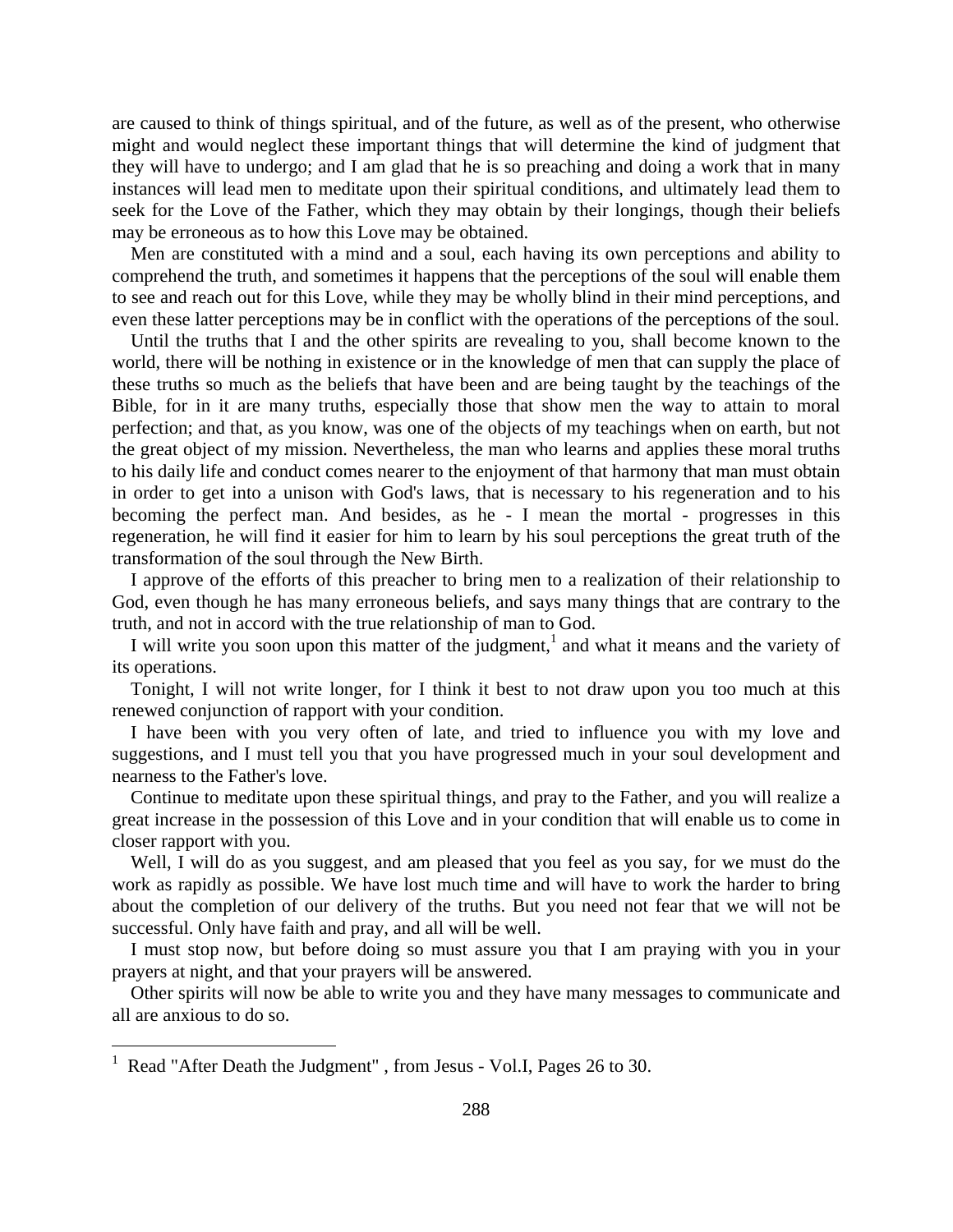are caused to think of things spiritual, and of the future, as well as of the present, who otherwise might and would neglect these important things that will determine the kind of judgment that they will have to undergo; and I am glad that he is so preaching and doing a work that in many instances will lead men to meditate upon their spiritual conditions, and ultimately lead them to seek for the Love of the Father, which they may obtain by their longings, though their beliefs may be erroneous as to how this Love may be obtained.

Men are constituted with a mind and a soul, each having its own perceptions and ability to comprehend the truth, and sometimes it happens that the perceptions of the soul will enable them to see and reach out for this Love, while they may be wholly blind in their mind perceptions, and even these latter perceptions may be in conflict with the operations of the perceptions of the soul.

Until the truths that I and the other spirits are revealing to you, shall become known to the world, there will be nothing in existence or in the knowledge of men that can supply the place of these truths so much as the beliefs that have been and are being taught by the teachings of the Bible, for in it are many truths, especially those that show men the way to attain to moral perfection; and that, as you know, was one of the objects of my teachings when on earth, but not the great object of my mission. Nevertheless, the man who learns and applies these moral truths to his daily life and conduct comes nearer to the enjoyment of that harmony that man must obtain in order to get into a unison with God's laws, that is necessary to his regeneration and to his becoming the perfect man. And besides, as he - I mean the mortal - progresses in this regeneration, he will find it easier for him to learn by his soul perceptions the great truth of the transformation of the soul through the New Birth.

I approve of the efforts of this preacher to bring men to a realization of their relationship to God, even though he has many erroneous beliefs, and says many things that are contrary to the truth, and not in accord with the true relationship of man to God.

I will write you soon upon this matter of the judgment,[1] and what it means and the variety of its operations.

Tonight, I will not write longer, for I think it best to not draw upon you too much at this renewed conjunction of rapport with your condition.

I have been with you very often of late, and tried to influence you with my love and suggestions, and I must tell you that you have progressed much in your soul development and nearness to the Father's love.

Continue to meditate upon these spiritual things, and pray to the Father, and you will realize a great increase in the possession of this Love and in your condition that will enable us to come in closer rapport with you.

Well, I will do as you suggest, and am pleased that you feel as you say, for we must do the work as rapidly as possible. We have lost much time and will have to work the harder to bring about the completion of our delivery of the truths. But you need not fear that we will not be successful. Only have faith and pray, and all will be well.

I must stop now, but before doing so must assure you that I am praying with you in your prayers at night, and that your prayers will be answered.

Other spirits will now be able to write you and they have many messages to communicate and all are anxious to do so.

---

[1] Read "After Death the Judgment" , from Jesus - Vol.I, Pages 26 to 30.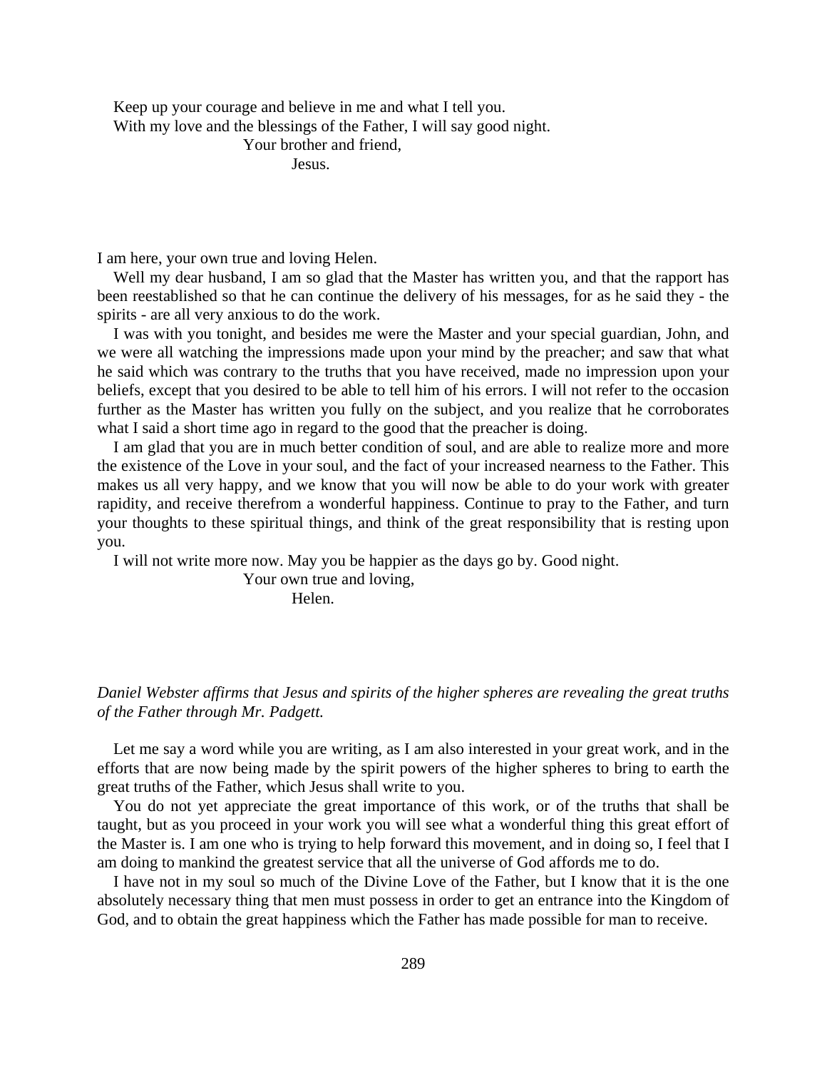Keep up your courage and believe in me and what I tell you.
With my love and the blessings of the Father, I will say good night.

Your brother and friend,

Jesus.

I am here, your own true and loving Helen.

Well my dear husband, I am so glad that the Master has written you, and that the rapport has been reestablished so that he can continue the delivery of his messages, for as he said they - the spirits - are all very anxious to do the work.

I was with you tonight, and besides me were the Master and your special guardian, John, and we were all watching the impressions made upon your mind by the preacher; and saw that what he said which was contrary to the truths that you have received, made no impression upon your beliefs, except that you desired to be able to tell him of his errors. I will not refer to the occasion further as the Master has written you fully on the subject, and you realize that he corroborates what I said a short time ago in regard to the good that the preacher is doing.

I am glad that you are in much better condition of soul, and are able to realize more and more the existence of the Love in your soul, and the fact of your increased nearness to the Father. This makes us all very happy, and we know that you will now be able to do your work with greater rapidity, and receive therefrom a wonderful happiness. Continue to pray to the Father, and turn your thoughts to these spiritual things, and think of the great responsibility that is resting upon you.

I will not write more now. May you be happier as the days go by. Good night.

Your own true and loving,

Helen.

*Daniel Webster affirms that Jesus and spirits of the higher spheres are revealing the great truths of the Father through Mr. Padgett.*

Let me say a word while you are writing, as I am also interested in your great work, and in the efforts that are now being made by the spirit powers of the higher spheres to bring to earth the great truths of the Father, which Jesus shall write to you.

You do not yet appreciate the great importance of this work, or of the truths that shall be taught, but as you proceed in your work you will see what a wonderful thing this great effort of the Master is. I am one who is trying to help forward this movement, and in doing so, I feel that I am doing to mankind the greatest service that all the universe of God affords me to do.

I have not in my soul so much of the Divine Love of the Father, but I know that it is the one absolutely necessary thing that men must possess in order to get an entrance into the Kingdom of God, and to obtain the great happiness which the Father has made possible for man to receive.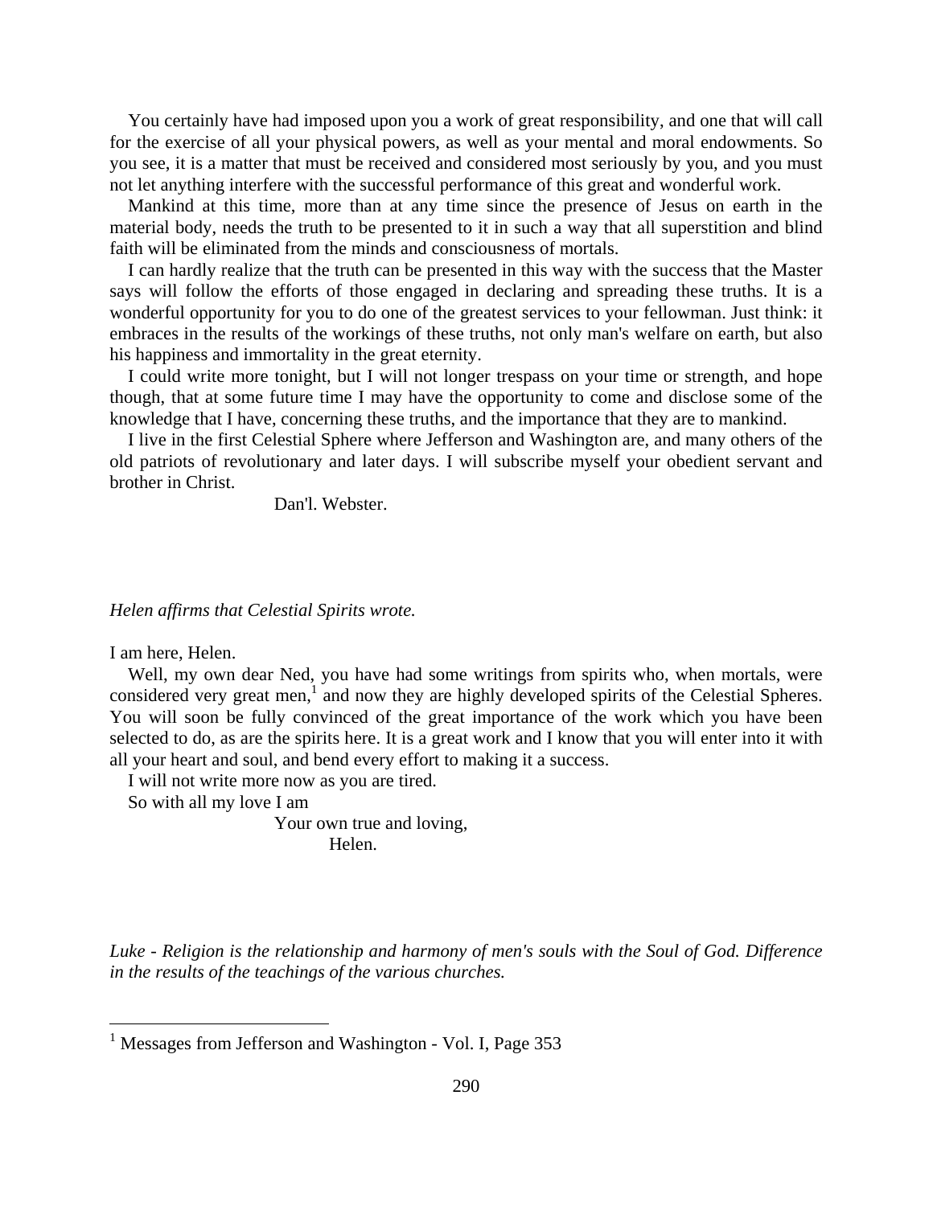You certainly have had imposed upon you a work of great responsibility, and one that will call for the exercise of all your physical powers, as well as your mental and moral endowments. So you see, it is a matter that must be received and considered most seriously by you, and you must not let anything interfere with the successful performance of this great and wonderful work.

Mankind at this time, more than at any time since the presence of Jesus on earth in the material body, needs the truth to be presented to it in such a way that all superstition and blind faith will be eliminated from the minds and consciousness of mortals.

I can hardly realize that the truth can be presented in this way with the success that the Master says will follow the efforts of those engaged in declaring and spreading these truths. It is a wonderful opportunity for you to do one of the greatest services to your fellowman. Just think: it embraces in the results of the workings of these truths, not only man's welfare on earth, but also his happiness and immortality in the great eternity.

I could write more tonight, but I will not longer trespass on your time or strength, and hope though, that at some future time I may have the opportunity to come and disclose some of the knowledge that I have, concerning these truths, and the importance that they are to mankind.

I live in the first Celestial Sphere where Jefferson and Washington are, and many others of the old patriots of revolutionary and later days. I will subscribe myself your obedient servant and brother in Christ.

Dan'l. Webster.

*Helen affirms that Celestial Spirits wrote.*

I am here, Helen.

Well, my own dear Ned, you have had some writings from spirits who, when mortals, were considered very great men,[1] and now they are highly developed spirits of the Celestial Spheres. You will soon be fully convinced of the great importance of the work which you have been selected to do, as are the spirits here. It is a great work and I know that you will enter into it with all your heart and soul, and bend every effort to making it a success.

I will not write more now as you are tired.

So with all my love I am

Your own true and loving,

Helen.

*Luke - Religion is the relationship and harmony of men's souls with the Soul of God. Difference in the results of the teachings of the various churches.*

[1] Messages from Jefferson and Washington - Vol. I, Page 353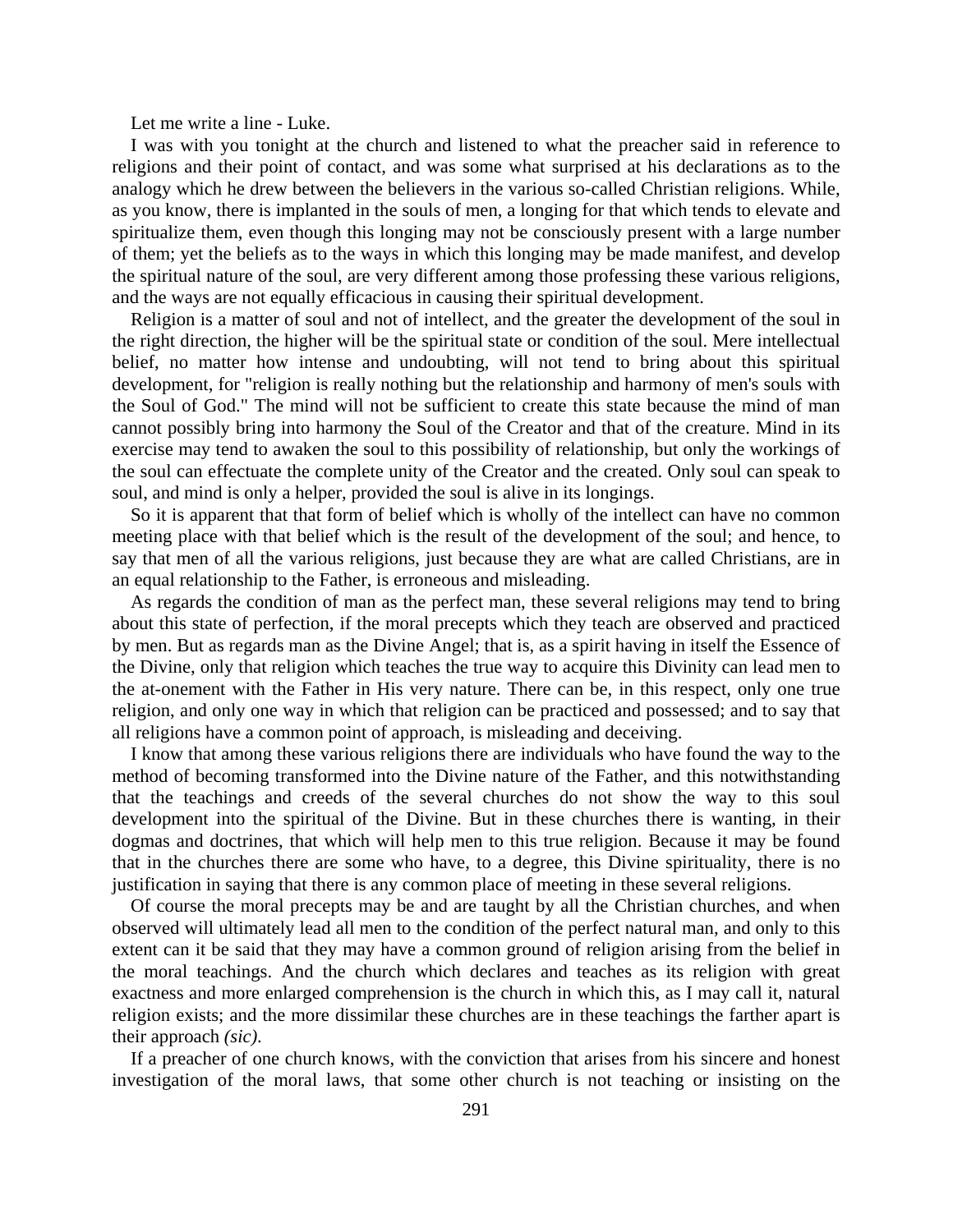Let me write a line - Luke.

I was with you tonight at the church and listened to what the preacher said in reference to religions and their point of contact, and was some what surprised at his declarations as to the analogy which he drew between the believers in the various so-called Christian religions. While, as you know, there is implanted in the souls of men, a longing for that which tends to elevate and spiritualize them, even though this longing may not be consciously present with a large number of them; yet the beliefs as to the ways in which this longing may be made manifest, and develop the spiritual nature of the soul, are very different among those professing these various religions, and the ways are not equally efficacious in causing their spiritual development.

Religion is a matter of soul and not of intellect, and the greater the development of the soul in the right direction, the higher will be the spiritual state or condition of the soul. Mere intellectual belief, no matter how intense and undoubting, will not tend to bring about this spiritual development, for "religion is really nothing but the relationship and harmony of men's souls with the Soul of God." The mind will not be sufficient to create this state because the mind of man cannot possibly bring into harmony the Soul of the Creator and that of the creature. Mind in its exercise may tend to awaken the soul to this possibility of relationship, but only the workings of the soul can effectuate the complete unity of the Creator and the created. Only soul can speak to soul, and mind is only a helper, provided the soul is alive in its longings.

So it is apparent that that form of belief which is wholly of the intellect can have no common meeting place with that belief which is the result of the development of the soul; and hence, to say that men of all the various religions, just because they are what are called Christians, are in an equal relationship to the Father, is erroneous and misleading.

As regards the condition of man as the perfect man, these several religions may tend to bring about this state of perfection, if the moral precepts which they teach are observed and practiced by men. But as regards man as the Divine Angel; that is, as a spirit having in itself the Essence of the Divine, only that religion which teaches the true way to acquire this Divinity can lead men to the at-onement with the Father in His very nature. There can be, in this respect, only one true religion, and only one way in which that religion can be practiced and possessed; and to say that all religions have a common point of approach, is misleading and deceiving.

I know that among these various religions there are individuals who have found the way to the method of becoming transformed into the Divine nature of the Father, and this notwithstanding that the teachings and creeds of the several churches do not show the way to this soul development into the spiritual of the Divine. But in these churches there is wanting, in their dogmas and doctrines, that which will help men to this true religion. Because it may be found that in the churches there are some who have, to a degree, this Divine spirituality, there is no justification in saying that there is any common place of meeting in these several religions.

Of course the moral precepts may be and are taught by all the Christian churches, and when observed will ultimately lead all men to the condition of the perfect natural man, and only to this extent can it be said that they may have a common ground of religion arising from the belief in the moral teachings. And the church which declares and teaches as its religion with great exactness and more enlarged comprehension is the church in which this, as I may call it, natural religion exists; and the more dissimilar these churches are in these teachings the farther apart is their approach *(sic)*.

If a preacher of one church knows, with the conviction that arises from his sincere and honest investigation of the moral laws, that some other church is not teaching or insisting on the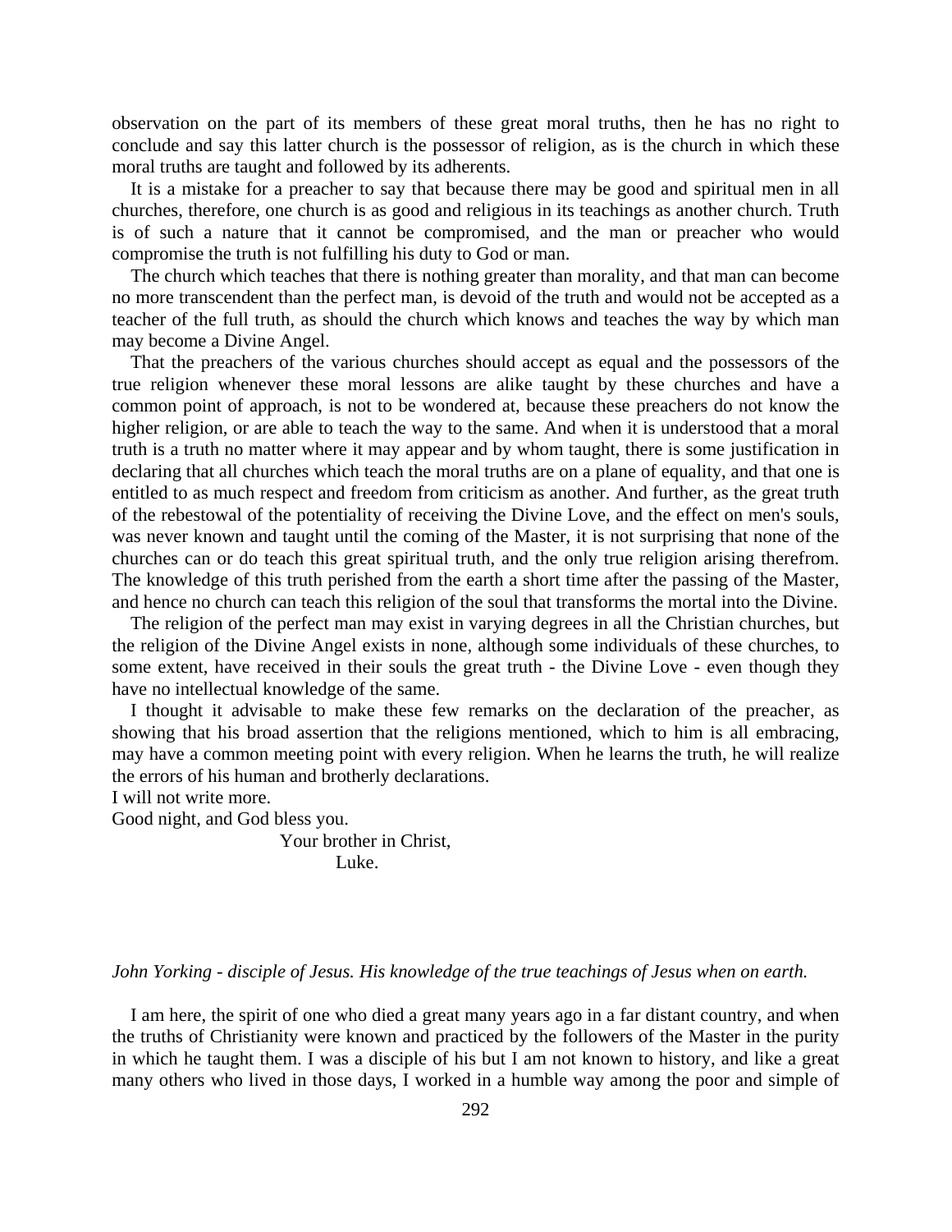observation on the part of its members of these great moral truths, then he has no right to conclude and say this latter church is the possessor of religion, as is the church in which these moral truths are taught and followed by its adherents.

It is a mistake for a preacher to say that because there may be good and spiritual men in all churches, therefore, one church is as good and religious in its teachings as another church. Truth is of such a nature that it cannot be compromised, and the man or preacher who would compromise the truth is not fulfilling his duty to God or man.

The church which teaches that there is nothing greater than morality, and that man can become no more transcendent than the perfect man, is devoid of the truth and would not be accepted as a teacher of the full truth, as should the church which knows and teaches the way by which man may become a Divine Angel.

That the preachers of the various churches should accept as equal and the possessors of the true religion whenever these moral lessons are alike taught by these churches and have a common point of approach, is not to be wondered at, because these preachers do not know the higher religion, or are able to teach the way to the same. And when it is understood that a moral truth is a truth no matter where it may appear and by whom taught, there is some justification in declaring that all churches which teach the moral truths are on a plane of equality, and that one is entitled to as much respect and freedom from criticism as another. And further, as the great truth of the rebestowal of the potentiality of receiving the Divine Love, and the effect on men's souls, was never known and taught until the coming of the Master, it is not surprising that none of the churches can or do teach this great spiritual truth, and the only true religion arising therefrom. The knowledge of this truth perished from the earth a short time after the passing of the Master, and hence no church can teach this religion of the soul that transforms the mortal into the Divine.

The religion of the perfect man may exist in varying degrees in all the Christian churches, but the religion of the Divine Angel exists in none, although some individuals of these churches, to some extent, have received in their souls the great truth - the Divine Love - even though they have no intellectual knowledge of the same.

I thought it advisable to make these few remarks on the declaration of the preacher, as showing that his broad assertion that the religions mentioned, which to him is all embracing, may have a common meeting point with every religion. When he learns the truth, he will realize the errors of his human and brotherly declarations.

I will not write more.

Good night, and God bless you.

Your brother in Christ,

Luke.

*John Yorking - disciple of Jesus. His knowledge of the true teachings of Jesus when on earth.*

I am here, the spirit of one who died a great many years ago in a far distant country, and when the truths of Christianity were known and practiced by the followers of the Master in the purity in which he taught them. I was a disciple of his but I am not known to history, and like a great many others who lived in those days, I worked in a humble way among the poor and simple of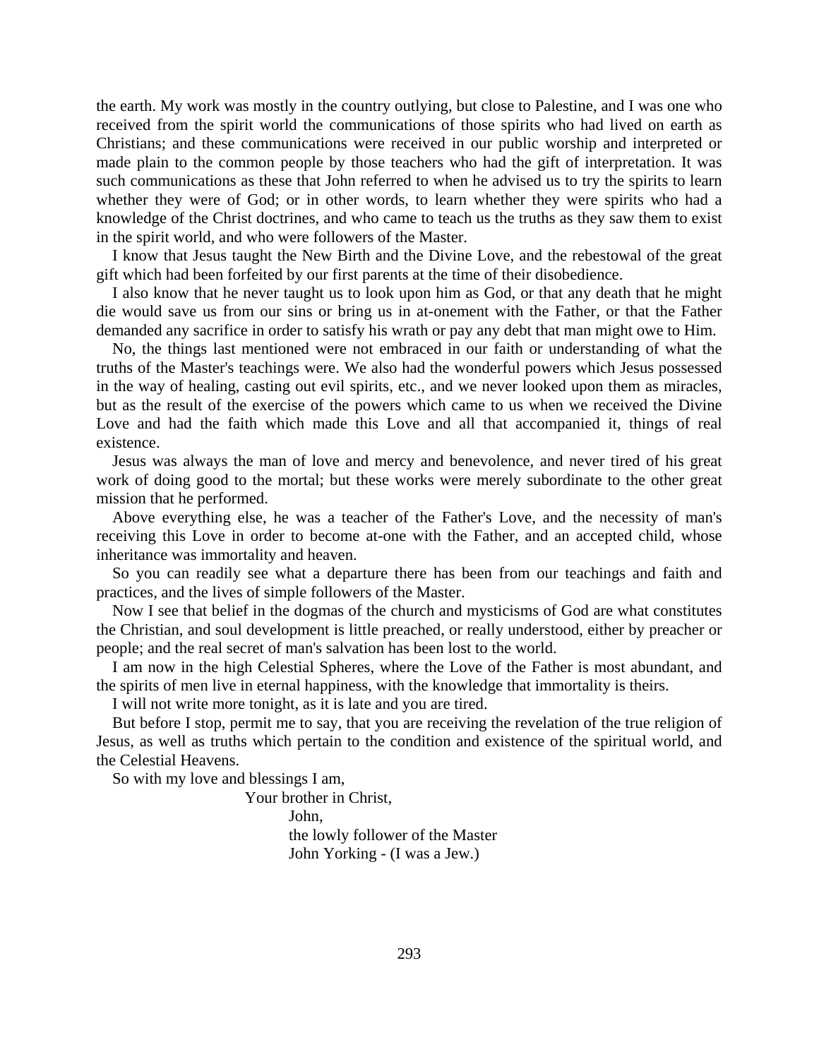the earth. My work was mostly in the country outlying, but close to Palestine, and I was one who received from the spirit world the communications of those spirits who had lived on earth as Christians; and these communications were received in our public worship and interpreted or made plain to the common people by those teachers who had the gift of interpretation. It was such communications as these that John referred to when he advised us to try the spirits to learn whether they were of God; or in other words, to learn whether they were spirits who had a knowledge of the Christ doctrines, and who came to teach us the truths as they saw them to exist in the spirit world, and who were followers of the Master.

I know that Jesus taught the New Birth and the Divine Love, and the rebestowal of the great gift which had been forfeited by our first parents at the time of their disobedience.

I also know that he never taught us to look upon him as God, or that any death that he might die would save us from our sins or bring us in at-onement with the Father, or that the Father demanded any sacrifice in order to satisfy his wrath or pay any debt that man might owe to Him.

No, the things last mentioned were not embraced in our faith or understanding of what the truths of the Master's teachings were. We also had the wonderful powers which Jesus possessed in the way of healing, casting out evil spirits, etc., and we never looked upon them as miracles, but as the result of the exercise of the powers which came to us when we received the Divine Love and had the faith which made this Love and all that accompanied it, things of real existence.

Jesus was always the man of love and mercy and benevolence, and never tired of his great work of doing good to the mortal; but these works were merely subordinate to the other great mission that he performed.

Above everything else, he was a teacher of the Father's Love, and the necessity of man's receiving this Love in order to become at-one with the Father, and an accepted child, whose inheritance was immortality and heaven.

So you can readily see what a departure there has been from our teachings and faith and practices, and the lives of simple followers of the Master.

Now I see that belief in the dogmas of the church and mysticisms of God are what constitutes the Christian, and soul development is little preached, or really understood, either by preacher or people; and the real secret of man's salvation has been lost to the world.

I am now in the high Celestial Spheres, where the Love of the Father is most abundant, and the spirits of men live in eternal happiness, with the knowledge that immortality is theirs.

I will not write more tonight, as it is late and you are tired.

But before I stop, permit me to say, that you are receiving the revelation of the true religion of Jesus, as well as truths which pertain to the condition and existence of the spiritual world, and the Celestial Heavens.

So with my love and blessings I am,

Your brother in Christ,

John,  
the lowly follower of the Master  
John Yorking - (I was a Jew.)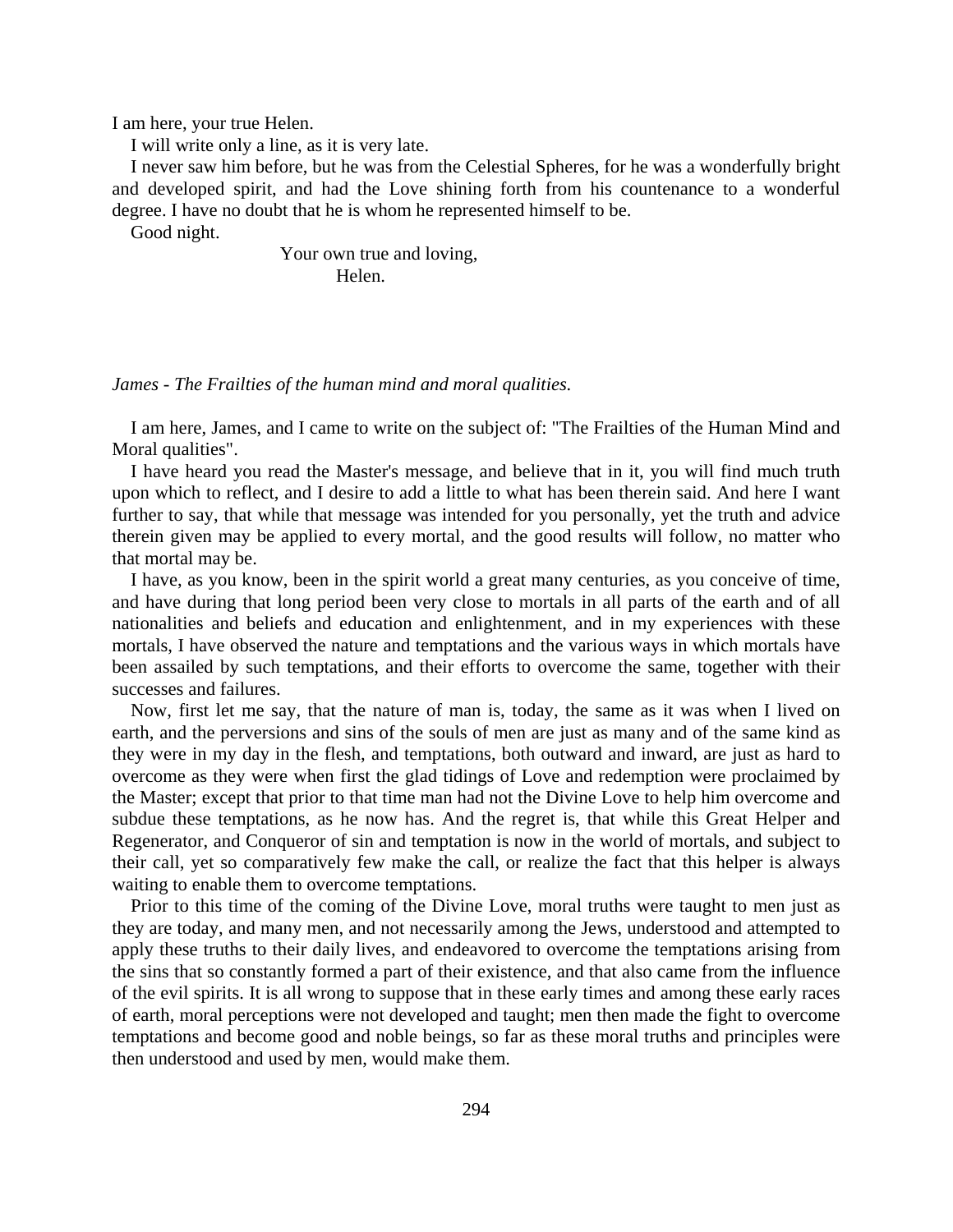I am here, your true Helen.

I will write only a line, as it is very late.

I never saw him before, but he was from the Celestial Spheres, for he was a wonderfully bright and developed spirit, and had the Love shining forth from his countenance to a wonderful degree. I have no doubt that he is whom he represented himself to be.

Good night.

Your own true and loving,
Helen.

*James - The Frailties of the human mind and moral qualities.*

I am here, James, and I came to write on the subject of: "The Frailties of the Human Mind and Moral qualities".

I have heard you read the Master's message, and believe that in it, you will find much truth upon which to reflect, and I desire to add a little to what has been therein said. And here I want further to say, that while that message was intended for you personally, yet the truth and advice therein given may be applied to every mortal, and the good results will follow, no matter who that mortal may be.

I have, as you know, been in the spirit world a great many centuries, as you conceive of time, and have during that long period been very close to mortals in all parts of the earth and of all nationalities and beliefs and education and enlightenment, and in my experiences with these mortals, I have observed the nature and temptations and the various ways in which mortals have been assailed by such temptations, and their efforts to overcome the same, together with their successes and failures.

Now, first let me say, that the nature of man is, today, the same as it was when I lived on earth, and the perversions and sins of the souls of men are just as many and of the same kind as they were in my day in the flesh, and temptations, both outward and inward, are just as hard to overcome as they were when first the glad tidings of Love and redemption were proclaimed by the Master; except that prior to that time man had not the Divine Love to help him overcome and subdue these temptations, as he now has. And the regret is, that while this Great Helper and Regenerator, and Conqueror of sin and temptation is now in the world of mortals, and subject to their call, yet so comparatively few make the call, or realize the fact that this helper is always waiting to enable them to overcome temptations.

Prior to this time of the coming of the Divine Love, moral truths were taught to men just as they are today, and many men, and not necessarily among the Jews, understood and attempted to apply these truths to their daily lives, and endeavored to overcome the temptations arising from the sins that so constantly formed a part of their existence, and that also came from the influence of the evil spirits. It is all wrong to suppose that in these early times and among these early races of earth, moral perceptions were not developed and taught; men then made the fight to overcome temptations and become good and noble beings, so far as these moral truths and principles were then understood and used by men, would make them.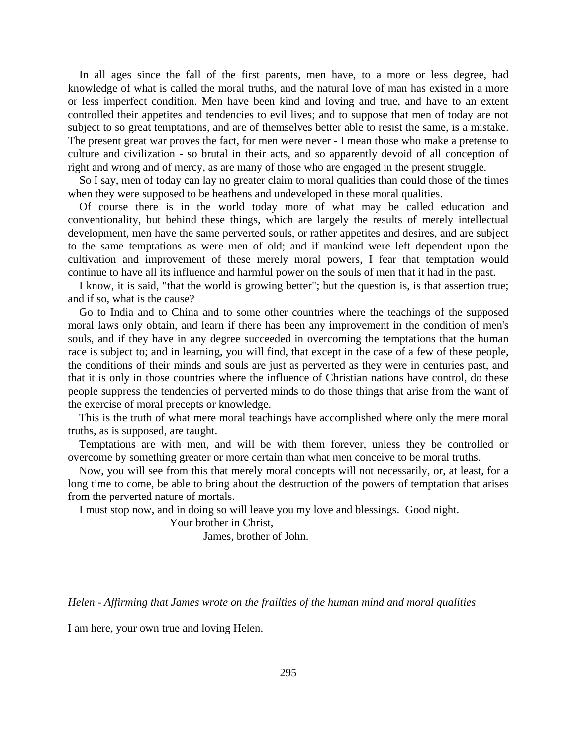In all ages since the fall of the first parents, men have, to a more or less degree, had knowledge of what is called the moral truths, and the natural love of man has existed in a more or less imperfect condition. Men have been kind and loving and true, and have to an extent controlled their appetites and tendencies to evil lives; and to suppose that men of today are not subject to so great temptations, and are of themselves better able to resist the same, is a mistake. The present great war proves the fact, for men were never - I mean those who make a pretense to culture and civilization - so brutal in their acts, and so apparently devoid of all conception of right and wrong and of mercy, as are many of those who are engaged in the present struggle.

So I say, men of today can lay no greater claim to moral qualities than could those of the times when they were supposed to be heathens and undeveloped in these moral qualities.

Of course there is in the world today more of what may be called education and conventionality, but behind these things, which are largely the results of merely intellectual development, men have the same perverted souls, or rather appetites and desires, and are subject to the same temptations as were men of old; and if mankind were left dependent upon the cultivation and improvement of these merely moral powers, I fear that temptation would continue to have all its influence and harmful power on the souls of men that it had in the past.

I know, it is said, "that the world is growing better"; but the question is, is that assertion true; and if so, what is the cause?

Go to India and to China and to some other countries where the teachings of the supposed moral laws only obtain, and learn if there has been any improvement in the condition of men's souls, and if they have in any degree succeeded in overcoming the temptations that the human race is subject to; and in learning, you will find, that except in the case of a few of these people, the conditions of their minds and souls are just as perverted as they were in centuries past, and that it is only in those countries where the influence of Christian nations have control, do these people suppress the tendencies of perverted minds to do those things that arise from the want of the exercise of moral precepts or knowledge.

This is the truth of what mere moral teachings have accomplished where only the mere moral truths, as is supposed, are taught.

Temptations are with men, and will be with them forever, unless they be controlled or overcome by something greater or more certain than what men conceive to be moral truths.

Now, you will see from this that merely moral concepts will not necessarily, or, at least, for a long time to come, be able to bring about the destruction of the powers of temptation that arises from the perverted nature of mortals.

I must stop now, and in doing so will leave you my love and blessings. Good night.

Your brother in Christ,

James, brother of John.

*Helen - Affirming that James wrote on the frailties of the human mind and moral qualities*

I am here, your own true and loving Helen.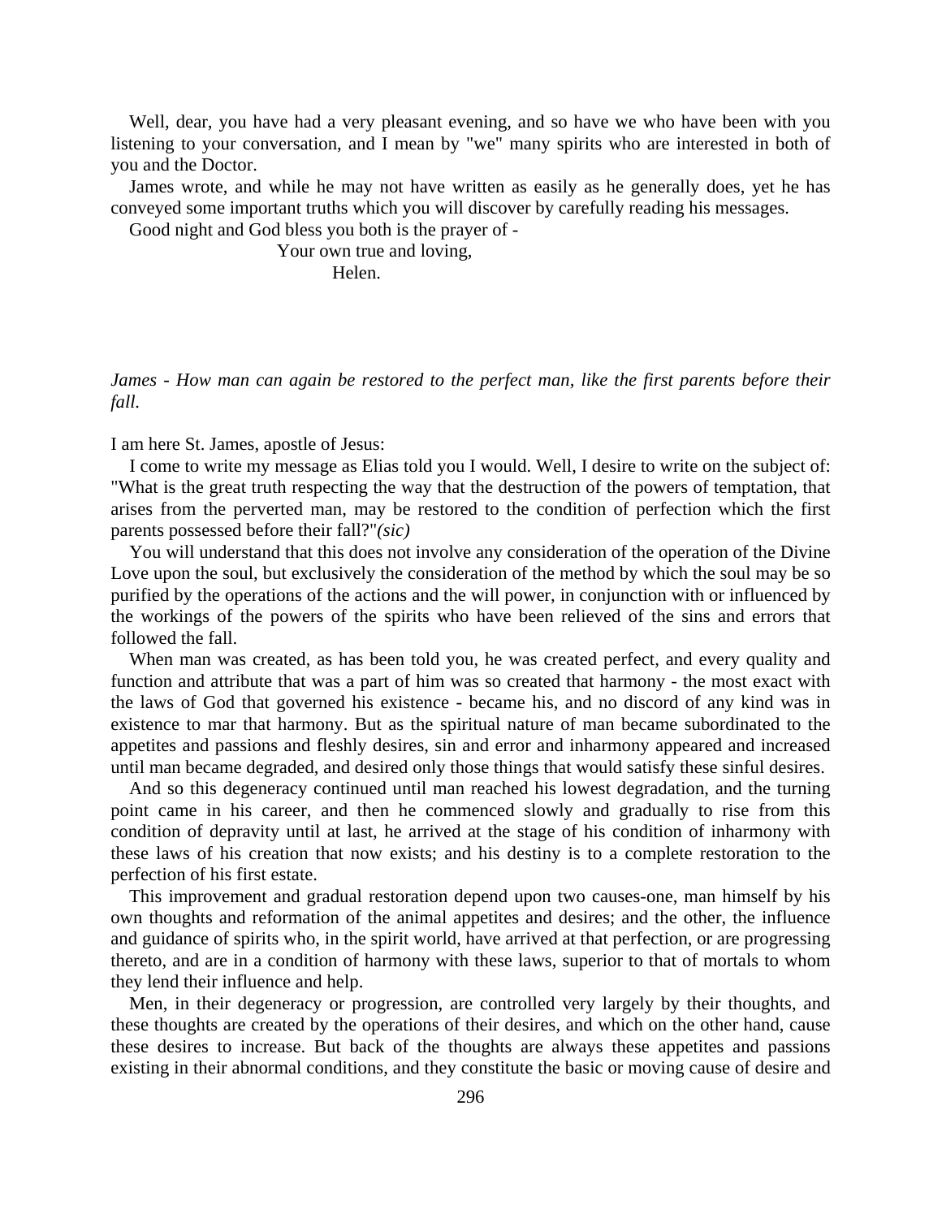Well, dear, you have had a very pleasant evening, and so have we who have been with you listening to your conversation, and I mean by "we" many spirits who are interested in both of you and the Doctor.

James wrote, and while he may not have written as easily as he generally does, yet he has conveyed some important truths which you will discover by carefully reading his messages.

Good night and God bless you both is the prayer of -

Your own true and loving,

Helen.

*James - How man can again be restored to the perfect man, like the first parents before their fall.*

I am here St. James, apostle of Jesus:

I come to write my message as Elias told you I would. Well, I desire to write on the subject of: "What is the great truth respecting the way that the destruction of the powers of temptation, that arises from the perverted man, may be restored to the condition of perfection which the first parents possessed before their fall?"*(sic)*

You will understand that this does not involve any consideration of the operation of the Divine Love upon the soul, but exclusively the consideration of the method by which the soul may be so purified by the operations of the actions and the will power, in conjunction with or influenced by the workings of the powers of the spirits who have been relieved of the sins and errors that followed the fall.

When man was created, as has been told you, he was created perfect, and every quality and function and attribute that was a part of him was so created that harmony - the most exact with the laws of God that governed his existence - became his, and no discord of any kind was in existence to mar that harmony. But as the spiritual nature of man became subordinated to the appetites and passions and fleshly desires, sin and error and inharmony appeared and increased until man became degraded, and desired only those things that would satisfy these sinful desires.

And so this degeneracy continued until man reached his lowest degradation, and the turning point came in his career, and then he commenced slowly and gradually to rise from this condition of depravity until at last, he arrived at the stage of his condition of inharmony with these laws of his creation that now exists; and his destiny is to a complete restoration to the perfection of his first estate.

This improvement and gradual restoration depend upon two causes-one, man himself by his own thoughts and reformation of the animal appetites and desires; and the other, the influence and guidance of spirits who, in the spirit world, have arrived at that perfection, or are progressing thereto, and are in a condition of harmony with these laws, superior to that of mortals to whom they lend their influence and help.

Men, in their degeneracy or progression, are controlled very largely by their thoughts, and these thoughts are created by the operations of their desires, and which on the other hand, cause these desires to increase. But back of the thoughts are always these appetites and passions existing in their abnormal conditions, and they constitute the basic or moving cause of desire and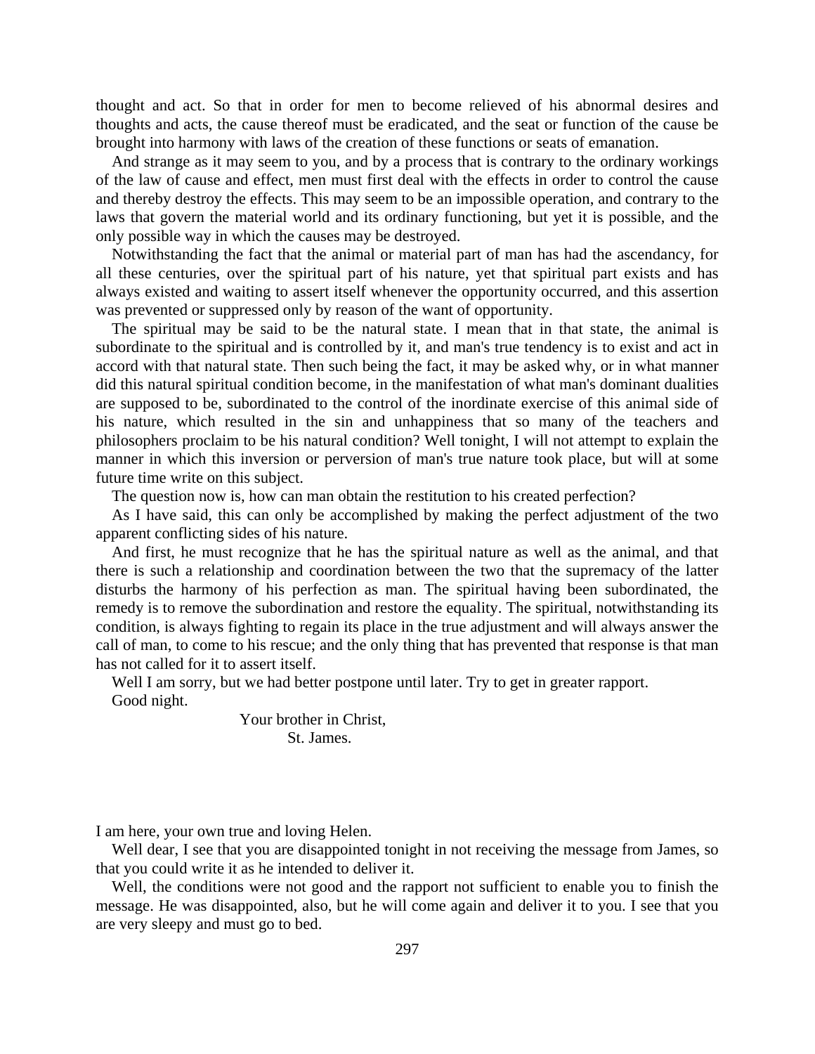thought and act. So that in order for men to become relieved of his abnormal desires and thoughts and acts, the cause thereof must be eradicated, and the seat or function of the cause be brought into harmony with laws of the creation of these functions or seats of emanation.

And strange as it may seem to you, and by a process that is contrary to the ordinary workings of the law of cause and effect, men must first deal with the effects in order to control the cause and thereby destroy the effects. This may seem to be an impossible operation, and contrary to the laws that govern the material world and its ordinary functioning, but yet it is possible, and the only possible way in which the causes may be destroyed.

Notwithstanding the fact that the animal or material part of man has had the ascendancy, for all these centuries, over the spiritual part of his nature, yet that spiritual part exists and has always existed and waiting to assert itself whenever the opportunity occurred, and this assertion was prevented or suppressed only by reason of the want of opportunity.

The spiritual may be said to be the natural state. I mean that in that state, the animal is subordinate to the spiritual and is controlled by it, and man's true tendency is to exist and act in accord with that natural state. Then such being the fact, it may be asked why, or in what manner did this natural spiritual condition become, in the manifestation of what man's dominant dualities are supposed to be, subordinated to the control of the inordinate exercise of this animal side of his nature, which resulted in the sin and unhappiness that so many of the teachers and philosophers proclaim to be his natural condition? Well tonight, I will not attempt to explain the manner in which this inversion or perversion of man's true nature took place, but will at some future time write on this subject.

The question now is, how can man obtain the restitution to his created perfection?

As I have said, this can only be accomplished by making the perfect adjustment of the two apparent conflicting sides of his nature.

And first, he must recognize that he has the spiritual nature as well as the animal, and that there is such a relationship and coordination between the two that the supremacy of the latter disturbs the harmony of his perfection as man. The spiritual having been subordinated, the remedy is to remove the subordination and restore the equality. The spiritual, notwithstanding its condition, is always fighting to regain its place in the true adjustment and will always answer the call of man, to come to his rescue; and the only thing that has prevented that response is that man has not called for it to assert itself.

Well I am sorry, but we had better postpone until later. Try to get in greater rapport.

Good night.

Your brother in Christ,
St. James.

I am here, your own true and loving Helen.

Well dear, I see that you are disappointed tonight in not receiving the message from James, so that you could write it as he intended to deliver it.

Well, the conditions were not good and the rapport not sufficient to enable you to finish the message. He was disappointed, also, but he will come again and deliver it to you. I see that you are very sleepy and must go to bed.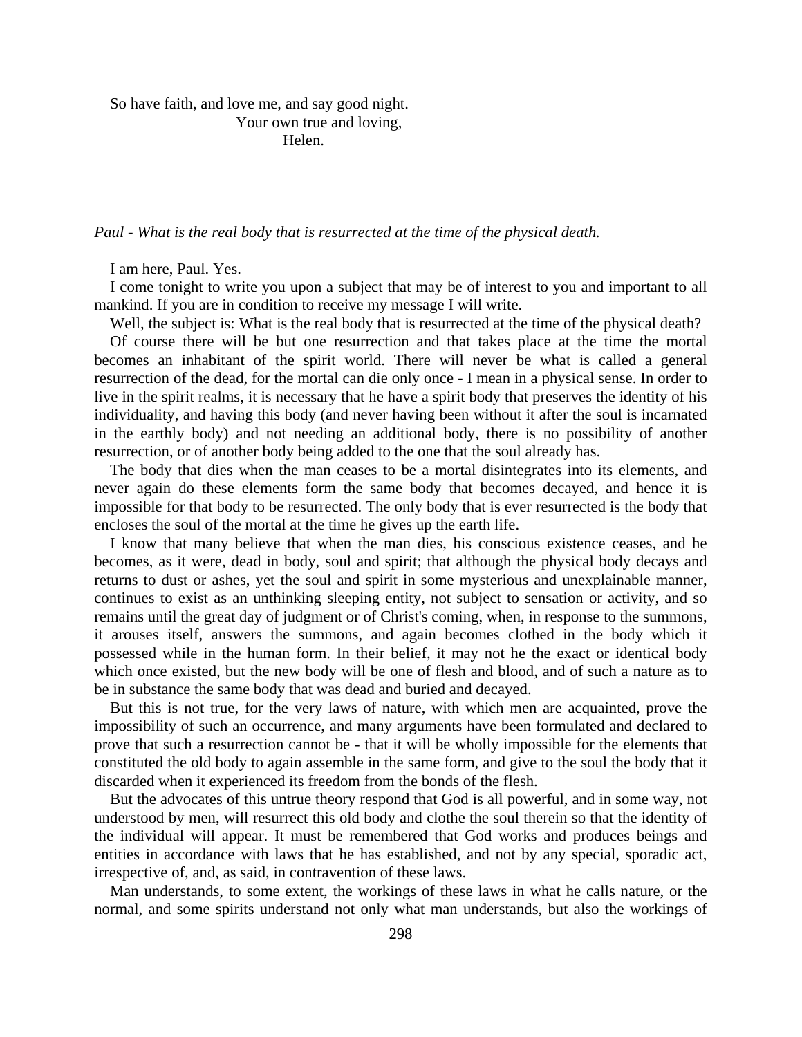So have faith, and love me, and say good night.

Your own true and loving,

Helen.

*Paul - What is the real body that is resurrected at the time of the physical death.*

I am here, Paul. Yes.

I come tonight to write you upon a subject that may be of interest to you and important to all mankind. If you are in condition to receive my message I will write.

Well, the subject is: What is the real body that is resurrected at the time of the physical death?

Of course there will be but one resurrection and that takes place at the time the mortal becomes an inhabitant of the spirit world. There will never be what is called a general resurrection of the dead, for the mortal can die only once - I mean in a physical sense. In order to live in the spirit realms, it is necessary that he have a spirit body that preserves the identity of his individuality, and having this body (and never having been without it after the soul is incarnated in the earthly body) and not needing an additional body, there is no possibility of another resurrection, or of another body being added to the one that the soul already has.

The body that dies when the man ceases to be a mortal disintegrates into its elements, and never again do these elements form the same body that becomes decayed, and hence it is impossible for that body to be resurrected. The only body that is ever resurrected is the body that encloses the soul of the mortal at the time he gives up the earth life.

I know that many believe that when the man dies, his conscious existence ceases, and he becomes, as it were, dead in body, soul and spirit; that although the physical body decays and returns to dust or ashes, yet the soul and spirit in some mysterious and unexplainable manner, continues to exist as an unthinking sleeping entity, not subject to sensation or activity, and so remains until the great day of judgment or of Christ's coming, when, in response to the summons, it arouses itself, answers the summons, and again becomes clothed in the body which it possessed while in the human form. In their belief, it may not he the exact or identical body which once existed, but the new body will be one of flesh and blood, and of such a nature as to be in substance the same body that was dead and buried and decayed.

But this is not true, for the very laws of nature, with which men are acquainted, prove the impossibility of such an occurrence, and many arguments have been formulated and declared to prove that such a resurrection cannot be - that it will be wholly impossible for the elements that constituted the old body to again assemble in the same form, and give to the soul the body that it discarded when it experienced its freedom from the bonds of the flesh.

But the advocates of this untrue theory respond that God is all powerful, and in some way, not understood by men, will resurrect this old body and clothe the soul therein so that the identity of the individual will appear. It must be remembered that God works and produces beings and entities in accordance with laws that he has established, and not by any special, sporadic act, irrespective of, and, as said, in contravention of these laws.

Man understands, to some extent, the workings of these laws in what he calls nature, or the normal, and some spirits understand not only what man understands, but also the workings of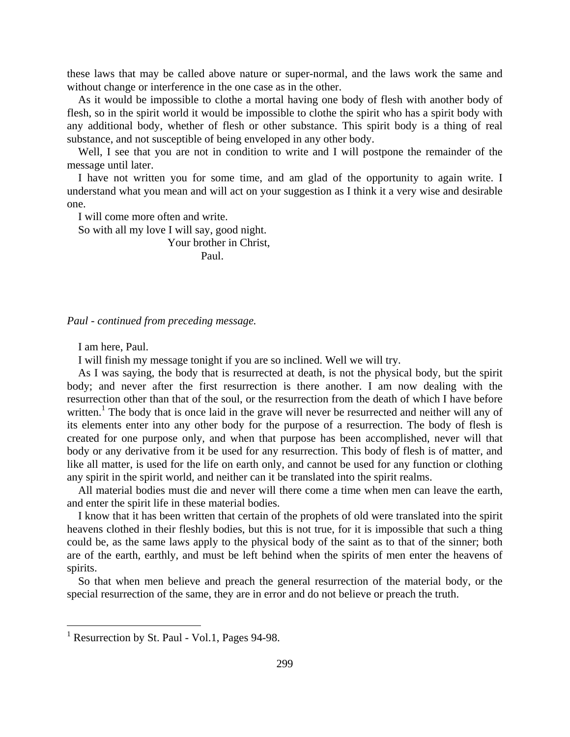these laws that may be called above nature or super-normal, and the laws work the same and without change or interference in the one case as in the other.

As it would be impossible to clothe a mortal having one body of flesh with another body of flesh, so in the spirit world it would be impossible to clothe the spirit who has a spirit body with any additional body, whether of flesh or other substance. This spirit body is a thing of real substance, and not susceptible of being enveloped in any other body.

Well, I see that you are not in condition to write and I will postpone the remainder of the message until later.

I have not written you for some time, and am glad of the opportunity to again write. I understand what you mean and will act on your suggestion as I think it a very wise and desirable one.

I will come more often and write.

So with all my love I will say, good night.

Your brother in Christ,
Paul.

*Paul - continued from preceding message.*

I am here, Paul.

I will finish my message tonight if you are so inclined. Well we will try.

As I was saying, the body that is resurrected at death, is not the physical body, but the spirit body; and never after the first resurrection is there another. I am now dealing with the resurrection other than that of the soul, or the resurrection from the death of which I have before written.[1] The body that is once laid in the grave will never be resurrected and neither will any of its elements enter into any other body for the purpose of a resurrection. The body of flesh is created for one purpose only, and when that purpose has been accomplished, never will that body or any derivative from it be used for any resurrection. This body of flesh is of matter, and like all matter, is used for the life on earth only, and cannot be used for any function or clothing any spirit in the spirit world, and neither can it be translated into the spirit realms.

All material bodies must die and never will there come a time when men can leave the earth, and enter the spirit life in these material bodies.

I know that it has been written that certain of the prophets of old were translated into the spirit heavens clothed in their fleshly bodies, but this is not true, for it is impossible that such a thing could be, as the same laws apply to the physical body of the saint as to that of the sinner; both are of the earth, earthly, and must be left behind when the spirits of men enter the heavens of spirits.

So that when men believe and preach the general resurrection of the material body, or the special resurrection of the same, they are in error and do not believe or preach the truth.

---

[1] Resurrection by St. Paul - Vol.1, Pages 94-98.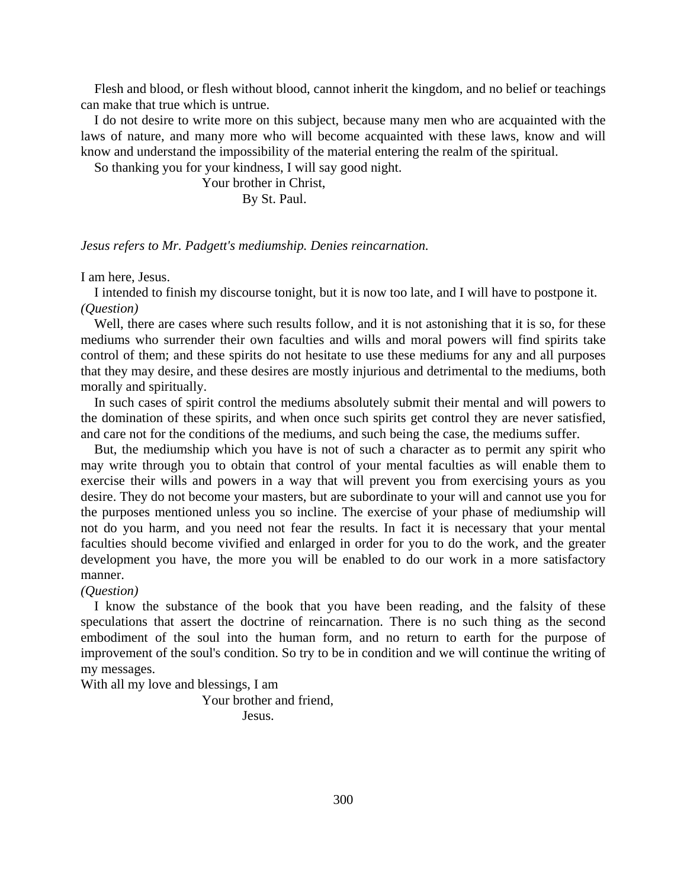Flesh and blood, or flesh without blood, cannot inherit the kingdom, and no belief or teachings can make that true which is untrue.

I do not desire to write more on this subject, because many men who are acquainted with the laws of nature, and many more who will become acquainted with these laws, know and will know and understand the impossibility of the material entering the realm of the spiritual.

So thanking you for your kindness, I will say good night.

Your brother in Christ,
By St. Paul.

*Jesus refers to Mr. Padgett's mediumship. Denies reincarnation.*

I am here, Jesus.

I intended to finish my discourse tonight, but it is now too late, and I will have to postpone it.
*(Question)*

Well, there are cases where such results follow, and it is not astonishing that it is so, for these mediums who surrender their own faculties and wills and moral powers will find spirits take control of them; and these spirits do not hesitate to use these mediums for any and all purposes that they may desire, and these desires are mostly injurious and detrimental to the mediums, both morally and spiritually.

In such cases of spirit control the mediums absolutely submit their mental and will powers to the domination of these spirits, and when once such spirits get control they are never satisfied, and care not for the conditions of the mediums, and such being the case, the mediums suffer.

But, the mediumship which you have is not of such a character as to permit any spirit who may write through you to obtain that control of your mental faculties as will enable them to exercise their wills and powers in a way that will prevent you from exercising yours as you desire. They do not become your masters, but are subordinate to your will and cannot use you for the purposes mentioned unless you so incline. The exercise of your phase of mediumship will not do you harm, and you need not fear the results. In fact it is necessary that your mental faculties should become vivified and enlarged in order for you to do the work, and the greater development you have, the more you will be enabled to do our work in a more satisfactory manner.
*(Question)*

I know the substance of the book that you have been reading, and the falsity of these speculations that assert the doctrine of reincarnation. There is no such thing as the second embodiment of the soul into the human form, and no return to earth for the purpose of improvement of the soul's condition. So try to be in condition and we will continue the writing of my messages.

With all my love and blessings, I am

Your brother and friend,
Jesus.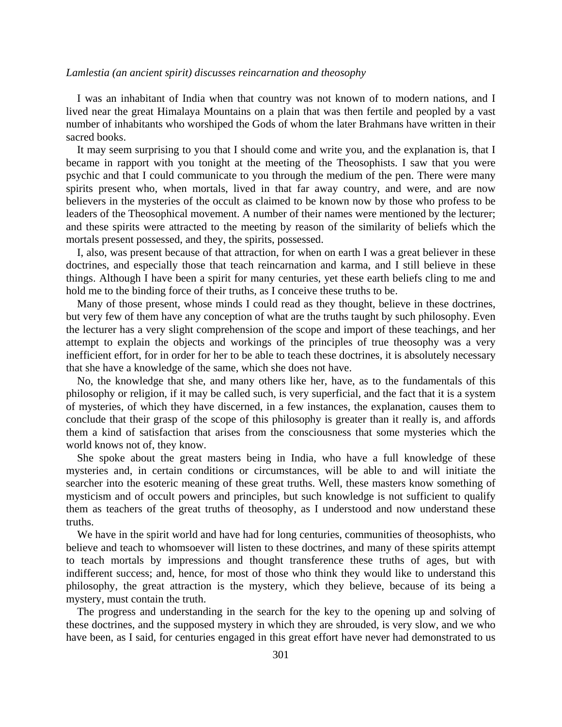*Lamlestia (an ancient spirit) discusses reincarnation and theosophy*

I was an inhabitant of India when that country was not known of to modern nations, and I lived near the great Himalaya Mountains on a plain that was then fertile and peopled by a vast number of inhabitants who worshiped the Gods of whom the later Brahmans have written in their sacred books.

It may seem surprising to you that I should come and write you, and the explanation is, that I became in rapport with you tonight at the meeting of the Theosophists. I saw that you were psychic and that I could communicate to you through the medium of the pen. There were many spirits present who, when mortals, lived in that far away country, and were, and are now believers in the mysteries of the occult as claimed to be known now by those who profess to be leaders of the Theosophical movement. A number of their names were mentioned by the lecturer; and these spirits were attracted to the meeting by reason of the similarity of beliefs which the mortals present possessed, and they, the spirits, possessed.

I, also, was present because of that attraction, for when on earth I was a great believer in these doctrines, and especially those that teach reincarnation and karma, and I still believe in these things. Although I have been a spirit for many centuries, yet these earth beliefs cling to me and hold me to the binding force of their truths, as I conceive these truths to be.

Many of those present, whose minds I could read as they thought, believe in these doctrines, but very few of them have any conception of what are the truths taught by such philosophy. Even the lecturer has a very slight comprehension of the scope and import of these teachings, and her attempt to explain the objects and workings of the principles of true theosophy was a very inefficient effort, for in order for her to be able to teach these doctrines, it is absolutely necessary that she have a knowledge of the same, which she does not have.

No, the knowledge that she, and many others like her, have, as to the fundamentals of this philosophy or religion, if it may be called such, is very superficial, and the fact that it is a system of mysteries, of which they have discerned, in a few instances, the explanation, causes them to conclude that their grasp of the scope of this philosophy is greater than it really is, and affords them a kind of satisfaction that arises from the consciousness that some mysteries which the world knows not of, they know.

She spoke about the great masters being in India, who have a full knowledge of these mysteries and, in certain conditions or circumstances, will be able to and will initiate the searcher into the esoteric meaning of these great truths. Well, these masters know something of mysticism and of occult powers and principles, but such knowledge is not sufficient to qualify them as teachers of the great truths of theosophy, as I understood and now understand these truths.

We have in the spirit world and have had for long centuries, communities of theosophists, who believe and teach to whomsoever will listen to these doctrines, and many of these spirits attempt to teach mortals by impressions and thought transference these truths of ages, but with indifferent success; and, hence, for most of those who think they would like to understand this philosophy, the great attraction is the mystery, which they believe, because of its being a mystery, must contain the truth.

The progress and understanding in the search for the key to the opening up and solving of these doctrines, and the supposed mystery in which they are shrouded, is very slow, and we who have been, as I said, for centuries engaged in this great effort have never had demonstrated to us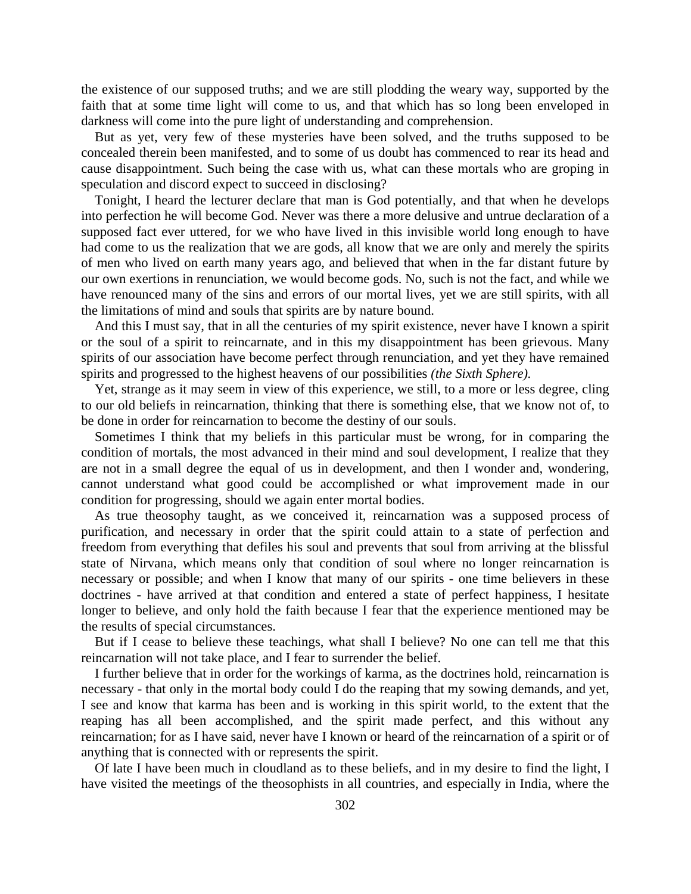the existence of our supposed truths; and we are still plodding the weary way, supported by the faith that at some time light will come to us, and that which has so long been enveloped in darkness will come into the pure light of understanding and comprehension.

But as yet, very few of these mysteries have been solved, and the truths supposed to be concealed therein been manifested, and to some of us doubt has commenced to rear its head and cause disappointment. Such being the case with us, what can these mortals who are groping in speculation and discord expect to succeed in disclosing?

Tonight, I heard the lecturer declare that man is God potentially, and that when he develops into perfection he will become God. Never was there a more delusive and untrue declaration of a supposed fact ever uttered, for we who have lived in this invisible world long enough to have had come to us the realization that we are gods, all know that we are only and merely the spirits of men who lived on earth many years ago, and believed that when in the far distant future by our own exertions in renunciation, we would become gods. No, such is not the fact, and while we have renounced many of the sins and errors of our mortal lives, yet we are still spirits, with all the limitations of mind and souls that spirits are by nature bound.

And this I must say, that in all the centuries of my spirit existence, never have I known a spirit or the soul of a spirit to reincarnate, and in this my disappointment has been grievous. Many spirits of our association have become perfect through renunciation, and yet they have remained spirits and progressed to the highest heavens of our possibilities *(the Sixth Sphere).*

Yet, strange as it may seem in view of this experience, we still, to a more or less degree, cling to our old beliefs in reincarnation, thinking that there is something else, that we know not of, to be done in order for reincarnation to become the destiny of our souls.

Sometimes I think that my beliefs in this particular must be wrong, for in comparing the condition of mortals, the most advanced in their mind and soul development, I realize that they are not in a small degree the equal of us in development, and then I wonder and, wondering, cannot understand what good could be accomplished or what improvement made in our condition for progressing, should we again enter mortal bodies.

As true theosophy taught, as we conceived it, reincarnation was a supposed process of purification, and necessary in order that the spirit could attain to a state of perfection and freedom from everything that defiles his soul and prevents that soul from arriving at the blissful state of Nirvana, which means only that condition of soul where no longer reincarnation is necessary or possible; and when I know that many of our spirits - one time believers in these doctrines - have arrived at that condition and entered a state of perfect happiness, I hesitate longer to believe, and only hold the faith because I fear that the experience mentioned may be the results of special circumstances.

But if I cease to believe these teachings, what shall I believe? No one can tell me that this reincarnation will not take place, and I fear to surrender the belief.

I further believe that in order for the workings of karma, as the doctrines hold, reincarnation is necessary - that only in the mortal body could I do the reaping that my sowing demands, and yet, I see and know that karma has been and is working in this spirit world, to the extent that the reaping has all been accomplished, and the spirit made perfect, and this without any reincarnation; for as I have said, never have I known or heard of the reincarnation of a spirit or of anything that is connected with or represents the spirit.

Of late I have been much in cloudland as to these beliefs, and in my desire to find the light, I have visited the meetings of the theosophists in all countries, and especially in India, where the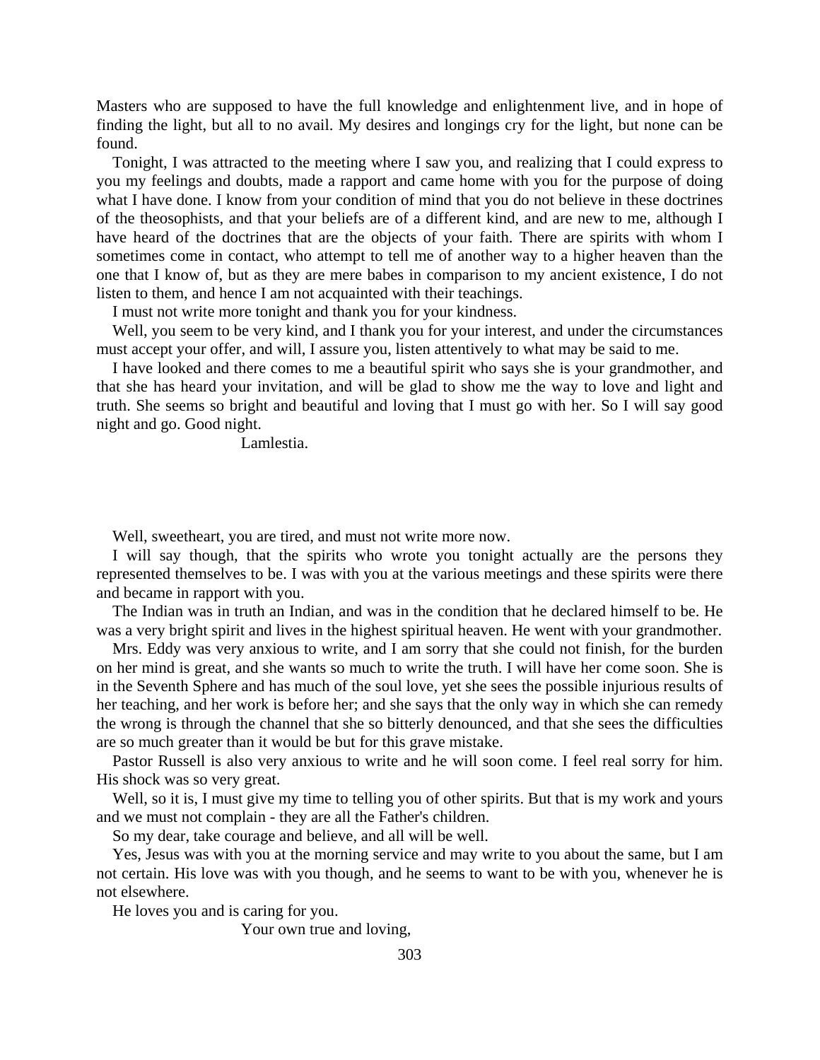Masters who are supposed to have the full knowledge and enlightenment live, and in hope of finding the light, but all to no avail. My desires and longings cry for the light, but none can be found.

Tonight, I was attracted to the meeting where I saw you, and realizing that I could express to you my feelings and doubts, made a rapport and came home with you for the purpose of doing what I have done. I know from your condition of mind that you do not believe in these doctrines of the theosophists, and that your beliefs are of a different kind, and are new to me, although I have heard of the doctrines that are the objects of your faith. There are spirits with whom I sometimes come in contact, who attempt to tell me of another way to a higher heaven than the one that I know of, but as they are mere babes in comparison to my ancient existence, I do not listen to them, and hence I am not acquainted with their teachings.

I must not write more tonight and thank you for your kindness.

Well, you seem to be very kind, and I thank you for your interest, and under the circumstances must accept your offer, and will, I assure you, listen attentively to what may be said to me.

I have looked and there comes to me a beautiful spirit who says she is your grandmother, and that she has heard your invitation, and will be glad to show me the way to love and light and truth. She seems so bright and beautiful and loving that I must go with her. So I will say good night and go. Good night.

Lamlestia.

Well, sweetheart, you are tired, and must not write more now.

I will say though, that the spirits who wrote you tonight actually are the persons they represented themselves to be. I was with you at the various meetings and these spirits were there and became in rapport with you.

The Indian was in truth an Indian, and was in the condition that he declared himself to be. He was a very bright spirit and lives in the highest spiritual heaven. He went with your grandmother.

Mrs. Eddy was very anxious to write, and I am sorry that she could not finish, for the burden on her mind is great, and she wants so much to write the truth. I will have her come soon. She is in the Seventh Sphere and has much of the soul love, yet she sees the possible injurious results of her teaching, and her work is before her; and she says that the only way in which she can remedy the wrong is through the channel that she so bitterly denounced, and that she sees the difficulties are so much greater than it would be but for this grave mistake.

Pastor Russell is also very anxious to write and he will soon come. I feel real sorry for him. His shock was so very great.

Well, so it is, I must give my time to telling you of other spirits. But that is my work and yours and we must not complain - they are all the Father's children.

So my dear, take courage and believe, and all will be well.

Yes, Jesus was with you at the morning service and may write to you about the same, but I am not certain. His love was with you though, and he seems to want to be with you, whenever he is not elsewhere.

He loves you and is caring for you.

Your own true and loving,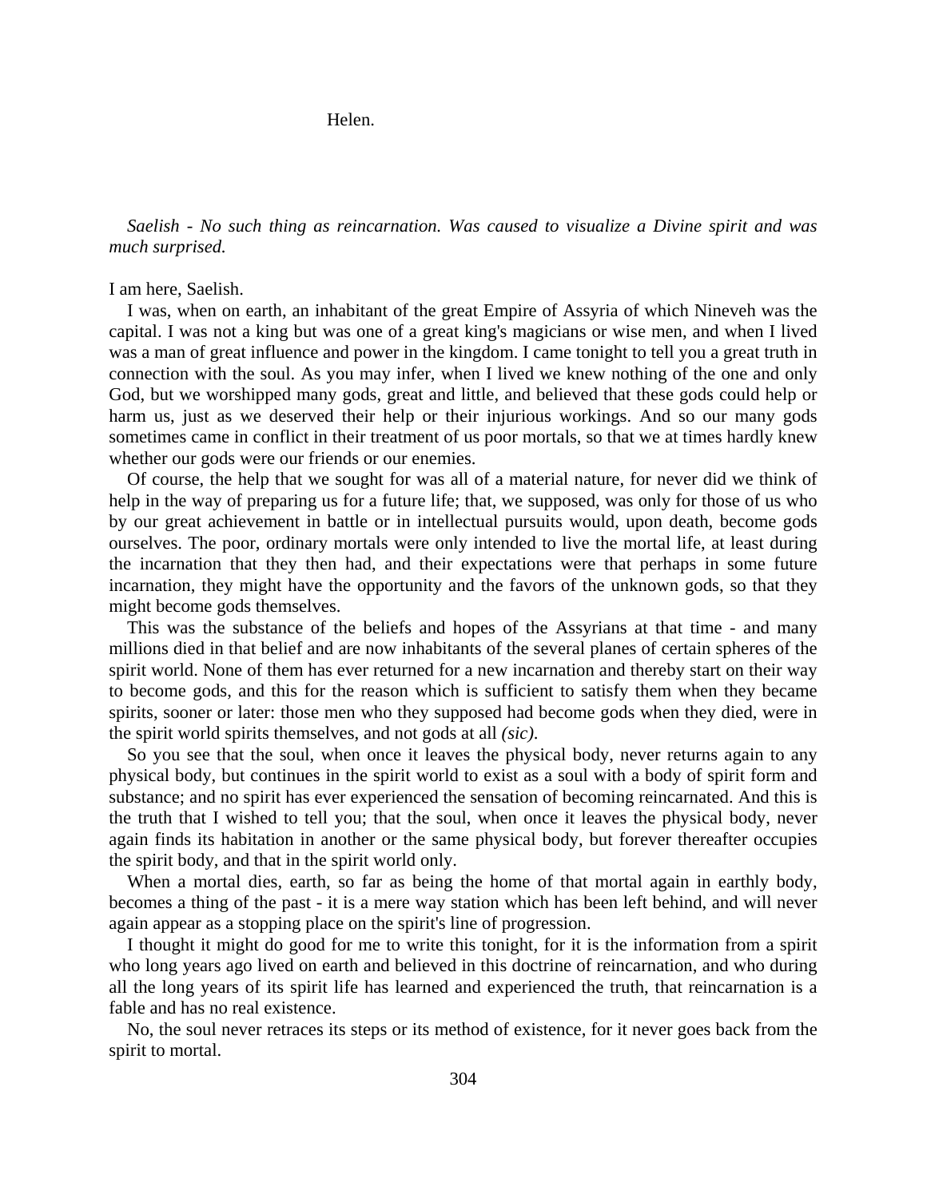Helen.

*Saelish - No such thing as reincarnation. Was caused to visualize a Divine spirit and was much surprised.*

I am here, Saelish.

I was, when on earth, an inhabitant of the great Empire of Assyria of which Nineveh was the capital. I was not a king but was one of a great king's magicians or wise men, and when I lived was a man of great influence and power in the kingdom. I came tonight to tell you a great truth in connection with the soul. As you may infer, when I lived we knew nothing of the one and only God, but we worshipped many gods, great and little, and believed that these gods could help or harm us, just as we deserved their help or their injurious workings. And so our many gods sometimes came in conflict in their treatment of us poor mortals, so that we at times hardly knew whether our gods were our friends or our enemies.

Of course, the help that we sought for was all of a material nature, for never did we think of help in the way of preparing us for a future life; that, we supposed, was only for those of us who by our great achievement in battle or in intellectual pursuits would, upon death, become gods ourselves. The poor, ordinary mortals were only intended to live the mortal life, at least during the incarnation that they then had, and their expectations were that perhaps in some future incarnation, they might have the opportunity and the favors of the unknown gods, so that they might become gods themselves.

This was the substance of the beliefs and hopes of the Assyrians at that time - and many millions died in that belief and are now inhabitants of the several planes of certain spheres of the spirit world. None of them has ever returned for a new incarnation and thereby start on their way to become gods, and this for the reason which is sufficient to satisfy them when they became spirits, sooner or later: those men who they supposed had become gods when they died, were in the spirit world spirits themselves, and not gods at all *(sic)*.

So you see that the soul, when once it leaves the physical body, never returns again to any physical body, but continues in the spirit world to exist as a soul with a body of spirit form and substance; and no spirit has ever experienced the sensation of becoming reincarnated. And this is the truth that I wished to tell you; that the soul, when once it leaves the physical body, never again finds its habitation in another or the same physical body, but forever thereafter occupies the spirit body, and that in the spirit world only.

When a mortal dies, earth, so far as being the home of that mortal again in earthly body, becomes a thing of the past - it is a mere way station which has been left behind, and will never again appear as a stopping place on the spirit's line of progression.

I thought it might do good for me to write this tonight, for it is the information from a spirit who long years ago lived on earth and believed in this doctrine of reincarnation, and who during all the long years of its spirit life has learned and experienced the truth, that reincarnation is a fable and has no real existence.

No, the soul never retraces its steps or its method of existence, for it never goes back from the spirit to mortal.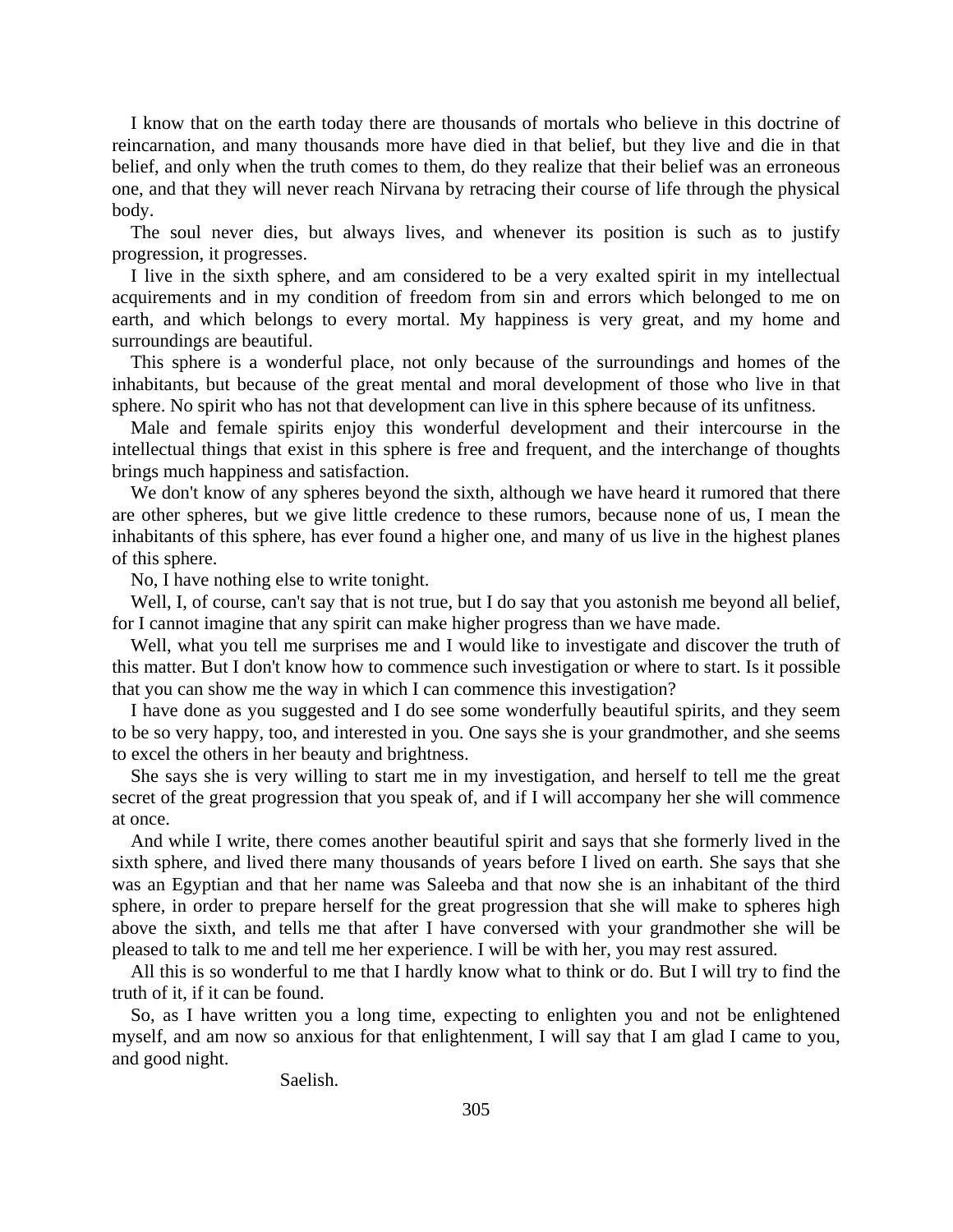I know that on the earth today there are thousands of mortals who believe in this doctrine of reincarnation, and many thousands more have died in that belief, but they live and die in that belief, and only when the truth comes to them, do they realize that their belief was an erroneous one, and that they will never reach Nirvana by retracing their course of life through the physical body.

The soul never dies, but always lives, and whenever its position is such as to justify progression, it progresses.

I live in the sixth sphere, and am considered to be a very exalted spirit in my intellectual acquirements and in my condition of freedom from sin and errors which belonged to me on earth, and which belongs to every mortal. My happiness is very great, and my home and surroundings are beautiful.

This sphere is a wonderful place, not only because of the surroundings and homes of the inhabitants, but because of the great mental and moral development of those who live in that sphere. No spirit who has not that development can live in this sphere because of its unfitness.

Male and female spirits enjoy this wonderful development and their intercourse in the intellectual things that exist in this sphere is free and frequent, and the interchange of thoughts brings much happiness and satisfaction.

We don't know of any spheres beyond the sixth, although we have heard it rumored that there are other spheres, but we give little credence to these rumors, because none of us, I mean the inhabitants of this sphere, has ever found a higher one, and many of us live in the highest planes of this sphere.

No, I have nothing else to write tonight.

Well, I, of course, can't say that is not true, but I do say that you astonish me beyond all belief, for I cannot imagine that any spirit can make higher progress than we have made.

Well, what you tell me surprises me and I would like to investigate and discover the truth of this matter. But I don't know how to commence such investigation or where to start. Is it possible that you can show me the way in which I can commence this investigation?

I have done as you suggested and I do see some wonderfully beautiful spirits, and they seem to be so very happy, too, and interested in you. One says she is your grandmother, and she seems to excel the others in her beauty and brightness.

She says she is very willing to start me in my investigation, and herself to tell me the great secret of the great progression that you speak of, and if I will accompany her she will commence at once.

And while I write, there comes another beautiful spirit and says that she formerly lived in the sixth sphere, and lived there many thousands of years before I lived on earth. She says that she was an Egyptian and that her name was Saleeba and that now she is an inhabitant of the third sphere, in order to prepare herself for the great progression that she will make to spheres high above the sixth, and tells me that after I have conversed with your grandmother she will be pleased to talk to me and tell me her experience. I will be with her, you may rest assured.

All this is so wonderful to me that I hardly know what to think or do. But I will try to find the truth of it, if it can be found.

So, as I have written you a long time, expecting to enlighten you and not be enlightened myself, and am now so anxious for that enlightenment, I will say that I am glad I came to you, and good night.

Saelish.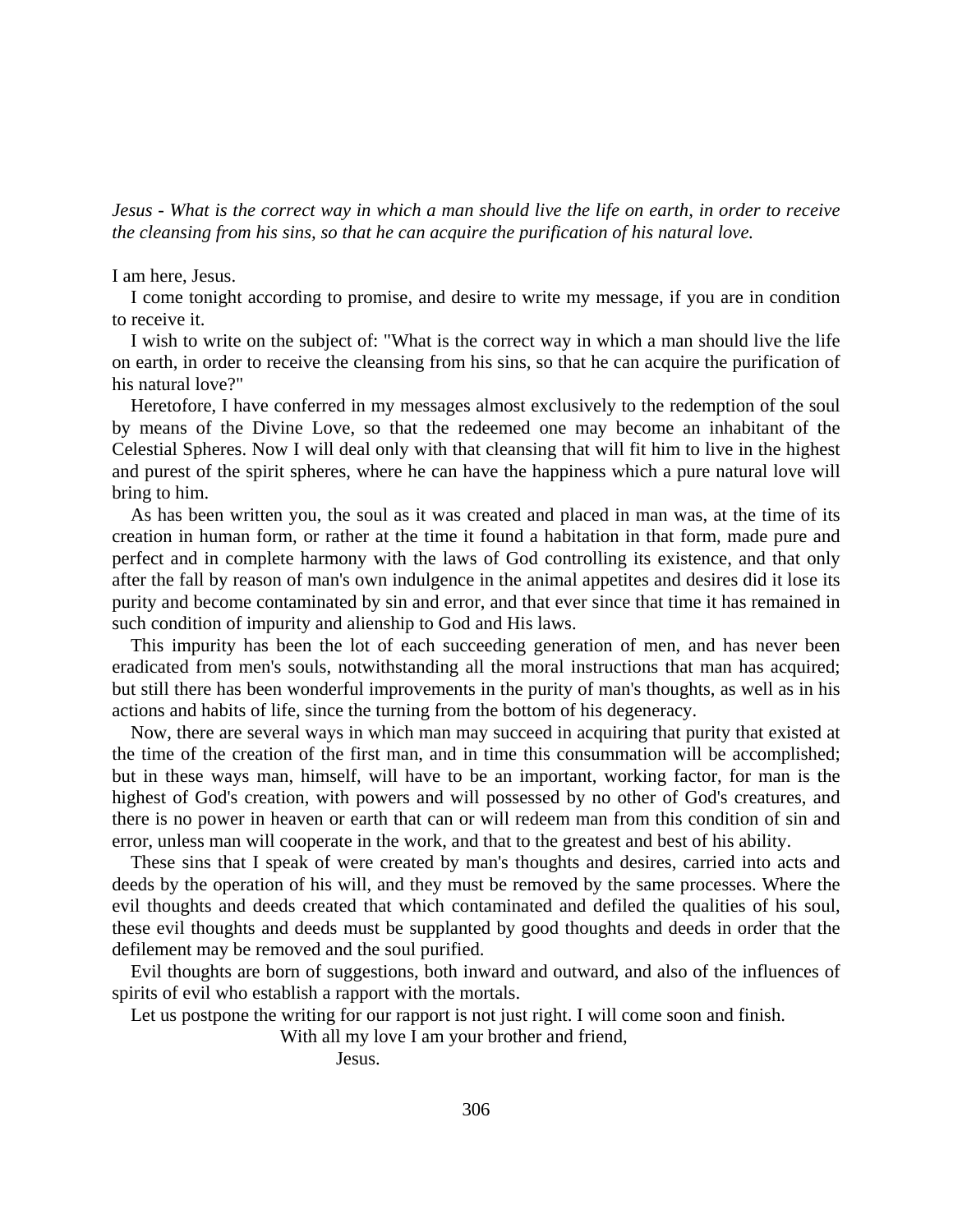*Jesus - What is the correct way in which a man should live the life on earth, in order to receive the cleansing from his sins, so that he can acquire the purification of his natural love.*

I am here, Jesus.

I come tonight according to promise, and desire to write my message, if you are in condition to receive it.

I wish to write on the subject of: "What is the correct way in which a man should live the life on earth, in order to receive the cleansing from his sins, so that he can acquire the purification of his natural love?"

Heretofore, I have conferred in my messages almost exclusively to the redemption of the soul by means of the Divine Love, so that the redeemed one may become an inhabitant of the Celestial Spheres. Now I will deal only with that cleansing that will fit him to live in the highest and purest of the spirit spheres, where he can have the happiness which a pure natural love will bring to him.

As has been written you, the soul as it was created and placed in man was, at the time of its creation in human form, or rather at the time it found a habitation in that form, made pure and perfect and in complete harmony with the laws of God controlling its existence, and that only after the fall by reason of man's own indulgence in the animal appetites and desires did it lose its purity and become contaminated by sin and error, and that ever since that time it has remained in such condition of impurity and alienship to God and His laws.

This impurity has been the lot of each succeeding generation of men, and has never been eradicated from men's souls, notwithstanding all the moral instructions that man has acquired; but still there has been wonderful improvements in the purity of man's thoughts, as well as in his actions and habits of life, since the turning from the bottom of his degeneracy.

Now, there are several ways in which man may succeed in acquiring that purity that existed at the time of the creation of the first man, and in time this consummation will be accomplished; but in these ways man, himself, will have to be an important, working factor, for man is the highest of God's creation, with powers and will possessed by no other of God's creatures, and there is no power in heaven or earth that can or will redeem man from this condition of sin and error, unless man will cooperate in the work, and that to the greatest and best of his ability.

These sins that I speak of were created by man's thoughts and desires, carried into acts and deeds by the operation of his will, and they must be removed by the same processes. Where the evil thoughts and deeds created that which contaminated and defiled the qualities of his soul, these evil thoughts and deeds must be supplanted by good thoughts and deeds in order that the defilement may be removed and the soul purified.

Evil thoughts are born of suggestions, both inward and outward, and also of the influences of spirits of evil who establish a rapport with the mortals.

Let us postpone the writing for our rapport is not just right. I will come soon and finish.

With all my love I am your brother and friend,

Jesus.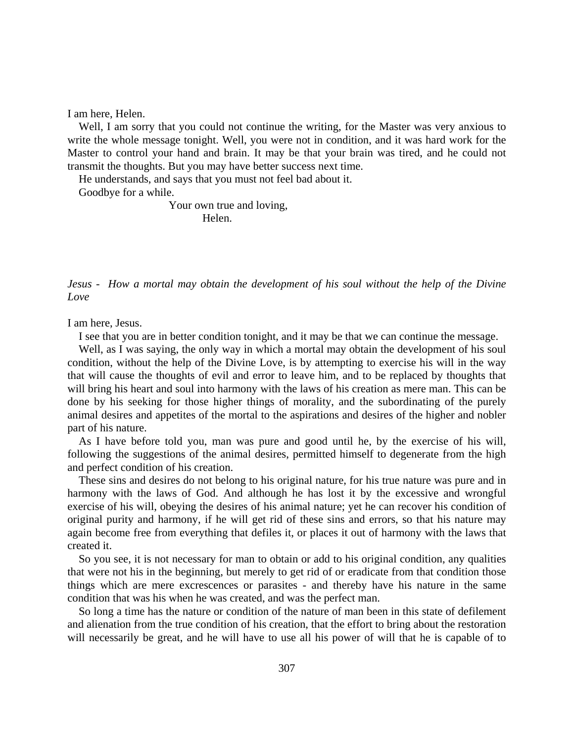I am here, Helen.

Well, I am sorry that you could not continue the writing, for the Master was very anxious to write the whole message tonight. Well, you were not in condition, and it was hard work for the Master to control your hand and brain. It may be that your brain was tired, and he could not transmit the thoughts. But you may have better success next time.

He understands, and says that you must not feel bad about it.

Goodbye for a while.

Your own true and loving,
Helen.

*Jesus - How a mortal may obtain the development of his soul without the help of the Divine Love*

I am here, Jesus.

I see that you are in better condition tonight, and it may be that we can continue the message.

Well, as I was saying, the only way in which a mortal may obtain the development of his soul condition, without the help of the Divine Love, is by attempting to exercise his will in the way that will cause the thoughts of evil and error to leave him, and to be replaced by thoughts that will bring his heart and soul into harmony with the laws of his creation as mere man. This can be done by his seeking for those higher things of morality, and the subordinating of the purely animal desires and appetites of the mortal to the aspirations and desires of the higher and nobler part of his nature.

As I have before told you, man was pure and good until he, by the exercise of his will, following the suggestions of the animal desires, permitted himself to degenerate from the high and perfect condition of his creation.

These sins and desires do not belong to his original nature, for his true nature was pure and in harmony with the laws of God. And although he has lost it by the excessive and wrongful exercise of his will, obeying the desires of his animal nature; yet he can recover his condition of original purity and harmony, if he will get rid of these sins and errors, so that his nature may again become free from everything that defiles it, or places it out of harmony with the laws that created it.

So you see, it is not necessary for man to obtain or add to his original condition, any qualities that were not his in the beginning, but merely to get rid of or eradicate from that condition those things which are mere excrescences or parasites - and thereby have his nature in the same condition that was his when he was created, and was the perfect man.

So long a time has the nature or condition of the nature of man been in this state of defilement and alienation from the true condition of his creation, that the effort to bring about the restoration will necessarily be great, and he will have to use all his power of will that he is capable of to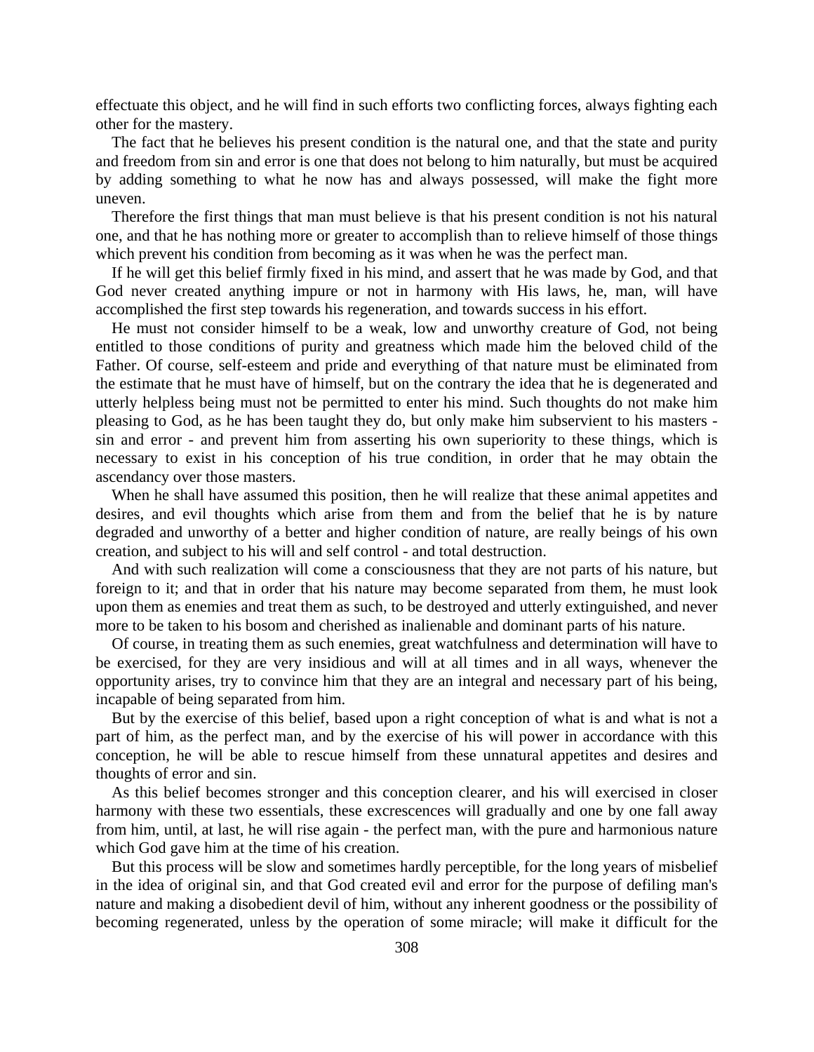effectuate this object, and he will find in such efforts two conflicting forces, always fighting each other for the mastery.

The fact that he believes his present condition is the natural one, and that the state and purity and freedom from sin and error is one that does not belong to him naturally, but must be acquired by adding something to what he now has and always possessed, will make the fight more uneven.

Therefore the first things that man must believe is that his present condition is not his natural one, and that he has nothing more or greater to accomplish than to relieve himself of those things which prevent his condition from becoming as it was when he was the perfect man.

If he will get this belief firmly fixed in his mind, and assert that he was made by God, and that God never created anything impure or not in harmony with His laws, he, man, will have accomplished the first step towards his regeneration, and towards success in his effort.

He must not consider himself to be a weak, low and unworthy creature of God, not being entitled to those conditions of purity and greatness which made him the beloved child of the Father. Of course, self-esteem and pride and everything of that nature must be eliminated from the estimate that he must have of himself, but on the contrary the idea that he is degenerated and utterly helpless being must not be permitted to enter his mind. Such thoughts do not make him pleasing to God, as he has been taught they do, but only make him subservient to his masters - sin and error - and prevent him from asserting his own superiority to these things, which is necessary to exist in his conception of his true condition, in order that he may obtain the ascendancy over those masters.

When he shall have assumed this position, then he will realize that these animal appetites and desires, and evil thoughts which arise from them and from the belief that he is by nature degraded and unworthy of a better and higher condition of nature, are really beings of his own creation, and subject to his will and self control - and total destruction.

And with such realization will come a consciousness that they are not parts of his nature, but foreign to it; and that in order that his nature may become separated from them, he must look upon them as enemies and treat them as such, to be destroyed and utterly extinguished, and never more to be taken to his bosom and cherished as inalienable and dominant parts of his nature.

Of course, in treating them as such enemies, great watchfulness and determination will have to be exercised, for they are very insidious and will at all times and in all ways, whenever the opportunity arises, try to convince him that they are an integral and necessary part of his being, incapable of being separated from him.

But by the exercise of this belief, based upon a right conception of what is and what is not a part of him, as the perfect man, and by the exercise of his will power in accordance with this conception, he will be able to rescue himself from these unnatural appetites and desires and thoughts of error and sin.

As this belief becomes stronger and this conception clearer, and his will exercised in closer harmony with these two essentials, these excrescences will gradually and one by one fall away from him, until, at last, he will rise again - the perfect man, with the pure and harmonious nature which God gave him at the time of his creation.

But this process will be slow and sometimes hardly perceptible, for the long years of misbelief in the idea of original sin, and that God created evil and error for the purpose of defiling man's nature and making a disobedient devil of him, without any inherent goodness or the possibility of becoming regenerated, unless by the operation of some miracle; will make it difficult for the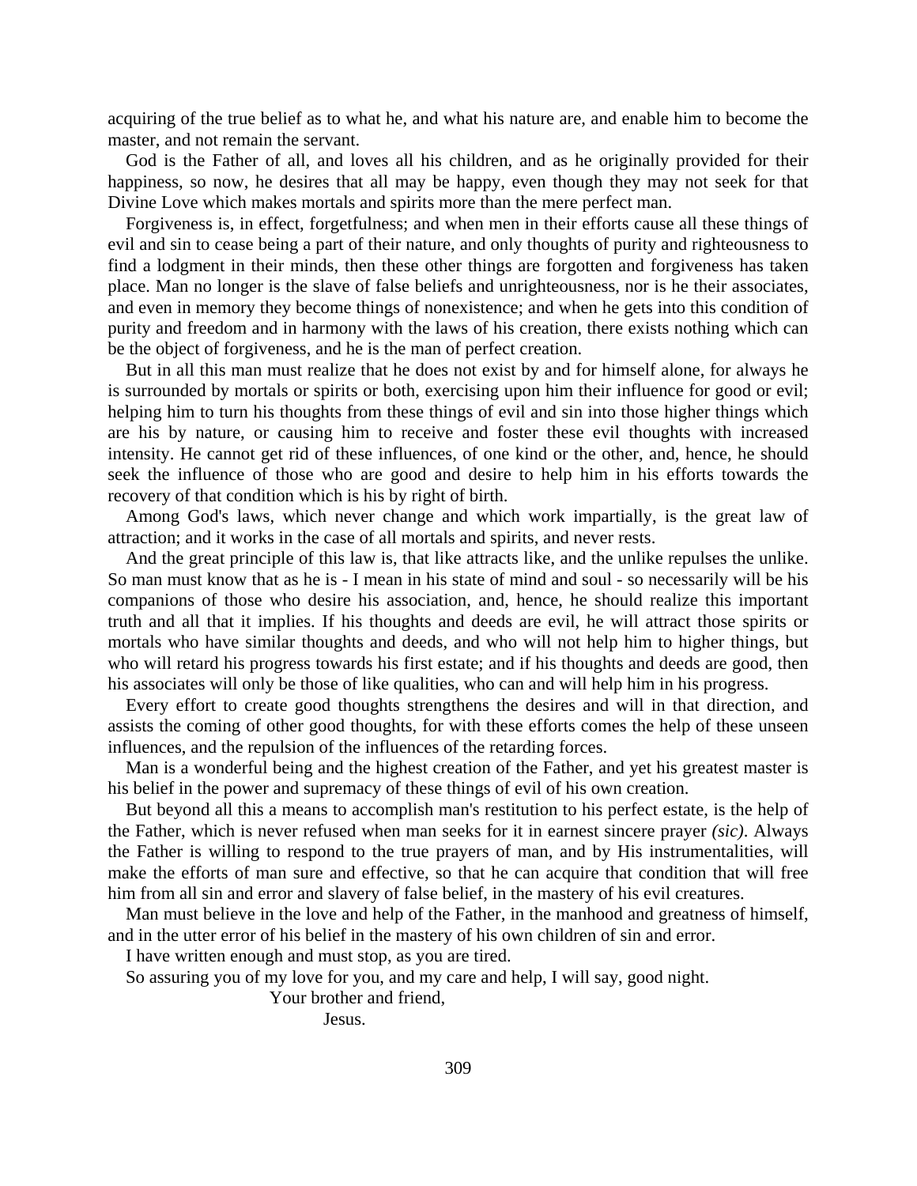acquiring of the true belief as to what he, and what his nature are, and enable him to become the master, and not remain the servant.

God is the Father of all, and loves all his children, and as he originally provided for their happiness, so now, he desires that all may be happy, even though they may not seek for that Divine Love which makes mortals and spirits more than the mere perfect man.

Forgiveness is, in effect, forgetfulness; and when men in their efforts cause all these things of evil and sin to cease being a part of their nature, and only thoughts of purity and righteousness to find a lodgment in their minds, then these other things are forgotten and forgiveness has taken place. Man no longer is the slave of false beliefs and unrighteousness, nor is he their associates, and even in memory they become things of nonexistence; and when he gets into this condition of purity and freedom and in harmony with the laws of his creation, there exists nothing which can be the object of forgiveness, and he is the man of perfect creation.

But in all this man must realize that he does not exist by and for himself alone, for always he is surrounded by mortals or spirits or both, exercising upon him their influence for good or evil; helping him to turn his thoughts from these things of evil and sin into those higher things which are his by nature, or causing him to receive and foster these evil thoughts with increased intensity. He cannot get rid of these influences, of one kind or the other, and, hence, he should seek the influence of those who are good and desire to help him in his efforts towards the recovery of that condition which is his by right of birth.

Among God's laws, which never change and which work impartially, is the great law of attraction; and it works in the case of all mortals and spirits, and never rests.

And the great principle of this law is, that like attracts like, and the unlike repulses the unlike. So man must know that as he is - I mean in his state of mind and soul - so necessarily will be his companions of those who desire his association, and, hence, he should realize this important truth and all that it implies. If his thoughts and deeds are evil, he will attract those spirits or mortals who have similar thoughts and deeds, and who will not help him to higher things, but who will retard his progress towards his first estate; and if his thoughts and deeds are good, then his associates will only be those of like qualities, who can and will help him in his progress.

Every effort to create good thoughts strengthens the desires and will in that direction, and assists the coming of other good thoughts, for with these efforts comes the help of these unseen influences, and the repulsion of the influences of the retarding forces.

Man is a wonderful being and the highest creation of the Father, and yet his greatest master is his belief in the power and supremacy of these things of evil of his own creation.

But beyond all this a means to accomplish man's restitution to his perfect estate, is the help of the Father, which is never refused when man seeks for it in earnest sincere prayer *(sic)*. Always the Father is willing to respond to the true prayers of man, and by His instrumentalities, will make the efforts of man sure and effective, so that he can acquire that condition that will free him from all sin and error and slavery of false belief, in the mastery of his evil creatures.

Man must believe in the love and help of the Father, in the manhood and greatness of himself, and in the utter error of his belief in the mastery of his own children of sin and error.

I have written enough and must stop, as you are tired.

So assuring you of my love for you, and my care and help, I will say, good night.

Your brother and friend,

Jesus.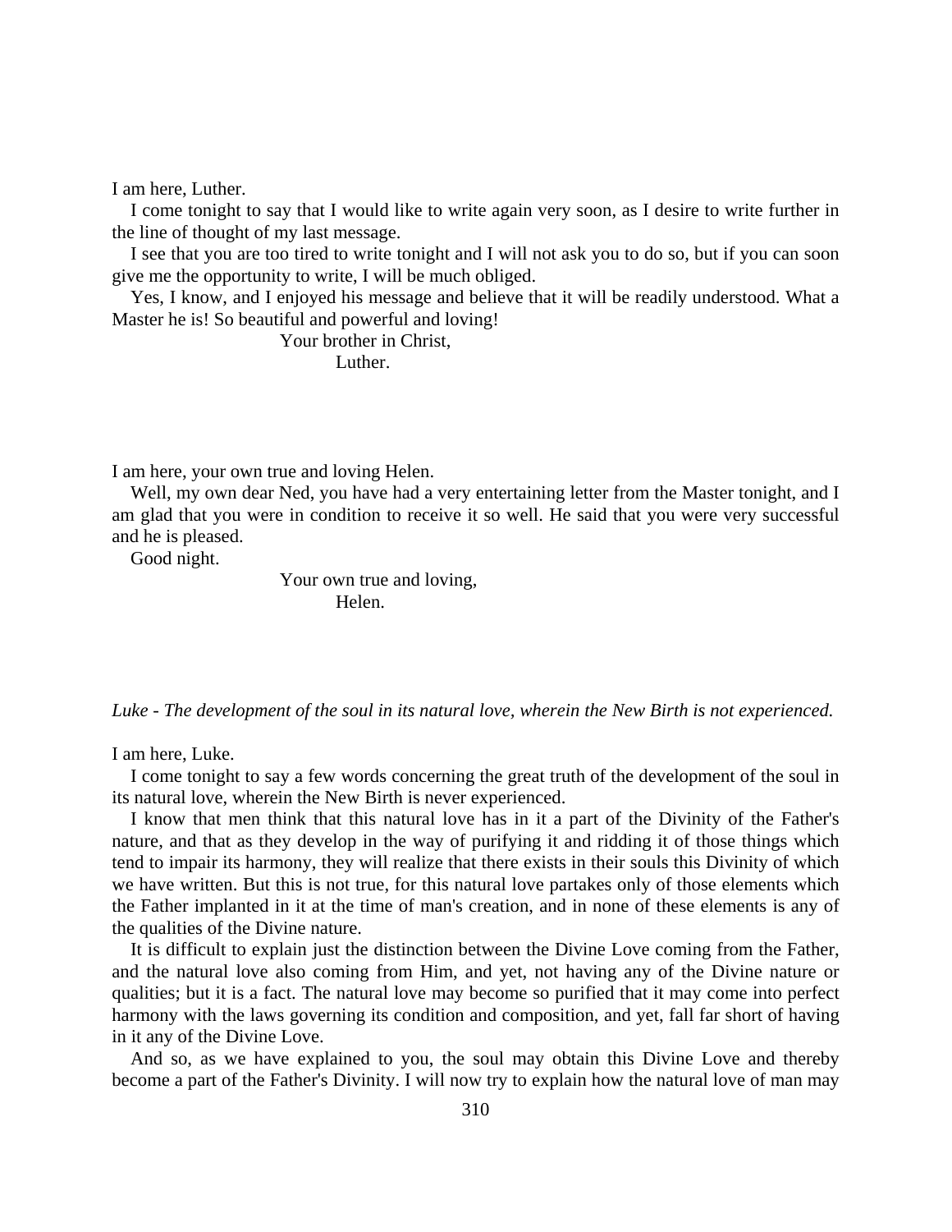I am here, Luther.

I come tonight to say that I would like to write again very soon, as I desire to write further in the line of thought of my last message.

I see that you are too tired to write tonight and I will not ask you to do so, but if you can soon give me the opportunity to write, I will be much obliged.

Yes, I know, and I enjoyed his message and believe that it will be readily understood. What a Master he is! So beautiful and powerful and loving!

Your brother in Christ,
Luther.

I am here, your own true and loving Helen.

Well, my own dear Ned, you have had a very entertaining letter from the Master tonight, and I am glad that you were in condition to receive it so well. He said that you were very successful and he is pleased.

Good night.

Your own true and loving,
Helen.

*Luke - The development of the soul in its natural love, wherein the New Birth is not experienced.*

I am here, Luke.

I come tonight to say a few words concerning the great truth of the development of the soul in its natural love, wherein the New Birth is never experienced.

I know that men think that this natural love has in it a part of the Divinity of the Father's nature, and that as they develop in the way of purifying it and ridding it of those things which tend to impair its harmony, they will realize that there exists in their souls this Divinity of which we have written. But this is not true, for this natural love partakes only of those elements which the Father implanted in it at the time of man's creation, and in none of these elements is any of the qualities of the Divine nature.

It is difficult to explain just the distinction between the Divine Love coming from the Father, and the natural love also coming from Him, and yet, not having any of the Divine nature or qualities; but it is a fact. The natural love may become so purified that it may come into perfect harmony with the laws governing its condition and composition, and yet, fall far short of having in it any of the Divine Love.

And so, as we have explained to you, the soul may obtain this Divine Love and thereby become a part of the Father's Divinity. I will now try to explain how the natural love of man may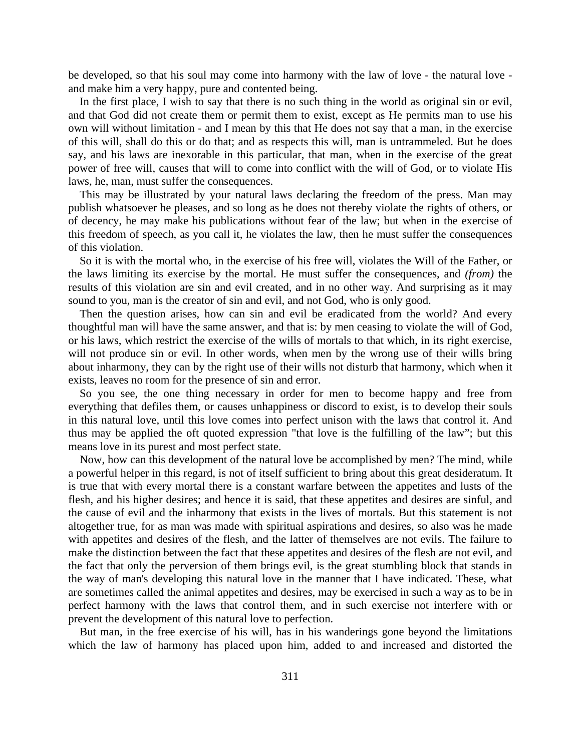be developed, so that his soul may come into harmony with the law of love - the natural love - and make him a very happy, pure and contented being.

In the first place, I wish to say that there is no such thing in the world as original sin or evil, and that God did not create them or permit them to exist, except as He permits man to use his own will without limitation - and I mean by this that He does not say that a man, in the exercise of this will, shall do this or do that; and as respects this will, man is untrammeled. But he does say, and his laws are inexorable in this particular, that man, when in the exercise of the great power of free will, causes that will to come into conflict with the will of God, or to violate His laws, he, man, must suffer the consequences.

This may be illustrated by your natural laws declaring the freedom of the press. Man may publish whatsoever he pleases, and so long as he does not thereby violate the rights of others, or of decency, he may make his publications without fear of the law; but when in the exercise of this freedom of speech, as you call it, he violates the law, then he must suffer the consequences of this violation.

So it is with the mortal who, in the exercise of his free will, violates the Will of the Father, or the laws limiting its exercise by the mortal. He must suffer the consequences, and *(from)* the results of this violation are sin and evil created, and in no other way. And surprising as it may sound to you, man is the creator of sin and evil, and not God, who is only good.

Then the question arises, how can sin and evil be eradicated from the world? And every thoughtful man will have the same answer, and that is: by men ceasing to violate the will of God, or his laws, which restrict the exercise of the wills of mortals to that which, in its right exercise, will not produce sin or evil. In other words, when men by the wrong use of their wills bring about inharmony, they can by the right use of their wills not disturb that harmony, which when it exists, leaves no room for the presence of sin and error.

So you see, the one thing necessary in order for men to become happy and free from everything that defiles them, or causes unhappiness or discord to exist, is to develop their souls in this natural love, until this love comes into perfect unison with the laws that control it. And thus may be applied the oft quoted expression "that love is the fulfilling of the law"; but this means love in its purest and most perfect state.

Now, how can this development of the natural love be accomplished by men? The mind, while a powerful helper in this regard, is not of itself sufficient to bring about this great desideratum. It is true that with every mortal there is a constant warfare between the appetites and lusts of the flesh, and his higher desires; and hence it is said, that these appetites and desires are sinful, and the cause of evil and the inharmony that exists in the lives of mortals. But this statement is not altogether true, for as man was made with spiritual aspirations and desires, so also was he made with appetites and desires of the flesh, and the latter of themselves are not evils. The failure to make the distinction between the fact that these appetites and desires of the flesh are not evil, and the fact that only the perversion of them brings evil, is the great stumbling block that stands in the way of man's developing this natural love in the manner that I have indicated. These, what are sometimes called the animal appetites and desires, may be exercised in such a way as to be in perfect harmony with the laws that control them, and in such exercise not interfere with or prevent the development of this natural love to perfection.

But man, in the free exercise of his will, has in his wanderings gone beyond the limitations which the law of harmony has placed upon him, added to and increased and distorted the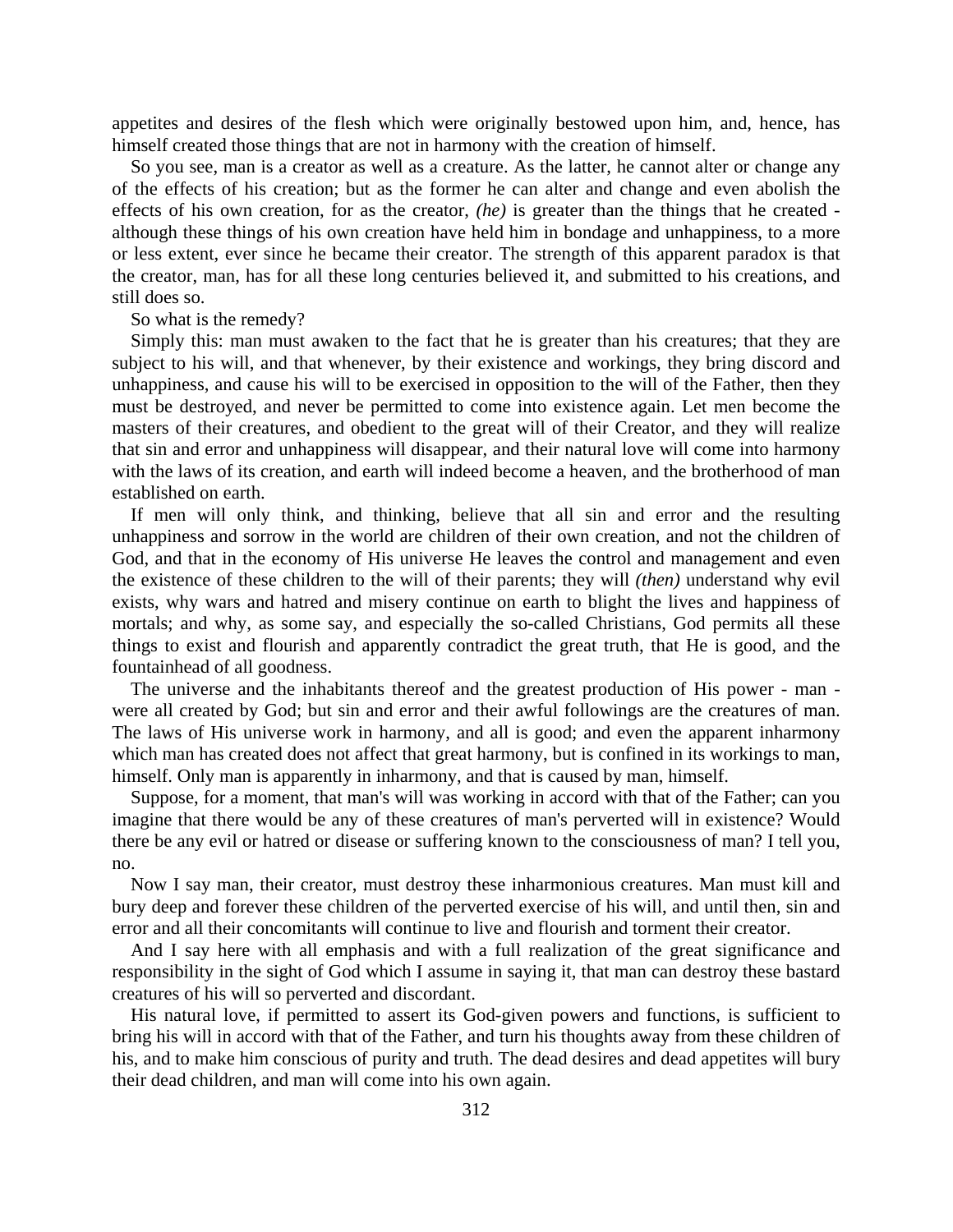appetites and desires of the flesh which were originally bestowed upon him, and, hence, has himself created those things that are not in harmony with the creation of himself.

So you see, man is a creator as well as a creature. As the latter, he cannot alter or change any of the effects of his creation; but as the former he can alter and change and even abolish the effects of his own creation, for as the creator, *(he)* is greater than the things that he created - although these things of his own creation have held him in bondage and unhappiness, to a more or less extent, ever since he became their creator. The strength of this apparent paradox is that the creator, man, has for all these long centuries believed it, and submitted to his creations, and still does so.

So what is the remedy?

Simply this: man must awaken to the fact that he is greater than his creatures; that they are subject to his will, and that whenever, by their existence and workings, they bring discord and unhappiness, and cause his will to be exercised in opposition to the will of the Father, then they must be destroyed, and never be permitted to come into existence again. Let men become the masters of their creatures, and obedient to the great will of their Creator, and they will realize that sin and error and unhappiness will disappear, and their natural love will come into harmony with the laws of its creation, and earth will indeed become a heaven, and the brotherhood of man established on earth.

If men will only think, and thinking, believe that all sin and error and the resulting unhappiness and sorrow in the world are children of their own creation, and not the children of God, and that in the economy of His universe He leaves the control and management and even the existence of these children to the will of their parents; they will *(then)* understand why evil exists, why wars and hatred and misery continue on earth to blight the lives and happiness of mortals; and why, as some say, and especially the so-called Christians, God permits all these things to exist and flourish and apparently contradict the great truth, that He is good, and the fountainhead of all goodness.

The universe and the inhabitants thereof and the greatest production of His power - man - were all created by God; but sin and error and their awful followings are the creatures of man. The laws of His universe work in harmony, and all is good; and even the apparent inharmony which man has created does not affect that great harmony, but is confined in its workings to man, himself. Only man is apparently in inharmony, and that is caused by man, himself.

Suppose, for a moment, that man's will was working in accord with that of the Father; can you imagine that there would be any of these creatures of man's perverted will in existence? Would there be any evil or hatred or disease or suffering known to the consciousness of man? I tell you, no.

Now I say man, their creator, must destroy these inharmonious creatures. Man must kill and bury deep and forever these children of the perverted exercise of his will, and until then, sin and error and all their concomitants will continue to live and flourish and torment their creator.

And I say here with all emphasis and with a full realization of the great significance and responsibility in the sight of God which I assume in saying it, that man can destroy these bastard creatures of his will so perverted and discordant.

His natural love, if permitted to assert its God-given powers and functions, is sufficient to bring his will in accord with that of the Father, and turn his thoughts away from these children of his, and to make him conscious of purity and truth. The dead desires and dead appetites will bury their dead children, and man will come into his own again.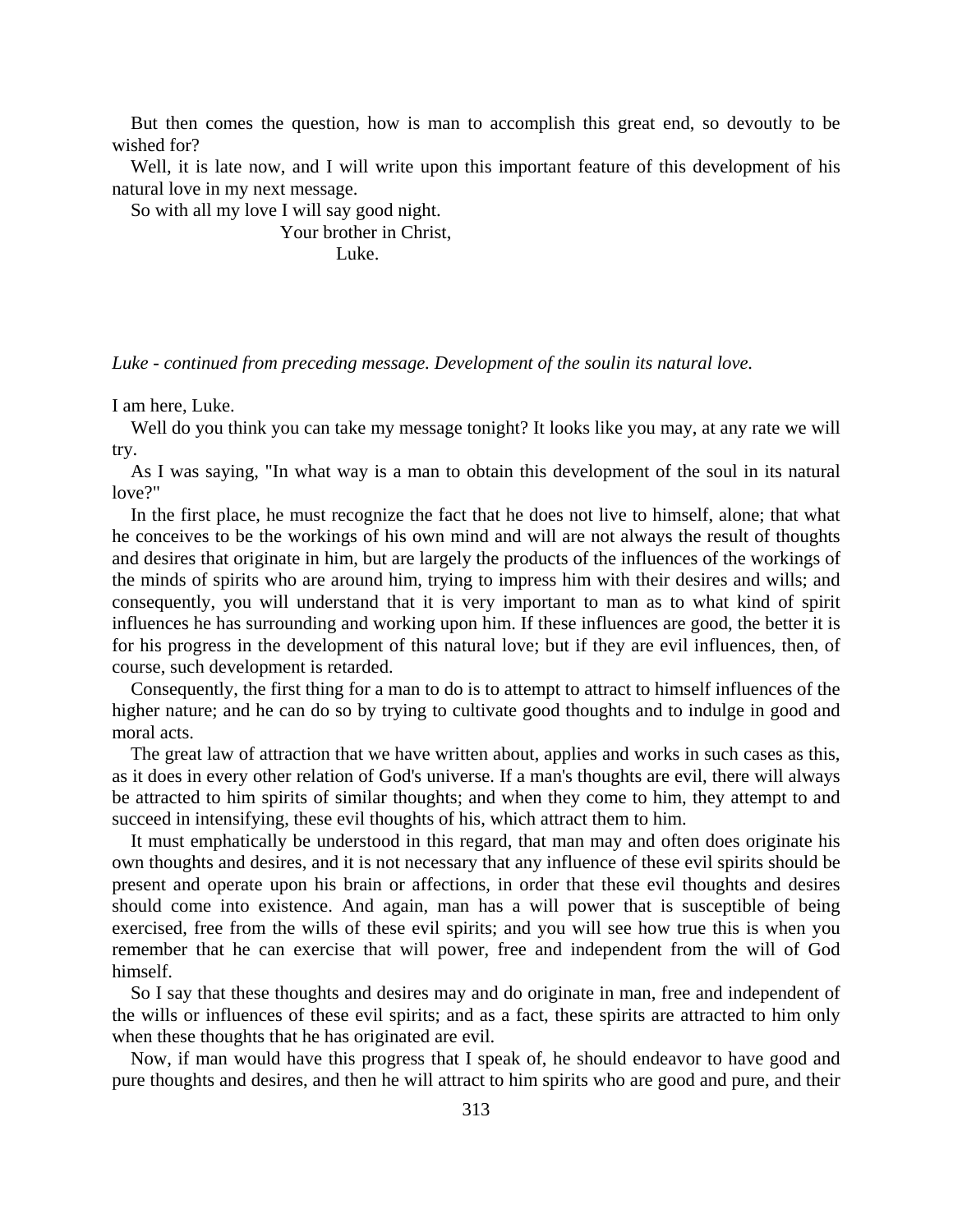But then comes the question, how is man to accomplish this great end, so devoutly to be wished for?

Well, it is late now, and I will write upon this important feature of this development of his natural love in my next message.

So with all my love I will say good night.

Your brother in Christ,

Luke.

*Luke - continued from preceding message. Development of the soulin its natural love.*

I am here, Luke.

Well do you think you can take my message tonight? It looks like you may, at any rate we will try.

As I was saying, "In what way is a man to obtain this development of the soul in its natural love?"

In the first place, he must recognize the fact that he does not live to himself, alone; that what he conceives to be the workings of his own mind and will are not always the result of thoughts and desires that originate in him, but are largely the products of the influences of the workings of the minds of spirits who are around him, trying to impress him with their desires and wills; and consequently, you will understand that it is very important to man as to what kind of spirit influences he has surrounding and working upon him. If these influences are good, the better it is for his progress in the development of this natural love; but if they are evil influences, then, of course, such development is retarded.

Consequently, the first thing for a man to do is to attempt to attract to himself influences of the higher nature; and he can do so by trying to cultivate good thoughts and to indulge in good and moral acts.

The great law of attraction that we have written about, applies and works in such cases as this, as it does in every other relation of God's universe. If a man's thoughts are evil, there will always be attracted to him spirits of similar thoughts; and when they come to him, they attempt to and succeed in intensifying, these evil thoughts of his, which attract them to him.

It must emphatically be understood in this regard, that man may and often does originate his own thoughts and desires, and it is not necessary that any influence of these evil spirits should be present and operate upon his brain or affections, in order that these evil thoughts and desires should come into existence. And again, man has a will power that is susceptible of being exercised, free from the wills of these evil spirits; and you will see how true this is when you remember that he can exercise that will power, free and independent from the will of God himself.

So I say that these thoughts and desires may and do originate in man, free and independent of the wills or influences of these evil spirits; and as a fact, these spirits are attracted to him only when these thoughts that he has originated are evil.

Now, if man would have this progress that I speak of, he should endeavor to have good and pure thoughts and desires, and then he will attract to him spirits who are good and pure, and their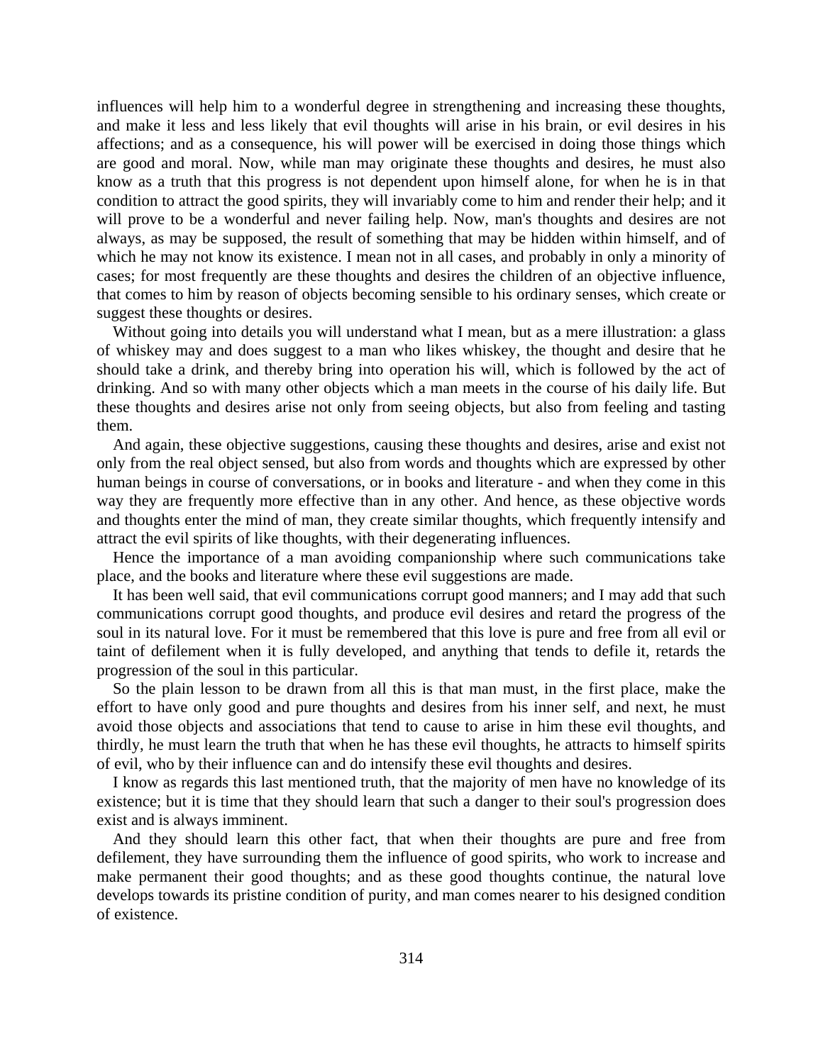influences will help him to a wonderful degree in strengthening and increasing these thoughts, and make it less and less likely that evil thoughts will arise in his brain, or evil desires in his affections; and as a consequence, his will power will be exercised in doing those things which are good and moral. Now, while man may originate these thoughts and desires, he must also know as a truth that this progress is not dependent upon himself alone, for when he is in that condition to attract the good spirits, they will invariably come to him and render their help; and it will prove to be a wonderful and never failing help. Now, man's thoughts and desires are not always, as may be supposed, the result of something that may be hidden within himself, and of which he may not know its existence. I mean not in all cases, and probably in only a minority of cases; for most frequently are these thoughts and desires the children of an objective influence, that comes to him by reason of objects becoming sensible to his ordinary senses, which create or suggest these thoughts or desires.

Without going into details you will understand what I mean, but as a mere illustration: a glass of whiskey may and does suggest to a man who likes whiskey, the thought and desire that he should take a drink, and thereby bring into operation his will, which is followed by the act of drinking. And so with many other objects which a man meets in the course of his daily life. But these thoughts and desires arise not only from seeing objects, but also from feeling and tasting them.

And again, these objective suggestions, causing these thoughts and desires, arise and exist not only from the real object sensed, but also from words and thoughts which are expressed by other human beings in course of conversations, or in books and literature - and when they come in this way they are frequently more effective than in any other. And hence, as these objective words and thoughts enter the mind of man, they create similar thoughts, which frequently intensify and attract the evil spirits of like thoughts, with their degenerating influences.

Hence the importance of a man avoiding companionship where such communications take place, and the books and literature where these evil suggestions are made.

It has been well said, that evil communications corrupt good manners; and I may add that such communications corrupt good thoughts, and produce evil desires and retard the progress of the soul in its natural love. For it must be remembered that this love is pure and free from all evil or taint of defilement when it is fully developed, and anything that tends to defile it, retards the progression of the soul in this particular.

So the plain lesson to be drawn from all this is that man must, in the first place, make the effort to have only good and pure thoughts and desires from his inner self, and next, he must avoid those objects and associations that tend to cause to arise in him these evil thoughts, and thirdly, he must learn the truth that when he has these evil thoughts, he attracts to himself spirits of evil, who by their influence can and do intensify these evil thoughts and desires.

I know as regards this last mentioned truth, that the majority of men have no knowledge of its existence; but it is time that they should learn that such a danger to their soul's progression does exist and is always imminent.

And they should learn this other fact, that when their thoughts are pure and free from defilement, they have surrounding them the influence of good spirits, who work to increase and make permanent their good thoughts; and as these good thoughts continue, the natural love develops towards its pristine condition of purity, and man comes nearer to his designed condition of existence.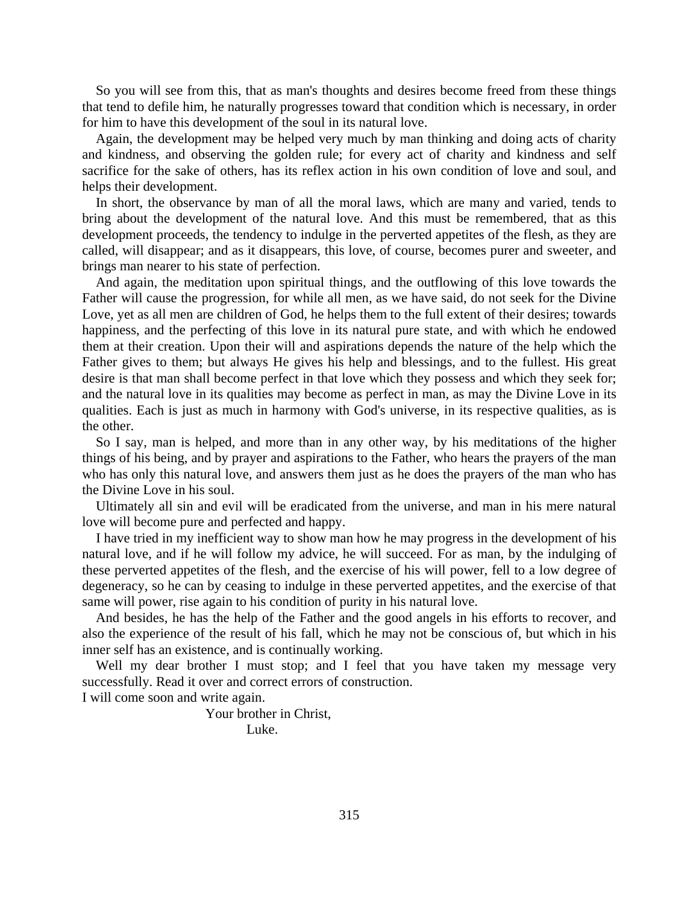So you will see from this, that as man's thoughts and desires become freed from these things that tend to defile him, he naturally progresses toward that condition which is necessary, in order for him to have this development of the soul in its natural love.

Again, the development may be helped very much by man thinking and doing acts of charity and kindness, and observing the golden rule; for every act of charity and kindness and self sacrifice for the sake of others, has its reflex action in his own condition of love and soul, and helps their development.

In short, the observance by man of all the moral laws, which are many and varied, tends to bring about the development of the natural love. And this must be remembered, that as this development proceeds, the tendency to indulge in the perverted appetites of the flesh, as they are called, will disappear; and as it disappears, this love, of course, becomes purer and sweeter, and brings man nearer to his state of perfection.

And again, the meditation upon spiritual things, and the outflowing of this love towards the Father will cause the progression, for while all men, as we have said, do not seek for the Divine Love, yet as all men are children of God, he helps them to the full extent of their desires; towards happiness, and the perfecting of this love in its natural pure state, and with which he endowed them at their creation. Upon their will and aspirations depends the nature of the help which the Father gives to them; but always He gives his help and blessings, and to the fullest. His great desire is that man shall become perfect in that love which they possess and which they seek for; and the natural love in its qualities may become as perfect in man, as may the Divine Love in its qualities. Each is just as much in harmony with God's universe, in its respective qualities, as is the other.

So I say, man is helped, and more than in any other way, by his meditations of the higher things of his being, and by prayer and aspirations to the Father, who hears the prayers of the man who has only this natural love, and answers them just as he does the prayers of the man who has the Divine Love in his soul.

Ultimately all sin and evil will be eradicated from the universe, and man in his mere natural love will become pure and perfected and happy.

I have tried in my inefficient way to show man how he may progress in the development of his natural love, and if he will follow my advice, he will succeed. For as man, by the indulging of these perverted appetites of the flesh, and the exercise of his will power, fell to a low degree of degeneracy, so he can by ceasing to indulge in these perverted appetites, and the exercise of that same will power, rise again to his condition of purity in his natural love.

And besides, he has the help of the Father and the good angels in his efforts to recover, and also the experience of the result of his fall, which he may not be conscious of, but which in his inner self has an existence, and is continually working.

Well my dear brother I must stop; and I feel that you have taken my message very successfully. Read it over and correct errors of construction.
I will come soon and write again.

Your brother in Christ,
Luke.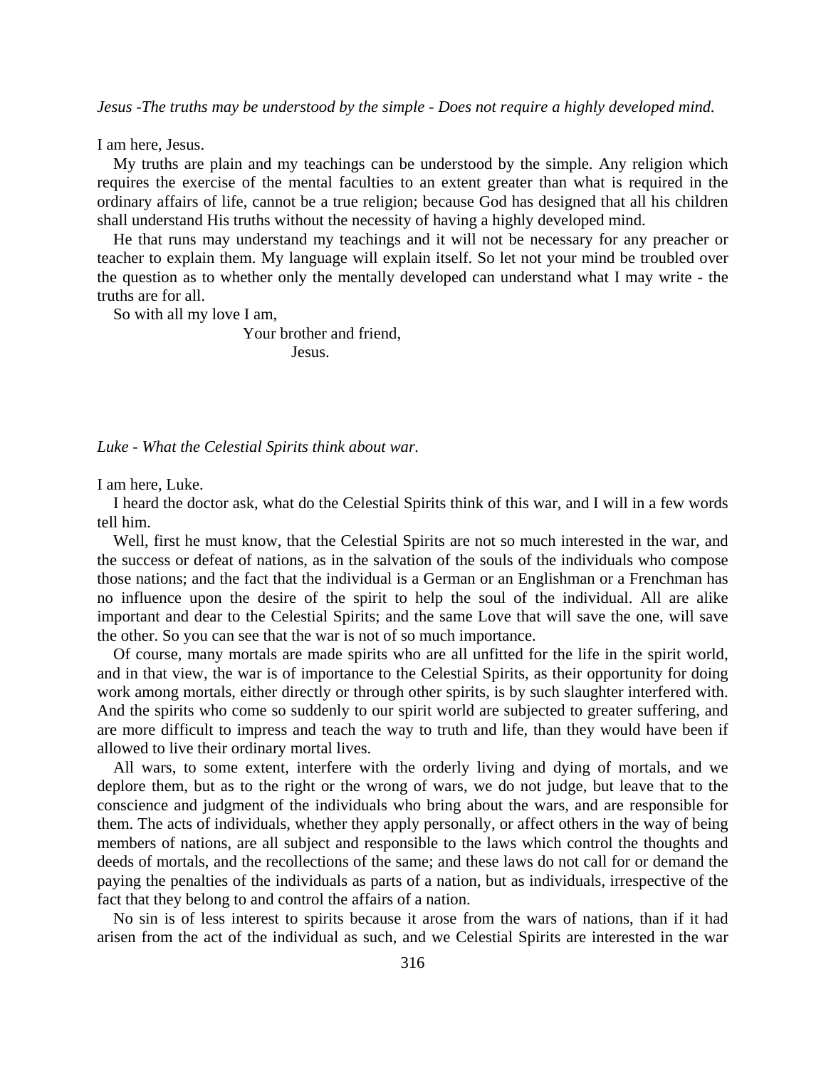*Jesus -The truths may be understood by the simple - Does not require a highly developed mind.*

I am here, Jesus.

My truths are plain and my teachings can be understood by the simple. Any religion which requires the exercise of the mental faculties to an extent greater than what is required in the ordinary affairs of life, cannot be a true religion; because God has designed that all his children shall understand His truths without the necessity of having a highly developed mind.

He that runs may understand my teachings and it will not be necessary for any preacher or teacher to explain them. My language will explain itself. So let not your mind be troubled over the question as to whether only the mentally developed can understand what I may write - the truths are for all.

So with all my love I am,

Your brother and friend,
Jesus.

*Luke - What the Celestial Spirits think about war.*

I am here, Luke.

I heard the doctor ask, what do the Celestial Spirits think of this war, and I will in a few words tell him.

Well, first he must know, that the Celestial Spirits are not so much interested in the war, and the success or defeat of nations, as in the salvation of the souls of the individuals who compose those nations; and the fact that the individual is a German or an Englishman or a Frenchman has no influence upon the desire of the spirit to help the soul of the individual. All are alike important and dear to the Celestial Spirits; and the same Love that will save the one, will save the other. So you can see that the war is not of so much importance.

Of course, many mortals are made spirits who are all unfitted for the life in the spirit world, and in that view, the war is of importance to the Celestial Spirits, as their opportunity for doing work among mortals, either directly or through other spirits, is by such slaughter interfered with. And the spirits who come so suddenly to our spirit world are subjected to greater suffering, and are more difficult to impress and teach the way to truth and life, than they would have been if allowed to live their ordinary mortal lives.

All wars, to some extent, interfere with the orderly living and dying of mortals, and we deplore them, but as to the right or the wrong of wars, we do not judge, but leave that to the conscience and judgment of the individuals who bring about the wars, and are responsible for them. The acts of individuals, whether they apply personally, or affect others in the way of being members of nations, are all subject and responsible to the laws which control the thoughts and deeds of mortals, and the recollections of the same; and these laws do not call for or demand the paying the penalties of the individuals as parts of a nation, but as individuals, irrespective of the fact that they belong to and control the affairs of a nation.

No sin is of less interest to spirits because it arose from the wars of nations, than if it had arisen from the act of the individual as such, and we Celestial Spirits are interested in the war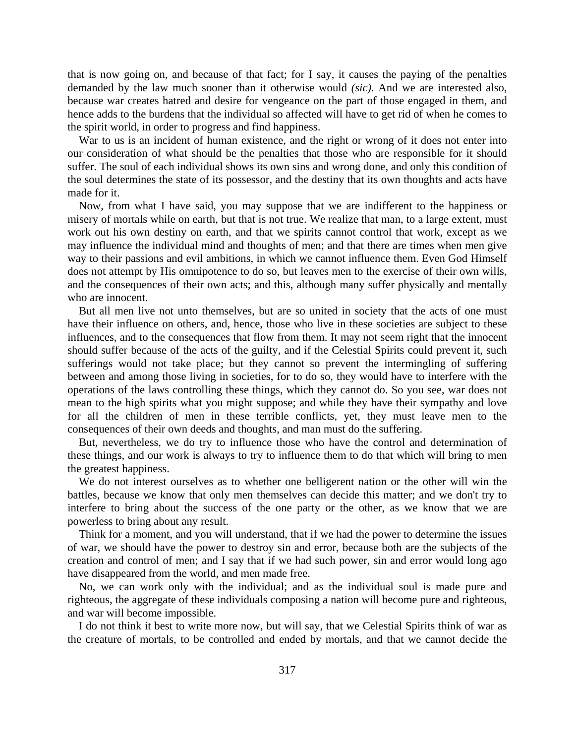that is now going on, and because of that fact; for I say, it causes the paying of the penalties demanded by the law much sooner than it otherwise would *(sic)*. And we are interested also, because war creates hatred and desire for vengeance on the part of those engaged in them, and hence adds to the burdens that the individual so affected will have to get rid of when he comes to the spirit world, in order to progress and find happiness.

War to us is an incident of human existence, and the right or wrong of it does not enter into our consideration of what should be the penalties that those who are responsible for it should suffer. The soul of each individual shows its own sins and wrong done, and only this condition of the soul determines the state of its possessor, and the destiny that its own thoughts and acts have made for it.

Now, from what I have said, you may suppose that we are indifferent to the happiness or misery of mortals while on earth, but that is not true. We realize that man, to a large extent, must work out his own destiny on earth, and that we spirits cannot control that work, except as we may influence the individual mind and thoughts of men; and that there are times when men give way to their passions and evil ambitions, in which we cannot influence them. Even God Himself does not attempt by His omnipotence to do so, but leaves men to the exercise of their own wills, and the consequences of their own acts; and this, although many suffer physically and mentally who are innocent.

But all men live not unto themselves, but are so united in society that the acts of one must have their influence on others, and, hence, those who live in these societies are subject to these influences, and to the consequences that flow from them. It may not seem right that the innocent should suffer because of the acts of the guilty, and if the Celestial Spirits could prevent it, such sufferings would not take place; but they cannot so prevent the intermingling of suffering between and among those living in societies, for to do so, they would have to interfere with the operations of the laws controlling these things, which they cannot do. So you see, war does not mean to the high spirits what you might suppose; and while they have their sympathy and love for all the children of men in these terrible conflicts, yet, they must leave men to the consequences of their own deeds and thoughts, and man must do the suffering.

But, nevertheless, we do try to influence those who have the control and determination of these things, and our work is always to try to influence them to do that which will bring to men the greatest happiness.

We do not interest ourselves as to whether one belligerent nation or the other will win the battles, because we know that only men themselves can decide this matter; and we don't try to interfere to bring about the success of the one party or the other, as we know that we are powerless to bring about any result.

Think for a moment, and you will understand, that if we had the power to determine the issues of war, we should have the power to destroy sin and error, because both are the subjects of the creation and control of men; and I say that if we had such power, sin and error would long ago have disappeared from the world, and men made free.

No, we can work only with the individual; and as the individual soul is made pure and righteous, the aggregate of these individuals composing a nation will become pure and righteous, and war will become impossible.

I do not think it best to write more now, but will say, that we Celestial Spirits think of war as the creature of mortals, to be controlled and ended by mortals, and that we cannot decide the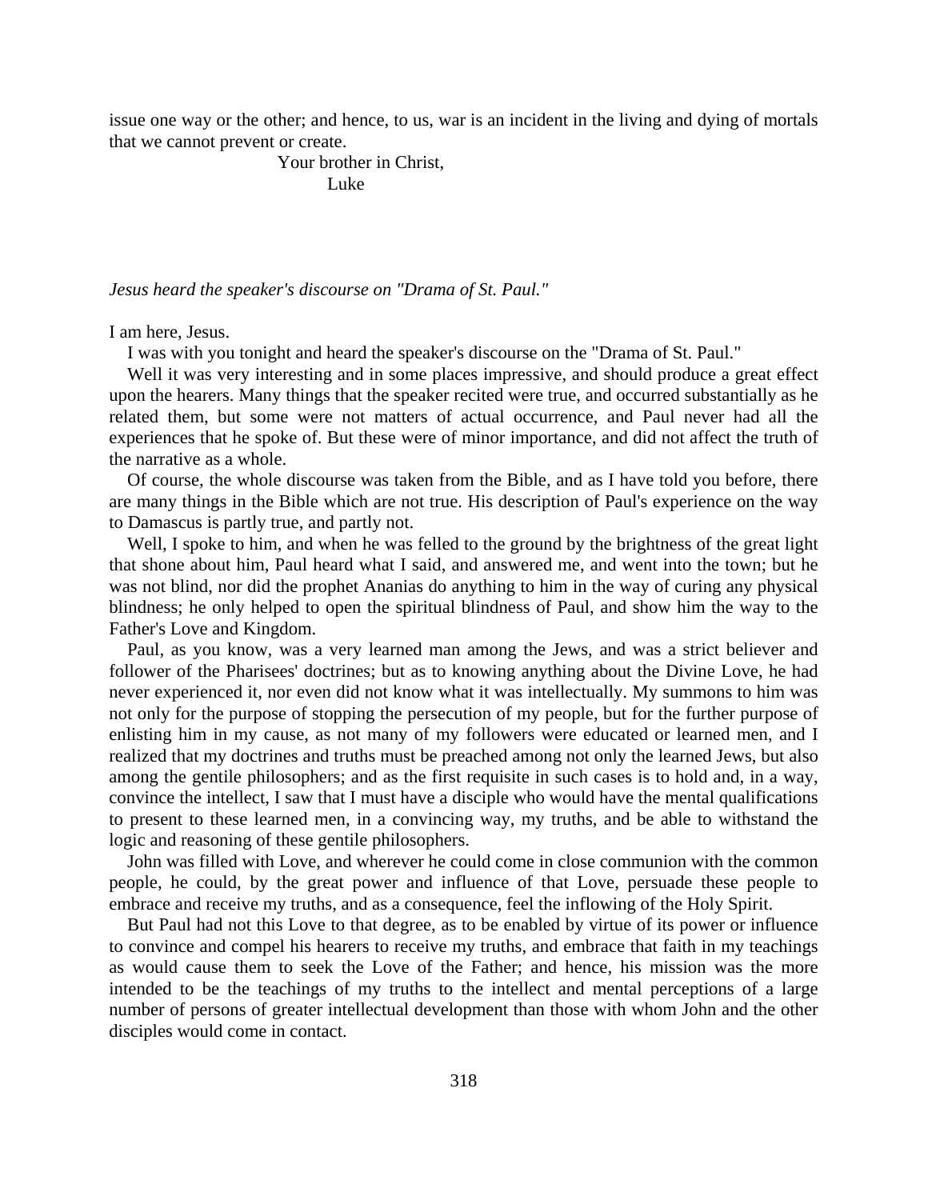issue one way or the other; and hence, to us, war is an incident in the living and dying of mortals that we cannot prevent or create.

Your brother in Christ,
Luke

*Jesus heard the speaker's discourse on "Drama of St. Paul."*

I am here, Jesus.

I was with you tonight and heard the speaker's discourse on the "Drama of St. Paul."

Well it was very interesting and in some places impressive, and should produce a great effect upon the hearers. Many things that the speaker recited were true, and occurred substantially as he related them, but some were not matters of actual occurrence, and Paul never had all the experiences that he spoke of. But these were of minor importance, and did not affect the truth of the narrative as a whole.

Of course, the whole discourse was taken from the Bible, and as I have told you before, there are many things in the Bible which are not true. His description of Paul's experience on the way to Damascus is partly true, and partly not.

Well, I spoke to him, and when he was felled to the ground by the brightness of the great light that shone about him, Paul heard what I said, and answered me, and went into the town; but he was not blind, nor did the prophet Ananias do anything to him in the way of curing any physical blindness; he only helped to open the spiritual blindness of Paul, and show him the way to the Father's Love and Kingdom.

Paul, as you know, was a very learned man among the Jews, and was a strict believer and follower of the Pharisees' doctrines; but as to knowing anything about the Divine Love, he had never experienced it, nor even did not know what it was intellectually. My summons to him was not only for the purpose of stopping the persecution of my people, but for the further purpose of enlisting him in my cause, as not many of my followers were educated or learned men, and I realized that my doctrines and truths must be preached among not only the learned Jews, but also among the gentile philosophers; and as the first requisite in such cases is to hold and, in a way, convince the intellect, I saw that I must have a disciple who would have the mental qualifications to present to these learned men, in a convincing way, my truths, and be able to withstand the logic and reasoning of these gentile philosophers.

John was filled with Love, and wherever he could come in close communion with the common people, he could, by the great power and influence of that Love, persuade these people to embrace and receive my truths, and as a consequence, feel the inflowing of the Holy Spirit.

But Paul had not this Love to that degree, as to be enabled by virtue of its power or influence to convince and compel his hearers to receive my truths, and embrace that faith in my teachings as would cause them to seek the Love of the Father; and hence, his mission was the more intended to be the teachings of my truths to the intellect and mental perceptions of a large number of persons of greater intellectual development than those with whom John and the other disciples would come in contact.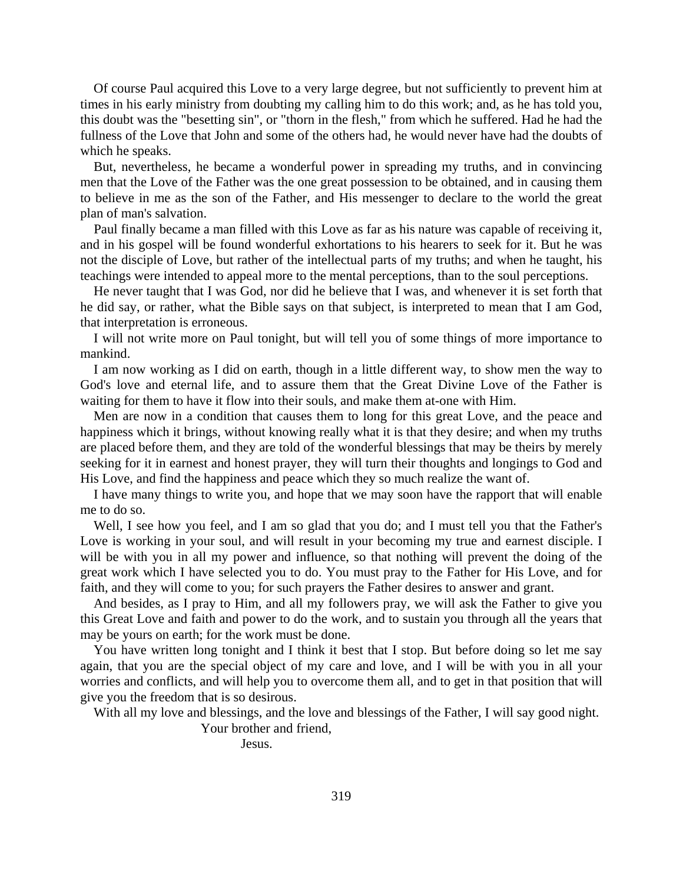Of course Paul acquired this Love to a very large degree, but not sufficiently to prevent him at times in his early ministry from doubting my calling him to do this work; and, as he has told you, this doubt was the "besetting sin", or "thorn in the flesh," from which he suffered. Had he had the fullness of the Love that John and some of the others had, he would never have had the doubts of which he speaks.

But, nevertheless, he became a wonderful power in spreading my truths, and in convincing men that the Love of the Father was the one great possession to be obtained, and in causing them to believe in me as the son of the Father, and His messenger to declare to the world the great plan of man's salvation.

Paul finally became a man filled with this Love as far as his nature was capable of receiving it, and in his gospel will be found wonderful exhortations to his hearers to seek for it. But he was not the disciple of Love, but rather of the intellectual parts of my truths; and when he taught, his teachings were intended to appeal more to the mental perceptions, than to the soul perceptions.

He never taught that I was God, nor did he believe that I was, and whenever it is set forth that he did say, or rather, what the Bible says on that subject, is interpreted to mean that I am God, that interpretation is erroneous.

I will not write more on Paul tonight, but will tell you of some things of more importance to mankind.

I am now working as I did on earth, though in a little different way, to show men the way to God's love and eternal life, and to assure them that the Great Divine Love of the Father is waiting for them to have it flow into their souls, and make them at-one with Him.

Men are now in a condition that causes them to long for this great Love, and the peace and happiness which it brings, without knowing really what it is that they desire; and when my truths are placed before them, and they are told of the wonderful blessings that may be theirs by merely seeking for it in earnest and honest prayer, they will turn their thoughts and longings to God and His Love, and find the happiness and peace which they so much realize the want of.

I have many things to write you, and hope that we may soon have the rapport that will enable me to do so.

Well, I see how you feel, and I am so glad that you do; and I must tell you that the Father's Love is working in your soul, and will result in your becoming my true and earnest disciple. I will be with you in all my power and influence, so that nothing will prevent the doing of the great work which I have selected you to do. You must pray to the Father for His Love, and for faith, and they will come to you; for such prayers the Father desires to answer and grant.

And besides, as I pray to Him, and all my followers pray, we will ask the Father to give you this Great Love and faith and power to do the work, and to sustain you through all the years that may be yours on earth; for the work must be done.

You have written long tonight and I think it best that I stop. But before doing so let me say again, that you are the special object of my care and love, and I will be with you in all your worries and conflicts, and will help you to overcome them all, and to get in that position that will give you the freedom that is so desirous.

With all my love and blessings, and the love and blessings of the Father, I will say good night.

Your brother and friend,

Jesus.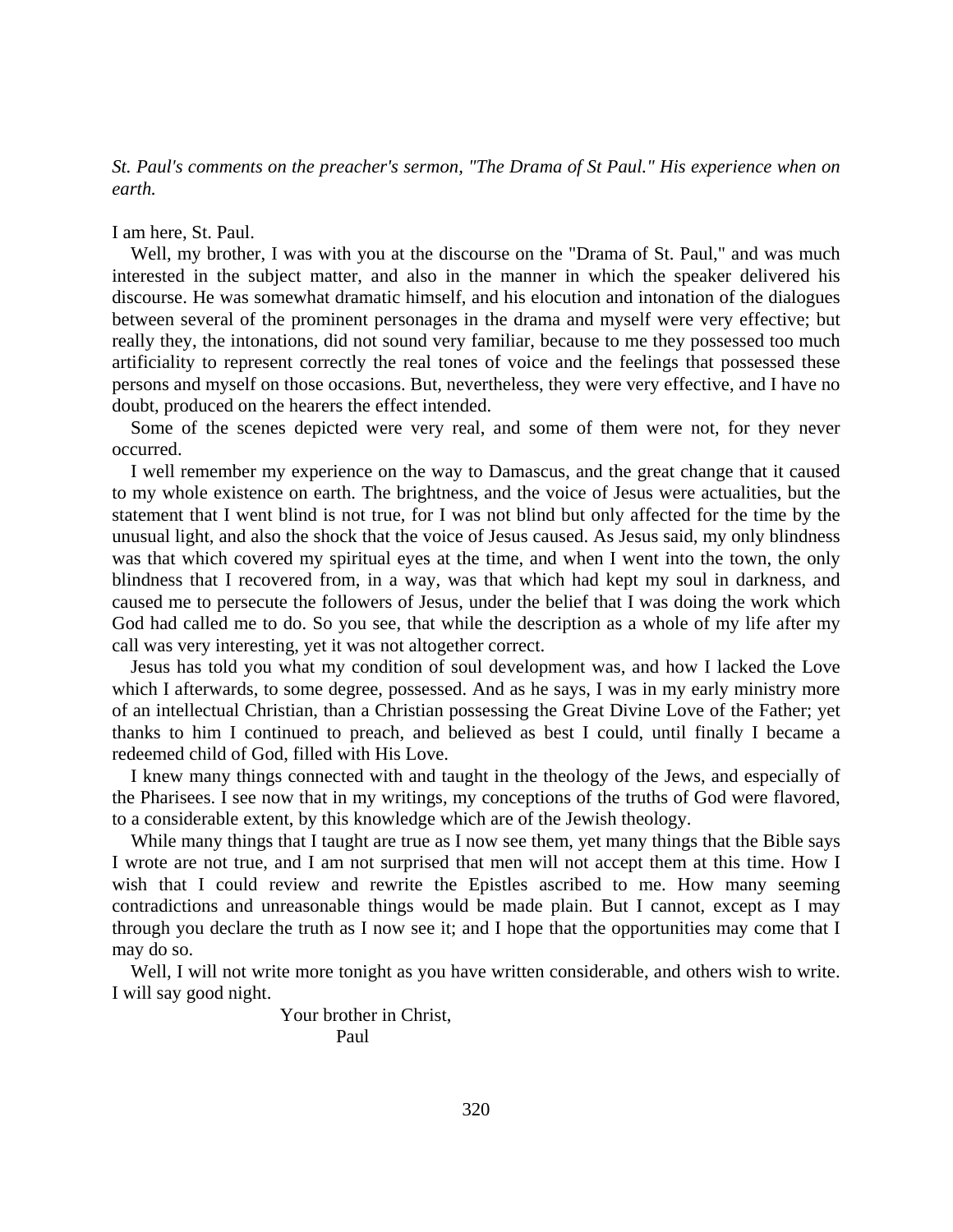*St. Paul's comments on the preacher's sermon, "The Drama of St Paul." His experience when on earth.*

I am here, St. Paul.

Well, my brother, I was with you at the discourse on the "Drama of St. Paul," and was much interested in the subject matter, and also in the manner in which the speaker delivered his discourse. He was somewhat dramatic himself, and his elocution and intonation of the dialogues between several of the prominent personages in the drama and myself were very effective; but really they, the intonations, did not sound very familiar, because to me they possessed too much artificiality to represent correctly the real tones of voice and the feelings that possessed these persons and myself on those occasions. But, nevertheless, they were very effective, and I have no doubt, produced on the hearers the effect intended.

Some of the scenes depicted were very real, and some of them were not, for they never occurred.

I well remember my experience on the way to Damascus, and the great change that it caused to my whole existence on earth. The brightness, and the voice of Jesus were actualities, but the statement that I went blind is not true, for I was not blind but only affected for the time by the unusual light, and also the shock that the voice of Jesus caused. As Jesus said, my only blindness was that which covered my spiritual eyes at the time, and when I went into the town, the only blindness that I recovered from, in a way, was that which had kept my soul in darkness, and caused me to persecute the followers of Jesus, under the belief that I was doing the work which God had called me to do. So you see, that while the description as a whole of my life after my call was very interesting, yet it was not altogether correct.

Jesus has told you what my condition of soul development was, and how I lacked the Love which I afterwards, to some degree, possessed. And as he says, I was in my early ministry more of an intellectual Christian, than a Christian possessing the Great Divine Love of the Father; yet thanks to him I continued to preach, and believed as best I could, until finally I became a redeemed child of God, filled with His Love.

I knew many things connected with and taught in the theology of the Jews, and especially of the Pharisees. I see now that in my writings, my conceptions of the truths of God were flavored, to a considerable extent, by this knowledge which are of the Jewish theology.

While many things that I taught are true as I now see them, yet many things that the Bible says I wrote are not true, and I am not surprised that men will not accept them at this time. How I wish that I could review and rewrite the Epistles ascribed to me. How many seeming contradictions and unreasonable things would be made plain. But I cannot, except as I may through you declare the truth as I now see it; and I hope that the opportunities may come that I may do so.

Well, I will not write more tonight as you have written considerable, and others wish to write. I will say good night.

Your brother in Christ,
Paul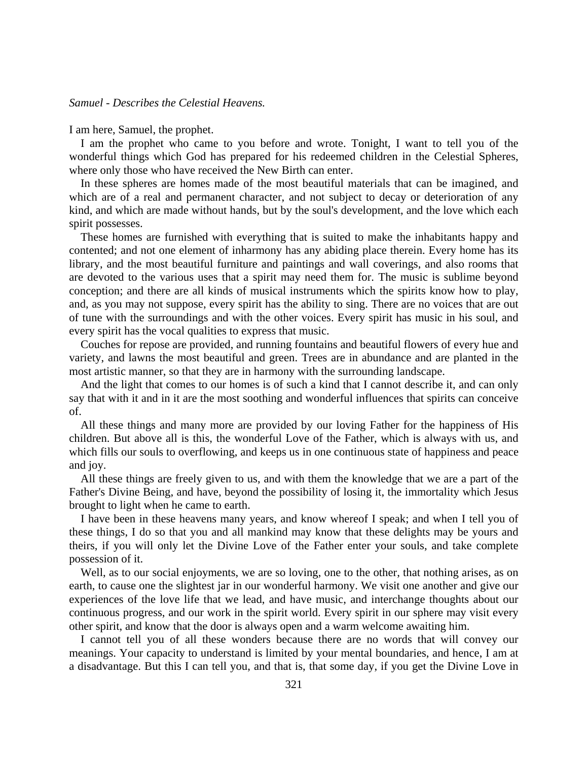*Samuel - Describes the Celestial Heavens.*

I am here, Samuel, the prophet.

I am the prophet who came to you before and wrote. Tonight, I want to tell you of the wonderful things which God has prepared for his redeemed children in the Celestial Spheres, where only those who have received the New Birth can enter.

In these spheres are homes made of the most beautiful materials that can be imagined, and which are of a real and permanent character, and not subject to decay or deterioration of any kind, and which are made without hands, but by the soul's development, and the love which each spirit possesses.

These homes are furnished with everything that is suited to make the inhabitants happy and contented; and not one element of inharmony has any abiding place therein. Every home has its library, and the most beautiful furniture and paintings and wall coverings, and also rooms that are devoted to the various uses that a spirit may need them for. The music is sublime beyond conception; and there are all kinds of musical instruments which the spirits know how to play, and, as you may not suppose, every spirit has the ability to sing. There are no voices that are out of tune with the surroundings and with the other voices. Every spirit has music in his soul, and every spirit has the vocal qualities to express that music.

Couches for repose are provided, and running fountains and beautiful flowers of every hue and variety, and lawns the most beautiful and green. Trees are in abundance and are planted in the most artistic manner, so that they are in harmony with the surrounding landscape.

And the light that comes to our homes is of such a kind that I cannot describe it, and can only say that with it and in it are the most soothing and wonderful influences that spirits can conceive of.

All these things and many more are provided by our loving Father for the happiness of His children. But above all is this, the wonderful Love of the Father, which is always with us, and which fills our souls to overflowing, and keeps us in one continuous state of happiness and peace and joy.

All these things are freely given to us, and with them the knowledge that we are a part of the Father's Divine Being, and have, beyond the possibility of losing it, the immortality which Jesus brought to light when he came to earth.

I have been in these heavens many years, and know whereof I speak; and when I tell you of these things, I do so that you and all mankind may know that these delights may be yours and theirs, if you will only let the Divine Love of the Father enter your souls, and take complete possession of it.

Well, as to our social enjoyments, we are so loving, one to the other, that nothing arises, as on earth, to cause one the slightest jar in our wonderful harmony. We visit one another and give our experiences of the love life that we lead, and have music, and interchange thoughts about our continuous progress, and our work in the spirit world. Every spirit in our sphere may visit every other spirit, and know that the door is always open and a warm welcome awaiting him.

I cannot tell you of all these wonders because there are no words that will convey our meanings. Your capacity to understand is limited by your mental boundaries, and hence, I am at a disadvantage. But this I can tell you, and that is, that some day, if you get the Divine Love in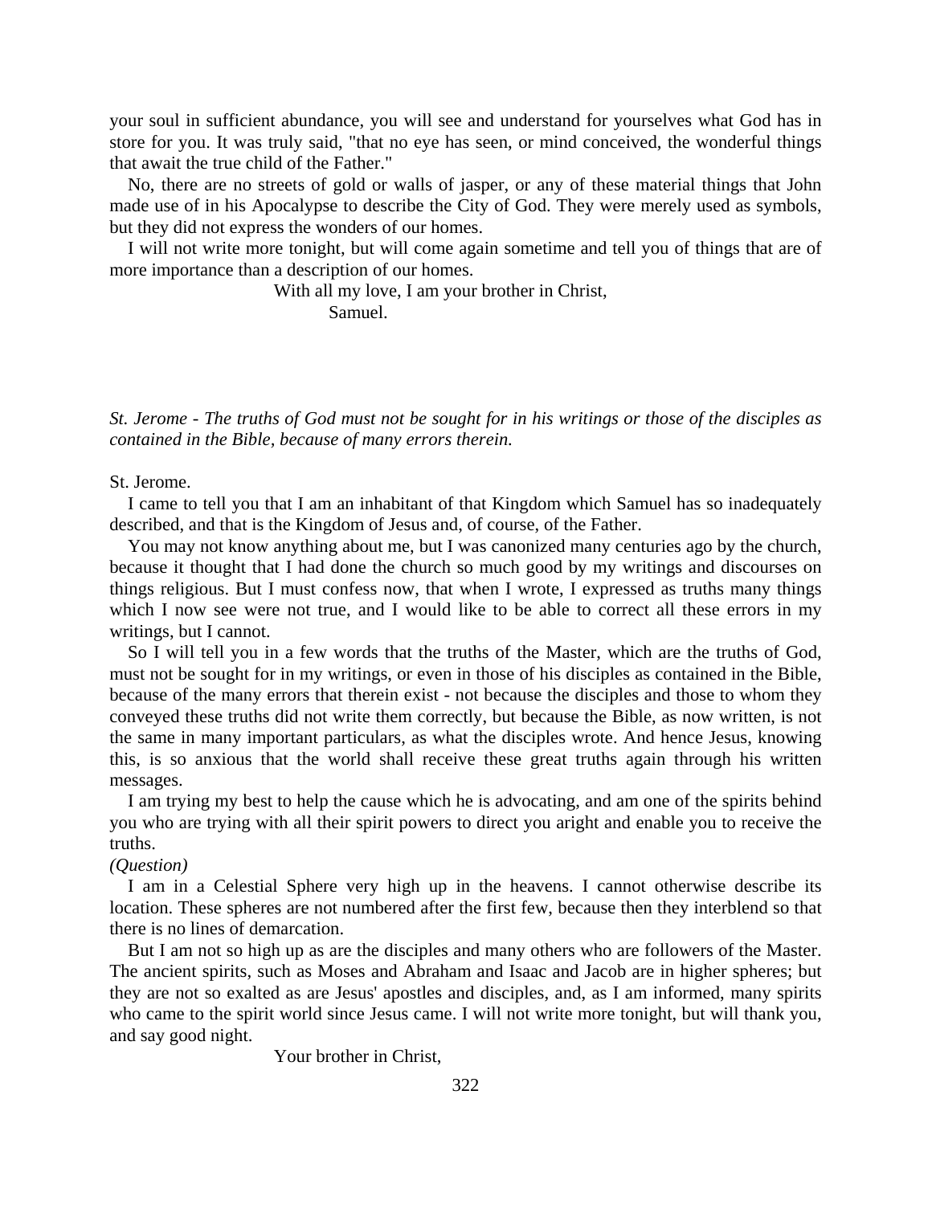your soul in sufficient abundance, you will see and understand for yourselves what God has in store for you. It was truly said, "that no eye has seen, or mind conceived, the wonderful things that await the true child of the Father."

No, there are no streets of gold or walls of jasper, or any of these material things that John made use of in his Apocalypse to describe the City of God. They were merely used as symbols, but they did not express the wonders of our homes.

I will not write more tonight, but will come again sometime and tell you of things that are of more importance than a description of our homes.

With all my love, I am your brother in Christ,
Samuel.

*St. Jerome - The truths of God must not be sought for in his writings or those of the disciples as contained in the Bible, because of many errors therein.*

St. Jerome.

I came to tell you that I am an inhabitant of that Kingdom which Samuel has so inadequately described, and that is the Kingdom of Jesus and, of course, of the Father.

You may not know anything about me, but I was canonized many centuries ago by the church, because it thought that I had done the church so much good by my writings and discourses on things religious. But I must confess now, that when I wrote, I expressed as truths many things which I now see were not true, and I would like to be able to correct all these errors in my writings, but I cannot.

So I will tell you in a few words that the truths of the Master, which are the truths of God, must not be sought for in my writings, or even in those of his disciples as contained in the Bible, because of the many errors that therein exist - not because the disciples and those to whom they conveyed these truths did not write them correctly, but because the Bible, as now written, is not the same in many important particulars, as what the disciples wrote. And hence Jesus, knowing this, is so anxious that the world shall receive these great truths again through his written messages.

I am trying my best to help the cause which he is advocating, and am one of the spirits behind you who are trying with all their spirit powers to direct you aright and enable you to receive the truths.

*(Question)*

I am in a Celestial Sphere very high up in the heavens. I cannot otherwise describe its location. These spheres are not numbered after the first few, because then they interblend so that there is no lines of demarcation.

But I am not so high up as are the disciples and many others who are followers of the Master. The ancient spirits, such as Moses and Abraham and Isaac and Jacob are in higher spheres; but they are not so exalted as are Jesus' apostles and disciples, and, as I am informed, many spirits who came to the spirit world since Jesus came. I will not write more tonight, but will thank you, and say good night.

Your brother in Christ,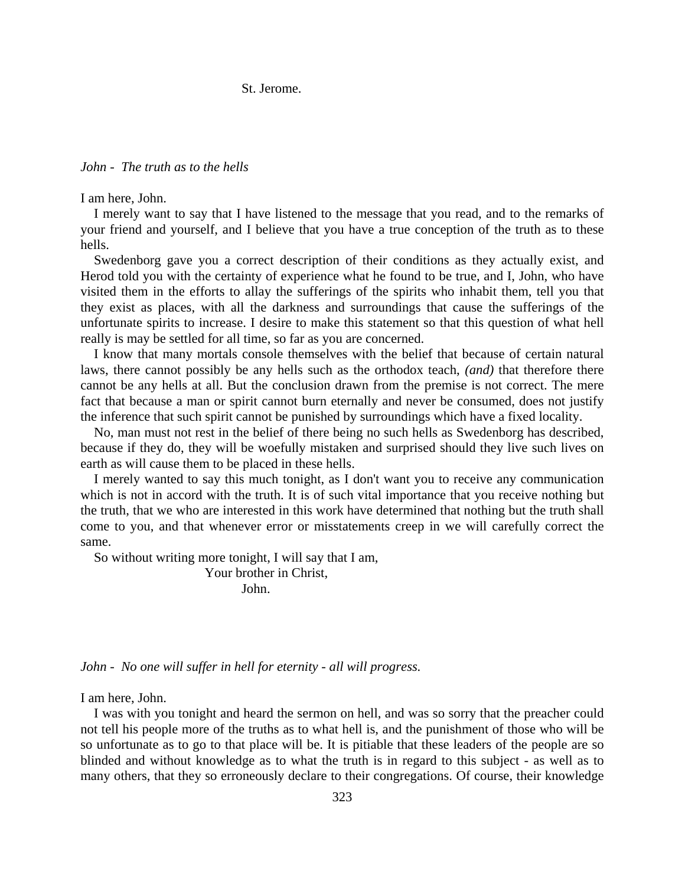St. Jerome.

*John - The truth as to the hells*

I am here, John.

I merely want to say that I have listened to the message that you read, and to the remarks of your friend and yourself, and I believe that you have a true conception of the truth as to these hells.

Swedenborg gave you a correct description of their conditions as they actually exist, and Herod told you with the certainty of experience what he found to be true, and I, John, who have visited them in the efforts to allay the sufferings of the spirits who inhabit them, tell you that they exist as places, with all the darkness and surroundings that cause the sufferings of the unfortunate spirits to increase. I desire to make this statement so that this question of what hell really is may be settled for all time, so far as you are concerned.

I know that many mortals console themselves with the belief that because of certain natural laws, there cannot possibly be any hells such as the orthodox teach, *(and)* that therefore there cannot be any hells at all. But the conclusion drawn from the premise is not correct. The mere fact that because a man or spirit cannot burn eternally and never be consumed, does not justify the inference that such spirit cannot be punished by surroundings which have a fixed locality.

No, man must not rest in the belief of there being no such hells as Swedenborg has described, because if they do, they will be woefully mistaken and surprised should they live such lives on earth as will cause them to be placed in these hells.

I merely wanted to say this much tonight, as I don't want you to receive any communication which is not in accord with the truth. It is of such vital importance that you receive nothing but the truth, that we who are interested in this work have determined that nothing but the truth shall come to you, and that whenever error or misstatements creep in we will carefully correct the same.

So without writing more tonight, I will say that I am,

Your brother in Christ,

John.

*John - No one will suffer in hell for eternity - all will progress.*

I am here, John.

I was with you tonight and heard the sermon on hell, and was so sorry that the preacher could not tell his people more of the truths as to what hell is, and the punishment of those who will be so unfortunate as to go to that place will be. It is pitiable that these leaders of the people are so blinded and without knowledge as to what the truth is in regard to this subject - as well as to many others, that they so erroneously declare to their congregations. Of course, their knowledge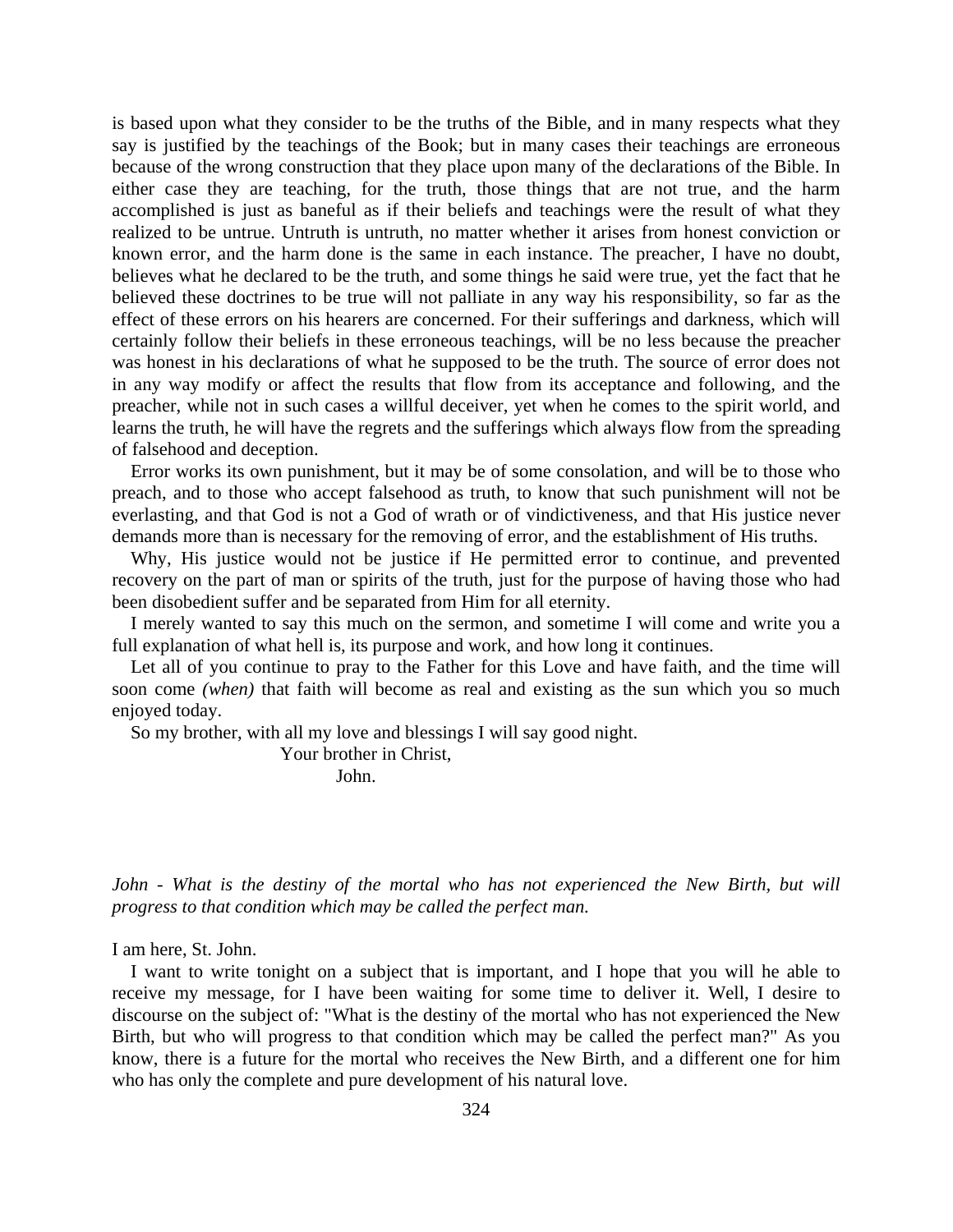is based upon what they consider to be the truths of the Bible, and in many respects what they say is justified by the teachings of the Book; but in many cases their teachings are erroneous because of the wrong construction that they place upon many of the declarations of the Bible. In either case they are teaching, for the truth, those things that are not true, and the harm accomplished is just as baneful as if their beliefs and teachings were the result of what they realized to be untrue. Untruth is untruth, no matter whether it arises from honest conviction or known error, and the harm done is the same in each instance. The preacher, I have no doubt, believes what he declared to be the truth, and some things he said were true, yet the fact that he believed these doctrines to be true will not palliate in any way his responsibility, so far as the effect of these errors on his hearers are concerned. For their sufferings and darkness, which will certainly follow their beliefs in these erroneous teachings, will be no less because the preacher was honest in his declarations of what he supposed to be the truth. The source of error does not in any way modify or affect the results that flow from its acceptance and following, and the preacher, while not in such cases a willful deceiver, yet when he comes to the spirit world, and learns the truth, he will have the regrets and the sufferings which always flow from the spreading of falsehood and deception.

Error works its own punishment, but it may be of some consolation, and will be to those who preach, and to those who accept falsehood as truth, to know that such punishment will not be everlasting, and that God is not a God of wrath or of vindictiveness, and that His justice never demands more than is necessary for the removing of error, and the establishment of His truths.

Why, His justice would not be justice if He permitted error to continue, and prevented recovery on the part of man or spirits of the truth, just for the purpose of having those who had been disobedient suffer and be separated from Him for all eternity.

I merely wanted to say this much on the sermon, and sometime I will come and write you a full explanation of what hell is, its purpose and work, and how long it continues.

Let all of you continue to pray to the Father for this Love and have faith, and the time will soon come *(when)* that faith will become as real and existing as the sun which you so much enjoyed today.

So my brother, with all my love and blessings I will say good night.

Your brother in Christ,
John.

*John - What is the destiny of the mortal who has not experienced the New Birth, but will progress to that condition which may be called the perfect man.*

I am here, St. John.

I want to write tonight on a subject that is important, and I hope that you will he able to receive my message, for I have been waiting for some time to deliver it. Well, I desire to discourse on the subject of: "What is the destiny of the mortal who has not experienced the New Birth, but who will progress to that condition which may be called the perfect man?" As you know, there is a future for the mortal who receives the New Birth, and a different one for him who has only the complete and pure development of his natural love.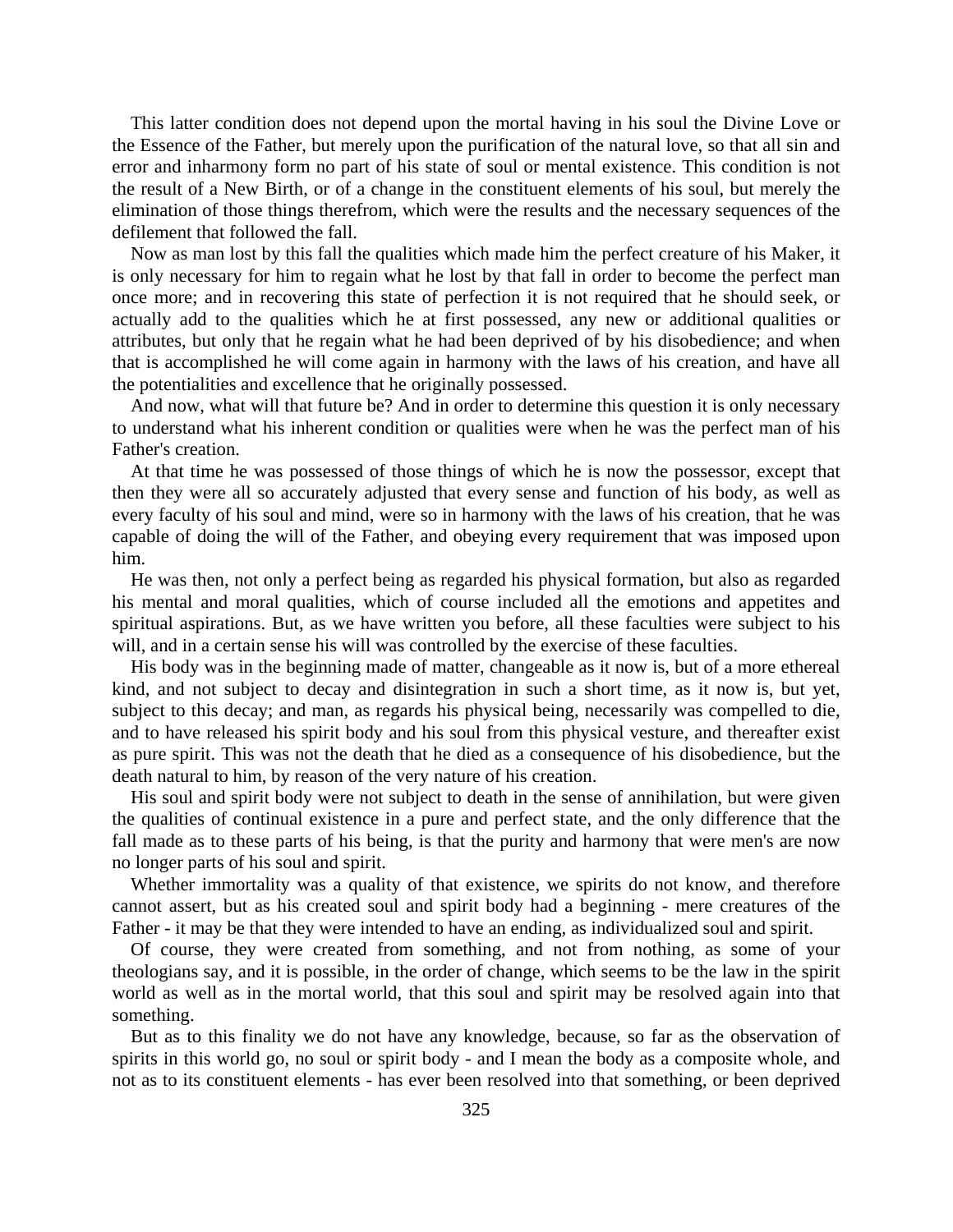This latter condition does not depend upon the mortal having in his soul the Divine Love or the Essence of the Father, but merely upon the purification of the natural love, so that all sin and error and inharmony form no part of his state of soul or mental existence. This condition is not the result of a New Birth, or of a change in the constituent elements of his soul, but merely the elimination of those things therefrom, which were the results and the necessary sequences of the defilement that followed the fall.

Now as man lost by this fall the qualities which made him the perfect creature of his Maker, it is only necessary for him to regain what he lost by that fall in order to become the perfect man once more; and in recovering this state of perfection it is not required that he should seek, or actually add to the qualities which he at first possessed, any new or additional qualities or attributes, but only that he regain what he had been deprived of by his disobedience; and when that is accomplished he will come again in harmony with the laws of his creation, and have all the potentialities and excellence that he originally possessed.

And now, what will that future be? And in order to determine this question it is only necessary to understand what his inherent condition or qualities were when he was the perfect man of his Father's creation.

At that time he was possessed of those things of which he is now the possessor, except that then they were all so accurately adjusted that every sense and function of his body, as well as every faculty of his soul and mind, were so in harmony with the laws of his creation, that he was capable of doing the will of the Father, and obeying every requirement that was imposed upon him.

He was then, not only a perfect being as regarded his physical formation, but also as regarded his mental and moral qualities, which of course included all the emotions and appetites and spiritual aspirations. But, as we have written you before, all these faculties were subject to his will, and in a certain sense his will was controlled by the exercise of these faculties.

His body was in the beginning made of matter, changeable as it now is, but of a more ethereal kind, and not subject to decay and disintegration in such a short time, as it now is, but yet, subject to this decay; and man, as regards his physical being, necessarily was compelled to die, and to have released his spirit body and his soul from this physical vesture, and thereafter exist as pure spirit. This was not the death that he died as a consequence of his disobedience, but the death natural to him, by reason of the very nature of his creation.

His soul and spirit body were not subject to death in the sense of annihilation, but were given the qualities of continual existence in a pure and perfect state, and the only difference that the fall made as to these parts of his being, is that the purity and harmony that were men's are now no longer parts of his soul and spirit.

Whether immortality was a quality of that existence, we spirits do not know, and therefore cannot assert, but as his created soul and spirit body had a beginning - mere creatures of the Father - it may be that they were intended to have an ending, as individualized soul and spirit.

Of course, they were created from something, and not from nothing, as some of your theologians say, and it is possible, in the order of change, which seems to be the law in the spirit world as well as in the mortal world, that this soul and spirit may be resolved again into that something.

But as to this finality we do not have any knowledge, because, so far as the observation of spirits in this world go, no soul or spirit body - and I mean the body as a composite whole, and not as to its constituent elements - has ever been resolved into that something, or been deprived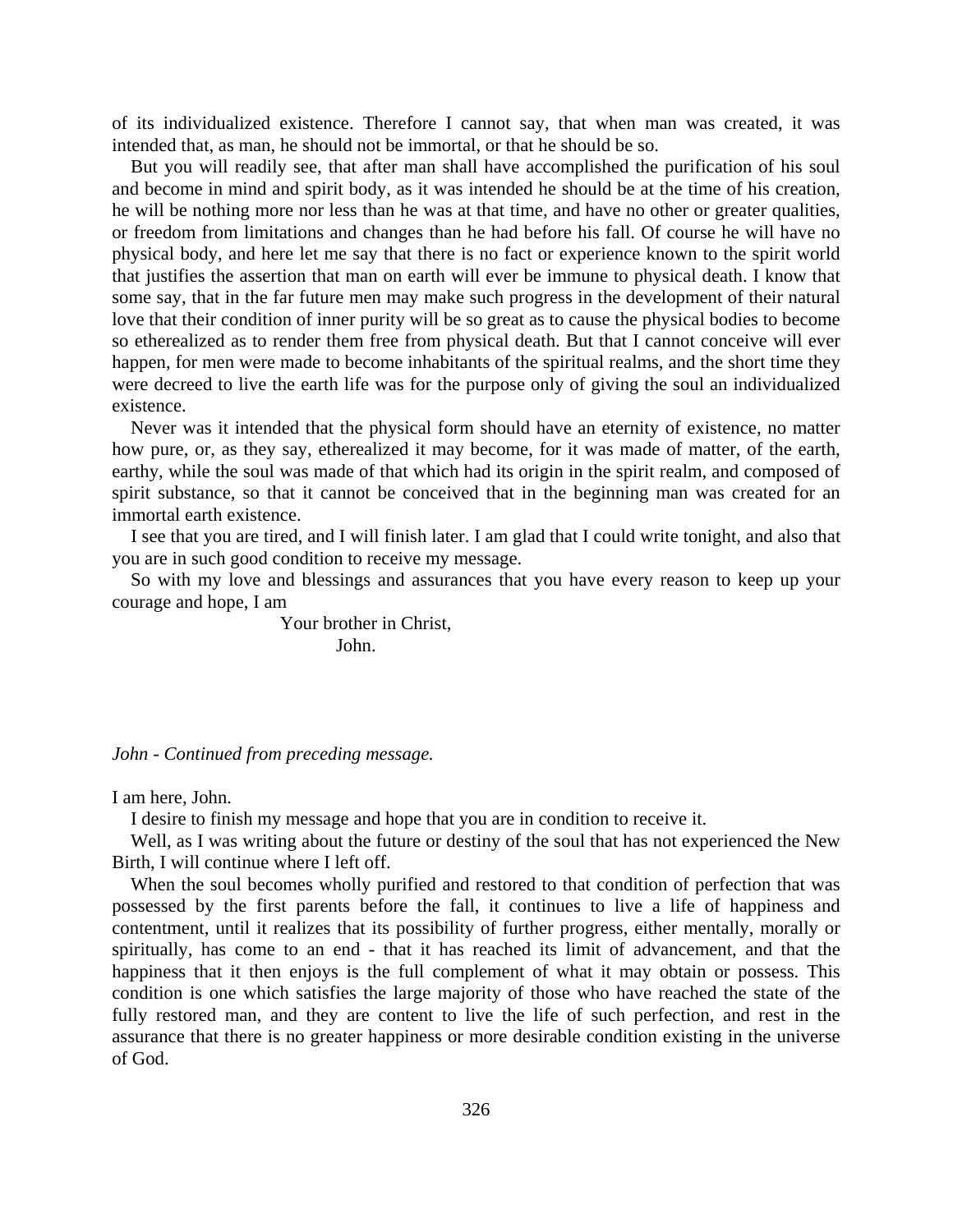of its individualized existence. Therefore I cannot say, that when man was created, it was intended that, as man, he should not be immortal, or that he should be so.

But you will readily see, that after man shall have accomplished the purification of his soul and become in mind and spirit body, as it was intended he should be at the time of his creation, he will be nothing more nor less than he was at that time, and have no other or greater qualities, or freedom from limitations and changes than he had before his fall. Of course he will have no physical body, and here let me say that there is no fact or experience known to the spirit world that justifies the assertion that man on earth will ever be immune to physical death. I know that some say, that in the far future men may make such progress in the development of their natural love that their condition of inner purity will be so great as to cause the physical bodies to become so etherealized as to render them free from physical death. But that I cannot conceive will ever happen, for men were made to become inhabitants of the spiritual realms, and the short time they were decreed to live the earth life was for the purpose only of giving the soul an individualized existence.

Never was it intended that the physical form should have an eternity of existence, no matter how pure, or, as they say, etherealized it may become, for it was made of matter, of the earth, earthy, while the soul was made of that which had its origin in the spirit realm, and composed of spirit substance, so that it cannot be conceived that in the beginning man was created for an immortal earth existence.

I see that you are tired, and I will finish later. I am glad that I could write tonight, and also that you are in such good condition to receive my message.

So with my love and blessings and assurances that you have every reason to keep up your courage and hope, I am

Your brother in Christ,
John.

*John - Continued from preceding message.*

I am here, John.

I desire to finish my message and hope that you are in condition to receive it.

Well, as I was writing about the future or destiny of the soul that has not experienced the New Birth, I will continue where I left off.

When the soul becomes wholly purified and restored to that condition of perfection that was possessed by the first parents before the fall, it continues to live a life of happiness and contentment, until it realizes that its possibility of further progress, either mentally, morally or spiritually, has come to an end - that it has reached its limit of advancement, and that the happiness that it then enjoys is the full complement of what it may obtain or possess. This condition is one which satisfies the large majority of those who have reached the state of the fully restored man, and they are content to live the life of such perfection, and rest in the assurance that there is no greater happiness or more desirable condition existing in the universe of God.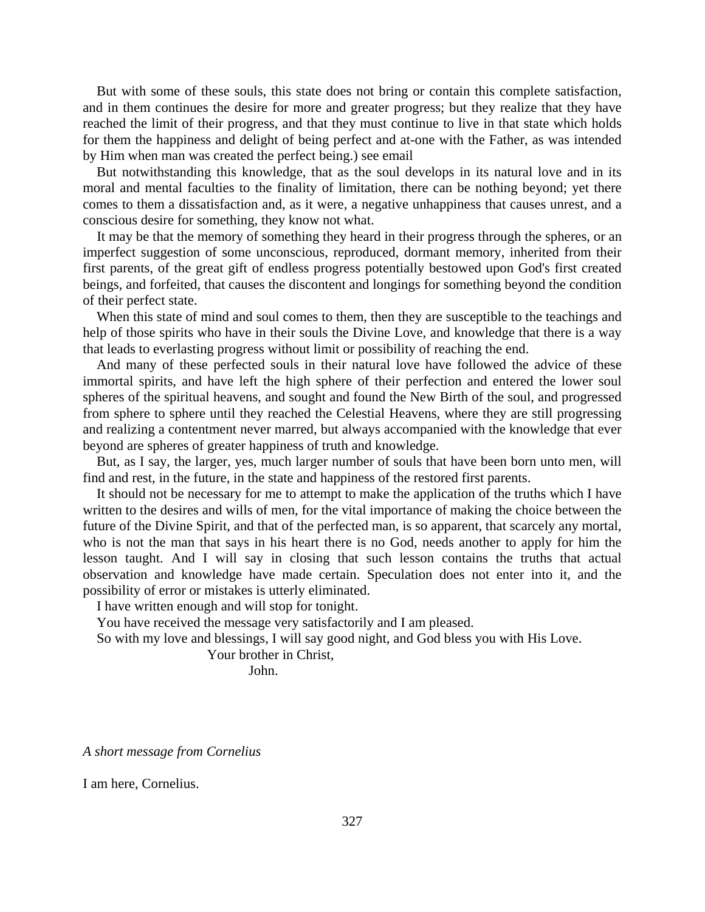But with some of these souls, this state does not bring or contain this complete satisfaction, and in them continues the desire for more and greater progress; but they realize that they have reached the limit of their progress, and that they must continue to live in that state which holds for them the happiness and delight of being perfect and at-one with the Father, as was intended by Him when man was created the perfect being.) see email

But notwithstanding this knowledge, that as the soul develops in its natural love and in its moral and mental faculties to the finality of limitation, there can be nothing beyond; yet there comes to them a dissatisfaction and, as it were, a negative unhappiness that causes unrest, and a conscious desire for something, they know not what.

It may be that the memory of something they heard in their progress through the spheres, or an imperfect suggestion of some unconscious, reproduced, dormant memory, inherited from their first parents, of the great gift of endless progress potentially bestowed upon God's first created beings, and forfeited, that causes the discontent and longings for something beyond the condition of their perfect state.

When this state of mind and soul comes to them, then they are susceptible to the teachings and help of those spirits who have in their souls the Divine Love, and knowledge that there is a way that leads to everlasting progress without limit or possibility of reaching the end.

And many of these perfected souls in their natural love have followed the advice of these immortal spirits, and have left the high sphere of their perfection and entered the lower soul spheres of the spiritual heavens, and sought and found the New Birth of the soul, and progressed from sphere to sphere until they reached the Celestial Heavens, where they are still progressing and realizing a contentment never marred, but always accompanied with the knowledge that ever beyond are spheres of greater happiness of truth and knowledge.

But, as I say, the larger, yes, much larger number of souls that have been born unto men, will find and rest, in the future, in the state and happiness of the restored first parents.

It should not be necessary for me to attempt to make the application of the truths which I have written to the desires and wills of men, for the vital importance of making the choice between the future of the Divine Spirit, and that of the perfected man, is so apparent, that scarcely any mortal, who is not the man that says in his heart there is no God, needs another to apply for him the lesson taught. And I will say in closing that such lesson contains the truths that actual observation and knowledge have made certain. Speculation does not enter into it, and the possibility of error or mistakes is utterly eliminated.

I have written enough and will stop for tonight.

You have received the message very satisfactorily and I am pleased.

So with my love and blessings, I will say good night, and God bless you with His Love.

Your brother in Christ,

John.

*A short message from Cornelius*

I am here, Cornelius.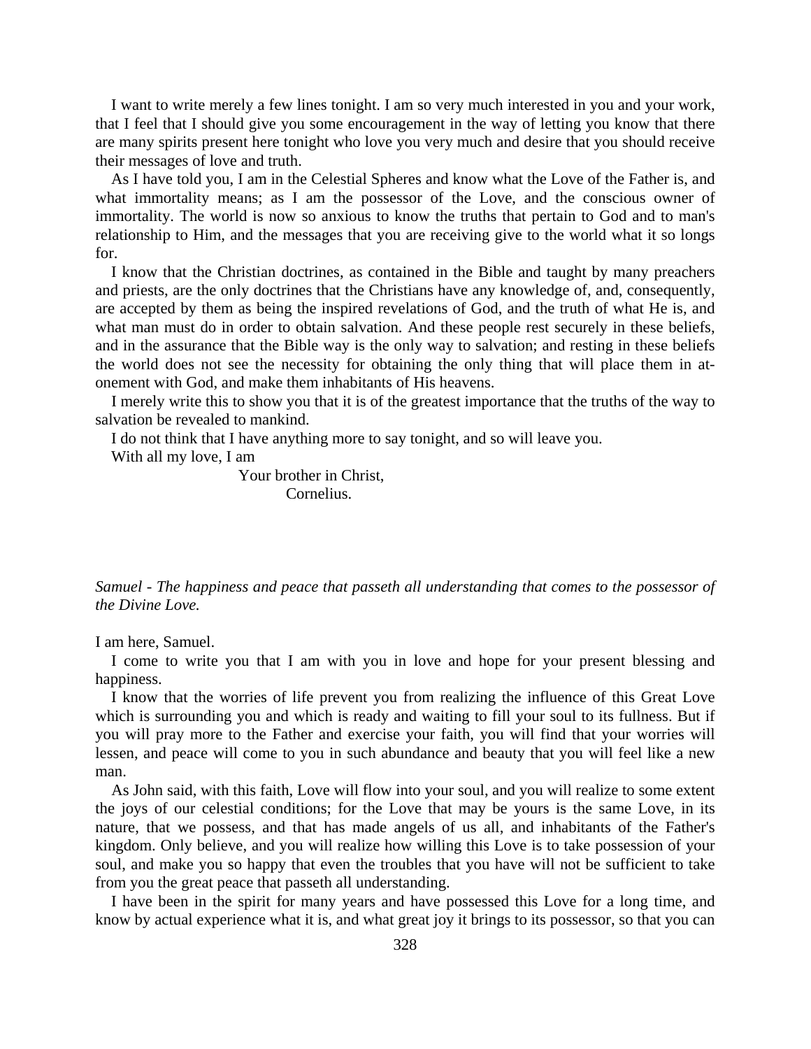I want to write merely a few lines tonight. I am so very much interested in you and your work, that I feel that I should give you some encouragement in the way of letting you know that there are many spirits present here tonight who love you very much and desire that you should receive their messages of love and truth.

As I have told you, I am in the Celestial Spheres and know what the Love of the Father is, and what immortality means; as I am the possessor of the Love, and the conscious owner of immortality. The world is now so anxious to know the truths that pertain to God and to man's relationship to Him, and the messages that you are receiving give to the world what it so longs for.

I know that the Christian doctrines, as contained in the Bible and taught by many preachers and priests, are the only doctrines that the Christians have any knowledge of, and, consequently, are accepted by them as being the inspired revelations of God, and the truth of what He is, and what man must do in order to obtain salvation. And these people rest securely in these beliefs, and in the assurance that the Bible way is the only way to salvation; and resting in these beliefs the world does not see the necessity for obtaining the only thing that will place them in at-onement with God, and make them inhabitants of His heavens.

I merely write this to show you that it is of the greatest importance that the truths of the way to salvation be revealed to mankind.

I do not think that I have anything more to say tonight, and so will leave you.

With all my love, I am

Your brother in Christ,
Cornelius.

*Samuel - The happiness and peace that passeth all understanding that comes to the possessor of the Divine Love.*

I am here, Samuel.

I come to write you that I am with you in love and hope for your present blessing and happiness.

I know that the worries of life prevent you from realizing the influence of this Great Love which is surrounding you and which is ready and waiting to fill your soul to its fullness. But if you will pray more to the Father and exercise your faith, you will find that your worries will lessen, and peace will come to you in such abundance and beauty that you will feel like a new man.

As John said, with this faith, Love will flow into your soul, and you will realize to some extent the joys of our celestial conditions; for the Love that may be yours is the same Love, in its nature, that we possess, and that has made angels of us all, and inhabitants of the Father's kingdom. Only believe, and you will realize how willing this Love is to take possession of your soul, and make you so happy that even the troubles that you have will not be sufficient to take from you the great peace that passeth all understanding.

I have been in the spirit for many years and have possessed this Love for a long time, and know by actual experience what it is, and what great joy it brings to its possessor, so that you can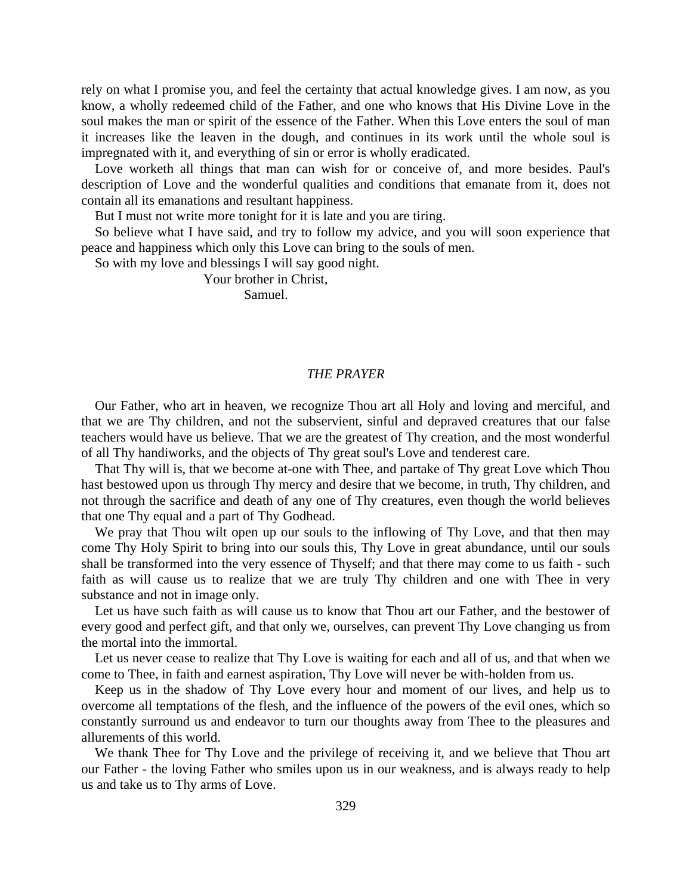rely on what I promise you, and feel the certainty that actual knowledge gives. I am now, as you know, a wholly redeemed child of the Father, and one who knows that His Divine Love in the soul makes the man or spirit of the essence of the Father. When this Love enters the soul of man it increases like the leaven in the dough, and continues in its work until the whole soul is impregnated with it, and everything of sin or error is wholly eradicated.

Love worketh all things that man can wish for or conceive of, and more besides. Paul's description of Love and the wonderful qualities and conditions that emanate from it, does not contain all its emanations and resultant happiness.

But I must not write more tonight for it is late and you are tiring.

So believe what I have said, and try to follow my advice, and you will soon experience that peace and happiness which only this Love can bring to the souls of men.

So with my love and blessings I will say good night.

Your brother in Christ,
Samuel.

## *THE PRAYER*

Our Father, who art in heaven, we recognize Thou art all Holy and loving and merciful, and that we are Thy children, and not the subservient, sinful and depraved creatures that our false teachers would have us believe. That we are the greatest of Thy creation, and the most wonderful of all Thy handiworks, and the objects of Thy great soul's Love and tenderest care.

That Thy will is, that we become at-one with Thee, and partake of Thy great Love which Thou hast bestowed upon us through Thy mercy and desire that we become, in truth, Thy children, and not through the sacrifice and death of any one of Thy creatures, even though the world believes that one Thy equal and a part of Thy Godhead.

We pray that Thou wilt open up our souls to the inflowing of Thy Love, and that then may come Thy Holy Spirit to bring into our souls this, Thy Love in great abundance, until our souls shall be transformed into the very essence of Thyself; and that there may come to us faith - such faith as will cause us to realize that we are truly Thy children and one with Thee in very substance and not in image only.

Let us have such faith as will cause us to know that Thou art our Father, and the bestower of every good and perfect gift, and that only we, ourselves, can prevent Thy Love changing us from the mortal into the immortal.

Let us never cease to realize that Thy Love is waiting for each and all of us, and that when we come to Thee, in faith and earnest aspiration, Thy Love will never be with-holden from us.

Keep us in the shadow of Thy Love every hour and moment of our lives, and help us to overcome all temptations of the flesh, and the influence of the powers of the evil ones, which so constantly surround us and endeavor to turn our thoughts away from Thee to the pleasures and allurements of this world.

We thank Thee for Thy Love and the privilege of receiving it, and we believe that Thou art our Father - the loving Father who smiles upon us in our weakness, and is always ready to help us and take us to Thy arms of Love.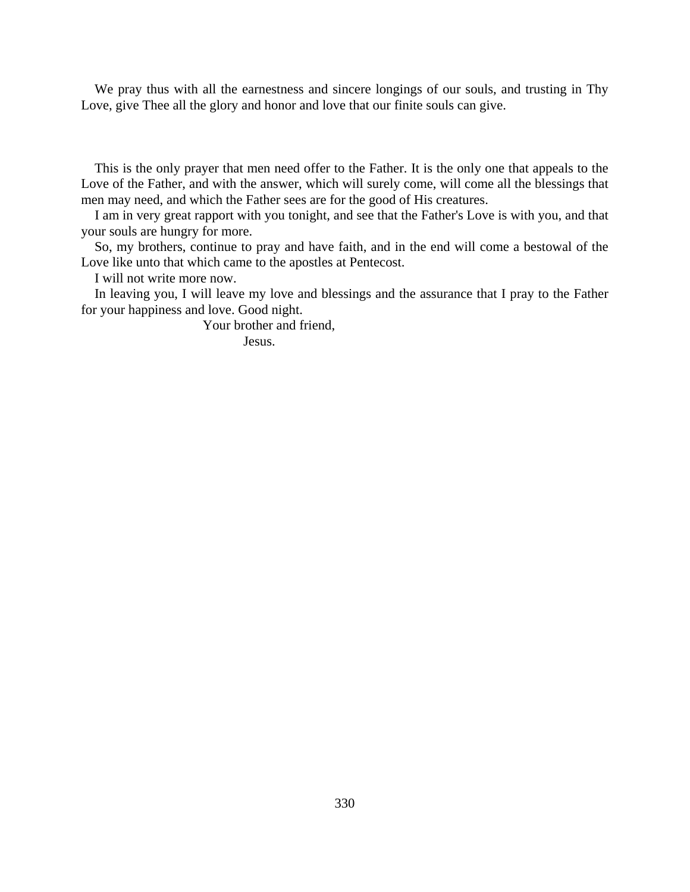We pray thus with all the earnestness and sincere longings of our souls, and trusting in Thy Love, give Thee all the glory and honor and love that our finite souls can give.

This is the only prayer that men need offer to the Father. It is the only one that appeals to the Love of the Father, and with the answer, which will surely come, will come all the blessings that men may need, and which the Father sees are for the good of His creatures.

I am in very great rapport with you tonight, and see that the Father's Love is with you, and that your souls are hungry for more.

So, my brothers, continue to pray and have faith, and in the end will come a bestowal of the Love like unto that which came to the apostles at Pentecost.

I will not write more now.

In leaving you, I will leave my love and blessings and the assurance that I pray to the Father for your happiness and love. Good night.

Your brother and friend,

Jesus.